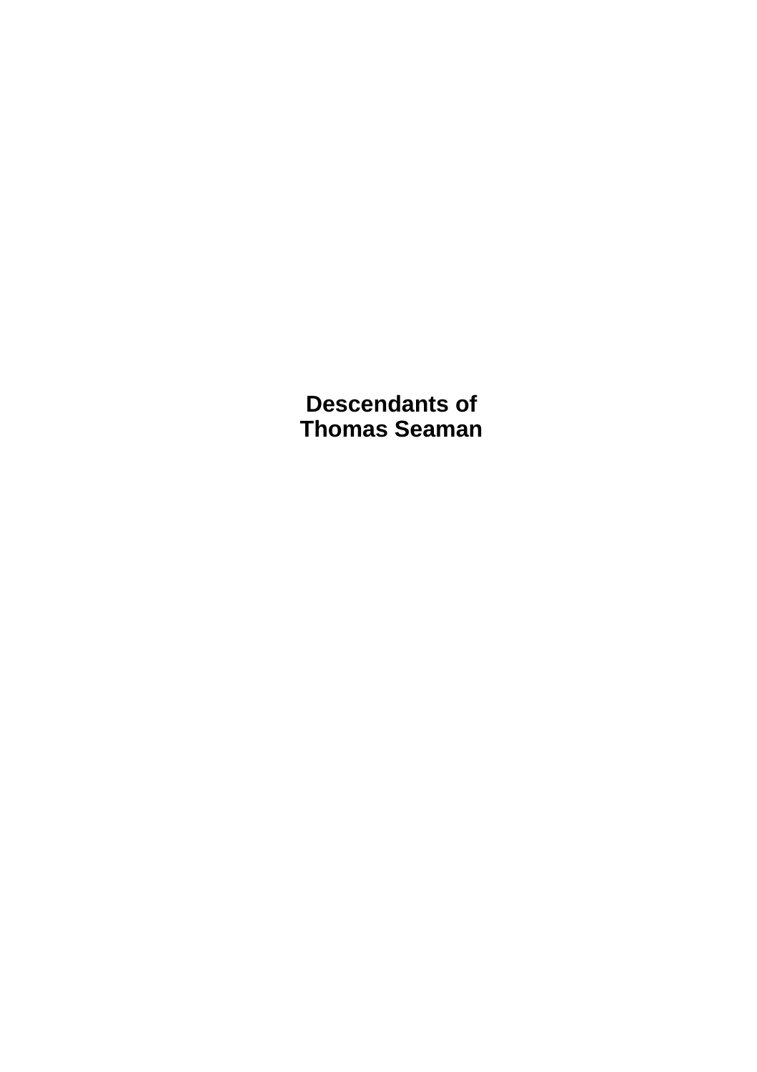# Descendants of Thomas Seaman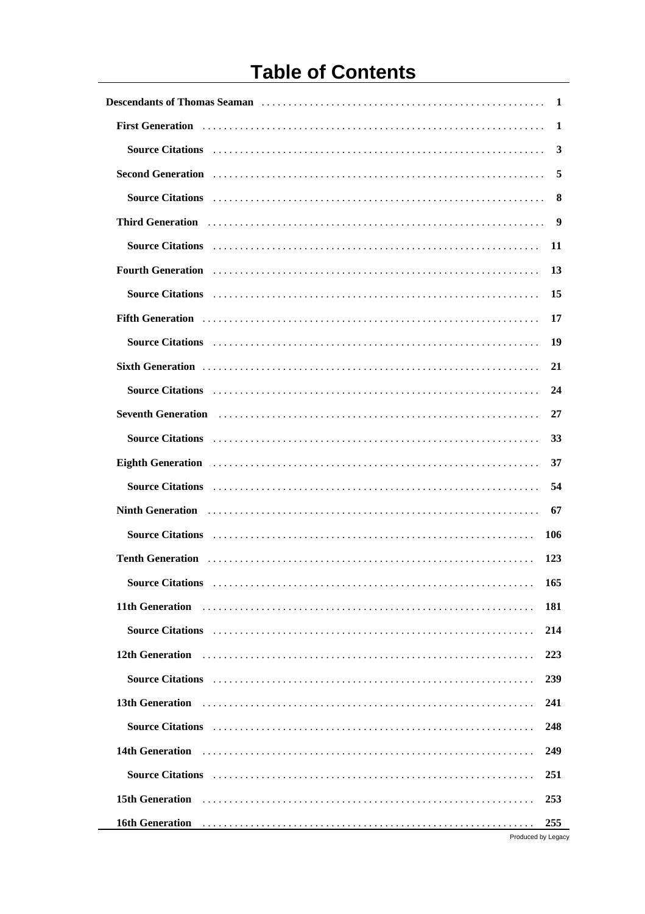# Table of Contents

- **Descendants of Thomas Seaman** ..... 1
  - **First Generation** ..... 1
    - **Source Citations** ..... 3
  - **Second Generation** ..... 5
    - **Source Citations** ..... 8
  - **Third Generation** ..... 9
    - **Source Citations** ..... 11
  - **Fourth Generation** ..... 13
    - **Source Citations** ..... 15
  - **Fifth Generation** ..... 17
    - **Source Citations** ..... 19
  - **Sixth Generation** ..... 21
    - **Source Citations** ..... 24
  - **Seventh Generation** ..... 27
    - **Source Citations** ..... 33
  - **Eighth Generation** ..... 37
    - **Source Citations** ..... 54
  - **Ninth Generation** ..... 67
    - **Source Citations** ..... 106
  - **Tenth Generation** ..... 123
    - **Source Citations** ..... 165
  - **11th Generation** ..... 181
    - **Source Citations** ..... 214
  - **12th Generation** ..... 223
    - **Source Citations** ..... 239
  - **13th Generation** ..... 241
    - **Source Citations** ..... 248
  - **14th Generation** ..... 249
    - **Source Citations** ..... 251
  - **15th Generation** ..... 253
  - **16th Generation** ..... 255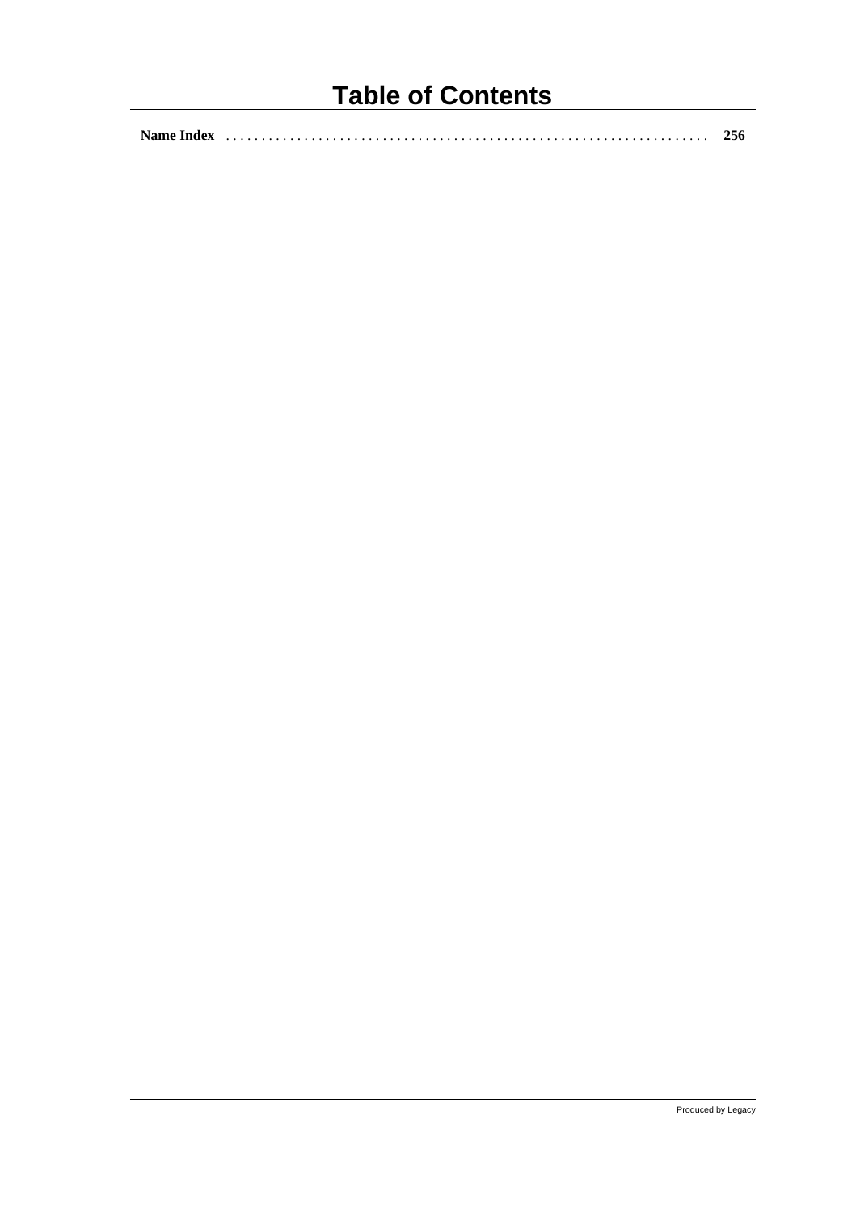# Table of Contents

**Name Index** . . . . . . . . . . . . . . . . . . . . . . . . . . . . . . . . . . . . . . . . . . . . . . . . . . . . . . . . . . . . . . . . . **256**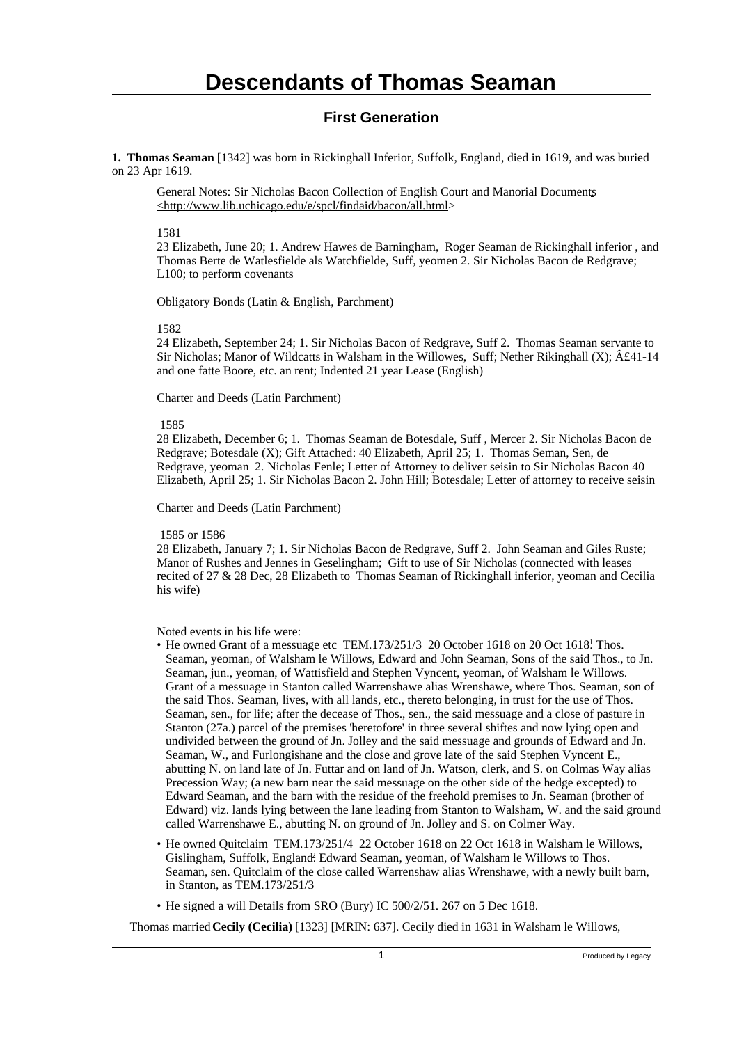# Descendants of Thomas Seaman

## First Generation

**1. Thomas Seaman** [1342] was born in Rickinghall Inferior, Suffolk, England, died in 1619, and was buried on 23 Apr 1619.

General Notes: Sir Nicholas Bacon Collection of English Court and Manorial Documents <http://www.lib.uchicago.edu/e/spcl/findaid/bacon/all.html>

1581

23 Elizabeth, June 20; 1. Andrew Hawes de Barningham, Roger Seaman de Rickinghall inferior , and Thomas Berte de Watlesfielde als Watchfielde, Suff, yeomen 2. Sir Nicholas Bacon de Redgrave; L100; to perform covenants

Obligatory Bonds (Latin & English, Parchment)

1582

24 Elizabeth, September 24; 1. Sir Nicholas Bacon of Redgrave, Suff 2. Thomas Seaman servante to Sir Nicholas; Manor of Wildcatts in Walsham in the Willowes, Suff; Nether Rikinghall (X); Â£41-14 and one fatte Boore, etc. an rent; Indented 21 year Lease (English)

Charter and Deeds (Latin Parchment)

1585

28 Elizabeth, December 6; 1. Thomas Seaman de Botesdale, Suff , Mercer 2. Sir Nicholas Bacon de Redgrave; Botesdale (X); Gift Attached: 40 Elizabeth, April 25; 1. Thomas Seman, Sen, de Redgrave, yeoman 2. Nicholas Fenle; Letter of Attorney to deliver seisin to Sir Nicholas Bacon 40 Elizabeth, April 25; 1. Sir Nicholas Bacon 2. John Hill; Botesdale; Letter of attorney to receive seisin

Charter and Deeds (Latin Parchment)

1585 or 1586

28 Elizabeth, January 7; 1. Sir Nicholas Bacon de Redgrave, Suff 2. John Seaman and Giles Ruste; Manor of Rushes and Jennes in Geselingham; Gift to use of Sir Nicholas (connected with leases recited of 27 & 28 Dec, 28 Elizabeth to Thomas Seaman of Rickinghall inferior, yeoman and Cecilia his wife)

Noted events in his life were:

- He owned Grant of a messuage etc TEM.173/251/3 20 October 1618 on 20 Oct 1618[1] Thos. Seaman, yeoman, of Walsham le Willows, Edward and John Seaman, Sons of the said Thos., to Jn. Seaman, jun., yeoman, of Wattisfield and Stephen Vyncent, yeoman, of Walsham le Willows. Grant of a messuage in Stanton called Warrenshawe alias Wrenshawe, where Thos. Seaman, son of the said Thos. Seaman, lives, with all lands, etc., thereto belonging, in trust for the use of Thos. Seaman, sen., for life; after the decease of Thos., sen., the said messuage and a close of pasture in Stanton (27a.) parcel of the premises 'heretofore' in three several shiftes and now lying open and undivided between the ground of Jn. Jolley and the said messuage and grounds of Edward and Jn. Seaman, W., and Furlongishane and the close and grove late of the said Stephen Vyncent E., abutting N. on land late of Jn. Futtar and on land of Jn. Watson, clerk, and S. on Colmas Way alias Precession Way; (a new barn near the said messuage on the other side of the hedge excepted) to Edward Seaman, and the barn with the residue of the freehold premises to Jn. Seaman (brother of Edward) viz. lands lying between the lane leading from Stanton to Walsham, W. and the said ground called Warrenshawe E., abutting N. on ground of Jn. Jolley and S. on Colmer Way.
- He owned Quitclaim TEM.173/251/4 22 October 1618 on 22 Oct 1618 in Walsham le Willows, Gislingham, Suffolk, England[2] Edward Seaman, yeoman, of Walsham le Willows to Thos. Seaman, sen. Quitclaim of the close called Warrenshaw alias Wrenshawe, with a newly built barn, in Stanton, as TEM.173/251/3
- He signed a will Details from SRO (Bury) IC 500/2/51. 267 on 5 Dec 1618.

Thomas married **Cecily (Cecilia)** [1323] [MRIN: 637]. Cecily died in 1631 in Walsham le Willows,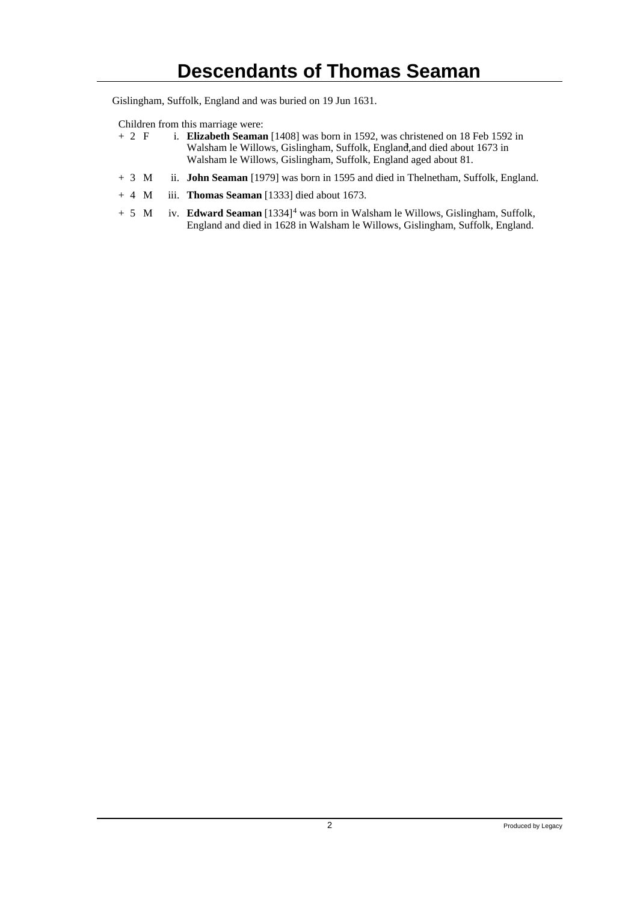# Descendants of Thomas Seaman

Gislingham, Suffolk, England and was buried on 19 Jun 1631.

Children from this marriage were:

+ 2 F i. **Elizabeth Seaman** [1408] was born in 1592, was christened on 18 Feb 1592 in Walsham le Willows, Gislingham, Suffolk, England,[3] and died about 1673 in Walsham le Willows, Gislingham, Suffolk, England aged about 81.

+ 3 M ii. **John Seaman** [1979] was born in 1595 and died in Thelnetham, Suffolk, England.

+ 4 M iii. **Thomas Seaman** [1333] died about 1673.

+ 5 M iv. **Edward Seaman** [1334][4] was born in Walsham le Willows, Gislingham, Suffolk, England and died in 1628 in Walsham le Willows, Gislingham, Suffolk, England.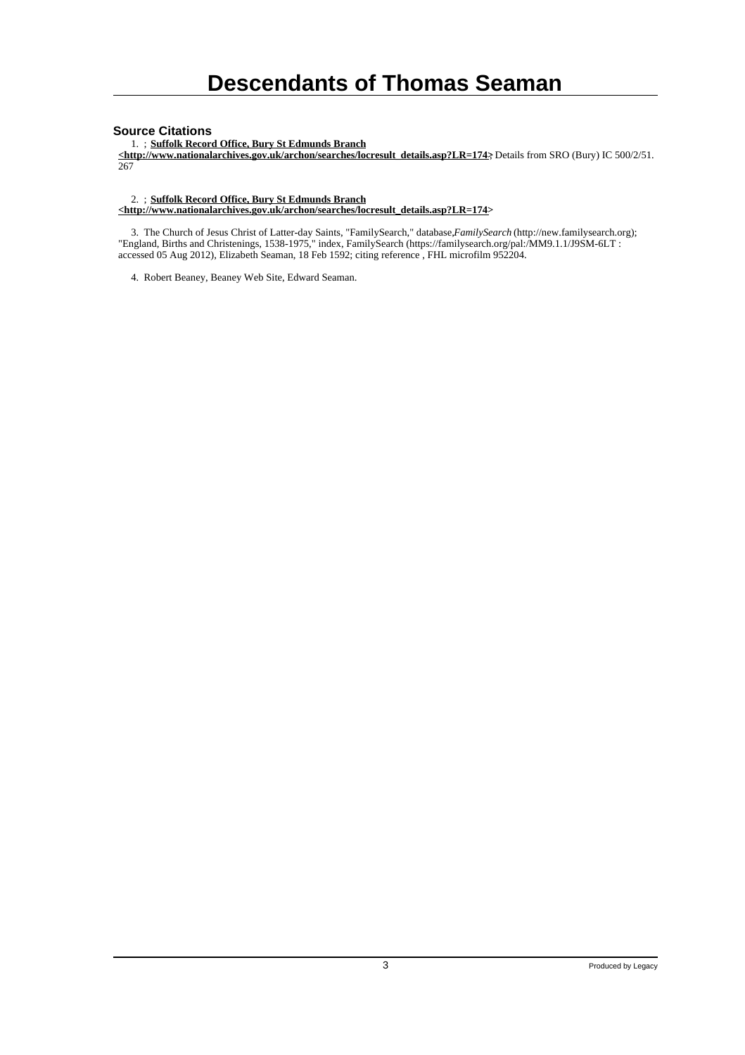# Descendants of Thomas Seaman

### Source Citations

1. ; **Suffolk Record Office, Bury St Edmunds Branch <http://www.nationalarchives.gov.uk/archon/searches/locresult_details.asp?LR=174>;** Details from SRO (Bury) IC 500/2/51. 267

2. ; **Suffolk Record Office, Bury St Edmunds Branch <http://www.nationalarchives.gov.uk/archon/searches/locresult_details.asp?LR=174>**

3. The Church of Jesus Christ of Latter-day Saints, "FamilySearch," database,*FamilySearch* (http://new.familysearch.org); "England, Births and Christenings, 1538-1975," index, FamilySearch (https://familysearch.org/pal:/MM9.1.1/J9SM-6LT : accessed 05 Aug 2012), Elizabeth Seaman, 18 Feb 1592; citing reference , FHL microfilm 952204.

4. Robert Beaney, Beaney Web Site, Edward Seaman.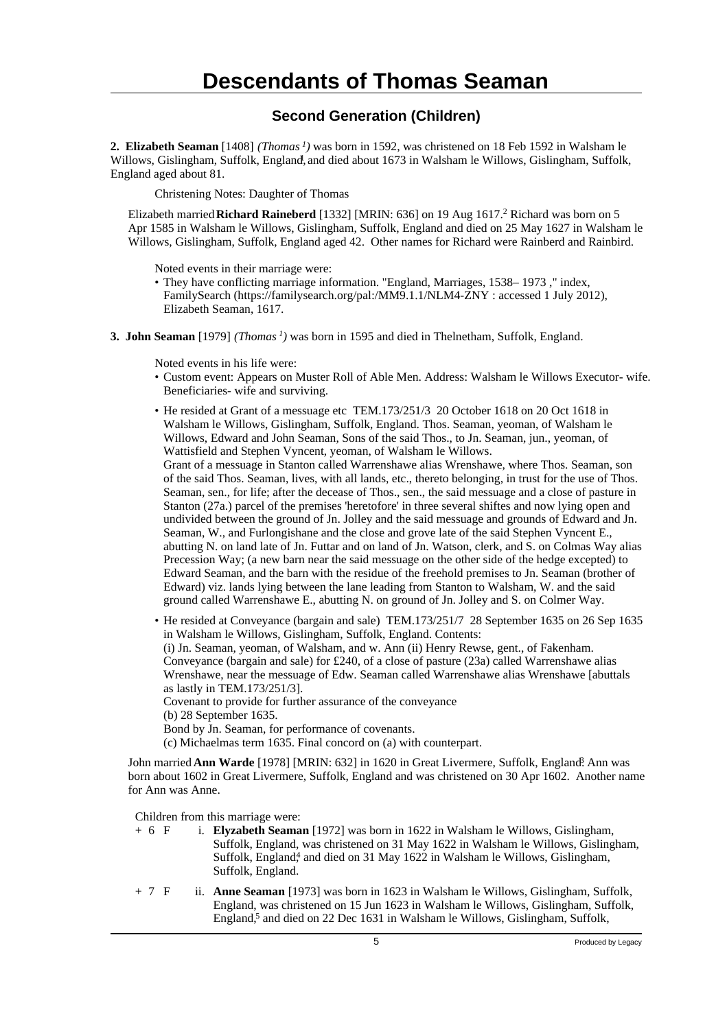# Descendants of Thomas Seaman

## Second Generation (Children)

**2. Elizabeth Seaman** [1408] *(Thomas [1])* was born in 1592, was christened on 18 Feb 1592 in Walsham le Willows, Gislingham, Suffolk, England,[1] and died about 1673 in Walsham le Willows, Gislingham, Suffolk, England aged about 81.

Christening Notes: Daughter of Thomas

Elizabeth married **Richard Raineberd** [1332] [MRIN: 636] on 19 Aug 1617.[2] Richard was born on 5 Apr 1585 in Walsham le Willows, Gislingham, Suffolk, England and died on 25 May 1627 in Walsham le Willows, Gislingham, Suffolk, England aged 42. Other names for Richard were Rainberd and Rainbird.

Noted events in their marriage were:

- They have conflicting marriage information. "England, Marriages, 1538– 1973 ," index, FamilySearch (https://familysearch.org/pal:/MM9.1.1/NLM4-ZNY : accessed 1 July 2012), Elizabeth Seaman, 1617.

**3. John Seaman** [1979] *(Thomas [1])* was born in 1595 and died in Thelnetham, Suffolk, England.

Noted events in his life were:

- Custom event: Appears on Muster Roll of Able Men. Address: Walsham le Willows Executor- wife. Beneficiaries- wife and surviving.
- He resided at Grant of a messuage etc TEM.173/251/3 20 October 1618 on 20 Oct 1618 in Walsham le Willows, Gislingham, Suffolk, England. Thos. Seaman, yeoman, of Walsham le Willows, Edward and John Seaman, Sons of the said Thos., to Jn. Seaman, jun., yeoman, of Wattisfield and Stephen Vyncent, yeoman, of Walsham le Willows.
  Grant of a messuage in Stanton called Warrenshawe alias Wrenshawe, where Thos. Seaman, son of the said Thos. Seaman, lives, with all lands, etc., thereto belonging, in trust for the use of Thos. Seaman, sen., for life; after the decease of Thos., sen., the said messuage and a close of pasture in Stanton (27a.) parcel of the premises 'heretofore' in three several shiftes and now lying open and undivided between the ground of Jn. Jolley and the said messuage and grounds of Edward and Jn. Seaman, W., and Furlongishane and the close and grove late of the said Stephen Vyncent E., abutting N. on land late of Jn. Futtar and on land of Jn. Watson, clerk, and S. on Colmas Way alias Precession Way; (a new barn near the said messuage on the other side of the hedge excepted) to Edward Seaman, and the barn with the residue of the freehold premises to Jn. Seaman (brother of Edward) viz. lands lying between the lane leading from Stanton to Walsham, W. and the said ground called Warrenshawe E., abutting N. on ground of Jn. Jolley and S. on Colmer Way.
- He resided at Conveyance (bargain and sale) TEM.173/251/7 28 September 1635 on 26 Sep 1635 in Walsham le Willows, Gislingham, Suffolk, England. Contents:
  (i) Jn. Seaman, yeoman, of Walsham, and w. Ann (ii) Henry Rewse, gent., of Fakenham.
  Conveyance (bargain and sale) for £240, of a close of pasture (23a) called Warrenshawe alias Wrenshawe, near the messuage of Edw. Seaman called Warrenshawe alias Wrenshawe [abuttals as lastly in TEM.173/251/3].
  Covenant to provide for further assurance of the conveyance
  (b) 28 September 1635.
  Bond by Jn. Seaman, for performance of covenants.
  (c) Michaelmas term 1635. Final concord on (a) with counterpart.

John married **Ann Warde** [1978] [MRIN: 632] in 1620 in Great Livermere, Suffolk, England.[3] Ann was born about 1602 in Great Livermere, Suffolk, England and was christened on 30 Apr 1602. Another name for Ann was Anne.

Children from this marriage were:

+ 6 F i. **Elyzabeth Seaman** [1972] was born in 1622 in Walsham le Willows, Gislingham, Suffolk, England, was christened on 31 May 1622 in Walsham le Willows, Gislingham, Suffolk, England,[4] and died on 31 May 1622 in Walsham le Willows, Gislingham, Suffolk, England.

+ 7 F ii. **Anne Seaman** [1973] was born in 1623 in Walsham le Willows, Gislingham, Suffolk, England, was christened on 15 Jun 1623 in Walsham le Willows, Gislingham, Suffolk, England,[5] and died on 22 Dec 1631 in Walsham le Willows, Gislingham, Suffolk,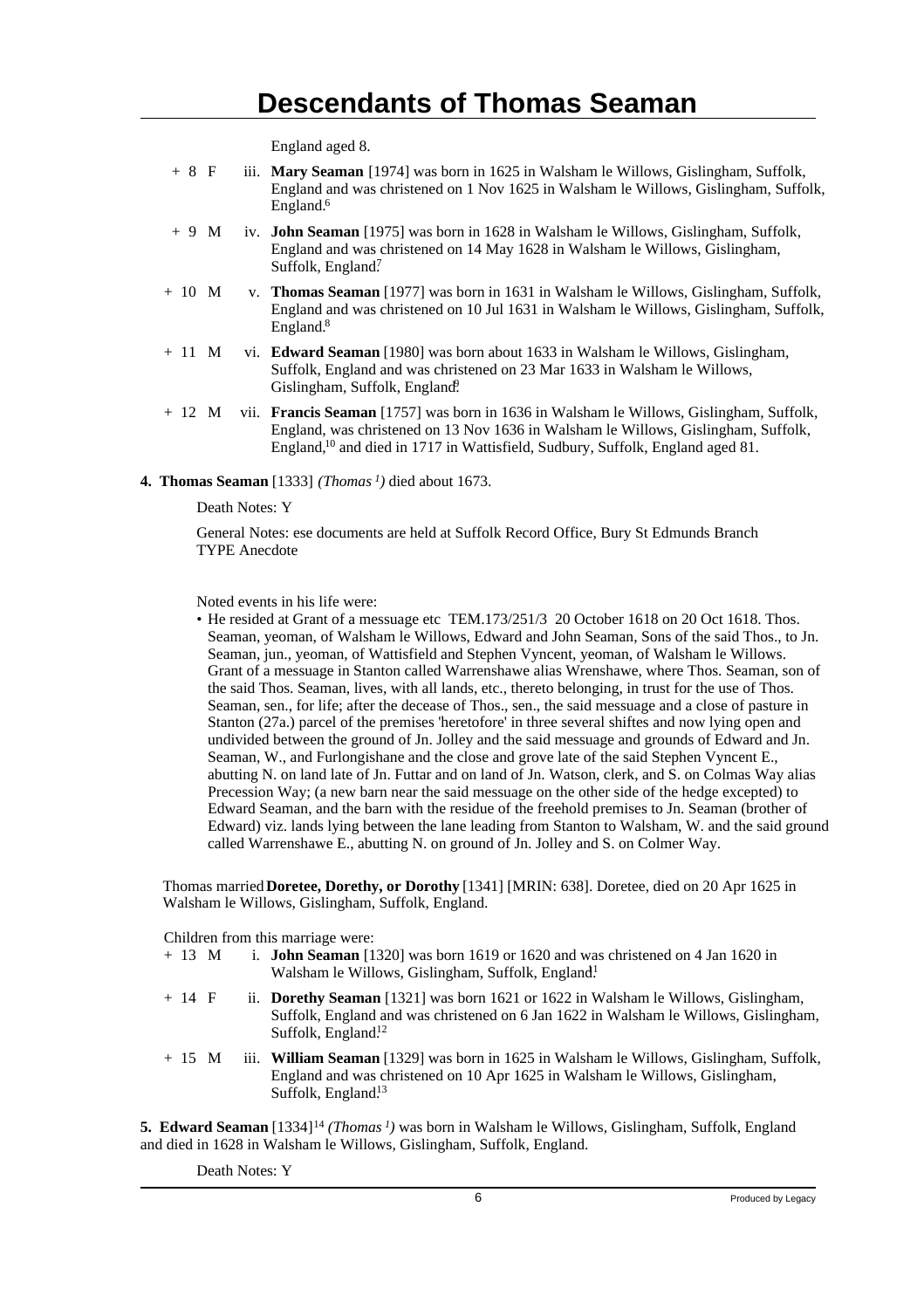England aged 8.

\+ 8 F iii. **Mary Seaman** [1974] was born in 1625 in Walsham le Willows, Gislingham, Suffolk, England and was christened on 1 Nov 1625 in Walsham le Willows, Gislingham, Suffolk, England.[6]

\+ 9 M iv. **John Seaman** [1975] was born in 1628 in Walsham le Willows, Gislingham, Suffolk, England and was christened on 14 May 1628 in Walsham le Willows, Gislingham, Suffolk, England.[7]

\+ 10 M v. **Thomas Seaman** [1977] was born in 1631 in Walsham le Willows, Gislingham, Suffolk, England and was christened on 10 Jul 1631 in Walsham le Willows, Gislingham, Suffolk, England.[8]

\+ 11 M vi. **Edward Seaman** [1980] was born about 1633 in Walsham le Willows, Gislingham, Suffolk, England and was christened on 23 Mar 1633 in Walsham le Willows, Gislingham, Suffolk, England.[9]

\+ 12 M vii. **Francis Seaman** [1757] was born in 1636 in Walsham le Willows, Gislingham, Suffolk, England, was christened on 13 Nov 1636 in Walsham le Willows, Gislingham, Suffolk, England,[10] and died in 1717 in Wattisfield, Sudbury, Suffolk, England aged 81.

**4. Thomas Seaman** [1333] *(Thomas [1])* died about 1673.

Death Notes: Y

General Notes: ese documents are held at Suffolk Record Office, Bury St Edmunds Branch
TYPE Anecdote

Noted events in his life were:

- He resided at Grant of a messuage etc TEM.173/251/3 20 October 1618 on 20 Oct 1618. Thos. Seaman, yeoman, of Walsham le Willows, Edward and John Seaman, Sons of the said Thos., to Jn. Seaman, jun., yeoman, of Wattisfield and Stephen Vyncent, yeoman, of Walsham le Willows. Grant of a messuage in Stanton called Warrenshawe alias Wrenshawe, where Thos. Seaman, son of the said Thos. Seaman, lives, with all lands, etc., thereto belonging, in trust for the use of Thos. Seaman, sen., for life; after the decease of Thos., sen., the said messuage and a close of pasture in Stanton (27a.) parcel of the premises 'heretofore' in three several shiftes and now lying open and undivided between the ground of Jn. Jolley and the said messuage and grounds of Edward and Jn. Seaman, W., and Furlongishane and the close and grove late of the said Stephen Vyncent E., abutting N. on land late of Jn. Futtar and on land of Jn. Watson, clerk, and S. on Colmas Way alias Precession Way; (a new barn near the said messuage on the other side of the hedge excepted) to Edward Seaman, and the barn with the residue of the freehold premises to Jn. Seaman (brother of Edward) viz. lands lying between the lane leading from Stanton to Walsham, W. and the said ground called Warrenshawe E., abutting N. on ground of Jn. Jolley and S. on Colmer Way.

Thomas married **Doretee, Dorethy, or Dorothy** [1341] [MRIN: 638]. Doretee, died on 20 Apr 1625 in Walsham le Willows, Gislingham, Suffolk, England.

Children from this marriage were:

\+ 13 M i. **John Seaman** [1320] was born 1619 or 1620 and was christened on 4 Jan 1620 in Walsham le Willows, Gislingham, Suffolk, England.[11]

\+ 14 F ii. **Dorethy Seaman** [1321] was born 1621 or 1622 in Walsham le Willows, Gislingham, Suffolk, England and was christened on 6 Jan 1622 in Walsham le Willows, Gislingham, Suffolk, England.[12]

\+ 15 M iii. **William Seaman** [1329] was born in 1625 in Walsham le Willows, Gislingham, Suffolk, England and was christened on 10 Apr 1625 in Walsham le Willows, Gislingham, Suffolk, England.[13]

**5. Edward Seaman** [1334][14] *(Thomas [1])* was born in Walsham le Willows, Gislingham, Suffolk, England and died in 1628 in Walsham le Willows, Gislingham, Suffolk, England.

Death Notes: Y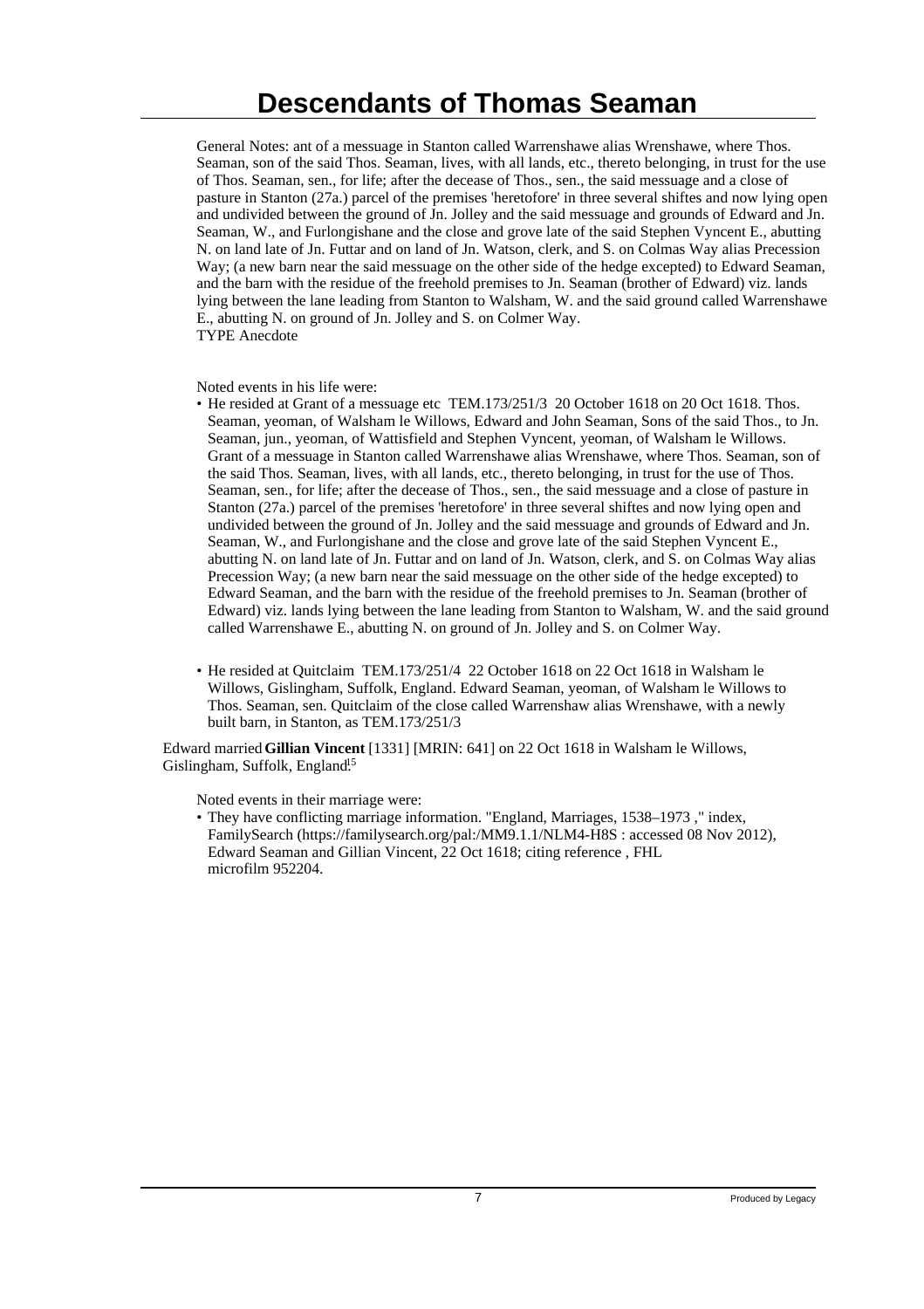# Descendants of Thomas Seaman

General Notes: ant of a messuage in Stanton called Warrenshawe alias Wrenshawe, where Thos. Seaman, son of the said Thos. Seaman, lives, with all lands, etc., thereto belonging, in trust for the use of Thos. Seaman, sen., for life; after the decease of Thos., sen., the said messuage and a close of pasture in Stanton (27a.) parcel of the premises 'heretofore' in three several shiftes and now lying open and undivided between the ground of Jn. Jolley and the said messuage and grounds of Edward and Jn. Seaman, W., and Furlongishane and the close and grove late of the said Stephen Vyncent E., abutting N. on land late of Jn. Futtar and on land of Jn. Watson, clerk, and S. on Colmas Way alias Precession Way; (a new barn near the said messuage on the other side of the hedge excepted) to Edward Seaman, and the barn with the residue of the freehold premises to Jn. Seaman (brother of Edward) viz. lands lying between the lane leading from Stanton to Walsham, W. and the said ground called Warrenshawe E., abutting N. on ground of Jn. Jolley and S. on Colmer Way.
TYPE Anecdote

Noted events in his life were:

- He resided at Grant of a messuage etc TEM.173/251/3 20 October 1618 on 20 Oct 1618. Thos. Seaman, yeoman, of Walsham le Willows, Edward and John Seaman, Sons of the said Thos., to Jn. Seaman, jun., yeoman, of Wattisfield and Stephen Vyncent, yeoman, of Walsham le Willows. Grant of a messuage in Stanton called Warrenshawe alias Wrenshawe, where Thos. Seaman, son of the said Thos. Seaman, lives, with all lands, etc., thereto belonging, in trust for the use of Thos. Seaman, sen., for life; after the decease of Thos., sen., the said messuage and a close of pasture in Stanton (27a.) parcel of the premises 'heretofore' in three several shiftes and now lying open and undivided between the ground of Jn. Jolley and the said messuage and grounds of Edward and Jn. Seaman, W., and Furlongishane and the close and grove late of the said Stephen Vyncent E., abutting N. on land late of Jn. Futtar and on land of Jn. Watson, clerk, and S. on Colmas Way alias Precession Way; (a new barn near the said messuage on the other side of the hedge excepted) to Edward Seaman, and the barn with the residue of the freehold premises to Jn. Seaman (brother of Edward) viz. lands lying between the lane leading from Stanton to Walsham, W. and the said ground called Warrenshawe E., abutting N. on ground of Jn. Jolley and S. on Colmer Way.

- He resided at Quitclaim TEM.173/251/4 22 October 1618 on 22 Oct 1618 in Walsham le Willows, Gislingham, Suffolk, England. Edward Seaman, yeoman, of Walsham le Willows to Thos. Seaman, sen. Quitclaim of the close called Warrenshaw alias Wrenshawe, with a newly built barn, in Stanton, as TEM.173/251/3

Edward married **Gillian Vincent** [1331] [MRIN: 641] on 22 Oct 1618 in Walsham le Willows, Gislingham, Suffolk, England.[15]

Noted events in their marriage were:

- They have conflicting marriage information. "England, Marriages, 1538–1973 ," index, FamilySearch (https://familysearch.org/pal:/MM9.1.1/NLM4-H8S : accessed 08 Nov 2012), Edward Seaman and Gillian Vincent, 22 Oct 1618; citing reference , FHL microfilm 952204.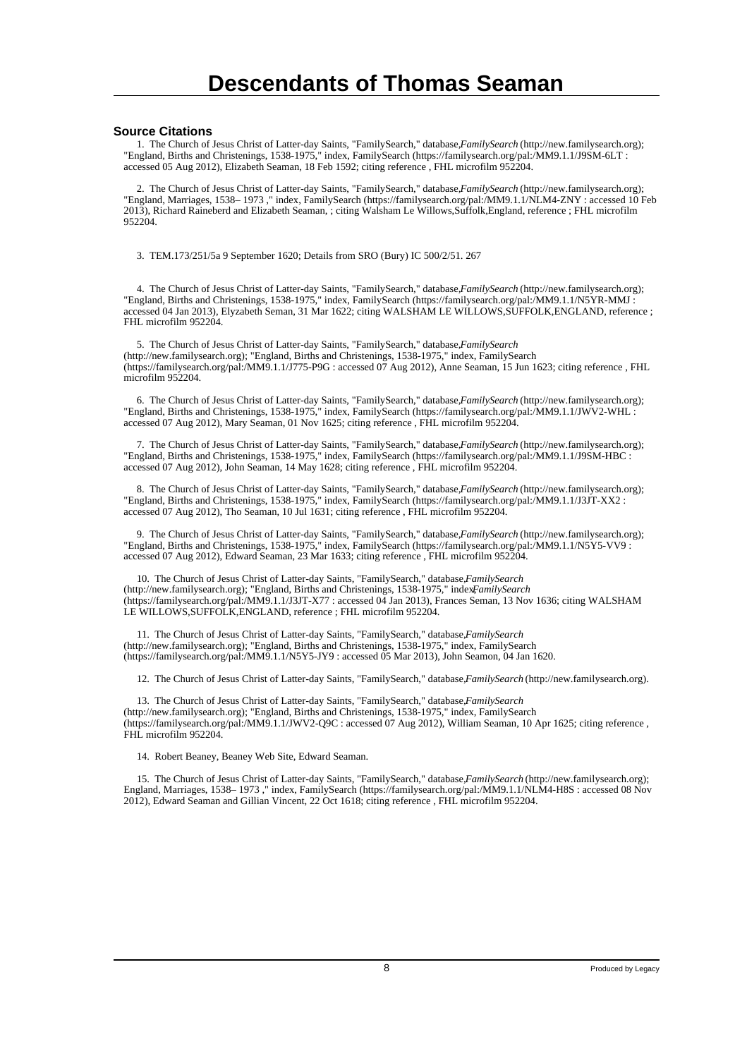# Descendants of Thomas Seaman

### Source Citations

1. The Church of Jesus Christ of Latter-day Saints, "FamilySearch," database,*FamilySearch* (http://new.familysearch.org); "England, Births and Christenings, 1538-1975," index, FamilySearch (https://familysearch.org/pal:/MM9.1.1/J9SM-6LT : accessed 05 Aug 2012), Elizabeth Seaman, 18 Feb 1592; citing reference , FHL microfilm 952204.

2. The Church of Jesus Christ of Latter-day Saints, "FamilySearch," database,*FamilySearch* (http://new.familysearch.org); "England, Marriages, 1538– 1973 ," index, FamilySearch (https://familysearch.org/pal:/MM9.1.1/NLM4-ZNY : accessed 10 Feb 2013), Richard Raineberd and Elizabeth Seaman, ; citing Walsham Le Willows,Suffolk,England, reference ; FHL microfilm 952204.

3. TEM.173/251/5a 9 September 1620; Details from SRO (Bury) IC 500/2/51. 267

4. The Church of Jesus Christ of Latter-day Saints, "FamilySearch," database,*FamilySearch* (http://new.familysearch.org); "England, Births and Christenings, 1538-1975," index, FamilySearch (https://familysearch.org/pal:/MM9.1.1/N5YR-MMJ : accessed 04 Jan 2013), Elyzabeth Seman, 31 Mar 1622; citing WALSHAM LE WILLOWS,SUFFOLK,ENGLAND, reference ; FHL microfilm 952204.

5. The Church of Jesus Christ of Latter-day Saints, "FamilySearch," database,*FamilySearch* (http://new.familysearch.org); "England, Births and Christenings, 1538-1975," index, FamilySearch (https://familysearch.org/pal:/MM9.1.1/J775-P9G : accessed 07 Aug 2012), Anne Seaman, 15 Jun 1623; citing reference , FHL microfilm 952204.

6. The Church of Jesus Christ of Latter-day Saints, "FamilySearch," database,*FamilySearch* (http://new.familysearch.org); "England, Births and Christenings, 1538-1975," index, FamilySearch (https://familysearch.org/pal:/MM9.1.1/JWV2-WHL : accessed 07 Aug 2012), Mary Seaman, 01 Nov 1625; citing reference , FHL microfilm 952204.

7. The Church of Jesus Christ of Latter-day Saints, "FamilySearch," database,*FamilySearch* (http://new.familysearch.org); "England, Births and Christenings, 1538-1975," index, FamilySearch (https://familysearch.org/pal:/MM9.1.1/J9SM-HBC : accessed 07 Aug 2012), John Seaman, 14 May 1628; citing reference , FHL microfilm 952204.

8. The Church of Jesus Christ of Latter-day Saints, "FamilySearch," database,*FamilySearch* (http://new.familysearch.org); "England, Births and Christenings, 1538-1975," index, FamilySearch (https://familysearch.org/pal:/MM9.1.1/J3JT-XX2 : accessed 07 Aug 2012), Tho Seaman, 10 Jul 1631; citing reference , FHL microfilm 952204.

9. The Church of Jesus Christ of Latter-day Saints, "FamilySearch," database,*FamilySearch* (http://new.familysearch.org); "England, Births and Christenings, 1538-1975," index, FamilySearch (https://familysearch.org/pal:/MM9.1.1/N5Y5-VV9 : accessed 07 Aug 2012), Edward Seaman, 23 Mar 1633; citing reference , FHL microfilm 952204.

10. The Church of Jesus Christ of Latter-day Saints, "FamilySearch," database,*FamilySearch* (http://new.familysearch.org); "England, Births and Christenings, 1538-1975," index,*FamilySearch* (https://familysearch.org/pal:/MM9.1.1/J3JT-X77 : accessed 04 Jan 2013), Frances Seman, 13 Nov 1636; citing WALSHAM LE WILLOWS,SUFFOLK,ENGLAND, reference ; FHL microfilm 952204.

11. The Church of Jesus Christ of Latter-day Saints, "FamilySearch," database,*FamilySearch* (http://new.familysearch.org); "England, Births and Christenings, 1538-1975," index, FamilySearch (https://familysearch.org/pal:/MM9.1.1/N5Y5-JY9 : accessed 05 Mar 2013), John Seamon, 04 Jan 1620.

12. The Church of Jesus Christ of Latter-day Saints, "FamilySearch," database,*FamilySearch* (http://new.familysearch.org).

13. The Church of Jesus Christ of Latter-day Saints, "FamilySearch," database,*FamilySearch* (http://new.familysearch.org); "England, Births and Christenings, 1538-1975," index, FamilySearch (https://familysearch.org/pal:/MM9.1.1/JWV2-Q9C : accessed 07 Aug 2012), William Seaman, 10 Apr 1625; citing reference , FHL microfilm 952204.

14. Robert Beaney, Beaney Web Site, Edward Seaman.

15. The Church of Jesus Christ of Latter-day Saints, "FamilySearch," database,*FamilySearch* (http://new.familysearch.org); England, Marriages, 1538– 1973 ," index, FamilySearch (https://familysearch.org/pal:/MM9.1.1/NLM4-H8S : accessed 08 Nov 2012), Edward Seaman and Gillian Vincent, 22 Oct 1618; citing reference , FHL microfilm 952204.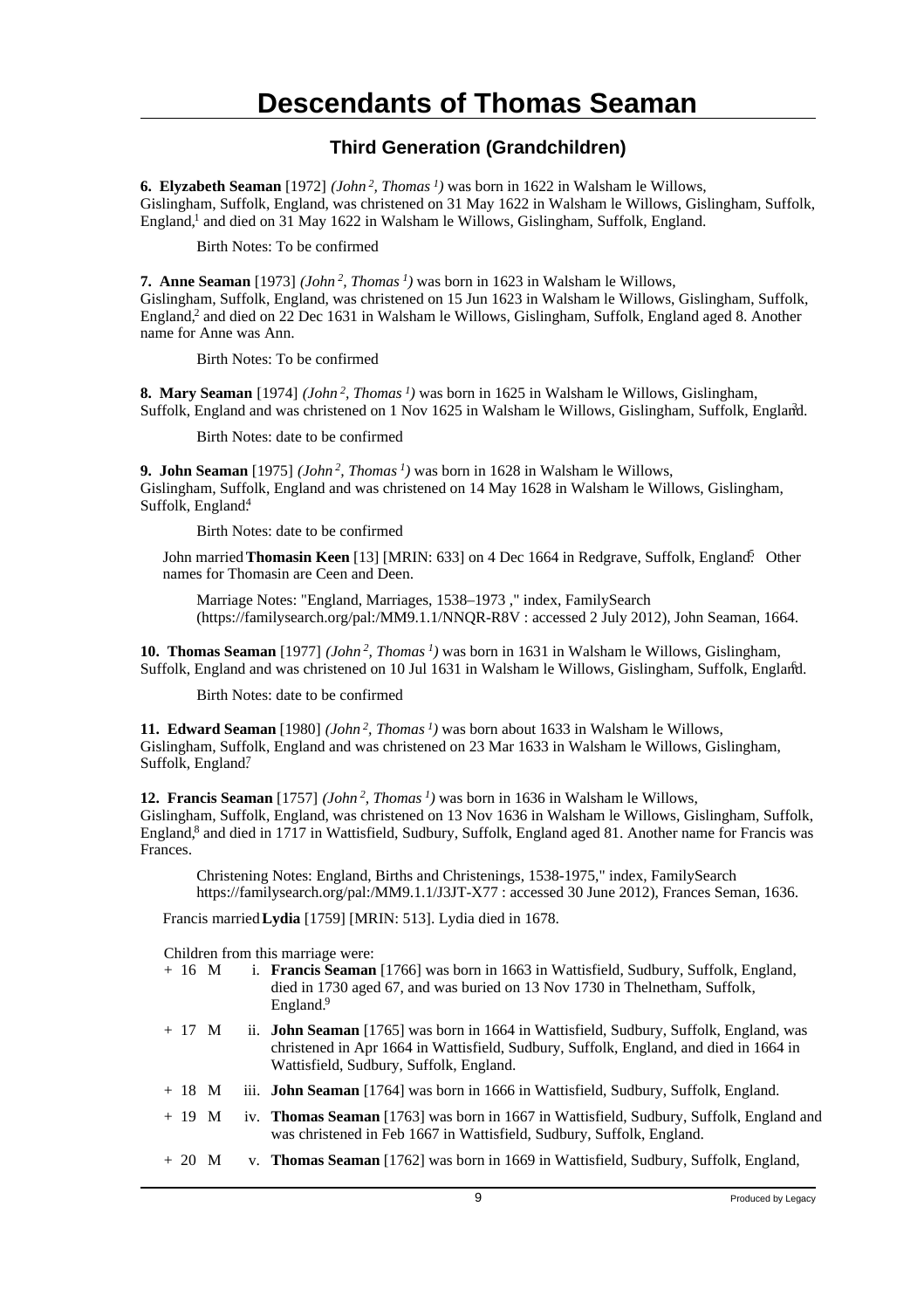# Descendants of Thomas Seaman

## Third Generation (Grandchildren)

**6. Elyzabeth Seaman** [1972] *(John $^2$, Thomas $^1$)* was born in 1622 in Walsham le Willows, Gislingham, Suffolk, England, was christened on 31 May 1622 in Walsham le Willows, Gislingham, Suffolk, England,[1] and died on 31 May 1622 in Walsham le Willows, Gislingham, Suffolk, England.

Birth Notes: To be confirmed

**7. Anne Seaman** [1973] *(John $^2$, Thomas $^1$)* was born in 1623 in Walsham le Willows, Gislingham, Suffolk, England, was christened on 15 Jun 1623 in Walsham le Willows, Gislingham, Suffolk, England,[2] and died on 22 Dec 1631 in Walsham le Willows, Gislingham, Suffolk, England aged 8. Another name for Anne was Ann.

Birth Notes: To be confirmed

**8. Mary Seaman** [1974] *(John $^2$, Thomas $^1$)* was born in 1625 in Walsham le Willows, Gislingham, Suffolk, England and was christened on 1 Nov 1625 in Walsham le Willows, Gislingham, Suffolk, England.[3]

Birth Notes: date to be confirmed

**9. John Seaman** [1975] *(John $^2$, Thomas $^1$)* was born in 1628 in Walsham le Willows, Gislingham, Suffolk, England and was christened on 14 May 1628 in Walsham le Willows, Gislingham, Suffolk, England.[4]

Birth Notes: date to be confirmed

John married **Thomasin Keen** [13] [MRIN: 633] on 4 Dec 1664 in Redgrave, Suffolk, England.[5] Other names for Thomasin are Ceen and Deen.

Marriage Notes: "England, Marriages, 1538–1973 ," index, FamilySearch (https://familysearch.org/pal:/MM9.1.1/NNQR-R8V : accessed 2 July 2012), John Seaman, 1664.

**10. Thomas Seaman** [1977] *(John $^2$, Thomas $^1$)* was born in 1631 in Walsham le Willows, Gislingham, Suffolk, England and was christened on 10 Jul 1631 in Walsham le Willows, Gislingham, Suffolk, England.[6]

Birth Notes: date to be confirmed

**11. Edward Seaman** [1980] *(John $^2$, Thomas $^1$)* was born about 1633 in Walsham le Willows, Gislingham, Suffolk, England and was christened on 23 Mar 1633 in Walsham le Willows, Gislingham, Suffolk, England.[7]

**12. Francis Seaman** [1757] *(John $^2$, Thomas $^1$)* was born in 1636 in Walsham le Willows, Gislingham, Suffolk, England, was christened on 13 Nov 1636 in Walsham le Willows, Gislingham, Suffolk, England,[8] and died in 1717 in Wattisfield, Sudbury, Suffolk, England aged 81. Another name for Francis was Frances.

Christening Notes: England, Births and Christenings, 1538-1975," index, FamilySearch https://familysearch.org/pal:/MM9.1.1/J3JT-X77 : accessed 30 June 2012), Frances Seman, 1636.

Francis married **Lydia** [1759] [MRIN: 513]. Lydia died in 1678.

Children from this marriage were:

+ 16 M i. **Francis Seaman** [1766] was born in 1663 in Wattisfield, Sudbury, Suffolk, England, died in 1730 aged 67, and was buried on 13 Nov 1730 in Thelnetham, Suffolk, England.[9]

+ 17 M ii. **John Seaman** [1765] was born in 1664 in Wattisfield, Sudbury, Suffolk, England, was christened in Apr 1664 in Wattisfield, Sudbury, Suffolk, England, and died in 1664 in Wattisfield, Sudbury, Suffolk, England.

+ 18 M iii. **John Seaman** [1764] was born in 1666 in Wattisfield, Sudbury, Suffolk, England.

+ 19 M iv. **Thomas Seaman** [1763] was born in 1667 in Wattisfield, Sudbury, Suffolk, England and was christened in Feb 1667 in Wattisfield, Sudbury, Suffolk, England.

+ 20 M v. **Thomas Seaman** [1762] was born in 1669 in Wattisfield, Sudbury, Suffolk, England,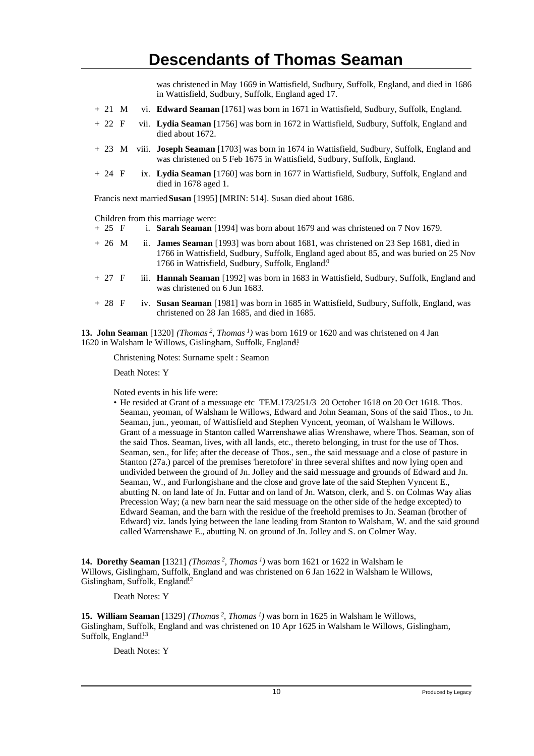was christened in May 1669 in Wattisfield, Sudbury, Suffolk, England, and died in 1686 in Wattisfield, Sudbury, Suffolk, England aged 17.

+ 21 M vi. **Edward Seaman** [1761] was born in 1671 in Wattisfield, Sudbury, Suffolk, England.

+ 22 F vii. **Lydia Seaman** [1756] was born in 1672 in Wattisfield, Sudbury, Suffolk, England and died about 1672.

+ 23 M viii. **Joseph Seaman** [1703] was born in 1674 in Wattisfield, Sudbury, Suffolk, England and was christened on 5 Feb 1675 in Wattisfield, Sudbury, Suffolk, England.

+ 24 F ix. **Lydia Seaman** [1760] was born in 1677 in Wattisfield, Sudbury, Suffolk, England and died in 1678 aged 1.

Francis next married **Susan** [1995] [MRIN: 514]. Susan died about 1686.

Children from this marriage were:

+ 25 F i. **Sarah Seaman** [1994] was born about 1679 and was christened on 7 Nov 1679.

+ 26 M ii. **James Seaman** [1993] was born about 1681, was christened on 23 Sep 1681, died in 1766 in Wattisfield, Sudbury, Suffolk, England aged about 85, and was buried on 25 Nov 1766 in Wattisfield, Sudbury, Suffolk, England.[10]

+ 27 F iii. **Hannah Seaman** [1992] was born in 1683 in Wattisfield, Sudbury, Suffolk, England and was christened on 6 Jun 1683.

+ 28 F iv. **Susan Seaman** [1981] was born in 1685 in Wattisfield, Sudbury, Suffolk, England, was christened on 28 Jan 1685, and died in 1685.

**13. John Seaman** [1320] *(Thomas [2], Thomas [1])* was born 1619 or 1620 and was christened on 4 Jan 1620 in Walsham le Willows, Gislingham, Suffolk, England.[11]

Christening Notes: Surname spelt : Seamon

Death Notes: Y

Noted events in his life were:

- He resided at Grant of a messuage etc TEM.173/251/3 20 October 1618 on 20 Oct 1618. Thos. Seaman, yeoman, of Walsham le Willows, Edward and John Seaman, Sons of the said Thos., to Jn. Seaman, jun., yeoman, of Wattisfield and Stephen Vyncent, yeoman, of Walsham le Willows. Grant of a messuage in Stanton called Warrenshawe alias Wrenshawe, where Thos. Seaman, son of the said Thos. Seaman, lives, with all lands, etc., thereto belonging, in trust for the use of Thos. Seaman, sen., for life; after the decease of Thos., sen., the said messuage and a close of pasture in Stanton (27a.) parcel of the premises 'heretofore' in three several shiftes and now lying open and undivided between the ground of Jn. Jolley and the said messuage and grounds of Edward and Jn. Seaman, W., and Furlongishane and the close and grove late of the said Stephen Vyncent E., abutting N. on land late of Jn. Futtar and on land of Jn. Watson, clerk, and S. on Colmas Way alias Precession Way; (a new barn near the said messuage on the other side of the hedge excepted) to Edward Seaman, and the barn with the residue of the freehold premises to Jn. Seaman (brother of Edward) viz. lands lying between the lane leading from Stanton to Walsham, W. and the said ground called Warrenshawe E., abutting N. on ground of Jn. Jolley and S. on Colmer Way.

**14. Dorethy Seaman** [1321] *(Thomas [2], Thomas [1])* was born 1621 or 1622 in Walsham le Willows, Gislingham, Suffolk, England and was christened on 6 Jan 1622 in Walsham le Willows, Gislingham, Suffolk, England.[12]

Death Notes: Y

**15. William Seaman** [1329] *(Thomas [2], Thomas [1])* was born in 1625 in Walsham le Willows, Gislingham, Suffolk, England and was christened on 10 Apr 1625 in Walsham le Willows, Gislingham, Suffolk, England.[13]

Death Notes: Y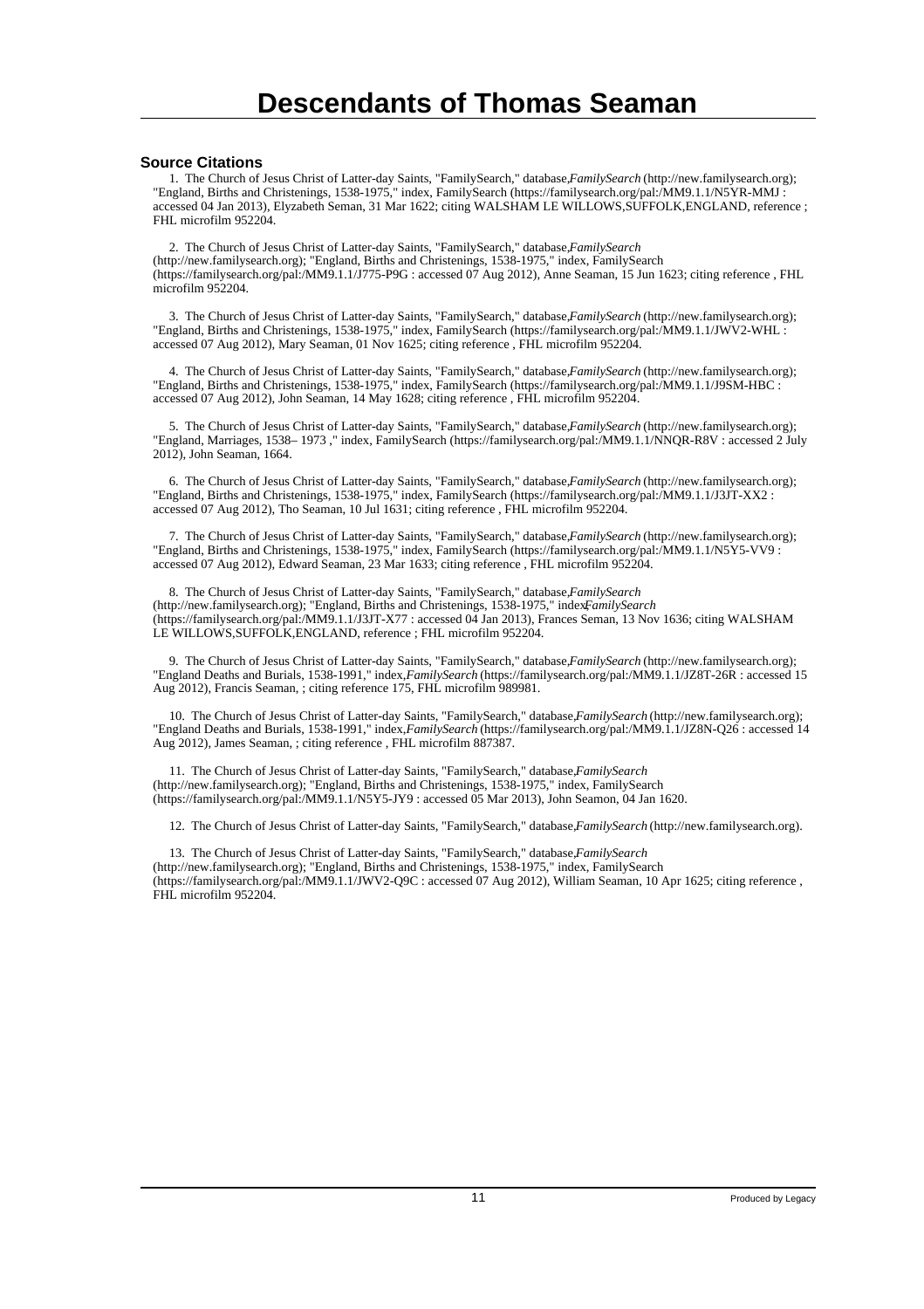# Descendants of Thomas Seaman

### Source Citations

1. The Church of Jesus Christ of Latter-day Saints, "FamilySearch," database,*FamilySearch* (http://new.familysearch.org); "England, Births and Christenings, 1538-1975," index, FamilySearch (https://familysearch.org/pal:/MM9.1.1/N5YR-MMJ : accessed 04 Jan 2013), Elyzabeth Seman, 31 Mar 1622; citing WALSHAM LE WILLOWS,SUFFOLK,ENGLAND, reference ; FHL microfilm 952204.

2. The Church of Jesus Christ of Latter-day Saints, "FamilySearch," database,*FamilySearch* (http://new.familysearch.org); "England, Births and Christenings, 1538-1975," index, FamilySearch (https://familysearch.org/pal:/MM9.1.1/J775-P9G : accessed 07 Aug 2012), Anne Seaman, 15 Jun 1623; citing reference , FHL microfilm 952204.

3. The Church of Jesus Christ of Latter-day Saints, "FamilySearch," database,*FamilySearch* (http://new.familysearch.org); "England, Births and Christenings, 1538-1975," index, FamilySearch (https://familysearch.org/pal:/MM9.1.1/JWV2-WHL : accessed 07 Aug 2012), Mary Seaman, 01 Nov 1625; citing reference , FHL microfilm 952204.

4. The Church of Jesus Christ of Latter-day Saints, "FamilySearch," database,*FamilySearch* (http://new.familysearch.org); "England, Births and Christenings, 1538-1975," index, FamilySearch (https://familysearch.org/pal:/MM9.1.1/J9SM-HBC : accessed 07 Aug 2012), John Seaman, 14 May 1628; citing reference , FHL microfilm 952204.

5. The Church of Jesus Christ of Latter-day Saints, "FamilySearch," database,*FamilySearch* (http://new.familysearch.org); "England, Marriages, 1538– 1973 ," index, FamilySearch (https://familysearch.org/pal:/MM9.1.1/NNQR-R8V : accessed 2 July 2012), John Seaman, 1664.

6. The Church of Jesus Christ of Latter-day Saints, "FamilySearch," database,*FamilySearch* (http://new.familysearch.org); "England, Births and Christenings, 1538-1975," index, FamilySearch (https://familysearch.org/pal:/MM9.1.1/J3JT-XX2 : accessed 07 Aug 2012), Tho Seaman, 10 Jul 1631; citing reference , FHL microfilm 952204.

7. The Church of Jesus Christ of Latter-day Saints, "FamilySearch," database,*FamilySearch* (http://new.familysearch.org); "England, Births and Christenings, 1538-1975," index, FamilySearch (https://familysearch.org/pal:/MM9.1.1/N5Y5-VV9 : accessed 07 Aug 2012), Edward Seaman, 23 Mar 1633; citing reference , FHL microfilm 952204.

8. The Church of Jesus Christ of Latter-day Saints, "FamilySearch," database,*FamilySearch* (http://new.familysearch.org); "England, Births and Christenings, 1538-1975," index*FamilySearch* (https://familysearch.org/pal:/MM9.1.1/J3JT-X77 : accessed 04 Jan 2013), Frances Seman, 13 Nov 1636; citing WALSHAM LE WILLOWS,SUFFOLK,ENGLAND, reference ; FHL microfilm 952204.

9. The Church of Jesus Christ of Latter-day Saints, "FamilySearch," database,*FamilySearch* (http://new.familysearch.org); "England Deaths and Burials, 1538-1991," index,*FamilySearch* (https://familysearch.org/pal:/MM9.1.1/JZ8T-26R : accessed 15 Aug 2012), Francis Seaman, ; citing reference 175, FHL microfilm 989981.

10. The Church of Jesus Christ of Latter-day Saints, "FamilySearch," database,*FamilySearch* (http://new.familysearch.org); "England Deaths and Burials, 1538-1991," index,*FamilySearch* (https://familysearch.org/pal:/MM9.1.1/JZ8N-Q26 : accessed 14 Aug 2012), James Seaman, ; citing reference , FHL microfilm 887387.

11. The Church of Jesus Christ of Latter-day Saints, "FamilySearch," database,*FamilySearch* (http://new.familysearch.org); "England, Births and Christenings, 1538-1975," index, FamilySearch (https://familysearch.org/pal:/MM9.1.1/N5Y5-JY9 : accessed 05 Mar 2013), John Seamon, 04 Jan 1620.

12. The Church of Jesus Christ of Latter-day Saints, "FamilySearch," database,*FamilySearch* (http://new.familysearch.org).

13. The Church of Jesus Christ of Latter-day Saints, "FamilySearch," database,*FamilySearch* (http://new.familysearch.org); "England, Births and Christenings, 1538-1975," index, FamilySearch (https://familysearch.org/pal:/MM9.1.1/JWV2-Q9C : accessed 07 Aug 2012), William Seaman, 10 Apr 1625; citing reference , FHL microfilm 952204.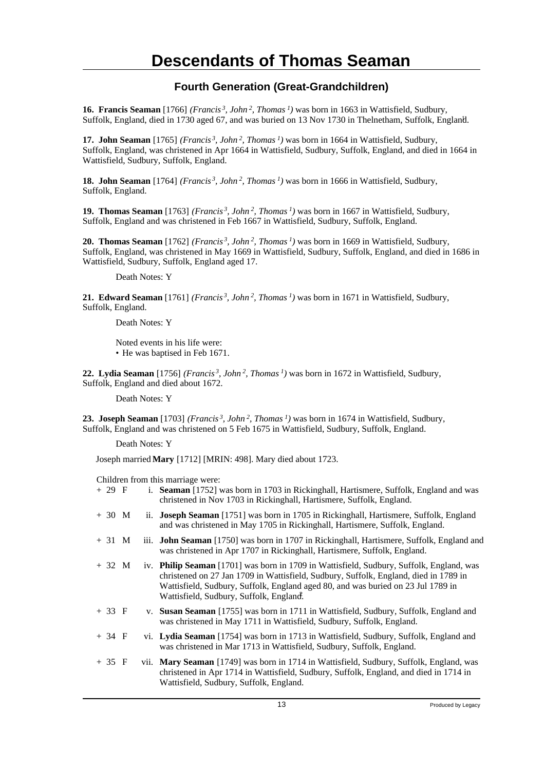# Descendants of Thomas Seaman

## Fourth Generation (Great-Grandchildren)

**16. Francis Seaman** [1766] *(Francis[3], John[2], Thomas[1])* was born in 1663 in Wattisfield, Sudbury, Suffolk, England, died in 1730 aged 67, and was buried on 13 Nov 1730 in Thelnetham, Suffolk, England.[1]

**17. John Seaman** [1765] *(Francis[3], John[2], Thomas[1])* was born in 1664 in Wattisfield, Sudbury, Suffolk, England, was christened in Apr 1664 in Wattisfield, Sudbury, Suffolk, England, and died in 1664 in Wattisfield, Sudbury, Suffolk, England.

**18. John Seaman** [1764] *(Francis[3], John[2], Thomas[1])* was born in 1666 in Wattisfield, Sudbury, Suffolk, England.

**19. Thomas Seaman** [1763] *(Francis[3], John[2], Thomas[1])* was born in 1667 in Wattisfield, Sudbury, Suffolk, England and was christened in Feb 1667 in Wattisfield, Sudbury, Suffolk, England.

**20. Thomas Seaman** [1762] *(Francis[3], John[2], Thomas[1])* was born in 1669 in Wattisfield, Sudbury, Suffolk, England, was christened in May 1669 in Wattisfield, Sudbury, Suffolk, England, and died in 1686 in Wattisfield, Sudbury, Suffolk, England aged 17.

Death Notes: Y

**21. Edward Seaman** [1761] *(Francis[3], John[2], Thomas[1])* was born in 1671 in Wattisfield, Sudbury, Suffolk, England.

Death Notes: Y

Noted events in his life were:
- He was baptised in Feb 1671.

**22. Lydia Seaman** [1756] *(Francis[3], John[2], Thomas[1])* was born in 1672 in Wattisfield, Sudbury, Suffolk, England and died about 1672.

Death Notes: Y

**23. Joseph Seaman** [1703] *(Francis[3], John[2], Thomas[1])* was born in 1674 in Wattisfield, Sudbury, Suffolk, England and was christened on 5 Feb 1675 in Wattisfield, Sudbury, Suffolk, England.

Death Notes: Y

Joseph married **Mary** [1712] [MRIN: 498]. Mary died about 1723.

Children from this marriage were:

+ 29 F i. **Seaman** [1752] was born in 1703 in Rickinghall, Hartismere, Suffolk, England and was christened in Nov 1703 in Rickinghall, Hartismere, Suffolk, England.

+ 30 M ii. **Joseph Seaman** [1751] was born in 1705 in Rickinghall, Hartismere, Suffolk, England and was christened in May 1705 in Rickinghall, Hartismere, Suffolk, England.

+ 31 M iii. **John Seaman** [1750] was born in 1707 in Rickinghall, Hartismere, Suffolk, England and was christened in Apr 1707 in Rickinghall, Hartismere, Suffolk, England.

+ 32 M iv. **Philip Seaman** [1701] was born in 1709 in Wattisfield, Sudbury, Suffolk, England, was christened on 27 Jan 1709 in Wattisfield, Sudbury, Suffolk, England, died in 1789 in Wattisfield, Sudbury, Suffolk, England aged 80, and was buried on 23 Jul 1789 in Wattisfield, Sudbury, Suffolk, England.[2]

+ 33 F v. **Susan Seaman** [1755] was born in 1711 in Wattisfield, Sudbury, Suffolk, England and was christened in May 1711 in Wattisfield, Sudbury, Suffolk, England.

+ 34 F vi. **Lydia Seaman** [1754] was born in 1713 in Wattisfield, Sudbury, Suffolk, England and was christened in Mar 1713 in Wattisfield, Sudbury, Suffolk, England.

+ 35 F vii. **Mary Seaman** [1749] was born in 1714 in Wattisfield, Sudbury, Suffolk, England, was christened in Apr 1714 in Wattisfield, Sudbury, Suffolk, England, and died in 1714 in Wattisfield, Sudbury, Suffolk, England.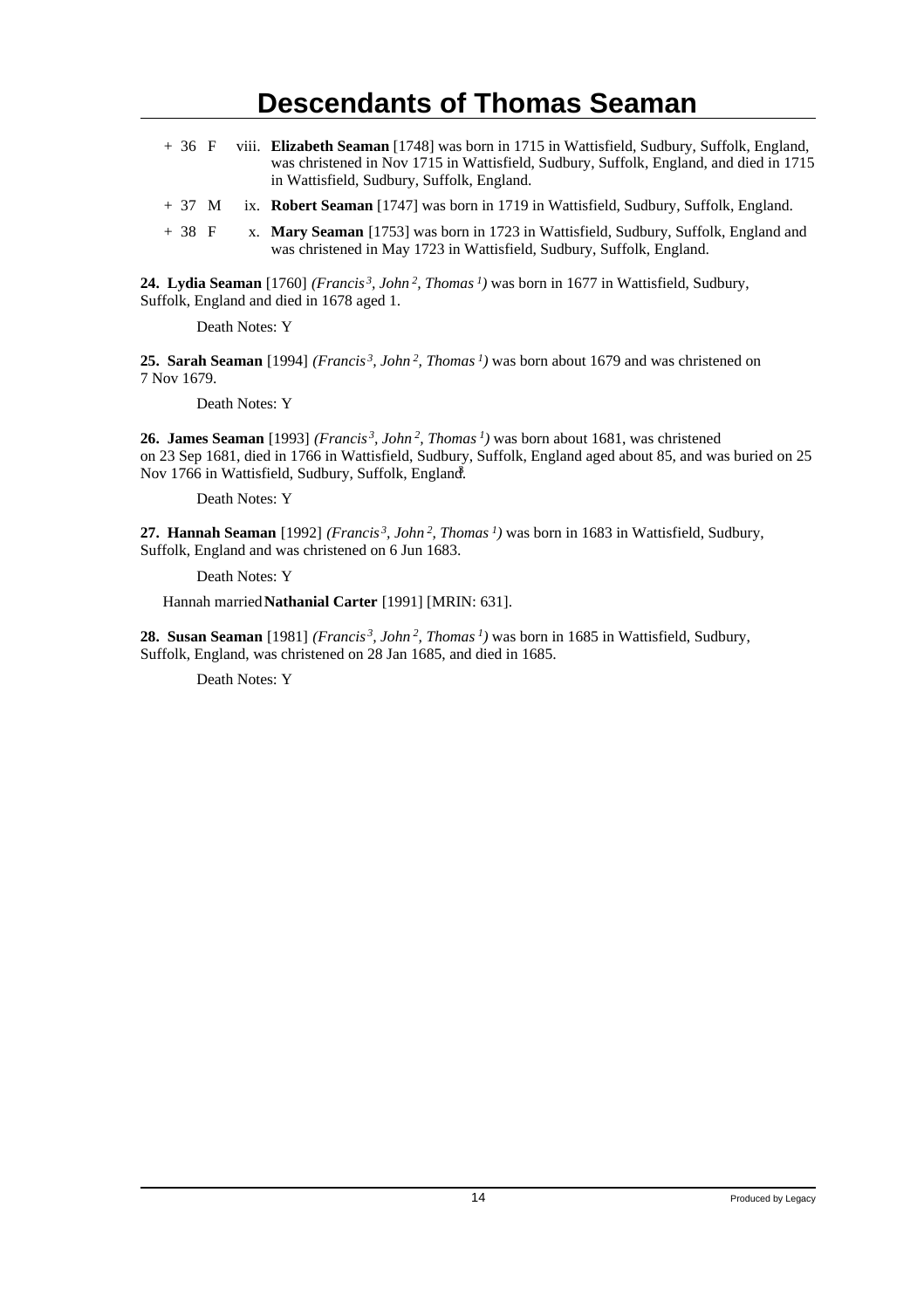# Descendants of Thomas Seaman

+ 36 F viii. **Elizabeth Seaman** [1748] was born in 1715 in Wattisfield, Sudbury, Suffolk, England, was christened in Nov 1715 in Wattisfield, Sudbury, Suffolk, England, and died in 1715 in Wattisfield, Sudbury, Suffolk, England.

+ 37 M ix. **Robert Seaman** [1747] was born in 1719 in Wattisfield, Sudbury, Suffolk, England.

+ 38 F x. **Mary Seaman** [1753] was born in 1723 in Wattisfield, Sudbury, Suffolk, England and was christened in May 1723 in Wattisfield, Sudbury, Suffolk, England.

**24. Lydia Seaman** [1760] *(Francis 3, John 2, Thomas 1)* was born in 1677 in Wattisfield, Sudbury, Suffolk, England and died in 1678 aged 1.

Death Notes: Y

**25. Sarah Seaman** [1994] *(Francis 3, John 2, Thomas 1)* was born about 1679 and was christened on 7 Nov 1679.

Death Notes: Y

**26. James Seaman** [1993] *(Francis 3, John 2, Thomas 1)* was born about 1681, was christened on 23 Sep 1681, died in 1766 in Wattisfield, Sudbury, Suffolk, England aged about 85, and was buried on 25 Nov 1766 in Wattisfield, Sudbury, Suffolk, England.[3]

Death Notes: Y

**27. Hannah Seaman** [1992] *(Francis 3, John 2, Thomas 1)* was born in 1683 in Wattisfield, Sudbury, Suffolk, England and was christened on 6 Jun 1683.

Death Notes: Y

Hannah married **Nathanial Carter** [1991] [MRIN: 631].

**28. Susan Seaman** [1981] *(Francis 3, John 2, Thomas 1)* was born in 1685 in Wattisfield, Sudbury, Suffolk, England, was christened on 28 Jan 1685, and died in 1685.

Death Notes: Y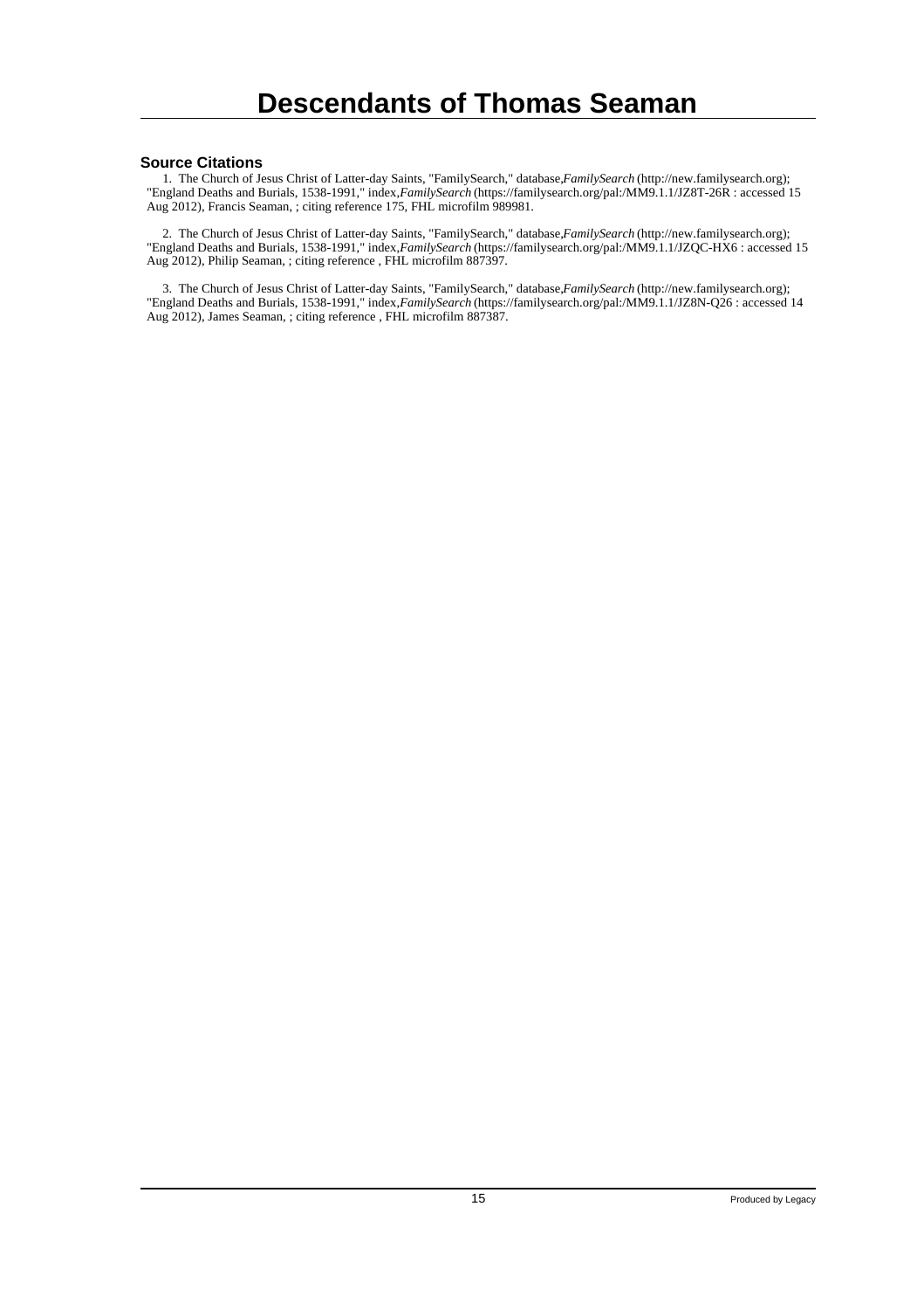# Descendants of Thomas Seaman

### Source Citations

1. The Church of Jesus Christ of Latter-day Saints, "FamilySearch," database,*FamilySearch* (http://new.familysearch.org); "England Deaths and Burials, 1538-1991," index,*FamilySearch* (https://familysearch.org/pal:/MM9.1.1/JZ8T-26R : accessed 15 Aug 2012), Francis Seaman, ; citing reference 175, FHL microfilm 989981.

2. The Church of Jesus Christ of Latter-day Saints, "FamilySearch," database,*FamilySearch* (http://new.familysearch.org); "England Deaths and Burials, 1538-1991," index,*FamilySearch* (https://familysearch.org/pal:/MM9.1.1/JZQC-HX6 : accessed 15 Aug 2012), Philip Seaman, ; citing reference , FHL microfilm 887397.

3. The Church of Jesus Christ of Latter-day Saints, "FamilySearch," database,*FamilySearch* (http://new.familysearch.org); "England Deaths and Burials, 1538-1991," index,*FamilySearch* (https://familysearch.org/pal:/MM9.1.1/JZ8N-Q26 : accessed 14 Aug 2012), James Seaman, ; citing reference , FHL microfilm 887387.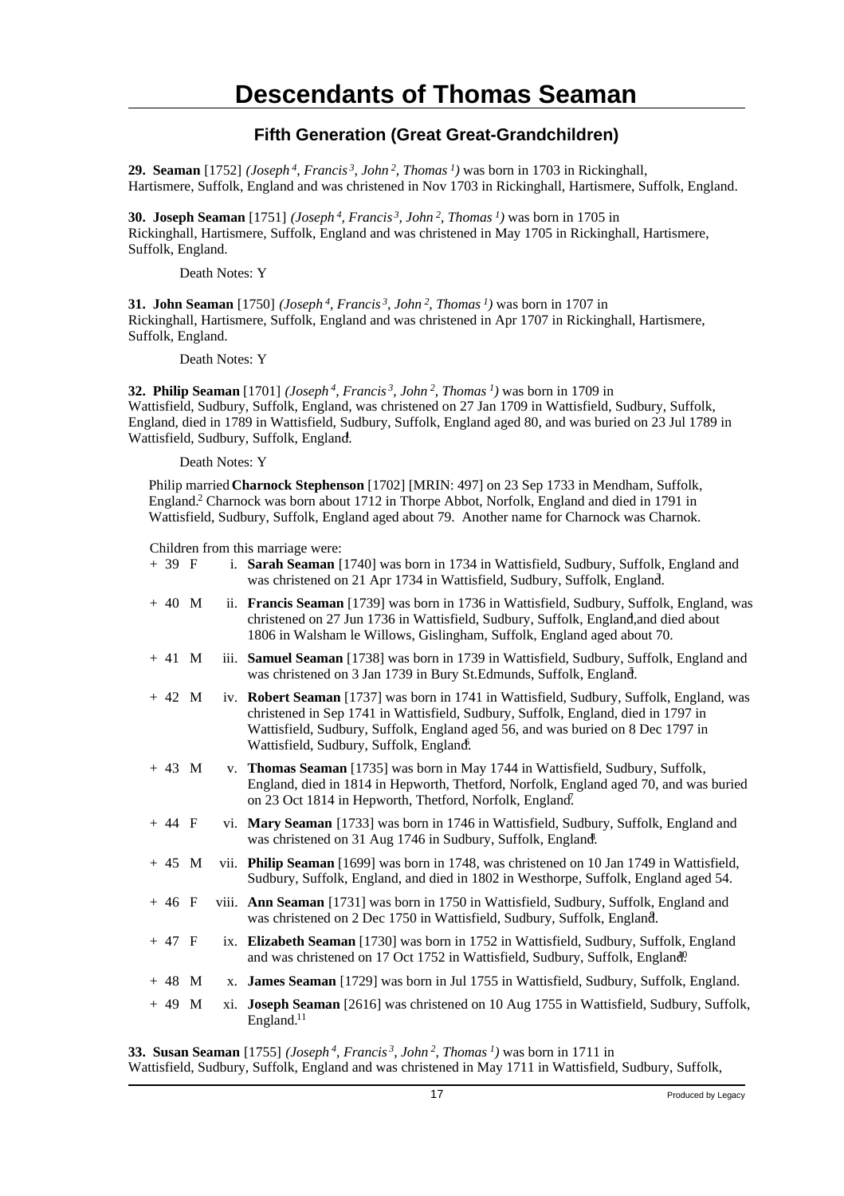# Descendants of Thomas Seaman

## Fifth Generation (Great Great-Grandchildren)

**29. Seaman** [1752] *(Joseph$^{4}$, Francis$^{3}$, John$^{2}$, Thomas$^{1}$)* was born in 1703 in Rickinghall, Hartismere, Suffolk, England and was christened in Nov 1703 in Rickinghall, Hartismere, Suffolk, England.

**30. Joseph Seaman** [1751] *(Joseph$^{4}$, Francis$^{3}$, John$^{2}$, Thomas$^{1}$)* was born in 1705 in Rickinghall, Hartismere, Suffolk, England and was christened in May 1705 in Rickinghall, Hartismere, Suffolk, England.

Death Notes: Y

**31. John Seaman** [1750] *(Joseph$^{4}$, Francis$^{3}$, John$^{2}$, Thomas$^{1}$)* was born in 1707 in Rickinghall, Hartismere, Suffolk, England and was christened in Apr 1707 in Rickinghall, Hartismere, Suffolk, England.

Death Notes: Y

**32. Philip Seaman** [1701] *(Joseph$^{4}$, Francis$^{3}$, John$^{2}$, Thomas$^{1}$)* was born in 1709 in Wattisfield, Sudbury, Suffolk, England, was christened on 27 Jan 1709 in Wattisfield, Sudbury, Suffolk, England, died in 1789 in Wattisfield, Sudbury, Suffolk, England aged 80, and was buried on 23 Jul 1789 in Wattisfield, Sudbury, Suffolk, England.[1]

Death Notes: Y

Philip married **Charnock Stephenson** [1702] [MRIN: 497] on 23 Sep 1733 in Mendham, Suffolk, England.[2] Charnock was born about 1712 in Thorpe Abbot, Norfolk, England and died in 1791 in Wattisfield, Sudbury, Suffolk, England aged about 79. Another name for Charnock was Charnok.

Children from this marriage were:

- \+ 39 F i. **Sarah Seaman** [1740] was born in 1734 in Wattisfield, Sudbury, Suffolk, England and was christened on 21 Apr 1734 in Wattisfield, Sudbury, Suffolk, England.[3]
- \+ 40 M ii. **Francis Seaman** [1739] was born in 1736 in Wattisfield, Sudbury, Suffolk, England, was christened on 27 Jun 1736 in Wattisfield, Sudbury, Suffolk, England,[4] and died about 1806 in Walsham le Willows, Gislingham, Suffolk, England aged about 70.
- \+ 41 M iii. **Samuel Seaman** [1738] was born in 1739 in Wattisfield, Sudbury, Suffolk, England and was christened on 3 Jan 1739 in Bury St.Edmunds, Suffolk, England.[5]
- \+ 42 M iv. **Robert Seaman** [1737] was born in 1741 in Wattisfield, Sudbury, Suffolk, England, was christened in Sep 1741 in Wattisfield, Sudbury, Suffolk, England, died in 1797 in Wattisfield, Sudbury, Suffolk, England aged 56, and was buried on 8 Dec 1797 in Wattisfield, Sudbury, Suffolk, England.[6]
- \+ 43 M v. **Thomas Seaman** [1735] was born in May 1744 in Wattisfield, Sudbury, Suffolk, England, died in 1814 in Hepworth, Thetford, Norfolk, England aged 70, and was buried on 23 Oct 1814 in Hepworth, Thetford, Norfolk, England.[7]
- \+ 44 F vi. **Mary Seaman** [1733] was born in 1746 in Wattisfield, Sudbury, Suffolk, England and was christened on 31 Aug 1746 in Sudbury, Suffolk, England.[8]
- \+ 45 M vii. **Philip Seaman** [1699] was born in 1748, was christened on 10 Jan 1749 in Wattisfield, Sudbury, Suffolk, England, and died in 1802 in Westhorpe, Suffolk, England aged 54.
- \+ 46 F viii. **Ann Seaman** [1731] was born in 1750 in Wattisfield, Sudbury, Suffolk, England and was christened on 2 Dec 1750 in Wattisfield, Sudbury, Suffolk, England.[9]
- \+ 47 F ix. **Elizabeth Seaman** [1730] was born in 1752 in Wattisfield, Sudbury, Suffolk, England and was christened on 17 Oct 1752 in Wattisfield, Sudbury, Suffolk, England.[10]
- \+ 48 M x. **James Seaman** [1729] was born in Jul 1755 in Wattisfield, Sudbury, Suffolk, England.
- \+ 49 M xi. **Joseph Seaman** [2616] was christened on 10 Aug 1755 in Wattisfield, Sudbury, Suffolk, England.[11]

**33. Susan Seaman** [1755] *(Joseph$^{4}$, Francis$^{3}$, John$^{2}$, Thomas$^{1}$)* was born in 1711 in Wattisfield, Sudbury, Suffolk, England and was christened in May 1711 in Wattisfield, Sudbury, Suffolk,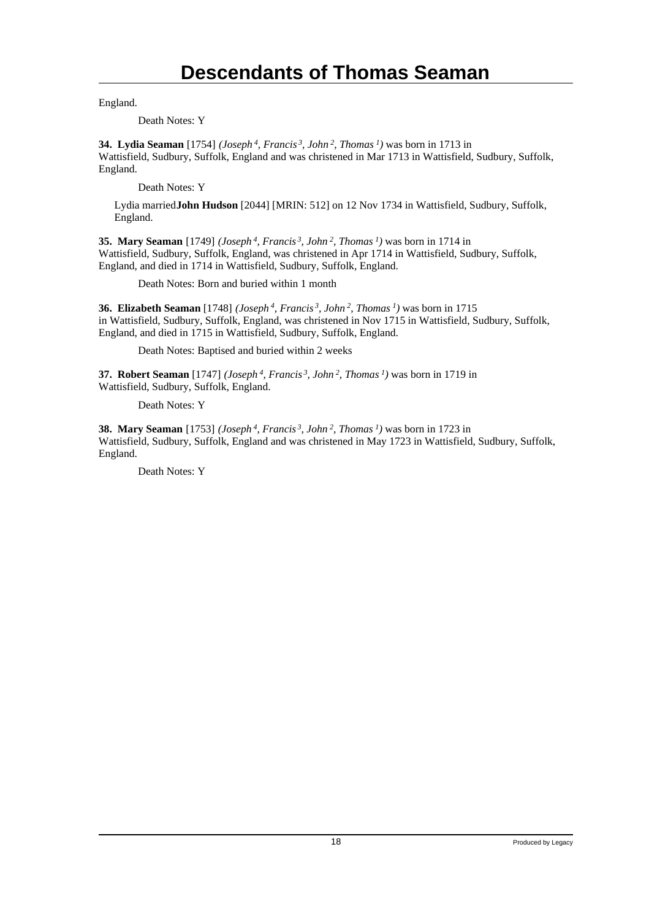England.

Death Notes: Y

**34. Lydia Seaman** [1754] *(Joseph [4], Francis [3], John [2], Thomas [1])* was born in 1713 in Wattisfield, Sudbury, Suffolk, England and was christened in Mar 1713 in Wattisfield, Sudbury, Suffolk, England.

Death Notes: Y

Lydia married **John Hudson** [2044] [MRIN: 512] on 12 Nov 1734 in Wattisfield, Sudbury, Suffolk, England.

**35. Mary Seaman** [1749] *(Joseph [4], Francis [3], John [2], Thomas [1])* was born in 1714 in Wattisfield, Sudbury, Suffolk, England, was christened in Apr 1714 in Wattisfield, Sudbury, Suffolk, England, and died in 1714 in Wattisfield, Sudbury, Suffolk, England.

Death Notes: Born and buried within 1 month

**36. Elizabeth Seaman** [1748] *(Joseph [4], Francis [3], John [2], Thomas [1])* was born in 1715 in Wattisfield, Sudbury, Suffolk, England, was christened in Nov 1715 in Wattisfield, Sudbury, Suffolk, England, and died in 1715 in Wattisfield, Sudbury, Suffolk, England.

Death Notes: Baptised and buried within 2 weeks

**37. Robert Seaman** [1747] *(Joseph [4], Francis [3], John [2], Thomas [1])* was born in 1719 in Wattisfield, Sudbury, Suffolk, England.

Death Notes: Y

**38. Mary Seaman** [1753] *(Joseph [4], Francis [3], John [2], Thomas [1])* was born in 1723 in Wattisfield, Sudbury, Suffolk, England and was christened in May 1723 in Wattisfield, Sudbury, Suffolk, England.

Death Notes: Y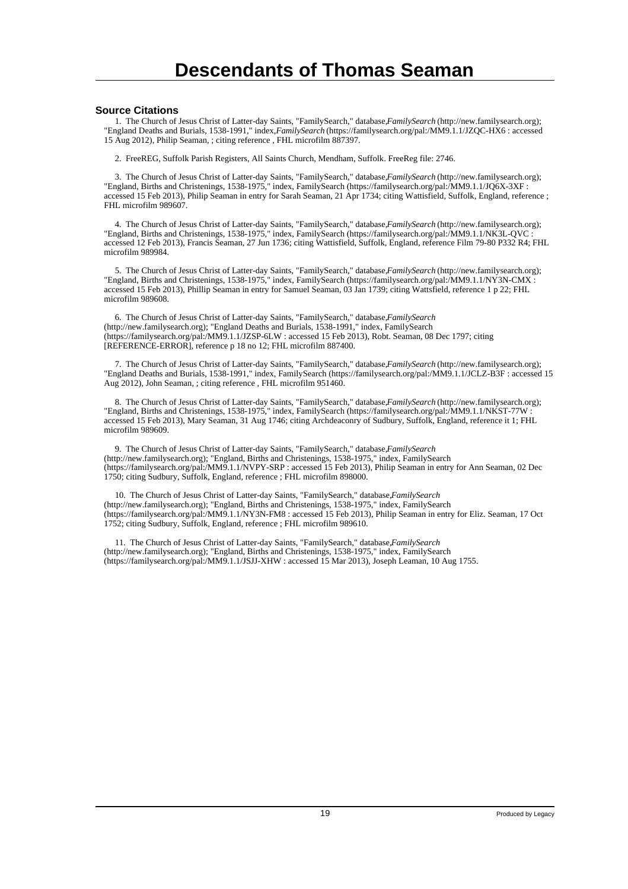# Descendants of Thomas Seaman

### Source Citations

1. The Church of Jesus Christ of Latter-day Saints, "FamilySearch," database,*FamilySearch* (http://new.familysearch.org); "England Deaths and Burials, 1538-1991," index,*FamilySearch* (https://familysearch.org/pal:/MM9.1.1/JZQC-HX6 : accessed 15 Aug 2012), Philip Seaman, ; citing reference , FHL microfilm 887397.

2. FreeREG, Suffolk Parish Registers, All Saints Church, Mendham, Suffolk. FreeReg file: 2746.

3. The Church of Jesus Christ of Latter-day Saints, "FamilySearch," database,*FamilySearch* (http://new.familysearch.org); "England, Births and Christenings, 1538-1975," index, FamilySearch (https://familysearch.org/pal:/MM9.1.1/JQ6X-3XF : accessed 15 Feb 2013), Philip Seaman in entry for Sarah Seaman, 21 Apr 1734; citing Wattisfield, Suffolk, England, reference ; FHL microfilm 989607.

4. The Church of Jesus Christ of Latter-day Saints, "FamilySearch," database,*FamilySearch* (http://new.familysearch.org); "England, Births and Christenings, 1538-1975," index, FamilySearch (https://familysearch.org/pal:/MM9.1.1/NK3L-QVC : accessed 12 Feb 2013), Francis Seaman, 27 Jun 1736; citing Wattisfield, Suffolk, England, reference Film 79-80 P332 R4; FHL microfilm 989984.

5. The Church of Jesus Christ of Latter-day Saints, "FamilySearch," database,*FamilySearch* (http://new.familysearch.org); "England, Births and Christenings, 1538-1975," index, FamilySearch (https://familysearch.org/pal:/MM9.1.1/NY3N-CMX : accessed 15 Feb 2013), Phillip Seaman in entry for Samuel Seaman, 03 Jan 1739; citing Wattsfield, reference 1 p 22; FHL microfilm 989608.

6. The Church of Jesus Christ of Latter-day Saints, "FamilySearch," database,*FamilySearch* (http://new.familysearch.org); "England Deaths and Burials, 1538-1991," index, FamilySearch (https://familysearch.org/pal:/MM9.1.1/JZSP-6LW : accessed 15 Feb 2013), Robt. Seaman, 08 Dec 1797; citing [REFERENCE-ERROR], reference p 18 no 12; FHL microfilm 887400.

7. The Church of Jesus Christ of Latter-day Saints, "FamilySearch," database,*FamilySearch* (http://new.familysearch.org); "England Deaths and Burials, 1538-1991," index, FamilySearch (https://familysearch.org/pal:/MM9.1.1/JCLZ-B3F : accessed 15 Aug 2012), John Seaman, ; citing reference , FHL microfilm 951460.

8. The Church of Jesus Christ of Latter-day Saints, "FamilySearch," database,*FamilySearch* (http://new.familysearch.org); "England, Births and Christenings, 1538-1975," index, FamilySearch (https://familysearch.org/pal:/MM9.1.1/NKST-77W : accessed 15 Feb 2013), Mary Seaman, 31 Aug 1746; citing Archdeaconry of Sudbury, Suffolk, England, reference it 1; FHL microfilm 989609.

9. The Church of Jesus Christ of Latter-day Saints, "FamilySearch," database,*FamilySearch* (http://new.familysearch.org); "England, Births and Christenings, 1538-1975," index, FamilySearch (https://familysearch.org/pal:/MM9.1.1/NVPY-SRP : accessed 15 Feb 2013), Philip Seaman in entry for Ann Seaman, 02 Dec 1750; citing Sudbury, Suffolk, England, reference ; FHL microfilm 898000.

10. The Church of Jesus Christ of Latter-day Saints, "FamilySearch," database,*FamilySearch* (http://new.familysearch.org); "England, Births and Christenings, 1538-1975," index, FamilySearch (https://familysearch.org/pal:/MM9.1.1/NY3N-FM8 : accessed 15 Feb 2013), Philip Seaman in entry for Eliz. Seaman, 17 Oct 1752; citing Sudbury, Suffolk, England, reference ; FHL microfilm 989610.

11. The Church of Jesus Christ of Latter-day Saints, "FamilySearch," database,*FamilySearch* (http://new.familysearch.org); "England, Births and Christenings, 1538-1975," index, FamilySearch (https://familysearch.org/pal:/MM9.1.1/JSJJ-XHW : accessed 15 Mar 2013), Joseph Leaman, 10 Aug 1755.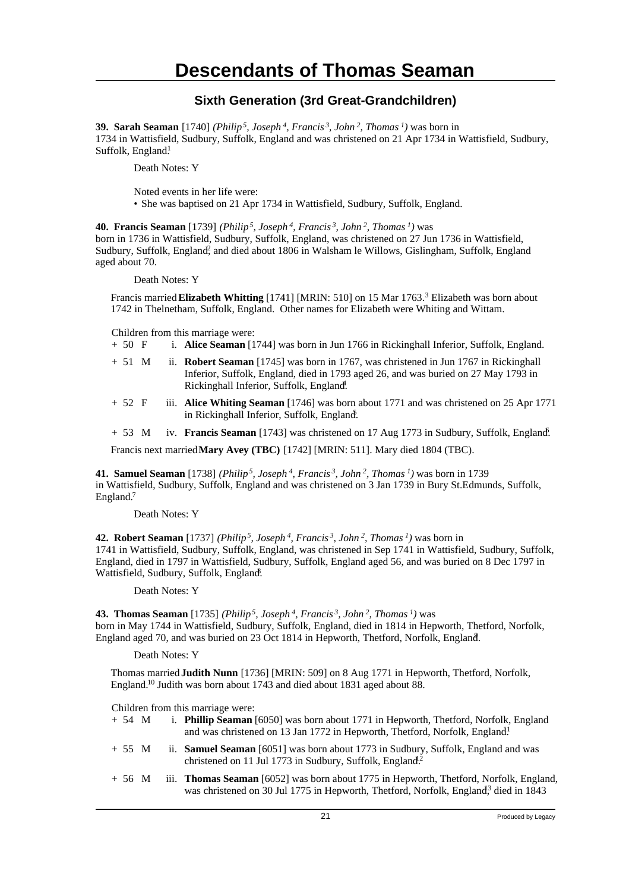# Descendants of Thomas Seaman

## Sixth Generation (3rd Great-Grandchildren)

**39. Sarah Seaman** [1740] *(Philip[5], Joseph[4], Francis[3], John[2], Thomas[1])* was born in 1734 in Wattisfield, Sudbury, Suffolk, England and was christened on 21 Apr 1734 in Wattisfield, Sudbury, Suffolk, England.[1]

Death Notes: Y

Noted events in her life were:

- She was baptised on 21 Apr 1734 in Wattisfield, Sudbury, Suffolk, England.

**40. Francis Seaman** [1739] *(Philip[5], Joseph[4], Francis[3], John[2], Thomas[1])* was born in 1736 in Wattisfield, Sudbury, Suffolk, England, was christened on 27 Jun 1736 in Wattisfield, Sudbury, Suffolk, England,[2] and died about 1806 in Walsham le Willows, Gislingham, Suffolk, England aged about 70.

Death Notes: Y

Francis married **Elizabeth Whitting** [1741] [MRIN: 510] on 15 Mar 1763.[3] Elizabeth was born about 1742 in Thelnetham, Suffolk, England. Other names for Elizabeth were Whiting and Wittam.

Children from this marriage were:

+ 50 F i. **Alice Seaman** [1744] was born in Jun 1766 in Rickinghall Inferior, Suffolk, England.

+ 51 M ii. **Robert Seaman** [1745] was born in 1767, was christened in Jun 1767 in Rickinghall Inferior, Suffolk, England, died in 1793 aged 26, and was buried on 27 May 1793 in Rickinghall Inferior, Suffolk, England.[4]

+ 52 F iii. **Alice Whiting Seaman** [1746] was born about 1771 and was christened on 25 Apr 1771 in Rickinghall Inferior, Suffolk, England.[5]

+ 53 M iv. **Francis Seaman** [1743] was christened on 17 Aug 1773 in Sudbury, Suffolk, England.[6]

Francis next married **Mary Avey (TBC)** [1742] [MRIN: 511]. Mary died 1804 (TBC).

**41. Samuel Seaman** [1738] *(Philip[5], Joseph[4], Francis[3], John[2], Thomas[1])* was born in 1739 in Wattisfield, Sudbury, Suffolk, England and was christened on 3 Jan 1739 in Bury St.Edmunds, Suffolk, England.[7]

Death Notes: Y

**42. Robert Seaman** [1737] *(Philip[5], Joseph[4], Francis[3], John[2], Thomas[1])* was born in 1741 in Wattisfield, Sudbury, Suffolk, England, was christened in Sep 1741 in Wattisfield, Sudbury, Suffolk, England, died in 1797 in Wattisfield, Sudbury, Suffolk, England aged 56, and was buried on 8 Dec 1797 in Wattisfield, Sudbury, Suffolk, England.[8]

Death Notes: Y

**43. Thomas Seaman** [1735] *(Philip[5], Joseph[4], Francis[3], John[2], Thomas[1])* was born in May 1744 in Wattisfield, Sudbury, Suffolk, England, died in 1814 in Hepworth, Thetford, Norfolk, England aged 70, and was buried on 23 Oct 1814 in Hepworth, Thetford, Norfolk, England.[9]

Death Notes: Y

Thomas married **Judith Nunn** [1736] [MRIN: 509] on 8 Aug 1771 in Hepworth, Thetford, Norfolk, England.[10] Judith was born about 1743 and died about 1831 aged about 88.

Children from this marriage were:

+ 54 M i. **Phillip Seaman** [6050] was born about 1771 in Hepworth, Thetford, Norfolk, England and was christened on 13 Jan 1772 in Hepworth, Thetford, Norfolk, England.[11]

+ 55 M ii. **Samuel Seaman** [6051] was born about 1773 in Sudbury, Suffolk, England and was christened on 11 Jul 1773 in Sudbury, Suffolk, England.[12]

+ 56 M iii. **Thomas Seaman** [6052] was born about 1775 in Hepworth, Thetford, Norfolk, England, was christened on 30 Jul 1775 in Hepworth, Thetford, Norfolk, England,[13] died in 1843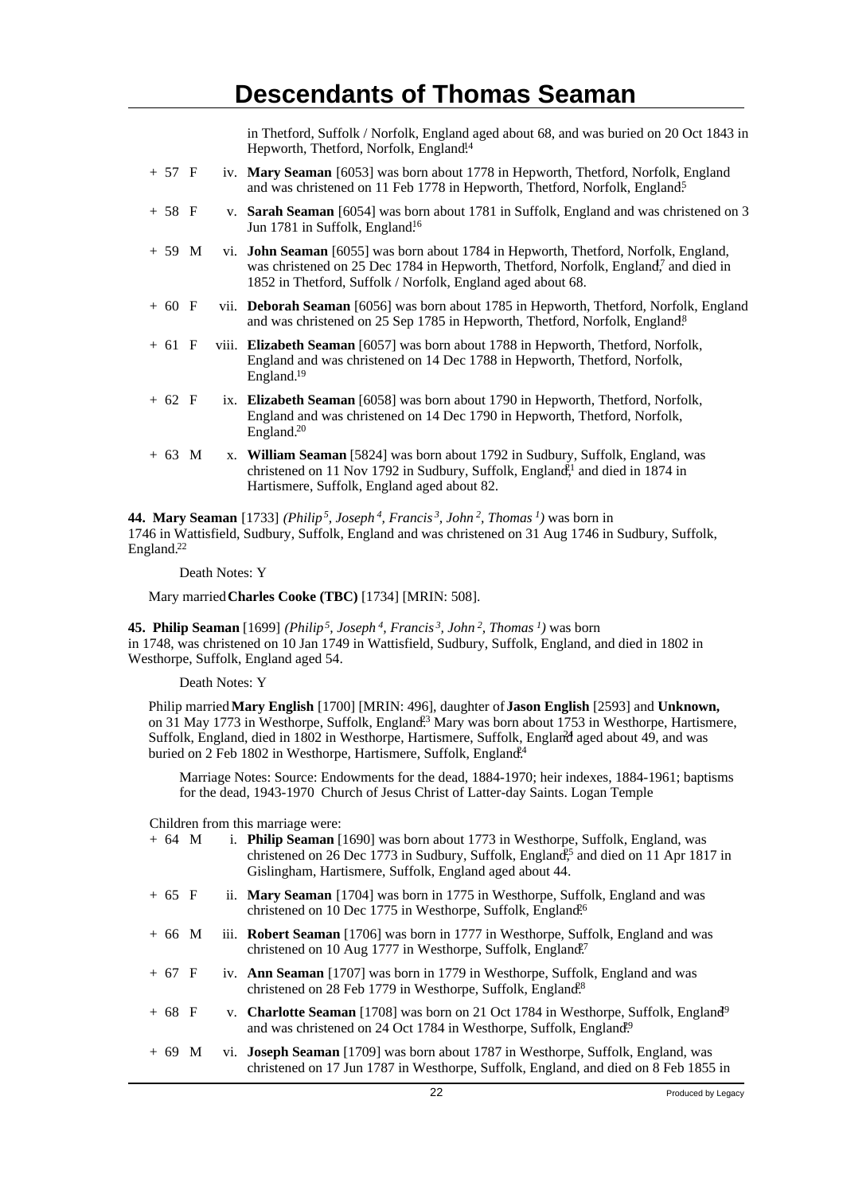in Thetford, Suffolk / Norfolk, England aged about 68, and was buried on 20 Oct 1843 in Hepworth, Thetford, Norfolk, England.[14]

+ 57 F iv. **Mary Seaman** [6053] was born about 1778 in Hepworth, Thetford, Norfolk, England and was christened on 11 Feb 1778 in Hepworth, Thetford, Norfolk, England.[15]

+ 58 F v. **Sarah Seaman** [6054] was born about 1781 in Suffolk, England and was christened on 3 Jun 1781 in Suffolk, England.[16]

+ 59 M vi. **John Seaman** [6055] was born about 1784 in Hepworth, Thetford, Norfolk, England, was christened on 25 Dec 1784 in Hepworth, Thetford, Norfolk, England,[17] and died in 1852 in Thetford, Suffolk / Norfolk, England aged about 68.

+ 60 F vii. **Deborah Seaman** [6056] was born about 1785 in Hepworth, Thetford, Norfolk, England and was christened on 25 Sep 1785 in Hepworth, Thetford, Norfolk, England.[18]

+ 61 F viii. **Elizabeth Seaman** [6057] was born about 1788 in Hepworth, Thetford, Norfolk, England and was christened on 14 Dec 1788 in Hepworth, Thetford, Norfolk, England.[19]

+ 62 F ix. **Elizabeth Seaman** [6058] was born about 1790 in Hepworth, Thetford, Norfolk, England and was christened on 14 Dec 1790 in Hepworth, Thetford, Norfolk, England.[20]

+ 63 M x. **William Seaman** [5824] was born about 1792 in Sudbury, Suffolk, England, was christened on 11 Nov 1792 in Sudbury, Suffolk, England,[21] and died in 1874 in Hartismere, Suffolk, England aged about 82.

**44. Mary Seaman** [1733] *(Philip⁵, Joseph⁴, Francis³, John², Thomas¹)* was born in 1746 in Wattisfield, Sudbury, Suffolk, England and was christened on 31 Aug 1746 in Sudbury, Suffolk, England.[22]

Death Notes: Y

Mary married **Charles Cooke (TBC)** [1734] [MRIN: 508].

**45. Philip Seaman** [1699] *(Philip⁵, Joseph⁴, Francis³, John², Thomas¹)* was born in 1748, was christened on 10 Jan 1749 in Wattisfield, Sudbury, Suffolk, England, and died in 1802 in Westhorpe, Suffolk, England aged 54.

Death Notes: Y

Philip married **Mary English** [1700] [MRIN: 496], daughter of **Jason English** [2593] and **Unknown,** on 31 May 1773 in Westhorpe, Suffolk, England.[23] Mary was born about 1753 in Westhorpe, Hartismere, Suffolk, England, died in 1802 in Westhorpe, Hartismere, Suffolk, England[24] aged about 49, and was buried on 2 Feb 1802 in Westhorpe, Hartismere, Suffolk, England.[24]

Marriage Notes: Source: Endowments for the dead, 1884-1970; heir indexes, 1884-1961; baptisms for the dead, 1943-1970 Church of Jesus Christ of Latter-day Saints. Logan Temple

Children from this marriage were:

+ 64 M i. **Philip Seaman** [1690] was born about 1773 in Westhorpe, Suffolk, England, was christened on 26 Dec 1773 in Sudbury, Suffolk, England,[25] and died on 11 Apr 1817 in Gislingham, Hartismere, Suffolk, England aged about 44.

+ 65 F ii. **Mary Seaman** [1704] was born in 1775 in Westhorpe, Suffolk, England and was christened on 10 Dec 1775 in Westhorpe, Suffolk, England.[26]

+ 66 M iii. **Robert Seaman** [1706] was born in 1777 in Westhorpe, Suffolk, England and was christened on 10 Aug 1777 in Westhorpe, Suffolk, England.[27]

+ 67 F iv. **Ann Seaman** [1707] was born in 1779 in Westhorpe, Suffolk, England and was christened on 28 Feb 1779 in Westhorpe, Suffolk, England.[28]

+ 68 F v. **Charlotte Seaman** [1708] was born on 21 Oct 1784 in Westhorpe, Suffolk, England[29] and was christened on 24 Oct 1784 in Westhorpe, Suffolk, England.[29]

+ 69 M vi. **Joseph Seaman** [1709] was born about 1787 in Westhorpe, Suffolk, England, was christened on 17 Jun 1787 in Westhorpe, Suffolk, England, and died on 8 Feb 1855 in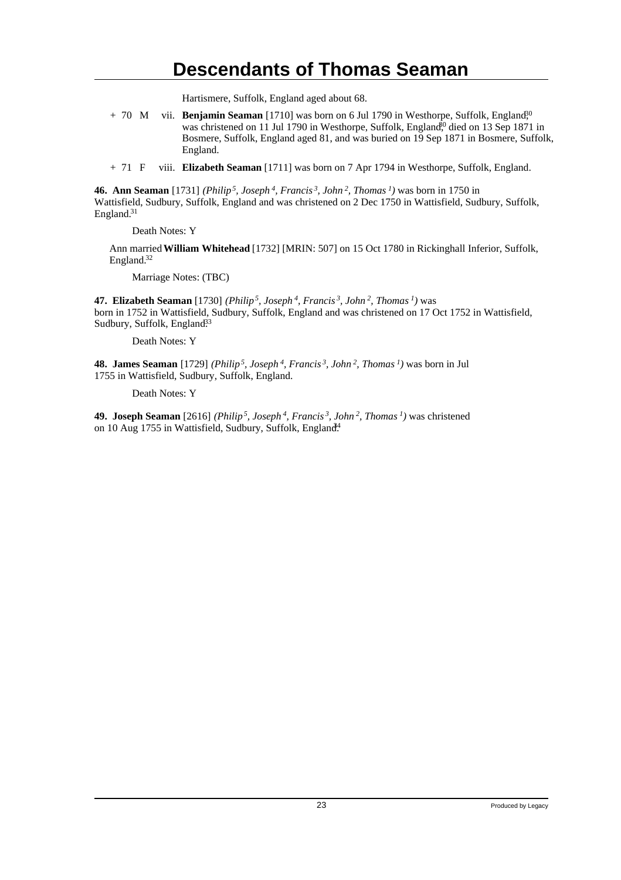Hartismere, Suffolk, England aged about 68.

\+ 70 M vii. **Benjamin Seaman** [1710] was born on 6 Jul 1790 in Westhorpe, Suffolk, England,[30] was christened on 11 Jul 1790 in Westhorpe, Suffolk, England,[30] died on 13 Sep 1871 in Bosmere, Suffolk, England aged 81, and was buried on 19 Sep 1871 in Bosmere, Suffolk, England.

\+ 71 F viii. **Elizabeth Seaman** [1711] was born on 7 Apr 1794 in Westhorpe, Suffolk, England.

**46. Ann Seaman** [1731] *(Philip[5], Joseph[4], Francis[3], John[2], Thomas[1])* was born in 1750 in Wattisfield, Sudbury, Suffolk, England and was christened on 2 Dec 1750 in Wattisfield, Sudbury, Suffolk, England.[31]

Death Notes: Y

Ann married **William Whitehead** [1732] [MRIN: 507] on 15 Oct 1780 in Rickinghall Inferior, Suffolk, England.[32]

Marriage Notes: (TBC)

**47. Elizabeth Seaman** [1730] *(Philip[5], Joseph[4], Francis[3], John[2], Thomas[1])* was born in 1752 in Wattisfield, Sudbury, Suffolk, England and was christened on 17 Oct 1752 in Wattisfield, Sudbury, Suffolk, England.[33]

Death Notes: Y

**48. James Seaman** [1729] *(Philip[5], Joseph[4], Francis[3], John[2], Thomas[1])* was born in Jul 1755 in Wattisfield, Sudbury, Suffolk, England.

Death Notes: Y

**49. Joseph Seaman** [2616] *(Philip[5], Joseph[4], Francis[3], John[2], Thomas[1])* was christened on 10 Aug 1755 in Wattisfield, Sudbury, Suffolk, England.[34]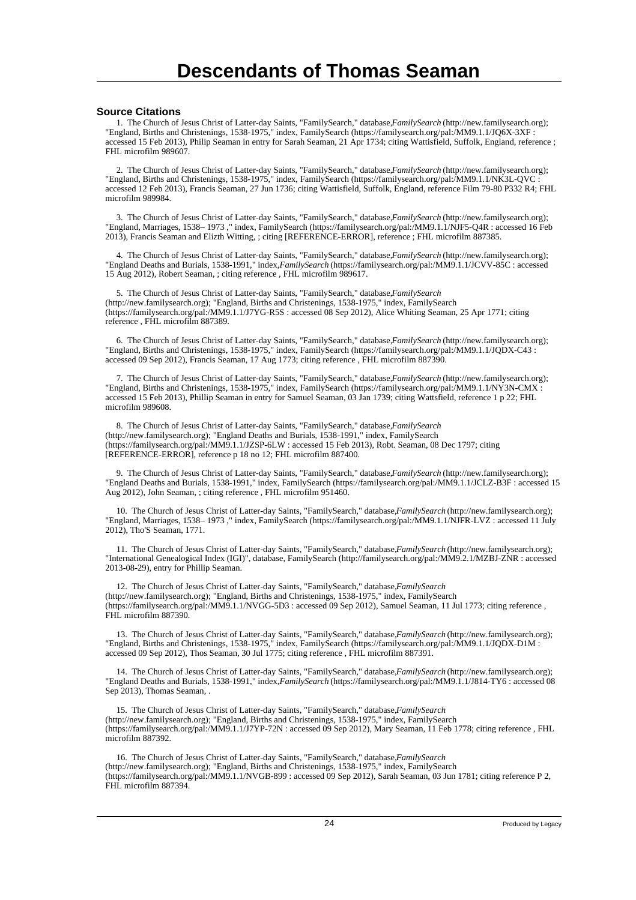# Descendants of Thomas Seaman

### Source Citations

1. The Church of Jesus Christ of Latter-day Saints, "FamilySearch," database,*FamilySearch* (http://new.familysearch.org); "England, Births and Christenings, 1538-1975," index, FamilySearch (https://familysearch.org/pal:/MM9.1.1/JQ6X-3XF : accessed 15 Feb 2013), Philip Seaman in entry for Sarah Seaman, 21 Apr 1734; citing Wattisfield, Suffolk, England, reference ; FHL microfilm 989607.

2. The Church of Jesus Christ of Latter-day Saints, "FamilySearch," database,*FamilySearch* (http://new.familysearch.org); "England, Births and Christenings, 1538-1975," index, FamilySearch (https://familysearch.org/pal:/MM9.1.1/NK3L-QVC : accessed 12 Feb 2013), Francis Seaman, 27 Jun 1736; citing Wattisfield, Suffolk, England, reference Film 79-80 P332 R4; FHL microfilm 989984.

3. The Church of Jesus Christ of Latter-day Saints, "FamilySearch," database,*FamilySearch* (http://new.familysearch.org); "England, Marriages, 1538– 1973 ," index, FamilySearch (https://familysearch.org/pal:/MM9.1.1/NJF5-Q4R : accessed 16 Feb 2013), Francis Seaman and Elizth Witting, ; citing [REFERENCE-ERROR], reference ; FHL microfilm 887385.

4. The Church of Jesus Christ of Latter-day Saints, "FamilySearch," database,*FamilySearch* (http://new.familysearch.org); "England Deaths and Burials, 1538-1991," index,*FamilySearch* (https://familysearch.org/pal:/MM9.1.1/JCVV-85C : accessed 15 Aug 2012), Robert Seaman, ; citing reference , FHL microfilm 989617.

5. The Church of Jesus Christ of Latter-day Saints, "FamilySearch," database,*FamilySearch* (http://new.familysearch.org); "England, Births and Christenings, 1538-1975," index, FamilySearch (https://familysearch.org/pal:/MM9.1.1/J7YG-R5S : accessed 08 Sep 2012), Alice Whiting Seaman, 25 Apr 1771; citing reference , FHL microfilm 887389.

6. The Church of Jesus Christ of Latter-day Saints, "FamilySearch," database,*FamilySearch* (http://new.familysearch.org); "England, Births and Christenings, 1538-1975," index, FamilySearch (https://familysearch.org/pal:/MM9.1.1/JQDX-C43 : accessed 09 Sep 2012), Francis Seaman, 17 Aug 1773; citing reference , FHL microfilm 887390.

7. The Church of Jesus Christ of Latter-day Saints, "FamilySearch," database,*FamilySearch* (http://new.familysearch.org); "England, Births and Christenings, 1538-1975," index, FamilySearch (https://familysearch.org/pal:/MM9.1.1/NY3N-CMX : accessed 15 Feb 2013), Phillip Seaman in entry for Samuel Seaman, 03 Jan 1739; citing Wattsfield, reference 1 p 22; FHL microfilm 989608.

8. The Church of Jesus Christ of Latter-day Saints, "FamilySearch," database,*FamilySearch* (http://new.familysearch.org); "England Deaths and Burials, 1538-1991," index, FamilySearch (https://familysearch.org/pal:/MM9.1.1/JZSP-6LW : accessed 15 Feb 2013), Robt. Seaman, 08 Dec 1797; citing [REFERENCE-ERROR], reference p 18 no 12; FHL microfilm 887400.

9. The Church of Jesus Christ of Latter-day Saints, "FamilySearch," database,*FamilySearch* (http://new.familysearch.org); "England Deaths and Burials, 1538-1991," index, FamilySearch (https://familysearch.org/pal:/MM9.1.1/JCLZ-B3F : accessed 15 Aug 2012), John Seaman, ; citing reference , FHL microfilm 951460.

10. The Church of Jesus Christ of Latter-day Saints, "FamilySearch," database,*FamilySearch* (http://new.familysearch.org); "England, Marriages, 1538– 1973 ," index, FamilySearch (https://familysearch.org/pal:/MM9.1.1/NJFR-LVZ : accessed 11 July 2012), Tho'S Seaman, 1771.

11. The Church of Jesus Christ of Latter-day Saints, "FamilySearch," database,*FamilySearch* (http://new.familysearch.org); "International Genealogical Index (IGI)", database, FamilySearch (http://familysearch.org/pal:/MM9.2.1/MZBJ-ZNR : accessed 2013-08-29), entry for Phillip Seaman.

12. The Church of Jesus Christ of Latter-day Saints, "FamilySearch," database,*FamilySearch* (http://new.familysearch.org); "England, Births and Christenings, 1538-1975," index, FamilySearch (https://familysearch.org/pal:/MM9.1.1/NVGG-5D3 : accessed 09 Sep 2012), Samuel Seaman, 11 Jul 1773; citing reference , FHL microfilm 887390.

13. The Church of Jesus Christ of Latter-day Saints, "FamilySearch," database,*FamilySearch* (http://new.familysearch.org); "England, Births and Christenings, 1538-1975," index, FamilySearch (https://familysearch.org/pal:/MM9.1.1/JQDX-D1M : accessed 09 Sep 2012), Thos Seaman, 30 Jul 1775; citing reference , FHL microfilm 887391.

14. The Church of Jesus Christ of Latter-day Saints, "FamilySearch," database,*FamilySearch* (http://new.familysearch.org); "England Deaths and Burials, 1538-1991," index,*FamilySearch* (https://familysearch.org/pal:/MM9.1.1/J814-TY6 : accessed 08 Sep 2013), Thomas Seaman, .

15. The Church of Jesus Christ of Latter-day Saints, "FamilySearch," database,*FamilySearch* (http://new.familysearch.org); "England, Births and Christenings, 1538-1975," index, FamilySearch (https://familysearch.org/pal:/MM9.1.1/J7YP-72N : accessed 09 Sep 2012), Mary Seaman, 11 Feb 1778; citing reference , FHL microfilm 887392.

16. The Church of Jesus Christ of Latter-day Saints, "FamilySearch," database,*FamilySearch* (http://new.familysearch.org); "England, Births and Christenings, 1538-1975," index, FamilySearch (https://familysearch.org/pal:/MM9.1.1/NVGB-899 : accessed 09 Sep 2012), Sarah Seaman, 03 Jun 1781; citing reference P 2, FHL microfilm 887394.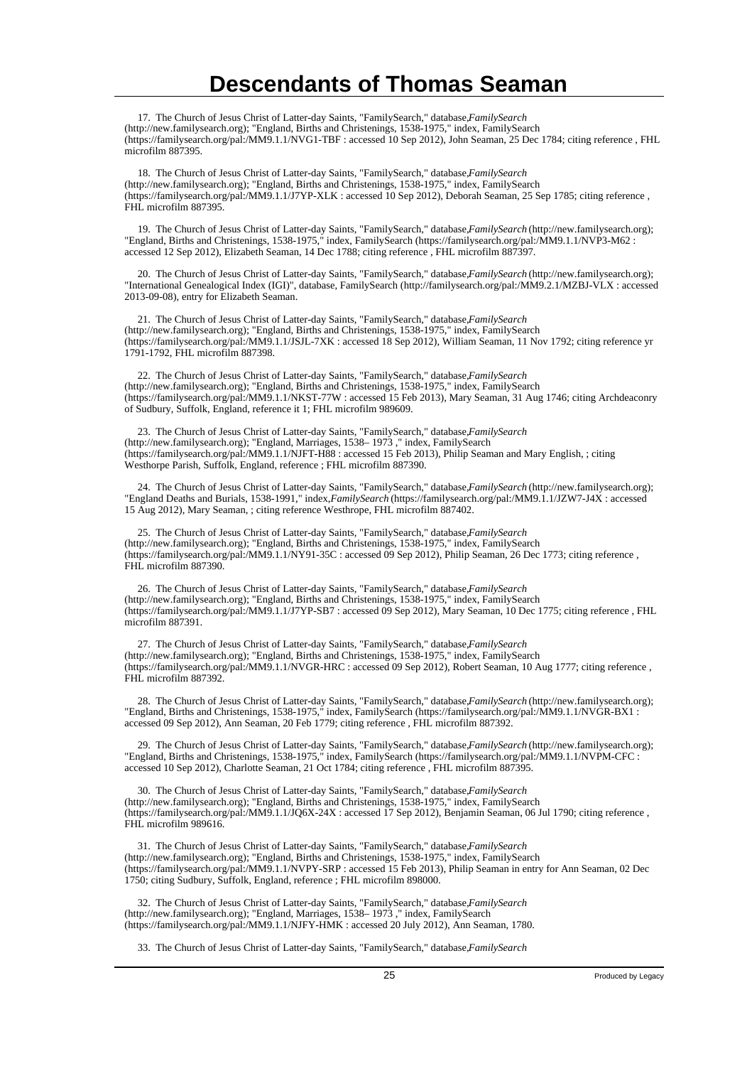17. The Church of Jesus Christ of Latter-day Saints, "FamilySearch," database,*FamilySearch* (http://new.familysearch.org); "England, Births and Christenings, 1538-1975," index, FamilySearch (https://familysearch.org/pal:/MM9.1.1/NVG1-TBF : accessed 10 Sep 2012), John Seaman, 25 Dec 1784; citing reference , FHL microfilm 887395.

18. The Church of Jesus Christ of Latter-day Saints, "FamilySearch," database,*FamilySearch* (http://new.familysearch.org); "England, Births and Christenings, 1538-1975," index, FamilySearch (https://familysearch.org/pal:/MM9.1.1/J7YP-XLK : accessed 10 Sep 2012), Deborah Seaman, 25 Sep 1785; citing reference , FHL microfilm 887395.

19. The Church of Jesus Christ of Latter-day Saints, "FamilySearch," database,*FamilySearch* (http://new.familysearch.org); "England, Births and Christenings, 1538-1975," index, FamilySearch (https://familysearch.org/pal:/MM9.1.1/NVP3-M62 : accessed 12 Sep 2012), Elizabeth Seaman, 14 Dec 1788; citing reference , FHL microfilm 887397.

20. The Church of Jesus Christ of Latter-day Saints, "FamilySearch," database,*FamilySearch* (http://new.familysearch.org); "International Genealogical Index (IGI)", database, FamilySearch (http://familysearch.org/pal:/MM9.2.1/MZBJ-VLX : accessed 2013-09-08), entry for Elizabeth Seaman.

21. The Church of Jesus Christ of Latter-day Saints, "FamilySearch," database,*FamilySearch* (http://new.familysearch.org); "England, Births and Christenings, 1538-1975," index, FamilySearch (https://familysearch.org/pal:/MM9.1.1/JSJL-7XK : accessed 18 Sep 2012), William Seaman, 11 Nov 1792; citing reference yr 1791-1792, FHL microfilm 887398.

22. The Church of Jesus Christ of Latter-day Saints, "FamilySearch," database,*FamilySearch* (http://new.familysearch.org); "England, Births and Christenings, 1538-1975," index, FamilySearch (https://familysearch.org/pal:/MM9.1.1/NKST-77W : accessed 15 Feb 2013), Mary Seaman, 31 Aug 1746; citing Archdeaconry of Sudbury, Suffolk, England, reference it 1; FHL microfilm 989609.

23. The Church of Jesus Christ of Latter-day Saints, "FamilySearch," database,*FamilySearch* (http://new.familysearch.org); "England, Marriages, 1538– 1973 ," index, FamilySearch (https://familysearch.org/pal:/MM9.1.1/NJFT-H88 : accessed 15 Feb 2013), Philip Seaman and Mary English, ; citing Westhorpe Parish, Suffolk, England, reference ; FHL microfilm 887390.

24. The Church of Jesus Christ of Latter-day Saints, "FamilySearch," database,*FamilySearch* (http://new.familysearch.org); "England Deaths and Burials, 1538-1991," index,*FamilySearch* (https://familysearch.org/pal:/MM9.1.1/JZW7-J4X : accessed 15 Aug 2012), Mary Seaman, ; citing reference Westhrope, FHL microfilm 887402.

25. The Church of Jesus Christ of Latter-day Saints, "FamilySearch," database,*FamilySearch* (http://new.familysearch.org); "England, Births and Christenings, 1538-1975," index, FamilySearch (https://familysearch.org/pal:/MM9.1.1/NY91-35C : accessed 09 Sep 2012), Philip Seaman, 26 Dec 1773; citing reference , FHL microfilm 887390.

26. The Church of Jesus Christ of Latter-day Saints, "FamilySearch," database,*FamilySearch* (http://new.familysearch.org); "England, Births and Christenings, 1538-1975," index, FamilySearch (https://familysearch.org/pal:/MM9.1.1/J7YP-SB7 : accessed 09 Sep 2012), Mary Seaman, 10 Dec 1775; citing reference , FHL microfilm 887391.

27. The Church of Jesus Christ of Latter-day Saints, "FamilySearch," database,*FamilySearch* (http://new.familysearch.org); "England, Births and Christenings, 1538-1975," index, FamilySearch (https://familysearch.org/pal:/MM9.1.1/NVGR-HRC : accessed 09 Sep 2012), Robert Seaman, 10 Aug 1777; citing reference , FHL microfilm 887392.

28. The Church of Jesus Christ of Latter-day Saints, "FamilySearch," database,*FamilySearch* (http://new.familysearch.org); "England, Births and Christenings, 1538-1975," index, FamilySearch (https://familysearch.org/pal:/MM9.1.1/NVGR-BX1 : accessed 09 Sep 2012), Ann Seaman, 20 Feb 1779; citing reference , FHL microfilm 887392.

29. The Church of Jesus Christ of Latter-day Saints, "FamilySearch," database,*FamilySearch* (http://new.familysearch.org); "England, Births and Christenings, 1538-1975," index, FamilySearch (https://familysearch.org/pal:/MM9.1.1/NVPM-CFC : accessed 10 Sep 2012), Charlotte Seaman, 21 Oct 1784; citing reference , FHL microfilm 887395.

30. The Church of Jesus Christ of Latter-day Saints, "FamilySearch," database,*FamilySearch* (http://new.familysearch.org); "England, Births and Christenings, 1538-1975," index, FamilySearch (https://familysearch.org/pal:/MM9.1.1/JQ6X-24X : accessed 17 Sep 2012), Benjamin Seaman, 06 Jul 1790; citing reference , FHL microfilm 989616.

31. The Church of Jesus Christ of Latter-day Saints, "FamilySearch," database,*FamilySearch* (http://new.familysearch.org); "England, Births and Christenings, 1538-1975," index, FamilySearch (https://familysearch.org/pal:/MM9.1.1/NVPY-SRP : accessed 15 Feb 2013), Philip Seaman in entry for Ann Seaman, 02 Dec 1750; citing Sudbury, Suffolk, England, reference ; FHL microfilm 898000.

32. The Church of Jesus Christ of Latter-day Saints, "FamilySearch," database,*FamilySearch* (http://new.familysearch.org); "England, Marriages, 1538– 1973 ," index, FamilySearch (https://familysearch.org/pal:/MM9.1.1/NJFY-HMK : accessed 20 July 2012), Ann Seaman, 1780.

33. The Church of Jesus Christ of Latter-day Saints, "FamilySearch," database,*FamilySearch*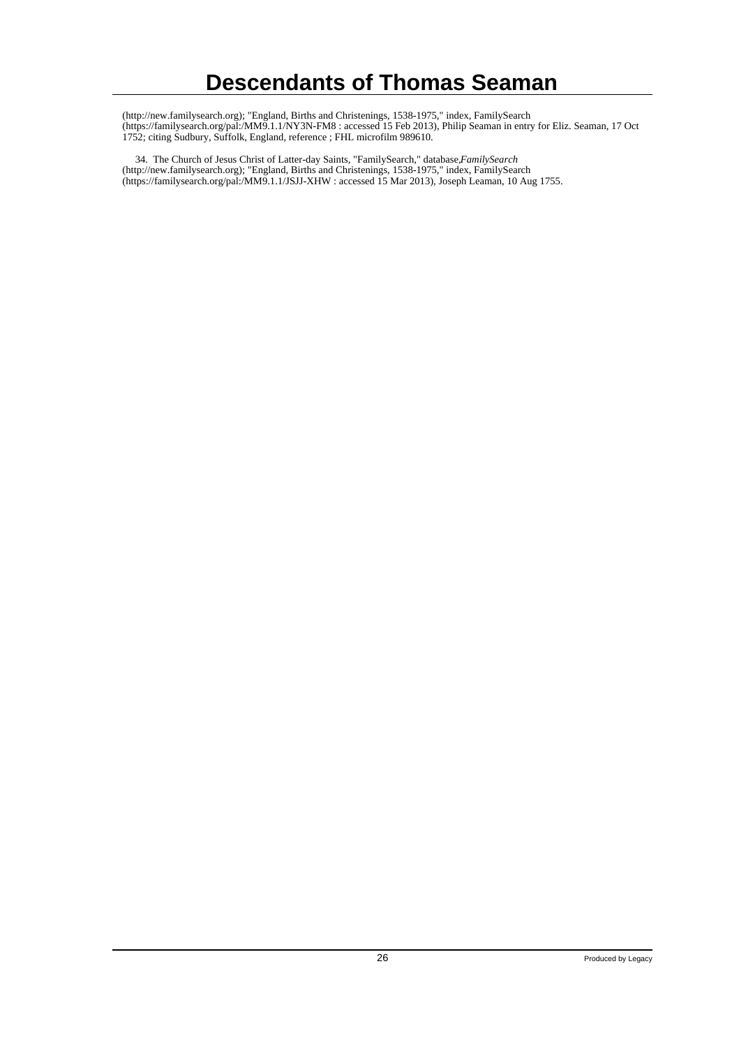(http://new.familysearch.org); "England, Births and Christenings, 1538-1975," index, FamilySearch (https://familysearch.org/pal:/MM9.1.1/NY3N-FM8 : accessed 15 Feb 2013), Philip Seaman in entry for Eliz. Seaman, 17 Oct 1752; citing Sudbury, Suffolk, England, reference ; FHL microfilm 989610.

34. The Church of Jesus Christ of Latter-day Saints, "FamilySearch," database,*FamilySearch* (http://new.familysearch.org); "England, Births and Christenings, 1538-1975," index, FamilySearch (https://familysearch.org/pal:/MM9.1.1/JSJJ-XHW : accessed 15 Mar 2013), Joseph Leaman, 10 Aug 1755.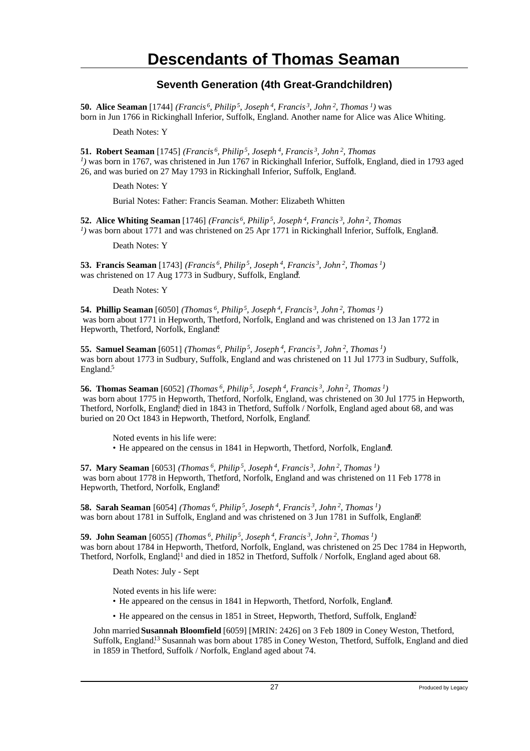# Descendants of Thomas Seaman

## Seventh Generation (4th Great-Grandchildren)

**50. Alice Seaman** [1744] *(Francis 6, Philip 5, Joseph 4, Francis 3, John 2, Thomas 1)* was born in Jun 1766 in Rickinghall Inferior, Suffolk, England. Another name for Alice was Alice Whiting.

Death Notes: Y

**51. Robert Seaman** [1745] *(Francis 6, Philip 5, Joseph 4, Francis 3, John 2, Thomas 1)* was born in 1767, was christened in Jun 1767 in Rickinghall Inferior, Suffolk, England, died in 1793 aged 26, and was buried on 27 May 1793 in Rickinghall Inferior, Suffolk, England.[1]

Death Notes: Y

Burial Notes: Father: Francis Seaman. Mother: Elizabeth Whitten

**52. Alice Whiting Seaman** [1746] *(Francis 6, Philip 5, Joseph 4, Francis 3, John 2, Thomas 1)* was born about 1771 and was christened on 25 Apr 1771 in Rickinghall Inferior, Suffolk, England.[2]

Death Notes: Y

**53. Francis Seaman** [1743] *(Francis 6, Philip 5, Joseph 4, Francis 3, John 2, Thomas 1)* was christened on 17 Aug 1773 in Sudbury, Suffolk, England.[3]

Death Notes: Y

**54. Phillip Seaman** [6050] *(Thomas 6, Philip 5, Joseph 4, Francis 3, John 2, Thomas 1)* was born about 1771 in Hepworth, Thetford, Norfolk, England and was christened on 13 Jan 1772 in Hepworth, Thetford, Norfolk, England.[4]

**55. Samuel Seaman** [6051] *(Thomas 6, Philip 5, Joseph 4, Francis 3, John 2, Thomas 1)* was born about 1773 in Sudbury, Suffolk, England and was christened on 11 Jul 1773 in Sudbury, Suffolk, England.[5]

**56. Thomas Seaman** [6052] *(Thomas 6, Philip 5, Joseph 4, Francis 3, John 2, Thomas 1)* was born about 1775 in Hepworth, Thetford, Norfolk, England, was christened on 30 Jul 1775 in Hepworth, Thetford, Norfolk, England,[6] died in 1843 in Thetford, Suffolk / Norfolk, England aged about 68, and was buried on 20 Oct 1843 in Hepworth, Thetford, Norfolk, England.[7]

Noted events in his life were:

- He appeared on the census in 1841 in Hepworth, Thetford, Norfolk, England.[8]

**57. Mary Seaman** [6053] *(Thomas 6, Philip 5, Joseph 4, Francis 3, John 2, Thomas 1)* was born about 1778 in Hepworth, Thetford, Norfolk, England and was christened on 11 Feb 1778 in Hepworth, Thetford, Norfolk, England.[9]

**58. Sarah Seaman** [6054] *(Thomas 6, Philip 5, Joseph 4, Francis 3, John 2, Thomas 1)* was born about 1781 in Suffolk, England and was christened on 3 Jun 1781 in Suffolk, England.[10]

**59. John Seaman** [6055] *(Thomas 6, Philip 5, Joseph 4, Francis 3, John 2, Thomas 1)* was born about 1784 in Hepworth, Thetford, Norfolk, England, was christened on 25 Dec 1784 in Hepworth, Thetford, Norfolk, England,[11] and died in 1852 in Thetford, Suffolk / Norfolk, England aged about 68.

Death Notes: July - Sept

Noted events in his life were:

- He appeared on the census in 1841 in Hepworth, Thetford, Norfolk, England.[8]
- He appeared on the census in 1851 in Street, Hepworth, Thetford, Suffolk, England.[12]

John married **Susannah Bloomfield** [6059] [MRIN: 2426] on 3 Feb 1809 in Coney Weston, Thetford, Suffolk, England.[13] Susannah was born about 1785 in Coney Weston, Thetford, Suffolk, England and died in 1859 in Thetford, Suffolk / Norfolk, England aged about 74.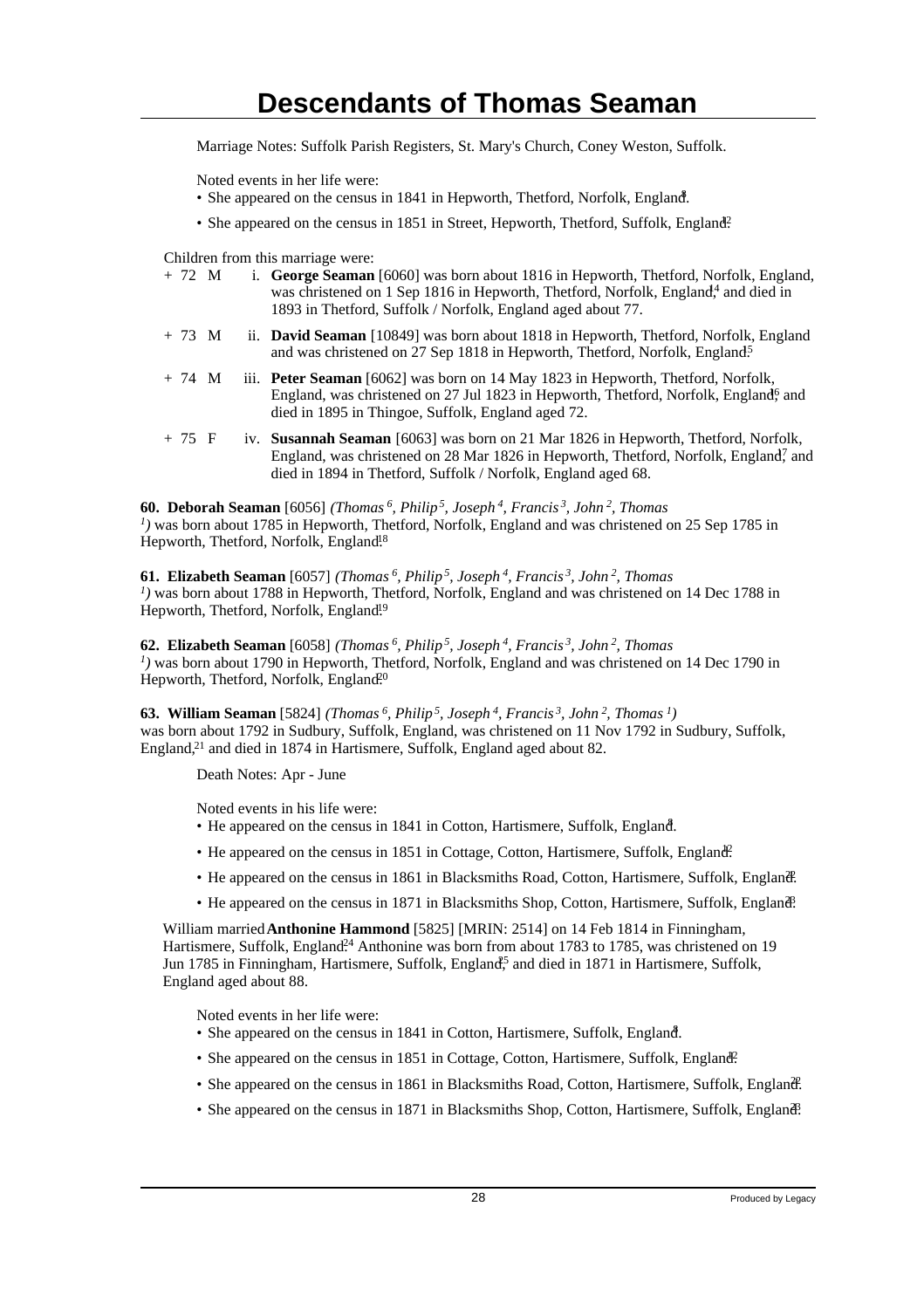Marriage Notes: Suffolk Parish Registers, St. Mary's Church, Coney Weston, Suffolk.

Noted events in her life were:

- She appeared on the census in 1841 in Hepworth, Thetford, Norfolk, England.[8]
- She appeared on the census in 1851 in Street, Hepworth, Thetford, Suffolk, England.[12]

Children from this marriage were:

+ 72 M i. **George Seaman** [6060] was born about 1816 in Hepworth, Thetford, Norfolk, England, was christened on 1 Sep 1816 in Hepworth, Thetford, Norfolk, England,[14] and died in 1893 in Thetford, Suffolk / Norfolk, England aged about 77.

+ 73 M ii. **David Seaman** [10849] was born about 1818 in Hepworth, Thetford, Norfolk, England and was christened on 27 Sep 1818 in Hepworth, Thetford, Norfolk, England.[15]

+ 74 M iii. **Peter Seaman** [6062] was born on 14 May 1823 in Hepworth, Thetford, Norfolk, England, was christened on 27 Jul 1823 in Hepworth, Thetford, Norfolk, England,[16] and died in 1895 in Thingoe, Suffolk, England aged 72.

+ 75 F iv. **Susannah Seaman** [6063] was born on 21 Mar 1826 in Hepworth, Thetford, Norfolk, England, was christened on 28 Mar 1826 in Hepworth, Thetford, Norfolk, England,[17] and died in 1894 in Thetford, Suffolk / Norfolk, England aged 68.

**60. Deborah Seaman** [6056] *(Thomas[6], Philip[5], Joseph[4], Francis[3], John[2], Thomas[1])* was born about 1785 in Hepworth, Thetford, Norfolk, England and was christened on 25 Sep 1785 in Hepworth, Thetford, Norfolk, England.[18]

**61. Elizabeth Seaman** [6057] *(Thomas[6], Philip[5], Joseph[4], Francis[3], John[2], Thomas[1])* was born about 1788 in Hepworth, Thetford, Norfolk, England and was christened on 14 Dec 1788 in Hepworth, Thetford, Norfolk, England.[19]

**62. Elizabeth Seaman** [6058] *(Thomas[6], Philip[5], Joseph[4], Francis[3], John[2], Thomas[1])* was born about 1790 in Hepworth, Thetford, Norfolk, England and was christened on 14 Dec 1790 in Hepworth, Thetford, Norfolk, England.[20]

**63. William Seaman** [5824] *(Thomas[6], Philip[5], Joseph[4], Francis[3], John[2], Thomas[1])* was born about 1792 in Sudbury, Suffolk, England, was christened on 11 Nov 1792 in Sudbury, Suffolk, England,[21] and died in 1874 in Hartismere, Suffolk, England aged about 82.

Death Notes: Apr - June

Noted events in his life were:

- He appeared on the census in 1841 in Cotton, Hartismere, Suffolk, England.[8]
- He appeared on the census in 1851 in Cottage, Cotton, Hartismere, Suffolk, England.[12]
- He appeared on the census in 1861 in Blacksmiths Road, Cotton, Hartismere, Suffolk, England.[22]
- He appeared on the census in 1871 in Blacksmiths Shop, Cotton, Hartismere, Suffolk, England.[23]

William married **Anthonine Hammond** [5825] [MRIN: 2514] on 14 Feb 1814 in Finningham, Hartismere, Suffolk, England.[24] Anthonine was born from about 1783 to 1785, was christened on 19 Jun 1785 in Finningham, Hartismere, Suffolk, England,[25] and died in 1871 in Hartismere, Suffolk, England aged about 88.

Noted events in her life were:

- She appeared on the census in 1841 in Cotton, Hartismere, Suffolk, England.[8]
- She appeared on the census in 1851 in Cottage, Cotton, Hartismere, Suffolk, England.[12]
- She appeared on the census in 1861 in Blacksmiths Road, Cotton, Hartismere, Suffolk, England.[22]
- She appeared on the census in 1871 in Blacksmiths Shop, Cotton, Hartismere, Suffolk, England.[23]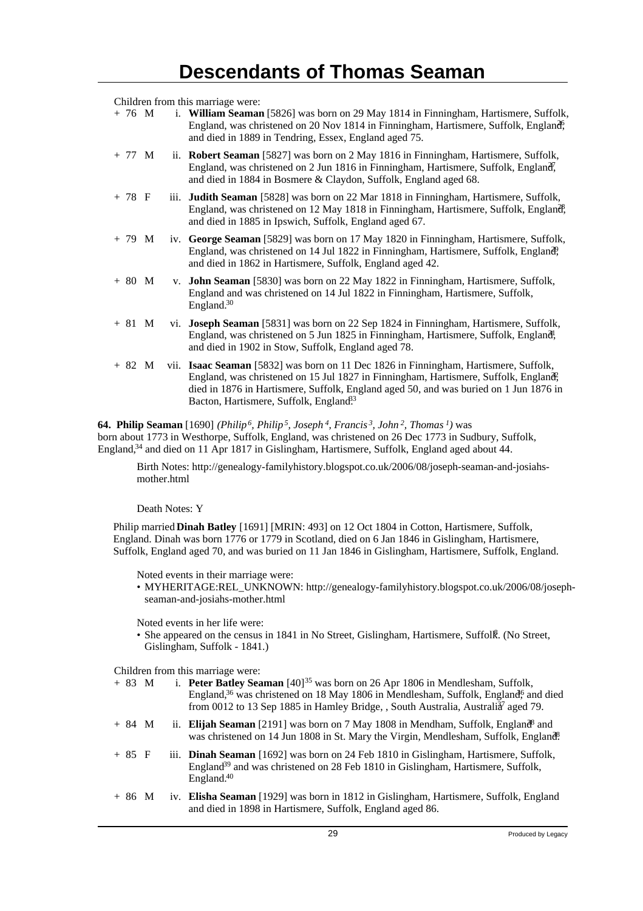# Descendants of Thomas Seaman

Children from this marriage were:

+ 76 M i. **William Seaman** [5826] was born on 29 May 1814 in Finningham, Hartismere, Suffolk, England, was christened on 20 Nov 1814 in Finningham, Hartismere, Suffolk, England,[26] and died in 1889 in Tendring, Essex, England aged 75.

+ 77 M ii. **Robert Seaman** [5827] was born on 2 May 1816 in Finningham, Hartismere, Suffolk, England, was christened on 2 Jun 1816 in Finningham, Hartismere, Suffolk, England,[27] and died in 1884 in Bosmere & Claydon, Suffolk, England aged 68.

+ 78 F iii. **Judith Seaman** [5828] was born on 22 Mar 1818 in Finningham, Hartismere, Suffolk, England, was christened on 12 May 1818 in Finningham, Hartismere, Suffolk, England,[28] and died in 1885 in Ipswich, Suffolk, England aged 67.

+ 79 M iv. **George Seaman** [5829] was born on 17 May 1820 in Finningham, Hartismere, Suffolk, England, was christened on 14 Jul 1822 in Finningham, Hartismere, Suffolk, England,[29] and died in 1862 in Hartismere, Suffolk, England aged 42.

+ 80 M v. **John Seaman** [5830] was born on 22 May 1822 in Finningham, Hartismere, Suffolk, England and was christened on 14 Jul 1822 in Finningham, Hartismere, Suffolk, England.[30]

+ 81 M vi. **Joseph Seaman** [5831] was born on 22 Sep 1824 in Finningham, Hartismere, Suffolk, England, was christened on 5 Jun 1825 in Finningham, Hartismere, Suffolk, England,[31] and died in 1902 in Stow, Suffolk, England aged 78.

+ 82 M vii. **Isaac Seaman** [5832] was born on 11 Dec 1826 in Finningham, Hartismere, Suffolk, England, was christened on 15 Jul 1827 in Finningham, Hartismere, Suffolk, England,[32] died in 1876 in Hartismere, Suffolk, England aged 50, and was buried on 1 Jun 1876 in Bacton, Hartismere, Suffolk, England.[33]

**64. Philip Seaman** [1690] *(Philip[6], Philip[5], Joseph[4], Francis[3], John[2], Thomas[1])* was born about 1773 in Westhorpe, Suffolk, England, was christened on 26 Dec 1773 in Sudbury, Suffolk, England,[34] and died on 11 Apr 1817 in Gislingham, Hartismere, Suffolk, England aged about 44.

Birth Notes: http://genealogy-familyhistory.blogspot.co.uk/2006/08/joseph-seaman-and-josiahs-mother.html

Death Notes: Y

Philip married **Dinah Batley** [1691] [MRIN: 493] on 12 Oct 1804 in Cotton, Hartismere, Suffolk, England. Dinah was born 1776 or 1779 in Scotland, died on 6 Jan 1846 in Gislingham, Hartismere, Suffolk, England aged 70, and was buried on 11 Jan 1846 in Gislingham, Hartismere, Suffolk, England.

Noted events in their marriage were:

- MYHERITAGE:REL_UNKNOWN: http://genealogy-familyhistory.blogspot.co.uk/2006/08/joseph-seaman-and-josiahs-mother.html

Noted events in her life were:

- She appeared on the census in 1841 in No Street, Gislingham, Hartismere, Suffolk.[8] (No Street, Gislingham, Suffolk - 1841.)

Children from this marriage were:

+ 83 M i. **Peter Batley Seaman** [40][35] was born on 26 Apr 1806 in Mendlesham, Suffolk, England,[36] was christened on 18 May 1806 in Mendlesham, Suffolk, England,[16] and died from 0012 to 13 Sep 1885 in Hamley Bridge, , South Australia, Australia[37] aged 79.

+ 84 M ii. **Elijah Seaman** [2191] was born on 7 May 1808 in Mendham, Suffolk, England[38] and was christened on 14 Jun 1808 in St. Mary the Virgin, Mendlesham, Suffolk, England.[38]

+ 85 F iii. **Dinah Seaman** [1692] was born on 24 Feb 1810 in Gislingham, Hartismere, Suffolk, England[39] and was christened on 28 Feb 1810 in Gislingham, Hartismere, Suffolk, England.[40]

+ 86 M iv. **Elisha Seaman** [1929] was born in 1812 in Gislingham, Hartismere, Suffolk, England and died in 1898 in Hartismere, Suffolk, England aged 86.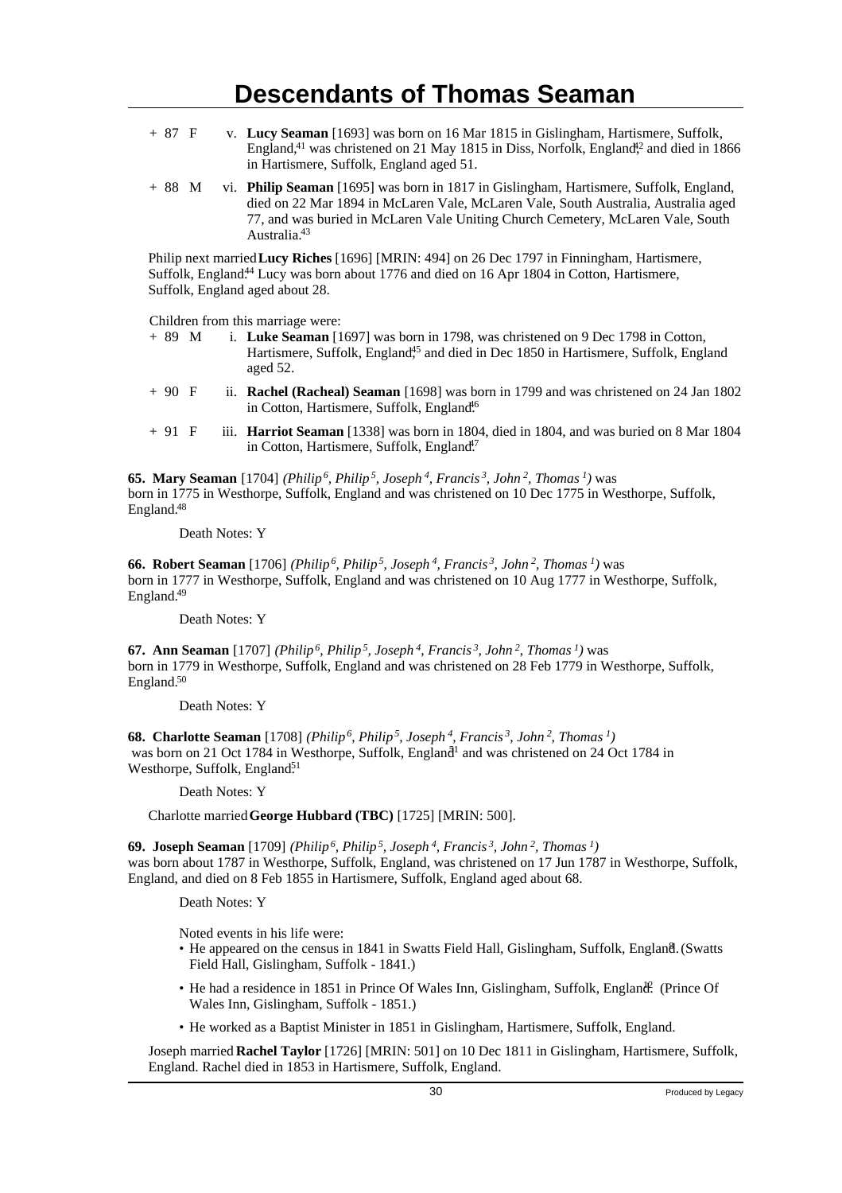- \+ 87 F v. **Lucy Seaman** [1693] was born on 16 Mar 1815 in Gislingham, Hartismere, Suffolk, England,[41] was christened on 21 May 1815 in Diss, Norfolk, England,[42] and died in 1866 in Hartismere, Suffolk, England aged 51.
- \+ 88 M vi. **Philip Seaman** [1695] was born in 1817 in Gislingham, Hartismere, Suffolk, England, died on 22 Mar 1894 in McLaren Vale, McLaren Vale, South Australia, Australia aged 77, and was buried in McLaren Vale Uniting Church Cemetery, McLaren Vale, South Australia.[43]

Philip next married **Lucy Riches** [1696] [MRIN: 494] on 26 Dec 1797 in Finningham, Hartismere, Suffolk, England.[44] Lucy was born about 1776 and died on 16 Apr 1804 in Cotton, Hartismere, Suffolk, England aged about 28.

Children from this marriage were:

- \+ 89 M i. **Luke Seaman** [1697] was born in 1798, was christened on 9 Dec 1798 in Cotton, Hartismere, Suffolk, England,[45] and died in Dec 1850 in Hartismere, Suffolk, England aged 52.
- \+ 90 F ii. **Rachel (Racheal) Seaman** [1698] was born in 1799 and was christened on 24 Jan 1802 in Cotton, Hartismere, Suffolk, England.[46]
- \+ 91 F iii. **Harriot Seaman** [1338] was born in 1804, died in 1804, and was buried on 8 Mar 1804 in Cotton, Hartismere, Suffolk, England.[47]

**65. Mary Seaman** [1704] *(Philip⁶, Philip⁵, Joseph⁴, Francis³, John², Thomas¹)* was born in 1775 in Westhorpe, Suffolk, England and was christened on 10 Dec 1775 in Westhorpe, Suffolk, England.[48]

Death Notes: Y

**66. Robert Seaman** [1706] *(Philip⁶, Philip⁵, Joseph⁴, Francis³, John², Thomas¹)* was born in 1777 in Westhorpe, Suffolk, England and was christened on 10 Aug 1777 in Westhorpe, Suffolk, England.[49]

Death Notes: Y

**67. Ann Seaman** [1707] *(Philip⁶, Philip⁵, Joseph⁴, Francis³, John², Thomas¹)* was born in 1779 in Westhorpe, Suffolk, England and was christened on 28 Feb 1779 in Westhorpe, Suffolk, England.[50]

Death Notes: Y

**68. Charlotte Seaman** [1708] *(Philip⁶, Philip⁵, Joseph⁴, Francis³, John², Thomas¹)* was born on 21 Oct 1784 in Westhorpe, Suffolk, England[51] and was christened on 24 Oct 1784 in Westhorpe, Suffolk, England.[51]

Death Notes: Y

Charlotte married **George Hubbard (TBC)** [1725] [MRIN: 500].

**69. Joseph Seaman** [1709] *(Philip⁶, Philip⁵, Joseph⁴, Francis³, John², Thomas¹)* was born about 1787 in Westhorpe, Suffolk, England, was christened on 17 Jun 1787 in Westhorpe, Suffolk, England, and died on 8 Feb 1855 in Hartismere, Suffolk, England aged about 68.

Death Notes: Y

Noted events in his life were:

- He appeared on the census in 1841 in Swatts Field Hall, Gislingham, Suffolk, England.[8] (Swatts Field Hall, Gislingham, Suffolk - 1841.)
- He had a residence in 1851 in Prince Of Wales Inn, Gislingham, Suffolk, England.[12] (Prince Of Wales Inn, Gislingham, Suffolk - 1851.)
- He worked as a Baptist Minister in 1851 in Gislingham, Hartismere, Suffolk, England.

Joseph married **Rachel Taylor** [1726] [MRIN: 501] on 10 Dec 1811 in Gislingham, Hartismere, Suffolk, England. Rachel died in 1853 in Hartismere, Suffolk, England.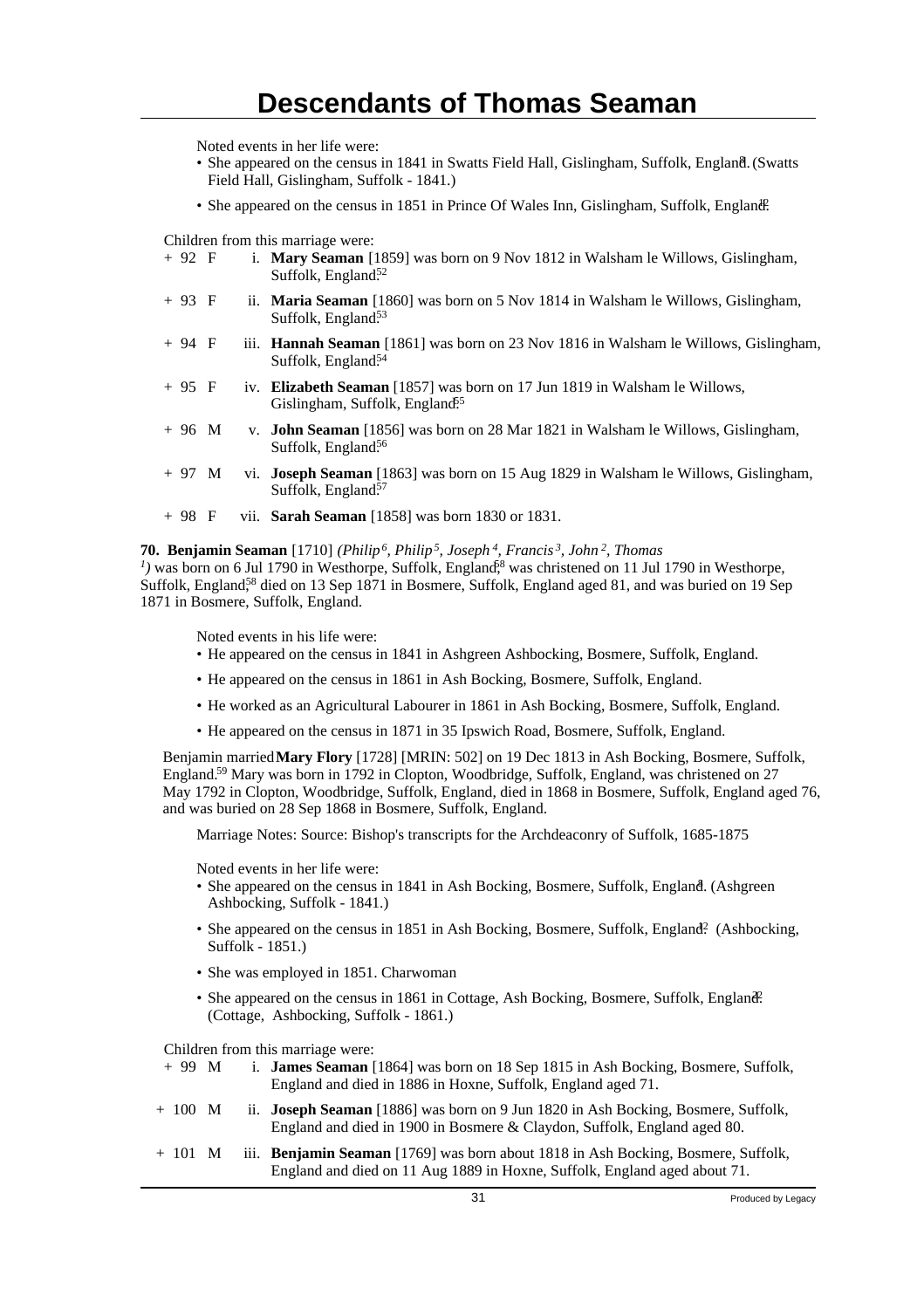Noted events in her life were:

- She appeared on the census in 1841 in Swatts Field Hall, Gislingham, Suffolk, England.[1] (Swatts Field Hall, Gislingham, Suffolk - 1841.)
- She appeared on the census in 1851 in Prince Of Wales Inn, Gislingham, Suffolk, England.[2]

Children from this marriage were:

+ 92 F i. **Mary Seaman** [1859] was born on 9 Nov 1812 in Walsham le Willows, Gislingham, Suffolk, England.[52]

+ 93 F ii. **Maria Seaman** [1860] was born on 5 Nov 1814 in Walsham le Willows, Gislingham, Suffolk, England.[53]

+ 94 F iii. **Hannah Seaman** [1861] was born on 23 Nov 1816 in Walsham le Willows, Gislingham, Suffolk, England.[54]

+ 95 F iv. **Elizabeth Seaman** [1857] was born on 17 Jun 1819 in Walsham le Willows, Gislingham, Suffolk, England.[55]

+ 96 M v. **John Seaman** [1856] was born on 28 Mar 1821 in Walsham le Willows, Gislingham, Suffolk, England.[56]

+ 97 M vi. **Joseph Seaman** [1863] was born on 15 Aug 1829 in Walsham le Willows, Gislingham, Suffolk, England.[57]

+ 98 F vii. **Sarah Seaman** [1858] was born 1830 or 1831.

**70. Benjamin Seaman** [1710] *(Philip[6], Philip[5], Joseph[4], Francis[3], John[2], Thomas[1])* was born on 6 Jul 1790 in Westhorpe, Suffolk, England,[58] was christened on 11 Jul 1790 in Westhorpe, Suffolk, England,[58] died on 13 Sep 1871 in Bosmere, Suffolk, England aged 81, and was buried on 19 Sep 1871 in Bosmere, Suffolk, England.

Noted events in his life were:

- He appeared on the census in 1841 in Ashgreen Ashbocking, Bosmere, Suffolk, England.
- He appeared on the census in 1861 in Ash Bocking, Bosmere, Suffolk, England.
- He worked as an Agricultural Labourer in 1861 in Ash Bocking, Bosmere, Suffolk, England.
- He appeared on the census in 1871 in 35 Ipswich Road, Bosmere, Suffolk, England.

Benjamin married **Mary Flory** [1728] [MRIN: 502] on 19 Dec 1813 in Ash Bocking, Bosmere, Suffolk, England.[59] Mary was born in 1792 in Clopton, Woodbridge, Suffolk, England, was christened on 27 May 1792 in Clopton, Woodbridge, Suffolk, England, died in 1868 in Bosmere, Suffolk, England aged 76, and was buried on 28 Sep 1868 in Bosmere, Suffolk, England.

Marriage Notes: Source: Bishop's transcripts for the Archdeaconry of Suffolk, 1685-1875

Noted events in her life were:

- She appeared on the census in 1841 in Ash Bocking, Bosmere, Suffolk, England.[1] (Ashgreen Ashbocking, Suffolk - 1841.)
- She appeared on the census in 1851 in Ash Bocking, Bosmere, Suffolk, England.[2] (Ashbocking, Suffolk - 1851.)
- She was employed in 1851. Charwoman
- She appeared on the census in 1861 in Cottage, Ash Bocking, Bosmere, Suffolk, England.[22] (Cottage, Ashbocking, Suffolk - 1861.)

Children from this marriage were:

+ 99 M i. **James Seaman** [1864] was born on 18 Sep 1815 in Ash Bocking, Bosmere, Suffolk, England and died in 1886 in Hoxne, Suffolk, England aged 71.

+ 100 M ii. **Joseph Seaman** [1886] was born on 9 Jun 1820 in Ash Bocking, Bosmere, Suffolk, England and died in 1900 in Bosmere & Claydon, Suffolk, England aged 80.

+ 101 M iii. **Benjamin Seaman** [1769] was born about 1818 in Ash Bocking, Bosmere, Suffolk, England and died on 11 Aug 1889 in Hoxne, Suffolk, England aged about 71.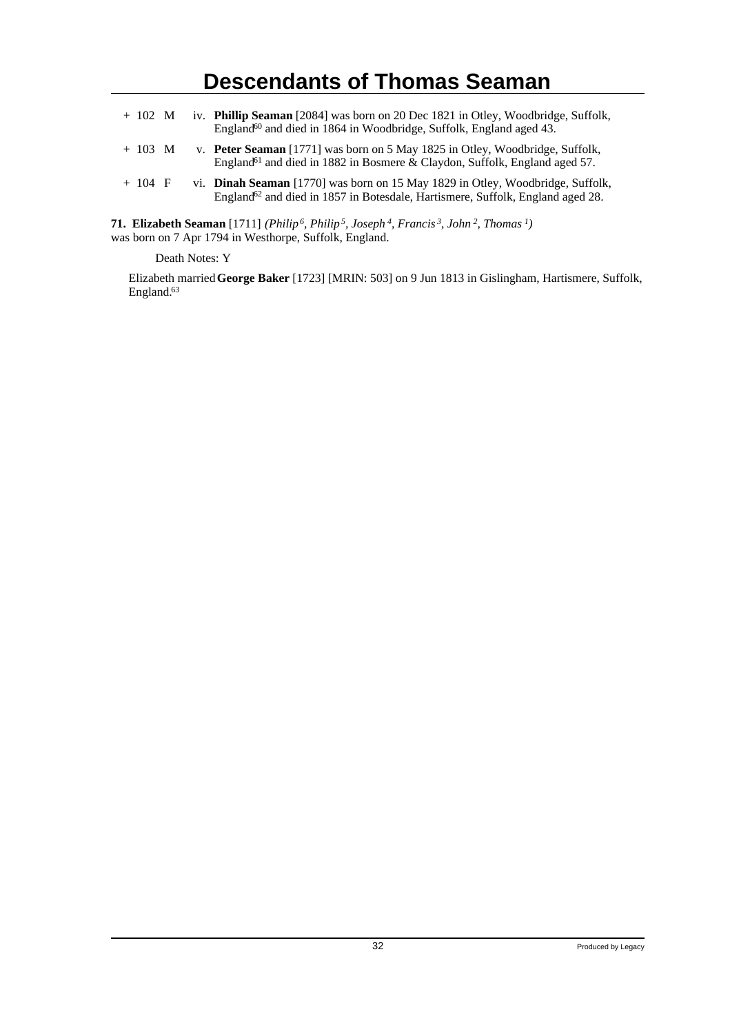+ 102 M iv. **Phillip Seaman** [2084] was born on 20 Dec 1821 in Otley, Woodbridge, Suffolk, England[60] and died in 1864 in Woodbridge, Suffolk, England aged 43.

+ 103 M v. **Peter Seaman** [1771] was born on 5 May 1825 in Otley, Woodbridge, Suffolk, England[61] and died in 1882 in Bosmere & Claydon, Suffolk, England aged 57.

+ 104 F vi. **Dinah Seaman** [1770] was born on 15 May 1829 in Otley, Woodbridge, Suffolk, England[62] and died in 1857 in Botesdale, Hartismere, Suffolk, England aged 28.

**71. Elizabeth Seaman** [1711] *(Philip⁶, Philip⁵, Joseph⁴, Francis³, John², Thomas¹)* was born on 7 Apr 1794 in Westhorpe, Suffolk, England.

Death Notes: Y

Elizabeth married **George Baker** [1723] [MRIN: 503] on 9 Jun 1813 in Gislingham, Hartismere, Suffolk, England.[63]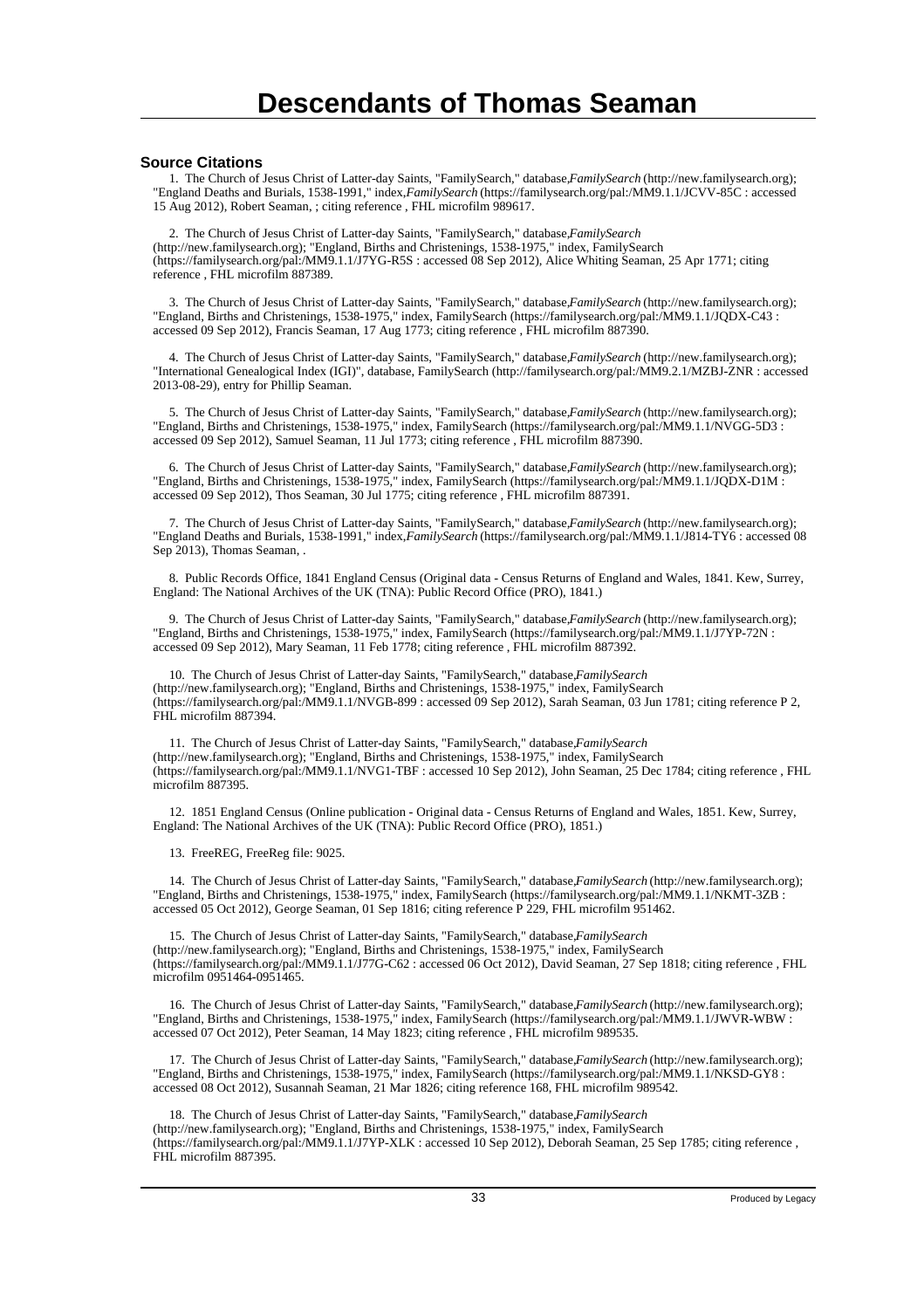# Descendants of Thomas Seaman

### Source Citations

1. The Church of Jesus Christ of Latter-day Saints, "FamilySearch," database,*FamilySearch* (http://new.familysearch.org); "England Deaths and Burials, 1538-1991," index,*FamilySearch* (https://familysearch.org/pal:/MM9.1.1/JCVV-85C : accessed 15 Aug 2012), Robert Seaman, ; citing reference , FHL microfilm 989617.

2. The Church of Jesus Christ of Latter-day Saints, "FamilySearch," database,*FamilySearch* (http://new.familysearch.org); "England, Births and Christenings, 1538-1975," index, FamilySearch (https://familysearch.org/pal:/MM9.1.1/J7YG-R5S : accessed 08 Sep 2012), Alice Whiting Seaman, 25 Apr 1771; citing reference , FHL microfilm 887389.

3. The Church of Jesus Christ of Latter-day Saints, "FamilySearch," database,*FamilySearch* (http://new.familysearch.org); "England, Births and Christenings, 1538-1975," index, FamilySearch (https://familysearch.org/pal:/MM9.1.1/JQDX-C43 : accessed 09 Sep 2012), Francis Seaman, 17 Aug 1773; citing reference , FHL microfilm 887390.

4. The Church of Jesus Christ of Latter-day Saints, "FamilySearch," database,*FamilySearch* (http://new.familysearch.org); "International Genealogical Index (IGI)", database, FamilySearch (http://familysearch.org/pal:/MM9.2.1/MZBJ-ZNR : accessed 2013-08-29), entry for Phillip Seaman.

5. The Church of Jesus Christ of Latter-day Saints, "FamilySearch," database,*FamilySearch* (http://new.familysearch.org); "England, Births and Christenings, 1538-1975," index, FamilySearch (https://familysearch.org/pal:/MM9.1.1/NVGG-5D3 : accessed 09 Sep 2012), Samuel Seaman, 11 Jul 1773; citing reference , FHL microfilm 887390.

6. The Church of Jesus Christ of Latter-day Saints, "FamilySearch," database,*FamilySearch* (http://new.familysearch.org); "England, Births and Christenings, 1538-1975," index, FamilySearch (https://familysearch.org/pal:/MM9.1.1/JQDX-D1M : accessed 09 Sep 2012), Thos Seaman, 30 Jul 1775; citing reference , FHL microfilm 887391.

7. The Church of Jesus Christ of Latter-day Saints, "FamilySearch," database,*FamilySearch* (http://new.familysearch.org); "England Deaths and Burials, 1538-1991," index,*FamilySearch* (https://familysearch.org/pal:/MM9.1.1/J814-TY6 : accessed 08 Sep 2013), Thomas Seaman, .

8. Public Records Office, 1841 England Census (Original data - Census Returns of England and Wales, 1841. Kew, Surrey, England: The National Archives of the UK (TNA): Public Record Office (PRO), 1841.)

9. The Church of Jesus Christ of Latter-day Saints, "FamilySearch," database,*FamilySearch* (http://new.familysearch.org); "England, Births and Christenings, 1538-1975," index, FamilySearch (https://familysearch.org/pal:/MM9.1.1/J7YP-72N : accessed 09 Sep 2012), Mary Seaman, 11 Feb 1778; citing reference , FHL microfilm 887392.

10. The Church of Jesus Christ of Latter-day Saints, "FamilySearch," database,*FamilySearch* (http://new.familysearch.org); "England, Births and Christenings, 1538-1975," index, FamilySearch (https://familysearch.org/pal:/MM9.1.1/NVGB-899 : accessed 09 Sep 2012), Sarah Seaman, 03 Jun 1781; citing reference P 2, FHL microfilm 887394.

11. The Church of Jesus Christ of Latter-day Saints, "FamilySearch," database,*FamilySearch* (http://new.familysearch.org); "England, Births and Christenings, 1538-1975," index, FamilySearch (https://familysearch.org/pal:/MM9.1.1/NVG1-TBF : accessed 10 Sep 2012), John Seaman, 25 Dec 1784; citing reference , FHL microfilm 887395.

12. 1851 England Census (Online publication - Original data - Census Returns of England and Wales, 1851. Kew, Surrey, England: The National Archives of the UK (TNA): Public Record Office (PRO), 1851.)

13. FreeREG, FreeReg file: 9025.

14. The Church of Jesus Christ of Latter-day Saints, "FamilySearch," database,*FamilySearch* (http://new.familysearch.org); "England, Births and Christenings, 1538-1975," index, FamilySearch (https://familysearch.org/pal:/MM9.1.1/NKMT-3ZB : accessed 05 Oct 2012), George Seaman, 01 Sep 1816; citing reference P 229, FHL microfilm 951462.

15. The Church of Jesus Christ of Latter-day Saints, "FamilySearch," database,*FamilySearch* (http://new.familysearch.org); "England, Births and Christenings, 1538-1975," index, FamilySearch (https://familysearch.org/pal:/MM9.1.1/J77G-C62 : accessed 06 Oct 2012), David Seaman, 27 Sep 1818; citing reference , FHL microfilm 0951464-0951465.

16. The Church of Jesus Christ of Latter-day Saints, "FamilySearch," database,*FamilySearch* (http://new.familysearch.org); "England, Births and Christenings, 1538-1975," index, FamilySearch (https://familysearch.org/pal:/MM9.1.1/JWVR-WBW : accessed 07 Oct 2012), Peter Seaman, 14 May 1823; citing reference , FHL microfilm 989535.

17. The Church of Jesus Christ of Latter-day Saints, "FamilySearch," database,*FamilySearch* (http://new.familysearch.org); "England, Births and Christenings, 1538-1975," index, FamilySearch (https://familysearch.org/pal:/MM9.1.1/NKSD-GY8 : accessed 08 Oct 2012), Susannah Seaman, 21 Mar 1826; citing reference 168, FHL microfilm 989542.

18. The Church of Jesus Christ of Latter-day Saints, "FamilySearch," database,*FamilySearch* (http://new.familysearch.org); "England, Births and Christenings, 1538-1975," index, FamilySearch (https://familysearch.org/pal:/MM9.1.1/J7YP-XLK : accessed 10 Sep 2012), Deborah Seaman, 25 Sep 1785; citing reference , FHL microfilm 887395.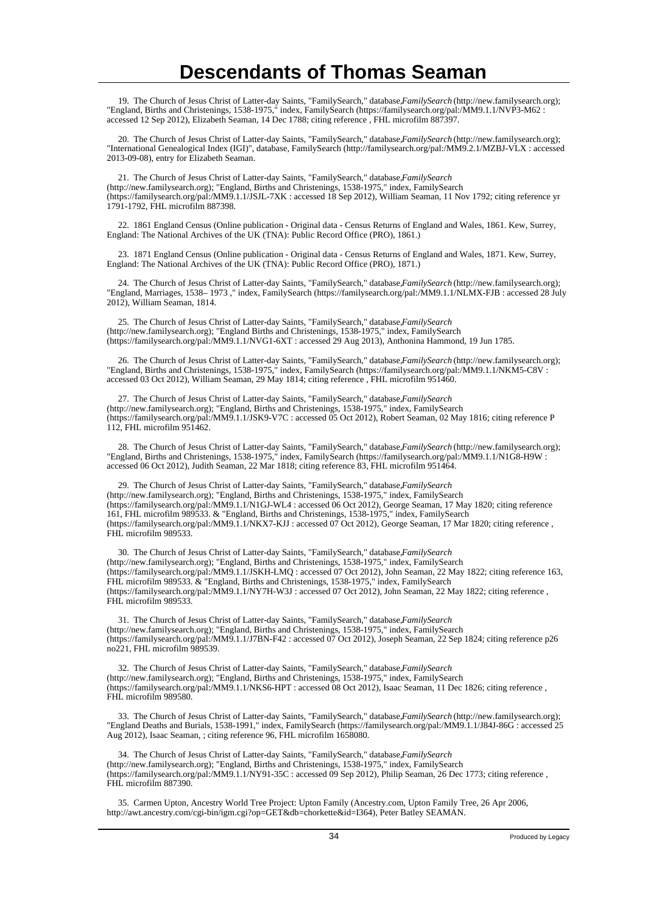# Descendants of Thomas Seaman

19. The Church of Jesus Christ of Latter-day Saints, "FamilySearch," database,*FamilySearch* (http://new.familysearch.org); "England, Births and Christenings, 1538-1975," index, FamilySearch (https://familysearch.org/pal:/MM9.1.1/NVP3-M62 : accessed 12 Sep 2012), Elizabeth Seaman, 14 Dec 1788; citing reference , FHL microfilm 887397.

20. The Church of Jesus Christ of Latter-day Saints, "FamilySearch," database,*FamilySearch* (http://new.familysearch.org); "International Genealogical Index (IGI)", database, FamilySearch (http://familysearch.org/pal:/MM9.2.1/MZBJ-VLX : accessed 2013-09-08), entry for Elizabeth Seaman.

21. The Church of Jesus Christ of Latter-day Saints, "FamilySearch," database,*FamilySearch* (http://new.familysearch.org); "England, Births and Christenings, 1538-1975," index, FamilySearch (https://familysearch.org/pal:/MM9.1.1/JSJL-7XK : accessed 18 Sep 2012), William Seaman, 11 Nov 1792; citing reference yr 1791-1792, FHL microfilm 887398.

22. 1861 England Census (Online publication - Original data - Census Returns of England and Wales, 1861. Kew, Surrey, England: The National Archives of the UK (TNA): Public Record Office (PRO), 1861.)

23. 1871 England Census (Online publication - Original data - Census Returns of England and Wales, 1871. Kew, Surrey, England: The National Archives of the UK (TNA): Public Record Office (PRO), 1871.)

24. The Church of Jesus Christ of Latter-day Saints, "FamilySearch," database,*FamilySearch* (http://new.familysearch.org); "England, Marriages, 1538– 1973 ," index, FamilySearch (https://familysearch.org/pal:/MM9.1.1/NLMX-FJB : accessed 28 July 2012), William Seaman, 1814.

25. The Church of Jesus Christ of Latter-day Saints, "FamilySearch," database,*FamilySearch* (http://new.familysearch.org); "England Births and Christenings, 1538-1975," index, FamilySearch (https://familysearch.org/pal:/MM9.1.1/NVG1-6XT : accessed 29 Aug 2013), Anthonina Hammond, 19 Jun 1785.

26. The Church of Jesus Christ of Latter-day Saints, "FamilySearch," database,*FamilySearch* (http://new.familysearch.org); "England, Births and Christenings, 1538-1975," index, FamilySearch (https://familysearch.org/pal:/MM9.1.1/NKM5-C8V : accessed 03 Oct 2012), William Seaman, 29 May 1814; citing reference , FHL microfilm 951460.

27. The Church of Jesus Christ of Latter-day Saints, "FamilySearch," database,*FamilySearch* (http://new.familysearch.org); "England, Births and Christenings, 1538-1975," index, FamilySearch (https://familysearch.org/pal:/MM9.1.1/JSK9-V7C : accessed 05 Oct 2012), Robert Seaman, 02 May 1816; citing reference P 112, FHL microfilm 951462.

28. The Church of Jesus Christ of Latter-day Saints, "FamilySearch," database,*FamilySearch* (http://new.familysearch.org); "England, Births and Christenings, 1538-1975," index, FamilySearch (https://familysearch.org/pal:/MM9.1.1/N1G8-H9W : accessed 06 Oct 2012), Judith Seaman, 22 Mar 1818; citing reference 83, FHL microfilm 951464.

29. The Church of Jesus Christ of Latter-day Saints, "FamilySearch," database,*FamilySearch* (http://new.familysearch.org); "England, Births and Christenings, 1538-1975," index, FamilySearch (https://familysearch.org/pal:/MM9.1.1/N1GJ-WL4 : accessed 06 Oct 2012), George Seaman, 17 May 1820; citing reference 161, FHL microfilm 989533. & "England, Births and Christenings, 1538-1975," index, FamilySearch (https://familysearch.org/pal:/MM9.1.1/NKX7-KJJ : accessed 07 Oct 2012), George Seaman, 17 Mar 1820; citing reference , FHL microfilm 989533.

30. The Church of Jesus Christ of Latter-day Saints, "FamilySearch," database,*FamilySearch* (http://new.familysearch.org); "England, Births and Christenings, 1538-1975," index, FamilySearch (https://familysearch.org/pal:/MM9.1.1/JSKH-LMQ : accessed 07 Oct 2012), John Seaman, 22 May 1822; citing reference 163, FHL microfilm 989533. & "England, Births and Christenings, 1538-1975," index, FamilySearch (https://familysearch.org/pal:/MM9.1.1/NY7H-W3J : accessed 07 Oct 2012), John Seaman, 22 May 1822; citing reference , FHL microfilm 989533.

31. The Church of Jesus Christ of Latter-day Saints, "FamilySearch," database,*FamilySearch* (http://new.familysearch.org); "England, Births and Christenings, 1538-1975," index, FamilySearch (https://familysearch.org/pal:/MM9.1.1/J7BN-F42 : accessed 07 Oct 2012), Joseph Seaman, 22 Sep 1824; citing reference p26 no221, FHL microfilm 989539.

32. The Church of Jesus Christ of Latter-day Saints, "FamilySearch," database,*FamilySearch* (http://new.familysearch.org); "England, Births and Christenings, 1538-1975," index, FamilySearch (https://familysearch.org/pal:/MM9.1.1/NKS6-HPT : accessed 08 Oct 2012), Isaac Seaman, 11 Dec 1826; citing reference , FHL microfilm 989580.

33. The Church of Jesus Christ of Latter-day Saints, "FamilySearch," database,*FamilySearch* (http://new.familysearch.org); "England Deaths and Burials, 1538-1991," index, FamilySearch (https://familysearch.org/pal:/MM9.1.1/J84J-86G : accessed 25 Aug 2012), Isaac Seaman, ; citing reference 96, FHL microfilm 1658080.

34. The Church of Jesus Christ of Latter-day Saints, "FamilySearch," database,*FamilySearch* (http://new.familysearch.org); "England, Births and Christenings, 1538-1975," index, FamilySearch (https://familysearch.org/pal:/MM9.1.1/NY91-35C : accessed 09 Sep 2012), Philip Seaman, 26 Dec 1773; citing reference , FHL microfilm 887390.

35. Carmen Upton, Ancestry World Tree Project: Upton Family (Ancestry.com, Upton Family Tree, 26 Apr 2006, http://awt.ancestry.com/cgi-bin/igm.cgi?op=GET&db=chorkette&id=I364), Peter Batley SEAMAN.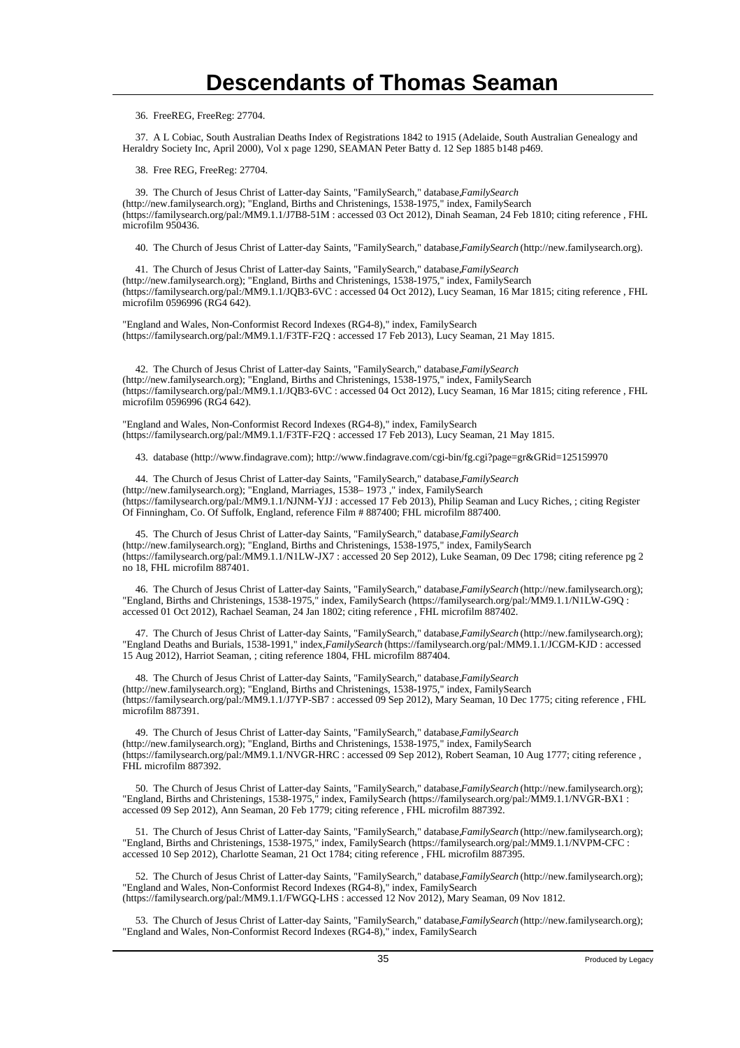# Descendants of Thomas Seaman

36. FreeREG, FreeReg: 27704.

37. A L Cobiac, South Australian Deaths Index of Registrations 1842 to 1915 (Adelaide, South Australian Genealogy and Heraldry Society Inc, April 2000), Vol x page 1290, SEAMAN Peter Batty d. 12 Sep 1885 b148 p469.

38. Free REG, FreeReg: 27704.

39. The Church of Jesus Christ of Latter-day Saints, "FamilySearch," database,*FamilySearch* (http://new.familysearch.org); "England, Births and Christenings, 1538-1975," index, FamilySearch (https://familysearch.org/pal:/MM9.1.1/J7B8-51M : accessed 03 Oct 2012), Dinah Seaman, 24 Feb 1810; citing reference , FHL microfilm 950436.

40. The Church of Jesus Christ of Latter-day Saints, "FamilySearch," database,*FamilySearch* (http://new.familysearch.org).

41. The Church of Jesus Christ of Latter-day Saints, "FamilySearch," database,*FamilySearch* (http://new.familysearch.org); "England, Births and Christenings, 1538-1975," index, FamilySearch (https://familysearch.org/pal:/MM9.1.1/JQB3-6VC : accessed 04 Oct 2012), Lucy Seaman, 16 Mar 1815; citing reference , FHL microfilm 0596996 (RG4 642).

"England and Wales, Non-Conformist Record Indexes (RG4-8)," index, FamilySearch (https://familysearch.org/pal:/MM9.1.1/F3TF-F2Q : accessed 17 Feb 2013), Lucy Seaman, 21 May 1815.

42. The Church of Jesus Christ of Latter-day Saints, "FamilySearch," database,*FamilySearch* (http://new.familysearch.org); "England, Births and Christenings, 1538-1975," index, FamilySearch (https://familysearch.org/pal:/MM9.1.1/JQB3-6VC : accessed 04 Oct 2012), Lucy Seaman, 16 Mar 1815; citing reference , FHL microfilm 0596996 (RG4 642).

"England and Wales, Non-Conformist Record Indexes (RG4-8)," index, FamilySearch (https://familysearch.org/pal:/MM9.1.1/F3TF-F2Q : accessed 17 Feb 2013), Lucy Seaman, 21 May 1815.

43. database (http://www.findagrave.com); http://www.findagrave.com/cgi-bin/fg.cgi?page=gr&GRid=125159970

44. The Church of Jesus Christ of Latter-day Saints, "FamilySearch," database,*FamilySearch* (http://new.familysearch.org); "England, Marriages, 1538– 1973 ," index, FamilySearch (https://familysearch.org/pal:/MM9.1.1/NJNM-YJJ : accessed 17 Feb 2013), Philip Seaman and Lucy Riches, ; citing Register Of Finningham, Co. Of Suffolk, England, reference Film # 887400; FHL microfilm 887400.

45. The Church of Jesus Christ of Latter-day Saints, "FamilySearch," database,*FamilySearch* (http://new.familysearch.org); "England, Births and Christenings, 1538-1975," index, FamilySearch (https://familysearch.org/pal:/MM9.1.1/N1LW-JX7 : accessed 20 Sep 2012), Luke Seaman, 09 Dec 1798; citing reference pg 2 no 18, FHL microfilm 887401.

46. The Church of Jesus Christ of Latter-day Saints, "FamilySearch," database,*FamilySearch* (http://new.familysearch.org); "England, Births and Christenings, 1538-1975," index, FamilySearch (https://familysearch.org/pal:/MM9.1.1/N1LW-G9Q : accessed 01 Oct 2012), Rachael Seaman, 24 Jan 1802; citing reference , FHL microfilm 887402.

47. The Church of Jesus Christ of Latter-day Saints, "FamilySearch," database,*FamilySearch* (http://new.familysearch.org); "England Deaths and Burials, 1538-1991," index,*FamilySearch* (https://familysearch.org/pal:/MM9.1.1/JCGM-KJD : accessed 15 Aug 2012), Harriot Seaman, ; citing reference 1804, FHL microfilm 887404.

48. The Church of Jesus Christ of Latter-day Saints, "FamilySearch," database,*FamilySearch* (http://new.familysearch.org); "England, Births and Christenings, 1538-1975," index, FamilySearch (https://familysearch.org/pal:/MM9.1.1/J7YP-SB7 : accessed 09 Sep 2012), Mary Seaman, 10 Dec 1775; citing reference , FHL microfilm 887391.

49. The Church of Jesus Christ of Latter-day Saints, "FamilySearch," database,*FamilySearch* (http://new.familysearch.org); "England, Births and Christenings, 1538-1975," index, FamilySearch (https://familysearch.org/pal:/MM9.1.1/NVGR-HRC : accessed 09 Sep 2012), Robert Seaman, 10 Aug 1777; citing reference , FHL microfilm 887392.

50. The Church of Jesus Christ of Latter-day Saints, "FamilySearch," database,*FamilySearch* (http://new.familysearch.org); "England, Births and Christenings, 1538-1975," index, FamilySearch (https://familysearch.org/pal:/MM9.1.1/NVGR-BX1 : accessed 09 Sep 2012), Ann Seaman, 20 Feb 1779; citing reference , FHL microfilm 887392.

51. The Church of Jesus Christ of Latter-day Saints, "FamilySearch," database,*FamilySearch* (http://new.familysearch.org); "England, Births and Christenings, 1538-1975," index, FamilySearch (https://familysearch.org/pal:/MM9.1.1/NVPM-CFC : accessed 10 Sep 2012), Charlotte Seaman, 21 Oct 1784; citing reference , FHL microfilm 887395.

52. The Church of Jesus Christ of Latter-day Saints, "FamilySearch," database,*FamilySearch* (http://new.familysearch.org); "England and Wales, Non-Conformist Record Indexes (RG4-8)," index, FamilySearch (https://familysearch.org/pal:/MM9.1.1/FWGQ-LHS : accessed 12 Nov 2012), Mary Seaman, 09 Nov 1812.

53. The Church of Jesus Christ of Latter-day Saints, "FamilySearch," database,*FamilySearch* (http://new.familysearch.org); "England and Wales, Non-Conformist Record Indexes (RG4-8)," index, FamilySearch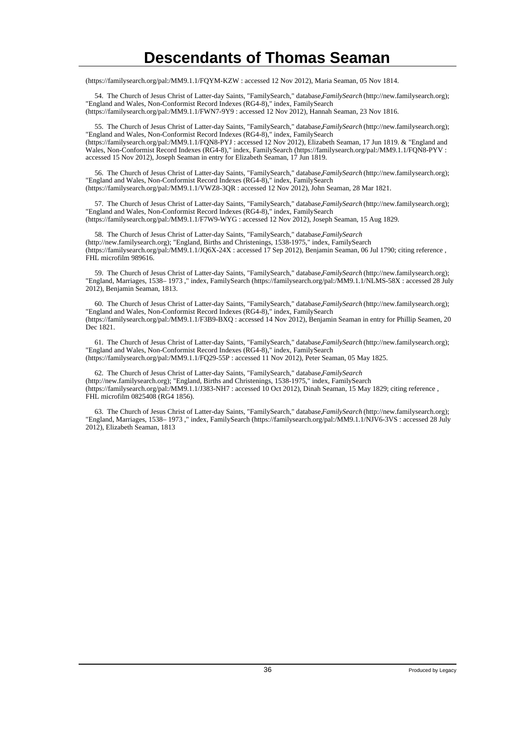# Descendants of Thomas Seaman

(https://familysearch.org/pal:/MM9.1.1/FQYM-KZW : accessed 12 Nov 2012), Maria Seaman, 05 Nov 1814.

54. The Church of Jesus Christ of Latter-day Saints, "FamilySearch," database,*FamilySearch* (http://new.familysearch.org); "England and Wales, Non-Conformist Record Indexes (RG4-8)," index, FamilySearch (https://familysearch.org/pal:/MM9.1.1/FWN7-9Y9 : accessed 12 Nov 2012), Hannah Seaman, 23 Nov 1816.

55. The Church of Jesus Christ of Latter-day Saints, "FamilySearch," database,*FamilySearch* (http://new.familysearch.org); "England and Wales, Non-Conformist Record Indexes (RG4-8)," index, FamilySearch (https://familysearch.org/pal:/MM9.1.1/FQN8-PYJ : accessed 12 Nov 2012), Elizabeth Seaman, 17 Jun 1819. & "England and Wales, Non-Conformist Record Indexes (RG4-8)," index, FamilySearch (https://familysearch.org/pal:/MM9.1.1/FQN8-PYV : accessed 15 Nov 2012), Joseph Seaman in entry for Elizabeth Seaman, 17 Jun 1819.

56. The Church of Jesus Christ of Latter-day Saints, "FamilySearch," database,*FamilySearch* (http://new.familysearch.org); "England and Wales, Non-Conformist Record Indexes (RG4-8)," index, FamilySearch (https://familysearch.org/pal:/MM9.1.1/VWZ8-3QR : accessed 12 Nov 2012), John Seaman, 28 Mar 1821.

57. The Church of Jesus Christ of Latter-day Saints, "FamilySearch," database,*FamilySearch* (http://new.familysearch.org); "England and Wales, Non-Conformist Record Indexes (RG4-8)," index, FamilySearch (https://familysearch.org/pal:/MM9.1.1/F7W9-WYG : accessed 12 Nov 2012), Joseph Seaman, 15 Aug 1829.

58. The Church of Jesus Christ of Latter-day Saints, "FamilySearch," database,*FamilySearch* (http://new.familysearch.org); "England, Births and Christenings, 1538-1975," index, FamilySearch (https://familysearch.org/pal:/MM9.1.1/JQ6X-24X : accessed 17 Sep 2012), Benjamin Seaman, 06 Jul 1790; citing reference , FHL microfilm 989616.

59. The Church of Jesus Christ of Latter-day Saints, "FamilySearch," database,*FamilySearch* (http://new.familysearch.org); "England, Marriages, 1538– 1973 ," index, FamilySearch (https://familysearch.org/pal:/MM9.1.1/NLMS-58X : accessed 28 July 2012), Benjamin Seaman, 1813.

60. The Church of Jesus Christ of Latter-day Saints, "FamilySearch," database,*FamilySearch* (http://new.familysearch.org); "England and Wales, Non-Conformist Record Indexes (RG4-8)," index, FamilySearch (https://familysearch.org/pal:/MM9.1.1/F3B9-BXQ : accessed 14 Nov 2012), Benjamin Seaman in entry for Phillip Seamen, 20 Dec 1821.

61. The Church of Jesus Christ of Latter-day Saints, "FamilySearch," database,*FamilySearch* (http://new.familysearch.org); "England and Wales, Non-Conformist Record Indexes (RG4-8)," index, FamilySearch (https://familysearch.org/pal:/MM9.1.1/FQ29-55P : accessed 11 Nov 2012), Peter Seaman, 05 May 1825.

62. The Church of Jesus Christ of Latter-day Saints, "FamilySearch," database,*FamilySearch* (http://new.familysearch.org); "England, Births and Christenings, 1538-1975," index, FamilySearch (https://familysearch.org/pal:/MM9.1.1/J383-NH7 : accessed 10 Oct 2012), Dinah Seaman, 15 May 1829; citing reference , FHL microfilm 0825408 (RG4 1856).

63. The Church of Jesus Christ of Latter-day Saints, "FamilySearch," database,*FamilySearch* (http://new.familysearch.org); "England, Marriages, 1538– 1973 ," index, FamilySearch (https://familysearch.org/pal:/MM9.1.1/NJV6-3VS : accessed 28 July 2012), Elizabeth Seaman, 1813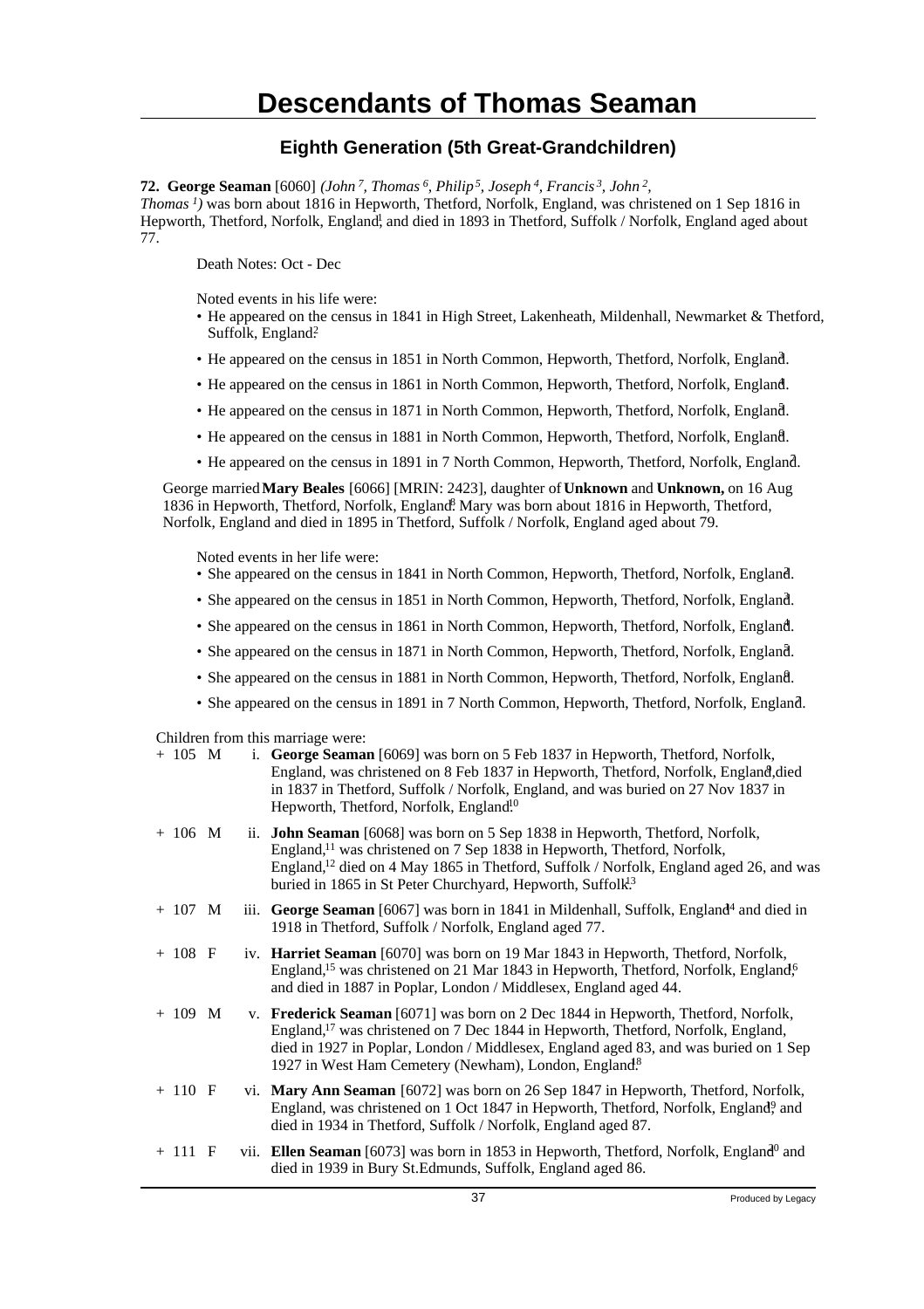# Descendants of Thomas Seaman

## Eighth Generation (5th Great-Grandchildren)

**72. George Seaman** [6060] *(John $^7$, Thomas $^6$, Philip $^5$, Joseph $^4$, Francis $^3$, John $^2$, Thomas $^1$)* was born about 1816 in Hepworth, Thetford, Norfolk, England, was christened on 1 Sep 1816 in Hepworth, Thetford, Norfolk, England,[1] and died in 1893 in Thetford, Suffolk / Norfolk, England aged about 77.

Death Notes: Oct - Dec

Noted events in his life were:

- He appeared on the census in 1841 in High Street, Lakenheath, Mildenhall, Newmarket & Thetford, Suffolk, England.[2]
- He appeared on the census in 1851 in North Common, Hepworth, Thetford, Norfolk, England.[3]
- He appeared on the census in 1861 in North Common, Hepworth, Thetford, Norfolk, England.[4]
- He appeared on the census in 1871 in North Common, Hepworth, Thetford, Norfolk, England.[5]
- He appeared on the census in 1881 in North Common, Hepworth, Thetford, Norfolk, England.[6]
- He appeared on the census in 1891 in 7 North Common, Hepworth, Thetford, Norfolk, England.[7]

George married **Mary Beales** [6066] [MRIN: 2423], daughter of **Unknown** and **Unknown,** on 16 Aug 1836 in Hepworth, Thetford, Norfolk, England.[8] Mary was born about 1816 in Hepworth, Thetford, Norfolk, England and died in 1895 in Thetford, Suffolk / Norfolk, England aged about 79.

Noted events in her life were:

- She appeared on the census in 1841 in North Common, Hepworth, Thetford, Norfolk, England.[2]
- She appeared on the census in 1851 in North Common, Hepworth, Thetford, Norfolk, England.[3]
- She appeared on the census in 1861 in North Common, Hepworth, Thetford, Norfolk, England.[4]
- She appeared on the census in 1871 in North Common, Hepworth, Thetford, Norfolk, England.[5]
- She appeared on the census in 1881 in North Common, Hepworth, Thetford, Norfolk, England.[6]
- She appeared on the census in 1891 in 7 North Common, Hepworth, Thetford, Norfolk, England.[7]

Children from this marriage were:

+ 105 M i. **George Seaman** [6069] was born on 5 Feb 1837 in Hepworth, Thetford, Norfolk, England, was christened on 8 Feb 1837 in Hepworth, Thetford, Norfolk, England,[9] died in 1837 in Thetford, Suffolk / Norfolk, England, and was buried on 27 Nov 1837 in Hepworth, Thetford, Norfolk, England.[10]

+ 106 M ii. **John Seaman** [6068] was born on 5 Sep 1838 in Hepworth, Thetford, Norfolk, England,[11] was christened on 7 Sep 1838 in Hepworth, Thetford, Norfolk, England,[12] died on 4 May 1865 in Thetford, Suffolk / Norfolk, England aged 26, and was buried in 1865 in St Peter Churchyard, Hepworth, Suffolk.[13]

+ 107 M iii. **George Seaman** [6067] was born in 1841 in Mildenhall, Suffolk, England[14] and died in 1918 in Thetford, Suffolk / Norfolk, England aged 77.

+ 108 F iv. **Harriet Seaman** [6070] was born on 19 Mar 1843 in Hepworth, Thetford, Norfolk, England,[15] was christened on 21 Mar 1843 in Hepworth, Thetford, Norfolk, England,[16] and died in 1887 in Poplar, London / Middlesex, England aged 44.

+ 109 M v. **Frederick Seaman** [6071] was born on 2 Dec 1844 in Hepworth, Thetford, Norfolk, England,[17] was christened on 7 Dec 1844 in Hepworth, Thetford, Norfolk, England, died in 1927 in Poplar, London / Middlesex, England aged 83, and was buried on 1 Sep 1927 in West Ham Cemetery (Newham), London, England.[18]

+ 110 F vi. **Mary Ann Seaman** [6072] was born on 26 Sep 1847 in Hepworth, Thetford, Norfolk, England, was christened on 1 Oct 1847 in Hepworth, Thetford, Norfolk, England,[19] and died in 1934 in Thetford, Suffolk / Norfolk, England aged 87.

+ 111 F vii. **Ellen Seaman** [6073] was born in 1853 in Hepworth, Thetford, Norfolk, England[20] and died in 1939 in Bury St.Edmunds, Suffolk, England aged 86.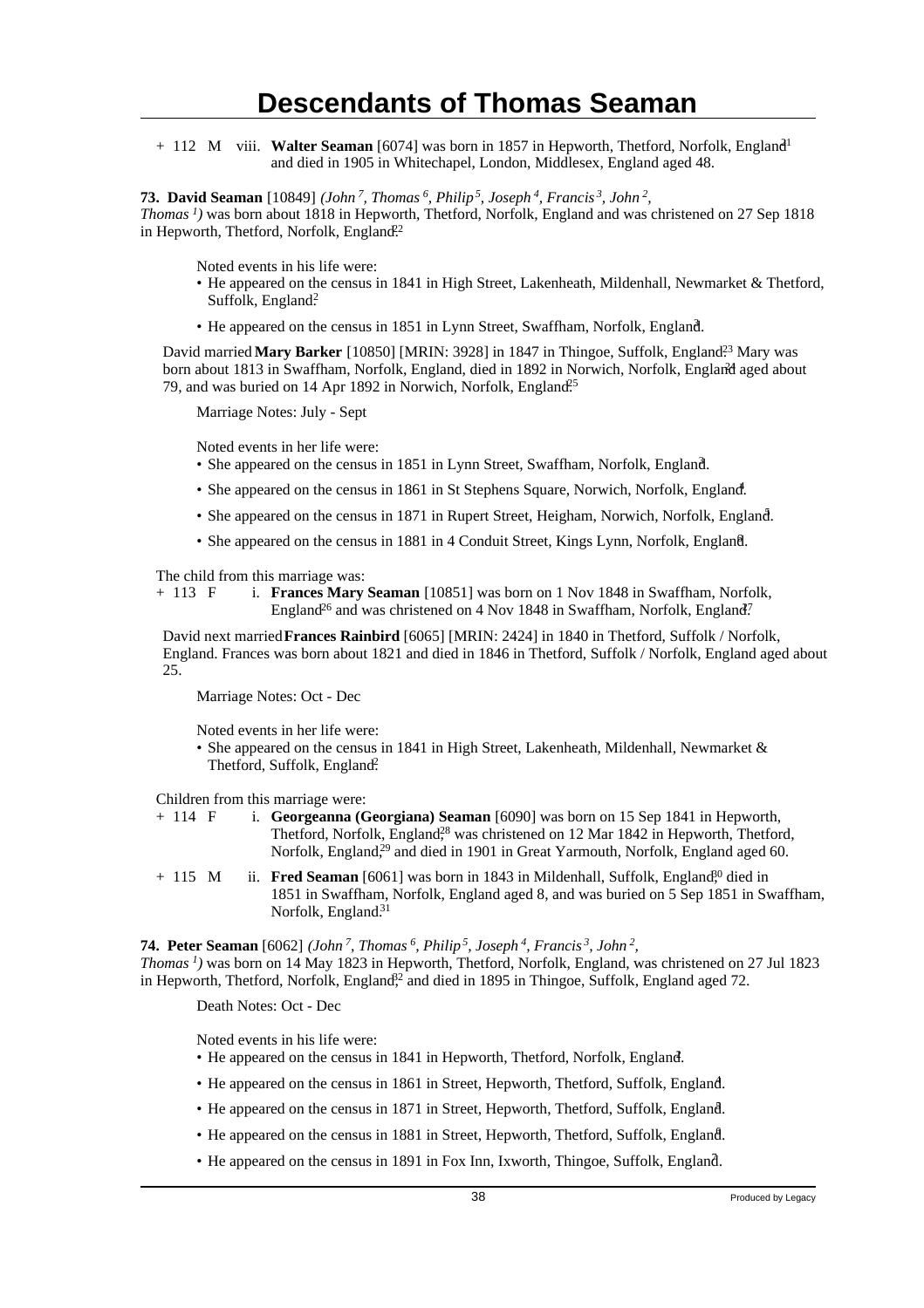# Descendants of Thomas Seaman

\+ 112 M viii. **Walter Seaman** [6074] was born in 1857 in Hepworth, Thetford, Norfolk, England[21] and died in 1905 in Whitechapel, London, Middlesex, England aged 48.

**73. David Seaman** [10849] *(John 7, Thomas 6, Philip 5, Joseph 4, Francis 3, John 2, Thomas 1)* was born about 1818 in Hepworth, Thetford, Norfolk, England and was christened on 27 Sep 1818 in Hepworth, Thetford, Norfolk, England.[22]

Noted events in his life were:

- He appeared on the census in 1841 in High Street, Lakenheath, Mildenhall, Newmarket & Thetford, Suffolk, England.[2]
- He appeared on the census in 1851 in Lynn Street, Swaffham, Norfolk, England.[3]

David married **Mary Barker** [10850] [MRIN: 3928] in 1847 in Thingoe, Suffolk, England.[23] Mary was born about 1813 in Swaffham, Norfolk, England, died in 1892 in Norwich, Norfolk, England[24] aged about 79, and was buried on 14 Apr 1892 in Norwich, Norfolk, England.[25]

Marriage Notes: July - Sept

Noted events in her life were:

- She appeared on the census in 1851 in Lynn Street, Swaffham, Norfolk, England.[3]
- She appeared on the census in 1861 in St Stephens Square, Norwich, Norfolk, England.[4]
- She appeared on the census in 1871 in Rupert Street, Heigham, Norwich, Norfolk, England.[5]
- She appeared on the census in 1881 in 4 Conduit Street, Kings Lynn, Norfolk, England.[6]

The child from this marriage was:

\+ 113 F i. **Frances Mary Seaman** [10851] was born on 1 Nov 1848 in Swaffham, Norfolk, England[26] and was christened on 4 Nov 1848 in Swaffham, Norfolk, England.[27]

David next married **Frances Rainbird** [6065] [MRIN: 2424] in 1840 in Thetford, Suffolk / Norfolk, England. Frances was born about 1821 and died in 1846 in Thetford, Suffolk / Norfolk, England aged about 25.

Marriage Notes: Oct - Dec

Noted events in her life were:

- She appeared on the census in 1841 in High Street, Lakenheath, Mildenhall, Newmarket & Thetford, Suffolk, England.[2]

Children from this marriage were:

\+ 114 F i. **Georgeanna (Georgiana) Seaman** [6090] was born on 15 Sep 1841 in Hepworth, Thetford, Norfolk, England,[28] was christened on 12 Mar 1842 in Hepworth, Thetford, Norfolk, England,[29] and died in 1901 in Great Yarmouth, Norfolk, England aged 60.

\+ 115 M ii. **Fred Seaman** [6061] was born in 1843 in Mildenhall, Suffolk, England,[30] died in 1851 in Swaffham, Norfolk, England aged 8, and was buried on 5 Sep 1851 in Swaffham, Norfolk, England.[31]

**74. Peter Seaman** [6062] *(John 7, Thomas 6, Philip 5, Joseph 4, Francis 3, John 2, Thomas 1)* was born on 14 May 1823 in Hepworth, Thetford, Norfolk, England, was christened on 27 Jul 1823 in Hepworth, Thetford, Norfolk, England,[32] and died in 1895 in Thingoe, Suffolk, England aged 72.

Death Notes: Oct - Dec

Noted events in his life were:

- He appeared on the census in 1841 in Hepworth, Thetford, Norfolk, England.[2]
- He appeared on the census in 1861 in Street, Hepworth, Thetford, Suffolk, England.[4]
- He appeared on the census in 1871 in Street, Hepworth, Thetford, Suffolk, England.[5]
- He appeared on the census in 1881 in Street, Hepworth, Thetford, Suffolk, England.[6]
- He appeared on the census in 1891 in Fox Inn, Ixworth, Thingoe, Suffolk, England.[7]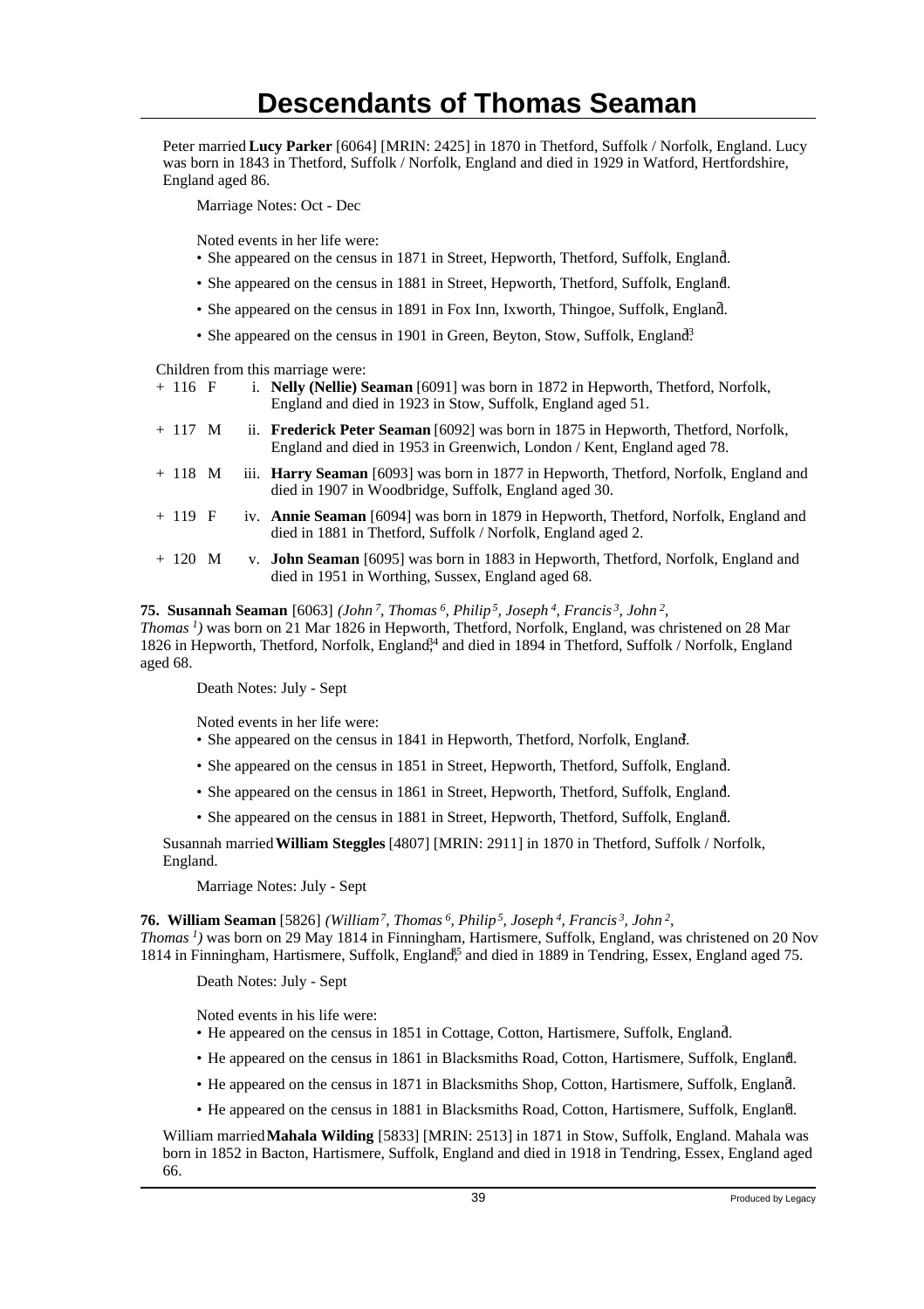# Descendants of Thomas Seaman

Peter married **Lucy Parker** [6064] [MRIN: 2425] in 1870 in Thetford, Suffolk / Norfolk, England. Lucy was born in 1843 in Thetford, Suffolk / Norfolk, England and died in 1929 in Watford, Hertfordshire, England aged 86.

Marriage Notes: Oct - Dec

Noted events in her life were:

- She appeared on the census in 1871 in Street, Hepworth, Thetford, Suffolk, England.[3]
- She appeared on the census in 1881 in Street, Hepworth, Thetford, Suffolk, England.[4]
- She appeared on the census in 1891 in Fox Inn, Ixworth, Thingoe, Suffolk, England.[7]
- She appeared on the census in 1901 in Green, Beyton, Stow, Suffolk, England.[33]

Children from this marriage were:

| | | | |
|---|---|---|---|
| + 116 | F | i. | **Nelly (Nellie) Seaman** [6091] was born in 1872 in Hepworth, Thetford, Norfolk, England and died in 1923 in Stow, Suffolk, England aged 51. |
| + 117 | M | ii. | **Frederick Peter Seaman** [6092] was born in 1875 in Hepworth, Thetford, Norfolk, England and died in 1953 in Greenwich, London / Kent, England aged 78. |
| + 118 | M | iii. | **Harry Seaman** [6093] was born in 1877 in Hepworth, Thetford, Norfolk, England and died in 1907 in Woodbridge, Suffolk, England aged 30. |
| + 119 | F | iv. | **Annie Seaman** [6094] was born in 1879 in Hepworth, Thetford, Norfolk, England and died in 1881 in Thetford, Suffolk / Norfolk, England aged 2. |
| + 120 | M | v. | **John Seaman** [6095] was born in 1883 in Hepworth, Thetford, Norfolk, England and died in 1951 in Worthing, Sussex, England aged 68. |

**75. Susannah Seaman** [6063] *(John 7, Thomas 6, Philip 5, Joseph 4, Francis 3, John 2, Thomas 1)* was born on 21 Mar 1826 in Hepworth, Thetford, Norfolk, England, was christened on 28 Mar 1826 in Hepworth, Thetford, Norfolk, England,[34] and died in 1894 in Thetford, Suffolk / Norfolk, England aged 68.

Death Notes: July - Sept

Noted events in her life were:

- She appeared on the census in 1841 in Hepworth, Thetford, Norfolk, England.[2]
- She appeared on the census in 1851 in Street, Hepworth, Thetford, Suffolk, England.[3]
- She appeared on the census in 1861 in Street, Hepworth, Thetford, Suffolk, England.[4]
- She appeared on the census in 1881 in Street, Hepworth, Thetford, Suffolk, England.[4]

Susannah married **William Steggles** [4807] [MRIN: 2911] in 1870 in Thetford, Suffolk / Norfolk, England.

Marriage Notes: July - Sept

**76. William Seaman** [5826] *(William 7, Thomas 6, Philip 5, Joseph 4, Francis 3, John 2, Thomas 1)* was born on 29 May 1814 in Finningham, Hartismere, Suffolk, England, was christened on 20 Nov 1814 in Finningham, Hartismere, Suffolk, England,[35] and died in 1889 in Tendring, Essex, England aged 75.

Death Notes: July - Sept

Noted events in his life were:

- He appeared on the census in 1851 in Cottage, Cotton, Hartismere, Suffolk, England.[3]
- He appeared on the census in 1861 in Blacksmiths Road, Cotton, Hartismere, Suffolk, England.[4]
- He appeared on the census in 1871 in Blacksmiths Shop, Cotton, Hartismere, Suffolk, England.[3]
- He appeared on the census in 1881 in Blacksmiths Road, Cotton, Hartismere, Suffolk, England.[4]

William married **Mahala Wilding** [5833] [MRIN: 2513] in 1871 in Stow, Suffolk, England. Mahala was born in 1852 in Bacton, Hartismere, Suffolk, England and died in 1918 in Tendring, Essex, England aged 66.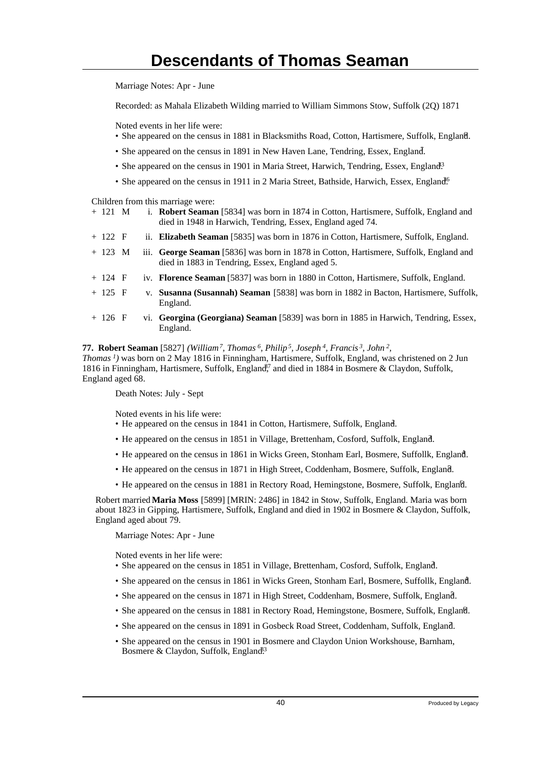Marriage Notes: Apr - June

Recorded: as Mahala Elizabeth Wilding married to William Simmons Stow, Suffolk (2Q) 1871

Noted events in her life were:

- She appeared on the census in 1881 in Blacksmiths Road, Cotton, Hartismere, Suffolk, England.[6]
- She appeared on the census in 1891 in New Haven Lane, Tendring, Essex, England.[7]
- She appeared on the census in 1901 in Maria Street, Harwich, Tendring, Essex, England.[13]
- She appeared on the census in 1911 in 2 Maria Street, Bathside, Harwich, Essex, England.[16]

Children from this marriage were:

| | | | |
|---|---|---|---|
| + 121 | M | i. | **Robert Seaman** [5834] was born in 1874 in Cotton, Hartismere, Suffolk, England and died in 1948 in Harwich, Tendring, Essex, England aged 74. |
| + 122 | F | ii. | **Elizabeth Seaman** [5835] was born in 1876 in Cotton, Hartismere, Suffolk, England. |
| + 123 | M | iii. | **George Seaman** [5836] was born in 1878 in Cotton, Hartismere, Suffolk, England and died in 1883 in Tendring, Essex, England aged 5. |
| + 124 | F | iv. | **Florence Seaman** [5837] was born in 1880 in Cotton, Hartismere, Suffolk, England. |
| + 125 | F | v. | **Susanna (Susannah) Seaman** [5838] was born in 1882 in Bacton, Hartismere, Suffolk, England. |
| + 126 | F | vi. | **Georgina (Georgiana) Seaman** [5839] was born in 1885 in Harwich, Tendring, Essex, England. |

**77. Robert Seaman** [5827] *(William[7], Thomas[6], Philip[5], Joseph[4], Francis[3], John[2], Thomas[1])* was born on 2 May 1816 in Finningham, Hartismere, Suffolk, England, was christened on 2 Jun 1816 in Finningham, Hartismere, Suffolk, England,[17] and died in 1884 in Bosmere & Claydon, Suffolk, England aged 68.

Death Notes: July - Sept

Noted events in his life were:

- He appeared on the census in 1841 in Cotton, Hartismere, Suffolk, England.[2]
- He appeared on the census in 1851 in Village, Brettenham, Cosford, Suffolk, England.[3]
- He appeared on the census in 1861 in Wicks Green, Stonham Earl, Bosmere, Suffollk, England.[4]
- He appeared on the census in 1871 in High Street, Coddenham, Bosmere, Suffolk, England.[5]
- He appeared on the census in 1881 in Rectory Road, Hemingstone, Bosmere, Suffolk, England.[6]

Robert married **Maria Moss** [5899] [MRIN: 2486] in 1842 in Stow, Suffolk, England. Maria was born about 1823 in Gipping, Hartismere, Suffolk, England and died in 1902 in Bosmere & Claydon, Suffolk, England aged about 79.

Marriage Notes: Apr - June

Noted events in her life were:

- She appeared on the census in 1851 in Village, Brettenham, Cosford, Suffolk, England.[3]
- She appeared on the census in 1861 in Wicks Green, Stonham Earl, Bosmere, Suffollk, England.[4]
- She appeared on the census in 1871 in High Street, Coddenham, Bosmere, Suffolk, England.[5]
- She appeared on the census in 1881 in Rectory Road, Hemingstone, Bosmere, Suffolk, England.[6]
- She appeared on the census in 1891 in Gosbeck Road Street, Coddenham, Suffolk, England.[7]
- She appeared on the census in 1901 in Bosmere and Claydon Union Workshouse, Barnham, Bosmere & Claydon, Suffolk, England.[13]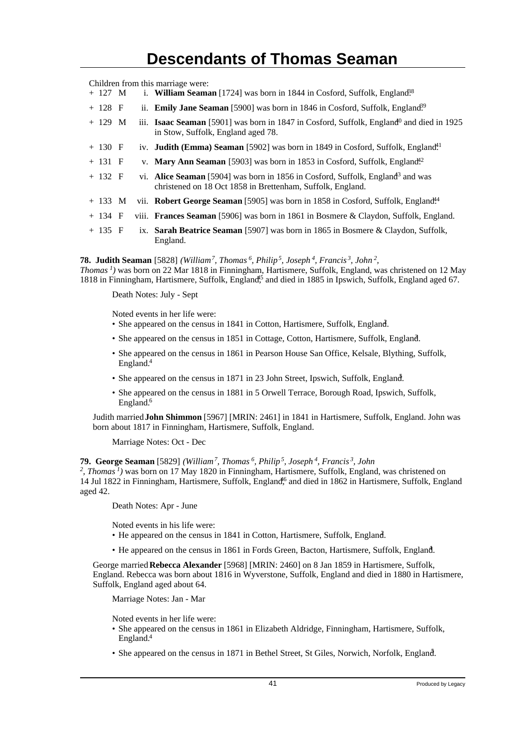# Descendants of Thomas Seaman

Children from this marriage were:

+ 127 M i. **William Seaman** [1724] was born in 1844 in Cosford, Suffolk, England.[38]

+ 128 F ii. **Emily Jane Seaman** [5900] was born in 1846 in Cosford, Suffolk, England.[39]

+ 129 M iii. **Isaac Seaman** [5901] was born in 1847 in Cosford, Suffolk, England[40] and died in 1925 in Stow, Suffolk, England aged 78.

+ 130 F iv. **Judith (Emma) Seaman** [5902] was born in 1849 in Cosford, Suffolk, England.[41]

+ 131 F v. **Mary Ann Seaman** [5903] was born in 1853 in Cosford, Suffolk, England.[42]

+ 132 F vi. **Alice Seaman** [5904] was born in 1856 in Cosford, Suffolk, England[43] and was christened on 18 Oct 1858 in Brettenham, Suffolk, England.

+ 133 M vii. **Robert George Seaman** [5905] was born in 1858 in Cosford, Suffolk, England.[44]

+ 134 F viii. **Frances Seaman** [5906] was born in 1861 in Bosmere & Claydon, Suffolk, England.

+ 135 F ix. **Sarah Beatrice Seaman** [5907] was born in 1865 in Bosmere & Claydon, Suffolk, England.

**78. Judith Seaman** [5828] *(William[7], Thomas[6], Philip[5], Joseph[4], Francis[3], John[2], Thomas[1])* was born on 22 Mar 1818 in Finningham, Hartismere, Suffolk, England, was christened on 12 May 1818 in Finningham, Hartismere, Suffolk, England,[45] and died in 1885 in Ipswich, Suffolk, England aged 67.

Death Notes: July - Sept

Noted events in her life were:

- She appeared on the census in 1841 in Cotton, Hartismere, Suffolk, England.[2]
- She appeared on the census in 1851 in Cottage, Cotton, Hartismere, Suffolk, England.[3]
- She appeared on the census in 1861 in Pearson House San Office, Kelsale, Blything, Suffolk, England.[4]
- She appeared on the census in 1871 in 23 John Street, Ipswich, Suffolk, England.[5]
- She appeared on the census in 1881 in 5 Orwell Terrace, Borough Road, Ipswich, Suffolk, England.[6]

Judith married **John Shimmon** [5967] [MRIN: 2461] in 1841 in Hartismere, Suffolk, England. John was born about 1817 in Finningham, Hartismere, Suffolk, England.

Marriage Notes: Oct - Dec

**79. George Seaman** [5829] *(William[7], Thomas[6], Philip[5], Joseph[4], Francis[3], John[2], Thomas[1])* was born on 17 May 1820 in Finningham, Hartismere, Suffolk, England, was christened on 14 Jul 1822 in Finningham, Hartismere, Suffolk, England,[46] and died in 1862 in Hartismere, Suffolk, England aged 42.

Death Notes: Apr - June

Noted events in his life were:

- He appeared on the census in 1841 in Cotton, Hartismere, Suffolk, England.[2]
- He appeared on the census in 1861 in Fords Green, Bacton, Hartismere, Suffolk, England.[4]

George married **Rebecca Alexander** [5968] [MRIN: 2460] on 8 Jan 1859 in Hartismere, Suffolk, England. Rebecca was born about 1816 in Wyverstone, Suffolk, England and died in 1880 in Hartismere, Suffolk, England aged about 64.

Marriage Notes: Jan - Mar

Noted events in her life were:

- She appeared on the census in 1861 in Elizabeth Aldridge, Finningham, Hartismere, Suffolk, England.[4]
- She appeared on the census in 1871 in Bethel Street, St Giles, Norwich, Norfolk, England.[5]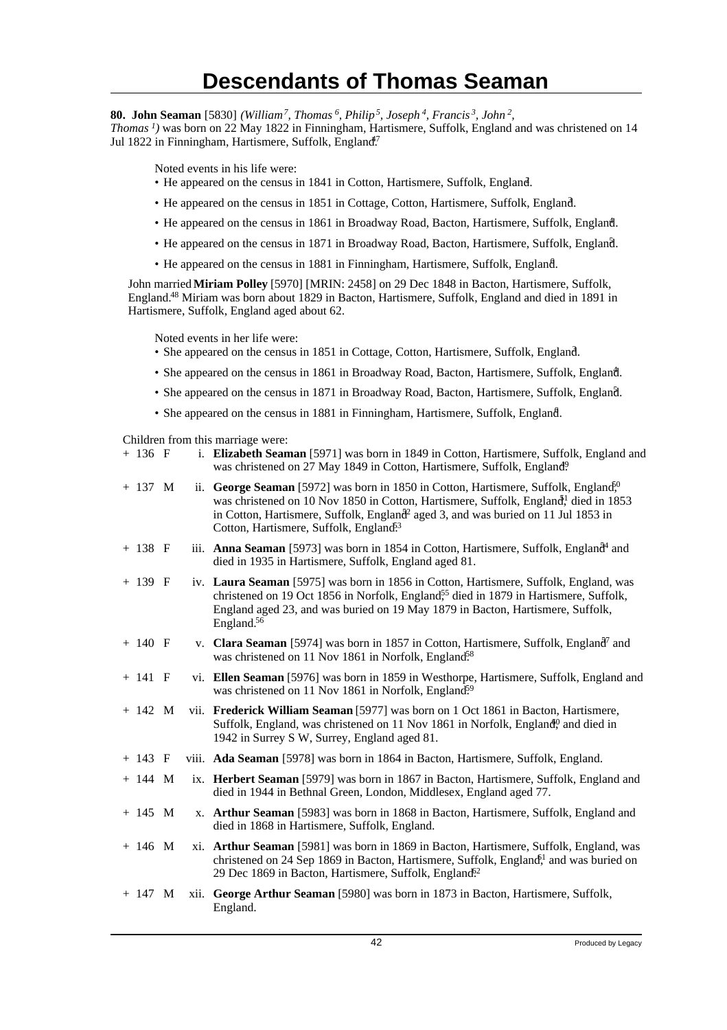# Descendants of Thomas Seaman

**80. John Seaman** [5830] *(William*[7]*, Thomas*[6]*, Philip*[5]*, Joseph*[4]*, Francis*[3]*, John*[2]*, Thomas*[1]*)* was born on 22 May 1822 in Finningham, Hartismere, Suffolk, England and was christened on 14 Jul 1822 in Finningham, Hartismere, Suffolk, England.[47]

Noted events in his life were:

- He appeared on the census in 1841 in Cotton, Hartismere, Suffolk, England.[1]
- He appeared on the census in 1851 in Cottage, Cotton, Hartismere, Suffolk, England.[3]
- He appeared on the census in 1861 in Broadway Road, Bacton, Hartismere, Suffolk, England.[4]
- He appeared on the census in 1871 in Broadway Road, Bacton, Hartismere, Suffolk, England.[5]
- He appeared on the census in 1881 in Finningham, Hartismere, Suffolk, England.[6]

John married **Miriam Polley** [5970] [MRIN: 2458] on 29 Dec 1848 in Bacton, Hartismere, Suffolk, England.[48] Miriam was born about 1829 in Bacton, Hartismere, Suffolk, England and died in 1891 in Hartismere, Suffolk, England aged about 62.

Noted events in her life were:

- She appeared on the census in 1851 in Cottage, Cotton, Hartismere, Suffolk, England.[3]
- She appeared on the census in 1861 in Broadway Road, Bacton, Hartismere, Suffolk, England.[4]
- She appeared on the census in 1871 in Broadway Road, Bacton, Hartismere, Suffolk, England.[5]
- She appeared on the census in 1881 in Finningham, Hartismere, Suffolk, England.[6]

Children from this marriage were:

+ 136 F i. **Elizabeth Seaman** [5971] was born in 1849 in Cotton, Hartismere, Suffolk, England and was christened on 27 May 1849 in Cotton, Hartismere, Suffolk, England.[49]

+ 137 M ii. **George Seaman** [5972] was born in 1850 in Cotton, Hartismere, Suffolk, England,[50] was christened on 10 Nov 1850 in Cotton, Hartismere, Suffolk, England,[51] died in 1853 in Cotton, Hartismere, Suffolk, England[52] aged 3, and was buried on 11 Jul 1853 in Cotton, Hartismere, Suffolk, England.[53]

+ 138 F iii. **Anna Seaman** [5973] was born in 1854 in Cotton, Hartismere, Suffolk, England[54] and died in 1935 in Hartismere, Suffolk, England aged 81.

+ 139 F iv. **Laura Seaman** [5975] was born in 1856 in Cotton, Hartismere, Suffolk, England, was christened on 19 Oct 1856 in Norfolk, England,[55] died in 1879 in Hartismere, Suffolk, England aged 23, and was buried on 19 May 1879 in Bacton, Hartismere, Suffolk, England.[56]

+ 140 F v. **Clara Seaman** [5974] was born in 1857 in Cotton, Hartismere, Suffolk, England[57] and was christened on 11 Nov 1861 in Norfolk, England.[58]

+ 141 F vi. **Ellen Seaman** [5976] was born in 1859 in Westhorpe, Hartismere, Suffolk, England and was christened on 11 Nov 1861 in Norfolk, England.[59]

+ 142 M vii. **Frederick William Seaman** [5977] was born on 1 Oct 1861 in Bacton, Hartismere, Suffolk, England, was christened on 11 Nov 1861 in Norfolk, England,[60] and died in 1942 in Surrey S W, Surrey, England aged 81.

+ 143 F viii. **Ada Seaman** [5978] was born in 1864 in Bacton, Hartismere, Suffolk, England.

+ 144 M ix. **Herbert Seaman** [5979] was born in 1867 in Bacton, Hartismere, Suffolk, England and died in 1944 in Bethnal Green, London, Middlesex, England aged 77.

+ 145 M x. **Arthur Seaman** [5983] was born in 1868 in Bacton, Hartismere, Suffolk, England and died in 1868 in Hartismere, Suffolk, England.

+ 146 M xi. **Arthur Seaman** [5981] was born in 1869 in Bacton, Hartismere, Suffolk, England, was christened on 24 Sep 1869 in Bacton, Hartismere, Suffolk, England,[61] and was buried on 29 Dec 1869 in Bacton, Hartismere, Suffolk, England.[62]

+ 147 M xii. **George Arthur Seaman** [5980] was born in 1873 in Bacton, Hartismere, Suffolk, England.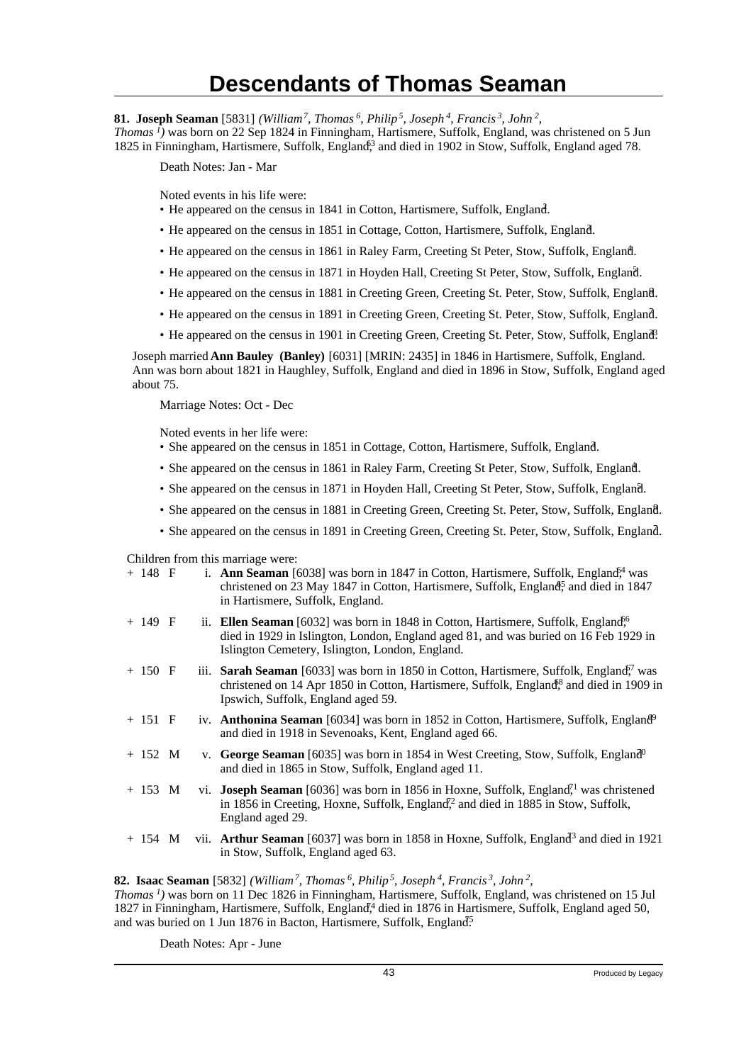# Descendants of Thomas Seaman

**81. Joseph Seaman** [5831] *(William[7], Thomas[6], Philip[5], Joseph[4], Francis[3], John[2], Thomas[1])* was born on 22 Sep 1824 in Finningham, Hartismere, Suffolk, England, was christened on 5 Jun 1825 in Finningham, Hartismere, Suffolk, England,[63] and died in 1902 in Stow, Suffolk, England aged 78.

Death Notes: Jan - Mar

Noted events in his life were:

- He appeared on the census in 1841 in Cotton, Hartismere, Suffolk, England.[1]
- He appeared on the census in 1851 in Cottage, Cotton, Hartismere, Suffolk, England.[3]
- He appeared on the census in 1861 in Raley Farm, Creeting St Peter, Stow, Suffolk, England.[4]
- He appeared on the census in 1871 in Hoyden Hall, Creeting St Peter, Stow, Suffolk, England.[5]
- He appeared on the census in 1881 in Creeting Green, Creeting St. Peter, Stow, Suffolk, England.[6]
- He appeared on the census in 1891 in Creeting Green, Creeting St. Peter, Stow, Suffolk, England.[7]
- He appeared on the census in 1901 in Creeting Green, Creeting St. Peter, Stow, Suffolk, England.[13]

Joseph married **Ann Bauley (Banley)** [6031] [MRIN: 2435] in 1846 in Hartismere, Suffolk, England. Ann was born about 1821 in Haughley, Suffolk, England and died in 1896 in Stow, Suffolk, England aged about 75.

Marriage Notes: Oct - Dec

Noted events in her life were:

- She appeared on the census in 1851 in Cottage, Cotton, Hartismere, Suffolk, England.[3]
- She appeared on the census in 1861 in Raley Farm, Creeting St Peter, Stow, Suffolk, England.[4]
- She appeared on the census in 1871 in Hoyden Hall, Creeting St Peter, Stow, Suffolk, England.[5]
- She appeared on the census in 1881 in Creeting Green, Creeting St. Peter, Stow, Suffolk, England.[6]
- She appeared on the census in 1891 in Creeting Green, Creeting St. Peter, Stow, Suffolk, England.[7]

Children from this marriage were:

+ 148 F i. **Ann Seaman** [6038] was born in 1847 in Cotton, Hartismere, Suffolk, England,[64] was christened on 23 May 1847 in Cotton, Hartismere, Suffolk, England,[65] and died in 1847 in Hartismere, Suffolk, England.

+ 149 F ii. **Ellen Seaman** [6032] was born in 1848 in Cotton, Hartismere, Suffolk, England,[66] died in 1929 in Islington, London, England aged 81, and was buried on 16 Feb 1929 in Islington Cemetery, Islington, London, England.

+ 150 F iii. **Sarah Seaman** [6033] was born in 1850 in Cotton, Hartismere, Suffolk, England,[67] was christened on 14 Apr 1850 in Cotton, Hartismere, Suffolk, England,[68] and died in 1909 in Ipswich, Suffolk, England aged 59.

+ 151 F iv. **Anthonina Seaman** [6034] was born in 1852 in Cotton, Hartismere, Suffolk, England[69] and died in 1918 in Sevenoaks, Kent, England aged 66.

+ 152 M v. **George Seaman** [6035] was born in 1854 in West Creeting, Stow, Suffolk, England[70] and died in 1865 in Stow, Suffolk, England aged 11.

+ 153 M vi. **Joseph Seaman** [6036] was born in 1856 in Hoxne, Suffolk, England,[71] was christened in 1856 in Creeting, Hoxne, Suffolk, England,[72] and died in 1885 in Stow, Suffolk, England aged 29.

+ 154 M vii. **Arthur Seaman** [6037] was born in 1858 in Hoxne, Suffolk, England[73] and died in 1921 in Stow, Suffolk, England aged 63.

**82. Isaac Seaman** [5832] *(William[7], Thomas[6], Philip[5], Joseph[4], Francis[3], John[2], Thomas[1])* was born on 11 Dec 1826 in Finningham, Hartismere, Suffolk, England, was christened on 15 Jul 1827 in Finningham, Hartismere, Suffolk, England,[74] died in 1876 in Hartismere, Suffolk, England aged 50, and was buried on 1 Jun 1876 in Bacton, Hartismere, Suffolk, England.[75]

Death Notes: Apr - June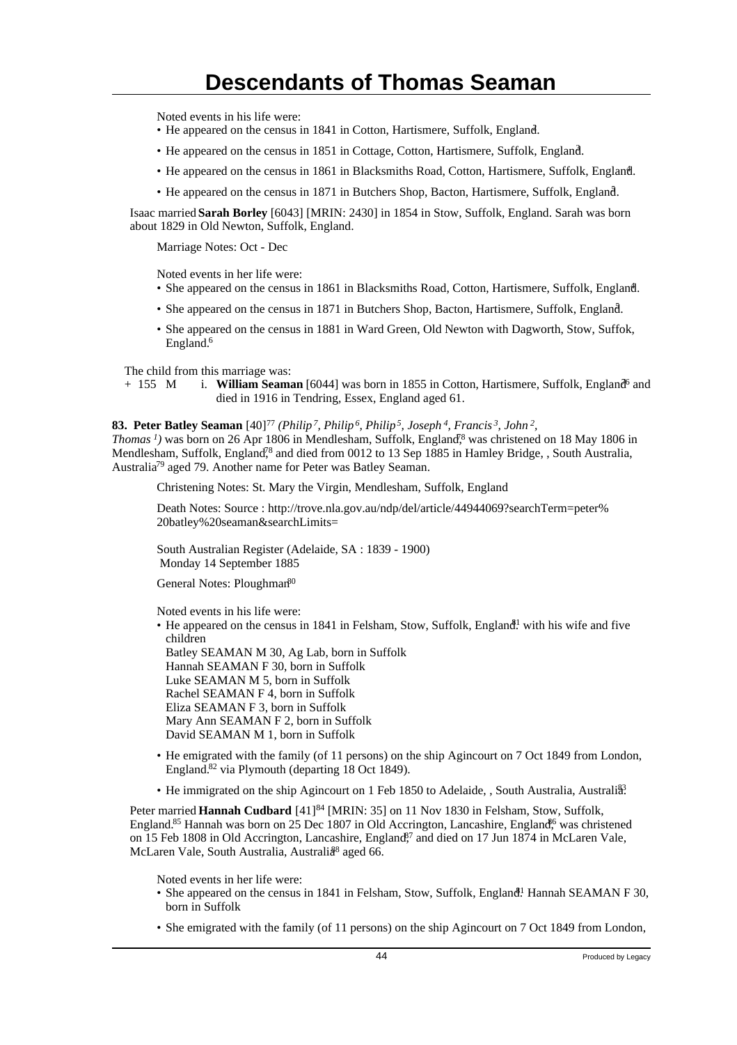Noted events in his life were:

- He appeared on the census in 1841 in Cotton, Hartismere, Suffolk, England.[1]
- He appeared on the census in 1851 in Cottage, Cotton, Hartismere, Suffolk, England.[2]
- He appeared on the census in 1861 in Blacksmiths Road, Cotton, Hartismere, Suffolk, England.[4]
- He appeared on the census in 1871 in Butchers Shop, Bacton, Hartismere, Suffolk, England.[3]

Isaac married **Sarah Borley** [6043] [MRIN: 2430] in 1854 in Stow, Suffolk, England. Sarah was born about 1829 in Old Newton, Suffolk, England.

Marriage Notes: Oct - Dec

Noted events in her life were:

- She appeared on the census in 1861 in Blacksmiths Road, Cotton, Hartismere, Suffolk, England.[4]
- She appeared on the census in 1871 in Butchers Shop, Bacton, Hartismere, Suffolk, England.[3]
- She appeared on the census in 1881 in Ward Green, Old Newton with Dagworth, Stow, Suffok, England.[6]

The child from this marriage was:

+ 155 M i. **William Seaman** [6044] was born in 1855 in Cotton, Hartismere, Suffolk, England[76] and died in 1916 in Tendring, Essex, England aged 61.

**83. Peter Batley Seaman** [40][77] *(Philip 7, Philip 6, Philip 5, Joseph 4, Francis 3, John 2, Thomas 1)* was born on 26 Apr 1806 in Mendlesham, Suffolk, England,[78] was christened on 18 May 1806 in Mendlesham, Suffolk, England,[78] and died from 0012 to 13 Sep 1885 in Hamley Bridge, , South Australia, Australia[79] aged 79. Another name for Peter was Batley Seaman.

Christening Notes: St. Mary the Virgin, Mendlesham, Suffolk, England

Death Notes: Source : http://trove.nla.gov.au/ndp/del/article/44944069?searchTerm=peter%20batley%20seaman&searchLimits=

South Australian Register (Adelaide, SA : 1839 - 1900)
Monday 14 September 1885

General Notes: Ploughman[80]

Noted events in his life were:

- He appeared on the census in 1841 in Felsham, Stow, Suffolk, England.[81] with his wife and five children
  Batley SEAMAN M 30, Ag Lab, born in Suffolk
  Hannah SEAMAN F 30, born in Suffolk
  Luke SEAMAN M 5, born in Suffolk
  Rachel SEAMAN F 4, born in Suffolk
  Eliza SEAMAN F 3, born in Suffolk
  Mary Ann SEAMAN F 2, born in Suffolk
  David SEAMAN M 1, born in Suffolk
- He emigrated with the family (of 11 persons) on the ship Agincourt on 7 Oct 1849 from London, England.[82] via Plymouth (departing 18 Oct 1849).
- He immigrated on the ship Agincourt on 1 Feb 1850 to Adelaide, , South Australia, Australia.[83]

Peter married **Hannah Cudbard** [41][84] [MRIN: 35] on 11 Nov 1830 in Felsham, Stow, Suffolk, England.[85] Hannah was born on 25 Dec 1807 in Old Accrington, Lancashire, England,[86] was christened on 15 Feb 1808 in Old Accrington, Lancashire, England,[87] and died on 17 Jun 1874 in McLaren Vale, McLaren Vale, South Australia, Australia[88] aged 66.

Noted events in her life were:

- She appeared on the census in 1841 in Felsham, Stow, Suffolk, England.[81] Hannah SEAMAN F 30, born in Suffolk
- She emigrated with the family (of 11 persons) on the ship Agincourt on 7 Oct 1849 from London,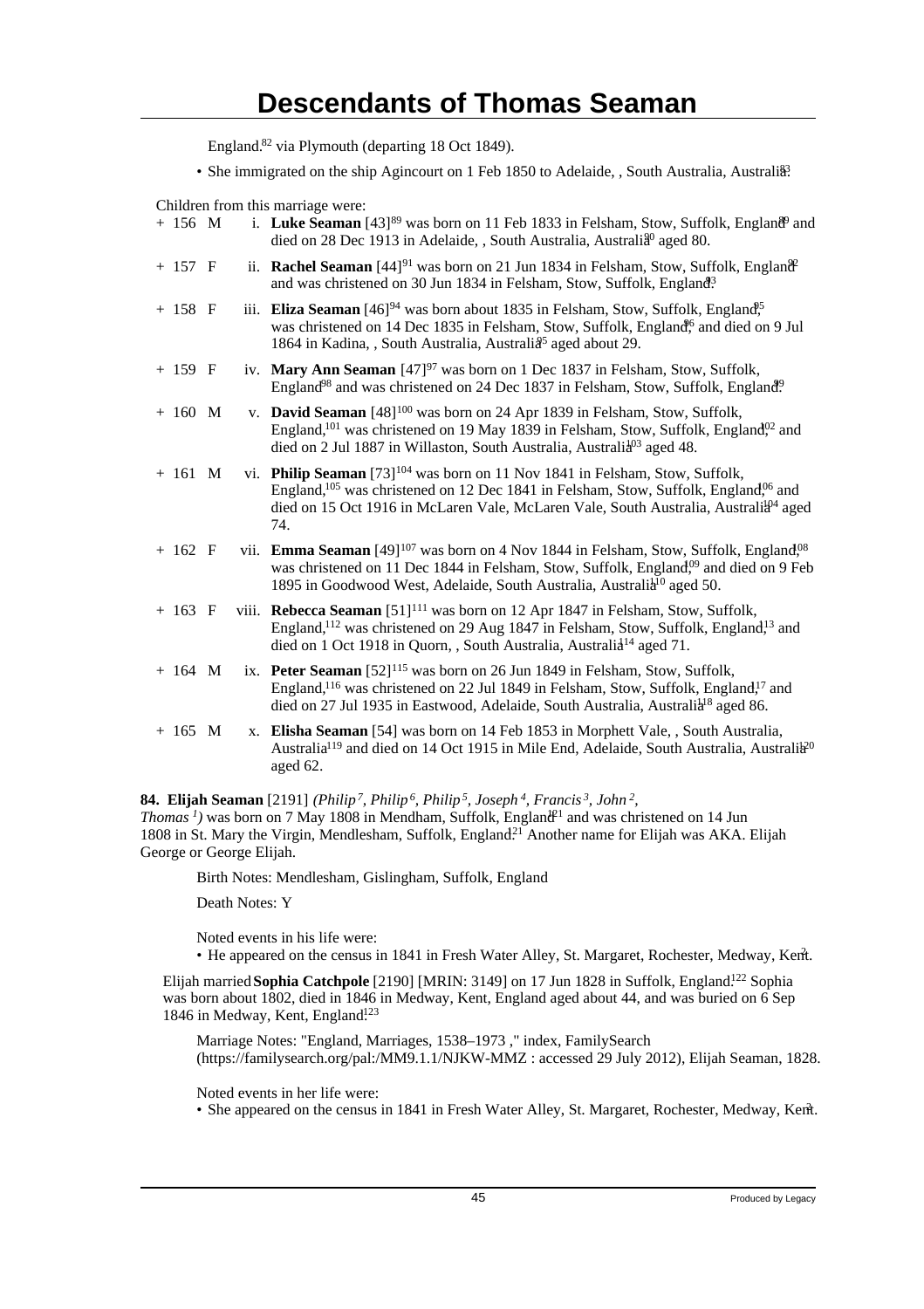England.[82] via Plymouth (departing 18 Oct 1849).

- She immigrated on the ship Agincourt on 1 Feb 1850 to Adelaide, , South Australia, Australia.[83]

Children from this marriage were:

+ 156 M i. **Luke Seaman** [43][89] was born on 11 Feb 1833 in Felsham, Stow, Suffolk, England[89] and died on 28 Dec 1913 in Adelaide, , South Australia, Australia[90] aged 80.

+ 157 F ii. **Rachel Seaman** [44][91] was born on 21 Jun 1834 in Felsham, Stow, Suffolk, England[92] and was christened on 30 Jun 1834 in Felsham, Stow, Suffolk, England.[93]

+ 158 F iii. **Eliza Seaman** [46][94] was born about 1835 in Felsham, Stow, Suffolk, England,[95] was christened on 14 Dec 1835 in Felsham, Stow, Suffolk, England,[96] and died on 9 Jul 1864 in Kadina, , South Australia, Australia[95] aged about 29.

+ 159 F iv. **Mary Ann Seaman** [47][97] was born on 1 Dec 1837 in Felsham, Stow, Suffolk, England[98] and was christened on 24 Dec 1837 in Felsham, Stow, Suffolk, England.[99]

+ 160 M v. **David Seaman** [48][100] was born on 24 Apr 1839 in Felsham, Stow, Suffolk, England,[101] was christened on 19 May 1839 in Felsham, Stow, Suffolk, England,[102] and died on 2 Jul 1887 in Willaston, South Australia, Australia[103] aged 48.

+ 161 M vi. **Philip Seaman** [73][104] was born on 11 Nov 1841 in Felsham, Stow, Suffolk, England,[105] was christened on 12 Dec 1841 in Felsham, Stow, Suffolk, England,[106] and died on 15 Oct 1916 in McLaren Vale, McLaren Vale, South Australia, Australia[104] aged 74.

+ 162 F vii. **Emma Seaman** [49][107] was born on 4 Nov 1844 in Felsham, Stow, Suffolk, England,[108] was christened on 11 Dec 1844 in Felsham, Stow, Suffolk, England,[109] and died on 9 Feb 1895 in Goodwood West, Adelaide, South Australia, Australia[110] aged 50.

+ 163 F viii. **Rebecca Seaman** [51][111] was born on 12 Apr 1847 in Felsham, Stow, Suffolk, England,[112] was christened on 29 Aug 1847 in Felsham, Stow, Suffolk, England,[113] and died on 1 Oct 1918 in Quorn, , South Australia, Australia[114] aged 71.

+ 164 M ix. **Peter Seaman** [52][115] was born on 26 Jun 1849 in Felsham, Stow, Suffolk, England,[116] was christened on 22 Jul 1849 in Felsham, Stow, Suffolk, England,[117] and died on 27 Jul 1935 in Eastwood, Adelaide, South Australia, Australia[118] aged 86.

+ 165 M x. **Elisha Seaman** [54] was born on 14 Feb 1853 in Morphett Vale, , South Australia, Australia[119] and died on 14 Oct 1915 in Mile End, Adelaide, South Australia, Australia[120] aged 62.

**84. Elijah Seaman** [2191] *(Philip[7], Philip[6], Philip[5], Joseph[4], Francis[3], John[2], Thomas[1])* was born on 7 May 1808 in Mendham, Suffolk, England[121] and was christened on 14 Jun 1808 in St. Mary the Virgin, Mendlesham, Suffolk, England.[21] Another name for Elijah was AKA. Elijah George or George Elijah.

Birth Notes: Mendlesham, Gislingham, Suffolk, England

Death Notes: Y

Noted events in his life were:

- He appeared on the census in 1841 in Fresh Water Alley, St. Margaret, Rochester, Medway, Kent.[2]

Elijah married **Sophia Catchpole** [2190] [MRIN: 3149] on 17 Jun 1828 in Suffolk, England.[122] Sophia was born about 1802, died in 1846 in Medway, Kent, England aged about 44, and was buried on 6 Sep 1846 in Medway, Kent, England.[123]

Marriage Notes: "England, Marriages, 1538–1973 ," index, FamilySearch (https://familysearch.org/pal:/MM9.1.1/NJKW-MMZ : accessed 29 July 2012), Elijah Seaman, 1828.

Noted events in her life were:

- She appeared on the census in 1841 in Fresh Water Alley, St. Margaret, Rochester, Medway, Kent.[2]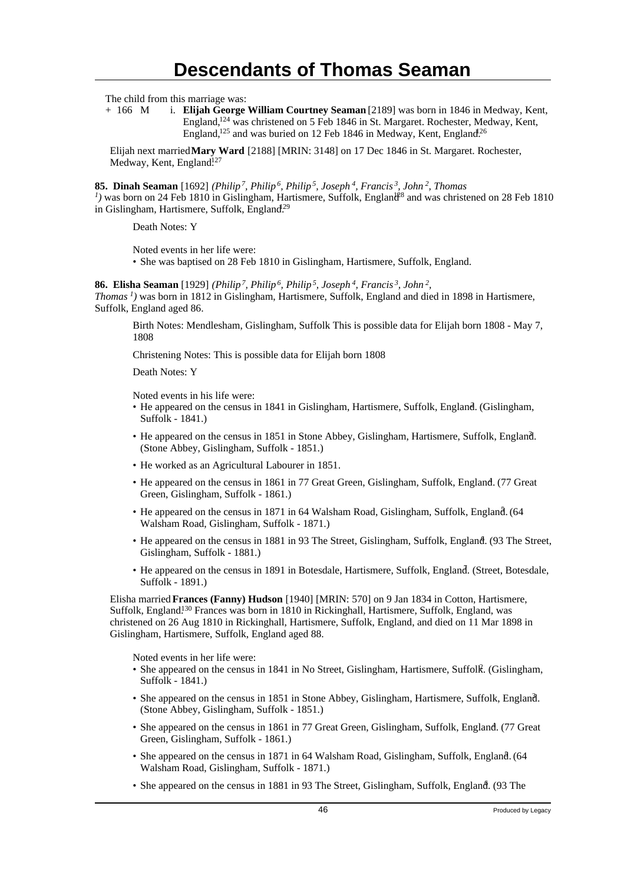# Descendants of Thomas Seaman

The child from this marriage was:

+ 166 M i. **Elijah George William Courtney Seaman** [2189] was born in 1846 in Medway, Kent, England,[124] was christened on 5 Feb 1846 in St. Margaret. Rochester, Medway, Kent, England,[125] and was buried on 12 Feb 1846 in Medway, Kent, England.[126]

Elijah next married **Mary Ward** [2188] [MRIN: 3148] on 17 Dec 1846 in St. Margaret. Rochester, Medway, Kent, England.[127]

**85. Dinah Seaman** [1692] *(Philip[7], Philip[6], Philip[5], Joseph[4], Francis[3], John[2], Thomas[1])* was born on 24 Feb 1810 in Gislingham, Hartismere, Suffolk, England[128] and was christened on 28 Feb 1810 in Gislingham, Hartismere, Suffolk, England.[129]

Death Notes: Y

Noted events in her life were:

- She was baptised on 28 Feb 1810 in Gislingham, Hartismere, Suffolk, England.

**86. Elisha Seaman** [1929] *(Philip[7], Philip[6], Philip[5], Joseph[4], Francis[3], John[2], Thomas[1])* was born in 1812 in Gislingham, Hartismere, Suffolk, England and died in 1898 in Hartismere, Suffolk, England aged 86.

Birth Notes: Mendlesham, Gislingham, Suffolk This is possible data for Elijah born 1808 - May 7, 1808

Christening Notes: This is possible data for Elijah born 1808

Death Notes: Y

Noted events in his life were:

- He appeared on the census in 1841 in Gislingham, Hartismere, Suffolk, England.[2] (Gislingham, Suffolk - 1841.)
- He appeared on the census in 1851 in Stone Abbey, Gislingham, Hartismere, Suffolk, England.[3] (Stone Abbey, Gislingham, Suffolk - 1851.)
- He worked as an Agricultural Labourer in 1851.
- He appeared on the census in 1861 in 77 Great Green, Gislingham, Suffolk, England.[4] (77 Great Green, Gislingham, Suffolk - 1861.)
- He appeared on the census in 1871 in 64 Walsham Road, Gislingham, Suffolk, England.[5] (64 Walsham Road, Gislingham, Suffolk - 1871.)
- He appeared on the census in 1881 in 93 The Street, Gislingham, Suffolk, England.[6] (93 The Street, Gislingham, Suffolk - 1881.)
- He appeared on the census in 1891 in Botesdale, Hartismere, Suffolk, England.[7] (Street, Botesdale, Suffolk - 1891.)

Elisha married **Frances (Fanny) Hudson** [1940] [MRIN: 570] on 9 Jan 1834 in Cotton, Hartismere, Suffolk, England.[130] Frances was born in 1810 in Rickinghall, Hartismere, Suffolk, England, was christened on 26 Aug 1810 in Rickinghall, Hartismere, Suffolk, England, and died on 11 Mar 1898 in Gislingham, Hartismere, Suffolk, England aged 88.

Noted events in her life were:

- She appeared on the census in 1841 in No Street, Gislingham, Hartismere, Suffolk.[2] (Gislingham, Suffolk - 1841.)
- She appeared on the census in 1851 in Stone Abbey, Gislingham, Hartismere, Suffolk, England.[3] (Stone Abbey, Gislingham, Suffolk - 1851.)
- She appeared on the census in 1861 in 77 Great Green, Gislingham, Suffolk, England.[4] (77 Great Green, Gislingham, Suffolk - 1861.)
- She appeared on the census in 1871 in 64 Walsham Road, Gislingham, Suffolk, England.[5] (64 Walsham Road, Gislingham, Suffolk - 1871.)
- She appeared on the census in 1881 in 93 The Street, Gislingham, Suffolk, England.[6] (93 The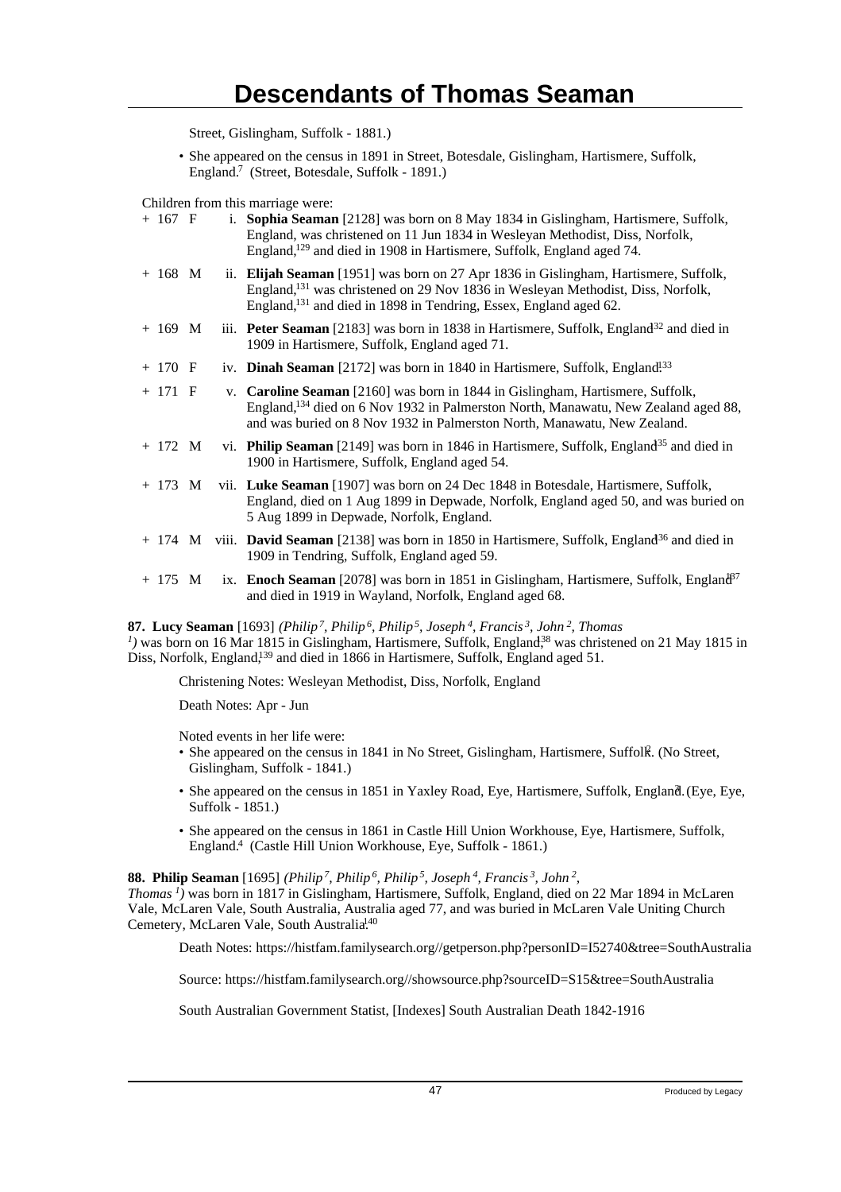Street, Gislingham, Suffolk - 1881.)

- She appeared on the census in 1891 in Street, Botesdale, Gislingham, Hartismere, Suffolk, England.[7] (Street, Botesdale, Suffolk - 1891.)

Children from this marriage were:

+ 167 F i. **Sophia Seaman** [2128] was born on 8 May 1834 in Gislingham, Hartismere, Suffolk, England, was christened on 11 Jun 1834 in Wesleyan Methodist, Diss, Norfolk, England,[129] and died in 1908 in Hartismere, Suffolk, England aged 74.

+ 168 M ii. **Elijah Seaman** [1951] was born on 27 Apr 1836 in Gislingham, Hartismere, Suffolk, England,[131] was christened on 29 Nov 1836 in Wesleyan Methodist, Diss, Norfolk, England,[131] and died in 1898 in Tendring, Essex, England aged 62.

+ 169 M iii. **Peter Seaman** [2183] was born in 1838 in Hartismere, Suffolk, England[132] and died in 1909 in Hartismere, Suffolk, England aged 71.

+ 170 F iv. **Dinah Seaman** [2172] was born in 1840 in Hartismere, Suffolk, England.[133]

+ 171 F v. **Caroline Seaman** [2160] was born in 1844 in Gislingham, Hartismere, Suffolk, England,[134] died on 6 Nov 1932 in Palmerston North, Manawatu, New Zealand aged 88, and was buried on 8 Nov 1932 in Palmerston North, Manawatu, New Zealand.

+ 172 M vi. **Philip Seaman** [2149] was born in 1846 in Hartismere, Suffolk, England[135] and died in 1900 in Hartismere, Suffolk, England aged 54.

+ 173 M vii. **Luke Seaman** [1907] was born on 24 Dec 1848 in Botesdale, Hartismere, Suffolk, England, died on 1 Aug 1899 in Depwade, Norfolk, England aged 50, and was buried on 5 Aug 1899 in Depwade, Norfolk, England.

+ 174 M viii. **David Seaman** [2138] was born in 1850 in Hartismere, Suffolk, England[136] and died in 1909 in Tendring, Suffolk, England aged 59.

+ 175 M ix. **Enoch Seaman** [2078] was born in 1851 in Gislingham, Hartismere, Suffolk, England[137] and died in 1919 in Wayland, Norfolk, England aged 68.

**87. Lucy Seaman** [1693] *(Philip⁷, Philip⁶, Philip⁵, Joseph⁴, Francis³, John², Thomas¹)* was born on 16 Mar 1815 in Gislingham, Hartismere, Suffolk, England,[138] was christened on 21 May 1815 in Diss, Norfolk, England,[139] and died in 1866 in Hartismere, Suffolk, England aged 51.

Christening Notes: Wesleyan Methodist, Diss, Norfolk, England

Death Notes: Apr - Jun

Noted events in her life were:

- She appeared on the census in 1841 in No Street, Gislingham, Hartismere, Suffolk.[2] (No Street, Gislingham, Suffolk - 1841.)
- She appeared on the census in 1851 in Yaxley Road, Eye, Hartismere, Suffolk, England.[3] (Eye, Eye, Suffolk - 1851.)
- She appeared on the census in 1861 in Castle Hill Union Workhouse, Eye, Hartismere, Suffolk, England.[4] (Castle Hill Union Workhouse, Eye, Suffolk - 1861.)

**88. Philip Seaman** [1695] *(Philip⁷, Philip⁶, Philip⁵, Joseph⁴, Francis³, John², Thomas¹)* was born in 1817 in Gislingham, Hartismere, Suffolk, England, died on 22 Mar 1894 in McLaren Vale, McLaren Vale, South Australia, Australia aged 77, and was buried in McLaren Vale Uniting Church Cemetery, McLaren Vale, South Australia.[140]

Death Notes: https://histfam.familysearch.org//getperson.php?personID=I52740&tree=SouthAustralia

Source: https://histfam.familysearch.org//showsource.php?sourceID=S15&tree=SouthAustralia

South Australian Government Statist, [Indexes] South Australian Death 1842-1916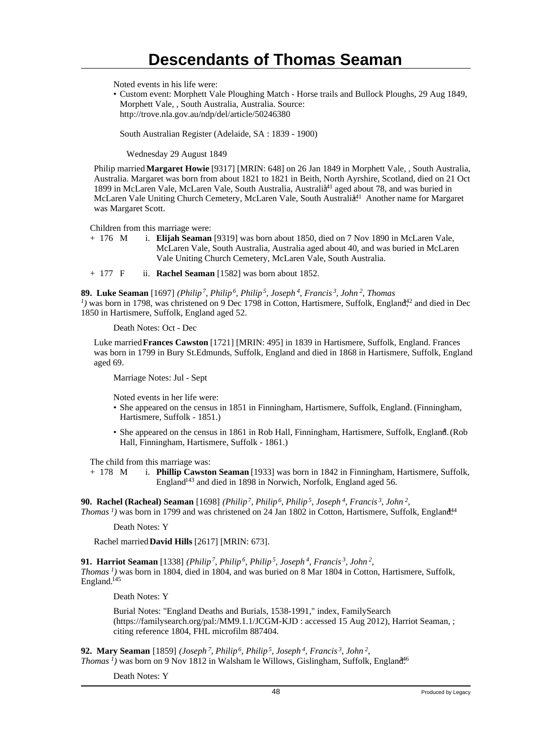Noted events in his life were:

- Custom event: Morphett Vale Ploughing Match - Horse trails and Bullock Ploughs, 29 Aug 1849, Morphett Vale, , South Australia, Australia. Source: http://trove.nla.gov.au/ndp/del/article/50246380

  South Australian Register (Adelaide, SA : 1839 - 1900)

  Wednesday 29 August 1849

Philip married **Margaret Howie** [9317] [MRIN: 648] on 26 Jan 1849 in Morphett Vale, , South Australia, Australia. Margaret was born from about 1821 to 1821 in Beith, North Ayrshire, Scotland, died on 21 Oct 1899 in McLaren Vale, McLaren Vale, South Australia, Australia[141] aged about 78, and was buried in McLaren Vale Uniting Church Cemetery, McLaren Vale, South Australia.[141] Another name for Margaret was Margaret Scott.

Children from this marriage were:

+ 176 M i. **Elijah Seaman** [9319] was born about 1850, died on 7 Nov 1890 in McLaren Vale, McLaren Vale, South Australia, Australia aged about 40, and was buried in McLaren Vale Uniting Church Cemetery, McLaren Vale, South Australia.

+ 177 F ii. **Rachel Seaman** [1582] was born about 1852.

**89. Luke Seaman** [1697] *(Philip 7, Philip 6, Philip 5, Joseph 4, Francis 3, John 2, Thomas 1)* was born in 1798, was christened on 9 Dec 1798 in Cotton, Hartismere, Suffolk, England,[142] and died in Dec 1850 in Hartismere, Suffolk, England aged 52.

Death Notes: Oct - Dec

Luke married **Frances Cawston** [1721] [MRIN: 495] in 1839 in Hartismere, Suffolk, England. Frances was born in 1799 in Bury St.Edmunds, Suffolk, England and died in 1868 in Hartismere, Suffolk, England aged 69.

Marriage Notes: Jul - Sept

Noted events in her life were:

- She appeared on the census in 1851 in Finningham, Hartismere, Suffolk, England.[1] (Finningham, Hartismere, Suffolk - 1851.)
- She appeared on the census in 1861 in Rob Hall, Finningham, Hartismere, Suffolk, England.[1] (Rob Hall, Finningham, Hartismere, Suffolk - 1861.)

The child from this marriage was:

+ 178 M i. **Phillip Cawston Seaman** [1933] was born in 1842 in Finningham, Hartismere, Suffolk, England[143] and died in 1898 in Norwich, Norfolk, England aged 56.

**90. Rachel (Racheal) Seaman** [1698] *(Philip 7, Philip 6, Philip 5, Joseph 4, Francis 3, John 2, Thomas 1)* was born in 1799 and was christened on 24 Jan 1802 in Cotton, Hartismere, Suffolk, England.[144]

Death Notes: Y

Rachel married **David Hills** [2617] [MRIN: 673].

**91. Harriot Seaman** [1338] *(Philip 7, Philip 6, Philip 5, Joseph 4, Francis 3, John 2, Thomas 1)* was born in 1804, died in 1804, and was buried on 8 Mar 1804 in Cotton, Hartismere, Suffolk, England.[145]

Death Notes: Y

Burial Notes: "England Deaths and Burials, 1538-1991," index, FamilySearch (https://familysearch.org/pal:/MM9.1.1/JCGM-KJD : accessed 15 Aug 2012), Harriot Seaman, ; citing reference 1804, FHL microfilm 887404.

**92. Mary Seaman** [1859] *(Joseph 7, Philip 6, Philip 5, Joseph 4, Francis 3, John 2, Thomas 1)* was born on 9 Nov 1812 in Walsham le Willows, Gislingham, Suffolk, England.[146]

Death Notes: Y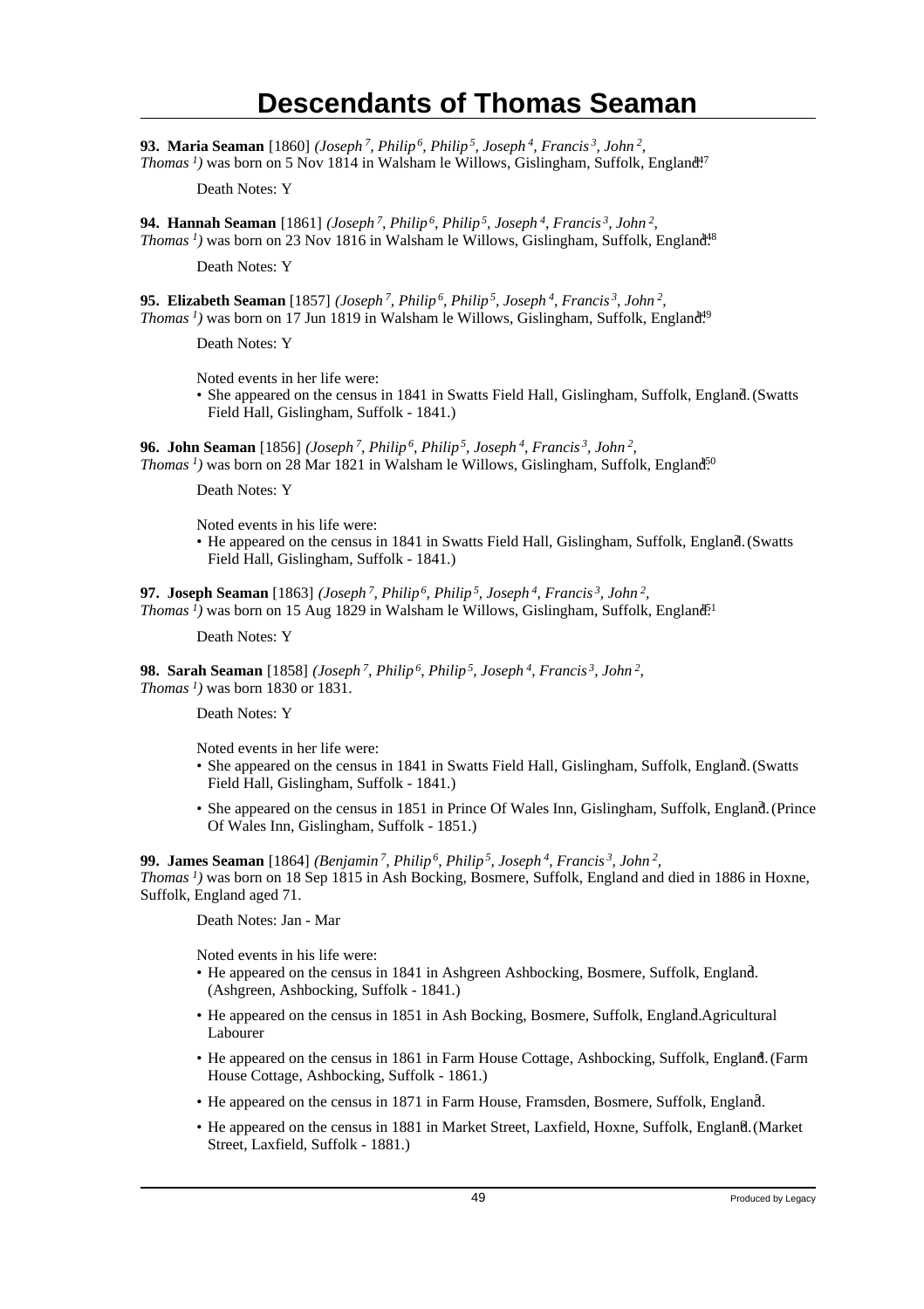# Descendants of Thomas Seaman

**93. Maria Seaman** [1860] *(Joseph[7], Philip[6], Philip[5], Joseph[4], Francis[3], John[2], Thomas[1])* was born on 5 Nov 1814 in Walsham le Willows, Gislingham, Suffolk, England.[147]

Death Notes: Y

**94. Hannah Seaman** [1861] *(Joseph[7], Philip[6], Philip[5], Joseph[4], Francis[3], John[2], Thomas[1])* was born on 23 Nov 1816 in Walsham le Willows, Gislingham, Suffolk, England.[148]

Death Notes: Y

**95. Elizabeth Seaman** [1857] *(Joseph[7], Philip[6], Philip[5], Joseph[4], Francis[3], John[2], Thomas[1])* was born on 17 Jun 1819 in Walsham le Willows, Gislingham, Suffolk, England.[149]

Death Notes: Y

Noted events in her life were:

- She appeared on the census in 1841 in Swatts Field Hall, Gislingham, Suffolk, England.[2] (Swatts Field Hall, Gislingham, Suffolk - 1841.)

**96. John Seaman** [1856] *(Joseph[7], Philip[6], Philip[5], Joseph[4], Francis[3], John[2], Thomas[1])* was born on 28 Mar 1821 in Walsham le Willows, Gislingham, Suffolk, England.[150]

Death Notes: Y

Noted events in his life were:

- He appeared on the census in 1841 in Swatts Field Hall, Gislingham, Suffolk, England.[2] (Swatts Field Hall, Gislingham, Suffolk - 1841.)

**97. Joseph Seaman** [1863] *(Joseph[7], Philip[6], Philip[5], Joseph[4], Francis[3], John[2], Thomas[1])* was born on 15 Aug 1829 in Walsham le Willows, Gislingham, Suffolk, England.[151]

Death Notes: Y

**98. Sarah Seaman** [1858] *(Joseph[7], Philip[6], Philip[5], Joseph[4], Francis[3], John[2], Thomas[1])* was born 1830 or 1831.

Death Notes: Y

Noted events in her life were:

- She appeared on the census in 1841 in Swatts Field Hall, Gislingham, Suffolk, England.[2] (Swatts Field Hall, Gislingham, Suffolk - 1841.)
- She appeared on the census in 1851 in Prince Of Wales Inn, Gislingham, Suffolk, England.[3] (Prince Of Wales Inn, Gislingham, Suffolk - 1851.)

**99. James Seaman** [1864] *(Benjamin[7], Philip[6], Philip[5], Joseph[4], Francis[3], John[2], Thomas[1])* was born on 18 Sep 1815 in Ash Bocking, Bosmere, Suffolk, England and died in 1886 in Hoxne, Suffolk, England aged 71.

Death Notes: Jan - Mar

Noted events in his life were:

- He appeared on the census in 1841 in Ashgreen Ashbocking, Bosmere, Suffolk, England.[2] (Ashgreen, Ashbocking, Suffolk - 1841.)
- He appeared on the census in 1851 in Ash Bocking, Bosmere, Suffolk, England.[3] Agricultural Labourer
- He appeared on the census in 1861 in Farm House Cottage, Ashbocking, Suffolk, England.[4] (Farm House Cottage, Ashbocking, Suffolk - 1861.)
- He appeared on the census in 1871 in Farm House, Framsden, Bosmere, Suffolk, England.[5]
- He appeared on the census in 1881 in Market Street, Laxfield, Hoxne, Suffolk, England.[6] (Market Street, Laxfield, Suffolk - 1881.)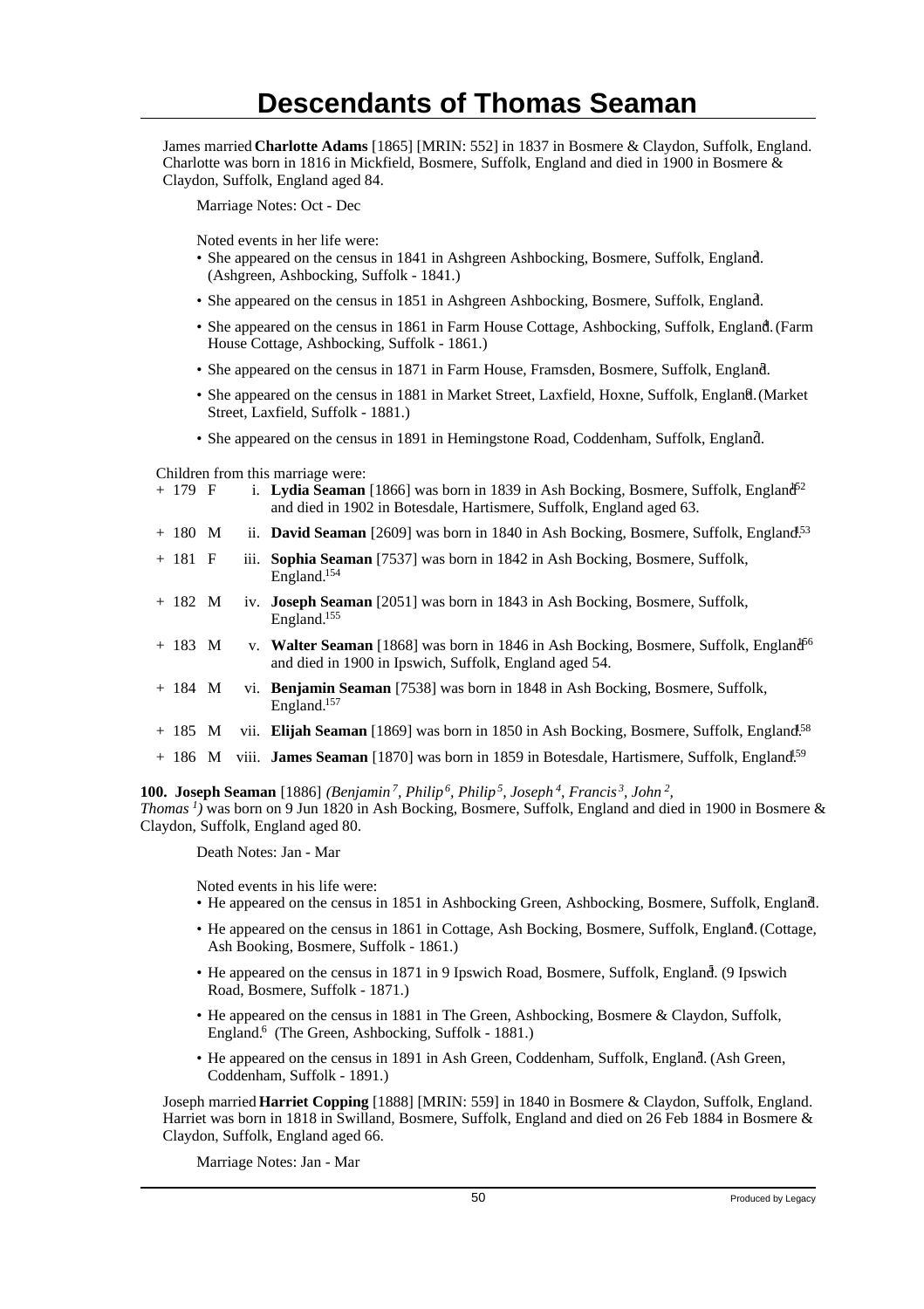# Descendants of Thomas Seaman

James married **Charlotte Adams** [1865] [MRIN: 552] in 1837 in Bosmere & Claydon, Suffolk, England. Charlotte was born in 1816 in Mickfield, Bosmere, Suffolk, England and died in 1900 in Bosmere & Claydon, Suffolk, England aged 84.

Marriage Notes: Oct - Dec

Noted events in her life were:

- She appeared on the census in 1841 in Ashgreen Ashbocking, Bosmere, Suffolk, England.[3] (Ashgreen, Ashbocking, Suffolk - 1841.)
- She appeared on the census in 1851 in Ashgreen Ashbocking, Bosmere, Suffolk, England.[2]
- She appeared on the census in 1861 in Farm House Cottage, Ashbocking, Suffolk, England.[4] (Farm House Cottage, Ashbocking, Suffolk - 1861.)
- She appeared on the census in 1871 in Farm House, Framsden, Bosmere, Suffolk, England.[3]
- She appeared on the census in 1881 in Market Street, Laxfield, Hoxne, Suffolk, England.[6] (Market Street, Laxfield, Suffolk - 1881.)
- She appeared on the census in 1891 in Hemingstone Road, Coddenham, Suffolk, England.[7]

Children from this marriage were:

- \+ 179 F i. **Lydia Seaman** [1866] was born in 1839 in Ash Bocking, Bosmere, Suffolk, England[152] and died in 1902 in Botesdale, Hartismere, Suffolk, England aged 63.
- \+ 180 M ii. **David Seaman** [2609] was born in 1840 in Ash Bocking, Bosmere, Suffolk, England.[153]
- \+ 181 F iii. **Sophia Seaman** [7537] was born in 1842 in Ash Bocking, Bosmere, Suffolk, England.[154]
- \+ 182 M iv. **Joseph Seaman** [2051] was born in 1843 in Ash Bocking, Bosmere, Suffolk, England.[155]
- \+ 183 M v. **Walter Seaman** [1868] was born in 1846 in Ash Bocking, Bosmere, Suffolk, England[156] and died in 1900 in Ipswich, Suffolk, England aged 54.
- \+ 184 M vi. **Benjamin Seaman** [7538] was born in 1848 in Ash Bocking, Bosmere, Suffolk, England.[157]
- \+ 185 M vii. **Elijah Seaman** [1869] was born in 1850 in Ash Bocking, Bosmere, Suffolk, England.[158]
- \+ 186 M viii. **James Seaman** [1870] was born in 1859 in Botesdale, Hartismere, Suffolk, England.[159]

**100. Joseph Seaman** [1886] *(Benjamin[7], Philip[6], Philip[5], Joseph[4], Francis[3], John[2], Thomas[1])* was born on 9 Jun 1820 in Ash Bocking, Bosmere, Suffolk, England and died in 1900 in Bosmere & Claydon, Suffolk, England aged 80.

Death Notes: Jan - Mar

Noted events in his life were:

- He appeared on the census in 1851 in Ashbocking Green, Ashbocking, Bosmere, Suffolk, England.[2]
- He appeared on the census in 1861 in Cottage, Ash Bocking, Bosmere, Suffolk, England.[4] (Cottage, Ash Booking, Bosmere, Suffolk - 1861.)
- He appeared on the census in 1871 in 9 Ipswich Road, Bosmere, Suffolk, England.[5] (9 Ipswich Road, Bosmere, Suffolk - 1871.)
- He appeared on the census in 1881 in The Green, Ashbocking, Bosmere & Claydon, Suffolk, England.[6] (The Green, Ashbocking, Suffolk - 1881.)
- He appeared on the census in 1891 in Ash Green, Coddenham, Suffolk, England.[7] (Ash Green, Coddenham, Suffolk - 1891.)

Joseph married **Harriet Copping** [1888] [MRIN: 559] in 1840 in Bosmere & Claydon, Suffolk, England. Harriet was born in 1818 in Swilland, Bosmere, Suffolk, England and died on 26 Feb 1884 in Bosmere & Claydon, Suffolk, England aged 66.

Marriage Notes: Jan - Mar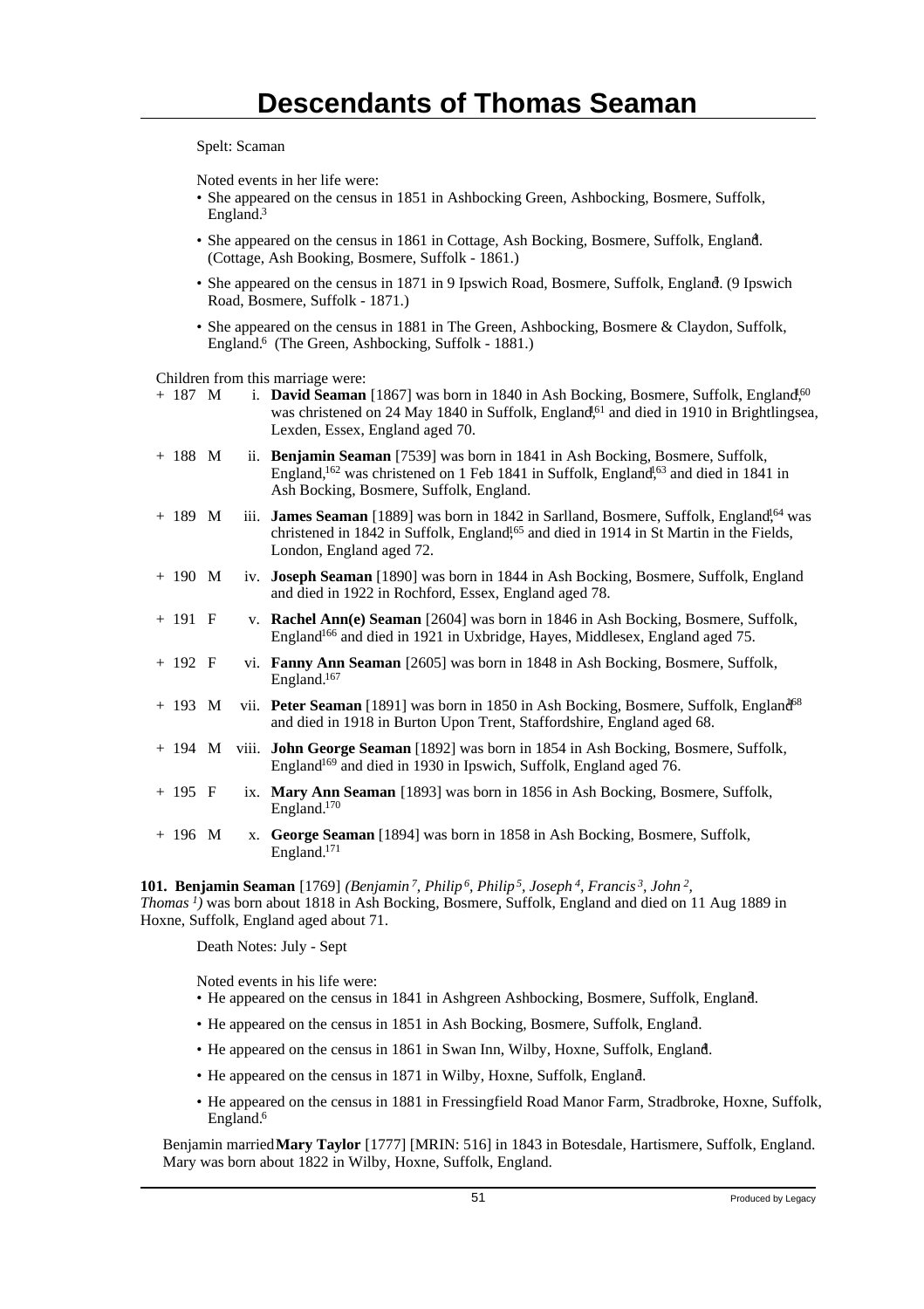# Descendants of Thomas Seaman

Spelt: Scaman

Noted events in her life were:

- She appeared on the census in 1851 in Ashbocking Green, Ashbocking, Bosmere, Suffolk, England.[3]
- She appeared on the census in 1861 in Cottage, Ash Bocking, Bosmere, Suffolk, England.[4] (Cottage, Ash Booking, Bosmere, Suffolk - 1861.)
- She appeared on the census in 1871 in 9 Ipswich Road, Bosmere, Suffolk, England.[5] (9 Ipswich Road, Bosmere, Suffolk - 1871.)
- She appeared on the census in 1881 in The Green, Ashbocking, Bosmere & Claydon, Suffolk, England.[6] (The Green, Ashbocking, Suffolk - 1881.)

Children from this marriage were:

+ 187 M i. **David Seaman** [1867] was born in 1840 in Ash Bocking, Bosmere, Suffolk, England,[160] was christened on 24 May 1840 in Suffolk, England,[161] and died in 1910 in Brightlingsea, Lexden, Essex, England aged 70.

+ 188 M ii. **Benjamin Seaman** [7539] was born in 1841 in Ash Bocking, Bosmere, Suffolk, England,[162] was christened on 1 Feb 1841 in Suffolk, England,[163] and died in 1841 in Ash Bocking, Bosmere, Suffolk, England.

+ 189 M iii. **James Seaman** [1889] was born in 1842 in Sarlland, Bosmere, Suffolk, England,[164] was christened in 1842 in Suffolk, England,[165] and died in 1914 in St Martin in the Fields, London, England aged 72.

+ 190 M iv. **Joseph Seaman** [1890] was born in 1844 in Ash Bocking, Bosmere, Suffolk, England and died in 1922 in Rochford, Essex, England aged 78.

+ 191 F v. **Rachel Ann(e) Seaman** [2604] was born in 1846 in Ash Bocking, Bosmere, Suffolk, England[166] and died in 1921 in Uxbridge, Hayes, Middlesex, England aged 75.

+ 192 F vi. **Fanny Ann Seaman** [2605] was born in 1848 in Ash Bocking, Bosmere, Suffolk, England.[167]

+ 193 M vii. **Peter Seaman** [1891] was born in 1850 in Ash Bocking, Bosmere, Suffolk, England[168] and died in 1918 in Burton Upon Trent, Staffordshire, England aged 68.

+ 194 M viii. **John George Seaman** [1892] was born in 1854 in Ash Bocking, Bosmere, Suffolk, England[169] and died in 1930 in Ipswich, Suffolk, England aged 76.

+ 195 F ix. **Mary Ann Seaman** [1893] was born in 1856 in Ash Bocking, Bosmere, Suffolk, England.[170]

+ 196 M x. **George Seaman** [1894] was born in 1858 in Ash Bocking, Bosmere, Suffolk, England.[171]

**101. Benjamin Seaman** [1769] *(Benjamin[7], Philip[6], Philip[5], Joseph[4], Francis[3], John[2], Thomas[1])* was born about 1818 in Ash Bocking, Bosmere, Suffolk, England and died on 11 Aug 1889 in Hoxne, Suffolk, England aged about 71.

Death Notes: July - Sept

Noted events in his life were:

- He appeared on the census in 1841 in Ashgreen Ashbocking, Bosmere, Suffolk, England.[2]
- He appeared on the census in 1851 in Ash Bocking, Bosmere, Suffolk, England.[3]
- He appeared on the census in 1861 in Swan Inn, Wilby, Hoxne, Suffolk, England.[4]
- He appeared on the census in 1871 in Wilby, Hoxne, Suffolk, England.[5]
- He appeared on the census in 1881 in Fressingfield Road Manor Farm, Stradbroke, Hoxne, Suffolk, England.[6]

Benjamin married **Mary Taylor** [1777] [MRIN: 516] in 1843 in Botesdale, Hartismere, Suffolk, England. Mary was born about 1822 in Wilby, Hoxne, Suffolk, England.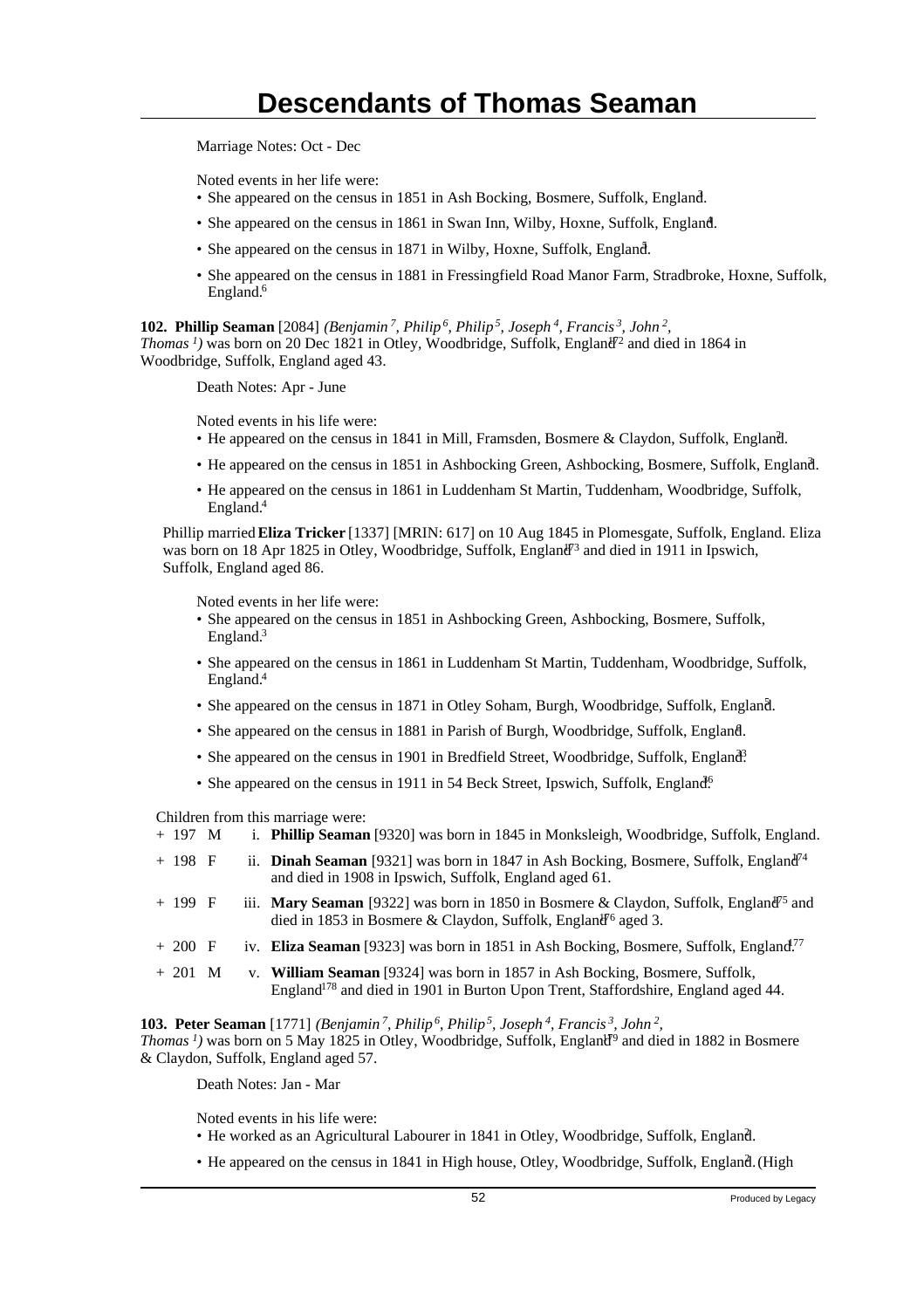Marriage Notes: Oct - Dec

Noted events in her life were:

- She appeared on the census in 1851 in Ash Bocking, Bosmere, Suffolk, England.[3]
- She appeared on the census in 1861 in Swan Inn, Wilby, Hoxne, Suffolk, England.[4]
- She appeared on the census in 1871 in Wilby, Hoxne, Suffolk, England.[5]
- She appeared on the census in 1881 in Fressingfield Road Manor Farm, Stradbroke, Hoxne, Suffolk, England.[6]

**102. Phillip Seaman** [2084] *(Benjamin[7], Philip[6], Philip[5], Joseph[4], Francis[3], John[2], Thomas[1])* was born on 20 Dec 1821 in Otley, Woodbridge, Suffolk, England[172] and died in 1864 in Woodbridge, Suffolk, England aged 43.

Death Notes: Apr - June

Noted events in his life were:

- He appeared on the census in 1841 in Mill, Framsden, Bosmere & Claydon, Suffolk, England.[2]
- He appeared on the census in 1851 in Ashbocking Green, Ashbocking, Bosmere, Suffolk, England.[3]
- He appeared on the census in 1861 in Luddenham St Martin, Tuddenham, Woodbridge, Suffolk, England.[4]

Phillip married **Eliza Tricker** [1337] [MRIN: 617] on 10 Aug 1845 in Plomesgate, Suffolk, England. Eliza was born on 18 Apr 1825 in Otley, Woodbridge, Suffolk, England[173] and died in 1911 in Ipswich, Suffolk, England aged 86.

Noted events in her life were:

- She appeared on the census in 1851 in Ashbocking Green, Ashbocking, Bosmere, Suffolk, England.[3]
- She appeared on the census in 1861 in Luddenham St Martin, Tuddenham, Woodbridge, Suffolk, England.[4]
- She appeared on the census in 1871 in Otley Soham, Burgh, Woodbridge, Suffolk, England.[5]
- She appeared on the census in 1881 in Parish of Burgh, Woodbridge, Suffolk, England.[6]
- She appeared on the census in 1901 in Bredfield Street, Woodbridge, Suffolk, England.[33]
- She appeared on the census in 1911 in 54 Beck Street, Ipswich, Suffolk, England.[36]

Children from this marriage were:

| | | | | |
|---|---|---|---|---|
| + | 197 | M | i. | **Phillip Seaman** [9320] was born in 1845 in Monksleigh, Woodbridge, Suffolk, England. |
| + | 198 | F | ii. | **Dinah Seaman** [9321] was born in 1847 in Ash Bocking, Bosmere, Suffolk, England[174] and died in 1908 in Ipswich, Suffolk, England aged 61. |
| + | 199 | F | iii. | **Mary Seaman** [9322] was born in 1850 in Bosmere & Claydon, Suffolk, England[175] and died in 1853 in Bosmere & Claydon, Suffolk, England[176] aged 3. |
| + | 200 | F | iv. | **Eliza Seaman** [9323] was born in 1851 in Ash Bocking, Bosmere, Suffolk, England.[177] |
| + | 201 | M | v. | **William Seaman** [9324] was born in 1857 in Ash Bocking, Bosmere, Suffolk, England[178] and died in 1901 in Burton Upon Trent, Staffordshire, England aged 44. |

**103. Peter Seaman** [1771] *(Benjamin[7], Philip[6], Philip[5], Joseph[4], Francis[3], John[2], Thomas[1])* was born on 5 May 1825 in Otley, Woodbridge, Suffolk, England[179] and died in 1882 in Bosmere & Claydon, Suffolk, England aged 57.

Death Notes: Jan - Mar

Noted events in his life were:

- He worked as an Agricultural Labourer in 1841 in Otley, Woodbridge, Suffolk, England.[2]
- He appeared on the census in 1841 in High house, Otley, Woodbridge, Suffolk, England.[2] (High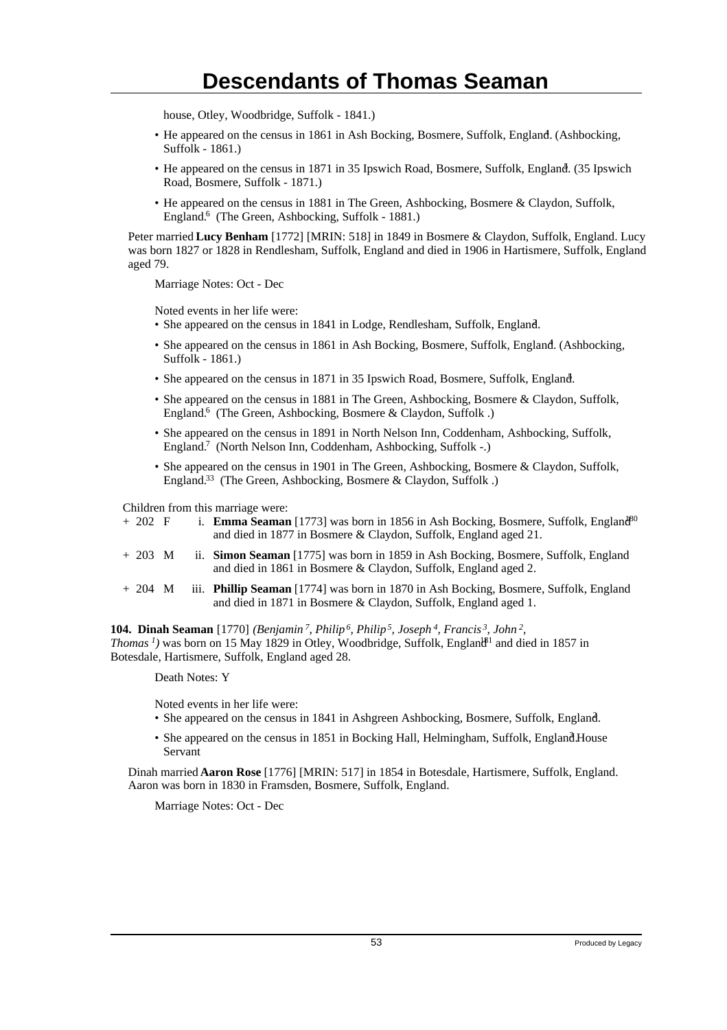house, Otley, Woodbridge, Suffolk - 1841.)

- He appeared on the census in 1861 in Ash Bocking, Bosmere, Suffolk, England.[4] (Ashbocking, Suffolk - 1861.)
- He appeared on the census in 1871 in 35 Ipswich Road, Bosmere, Suffolk, England.[5] (35 Ipswich Road, Bosmere, Suffolk - 1871.)
- He appeared on the census in 1881 in The Green, Ashbocking, Bosmere & Claydon, Suffolk, England.[6] (The Green, Ashbocking, Suffolk - 1881.)

Peter married **Lucy Benham** [1772] [MRIN: 518] in 1849 in Bosmere & Claydon, Suffolk, England. Lucy was born 1827 or 1828 in Rendlesham, Suffolk, England and died in 1906 in Hartismere, Suffolk, England aged 79.

Marriage Notes: Oct - Dec

Noted events in her life were:

- She appeared on the census in 1841 in Lodge, Rendlesham, Suffolk, England.[2]
- She appeared on the census in 1861 in Ash Bocking, Bosmere, Suffolk, England.[4] (Ashbocking, Suffolk - 1861.)
- She appeared on the census in 1871 in 35 Ipswich Road, Bosmere, Suffolk, England.[5]
- She appeared on the census in 1881 in The Green, Ashbocking, Bosmere & Claydon, Suffolk, England.[6] (The Green, Ashbocking, Bosmere & Claydon, Suffolk .)
- She appeared on the census in 1891 in North Nelson Inn, Coddenham, Ashbocking, Suffolk, England.[7] (North Nelson Inn, Coddenham, Ashbocking, Suffolk -.)
- She appeared on the census in 1901 in The Green, Ashbocking, Bosmere & Claydon, Suffolk, England.[33] (The Green, Ashbocking, Bosmere & Claydon, Suffolk .)

Children from this marriage were:

+ 202 F i. **Emma Seaman** [1773] was born in 1856 in Ash Bocking, Bosmere, Suffolk, England[180] and died in 1877 in Bosmere & Claydon, Suffolk, England aged 21.

+ 203 M ii. **Simon Seaman** [1775] was born in 1859 in Ash Bocking, Bosmere, Suffolk, England and died in 1861 in Bosmere & Claydon, Suffolk, England aged 2.

+ 204 M iii. **Phillip Seaman** [1774] was born in 1870 in Ash Bocking, Bosmere, Suffolk, England and died in 1871 in Bosmere & Claydon, Suffolk, England aged 1.

**104. Dinah Seaman** [1770] *(Benjamin[7], Philip[6], Philip[5], Joseph[4], Francis[3], John[2], Thomas[1])* was born on 15 May 1829 in Otley, Woodbridge, Suffolk, England[181] and died in 1857 in Botesdale, Hartismere, Suffolk, England aged 28.

Death Notes: Y

Noted events in her life were:

- She appeared on the census in 1841 in Ashgreen Ashbocking, Bosmere, Suffolk, England.[2]
- She appeared on the census in 1851 in Bocking Hall, Helmingham, Suffolk, England.[3] House Servant

Dinah married **Aaron Rose** [1776] [MRIN: 517] in 1854 in Botesdale, Hartismere, Suffolk, England. Aaron was born in 1830 in Framsden, Bosmere, Suffolk, England.

Marriage Notes: Oct - Dec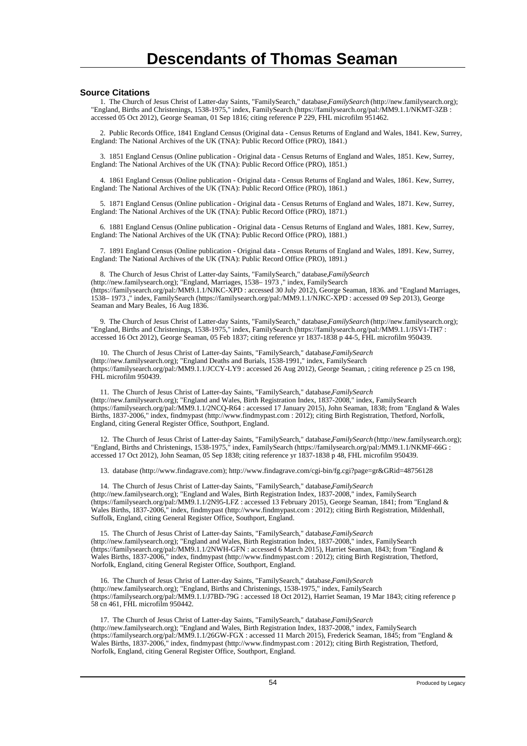# Descendants of Thomas Seaman

### Source Citations

1. The Church of Jesus Christ of Latter-day Saints, "FamilySearch," database,*FamilySearch* (http://new.familysearch.org); "England, Births and Christenings, 1538-1975," index, FamilySearch (https://familysearch.org/pal:/MM9.1.1/NKMT-3ZB : accessed 05 Oct 2012), George Seaman, 01 Sep 1816; citing reference P 229, FHL microfilm 951462.

2. Public Records Office, 1841 England Census (Original data - Census Returns of England and Wales, 1841. Kew, Surrey, England: The National Archives of the UK (TNA): Public Record Office (PRO), 1841.)

3. 1851 England Census (Online publication - Original data - Census Returns of England and Wales, 1851. Kew, Surrey, England: The National Archives of the UK (TNA): Public Record Office (PRO), 1851.)

4. 1861 England Census (Online publication - Original data - Census Returns of England and Wales, 1861. Kew, Surrey, England: The National Archives of the UK (TNA): Public Record Office (PRO), 1861.)

5. 1871 England Census (Online publication - Original data - Census Returns of England and Wales, 1871. Kew, Surrey, England: The National Archives of the UK (TNA): Public Record Office (PRO), 1871.)

6. 1881 England Census (Online publication - Original data - Census Returns of England and Wales, 1881. Kew, Surrey, England: The National Archives of the UK (TNA): Public Record Office (PRO), 1881.)

7. 1891 England Census (Online publication - Original data - Census Returns of England and Wales, 1891. Kew, Surrey, England: The National Archives of the UK (TNA): Public Record Office (PRO), 1891.)

8. The Church of Jesus Christ of Latter-day Saints, "FamilySearch," database,*FamilySearch* (http://new.familysearch.org); "England, Marriages, 1538– 1973 ," index, FamilySearch (https://familysearch.org/pal:/MM9.1.1/NJKC-XPD : accessed 30 July 2012), George Seaman, 1836. and "England Marriages, 1538– 1973 ," index, FamilySearch (https://familysearch.org/pal:/MM9.1.1/NJKC-XPD : accessed 09 Sep 2013), George Seaman and Mary Beales, 16 Aug 1836.

9. The Church of Jesus Christ of Latter-day Saints, "FamilySearch," database,*FamilySearch* (http://new.familysearch.org); "England, Births and Christenings, 1538-1975," index, FamilySearch (https://familysearch.org/pal:/MM9.1.1/JSV1-TH7 : accessed 16 Oct 2012), George Seaman, 05 Feb 1837; citing reference yr 1837-1838 p 44-5, FHL microfilm 950439.

10. The Church of Jesus Christ of Latter-day Saints, "FamilySearch," database,*FamilySearch* (http://new.familysearch.org); "England Deaths and Burials, 1538-1991," index, FamilySearch (https://familysearch.org/pal:/MM9.1.1/JCCY-LY9 : accessed 26 Aug 2012), George Seaman, ; citing reference p 25 cn 198, FHL microfilm 950439.

11. The Church of Jesus Christ of Latter-day Saints, "FamilySearch," database,*FamilySearch* (http://new.familysearch.org); "England and Wales, Birth Registration Index, 1837-2008," index, FamilySearch (https://familysearch.org/pal:/MM9.1.1/2NCQ-R64 : accessed 17 January 2015), John Seaman, 1838; from "England & Wales Births, 1837-2006," index, findmypast (http://www.findmypast.com : 2012); citing Birth Registration, Thetford, Norfolk, England, citing General Register Office, Southport, England.

12. The Church of Jesus Christ of Latter-day Saints, "FamilySearch," database,*FamilySearch* (http://new.familysearch.org); "England, Births and Christenings, 1538-1975," index, FamilySearch (https://familysearch.org/pal:/MM9.1.1/NKMF-66G : accessed 17 Oct 2012), John Seaman, 05 Sep 1838; citing reference yr 1837-1838 p 48, FHL microfilm 950439.

13. database (http://www.findagrave.com); http://www.findagrave.com/cgi-bin/fg.cgi?page=gr&GRid=48756128

14. The Church of Jesus Christ of Latter-day Saints, "FamilySearch," database,*FamilySearch* (http://new.familysearch.org); "England and Wales, Birth Registration Index, 1837-2008," index, FamilySearch (https://familysearch.org/pal:/MM9.1.1/2N95-LFZ : accessed 13 February 2015), George Seaman, 1841; from "England & Wales Births, 1837-2006," index, findmypast (http://www.findmypast.com : 2012); citing Birth Registration, Mildenhall, Suffolk, England, citing General Register Office, Southport, England.

15. The Church of Jesus Christ of Latter-day Saints, "FamilySearch," database,*FamilySearch* (http://new.familysearch.org); "England and Wales, Birth Registration Index, 1837-2008," index, FamilySearch (https://familysearch.org/pal:/MM9.1.1/2NWH-GFN : accessed 6 March 2015), Harriet Seaman, 1843; from "England & Wales Births, 1837-2006," index, findmypast (http://www.findmypast.com : 2012); citing Birth Registration, Thetford, Norfolk, England, citing General Register Office, Southport, England.

16. The Church of Jesus Christ of Latter-day Saints, "FamilySearch," database,*FamilySearch* (http://new.familysearch.org); "England, Births and Christenings, 1538-1975," index, FamilySearch (https://familysearch.org/pal:/MM9.1.1/J7BD-79G : accessed 18 Oct 2012), Harriet Seaman, 19 Mar 1843; citing reference p 58 cn 461, FHL microfilm 950442.

17. The Church of Jesus Christ of Latter-day Saints, "FamilySearch," database,*FamilySearch* (http://new.familysearch.org); "England and Wales, Birth Registration Index, 1837-2008," index, FamilySearch (https://familysearch.org/pal:/MM9.1.1/26GW-FGX : accessed 11 March 2015), Frederick Seaman, 1845; from "England & Wales Births, 1837-2006," index, findmypast (http://www.findmypast.com : 2012); citing Birth Registration, Thetford, Norfolk, England, citing General Register Office, Southport, England.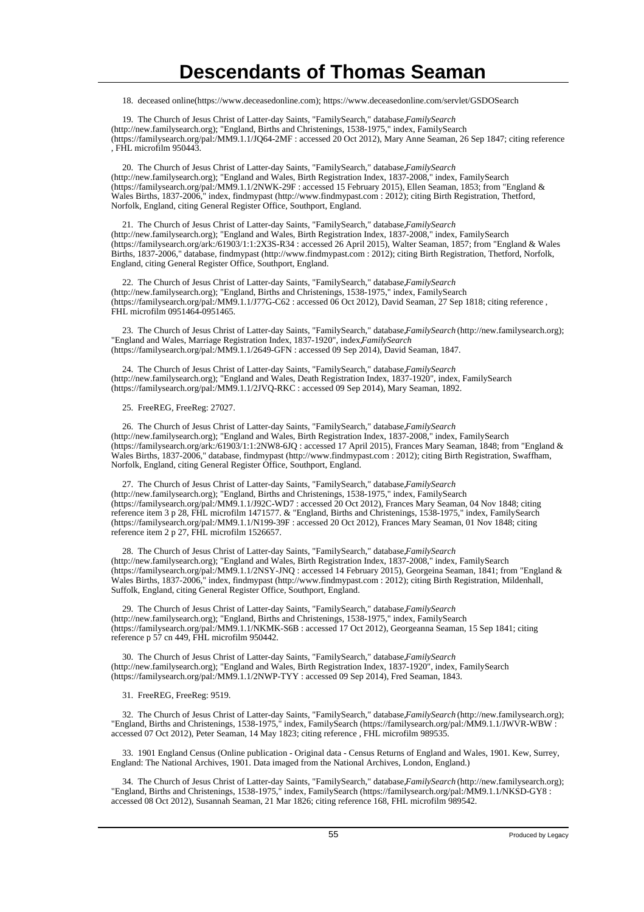18. deceased online(https://www.deceasedonline.com); https://www.deceasedonline.com/servlet/GSDOSearch

19. The Church of Jesus Christ of Latter-day Saints, "FamilySearch," database,*FamilySearch* (http://new.familysearch.org); "England, Births and Christenings, 1538-1975," index, FamilySearch (https://familysearch.org/pal:/MM9.1.1/JQ64-2MF : accessed 20 Oct 2012), Mary Anne Seaman, 26 Sep 1847; citing reference , FHL microfilm 950443.

20. The Church of Jesus Christ of Latter-day Saints, "FamilySearch," database,*FamilySearch* (http://new.familysearch.org); "England and Wales, Birth Registration Index, 1837-2008," index, FamilySearch (https://familysearch.org/pal:/MM9.1.1/2NWK-29F : accessed 15 February 2015), Ellen Seaman, 1853; from "England & Wales Births, 1837-2006," index, findmypast (http://www.findmypast.com : 2012); citing Birth Registration, Thetford, Norfolk, England, citing General Register Office, Southport, England.

21. The Church of Jesus Christ of Latter-day Saints, "FamilySearch," database,*FamilySearch* (http://new.familysearch.org); "England and Wales, Birth Registration Index, 1837-2008," index, FamilySearch (https://familysearch.org/ark:/61903/1:1:2X3S-R34 : accessed 26 April 2015), Walter Seaman, 1857; from "England & Wales Births, 1837-2006," database, findmypast (http://www.findmypast.com : 2012); citing Birth Registration, Thetford, Norfolk, England, citing General Register Office, Southport, England.

22. The Church of Jesus Christ of Latter-day Saints, "FamilySearch," database,*FamilySearch* (http://new.familysearch.org); "England, Births and Christenings, 1538-1975," index, FamilySearch (https://familysearch.org/pal:/MM9.1.1/J77G-C62 : accessed 06 Oct 2012), David Seaman, 27 Sep 1818; citing reference , FHL microfilm 0951464-0951465.

23. The Church of Jesus Christ of Latter-day Saints, "FamilySearch," database,*FamilySearch* (http://new.familysearch.org); "England and Wales, Marriage Registration Index, 1837-1920", index,*FamilySearch* (https://familysearch.org/pal:/MM9.1.1/2649-GFN : accessed 09 Sep 2014), David Seaman, 1847.

24. The Church of Jesus Christ of Latter-day Saints, "FamilySearch," database,*FamilySearch* (http://new.familysearch.org); "England and Wales, Death Registration Index, 1837-1920", index, FamilySearch (https://familysearch.org/pal:/MM9.1.1/2JVQ-RKC : accessed 09 Sep 2014), Mary Seaman, 1892.

25. FreeREG, FreeReg: 27027.

26. The Church of Jesus Christ of Latter-day Saints, "FamilySearch," database,*FamilySearch* (http://new.familysearch.org); "England and Wales, Birth Registration Index, 1837-2008," index, FamilySearch (https://familysearch.org/ark:/61903/1:1:2NW8-6JQ : accessed 17 April 2015), Frances Mary Seaman, 1848; from "England & Wales Births, 1837-2006," database, findmypast (http://www.findmypast.com : 2012); citing Birth Registration, Swaffham, Norfolk, England, citing General Register Office, Southport, England.

27. The Church of Jesus Christ of Latter-day Saints, "FamilySearch," database,*FamilySearch* (http://new.familysearch.org); "England, Births and Christenings, 1538-1975," index, FamilySearch (https://familysearch.org/pal:/MM9.1.1/J92C-WD7 : accessed 20 Oct 2012), Frances Mary Seaman, 04 Nov 1848; citing reference item 3 p 28, FHL microfilm 1471577. & "England, Births and Christenings, 1538-1975," index, FamilySearch (https://familysearch.org/pal:/MM9.1.1/N199-39F : accessed 20 Oct 2012), Frances Mary Seaman, 01 Nov 1848; citing reference item 2 p 27, FHL microfilm 1526657.

28. The Church of Jesus Christ of Latter-day Saints, "FamilySearch," database,*FamilySearch* (http://new.familysearch.org); "England and Wales, Birth Registration Index, 1837-2008," index, FamilySearch (https://familysearch.org/pal:/MM9.1.1/2NSY-JNQ : accessed 14 February 2015), Georgeina Seaman, 1841; from "England & Wales Births, 1837-2006," index, findmypast (http://www.findmypast.com : 2012); citing Birth Registration, Mildenhall, Suffolk, England, citing General Register Office, Southport, England.

29. The Church of Jesus Christ of Latter-day Saints, "FamilySearch," database,*FamilySearch* (http://new.familysearch.org); "England, Births and Christenings, 1538-1975," index, FamilySearch (https://familysearch.org/pal:/MM9.1.1/NKMK-S6B : accessed 17 Oct 2012), Georgeanna Seaman, 15 Sep 1841; citing reference p 57 cn 449, FHL microfilm 950442.

30. The Church of Jesus Christ of Latter-day Saints, "FamilySearch," database,*FamilySearch* (http://new.familysearch.org); "England and Wales, Birth Registration Index, 1837-1920", index, FamilySearch (https://familysearch.org/pal:/MM9.1.1/2NWP-TYY : accessed 09 Sep 2014), Fred Seaman, 1843.

31. FreeREG, FreeReg: 9519.

32. The Church of Jesus Christ of Latter-day Saints, "FamilySearch," database,*FamilySearch* (http://new.familysearch.org); "England, Births and Christenings, 1538-1975," index, FamilySearch (https://familysearch.org/pal:/MM9.1.1/JWVR-WBW : accessed 07 Oct 2012), Peter Seaman, 14 May 1823; citing reference , FHL microfilm 989535.

33. 1901 England Census (Online publication - Original data - Census Returns of England and Wales, 1901. Kew, Surrey, England: The National Archives, 1901. Data imaged from the National Archives, London, England.)

34. The Church of Jesus Christ of Latter-day Saints, "FamilySearch," database,*FamilySearch* (http://new.familysearch.org); "England, Births and Christenings, 1538-1975," index, FamilySearch (https://familysearch.org/pal:/MM9.1.1/NKSD-GY8 : accessed 08 Oct 2012), Susannah Seaman, 21 Mar 1826; citing reference 168, FHL microfilm 989542.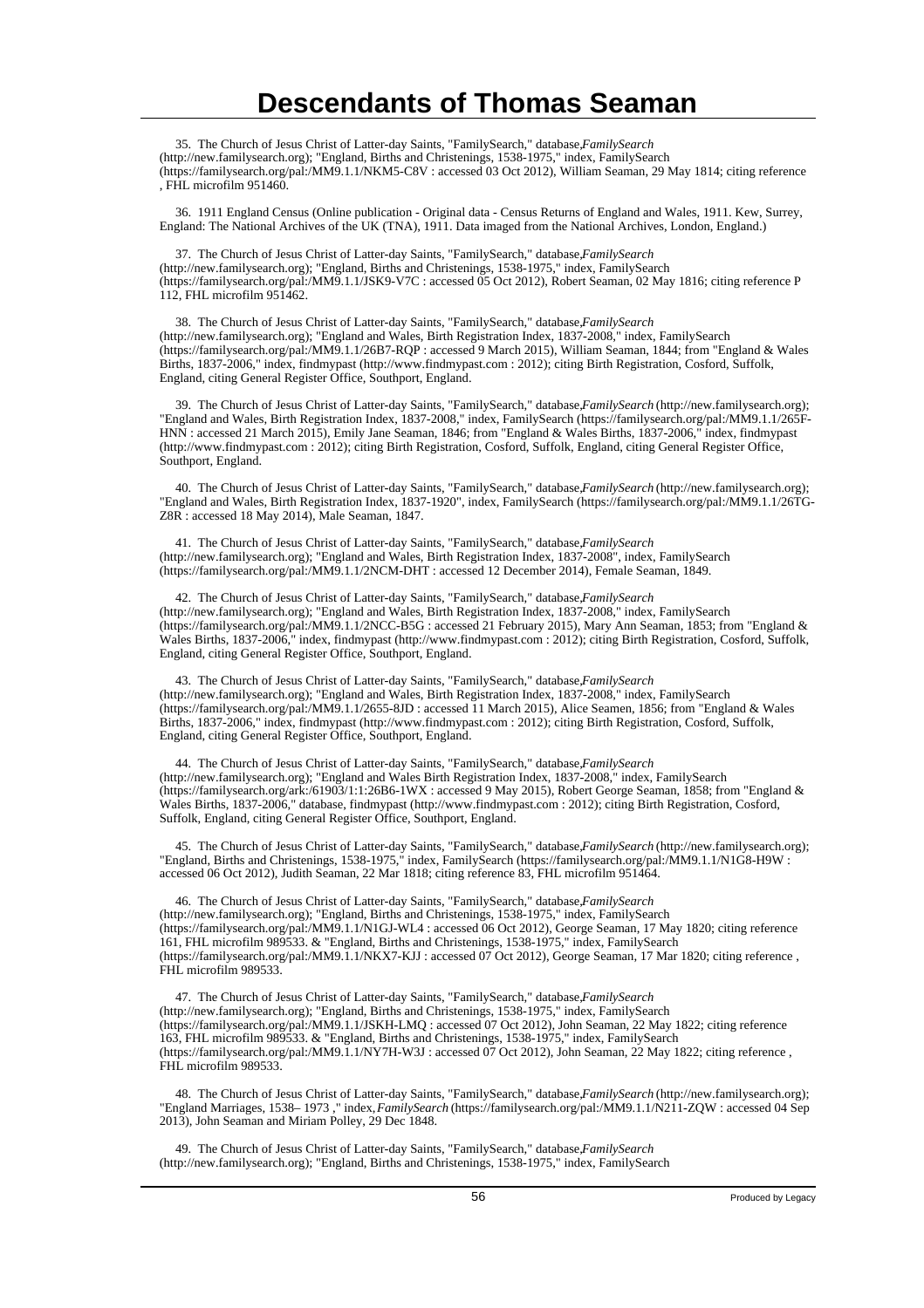# Descendants of Thomas Seaman

35. The Church of Jesus Christ of Latter-day Saints, "FamilySearch," database,*FamilySearch* (http://new.familysearch.org); "England, Births and Christenings, 1538-1975," index, FamilySearch (https://familysearch.org/pal:/MM9.1.1/NKM5-C8V : accessed 03 Oct 2012), William Seaman, 29 May 1814; citing reference , FHL microfilm 951460.

36. 1911 England Census (Online publication - Original data - Census Returns of England and Wales, 1911. Kew, Surrey, England: The National Archives of the UK (TNA), 1911. Data imaged from the National Archives, London, England.)

37. The Church of Jesus Christ of Latter-day Saints, "FamilySearch," database,*FamilySearch* (http://new.familysearch.org); "England, Births and Christenings, 1538-1975," index, FamilySearch (https://familysearch.org/pal:/MM9.1.1/JSK9-V7C : accessed 05 Oct 2012), Robert Seaman, 02 May 1816; citing reference P 112, FHL microfilm 951462.

38. The Church of Jesus Christ of Latter-day Saints, "FamilySearch," database,*FamilySearch* (http://new.familysearch.org); "England and Wales, Birth Registration Index, 1837-2008," index, FamilySearch (https://familysearch.org/pal:/MM9.1.1/26B7-RQP : accessed 9 March 2015), William Seaman, 1844; from "England & Wales Births, 1837-2006," index, findmypast (http://www.findmypast.com : 2012); citing Birth Registration, Cosford, Suffolk, England, citing General Register Office, Southport, England.

39. The Church of Jesus Christ of Latter-day Saints, "FamilySearch," database,*FamilySearch* (http://new.familysearch.org); "England and Wales, Birth Registration Index, 1837-2008," index, FamilySearch (https://familysearch.org/pal:/MM9.1.1/265F-HNN : accessed 21 March 2015), Emily Jane Seaman, 1846; from "England & Wales Births, 1837-2006," index, findmypast (http://www.findmypast.com : 2012); citing Birth Registration, Cosford, Suffolk, England, citing General Register Office, Southport, England.

40. The Church of Jesus Christ of Latter-day Saints, "FamilySearch," database,*FamilySearch* (http://new.familysearch.org); "England and Wales, Birth Registration Index, 1837-1920", index, FamilySearch (https://familysearch.org/pal:/MM9.1.1/26TG-Z8R : accessed 18 May 2014), Male Seaman, 1847.

41. The Church of Jesus Christ of Latter-day Saints, "FamilySearch," database,*FamilySearch* (http://new.familysearch.org); "England and Wales, Birth Registration Index, 1837-2008", index, FamilySearch (https://familysearch.org/pal:/MM9.1.1/2NCM-DHT : accessed 12 December 2014), Female Seaman, 1849.

42. The Church of Jesus Christ of Latter-day Saints, "FamilySearch," database,*FamilySearch* (http://new.familysearch.org); "England and Wales, Birth Registration Index, 1837-2008," index, FamilySearch (https://familysearch.org/pal:/MM9.1.1/2NCC-B5G : accessed 21 February 2015), Mary Ann Seaman, 1853; from "England & Wales Births, 1837-2006," index, findmypast (http://www.findmypast.com : 2012); citing Birth Registration, Cosford, Suffolk, England, citing General Register Office, Southport, England.

43. The Church of Jesus Christ of Latter-day Saints, "FamilySearch," database,*FamilySearch* (http://new.familysearch.org); "England and Wales, Birth Registration Index, 1837-2008," index, FamilySearch (https://familysearch.org/pal:/MM9.1.1/2655-8JD : accessed 11 March 2015), Alice Seamen, 1856; from "England & Wales Births, 1837-2006," index, findmypast (http://www.findmypast.com : 2012); citing Birth Registration, Cosford, Suffolk, England, citing General Register Office, Southport, England.

44. The Church of Jesus Christ of Latter-day Saints, "FamilySearch," database,*FamilySearch* (http://new.familysearch.org); "England and Wales Birth Registration Index, 1837-2008," index, FamilySearch (https://familysearch.org/ark:/61903/1:1:26B6-1WX : accessed 9 May 2015), Robert George Seaman, 1858; from "England & Wales Births, 1837-2006," database, findmypast (http://www.findmypast.com : 2012); citing Birth Registration, Cosford, Suffolk, England, citing General Register Office, Southport, England.

45. The Church of Jesus Christ of Latter-day Saints, "FamilySearch," database,*FamilySearch* (http://new.familysearch.org); "England, Births and Christenings, 1538-1975," index, FamilySearch (https://familysearch.org/pal:/MM9.1.1/N1G8-H9W : accessed 06 Oct 2012), Judith Seaman, 22 Mar 1818; citing reference 83, FHL microfilm 951464.

46. The Church of Jesus Christ of Latter-day Saints, "FamilySearch," database,*FamilySearch* (http://new.familysearch.org); "England, Births and Christenings, 1538-1975," index, FamilySearch (https://familysearch.org/pal:/MM9.1.1/N1GJ-WL4 : accessed 06 Oct 2012), George Seaman, 17 May 1820; citing reference 161, FHL microfilm 989533. & "England, Births and Christenings, 1538-1975," index, FamilySearch (https://familysearch.org/pal:/MM9.1.1/NKX7-KJJ : accessed 07 Oct 2012), George Seaman, 17 Mar 1820; citing reference , FHL microfilm 989533.

47. The Church of Jesus Christ of Latter-day Saints, "FamilySearch," database,*FamilySearch* (http://new.familysearch.org); "England, Births and Christenings, 1538-1975," index, FamilySearch (https://familysearch.org/pal:/MM9.1.1/JSKH-LMQ : accessed 07 Oct 2012), John Seaman, 22 May 1822; citing reference 163, FHL microfilm 989533. & "England, Births and Christenings, 1538-1975," index, FamilySearch (https://familysearch.org/pal:/MM9.1.1/NY7H-W3J : accessed 07 Oct 2012), John Seaman, 22 May 1822; citing reference , FHL microfilm 989533.

48. The Church of Jesus Christ of Latter-day Saints, "FamilySearch," database,*FamilySearch* (http://new.familysearch.org); "England Marriages, 1538– 1973 ," index,*FamilySearch* (https://familysearch.org/pal:/MM9.1.1/N211-ZQW : accessed 04 Sep 2013), John Seaman and Miriam Polley, 29 Dec 1848.

49. The Church of Jesus Christ of Latter-day Saints, "FamilySearch," database,*FamilySearch* (http://new.familysearch.org); "England, Births and Christenings, 1538-1975," index, FamilySearch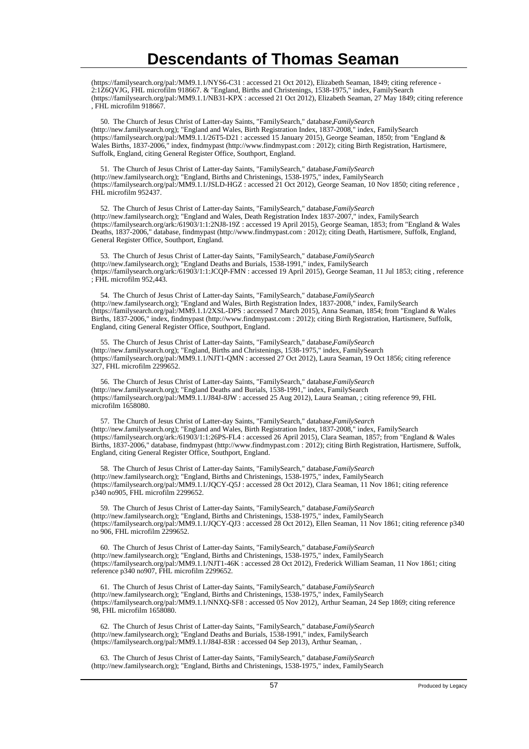(https://familysearch.org/pal:/MM9.1.1/NYS6-C31 : accessed 21 Oct 2012), Elizabeth Seaman, 1849; citing reference - 2:1Z6QVJG, FHL microfilm 918667. & "England, Births and Christenings, 1538-1975," index, FamilySearch (https://familysearch.org/pal:/MM9.1.1/NB31-KPX : accessed 21 Oct 2012), Elizabeth Seaman, 27 May 1849; citing reference , FHL microfilm 918667.

50. The Church of Jesus Christ of Latter-day Saints, "FamilySearch," database,*FamilySearch* (http://new.familysearch.org); "England and Wales, Birth Registration Index, 1837-2008," index, FamilySearch (https://familysearch.org/pal:/MM9.1.1/26T5-D21 : accessed 15 January 2015), George Seaman, 1850; from "England & Wales Births, 1837-2006," index, findmypast (http://www.findmypast.com : 2012); citing Birth Registration, Hartismere, Suffolk, England, citing General Register Office, Southport, England.

51. The Church of Jesus Christ of Latter-day Saints, "FamilySearch," database,*FamilySearch* (http://new.familysearch.org); "England, Births and Christenings, 1538-1975," index, FamilySearch (https://familysearch.org/pal:/MM9.1.1/JSLD-HGZ : accessed 21 Oct 2012), George Seaman, 10 Nov 1850; citing reference , FHL microfilm 952437.

52. The Church of Jesus Christ of Latter-day Saints, "FamilySearch," database,*FamilySearch* (http://new.familysearch.org); "England and Wales, Death Registration Index 1837-2007," index, FamilySearch (https://familysearch.org/ark:/61903/1:1:2NJ8-19Z : accessed 19 April 2015), George Seaman, 1853; from "England & Wales Deaths, 1837-2006," database, findmypast (http://www.findmypast.com : 2012); citing Death, Hartismere, Suffolk, England, General Register Office, Southport, England.

53. The Church of Jesus Christ of Latter-day Saints, "FamilySearch," database,*FamilySearch* (http://new.familysearch.org); "England Deaths and Burials, 1538-1991," index, FamilySearch (https://familysearch.org/ark:/61903/1:1:JCQP-FMN : accessed 19 April 2015), George Seaman, 11 Jul 1853; citing , reference ; FHL microfilm 952,443.

54. The Church of Jesus Christ of Latter-day Saints, "FamilySearch," database,*FamilySearch* (http://new.familysearch.org); "England and Wales, Birth Registration Index, 1837-2008," index, FamilySearch (https://familysearch.org/pal:/MM9.1.1/2XSL-DPS : accessed 7 March 2015), Anna Seaman, 1854; from "England & Wales Births, 1837-2006," index, findmypast (http://www.findmypast.com : 2012); citing Birth Registration, Hartismere, Suffolk, England, citing General Register Office, Southport, England.

55. The Church of Jesus Christ of Latter-day Saints, "FamilySearch," database,*FamilySearch* (http://new.familysearch.org); "England, Births and Christenings, 1538-1975," index, FamilySearch (https://familysearch.org/pal:/MM9.1.1/NJT1-QMN : accessed 27 Oct 2012), Laura Seaman, 19 Oct 1856; citing reference 327, FHL microfilm 2299652.

56. The Church of Jesus Christ of Latter-day Saints, "FamilySearch," database,*FamilySearch* (http://new.familysearch.org); "England Deaths and Burials, 1538-1991," index, FamilySearch (https://familysearch.org/pal:/MM9.1.1/J84J-8JW : accessed 25 Aug 2012), Laura Seaman, ; citing reference 99, FHL microfilm 1658080.

57. The Church of Jesus Christ of Latter-day Saints, "FamilySearch," database,*FamilySearch* (http://new.familysearch.org); "England and Wales, Birth Registration Index, 1837-2008," index, FamilySearch (https://familysearch.org/ark:/61903/1:1:26PS-FL4 : accessed 26 April 2015), Clara Seaman, 1857; from "England & Wales Births, 1837-2006," database, findmypast (http://www.findmypast.com : 2012); citing Birth Registration, Hartismere, Suffolk, England, citing General Register Office, Southport, England.

58. The Church of Jesus Christ of Latter-day Saints, "FamilySearch," database,*FamilySearch* (http://new.familysearch.org); "England, Births and Christenings, 1538-1975," index, FamilySearch (https://familysearch.org/pal:/MM9.1.1/JQCY-Q5J : accessed 28 Oct 2012), Clara Seaman, 11 Nov 1861; citing reference p340 no905, FHL microfilm 2299652.

59. The Church of Jesus Christ of Latter-day Saints, "FamilySearch," database,*FamilySearch* (http://new.familysearch.org); "England, Births and Christenings, 1538-1975," index, FamilySearch (https://familysearch.org/pal:/MM9.1.1/JQCY-QJ3 : accessed 28 Oct 2012), Ellen Seaman, 11 Nov 1861; citing reference p340 no 906, FHL microfilm 2299652.

60. The Church of Jesus Christ of Latter-day Saints, "FamilySearch," database,*FamilySearch* (http://new.familysearch.org); "England, Births and Christenings, 1538-1975," index, FamilySearch (https://familysearch.org/pal:/MM9.1.1/NJT1-46K : accessed 28 Oct 2012), Frederick William Seaman, 11 Nov 1861; citing reference p340 no907, FHL microfilm 2299652.

61. The Church of Jesus Christ of Latter-day Saints, "FamilySearch," database,*FamilySearch* (http://new.familysearch.org); "England, Births and Christenings, 1538-1975," index, FamilySearch (https://familysearch.org/pal:/MM9.1.1/NNXQ-SF8 : accessed 05 Nov 2012), Arthur Seaman, 24 Sep 1869; citing reference 98, FHL microfilm 1658080.

62. The Church of Jesus Christ of Latter-day Saints, "FamilySearch," database,*FamilySearch* (http://new.familysearch.org); "England Deaths and Burials, 1538-1991," index, FamilySearch (https://familysearch.org/pal:/MM9.1.1/J84J-83R : accessed 04 Sep 2013), Arthur Seaman, .

63. The Church of Jesus Christ of Latter-day Saints, "FamilySearch," database,*FamilySearch* (http://new.familysearch.org); "England, Births and Christenings, 1538-1975," index, FamilySearch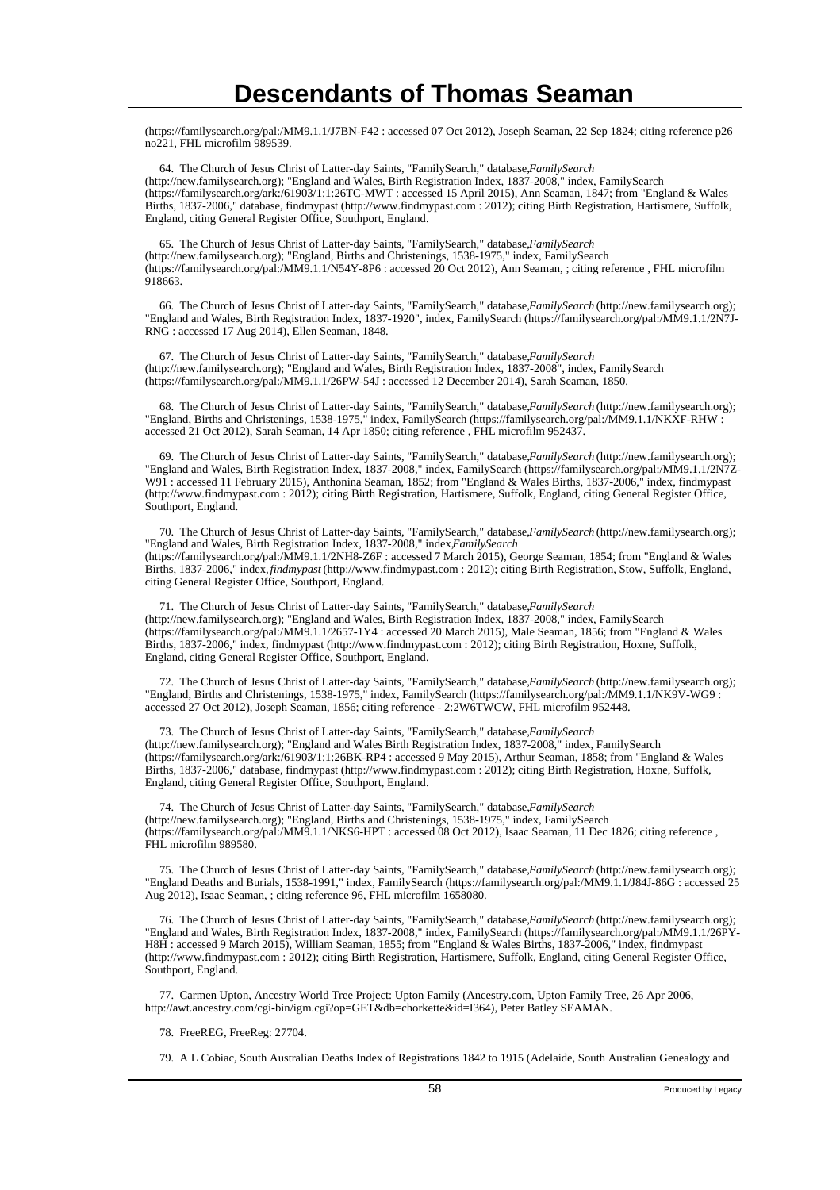(https://familysearch.org/pal:/MM9.1.1/J7BN-F42 : accessed 07 Oct 2012), Joseph Seaman, 22 Sep 1824; citing reference p26 no221, FHL microfilm 989539.

64. The Church of Jesus Christ of Latter-day Saints, "FamilySearch," database,*FamilySearch* (http://new.familysearch.org); "England and Wales, Birth Registration Index, 1837-2008," index, FamilySearch (https://familysearch.org/ark:/61903/1:1:26TC-MWT : accessed 15 April 2015), Ann Seaman, 1847; from "England & Wales Births, 1837-2006," database, findmypast (http://www.findmypast.com : 2012); citing Birth Registration, Hartismere, Suffolk, England, citing General Register Office, Southport, England.

65. The Church of Jesus Christ of Latter-day Saints, "FamilySearch," database,*FamilySearch* (http://new.familysearch.org); "England, Births and Christenings, 1538-1975," index, FamilySearch (https://familysearch.org/pal:/MM9.1.1/N54Y-8P6 : accessed 20 Oct 2012), Ann Seaman, ; citing reference , FHL microfilm 918663.

66. The Church of Jesus Christ of Latter-day Saints, "FamilySearch," database,*FamilySearch* (http://new.familysearch.org); "England and Wales, Birth Registration Index, 1837-1920", index, FamilySearch (https://familysearch.org/pal:/MM9.1.1/2N7J-RNG : accessed 17 Aug 2014), Ellen Seaman, 1848.

67. The Church of Jesus Christ of Latter-day Saints, "FamilySearch," database,*FamilySearch* (http://new.familysearch.org); "England and Wales, Birth Registration Index, 1837-2008", index, FamilySearch (https://familysearch.org/pal:/MM9.1.1/26PW-54J : accessed 12 December 2014), Sarah Seaman, 1850.

68. The Church of Jesus Christ of Latter-day Saints, "FamilySearch," database,*FamilySearch* (http://new.familysearch.org); "England, Births and Christenings, 1538-1975," index, FamilySearch (https://familysearch.org/pal:/MM9.1.1/NKXF-RHW : accessed 21 Oct 2012), Sarah Seaman, 14 Apr 1850; citing reference , FHL microfilm 952437.

69. The Church of Jesus Christ of Latter-day Saints, "FamilySearch," database,*FamilySearch* (http://new.familysearch.org); "England and Wales, Birth Registration Index, 1837-2008," index, FamilySearch (https://familysearch.org/pal:/MM9.1.1/2N7Z-W91 : accessed 11 February 2015), Anthonina Seaman, 1852; from "England & Wales Births, 1837-2006," index, findmypast (http://www.findmypast.com : 2012); citing Birth Registration, Hartismere, Suffolk, England, citing General Register Office, Southport, England.

70. The Church of Jesus Christ of Latter-day Saints, "FamilySearch," database,*FamilySearch* (http://new.familysearch.org); "England and Wales, Birth Registration Index, 1837-2008," index,*FamilySearch* (https://familysearch.org/pal:/MM9.1.1/2NH8-Z6F : accessed 7 March 2015), George Seaman, 1854; from "England & Wales Births, 1837-2006," index, *findmypast* (http://www.findmypast.com : 2012); citing Birth Registration, Stow, Suffolk, England, citing General Register Office, Southport, England.

71. The Church of Jesus Christ of Latter-day Saints, "FamilySearch," database,*FamilySearch* (http://new.familysearch.org); "England and Wales, Birth Registration Index, 1837-2008," index, FamilySearch (https://familysearch.org/pal:/MM9.1.1/2657-1Y4 : accessed 20 March 2015), Male Seaman, 1856; from "England & Wales Births, 1837-2006," index, findmypast (http://www.findmypast.com : 2012); citing Birth Registration, Hoxne, Suffolk, England, citing General Register Office, Southport, England.

72. The Church of Jesus Christ of Latter-day Saints, "FamilySearch," database,*FamilySearch* (http://new.familysearch.org); "England, Births and Christenings, 1538-1975," index, FamilySearch (https://familysearch.org/pal:/MM9.1.1/NK9V-WG9 : accessed 27 Oct 2012), Joseph Seaman, 1856; citing reference - 2:2W6TWCW, FHL microfilm 952448.

73. The Church of Jesus Christ of Latter-day Saints, "FamilySearch," database,*FamilySearch* (http://new.familysearch.org); "England and Wales Birth Registration Index, 1837-2008," index, FamilySearch (https://familysearch.org/ark:/61903/1:1:26BK-RP4 : accessed 9 May 2015), Arthur Seaman, 1858; from "England & Wales Births, 1837-2006," database, findmypast (http://www.findmypast.com : 2012); citing Birth Registration, Hoxne, Suffolk, England, citing General Register Office, Southport, England.

74. The Church of Jesus Christ of Latter-day Saints, "FamilySearch," database,*FamilySearch* (http://new.familysearch.org); "England, Births and Christenings, 1538-1975," index, FamilySearch (https://familysearch.org/pal:/MM9.1.1/NKS6-HPT : accessed 08 Oct 2012), Isaac Seaman, 11 Dec 1826; citing reference , FHL microfilm 989580.

75. The Church of Jesus Christ of Latter-day Saints, "FamilySearch," database,*FamilySearch* (http://new.familysearch.org); "England Deaths and Burials, 1538-1991," index, FamilySearch (https://familysearch.org/pal:/MM9.1.1/J84J-86G : accessed 25 Aug 2012), Isaac Seaman, ; citing reference 96, FHL microfilm 1658080.

76. The Church of Jesus Christ of Latter-day Saints, "FamilySearch," database,*FamilySearch* (http://new.familysearch.org); "England and Wales, Birth Registration Index, 1837-2008," index, FamilySearch (https://familysearch.org/pal:/MM9.1.1/26PY-H8H : accessed 9 March 2015), William Seaman, 1855; from "England & Wales Births, 1837-2006," index, findmypast (http://www.findmypast.com : 2012); citing Birth Registration, Hartismere, Suffolk, England, citing General Register Office, Southport, England.

77. Carmen Upton, Ancestry World Tree Project: Upton Family (Ancestry.com, Upton Family Tree, 26 Apr 2006, http://awt.ancestry.com/cgi-bin/igm.cgi?op=GET&db=chorkette&id=I364), Peter Batley SEAMAN.

78. FreeREG, FreeReg: 27704.

79. A L Cobiac, South Australian Deaths Index of Registrations 1842 to 1915 (Adelaide, South Australian Genealogy and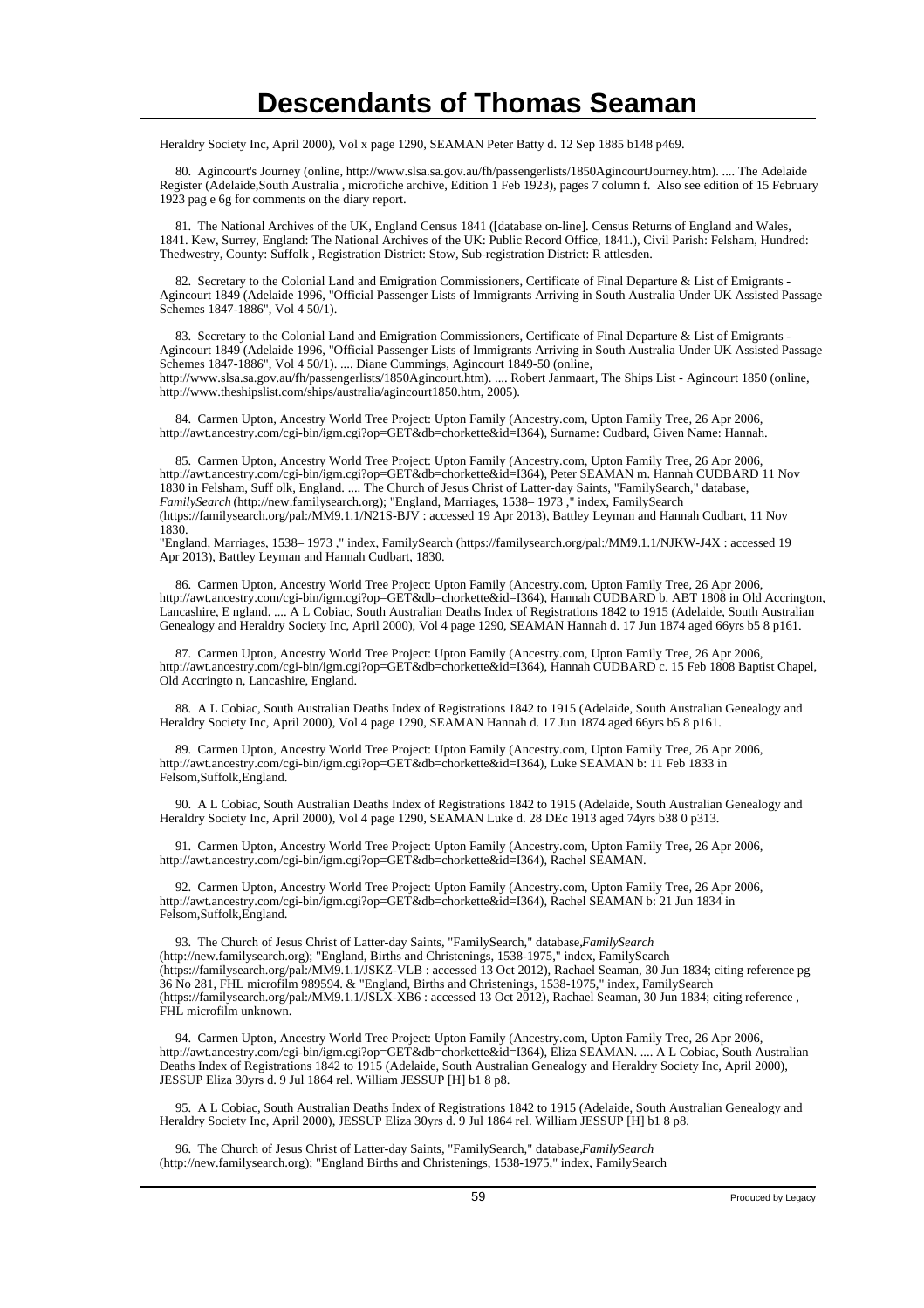Heraldry Society Inc, April 2000), Vol x page 1290, SEAMAN Peter Batty d. 12 Sep 1885 b148 p469.

80. Agincourt's Journey (online, http://www.slsa.sa.gov.au/fh/passengerlists/1850AgincourtJourney.htm). .... The Adelaide Register (Adelaide,South Australia , microfiche archive, Edition 1 Feb 1923), pages 7 column f. Also see edition of 15 February 1923 pag e 6g for comments on the diary report.

81. The National Archives of the UK, England Census 1841 ([database on-line]. Census Returns of England and Wales, 1841. Kew, Surrey, England: The National Archives of the UK: Public Record Office, 1841.), Civil Parish: Felsham, Hundred: Thedwestry, County: Suffolk , Registration District: Stow, Sub-registration District: R attlesden.

82. Secretary to the Colonial Land and Emigration Commissioners, Certificate of Final Departure & List of Emigrants - Agincourt 1849 (Adelaide 1996, "Official Passenger Lists of Immigrants Arriving in South Australia Under UK Assisted Passage Schemes 1847-1886", Vol 4 50/1).

83. Secretary to the Colonial Land and Emigration Commissioners, Certificate of Final Departure & List of Emigrants - Agincourt 1849 (Adelaide 1996, "Official Passenger Lists of Immigrants Arriving in South Australia Under UK Assisted Passage Schemes 1847-1886", Vol 4 50/1). .... Diane Cummings, Agincourt 1849-50 (online, http://www.slsa.sa.gov.au/fh/passengerlists/1850Agincourt.htm). .... Robert Janmaart, The Ships List - Agincourt 1850 (online, http://www.theshipslist.com/ships/australia/agincourt1850.htm, 2005).

84. Carmen Upton, Ancestry World Tree Project: Upton Family (Ancestry.com, Upton Family Tree, 26 Apr 2006, http://awt.ancestry.com/cgi-bin/igm.cgi?op=GET&db=chorkette&id=I364), Surname: Cudbard, Given Name: Hannah.

85. Carmen Upton, Ancestry World Tree Project: Upton Family (Ancestry.com, Upton Family Tree, 26 Apr 2006, http://awt.ancestry.com/cgi-bin/igm.cgi?op=GET&db=chorkette&id=I364), Peter SEAMAN m. Hannah CUDBARD 11 Nov 1830 in Felsham, Suff olk, England. .... The Church of Jesus Christ of Latter-day Saints, "FamilySearch," database, *FamilySearch* (http://new.familysearch.org); "England, Marriages, 1538– 1973 ," index, FamilySearch (https://familysearch.org/pal:/MM9.1.1/N21S-BJV : accessed 19 Apr 2013), Battley Leyman and Hannah Cudbart, 11 Nov 1830.
"England, Marriages, 1538– 1973 ," index, FamilySearch (https://familysearch.org/pal:/MM9.1.1/NJKW-J4X : accessed 19 Apr 2013), Battley Leyman and Hannah Cudbart, 1830.

86. Carmen Upton, Ancestry World Tree Project: Upton Family (Ancestry.com, Upton Family Tree, 26 Apr 2006, http://awt.ancestry.com/cgi-bin/igm.cgi?op=GET&db=chorkette&id=I364), Hannah CUDBARD b. ABT 1808 in Old Accrington, Lancashire, E ngland. .... A L Cobiac, South Australian Deaths Index of Registrations 1842 to 1915 (Adelaide, South Australian Genealogy and Heraldry Society Inc, April 2000), Vol 4 page 1290, SEAMAN Hannah d. 17 Jun 1874 aged 66yrs b5 8 p161.

87. Carmen Upton, Ancestry World Tree Project: Upton Family (Ancestry.com, Upton Family Tree, 26 Apr 2006, http://awt.ancestry.com/cgi-bin/igm.cgi?op=GET&db=chorkette&id=I364), Hannah CUDBARD c. 15 Feb 1808 Baptist Chapel, Old Accringto n, Lancashire, England.

88. A L Cobiac, South Australian Deaths Index of Registrations 1842 to 1915 (Adelaide, South Australian Genealogy and Heraldry Society Inc, April 2000), Vol 4 page 1290, SEAMAN Hannah d. 17 Jun 1874 aged 66yrs b5 8 p161.

89. Carmen Upton, Ancestry World Tree Project: Upton Family (Ancestry.com, Upton Family Tree, 26 Apr 2006, http://awt.ancestry.com/cgi-bin/igm.cgi?op=GET&db=chorkette&id=I364), Luke SEAMAN b: 11 Feb 1833 in Felsom,Suffolk,England.

90. A L Cobiac, South Australian Deaths Index of Registrations 1842 to 1915 (Adelaide, South Australian Genealogy and Heraldry Society Inc, April 2000), Vol 4 page 1290, SEAMAN Luke d. 28 DEc 1913 aged 74yrs b38 0 p313.

91. Carmen Upton, Ancestry World Tree Project: Upton Family (Ancestry.com, Upton Family Tree, 26 Apr 2006, http://awt.ancestry.com/cgi-bin/igm.cgi?op=GET&db=chorkette&id=I364), Rachel SEAMAN.

92. Carmen Upton, Ancestry World Tree Project: Upton Family (Ancestry.com, Upton Family Tree, 26 Apr 2006, http://awt.ancestry.com/cgi-bin/igm.cgi?op=GET&db=chorkette&id=I364), Rachel SEAMAN b: 21 Jun 1834 in Felsom,Suffolk,England.

93. The Church of Jesus Christ of Latter-day Saints, "FamilySearch," database,*FamilySearch* (http://new.familysearch.org); "England, Births and Christenings, 1538-1975," index, FamilySearch (https://familysearch.org/pal:/MM9.1.1/JSKZ-VLB : accessed 13 Oct 2012), Rachael Seaman, 30 Jun 1834; citing reference pg 36 No 281, FHL microfilm 989594. & "England, Births and Christenings, 1538-1975," index, FamilySearch (https://familysearch.org/pal:/MM9.1.1/JSLX-XB6 : accessed 13 Oct 2012), Rachael Seaman, 30 Jun 1834; citing reference , FHL microfilm unknown.

94. Carmen Upton, Ancestry World Tree Project: Upton Family (Ancestry.com, Upton Family Tree, 26 Apr 2006, http://awt.ancestry.com/cgi-bin/igm.cgi?op=GET&db=chorkette&id=I364), Eliza SEAMAN. .... A L Cobiac, South Australian Deaths Index of Registrations 1842 to 1915 (Adelaide, South Australian Genealogy and Heraldry Society Inc, April 2000), JESSUP Eliza 30yrs d. 9 Jul 1864 rel. William JESSUP [H] b1 8 p8.

95. A L Cobiac, South Australian Deaths Index of Registrations 1842 to 1915 (Adelaide, South Australian Genealogy and Heraldry Society Inc, April 2000), JESSUP Eliza 30yrs d. 9 Jul 1864 rel. William JESSUP [H] b1 8 p8.

96. The Church of Jesus Christ of Latter-day Saints, "FamilySearch," database,*FamilySearch* (http://new.familysearch.org); "England Births and Christenings, 1538-1975," index, FamilySearch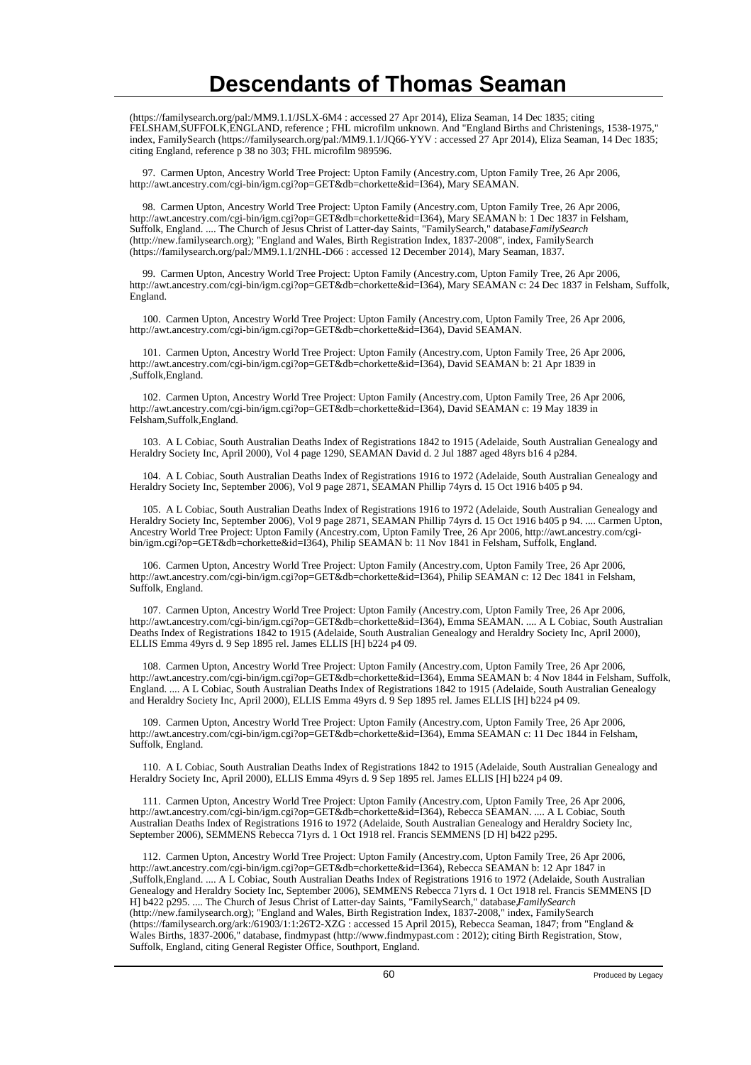# Descendants of Thomas Seaman

(https://familysearch.org/pal:/MM9.1.1/JSLX-6M4 : accessed 27 Apr 2014), Eliza Seaman, 14 Dec 1835; citing FELSHAM,SUFFOLK,ENGLAND, reference ; FHL microfilm unknown. And "England Births and Christenings, 1538-1975," index, FamilySearch (https://familysearch.org/pal:/MM9.1.1/JQ66-YYV : accessed 27 Apr 2014), Eliza Seaman, 14 Dec 1835; citing England, reference p 38 no 303; FHL microfilm 989596.

97. Carmen Upton, Ancestry World Tree Project: Upton Family (Ancestry.com, Upton Family Tree, 26 Apr 2006, http://awt.ancestry.com/cgi-bin/igm.cgi?op=GET&db=chorkette&id=I364), Mary SEAMAN.

98. Carmen Upton, Ancestry World Tree Project: Upton Family (Ancestry.com, Upton Family Tree, 26 Apr 2006, http://awt.ancestry.com/cgi-bin/igm.cgi?op=GET&db=chorkette&id=I364), Mary SEAMAN b: 1 Dec 1837 in Felsham, Suffolk, England. .... The Church of Jesus Christ of Latter-day Saints, "FamilySearch," database, *FamilySearch* (http://new.familysearch.org); "England and Wales, Birth Registration Index, 1837-2008", index, FamilySearch (https://familysearch.org/pal:/MM9.1.1/2NHL-D66 : accessed 12 December 2014), Mary Seaman, 1837.

99. Carmen Upton, Ancestry World Tree Project: Upton Family (Ancestry.com, Upton Family Tree, 26 Apr 2006, http://awt.ancestry.com/cgi-bin/igm.cgi?op=GET&db=chorkette&id=I364), Mary SEAMAN c: 24 Dec 1837 in Felsham, Suffolk, England.

100. Carmen Upton, Ancestry World Tree Project: Upton Family (Ancestry.com, Upton Family Tree, 26 Apr 2006, http://awt.ancestry.com/cgi-bin/igm.cgi?op=GET&db=chorkette&id=I364), David SEAMAN.

101. Carmen Upton, Ancestry World Tree Project: Upton Family (Ancestry.com, Upton Family Tree, 26 Apr 2006, http://awt.ancestry.com/cgi-bin/igm.cgi?op=GET&db=chorkette&id=I364), David SEAMAN b: 21 Apr 1839 in ,Suffolk,England.

102. Carmen Upton, Ancestry World Tree Project: Upton Family (Ancestry.com, Upton Family Tree, 26 Apr 2006, http://awt.ancestry.com/cgi-bin/igm.cgi?op=GET&db=chorkette&id=I364), David SEAMAN c: 19 May 1839 in Felsham,Suffolk,England.

103. A L Cobiac, South Australian Deaths Index of Registrations 1842 to 1915 (Adelaide, South Australian Genealogy and Heraldry Society Inc, April 2000), Vol 4 page 1290, SEAMAN David d. 2 Jul 1887 aged 48yrs b16 4 p284.

104. A L Cobiac, South Australian Deaths Index of Registrations 1916 to 1972 (Adelaide, South Australian Genealogy and Heraldry Society Inc, September 2006), Vol 9 page 2871, SEAMAN Phillip 74yrs d. 15 Oct 1916 b405 p 94.

105. A L Cobiac, South Australian Deaths Index of Registrations 1916 to 1972 (Adelaide, South Australian Genealogy and Heraldry Society Inc, September 2006), Vol 9 page 2871, SEAMAN Phillip 74yrs d. 15 Oct 1916 b405 p 94. .... Carmen Upton, Ancestry World Tree Project: Upton Family (Ancestry.com, Upton Family Tree, 26 Apr 2006, http://awt.ancestry.com/cgi-bin/igm.cgi?op=GET&db=chorkette&id=I364), Philip SEAMAN b: 11 Nov 1841 in Felsham, Suffolk, England.

106. Carmen Upton, Ancestry World Tree Project: Upton Family (Ancestry.com, Upton Family Tree, 26 Apr 2006, http://awt.ancestry.com/cgi-bin/igm.cgi?op=GET&db=chorkette&id=I364), Philip SEAMAN c: 12 Dec 1841 in Felsham, Suffolk, England.

107. Carmen Upton, Ancestry World Tree Project: Upton Family (Ancestry.com, Upton Family Tree, 26 Apr 2006, http://awt.ancestry.com/cgi-bin/igm.cgi?op=GET&db=chorkette&id=I364), Emma SEAMAN. .... A L Cobiac, South Australian Deaths Index of Registrations 1842 to 1915 (Adelaide, South Australian Genealogy and Heraldry Society Inc, April 2000), ELLIS Emma 49yrs d. 9 Sep 1895 rel. James ELLIS [H] b224 p4 09.

108. Carmen Upton, Ancestry World Tree Project: Upton Family (Ancestry.com, Upton Family Tree, 26 Apr 2006, http://awt.ancestry.com/cgi-bin/igm.cgi?op=GET&db=chorkette&id=I364), Emma SEAMAN b: 4 Nov 1844 in Felsham, Suffolk, England. .... A L Cobiac, South Australian Deaths Index of Registrations 1842 to 1915 (Adelaide, South Australian Genealogy and Heraldry Society Inc, April 2000), ELLIS Emma 49yrs d. 9 Sep 1895 rel. James ELLIS [H] b224 p4 09.

109. Carmen Upton, Ancestry World Tree Project: Upton Family (Ancestry.com, Upton Family Tree, 26 Apr 2006, http://awt.ancestry.com/cgi-bin/igm.cgi?op=GET&db=chorkette&id=I364), Emma SEAMAN c: 11 Dec 1844 in Felsham, Suffolk, England.

110. A L Cobiac, South Australian Deaths Index of Registrations 1842 to 1915 (Adelaide, South Australian Genealogy and Heraldry Society Inc, April 2000), ELLIS Emma 49yrs d. 9 Sep 1895 rel. James ELLIS [H] b224 p4 09.

111. Carmen Upton, Ancestry World Tree Project: Upton Family (Ancestry.com, Upton Family Tree, 26 Apr 2006, http://awt.ancestry.com/cgi-bin/igm.cgi?op=GET&db=chorkette&id=I364), Rebecca SEAMAN. .... A L Cobiac, South Australian Deaths Index of Registrations 1916 to 1972 (Adelaide, South Australian Genealogy and Heraldry Society Inc, September 2006), SEMMENS Rebecca 71yrs d. 1 Oct 1918 rel. Francis SEMMENS [D H] b422 p295.

112. Carmen Upton, Ancestry World Tree Project: Upton Family (Ancestry.com, Upton Family Tree, 26 Apr 2006, http://awt.ancestry.com/cgi-bin/igm.cgi?op=GET&db=chorkette&id=I364), Rebecca SEAMAN b: 12 Apr 1847 in ,Suffolk,England. .... A L Cobiac, South Australian Deaths Index of Registrations 1916 to 1972 (Adelaide, South Australian Genealogy and Heraldry Society Inc, September 2006), SEMMENS Rebecca 71yrs d. 1 Oct 1918 rel. Francis SEMMENS [D H] b422 p295. .... The Church of Jesus Christ of Latter-day Saints, "FamilySearch," database, *FamilySearch* (http://new.familysearch.org); "England and Wales, Birth Registration Index, 1837-2008," index, FamilySearch (https://familysearch.org/ark:/61903/1:1:26T2-XZG : accessed 15 April 2015), Rebecca Seaman, 1847; from "England & Wales Births, 1837-2006," database, findmypast (http://www.findmypast.com : 2012); citing Birth Registration, Stow, Suffolk, England, citing General Register Office, Southport, England.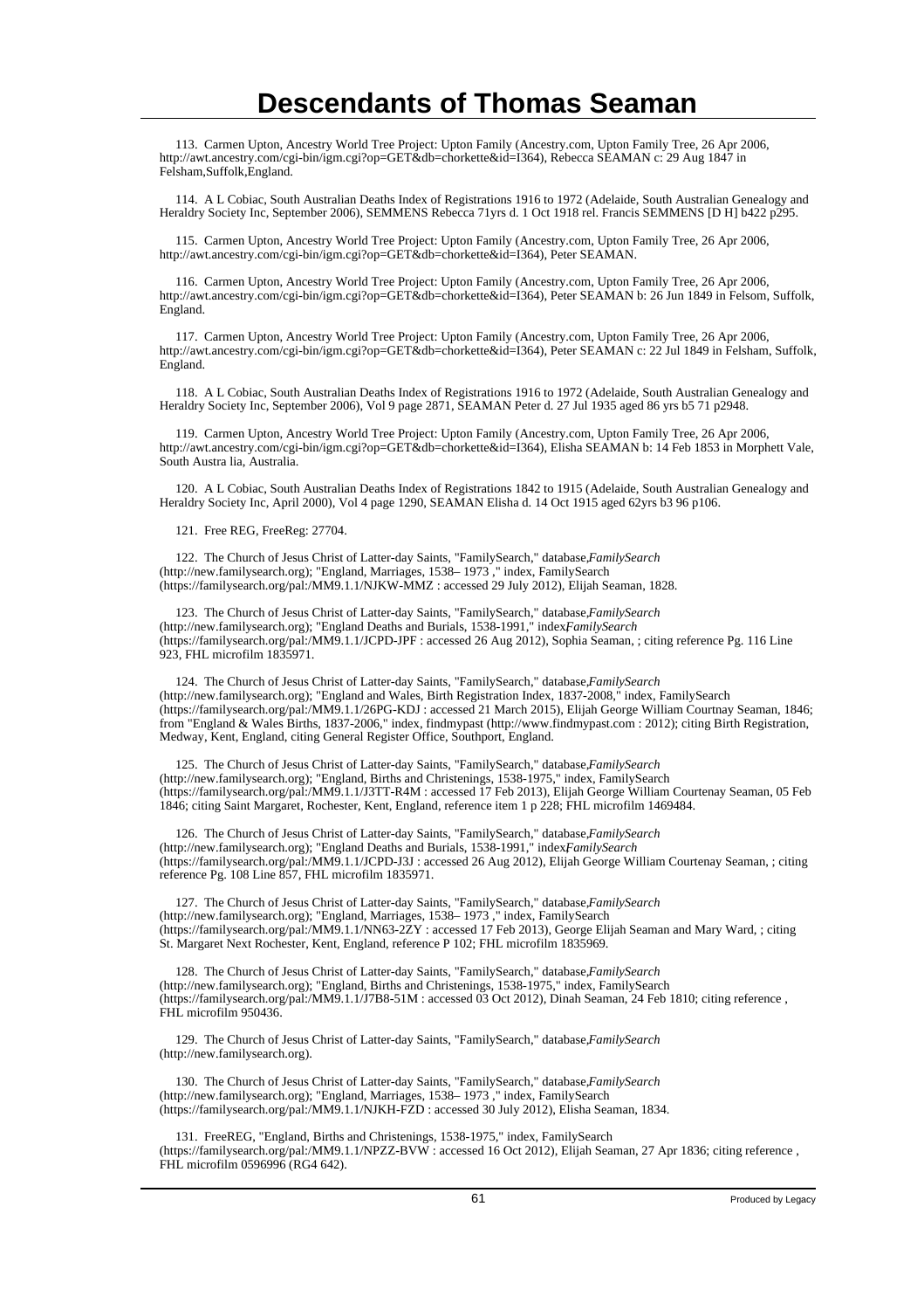# Descendants of Thomas Seaman

113. Carmen Upton, Ancestry World Tree Project: Upton Family (Ancestry.com, Upton Family Tree, 26 Apr 2006, http://awt.ancestry.com/cgi-bin/igm.cgi?op=GET&db=chorkette&id=I364), Rebecca SEAMAN c: 29 Aug 1847 in Felsham,Suffolk,England.

114. A L Cobiac, South Australian Deaths Index of Registrations 1916 to 1972 (Adelaide, South Australian Genealogy and Heraldry Society Inc, September 2006), SEMMENS Rebecca 71yrs d. 1 Oct 1918 rel. Francis SEMMENS [D H] b422 p295.

115. Carmen Upton, Ancestry World Tree Project: Upton Family (Ancestry.com, Upton Family Tree, 26 Apr 2006, http://awt.ancestry.com/cgi-bin/igm.cgi?op=GET&db=chorkette&id=I364), Peter SEAMAN.

116. Carmen Upton, Ancestry World Tree Project: Upton Family (Ancestry.com, Upton Family Tree, 26 Apr 2006, http://awt.ancestry.com/cgi-bin/igm.cgi?op=GET&db=chorkette&id=I364), Peter SEAMAN b: 26 Jun 1849 in Felsom, Suffolk, England.

117. Carmen Upton, Ancestry World Tree Project: Upton Family (Ancestry.com, Upton Family Tree, 26 Apr 2006, http://awt.ancestry.com/cgi-bin/igm.cgi?op=GET&db=chorkette&id=I364), Peter SEAMAN c: 22 Jul 1849 in Felsham, Suffolk, England.

118. A L Cobiac, South Australian Deaths Index of Registrations 1916 to 1972 (Adelaide, South Australian Genealogy and Heraldry Society Inc, September 2006), Vol 9 page 2871, SEAMAN Peter d. 27 Jul 1935 aged 86 yrs b5 71 p2948.

119. Carmen Upton, Ancestry World Tree Project: Upton Family (Ancestry.com, Upton Family Tree, 26 Apr 2006, http://awt.ancestry.com/cgi-bin/igm.cgi?op=GET&db=chorkette&id=I364), Elisha SEAMAN b: 14 Feb 1853 in Morphett Vale, South Austra lia, Australia.

120. A L Cobiac, South Australian Deaths Index of Registrations 1842 to 1915 (Adelaide, South Australian Genealogy and Heraldry Society Inc, April 2000), Vol 4 page 1290, SEAMAN Elisha d. 14 Oct 1915 aged 62yrs b3 96 p106.

121. Free REG, FreeReg: 27704.

122. The Church of Jesus Christ of Latter-day Saints, "FamilySearch," database,*FamilySearch* (http://new.familysearch.org); "England, Marriages, 1538– 1973 ," index, FamilySearch (https://familysearch.org/pal:/MM9.1.1/NJKW-MMZ : accessed 29 July 2012), Elijah Seaman, 1828.

123. The Church of Jesus Christ of Latter-day Saints, "FamilySearch," database,*FamilySearch* (http://new.familysearch.org); "England Deaths and Burials, 1538-1991," index,*FamilySearch* (https://familysearch.org/pal:/MM9.1.1/JCPD-JPF : accessed 26 Aug 2012), Sophia Seaman, ; citing reference Pg. 116 Line 923, FHL microfilm 1835971.

124. The Church of Jesus Christ of Latter-day Saints, "FamilySearch," database,*FamilySearch* (http://new.familysearch.org); "England and Wales, Birth Registration Index, 1837-2008," index, FamilySearch (https://familysearch.org/pal:/MM9.1.1/26PG-KDJ : accessed 21 March 2015), Elijah George William Courtnay Seaman, 1846; from "England & Wales Births, 1837-2006," index, findmypast (http://www.findmypast.com : 2012); citing Birth Registration, Medway, Kent, England, citing General Register Office, Southport, England.

125. The Church of Jesus Christ of Latter-day Saints, "FamilySearch," database,*FamilySearch* (http://new.familysearch.org); "England, Births and Christenings, 1538-1975," index, FamilySearch (https://familysearch.org/pal:/MM9.1.1/J3TT-R4M : accessed 17 Feb 2013), Elijah George William Courtenay Seaman, 05 Feb 1846; citing Saint Margaret, Rochester, Kent, England, reference item 1 p 228; FHL microfilm 1469484.

126. The Church of Jesus Christ of Latter-day Saints, "FamilySearch," database,*FamilySearch* (http://new.familysearch.org); "England Deaths and Burials, 1538-1991," index,*FamilySearch* (https://familysearch.org/pal:/MM9.1.1/JCPD-J3J : accessed 26 Aug 2012), Elijah George William Courtenay Seaman, ; citing reference Pg. 108 Line 857, FHL microfilm 1835971.

127. The Church of Jesus Christ of Latter-day Saints, "FamilySearch," database,*FamilySearch* (http://new.familysearch.org); "England, Marriages, 1538– 1973 ," index, FamilySearch (https://familysearch.org/pal:/MM9.1.1/NN63-2ZY : accessed 17 Feb 2013), George Elijah Seaman and Mary Ward, ; citing St. Margaret Next Rochester, Kent, England, reference P 102; FHL microfilm 1835969.

128. The Church of Jesus Christ of Latter-day Saints, "FamilySearch," database,*FamilySearch* (http://new.familysearch.org); "England, Births and Christenings, 1538-1975," index, FamilySearch (https://familysearch.org/pal:/MM9.1.1/J7B8-51M : accessed 03 Oct 2012), Dinah Seaman, 24 Feb 1810; citing reference , FHL microfilm 950436.

129. The Church of Jesus Christ of Latter-day Saints, "FamilySearch," database,*FamilySearch* (http://new.familysearch.org).

130. The Church of Jesus Christ of Latter-day Saints, "FamilySearch," database,*FamilySearch* (http://new.familysearch.org); "England, Marriages, 1538– 1973 ," index, FamilySearch (https://familysearch.org/pal:/MM9.1.1/NJKH-FZD : accessed 30 July 2012), Elisha Seaman, 1834.

131. FreeREG, "England, Births and Christenings, 1538-1975," index, FamilySearch (https://familysearch.org/pal:/MM9.1.1/NPZZ-BVW : accessed 16 Oct 2012), Elijah Seaman, 27 Apr 1836; citing reference , FHL microfilm 0596996 (RG4 642).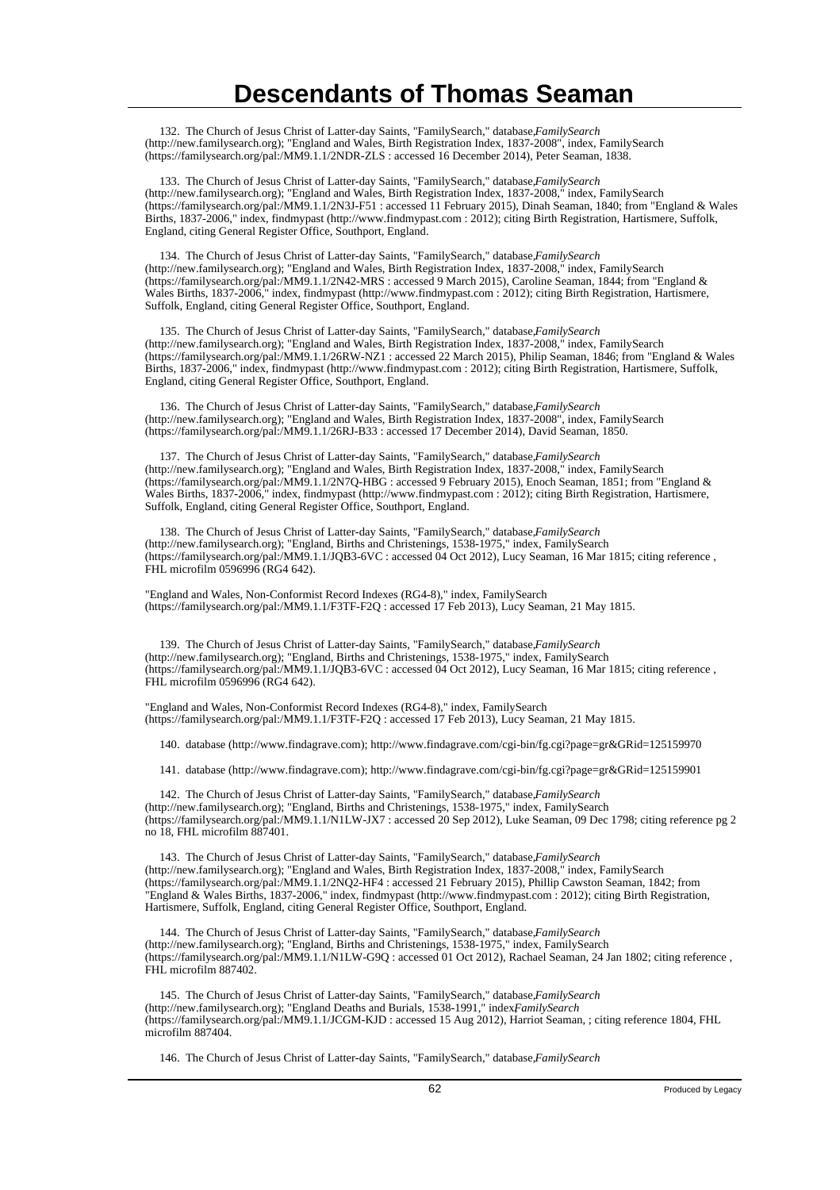# Descendants of Thomas Seaman

132. The Church of Jesus Christ of Latter-day Saints, "FamilySearch," database,*FamilySearch* (http://new.familysearch.org); "England and Wales, Birth Registration Index, 1837-2008", index, FamilySearch (https://familysearch.org/pal:/MM9.1.1/2NDR-ZLS : accessed 16 December 2014), Peter Seaman, 1838.

133. The Church of Jesus Christ of Latter-day Saints, "FamilySearch," database,*FamilySearch* (http://new.familysearch.org); "England and Wales, Birth Registration Index, 1837-2008," index, FamilySearch (https://familysearch.org/pal:/MM9.1.1/2N3J-F51 : accessed 11 February 2015), Dinah Seaman, 1840; from "England & Wales Births, 1837-2006," index, findmypast (http://www.findmypast.com : 2012); citing Birth Registration, Hartismere, Suffolk, England, citing General Register Office, Southport, England.

134. The Church of Jesus Christ of Latter-day Saints, "FamilySearch," database,*FamilySearch* (http://new.familysearch.org); "England and Wales, Birth Registration Index, 1837-2008," index, FamilySearch (https://familysearch.org/pal:/MM9.1.1/2N42-MRS : accessed 9 March 2015), Caroline Seaman, 1844; from "England & Wales Births, 1837-2006," index, findmypast (http://www.findmypast.com : 2012); citing Birth Registration, Hartismere, Suffolk, England, citing General Register Office, Southport, England.

135. The Church of Jesus Christ of Latter-day Saints, "FamilySearch," database,*FamilySearch* (http://new.familysearch.org); "England and Wales, Birth Registration Index, 1837-2008," index, FamilySearch (https://familysearch.org/pal:/MM9.1.1/26RW-NZ1 : accessed 22 March 2015), Philip Seaman, 1846; from "England & Wales Births, 1837-2006," index, findmypast (http://www.findmypast.com : 2012); citing Birth Registration, Hartismere, Suffolk, England, citing General Register Office, Southport, England.

136. The Church of Jesus Christ of Latter-day Saints, "FamilySearch," database,*FamilySearch* (http://new.familysearch.org); "England and Wales, Birth Registration Index, 1837-2008", index, FamilySearch (https://familysearch.org/pal:/MM9.1.1/26RJ-B33 : accessed 17 December 2014), David Seaman, 1850.

137. The Church of Jesus Christ of Latter-day Saints, "FamilySearch," database,*FamilySearch* (http://new.familysearch.org); "England and Wales, Birth Registration Index, 1837-2008," index, FamilySearch (https://familysearch.org/pal:/MM9.1.1/2N7Q-HBG : accessed 9 February 2015), Enoch Seaman, 1851; from "England & Wales Births, 1837-2006," index, findmypast (http://www.findmypast.com : 2012); citing Birth Registration, Hartismere, Suffolk, England, citing General Register Office, Southport, England.

138. The Church of Jesus Christ of Latter-day Saints, "FamilySearch," database,*FamilySearch* (http://new.familysearch.org); "England, Births and Christenings, 1538-1975," index, FamilySearch (https://familysearch.org/pal:/MM9.1.1/JQB3-6VC : accessed 04 Oct 2012), Lucy Seaman, 16 Mar 1815; citing reference , FHL microfilm 0596996 (RG4 642).

"England and Wales, Non-Conformist Record Indexes (RG4-8)," index, FamilySearch (https://familysearch.org/pal:/MM9.1.1/F3TF-F2Q : accessed 17 Feb 2013), Lucy Seaman, 21 May 1815.

139. The Church of Jesus Christ of Latter-day Saints, "FamilySearch," database,*FamilySearch* (http://new.familysearch.org); "England, Births and Christenings, 1538-1975," index, FamilySearch (https://familysearch.org/pal:/MM9.1.1/JQB3-6VC : accessed 04 Oct 2012), Lucy Seaman, 16 Mar 1815; citing reference , FHL microfilm 0596996 (RG4 642).

"England and Wales, Non-Conformist Record Indexes (RG4-8)," index, FamilySearch (https://familysearch.org/pal:/MM9.1.1/F3TF-F2Q : accessed 17 Feb 2013), Lucy Seaman, 21 May 1815.

140. database (http://www.findagrave.com); http://www.findagrave.com/cgi-bin/fg.cgi?page=gr&GRid=125159970

141. database (http://www.findagrave.com); http://www.findagrave.com/cgi-bin/fg.cgi?page=gr&GRid=125159901

142. The Church of Jesus Christ of Latter-day Saints, "FamilySearch," database,*FamilySearch* (http://new.familysearch.org); "England, Births and Christenings, 1538-1975," index, FamilySearch (https://familysearch.org/pal:/MM9.1.1/N1LW-JX7 : accessed 20 Sep 2012), Luke Seaman, 09 Dec 1798; citing reference pg 2 no 18, FHL microfilm 887401.

143. The Church of Jesus Christ of Latter-day Saints, "FamilySearch," database,*FamilySearch* (http://new.familysearch.org); "England and Wales, Birth Registration Index, 1837-2008," index, FamilySearch (https://familysearch.org/pal:/MM9.1.1/2NQ2-HF4 : accessed 21 February 2015), Phillip Cawston Seaman, 1842; from "England & Wales Births, 1837-2006," index, findmypast (http://www.findmypast.com : 2012); citing Birth Registration, Hartismere, Suffolk, England, citing General Register Office, Southport, England.

144. The Church of Jesus Christ of Latter-day Saints, "FamilySearch," database,*FamilySearch* (http://new.familysearch.org); "England, Births and Christenings, 1538-1975," index, FamilySearch (https://familysearch.org/pal:/MM9.1.1/N1LW-G9Q : accessed 01 Oct 2012), Rachael Seaman, 24 Jan 1802; citing reference , FHL microfilm 887402.

145. The Church of Jesus Christ of Latter-day Saints, "FamilySearch," database,*FamilySearch* (http://new.familysearch.org); "England Deaths and Burials, 1538-1991," index*FamilySearch* (https://familysearch.org/pal:/MM9.1.1/JCGM-KJD : accessed 15 Aug 2012), Harriot Seaman, ; citing reference 1804, FHL microfilm 887404.

146. The Church of Jesus Christ of Latter-day Saints, "FamilySearch," database,*FamilySearch*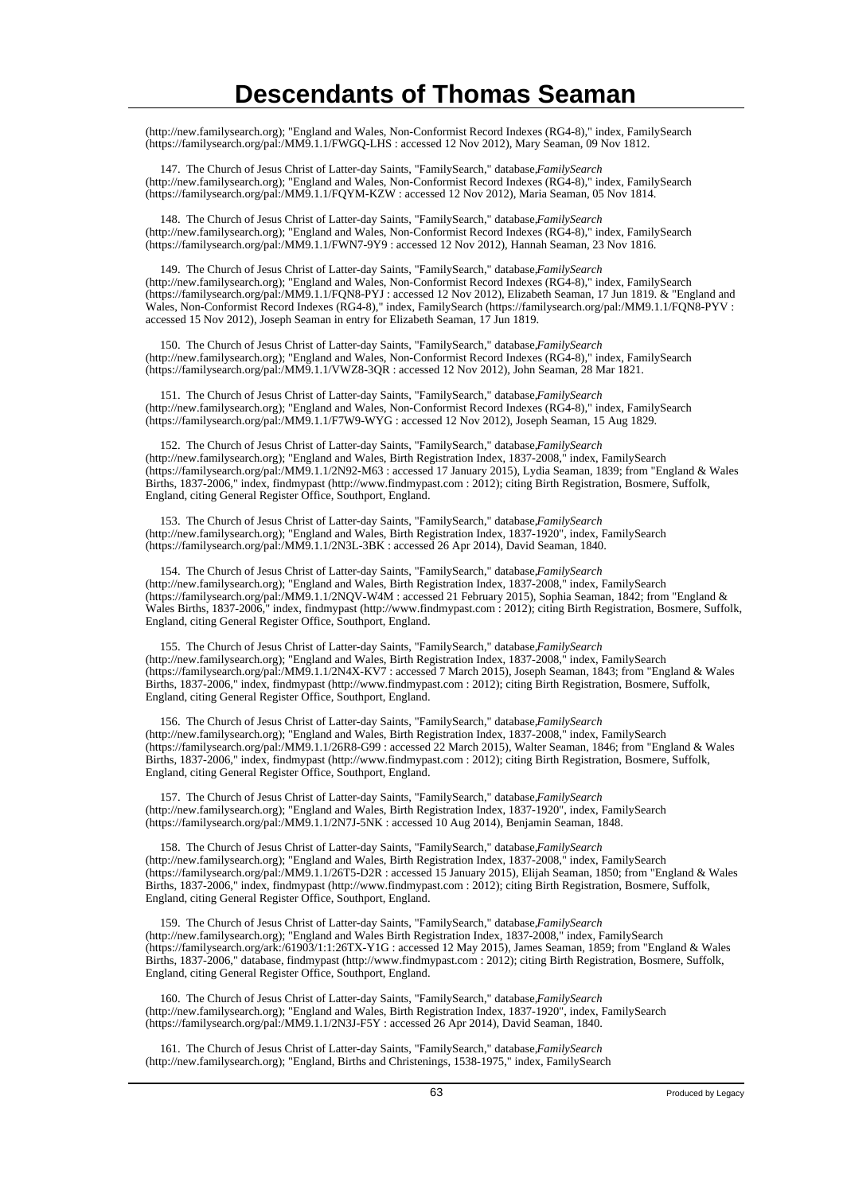(http://new.familysearch.org); "England and Wales, Non-Conformist Record Indexes (RG4-8)," index, FamilySearch (https://familysearch.org/pal:/MM9.1.1/FWGQ-LHS : accessed 12 Nov 2012), Mary Seaman, 09 Nov 1812.

147. The Church of Jesus Christ of Latter-day Saints, "FamilySearch," database,*FamilySearch* (http://new.familysearch.org); "England and Wales, Non-Conformist Record Indexes (RG4-8)," index, FamilySearch (https://familysearch.org/pal:/MM9.1.1/FQYM-KZW : accessed 12 Nov 2012), Maria Seaman, 05 Nov 1814.

148. The Church of Jesus Christ of Latter-day Saints, "FamilySearch," database,*FamilySearch* (http://new.familysearch.org); "England and Wales, Non-Conformist Record Indexes (RG4-8)," index, FamilySearch (https://familysearch.org/pal:/MM9.1.1/FWN7-9Y9 : accessed 12 Nov 2012), Hannah Seaman, 23 Nov 1816.

149. The Church of Jesus Christ of Latter-day Saints, "FamilySearch," database,*FamilySearch* (http://new.familysearch.org); "England and Wales, Non-Conformist Record Indexes (RG4-8)," index, FamilySearch (https://familysearch.org/pal:/MM9.1.1/FQN8-PYJ : accessed 12 Nov 2012), Elizabeth Seaman, 17 Jun 1819. & "England and Wales, Non-Conformist Record Indexes (RG4-8)," index, FamilySearch (https://familysearch.org/pal:/MM9.1.1/FQN8-PYV : accessed 15 Nov 2012), Joseph Seaman in entry for Elizabeth Seaman, 17 Jun 1819.

150. The Church of Jesus Christ of Latter-day Saints, "FamilySearch," database,*FamilySearch* (http://new.familysearch.org); "England and Wales, Non-Conformist Record Indexes (RG4-8)," index, FamilySearch (https://familysearch.org/pal:/MM9.1.1/VWZ8-3QR : accessed 12 Nov 2012), John Seaman, 28 Mar 1821.

151. The Church of Jesus Christ of Latter-day Saints, "FamilySearch," database,*FamilySearch* (http://new.familysearch.org); "England and Wales, Non-Conformist Record Indexes (RG4-8)," index, FamilySearch (https://familysearch.org/pal:/MM9.1.1/F7W9-WYG : accessed 12 Nov 2012), Joseph Seaman, 15 Aug 1829.

152. The Church of Jesus Christ of Latter-day Saints, "FamilySearch," database,*FamilySearch* (http://new.familysearch.org); "England and Wales, Birth Registration Index, 1837-2008," index, FamilySearch (https://familysearch.org/pal:/MM9.1.1/2N92-M63 : accessed 17 January 2015), Lydia Seaman, 1839; from "England & Wales Births, 1837-2006," index, findmypast (http://www.findmypast.com : 2012); citing Birth Registration, Bosmere, Suffolk, England, citing General Register Office, Southport, England.

153. The Church of Jesus Christ of Latter-day Saints, "FamilySearch," database,*FamilySearch* (http://new.familysearch.org); "England and Wales, Birth Registration Index, 1837-1920", index, FamilySearch (https://familysearch.org/pal:/MM9.1.1/2N3L-3BK : accessed 26 Apr 2014), David Seaman, 1840.

154. The Church of Jesus Christ of Latter-day Saints, "FamilySearch," database,*FamilySearch* (http://new.familysearch.org); "England and Wales, Birth Registration Index, 1837-2008," index, FamilySearch (https://familysearch.org/pal:/MM9.1.1/2NQV-W4M : accessed 21 February 2015), Sophia Seaman, 1842; from "England & Wales Births, 1837-2006," index, findmypast (http://www.findmypast.com : 2012); citing Birth Registration, Bosmere, Suffolk, England, citing General Register Office, Southport, England.

155. The Church of Jesus Christ of Latter-day Saints, "FamilySearch," database,*FamilySearch* (http://new.familysearch.org); "England and Wales, Birth Registration Index, 1837-2008," index, FamilySearch (https://familysearch.org/pal:/MM9.1.1/2N4X-KV7 : accessed 7 March 2015), Joseph Seaman, 1843; from "England & Wales Births, 1837-2006," index, findmypast (http://www.findmypast.com : 2012); citing Birth Registration, Bosmere, Suffolk, England, citing General Register Office, Southport, England.

156. The Church of Jesus Christ of Latter-day Saints, "FamilySearch," database,*FamilySearch* (http://new.familysearch.org); "England and Wales, Birth Registration Index, 1837-2008," index, FamilySearch (https://familysearch.org/pal:/MM9.1.1/26R8-G99 : accessed 22 March 2015), Walter Seaman, 1846; from "England & Wales Births, 1837-2006," index, findmypast (http://www.findmypast.com : 2012); citing Birth Registration, Bosmere, Suffolk, England, citing General Register Office, Southport, England.

157. The Church of Jesus Christ of Latter-day Saints, "FamilySearch," database,*FamilySearch* (http://new.familysearch.org); "England and Wales, Birth Registration Index, 1837-1920", index, FamilySearch (https://familysearch.org/pal:/MM9.1.1/2N7J-5NK : accessed 10 Aug 2014), Benjamin Seaman, 1848.

158. The Church of Jesus Christ of Latter-day Saints, "FamilySearch," database,*FamilySearch* (http://new.familysearch.org); "England and Wales, Birth Registration Index, 1837-2008," index, FamilySearch (https://familysearch.org/pal:/MM9.1.1/26T5-D2R : accessed 15 January 2015), Elijah Seaman, 1850; from "England & Wales Births, 1837-2006," index, findmypast (http://www.findmypast.com : 2012); citing Birth Registration, Bosmere, Suffolk, England, citing General Register Office, Southport, England.

159. The Church of Jesus Christ of Latter-day Saints, "FamilySearch," database,*FamilySearch* (http://new.familysearch.org); "England and Wales Birth Registration Index, 1837-2008," index, FamilySearch (https://familysearch.org/ark:/61903/1:1:26TX-Y1G : accessed 12 May 2015), James Seaman, 1859; from "England & Wales Births, 1837-2006," database, findmypast (http://www.findmypast.com : 2012); citing Birth Registration, Bosmere, Suffolk, England, citing General Register Office, Southport, England.

160. The Church of Jesus Christ of Latter-day Saints, "FamilySearch," database,*FamilySearch* (http://new.familysearch.org); "England and Wales, Birth Registration Index, 1837-1920", index, FamilySearch (https://familysearch.org/pal:/MM9.1.1/2N3J-F5Y : accessed 26 Apr 2014), David Seaman, 1840.

161. The Church of Jesus Christ of Latter-day Saints, "FamilySearch," database,*FamilySearch* (http://new.familysearch.org); "England, Births and Christenings, 1538-1975," index, FamilySearch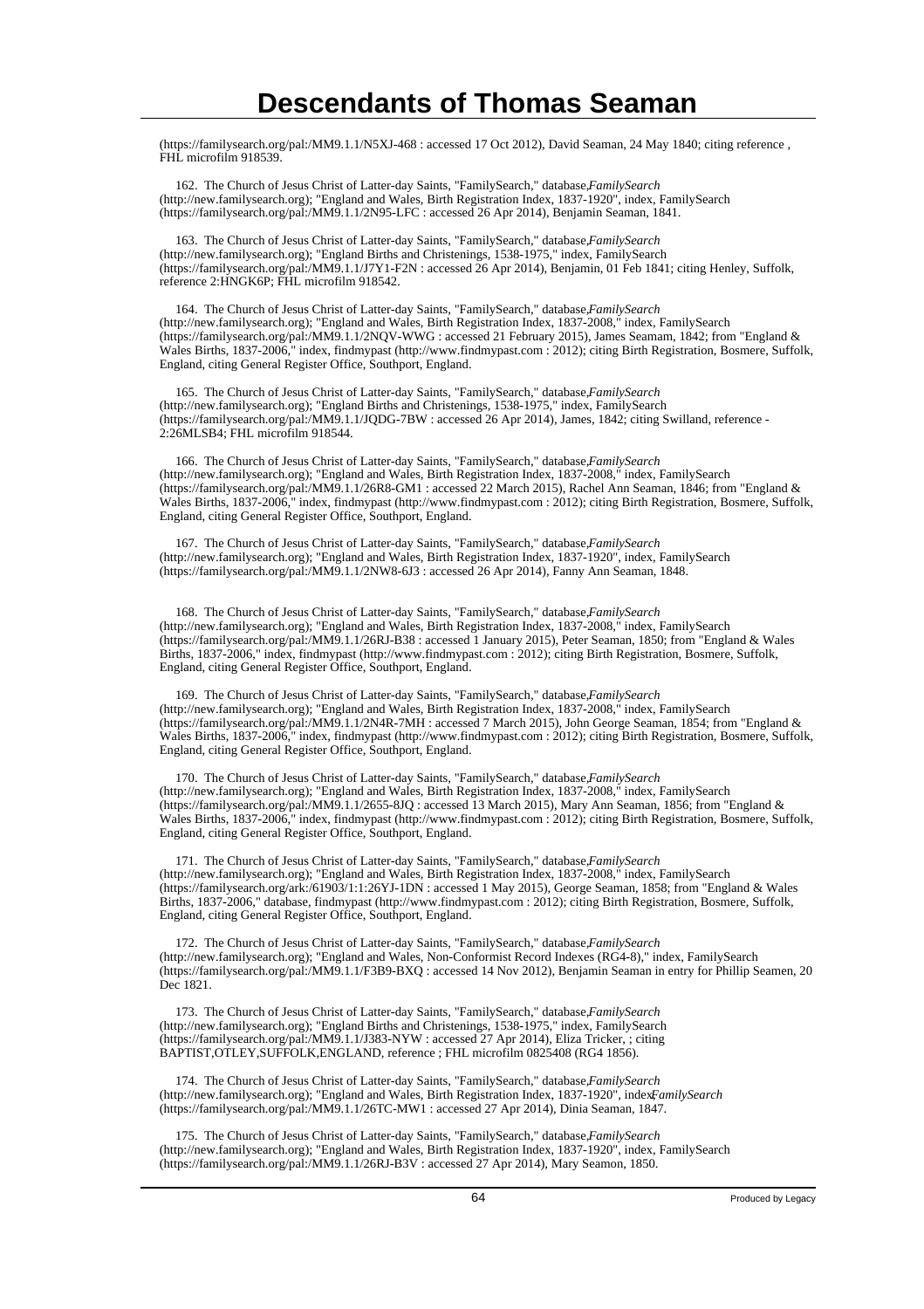(https://familysearch.org/pal:/MM9.1.1/N5XJ-468 : accessed 17 Oct 2012), David Seaman, 24 May 1840; citing reference , FHL microfilm 918539.

162. The Church of Jesus Christ of Latter-day Saints, "FamilySearch," database,*FamilySearch* (http://new.familysearch.org); "England and Wales, Birth Registration Index, 1837-1920", index, FamilySearch (https://familysearch.org/pal:/MM9.1.1/2N95-LFC : accessed 26 Apr 2014), Benjamin Seaman, 1841.

163. The Church of Jesus Christ of Latter-day Saints, "FamilySearch," database,*FamilySearch* (http://new.familysearch.org); "England Births and Christenings, 1538-1975," index, FamilySearch (https://familysearch.org/pal:/MM9.1.1/J7Y1-F2N : accessed 26 Apr 2014), Benjamin, 01 Feb 1841; citing Henley, Suffolk, reference 2:HNGK6P; FHL microfilm 918542.

164. The Church of Jesus Christ of Latter-day Saints, "FamilySearch," database,*FamilySearch* (http://new.familysearch.org); "England and Wales, Birth Registration Index, 1837-2008," index, FamilySearch (https://familysearch.org/pal:/MM9.1.1/2NQV-WWG : accessed 21 February 2015), James Seamam, 1842; from "England & Wales Births, 1837-2006," index, findmypast (http://www.findmypast.com : 2012); citing Birth Registration, Bosmere, Suffolk, England, citing General Register Office, Southport, England.

165. The Church of Jesus Christ of Latter-day Saints, "FamilySearch," database,*FamilySearch* (http://new.familysearch.org); "England Births and Christenings, 1538-1975," index, FamilySearch (https://familysearch.org/pal:/MM9.1.1/JQDG-7BW : accessed 26 Apr 2014), James, 1842; citing Swilland, reference - 2:26MLSB4; FHL microfilm 918544.

166. The Church of Jesus Christ of Latter-day Saints, "FamilySearch," database,*FamilySearch* (http://new.familysearch.org); "England and Wales, Birth Registration Index, 1837-2008," index, FamilySearch (https://familysearch.org/pal:/MM9.1.1/26R8-GM1 : accessed 22 March 2015), Rachel Ann Seaman, 1846; from "England & Wales Births, 1837-2006," index, findmypast (http://www.findmypast.com : 2012); citing Birth Registration, Bosmere, Suffolk, England, citing General Register Office, Southport, England.

167. The Church of Jesus Christ of Latter-day Saints, "FamilySearch," database,*FamilySearch* (http://new.familysearch.org); "England and Wales, Birth Registration Index, 1837-1920", index, FamilySearch (https://familysearch.org/pal:/MM9.1.1/2NW8-6J3 : accessed 26 Apr 2014), Fanny Ann Seaman, 1848.

168. The Church of Jesus Christ of Latter-day Saints, "FamilySearch," database,*FamilySearch* (http://new.familysearch.org); "England and Wales, Birth Registration Index, 1837-2008," index, FamilySearch (https://familysearch.org/pal:/MM9.1.1/26RJ-B38 : accessed 1 January 2015), Peter Seaman, 1850; from "England & Wales Births, 1837-2006," index, findmypast (http://www.findmypast.com : 2012); citing Birth Registration, Bosmere, Suffolk, England, citing General Register Office, Southport, England.

169. The Church of Jesus Christ of Latter-day Saints, "FamilySearch," database,*FamilySearch* (http://new.familysearch.org); "England and Wales, Birth Registration Index, 1837-2008," index, FamilySearch (https://familysearch.org/pal:/MM9.1.1/2N4R-7MH : accessed 7 March 2015), John George Seaman, 1854; from "England & Wales Births, 1837-2006," index, findmypast (http://www.findmypast.com : 2012); citing Birth Registration, Bosmere, Suffolk, England, citing General Register Office, Southport, England.

170. The Church of Jesus Christ of Latter-day Saints, "FamilySearch," database,*FamilySearch* (http://new.familysearch.org); "England and Wales, Birth Registration Index, 1837-2008," index, FamilySearch (https://familysearch.org/pal:/MM9.1.1/2655-8JQ : accessed 13 March 2015), Mary Ann Seaman, 1856; from "England & Wales Births, 1837-2006," index, findmypast (http://www.findmypast.com : 2012); citing Birth Registration, Bosmere, Suffolk, England, citing General Register Office, Southport, England.

171. The Church of Jesus Christ of Latter-day Saints, "FamilySearch," database,*FamilySearch* (http://new.familysearch.org); "England and Wales, Birth Registration Index, 1837-2008," index, FamilySearch (https://familysearch.org/ark:/61903/1:1:26YJ-1DN : accessed 1 May 2015), George Seaman, 1858; from "England & Wales Births, 1837-2006," database, findmypast (http://www.findmypast.com : 2012); citing Birth Registration, Bosmere, Suffolk, England, citing General Register Office, Southport, England.

172. The Church of Jesus Christ of Latter-day Saints, "FamilySearch," database,*FamilySearch* (http://new.familysearch.org); "England and Wales, Non-Conformist Record Indexes (RG4-8)," index, FamilySearch (https://familysearch.org/pal:/MM9.1.1/F3B9-BXQ : accessed 14 Nov 2012), Benjamin Seaman in entry for Phillip Seamen, 20 Dec 1821.

173. The Church of Jesus Christ of Latter-day Saints, "FamilySearch," database,*FamilySearch* (http://new.familysearch.org); "England Births and Christenings, 1538-1975," index, FamilySearch (https://familysearch.org/pal:/MM9.1.1/J383-NYW : accessed 27 Apr 2014), Eliza Tricker, ; citing BAPTIST,OTLEY,SUFFOLK,ENGLAND, reference ; FHL microfilm 0825408 (RG4 1856).

174. The Church of Jesus Christ of Latter-day Saints, "FamilySearch," database,*FamilySearch* (http://new.familysearch.org); "England and Wales, Birth Registration Index, 1837-1920", index,*FamilySearch* (https://familysearch.org/pal:/MM9.1.1/26TC-MW1 : accessed 27 Apr 2014), Dinia Seaman, 1847.

175. The Church of Jesus Christ of Latter-day Saints, "FamilySearch," database,*FamilySearch* (http://new.familysearch.org); "England and Wales, Birth Registration Index, 1837-1920", index, FamilySearch (https://familysearch.org/pal:/MM9.1.1/26RJ-B3V : accessed 27 Apr 2014), Mary Seamon, 1850.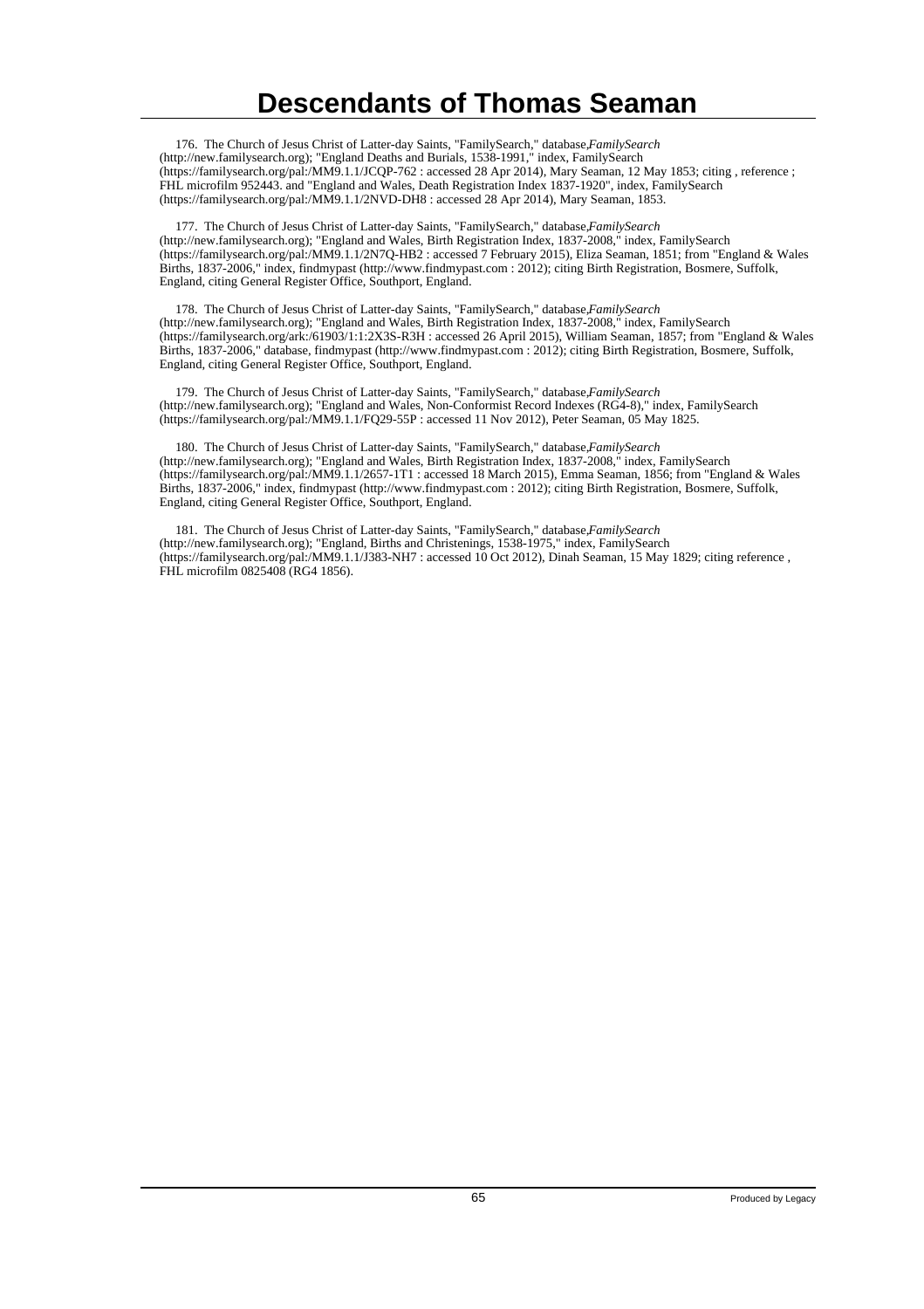# Descendants of Thomas Seaman

176. The Church of Jesus Christ of Latter-day Saints, "FamilySearch," database,*FamilySearch* (http://new.familysearch.org); "England Deaths and Burials, 1538-1991," index, FamilySearch (https://familysearch.org/pal:/MM9.1.1/JCQP-762 : accessed 28 Apr 2014), Mary Seaman, 12 May 1853; citing , reference ; FHL microfilm 952443. and "England and Wales, Death Registration Index 1837-1920", index, FamilySearch (https://familysearch.org/pal:/MM9.1.1/2NVD-DH8 : accessed 28 Apr 2014), Mary Seaman, 1853.

177. The Church of Jesus Christ of Latter-day Saints, "FamilySearch," database,*FamilySearch* (http://new.familysearch.org); "England and Wales, Birth Registration Index, 1837-2008," index, FamilySearch (https://familysearch.org/pal:/MM9.1.1/2N7Q-HB2 : accessed 7 February 2015), Eliza Seaman, 1851; from "England & Wales Births, 1837-2006," index, findmypast (http://www.findmypast.com : 2012); citing Birth Registration, Bosmere, Suffolk, England, citing General Register Office, Southport, England.

178. The Church of Jesus Christ of Latter-day Saints, "FamilySearch," database,*FamilySearch* (http://new.familysearch.org); "England and Wales, Birth Registration Index, 1837-2008," index, FamilySearch (https://familysearch.org/ark:/61903/1:1:2X3S-R3H : accessed 26 April 2015), William Seaman, 1857; from "England & Wales Births, 1837-2006," database, findmypast (http://www.findmypast.com : 2012); citing Birth Registration, Bosmere, Suffolk, England, citing General Register Office, Southport, England.

179. The Church of Jesus Christ of Latter-day Saints, "FamilySearch," database,*FamilySearch* (http://new.familysearch.org); "England and Wales, Non-Conformist Record Indexes (RG4-8)," index, FamilySearch (https://familysearch.org/pal:/MM9.1.1/FQ29-55P : accessed 11 Nov 2012), Peter Seaman, 05 May 1825.

180. The Church of Jesus Christ of Latter-day Saints, "FamilySearch," database,*FamilySearch* (http://new.familysearch.org); "England and Wales, Birth Registration Index, 1837-2008," index, FamilySearch (https://familysearch.org/pal:/MM9.1.1/2657-1T1 : accessed 18 March 2015), Emma Seaman, 1856; from "England & Wales Births, 1837-2006," index, findmypast (http://www.findmypast.com : 2012); citing Birth Registration, Bosmere, Suffolk, England, citing General Register Office, Southport, England.

181. The Church of Jesus Christ of Latter-day Saints, "FamilySearch," database,*FamilySearch* (http://new.familysearch.org); "England, Births and Christenings, 1538-1975," index, FamilySearch (https://familysearch.org/pal:/MM9.1.1/J383-NH7 : accessed 10 Oct 2012), Dinah Seaman, 15 May 1829; citing reference , FHL microfilm 0825408 (RG4 1856).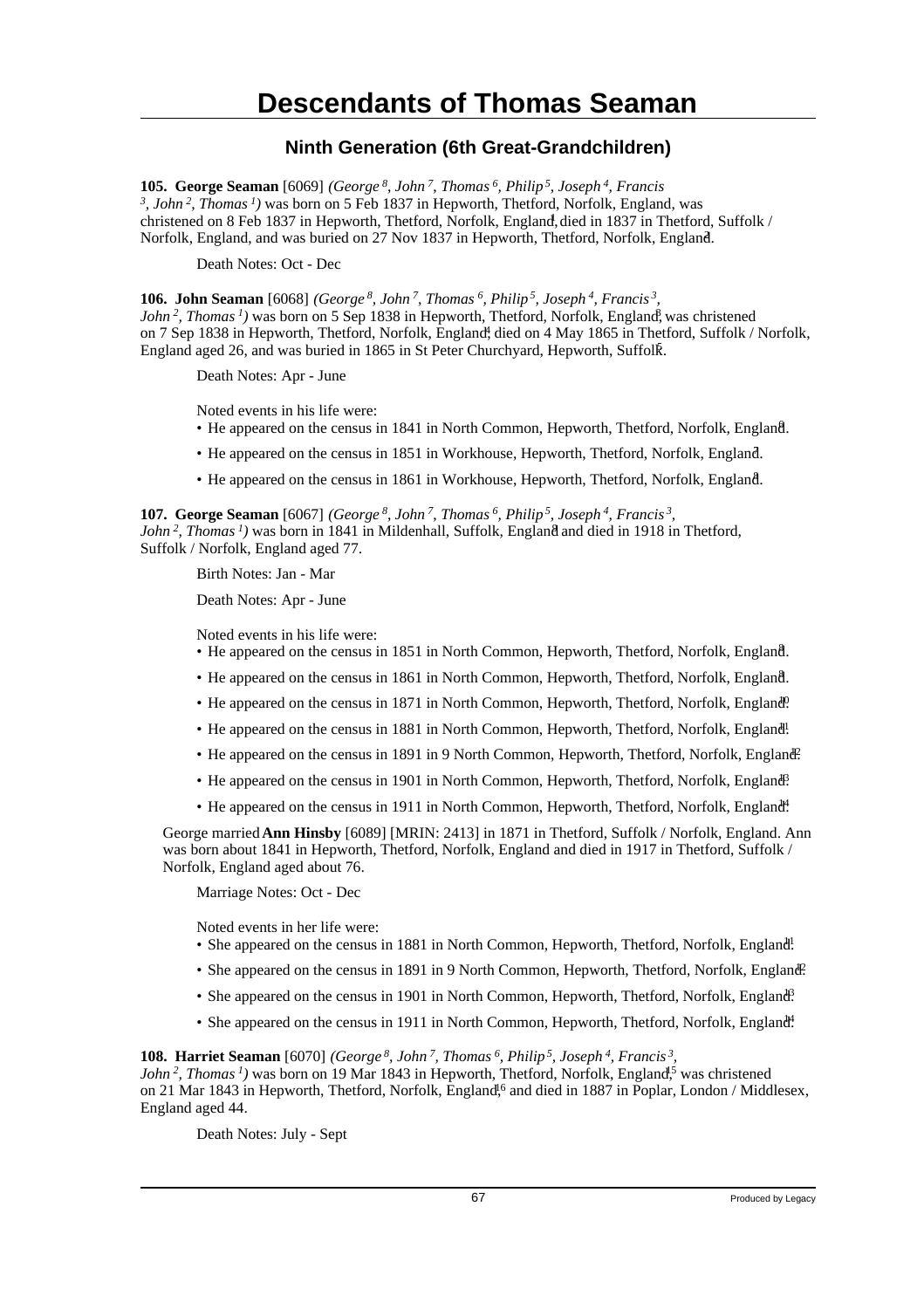# Descendants of Thomas Seaman

## Ninth Generation (6th Great-Grandchildren)

**105. George Seaman** [6069] *(George*[8]*, John*[7]*, Thomas*[6]*, Philip*[5]*, Joseph*[4]*, Francis*[3]*, John*[2]*, Thomas*[1]*)* was born on 5 Feb 1837 in Hepworth, Thetford, Norfolk, England, was christened on 8 Feb 1837 in Hepworth, Thetford, Norfolk, England,[1] died in 1837 in Thetford, Suffolk / Norfolk, England, and was buried on 27 Nov 1837 in Hepworth, Thetford, Norfolk, England.[2]

Death Notes: Oct - Dec

**106. John Seaman** [6068] *(George*[8]*, John*[7]*, Thomas*[6]*, Philip*[5]*, Joseph*[4]*, Francis*[3]*, John*[2]*, Thomas*[1]*)* was born on 5 Sep 1838 in Hepworth, Thetford, Norfolk, England,[3] was christened on 7 Sep 1838 in Hepworth, Thetford, Norfolk, England,[4] died on 4 May 1865 in Thetford, Suffolk / Norfolk, England aged 26, and was buried in 1865 in St Peter Churchyard, Hepworth, Suffolk.[5]

Death Notes: Apr - June

Noted events in his life were:

- He appeared on the census in 1841 in North Common, Hepworth, Thetford, Norfolk, England.[6]
- He appeared on the census in 1851 in Workhouse, Hepworth, Thetford, Norfolk, England.[7]
- He appeared on the census in 1861 in Workhouse, Hepworth, Thetford, Norfolk, England.[8]

**107. George Seaman** [6067] *(George*[8]*, John*[7]*, Thomas*[6]*, Philip*[5]*, Joseph*[4]*, Francis*[3]*, John*[2]*, Thomas*[1]*)* was born in 1841 in Mildenhall, Suffolk, England[8] and died in 1918 in Thetford, Suffolk / Norfolk, England aged 77.

Birth Notes: Jan - Mar

Death Notes: Apr - June

Noted events in his life were:

- He appeared on the census in 1851 in North Common, Hepworth, Thetford, Norfolk, England.[8]
- He appeared on the census in 1861 in North Common, Hepworth, Thetford, Norfolk, England.[8]
- He appeared on the census in 1871 in North Common, Hepworth, Thetford, Norfolk, England.[10]
- He appeared on the census in 1881 in North Common, Hepworth, Thetford, Norfolk, England.[11]
- He appeared on the census in 1891 in 9 North Common, Hepworth, Thetford, Norfolk, England.[12]
- He appeared on the census in 1901 in North Common, Hepworth, Thetford, Norfolk, England.[13]
- He appeared on the census in 1911 in North Common, Hepworth, Thetford, Norfolk, England.[14]

George married **Ann Hinsby** [6089] [MRIN: 2413] in 1871 in Thetford, Suffolk / Norfolk, England. Ann was born about 1841 in Hepworth, Thetford, Norfolk, England and died in 1917 in Thetford, Suffolk / Norfolk, England aged about 76.

Marriage Notes: Oct - Dec

Noted events in her life were:

- She appeared on the census in 1881 in North Common, Hepworth, Thetford, Norfolk, England.[11]
- She appeared on the census in 1891 in 9 North Common, Hepworth, Thetford, Norfolk, England.[12]
- She appeared on the census in 1901 in North Common, Hepworth, Thetford, Norfolk, England.[13]
- She appeared on the census in 1911 in North Common, Hepworth, Thetford, Norfolk, England.[14]

**108. Harriet Seaman** [6070] *(George*[8]*, John*[7]*, Thomas*[6]*, Philip*[5]*, Joseph*[4]*, Francis*[3]*, John*[2]*, Thomas*[1]*)* was born on 19 Mar 1843 in Hepworth, Thetford, Norfolk, England,[15] was christened on 21 Mar 1843 in Hepworth, Thetford, Norfolk, England,[16] and died in 1887 in Poplar, London / Middlesex, England aged 44.

Death Notes: July - Sept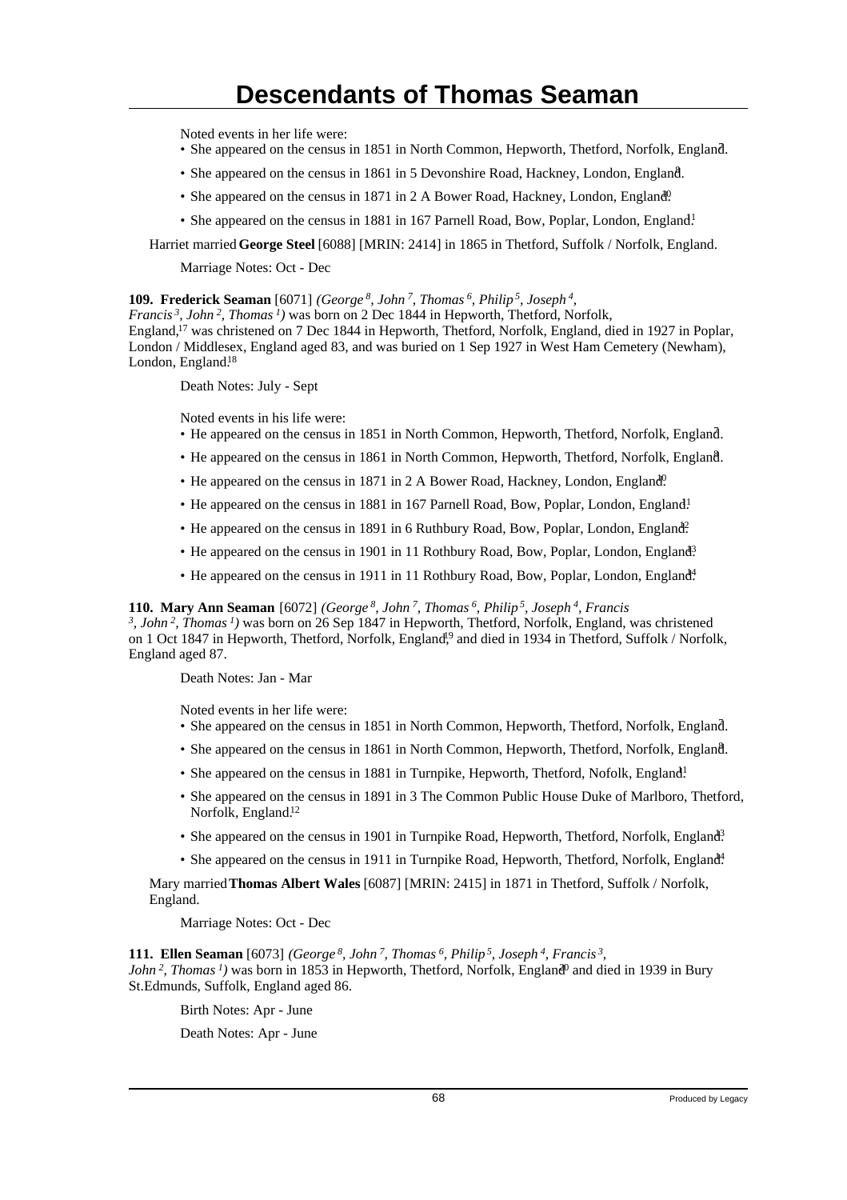# Descendants of Thomas Seaman

Noted events in her life were:

- She appeared on the census in 1851 in North Common, Hepworth, Thetford, Norfolk, England.[7]
- She appeared on the census in 1861 in 5 Devonshire Road, Hackney, London, England.[8]
- She appeared on the census in 1871 in 2 A Bower Road, Hackney, London, England.[10]
- She appeared on the census in 1881 in 167 Parnell Road, Bow, Poplar, London, England.[11]

Harriet married **George Steel** [6088] [MRIN: 2414] in 1865 in Thetford, Suffolk / Norfolk, England.

Marriage Notes: Oct - Dec

**109. Frederick Seaman** [6071] *(George 8, John 7, Thomas 6, Philip 5, Joseph 4, Francis 3, John 2, Thomas 1)* was born on 2 Dec 1844 in Hepworth, Thetford, Norfolk, England,[17] was christened on 7 Dec 1844 in Hepworth, Thetford, Norfolk, England, died in 1927 in Poplar, London / Middlesex, England aged 83, and was buried on 1 Sep 1927 in West Ham Cemetery (Newham), London, England.[18]

Death Notes: July - Sept

Noted events in his life were:

- He appeared on the census in 1851 in North Common, Hepworth, Thetford, Norfolk, England.[7]
- He appeared on the census in 1861 in North Common, Hepworth, Thetford, Norfolk, England.[8]
- He appeared on the census in 1871 in 2 A Bower Road, Hackney, London, England.[10]
- He appeared on the census in 1881 in 167 Parnell Road, Bow, Poplar, London, England.[11]
- He appeared on the census in 1891 in 6 Ruthbury Road, Bow, Poplar, London, England.[12]
- He appeared on the census in 1901 in 11 Rothbury Road, Bow, Poplar, London, England.[13]
- He appeared on the census in 1911 in 11 Rothbury Road, Bow, Poplar, London, England.[14]

**110. Mary Ann Seaman** [6072] *(George 8, John 7, Thomas 6, Philip 5, Joseph 4, Francis 3, John 2, Thomas 1)* was born on 26 Sep 1847 in Hepworth, Thetford, Norfolk, England, was christened on 1 Oct 1847 in Hepworth, Thetford, Norfolk, England,[19] and died in 1934 in Thetford, Suffolk / Norfolk, England aged 87.

Death Notes: Jan - Mar

Noted events in her life were:

- She appeared on the census in 1851 in North Common, Hepworth, Thetford, Norfolk, England.[7]
- She appeared on the census in 1861 in North Common, Hepworth, Thetford, Norfolk, England.[8]
- She appeared on the census in 1881 in Turnpike, Hepworth, Thetford, Nofolk, England.[11]
- She appeared on the census in 1891 in 3 The Common Public House Duke of Marlboro, Thetford, Norfolk, England.[12]
- She appeared on the census in 1901 in Turnpike Road, Hepworth, Thetford, Norfolk, England.[13]
- She appeared on the census in 1911 in Turnpike Road, Hepworth, Thetford, Norfolk, England.[14]

Mary married **Thomas Albert Wales** [6087] [MRIN: 2415] in 1871 in Thetford, Suffolk / Norfolk, England.

Marriage Notes: Oct - Dec

**111. Ellen Seaman** [6073] *(George 8, John 7, Thomas 6, Philip 5, Joseph 4, Francis 3, John 2, Thomas 1)* was born in 1853 in Hepworth, Thetford, Norfolk, England[20] and died in 1939 in Bury St.Edmunds, Suffolk, England aged 86.

Birth Notes: Apr - June

Death Notes: Apr - June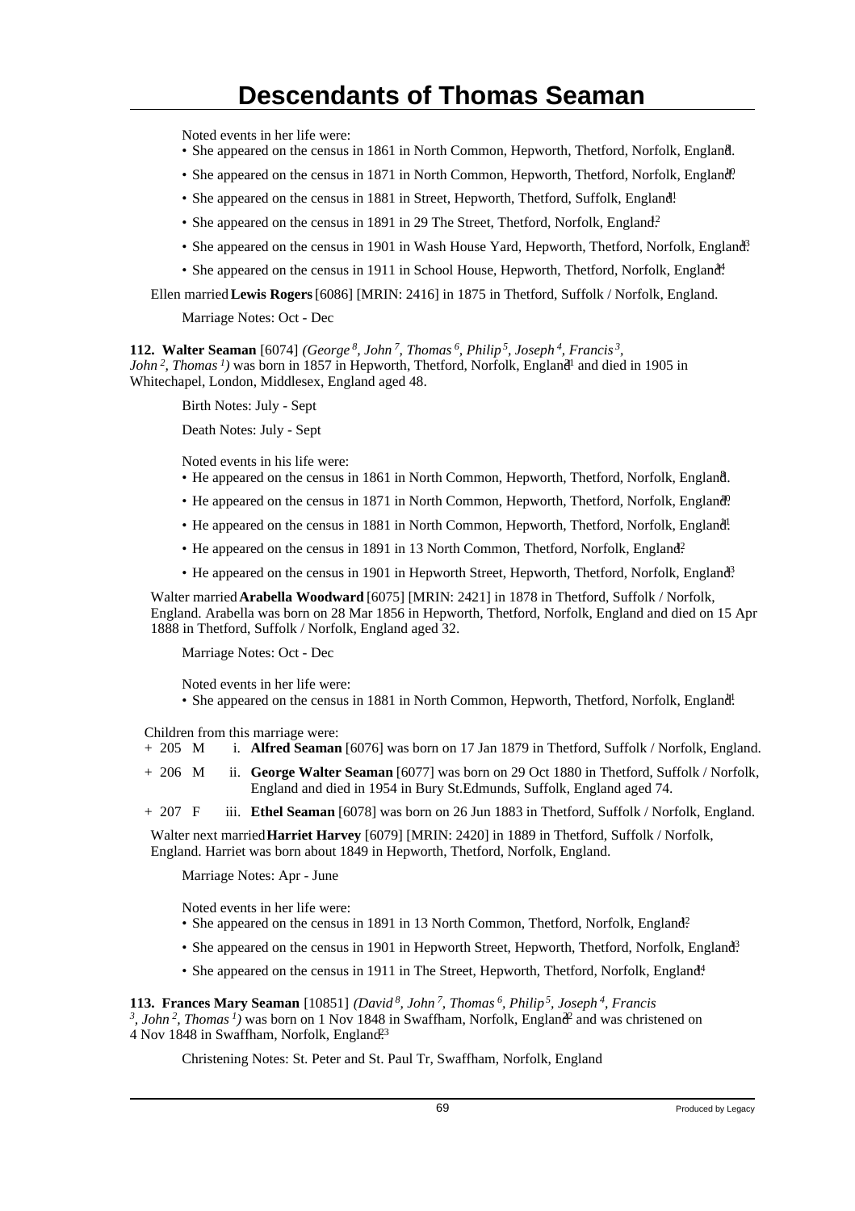Noted events in her life were:

- She appeared on the census in 1861 in North Common, Hepworth, Thetford, Norfolk, England.[9]
- She appeared on the census in 1871 in North Common, Hepworth, Thetford, Norfolk, England.[10]
- She appeared on the census in 1881 in Street, Hepworth, Thetford, Suffolk, England.[11]
- She appeared on the census in 1891 in 29 The Street, Thetford, Norfolk, England.[12]
- She appeared on the census in 1901 in Wash House Yard, Hepworth, Thetford, Norfolk, England.[13]
- She appeared on the census in 1911 in School House, Hepworth, Thetford, Norfolk, England.[14]

Ellen married **Lewis Rogers** [6086] [MRIN: 2416] in 1875 in Thetford, Suffolk / Norfolk, England.

Marriage Notes: Oct - Dec

**112. Walter Seaman** [6074] *(George[8], John[7], Thomas[6], Philip[5], Joseph[4], Francis[3], John[2], Thomas[1])* was born in 1857 in Hepworth, Thetford, Norfolk, England[1] and died in 1905 in Whitechapel, London, Middlesex, England aged 48.

Birth Notes: July - Sept

Death Notes: July - Sept

Noted events in his life were:

- He appeared on the census in 1861 in North Common, Hepworth, Thetford, Norfolk, England.[9]
- He appeared on the census in 1871 in North Common, Hepworth, Thetford, Norfolk, England.[10]
- He appeared on the census in 1881 in North Common, Hepworth, Thetford, Norfolk, England.[11]
- He appeared on the census in 1891 in 13 North Common, Thetford, Norfolk, England.[12]
- He appeared on the census in 1901 in Hepworth Street, Hepworth, Thetford, Norfolk, England.[13]

Walter married **Arabella Woodward** [6075] [MRIN: 2421] in 1878 in Thetford, Suffolk / Norfolk, England. Arabella was born on 28 Mar 1856 in Hepworth, Thetford, Norfolk, England and died on 15 Apr 1888 in Thetford, Suffolk / Norfolk, England aged 32.

Marriage Notes: Oct - Dec

Noted events in her life were:

- She appeared on the census in 1881 in North Common, Hepworth, Thetford, Norfolk, England.[11]

Children from this marriage were:

+ 205 M i. **Alfred Seaman** [6076] was born on 17 Jan 1879 in Thetford, Suffolk / Norfolk, England.

+ 206 M ii. **George Walter Seaman** [6077] was born on 29 Oct 1880 in Thetford, Suffolk / Norfolk, England and died in 1954 in Bury St.Edmunds, Suffolk, England aged 74.

+ 207 F iii. **Ethel Seaman** [6078] was born on 26 Jun 1883 in Thetford, Suffolk / Norfolk, England.

Walter next married **Harriet Harvey** [6079] [MRIN: 2420] in 1889 in Thetford, Suffolk / Norfolk, England. Harriet was born about 1849 in Hepworth, Thetford, Norfolk, England.

Marriage Notes: Apr - June

Noted events in her life were:

- She appeared on the census in 1891 in 13 North Common, Thetford, Norfolk, England.[12]
- She appeared on the census in 1901 in Hepworth Street, Hepworth, Thetford, Norfolk, England.[13]
- She appeared on the census in 1911 in The Street, Hepworth, Thetford, Norfolk, England.[14]

**113. Frances Mary Seaman** [10851] *(David[8], John[7], Thomas[6], Philip[5], Joseph[4], Francis[3], John[2], Thomas[1])* was born on 1 Nov 1848 in Swaffham, Norfolk, England[22] and was christened on 4 Nov 1848 in Swaffham, Norfolk, England.[23]

Christening Notes: St. Peter and St. Paul Tr, Swaffham, Norfolk, England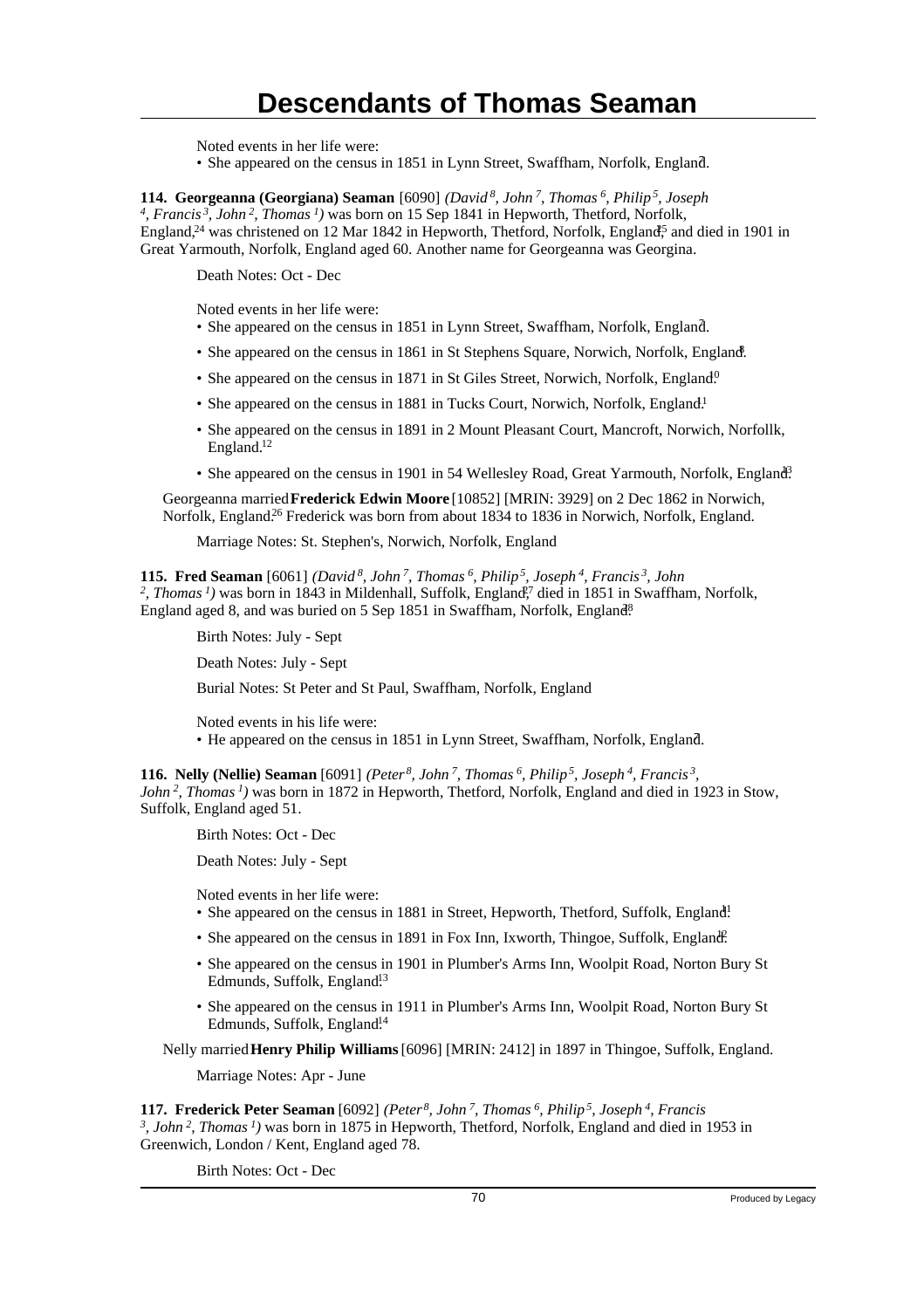Noted events in her life were:

- She appeared on the census in 1851 in Lynn Street, Swaffham, Norfolk, England.[7]

**114. Georgeanna (Georgiana) Seaman** [6090] *(David 8, John 7, Thomas 6, Philip 5, Joseph 4, Francis 3, John 2, Thomas 1)* was born on 15 Sep 1841 in Hepworth, Thetford, Norfolk, England,[24] was christened on 12 Mar 1842 in Hepworth, Thetford, Norfolk, England,[25] and died in 1901 in Great Yarmouth, Norfolk, England aged 60. Another name for Georgeanna was Georgina.

Death Notes: Oct - Dec

Noted events in her life were:

- She appeared on the census in 1851 in Lynn Street, Swaffham, Norfolk, England.[7]
- She appeared on the census in 1861 in St Stephens Square, Norwich, Norfolk, England.[8]
- She appeared on the census in 1871 in St Giles Street, Norwich, Norfolk, England.[10]
- She appeared on the census in 1881 in Tucks Court, Norwich, Norfolk, England.[11]
- She appeared on the census in 1891 in 2 Mount Pleasant Court, Mancroft, Norwich, Norfollk, England.[12]
- She appeared on the census in 1901 in 54 Wellesley Road, Great Yarmouth, Norfolk, England.[13]

Georgeanna married **Frederick Edwin Moore** [10852] [MRIN: 3929] on 2 Dec 1862 in Norwich, Norfolk, England.[26] Frederick was born from about 1834 to 1836 in Norwich, Norfolk, England.

Marriage Notes: St. Stephen's, Norwich, Norfolk, England

**115. Fred Seaman** [6061] *(David 8, John 7, Thomas 6, Philip 5, Joseph 4, Francis 3, John 2, Thomas 1)* was born in 1843 in Mildenhall, Suffolk, England,[27] died in 1851 in Swaffham, Norfolk, England aged 8, and was buried on 5 Sep 1851 in Swaffham, Norfolk, England.[28]

Birth Notes: July - Sept

Death Notes: July - Sept

Burial Notes: St Peter and St Paul, Swaffham, Norfolk, England

Noted events in his life were:

- He appeared on the census in 1851 in Lynn Street, Swaffham, Norfolk, England.[7]

**116. Nelly (Nellie) Seaman** [6091] *(Peter 8, John 7, Thomas 6, Philip 5, Joseph 4, Francis 3, John 2, Thomas 1)* was born in 1872 in Hepworth, Thetford, Norfolk, England and died in 1923 in Stow, Suffolk, England aged 51.

Birth Notes: Oct - Dec

Death Notes: July - Sept

Noted events in her life were:

- She appeared on the census in 1881 in Street, Hepworth, Thetford, Suffolk, England.[11]
- She appeared on the census in 1891 in Fox Inn, Ixworth, Thingoe, Suffolk, England.[12]
- She appeared on the census in 1901 in Plumber's Arms Inn, Woolpit Road, Norton Bury St Edmunds, Suffolk, England.[13]
- She appeared on the census in 1911 in Plumber's Arms Inn, Woolpit Road, Norton Bury St Edmunds, Suffolk, England.[14]

Nelly married **Henry Philip Williams** [6096] [MRIN: 2412] in 1897 in Thingoe, Suffolk, England.

Marriage Notes: Apr - June

**117. Frederick Peter Seaman** [6092] *(Peter 8, John 7, Thomas 6, Philip 5, Joseph 4, Francis 3, John 2, Thomas 1)* was born in 1875 in Hepworth, Thetford, Norfolk, England and died in 1953 in Greenwich, London / Kent, England aged 78.

Birth Notes: Oct - Dec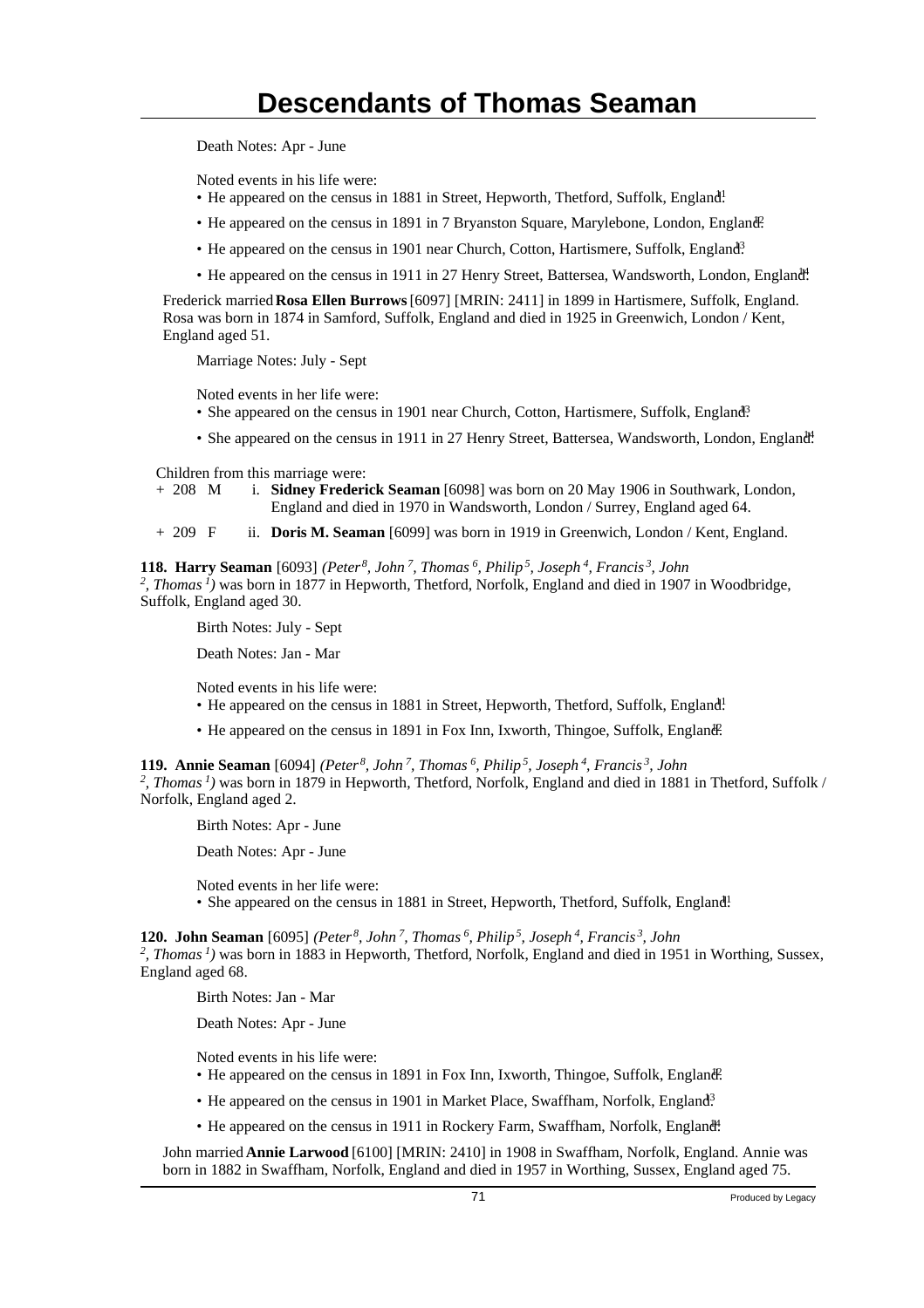Death Notes: Apr - June

Noted events in his life were:

- He appeared on the census in 1881 in Street, Hepworth, Thetford, Suffolk, England.[11]
- He appeared on the census in 1891 in 7 Bryanston Square, Marylebone, London, England.[12]
- He appeared on the census in 1901 near Church, Cotton, Hartismere, Suffolk, England.[13]
- He appeared on the census in 1911 in 27 Henry Street, Battersea, Wandsworth, London, England.[14]

Frederick married **Rosa Ellen Burrows** [6097] [MRIN: 2411] in 1899 in Hartismere, Suffolk, England. Rosa was born in 1874 in Samford, Suffolk, England and died in 1925 in Greenwich, London / Kent, England aged 51.

Marriage Notes: July - Sept

Noted events in her life were:

- She appeared on the census in 1901 near Church, Cotton, Hartismere, Suffolk, England.[13]
- She appeared on the census in 1911 in 27 Henry Street, Battersea, Wandsworth, London, England.[14]

Children from this marriage were:

+ 208 M i. **Sidney Frederick Seaman** [6098] was born on 20 May 1906 in Southwark, London, England and died in 1970 in Wandsworth, London / Surrey, England aged 64.

+ 209 F ii. **Doris M. Seaman** [6099] was born in 1919 in Greenwich, London / Kent, England.

**118. Harry Seaman** [6093] *(Peter[8], John[7], Thomas[6], Philip[5], Joseph[4], Francis[3], John[2], Thomas[1])* was born in 1877 in Hepworth, Thetford, Norfolk, England and died in 1907 in Woodbridge, Suffolk, England aged 30.

Birth Notes: July - Sept

Death Notes: Jan - Mar

Noted events in his life were:

- He appeared on the census in 1881 in Street, Hepworth, Thetford, Suffolk, England.[11]
- He appeared on the census in 1891 in Fox Inn, Ixworth, Thingoe, Suffolk, England.[12]

**119. Annie Seaman** [6094] *(Peter[8], John[7], Thomas[6], Philip[5], Joseph[4], Francis[3], John[2], Thomas[1])* was born in 1879 in Hepworth, Thetford, Norfolk, England and died in 1881 in Thetford, Suffolk / Norfolk, England aged 2.

Birth Notes: Apr - June

Death Notes: Apr - June

Noted events in her life were:

- She appeared on the census in 1881 in Street, Hepworth, Thetford, Suffolk, England.[11]

**120. John Seaman** [6095] *(Peter[8], John[7], Thomas[6], Philip[5], Joseph[4], Francis[3], John[2], Thomas[1])* was born in 1883 in Hepworth, Thetford, Norfolk, England and died in 1951 in Worthing, Sussex, England aged 68.

Birth Notes: Jan - Mar

Death Notes: Apr - June

Noted events in his life were:

- He appeared on the census in 1891 in Fox Inn, Ixworth, Thingoe, Suffolk, England.[12]
- He appeared on the census in 1901 in Market Place, Swaffham, Norfolk, England.[13]
- He appeared on the census in 1911 in Rockery Farm, Swaffham, Norfolk, England.[14]

John married **Annie Larwood** [6100] [MRIN: 2410] in 1908 in Swaffham, Norfolk, England. Annie was born in 1882 in Swaffham, Norfolk, England and died in 1957 in Worthing, Sussex, England aged 75.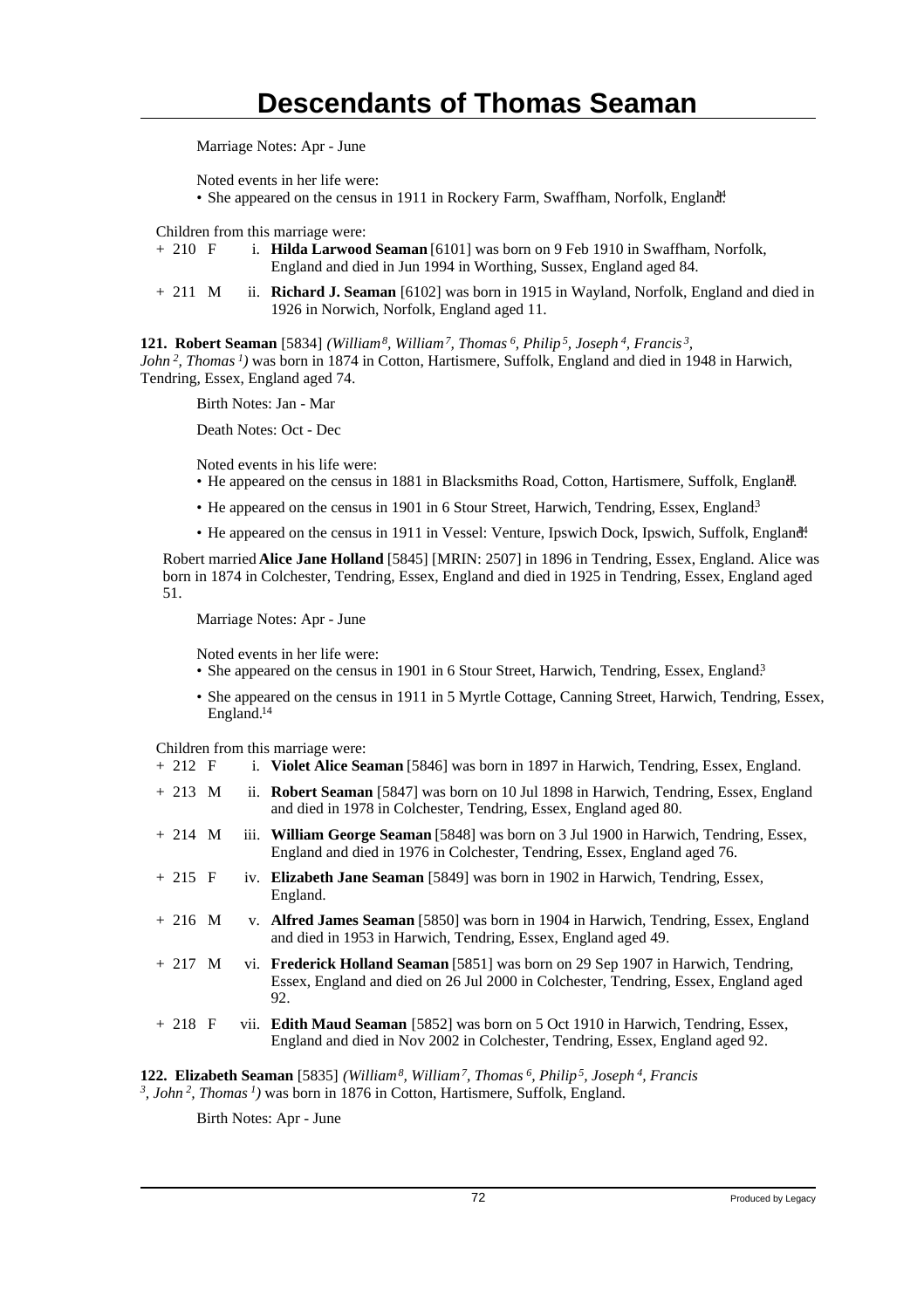Marriage Notes: Apr - June

Noted events in her life were:

- She appeared on the census in 1911 in Rockery Farm, Swaffham, Norfolk, England.[14]

Children from this marriage were:

+ 210 F i. **Hilda Larwood Seaman** [6101] was born on 9 Feb 1910 in Swaffham, Norfolk, England and died in Jun 1994 in Worthing, Sussex, England aged 84.

+ 211 M ii. **Richard J. Seaman** [6102] was born in 1915 in Wayland, Norfolk, England and died in 1926 in Norwich, Norfolk, England aged 11.

**121. Robert Seaman** [5834] *(William[8], William[7], Thomas[6], Philip[5], Joseph[4], Francis[3], John[2], Thomas[1])* was born in 1874 in Cotton, Hartismere, Suffolk, England and died in 1948 in Harwich, Tendring, Essex, England aged 74.

Birth Notes: Jan - Mar

Death Notes: Oct - Dec

Noted events in his life were:

- He appeared on the census in 1881 in Blacksmiths Road, Cotton, Hartismere, Suffolk, England.[11]
- He appeared on the census in 1901 in 6 Stour Street, Harwich, Tendring, Essex, England.[3]
- He appeared on the census in 1911 in Vessel: Venture, Ipswich Dock, Ipswich, Suffolk, England.[14]

Robert married **Alice Jane Holland** [5845] [MRIN: 2507] in 1896 in Tendring, Essex, England. Alice was born in 1874 in Colchester, Tendring, Essex, England and died in 1925 in Tendring, Essex, England aged 51.

Marriage Notes: Apr - June

Noted events in her life were:

- She appeared on the census in 1901 in 6 Stour Street, Harwich, Tendring, Essex, England.[3]
- She appeared on the census in 1911 in 5 Myrtle Cottage, Canning Street, Harwich, Tendring, Essex, England.[14]

Children from this marriage were:

+ 212 F i. **Violet Alice Seaman** [5846] was born in 1897 in Harwich, Tendring, Essex, England.

+ 213 M ii. **Robert Seaman** [5847] was born on 10 Jul 1898 in Harwich, Tendring, Essex, England and died in 1978 in Colchester, Tendring, Essex, England aged 80.

+ 214 M iii. **William George Seaman** [5848] was born on 3 Jul 1900 in Harwich, Tendring, Essex, England and died in 1976 in Colchester, Tendring, Essex, England aged 76.

+ 215 F iv. **Elizabeth Jane Seaman** [5849] was born in 1902 in Harwich, Tendring, Essex, England.

+ 216 M v. **Alfred James Seaman** [5850] was born in 1904 in Harwich, Tendring, Essex, England and died in 1953 in Harwich, Tendring, Essex, England aged 49.

+ 217 M vi. **Frederick Holland Seaman** [5851] was born on 29 Sep 1907 in Harwich, Tendring, Essex, England and died on 26 Jul 2000 in Colchester, Tendring, Essex, England aged 92.

+ 218 F vii. **Edith Maud Seaman** [5852] was born on 5 Oct 1910 in Harwich, Tendring, Essex, England and died in Nov 2002 in Colchester, Tendring, Essex, England aged 92.

**122. Elizabeth Seaman** [5835] *(William[8], William[7], Thomas[6], Philip[5], Joseph[4], Francis[3], John[2], Thomas[1])* was born in 1876 in Cotton, Hartismere, Suffolk, England.

Birth Notes: Apr - June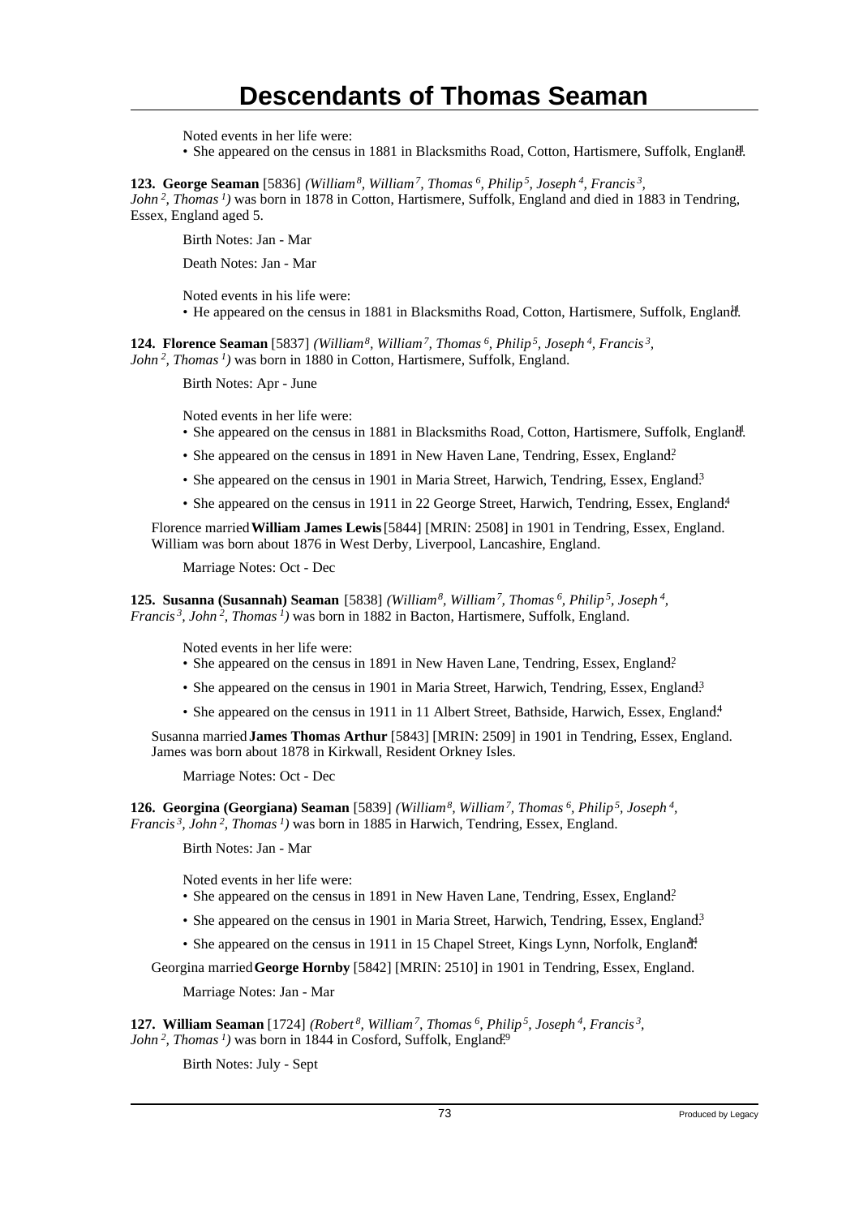Noted events in her life were:

- She appeared on the census in 1881 in Blacksmiths Road, Cotton, Hartismere, Suffolk, England.[11]

**123. George Seaman** [5836] *(William[8], William[7], Thomas[6], Philip[5], Joseph[4], Francis[3], John[2], Thomas[1])* was born in 1878 in Cotton, Hartismere, Suffolk, England and died in 1883 in Tendring, Essex, England aged 5.

Birth Notes: Jan - Mar

Death Notes: Jan - Mar

Noted events in his life were:

- He appeared on the census in 1881 in Blacksmiths Road, Cotton, Hartismere, Suffolk, England.[11]

**124. Florence Seaman** [5837] *(William[8], William[7], Thomas[6], Philip[5], Joseph[4], Francis[3], John[2], Thomas[1])* was born in 1880 in Cotton, Hartismere, Suffolk, England.

Birth Notes: Apr - June

Noted events in her life were:

- She appeared on the census in 1881 in Blacksmiths Road, Cotton, Hartismere, Suffolk, England.[11]
- She appeared on the census in 1891 in New Haven Lane, Tendring, Essex, England.[12]
- She appeared on the census in 1901 in Maria Street, Harwich, Tendring, Essex, England.[13]
- She appeared on the census in 1911 in 22 George Street, Harwich, Tendring, Essex, England.[14]

Florence married **William James Lewis** [5844] [MRIN: 2508] in 1901 in Tendring, Essex, England. William was born about 1876 in West Derby, Liverpool, Lancashire, England.

Marriage Notes: Oct - Dec

**125. Susanna (Susannah) Seaman** [5838] *(William[8], William[7], Thomas[6], Philip[5], Joseph[4], Francis[3], John[2], Thomas[1])* was born in 1882 in Bacton, Hartismere, Suffolk, England.

Noted events in her life were:

- She appeared on the census in 1891 in New Haven Lane, Tendring, Essex, England.[12]
- She appeared on the census in 1901 in Maria Street, Harwich, Tendring, Essex, England.[13]
- She appeared on the census in 1911 in 11 Albert Street, Bathside, Harwich, Essex, England.[14]

Susanna married **James Thomas Arthur** [5843] [MRIN: 2509] in 1901 in Tendring, Essex, England. James was born about 1878 in Kirkwall, Resident Orkney Isles.

Marriage Notes: Oct - Dec

**126. Georgina (Georgiana) Seaman** [5839] *(William[8], William[7], Thomas[6], Philip[5], Joseph[4], Francis[3], John[2], Thomas[1])* was born in 1885 in Harwich, Tendring, Essex, England.

Birth Notes: Jan - Mar

Noted events in her life were:

- She appeared on the census in 1891 in New Haven Lane, Tendring, Essex, England.[12]
- She appeared on the census in 1901 in Maria Street, Harwich, Tendring, Essex, England.[13]
- She appeared on the census in 1911 in 15 Chapel Street, Kings Lynn, Norfolk, England.[34]

Georgina married **George Hornby** [5842] [MRIN: 2510] in 1901 in Tendring, Essex, England.

Marriage Notes: Jan - Mar

**127. William Seaman** [1724] *(Robert[8], William[7], Thomas[6], Philip[5], Joseph[4], Francis[3], John[2], Thomas[1])* was born in 1844 in Cosford, Suffolk, England.[29]

Birth Notes: July - Sept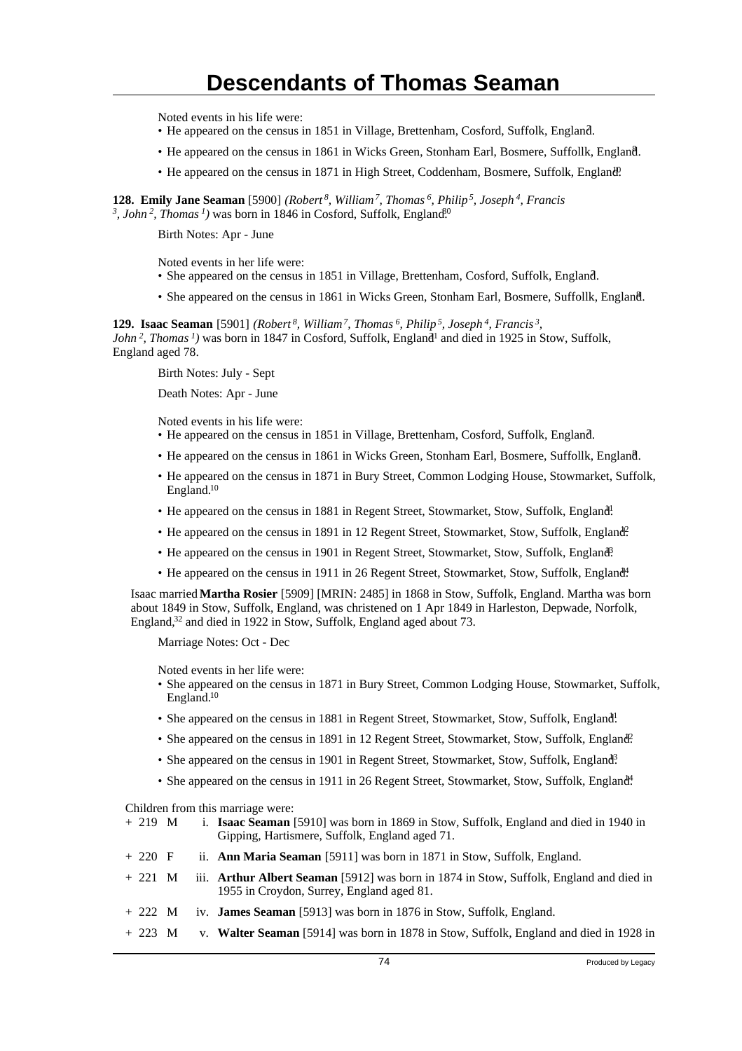# Descendants of Thomas Seaman

Noted events in his life were:

- He appeared on the census in 1851 in Village, Brettenham, Cosford, Suffolk, England.[7]
- He appeared on the census in 1861 in Wicks Green, Stonham Earl, Bosmere, Suffollk, England.[8]
- He appeared on the census in 1871 in High Street, Coddenham, Bosmere, Suffolk, England.[10]

**128. Emily Jane Seaman** [5900] *(Robert[8], William[7], Thomas[6], Philip[5], Joseph[4], Francis[3], John[2], Thomas[1])* was born in 1846 in Cosford, Suffolk, England.[30]

Birth Notes: Apr - June

Noted events in her life were:

- She appeared on the census in 1851 in Village, Brettenham, Cosford, Suffolk, England.[7]
- She appeared on the census in 1861 in Wicks Green, Stonham Earl, Bosmere, Suffollk, England.[8]

**129. Isaac Seaman** [5901] *(Robert[8], William[7], Thomas[6], Philip[5], Joseph[4], Francis[3], John[2], Thomas[1])* was born in 1847 in Cosford, Suffolk, England[31] and died in 1925 in Stow, Suffolk, England aged 78.

Birth Notes: July - Sept

Death Notes: Apr - June

Noted events in his life were:

- He appeared on the census in 1851 in Village, Brettenham, Cosford, Suffolk, England.[7]
- He appeared on the census in 1861 in Wicks Green, Stonham Earl, Bosmere, Suffollk, England.[8]
- He appeared on the census in 1871 in Bury Street, Common Lodging House, Stowmarket, Suffolk, England.[10]
- He appeared on the census in 1881 in Regent Street, Stowmarket, Stow, Suffolk, England.[11]
- He appeared on the census in 1891 in 12 Regent Street, Stowmarket, Stow, Suffolk, England.[12]
- He appeared on the census in 1901 in Regent Street, Stowmarket, Stow, Suffolk, England.[13]
- He appeared on the census in 1911 in 26 Regent Street, Stowmarket, Stow, Suffolk, England.[14]

Isaac married **Martha Rosier** [5909] [MRIN: 2485] in 1868 in Stow, Suffolk, England. Martha was born about 1849 in Stow, Suffolk, England, was christened on 1 Apr 1849 in Harleston, Depwade, Norfolk, England,[32] and died in 1922 in Stow, Suffolk, England aged about 73.

Marriage Notes: Oct - Dec

Noted events in her life were:

- She appeared on the census in 1871 in Bury Street, Common Lodging House, Stowmarket, Suffolk, England.[10]
- She appeared on the census in 1881 in Regent Street, Stowmarket, Stow, Suffolk, England.[11]
- She appeared on the census in 1891 in 12 Regent Street, Stowmarket, Stow, Suffolk, England.[12]
- She appeared on the census in 1901 in Regent Street, Stowmarket, Stow, Suffolk, England.[13]
- She appeared on the census in 1911 in 26 Regent Street, Stowmarket, Stow, Suffolk, England.[14]

Children from this marriage were:

+ 219 M i. **Isaac Seaman** [5910] was born in 1869 in Stow, Suffolk, England and died in 1940 in Gipping, Hartismere, Suffolk, England aged 71.

+ 220 F ii. **Ann Maria Seaman** [5911] was born in 1871 in Stow, Suffolk, England.

+ 221 M iii. **Arthur Albert Seaman** [5912] was born in 1874 in Stow, Suffolk, England and died in 1955 in Croydon, Surrey, England aged 81.

+ 222 M iv. **James Seaman** [5913] was born in 1876 in Stow, Suffolk, England.

+ 223 M v. **Walter Seaman** [5914] was born in 1878 in Stow, Suffolk, England and died in 1928 in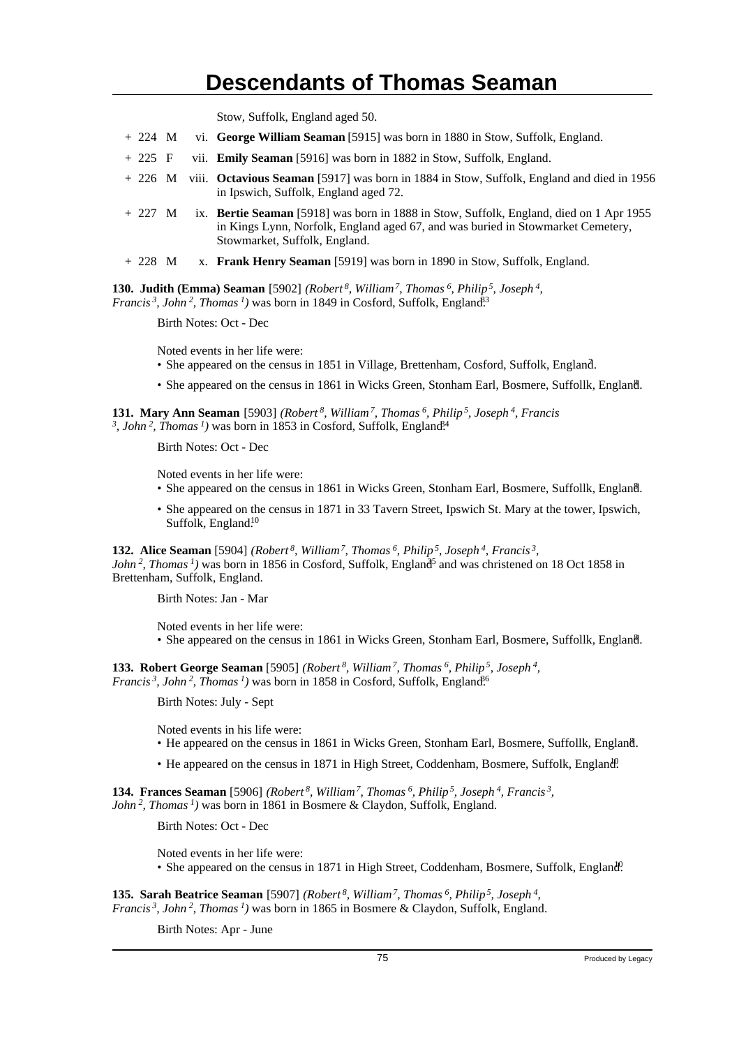Stow, Suffolk, England aged 50.

- \+ 224 M vi. **George William Seaman** [5915] was born in 1880 in Stow, Suffolk, England.
- \+ 225 F vii. **Emily Seaman** [5916] was born in 1882 in Stow, Suffolk, England.
- \+ 226 M viii. **Octavious Seaman** [5917] was born in 1884 in Stow, Suffolk, England and died in 1956 in Ipswich, Suffolk, England aged 72.
- \+ 227 M ix. **Bertie Seaman** [5918] was born in 1888 in Stow, Suffolk, England, died on 1 Apr 1955 in Kings Lynn, Norfolk, England aged 67, and was buried in Stowmarket Cemetery, Stowmarket, Suffolk, England.
- \+ 228 M x. **Frank Henry Seaman** [5919] was born in 1890 in Stow, Suffolk, England.

**130. Judith (Emma) Seaman** [5902] *(Robert 8, William 7, Thomas 6, Philip 5, Joseph 4, Francis 3, John 2, Thomas 1)* was born in 1849 in Cosford, Suffolk, England.[33]

Birth Notes: Oct - Dec

Noted events in her life were:
- She appeared on the census in 1851 in Village, Brettenham, Cosford, Suffolk, England.[7]
- She appeared on the census in 1861 in Wicks Green, Stonham Earl, Bosmere, Suffollk, England.[8]

**131. Mary Ann Seaman** [5903] *(Robert 8, William 7, Thomas 6, Philip 5, Joseph 4, Francis 3, John 2, Thomas 1)* was born in 1853 in Cosford, Suffolk, England.[34]

Birth Notes: Oct - Dec

Noted events in her life were:
- She appeared on the census in 1861 in Wicks Green, Stonham Earl, Bosmere, Suffollk, England.[8]
- She appeared on the census in 1871 in 33 Tavern Street, Ipswich St. Mary at the tower, Ipswich, Suffolk, England.[10]

**132. Alice Seaman** [5904] *(Robert 8, William 7, Thomas 6, Philip 5, Joseph 4, Francis 3, John 2, Thomas 1)* was born in 1856 in Cosford, Suffolk, England[35] and was christened on 18 Oct 1858 in Brettenham, Suffolk, England.

Birth Notes: Jan - Mar

Noted events in her life were:
- She appeared on the census in 1861 in Wicks Green, Stonham Earl, Bosmere, Suffollk, England.[8]

**133. Robert George Seaman** [5905] *(Robert 8, William 7, Thomas 6, Philip 5, Joseph 4, Francis 3, John 2, Thomas 1)* was born in 1858 in Cosford, Suffolk, England.[36]

Birth Notes: July - Sept

Noted events in his life were:
- He appeared on the census in 1861 in Wicks Green, Stonham Earl, Bosmere, Suffollk, England.[8]
- He appeared on the census in 1871 in High Street, Coddenham, Bosmere, Suffolk, England.[10]

**134. Frances Seaman** [5906] *(Robert 8, William 7, Thomas 6, Philip 5, Joseph 4, Francis 3, John 2, Thomas 1)* was born in 1861 in Bosmere & Claydon, Suffolk, England.

Birth Notes: Oct - Dec

Noted events in her life were:
- She appeared on the census in 1871 in High Street, Coddenham, Bosmere, Suffolk, England.[10]

**135. Sarah Beatrice Seaman** [5907] *(Robert 8, William 7, Thomas 6, Philip 5, Joseph 4, Francis 3, John 2, Thomas 1)* was born in 1865 in Bosmere & Claydon, Suffolk, England.

Birth Notes: Apr - June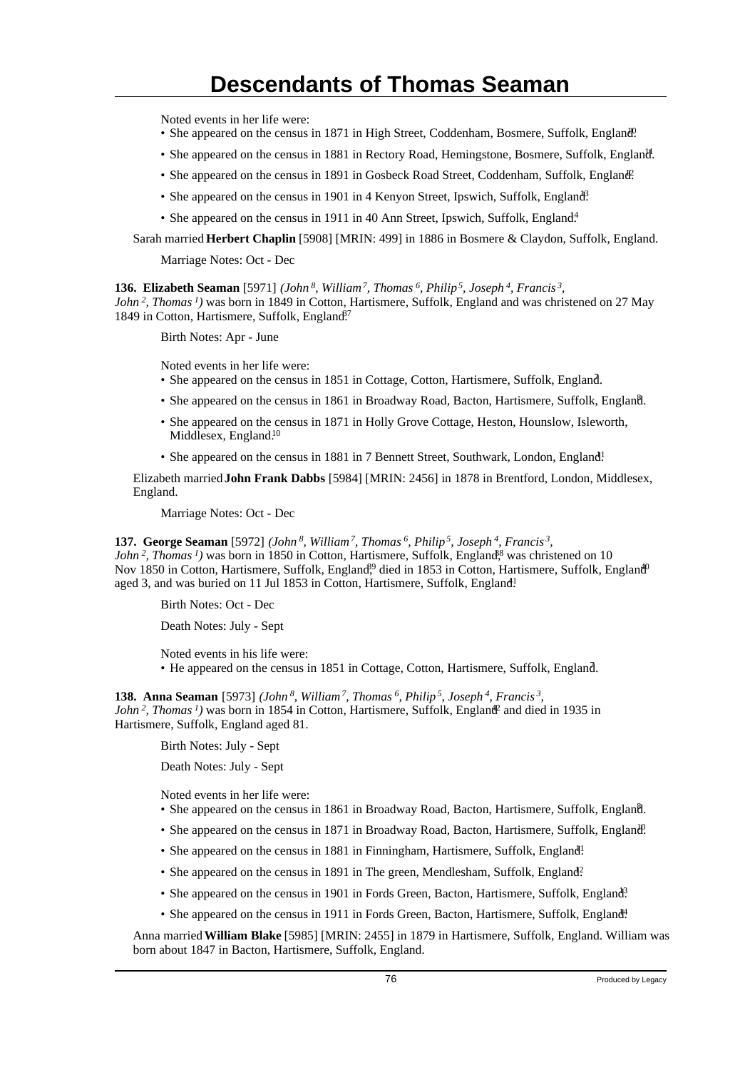# Descendants of Thomas Seaman

Noted events in her life were:

- She appeared on the census in 1871 in High Street, Coddenham, Bosmere, Suffolk, England.[10]
- She appeared on the census in 1881 in Rectory Road, Hemingstone, Bosmere, Suffolk, England.[11]
- She appeared on the census in 1891 in Gosbeck Road Street, Coddenham, Suffolk, England.[12]
- She appeared on the census in 1901 in 4 Kenyon Street, Ipswich, Suffolk, England.[13]
- She appeared on the census in 1911 in 40 Ann Street, Ipswich, Suffolk, England.[14]

Sarah married **Herbert Chaplin** [5908] [MRIN: 499] in 1886 in Bosmere & Claydon, Suffolk, England.

Marriage Notes: Oct - Dec

**136. Elizabeth Seaman** [5971] *(John $^{8}$, William $^{7}$, Thomas $^{6}$, Philip $^{5}$, Joseph $^{4}$, Francis $^{3}$, John $^{2}$, Thomas $^{1}$)* was born in 1849 in Cotton, Hartismere, Suffolk, England and was christened on 27 May 1849 in Cotton, Hartismere, Suffolk, England.[37]

Birth Notes: Apr - June

Noted events in her life were:

- She appeared on the census in 1851 in Cottage, Cotton, Hartismere, Suffolk, England.[7]
- She appeared on the census in 1861 in Broadway Road, Bacton, Hartismere, Suffolk, England.[8]
- She appeared on the census in 1871 in Holly Grove Cottage, Heston, Hounslow, Isleworth, Middlesex, England.[10]
- She appeared on the census in 1881 in 7 Bennett Street, Southwark, London, England.[11]

Elizabeth married **John Frank Dabbs** [5984] [MRIN: 2456] in 1878 in Brentford, London, Middlesex, England.

Marriage Notes: Oct - Dec

**137. George Seaman** [5972] *(John $^{8}$, William $^{7}$, Thomas $^{6}$, Philip $^{5}$, Joseph $^{4}$, Francis $^{3}$, John $^{2}$, Thomas $^{1}$)* was born in 1850 in Cotton, Hartismere, Suffolk, England,[38] was christened on 10 Nov 1850 in Cotton, Hartismere, Suffolk, England,[39] died in 1853 in Cotton, Hartismere, Suffolk, England[40] aged 3, and was buried on 11 Jul 1853 in Cotton, Hartismere, Suffolk, England.[41]

Birth Notes: Oct - Dec

Death Notes: July - Sept

Noted events in his life were:

- He appeared on the census in 1851 in Cottage, Cotton, Hartismere, Suffolk, England.[7]

**138. Anna Seaman** [5973] *(John $^{8}$, William $^{7}$, Thomas $^{6}$, Philip $^{5}$, Joseph $^{4}$, Francis $^{3}$, John $^{2}$, Thomas $^{1}$)* was born in 1854 in Cotton, Hartismere, Suffolk, England[42] and died in 1935 in Hartismere, Suffolk, England aged 81.

Birth Notes: July - Sept

Death Notes: July - Sept

Noted events in her life were:

- She appeared on the census in 1861 in Broadway Road, Bacton, Hartismere, Suffolk, England.[8]
- She appeared on the census in 1871 in Broadway Road, Bacton, Hartismere, Suffolk, England.[10]
- She appeared on the census in 1881 in Finningham, Hartismere, Suffolk, England.[11]
- She appeared on the census in 1891 in The green, Mendlesham, Suffolk, England.[12]
- She appeared on the census in 1901 in Fords Green, Bacton, Hartismere, Suffolk, England.[13]
- She appeared on the census in 1911 in Fords Green, Bacton, Hartismere, Suffolk, England.[14]

Anna married **William Blake** [5985] [MRIN: 2455] in 1879 in Hartismere, Suffolk, England. William was born about 1847 in Bacton, Hartismere, Suffolk, England.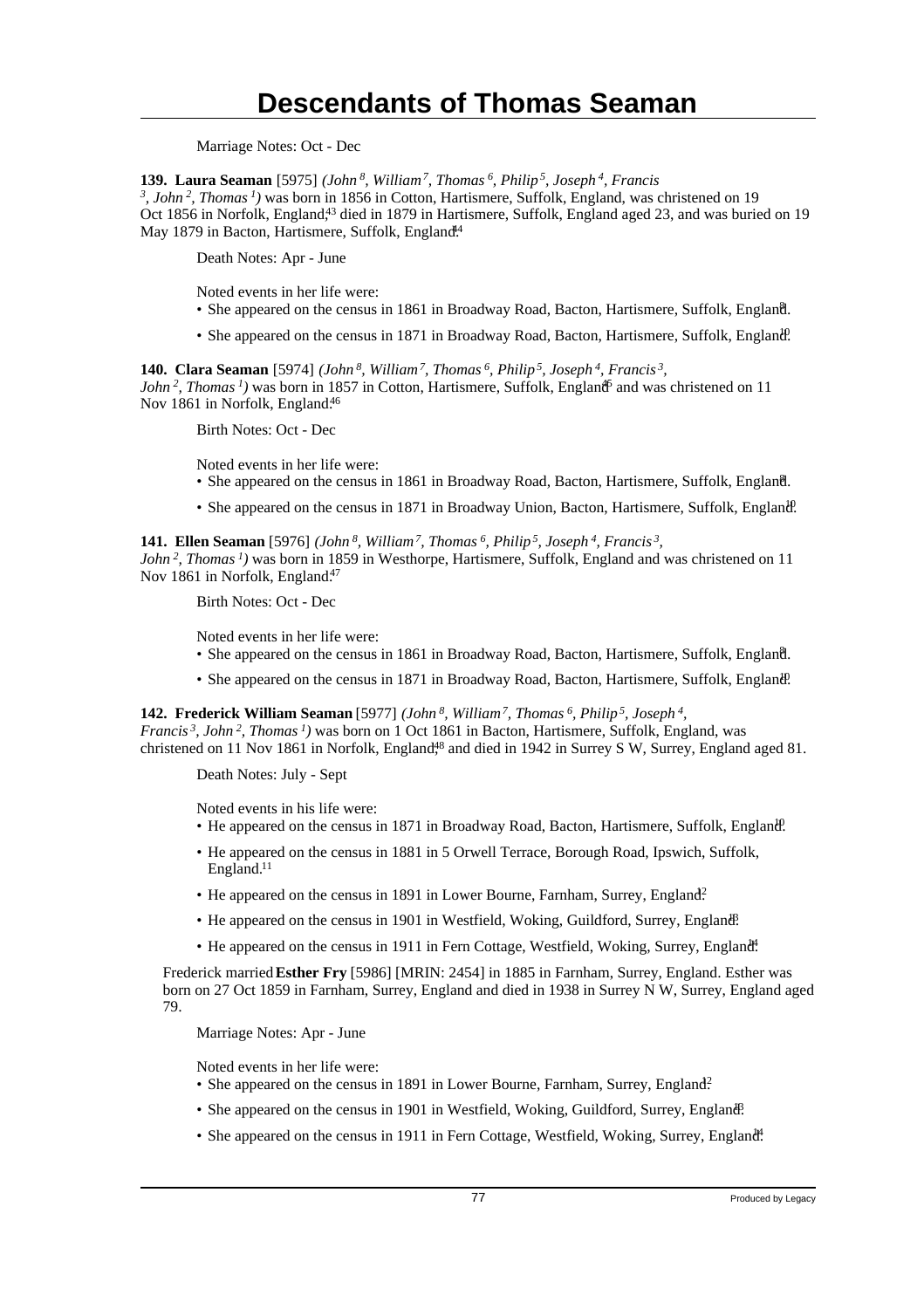Marriage Notes: Oct - Dec

**139. Laura Seaman** [5975] *(John $^{8}$, William $^{7}$, Thomas $^{6}$, Philip $^{5}$, Joseph $^{4}$, Francis $^{3}$, John $^{2}$, Thomas $^{1}$)* was born in 1856 in Cotton, Hartismere, Suffolk, England, was christened on 19 Oct 1856 in Norfolk, England,[43] died in 1879 in Hartismere, Suffolk, England aged 23, and was buried on 19 May 1879 in Bacton, Hartismere, Suffolk, England.[44]

Death Notes: Apr - June

Noted events in her life were:

- She appeared on the census in 1861 in Broadway Road, Bacton, Hartismere, Suffolk, England.[9]
- She appeared on the census in 1871 in Broadway Road, Bacton, Hartismere, Suffolk, England.[10]

**140. Clara Seaman** [5974] *(John $^{8}$, William $^{7}$, Thomas $^{6}$, Philip $^{5}$, Joseph $^{4}$, Francis $^{3}$, John $^{2}$, Thomas $^{1}$)* was born in 1857 in Cotton, Hartismere, Suffolk, England[45] and was christened on 11 Nov 1861 in Norfolk, England.[46]

Birth Notes: Oct - Dec

Noted events in her life were:

- She appeared on the census in 1861 in Broadway Road, Bacton, Hartismere, Suffolk, England.[9]
- She appeared on the census in 1871 in Broadway Union, Bacton, Hartismere, Suffolk, England.[10]

**141. Ellen Seaman** [5976] *(John $^{8}$, William $^{7}$, Thomas $^{6}$, Philip $^{5}$, Joseph $^{4}$, Francis $^{3}$, John $^{2}$, Thomas $^{1}$)* was born in 1859 in Westhorpe, Hartismere, Suffolk, England and was christened on 11 Nov 1861 in Norfolk, England.[47]

Birth Notes: Oct - Dec

Noted events in her life were:

- She appeared on the census in 1861 in Broadway Road, Bacton, Hartismere, Suffolk, England.[9]
- She appeared on the census in 1871 in Broadway Road, Bacton, Hartismere, Suffolk, England.[10]

**142. Frederick William Seaman** [5977] *(John $^{8}$, William $^{7}$, Thomas $^{6}$, Philip $^{5}$, Joseph $^{4}$, Francis $^{3}$, John $^{2}$, Thomas $^{1}$)* was born on 1 Oct 1861 in Bacton, Hartismere, Suffolk, England, was christened on 11 Nov 1861 in Norfolk, England,[48] and died in 1942 in Surrey S W, Surrey, England aged 81.

Death Notes: July - Sept

Noted events in his life were:

- He appeared on the census in 1871 in Broadway Road, Bacton, Hartismere, Suffolk, England.[10]
- He appeared on the census in 1881 in 5 Orwell Terrace, Borough Road, Ipswich, Suffolk, England.[11]
- He appeared on the census in 1891 in Lower Bourne, Farnham, Surrey, England.[12]
- He appeared on the census in 1901 in Westfield, Woking, Guildford, Surrey, England.[13]
- He appeared on the census in 1911 in Fern Cottage, Westfield, Woking, Surrey, England.[14]

Frederick married **Esther Fry** [5986] [MRIN: 2454] in 1885 in Farnham, Surrey, England. Esther was born on 27 Oct 1859 in Farnham, Surrey, England and died in 1938 in Surrey N W, Surrey, England aged 79.

Marriage Notes: Apr - June

Noted events in her life were:

- She appeared on the census in 1891 in Lower Bourne, Farnham, Surrey, England.[12]
- She appeared on the census in 1901 in Westfield, Woking, Guildford, Surrey, England.[13]
- She appeared on the census in 1911 in Fern Cottage, Westfield, Woking, Surrey, England.[14]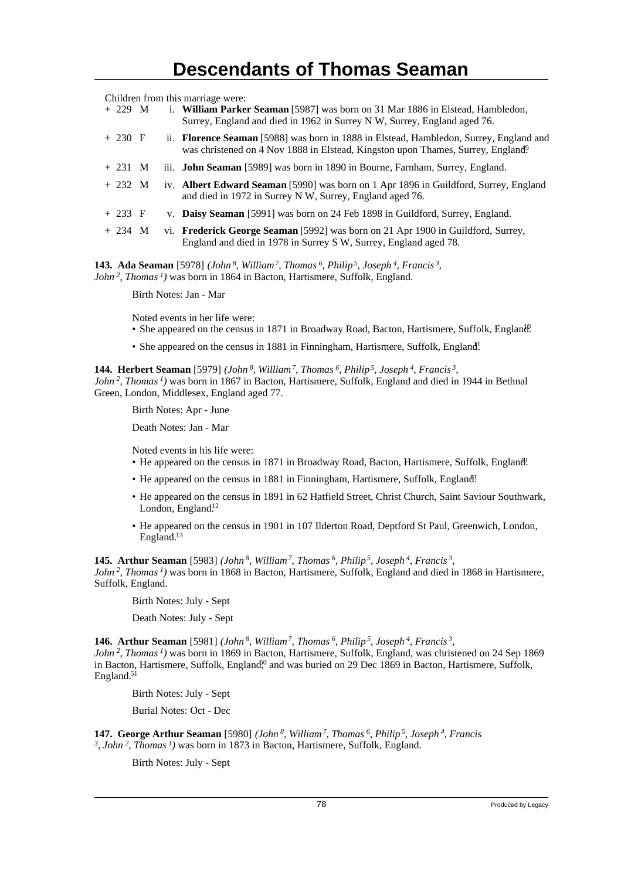# Descendants of Thomas Seaman

Children from this marriage were:

+ 229 M i. **William Parker Seaman** [5987] was born on 31 Mar 1886 in Elstead, Hambledon, Surrey, England and died in 1962 in Surrey N W, Surrey, England aged 76.

+ 230 F ii. **Florence Seaman** [5988] was born in 1888 in Elstead, Hambledon, Surrey, England and was christened on 4 Nov 1888 in Elstead, Kingston upon Thames, Surrey, England.[49]

+ 231 M iii. **John Seaman** [5989] was born in 1890 in Bourne, Farnham, Surrey, England.

+ 232 M iv. **Albert Edward Seaman** [5990] was born on 1 Apr 1896 in Guildford, Surrey, England and died in 1972 in Surrey N W, Surrey, England aged 76.

+ 233 F v. **Daisy Seaman** [5991] was born on 24 Feb 1898 in Guildford, Surrey, England.

+ 234 M vi. **Frederick George Seaman** [5992] was born on 21 Apr 1900 in Guildford, Surrey, England and died in 1978 in Surrey S W, Surrey, England aged 78.

**143. Ada Seaman** [5978] *(John 8, William 7, Thomas 6, Philip 5, Joseph 4, Francis 3, John 2, Thomas 1)* was born in 1864 in Bacton, Hartismere, Suffolk, England.

Birth Notes: Jan - Mar

Noted events in her life were:

- She appeared on the census in 1871 in Broadway Road, Bacton, Hartismere, Suffolk, England.[10]
- She appeared on the census in 1881 in Finningham, Hartismere, Suffolk, England.[11]

**144. Herbert Seaman** [5979] *(John 8, William 7, Thomas 6, Philip 5, Joseph 4, Francis 3, John 2, Thomas 1)* was born in 1867 in Bacton, Hartismere, Suffolk, England and died in 1944 in Bethnal Green, London, Middlesex, England aged 77.

Birth Notes: Apr - June

Death Notes: Jan - Mar

Noted events in his life were:

- He appeared on the census in 1871 in Broadway Road, Bacton, Hartismere, Suffolk, England.[10]
- He appeared on the census in 1881 in Finningham, Hartismere, Suffolk, England.[11]
- He appeared on the census in 1891 in 62 Hatfield Street, Christ Church, Saint Saviour Southwark, London, England.[12]
- He appeared on the census in 1901 in 107 Ilderton Road, Deptford St Paul, Greenwich, London, England.[13]

**145. Arthur Seaman** [5983] *(John 8, William 7, Thomas 6, Philip 5, Joseph 4, Francis 3, John 2, Thomas 1)* was born in 1868 in Bacton, Hartismere, Suffolk, England and died in 1868 in Hartismere, Suffolk, England.

Birth Notes: July - Sept

Death Notes: July - Sept

**146. Arthur Seaman** [5981] *(John 8, William 7, Thomas 6, Philip 5, Joseph 4, Francis 3, John 2, Thomas 1)* was born in 1869 in Bacton, Hartismere, Suffolk, England, was christened on 24 Sep 1869 in Bacton, Hartismere, Suffolk, England,[50] and was buried on 29 Dec 1869 in Bacton, Hartismere, Suffolk, England.[51]

Birth Notes: July - Sept

Burial Notes: Oct - Dec

**147. George Arthur Seaman** [5980] *(John 8, William 7, Thomas 6, Philip 5, Joseph 4, Francis 3, John 2, Thomas 1)* was born in 1873 in Bacton, Hartismere, Suffolk, England.

Birth Notes: July - Sept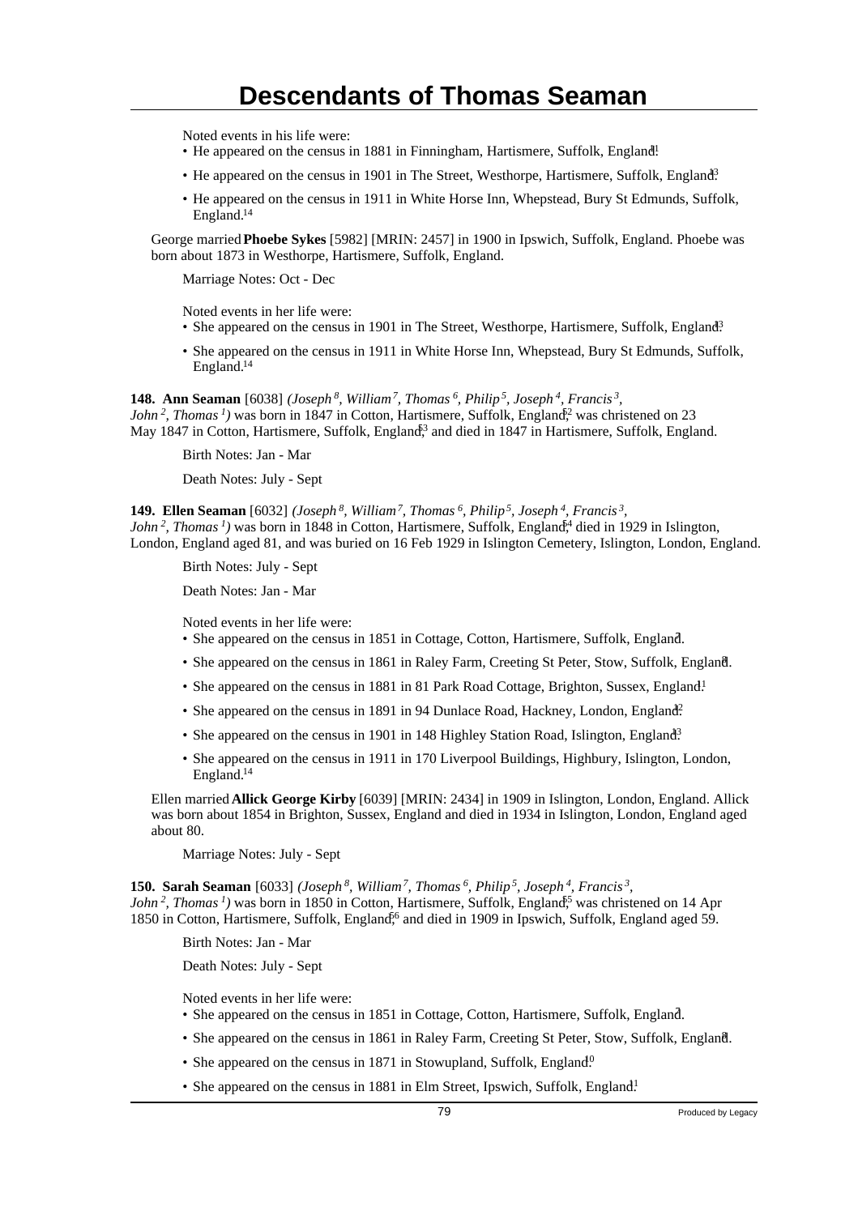# Descendants of Thomas Seaman

Noted events in his life were:

- He appeared on the census in 1881 in Finningham, Hartismere, Suffolk, England.[11]
- He appeared on the census in 1901 in The Street, Westhorpe, Hartismere, Suffolk, England.[13]
- He appeared on the census in 1911 in White Horse Inn, Whepstead, Bury St Edmunds, Suffolk, England.[14]

George married **Phoebe Sykes** [5982] [MRIN: 2457] in 1900 in Ipswich, Suffolk, England. Phoebe was born about 1873 in Westhorpe, Hartismere, Suffolk, England.

Marriage Notes: Oct - Dec

Noted events in her life were:

- She appeared on the census in 1901 in The Street, Westhorpe, Hartismere, Suffolk, England.[13]
- She appeared on the census in 1911 in White Horse Inn, Whepstead, Bury St Edmunds, Suffolk, England.[14]

**148. Ann Seaman** [6038] *(Joseph 8, William 7, Thomas 6, Philip 5, Joseph 4, Francis 3, John 2, Thomas 1)* was born in 1847 in Cotton, Hartismere, Suffolk, England,[52] was christened on 23 May 1847 in Cotton, Hartismere, Suffolk, England,[53] and died in 1847 in Hartismere, Suffolk, England.

Birth Notes: Jan - Mar

Death Notes: July - Sept

**149. Ellen Seaman** [6032] *(Joseph 8, William 7, Thomas 6, Philip 5, Joseph 4, Francis 3, John 2, Thomas 1)* was born in 1848 in Cotton, Hartismere, Suffolk, England,[54] died in 1929 in Islington, London, England aged 81, and was buried on 16 Feb 1929 in Islington Cemetery, Islington, London, England.

Birth Notes: July - Sept

Death Notes: Jan - Mar

Noted events in her life were:

- She appeared on the census in 1851 in Cottage, Cotton, Hartismere, Suffolk, England.[7]
- She appeared on the census in 1861 in Raley Farm, Creeting St Peter, Stow, Suffolk, England.[8]
- She appeared on the census in 1881 in 81 Park Road Cottage, Brighton, Sussex, England.[11]
- She appeared on the census in 1891 in 94 Dunlace Road, Hackney, London, England.[12]
- She appeared on the census in 1901 in 148 Highley Station Road, Islington, England.[13]
- She appeared on the census in 1911 in 170 Liverpool Buildings, Highbury, Islington, London, England.[14]

Ellen married **Allick George Kirby** [6039] [MRIN: 2434] in 1909 in Islington, London, England. Allick was born about 1854 in Brighton, Sussex, England and died in 1934 in Islington, London, England aged about 80.

Marriage Notes: July - Sept

**150. Sarah Seaman** [6033] *(Joseph 8, William 7, Thomas 6, Philip 5, Joseph 4, Francis 3, John 2, Thomas 1)* was born in 1850 in Cotton, Hartismere, Suffolk, England,[55] was christened on 14 Apr 1850 in Cotton, Hartismere, Suffolk, England,[56] and died in 1909 in Ipswich, Suffolk, England aged 59.

Birth Notes: Jan - Mar

Death Notes: July - Sept

Noted events in her life were:

- She appeared on the census in 1851 in Cottage, Cotton, Hartismere, Suffolk, England.[7]
- She appeared on the census in 1861 in Raley Farm, Creeting St Peter, Stow, Suffolk, England.[8]
- She appeared on the census in 1871 in Stowupland, Suffolk, England.[10]
- She appeared on the census in 1881 in Elm Street, Ipswich, Suffolk, England.[11]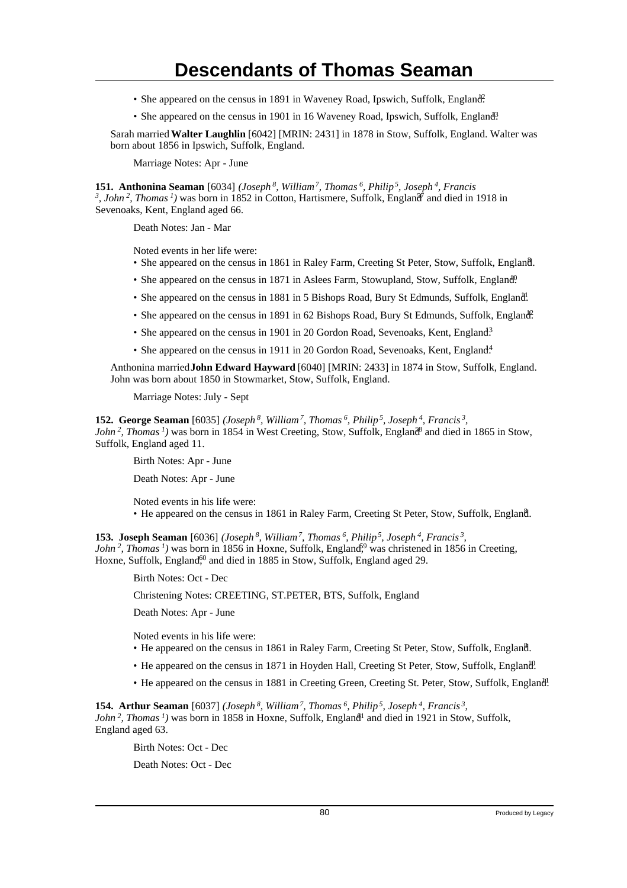- She appeared on the census in 1891 in Waveney Road, Ipswich, Suffolk, England.[12]
- She appeared on the census in 1901 in 16 Waveney Road, Ipswich, Suffolk, England.[13]

Sarah married **Walter Laughlin** [6042] [MRIN: 2431] in 1878 in Stow, Suffolk, England. Walter was born about 1856 in Ipswich, Suffolk, England.

Marriage Notes: Apr - June

**151. Anthonina Seaman** [6034] *(Joseph[8], William[7], Thomas[6], Philip[5], Joseph[4], Francis[3], John[2], Thomas[1])* was born in 1852 in Cotton, Hartismere, Suffolk, England[57] and died in 1918 in Sevenoaks, Kent, England aged 66.

Death Notes: Jan - Mar

Noted events in her life were:

- She appeared on the census in 1861 in Raley Farm, Creeting St Peter, Stow, Suffolk, England.[8]
- She appeared on the census in 1871 in Aslees Farm, Stowupland, Stow, Suffolk, England.[10]
- She appeared on the census in 1881 in 5 Bishops Road, Bury St Edmunds, Suffolk, England.[11]
- She appeared on the census in 1891 in 62 Bishops Road, Bury St Edmunds, Suffolk, England.[12]
- She appeared on the census in 1901 in 20 Gordon Road, Sevenoaks, Kent, England.[13]
- She appeared on the census in 1911 in 20 Gordon Road, Sevenoaks, Kent, England.[14]

Anthonina married **John Edward Hayward** [6040] [MRIN: 2433] in 1874 in Stow, Suffolk, England. John was born about 1850 in Stowmarket, Stow, Suffolk, England.

Marriage Notes: July - Sept

**152. George Seaman** [6035] *(Joseph[8], William[7], Thomas[6], Philip[5], Joseph[4], Francis[3], John[2], Thomas[1])* was born in 1854 in West Creeting, Stow, Suffolk, England[58] and died in 1865 in Stow, Suffolk, England aged 11.

Birth Notes: Apr - June

Death Notes: Apr - June

Noted events in his life were:

- He appeared on the census in 1861 in Raley Farm, Creeting St Peter, Stow, Suffolk, England.[8]

**153. Joseph Seaman** [6036] *(Joseph[8], William[7], Thomas[6], Philip[5], Joseph[4], Francis[3], John[2], Thomas[1])* was born in 1856 in Hoxne, Suffolk, England,[59] was christened in 1856 in Creeting, Hoxne, Suffolk, England,[60] and died in 1885 in Stow, Suffolk, England aged 29.

Birth Notes: Oct - Dec

Christening Notes: CREETING, ST.PETER, BTS, Suffolk, England

Death Notes: Apr - June

Noted events in his life were:

- He appeared on the census in 1861 in Raley Farm, Creeting St Peter, Stow, Suffolk, England.[8]
- He appeared on the census in 1871 in Hoyden Hall, Creeting St Peter, Stow, Suffolk, England.[10]
- He appeared on the census in 1881 in Creeting Green, Creeting St. Peter, Stow, Suffolk, England.[11]

**154. Arthur Seaman** [6037] *(Joseph[8], William[7], Thomas[6], Philip[5], Joseph[4], Francis[3], John[2], Thomas[1])* was born in 1858 in Hoxne, Suffolk, England[61] and died in 1921 in Stow, Suffolk, England aged 63.

Birth Notes: Oct - Dec

Death Notes: Oct - Dec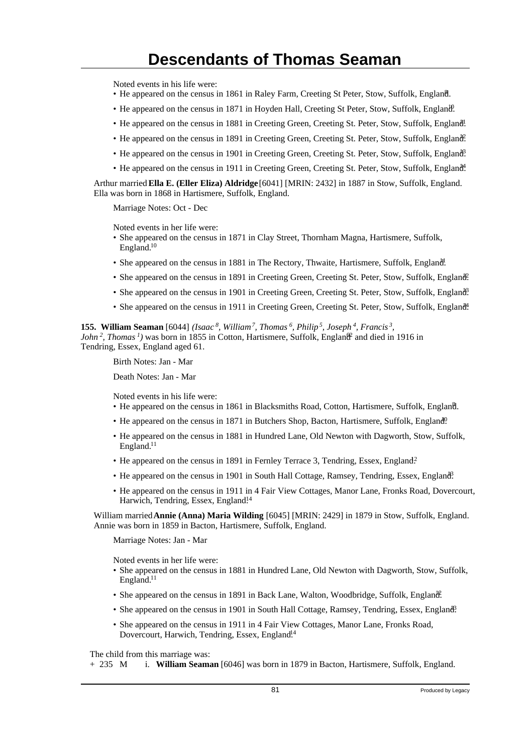Noted events in his life were:

- He appeared on the census in 1861 in Raley Farm, Creeting St Peter, Stow, Suffolk, England.[9]
- He appeared on the census in 1871 in Hoyden Hall, Creeting St Peter, Stow, Suffolk, England.[10]
- He appeared on the census in 1881 in Creeting Green, Creeting St. Peter, Stow, Suffolk, England.[11]
- He appeared on the census in 1891 in Creeting Green, Creeting St. Peter, Stow, Suffolk, England.[12]
- He appeared on the census in 1901 in Creeting Green, Creeting St. Peter, Stow, Suffolk, England.[13]
- He appeared on the census in 1911 in Creeting Green, Creeting St. Peter, Stow, Suffolk, England.[14]

Arthur married **Ella E. (Eller Eliza) Aldridge** [6041] [MRIN: 2432] in 1887 in Stow, Suffolk, England. Ella was born in 1868 in Hartismere, Suffolk, England.

Marriage Notes: Oct - Dec

Noted events in her life were:

- She appeared on the census in 1871 in Clay Street, Thornham Magna, Hartismere, Suffolk, England.[10]
- She appeared on the census in 1881 in The Rectory, Thwaite, Hartismere, Suffolk, England.[11]
- She appeared on the census in 1891 in Creeting Green, Creeting St. Peter, Stow, Suffolk, England.[12]
- She appeared on the census in 1901 in Creeting Green, Creeting St. Peter, Stow, Suffolk, England.[13]
- She appeared on the census in 1911 in Creeting Green, Creeting St. Peter, Stow, Suffolk, England.[14]

**155. William Seaman** [6044] *(Isaac[8], William[7], Thomas[6], Philip[5], Joseph[4], Francis[3], John[2], Thomas[1])* was born in 1855 in Cotton, Hartismere, Suffolk, England[82] and died in 1916 in Tendring, Essex, England aged 61.

Birth Notes: Jan - Mar

Death Notes: Jan - Mar

Noted events in his life were:

- He appeared on the census in 1861 in Blacksmiths Road, Cotton, Hartismere, Suffolk, England.[9]
- He appeared on the census in 1871 in Butchers Shop, Bacton, Hartismere, Suffolk, England.[10]
- He appeared on the census in 1881 in Hundred Lane, Old Newton with Dagworth, Stow, Suffolk, England.[11]
- He appeared on the census in 1891 in Fernley Terrace 3, Tendring, Essex, England.[2]
- He appeared on the census in 1901 in South Hall Cottage, Ramsey, Tendring, Essex, England.[13]
- He appeared on the census in 1911 in 4 Fair View Cottages, Manor Lane, Fronks Road, Dovercourt, Harwich, Tendring, Essex, England.[14]

William married **Annie (Anna) Maria Wilding** [6045] [MRIN: 2429] in 1879 in Stow, Suffolk, England. Annie was born in 1859 in Bacton, Hartismere, Suffolk, England.

Marriage Notes: Jan - Mar

Noted events in her life were:

- She appeared on the census in 1881 in Hundred Lane, Old Newton with Dagworth, Stow, Suffolk, England.[11]
- She appeared on the census in 1891 in Back Lane, Walton, Woodbridge, Suffolk, England.[12]
- She appeared on the census in 1901 in South Hall Cottage, Ramsey, Tendring, Essex, England.[13]
- She appeared on the census in 1911 in 4 Fair View Cottages, Manor Lane, Fronks Road, Dovercourt, Harwich, Tendring, Essex, England.[14]

The child from this marriage was:

\+ 235 M i. **William Seaman** [6046] was born in 1879 in Bacton, Hartismere, Suffolk, England.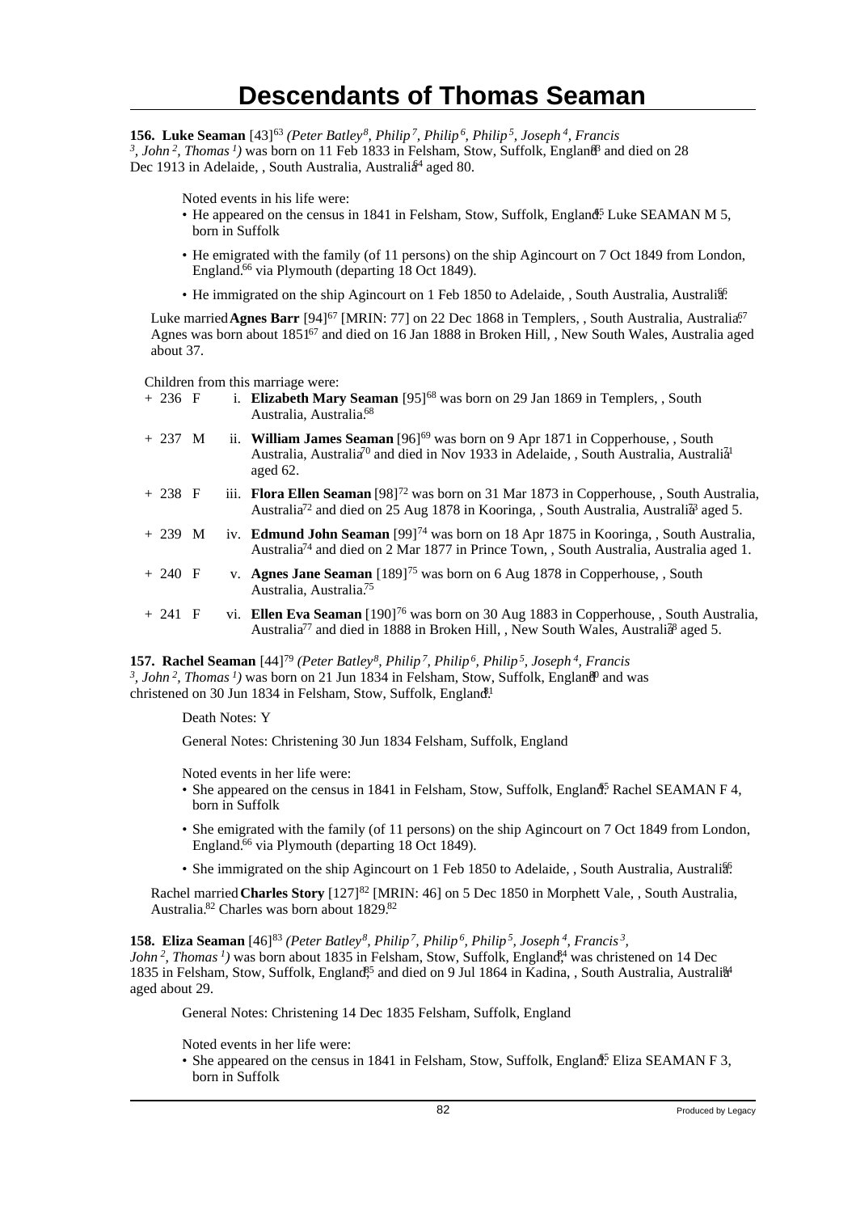# Descendants of Thomas Seaman

**156. Luke Seaman** [43][63] *(Peter Batley[8], Philip[7], Philip[6], Philip[5], Joseph[4], Francis[3], John[2], Thomas[1])* was born on 11 Feb 1833 in Felsham, Stow, Suffolk, England[63] and died on 28 Dec 1913 in Adelaide, , South Australia, Australia[64] aged 80.

Noted events in his life were:

- He appeared on the census in 1841 in Felsham, Stow, Suffolk, England.[65] Luke SEAMAN M 5, born in Suffolk
- He emigrated with the family (of 11 persons) on the ship Agincourt on 7 Oct 1849 from London, England.[66] via Plymouth (departing 18 Oct 1849).
- He immigrated on the ship Agincourt on 1 Feb 1850 to Adelaide, , South Australia, Australia.[66]

Luke married **Agnes Barr** [94][67] [MRIN: 77] on 22 Dec 1868 in Templers, , South Australia, Australia.[67] Agnes was born about 1851[67] and died on 16 Jan 1888 in Broken Hill, , New South Wales, Australia aged about 37.

Children from this marriage were:

- \+ 236 F i. **Elizabeth Mary Seaman** [95][68] was born on 29 Jan 1869 in Templers, , South Australia, Australia.[68]
- \+ 237 M ii. **William James Seaman** [96][69] was born on 9 Apr 1871 in Copperhouse, , South Australia, Australia[70] and died in Nov 1933 in Adelaide, , South Australia, Australia[71] aged 62.
- \+ 238 F iii. **Flora Ellen Seaman** [98][72] was born on 31 Mar 1873 in Copperhouse, , South Australia, Australia[72] and died on 25 Aug 1878 in Kooringa, , South Australia, Australia[73] aged 5.
- \+ 239 M iv. **Edmund John Seaman** [99][74] was born on 18 Apr 1875 in Kooringa, , South Australia, Australia[74] and died on 2 Mar 1877 in Prince Town, , South Australia, Australia aged 1.
- \+ 240 F v. **Agnes Jane Seaman** [189][75] was born on 6 Aug 1878 in Copperhouse, , South Australia, Australia.[75]
- \+ 241 F vi. **Ellen Eva Seaman** [190][76] was born on 30 Aug 1883 in Copperhouse, , South Australia, Australia[77] and died in 1888 in Broken Hill, , New South Wales, Australia[78] aged 5.

**157. Rachel Seaman** [44][79] *(Peter Batley[8], Philip[7], Philip[6], Philip[5], Joseph[4], Francis[3], John[2], Thomas[1])* was born on 21 Jun 1834 in Felsham, Stow, Suffolk, England[80] and was christened on 30 Jun 1834 in Felsham, Stow, Suffolk, England.[81]

Death Notes: Y

General Notes: Christening 30 Jun 1834 Felsham, Suffolk, England

Noted events in her life were:

- She appeared on the census in 1841 in Felsham, Stow, Suffolk, England.[65] Rachel SEAMAN F 4, born in Suffolk
- She emigrated with the family (of 11 persons) on the ship Agincourt on 7 Oct 1849 from London, England.[66] via Plymouth (departing 18 Oct 1849).
- She immigrated on the ship Agincourt on 1 Feb 1850 to Adelaide, , South Australia, Australia.[66]

Rachel married **Charles Story** [127][82] [MRIN: 46] on 5 Dec 1850 in Morphett Vale, , South Australia, Australia.[82] Charles was born about 1829.[82]

**158. Eliza Seaman** [46][83] *(Peter Batley[8], Philip[7], Philip[6], Philip[5], Joseph[4], Francis[3], John[2], Thomas[1])* was born about 1835 in Felsham, Stow, Suffolk, England,[84] was christened on 14 Dec 1835 in Felsham, Stow, Suffolk, England,[85] and died on 9 Jul 1864 in Kadina, , South Australia, Australia[84] aged about 29.

General Notes: Christening 14 Dec 1835 Felsham, Suffolk, England

Noted events in her life were:

- She appeared on the census in 1841 in Felsham, Stow, Suffolk, England.[65] Eliza SEAMAN F 3, born in Suffolk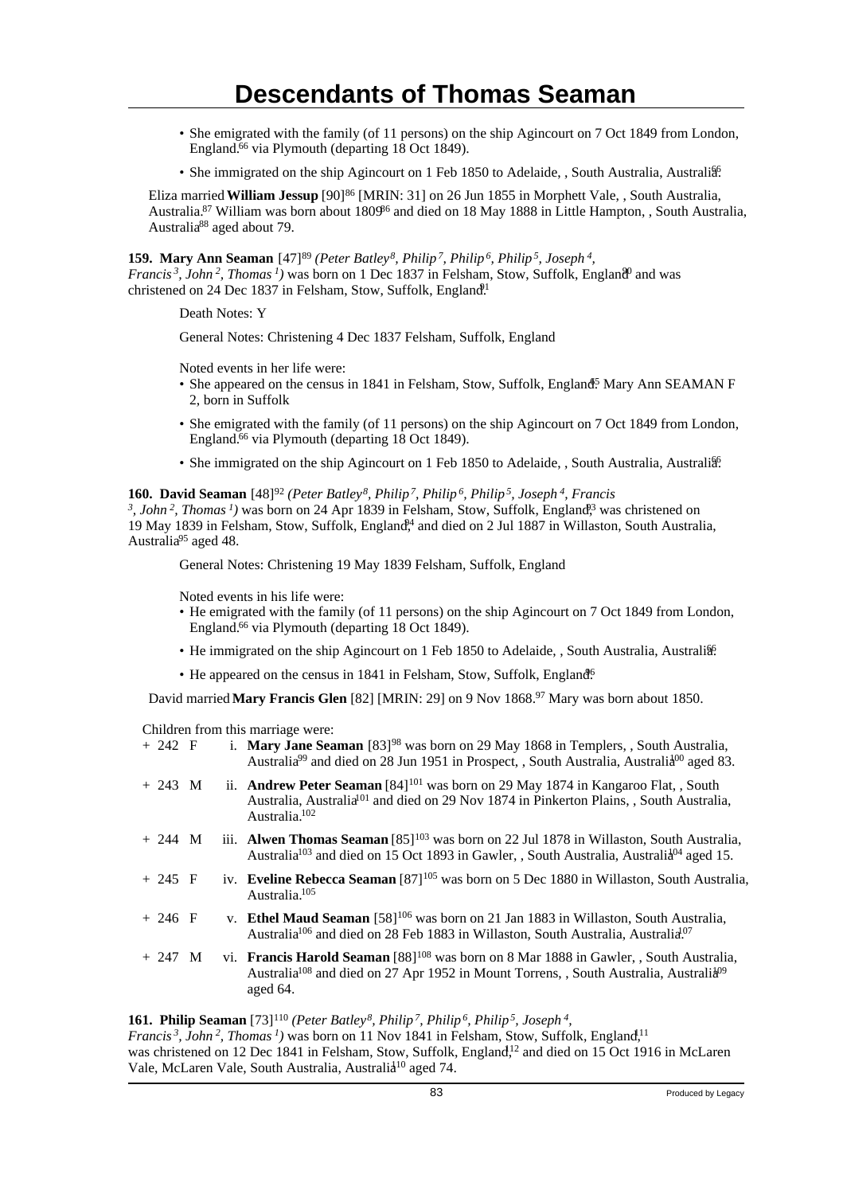- She emigrated with the family (of 11 persons) on the ship Agincourt on 7 Oct 1849 from London, England.[66] via Plymouth (departing 18 Oct 1849).
- She immigrated on the ship Agincourt on 1 Feb 1850 to Adelaide, , South Australia, Australia.[66]

Eliza married **William Jessup** [90][86] [MRIN: 31] on 26 Jun 1855 in Morphett Vale, , South Australia, Australia.[87] William was born about 1809[86] and died on 18 May 1888 in Little Hampton, , South Australia, Australia[88] aged about 79.

**159. Mary Ann Seaman** [47][89] *(Peter Batley[8], Philip[7], Philip[6], Philip[5], Joseph[4], Francis[3], John[2], Thomas[1])* was born on 1 Dec 1837 in Felsham, Stow, Suffolk, England[90] and was christened on 24 Dec 1837 in Felsham, Stow, Suffolk, England.[91]

Death Notes: Y

General Notes: Christening 4 Dec 1837 Felsham, Suffolk, England

Noted events in her life were:

- She appeared on the census in 1841 in Felsham, Stow, Suffolk, England.[45] Mary Ann SEAMAN F 2, born in Suffolk
- She emigrated with the family (of 11 persons) on the ship Agincourt on 7 Oct 1849 from London, England.[66] via Plymouth (departing 18 Oct 1849).
- She immigrated on the ship Agincourt on 1 Feb 1850 to Adelaide, , South Australia, Australia.[66]

**160. David Seaman** [48][92] *(Peter Batley[8], Philip[7], Philip[6], Philip[5], Joseph[4], Francis[3], John[2], Thomas[1])* was born on 24 Apr 1839 in Felsham, Stow, Suffolk, England,[93] was christened on 19 May 1839 in Felsham, Stow, Suffolk, England,[94] and died on 2 Jul 1887 in Willaston, South Australia, Australia[95] aged 48.

General Notes: Christening 19 May 1839 Felsham, Suffolk, England

Noted events in his life were:

- He emigrated with the family (of 11 persons) on the ship Agincourt on 7 Oct 1849 from London, England.[66] via Plymouth (departing 18 Oct 1849).
- He immigrated on the ship Agincourt on 1 Feb 1850 to Adelaide, , South Australia, Australia.[66]
- He appeared on the census in 1841 in Felsham, Stow, Suffolk, England.[96]

David married **Mary Francis Glen** [82] [MRIN: 29] on 9 Nov 1868.[97] Mary was born about 1850.

Children from this marriage were:

+ 242 F i. **Mary Jane Seaman** [83][98] was born on 29 May 1868 in Templers, , South Australia, Australia[99] and died on 28 Jun 1951 in Prospect, , South Australia, Australia[100] aged 83.

+ 243 M ii. **Andrew Peter Seaman** [84][101] was born on 29 May 1874 in Kangaroo Flat, , South Australia, Australia[101] and died on 29 Nov 1874 in Pinkerton Plains, , South Australia, Australia.[102]

+ 244 M iii. **Alwen Thomas Seaman** [85][103] was born on 22 Jul 1878 in Willaston, South Australia, Australia[103] and died on 15 Oct 1893 in Gawler, , South Australia, Australia[104] aged 15.

+ 245 F iv. **Eveline Rebecca Seaman** [87][105] was born on 5 Dec 1880 in Willaston, South Australia, Australia.[105]

+ 246 F v. **Ethel Maud Seaman** [58][106] was born on 21 Jan 1883 in Willaston, South Australia, Australia[106] and died on 28 Feb 1883 in Willaston, South Australia, Australia.[107]

+ 247 M vi. **Francis Harold Seaman** [88][108] was born on 8 Mar 1888 in Gawler, , South Australia, Australia[108] and died on 27 Apr 1952 in Mount Torrens, , South Australia, Australia[109] aged 64.

**161. Philip Seaman** [73][110] *(Peter Batley[8], Philip[7], Philip[6], Philip[5], Joseph[4], Francis[3], John[2], Thomas[1])* was born on 11 Nov 1841 in Felsham, Stow, Suffolk, England,[111] was christened on 12 Dec 1841 in Felsham, Stow, Suffolk, England,[112] and died on 15 Oct 1916 in McLaren Vale, McLaren Vale, South Australia, Australia[110] aged 74.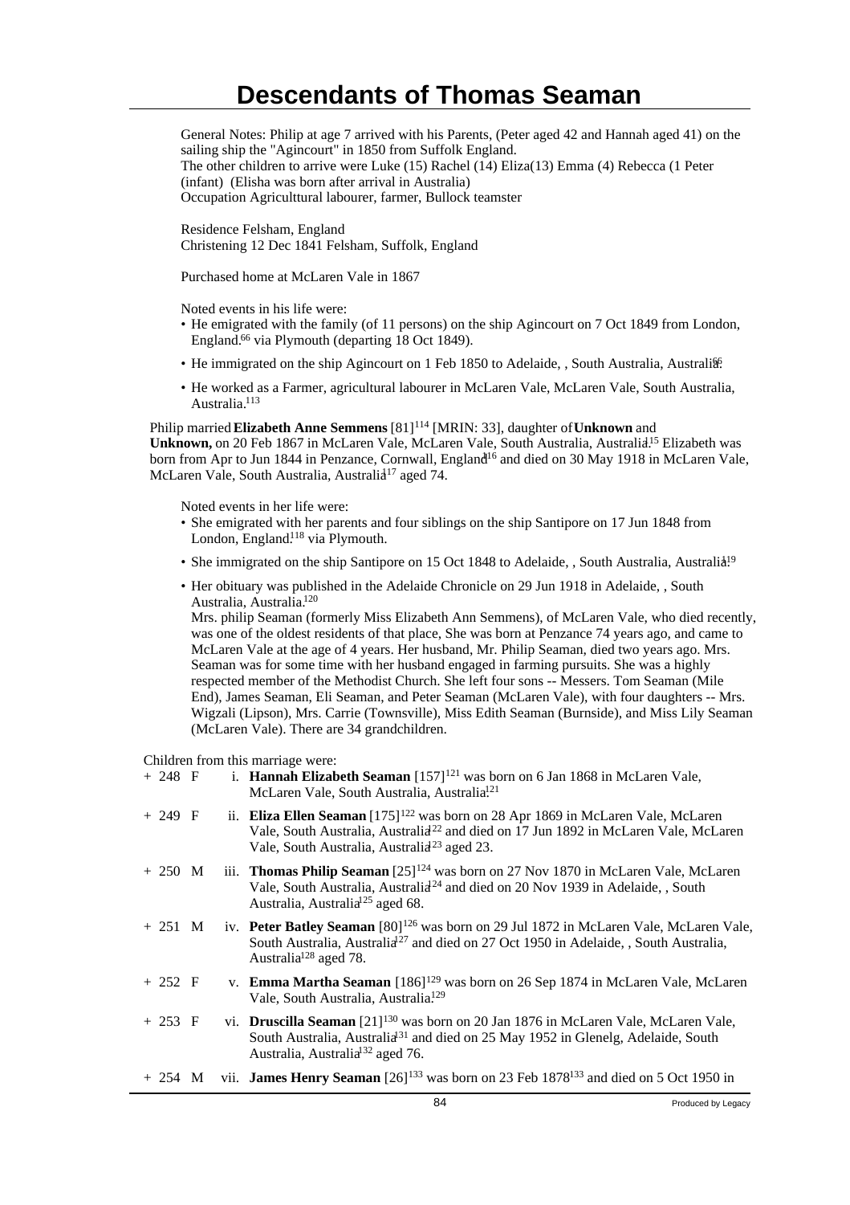# Descendants of Thomas Seaman

General Notes: Philip at age 7 arrived with his Parents, (Peter aged 42 and Hannah aged 41) on the sailing ship the "Agincourt" in 1850 from Suffolk England.
The other children to arrive were Luke (15) Rachel (14) Eliza(13) Emma (4) Rebecca (1 Peter (infant) (Elisha was born after arrival in Australia)
Occupation Agriculttural labourer, farmer, Bullock teamster

Residence Felsham, England
Christening 12 Dec 1841 Felsham, Suffolk, England

Purchased home at McLaren Vale in 1867

Noted events in his life were:

- He emigrated with the family (of 11 persons) on the ship Agincourt on 7 Oct 1849 from London, England.[66] via Plymouth (departing 18 Oct 1849).
- He immigrated on the ship Agincourt on 1 Feb 1850 to Adelaide, , South Australia, Australia.[66]
- He worked as a Farmer, agricultural labourer in McLaren Vale, McLaren Vale, South Australia, Australia.[113]

Philip married **Elizabeth Anne Semmens** [81][114] [MRIN: 33], daughter of **Unknown** and **Unknown,** on 20 Feb 1867 in McLaren Vale, McLaren Vale, South Australia, Australia.[115] Elizabeth was born from Apr to Jun 1844 in Penzance, Cornwall, England[116] and died on 30 May 1918 in McLaren Vale, McLaren Vale, South Australia, Australia[117] aged 74.

Noted events in her life were:

- She emigrated with her parents and four siblings on the ship Santipore on 17 Jun 1848 from London, England.[118] via Plymouth.
- She immigrated on the ship Santipore on 15 Oct 1848 to Adelaide, , South Australia, Australia.[119]
- Her obituary was published in the Adelaide Chronicle on 29 Jun 1918 in Adelaide, , South Australia, Australia.[120]
  Mrs. philip Seaman (formerly Miss Elizabeth Ann Semmens), of McLaren Vale, who died recently, was one of the oldest residents of that place, She was born at Penzance 74 years ago, and came to McLaren Vale at the age of 4 years. Her husband, Mr. Philip Seaman, died two years ago. Mrs. Seaman was for some time with her husband engaged in farming pursuits. She was a highly respected member of the Methodist Church. She left four sons -- Messers. Tom Seaman (Mile End), James Seaman, Eli Seaman, and Peter Seaman (McLaren Vale), with four daughters -- Mrs. Wigzali (Lipson), Mrs. Carrie (Townsville), Miss Edith Seaman (Burnside), and Miss Lily Seaman (McLaren Vale). There are 34 grandchildren.

Children from this marriage were:

+ 248 F i. **Hannah Elizabeth Seaman** [157][121] was born on 6 Jan 1868 in McLaren Vale, McLaren Vale, South Australia, Australia.[121]

+ 249 F ii. **Eliza Ellen Seaman** [175][122] was born on 28 Apr 1869 in McLaren Vale, McLaren Vale, South Australia, Australia[122] and died on 17 Jun 1892 in McLaren Vale, McLaren Vale, South Australia, Australia[123] aged 23.

+ 250 M iii. **Thomas Philip Seaman** [25][124] was born on 27 Nov 1870 in McLaren Vale, McLaren Vale, South Australia, Australia[124] and died on 20 Nov 1939 in Adelaide, , South Australia, Australia[125] aged 68.

+ 251 M iv. **Peter Batley Seaman** [80][126] was born on 29 Jul 1872 in McLaren Vale, McLaren Vale, South Australia, Australia[127] and died on 27 Oct 1950 in Adelaide, , South Australia, Australia[128] aged 78.

+ 252 F v. **Emma Martha Seaman** [186][129] was born on 26 Sep 1874 in McLaren Vale, McLaren Vale, South Australia, Australia.[129]

+ 253 F vi. **Druscilla Seaman** [21][130] was born on 20 Jan 1876 in McLaren Vale, McLaren Vale, South Australia, Australia[131] and died on 25 May 1952 in Glenelg, Adelaide, South Australia, Australia[132] aged 76.

+ 254 M vii. **James Henry Seaman** [26][133] was born on 23 Feb 1878[133] and died on 5 Oct 1950 in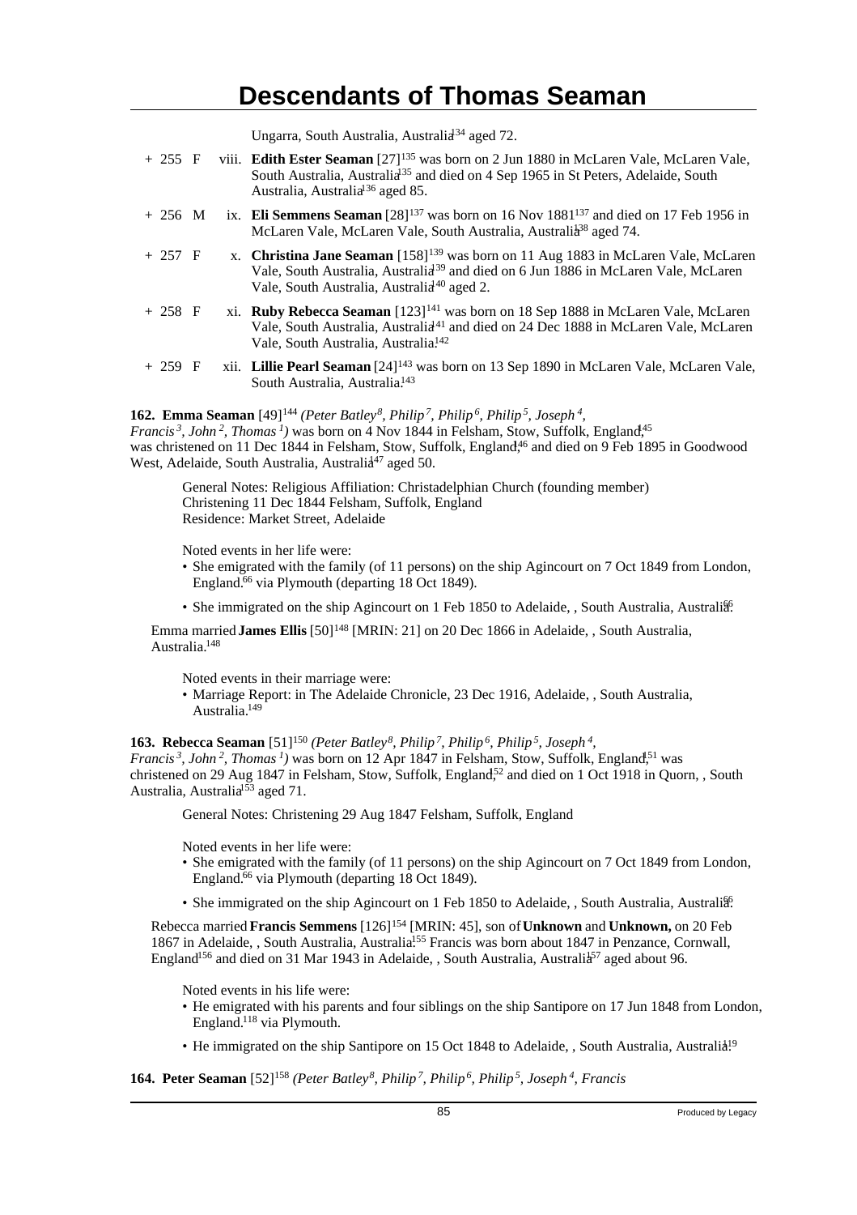Ungarra, South Australia, Australia[134] aged 72.

+ 255 F viii. **Edith Ester Seaman** [27][135] was born on 2 Jun 1880 in McLaren Vale, McLaren Vale, South Australia, Australia[135] and died on 4 Sep 1965 in St Peters, Adelaide, South Australia, Australia[136] aged 85.

+ 256 M ix. **Eli Semmens Seaman** [28][137] was born on 16 Nov 1881[137] and died on 17 Feb 1956 in McLaren Vale, McLaren Vale, South Australia, Australia[138] aged 74.

+ 257 F x. **Christina Jane Seaman** [158][139] was born on 11 Aug 1883 in McLaren Vale, McLaren Vale, South Australia, Australia[139] and died on 6 Jun 1886 in McLaren Vale, McLaren Vale, South Australia, Australia[140] aged 2.

+ 258 F xi. **Ruby Rebecca Seaman** [123][141] was born on 18 Sep 1888 in McLaren Vale, McLaren Vale, South Australia, Australia[141] and died on 24 Dec 1888 in McLaren Vale, McLaren Vale, South Australia, Australia.[142]

+ 259 F xii. **Lillie Pearl Seaman** [24][143] was born on 13 Sep 1890 in McLaren Vale, McLaren Vale, South Australia, Australia.[143]

**162. Emma Seaman** [49][144] *(Peter Batley[8], Philip[7], Philip[6], Philip[5], Joseph[4], Francis[3], John[2], Thomas[1])* was born on 4 Nov 1844 in Felsham, Stow, Suffolk, England,[145] was christened on 11 Dec 1844 in Felsham, Stow, Suffolk, England,[146] and died on 9 Feb 1895 in Goodwood West, Adelaide, South Australia, Australia[147] aged 50.

General Notes: Religious Affiliation: Christadelphian Church (founding member)
Christening 11 Dec 1844 Felsham, Suffolk, England
Residence: Market Street, Adelaide

Noted events in her life were:

- She emigrated with the family (of 11 persons) on the ship Agincourt on 7 Oct 1849 from London, England.[66] via Plymouth (departing 18 Oct 1849).
- She immigrated on the ship Agincourt on 1 Feb 1850 to Adelaide, , South Australia, Australia.[66]

Emma married **James Ellis** [50][148] [MRIN: 21] on 20 Dec 1866 in Adelaide, , South Australia, Australia.[148]

Noted events in their marriage were:

- Marriage Report: in The Adelaide Chronicle, 23 Dec 1916, Adelaide, , South Australia, Australia.[149]

**163. Rebecca Seaman** [51][150] *(Peter Batley[8], Philip[7], Philip[6], Philip[5], Joseph[4], Francis[3], John[2], Thomas[1])* was born on 12 Apr 1847 in Felsham, Stow, Suffolk, England,[151] was christened on 29 Aug 1847 in Felsham, Stow, Suffolk, England,[152] and died on 1 Oct 1918 in Quorn, , South Australia, Australia[153] aged 71.

General Notes: Christening 29 Aug 1847 Felsham, Suffolk, England

Noted events in her life were:

- She emigrated with the family (of 11 persons) on the ship Agincourt on 7 Oct 1849 from London, England.[66] via Plymouth (departing 18 Oct 1849).
- She immigrated on the ship Agincourt on 1 Feb 1850 to Adelaide, , South Australia, Australia.[66]

Rebecca married **Francis Semmens** [126][154] [MRIN: 45], son of **Unknown** and **Unknown,** on 20 Feb 1867 in Adelaide, , South Australia, Australia.[155] Francis was born about 1847 in Penzance, Cornwall, England[156] and died on 31 Mar 1943 in Adelaide, , South Australia, Australia[157] aged about 96.

Noted events in his life were:

- He emigrated with his parents and four siblings on the ship Santipore on 17 Jun 1848 from London, England.[118] via Plymouth.
- He immigrated on the ship Santipore on 15 Oct 1848 to Adelaide, , South Australia, Australia.[119]

**164. Peter Seaman** [52][158] *(Peter Batley[8], Philip[7], Philip[6], Philip[5], Joseph[4], Francis*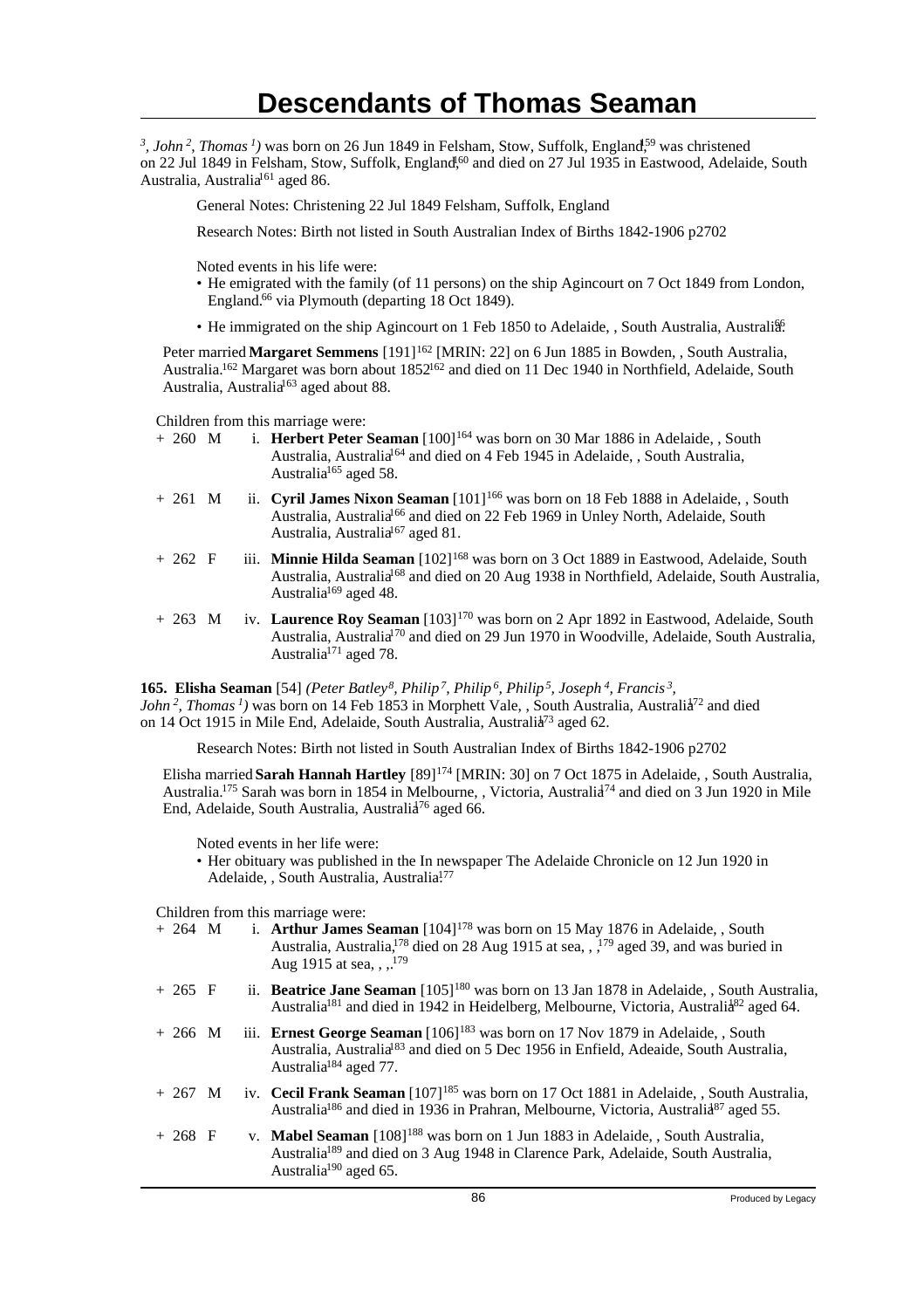*3, John 2, Thomas 1)* was born on 26 Jun 1849 in Felsham, Stow, Suffolk, England,[159] was christened on 22 Jul 1849 in Felsham, Stow, Suffolk, England,[160] and died on 27 Jul 1935 in Eastwood, Adelaide, South Australia, Australia[161] aged 86.

General Notes: Christening 22 Jul 1849 Felsham, Suffolk, England

Research Notes: Birth not listed in South Australian Index of Births 1842-1906 p2702

Noted events in his life were:

- He emigrated with the family (of 11 persons) on the ship Agincourt on 7 Oct 1849 from London, England.[66] via Plymouth (departing 18 Oct 1849).
- He immigrated on the ship Agincourt on 1 Feb 1850 to Adelaide, , South Australia, Australia.[66]

Peter married **Margaret Semmens** [191][162] [MRIN: 22] on 6 Jun 1885 in Bowden, , South Australia, Australia.[162] Margaret was born about 1852[162] and died on 11 Dec 1940 in Northfield, Adelaide, South Australia, Australia[163] aged about 88.

Children from this marriage were:

+ 260 M i. **Herbert Peter Seaman** [100][164] was born on 30 Mar 1886 in Adelaide, , South Australia, Australia[164] and died on 4 Feb 1945 in Adelaide, , South Australia, Australia[165] aged 58.

+ 261 M ii. **Cyril James Nixon Seaman** [101][166] was born on 18 Feb 1888 in Adelaide, , South Australia, Australia[166] and died on 22 Feb 1969 in Unley North, Adelaide, South Australia, Australia[167] aged 81.

+ 262 F iii. **Minnie Hilda Seaman** [102][168] was born on 3 Oct 1889 in Eastwood, Adelaide, South Australia, Australia[168] and died on 20 Aug 1938 in Northfield, Adelaide, South Australia, Australia[169] aged 48.

+ 263 M iv. **Laurence Roy Seaman** [103][170] was born on 2 Apr 1892 in Eastwood, Adelaide, South Australia, Australia[170] and died on 29 Jun 1970 in Woodville, Adelaide, South Australia, Australia[171] aged 78.

**165. Elisha Seaman** [54] *(Peter Batley 8, Philip 7, Philip 6, Philip 5, Joseph 4, Francis 3, John 2, Thomas 1)* was born on 14 Feb 1853 in Morphett Vale, , South Australia, Australia[172] and died on 14 Oct 1915 in Mile End, Adelaide, South Australia, Australia[173] aged 62.

Research Notes: Birth not listed in South Australian Index of Births 1842-1906 p2702

Elisha married **Sarah Hannah Hartley** [89][174] [MRIN: 30] on 7 Oct 1875 in Adelaide, , South Australia, Australia.[175] Sarah was born in 1854 in Melbourne, , Victoria, Australia[174] and died on 3 Jun 1920 in Mile End, Adelaide, South Australia, Australia[176] aged 66.

Noted events in her life were:

- Her obituary was published in the In newspaper The Adelaide Chronicle on 12 Jun 1920 in Adelaide, , South Australia, Australia.[177]

Children from this marriage were:

+ 264 M i. **Arthur James Seaman** [104][178] was born on 15 May 1876 in Adelaide, , South Australia, Australia,[178] died on 28 Aug 1915 at sea, , ,[179] aged 39, and was buried in Aug 1915 at sea, , ,.[179]

+ 265 F ii. **Beatrice Jane Seaman** [105][180] was born on 13 Jan 1878 in Adelaide, , South Australia, Australia[181] and died in 1942 in Heidelberg, Melbourne, Victoria, Australia[182] aged 64.

+ 266 M iii. **Ernest George Seaman** [106][183] was born on 17 Nov 1879 in Adelaide, , South Australia, Australia[183] and died on 5 Dec 1956 in Enfield, Adeaide, South Australia, Australia[184] aged 77.

+ 267 M iv. **Cecil Frank Seaman** [107][185] was born on 17 Oct 1881 in Adelaide, , South Australia, Australia[186] and died in 1936 in Prahran, Melbourne, Victoria, Australia[187] aged 55.

+ 268 F v. **Mabel Seaman** [108][188] was born on 1 Jun 1883 in Adelaide, , South Australia, Australia[189] and died on 3 Aug 1948 in Clarence Park, Adelaide, South Australia, Australia[190] aged 65.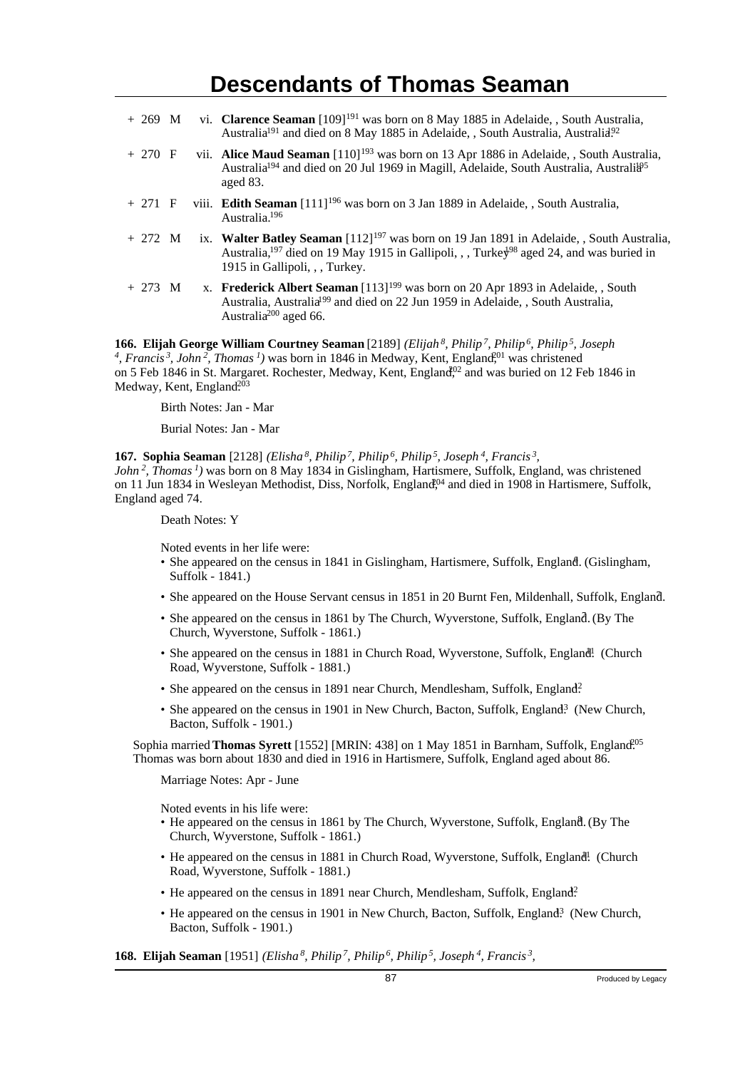# Descendants of Thomas Seaman

+ 269 M vi. **Clarence Seaman** [109][191] was born on 8 May 1885 in Adelaide, , South Australia, Australia[191] and died on 8 May 1885 in Adelaide, , South Australia, Australia.[192]

+ 270 F vii. **Alice Maud Seaman** [110][193] was born on 13 Apr 1886 in Adelaide, , South Australia, Australia[194] and died on 20 Jul 1969 in Magill, Adelaide, South Australia, Australia[195] aged 83.

+ 271 F viii. **Edith Seaman** [111][196] was born on 3 Jan 1889 in Adelaide, , South Australia, Australia.[196]

+ 272 M ix. **Walter Batley Seaman** [112][197] was born on 19 Jan 1891 in Adelaide, , South Australia, Australia,[197] died on 19 May 1915 in Gallipoli, , , Turkey[198] aged 24, and was buried in 1915 in Gallipoli, , , Turkey.

+ 273 M x. **Frederick Albert Seaman** [113][199] was born on 20 Apr 1893 in Adelaide, , South Australia, Australia[199] and died on 22 Jun 1959 in Adelaide, , South Australia, Australia[200] aged 66.

**166. Elijah George William Courtney Seaman** [2189] *(Elijah 8, Philip 7, Philip 6, Philip 5, Joseph 4, Francis 3, John 2, Thomas 1)* was born in 1846 in Medway, Kent, England,[201] was christened on 5 Feb 1846 in St. Margaret. Rochester, Medway, Kent, England,[202] and was buried on 12 Feb 1846 in Medway, Kent, England.[203]

Birth Notes: Jan - Mar

Burial Notes: Jan - Mar

**167. Sophia Seaman** [2128] *(Elisha 8, Philip 7, Philip 6, Philip 5, Joseph 4, Francis 3, John 2, Thomas 1)* was born on 8 May 1834 in Gislingham, Hartismere, Suffolk, England, was christened on 11 Jun 1834 in Wesleyan Methodist, Diss, Norfolk, England,[204] and died in 1908 in Hartismere, Suffolk, England aged 74.

Death Notes: Y

Noted events in her life were:

- She appeared on the census in 1841 in Gislingham, Hartismere, Suffolk, England.[4] (Gislingham, Suffolk - 1841.)
- She appeared on the House Servant census in 1851 in 20 Burnt Fen, Mildenhall, Suffolk, England.[7]
- She appeared on the census in 1861 by The Church, Wyverstone, Suffolk, England.[7] (By The Church, Wyverstone, Suffolk - 1861.)
- She appeared on the census in 1881 in Church Road, Wyverstone, Suffolk, England.[11] (Church Road, Wyverstone, Suffolk - 1881.)
- She appeared on the census in 1891 near Church, Mendlesham, Suffolk, England.[12]
- She appeared on the census in 1901 in New Church, Bacton, Suffolk, England.[13] (New Church, Bacton, Suffolk - 1901.)

Sophia married **Thomas Syrett** [1552] [MRIN: 438] on 1 May 1851 in Barnham, Suffolk, England.[205] Thomas was born about 1830 and died in 1916 in Hartismere, Suffolk, England aged about 86.

Marriage Notes: Apr - June

Noted events in his life were:

- He appeared on the census in 1861 by The Church, Wyverstone, Suffolk, England.[8] (By The Church, Wyverstone, Suffolk - 1861.)
- He appeared on the census in 1881 in Church Road, Wyverstone, Suffolk, England.[11] (Church Road, Wyverstone, Suffolk - 1881.)
- He appeared on the census in 1891 near Church, Mendlesham, Suffolk, England.[12]
- He appeared on the census in 1901 in New Church, Bacton, Suffolk, England.[13] (New Church, Bacton, Suffolk - 1901.)

**168. Elijah Seaman** [1951] *(Elisha 8, Philip 7, Philip 6, Philip 5, Joseph 4, Francis 3,*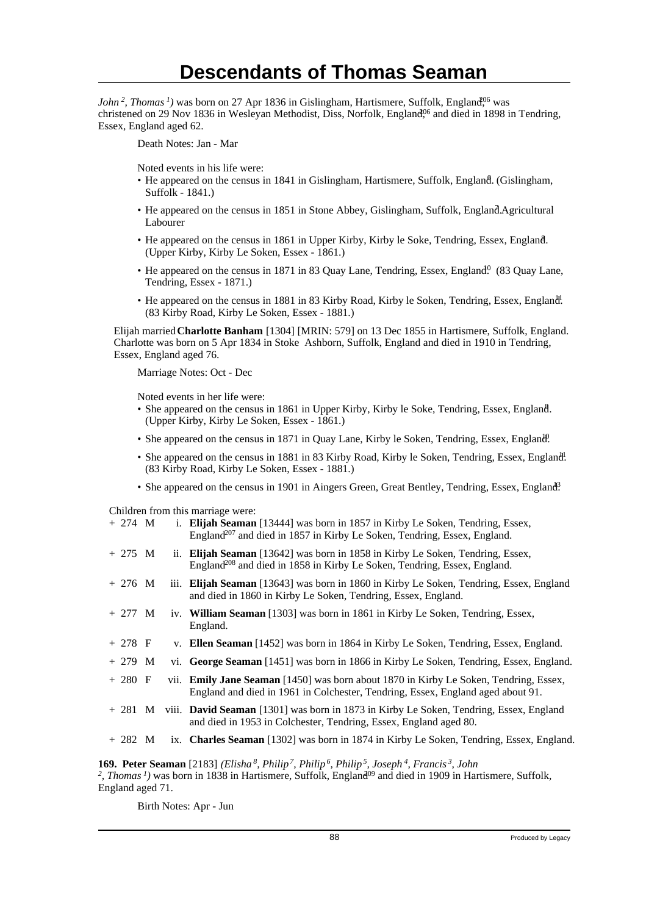# Descendants of Thomas Seaman

*John [2], Thomas [1])* was born on 27 Apr 1836 in Gislingham, Hartismere, Suffolk, England,[206] was christened on 29 Nov 1836 in Wesleyan Methodist, Diss, Norfolk, England,[206] and died in 1898 in Tendring, Essex, England aged 62.

Death Notes: Jan - Mar

Noted events in his life were:

- He appeared on the census in 1841 in Gislingham, Hartismere, Suffolk, England.[8] (Gislingham, Suffolk - 1841.)
- He appeared on the census in 1851 in Stone Abbey, Gislingham, Suffolk, England.[7] Agricultural Labourer
- He appeared on the census in 1861 in Upper Kirby, Kirby le Soke, Tendring, Essex, England.[8] (Upper Kirby, Kirby Le Soken, Essex - 1861.)
- He appeared on the census in 1871 in 83 Quay Lane, Tendring, Essex, England.[10] (83 Quay Lane, Tendring, Essex - 1871.)
- He appeared on the census in 1881 in 83 Kirby Road, Kirby le Soken, Tendring, Essex, England.[11] (83 Kirby Road, Kirby Le Soken, Essex - 1881.)

Elijah married **Charlotte Banham** [1304] [MRIN: 579] on 13 Dec 1855 in Hartismere, Suffolk, England. Charlotte was born on 5 Apr 1834 in Stoke Ashborn, Suffolk, England and died in 1910 in Tendring, Essex, England aged 76.

Marriage Notes: Oct - Dec

Noted events in her life were:

- She appeared on the census in 1861 in Upper Kirby, Kirby le Soke, Tendring, Essex, England.[8] (Upper Kirby, Kirby Le Soken, Essex - 1861.)
- She appeared on the census in 1871 in Quay Lane, Kirby le Soken, Tendring, Essex, England.[10]
- She appeared on the census in 1881 in 83 Kirby Road, Kirby le Soken, Tendring, Essex, England.[11] (83 Kirby Road, Kirby Le Soken, Essex - 1881.)
- She appeared on the census in 1901 in Aingers Green, Great Bentley, Tendring, Essex, England.[13]

Children from this marriage were:

- \+ 274 M i. **Elijah Seaman** [13444] was born in 1857 in Kirby Le Soken, Tendring, Essex, England[207] and died in 1857 in Kirby Le Soken, Tendring, Essex, England.
- \+ 275 M ii. **Elijah Seaman** [13642] was born in 1858 in Kirby Le Soken, Tendring, Essex, England[208] and died in 1858 in Kirby Le Soken, Tendring, Essex, England.
- \+ 276 M iii. **Elijah Seaman** [13643] was born in 1860 in Kirby Le Soken, Tendring, Essex, England and died in 1860 in Kirby Le Soken, Tendring, Essex, England.
- \+ 277 M iv. **William Seaman** [1303] was born in 1861 in Kirby Le Soken, Tendring, Essex, England.
- \+ 278 F v. **Ellen Seaman** [1452] was born in 1864 in Kirby Le Soken, Tendring, Essex, England.
- \+ 279 M vi. **George Seaman** [1451] was born in 1866 in Kirby Le Soken, Tendring, Essex, England.
- \+ 280 F vii. **Emily Jane Seaman** [1450] was born about 1870 in Kirby Le Soken, Tendring, Essex, England and died in 1961 in Colchester, Tendring, Essex, England aged about 91.
- \+ 281 M viii. **David Seaman** [1301] was born in 1873 in Kirby Le Soken, Tendring, Essex, England and died in 1953 in Colchester, Tendring, Essex, England aged 80.
- \+ 282 M ix. **Charles Seaman** [1302] was born in 1874 in Kirby Le Soken, Tendring, Essex, England.

**169. Peter Seaman** [2183] *(Elisha [8], Philip [7], Philip [6], Philip [5], Joseph [4], Francis [3], John [2], Thomas [1])* was born in 1838 in Hartismere, Suffolk, England[209] and died in 1909 in Hartismere, Suffolk, England aged 71.

Birth Notes: Apr - Jun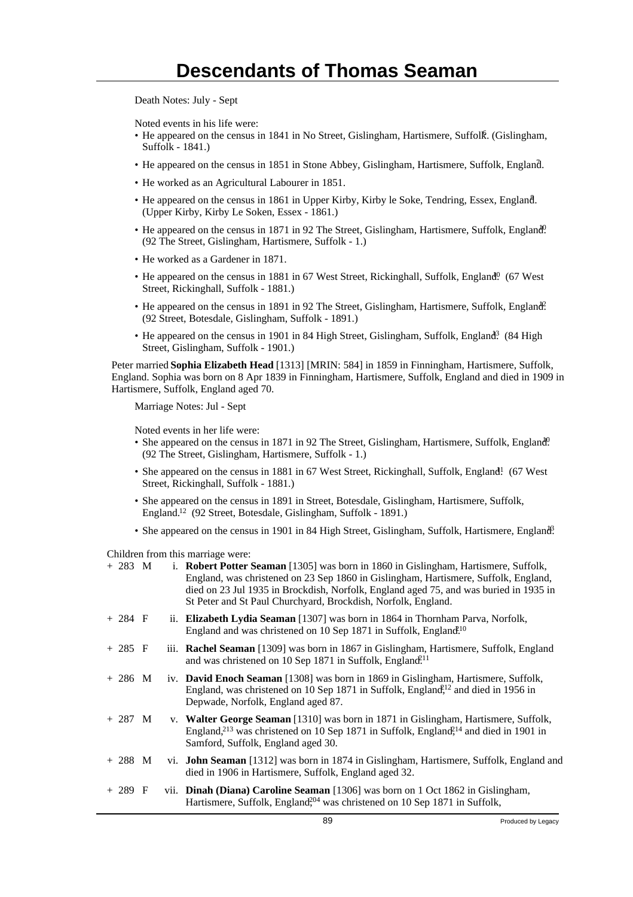# Descendants of Thomas Seaman

Death Notes: July - Sept

Noted events in his life were:

- He appeared on the census in 1841 in No Street, Gislingham, Hartismere, Suffolk.[6] (Gislingham, Suffolk - 1841.)
- He appeared on the census in 1851 in Stone Abbey, Gislingham, Hartismere, Suffolk, England.[7]
- He worked as an Agricultural Labourer in 1851.
- He appeared on the census in 1861 in Upper Kirby, Kirby le Soke, Tendring, Essex, England.[8] (Upper Kirby, Kirby Le Soken, Essex - 1861.)
- He appeared on the census in 1871 in 92 The Street, Gislingham, Hartismere, Suffolk, England.[10] (92 The Street, Gislingham, Hartismere, Suffolk - 1.)
- He worked as a Gardener in 1871.
- He appeared on the census in 1881 in 67 West Street, Rickinghall, Suffolk, England.[10] (67 West Street, Rickinghall, Suffolk - 1881.)
- He appeared on the census in 1891 in 92 The Street, Gislingham, Hartismere, Suffolk, England.[12] (92 Street, Botesdale, Gislingham, Suffolk - 1891.)
- He appeared on the census in 1901 in 84 High Street, Gislingham, Suffolk, England.[13] (84 High Street, Gislingham, Suffolk - 1901.)

Peter married **Sophia Elizabeth Head** [1313] [MRIN: 584] in 1859 in Finningham, Hartismere, Suffolk, England. Sophia was born on 8 Apr 1839 in Finningham, Hartismere, Suffolk, England and died in 1909 in Hartismere, Suffolk, England aged 70.

Marriage Notes: Jul - Sept

Noted events in her life were:

- She appeared on the census in 1871 in 92 The Street, Gislingham, Hartismere, Suffolk, England.[10] (92 The Street, Gislingham, Hartismere, Suffolk - 1.)
- She appeared on the census in 1881 in 67 West Street, Rickinghall, Suffolk, England.[11] (67 West Street, Rickinghall, Suffolk - 1881.)
- She appeared on the census in 1891 in Street, Botesdale, Gislingham, Hartismere, Suffolk, England.[12] (92 Street, Botesdale, Gislingham, Suffolk - 1891.)
- She appeared on the census in 1901 in 84 High Street, Gislingham, Suffolk, Hartismere, England.[13]

Children from this marriage were:

+ 283 M i. **Robert Potter Seaman** [1305] was born in 1860 in Gislingham, Hartismere, Suffolk, England, was christened on 23 Sep 1860 in Gislingham, Hartismere, Suffolk, England, died on 23 Jul 1935 in Brockdish, Norfolk, England aged 75, and was buried in 1935 in St Peter and St Paul Churchyard, Brockdish, Norfolk, England.

+ 284 F ii. **Elizabeth Lydia Seaman** [1307] was born in 1864 in Thornham Parva, Norfolk, England and was christened on 10 Sep 1871 in Suffolk, England.[2,10]

+ 285 F iii. **Rachel Seaman** [1309] was born in 1867 in Gislingham, Hartismere, Suffolk, England and was christened on 10 Sep 1871 in Suffolk, England.[2,11]

+ 286 M iv. **David Enoch Seaman** [1308] was born in 1869 in Gislingham, Hartismere, Suffolk, England, was christened on 10 Sep 1871 in Suffolk, England,[2,12] and died in 1956 in Depwade, Norfolk, England aged 87.

+ 287 M v. **Walter George Seaman** [1310] was born in 1871 in Gislingham, Hartismere, Suffolk, England,[2,13] was christened on 10 Sep 1871 in Suffolk, England,[2,14] and died in 1901 in Samford, Suffolk, England aged 30.

+ 288 M vi. **John Seaman** [1312] was born in 1874 in Gislingham, Hartismere, Suffolk, England and died in 1906 in Hartismere, Suffolk, England aged 32.

+ 289 F vii. **Dinah (Diana) Caroline Seaman** [1306] was born on 1 Oct 1862 in Gislingham, Hartismere, Suffolk, England,[204] was christened on 10 Sep 1871 in Suffolk,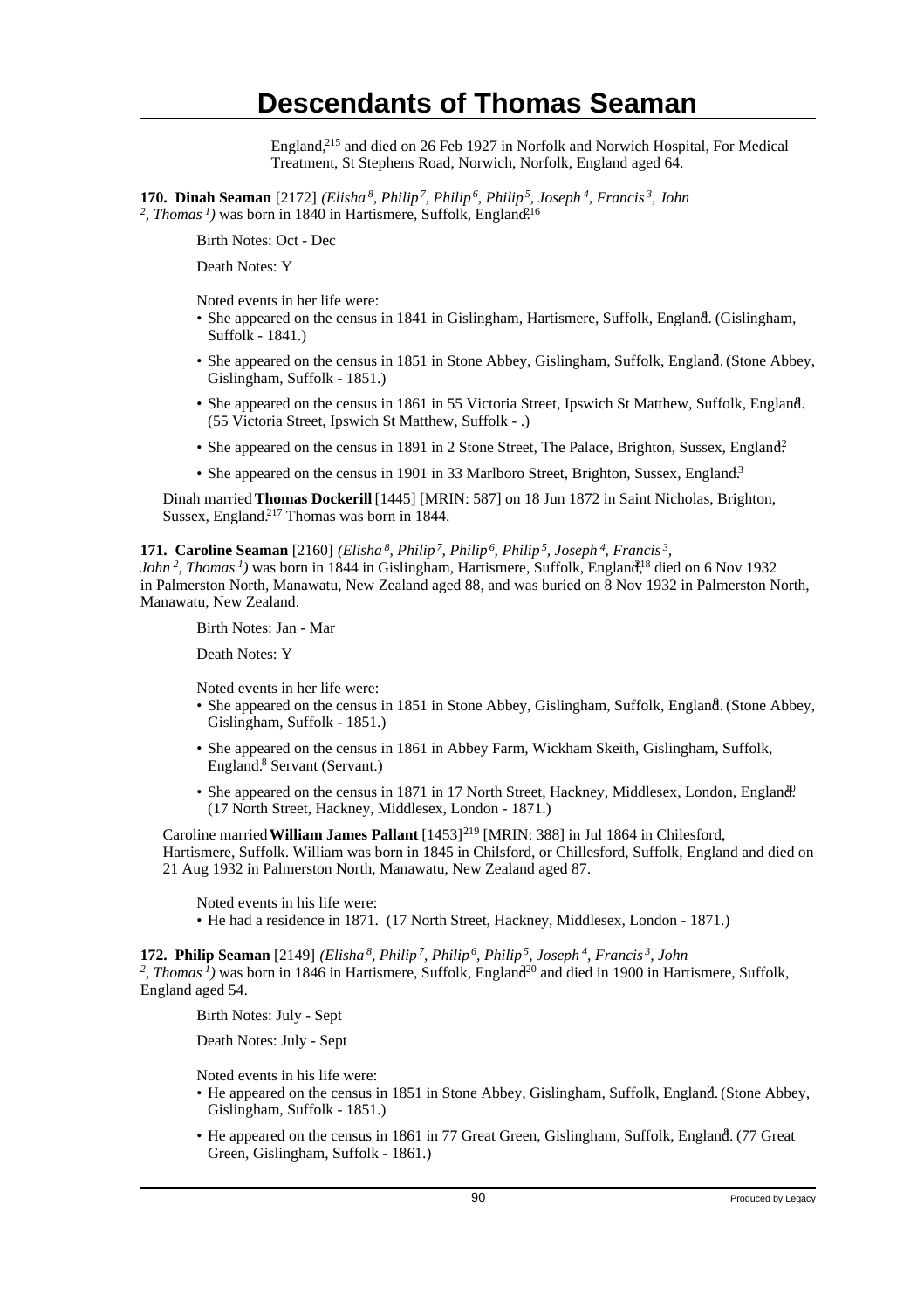England,[215] and died on 26 Feb 1927 in Norfolk and Norwich Hospital, For Medical Treatment, St Stephens Road, Norwich, Norfolk, England aged 64.

**170. Dinah Seaman** [2172] *(Elisha 8, Philip 7, Philip 6, Philip 5, Joseph 4, Francis 3, John 2, Thomas 1)* was born in 1840 in Hartismere, Suffolk, England.[216]

Birth Notes: Oct - Dec

Death Notes: Y

Noted events in her life were:

- She appeared on the census in 1841 in Gislingham, Hartismere, Suffolk, England.[6] (Gislingham, Suffolk - 1841.)
- She appeared on the census in 1851 in Stone Abbey, Gislingham, Suffolk, England.[7] (Stone Abbey, Gislingham, Suffolk - 1851.)
- She appeared on the census in 1861 in 55 Victoria Street, Ipswich St Matthew, Suffolk, England.[8] (55 Victoria Street, Ipswich St Matthew, Suffolk - .)
- She appeared on the census in 1891 in 2 Stone Street, The Palace, Brighton, Sussex, England.[12]
- She appeared on the census in 1901 in 33 Marlboro Street, Brighton, Sussex, England.[13]

Dinah married **Thomas Dockerill** [1445] [MRIN: 587] on 18 Jun 1872 in Saint Nicholas, Brighton, Sussex, England.[217] Thomas was born in 1844.

**171. Caroline Seaman** [2160] *(Elisha 8, Philip 7, Philip 6, Philip 5, Joseph 4, Francis 3, John 2, Thomas 1)* was born in 1844 in Gislingham, Hartismere, Suffolk, England,[218] died on 6 Nov 1932 in Palmerston North, Manawatu, New Zealand aged 88, and was buried on 8 Nov 1932 in Palmerston North, Manawatu, New Zealand.

Birth Notes: Jan - Mar

Death Notes: Y

Noted events in her life were:

- She appeared on the census in 1851 in Stone Abbey, Gislingham, Suffolk, England.[6] (Stone Abbey, Gislingham, Suffolk - 1851.)
- She appeared on the census in 1861 in Abbey Farm, Wickham Skeith, Gislingham, Suffolk, England.[8] Servant (Servant.)
- She appeared on the census in 1871 in 17 North Street, Hackney, Middlesex, London, England.[10] (17 North Street, Hackney, Middlesex, London - 1871.)

Caroline married **William James Pallant** [1453][219] [MRIN: 388] in Jul 1864 in Chilesford, Hartismere, Suffolk. William was born in 1845 in Chilsford, or Chillesford, Suffolk, England and died on 21 Aug 1932 in Palmerston North, Manawatu, New Zealand aged 87.

Noted events in his life were:

- He had a residence in 1871. (17 North Street, Hackney, Middlesex, London - 1871.)

**172. Philip Seaman** [2149] *(Elisha 8, Philip 7, Philip 6, Philip 5, Joseph 4, Francis 3, John 2, Thomas 1)* was born in 1846 in Hartismere, Suffolk, England[220] and died in 1900 in Hartismere, Suffolk, England aged 54.

Birth Notes: July - Sept

Death Notes: July - Sept

Noted events in his life were:

- He appeared on the census in 1851 in Stone Abbey, Gislingham, Suffolk, England.[7] (Stone Abbey, Gislingham, Suffolk - 1851.)
- He appeared on the census in 1861 in 77 Great Green, Gislingham, Suffolk, England.[8] (77 Great Green, Gislingham, Suffolk - 1861.)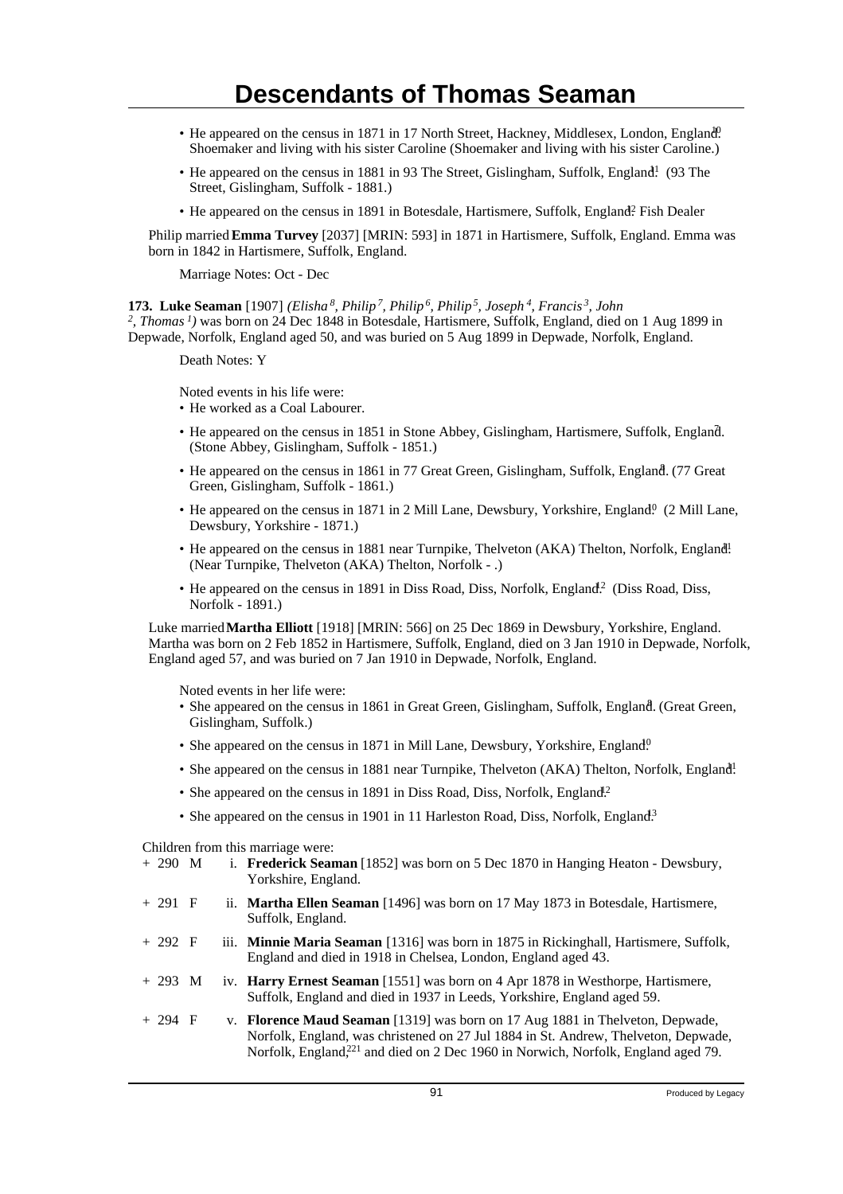- He appeared on the census in 1871 in 17 North Street, Hackney, Middlesex, London, England.[10] Shoemaker and living with his sister Caroline (Shoemaker and living with his sister Caroline.)
- He appeared on the census in 1881 in 93 The Street, Gislingham, Suffolk, England.[11] (93 The Street, Gislingham, Suffolk - 1881.)
- He appeared on the census in 1891 in Botesdale, Hartismere, Suffolk, England.[12] Fish Dealer

Philip married **Emma Turvey** [2037] [MRIN: 593] in 1871 in Hartismere, Suffolk, England. Emma was born in 1842 in Hartismere, Suffolk, England.

Marriage Notes: Oct - Dec

**173. Luke Seaman** [1907] *(Elisha [8], Philip [7], Philip [6], Philip [5], Joseph [4], Francis [3], John [2], Thomas [1])* was born on 24 Dec 1848 in Botesdale, Hartismere, Suffolk, England, died on 1 Aug 1899 in Depwade, Norfolk, England aged 50, and was buried on 5 Aug 1899 in Depwade, Norfolk, England.

Death Notes: Y

Noted events in his life were:

- He worked as a Coal Labourer.
- He appeared on the census in 1851 in Stone Abbey, Gislingham, Hartismere, Suffolk, England.[7] (Stone Abbey, Gislingham, Suffolk - 1851.)
- He appeared on the census in 1861 in 77 Great Green, Gislingham, Suffolk, England.[8] (77 Great Green, Gislingham, Suffolk - 1861.)
- He appeared on the census in 1871 in 2 Mill Lane, Dewsbury, Yorkshire, England.[10] (2 Mill Lane, Dewsbury, Yorkshire - 1871.)
- He appeared on the census in 1881 near Turnpike, Thelveton (AKA) Thelton, Norfolk, England.[11] (Near Turnpike, Thelveton (AKA) Thelton, Norfolk - .)
- He appeared on the census in 1891 in Diss Road, Diss, Norfolk, England.[12] (Diss Road, Diss, Norfolk - 1891.)

Luke married **Martha Elliott** [1918] [MRIN: 566] on 25 Dec 1869 in Dewsbury, Yorkshire, England. Martha was born on 2 Feb 1852 in Hartismere, Suffolk, England, died on 3 Jan 1910 in Depwade, Norfolk, England aged 57, and was buried on 7 Jan 1910 in Depwade, Norfolk, England.

Noted events in her life were:

- She appeared on the census in 1861 in Great Green, Gislingham, Suffolk, England.[8] (Great Green, Gislingham, Suffolk.)
- She appeared on the census in 1871 in Mill Lane, Dewsbury, Yorkshire, England.[10]
- She appeared on the census in 1881 near Turnpike, Thelveton (AKA) Thelton, Norfolk, England.[11]
- She appeared on the census in 1891 in Diss Road, Diss, Norfolk, England.[12]
- She appeared on the census in 1901 in 11 Harleston Road, Diss, Norfolk, England.[13]

Children from this marriage were:

| | | | | |
|---|---|---|---|---|
| + | 290 | M | i. | **Frederick Seaman** [1852] was born on 5 Dec 1870 in Hanging Heaton - Dewsbury, Yorkshire, England. |
| + | 291 | F | ii. | **Martha Ellen Seaman** [1496] was born on 17 May 1873 in Botesdale, Hartismere, Suffolk, England. |
| + | 292 | F | iii. | **Minnie Maria Seaman** [1316] was born in 1875 in Rickinghall, Hartismere, Suffolk, England and died in 1918 in Chelsea, London, England aged 43. |
| + | 293 | M | iv. | **Harry Ernest Seaman** [1551] was born on 4 Apr 1878 in Westhorpe, Hartismere, Suffolk, England and died in 1937 in Leeds, Yorkshire, England aged 59. |
| + | 294 | F | v. | **Florence Maud Seaman** [1319] was born on 17 Aug 1881 in Thelveton, Depwade, Norfolk, England, was christened on 27 Jul 1884 in St. Andrew, Thelveton, Depwade, Norfolk, England,[221] and died on 2 Dec 1960 in Norwich, Norfolk, England aged 79. |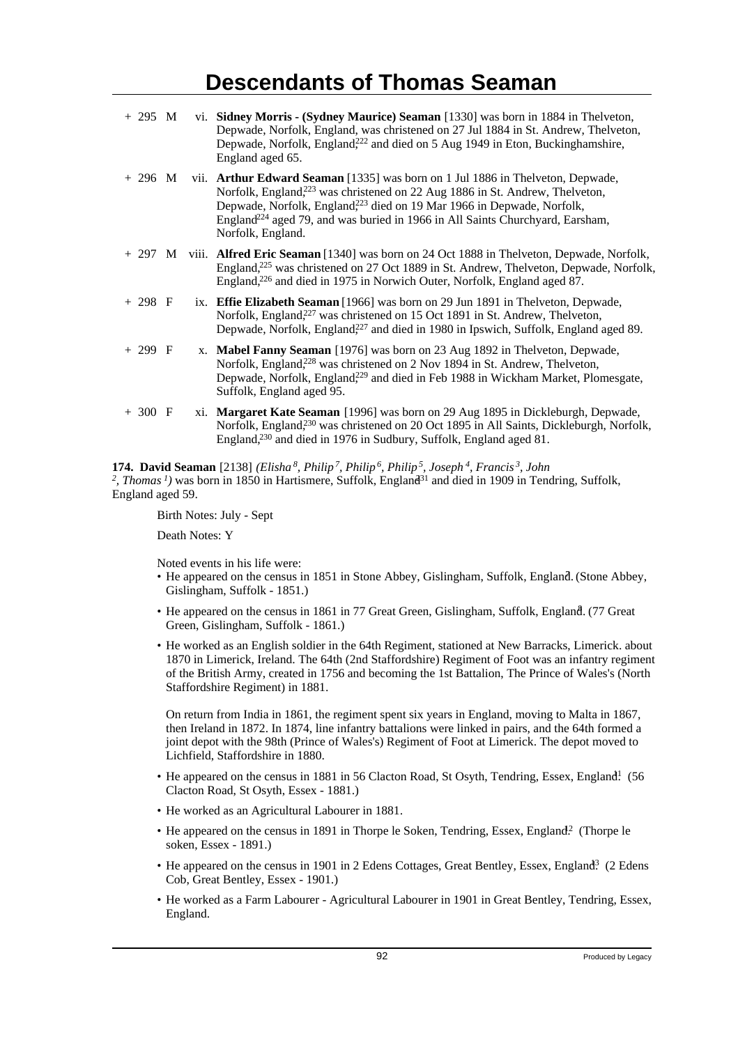+ 295 M vi. **Sidney Morris - (Sydney Maurice) Seaman** [1330] was born in 1884 in Thelveton, Depwade, Norfolk, England, was christened on 27 Jul 1884 in St. Andrew, Thelveton, Depwade, Norfolk, England,[222] and died on 5 Aug 1949 in Eton, Buckinghamshire, England aged 65.

+ 296 M vii. **Arthur Edward Seaman** [1335] was born on 1 Jul 1886 in Thelveton, Depwade, Norfolk, England,[223] was christened on 22 Aug 1886 in St. Andrew, Thelveton, Depwade, Norfolk, England,[223] died on 19 Mar 1966 in Depwade, Norfolk, England[224] aged 79, and was buried in 1966 in All Saints Churchyard, Earsham, Norfolk, England.

+ 297 M viii. **Alfred Eric Seaman** [1340] was born on 24 Oct 1888 in Thelveton, Depwade, Norfolk, England,[225] was christened on 27 Oct 1889 in St. Andrew, Thelveton, Depwade, Norfolk, England,[226] and died in 1975 in Norwich Outer, Norfolk, England aged 87.

+ 298 F ix. **Effie Elizabeth Seaman** [1966] was born on 29 Jun 1891 in Thelveton, Depwade, Norfolk, England,[227] was christened on 15 Oct 1891 in St. Andrew, Thelveton, Depwade, Norfolk, England,[227] and died in 1980 in Ipswich, Suffolk, England aged 89.

+ 299 F x. **Mabel Fanny Seaman** [1976] was born on 23 Aug 1892 in Thelveton, Depwade, Norfolk, England,[228] was christened on 2 Nov 1894 in St. Andrew, Thelveton, Depwade, Norfolk, England,[229] and died in Feb 1988 in Wickham Market, Plomesgate, Suffolk, England aged 95.

+ 300 F xi. **Margaret Kate Seaman** [1996] was born on 29 Aug 1895 in Dickleburgh, Depwade, Norfolk, England,[230] was christened on 20 Oct 1895 in All Saints, Dickleburgh, Norfolk, England,[230] and died in 1976 in Sudbury, Suffolk, England aged 81.

**174. David Seaman** [2138] *(Elisha[8], Philip[7], Philip[6], Philip[5], Joseph[4], Francis[3], John[2], Thomas[1])* was born in 1850 in Hartismere, Suffolk, England[231] and died in 1909 in Tendring, Suffolk, England aged 59.

Birth Notes: July - Sept

Death Notes: Y

Noted events in his life were:

- He appeared on the census in 1851 in Stone Abbey, Gislingham, Suffolk, England.[7] (Stone Abbey, Gislingham, Suffolk - 1851.)
- He appeared on the census in 1861 in 77 Great Green, Gislingham, Suffolk, England.[8] (77 Great Green, Gislingham, Suffolk - 1861.)
- He worked as an English soldier in the 64th Regiment, stationed at New Barracks, Limerick. about 1870 in Limerick, Ireland. The 64th (2nd Staffordshire) Regiment of Foot was an infantry regiment of the British Army, created in 1756 and becoming the 1st Battalion, The Prince of Wales's (North Staffordshire Regiment) in 1881.

  On return from India in 1861, the regiment spent six years in England, moving to Malta in 1867, then Ireland in 1872. In 1874, line infantry battalions were linked in pairs, and the 64th formed a joint depot with the 98th (Prince of Wales's) Regiment of Foot at Limerick. The depot moved to Lichfield, Staffordshire in 1880.
- He appeared on the census in 1881 in 56 Clacton Road, St Osyth, Tendring, Essex, England.[11] (56 Clacton Road, St Osyth, Essex - 1881.)
- He worked as an Agricultural Labourer in 1881.
- He appeared on the census in 1891 in Thorpe le Soken, Tendring, Essex, England.[12] (Thorpe le soken, Essex - 1891.)
- He appeared on the census in 1901 in 2 Edens Cottages, Great Bentley, Essex, England.[13] (2 Edens Cob, Great Bentley, Essex - 1901.)
- He worked as a Farm Labourer - Agricultural Labourer in 1901 in Great Bentley, Tendring, Essex, England.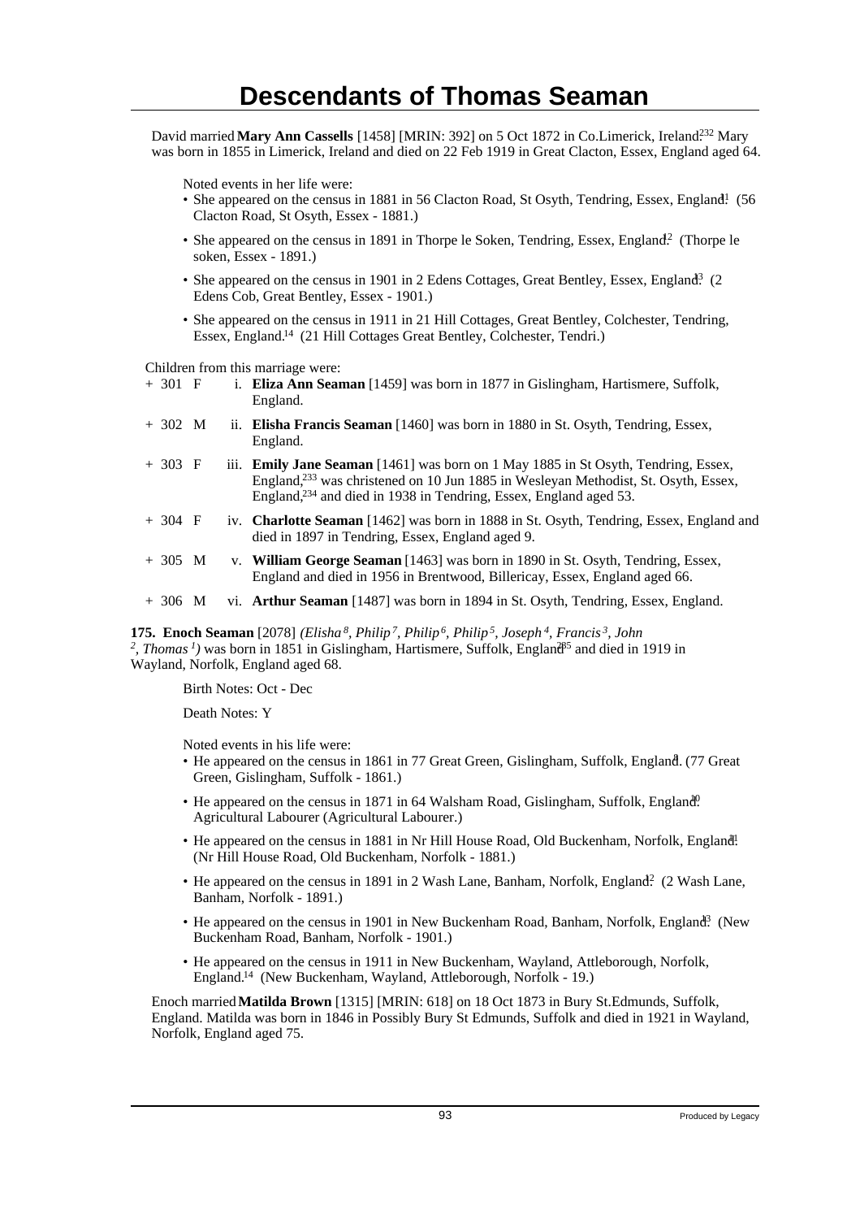# Descendants of Thomas Seaman

David married **Mary Ann Cassells** [1458] [MRIN: 392] on 5 Oct 1872 in Co.Limerick, Ireland.[232] Mary was born in 1855 in Limerick, Ireland and died on 22 Feb 1919 in Great Clacton, Essex, England aged 64.

Noted events in her life were:

- She appeared on the census in 1881 in 56 Clacton Road, St Osyth, Tendring, Essex, England.[11] (56 Clacton Road, St Osyth, Essex - 1881.)
- She appeared on the census in 1891 in Thorpe le Soken, Tendring, Essex, England.[12] (Thorpe le soken, Essex - 1891.)
- She appeared on the census in 1901 in 2 Edens Cottages, Great Bentley, Essex, England.[13] (2 Edens Cob, Great Bentley, Essex - 1901.)
- She appeared on the census in 1911 in 21 Hill Cottages, Great Bentley, Colchester, Tendring, Essex, England.[14] (21 Hill Cottages Great Bentley, Colchester, Tendri.)

Children from this marriage were:

+ 301 F i. **Eliza Ann Seaman** [1459] was born in 1877 in Gislingham, Hartismere, Suffolk, England.

+ 302 M ii. **Elisha Francis Seaman** [1460] was born in 1880 in St. Osyth, Tendring, Essex, England.

+ 303 F iii. **Emily Jane Seaman** [1461] was born on 1 May 1885 in St Osyth, Tendring, Essex, England,[233] was christened on 10 Jun 1885 in Wesleyan Methodist, St. Osyth, Essex, England,[234] and died in 1938 in Tendring, Essex, England aged 53.

+ 304 F iv. **Charlotte Seaman** [1462] was born in 1888 in St. Osyth, Tendring, Essex, England and died in 1897 in Tendring, Essex, England aged 9.

+ 305 M v. **William George Seaman** [1463] was born in 1890 in St. Osyth, Tendring, Essex, England and died in 1956 in Brentwood, Billericay, Essex, England aged 66.

+ 306 M vi. **Arthur Seaman** [1487] was born in 1894 in St. Osyth, Tendring, Essex, England.

**175. Enoch Seaman** [2078] *(Elisha 8, Philip 7, Philip 6, Philip 5, Joseph 4, Francis 3, John 2, Thomas 1)* was born in 1851 in Gislingham, Hartismere, Suffolk, England[235] and died in 1919 in Wayland, Norfolk, England aged 68.

Birth Notes: Oct - Dec

Death Notes: Y

Noted events in his life were:

- He appeared on the census in 1861 in 77 Great Green, Gislingham, Suffolk, England.[8] (77 Great Green, Gislingham, Suffolk - 1861.)
- He appeared on the census in 1871 in 64 Walsham Road, Gislingham, Suffolk, England.[10] Agricultural Labourer (Agricultural Labourer.)
- He appeared on the census in 1881 in Nr Hill House Road, Old Buckenham, Norfolk, England.[11] (Nr Hill House Road, Old Buckenham, Norfolk - 1881.)
- He appeared on the census in 1891 in 2 Wash Lane, Banham, Norfolk, England.[12] (2 Wash Lane, Banham, Norfolk - 1891.)
- He appeared on the census in 1901 in New Buckenham Road, Banham, Norfolk, England.[13] (New Buckenham Road, Banham, Norfolk - 1901.)
- He appeared on the census in 1911 in New Buckenham, Wayland, Attleborough, Norfolk, England.[14] (New Buckenham, Wayland, Attleborough, Norfolk - 19.)

Enoch married **Matilda Brown** [1315] [MRIN: 618] on 18 Oct 1873 in Bury St.Edmunds, Suffolk, England. Matilda was born in 1846 in Possibly Bury St Edmunds, Suffolk and died in 1921 in Wayland, Norfolk, England aged 75.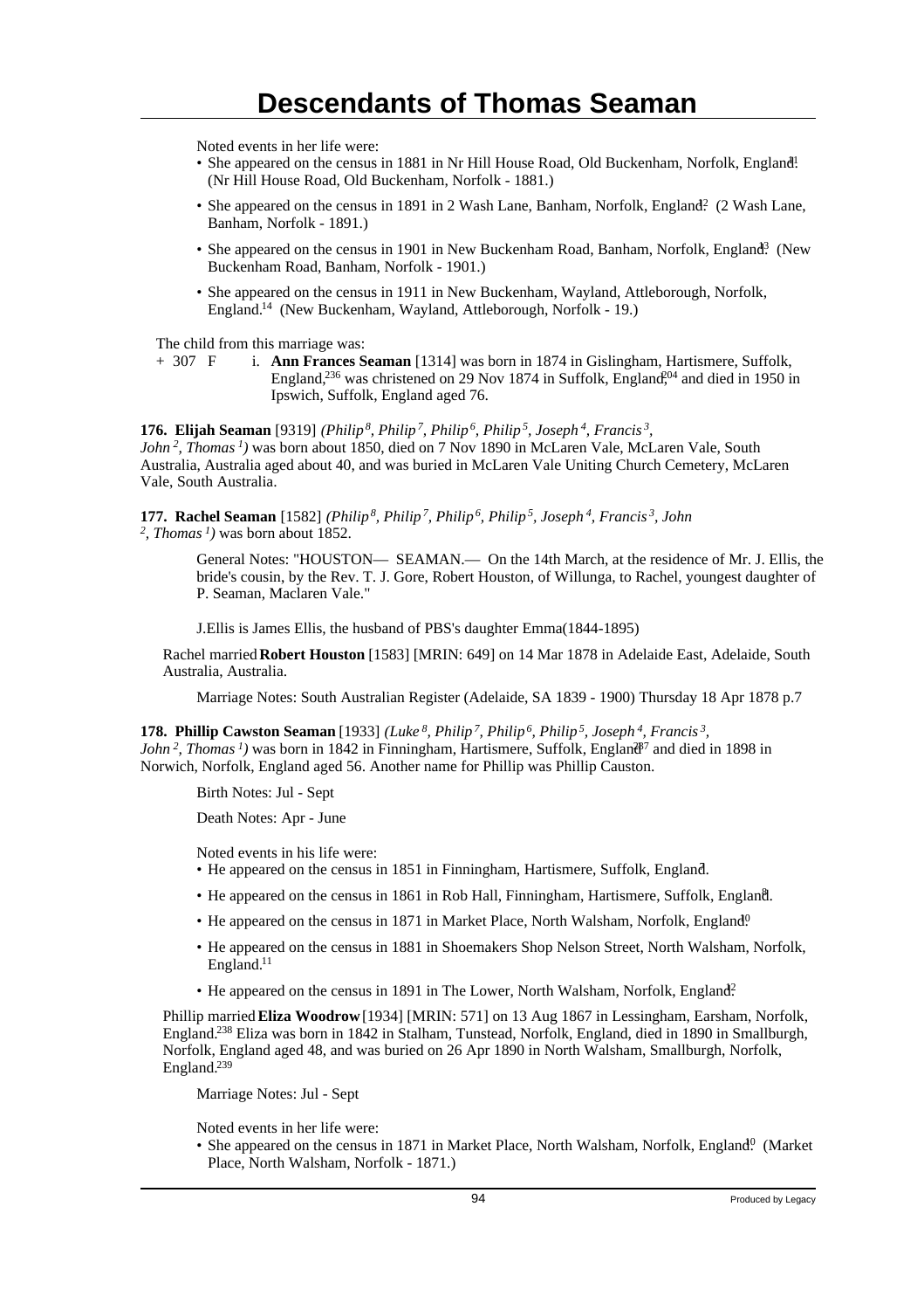Noted events in her life were:

- She appeared on the census in 1881 in Nr Hill House Road, Old Buckenham, Norfolk, England.[11] (Nr Hill House Road, Old Buckenham, Norfolk - 1881.)
- She appeared on the census in 1891 in 2 Wash Lane, Banham, Norfolk, England.[12] (2 Wash Lane, Banham, Norfolk - 1891.)
- She appeared on the census in 1901 in New Buckenham Road, Banham, Norfolk, England.[13] (New Buckenham Road, Banham, Norfolk - 1901.)
- She appeared on the census in 1911 in New Buckenham, Wayland, Attleborough, Norfolk, England.[14] (New Buckenham, Wayland, Attleborough, Norfolk - 19.)

The child from this marriage was:

+ 307 F i. **Ann Frances Seaman** [1314] was born in 1874 in Gislingham, Hartismere, Suffolk, England,[236] was christened on 29 Nov 1874 in Suffolk, England,[204] and died in 1950 in Ipswich, Suffolk, England aged 76.

**176. Elijah Seaman** [9319] *(Philip⁸, Philip⁷, Philip⁶, Philip⁵, Joseph⁴, Francis³, John², Thomas¹)* was born about 1850, died on 7 Nov 1890 in McLaren Vale, McLaren Vale, South Australia, Australia aged about 40, and was buried in McLaren Vale Uniting Church Cemetery, McLaren Vale, South Australia.

**177. Rachel Seaman** [1582] *(Philip⁸, Philip⁷, Philip⁶, Philip⁵, Joseph⁴, Francis³, John², Thomas¹)* was born about 1852.

General Notes: "HOUSTON— SEAMAN.— On the 14th March, at the residence of Mr. J. Ellis, the bride's cousin, by the Rev. T. J. Gore, Robert Houston, of Willunga, to Rachel, youngest daughter of P. Seaman, Maclaren Vale."

J.Ellis is James Ellis, the husband of PBS's daughter Emma(1844-1895)

Rachel married **Robert Houston** [1583] [MRIN: 649] on 14 Mar 1878 in Adelaide East, Adelaide, South Australia, Australia.

Marriage Notes: South Australian Register (Adelaide, SA 1839 - 1900) Thursday 18 Apr 1878 p.7

**178. Phillip Cawston Seaman** [1933] *(Luke⁸, Philip⁷, Philip⁶, Philip⁵, Joseph⁴, Francis³, John², Thomas¹)* was born in 1842 in Finningham, Hartismere, Suffolk, England[237] and died in 1898 in Norwich, Norfolk, England aged 56. Another name for Phillip was Phillip Causton.

Birth Notes: Jul - Sept

Death Notes: Apr - June

Noted events in his life were:

- He appeared on the census in 1851 in Finningham, Hartismere, Suffolk, England.[7]
- He appeared on the census in 1861 in Rob Hall, Finningham, Hartismere, Suffolk, England.[8]
- He appeared on the census in 1871 in Market Place, North Walsham, Norfolk, England.[10]
- He appeared on the census in 1881 in Shoemakers Shop Nelson Street, North Walsham, Norfolk, England.[11]
- He appeared on the census in 1891 in The Lower, North Walsham, Norfolk, England.[12]

Phillip married **Eliza Woodrow** [1934] [MRIN: 571] on 13 Aug 1867 in Lessingham, Earsham, Norfolk, England.[238] Eliza was born in 1842 in Stalham, Tunstead, Norfolk, England, died in 1890 in Smallburgh, Norfolk, England aged 48, and was buried on 26 Apr 1890 in North Walsham, Smallburgh, Norfolk, England.[239]

Marriage Notes: Jul - Sept

Noted events in her life were:

- She appeared on the census in 1871 in Market Place, North Walsham, Norfolk, England.[10] (Market Place, North Walsham, Norfolk - 1871.)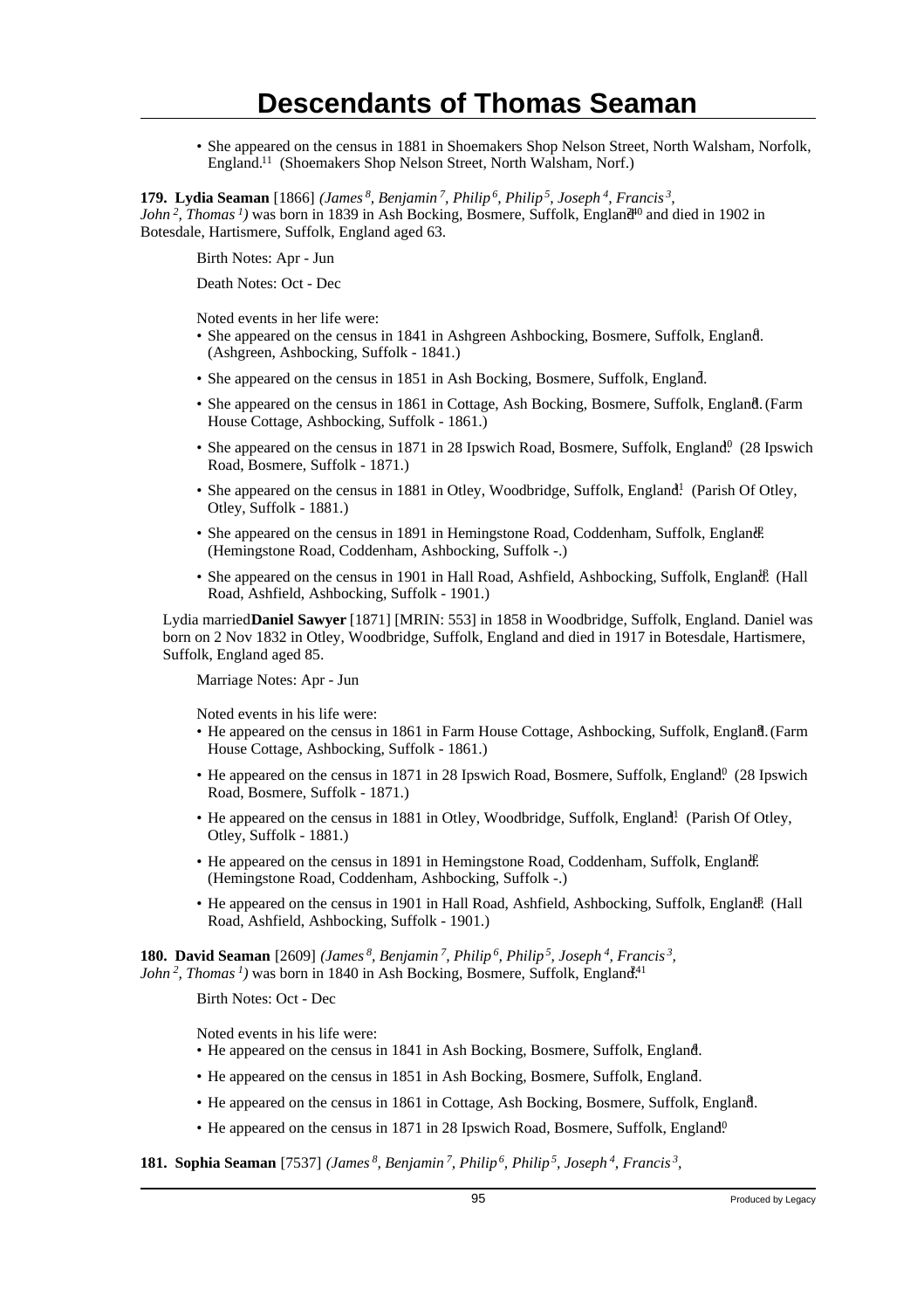# Descendants of Thomas Seaman

- She appeared on the census in 1881 in Shoemakers Shop Nelson Street, North Walsham, Norfolk, England.[11] (Shoemakers Shop Nelson Street, North Walsham, Norf.)

**179. Lydia Seaman** [1866] *(James [8], Benjamin [7], Philip [6], Philip [5], Joseph [4], Francis [3], John [2], Thomas [1])* was born in 1839 in Ash Bocking, Bosmere, Suffolk, England[240] and died in 1902 in Botesdale, Hartismere, Suffolk, England aged 63.

Birth Notes: Apr - Jun

Death Notes: Oct - Dec

Noted events in her life were:

- She appeared on the census in 1841 in Ashgreen Ashbocking, Bosmere, Suffolk, England[4]. (Ashgreen, Ashbocking, Suffolk - 1841.)
- She appeared on the census in 1851 in Ash Bocking, Bosmere, Suffolk, England[7].
- She appeared on the census in 1861 in Cottage, Ash Bocking, Bosmere, Suffolk, England[8]. (Farm House Cottage, Ashbocking, Suffolk - 1861.)
- She appeared on the census in 1871 in 28 Ipswich Road, Bosmere, Suffolk, England[10]. (28 Ipswich Road, Bosmere, Suffolk - 1871.)
- She appeared on the census in 1881 in Otley, Woodbridge, Suffolk, England[11]. (Parish Of Otley, Otley, Suffolk - 1881.)
- She appeared on the census in 1891 in Hemingstone Road, Coddenham, Suffolk, England[12]. (Hemingstone Road, Coddenham, Ashbocking, Suffolk -.)
- She appeared on the census in 1901 in Hall Road, Ashfield, Ashbocking, Suffolk, England[18]. (Hall Road, Ashfield, Ashbocking, Suffolk - 1901.)

Lydia married **Daniel Sawyer** [1871] [MRIN: 553] in 1858 in Woodbridge, Suffolk, England. Daniel was born on 2 Nov 1832 in Otley, Woodbridge, Suffolk, England and died in 1917 in Botesdale, Hartismere, Suffolk, England aged 85.

Marriage Notes: Apr - Jun

Noted events in his life were:

- He appeared on the census in 1861 in Farm House Cottage, Ashbocking, Suffolk, England[8]. (Farm House Cottage, Ashbocking, Suffolk - 1861.)
- He appeared on the census in 1871 in 28 Ipswich Road, Bosmere, Suffolk, England[10]. (28 Ipswich Road, Bosmere, Suffolk - 1871.)
- He appeared on the census in 1881 in Otley, Woodbridge, Suffolk, England[11]. (Parish Of Otley, Otley, Suffolk - 1881.)
- He appeared on the census in 1891 in Hemingstone Road, Coddenham, Suffolk, England[12]. (Hemingstone Road, Coddenham, Ashbocking, Suffolk -.)
- He appeared on the census in 1901 in Hall Road, Ashfield, Ashbocking, Suffolk, England[18]. (Hall Road, Ashfield, Ashbocking, Suffolk - 1901.)

**180. David Seaman** [2609] *(James [8], Benjamin [7], Philip [6], Philip [5], Joseph [4], Francis [3], John [2], Thomas [1])* was born in 1840 in Ash Bocking, Bosmere, Suffolk, England[241]

Birth Notes: Oct - Dec

Noted events in his life were:

- He appeared on the census in 1841 in Ash Bocking, Bosmere, Suffolk, England[4].
- He appeared on the census in 1851 in Ash Bocking, Bosmere, Suffolk, England[7].
- He appeared on the census in 1861 in Cottage, Ash Bocking, Bosmere, Suffolk, England[8].
- He appeared on the census in 1871 in 28 Ipswich Road, Bosmere, Suffolk, England[10].

**181. Sophia Seaman** [7537] *(James [8], Benjamin [7], Philip [6], Philip [5], Joseph [4], Francis [3],*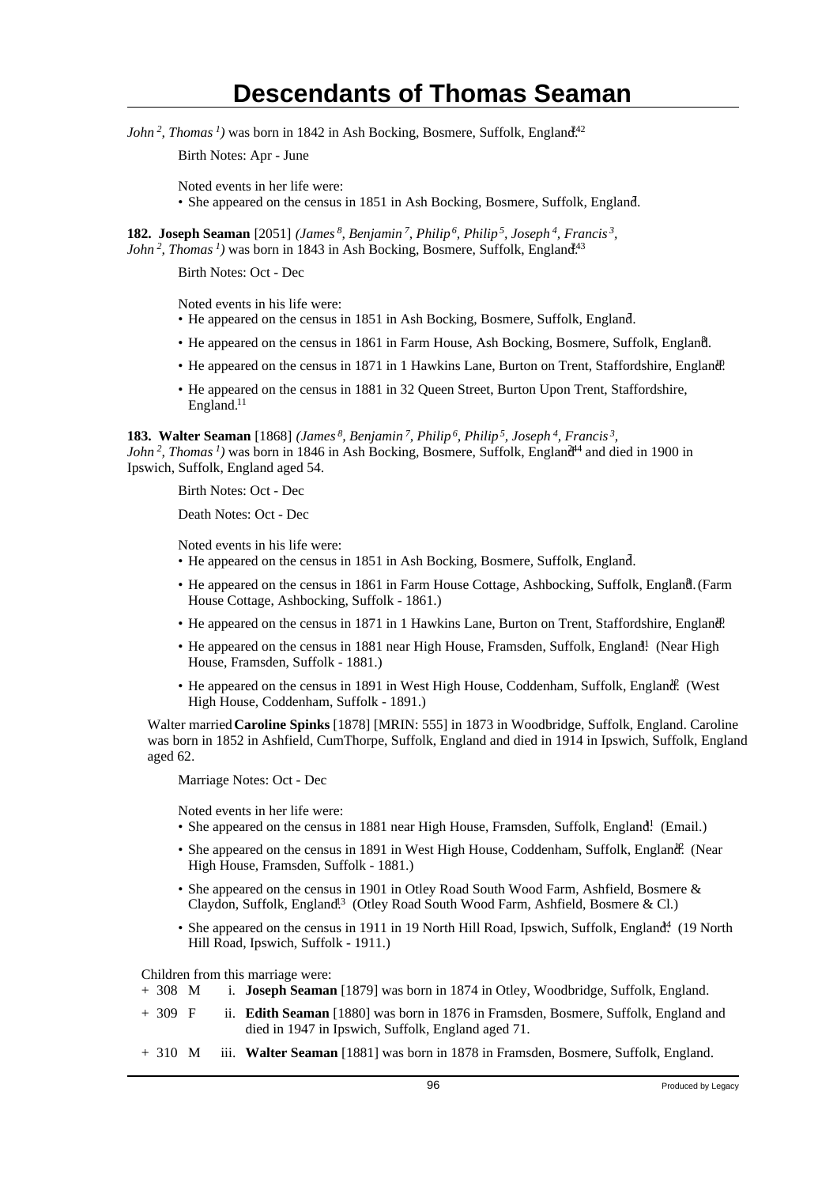*John [2], Thomas [1])* was born in 1842 in Ash Bocking, Bosmere, Suffolk, England.[242]

Birth Notes: Apr - June

Noted events in her life were:
- She appeared on the census in 1851 in Ash Bocking, Bosmere, Suffolk, England.[7]

**182. Joseph Seaman** [2051] *(James [8], Benjamin [7], Philip [6], Philip [5], Joseph [4], Francis [3], John [2], Thomas [1])* was born in 1843 in Ash Bocking, Bosmere, Suffolk, England.[243]

Birth Notes: Oct - Dec

Noted events in his life were:
- He appeared on the census in 1851 in Ash Bocking, Bosmere, Suffolk, England.[7]
- He appeared on the census in 1861 in Farm House, Ash Bocking, Bosmere, Suffolk, England.[8]
- He appeared on the census in 1871 in 1 Hawkins Lane, Burton on Trent, Staffordshire, England.[10]
- He appeared on the census in 1881 in 32 Queen Street, Burton Upon Trent, Staffordshire, England.[11]

**183. Walter Seaman** [1868] *(James [8], Benjamin [7], Philip [6], Philip [5], Joseph [4], Francis [3], John [2], Thomas [1])* was born in 1846 in Ash Bocking, Bosmere, Suffolk, England[244] and died in 1900 in Ipswich, Suffolk, England aged 54.

Birth Notes: Oct - Dec

Death Notes: Oct - Dec

Noted events in his life were:
- He appeared on the census in 1851 in Ash Bocking, Bosmere, Suffolk, England.[7]
- He appeared on the census in 1861 in Farm House Cottage, Ashbocking, Suffolk, England.[8] (Farm House Cottage, Ashbocking, Suffolk - 1861.)
- He appeared on the census in 1871 in 1 Hawkins Lane, Burton on Trent, Staffordshire, England.[10]
- He appeared on the census in 1881 near High House, Framsden, Suffolk, England.[11] (Near High House, Framsden, Suffolk - 1881.)
- He appeared on the census in 1891 in West High House, Coddenham, Suffolk, England.[12] (West High House, Coddenham, Suffolk - 1891.)

Walter married **Caroline Spinks** [1878] [MRIN: 555] in 1873 in Woodbridge, Suffolk, England. Caroline was born in 1852 in Ashfield, CumThorpe, Suffolk, England and died in 1914 in Ipswich, Suffolk, England aged 62.

Marriage Notes: Oct - Dec

Noted events in her life were:
- She appeared on the census in 1881 near High House, Framsden, Suffolk, England.[11] (Email.)
- She appeared on the census in 1891 in West High House, Coddenham, Suffolk, England.[12] (Near High House, Framsden, Suffolk - 1881.)
- She appeared on the census in 1901 in Otley Road South Wood Farm, Ashfield, Bosmere & Claydon, Suffolk, England.[13] (Otley Road South Wood Farm, Ashfield, Bosmere & Cl.)
- She appeared on the census in 1911 in 19 North Hill Road, Ipswich, Suffolk, England.[14] (19 North Hill Road, Ipswich, Suffolk - 1911.)

Children from this marriage were:

+ 308 M i. **Joseph Seaman** [1879] was born in 1874 in Otley, Woodbridge, Suffolk, England.

+ 309 F ii. **Edith Seaman** [1880] was born in 1876 in Framsden, Bosmere, Suffolk, England and died in 1947 in Ipswich, Suffolk, England aged 71.

+ 310 M iii. **Walter Seaman** [1881] was born in 1878 in Framsden, Bosmere, Suffolk, England.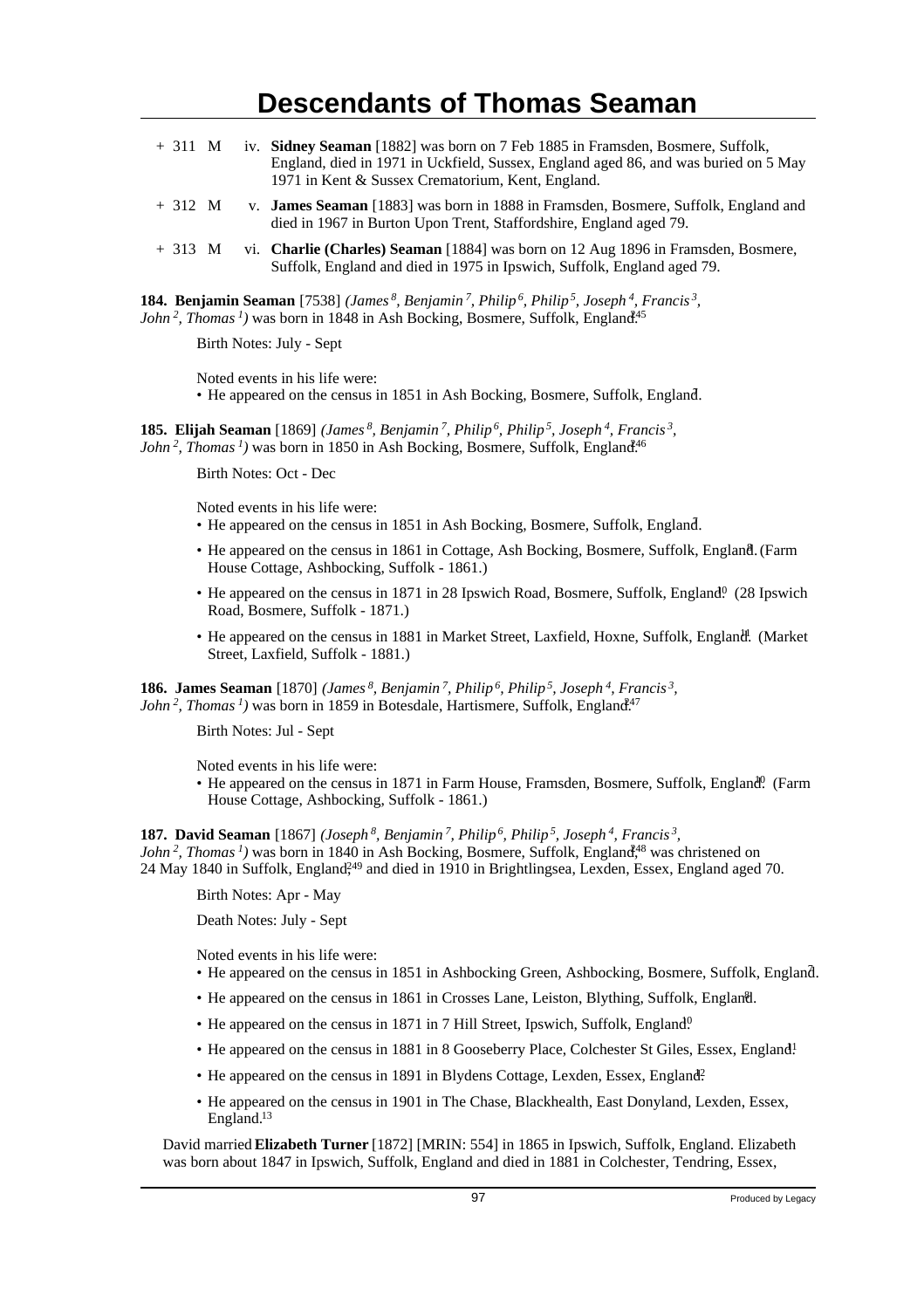+ 311 M iv. **Sidney Seaman** [1882] was born on 7 Feb 1885 in Framsden, Bosmere, Suffolk, England, died in 1971 in Uckfield, Sussex, England aged 86, and was buried on 5 May 1971 in Kent & Sussex Crematorium, Kent, England.

+ 312 M v. **James Seaman** [1883] was born in 1888 in Framsden, Bosmere, Suffolk, England and died in 1967 in Burton Upon Trent, Staffordshire, England aged 79.

+ 313 M vi. **Charlie (Charles) Seaman** [1884] was born on 12 Aug 1896 in Framsden, Bosmere, Suffolk, England and died in 1975 in Ipswich, Suffolk, England aged 79.

**184. Benjamin Seaman** [7538] *(James⁸, Benjamin⁷, Philip⁶, Philip⁵, Joseph⁴, Francis³, John², Thomas¹)* was born in 1848 in Ash Bocking, Bosmere, Suffolk, England.[245]

Birth Notes: July - Sept

Noted events in his life were:

- He appeared on the census in 1851 in Ash Bocking, Bosmere, Suffolk, England.[7]

**185. Elijah Seaman** [1869] *(James⁸, Benjamin⁷, Philip⁶, Philip⁵, Joseph⁴, Francis³, John², Thomas¹)* was born in 1850 in Ash Bocking, Bosmere, Suffolk, England.[246]

Birth Notes: Oct - Dec

Noted events in his life were:

- He appeared on the census in 1851 in Ash Bocking, Bosmere, Suffolk, England.[7]
- He appeared on the census in 1861 in Cottage, Ash Bocking, Bosmere, Suffolk, England.[8] (Farm House Cottage, Ashbocking, Suffolk - 1861.)
- He appeared on the census in 1871 in 28 Ipswich Road, Bosmere, Suffolk, England.[10] (28 Ipswich Road, Bosmere, Suffolk - 1871.)
- He appeared on the census in 1881 in Market Street, Laxfield, Hoxne, Suffolk, England.[11] (Market Street, Laxfield, Suffolk - 1881.)

**186. James Seaman** [1870] *(James⁸, Benjamin⁷, Philip⁶, Philip⁵, Joseph⁴, Francis³, John², Thomas¹)* was born in 1859 in Botesdale, Hartismere, Suffolk, England.[247]

Birth Notes: Jul - Sept

Noted events in his life were:

- He appeared on the census in 1871 in Farm House, Framsden, Bosmere, Suffolk, England.[10] (Farm House Cottage, Ashbocking, Suffolk - 1861.)

**187. David Seaman** [1867] *(Joseph⁸, Benjamin⁷, Philip⁶, Philip⁵, Joseph⁴, Francis³, John², Thomas¹)* was born in 1840 in Ash Bocking, Bosmere, Suffolk, England,[248] was christened on 24 May 1840 in Suffolk, England,[249] and died in 1910 in Brightlingsea, Lexden, Essex, England aged 70.

Birth Notes: Apr - May

Death Notes: July - Sept

Noted events in his life were:

- He appeared on the census in 1851 in Ashbocking Green, Ashbocking, Bosmere, Suffolk, England.[7]
- He appeared on the census in 1861 in Crosses Lane, Leiston, Blything, Suffolk, England.[8]
- He appeared on the census in 1871 in 7 Hill Street, Ipswich, Suffolk, England.[10]
- He appeared on the census in 1881 in 8 Gooseberry Place, Colchester St Giles, Essex, England.[11]
- He appeared on the census in 1891 in Blydens Cottage, Lexden, Essex, England.[12]
- He appeared on the census in 1901 in The Chase, Blackhealth, East Donyland, Lexden, Essex, England.[13]

David married **Elizabeth Turner** [1872] [MRIN: 554] in 1865 in Ipswich, Suffolk, England. Elizabeth was born about 1847 in Ipswich, Suffolk, England and died in 1881 in Colchester, Tendring, Essex,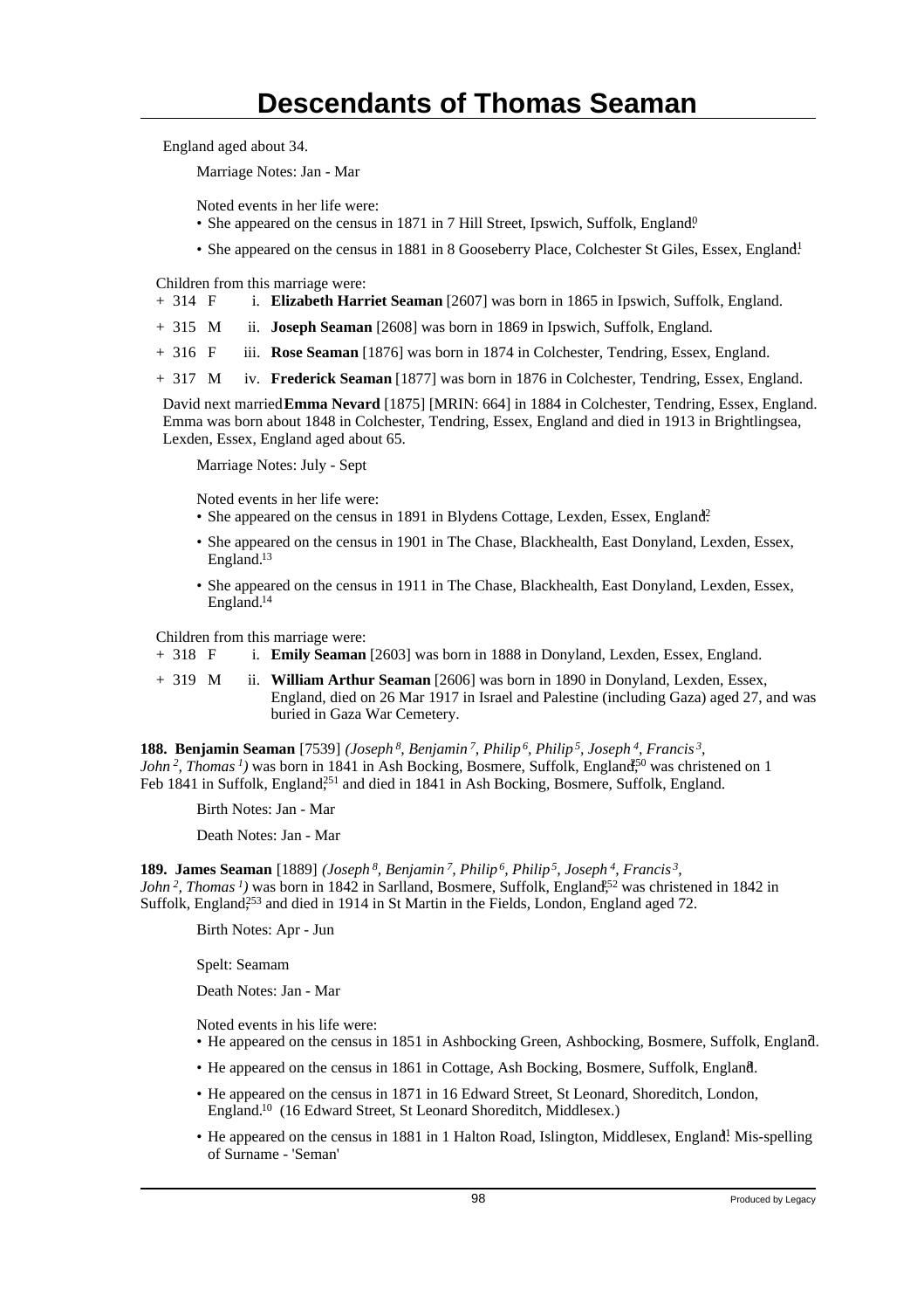# Descendants of Thomas Seaman

England aged about 34.

Marriage Notes: Jan - Mar

Noted events in her life were:

- She appeared on the census in 1871 in 7 Hill Street, Ipswich, Suffolk, England.[10]
- She appeared on the census in 1881 in 8 Gooseberry Place, Colchester St Giles, Essex, England.[11]

Children from this marriage were:

+ 314 F i. **Elizabeth Harriet Seaman** [2607] was born in 1865 in Ipswich, Suffolk, England.

+ 315 M ii. **Joseph Seaman** [2608] was born in 1869 in Ipswich, Suffolk, England.

+ 316 F iii. **Rose Seaman** [1876] was born in 1874 in Colchester, Tendring, Essex, England.

+ 317 M iv. **Frederick Seaman** [1877] was born in 1876 in Colchester, Tendring, Essex, England.

David next married **Emma Nevard** [1875] [MRIN: 664] in 1884 in Colchester, Tendring, Essex, England. Emma was born about 1848 in Colchester, Tendring, Essex, England and died in 1913 in Brightlingsea, Lexden, Essex, England aged about 65.

Marriage Notes: July - Sept

Noted events in her life were:

- She appeared on the census in 1891 in Blydens Cottage, Lexden, Essex, England.[12]
- She appeared on the census in 1901 in The Chase, Blackhealth, East Donyland, Lexden, Essex, England.[13]
- She appeared on the census in 1911 in The Chase, Blackhealth, East Donyland, Lexden, Essex, England.[14]

Children from this marriage were:

+ 318 F i. **Emily Seaman** [2603] was born in 1888 in Donyland, Lexden, Essex, England.

+ 319 M ii. **William Arthur Seaman** [2606] was born in 1890 in Donyland, Lexden, Essex, England, died on 26 Mar 1917 in Israel and Palestine (including Gaza) aged 27, and was buried in Gaza War Cemetery.

**188. Benjamin Seaman** [7539] *(Joseph 8, Benjamin 7, Philip 6, Philip 5, Joseph 4, Francis 3, John 2, Thomas 1)* was born in 1841 in Ash Bocking, Bosmere, Suffolk, England,[250] was christened on 1 Feb 1841 in Suffolk, England,[251] and died in 1841 in Ash Bocking, Bosmere, Suffolk, England.

Birth Notes: Jan - Mar

Death Notes: Jan - Mar

**189. James Seaman** [1889] *(Joseph 8, Benjamin 7, Philip 6, Philip 5, Joseph 4, Francis 3, John 2, Thomas 1)* was born in 1842 in Sarlland, Bosmere, Suffolk, England,[252] was christened in 1842 in Suffolk, England,[253] and died in 1914 in St Martin in the Fields, London, England aged 72.

Birth Notes: Apr - Jun

Spelt: Seamam

Death Notes: Jan - Mar

Noted events in his life were:

- He appeared on the census in 1851 in Ashbocking Green, Ashbocking, Bosmere, Suffolk, England.[7]
- He appeared on the census in 1861 in Cottage, Ash Bocking, Bosmere, Suffolk, England.[8]
- He appeared on the census in 1871 in 16 Edward Street, St Leonard, Shoreditch, London, England.[10] (16 Edward Street, St Leonard Shoreditch, Middlesex.)
- He appeared on the census in 1881 in 1 Halton Road, Islington, Middlesex, England.[11] Mis-spelling of Surname - 'Seman'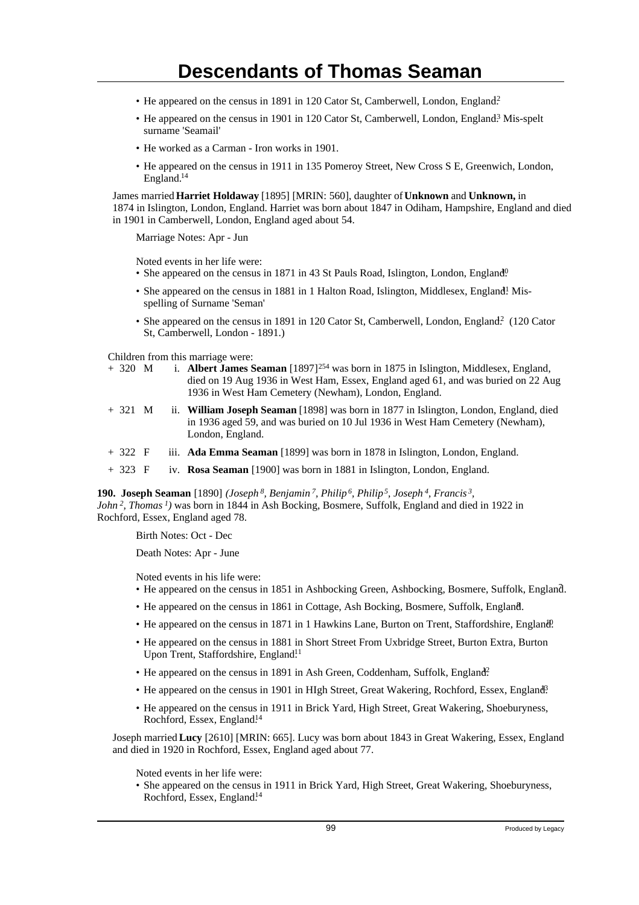- He appeared on the census in 1891 in 120 Cator St, Camberwell, London, England.[2]
- He appeared on the census in 1901 in 120 Cator St, Camberwell, London, England.[3] Mis-spelt surname 'Seamail'
- He worked as a Carman - Iron works in 1901.
- He appeared on the census in 1911 in 135 Pomeroy Street, New Cross S E, Greenwich, London, England.[14]

James married **Harriet Holdaway** [1895] [MRIN: 560], daughter of **Unknown** and **Unknown,** in 1874 in Islington, London, England. Harriet was born about 1847 in Odiham, Hampshire, England and died in 1901 in Camberwell, London, England aged about 54.

Marriage Notes: Apr - Jun

Noted events in her life were:

- She appeared on the census in 1871 in 43 St Pauls Road, Islington, London, England.[10]
- She appeared on the census in 1881 in 1 Halton Road, Islington, Middlesex, England.[11] Mis-spelling of Surname 'Seman'
- She appeared on the census in 1891 in 120 Cator St, Camberwell, London, England.[2] (120 Cator St, Camberwell, London - 1891.)

Children from this marriage were:

+ 320 M i. **Albert James Seaman** [1897][254] was born in 1875 in Islington, Middlesex, England, died on 19 Aug 1936 in West Ham, Essex, England aged 61, and was buried on 22 Aug 1936 in West Ham Cemetery (Newham), London, England.

+ 321 M ii. **William Joseph Seaman** [1898] was born in 1877 in Islington, London, England, died in 1936 aged 59, and was buried on 10 Jul 1936 in West Ham Cemetery (Newham), London, England.

+ 322 F iii. **Ada Emma Seaman** [1899] was born in 1878 in Islington, London, England.

+ 323 F iv. **Rosa Seaman** [1900] was born in 1881 in Islington, London, England.

**190. Joseph Seaman** [1890] *(Joseph 8, Benjamin 7, Philip 6, Philip 5, Joseph 4, Francis 3, John 2, Thomas 1)* was born in 1844 in Ash Bocking, Bosmere, Suffolk, England and died in 1922 in Rochford, Essex, England aged 78.

Birth Notes: Oct - Dec

Death Notes: Apr - June

Noted events in his life were:

- He appeared on the census in 1851 in Ashbocking Green, Ashbocking, Bosmere, Suffolk, England.[7]
- He appeared on the census in 1861 in Cottage, Ash Bocking, Bosmere, Suffolk, England.[8]
- He appeared on the census in 1871 in 1 Hawkins Lane, Burton on Trent, Staffordshire, England.[10]
- He appeared on the census in 1881 in Short Street From Uxbridge Street, Burton Extra, Burton Upon Trent, Staffordshire, England.[11]
- He appeared on the census in 1891 in Ash Green, Coddenham, Suffolk, England.[12]
- He appeared on the census in 1901 in HIgh Street, Great Wakering, Rochford, Essex, England.[13]
- He appeared on the census in 1911 in Brick Yard, High Street, Great Wakering, Shoeburyness, Rochford, Essex, England.[14]

Joseph married **Lucy** [2610] [MRIN: 665]. Lucy was born about 1843 in Great Wakering, Essex, England and died in 1920 in Rochford, Essex, England aged about 77.

Noted events in her life were:

- She appeared on the census in 1911 in Brick Yard, High Street, Great Wakering, Shoeburyness, Rochford, Essex, England.[14]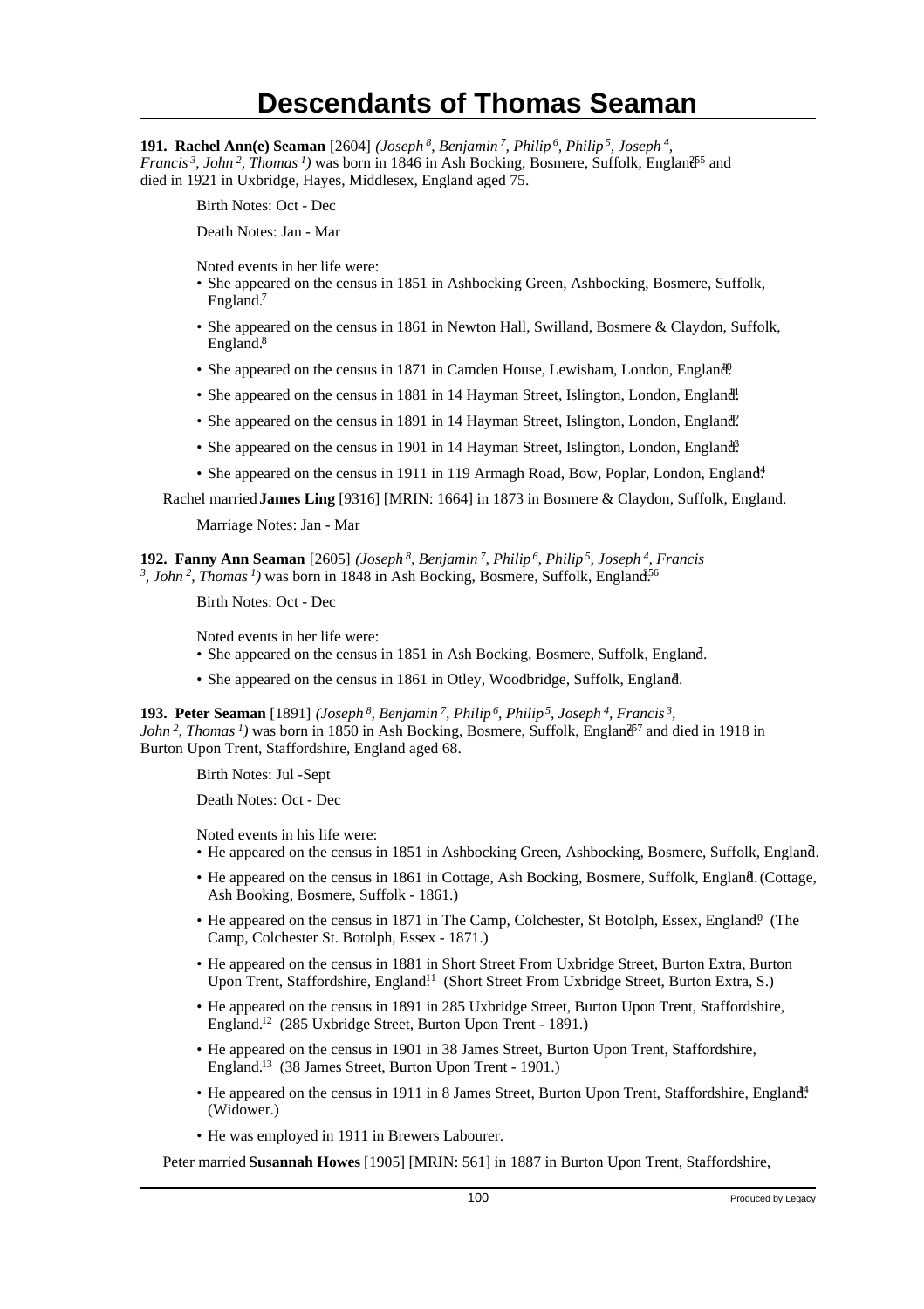# Descendants of Thomas Seaman

**191. Rachel Ann(e) Seaman** [2604] *(Joseph[8], Benjamin[7], Philip[6], Philip[5], Joseph[4], Francis[3], John[2], Thomas[1])* was born in 1846 in Ash Bocking, Bosmere, Suffolk, England[255] and died in 1921 in Uxbridge, Hayes, Middlesex, England aged 75.

Birth Notes: Oct - Dec

Death Notes: Jan - Mar

Noted events in her life were:

- She appeared on the census in 1851 in Ashbocking Green, Ashbocking, Bosmere, Suffolk, England.[7]
- She appeared on the census in 1861 in Newton Hall, Swilland, Bosmere & Claydon, Suffolk, England.[8]
- She appeared on the census in 1871 in Camden House, Lewisham, London, England.[10]
- She appeared on the census in 1881 in 14 Hayman Street, Islington, London, England.[11]
- She appeared on the census in 1891 in 14 Hayman Street, Islington, London, England.[12]
- She appeared on the census in 1901 in 14 Hayman Street, Islington, London, England.[13]
- She appeared on the census in 1911 in 119 Armagh Road, Bow, Poplar, London, England.[14]

Rachel married **James Ling** [9316] [MRIN: 1664] in 1873 in Bosmere & Claydon, Suffolk, England.

Marriage Notes: Jan - Mar

**192. Fanny Ann Seaman** [2605] *(Joseph[8], Benjamin[7], Philip[6], Philip[5], Joseph[4], Francis[3], John[2], Thomas[1])* was born in 1848 in Ash Bocking, Bosmere, Suffolk, England.[256]

Birth Notes: Oct - Dec

Noted events in her life were:

- She appeared on the census in 1851 in Ash Bocking, Bosmere, Suffolk, England.[7]
- She appeared on the census in 1861 in Otley, Woodbridge, Suffolk, England.[8]

**193. Peter Seaman** [1891] *(Joseph[8], Benjamin[7], Philip[6], Philip[5], Joseph[4], Francis[3], John[2], Thomas[1])* was born in 1850 in Ash Bocking, Bosmere, Suffolk, England[257] and died in 1918 in Burton Upon Trent, Staffordshire, England aged 68.

Birth Notes: Jul -Sept

Death Notes: Oct - Dec

Noted events in his life were:

- He appeared on the census in 1851 in Ashbocking Green, Ashbocking, Bosmere, Suffolk, England.[7]
- He appeared on the census in 1861 in Cottage, Ash Bocking, Bosmere, Suffolk, England.[8] (Cottage, Ash Booking, Bosmere, Suffolk - 1861.)
- He appeared on the census in 1871 in The Camp, Colchester, St Botolph, Essex, England.[10] (The Camp, Colchester St. Botolph, Essex - 1871.)
- He appeared on the census in 1881 in Short Street From Uxbridge Street, Burton Extra, Burton Upon Trent, Staffordshire, England.[11] (Short Street From Uxbridge Street, Burton Extra, S.)
- He appeared on the census in 1891 in 285 Uxbridge Street, Burton Upon Trent, Staffordshire, England.[12] (285 Uxbridge Street, Burton Upon Trent - 1891.)
- He appeared on the census in 1901 in 38 James Street, Burton Upon Trent, Staffordshire, England.[13] (38 James Street, Burton Upon Trent - 1901.)
- He appeared on the census in 1911 in 8 James Street, Burton Upon Trent, Staffordshire, England.[14] (Widower.)
- He was employed in 1911 in Brewers Labourer.

Peter married **Susannah Howes** [1905] [MRIN: 561] in 1887 in Burton Upon Trent, Staffordshire,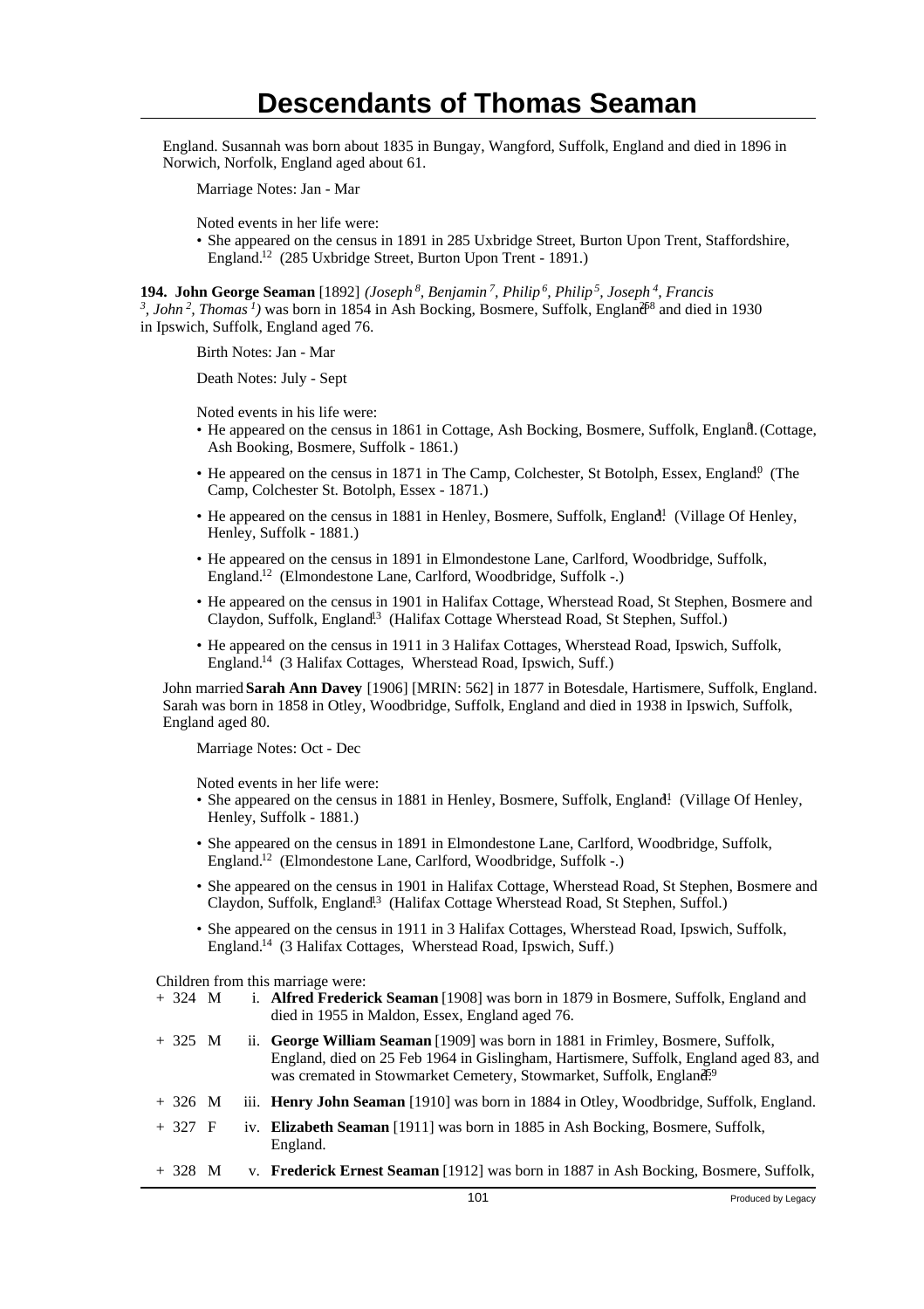England. Susannah was born about 1835 in Bungay, Wangford, Suffolk, England and died in 1896 in Norwich, Norfolk, England aged about 61.

Marriage Notes: Jan - Mar

Noted events in her life were:

- She appeared on the census in 1891 in 285 Uxbridge Street, Burton Upon Trent, Staffordshire, England.[12] (285 Uxbridge Street, Burton Upon Trent - 1891.)

**194. John George Seaman** [1892] *(Joseph[8], Benjamin[7], Philip[6], Philip[5], Joseph[4], Francis[3], John[2], Thomas[1])* was born in 1854 in Ash Bocking, Bosmere, Suffolk, England[258] and died in 1930 in Ipswich, Suffolk, England aged 76.

Birth Notes: Jan - Mar

Death Notes: July - Sept

Noted events in his life were:

- He appeared on the census in 1861 in Cottage, Ash Bocking, Bosmere, Suffolk, England.[8] (Cottage, Ash Booking, Bosmere, Suffolk - 1861.)
- He appeared on the census in 1871 in The Camp, Colchester, St Botolph, Essex, England.[10] (The Camp, Colchester St. Botolph, Essex - 1871.)
- He appeared on the census in 1881 in Henley, Bosmere, Suffolk, England.[11] (Village Of Henley, Henley, Suffolk - 1881.)
- He appeared on the census in 1891 in Elmondestone Lane, Carlford, Woodbridge, Suffolk, England.[12] (Elmondestone Lane, Carlford, Woodbridge, Suffolk -.)
- He appeared on the census in 1901 in Halifax Cottage, Wherstead Road, St Stephen, Bosmere and Claydon, Suffolk, England.[13] (Halifax Cottage Wherstead Road, St Stephen, Suffol.)
- He appeared on the census in 1911 in 3 Halifax Cottages, Wherstead Road, Ipswich, Suffolk, England.[14] (3 Halifax Cottages, Wherstead Road, Ipswich, Suff.)

John married **Sarah Ann Davey** [1906] [MRIN: 562] in 1877 in Botesdale, Hartismere, Suffolk, England. Sarah was born in 1858 in Otley, Woodbridge, Suffolk, England and died in 1938 in Ipswich, Suffolk, England aged 80.

Marriage Notes: Oct - Dec

Noted events in her life were:

- She appeared on the census in 1881 in Henley, Bosmere, Suffolk, England.[11] (Village Of Henley, Henley, Suffolk - 1881.)
- She appeared on the census in 1891 in Elmondestone Lane, Carlford, Woodbridge, Suffolk, England.[12] (Elmondestone Lane, Carlford, Woodbridge, Suffolk -.)
- She appeared on the census in 1901 in Halifax Cottage, Wherstead Road, St Stephen, Bosmere and Claydon, Suffolk, England.[13] (Halifax Cottage Wherstead Road, St Stephen, Suffol.)
- She appeared on the census in 1911 in 3 Halifax Cottages, Wherstead Road, Ipswich, Suffolk, England.[14] (3 Halifax Cottages, Wherstead Road, Ipswich, Suff.)

Children from this marriage were:

+ 324 M i. **Alfred Frederick Seaman** [1908] was born in 1879 in Bosmere, Suffolk, England and died in 1955 in Maldon, Essex, England aged 76.

+ 325 M ii. **George William Seaman** [1909] was born in 1881 in Frimley, Bosmere, Suffolk, England, died on 25 Feb 1964 in Gislingham, Hartismere, Suffolk, England aged 83, and was cremated in Stowmarket Cemetery, Stowmarket, Suffolk, England.[259]

+ 326 M iii. **Henry John Seaman** [1910] was born in 1884 in Otley, Woodbridge, Suffolk, England.

+ 327 F iv. **Elizabeth Seaman** [1911] was born in 1885 in Ash Bocking, Bosmere, Suffolk, England.

+ 328 M v. **Frederick Ernest Seaman** [1912] was born in 1887 in Ash Bocking, Bosmere, Suffolk,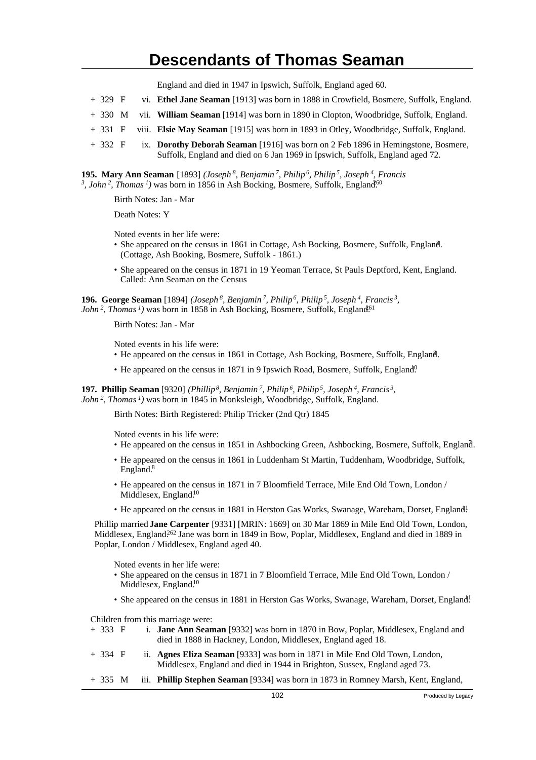England and died in 1947 in Ipswich, Suffolk, England aged 60.

- \+ 329 F vi. **Ethel Jane Seaman** [1913] was born in 1888 in Crowfield, Bosmere, Suffolk, England.
- \+ 330 M vii. **William Seaman** [1914] was born in 1890 in Clopton, Woodbridge, Suffolk, England.
- \+ 331 F viii. **Elsie May Seaman** [1915] was born in 1893 in Otley, Woodbridge, Suffolk, England.
- \+ 332 F ix. **Dorothy Deborah Seaman** [1916] was born on 2 Feb 1896 in Hemingstone, Bosmere, Suffolk, England and died on 6 Jan 1969 in Ipswich, Suffolk, England aged 72.

**195. Mary Ann Seaman** [1893] *(Joseph 8, Benjamin 7, Philip 6, Philip 5, Joseph 4, Francis 3, John 2, Thomas 1)* was born in 1856 in Ash Bocking, Bosmere, Suffolk, England.[260]

Birth Notes: Jan - Mar

Death Notes: Y

Noted events in her life were:

- She appeared on the census in 1861 in Cottage, Ash Bocking, Bosmere, Suffolk, England.[8] (Cottage, Ash Booking, Bosmere, Suffolk - 1861.)
- She appeared on the census in 1871 in 19 Yeoman Terrace, St Pauls Deptford, Kent, England. Called: Ann Seaman on the Census

**196. George Seaman** [1894] *(Joseph 8, Benjamin 7, Philip 6, Philip 5, Joseph 4, Francis 3, John 2, Thomas 1)* was born in 1858 in Ash Bocking, Bosmere, Suffolk, England.[261]

Birth Notes: Jan - Mar

Noted events in his life were:

- He appeared on the census in 1861 in Cottage, Ash Bocking, Bosmere, Suffolk, England.[8]
- He appeared on the census in 1871 in 9 Ipswich Road, Bosmere, Suffolk, England.[10]

**197. Phillip Seaman** [9320] *(Phillip 8, Benjamin 7, Philip 6, Philip 5, Joseph 4, Francis 3, John 2, Thomas 1)* was born in 1845 in Monksleigh, Woodbridge, Suffolk, England.

Birth Notes: Birth Registered: Philip Tricker (2nd Qtr) 1845

Noted events in his life were:

- He appeared on the census in 1851 in Ashbocking Green, Ashbocking, Bosmere, Suffolk, England.[7]
- He appeared on the census in 1861 in Luddenham St Martin, Tuddenham, Woodbridge, Suffolk, England.[8]
- He appeared on the census in 1871 in 7 Bloomfield Terrace, Mile End Old Town, London / Middlesex, England.[10]
- He appeared on the census in 1881 in Herston Gas Works, Swanage, Wareham, Dorset, England.[11]

Phillip married **Jane Carpenter** [9331] [MRIN: 1669] on 30 Mar 1869 in Mile End Old Town, London, Middlesex, England.[262] Jane was born in 1849 in Bow, Poplar, Middlesex, England and died in 1889 in Poplar, London / Middlesex, England aged 40.

Noted events in her life were:

- She appeared on the census in 1871 in 7 Bloomfield Terrace, Mile End Old Town, London / Middlesex, England.[10]
- She appeared on the census in 1881 in Herston Gas Works, Swanage, Wareham, Dorset, England.[11]

Children from this marriage were:

- \+ 333 F i. **Jane Ann Seaman** [9332] was born in 1870 in Bow, Poplar, Middlesex, England and died in 1888 in Hackney, London, Middlesex, England aged 18.
- \+ 334 F ii. **Agnes Eliza Seaman** [9333] was born in 1871 in Mile End Old Town, London, Middlesex, England and died in 1944 in Brighton, Sussex, England aged 73.
- \+ 335 M iii. **Phillip Stephen Seaman** [9334] was born in 1873 in Romney Marsh, Kent, England,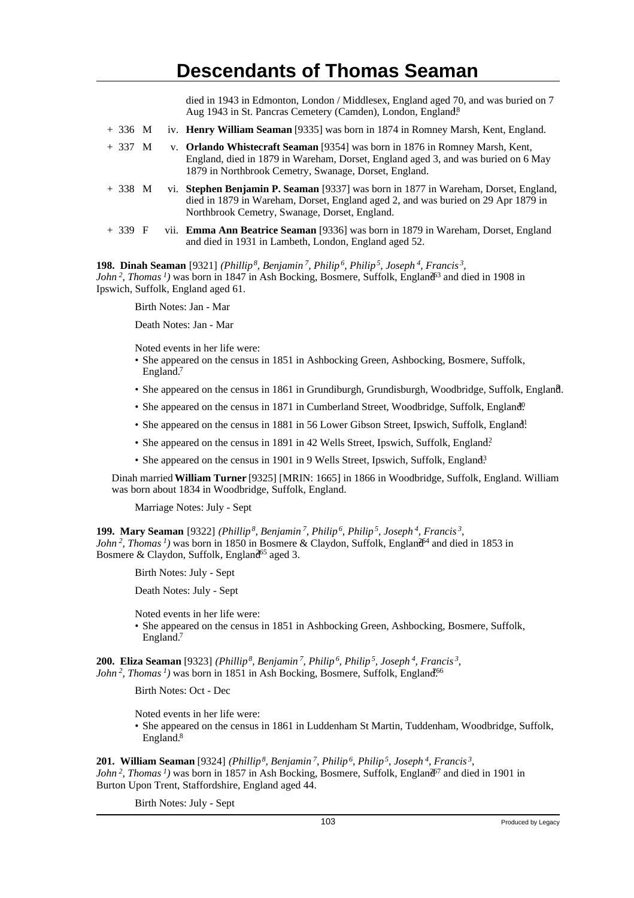died in 1943 in Edmonton, London / Middlesex, England aged 70, and was buried on 7 Aug 1943 in St. Pancras Cemetery (Camden), London, England.[8]

+ 336 M iv. **Henry William Seaman** [9335] was born in 1874 in Romney Marsh, Kent, England.

+ 337 M v. **Orlando Whistecraft Seaman** [9354] was born in 1876 in Romney Marsh, Kent, England, died in 1879 in Wareham, Dorset, England aged 3, and was buried on 6 May 1879 in Northbrook Cemetry, Swanage, Dorset, England.

+ 338 M vi. **Stephen Benjamin P. Seaman** [9337] was born in 1877 in Wareham, Dorset, England, died in 1879 in Wareham, Dorset, England aged 2, and was buried on 29 Apr 1879 in Northbrook Cemetry, Swanage, Dorset, England.

+ 339 F vii. **Emma Ann Beatrice Seaman** [9336] was born in 1879 in Wareham, Dorset, England and died in 1931 in Lambeth, London, England aged 52.

**198. Dinah Seaman** [9321] *(Phillip[8], Benjamin[7], Philip[6], Philip[5], Joseph[4], Francis[3], John[2], Thomas[1])* was born in 1847 in Ash Bocking, Bosmere, Suffolk, England[263] and died in 1908 in Ipswich, Suffolk, England aged 61.

Birth Notes: Jan - Mar

Death Notes: Jan - Mar

Noted events in her life were:

- She appeared on the census in 1851 in Ashbocking Green, Ashbocking, Bosmere, Suffolk, England.[7]
- She appeared on the census in 1861 in Grundiburgh, Grundisburgh, Woodbridge, Suffolk, England.[8]
- She appeared on the census in 1871 in Cumberland Street, Woodbridge, Suffolk, England.[10]
- She appeared on the census in 1881 in 56 Lower Gibson Street, Ipswich, Suffolk, England.[11]
- She appeared on the census in 1891 in 42 Wells Street, Ipswich, Suffolk, England.[12]
- She appeared on the census in 1901 in 9 Wells Street, Ipswich, Suffolk, England.[13]

Dinah married **William Turner** [9325] [MRIN: 1665] in 1866 in Woodbridge, Suffolk, England. William was born about 1834 in Woodbridge, Suffolk, England.

Marriage Notes: July - Sept

**199. Mary Seaman** [9322] *(Phillip[8], Benjamin[7], Philip[6], Philip[5], Joseph[4], Francis[3], John[2], Thomas[1])* was born in 1850 in Bosmere & Claydon, Suffolk, England[264] and died in 1853 in Bosmere & Claydon, Suffolk, England[265] aged 3.

Birth Notes: July - Sept

Death Notes: July - Sept

Noted events in her life were:

- She appeared on the census in 1851 in Ashbocking Green, Ashbocking, Bosmere, Suffolk, England.[7]

**200. Eliza Seaman** [9323] *(Phillip[8], Benjamin[7], Philip[6], Philip[5], Joseph[4], Francis[3], John[2], Thomas[1])* was born in 1851 in Ash Bocking, Bosmere, Suffolk, England.[266]

Birth Notes: Oct - Dec

Noted events in her life were:

- She appeared on the census in 1861 in Luddenham St Martin, Tuddenham, Woodbridge, Suffolk, England.[8]

**201. William Seaman** [9324] *(Phillip[8], Benjamin[7], Philip[6], Philip[5], Joseph[4], Francis[3], John[2], Thomas[1])* was born in 1857 in Ash Bocking, Bosmere, Suffolk, England[267] and died in 1901 in Burton Upon Trent, Staffordshire, England aged 44.

Birth Notes: July - Sept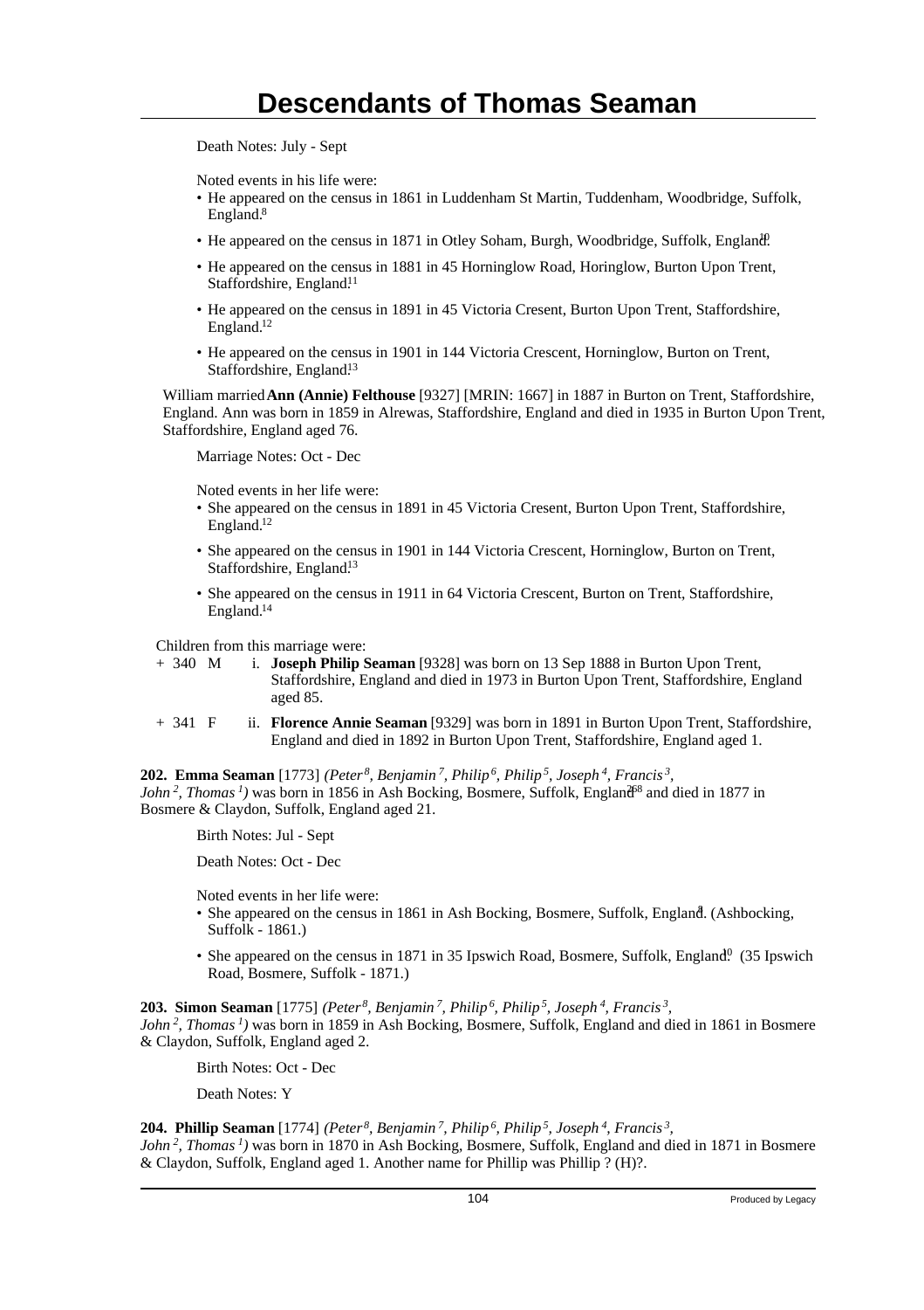Death Notes: July - Sept

Noted events in his life were:

- He appeared on the census in 1861 in Luddenham St Martin, Tuddenham, Woodbridge, Suffolk, England.[8]
- He appeared on the census in 1871 in Otley Soham, Burgh, Woodbridge, Suffolk, England.[10]
- He appeared on the census in 1881 in 45 Horninglow Road, Horinglow, Burton Upon Trent, Staffordshire, England.[11]
- He appeared on the census in 1891 in 45 Victoria Cresent, Burton Upon Trent, Staffordshire, England.[12]
- He appeared on the census in 1901 in 144 Victoria Crescent, Horninglow, Burton on Trent, Staffordshire, England.[13]

William married **Ann (Annie) Felthouse** [9327] [MRIN: 1667] in 1887 in Burton on Trent, Staffordshire, England. Ann was born in 1859 in Alrewas, Staffordshire, England and died in 1935 in Burton Upon Trent, Staffordshire, England aged 76.

Marriage Notes: Oct - Dec

Noted events in her life were:

- She appeared on the census in 1891 in 45 Victoria Cresent, Burton Upon Trent, Staffordshire, England.[12]
- She appeared on the census in 1901 in 144 Victoria Crescent, Horninglow, Burton on Trent, Staffordshire, England.[13]
- She appeared on the census in 1911 in 64 Victoria Crescent, Burton on Trent, Staffordshire, England.[14]

Children from this marriage were:

+ 340 M i. **Joseph Philip Seaman** [9328] was born on 13 Sep 1888 in Burton Upon Trent, Staffordshire, England and died in 1973 in Burton Upon Trent, Staffordshire, England aged 85.

+ 341 F ii. **Florence Annie Seaman** [9329] was born in 1891 in Burton Upon Trent, Staffordshire, England and died in 1892 in Burton Upon Trent, Staffordshire, England aged 1.

**202. Emma Seaman** [1773] *(Peter[8], Benjamin[7], Philip[6], Philip[5], Joseph[4], Francis[3], John[2], Thomas[1])* was born in 1856 in Ash Bocking, Bosmere, Suffolk, England[268] and died in 1877 in Bosmere & Claydon, Suffolk, England aged 21.

Birth Notes: Jul - Sept

Death Notes: Oct - Dec

Noted events in her life were:

- She appeared on the census in 1861 in Ash Bocking, Bosmere, Suffolk, England.[8] (Ashbocking, Suffolk - 1861.)
- She appeared on the census in 1871 in 35 Ipswich Road, Bosmere, Suffolk, England.[10] (35 Ipswich Road, Bosmere, Suffolk - 1871.)

**203. Simon Seaman** [1775] *(Peter[8], Benjamin[7], Philip[6], Philip[5], Joseph[4], Francis[3], John[2], Thomas[1])* was born in 1859 in Ash Bocking, Bosmere, Suffolk, England and died in 1861 in Bosmere & Claydon, Suffolk, England aged 2.

Birth Notes: Oct - Dec

Death Notes: Y

**204. Phillip Seaman** [1774] *(Peter[8], Benjamin[7], Philip[6], Philip[5], Joseph[4], Francis[3], John[2], Thomas[1])* was born in 1870 in Ash Bocking, Bosmere, Suffolk, England and died in 1871 in Bosmere & Claydon, Suffolk, England aged 1. Another name for Phillip was Phillip ? (H)?.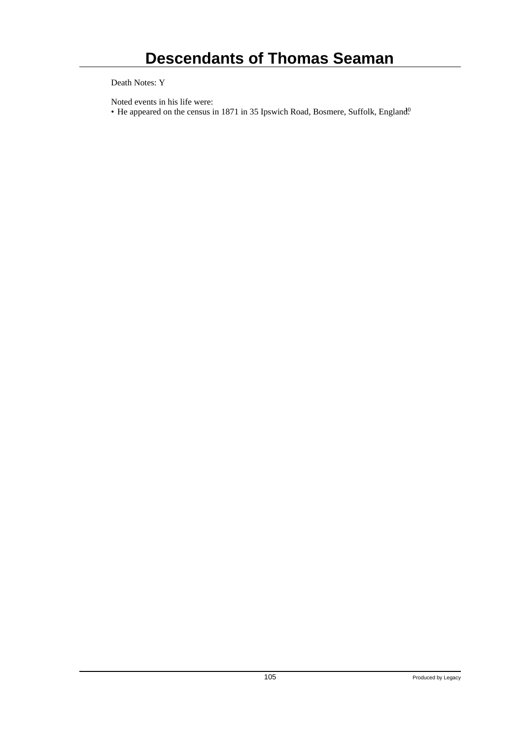Death Notes: Y

Noted events in his life were:

• He appeared on the census in 1871 in 35 Ipswich Road, Bosmere, Suffolk, England.[10]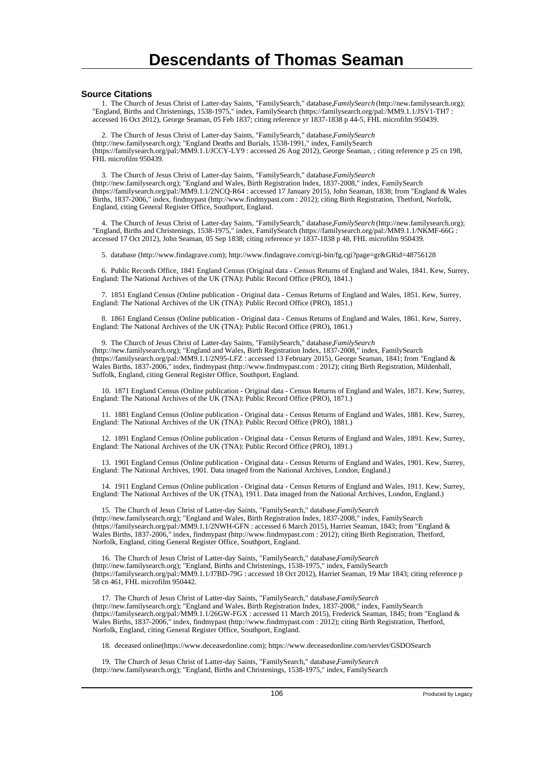# Descendants of Thomas Seaman

### Source Citations

1. The Church of Jesus Christ of Latter-day Saints, "FamilySearch," database,*FamilySearch* (http://new.familysearch.org); "England, Births and Christenings, 1538-1975," index, FamilySearch (https://familysearch.org/pal:/MM9.1.1/JSV1-TH7 : accessed 16 Oct 2012), George Seaman, 05 Feb 1837; citing reference yr 1837-1838 p 44-5, FHL microfilm 950439.

2. The Church of Jesus Christ of Latter-day Saints, "FamilySearch," database,*FamilySearch* (http://new.familysearch.org); "England Deaths and Burials, 1538-1991," index, FamilySearch (https://familysearch.org/pal:/MM9.1.1/JCCY-LY9 : accessed 26 Aug 2012), George Seaman, ; citing reference p 25 cn 198, FHL microfilm 950439.

3. The Church of Jesus Christ of Latter-day Saints, "FamilySearch," database,*FamilySearch* (http://new.familysearch.org); "England and Wales, Birth Registration Index, 1837-2008," index, FamilySearch (https://familysearch.org/pal:/MM9.1.1/2NCQ-R64 : accessed 17 January 2015), John Seaman, 1838; from "England & Wales Births, 1837-2006," index, findmypast (http://www.findmypast.com : 2012); citing Birth Registration, Thetford, Norfolk, England, citing General Register Office, Southport, England.

4. The Church of Jesus Christ of Latter-day Saints, "FamilySearch," database,*FamilySearch* (http://new.familysearch.org); "England, Births and Christenings, 1538-1975," index, FamilySearch (https://familysearch.org/pal:/MM9.1.1/NKMF-66G : accessed 17 Oct 2012), John Seaman, 05 Sep 1838; citing reference yr 1837-1838 p 48, FHL microfilm 950439.

5. database (http://www.findagrave.com); http://www.findagrave.com/cgi-bin/fg.cgi?page=gr&GRid=48756128

6. Public Records Office, 1841 England Census (Original data - Census Returns of England and Wales, 1841. Kew, Surrey, England: The National Archives of the UK (TNA): Public Record Office (PRO), 1841.)

7. 1851 England Census (Online publication - Original data - Census Returns of England and Wales, 1851. Kew, Surrey, England: The National Archives of the UK (TNA): Public Record Office (PRO), 1851.)

8. 1861 England Census (Online publication - Original data - Census Returns of England and Wales, 1861. Kew, Surrey, England: The National Archives of the UK (TNA): Public Record Office (PRO), 1861.)

9. The Church of Jesus Christ of Latter-day Saints, "FamilySearch," database,*FamilySearch* (http://new.familysearch.org); "England and Wales, Birth Registration Index, 1837-2008," index, FamilySearch (https://familysearch.org/pal:/MM9.1.1/2N95-LFZ : accessed 13 February 2015), George Seaman, 1841; from "England & Wales Births, 1837-2006," index, findmypast (http://www.findmypast.com : 2012); citing Birth Registration, Mildenhall, Suffolk, England, citing General Register Office, Southport, England.

10. 1871 England Census (Online publication - Original data - Census Returns of England and Wales, 1871. Kew, Surrey, England: The National Archives of the UK (TNA): Public Record Office (PRO), 1871.)

11. 1881 England Census (Online publication - Original data - Census Returns of England and Wales, 1881. Kew, Surrey, England: The National Archives of the UK (TNA): Public Record Office (PRO), 1881.)

12. 1891 England Census (Online publication - Original data - Census Returns of England and Wales, 1891. Kew, Surrey, England: The National Archives of the UK (TNA): Public Record Office (PRO), 1891.)

13. 1901 England Census (Online publication - Original data - Census Returns of England and Wales, 1901. Kew, Surrey, England: The National Archives, 1901. Data imaged from the National Archives, London, England.)

14. 1911 England Census (Online publication - Original data - Census Returns of England and Wales, 1911. Kew, Surrey, England: The National Archives of the UK (TNA), 1911. Data imaged from the National Archives, London, England.)

15. The Church of Jesus Christ of Latter-day Saints, "FamilySearch," database,*FamilySearch* (http://new.familysearch.org); "England and Wales, Birth Registration Index, 1837-2008," index, FamilySearch (https://familysearch.org/pal:/MM9.1.1/2NWH-GFN : accessed 6 March 2015), Harriet Seaman, 1843; from "England & Wales Births, 1837-2006," index, findmypast (http://www.findmypast.com : 2012); citing Birth Registration, Thetford, Norfolk, England, citing General Register Office, Southport, England.

16. The Church of Jesus Christ of Latter-day Saints, "FamilySearch," database,*FamilySearch* (http://new.familysearch.org); "England, Births and Christenings, 1538-1975," index, FamilySearch (https://familysearch.org/pal:/MM9.1.1/J7BD-79G : accessed 18 Oct 2012), Harriet Seaman, 19 Mar 1843; citing reference p 58 cn 461, FHL microfilm 950442.

17. The Church of Jesus Christ of Latter-day Saints, "FamilySearch," database,*FamilySearch* (http://new.familysearch.org); "England and Wales, Birth Registration Index, 1837-2008," index, FamilySearch (https://familysearch.org/pal:/MM9.1.1/26GW-FGX : accessed 11 March 2015), Frederick Seaman, 1845; from "England & Wales Births, 1837-2006," index, findmypast (http://www.findmypast.com : 2012); citing Birth Registration, Thetford, Norfolk, England, citing General Register Office, Southport, England.

18. deceased online(https://www.deceasedonline.com); https://www.deceasedonline.com/servlet/GSDOSearch

19. The Church of Jesus Christ of Latter-day Saints, "FamilySearch," database,*FamilySearch* (http://new.familysearch.org); "England, Births and Christenings, 1538-1975," index, FamilySearch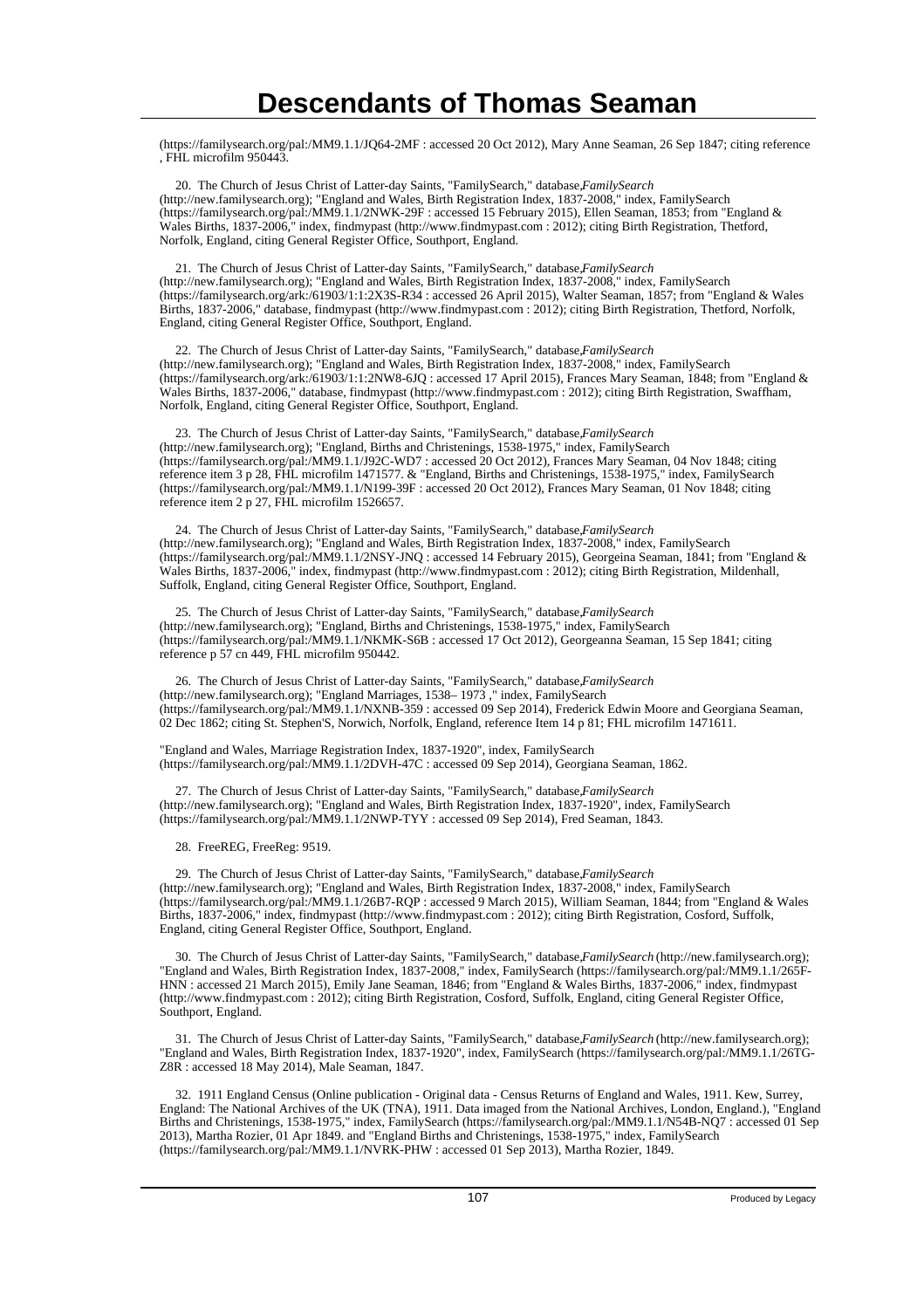(https://familysearch.org/pal:/MM9.1.1/JQ64-2MF : accessed 20 Oct 2012), Mary Anne Seaman, 26 Sep 1847; citing reference , FHL microfilm 950443.

20. The Church of Jesus Christ of Latter-day Saints, "FamilySearch," database,*FamilySearch* (http://new.familysearch.org); "England and Wales, Birth Registration Index, 1837-2008," index, FamilySearch (https://familysearch.org/pal:/MM9.1.1/2NWK-29F : accessed 15 February 2015), Ellen Seaman, 1853; from "England & Wales Births, 1837-2006," index, findmypast (http://www.findmypast.com : 2012); citing Birth Registration, Thetford, Norfolk, England, citing General Register Office, Southport, England.

21. The Church of Jesus Christ of Latter-day Saints, "FamilySearch," database,*FamilySearch* (http://new.familysearch.org); "England and Wales, Birth Registration Index, 1837-2008," index, FamilySearch (https://familysearch.org/ark:/61903/1:1:2X3S-R34 : accessed 26 April 2015), Walter Seaman, 1857; from "England & Wales Births, 1837-2006," database, findmypast (http://www.findmypast.com : 2012); citing Birth Registration, Thetford, Norfolk, England, citing General Register Office, Southport, England.

22. The Church of Jesus Christ of Latter-day Saints, "FamilySearch," database,*FamilySearch* (http://new.familysearch.org); "England and Wales, Birth Registration Index, 1837-2008," index, FamilySearch (https://familysearch.org/ark:/61903/1:1:2NW8-6JQ : accessed 17 April 2015), Frances Mary Seaman, 1848; from "England & Wales Births, 1837-2006," database, findmypast (http://www.findmypast.com : 2012); citing Birth Registration, Swaffham, Norfolk, England, citing General Register Office, Southport, England.

23. The Church of Jesus Christ of Latter-day Saints, "FamilySearch," database,*FamilySearch* (http://new.familysearch.org); "England, Births and Christenings, 1538-1975," index, FamilySearch (https://familysearch.org/pal:/MM9.1.1/J92C-WD7 : accessed 20 Oct 2012), Frances Mary Seaman, 04 Nov 1848; citing reference item 3 p 28, FHL microfilm 1471577. & "England, Births and Christenings, 1538-1975," index, FamilySearch (https://familysearch.org/pal:/MM9.1.1/N199-39F : accessed 20 Oct 2012), Frances Mary Seaman, 01 Nov 1848; citing reference item 2 p 27, FHL microfilm 1526657.

24. The Church of Jesus Christ of Latter-day Saints, "FamilySearch," database,*FamilySearch* (http://new.familysearch.org); "England and Wales, Birth Registration Index, 1837-2008," index, FamilySearch (https://familysearch.org/pal:/MM9.1.1/2NSY-JNQ : accessed 14 February 2015), Georgeina Seaman, 1841; from "England & Wales Births, 1837-2006," index, findmypast (http://www.findmypast.com : 2012); citing Birth Registration, Mildenhall, Suffolk, England, citing General Register Office, Southport, England.

25. The Church of Jesus Christ of Latter-day Saints, "FamilySearch," database,*FamilySearch* (http://new.familysearch.org); "England, Births and Christenings, 1538-1975," index, FamilySearch (https://familysearch.org/pal:/MM9.1.1/NKMK-S6B : accessed 17 Oct 2012), Georgeanna Seaman, 15 Sep 1841; citing reference p 57 cn 449, FHL microfilm 950442.

26. The Church of Jesus Christ of Latter-day Saints, "FamilySearch," database,*FamilySearch* (http://new.familysearch.org); "England Marriages, 1538– 1973 ," index, FamilySearch (https://familysearch.org/pal:/MM9.1.1/NXNB-359 : accessed 09 Sep 2014), Frederick Edwin Moore and Georgiana Seaman, 02 Dec 1862; citing St. Stephen'S, Norwich, Norfolk, England, reference Item 14 p 81; FHL microfilm 1471611.

"England and Wales, Marriage Registration Index, 1837-1920", index, FamilySearch (https://familysearch.org/pal:/MM9.1.1/2DVH-47C : accessed 09 Sep 2014), Georgiana Seaman, 1862.

27. The Church of Jesus Christ of Latter-day Saints, "FamilySearch," database,*FamilySearch* (http://new.familysearch.org); "England and Wales, Birth Registration Index, 1837-1920", index, FamilySearch (https://familysearch.org/pal:/MM9.1.1/2NWP-TYY : accessed 09 Sep 2014), Fred Seaman, 1843.

28. FreeREG, FreeReg: 9519.

29. The Church of Jesus Christ of Latter-day Saints, "FamilySearch," database,*FamilySearch* (http://new.familysearch.org); "England and Wales, Birth Registration Index, 1837-2008," index, FamilySearch (https://familysearch.org/pal:/MM9.1.1/26B7-RQP : accessed 9 March 2015), William Seaman, 1844; from "England & Wales Births, 1837-2006," index, findmypast (http://www.findmypast.com : 2012); citing Birth Registration, Cosford, Suffolk, England, citing General Register Office, Southport, England.

30. The Church of Jesus Christ of Latter-day Saints, "FamilySearch," database,*FamilySearch* (http://new.familysearch.org); "England and Wales, Birth Registration Index, 1837-2008," index, FamilySearch (https://familysearch.org/pal:/MM9.1.1/265F-HNN : accessed 21 March 2015), Emily Jane Seaman, 1846; from "England & Wales Births, 1837-2006," index, findmypast (http://www.findmypast.com : 2012); citing Birth Registration, Cosford, Suffolk, England, citing General Register Office, Southport, England.

31. The Church of Jesus Christ of Latter-day Saints, "FamilySearch," database,*FamilySearch* (http://new.familysearch.org); "England and Wales, Birth Registration Index, 1837-1920", index, FamilySearch (https://familysearch.org/pal:/MM9.1.1/26TG-Z8R : accessed 18 May 2014), Male Seaman, 1847.

32. 1911 England Census (Online publication - Original data - Census Returns of England and Wales, 1911. Kew, Surrey, England: The National Archives of the UK (TNA), 1911. Data imaged from the National Archives, London, England.), "England Births and Christenings, 1538-1975," index, FamilySearch (https://familysearch.org/pal:/MM9.1.1/N54B-NQ7 : accessed 01 Sep 2013), Martha Rozier, 01 Apr 1849. and "England Births and Christenings, 1538-1975," index, FamilySearch (https://familysearch.org/pal:/MM9.1.1/NVRK-PHW : accessed 01 Sep 2013), Martha Rozier, 1849.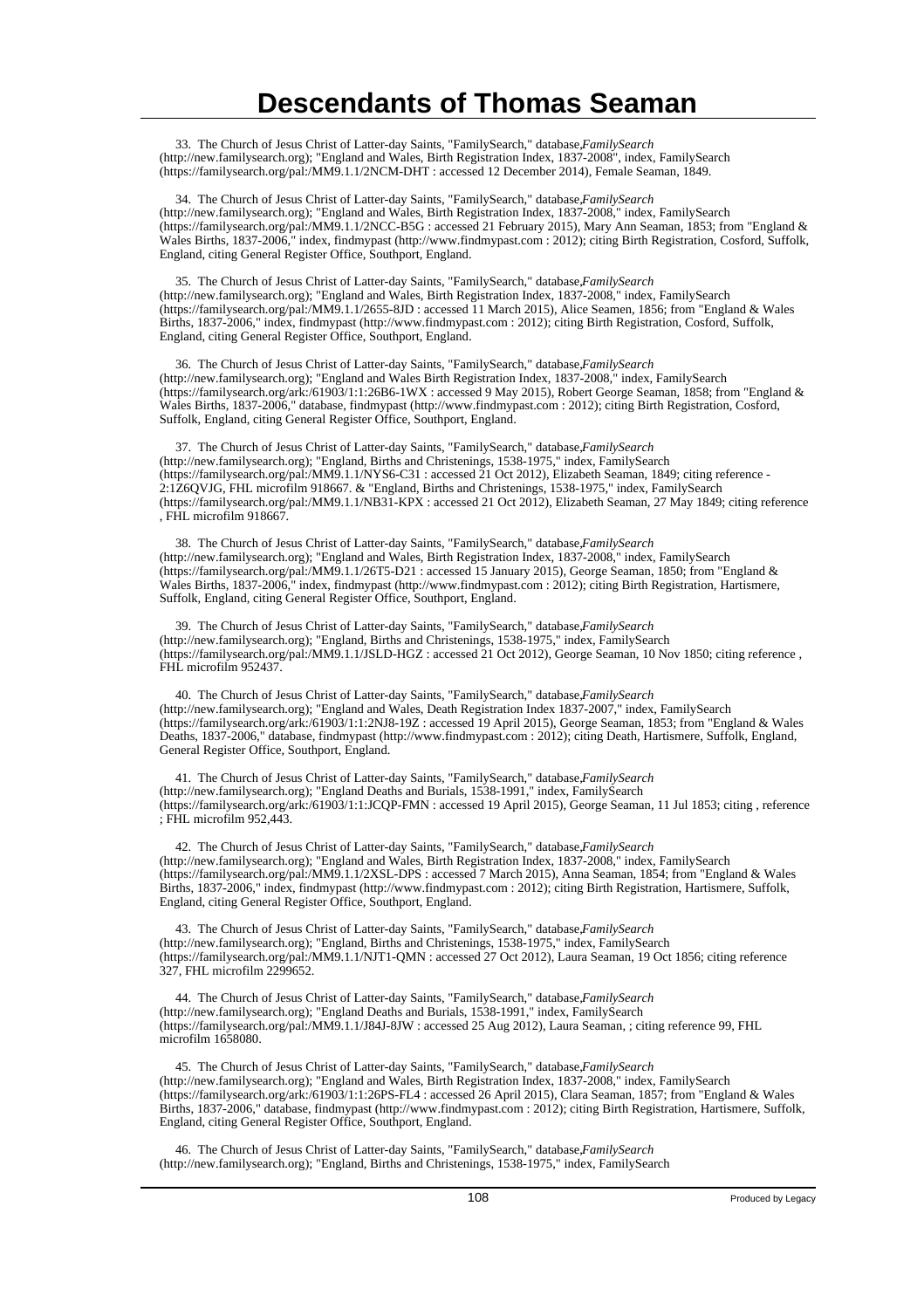# Descendants of Thomas Seaman

33. The Church of Jesus Christ of Latter-day Saints, "FamilySearch," database,*FamilySearch* (http://new.familysearch.org); "England and Wales, Birth Registration Index, 1837-2008", index, FamilySearch (https://familysearch.org/pal:/MM9.1.1/2NCM-DHT : accessed 12 December 2014), Female Seaman, 1849.

34. The Church of Jesus Christ of Latter-day Saints, "FamilySearch," database,*FamilySearch* (http://new.familysearch.org); "England and Wales, Birth Registration Index, 1837-2008," index, FamilySearch (https://familysearch.org/pal:/MM9.1.1/2NCC-B5G : accessed 21 February 2015), Mary Ann Seaman, 1853; from "England & Wales Births, 1837-2006," index, findmypast (http://www.findmypast.com : 2012); citing Birth Registration, Cosford, Suffolk, England, citing General Register Office, Southport, England.

35. The Church of Jesus Christ of Latter-day Saints, "FamilySearch," database,*FamilySearch* (http://new.familysearch.org); "England and Wales, Birth Registration Index, 1837-2008," index, FamilySearch (https://familysearch.org/pal:/MM9.1.1/2655-8JD : accessed 11 March 2015), Alice Seamen, 1856; from "England & Wales Births, 1837-2006," index, findmypast (http://www.findmypast.com : 2012); citing Birth Registration, Cosford, Suffolk, England, citing General Register Office, Southport, England.

36. The Church of Jesus Christ of Latter-day Saints, "FamilySearch," database,*FamilySearch* (http://new.familysearch.org); "England and Wales Birth Registration Index, 1837-2008," index, FamilySearch (https://familysearch.org/ark:/61903/1:1:26B6-1WX : accessed 9 May 2015), Robert George Seaman, 1858; from "England & Wales Births, 1837-2006," database, findmypast (http://www.findmypast.com : 2012); citing Birth Registration, Cosford, Suffolk, England, citing General Register Office, Southport, England.

37. The Church of Jesus Christ of Latter-day Saints, "FamilySearch," database,*FamilySearch* (http://new.familysearch.org); "England, Births and Christenings, 1538-1975," index, FamilySearch (https://familysearch.org/pal:/MM9.1.1/NYS6-C31 : accessed 21 Oct 2012), Elizabeth Seaman, 1849; citing reference - 2:1Z6QVJG, FHL microfilm 918667. & "England, Births and Christenings, 1538-1975," index, FamilySearch (https://familysearch.org/pal:/MM9.1.1/NB31-KPX : accessed 21 Oct 2012), Elizabeth Seaman, 27 May 1849; citing reference , FHL microfilm 918667.

38. The Church of Jesus Christ of Latter-day Saints, "FamilySearch," database,*FamilySearch* (http://new.familysearch.org); "England and Wales, Birth Registration Index, 1837-2008," index, FamilySearch (https://familysearch.org/pal:/MM9.1.1/26T5-D21 : accessed 15 January 2015), George Seaman, 1850; from "England & Wales Births, 1837-2006," index, findmypast (http://www.findmypast.com : 2012); citing Birth Registration, Hartismere, Suffolk, England, citing General Register Office, Southport, England.

39. The Church of Jesus Christ of Latter-day Saints, "FamilySearch," database,*FamilySearch* (http://new.familysearch.org); "England, Births and Christenings, 1538-1975," index, FamilySearch (https://familysearch.org/pal:/MM9.1.1/JSLD-HGZ : accessed 21 Oct 2012), George Seaman, 10 Nov 1850; citing reference , FHL microfilm 952437.

40. The Church of Jesus Christ of Latter-day Saints, "FamilySearch," database,*FamilySearch* (http://new.familysearch.org); "England and Wales, Death Registration Index 1837-2007," index, FamilySearch (https://familysearch.org/ark:/61903/1:1:2NJ8-19Z : accessed 19 April 2015), George Seaman, 1853; from "England & Wales Deaths, 1837-2006," database, findmypast (http://www.findmypast.com : 2012); citing Death, Hartismere, Suffolk, England, General Register Office, Southport, England.

41. The Church of Jesus Christ of Latter-day Saints, "FamilySearch," database,*FamilySearch* (http://new.familysearch.org); "England Deaths and Burials, 1538-1991," index, FamilySearch (https://familysearch.org/ark:/61903/1:1:JCQP-FMN : accessed 19 April 2015), George Seaman, 11 Jul 1853; citing , reference ; FHL microfilm 952,443.

42. The Church of Jesus Christ of Latter-day Saints, "FamilySearch," database,*FamilySearch* (http://new.familysearch.org); "England and Wales, Birth Registration Index, 1837-2008," index, FamilySearch (https://familysearch.org/pal:/MM9.1.1/2XSL-DPS : accessed 7 March 2015), Anna Seaman, 1854; from "England & Wales Births, 1837-2006," index, findmypast (http://www.findmypast.com : 2012); citing Birth Registration, Hartismere, Suffolk, England, citing General Register Office, Southport, England.

43. The Church of Jesus Christ of Latter-day Saints, "FamilySearch," database,*FamilySearch* (http://new.familysearch.org); "England, Births and Christenings, 1538-1975," index, FamilySearch (https://familysearch.org/pal:/MM9.1.1/NJT1-QMN : accessed 27 Oct 2012), Laura Seaman, 19 Oct 1856; citing reference 327, FHL microfilm 2299652.

44. The Church of Jesus Christ of Latter-day Saints, "FamilySearch," database,*FamilySearch* (http://new.familysearch.org); "England Deaths and Burials, 1538-1991," index, FamilySearch (https://familysearch.org/pal:/MM9.1.1/J84J-8JW : accessed 25 Aug 2012), Laura Seaman, ; citing reference 99, FHL microfilm 1658080.

45. The Church of Jesus Christ of Latter-day Saints, "FamilySearch," database,*FamilySearch* (http://new.familysearch.org); "England and Wales, Birth Registration Index, 1837-2008," index, FamilySearch (https://familysearch.org/ark:/61903/1:1:26PS-FL4 : accessed 26 April 2015), Clara Seaman, 1857; from "England & Wales Births, 1837-2006," database, findmypast (http://www.findmypast.com : 2012); citing Birth Registration, Hartismere, Suffolk, England, citing General Register Office, Southport, England.

46. The Church of Jesus Christ of Latter-day Saints, "FamilySearch," database,*FamilySearch* (http://new.familysearch.org); "England, Births and Christenings, 1538-1975," index, FamilySearch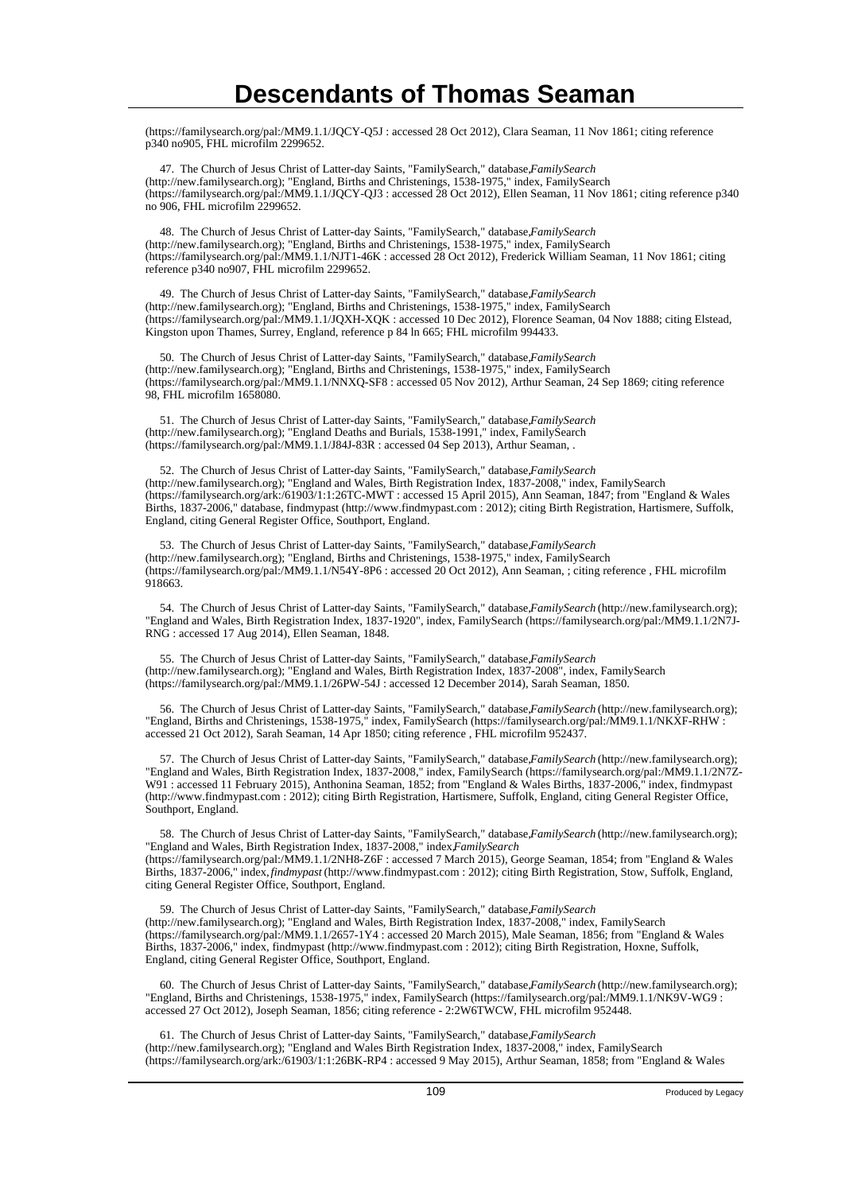(https://familysearch.org/pal:/MM9.1.1/JQCY-Q5J : accessed 28 Oct 2012), Clara Seaman, 11 Nov 1861; citing reference p340 no905, FHL microfilm 2299652.

47. The Church of Jesus Christ of Latter-day Saints, "FamilySearch," database,*FamilySearch* (http://new.familysearch.org); "England, Births and Christenings, 1538-1975," index, FamilySearch (https://familysearch.org/pal:/MM9.1.1/JQCY-QJ3 : accessed 28 Oct 2012), Ellen Seaman, 11 Nov 1861; citing reference p340 no 906, FHL microfilm 2299652.

48. The Church of Jesus Christ of Latter-day Saints, "FamilySearch," database,*FamilySearch* (http://new.familysearch.org); "England, Births and Christenings, 1538-1975," index, FamilySearch (https://familysearch.org/pal:/MM9.1.1/NJT1-46K : accessed 28 Oct 2012), Frederick William Seaman, 11 Nov 1861; citing reference p340 no907, FHL microfilm 2299652.

49. The Church of Jesus Christ of Latter-day Saints, "FamilySearch," database,*FamilySearch* (http://new.familysearch.org); "England, Births and Christenings, 1538-1975," index, FamilySearch (https://familysearch.org/pal:/MM9.1.1/JQXH-XQK : accessed 10 Dec 2012), Florence Seaman, 04 Nov 1888; citing Elstead, Kingston upon Thames, Surrey, England, reference p 84 ln 665; FHL microfilm 994433.

50. The Church of Jesus Christ of Latter-day Saints, "FamilySearch," database,*FamilySearch* (http://new.familysearch.org); "England, Births and Christenings, 1538-1975," index, FamilySearch (https://familysearch.org/pal:/MM9.1.1/NNXQ-SF8 : accessed 05 Nov 2012), Arthur Seaman, 24 Sep 1869; citing reference 98, FHL microfilm 1658080.

51. The Church of Jesus Christ of Latter-day Saints, "FamilySearch," database,*FamilySearch* (http://new.familysearch.org); "England Deaths and Burials, 1538-1991," index, FamilySearch (https://familysearch.org/pal:/MM9.1.1/J84J-83R : accessed 04 Sep 2013), Arthur Seaman, .

52. The Church of Jesus Christ of Latter-day Saints, "FamilySearch," database,*FamilySearch* (http://new.familysearch.org); "England and Wales, Birth Registration Index, 1837-2008," index, FamilySearch (https://familysearch.org/ark:/61903/1:1:26TC-MWT : accessed 15 April 2015), Ann Seaman, 1847; from "England & Wales Births, 1837-2006," database, findmypast (http://www.findmypast.com : 2012); citing Birth Registration, Hartismere, Suffolk, England, citing General Register Office, Southport, England.

53. The Church of Jesus Christ of Latter-day Saints, "FamilySearch," database,*FamilySearch* (http://new.familysearch.org); "England, Births and Christenings, 1538-1975," index, FamilySearch (https://familysearch.org/pal:/MM9.1.1/N54Y-8P6 : accessed 20 Oct 2012), Ann Seaman, ; citing reference , FHL microfilm 918663.

54. The Church of Jesus Christ of Latter-day Saints, "FamilySearch," database,*FamilySearch* (http://new.familysearch.org); "England and Wales, Birth Registration Index, 1837-1920", index, FamilySearch (https://familysearch.org/pal:/MM9.1.1/2N7J-RNG : accessed 17 Aug 2014), Ellen Seaman, 1848.

55. The Church of Jesus Christ of Latter-day Saints, "FamilySearch," database,*FamilySearch* (http://new.familysearch.org); "England and Wales, Birth Registration Index, 1837-2008", index, FamilySearch (https://familysearch.org/pal:/MM9.1.1/26PW-54J : accessed 12 December 2014), Sarah Seaman, 1850.

56. The Church of Jesus Christ of Latter-day Saints, "FamilySearch," database,*FamilySearch* (http://new.familysearch.org); "England, Births and Christenings, 1538-1975," index, FamilySearch (https://familysearch.org/pal:/MM9.1.1/NKXF-RHW : accessed 21 Oct 2012), Sarah Seaman, 14 Apr 1850; citing reference , FHL microfilm 952437.

57. The Church of Jesus Christ of Latter-day Saints, "FamilySearch," database,*FamilySearch* (http://new.familysearch.org); "England and Wales, Birth Registration Index, 1837-2008," index, FamilySearch (https://familysearch.org/pal:/MM9.1.1/2N7Z-W91 : accessed 11 February 2015), Anthonina Seaman, 1852; from "England & Wales Births, 1837-2006," index, findmypast (http://www.findmypast.com : 2012); citing Birth Registration, Hartismere, Suffolk, England, citing General Register Office, Southport, England.

58. The Church of Jesus Christ of Latter-day Saints, "FamilySearch," database,*FamilySearch* (http://new.familysearch.org); "England and Wales, Birth Registration Index, 1837-2008," index,*FamilySearch* (https://familysearch.org/pal:/MM9.1.1/2NH8-Z6F : accessed 7 March 2015), George Seaman, 1854; from "England & Wales Births, 1837-2006," index, *findmypast* (http://www.findmypast.com : 2012); citing Birth Registration, Stow, Suffolk, England, citing General Register Office, Southport, England.

59. The Church of Jesus Christ of Latter-day Saints, "FamilySearch," database,*FamilySearch* (http://new.familysearch.org); "England and Wales, Birth Registration Index, 1837-2008," index, FamilySearch (https://familysearch.org/pal:/MM9.1.1/2657-1Y4 : accessed 20 March 2015), Male Seaman, 1856; from "England & Wales Births, 1837-2006," index, findmypast (http://www.findmypast.com : 2012); citing Birth Registration, Hoxne, Suffolk, England, citing General Register Office, Southport, England.

60. The Church of Jesus Christ of Latter-day Saints, "FamilySearch," database,*FamilySearch* (http://new.familysearch.org); "England, Births and Christenings, 1538-1975," index, FamilySearch (https://familysearch.org/pal:/MM9.1.1/NK9V-WG9 : accessed 27 Oct 2012), Joseph Seaman, 1856; citing reference - 2:2W6TWCW, FHL microfilm 952448.

61. The Church of Jesus Christ of Latter-day Saints, "FamilySearch," database,*FamilySearch* (http://new.familysearch.org); "England and Wales Birth Registration Index, 1837-2008," index, FamilySearch (https://familysearch.org/ark:/61903/1:1:26BK-RP4 : accessed 9 May 2015), Arthur Seaman, 1858; from "England & Wales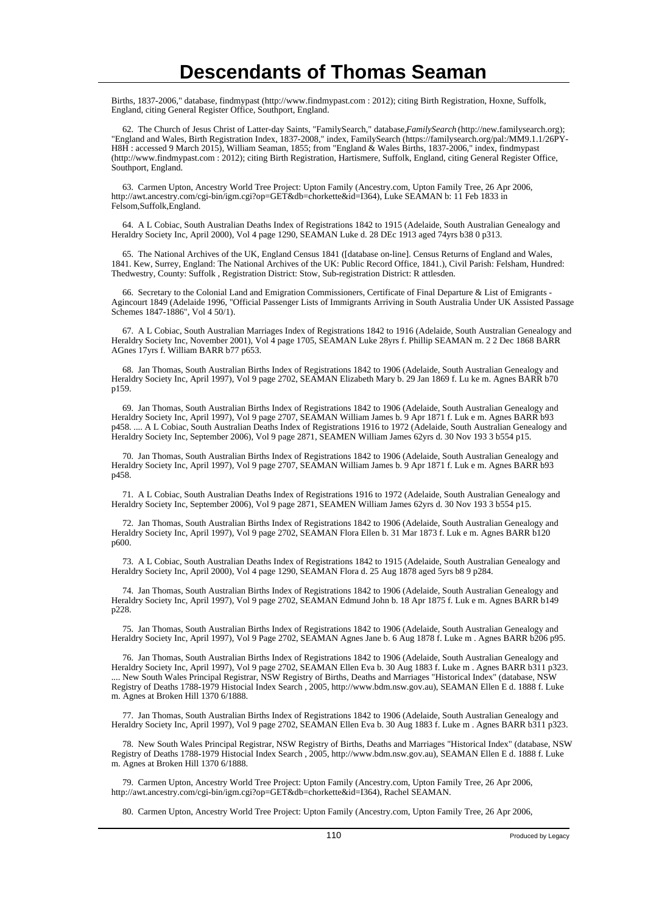Births, 1837-2006," database, findmypast (http://www.findmypast.com : 2012); citing Birth Registration, Hoxne, Suffolk, England, citing General Register Office, Southport, England.

62. The Church of Jesus Christ of Latter-day Saints, "FamilySearch," database,*FamilySearch* (http://new.familysearch.org); "England and Wales, Birth Registration Index, 1837-2008," index, FamilySearch (https://familysearch.org/pal:/MM9.1.1/26PY-H8H : accessed 9 March 2015), William Seaman, 1855; from "England & Wales Births, 1837-2006," index, findmypast (http://www.findmypast.com : 2012); citing Birth Registration, Hartismere, Suffolk, England, citing General Register Office, Southport, England.

63. Carmen Upton, Ancestry World Tree Project: Upton Family (Ancestry.com, Upton Family Tree, 26 Apr 2006, http://awt.ancestry.com/cgi-bin/igm.cgi?op=GET&db=chorkette&id=I364), Luke SEAMAN b: 11 Feb 1833 in Felsom,Suffolk,England.

64. A L Cobiac, South Australian Deaths Index of Registrations 1842 to 1915 (Adelaide, South Australian Genealogy and Heraldry Society Inc, April 2000), Vol 4 page 1290, SEAMAN Luke d. 28 DEc 1913 aged 74yrs b38 0 p313.

65. The National Archives of the UK, England Census 1841 ([database on-line]. Census Returns of England and Wales, 1841. Kew, Surrey, England: The National Archives of the UK: Public Record Office, 1841.), Civil Parish: Felsham, Hundred: Thedwestry, County: Suffolk , Registration District: Stow, Sub-registration District: R attlesden.

66. Secretary to the Colonial Land and Emigration Commissioners, Certificate of Final Departure & List of Emigrants - Agincourt 1849 (Adelaide 1996, "Official Passenger Lists of Immigrants Arriving in South Australia Under UK Assisted Passage Schemes 1847-1886", Vol 4 50/1).

67. A L Cobiac, South Australian Marriages Index of Registrations 1842 to 1916 (Adelaide, South Australian Genealogy and Heraldry Society Inc, November 2001), Vol 4 page 1705, SEAMAN Luke 28yrs f. Phillip SEAMAN m. 2 2 Dec 1868 BARR AGnes 17yrs f. William BARR b77 p653.

68. Jan Thomas, South Australian Births Index of Registrations 1842 to 1906 (Adelaide, South Australian Genealogy and Heraldry Society Inc, April 1997), Vol 9 page 2702, SEAMAN Elizabeth Mary b. 29 Jan 1869 f. Lu ke m. Agnes BARR b70 p159.

69. Jan Thomas, South Australian Births Index of Registrations 1842 to 1906 (Adelaide, South Australian Genealogy and Heraldry Society Inc, April 1997), Vol 9 page 2707, SEAMAN William James b. 9 Apr 1871 f. Luk e m. Agnes BARR b93 p458. .... A L Cobiac, South Australian Deaths Index of Registrations 1916 to 1972 (Adelaide, South Australian Genealogy and Heraldry Society Inc, September 2006), Vol 9 page 2871, SEAMEN William James 62yrs d. 30 Nov 193 3 b554 p15.

70. Jan Thomas, South Australian Births Index of Registrations 1842 to 1906 (Adelaide, South Australian Genealogy and Heraldry Society Inc, April 1997), Vol 9 page 2707, SEAMAN William James b. 9 Apr 1871 f. Luk e m. Agnes BARR b93 p458.

71. A L Cobiac, South Australian Deaths Index of Registrations 1916 to 1972 (Adelaide, South Australian Genealogy and Heraldry Society Inc, September 2006), Vol 9 page 2871, SEAMEN William James 62yrs d. 30 Nov 193 3 b554 p15.

72. Jan Thomas, South Australian Births Index of Registrations 1842 to 1906 (Adelaide, South Australian Genealogy and Heraldry Society Inc, April 1997), Vol 9 page 2702, SEAMAN Flora Ellen b. 31 Mar 1873 f. Luk e m. Agnes BARR b120 p600.

73. A L Cobiac, South Australian Deaths Index of Registrations 1842 to 1915 (Adelaide, South Australian Genealogy and Heraldry Society Inc, April 2000), Vol 4 page 1290, SEAMAN Flora d. 25 Aug 1878 aged 5yrs b8 9 p284.

74. Jan Thomas, South Australian Births Index of Registrations 1842 to 1906 (Adelaide, South Australian Genealogy and Heraldry Society Inc, April 1997), Vol 9 page 2702, SEAMAN Edmund John b. 18 Apr 1875 f. Luk e m. Agnes BARR b149 p228.

75. Jan Thomas, South Australian Births Index of Registrations 1842 to 1906 (Adelaide, South Australian Genealogy and Heraldry Society Inc, April 1997), Vol 9 Page 2702, SEAMAN Agnes Jane b. 6 Aug 1878 f. Luke m . Agnes BARR b206 p95.

76. Jan Thomas, South Australian Births Index of Registrations 1842 to 1906 (Adelaide, South Australian Genealogy and Heraldry Society Inc, April 1997), Vol 9 page 2702, SEAMAN Ellen Eva b. 30 Aug 1883 f. Luke m . Agnes BARR b311 p323. .... New South Wales Principal Registrar, NSW Registry of Births, Deaths and Marriages "Historical Index" (database, NSW Registry of Deaths 1788-1979 Histocial Index Search , 2005, http://www.bdm.nsw.gov.au), SEAMAN Ellen E d. 1888 f. Luke m. Agnes at Broken Hill 1370 6/1888.

77. Jan Thomas, South Australian Births Index of Registrations 1842 to 1906 (Adelaide, South Australian Genealogy and Heraldry Society Inc, April 1997), Vol 9 page 2702, SEAMAN Ellen Eva b. 30 Aug 1883 f. Luke m . Agnes BARR b311 p323.

78. New South Wales Principal Registrar, NSW Registry of Births, Deaths and Marriages "Historical Index" (database, NSW Registry of Deaths 1788-1979 Histocial Index Search , 2005, http://www.bdm.nsw.gov.au), SEAMAN Ellen E d. 1888 f. Luke m. Agnes at Broken Hill 1370 6/1888.

79. Carmen Upton, Ancestry World Tree Project: Upton Family (Ancestry.com, Upton Family Tree, 26 Apr 2006, http://awt.ancestry.com/cgi-bin/igm.cgi?op=GET&db=chorkette&id=I364), Rachel SEAMAN.

80. Carmen Upton, Ancestry World Tree Project: Upton Family (Ancestry.com, Upton Family Tree, 26 Apr 2006,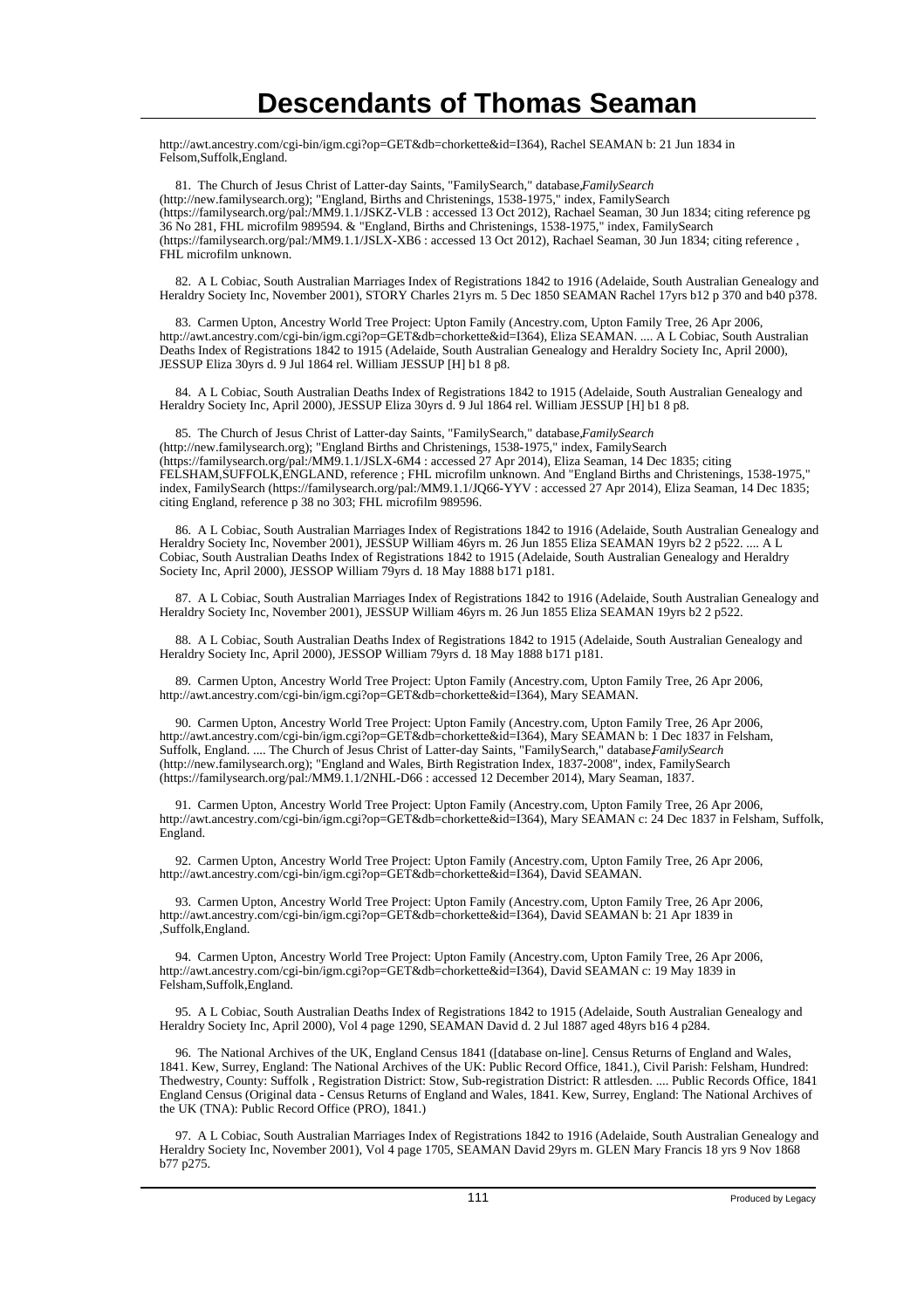http://awt.ancestry.com/cgi-bin/igm.cgi?op=GET&db=chorkette&id=I364), Rachel SEAMAN b: 21 Jun 1834 in Felsom,Suffolk,England.

81. The Church of Jesus Christ of Latter-day Saints, "FamilySearch," database,*FamilySearch* (http://new.familysearch.org); "England, Births and Christenings, 1538-1975," index, FamilySearch (https://familysearch.org/pal:/MM9.1.1/JSKZ-VLB : accessed 13 Oct 2012), Rachael Seaman, 30 Jun 1834; citing reference pg 36 No 281, FHL microfilm 989594. & "England, Births and Christenings, 1538-1975," index, FamilySearch (https://familysearch.org/pal:/MM9.1.1/JSLX-XB6 : accessed 13 Oct 2012), Rachael Seaman, 30 Jun 1834; citing reference , FHL microfilm unknown.

82. A L Cobiac, South Australian Marriages Index of Registrations 1842 to 1916 (Adelaide, South Australian Genealogy and Heraldry Society Inc, November 2001), STORY Charles 21yrs m. 5 Dec 1850 SEAMAN Rachel 17yrs b12 p 370 and b40 p378.

83. Carmen Upton, Ancestry World Tree Project: Upton Family (Ancestry.com, Upton Family Tree, 26 Apr 2006, http://awt.ancestry.com/cgi-bin/igm.cgi?op=GET&db=chorkette&id=I364), Eliza SEAMAN. .... A L Cobiac, South Australian Deaths Index of Registrations 1842 to 1915 (Adelaide, South Australian Genealogy and Heraldry Society Inc, April 2000), JESSUP Eliza 30yrs d. 9 Jul 1864 rel. William JESSUP [H] b1 8 p8.

84. A L Cobiac, South Australian Deaths Index of Registrations 1842 to 1915 (Adelaide, South Australian Genealogy and Heraldry Society Inc, April 2000), JESSUP Eliza 30yrs d. 9 Jul 1864 rel. William JESSUP [H] b1 8 p8.

85. The Church of Jesus Christ of Latter-day Saints, "FamilySearch," database,*FamilySearch* (http://new.familysearch.org); "England Births and Christenings, 1538-1975," index, FamilySearch (https://familysearch.org/pal:/MM9.1.1/JSLX-6M4 : accessed 27 Apr 2014), Eliza Seaman, 14 Dec 1835; citing FELSHAM,SUFFOLK,ENGLAND, reference ; FHL microfilm unknown. And "England Births and Christenings, 1538-1975," index, FamilySearch (https://familysearch.org/pal:/MM9.1.1/JQ66-YYV : accessed 27 Apr 2014), Eliza Seaman, 14 Dec 1835; citing England, reference p 38 no 303; FHL microfilm 989596.

86. A L Cobiac, South Australian Marriages Index of Registrations 1842 to 1916 (Adelaide, South Australian Genealogy and Heraldry Society Inc, November 2001), JESSUP William 46yrs m. 26 Jun 1855 Eliza SEAMAN 19yrs b2 2 p522. .... A L Cobiac, South Australian Deaths Index of Registrations 1842 to 1915 (Adelaide, South Australian Genealogy and Heraldry Society Inc, April 2000), JESSOP William 79yrs d. 18 May 1888 b171 p181.

87. A L Cobiac, South Australian Marriages Index of Registrations 1842 to 1916 (Adelaide, South Australian Genealogy and Heraldry Society Inc, November 2001), JESSUP William 46yrs m. 26 Jun 1855 Eliza SEAMAN 19yrs b2 2 p522.

88. A L Cobiac, South Australian Deaths Index of Registrations 1842 to 1915 (Adelaide, South Australian Genealogy and Heraldry Society Inc, April 2000), JESSOP William 79yrs d. 18 May 1888 b171 p181.

89. Carmen Upton, Ancestry World Tree Project: Upton Family (Ancestry.com, Upton Family Tree, 26 Apr 2006, http://awt.ancestry.com/cgi-bin/igm.cgi?op=GET&db=chorkette&id=I364), Mary SEAMAN.

90. Carmen Upton, Ancestry World Tree Project: Upton Family (Ancestry.com, Upton Family Tree, 26 Apr 2006, http://awt.ancestry.com/cgi-bin/igm.cgi?op=GET&db=chorkette&id=I364), Mary SEAMAN b: 1 Dec 1837 in Felsham, Suffolk, England. .... The Church of Jesus Christ of Latter-day Saints, "FamilySearch," database,*FamilySearch* (http://new.familysearch.org); "England and Wales, Birth Registration Index, 1837-2008", index, FamilySearch (https://familysearch.org/pal:/MM9.1.1/2NHL-D66 : accessed 12 December 2014), Mary Seaman, 1837.

91. Carmen Upton, Ancestry World Tree Project: Upton Family (Ancestry.com, Upton Family Tree, 26 Apr 2006, http://awt.ancestry.com/cgi-bin/igm.cgi?op=GET&db=chorkette&id=I364), Mary SEAMAN c: 24 Dec 1837 in Felsham, Suffolk, England.

92. Carmen Upton, Ancestry World Tree Project: Upton Family (Ancestry.com, Upton Family Tree, 26 Apr 2006, http://awt.ancestry.com/cgi-bin/igm.cgi?op=GET&db=chorkette&id=I364), David SEAMAN.

93. Carmen Upton, Ancestry World Tree Project: Upton Family (Ancestry.com, Upton Family Tree, 26 Apr 2006, http://awt.ancestry.com/cgi-bin/igm.cgi?op=GET&db=chorkette&id=I364), David SEAMAN b: 21 Apr 1839 in ,Suffolk,England.

94. Carmen Upton, Ancestry World Tree Project: Upton Family (Ancestry.com, Upton Family Tree, 26 Apr 2006, http://awt.ancestry.com/cgi-bin/igm.cgi?op=GET&db=chorkette&id=I364), David SEAMAN c: 19 May 1839 in Felsham,Suffolk,England.

95. A L Cobiac, South Australian Deaths Index of Registrations 1842 to 1915 (Adelaide, South Australian Genealogy and Heraldry Society Inc, April 2000), Vol 4 page 1290, SEAMAN David d. 2 Jul 1887 aged 48yrs b16 4 p284.

96. The National Archives of the UK, England Census 1841 ([database on-line]. Census Returns of England and Wales, 1841. Kew, Surrey, England: The National Archives of the UK: Public Record Office, 1841.), Civil Parish: Felsham, Hundred: Thedwestry, County: Suffolk , Registration District: Stow, Sub-registration District: R attlesden. .... Public Records Office, 1841 England Census (Original data - Census Returns of England and Wales, 1841. Kew, Surrey, England: The National Archives of the UK (TNA): Public Record Office (PRO), 1841.)

97. A L Cobiac, South Australian Marriages Index of Registrations 1842 to 1916 (Adelaide, South Australian Genealogy and Heraldry Society Inc, November 2001), Vol 4 page 1705, SEAMAN David 29yrs m. GLEN Mary Francis 18 yrs 9 Nov 1868 b77 p275.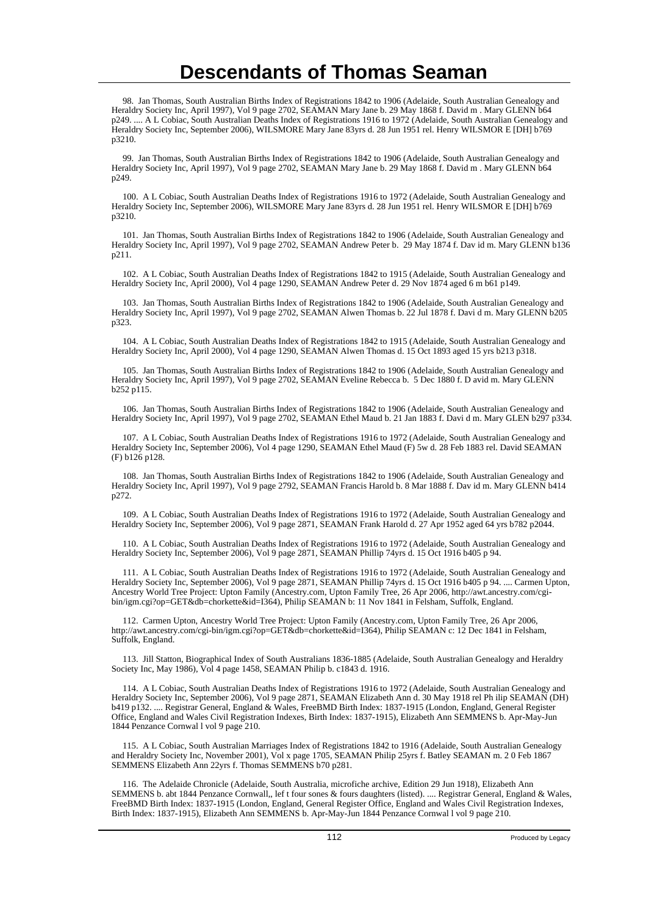# Descendants of Thomas Seaman

98. Jan Thomas, South Australian Births Index of Registrations 1842 to 1906 (Adelaide, South Australian Genealogy and Heraldry Society Inc, April 1997), Vol 9 page 2702, SEAMAN Mary Jane b. 29 May 1868 f. David m . Mary GLENN b64 p249. .... A L Cobiac, South Australian Deaths Index of Registrations 1916 to 1972 (Adelaide, South Australian Genealogy and Heraldry Society Inc, September 2006), WILSMORE Mary Jane 83yrs d. 28 Jun 1951 rel. Henry WILSMOR E [DH] b769 p3210.

99. Jan Thomas, South Australian Births Index of Registrations 1842 to 1906 (Adelaide, South Australian Genealogy and Heraldry Society Inc, April 1997), Vol 9 page 2702, SEAMAN Mary Jane b. 29 May 1868 f. David m . Mary GLENN b64 p249.

100. A L Cobiac, South Australian Deaths Index of Registrations 1916 to 1972 (Adelaide, South Australian Genealogy and Heraldry Society Inc, September 2006), WILSMORE Mary Jane 83yrs d. 28 Jun 1951 rel. Henry WILSMOR E [DH] b769 p3210.

101. Jan Thomas, South Australian Births Index of Registrations 1842 to 1906 (Adelaide, South Australian Genealogy and Heraldry Society Inc, April 1997), Vol 9 page 2702, SEAMAN Andrew Peter b. 29 May 1874 f. Dav id m. Mary GLENN b136 p211.

102. A L Cobiac, South Australian Deaths Index of Registrations 1842 to 1915 (Adelaide, South Australian Genealogy and Heraldry Society Inc, April 2000), Vol 4 page 1290, SEAMAN Andrew Peter d. 29 Nov 1874 aged 6 m b61 p149.

103. Jan Thomas, South Australian Births Index of Registrations 1842 to 1906 (Adelaide, South Australian Genealogy and Heraldry Society Inc, April 1997), Vol 9 page 2702, SEAMAN Alwen Thomas b. 22 Jul 1878 f. Davi d m. Mary GLENN b205 p323.

104. A L Cobiac, South Australian Deaths Index of Registrations 1842 to 1915 (Adelaide, South Australian Genealogy and Heraldry Society Inc, April 2000), Vol 4 page 1290, SEAMAN Alwen Thomas d. 15 Oct 1893 aged 15 yrs b213 p318.

105. Jan Thomas, South Australian Births Index of Registrations 1842 to 1906 (Adelaide, South Australian Genealogy and Heraldry Society Inc, April 1997), Vol 9 page 2702, SEAMAN Eveline Rebecca b. 5 Dec 1880 f. D avid m. Mary GLENN b252 p115.

106. Jan Thomas, South Australian Births Index of Registrations 1842 to 1906 (Adelaide, South Australian Genealogy and Heraldry Society Inc, April 1997), Vol 9 page 2702, SEAMAN Ethel Maud b. 21 Jan 1883 f. Davi d m. Mary GLEN b297 p334.

107. A L Cobiac, South Australian Deaths Index of Registrations 1916 to 1972 (Adelaide, South Australian Genealogy and Heraldry Society Inc, September 2006), Vol 4 page 1290, SEAMAN Ethel Maud (F) 5w d. 28 Feb 1883 rel. David SEAMAN (F) b126 p128.

108. Jan Thomas, South Australian Births Index of Registrations 1842 to 1906 (Adelaide, South Australian Genealogy and Heraldry Society Inc, April 1997), Vol 9 page 2792, SEAMAN Francis Harold b. 8 Mar 1888 f. Dav id m. Mary GLENN b414 p272.

109. A L Cobiac, South Australian Deaths Index of Registrations 1916 to 1972 (Adelaide, South Australian Genealogy and Heraldry Society Inc, September 2006), Vol 9 page 2871, SEAMAN Frank Harold d. 27 Apr 1952 aged 64 yrs b782 p2044.

110. A L Cobiac, South Australian Deaths Index of Registrations 1916 to 1972 (Adelaide, South Australian Genealogy and Heraldry Society Inc, September 2006), Vol 9 page 2871, SEAMAN Phillip 74yrs d. 15 Oct 1916 b405 p 94.

111. A L Cobiac, South Australian Deaths Index of Registrations 1916 to 1972 (Adelaide, South Australian Genealogy and Heraldry Society Inc, September 2006), Vol 9 page 2871, SEAMAN Phillip 74yrs d. 15 Oct 1916 b405 p 94. .... Carmen Upton, Ancestry World Tree Project: Upton Family (Ancestry.com, Upton Family Tree, 26 Apr 2006, http://awt.ancestry.com/cgi-bin/igm.cgi?op=GET&db=chorkette&id=I364), Philip SEAMAN b: 11 Nov 1841 in Felsham, Suffolk, England.

112. Carmen Upton, Ancestry World Tree Project: Upton Family (Ancestry.com, Upton Family Tree, 26 Apr 2006, http://awt.ancestry.com/cgi-bin/igm.cgi?op=GET&db=chorkette&id=I364), Philip SEAMAN c: 12 Dec 1841 in Felsham, Suffolk, England.

113. Jill Statton, Biographical Index of South Australians 1836-1885 (Adelaide, South Australian Genealogy and Heraldry Society Inc, May 1986), Vol 4 page 1458, SEAMAN Philip b. c1843 d. 1916.

114. A L Cobiac, South Australian Deaths Index of Registrations 1916 to 1972 (Adelaide, South Australian Genealogy and Heraldry Society Inc, September 2006), Vol 9 page 2871, SEAMAN Elizabeth Ann d. 30 May 1918 rel Ph ilip SEAMAN (DH) b419 p132. .... Registrar General, England & Wales, FreeBMD Birth Index: 1837-1915 (London, England, General Register Office, England and Wales Civil Registration Indexes, Birth Index: 1837-1915), Elizabeth Ann SEMMENS b. Apr-May-Jun 1844 Penzance Cornwal l vol 9 page 210.

115. A L Cobiac, South Australian Marriages Index of Registrations 1842 to 1916 (Adelaide, South Australian Genealogy and Heraldry Society Inc, November 2001), Vol x page 1705, SEAMAN Philip 25yrs f. Batley SEAMAN m. 2 0 Feb 1867 SEMMENS Elizabeth Ann 22yrs f. Thomas SEMMENS b70 p281.

116. The Adelaide Chronicle (Adelaide, South Australia, microfiche archive, Edition 29 Jun 1918), Elizabeth Ann SEMMENS b. abt 1844 Penzance Cornwall,, lef t four sones & fours daughters (listed). .... Registrar General, England & Wales, FreeBMD Birth Index: 1837-1915 (London, England, General Register Office, England and Wales Civil Registration Indexes, Birth Index: 1837-1915), Elizabeth Ann SEMMENS b. Apr-May-Jun 1844 Penzance Cornwal l vol 9 page 210.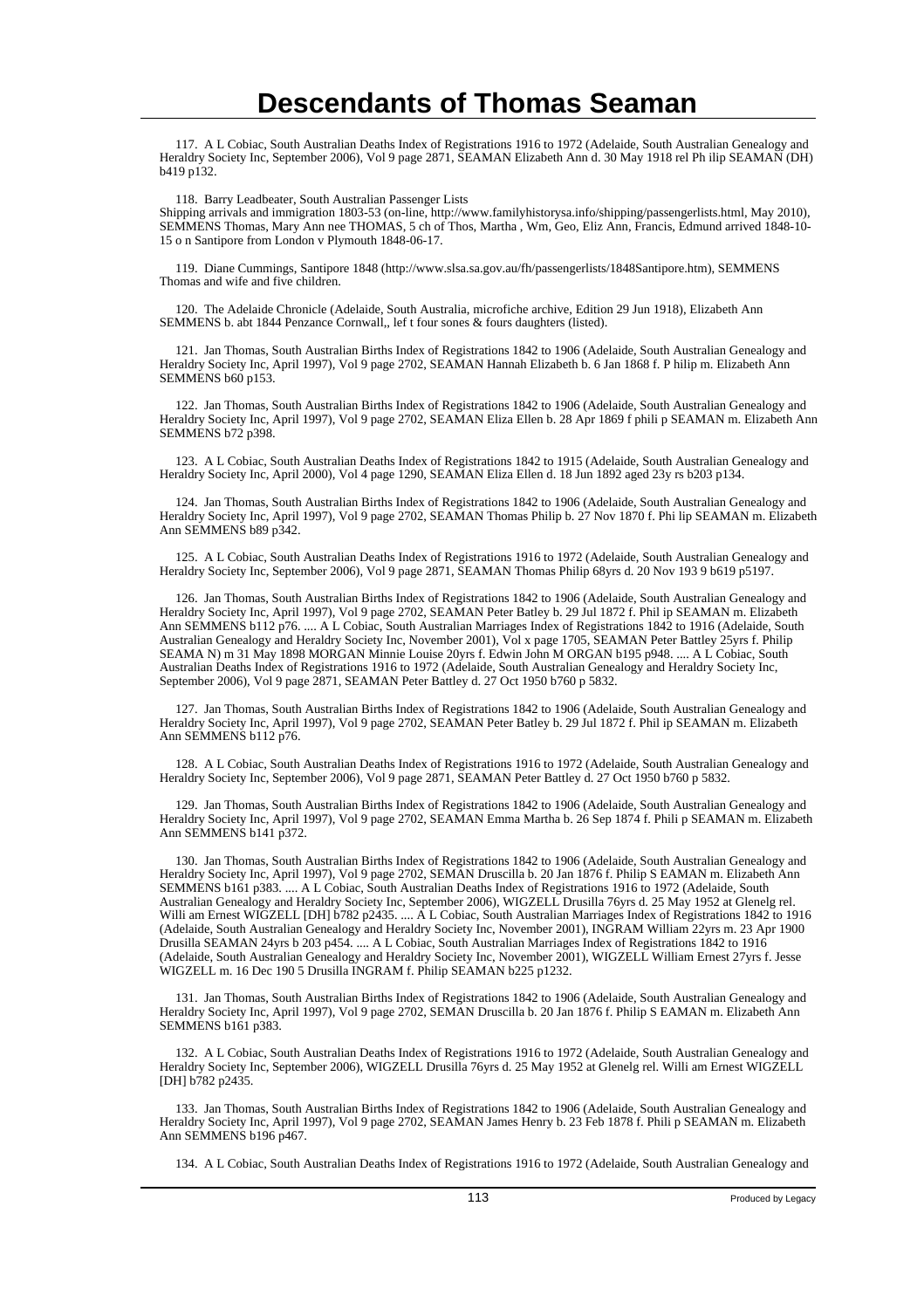# Descendants of Thomas Seaman

117. A L Cobiac, South Australian Deaths Index of Registrations 1916 to 1972 (Adelaide, South Australian Genealogy and Heraldry Society Inc, September 2006), Vol 9 page 2871, SEAMAN Elizabeth Ann d. 30 May 1918 rel Ph ilip SEAMAN (DH) b419 p132.

118. Barry Leadbeater, South Australian Passenger Lists
Shipping arrivals and immigration 1803-53 (on-line, http://www.familyhistorysa.info/shipping/passengerlists.html, May 2010), SEMMENS Thomas, Mary Ann nee THOMAS, 5 ch of Thos, Martha , Wm, Geo, Eliz Ann, Francis, Edmund arrived 1848-10-15 o n Santipore from London v Plymouth 1848-06-17.

119. Diane Cummings, Santipore 1848 (http://www.slsa.sa.gov.au/fh/passengerlists/1848Santipore.htm), SEMMENS Thomas and wife and five children.

120. The Adelaide Chronicle (Adelaide, South Australia, microfiche archive, Edition 29 Jun 1918), Elizabeth Ann SEMMENS b. abt 1844 Penzance Cornwall,, lef t four sones & fours daughters (listed).

121. Jan Thomas, South Australian Births Index of Registrations 1842 to 1906 (Adelaide, South Australian Genealogy and Heraldry Society Inc, April 1997), Vol 9 page 2702, SEAMAN Hannah Elizabeth b. 6 Jan 1868 f. P hilip m. Elizabeth Ann SEMMENS b60 p153.

122. Jan Thomas, South Australian Births Index of Registrations 1842 to 1906 (Adelaide, South Australian Genealogy and Heraldry Society Inc, April 1997), Vol 9 page 2702, SEAMAN Eliza Ellen b. 28 Apr 1869 f phili p SEAMAN m. Elizabeth Ann SEMMENS b72 p398.

123. A L Cobiac, South Australian Deaths Index of Registrations 1842 to 1915 (Adelaide, South Australian Genealogy and Heraldry Society Inc, April 2000), Vol 4 page 1290, SEAMAN Eliza Ellen d. 18 Jun 1892 aged 23y rs b203 p134.

124. Jan Thomas, South Australian Births Index of Registrations 1842 to 1906 (Adelaide, South Australian Genealogy and Heraldry Society Inc, April 1997), Vol 9 page 2702, SEAMAN Thomas Philip b. 27 Nov 1870 f. Phi lip SEAMAN m. Elizabeth Ann SEMMENS b89 p342.

125. A L Cobiac, South Australian Deaths Index of Registrations 1916 to 1972 (Adelaide, South Australian Genealogy and Heraldry Society Inc, September 2006), Vol 9 page 2871, SEAMAN Thomas Philip 68yrs d. 20 Nov 193 9 b619 p5197.

126. Jan Thomas, South Australian Births Index of Registrations 1842 to 1906 (Adelaide, South Australian Genealogy and Heraldry Society Inc, April 1997), Vol 9 page 2702, SEAMAN Peter Batley b. 29 Jul 1872 f. Phil ip SEAMAN m. Elizabeth Ann SEMMENS b112 p76. .... A L Cobiac, South Australian Marriages Index of Registrations 1842 to 1916 (Adelaide, South Australian Genealogy and Heraldry Society Inc, November 2001), Vol x page 1705, SEAMAN Peter Battley 25yrs f. Philip SEAMA N) m 31 May 1898 MORGAN Minnie Louise 20yrs f. Edwin John M ORGAN b195 p948. .... A L Cobiac, South Australian Deaths Index of Registrations 1916 to 1972 (Adelaide, South Australian Genealogy and Heraldry Society Inc, September 2006), Vol 9 page 2871, SEAMAN Peter Battley d. 27 Oct 1950 b760 p 5832.

127. Jan Thomas, South Australian Births Index of Registrations 1842 to 1906 (Adelaide, South Australian Genealogy and Heraldry Society Inc, April 1997), Vol 9 page 2702, SEAMAN Peter Batley b. 29 Jul 1872 f. Phil ip SEAMAN m. Elizabeth Ann SEMMENS b112 p76.

128. A L Cobiac, South Australian Deaths Index of Registrations 1916 to 1972 (Adelaide, South Australian Genealogy and Heraldry Society Inc, September 2006), Vol 9 page 2871, SEAMAN Peter Battley d. 27 Oct 1950 b760 p 5832.

129. Jan Thomas, South Australian Births Index of Registrations 1842 to 1906 (Adelaide, South Australian Genealogy and Heraldry Society Inc, April 1997), Vol 9 page 2702, SEAMAN Emma Martha b. 26 Sep 1874 f. Phili p SEAMAN m. Elizabeth Ann SEMMENS b141 p372.

130. Jan Thomas, South Australian Births Index of Registrations 1842 to 1906 (Adelaide, South Australian Genealogy and Heraldry Society Inc, April 1997), Vol 9 page 2702, SEMAN Druscilla b. 20 Jan 1876 f. Philip S EAMAN m. Elizabeth Ann SEMMENS b161 p383. .... A L Cobiac, South Australian Deaths Index of Registrations 1916 to 1972 (Adelaide, South Australian Genealogy and Heraldry Society Inc, September 2006), WIGZELL Drusilla 76yrs d. 25 May 1952 at Glenelg rel. Willi am Ernest WIGZELL [DH] b782 p2435. .... A L Cobiac, South Australian Marriages Index of Registrations 1842 to 1916 (Adelaide, South Australian Genealogy and Heraldry Society Inc, November 2001), INGRAM William 22yrs m. 23 Apr 1900 Drusilla SEAMAN 24yrs b 203 p454. .... A L Cobiac, South Australian Marriages Index of Registrations 1842 to 1916 (Adelaide, South Australian Genealogy and Heraldry Society Inc, November 2001), WIGZELL William Ernest 27yrs f. Jesse WIGZELL m. 16 Dec 190 5 Drusilla INGRAM f. Philip SEAMAN b225 p1232.

131. Jan Thomas, South Australian Births Index of Registrations 1842 to 1906 (Adelaide, South Australian Genealogy and Heraldry Society Inc, April 1997), Vol 9 page 2702, SEMAN Druscilla b. 20 Jan 1876 f. Philip S EAMAN m. Elizabeth Ann SEMMENS b161 p383.

132. A L Cobiac, South Australian Deaths Index of Registrations 1916 to 1972 (Adelaide, South Australian Genealogy and Heraldry Society Inc, September 2006), WIGZELL Drusilla 76yrs d. 25 May 1952 at Glenelg rel. Willi am Ernest WIGZELL [DH] b782 p2435.

133. Jan Thomas, South Australian Births Index of Registrations 1842 to 1906 (Adelaide, South Australian Genealogy and Heraldry Society Inc, April 1997), Vol 9 page 2702, SEAMAN James Henry b. 23 Feb 1878 f. Phili p SEAMAN m. Elizabeth Ann SEMMENS b196 p467.

134. A L Cobiac, South Australian Deaths Index of Registrations 1916 to 1972 (Adelaide, South Australian Genealogy and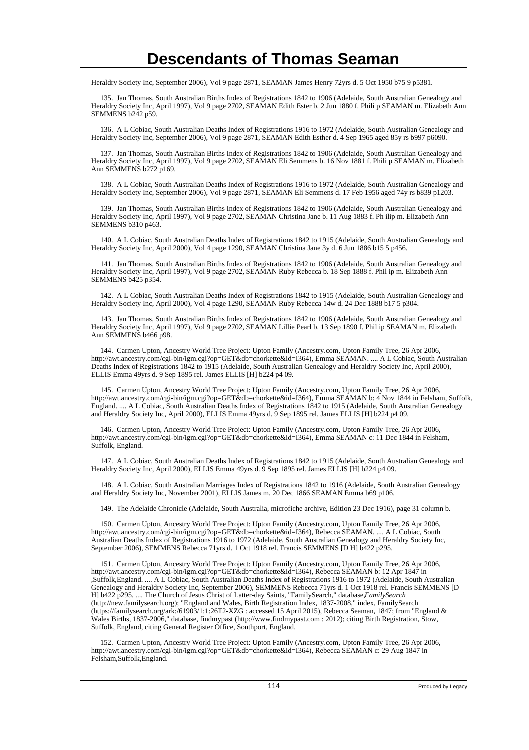Heraldry Society Inc, September 2006), Vol 9 page 2871, SEAMAN James Henry 72yrs d. 5 Oct 1950 b75 9 p5381.

135. Jan Thomas, South Australian Births Index of Registrations 1842 to 1906 (Adelaide, South Australian Genealogy and Heraldry Society Inc, April 1997), Vol 9 page 2702, SEAMAN Edith Ester b. 2 Jun 1880 f. Phili p SEAMAN m. Elizabeth Ann SEMMENS b242 p59.

136. A L Cobiac, South Australian Deaths Index of Registrations 1916 to 1972 (Adelaide, South Australian Genealogy and Heraldry Society Inc, September 2006), Vol 9 page 2871, SEAMAN Edith Esther d. 4 Sep 1965 aged 85y rs b997 p6090.

137. Jan Thomas, South Australian Births Index of Registrations 1842 to 1906 (Adelaide, South Australian Genealogy and Heraldry Society Inc, April 1997), Vol 9 page 2702, SEAMAN Eli Semmens b. 16 Nov 1881 f. Phili p SEAMAN m. Elizabeth Ann SEMMENS b272 p169.

138. A L Cobiac, South Australian Deaths Index of Registrations 1916 to 1972 (Adelaide, South Australian Genealogy and Heraldry Society Inc, September 2006), Vol 9 page 2871, SEAMAN Eli Semmens d. 17 Feb 1956 aged 74y rs b839 p1203.

139. Jan Thomas, South Australian Births Index of Registrations 1842 to 1906 (Adelaide, South Australian Genealogy and Heraldry Society Inc, April 1997), Vol 9 page 2702, SEAMAN Christina Jane b. 11 Aug 1883 f. Ph ilip m. Elizabeth Ann SEMMENS b310 p463.

140. A L Cobiac, South Australian Deaths Index of Registrations 1842 to 1915 (Adelaide, South Australian Genealogy and Heraldry Society Inc, April 2000), Vol 4 page 1290, SEAMAN Christina Jane 3y d. 6 Jun 1886 b15 5 p456.

141. Jan Thomas, South Australian Births Index of Registrations 1842 to 1906 (Adelaide, South Australian Genealogy and Heraldry Society Inc, April 1997), Vol 9 page 2702, SEAMAN Ruby Rebecca b. 18 Sep 1888 f. Phil ip m. Elizabeth Ann SEMMENS b425 p354.

142. A L Cobiac, South Australian Deaths Index of Registrations 1842 to 1915 (Adelaide, South Australian Genealogy and Heraldry Society Inc, April 2000), Vol 4 page 1290, SEAMAN Ruby Rebecca 14w d. 24 Dec 1888 b17 5 p304.

143. Jan Thomas, South Australian Births Index of Registrations 1842 to 1906 (Adelaide, South Australian Genealogy and Heraldry Society Inc, April 1997), Vol 9 page 2702, SEAMAN Lillie Pearl b. 13 Sep 1890 f. Phil ip SEAMAN m. Elizabeth Ann SEMMENS b466 p98.

144. Carmen Upton, Ancestry World Tree Project: Upton Family (Ancestry.com, Upton Family Tree, 26 Apr 2006, http://awt.ancestry.com/cgi-bin/igm.cgi?op=GET&db=chorkette&id=I364), Emma SEAMAN. .... A L Cobiac, South Australian Deaths Index of Registrations 1842 to 1915 (Adelaide, South Australian Genealogy and Heraldry Society Inc, April 2000), ELLIS Emma 49yrs d. 9 Sep 1895 rel. James ELLIS [H] b224 p4 09.

145. Carmen Upton, Ancestry World Tree Project: Upton Family (Ancestry.com, Upton Family Tree, 26 Apr 2006, http://awt.ancestry.com/cgi-bin/igm.cgi?op=GET&db=chorkette&id=I364), Emma SEAMAN b: 4 Nov 1844 in Felsham, Suffolk, England. .... A L Cobiac, South Australian Deaths Index of Registrations 1842 to 1915 (Adelaide, South Australian Genealogy and Heraldry Society Inc, April 2000), ELLIS Emma 49yrs d. 9 Sep 1895 rel. James ELLIS [H] b224 p4 09.

146. Carmen Upton, Ancestry World Tree Project: Upton Family (Ancestry.com, Upton Family Tree, 26 Apr 2006, http://awt.ancestry.com/cgi-bin/igm.cgi?op=GET&db=chorkette&id=I364), Emma SEAMAN c: 11 Dec 1844 in Felsham, Suffolk, England.

147. A L Cobiac, South Australian Deaths Index of Registrations 1842 to 1915 (Adelaide, South Australian Genealogy and Heraldry Society Inc, April 2000), ELLIS Emma 49yrs d. 9 Sep 1895 rel. James ELLIS [H] b224 p4 09.

148. A L Cobiac, South Australian Marriages Index of Registrations 1842 to 1916 (Adelaide, South Australian Genealogy and Heraldry Society Inc, November 2001), ELLIS James m. 20 Dec 1866 SEAMAN Emma b69 p106.

149. The Adelaide Chronicle (Adelaide, South Australia, microfiche archive, Edition 23 Dec 1916), page 31 column b.

150. Carmen Upton, Ancestry World Tree Project: Upton Family (Ancestry.com, Upton Family Tree, 26 Apr 2006, http://awt.ancestry.com/cgi-bin/igm.cgi?op=GET&db=chorkette&id=I364), Rebecca SEAMAN. .... A L Cobiac, South Australian Deaths Index of Registrations 1916 to 1972 (Adelaide, South Australian Genealogy and Heraldry Society Inc, September 2006), SEMMENS Rebecca 71yrs d. 1 Oct 1918 rel. Francis SEMMENS [D H] b422 p295.

151. Carmen Upton, Ancestry World Tree Project: Upton Family (Ancestry.com, Upton Family Tree, 26 Apr 2006, http://awt.ancestry.com/cgi-bin/igm.cgi?op=GET&db=chorkette&id=I364), Rebecca SEAMAN b: 12 Apr 1847 in ,Suffolk,England. .... A L Cobiac, South Australian Deaths Index of Registrations 1916 to 1972 (Adelaide, South Australian Genealogy and Heraldry Society Inc, September 2006), SEMMENS Rebecca 71yrs d. 1 Oct 1918 rel. Francis SEMMENS [D H] b422 p295. .... The Church of Jesus Christ of Latter-day Saints, "FamilySearch," database,*FamilySearch* (http://new.familysearch.org); "England and Wales, Birth Registration Index, 1837-2008," index, FamilySearch (https://familysearch.org/ark:/61903/1:1:26T2-XZG : accessed 15 April 2015), Rebecca Seaman, 1847; from "England & Wales Births, 1837-2006," database, findmypast (http://www.findmypast.com : 2012); citing Birth Registration, Stow, Suffolk, England, citing General Register Office, Southport, England.

152. Carmen Upton, Ancestry World Tree Project: Upton Family (Ancestry.com, Upton Family Tree, 26 Apr 2006, http://awt.ancestry.com/cgi-bin/igm.cgi?op=GET&db=chorkette&id=I364), Rebecca SEAMAN c: 29 Aug 1847 in Felsham,Suffolk,England.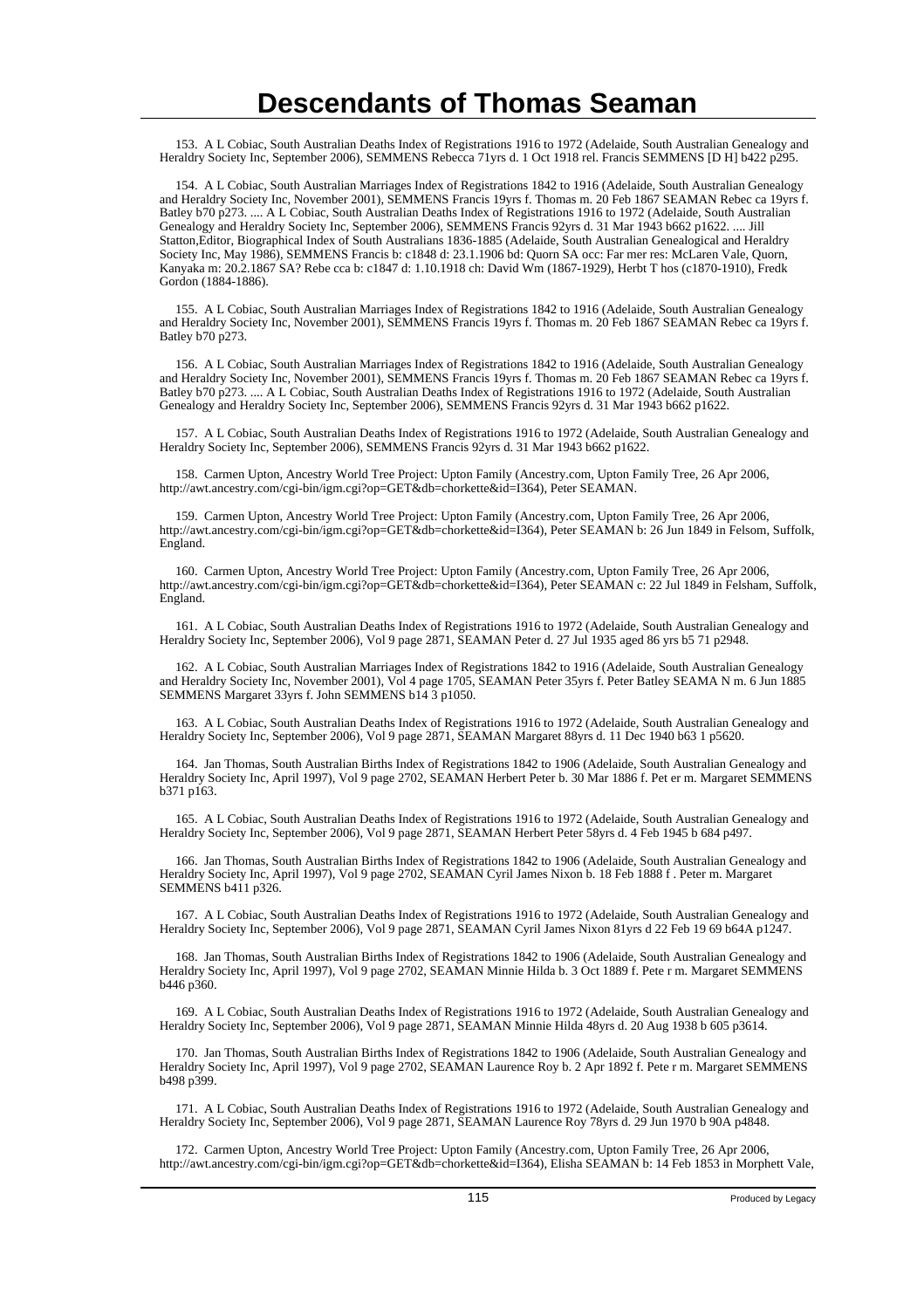# Descendants of Thomas Seaman

153. A L Cobiac, South Australian Deaths Index of Registrations 1916 to 1972 (Adelaide, South Australian Genealogy and Heraldry Society Inc, September 2006), SEMMENS Rebecca 71yrs d. 1 Oct 1918 rel. Francis SEMMENS [D H] b422 p295.

154. A L Cobiac, South Australian Marriages Index of Registrations 1842 to 1916 (Adelaide, South Australian Genealogy and Heraldry Society Inc, November 2001), SEMMENS Francis 19yrs f. Thomas m. 20 Feb 1867 SEAMAN Rebec ca 19yrs f. Batley b70 p273. .... A L Cobiac, South Australian Deaths Index of Registrations 1916 to 1972 (Adelaide, South Australian Genealogy and Heraldry Society Inc, September 2006), SEMMENS Francis 92yrs d. 31 Mar 1943 b662 p1622. .... Jill Statton,Editor, Biographical Index of South Australians 1836-1885 (Adelaide, South Australian Genealogical and Heraldry Society Inc, May 1986), SEMMENS Francis b: c1848 d: 23.1.1906 bd: Quorn SA occ: Far mer res: McLaren Vale, Quorn, Kanyaka m: 20.2.1867 SA? Rebe cca b: c1847 d: 1.10.1918 ch: David Wm (1867-1929), Herbt T hos (c1870-1910), Fredk Gordon (1884-1886).

155. A L Cobiac, South Australian Marriages Index of Registrations 1842 to 1916 (Adelaide, South Australian Genealogy and Heraldry Society Inc, November 2001), SEMMENS Francis 19yrs f. Thomas m. 20 Feb 1867 SEAMAN Rebec ca 19yrs f. Batley b70 p273.

156. A L Cobiac, South Australian Marriages Index of Registrations 1842 to 1916 (Adelaide, South Australian Genealogy and Heraldry Society Inc, November 2001), SEMMENS Francis 19yrs f. Thomas m. 20 Feb 1867 SEAMAN Rebec ca 19yrs f. Batley b70 p273. .... A L Cobiac, South Australian Deaths Index of Registrations 1916 to 1972 (Adelaide, South Australian Genealogy and Heraldry Society Inc, September 2006), SEMMENS Francis 92yrs d. 31 Mar 1943 b662 p1622.

157. A L Cobiac, South Australian Deaths Index of Registrations 1916 to 1972 (Adelaide, South Australian Genealogy and Heraldry Society Inc, September 2006), SEMMENS Francis 92yrs d. 31 Mar 1943 b662 p1622.

158. Carmen Upton, Ancestry World Tree Project: Upton Family (Ancestry.com, Upton Family Tree, 26 Apr 2006, http://awt.ancestry.com/cgi-bin/igm.cgi?op=GET&db=chorkette&id=I364), Peter SEAMAN.

159. Carmen Upton, Ancestry World Tree Project: Upton Family (Ancestry.com, Upton Family Tree, 26 Apr 2006, http://awt.ancestry.com/cgi-bin/igm.cgi?op=GET&db=chorkette&id=I364), Peter SEAMAN b: 26 Jun 1849 in Felsom, Suffolk, England.

160. Carmen Upton, Ancestry World Tree Project: Upton Family (Ancestry.com, Upton Family Tree, 26 Apr 2006, http://awt.ancestry.com/cgi-bin/igm.cgi?op=GET&db=chorkette&id=I364), Peter SEAMAN c: 22 Jul 1849 in Felsham, Suffolk, England.

161. A L Cobiac, South Australian Deaths Index of Registrations 1916 to 1972 (Adelaide, South Australian Genealogy and Heraldry Society Inc, September 2006), Vol 9 page 2871, SEAMAN Peter d. 27 Jul 1935 aged 86 yrs b5 71 p2948.

162. A L Cobiac, South Australian Marriages Index of Registrations 1842 to 1916 (Adelaide, South Australian Genealogy and Heraldry Society Inc, November 2001), Vol 4 page 1705, SEAMAN Peter 35yrs f. Peter Batley SEAMA N m. 6 Jun 1885 SEMMENS Margaret 33yrs f. John SEMMENS b14 3 p1050.

163. A L Cobiac, South Australian Deaths Index of Registrations 1916 to 1972 (Adelaide, South Australian Genealogy and Heraldry Society Inc, September 2006), Vol 9 page 2871, SEAMAN Margaret 88yrs d. 11 Dec 1940 b63 1 p5620.

164. Jan Thomas, South Australian Births Index of Registrations 1842 to 1906 (Adelaide, South Australian Genealogy and Heraldry Society Inc, April 1997), Vol 9 page 2702, SEAMAN Herbert Peter b. 30 Mar 1886 f. Pet er m. Margaret SEMMENS b371 p163.

165. A L Cobiac, South Australian Deaths Index of Registrations 1916 to 1972 (Adelaide, South Australian Genealogy and Heraldry Society Inc, September 2006), Vol 9 page 2871, SEAMAN Herbert Peter 58yrs d. 4 Feb 1945 b 684 p497.

166. Jan Thomas, South Australian Births Index of Registrations 1842 to 1906 (Adelaide, South Australian Genealogy and Heraldry Society Inc, April 1997), Vol 9 page 2702, SEAMAN Cyril James Nixon b. 18 Feb 1888 f . Peter m. Margaret SEMMENS b411 p326.

167. A L Cobiac, South Australian Deaths Index of Registrations 1916 to 1972 (Adelaide, South Australian Genealogy and Heraldry Society Inc, September 2006), Vol 9 page 2871, SEAMAN Cyril James Nixon 81yrs d 22 Feb 19 69 b64A p1247.

168. Jan Thomas, South Australian Births Index of Registrations 1842 to 1906 (Adelaide, South Australian Genealogy and Heraldry Society Inc, April 1997), Vol 9 page 2702, SEAMAN Minnie Hilda b. 3 Oct 1889 f. Pete r m. Margaret SEMMENS b446 p360.

169. A L Cobiac, South Australian Deaths Index of Registrations 1916 to 1972 (Adelaide, South Australian Genealogy and Heraldry Society Inc, September 2006), Vol 9 page 2871, SEAMAN Minnie Hilda 48yrs d. 20 Aug 1938 b 605 p3614.

170. Jan Thomas, South Australian Births Index of Registrations 1842 to 1906 (Adelaide, South Australian Genealogy and Heraldry Society Inc, April 1997), Vol 9 page 2702, SEAMAN Laurence Roy b. 2 Apr 1892 f. Pete r m. Margaret SEMMENS b498 p399.

171. A L Cobiac, South Australian Deaths Index of Registrations 1916 to 1972 (Adelaide, South Australian Genealogy and Heraldry Society Inc, September 2006), Vol 9 page 2871, SEAMAN Laurence Roy 78yrs d. 29 Jun 1970 b 90A p4848.

172. Carmen Upton, Ancestry World Tree Project: Upton Family (Ancestry.com, Upton Family Tree, 26 Apr 2006, http://awt.ancestry.com/cgi-bin/igm.cgi?op=GET&db=chorkette&id=I364), Elisha SEAMAN b: 14 Feb 1853 in Morphett Vale,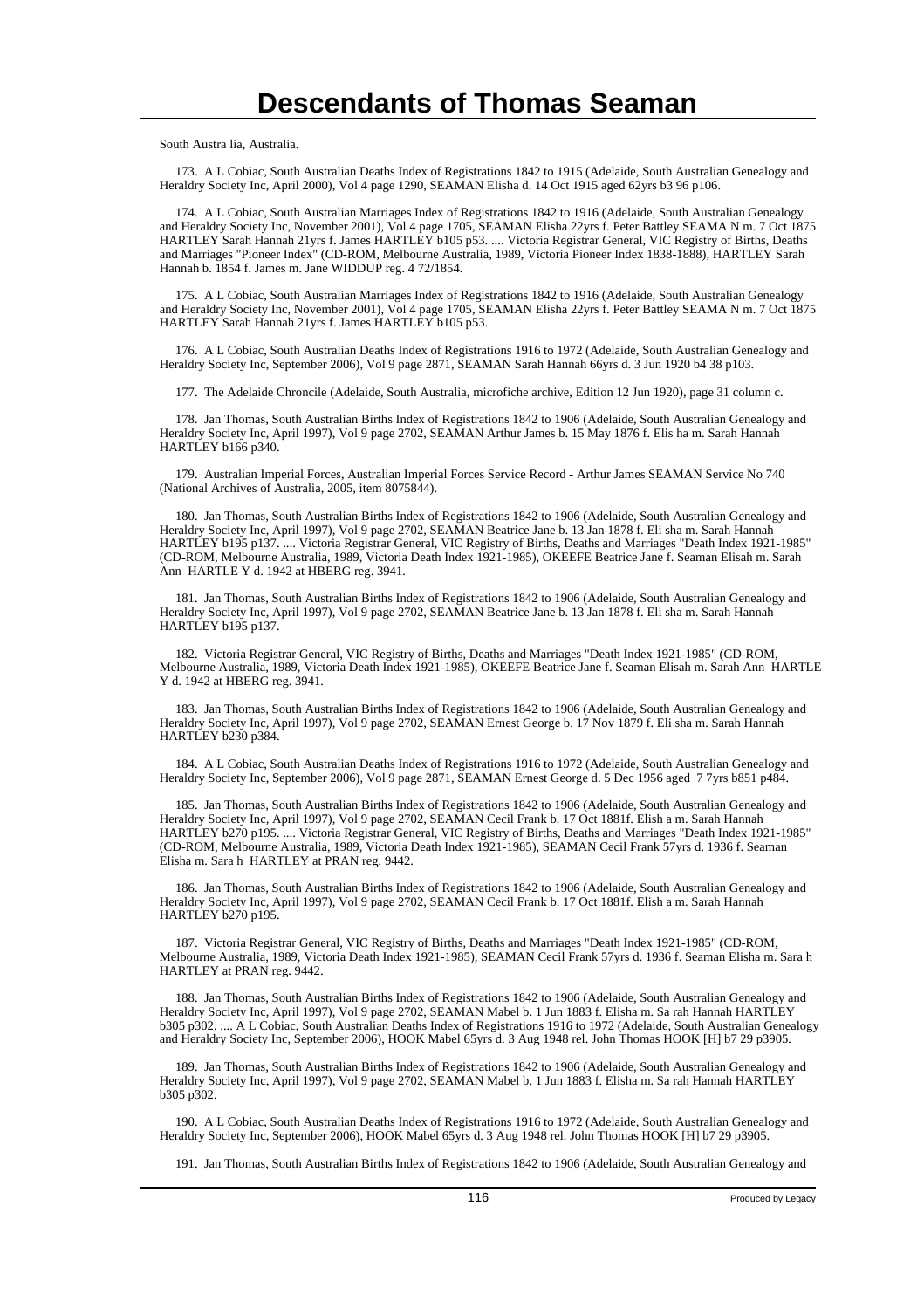South Austra lia, Australia.

173. A L Cobiac, South Australian Deaths Index of Registrations 1842 to 1915 (Adelaide, South Australian Genealogy and Heraldry Society Inc, April 2000), Vol 4 page 1290, SEAMAN Elisha d. 14 Oct 1915 aged 62yrs b3 96 p106.

174. A L Cobiac, South Australian Marriages Index of Registrations 1842 to 1916 (Adelaide, South Australian Genealogy and Heraldry Society Inc, November 2001), Vol 4 page 1705, SEAMAN Elisha 22yrs f. Peter Battley SEAMA N m. 7 Oct 1875 HARTLEY Sarah Hannah 21yrs f. James HARTLEY b105 p53. .... Victoria Registrar General, VIC Registry of Births, Deaths and Marriages "Pioneer Index" (CD-ROM, Melbourne Australia, 1989, Victoria Pioneer Index 1838-1888), HARTLEY Sarah Hannah b. 1854 f. James m. Jane WIDDUP reg. 4 72/1854.

175. A L Cobiac, South Australian Marriages Index of Registrations 1842 to 1916 (Adelaide, South Australian Genealogy and Heraldry Society Inc, November 2001), Vol 4 page 1705, SEAMAN Elisha 22yrs f. Peter Battley SEAMA N m. 7 Oct 1875 HARTLEY Sarah Hannah 21yrs f. James HARTLEY b105 p53.

176. A L Cobiac, South Australian Deaths Index of Registrations 1916 to 1972 (Adelaide, South Australian Genealogy and Heraldry Society Inc, September 2006), Vol 9 page 2871, SEAMAN Sarah Hannah 66yrs d. 3 Jun 1920 b4 38 p103.

177. The Adelaide Chroncile (Adelaide, South Australia, microfiche archive, Edition 12 Jun 1920), page 31 column c.

178. Jan Thomas, South Australian Births Index of Registrations 1842 to 1906 (Adelaide, South Australian Genealogy and Heraldry Society Inc, April 1997), Vol 9 page 2702, SEAMAN Arthur James b. 15 May 1876 f. Elis ha m. Sarah Hannah HARTLEY b166 p340.

179. Australian Imperial Forces, Australian Imperial Forces Service Record - Arthur James SEAMAN Service No 740 (National Archives of Australia, 2005, item 8075844).

180. Jan Thomas, South Australian Births Index of Registrations 1842 to 1906 (Adelaide, South Australian Genealogy and Heraldry Society Inc, April 1997), Vol 9 page 2702, SEAMAN Beatrice Jane b. 13 Jan 1878 f. Eli sha m. Sarah Hannah HARTLEY b195 p137. .... Victoria Registrar General, VIC Registry of Births, Deaths and Marriages "Death Index 1921-1985" (CD-ROM, Melbourne Australia, 1989, Victoria Death Index 1921-1985), OKEEFE Beatrice Jane f. Seaman Elisah m. Sarah Ann HARTLE Y d. 1942 at HBERG reg. 3941.

181. Jan Thomas, South Australian Births Index of Registrations 1842 to 1906 (Adelaide, South Australian Genealogy and Heraldry Society Inc, April 1997), Vol 9 page 2702, SEAMAN Beatrice Jane b. 13 Jan 1878 f. Eli sha m. Sarah Hannah HARTLEY b195 p137.

182. Victoria Registrar General, VIC Registry of Births, Deaths and Marriages "Death Index 1921-1985" (CD-ROM, Melbourne Australia, 1989, Victoria Death Index 1921-1985), OKEEFE Beatrice Jane f. Seaman Elisah m. Sarah Ann HARTLE Y d. 1942 at HBERG reg. 3941.

183. Jan Thomas, South Australian Births Index of Registrations 1842 to 1906 (Adelaide, South Australian Genealogy and Heraldry Society Inc, April 1997), Vol 9 page 2702, SEAMAN Ernest George b. 17 Nov 1879 f. Eli sha m. Sarah Hannah HARTLEY b230 p384.

184. A L Cobiac, South Australian Deaths Index of Registrations 1916 to 1972 (Adelaide, South Australian Genealogy and Heraldry Society Inc, September 2006), Vol 9 page 2871, SEAMAN Ernest George d. 5 Dec 1956 aged 7 7yrs b851 p484.

185. Jan Thomas, South Australian Births Index of Registrations 1842 to 1906 (Adelaide, South Australian Genealogy and Heraldry Society Inc, April 1997), Vol 9 page 2702, SEAMAN Cecil Frank b. 17 Oct 1881f. Elish a m. Sarah Hannah HARTLEY b270 p195. .... Victoria Registrar General, VIC Registry of Births, Deaths and Marriages "Death Index 1921-1985" (CD-ROM, Melbourne Australia, 1989, Victoria Death Index 1921-1985), SEAMAN Cecil Frank 57yrs d. 1936 f. Seaman Elisha m. Sara h HARTLEY at PRAN reg. 9442.

186. Jan Thomas, South Australian Births Index of Registrations 1842 to 1906 (Adelaide, South Australian Genealogy and Heraldry Society Inc, April 1997), Vol 9 page 2702, SEAMAN Cecil Frank b. 17 Oct 1881f. Elish a m. Sarah Hannah HARTLEY b270 p195.

187. Victoria Registrar General, VIC Registry of Births, Deaths and Marriages "Death Index 1921-1985" (CD-ROM, Melbourne Australia, 1989, Victoria Death Index 1921-1985), SEAMAN Cecil Frank 57yrs d. 1936 f. Seaman Elisha m. Sara h HARTLEY at PRAN reg. 9442.

188. Jan Thomas, South Australian Births Index of Registrations 1842 to 1906 (Adelaide, South Australian Genealogy and Heraldry Society Inc, April 1997), Vol 9 page 2702, SEAMAN Mabel b. 1 Jun 1883 f. Elisha m. Sa rah Hannah HARTLEY b305 p302. .... A L Cobiac, South Australian Deaths Index of Registrations 1916 to 1972 (Adelaide, South Australian Genealogy and Heraldry Society Inc, September 2006), HOOK Mabel 65yrs d. 3 Aug 1948 rel. John Thomas HOOK [H] b7 29 p3905.

189. Jan Thomas, South Australian Births Index of Registrations 1842 to 1906 (Adelaide, South Australian Genealogy and Heraldry Society Inc, April 1997), Vol 9 page 2702, SEAMAN Mabel b. 1 Jun 1883 f. Elisha m. Sa rah Hannah HARTLEY b305 p302.

190. A L Cobiac, South Australian Deaths Index of Registrations 1916 to 1972 (Adelaide, South Australian Genealogy and Heraldry Society Inc, September 2006), HOOK Mabel 65yrs d. 3 Aug 1948 rel. John Thomas HOOK [H] b7 29 p3905.

191. Jan Thomas, South Australian Births Index of Registrations 1842 to 1906 (Adelaide, South Australian Genealogy and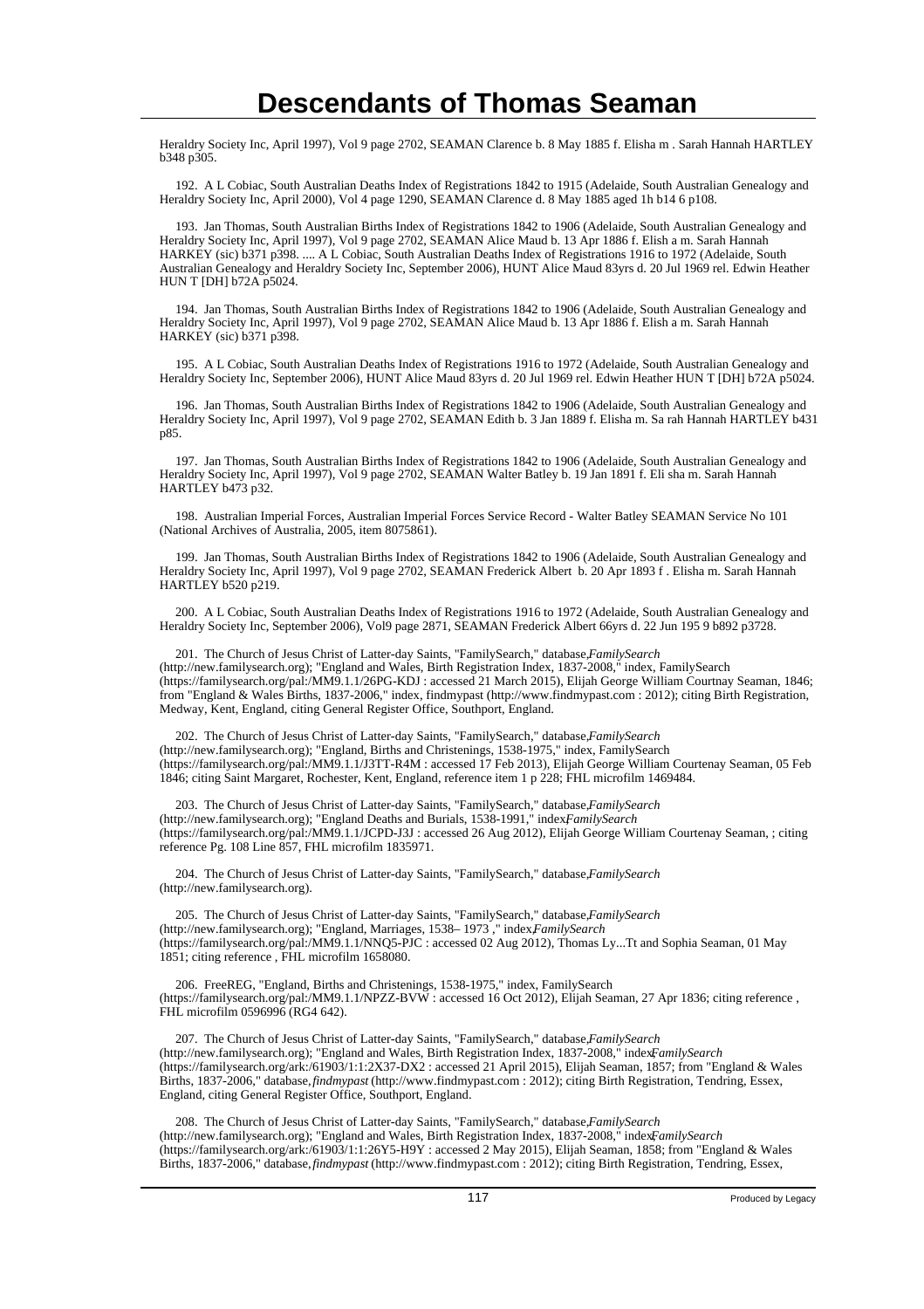Heraldry Society Inc, April 1997), Vol 9 page 2702, SEAMAN Clarence b. 8 May 1885 f. Elisha m . Sarah Hannah HARTLEY b348 p305.

192. A L Cobiac, South Australian Deaths Index of Registrations 1842 to 1915 (Adelaide, South Australian Genealogy and Heraldry Society Inc, April 2000), Vol 4 page 1290, SEAMAN Clarence d. 8 May 1885 aged 1h b14 6 p108.

193. Jan Thomas, South Australian Births Index of Registrations 1842 to 1906 (Adelaide, South Australian Genealogy and Heraldry Society Inc, April 1997), Vol 9 page 2702, SEAMAN Alice Maud b. 13 Apr 1886 f. Elish a m. Sarah Hannah HARKEY (sic) b371 p398. .... A L Cobiac, South Australian Deaths Index of Registrations 1916 to 1972 (Adelaide, South Australian Genealogy and Heraldry Society Inc, September 2006), HUNT Alice Maud 83yrs d. 20 Jul 1969 rel. Edwin Heather HUN T [DH] b72A p5024.

194. Jan Thomas, South Australian Births Index of Registrations 1842 to 1906 (Adelaide, South Australian Genealogy and Heraldry Society Inc, April 1997), Vol 9 page 2702, SEAMAN Alice Maud b. 13 Apr 1886 f. Elish a m. Sarah Hannah HARKEY (sic) b371 p398.

195. A L Cobiac, South Australian Deaths Index of Registrations 1916 to 1972 (Adelaide, South Australian Genealogy and Heraldry Society Inc, September 2006), HUNT Alice Maud 83yrs d. 20 Jul 1969 rel. Edwin Heather HUN T [DH] b72A p5024.

196. Jan Thomas, South Australian Births Index of Registrations 1842 to 1906 (Adelaide, South Australian Genealogy and Heraldry Society Inc, April 1997), Vol 9 page 2702, SEAMAN Edith b. 3 Jan 1889 f. Elisha m. Sa rah Hannah HARTLEY b431 p85.

197. Jan Thomas, South Australian Births Index of Registrations 1842 to 1906 (Adelaide, South Australian Genealogy and Heraldry Society Inc, April 1997), Vol 9 page 2702, SEAMAN Walter Batley b. 19 Jan 1891 f. Eli sha m. Sarah Hannah HARTLEY b473 p32.

198. Australian Imperial Forces, Australian Imperial Forces Service Record - Walter Batley SEAMAN Service No 101 (National Archives of Australia, 2005, item 8075861).

199. Jan Thomas, South Australian Births Index of Registrations 1842 to 1906 (Adelaide, South Australian Genealogy and Heraldry Society Inc, April 1997), Vol 9 page 2702, SEAMAN Frederick Albert b. 20 Apr 1893 f . Elisha m. Sarah Hannah HARTLEY b520 p219.

200. A L Cobiac, South Australian Deaths Index of Registrations 1916 to 1972 (Adelaide, South Australian Genealogy and Heraldry Society Inc, September 2006), Vol9 page 2871, SEAMAN Frederick Albert 66yrs d. 22 Jun 195 9 b892 p3728.

201. The Church of Jesus Christ of Latter-day Saints, "FamilySearch," database, *FamilySearch* (http://new.familysearch.org); "England and Wales, Birth Registration Index, 1837-2008," index, FamilySearch (https://familysearch.org/pal:/MM9.1.1/26PG-KDJ : accessed 21 March 2015), Elijah George William Courtnay Seaman, 1846; from "England & Wales Births, 1837-2006," index, findmypast (http://www.findmypast.com : 2012); citing Birth Registration, Medway, Kent, England, citing General Register Office, Southport, England.

202. The Church of Jesus Christ of Latter-day Saints, "FamilySearch," database, *FamilySearch* (http://new.familysearch.org); "England, Births and Christenings, 1538-1975," index, FamilySearch (https://familysearch.org/pal:/MM9.1.1/J3TT-R4M : accessed 17 Feb 2013), Elijah George William Courtenay Seaman, 05 Feb 1846; citing Saint Margaret, Rochester, Kent, England, reference item 1 p 228; FHL microfilm 1469484.

203. The Church of Jesus Christ of Latter-day Saints, "FamilySearch," database, *FamilySearch* (http://new.familysearch.org); "England Deaths and Burials, 1538-1991," index, *FamilySearch* (https://familysearch.org/pal:/MM9.1.1/JCPD-J3J : accessed 26 Aug 2012), Elijah George William Courtenay Seaman, ; citing reference Pg. 108 Line 857, FHL microfilm 1835971.

204. The Church of Jesus Christ of Latter-day Saints, "FamilySearch," database, *FamilySearch* (http://new.familysearch.org).

205. The Church of Jesus Christ of Latter-day Saints, "FamilySearch," database, *FamilySearch* (http://new.familysearch.org); "England, Marriages, 1538– 1973 ," index, *FamilySearch* (https://familysearch.org/pal:/MM9.1.1/NNQ5-PJC : accessed 02 Aug 2012), Thomas Ly...Tt and Sophia Seaman, 01 May 1851; citing reference , FHL microfilm 1658080.

206. FreeREG, "England, Births and Christenings, 1538-1975," index, FamilySearch (https://familysearch.org/pal:/MM9.1.1/NPZZ-BVW : accessed 16 Oct 2012), Elijah Seaman, 27 Apr 1836; citing reference , FHL microfilm 0596996 (RG4 642).

207. The Church of Jesus Christ of Latter-day Saints, "FamilySearch," database, *FamilySearch* (http://new.familysearch.org); "England and Wales, Birth Registration Index, 1837-2008," index, *FamilySearch* (https://familysearch.org/ark:/61903/1:1:2X37-DX2 : accessed 21 April 2015), Elijah Seaman, 1857; from "England & Wales Births, 1837-2006," database, *findmypast* (http://www.findmypast.com : 2012); citing Birth Registration, Tendring, Essex, England, citing General Register Office, Southport, England.

208. The Church of Jesus Christ of Latter-day Saints, "FamilySearch," database, *FamilySearch* (http://new.familysearch.org); "England and Wales, Birth Registration Index, 1837-2008," index, *FamilySearch* (https://familysearch.org/ark:/61903/1:1:26Y5-H9Y : accessed 2 May 2015), Elijah Seaman, 1858; from "England & Wales Births, 1837-2006," database, *findmypast* (http://www.findmypast.com : 2012); citing Birth Registration, Tendring, Essex,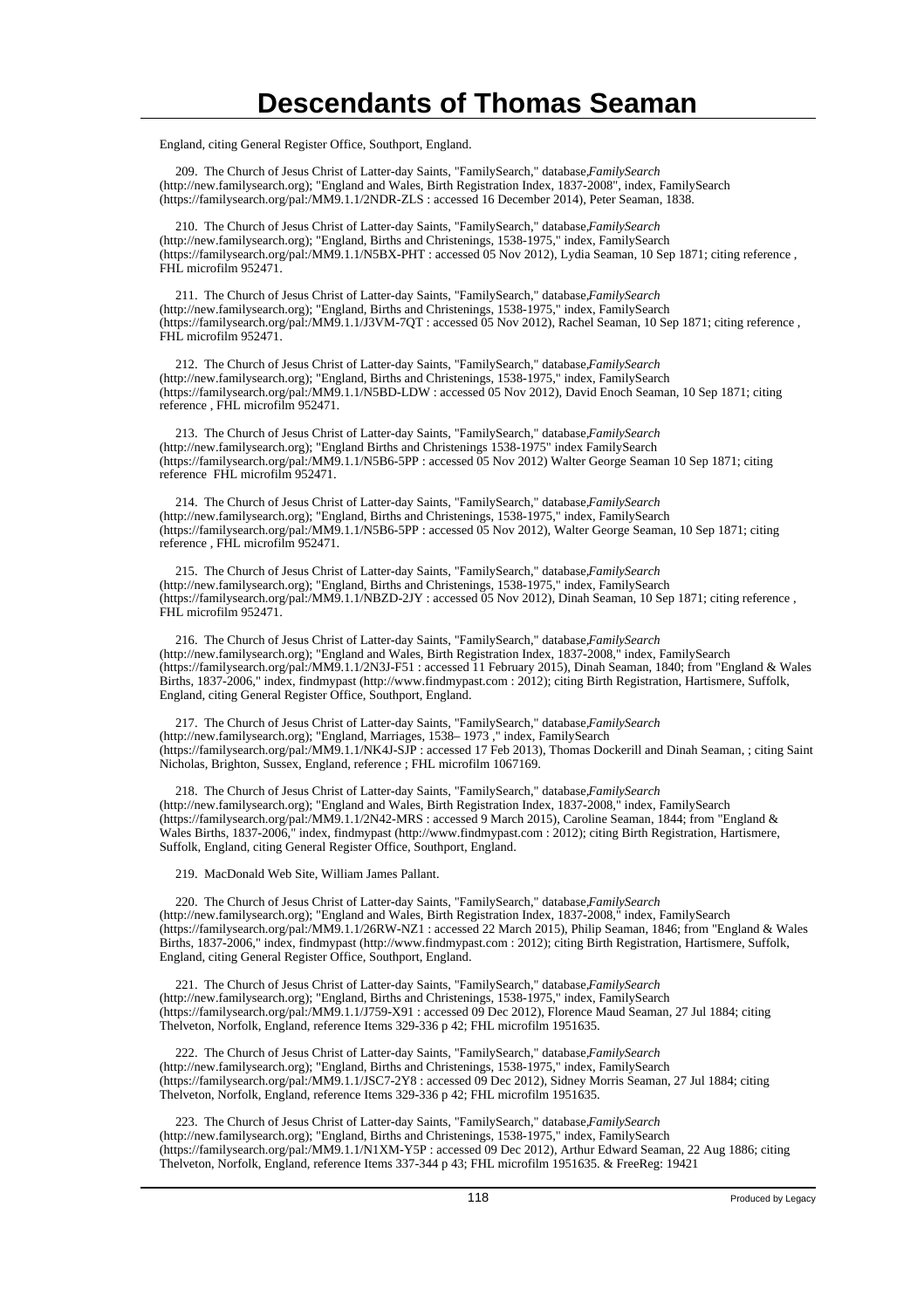England, citing General Register Office, Southport, England.

209. The Church of Jesus Christ of Latter-day Saints, "FamilySearch," database,*FamilySearch* (http://new.familysearch.org); "England and Wales, Birth Registration Index, 1837-2008", index, FamilySearch (https://familysearch.org/pal:/MM9.1.1/2NDR-ZLS : accessed 16 December 2014), Peter Seaman, 1838.

210. The Church of Jesus Christ of Latter-day Saints, "FamilySearch," database,*FamilySearch* (http://new.familysearch.org); "England, Births and Christenings, 1538-1975," index, FamilySearch (https://familysearch.org/pal:/MM9.1.1/N5BX-PHT : accessed 05 Nov 2012), Lydia Seaman, 10 Sep 1871; citing reference , FHL microfilm 952471.

211. The Church of Jesus Christ of Latter-day Saints, "FamilySearch," database,*FamilySearch* (http://new.familysearch.org); "England, Births and Christenings, 1538-1975," index, FamilySearch (https://familysearch.org/pal:/MM9.1.1/J3VM-7QT : accessed 05 Nov 2012), Rachel Seaman, 10 Sep 1871; citing reference , FHL microfilm 952471.

212. The Church of Jesus Christ of Latter-day Saints, "FamilySearch," database,*FamilySearch* (http://new.familysearch.org); "England, Births and Christenings, 1538-1975," index, FamilySearch (https://familysearch.org/pal:/MM9.1.1/N5BD-LDW : accessed 05 Nov 2012), David Enoch Seaman, 10 Sep 1871; citing reference , FHL microfilm 952471.

213. The Church of Jesus Christ of Latter-day Saints, "FamilySearch," database,*FamilySearch* (http://new.familysearch.org); "England Births and Christenings 1538-1975" index FamilySearch (https://familysearch.org/pal:/MM9.1.1/N5B6-5PP : accessed 05 Nov 2012) Walter George Seaman 10 Sep 1871; citing reference FHL microfilm 952471.

214. The Church of Jesus Christ of Latter-day Saints, "FamilySearch," database,*FamilySearch* (http://new.familysearch.org); "England, Births and Christenings, 1538-1975," index, FamilySearch (https://familysearch.org/pal:/MM9.1.1/N5B6-5PP : accessed 05 Nov 2012), Walter George Seaman, 10 Sep 1871; citing reference , FHL microfilm 952471.

215. The Church of Jesus Christ of Latter-day Saints, "FamilySearch," database,*FamilySearch* (http://new.familysearch.org); "England, Births and Christenings, 1538-1975," index, FamilySearch (https://familysearch.org/pal:/MM9.1.1/NBZD-2JY : accessed 05 Nov 2012), Dinah Seaman, 10 Sep 1871; citing reference , FHL microfilm 952471.

216. The Church of Jesus Christ of Latter-day Saints, "FamilySearch," database,*FamilySearch* (http://new.familysearch.org); "England and Wales, Birth Registration Index, 1837-2008," index, FamilySearch (https://familysearch.org/pal:/MM9.1.1/2N3J-F51 : accessed 11 February 2015), Dinah Seaman, 1840; from "England & Wales Births, 1837-2006," index, findmypast (http://www.findmypast.com : 2012); citing Birth Registration, Hartismere, Suffolk, England, citing General Register Office, Southport, England.

217. The Church of Jesus Christ of Latter-day Saints, "FamilySearch," database,*FamilySearch* (http://new.familysearch.org); "England, Marriages, 1538– 1973 ," index, FamilySearch (https://familysearch.org/pal:/MM9.1.1/NK4J-SJP : accessed 17 Feb 2013), Thomas Dockerill and Dinah Seaman, ; citing Saint Nicholas, Brighton, Sussex, England, reference ; FHL microfilm 1067169.

218. The Church of Jesus Christ of Latter-day Saints, "FamilySearch," database,*FamilySearch* (http://new.familysearch.org); "England and Wales, Birth Registration Index, 1837-2008," index, FamilySearch (https://familysearch.org/pal:/MM9.1.1/2N42-MRS : accessed 9 March 2015), Caroline Seaman, 1844; from "England & Wales Births, 1837-2006," index, findmypast (http://www.findmypast.com : 2012); citing Birth Registration, Hartismere, Suffolk, England, citing General Register Office, Southport, England.

219. MacDonald Web Site, William James Pallant.

220. The Church of Jesus Christ of Latter-day Saints, "FamilySearch," database,*FamilySearch* (http://new.familysearch.org); "England and Wales, Birth Registration Index, 1837-2008," index, FamilySearch (https://familysearch.org/pal:/MM9.1.1/26RW-NZ1 : accessed 22 March 2015), Philip Seaman, 1846; from "England & Wales Births, 1837-2006," index, findmypast (http://www.findmypast.com : 2012); citing Birth Registration, Hartismere, Suffolk, England, citing General Register Office, Southport, England.

221. The Church of Jesus Christ of Latter-day Saints, "FamilySearch," database,*FamilySearch* (http://new.familysearch.org); "England, Births and Christenings, 1538-1975," index, FamilySearch (https://familysearch.org/pal:/MM9.1.1/J759-X91 : accessed 09 Dec 2012), Florence Maud Seaman, 27 Jul 1884; citing Thelveton, Norfolk, England, reference Items 329-336 p 42; FHL microfilm 1951635.

222. The Church of Jesus Christ of Latter-day Saints, "FamilySearch," database,*FamilySearch* (http://new.familysearch.org); "England, Births and Christenings, 1538-1975," index, FamilySearch (https://familysearch.org/pal:/MM9.1.1/JSC7-2Y8 : accessed 09 Dec 2012), Sidney Morris Seaman, 27 Jul 1884; citing Thelveton, Norfolk, England, reference Items 329-336 p 42; FHL microfilm 1951635.

223. The Church of Jesus Christ of Latter-day Saints, "FamilySearch," database,*FamilySearch* (http://new.familysearch.org); "England, Births and Christenings, 1538-1975," index, FamilySearch (https://familysearch.org/pal:/MM9.1.1/N1XM-Y5P : accessed 09 Dec 2012), Arthur Edward Seaman, 22 Aug 1886; citing Thelveton, Norfolk, England, reference Items 337-344 p 43; FHL microfilm 1951635. & FreeReg: 19421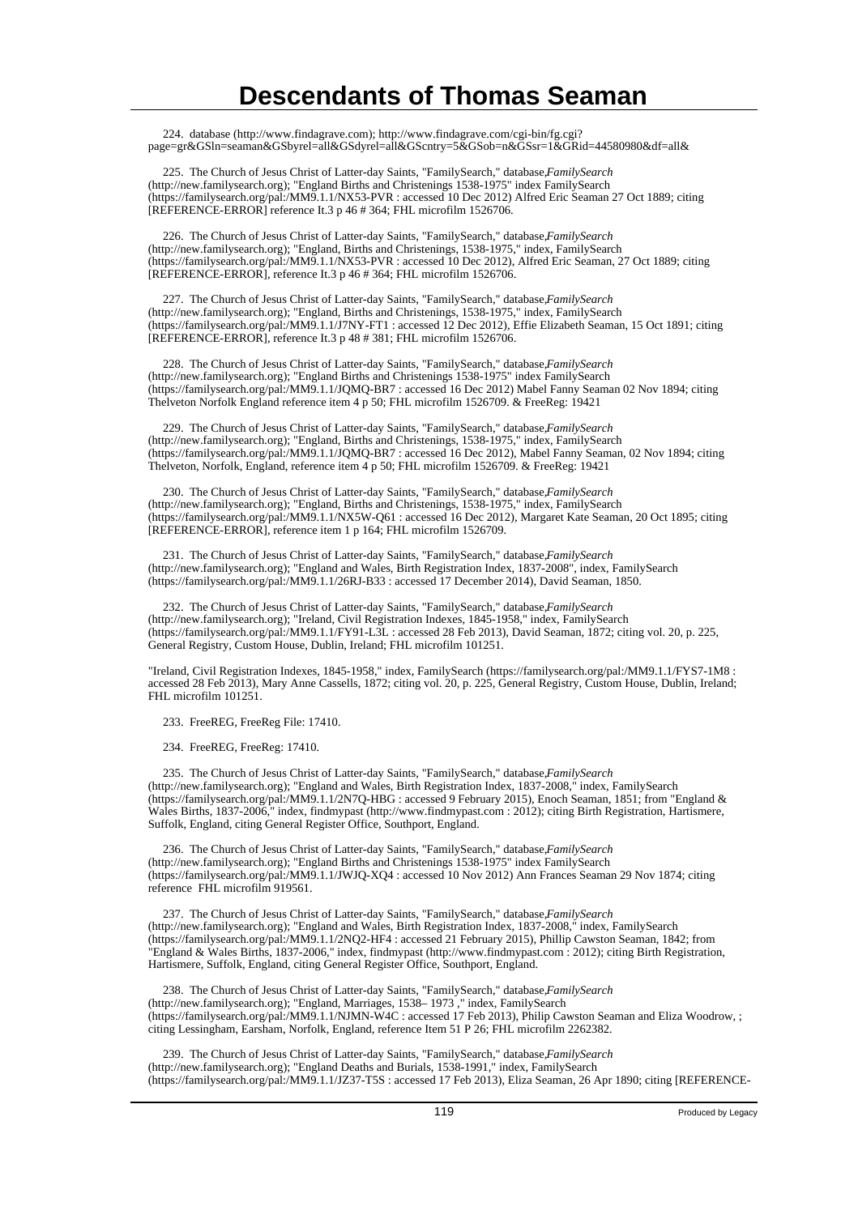# Descendants of Thomas Seaman

224. database (http://www.findagrave.com); http://www.findagrave.com/cgi-bin/fg.cgi?page=gr&GSln=seaman&GSbyrel=all&GSdyrel=all&GScntry=5&GSob=n&GSsr=1&GRid=44580980&df=all&

225. The Church of Jesus Christ of Latter-day Saints, "FamilySearch," database,*FamilySearch* (http://new.familysearch.org); "England Births and Christenings 1538-1975" index FamilySearch (https://familysearch.org/pal:/MM9.1.1/NX53-PVR : accessed 10 Dec 2012) Alfred Eric Seaman 27 Oct 1889; citing [REFERENCE-ERROR] reference It.3 p 46 # 364; FHL microfilm 1526706.

226. The Church of Jesus Christ of Latter-day Saints, "FamilySearch," database,*FamilySearch* (http://new.familysearch.org); "England, Births and Christenings, 1538-1975," index, FamilySearch (https://familysearch.org/pal:/MM9.1.1/NX53-PVR : accessed 10 Dec 2012), Alfred Eric Seaman, 27 Oct 1889; citing [REFERENCE-ERROR], reference It.3 p 46 # 364; FHL microfilm 1526706.

227. The Church of Jesus Christ of Latter-day Saints, "FamilySearch," database,*FamilySearch* (http://new.familysearch.org); "England, Births and Christenings, 1538-1975," index, FamilySearch (https://familysearch.org/pal:/MM9.1.1/J7NY-FT1 : accessed 12 Dec 2012), Effie Elizabeth Seaman, 15 Oct 1891; citing [REFERENCE-ERROR], reference It.3 p 48 # 381; FHL microfilm 1526706.

228. The Church of Jesus Christ of Latter-day Saints, "FamilySearch," database,*FamilySearch* (http://new.familysearch.org); "England Births and Christenings 1538-1975" index FamilySearch (https://familysearch.org/pal:/MM9.1.1/JQMQ-BR7 : accessed 16 Dec 2012) Mabel Fanny Seaman 02 Nov 1894; citing Thelveton Norfolk England reference item 4 p 50; FHL microfilm 1526709. & FreeReg: 19421

229. The Church of Jesus Christ of Latter-day Saints, "FamilySearch," database,*FamilySearch* (http://new.familysearch.org); "England, Births and Christenings, 1538-1975," index, FamilySearch (https://familysearch.org/pal:/MM9.1.1/JQMQ-BR7 : accessed 16 Dec 2012), Mabel Fanny Seaman, 02 Nov 1894; citing Thelveton, Norfolk, England, reference item 4 p 50; FHL microfilm 1526709. & FreeReg: 19421

230. The Church of Jesus Christ of Latter-day Saints, "FamilySearch," database,*FamilySearch* (http://new.familysearch.org); "England, Births and Christenings, 1538-1975," index, FamilySearch (https://familysearch.org/pal:/MM9.1.1/NX5W-Q61 : accessed 16 Dec 2012), Margaret Kate Seaman, 20 Oct 1895; citing [REFERENCE-ERROR], reference item 1 p 164; FHL microfilm 1526709.

231. The Church of Jesus Christ of Latter-day Saints, "FamilySearch," database,*FamilySearch* (http://new.familysearch.org); "England and Wales, Birth Registration Index, 1837-2008", index, FamilySearch (https://familysearch.org/pal:/MM9.1.1/26RJ-B33 : accessed 17 December 2014), David Seaman, 1850.

232. The Church of Jesus Christ of Latter-day Saints, "FamilySearch," database,*FamilySearch* (http://new.familysearch.org); "Ireland, Civil Registration Indexes, 1845-1958," index, FamilySearch (https://familysearch.org/pal:/MM9.1.1/FY91-L3L : accessed 28 Feb 2013), David Seaman, 1872; citing vol. 20, p. 225, General Registry, Custom House, Dublin, Ireland; FHL microfilm 101251.

"Ireland, Civil Registration Indexes, 1845-1958," index, FamilySearch (https://familysearch.org/pal:/MM9.1.1/FYS7-1M8 : accessed 28 Feb 2013), Mary Anne Cassells, 1872; citing vol. 20, p. 225, General Registry, Custom House, Dublin, Ireland; FHL microfilm 101251.

233. FreeREG, FreeReg File: 17410.

234. FreeREG, FreeReg: 17410.

235. The Church of Jesus Christ of Latter-day Saints, "FamilySearch," database,*FamilySearch* (http://new.familysearch.org); "England and Wales, Birth Registration Index, 1837-2008," index, FamilySearch (https://familysearch.org/pal:/MM9.1.1/2N7Q-HBG : accessed 9 February 2015), Enoch Seaman, 1851; from "England & Wales Births, 1837-2006," index, findmypast (http://www.findmypast.com : 2012); citing Birth Registration, Hartismere, Suffolk, England, citing General Register Office, Southport, England.

236. The Church of Jesus Christ of Latter-day Saints, "FamilySearch," database,*FamilySearch* (http://new.familysearch.org); "England Births and Christenings 1538-1975" index FamilySearch (https://familysearch.org/pal:/MM9.1.1/JWJQ-XQ4 : accessed 10 Nov 2012) Ann Frances Seaman 29 Nov 1874; citing reference FHL microfilm 919561.

237. The Church of Jesus Christ of Latter-day Saints, "FamilySearch," database,*FamilySearch* (http://new.familysearch.org); "England and Wales, Birth Registration Index, 1837-2008," index, FamilySearch (https://familysearch.org/pal:/MM9.1.1/2NQ2-HF4 : accessed 21 February 2015), Phillip Cawston Seaman, 1842; from "England & Wales Births, 1837-2006," index, findmypast (http://www.findmypast.com : 2012); citing Birth Registration, Hartismere, Suffolk, England, citing General Register Office, Southport, England.

238. The Church of Jesus Christ of Latter-day Saints, "FamilySearch," database,*FamilySearch* (http://new.familysearch.org); "England, Marriages, 1538– 1973 ," index, FamilySearch (https://familysearch.org/pal:/MM9.1.1/NJMN-W4C : accessed 17 Feb 2013), Philip Cawston Seaman and Eliza Woodrow, ; citing Lessingham, Earsham, Norfolk, England, reference Item 51 P 26; FHL microfilm 2262382.

239. The Church of Jesus Christ of Latter-day Saints, "FamilySearch," database,*FamilySearch* (http://new.familysearch.org); "England Deaths and Burials, 1538-1991," index, FamilySearch (https://familysearch.org/pal:/MM9.1.1/JZ37-T5S : accessed 17 Feb 2013), Eliza Seaman, 26 Apr 1890; citing [REFERENCE-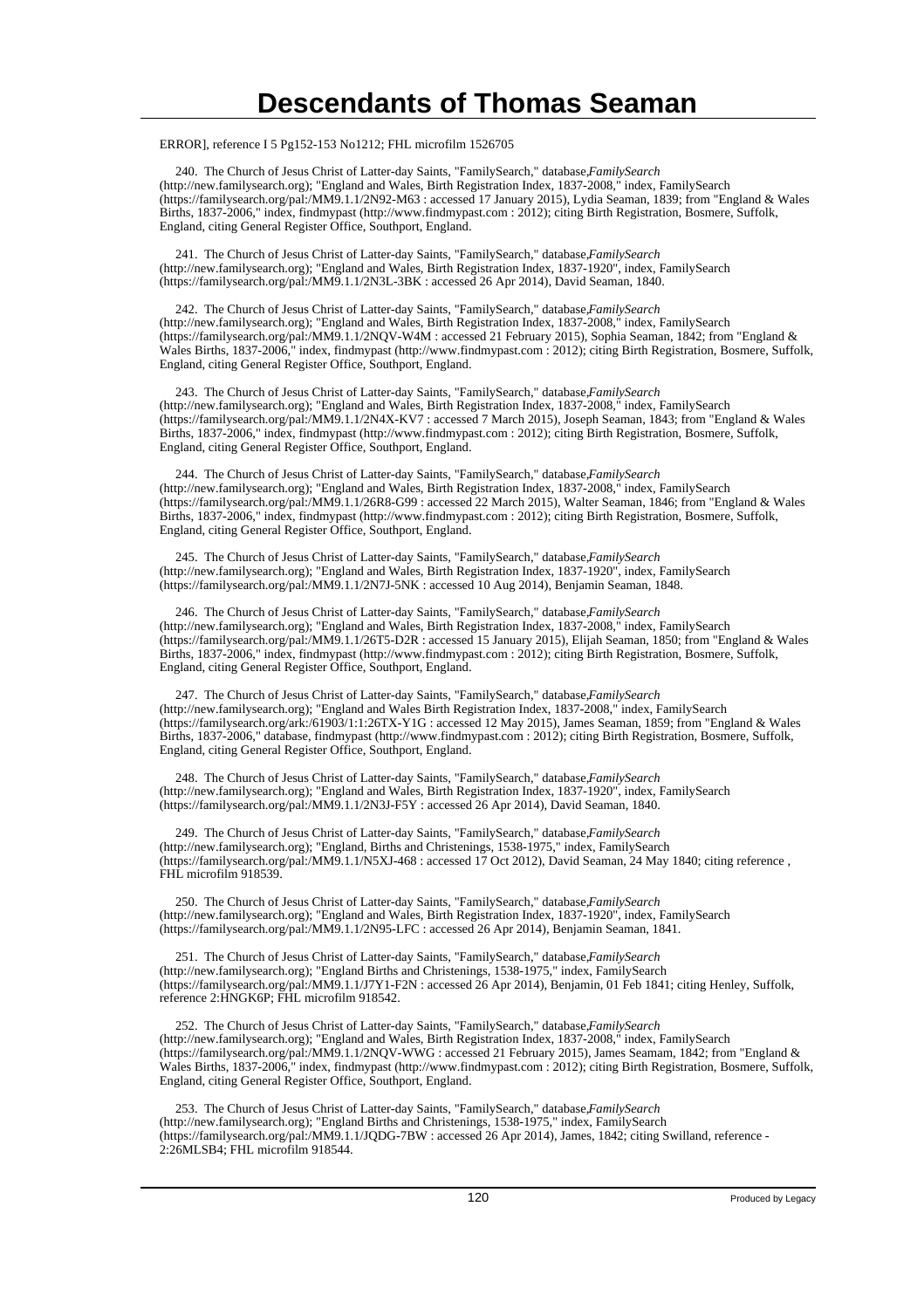ERROR], reference I 5 Pg152-153 No1212; FHL microfilm 1526705

240. The Church of Jesus Christ of Latter-day Saints, "FamilySearch," database,*FamilySearch* (http://new.familysearch.org); "England and Wales, Birth Registration Index, 1837-2008," index, FamilySearch (https://familysearch.org/pal:/MM9.1.1/2N92-M63 : accessed 17 January 2015), Lydia Seaman, 1839; from "England & Wales Births, 1837-2006," index, findmypast (http://www.findmypast.com : 2012); citing Birth Registration, Bosmere, Suffolk, England, citing General Register Office, Southport, England.

241. The Church of Jesus Christ of Latter-day Saints, "FamilySearch," database,*FamilySearch* (http://new.familysearch.org); "England and Wales, Birth Registration Index, 1837-1920", index, FamilySearch (https://familysearch.org/pal:/MM9.1.1/2N3L-3BK : accessed 26 Apr 2014), David Seaman, 1840.

242. The Church of Jesus Christ of Latter-day Saints, "FamilySearch," database,*FamilySearch* (http://new.familysearch.org); "England and Wales, Birth Registration Index, 1837-2008," index, FamilySearch (https://familysearch.org/pal:/MM9.1.1/2NQV-W4M : accessed 21 February 2015), Sophia Seaman, 1842; from "England & Wales Births, 1837-2006," index, findmypast (http://www.findmypast.com : 2012); citing Birth Registration, Bosmere, Suffolk, England, citing General Register Office, Southport, England.

243. The Church of Jesus Christ of Latter-day Saints, "FamilySearch," database,*FamilySearch* (http://new.familysearch.org); "England and Wales, Birth Registration Index, 1837-2008," index, FamilySearch (https://familysearch.org/pal:/MM9.1.1/2N4X-KV7 : accessed 7 March 2015), Joseph Seaman, 1843; from "England & Wales Births, 1837-2006," index, findmypast (http://www.findmypast.com : 2012); citing Birth Registration, Bosmere, Suffolk, England, citing General Register Office, Southport, England.

244. The Church of Jesus Christ of Latter-day Saints, "FamilySearch," database,*FamilySearch* (http://new.familysearch.org); "England and Wales, Birth Registration Index, 1837-2008," index, FamilySearch (https://familysearch.org/pal:/MM9.1.1/26R8-G99 : accessed 22 March 2015), Walter Seaman, 1846; from "England & Wales Births, 1837-2006," index, findmypast (http://www.findmypast.com : 2012); citing Birth Registration, Bosmere, Suffolk, England, citing General Register Office, Southport, England.

245. The Church of Jesus Christ of Latter-day Saints, "FamilySearch," database,*FamilySearch* (http://new.familysearch.org); "England and Wales, Birth Registration Index, 1837-1920", index, FamilySearch (https://familysearch.org/pal:/MM9.1.1/2N7J-5NK : accessed 10 Aug 2014), Benjamin Seaman, 1848.

246. The Church of Jesus Christ of Latter-day Saints, "FamilySearch," database,*FamilySearch* (http://new.familysearch.org); "England and Wales, Birth Registration Index, 1837-2008," index, FamilySearch (https://familysearch.org/pal:/MM9.1.1/26T5-D2R : accessed 15 January 2015), Elijah Seaman, 1850; from "England & Wales Births, 1837-2006," index, findmypast (http://www.findmypast.com : 2012); citing Birth Registration, Bosmere, Suffolk, England, citing General Register Office, Southport, England.

247. The Church of Jesus Christ of Latter-day Saints, "FamilySearch," database,*FamilySearch* (http://new.familysearch.org); "England and Wales Birth Registration Index, 1837-2008," index, FamilySearch (https://familysearch.org/ark:/61903/1:1:26TX-Y1G : accessed 12 May 2015), James Seaman, 1859; from "England & Wales Births, 1837-2006," database, findmypast (http://www.findmypast.com : 2012); citing Birth Registration, Bosmere, Suffolk, England, citing General Register Office, Southport, England.

248. The Church of Jesus Christ of Latter-day Saints, "FamilySearch," database,*FamilySearch* (http://new.familysearch.org); "England and Wales, Birth Registration Index, 1837-1920", index, FamilySearch (https://familysearch.org/pal:/MM9.1.1/2N3J-F5Y : accessed 26 Apr 2014), David Seaman, 1840.

249. The Church of Jesus Christ of Latter-day Saints, "FamilySearch," database,*FamilySearch* (http://new.familysearch.org); "England, Births and Christenings, 1538-1975," index, FamilySearch (https://familysearch.org/pal:/MM9.1.1/N5XJ-468 : accessed 17 Oct 2012), David Seaman, 24 May 1840; citing reference , FHL microfilm 918539.

250. The Church of Jesus Christ of Latter-day Saints, "FamilySearch," database,*FamilySearch* (http://new.familysearch.org); "England and Wales, Birth Registration Index, 1837-1920", index, FamilySearch (https://familysearch.org/pal:/MM9.1.1/2N95-LFC : accessed 26 Apr 2014), Benjamin Seaman, 1841.

251. The Church of Jesus Christ of Latter-day Saints, "FamilySearch," database,*FamilySearch* (http://new.familysearch.org); "England Births and Christenings, 1538-1975," index, FamilySearch (https://familysearch.org/pal:/MM9.1.1/J7Y1-F2N : accessed 26 Apr 2014), Benjamin, 01 Feb 1841; citing Henley, Suffolk, reference 2:HNGK6P; FHL microfilm 918542.

252. The Church of Jesus Christ of Latter-day Saints, "FamilySearch," database,*FamilySearch* (http://new.familysearch.org); "England and Wales, Birth Registration Index, 1837-2008," index, FamilySearch (https://familysearch.org/pal:/MM9.1.1/2NQV-WWG : accessed 21 February 2015), James Seamam, 1842; from "England & Wales Births, 1837-2006," index, findmypast (http://www.findmypast.com : 2012); citing Birth Registration, Bosmere, Suffolk, England, citing General Register Office, Southport, England.

253. The Church of Jesus Christ of Latter-day Saints, "FamilySearch," database,*FamilySearch* (http://new.familysearch.org); "England Births and Christenings, 1538-1975," index, FamilySearch (https://familysearch.org/pal:/MM9.1.1/JQDG-7BW : accessed 26 Apr 2014), James, 1842; citing Swilland, reference - 2:26MLSB4; FHL microfilm 918544.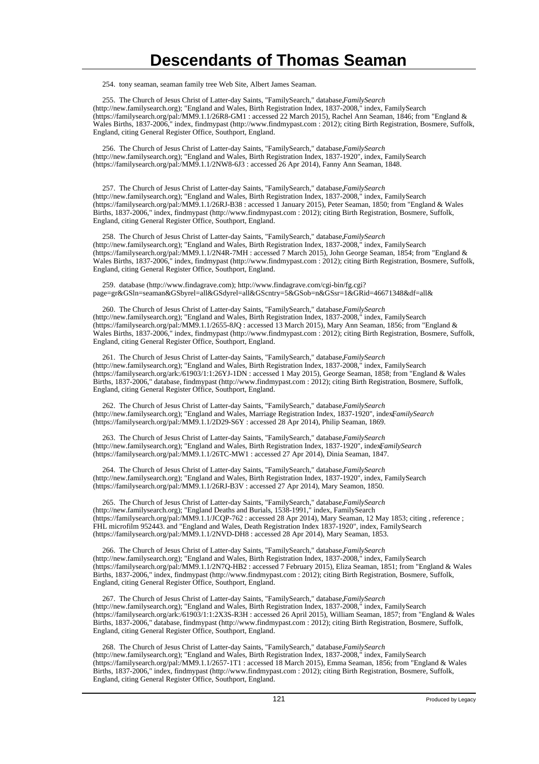254. tony seaman, seaman family tree Web Site, Albert James Seaman.

255. The Church of Jesus Christ of Latter-day Saints, "FamilySearch," database, *FamilySearch* (http://new.familysearch.org); "England and Wales, Birth Registration Index, 1837-2008," index, FamilySearch (https://familysearch.org/pal:/MM9.1.1/26R8-GM1 : accessed 22 March 2015), Rachel Ann Seaman, 1846; from "England & Wales Births, 1837-2006," index, findmypast (http://www.findmypast.com : 2012); citing Birth Registration, Bosmere, Suffolk, England, citing General Register Office, Southport, England.

256. The Church of Jesus Christ of Latter-day Saints, "FamilySearch," database, *FamilySearch* (http://new.familysearch.org); "England and Wales, Birth Registration Index, 1837-1920", index, FamilySearch (https://familysearch.org/pal:/MM9.1.1/2NW8-6J3 : accessed 26 Apr 2014), Fanny Ann Seaman, 1848.

257. The Church of Jesus Christ of Latter-day Saints, "FamilySearch," database, *FamilySearch* (http://new.familysearch.org); "England and Wales, Birth Registration Index, 1837-2008," index, FamilySearch (https://familysearch.org/pal:/MM9.1.1/26RJ-B38 : accessed 1 January 2015), Peter Seaman, 1850; from "England & Wales Births, 1837-2006," index, findmypast (http://www.findmypast.com : 2012); citing Birth Registration, Bosmere, Suffolk, England, citing General Register Office, Southport, England.

258. The Church of Jesus Christ of Latter-day Saints, "FamilySearch," database, *FamilySearch* (http://new.familysearch.org); "England and Wales, Birth Registration Index, 1837-2008," index, FamilySearch (https://familysearch.org/pal:/MM9.1.1/2N4R-7MH : accessed 7 March 2015), John George Seaman, 1854; from "England & Wales Births, 1837-2006," index, findmypast (http://www.findmypast.com : 2012); citing Birth Registration, Bosmere, Suffolk, England, citing General Register Office, Southport, England.

259. database (http://www.findagrave.com); http://www.findagrave.com/cgi-bin/fg.cgi?page=gr&GSln=seaman&GSbyrel=all&GSdyrel=all&GScntry=5&GSob=n&GSsr=1&GRid=46671348&df=all&

260. The Church of Jesus Christ of Latter-day Saints, "FamilySearch," database, *FamilySearch* (http://new.familysearch.org); "England and Wales, Birth Registration Index, 1837-2008," index, FamilySearch (https://familysearch.org/pal:/MM9.1.1/2655-8JQ : accessed 13 March 2015), Mary Ann Seaman, 1856; from "England & Wales Births, 1837-2006," index, findmypast (http://www.findmypast.com : 2012); citing Birth Registration, Bosmere, Suffolk, England, citing General Register Office, Southport, England.

261. The Church of Jesus Christ of Latter-day Saints, "FamilySearch," database, *FamilySearch* (http://new.familysearch.org); "England and Wales, Birth Registration Index, 1837-2008," index, FamilySearch (https://familysearch.org/ark:/61903/1:1:26YJ-1DN : accessed 1 May 2015), George Seaman, 1858; from "England & Wales Births, 1837-2006," database, findmypast (http://www.findmypast.com : 2012); citing Birth Registration, Bosmere, Suffolk, England, citing General Register Office, Southport, England.

262. The Church of Jesus Christ of Latter-day Saints, "FamilySearch," database, *FamilySearch* (http://new.familysearch.org); "England and Wales, Marriage Registration Index, 1837-1920", index, *FamilySearch* (https://familysearch.org/pal:/MM9.1.1/2D29-S6Y : accessed 28 Apr 2014), Philip Seaman, 1869.

263. The Church of Jesus Christ of Latter-day Saints, "FamilySearch," database, *FamilySearch* (http://new.familysearch.org); "England and Wales, Birth Registration Index, 1837-1920", index, *FamilySearch* (https://familysearch.org/pal:/MM9.1.1/26TC-MW1 : accessed 27 Apr 2014), Dinia Seaman, 1847.

264. The Church of Jesus Christ of Latter-day Saints, "FamilySearch," database, *FamilySearch* (http://new.familysearch.org); "England and Wales, Birth Registration Index, 1837-1920", index, FamilySearch (https://familysearch.org/pal:/MM9.1.1/26RJ-B3V : accessed 27 Apr 2014), Mary Seamon, 1850.

265. The Church of Jesus Christ of Latter-day Saints, "FamilySearch," database, *FamilySearch* (http://new.familysearch.org); "England Deaths and Burials, 1538-1991," index, FamilySearch (https://familysearch.org/pal:/MM9.1.1/JCQP-762 : accessed 28 Apr 2014), Mary Seaman, 12 May 1853; citing , reference ; FHL microfilm 952443. and "England and Wales, Death Registration Index 1837-1920", index, FamilySearch (https://familysearch.org/pal:/MM9.1.1/2NVD-DH8 : accessed 28 Apr 2014), Mary Seaman, 1853.

266. The Church of Jesus Christ of Latter-day Saints, "FamilySearch," database, *FamilySearch* (http://new.familysearch.org); "England and Wales, Birth Registration Index, 1837-2008," index, FamilySearch (https://familysearch.org/pal:/MM9.1.1/2N7Q-HB2 : accessed 7 February 2015), Eliza Seaman, 1851; from "England & Wales Births, 1837-2006," index, findmypast (http://www.findmypast.com : 2012); citing Birth Registration, Bosmere, Suffolk, England, citing General Register Office, Southport, England.

267. The Church of Jesus Christ of Latter-day Saints, "FamilySearch," database, *FamilySearch* (http://new.familysearch.org); "England and Wales, Birth Registration Index, 1837-2008," index, FamilySearch (https://familysearch.org/ark:/61903/1:1:2X3S-R3H : accessed 26 April 2015), William Seaman, 1857; from "England & Wales Births, 1837-2006," database, findmypast (http://www.findmypast.com : 2012); citing Birth Registration, Bosmere, Suffolk, England, citing General Register Office, Southport, England.

268. The Church of Jesus Christ of Latter-day Saints, "FamilySearch," database, *FamilySearch* (http://new.familysearch.org); "England and Wales, Birth Registration Index, 1837-2008," index, FamilySearch (https://familysearch.org/pal:/MM9.1.1/2657-1T1 : accessed 18 March 2015), Emma Seaman, 1856; from "England & Wales Births, 1837-2006," index, findmypast (http://www.findmypast.com : 2012); citing Birth Registration, Bosmere, Suffolk, England, citing General Register Office, Southport, England.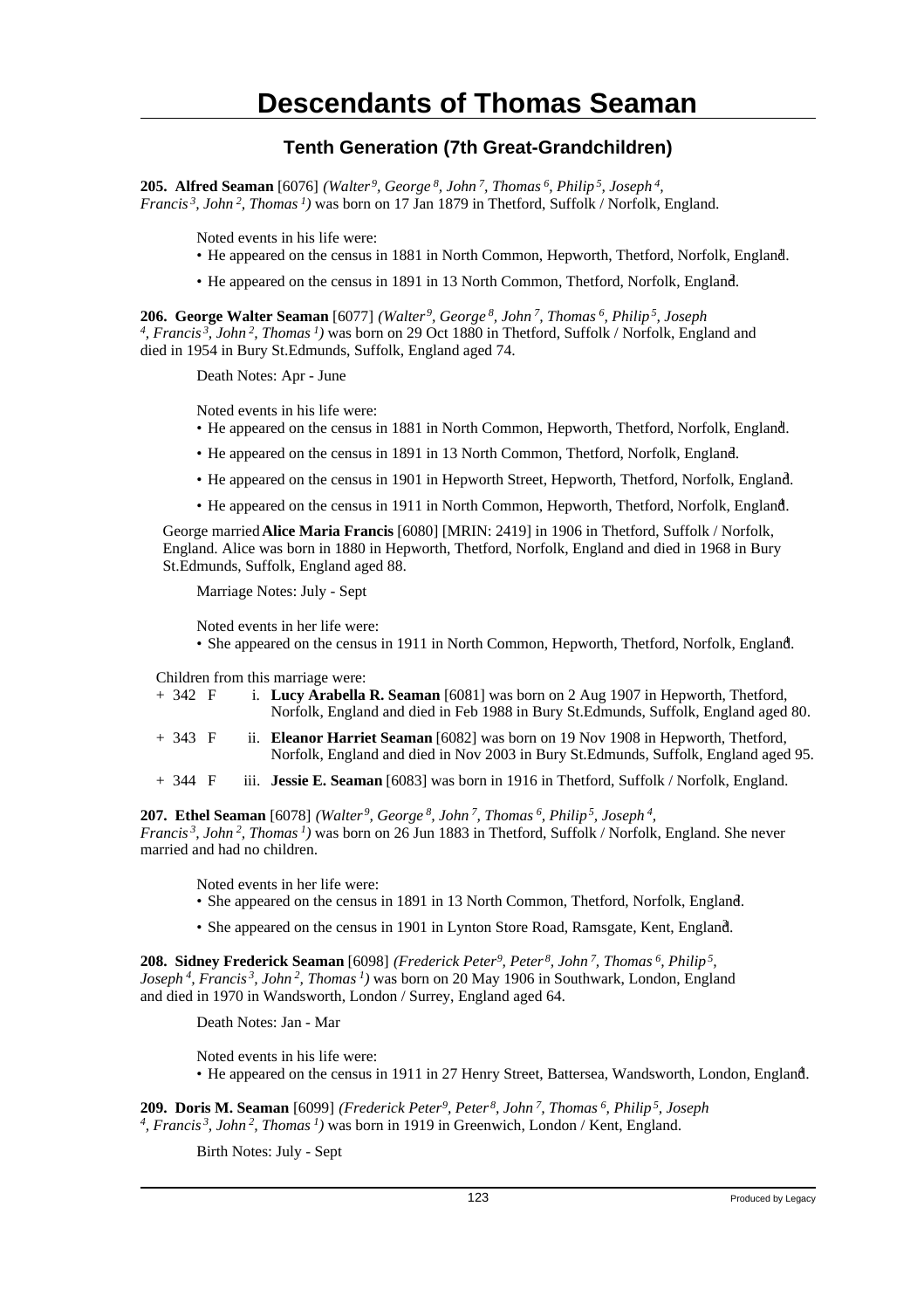# Descendants of Thomas Seaman

## Tenth Generation (7th Great-Grandchildren)

**205. Alfred Seaman** [6076] *(Walter$^{9}$, George$^{8}$, John$^{7}$, Thomas$^{6}$, Philip$^{5}$, Joseph$^{4}$, Francis$^{3}$, John$^{2}$, Thomas$^{1}$)* was born on 17 Jan 1879 in Thetford, Suffolk / Norfolk, England.

Noted events in his life were:

- He appeared on the census in 1881 in North Common, Hepworth, Thetford, Norfolk, England.[1]
- He appeared on the census in 1891 in 13 North Common, Thetford, Norfolk, England.[2]

**206. George Walter Seaman** [6077] *(Walter$^{9}$, George$^{8}$, John$^{7}$, Thomas$^{6}$, Philip$^{5}$, Joseph$^{4}$, Francis$^{3}$, John$^{2}$, Thomas$^{1}$)* was born on 29 Oct 1880 in Thetford, Suffolk / Norfolk, England and died in 1954 in Bury St.Edmunds, Suffolk, England aged 74.

Death Notes: Apr - June

Noted events in his life were:

- He appeared on the census in 1881 in North Common, Hepworth, Thetford, Norfolk, England.[1]
- He appeared on the census in 1891 in 13 North Common, Thetford, Norfolk, England.[2]
- He appeared on the census in 1901 in Hepworth Street, Hepworth, Thetford, Norfolk, England.[3]
- He appeared on the census in 1911 in North Common, Hepworth, Thetford, Norfolk, England.[4]

George married **Alice Maria Francis** [6080] [MRIN: 2419] in 1906 in Thetford, Suffolk / Norfolk, England. Alice was born in 1880 in Hepworth, Thetford, Norfolk, England and died in 1968 in Bury St.Edmunds, Suffolk, England aged 88.

Marriage Notes: July - Sept

Noted events in her life were:

- She appeared on the census in 1911 in North Common, Hepworth, Thetford, Norfolk, England.[4]

Children from this marriage were:

- \+ 342 F i. **Lucy Arabella R. Seaman** [6081] was born on 2 Aug 1907 in Hepworth, Thetford, Norfolk, England and died in Feb 1988 in Bury St.Edmunds, Suffolk, England aged 80.
- \+ 343 F ii. **Eleanor Harriet Seaman** [6082] was born on 19 Nov 1908 in Hepworth, Thetford, Norfolk, England and died in Nov 2003 in Bury St.Edmunds, Suffolk, England aged 95.
- \+ 344 F iii. **Jessie E. Seaman** [6083] was born in 1916 in Thetford, Suffolk / Norfolk, England.

**207. Ethel Seaman** [6078] *(Walter$^{9}$, George$^{8}$, John$^{7}$, Thomas$^{6}$, Philip$^{5}$, Joseph$^{4}$, Francis$^{3}$, John$^{2}$, Thomas$^{1}$)* was born on 26 Jun 1883 in Thetford, Suffolk / Norfolk, England. She never married and had no children.

Noted events in her life were:

- She appeared on the census in 1891 in 13 North Common, Thetford, Norfolk, England.[2]
- She appeared on the census in 1901 in Lynton Store Road, Ramsgate, Kent, England.[3]

**208. Sidney Frederick Seaman** [6098] *(Frederick Peter$^{9}$, Peter$^{8}$, John$^{7}$, Thomas$^{6}$, Philip$^{5}$, Joseph$^{4}$, Francis$^{3}$, John$^{2}$, Thomas$^{1}$)* was born on 20 May 1906 in Southwark, London, England and died in 1970 in Wandsworth, London / Surrey, England aged 64.

Death Notes: Jan - Mar

Noted events in his life were:

- He appeared on the census in 1911 in 27 Henry Street, Battersea, Wandsworth, London, England.[4]

**209. Doris M. Seaman** [6099] *(Frederick Peter$^{9}$, Peter$^{8}$, John$^{7}$, Thomas$^{6}$, Philip$^{5}$, Joseph$^{4}$, Francis$^{3}$, John$^{2}$, Thomas$^{1}$)* was born in 1919 in Greenwich, London / Kent, England.

Birth Notes: July - Sept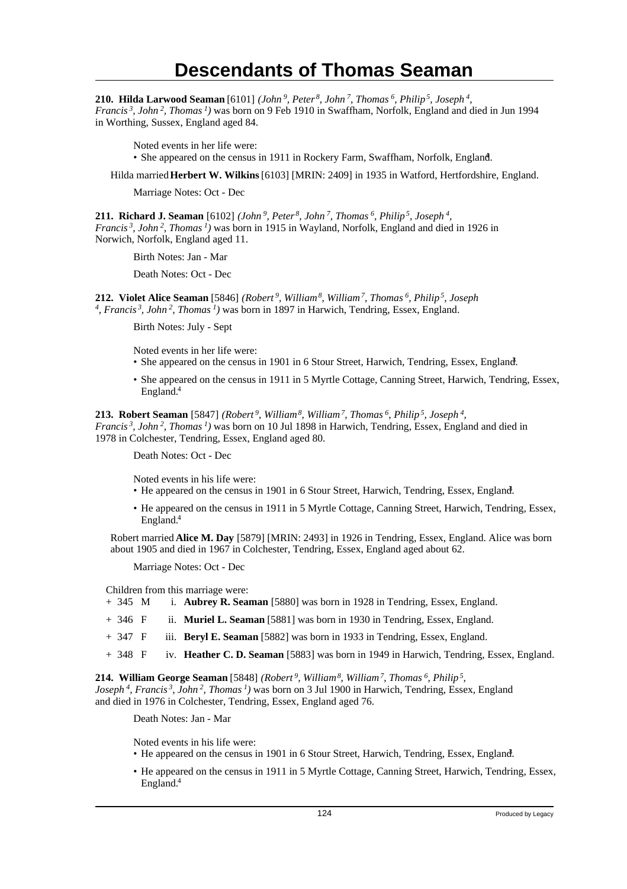# Descendants of Thomas Seaman

**210. Hilda Larwood Seaman** [6101] *(John*[9]*, Peter*[8]*, John*[7]*, Thomas*[6]*, Philip*[5]*, Joseph*[4]*, Francis*[3]*, John*[2]*, Thomas*[1]*)* was born on 9 Feb 1910 in Swaffham, Norfolk, England and died in Jun 1994 in Worthing, Sussex, England aged 84.

Noted events in her life were:

- She appeared on the census in 1911 in Rockery Farm, Swaffham, Norfolk, England.[4]

Hilda married **Herbert W. Wilkins** [6103] [MRIN: 2409] in 1935 in Watford, Hertfordshire, England.

Marriage Notes: Oct - Dec

**211. Richard J. Seaman** [6102] *(John*[9]*, Peter*[8]*, John*[7]*, Thomas*[6]*, Philip*[5]*, Joseph*[4]*, Francis*[3]*, John*[2]*, Thomas*[1]*)* was born in 1915 in Wayland, Norfolk, England and died in 1926 in Norwich, Norfolk, England aged 11.

Birth Notes: Jan - Mar

Death Notes: Oct - Dec

**212. Violet Alice Seaman** [5846] *(Robert*[9]*, William*[8]*, William*[7]*, Thomas*[6]*, Philip*[5]*, Joseph*[4]*, Francis*[3]*, John*[2]*, Thomas*[1]*)* was born in 1897 in Harwich, Tendring, Essex, England.

Birth Notes: July - Sept

Noted events in her life were:

- She appeared on the census in 1901 in 6 Stour Street, Harwich, Tendring, Essex, England.[3]
- She appeared on the census in 1911 in 5 Myrtle Cottage, Canning Street, Harwich, Tendring, Essex, England.[4]

**213. Robert Seaman** [5847] *(Robert*[9]*, William*[8]*, William*[7]*, Thomas*[6]*, Philip*[5]*, Joseph*[4]*, Francis*[3]*, John*[2]*, Thomas*[1]*)* was born on 10 Jul 1898 in Harwich, Tendring, Essex, England and died in 1978 in Colchester, Tendring, Essex, England aged 80.

Death Notes: Oct - Dec

Noted events in his life were:

- He appeared on the census in 1901 in 6 Stour Street, Harwich, Tendring, Essex, England.[3]
- He appeared on the census in 1911 in 5 Myrtle Cottage, Canning Street, Harwich, Tendring, Essex, England.[4]

Robert married **Alice M. Day** [5879] [MRIN: 2493] in 1926 in Tendring, Essex, England. Alice was born about 1905 and died in 1967 in Colchester, Tendring, Essex, England aged about 62.

Marriage Notes: Oct - Dec

Children from this marriage were:

- \+ 345 M i. **Aubrey R. Seaman** [5880] was born in 1928 in Tendring, Essex, England.
- \+ 346 F ii. **Muriel L. Seaman** [5881] was born in 1930 in Tendring, Essex, England.
- \+ 347 F iii. **Beryl E. Seaman** [5882] was born in 1933 in Tendring, Essex, England.
- \+ 348 F iv. **Heather C. D. Seaman** [5883] was born in 1949 in Harwich, Tendring, Essex, England.

**214. William George Seaman** [5848] *(Robert*[9]*, William*[8]*, William*[7]*, Thomas*[6]*, Philip*[5]*, Joseph*[4]*, Francis*[3]*, John*[2]*, Thomas*[1]*)* was born on 3 Jul 1900 in Harwich, Tendring, Essex, England and died in 1976 in Colchester, Tendring, Essex, England aged 76.

Death Notes: Jan - Mar

Noted events in his life were:

- He appeared on the census in 1901 in 6 Stour Street, Harwich, Tendring, Essex, England.[3]
- He appeared on the census in 1911 in 5 Myrtle Cottage, Canning Street, Harwich, Tendring, Essex, England.[4]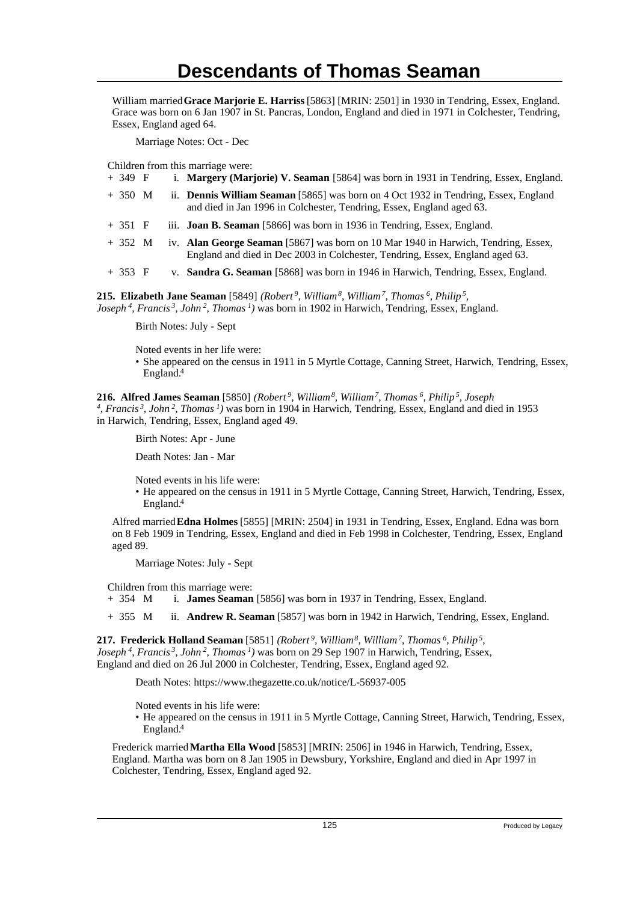# Descendants of Thomas Seaman

William married **Grace Marjorie E. Harriss** [5863] [MRIN: 2501] in 1930 in Tendring, Essex, England. Grace was born on 6 Jan 1907 in St. Pancras, London, England and died in 1971 in Colchester, Tendring, Essex, England aged 64.

Marriage Notes: Oct - Dec

Children from this marriage were:

+ 349 F i. **Margery (Marjorie) V. Seaman** [5864] was born in 1931 in Tendring, Essex, England.
+ 350 M ii. **Dennis William Seaman** [5865] was born on 4 Oct 1932 in Tendring, Essex, England and died in Jan 1996 in Colchester, Tendring, Essex, England aged 63.
+ 351 F iii. **Joan B. Seaman** [5866] was born in 1936 in Tendring, Essex, England.
+ 352 M iv. **Alan George Seaman** [5867] was born on 10 Mar 1940 in Harwich, Tendring, Essex, England and died in Dec 2003 in Colchester, Tendring, Essex, England aged 63.
+ 353 F v. **Sandra G. Seaman** [5868] was born in 1946 in Harwich, Tendring, Essex, England.

**215. Elizabeth Jane Seaman** [5849] *(Robert[9], William[8], William[7], Thomas[6], Philip[5], Joseph[4], Francis[3], John[2], Thomas[1])* was born in 1902 in Harwich, Tendring, Essex, England.

Birth Notes: July - Sept

Noted events in her life were:

- She appeared on the census in 1911 in 5 Myrtle Cottage, Canning Street, Harwich, Tendring, Essex, England.[4]

**216. Alfred James Seaman** [5850] *(Robert[9], William[8], William[7], Thomas[6], Philip[5], Joseph[4], Francis[3], John[2], Thomas[1])* was born in 1904 in Harwich, Tendring, Essex, England and died in 1953 in Harwich, Tendring, Essex, England aged 49.

Birth Notes: Apr - June

Death Notes: Jan - Mar

Noted events in his life were:

- He appeared on the census in 1911 in 5 Myrtle Cottage, Canning Street, Harwich, Tendring, Essex, England.[4]

Alfred married **Edna Holmes** [5855] [MRIN: 2504] in 1931 in Tendring, Essex, England. Edna was born on 8 Feb 1909 in Tendring, Essex, England and died in Feb 1998 in Colchester, Tendring, Essex, England aged 89.

Marriage Notes: July - Sept

Children from this marriage were:

+ 354 M i. **James Seaman** [5856] was born in 1937 in Tendring, Essex, England.
+ 355 M ii. **Andrew R. Seaman** [5857] was born in 1942 in Harwich, Tendring, Essex, England.

**217. Frederick Holland Seaman** [5851] *(Robert[9], William[8], William[7], Thomas[6], Philip[5], Joseph[4], Francis[3], John[2], Thomas[1])* was born on 29 Sep 1907 in Harwich, Tendring, Essex, England and died on 26 Jul 2000 in Colchester, Tendring, Essex, England aged 92.

Death Notes: https://www.thegazette.co.uk/notice/L-56937-005

Noted events in his life were:

- He appeared on the census in 1911 in 5 Myrtle Cottage, Canning Street, Harwich, Tendring, Essex, England.[4]

Frederick married **Martha Ella Wood** [5853] [MRIN: 2506] in 1946 in Harwich, Tendring, Essex, England. Martha was born on 8 Jan 1905 in Dewsbury, Yorkshire, England and died in Apr 1997 in Colchester, Tendring, Essex, England aged 92.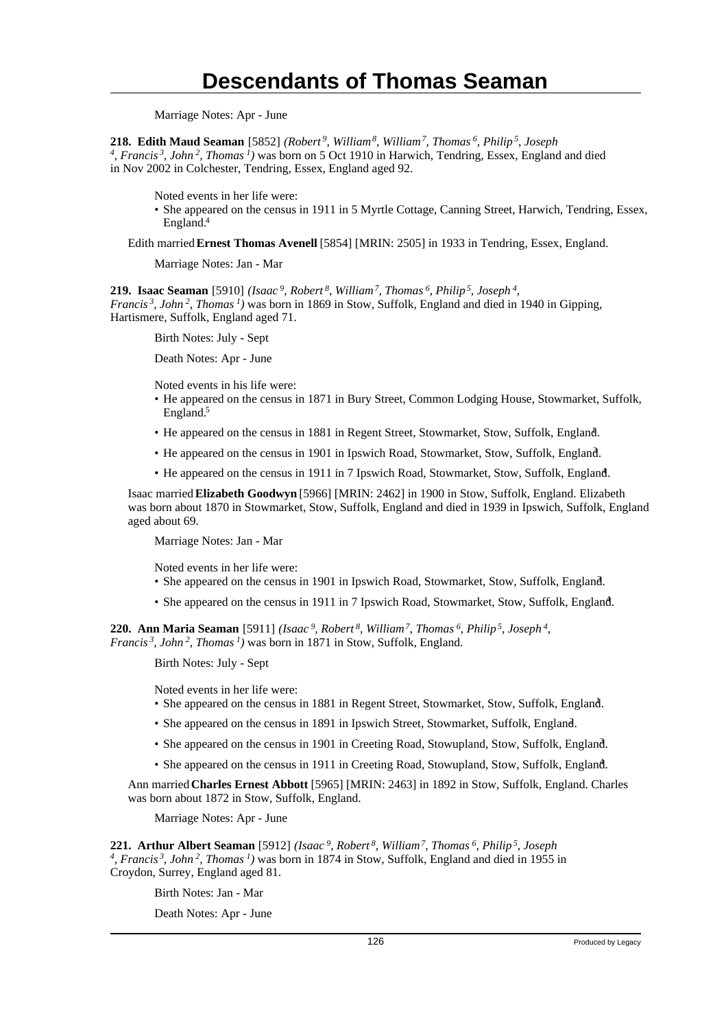# Descendants of Thomas Seaman

Marriage Notes: Apr - June

**218. Edith Maud Seaman** [5852] *(Robert[9], William[8], William[7], Thomas[6], Philip[5], Joseph[4], Francis[3], John[2], Thomas[1])* was born on 5 Oct 1910 in Harwich, Tendring, Essex, England and died in Nov 2002 in Colchester, Tendring, Essex, England aged 92.

Noted events in her life were:

- She appeared on the census in 1911 in 5 Myrtle Cottage, Canning Street, Harwich, Tendring, Essex, England.[4]

Edith married **Ernest Thomas Avenell** [5854] [MRIN: 2505] in 1933 in Tendring, Essex, England.

Marriage Notes: Jan - Mar

**219. Isaac Seaman** [5910] *(Isaac[9], Robert[8], William[7], Thomas[6], Philip[5], Joseph[4], Francis[3], John[2], Thomas[1])* was born in 1869 in Stow, Suffolk, England and died in 1940 in Gipping, Hartismere, Suffolk, England aged 71.

Birth Notes: July - Sept

Death Notes: Apr - June

Noted events in his life were:

- He appeared on the census in 1871 in Bury Street, Common Lodging House, Stowmarket, Suffolk, England.[5]
- He appeared on the census in 1881 in Regent Street, Stowmarket, Stow, Suffolk, England.[1]
- He appeared on the census in 1901 in Ipswich Road, Stowmarket, Stow, Suffolk, England.[3]
- He appeared on the census in 1911 in 7 Ipswich Road, Stowmarket, Stow, Suffolk, England.[4]

Isaac married **Elizabeth Goodwyn** [5966] [MRIN: 2462] in 1900 in Stow, Suffolk, England. Elizabeth was born about 1870 in Stowmarket, Stow, Suffolk, England and died in 1939 in Ipswich, Suffolk, England aged about 69.

Marriage Notes: Jan - Mar

Noted events in her life were:

- She appeared on the census in 1901 in Ipswich Road, Stowmarket, Stow, Suffolk, England.[3]
- She appeared on the census in 1911 in 7 Ipswich Road, Stowmarket, Stow, Suffolk, England.[4]

**220. Ann Maria Seaman** [5911] *(Isaac[9], Robert[8], William[7], Thomas[6], Philip[5], Joseph[4], Francis[3], John[2], Thomas[1])* was born in 1871 in Stow, Suffolk, England.

Birth Notes: July - Sept

Noted events in her life were:

- She appeared on the census in 1881 in Regent Street, Stowmarket, Stow, Suffolk, England.[1]
- She appeared on the census in 1891 in Ipswich Street, Stowmarket, Suffolk, England.[2]
- She appeared on the census in 1901 in Creeting Road, Stowupland, Stow, Suffolk, England.[3]
- She appeared on the census in 1911 in Creeting Road, Stowupland, Stow, Suffolk, England.[4]

Ann married **Charles Ernest Abbott** [5965] [MRIN: 2463] in 1892 in Stow, Suffolk, England. Charles was born about 1872 in Stow, Suffolk, England.

Marriage Notes: Apr - June

**221. Arthur Albert Seaman** [5912] *(Isaac[9], Robert[8], William[7], Thomas[6], Philip[5], Joseph[4], Francis[3], John[2], Thomas[1])* was born in 1874 in Stow, Suffolk, England and died in 1955 in Croydon, Surrey, England aged 81.

Birth Notes: Jan - Mar

Death Notes: Apr - June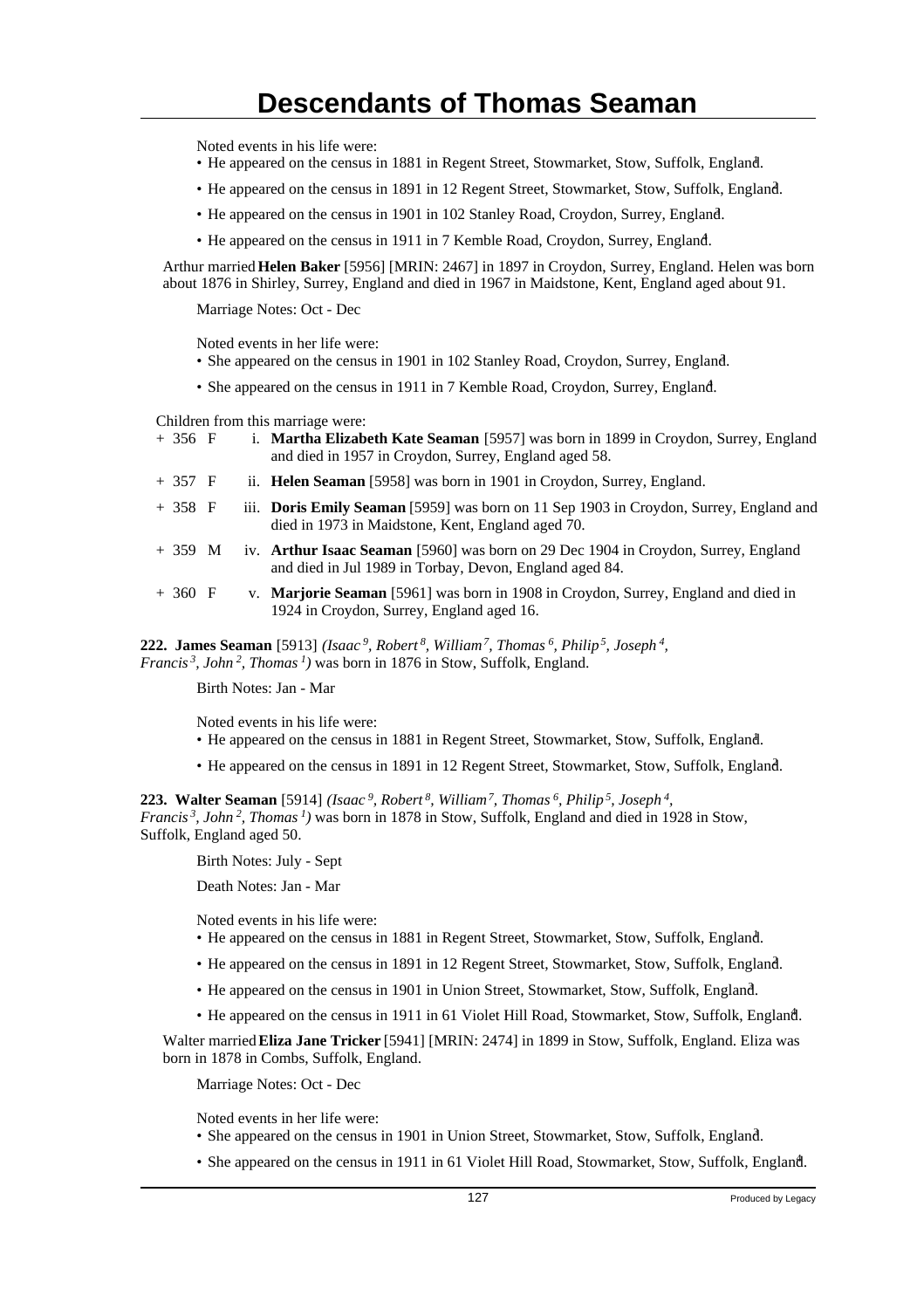Noted events in his life were:

- He appeared on the census in 1881 in Regent Street, Stowmarket, Stow, Suffolk, England.[1]
- He appeared on the census in 1891 in 12 Regent Street, Stowmarket, Stow, Suffolk, England.[2]
- He appeared on the census in 1901 in 102 Stanley Road, Croydon, Surrey, England.[3]
- He appeared on the census in 1911 in 7 Kemble Road, Croydon, Surrey, England.[4]

Arthur married **Helen Baker** [5956] [MRIN: 2467] in 1897 in Croydon, Surrey, England. Helen was born about 1876 in Shirley, Surrey, England and died in 1967 in Maidstone, Kent, England aged about 91.

Marriage Notes: Oct - Dec

Noted events in her life were:

- She appeared on the census in 1901 in 102 Stanley Road, Croydon, Surrey, England.[3]
- She appeared on the census in 1911 in 7 Kemble Road, Croydon, Surrey, England.[4]

Children from this marriage were:

- \+ 356 F i. **Martha Elizabeth Kate Seaman** [5957] was born in 1899 in Croydon, Surrey, England and died in 1957 in Croydon, Surrey, England aged 58.
- \+ 357 F ii. **Helen Seaman** [5958] was born in 1901 in Croydon, Surrey, England.
- \+ 358 F iii. **Doris Emily Seaman** [5959] was born on 11 Sep 1903 in Croydon, Surrey, England and died in 1973 in Maidstone, Kent, England aged 70.
- \+ 359 M iv. **Arthur Isaac Seaman** [5960] was born on 29 Dec 1904 in Croydon, Surrey, England and died in Jul 1989 in Torbay, Devon, England aged 84.
- \+ 360 F v. **Marjorie Seaman** [5961] was born in 1908 in Croydon, Surrey, England and died in 1924 in Croydon, Surrey, England aged 16.

**222. James Seaman** [5913] *(Isaac 9, Robert 8, William 7, Thomas 6, Philip 5, Joseph 4, Francis 3, John 2, Thomas 1)* was born in 1876 in Stow, Suffolk, England.

Birth Notes: Jan - Mar

Noted events in his life were:

- He appeared on the census in 1881 in Regent Street, Stowmarket, Stow, Suffolk, England.[1]
- He appeared on the census in 1891 in 12 Regent Street, Stowmarket, Stow, Suffolk, England.[2]

**223. Walter Seaman** [5914] *(Isaac 9, Robert 8, William 7, Thomas 6, Philip 5, Joseph 4, Francis 3, John 2, Thomas 1)* was born in 1878 in Stow, Suffolk, England and died in 1928 in Stow, Suffolk, England aged 50.

Birth Notes: July - Sept

Death Notes: Jan - Mar

Noted events in his life were:

- He appeared on the census in 1881 in Regent Street, Stowmarket, Stow, Suffolk, England.[1]
- He appeared on the census in 1891 in 12 Regent Street, Stowmarket, Stow, Suffolk, England.[2]
- He appeared on the census in 1901 in Union Street, Stowmarket, Stow, Suffolk, England.[3]
- He appeared on the census in 1911 in 61 Violet Hill Road, Stowmarket, Stow, Suffolk, England.[4]

Walter married **Eliza Jane Tricker** [5941] [MRIN: 2474] in 1899 in Stow, Suffolk, England. Eliza was born in 1878 in Combs, Suffolk, England.

Marriage Notes: Oct - Dec

Noted events in her life were:

- She appeared on the census in 1901 in Union Street, Stowmarket, Stow, Suffolk, England.[3]
- She appeared on the census in 1911 in 61 Violet Hill Road, Stowmarket, Stow, Suffolk, England.[4]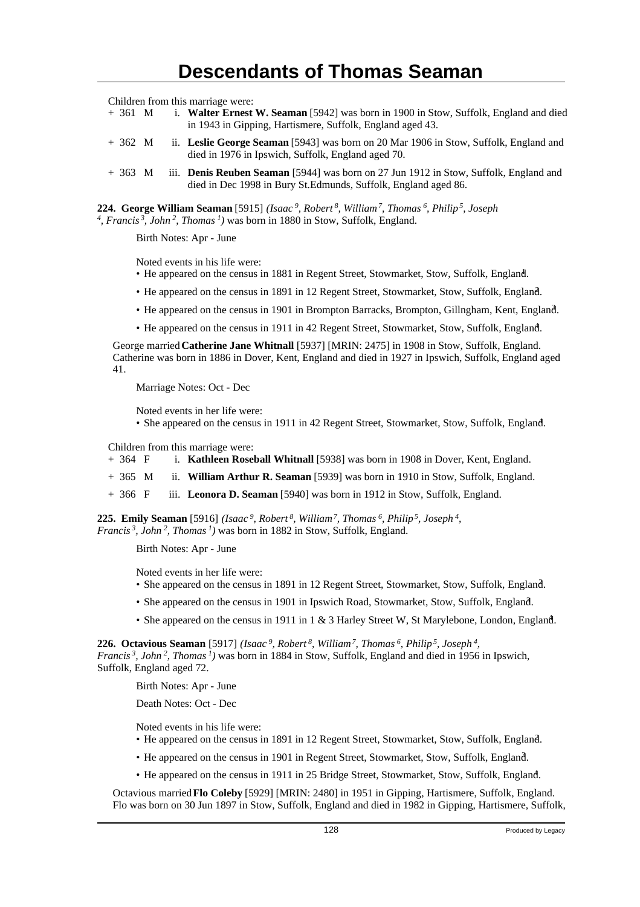Children from this marriage were:

+ 361 M i. **Walter Ernest W. Seaman** [5942] was born in 1900 in Stow, Suffolk, England and died in 1943 in Gipping, Hartismere, Suffolk, England aged 43.

+ 362 M ii. **Leslie George Seaman** [5943] was born on 20 Mar 1906 in Stow, Suffolk, England and died in 1976 in Ipswich, Suffolk, England aged 70.

+ 363 M iii. **Denis Reuben Seaman** [5944] was born on 27 Jun 1912 in Stow, Suffolk, England and died in Dec 1998 in Bury St.Edmunds, Suffolk, England aged 86.

**224. George William Seaman** [5915] *(Isaac 9, Robert 8, William 7, Thomas 6, Philip 5, Joseph 4, Francis 3, John 2, Thomas 1)* was born in 1880 in Stow, Suffolk, England.

Birth Notes: Apr - June

Noted events in his life were:

- He appeared on the census in 1881 in Regent Street, Stowmarket, Stow, Suffolk, England.
- He appeared on the census in 1891 in 12 Regent Street, Stowmarket, Stow, Suffolk, England.
- He appeared on the census in 1901 in Brompton Barracks, Brompton, Gillngham, Kent, England.
- He appeared on the census in 1911 in 42 Regent Street, Stowmarket, Stow, Suffolk, England.

George married **Catherine Jane Whitnall** [5937] [MRIN: 2475] in 1908 in Stow, Suffolk, England. Catherine was born in 1886 in Dover, Kent, England and died in 1927 in Ipswich, Suffolk, England aged 41.

Marriage Notes: Oct - Dec

Noted events in her life were:

- She appeared on the census in 1911 in 42 Regent Street, Stowmarket, Stow, Suffolk, England.

Children from this marriage were:

+ 364 F i. **Kathleen Roseball Whitnall** [5938] was born in 1908 in Dover, Kent, England.

+ 365 M ii. **William Arthur R. Seaman** [5939] was born in 1910 in Stow, Suffolk, England.

+ 366 F iii. **Leonora D. Seaman** [5940] was born in 1912 in Stow, Suffolk, England.

**225. Emily Seaman** [5916] *(Isaac 9, Robert 8, William 7, Thomas 6, Philip 5, Joseph 4, Francis 3, John 2, Thomas 1)* was born in 1882 in Stow, Suffolk, England.

Birth Notes: Apr - June

Noted events in her life were:

- She appeared on the census in 1891 in 12 Regent Street, Stowmarket, Stow, Suffolk, England.
- She appeared on the census in 1901 in Ipswich Road, Stowmarket, Stow, Suffolk, England.
- She appeared on the census in 1911 in 1 & 3 Harley Street W, St Marylebone, London, England.

**226. Octavious Seaman** [5917] *(Isaac 9, Robert 8, William 7, Thomas 6, Philip 5, Joseph 4, Francis 3, John 2, Thomas 1)* was born in 1884 in Stow, Suffolk, England and died in 1956 in Ipswich, Suffolk, England aged 72.

Birth Notes: Apr - June

Death Notes: Oct - Dec

Noted events in his life were:

- He appeared on the census in 1891 in 12 Regent Street, Stowmarket, Stow, Suffolk, England.
- He appeared on the census in 1901 in Regent Street, Stowmarket, Stow, Suffolk, England.
- He appeared on the census in 1911 in 25 Bridge Street, Stowmarket, Stow, Suffolk, England.

Octavious married **Flo Coleby** [5929] [MRIN: 2480] in 1951 in Gipping, Hartismere, Suffolk, England. Flo was born on 30 Jun 1897 in Stow, Suffolk, England and died in 1982 in Gipping, Hartismere, Suffolk,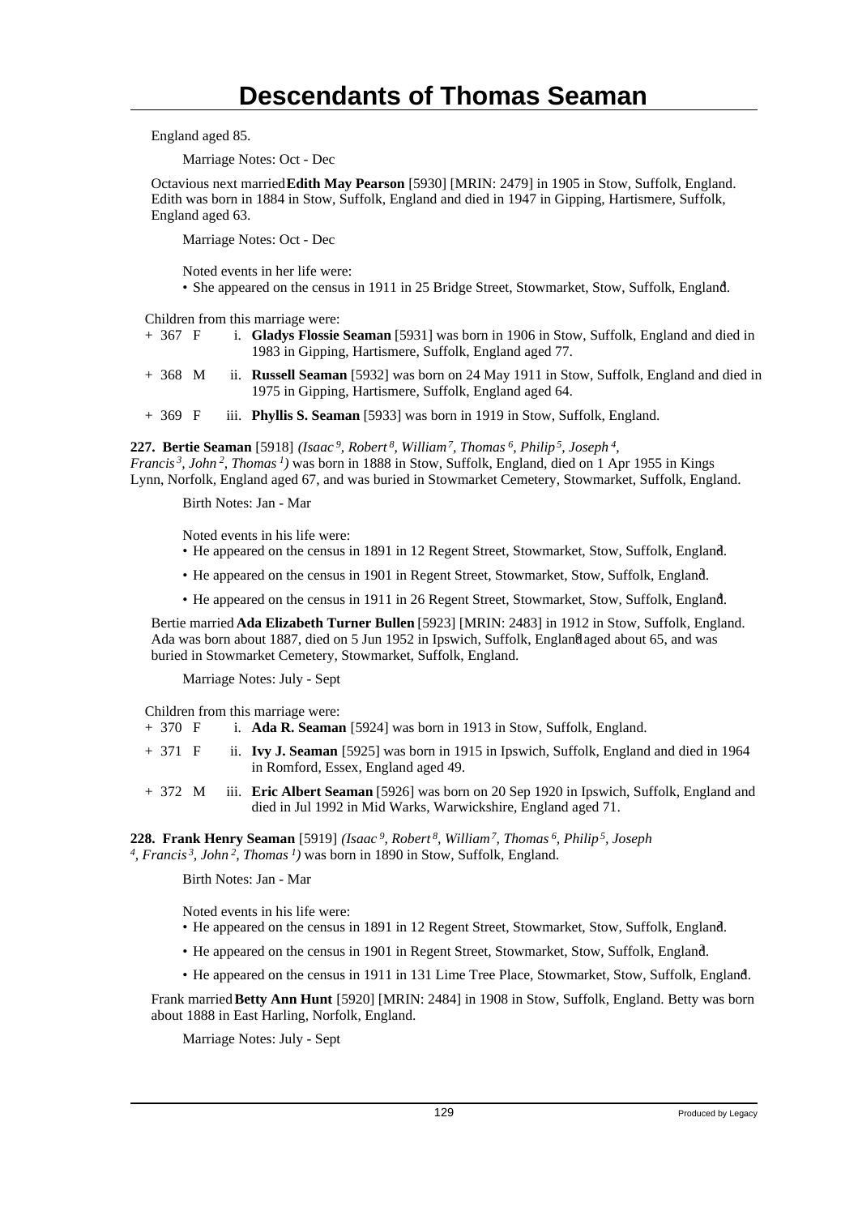England aged 85.

Marriage Notes: Oct - Dec

Octavious next married **Edith May Pearson** [5930] [MRIN: 2479] in 1905 in Stow, Suffolk, England. Edith was born in 1884 in Stow, Suffolk, England and died in 1947 in Gipping, Hartismere, Suffolk, England aged 63.

Marriage Notes: Oct - Dec

Noted events in her life were:

- She appeared on the census in 1911 in 25 Bridge Street, Stowmarket, Stow, Suffolk, England.

Children from this marriage were:

+ 367 F i. **Gladys Flossie Seaman** [5931] was born in 1906 in Stow, Suffolk, England and died in 1983 in Gipping, Hartismere, Suffolk, England aged 77.

+ 368 M ii. **Russell Seaman** [5932] was born on 24 May 1911 in Stow, Suffolk, England and died in 1975 in Gipping, Hartismere, Suffolk, England aged 64.

+ 369 F iii. **Phyllis S. Seaman** [5933] was born in 1919 in Stow, Suffolk, England.

**227. Bertie Seaman** [5918] *(Isaac 9, Robert 8, William 7, Thomas 6, Philip 5, Joseph 4, Francis 3, John 2, Thomas 1)* was born in 1888 in Stow, Suffolk, England, died on 1 Apr 1955 in Kings Lynn, Norfolk, England aged 67, and was buried in Stowmarket Cemetery, Stowmarket, Suffolk, England.

Birth Notes: Jan - Mar

Noted events in his life were:

- He appeared on the census in 1891 in 12 Regent Street, Stowmarket, Stow, Suffolk, England.
- He appeared on the census in 1901 in Regent Street, Stowmarket, Stow, Suffolk, England.
- He appeared on the census in 1911 in 26 Regent Street, Stowmarket, Stow, Suffolk, England.

Bertie married **Ada Elizabeth Turner Bullen** [5923] [MRIN: 2483] in 1912 in Stow, Suffolk, England. Ada was born about 1887, died on 5 Jun 1952 in Ipswich, Suffolk, England aged about 65, and was buried in Stowmarket Cemetery, Stowmarket, Suffolk, England.

Marriage Notes: July - Sept

Children from this marriage were:

+ 370 F i. **Ada R. Seaman** [5924] was born in 1913 in Stow, Suffolk, England.

+ 371 F ii. **Ivy J. Seaman** [5925] was born in 1915 in Ipswich, Suffolk, England and died in 1964 in Romford, Essex, England aged 49.

+ 372 M iii. **Eric Albert Seaman** [5926] was born on 20 Sep 1920 in Ipswich, Suffolk, England and died in Jul 1992 in Mid Warks, Warwickshire, England aged 71.

**228. Frank Henry Seaman** [5919] *(Isaac 9, Robert 8, William 7, Thomas 6, Philip 5, Joseph 4, Francis 3, John 2, Thomas 1)* was born in 1890 in Stow, Suffolk, England.

Birth Notes: Jan - Mar

Noted events in his life were:

- He appeared on the census in 1891 in 12 Regent Street, Stowmarket, Stow, Suffolk, England.
- He appeared on the census in 1901 in Regent Street, Stowmarket, Stow, Suffolk, England.
- He appeared on the census in 1911 in 131 Lime Tree Place, Stowmarket, Stow, Suffolk, England.

Frank married **Betty Ann Hunt** [5920] [MRIN: 2484] in 1908 in Stow, Suffolk, England. Betty was born about 1888 in East Harling, Norfolk, England.

Marriage Notes: July - Sept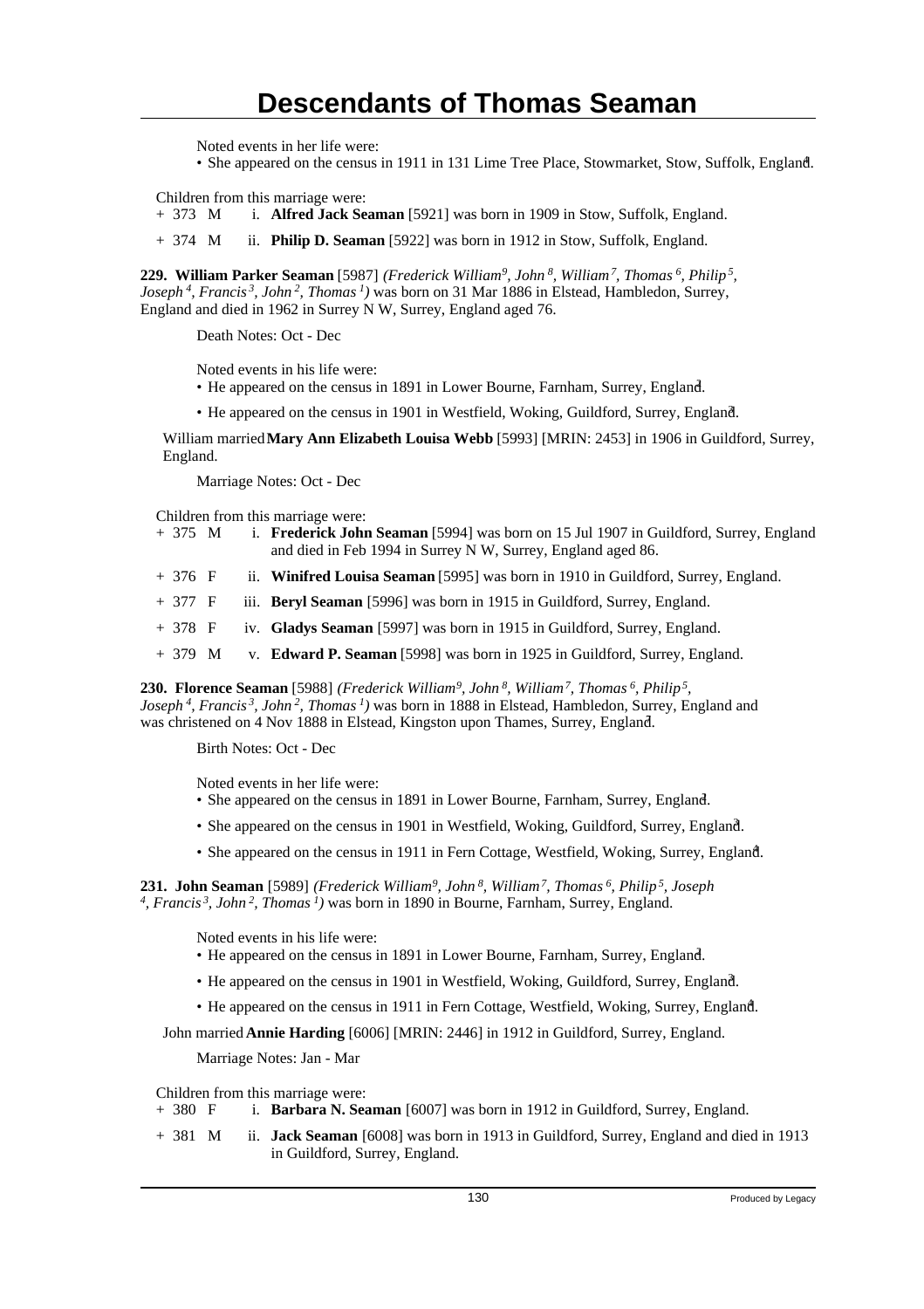# Descendants of Thomas Seaman

Noted events in her life were:

- She appeared on the census in 1911 in 131 Lime Tree Place, Stowmarket, Stow, Suffolk, England.[4]

Children from this marriage were:

+ 373 M i. **Alfred Jack Seaman** [5921] was born in 1909 in Stow, Suffolk, England.
+ 374 M ii. **Philip D. Seaman** [5922] was born in 1912 in Stow, Suffolk, England.

**229. William Parker Seaman** [5987] *(Frederick William[9], John[8], William[7], Thomas[6], Philip[5], Joseph[4], Francis[3], John[2], Thomas[1])* was born on 31 Mar 1886 in Elstead, Hambledon, Surrey, England and died in 1962 in Surrey N W, Surrey, England aged 76.

Death Notes: Oct - Dec

Noted events in his life were:

- He appeared on the census in 1891 in Lower Bourne, Farnham, Surrey, England.[2]
- He appeared on the census in 1901 in Westfield, Woking, Guildford, Surrey, England.[3]

William married **Mary Ann Elizabeth Louisa Webb** [5993] [MRIN: 2453] in 1906 in Guildford, Surrey, England.

Marriage Notes: Oct - Dec

Children from this marriage were:

+ 375 M i. **Frederick John Seaman** [5994] was born on 15 Jul 1907 in Guildford, Surrey, England and died in Feb 1994 in Surrey N W, Surrey, England aged 86.
+ 376 F ii. **Winifred Louisa Seaman** [5995] was born in 1910 in Guildford, Surrey, England.
+ 377 F iii. **Beryl Seaman** [5996] was born in 1915 in Guildford, Surrey, England.
+ 378 F iv. **Gladys Seaman** [5997] was born in 1915 in Guildford, Surrey, England.
+ 379 M v. **Edward P. Seaman** [5998] was born in 1925 in Guildford, Surrey, England.

**230. Florence Seaman** [5988] *(Frederick William[9], John[8], William[7], Thomas[6], Philip[5], Joseph[4], Francis[3], John[2], Thomas[1])* was born in 1888 in Elstead, Hambledon, Surrey, England and was christened on 4 Nov 1888 in Elstead, Kingston upon Thames, Surrey, England.[7]

Birth Notes: Oct - Dec

Noted events in her life were:

- She appeared on the census in 1891 in Lower Bourne, Farnham, Surrey, England.[2]
- She appeared on the census in 1901 in Westfield, Woking, Guildford, Surrey, England.[3]
- She appeared on the census in 1911 in Fern Cottage, Westfield, Woking, Surrey, England.[4]

**231. John Seaman** [5989] *(Frederick William[9], John[8], William[7], Thomas[6], Philip[5], Joseph[4], Francis[3], John[2], Thomas[1])* was born in 1890 in Bourne, Farnham, Surrey, England.

Noted events in his life were:

- He appeared on the census in 1891 in Lower Bourne, Farnham, Surrey, England.[2]
- He appeared on the census in 1901 in Westfield, Woking, Guildford, Surrey, England.[3]
- He appeared on the census in 1911 in Fern Cottage, Westfield, Woking, Surrey, England.[4]

John married **Annie Harding** [6006] [MRIN: 2446] in 1912 in Guildford, Surrey, England.

Marriage Notes: Jan - Mar

Children from this marriage were:

+ 380 F i. **Barbara N. Seaman** [6007] was born in 1912 in Guildford, Surrey, England.
+ 381 M ii. **Jack Seaman** [6008] was born in 1913 in Guildford, Surrey, England and died in 1913 in Guildford, Surrey, England.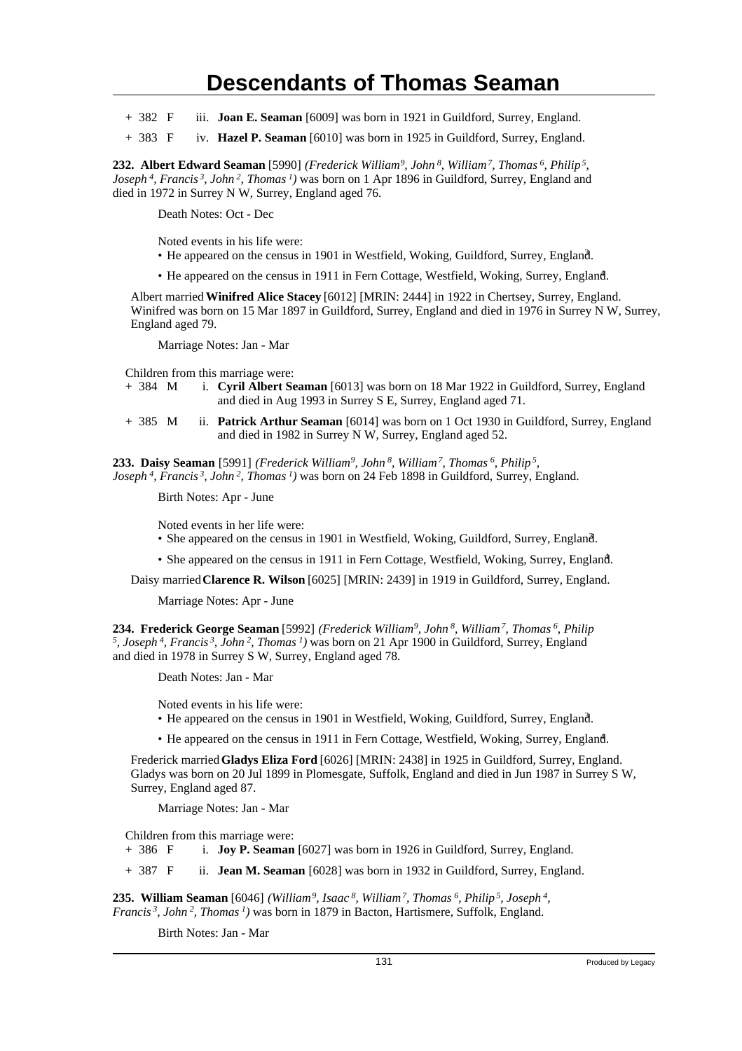# Descendants of Thomas Seaman

+ 382 F iii. **Joan E. Seaman** [6009] was born in 1921 in Guildford, Surrey, England.

+ 383 F iv. **Hazel P. Seaman** [6010] was born in 1925 in Guildford, Surrey, England.

**232. Albert Edward Seaman** [5990] *(Frederick William[9], John[8], William[7], Thomas[6], Philip[5], Joseph[4], Francis[3], John[2], Thomas[1])* was born on 1 Apr 1896 in Guildford, Surrey, England and died in 1972 in Surrey N W, Surrey, England aged 76.

Death Notes: Oct - Dec

Noted events in his life were:

- He appeared on the census in 1901 in Westfield, Woking, Guildford, Surrey, England.[3]
- He appeared on the census in 1911 in Fern Cottage, Westfield, Woking, Surrey, England.[4]

Albert married **Winifred Alice Stacey** [6012] [MRIN: 2444] in 1922 in Chertsey, Surrey, England. Winifred was born on 15 Mar 1897 in Guildford, Surrey, England and died in 1976 in Surrey N W, Surrey, England aged 79.

Marriage Notes: Jan - Mar

Children from this marriage were:

+ 384 M i. **Cyril Albert Seaman** [6013] was born on 18 Mar 1922 in Guildford, Surrey, England and died in Aug 1993 in Surrey S E, Surrey, England aged 71.

+ 385 M ii. **Patrick Arthur Seaman** [6014] was born on 1 Oct 1930 in Guildford, Surrey, England and died in 1982 in Surrey N W, Surrey, England aged 52.

**233. Daisy Seaman** [5991] *(Frederick William[9], John[8], William[7], Thomas[6], Philip[5], Joseph[4], Francis[3], John[2], Thomas[1])* was born on 24 Feb 1898 in Guildford, Surrey, England.

Birth Notes: Apr - June

Noted events in her life were:

- She appeared on the census in 1901 in Westfield, Woking, Guildford, Surrey, England.[3]
- She appeared on the census in 1911 in Fern Cottage, Westfield, Woking, Surrey, England.[4]

Daisy married **Clarence R. Wilson** [6025] [MRIN: 2439] in 1919 in Guildford, Surrey, England.

Marriage Notes: Apr - June

**234. Frederick George Seaman** [5992] *(Frederick William[9], John[8], William[7], Thomas[6], Philip[5], Joseph[4], Francis[3], John[2], Thomas[1])* was born on 21 Apr 1900 in Guildford, Surrey, England and died in 1978 in Surrey S W, Surrey, England aged 78.

Death Notes: Jan - Mar

Noted events in his life were:

- He appeared on the census in 1901 in Westfield, Woking, Guildford, Surrey, England.[3]
- He appeared on the census in 1911 in Fern Cottage, Westfield, Woking, Surrey, England.[4]

Frederick married **Gladys Eliza Ford** [6026] [MRIN: 2438] in 1925 in Guildford, Surrey, England. Gladys was born on 20 Jul 1899 in Plomesgate, Suffolk, England and died in Jun 1987 in Surrey S W, Surrey, England aged 87.

Marriage Notes: Jan - Mar

Children from this marriage were:

+ 386 F i. **Joy P. Seaman** [6027] was born in 1926 in Guildford, Surrey, England.

+ 387 F ii. **Jean M. Seaman** [6028] was born in 1932 in Guildford, Surrey, England.

**235. William Seaman** [6046] *(William[9], Isaac[8], William[7], Thomas[6], Philip[5], Joseph[4], Francis[3], John[2], Thomas[1])* was born in 1879 in Bacton, Hartismere, Suffolk, England.

Birth Notes: Jan - Mar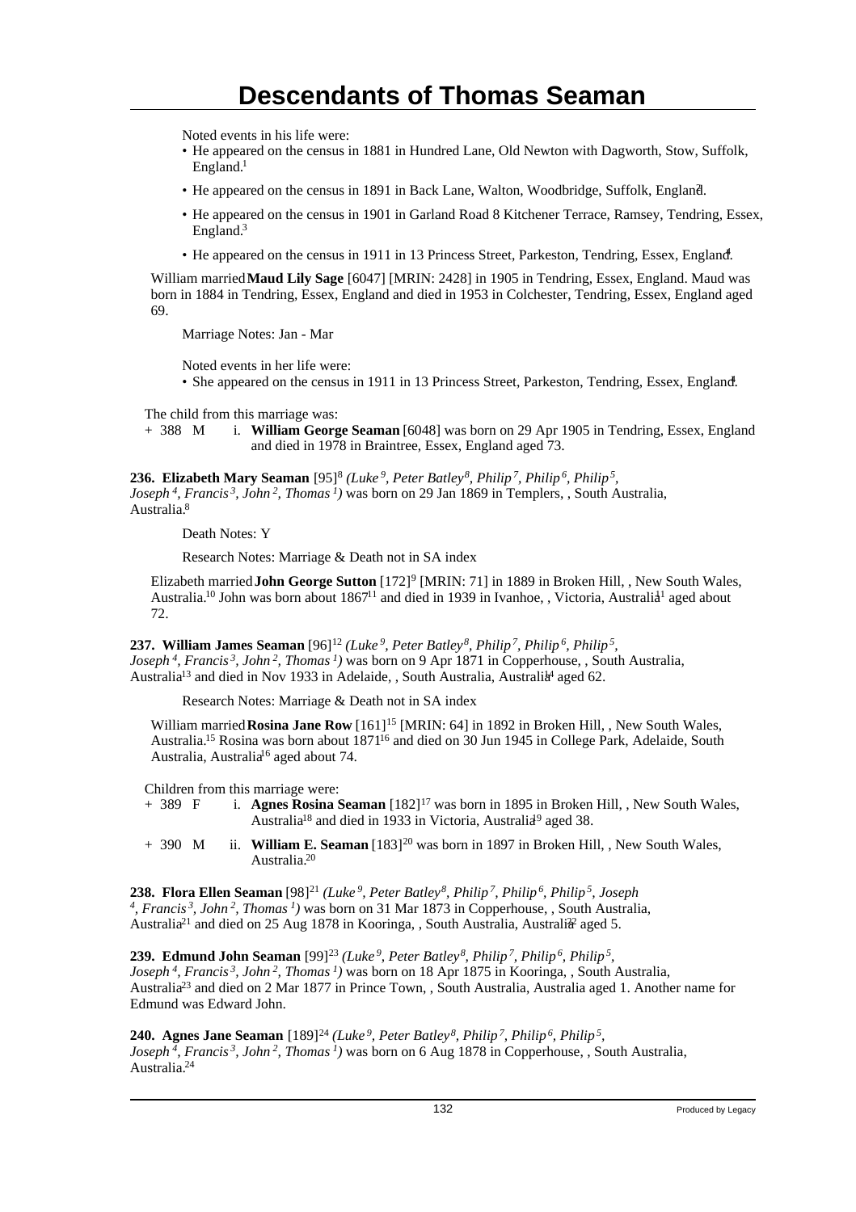Noted events in his life were:

- He appeared on the census in 1881 in Hundred Lane, Old Newton with Dagworth, Stow, Suffolk, England.[1]
- He appeared on the census in 1891 in Back Lane, Walton, Woodbridge, Suffolk, England.[2]
- He appeared on the census in 1901 in Garland Road 8 Kitchener Terrace, Ramsey, Tendring, Essex, England.[3]
- He appeared on the census in 1911 in 13 Princess Street, Parkeston, Tendring, Essex, England.[4]

William married **Maud Lily Sage** [6047] [MRIN: 2428] in 1905 in Tendring, Essex, England. Maud was born in 1884 in Tendring, Essex, England and died in 1953 in Colchester, Tendring, Essex, England aged 69.

Marriage Notes: Jan - Mar

Noted events in her life were:

- She appeared on the census in 1911 in 13 Princess Street, Parkeston, Tendring, Essex, England.[4]

The child from this marriage was:

+ 388 M i. **William George Seaman** [6048] was born on 29 Apr 1905 in Tendring, Essex, England and died in 1978 in Braintree, Essex, England aged 73.

**236. Elizabeth Mary Seaman** [95][8] *(Luke 9, Peter Batley 8, Philip 7, Philip 6, Philip 5, Joseph 4, Francis 3, John 2, Thomas 1)* was born on 29 Jan 1869 in Templers, , South Australia, Australia.[8]

Death Notes: Y

Research Notes: Marriage & Death not in SA index

Elizabeth married **John George Sutton** [172][9] [MRIN: 71] in 1889 in Broken Hill, , New South Wales, Australia.[10] John was born about 1867[11] and died in 1939 in Ivanhoe, , Victoria, Australia[11] aged about 72.

**237. William James Seaman** [96][12] *(Luke 9, Peter Batley 8, Philip 7, Philip 6, Philip 5, Joseph 4, Francis 3, John 2, Thomas 1)* was born on 9 Apr 1871 in Copperhouse, , South Australia, Australia[13] and died in Nov 1933 in Adelaide, , South Australia, Australia[14] aged 62.

Research Notes: Marriage & Death not in SA index

William married **Rosina Jane Row** [161][15] [MRIN: 64] in 1892 in Broken Hill, , New South Wales, Australia.[15] Rosina was born about 1871[16] and died on 30 Jun 1945 in College Park, Adelaide, South Australia, Australia[16] aged about 74.

Children from this marriage were:

+ 389 F i. **Agnes Rosina Seaman** [182][17] was born in 1895 in Broken Hill, , New South Wales, Australia[18] and died in 1933 in Victoria, Australia[19] aged 38.

+ 390 M ii. **William E. Seaman** [183][20] was born in 1897 in Broken Hill, , New South Wales, Australia.[20]

**238. Flora Ellen Seaman** [98][21] *(Luke 9, Peter Batley 8, Philip 7, Philip 6, Philip 5, Joseph 4, Francis 3, John 2, Thomas 1)* was born on 31 Mar 1873 in Copperhouse, , South Australia, Australia[21] and died on 25 Aug 1878 in Kooringa, , South Australia, Australia[22] aged 5.

**239. Edmund John Seaman** [99][23] *(Luke 9, Peter Batley 8, Philip 7, Philip 6, Philip 5, Joseph 4, Francis 3, John 2, Thomas 1)* was born on 18 Apr 1875 in Kooringa, , South Australia, Australia[23] and died on 2 Mar 1877 in Prince Town, , South Australia, Australia aged 1. Another name for Edmund was Edward John.

**240. Agnes Jane Seaman** [189][24] *(Luke 9, Peter Batley 8, Philip 7, Philip 6, Philip 5, Joseph 4, Francis 3, John 2, Thomas 1)* was born on 6 Aug 1878 in Copperhouse, , South Australia, Australia.[24]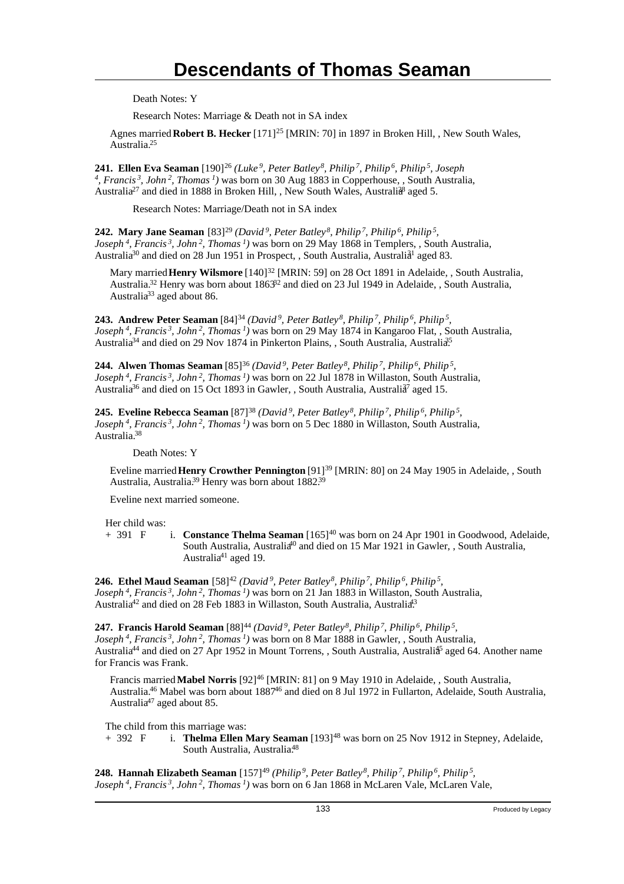Death Notes: Y

Research Notes: Marriage & Death not in SA index

Agnes married **Robert B. Hecker** [171][25] [MRIN: 70] in 1897 in Broken Hill, , New South Wales, Australia.[25]

**241. Ellen Eva Seaman** [190][26] *(Luke 9, Peter Batley 8, Philip 7, Philip 6, Philip 5, Joseph 4, Francis 3, John 2, Thomas 1)* was born on 30 Aug 1883 in Copperhouse, , South Australia, Australia[27] and died in 1888 in Broken Hill, , New South Wales, Australia[28] aged 5.

Research Notes: Marriage/Death not in SA index

**242. Mary Jane Seaman** [83][29] *(David 9, Peter Batley 8, Philip 7, Philip 6, Philip 5, Joseph 4, Francis 3, John 2, Thomas 1)* was born on 29 May 1868 in Templers, , South Australia, Australia[30] and died on 28 Jun 1951 in Prospect, , South Australia, Australia[31] aged 83.

Mary married **Henry Wilsmore** [140][32] [MRIN: 59] on 28 Oct 1891 in Adelaide, , South Australia, Australia.[32] Henry was born about 1863[32] and died on 23 Jul 1949 in Adelaide, , South Australia, Australia[33] aged about 86.

**243. Andrew Peter Seaman** [84][34] *(David 9, Peter Batley 8, Philip 7, Philip 6, Philip 5, Joseph 4, Francis 3, John 2, Thomas 1)* was born on 29 May 1874 in Kangaroo Flat, , South Australia, Australia[34] and died on 29 Nov 1874 in Pinkerton Plains, , South Australia, Australia.[35]

**244. Alwen Thomas Seaman** [85][36] *(David 9, Peter Batley 8, Philip 7, Philip 6, Philip 5, Joseph 4, Francis 3, John 2, Thomas 1)* was born on 22 Jul 1878 in Willaston, South Australia, Australia[36] and died on 15 Oct 1893 in Gawler, , South Australia, Australia[37] aged 15.

**245. Eveline Rebecca Seaman** [87][38] *(David 9, Peter Batley 8, Philip 7, Philip 6, Philip 5, Joseph 4, Francis 3, John 2, Thomas 1)* was born on 5 Dec 1880 in Willaston, South Australia, Australia.[38]

Death Notes: Y

Eveline married **Henry Crowther Pennington** [91][39] [MRIN: 80] on 24 May 1905 in Adelaide, , South Australia, Australia.[39] Henry was born about 1882.[39]

Eveline next married someone.

Her child was:

\+ 391 F i. **Constance Thelma Seaman** [165][40] was born on 24 Apr 1901 in Goodwood, Adelaide, South Australia, Australia[40] and died on 15 Mar 1921 in Gawler, , South Australia, Australia[41] aged 19.

**246. Ethel Maud Seaman** [58][42] *(David 9, Peter Batley 8, Philip 7, Philip 6, Philip 5, Joseph 4, Francis 3, John 2, Thomas 1)* was born on 21 Jan 1883 in Willaston, South Australia, Australia[42] and died on 28 Feb 1883 in Willaston, South Australia, Australia.[43]

**247. Francis Harold Seaman** [88][44] *(David 9, Peter Batley 8, Philip 7, Philip 6, Philip 5, Joseph 4, Francis 3, John 2, Thomas 1)* was born on 8 Mar 1888 in Gawler, , South Australia, Australia[44] and died on 27 Apr 1952 in Mount Torrens, , South Australia, Australia[45] aged 64. Another name for Francis was Frank.

Francis married **Mabel Norris** [92][46] [MRIN: 81] on 9 May 1910 in Adelaide, , South Australia, Australia.[46] Mabel was born about 1887[46] and died on 8 Jul 1972 in Fullarton, Adelaide, South Australia, Australia[47] aged about 85.

The child from this marriage was:

\+ 392 F i. **Thelma Ellen Mary Seaman** [193][48] was born on 25 Nov 1912 in Stepney, Adelaide, South Australia, Australia.[48]

**248. Hannah Elizabeth Seaman** [157][49] *(Philip 9, Peter Batley 8, Philip 7, Philip 6, Philip 5, Joseph 4, Francis 3, John 2, Thomas 1)* was born on 6 Jan 1868 in McLaren Vale, McLaren Vale,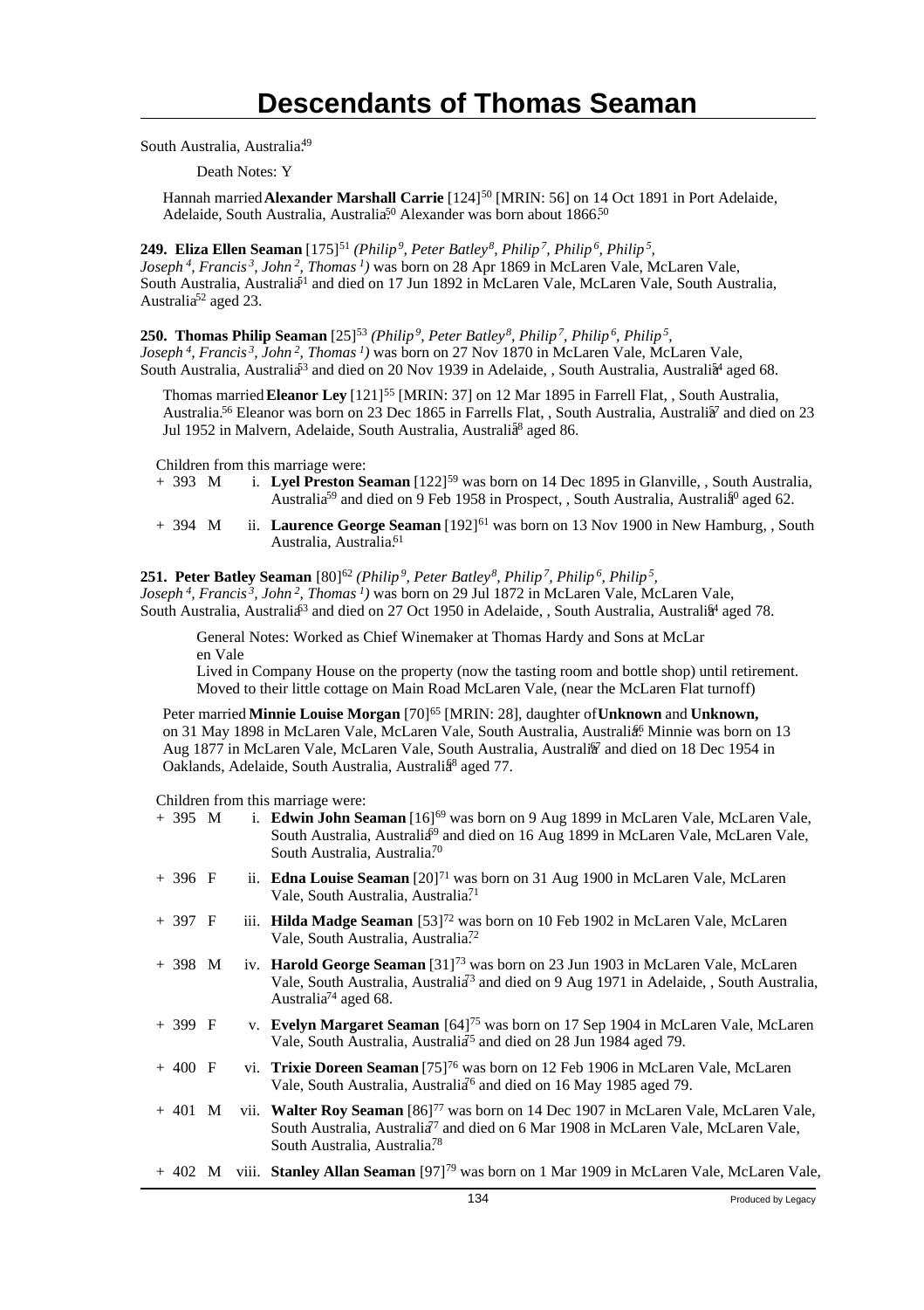South Australia, Australia.[49]

Death Notes: Y

Hannah married **Alexander Marshall Carrie** [124][50] [MRIN: 56] on 14 Oct 1891 in Port Adelaide, Adelaide, South Australia, Australia.[50] Alexander was born about 1866.[50]

**249. Eliza Ellen Seaman** [175][51] *(Philip 9, Peter Batley 8, Philip 7, Philip 6, Philip 5, Joseph 4, Francis 3, John 2, Thomas 1)* was born on 28 Apr 1869 in McLaren Vale, McLaren Vale, South Australia, Australia[51] and died on 17 Jun 1892 in McLaren Vale, McLaren Vale, South Australia, Australia[52] aged 23.

**250. Thomas Philip Seaman** [25][53] *(Philip 9, Peter Batley 8, Philip 7, Philip 6, Philip 5, Joseph 4, Francis 3, John 2, Thomas 1)* was born on 27 Nov 1870 in McLaren Vale, McLaren Vale, South Australia, Australia[53] and died on 20 Nov 1939 in Adelaide, , South Australia, Australia[54] aged 68.

Thomas married **Eleanor Ley** [121][55] [MRIN: 37] on 12 Mar 1895 in Farrell Flat, , South Australia, Australia.[56] Eleanor was born on 23 Dec 1865 in Farrells Flat, , South Australia, Australia[57] and died on 23 Jul 1952 in Malvern, Adelaide, South Australia, Australia[58] aged 86.

Children from this marriage were:

+ 393 M i. **Lyel Preston Seaman** [122][59] was born on 14 Dec 1895 in Glanville, , South Australia, Australia[59] and died on 9 Feb 1958 in Prospect, , South Australia, Australia[60] aged 62.

+ 394 M ii. **Laurence George Seaman** [192][61] was born on 13 Nov 1900 in New Hamburg, , South Australia, Australia.[61]

**251. Peter Batley Seaman** [80][62] *(Philip 9, Peter Batley 8, Philip 7, Philip 6, Philip 5, Joseph 4, Francis 3, John 2, Thomas 1)* was born on 29 Jul 1872 in McLaren Vale, McLaren Vale, South Australia, Australia[63] and died on 27 Oct 1950 in Adelaide, , South Australia, Australia[64] aged 78.

General Notes: Worked as Chief Winemaker at Thomas Hardy and Sons at McLar en Vale
Lived in Company House on the property (now the tasting room and bottle shop) until retirement. Moved to their little cottage on Main Road McLaren Vale, (near the McLaren Flat turnoff)

Peter married **Minnie Louise Morgan** [70][65] [MRIN: 28], daughter of **Unknown** and **Unknown,** on 31 May 1898 in McLaren Vale, McLaren Vale, South Australia, Australia.[66] Minnie was born on 13 Aug 1877 in McLaren Vale, McLaren Vale, South Australia, Australia[67] and died on 18 Dec 1954 in Oaklands, Adelaide, South Australia, Australia[68] aged 77.

Children from this marriage were:

+ 395 M i. **Edwin John Seaman** [16][69] was born on 9 Aug 1899 in McLaren Vale, McLaren Vale, South Australia, Australia[69] and died on 16 Aug 1899 in McLaren Vale, McLaren Vale, South Australia, Australia.[70]

+ 396 F ii. **Edna Louise Seaman** [20][71] was born on 31 Aug 1900 in McLaren Vale, McLaren Vale, South Australia, Australia.[71]

+ 397 F iii. **Hilda Madge Seaman** [53][72] was born on 10 Feb 1902 in McLaren Vale, McLaren Vale, South Australia, Australia.[72]

+ 398 M iv. **Harold George Seaman** [31][73] was born on 23 Jun 1903 in McLaren Vale, McLaren Vale, South Australia, Australia[73] and died on 9 Aug 1971 in Adelaide, , South Australia, Australia[74] aged 68.

+ 399 F v. **Evelyn Margaret Seaman** [64][75] was born on 17 Sep 1904 in McLaren Vale, McLaren Vale, South Australia, Australia[75] and died on 28 Jun 1984 aged 79.

+ 400 F vi. **Trixie Doreen Seaman** [75][76] was born on 12 Feb 1906 in McLaren Vale, McLaren Vale, South Australia, Australia[76] and died on 16 May 1985 aged 79.

+ 401 M vii. **Walter Roy Seaman** [86][77] was born on 14 Dec 1907 in McLaren Vale, McLaren Vale, South Australia, Australia[77] and died on 6 Mar 1908 in McLaren Vale, McLaren Vale, South Australia, Australia.[78]

+ 402 M viii. **Stanley Allan Seaman** [97][79] was born on 1 Mar 1909 in McLaren Vale, McLaren Vale,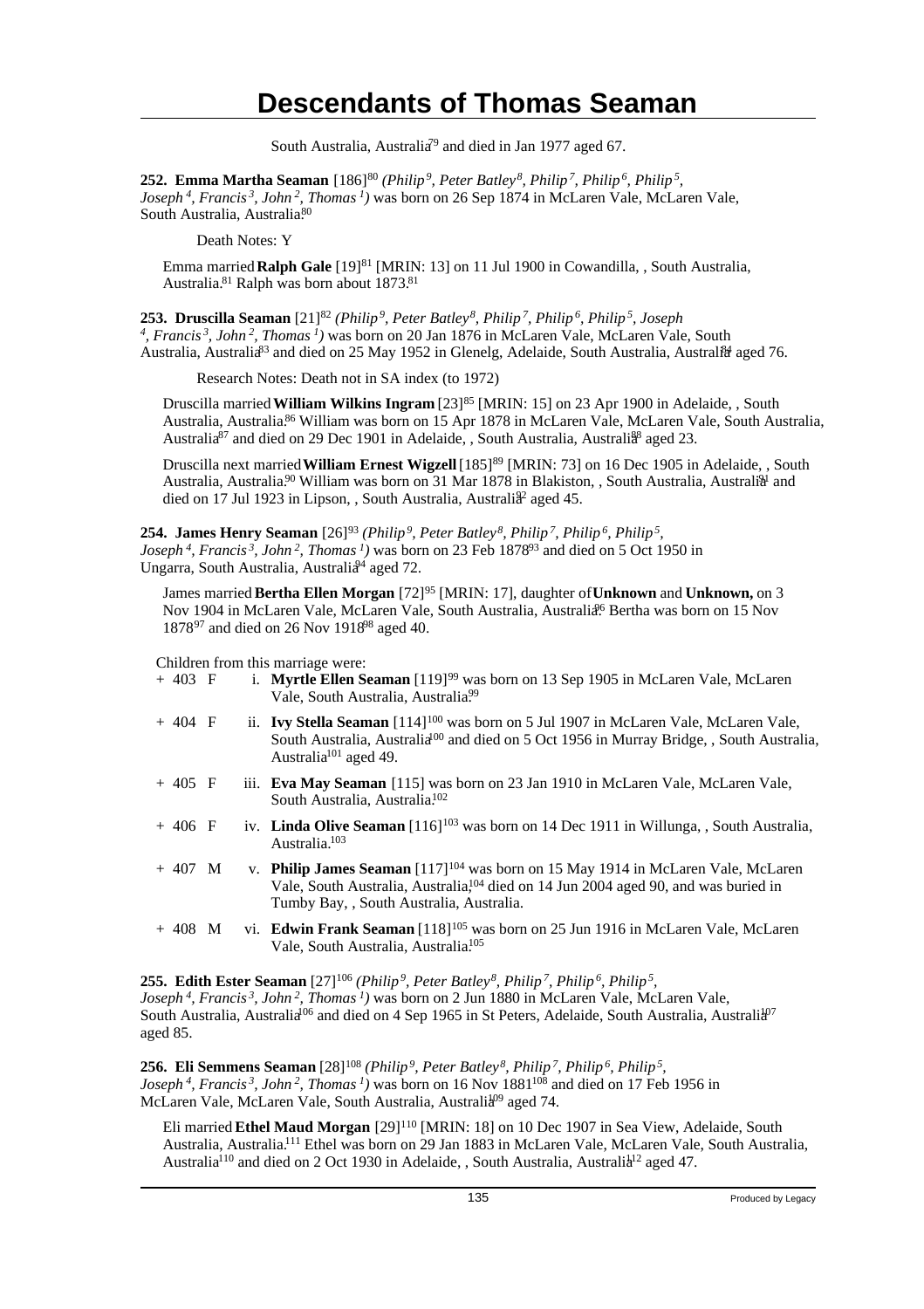South Australia, Australia[79] and died in Jan 1977 aged 67.

**252. Emma Martha Seaman** [186][80] *(Philip[9], Peter Batley[8], Philip[7], Philip[6], Philip[5], Joseph[4], Francis[3], John[2], Thomas[1])* was born on 26 Sep 1874 in McLaren Vale, McLaren Vale, South Australia, Australia.[80]

Death Notes: Y

Emma married **Ralph Gale** [19][81] [MRIN: 13] on 11 Jul 1900 in Cowandilla, , South Australia, Australia.[81] Ralph was born about 1873.[81]

**253. Druscilla Seaman** [21][82] *(Philip[9], Peter Batley[8], Philip[7], Philip[6], Philip[5], Joseph[4], Francis[3], John[2], Thomas[1])* was born on 20 Jan 1876 in McLaren Vale, McLaren Vale, South Australia, Australia[83] and died on 25 May 1952 in Glenelg, Adelaide, South Australia, Australia[84] aged 76.

Research Notes: Death not in SA index (to 1972)

Druscilla married **William Wilkins Ingram** [23][85] [MRIN: 15] on 23 Apr 1900 in Adelaide, , South Australia, Australia.[86] William was born on 15 Apr 1878 in McLaren Vale, McLaren Vale, South Australia, Australia[87] and died on 29 Dec 1901 in Adelaide, , South Australia, Australia[88] aged 23.

Druscilla next married **William Ernest Wigzell** [185][89] [MRIN: 73] on 16 Dec 1905 in Adelaide, , South Australia, Australia.[90] William was born on 31 Mar 1878 in Blakiston, , South Australia, Australia[91] and died on 17 Jul 1923 in Lipson, , South Australia, Australia[92] aged 45.

**254. James Henry Seaman** [26][93] *(Philip[9], Peter Batley[8], Philip[7], Philip[6], Philip[5], Joseph[4], Francis[3], John[2], Thomas[1])* was born on 23 Feb 1878[93] and died on 5 Oct 1950 in Ungarra, South Australia, Australia[94] aged 72.

James married **Bertha Ellen Morgan** [72][95] [MRIN: 17], daughter of **Unknown** and **Unknown,** on 3 Nov 1904 in McLaren Vale, McLaren Vale, South Australia, Australia.[96] Bertha was born on 15 Nov 1878[97] and died on 26 Nov 1918[98] aged 40.

Children from this marriage were:

- \+ 403 F i. **Myrtle Ellen Seaman** [119][99] was born on 13 Sep 1905 in McLaren Vale, McLaren Vale, South Australia, Australia.[99]
- \+ 404 F ii. **Ivy Stella Seaman** [114][100] was born on 5 Jul 1907 in McLaren Vale, McLaren Vale, South Australia, Australia[100] and died on 5 Oct 1956 in Murray Bridge, , South Australia, Australia[101] aged 49.
- \+ 405 F iii. **Eva May Seaman** [115] was born on 23 Jan 1910 in McLaren Vale, McLaren Vale, South Australia, Australia.[102]
- \+ 406 F iv. **Linda Olive Seaman** [116][103] was born on 14 Dec 1911 in Willunga, , South Australia, Australia.[103]
- \+ 407 M v. **Philip James Seaman** [117][104] was born on 15 May 1914 in McLaren Vale, McLaren Vale, South Australia, Australia,[104] died on 14 Jun 2004 aged 90, and was buried in Tumby Bay, , South Australia, Australia.
- \+ 408 M vi. **Edwin Frank Seaman** [118][105] was born on 25 Jun 1916 in McLaren Vale, McLaren Vale, South Australia, Australia.[105]

**255. Edith Ester Seaman** [27][106] *(Philip[9], Peter Batley[8], Philip[7], Philip[6], Philip[5], Joseph[4], Francis[3], John[2], Thomas[1])* was born on 2 Jun 1880 in McLaren Vale, McLaren Vale, South Australia, Australia[106] and died on 4 Sep 1965 in St Peters, Adelaide, South Australia, Australia[107] aged 85.

**256. Eli Semmens Seaman** [28][108] *(Philip[9], Peter Batley[8], Philip[7], Philip[6], Philip[5], Joseph[4], Francis[3], John[2], Thomas[1])* was born on 16 Nov 1881[108] and died on 17 Feb 1956 in McLaren Vale, McLaren Vale, South Australia, Australia[109] aged 74.

Eli married **Ethel Maud Morgan** [29][110] [MRIN: 18] on 10 Dec 1907 in Sea View, Adelaide, South Australia, Australia.[111] Ethel was born on 29 Jan 1883 in McLaren Vale, McLaren Vale, South Australia, Australia[110] and died on 2 Oct 1930 in Adelaide, , South Australia, Australia[112] aged 47.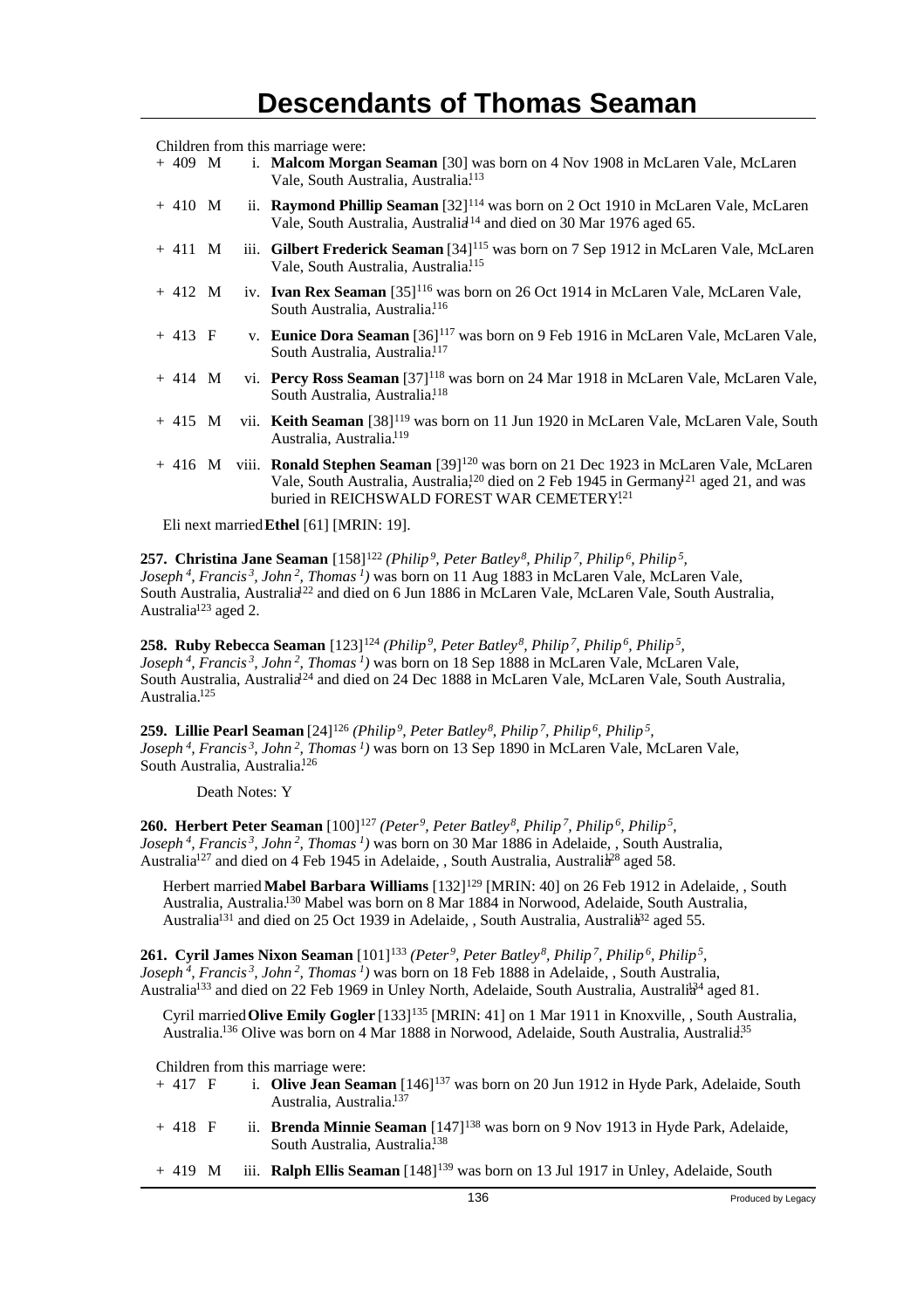Children from this marriage were:

+ 409 M i. **Malcom Morgan Seaman** [30] was born on 4 Nov 1908 in McLaren Vale, McLaren Vale, South Australia, Australia.[113]

+ 410 M ii. **Raymond Phillip Seaman** [32][114] was born on 2 Oct 1910 in McLaren Vale, McLaren Vale, South Australia, Australia[114] and died on 30 Mar 1976 aged 65.

+ 411 M iii. **Gilbert Frederick Seaman** [34][115] was born on 7 Sep 1912 in McLaren Vale, McLaren Vale, South Australia, Australia.[115]

+ 412 M iv. **Ivan Rex Seaman** [35][116] was born on 26 Oct 1914 in McLaren Vale, McLaren Vale, South Australia, Australia.[116]

+ 413 F v. **Eunice Dora Seaman** [36][117] was born on 9 Feb 1916 in McLaren Vale, McLaren Vale, South Australia, Australia.[117]

+ 414 M vi. **Percy Ross Seaman** [37][118] was born on 24 Mar 1918 in McLaren Vale, McLaren Vale, South Australia, Australia.[118]

+ 415 M vii. **Keith Seaman** [38][119] was born on 11 Jun 1920 in McLaren Vale, McLaren Vale, South Australia, Australia.[119]

+ 416 M viii. **Ronald Stephen Seaman** [39][120] was born on 21 Dec 1923 in McLaren Vale, McLaren Vale, South Australia, Australia,[120] died on 2 Feb 1945 in Germany[121] aged 21, and was buried in REICHSWALD FOREST WAR CEMETERY.[121]

Eli next married **Ethel** [61] [MRIN: 19].

**257. Christina Jane Seaman** [158][122] *(Philip⁹, Peter Batley⁸, Philip⁷, Philip⁶, Philip⁵, Joseph⁴, Francis³, John², Thomas¹)* was born on 11 Aug 1883 in McLaren Vale, McLaren Vale, South Australia, Australia[122] and died on 6 Jun 1886 in McLaren Vale, McLaren Vale, South Australia, Australia[123] aged 2.

**258. Ruby Rebecca Seaman** [123][124] *(Philip⁹, Peter Batley⁸, Philip⁷, Philip⁶, Philip⁵, Joseph⁴, Francis³, John², Thomas¹)* was born on 18 Sep 1888 in McLaren Vale, McLaren Vale, South Australia, Australia[124] and died on 24 Dec 1888 in McLaren Vale, McLaren Vale, South Australia, Australia.[125]

**259. Lillie Pearl Seaman** [24][126] *(Philip⁹, Peter Batley⁸, Philip⁷, Philip⁶, Philip⁵, Joseph⁴, Francis³, John², Thomas¹)* was born on 13 Sep 1890 in McLaren Vale, McLaren Vale, South Australia, Australia.[126]

Death Notes: Y

**260. Herbert Peter Seaman** [100][127] *(Peter⁹, Peter Batley⁸, Philip⁷, Philip⁶, Philip⁵, Joseph⁴, Francis³, John², Thomas¹)* was born on 30 Mar 1886 in Adelaide, , South Australia, Australia[127] and died on 4 Feb 1945 in Adelaide, , South Australia, Australia[128] aged 58.

Herbert married **Mabel Barbara Williams** [132][129] [MRIN: 40] on 26 Feb 1912 in Adelaide, , South Australia, Australia.[130] Mabel was born on 8 Mar 1884 in Norwood, Adelaide, South Australia, Australia[131] and died on 25 Oct 1939 in Adelaide, , South Australia, Australia[132] aged 55.

**261. Cyril James Nixon Seaman** [101][133] *(Peter⁹, Peter Batley⁸, Philip⁷, Philip⁶, Philip⁵, Joseph⁴, Francis³, John², Thomas¹)* was born on 18 Feb 1888 in Adelaide, , South Australia, Australia[133] and died on 22 Feb 1969 in Unley North, Adelaide, South Australia, Australia[134] aged 81.

Cyril married **Olive Emily Gogler** [133][135] [MRIN: 41] on 1 Mar 1911 in Knoxville, , South Australia, Australia.[136] Olive was born on 4 Mar 1888 in Norwood, Adelaide, South Australia, Australia.[135]

Children from this marriage were:

+ 417 F i. **Olive Jean Seaman** [146][137] was born on 20 Jun 1912 in Hyde Park, Adelaide, South Australia, Australia.[137]

+ 418 F ii. **Brenda Minnie Seaman** [147][138] was born on 9 Nov 1913 in Hyde Park, Adelaide, South Australia, Australia.[138]

+ 419 M iii. **Ralph Ellis Seaman** [148][139] was born on 13 Jul 1917 in Unley, Adelaide, South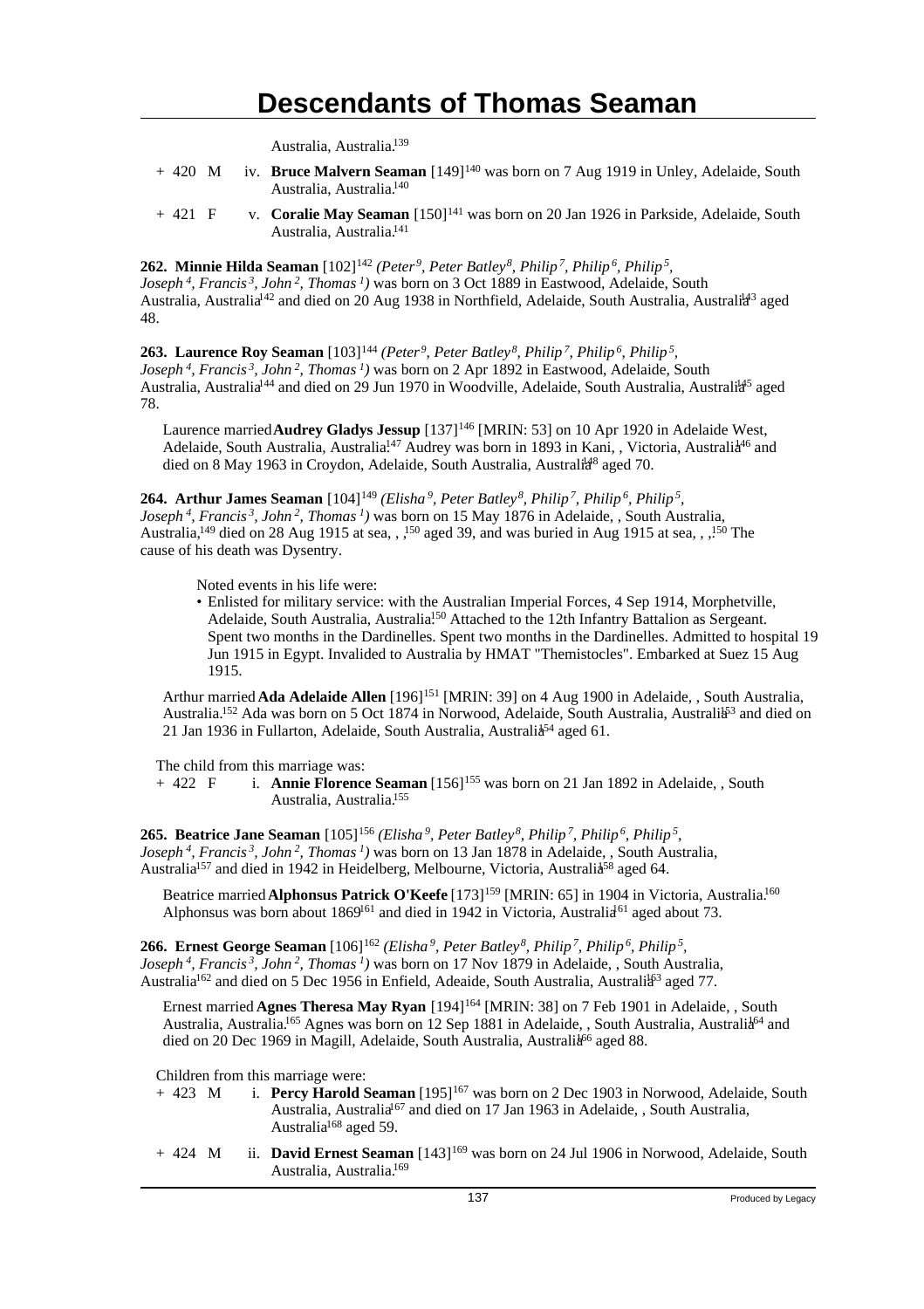Australia, Australia.[139]

+ 420 M iv. **Bruce Malvern Seaman** [149][140] was born on 7 Aug 1919 in Unley, Adelaide, South Australia, Australia.[140]

+ 421 F v. **Coralie May Seaman** [150][141] was born on 20 Jan 1926 in Parkside, Adelaide, South Australia, Australia.[141]

**262. Minnie Hilda Seaman** [102][142] *(Peter[9], Peter Batley[8], Philip[7], Philip[6], Philip[5], Joseph[4], Francis[3], John[2], Thomas[1])* was born on 3 Oct 1889 in Eastwood, Adelaide, South Australia, Australia[142] and died on 20 Aug 1938 in Northfield, Adelaide, South Australia, Australia[143] aged 48.

**263. Laurence Roy Seaman** [103][144] *(Peter[9], Peter Batley[8], Philip[7], Philip[6], Philip[5], Joseph[4], Francis[3], John[2], Thomas[1])* was born on 2 Apr 1892 in Eastwood, Adelaide, South Australia, Australia[144] and died on 29 Jun 1970 in Woodville, Adelaide, South Australia, Australia[145] aged 78.

Laurence married **Audrey Gladys Jessup** [137][146] [MRIN: 53] on 10 Apr 1920 in Adelaide West, Adelaide, South Australia, Australia.[147] Audrey was born in 1893 in Kani, , Victoria, Australia[146] and died on 8 May 1963 in Croydon, Adelaide, South Australia, Australia[148] aged 70.

**264. Arthur James Seaman** [104][149] *(Elisha[9], Peter Batley[8], Philip[7], Philip[6], Philip[5], Joseph[4], Francis[3], John[2], Thomas[1])* was born on 15 May 1876 in Adelaide, , South Australia, Australia,[149] died on 28 Aug 1915 at sea, , ,[150] aged 39, and was buried in Aug 1915 at sea, , ,[150] The cause of his death was Dysentry.

Noted events in his life were:

- Enlisted for military service: with the Australian Imperial Forces, 4 Sep 1914, Morphetville, Adelaide, South Australia, Australia.[150] Attached to the 12th Infantry Battalion as Sergeant. Spent two months in the Dardinelles. Spent two months in the Dardinelles. Admitted to hospital 19 Jun 1915 in Egypt. Invalided to Australia by HMAT "Themistocles". Embarked at Suez 15 Aug 1915.

Arthur married **Ada Adelaide Allen** [196][151] [MRIN: 39] on 4 Aug 1900 in Adelaide, , South Australia, Australia.[152] Ada was born on 5 Oct 1874 in Norwood, Adelaide, South Australia, Australia[153] and died on 21 Jan 1936 in Fullarton, Adelaide, South Australia, Australia[154] aged 61.

The child from this marriage was:

+ 422 F i. **Annie Florence Seaman** [156][155] was born on 21 Jan 1892 in Adelaide, , South Australia, Australia.[155]

**265. Beatrice Jane Seaman** [105][156] *(Elisha[9], Peter Batley[8], Philip[7], Philip[6], Philip[5], Joseph[4], Francis[3], John[2], Thomas[1])* was born on 13 Jan 1878 in Adelaide, , South Australia, Australia[157] and died in 1942 in Heidelberg, Melbourne, Victoria, Australia[158] aged 64.

Beatrice married **Alphonsus Patrick O'Keefe** [173][159] [MRIN: 65] in 1904 in Victoria, Australia.[160] Alphonsus was born about 1869[161] and died in 1942 in Victoria, Australia[161] aged about 73.

**266. Ernest George Seaman** [106][162] *(Elisha[9], Peter Batley[8], Philip[7], Philip[6], Philip[5], Joseph[4], Francis[3], John[2], Thomas[1])* was born on 17 Nov 1879 in Adelaide, , South Australia, Australia[162] and died on 5 Dec 1956 in Enfield, Adeaide, South Australia, Australia[163] aged 77.

Ernest married **Agnes Theresa May Ryan** [194][164] [MRIN: 38] on 7 Feb 1901 in Adelaide, , South Australia, Australia.[165] Agnes was born on 12 Sep 1881 in Adelaide, , South Australia, Australia[164] and died on 20 Dec 1969 in Magill, Adelaide, South Australia, Australia[166] aged 88.

Children from this marriage were:

+ 423 M i. **Percy Harold Seaman** [195][167] was born on 2 Dec 1903 in Norwood, Adelaide, South Australia, Australia[167] and died on 17 Jan 1963 in Adelaide, , South Australia, Australia[168] aged 59.

+ 424 M ii. **David Ernest Seaman** [143][169] was born on 24 Jul 1906 in Norwood, Adelaide, South Australia, Australia.[169]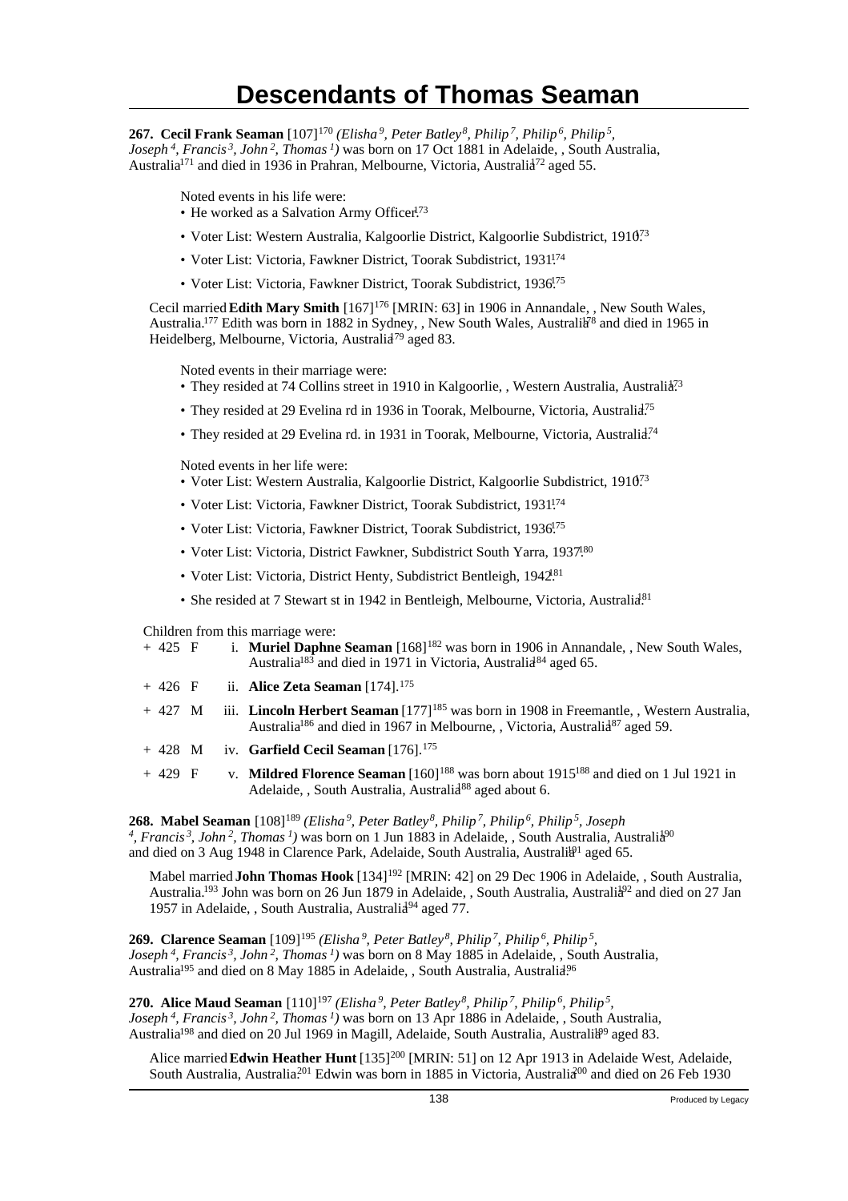# Descendants of Thomas Seaman

**267. Cecil Frank Seaman** [107][170] *(Elisha [9], Peter Batley [8], Philip [7], Philip [6], Philip [5], Joseph [4], Francis [3], John [2], Thomas [1])* was born on 17 Oct 1881 in Adelaide, , South Australia, Australia[171] and died in 1936 in Prahran, Melbourne, Victoria, Australia[172] aged 55.

Noted events in his life were:

- He worked as a Salvation Army Officer.[173]
- Voter List: Western Australia, Kalgoorlie District, Kalgoorlie Subdistrict, 1910.[173]
- Voter List: Victoria, Fawkner District, Toorak Subdistrict, 1931.[174]
- Voter List: Victoria, Fawkner District, Toorak Subdistrict, 1936.[175]

Cecil married **Edith Mary Smith** [167][176] [MRIN: 63] in 1906 in Annandale, , New South Wales, Australia.[177] Edith was born in 1882 in Sydney, , New South Wales, Australia[178] and died in 1965 in Heidelberg, Melbourne, Victoria, Australia[179] aged 83.

Noted events in their marriage were:

- They resided at 74 Collins street in 1910 in Kalgoorlie, , Western Australia, Australia.[173]
- They resided at 29 Evelina rd in 1936 in Toorak, Melbourne, Victoria, Australia.[175]
- They resided at 29 Evelina rd. in 1931 in Toorak, Melbourne, Victoria, Australia.[174]

Noted events in her life were:

- Voter List: Western Australia, Kalgoorlie District, Kalgoorlie Subdistrict, 1910.[173]
- Voter List: Victoria, Fawkner District, Toorak Subdistrict, 1931.[174]
- Voter List: Victoria, Fawkner District, Toorak Subdistrict, 1936.[175]
- Voter List: Victoria, District Fawkner, Subdistrict South Yarra, 1937.[180]
- Voter List: Victoria, District Henty, Subdistrict Bentleigh, 1942.[181]
- She resided at 7 Stewart st in 1942 in Bentleigh, Melbourne, Victoria, Australia.[181]

Children from this marriage were:

\+ 425 F i. **Muriel Daphne Seaman** [168][182] was born in 1906 in Annandale, , New South Wales, Australia[183] and died in 1971 in Victoria, Australia[184] aged 65.

\+ 426 F ii. **Alice Zeta Seaman** [174].[175]

\+ 427 M iii. **Lincoln Herbert Seaman** [177][185] was born in 1908 in Freemantle, , Western Australia, Australia[186] and died in 1967 in Melbourne, , Victoria, Australia[187] aged 59.

\+ 428 M iv. **Garfield Cecil Seaman** [176].[175]

\+ 429 F v. **Mildred Florence Seaman** [160][188] was born about 1915[188] and died on 1 Jul 1921 in Adelaide, , South Australia, Australia[188] aged about 6.

**268. Mabel Seaman** [108][189] *(Elisha [9], Peter Batley [8], Philip [7], Philip [6], Philip [5], Joseph [4], Francis [3], John [2], Thomas [1])* was born on 1 Jun 1883 in Adelaide, , South Australia, Australia[190] and died on 3 Aug 1948 in Clarence Park, Adelaide, South Australia, Australia[191] aged 65.

Mabel married **John Thomas Hook** [134][192] [MRIN: 42] on 29 Dec 1906 in Adelaide, , South Australia, Australia.[193] John was born on 26 Jun 1879 in Adelaide, , South Australia, Australia[192] and died on 27 Jan 1957 in Adelaide, , South Australia, Australia[194] aged 77.

**269. Clarence Seaman** [109][195] *(Elisha [9], Peter Batley [8], Philip [7], Philip [6], Philip [5], Joseph [4], Francis [3], John [2], Thomas [1])* was born on 8 May 1885 in Adelaide, , South Australia, Australia[195] and died on 8 May 1885 in Adelaide, , South Australia, Australia.[196]

**270. Alice Maud Seaman** [110][197] *(Elisha [9], Peter Batley [8], Philip [7], Philip [6], Philip [5], Joseph [4], Francis [3], John [2], Thomas [1])* was born on 13 Apr 1886 in Adelaide, , South Australia, Australia[198] and died on 20 Jul 1969 in Magill, Adelaide, South Australia, Australia[199] aged 83.

Alice married **Edwin Heather Hunt** [135][200] [MRIN: 51] on 12 Apr 1913 in Adelaide West, Adelaide, South Australia, Australia.[201] Edwin was born in 1885 in Victoria, Australia[200] and died on 26 Feb 1930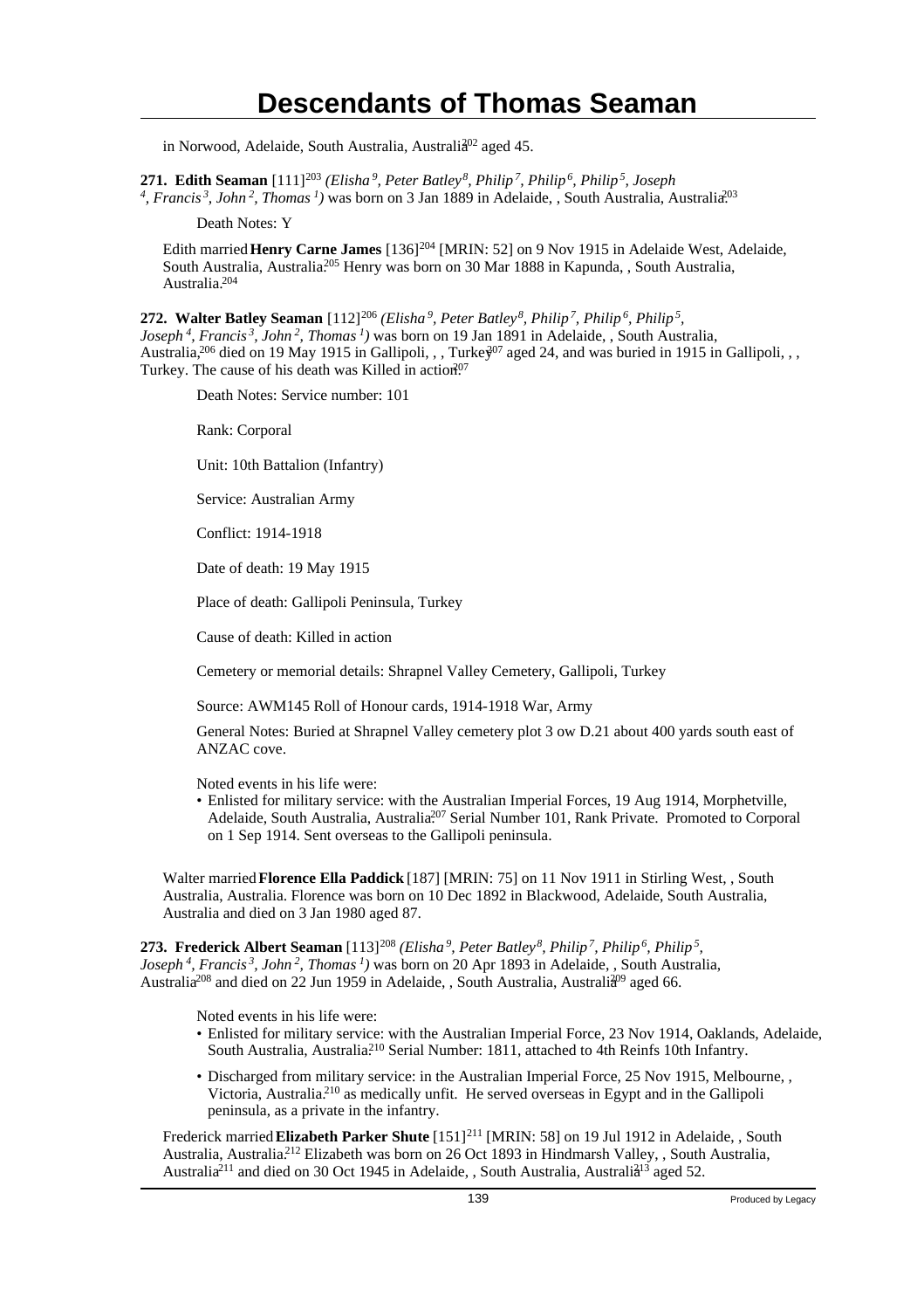in Norwood, Adelaide, South Australia, Australia[202] aged 45.

**271. Edith Seaman** [111][203] *(Elisha 9, Peter Batley 8, Philip 7, Philip 6, Philip 5, Joseph 4, Francis 3, John 2, Thomas 1)* was born on 3 Jan 1889 in Adelaide, , South Australia, Australia.[203]

Death Notes: Y

Edith married **Henry Carne James** [136][204] [MRIN: 52] on 9 Nov 1915 in Adelaide West, Adelaide, South Australia, Australia.[205] Henry was born on 30 Mar 1888 in Kapunda, , South Australia, Australia.[204]

**272. Walter Batley Seaman** [112][206] *(Elisha 9, Peter Batley 8, Philip 7, Philip 6, Philip 5, Joseph 4, Francis 3, John 2, Thomas 1)* was born on 19 Jan 1891 in Adelaide, , South Australia, Australia,[206] died on 19 May 1915 in Gallipoli, , , Turkey[207] aged 24, and was buried in 1915 in Gallipoli, , , Turkey. The cause of his death was Killed in action.[207]

Death Notes: Service number: 101

Rank: Corporal

Unit: 10th Battalion (Infantry)

Service: Australian Army

Conflict: 1914-1918

Date of death: 19 May 1915

Place of death: Gallipoli Peninsula, Turkey

Cause of death: Killed in action

Cemetery or memorial details: Shrapnel Valley Cemetery, Gallipoli, Turkey

Source: AWM145 Roll of Honour cards, 1914-1918 War, Army

General Notes: Buried at Shrapnel Valley cemetery plot 3 ow D.21 about 400 yards south east of ANZAC cove.

Noted events in his life were:

- Enlisted for military service: with the Australian Imperial Forces, 19 Aug 1914, Morphetville, Adelaide, South Australia, Australia.[207] Serial Number 101, Rank Private. Promoted to Corporal on 1 Sep 1914. Sent overseas to the Gallipoli peninsula.

Walter married **Florence Ella Paddick** [187] [MRIN: 75] on 11 Nov 1911 in Stirling West, , South Australia, Australia. Florence was born on 10 Dec 1892 in Blackwood, Adelaide, South Australia, Australia and died on 3 Jan 1980 aged 87.

**273. Frederick Albert Seaman** [113][208] *(Elisha 9, Peter Batley 8, Philip 7, Philip 6, Philip 5, Joseph 4, Francis 3, John 2, Thomas 1)* was born on 20 Apr 1893 in Adelaide, , South Australia, Australia[208] and died on 22 Jun 1959 in Adelaide, , South Australia, Australia[209] aged 66.

Noted events in his life were:

- Enlisted for military service: with the Australian Imperial Force, 23 Nov 1914, Oaklands, Adelaide, South Australia, Australia.[210] Serial Number: 1811, attached to 4th Reinfs 10th Infantry.
- Discharged from military service: in the Australian Imperial Force, 25 Nov 1915, Melbourne, , Victoria, Australia.[210] as medically unfit. He served overseas in Egypt and in the Gallipoli peninsula, as a private in the infantry.

Frederick married **Elizabeth Parker Shute** [151][211] [MRIN: 58] on 19 Jul 1912 in Adelaide, , South Australia, Australia.[212] Elizabeth was born on 26 Oct 1893 in Hindmarsh Valley, , South Australia, Australia[211] and died on 30 Oct 1945 in Adelaide, , South Australia, Australia[213] aged 52.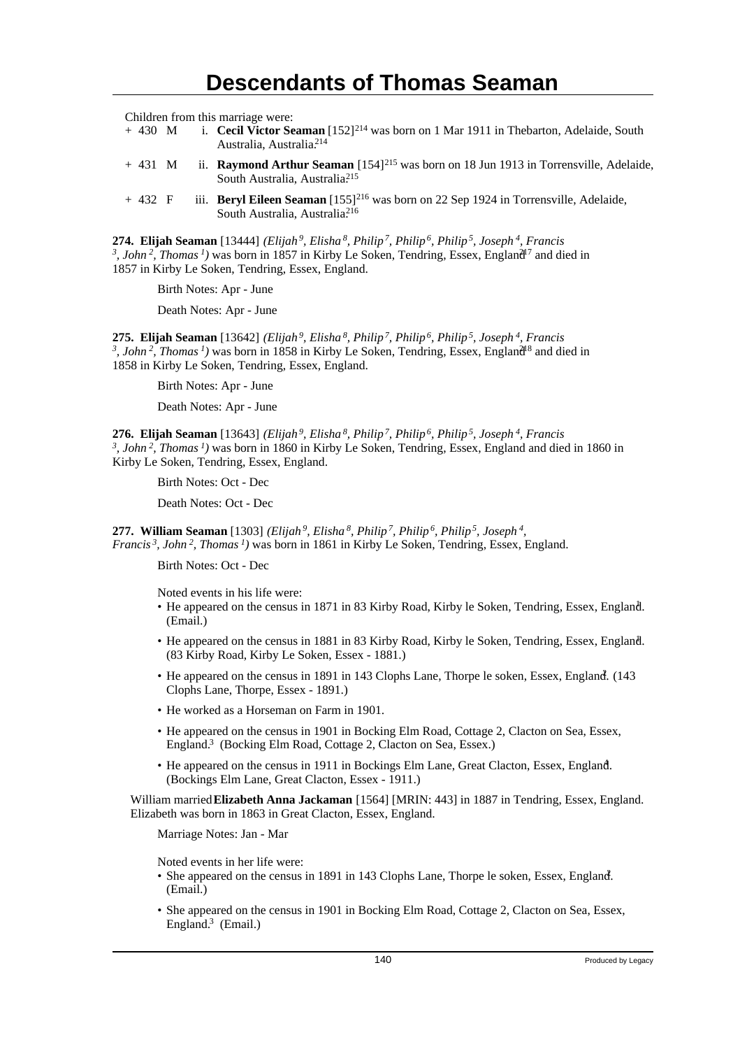# Descendants of Thomas Seaman

Children from this marriage were:

+ 430 M i. **Cecil Victor Seaman** [152][214] was born on 1 Mar 1911 in Thebarton, Adelaide, South Australia, Australia.[214]

+ 431 M ii. **Raymond Arthur Seaman** [154][215] was born on 18 Jun 1913 in Torrensville, Adelaide, South Australia, Australia.[215]

+ 432 F iii. **Beryl Eileen Seaman** [155][216] was born on 22 Sep 1924 in Torrensville, Adelaide, South Australia, Australia.[216]

**274. Elijah Seaman** [13444] *(Elijah⁹, Elisha⁸, Philip⁷, Philip⁶, Philip⁵, Joseph⁴, Francis³, John², Thomas¹)* was born in 1857 in Kirby Le Soken, Tendring, Essex, England[217] and died in 1857 in Kirby Le Soken, Tendring, Essex, England.

Birth Notes: Apr - June

Death Notes: Apr - June

**275. Elijah Seaman** [13642] *(Elijah⁹, Elisha⁸, Philip⁷, Philip⁶, Philip⁵, Joseph⁴, Francis³, John², Thomas¹)* was born in 1858 in Kirby Le Soken, Tendring, Essex, England[218] and died in 1858 in Kirby Le Soken, Tendring, Essex, England.

Birth Notes: Apr - June

Death Notes: Apr - June

**276. Elijah Seaman** [13643] *(Elijah⁹, Elisha⁸, Philip⁷, Philip⁶, Philip⁵, Joseph⁴, Francis³, John², Thomas¹)* was born in 1860 in Kirby Le Soken, Tendring, Essex, England and died in 1860 in Kirby Le Soken, Tendring, Essex, England.

Birth Notes: Oct - Dec

Death Notes: Oct - Dec

**277. William Seaman** [1303] *(Elijah⁹, Elisha⁸, Philip⁷, Philip⁶, Philip⁵, Joseph⁴, Francis³, John², Thomas¹)* was born in 1861 in Kirby Le Soken, Tendring, Essex, England.

Birth Notes: Oct - Dec

Noted events in his life were:

- He appeared on the census in 1871 in 83 Kirby Road, Kirby le Soken, Tendring, Essex, England.[1] (Email.)
- He appeared on the census in 1881 in 83 Kirby Road, Kirby le Soken, Tendring, Essex, England.[1] (83 Kirby Road, Kirby Le Soken, Essex - 1881.)
- He appeared on the census in 1891 in 143 Clophs Lane, Thorpe le soken, Essex, England.[2] (143 Clophs Lane, Thorpe, Essex - 1891.)
- He worked as a Horseman on Farm in 1901.
- He appeared on the census in 1901 in Bocking Elm Road, Cottage 2, Clacton on Sea, Essex, England.[3] (Bocking Elm Road, Cottage 2, Clacton on Sea, Essex.)
- He appeared on the census in 1911 in Bockings Elm Lane, Great Clacton, Essex, England.[4] (Bockings Elm Lane, Great Clacton, Essex - 1911.)

William married **Elizabeth Anna Jackaman** [1564] [MRIN: 443] in 1887 in Tendring, Essex, England. Elizabeth was born in 1863 in Great Clacton, Essex, England.

Marriage Notes: Jan - Mar

Noted events in her life were:

- She appeared on the census in 1891 in 143 Clophs Lane, Thorpe le soken, Essex, England.[2] (Email.)
- She appeared on the census in 1901 in Bocking Elm Road, Cottage 2, Clacton on Sea, Essex, England.[3] (Email.)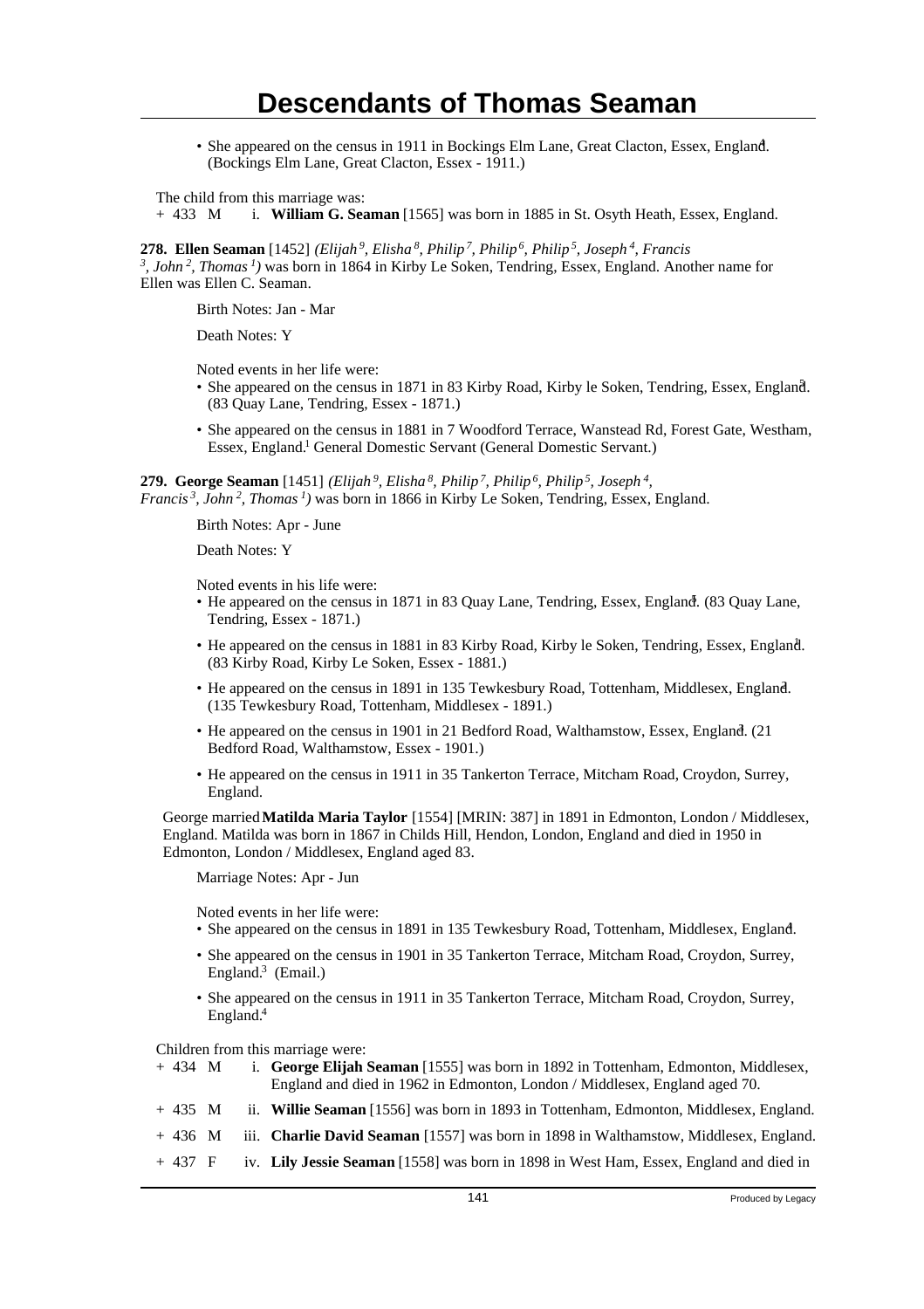- She appeared on the census in 1911 in Bockings Elm Lane, Great Clacton, Essex, England.[4] (Bockings Elm Lane, Great Clacton, Essex - 1911.)

The child from this marriage was:

+ 433 M i. **William G. Seaman** [1565] was born in 1885 in St. Osyth Heath, Essex, England.

**278. Ellen Seaman** [1452] *(Elijah [9], Elisha [8], Philip [7], Philip [6], Philip [5], Joseph [4], Francis [3], John [2], Thomas [1])* was born in 1864 in Kirby Le Soken, Tendring, Essex, England. Another name for Ellen was Ellen C. Seaman.

Birth Notes: Jan - Mar

Death Notes: Y

Noted events in her life were:

- She appeared on the census in 1871 in 83 Kirby Road, Kirby le Soken, Tendring, Essex, England.[3] (83 Quay Lane, Tendring, Essex - 1871.)
- She appeared on the census in 1881 in 7 Woodford Terrace, Wanstead Rd, Forest Gate, Westham, Essex, England.[1] General Domestic Servant (General Domestic Servant.)

**279. George Seaman** [1451] *(Elijah [9], Elisha [8], Philip [7], Philip [6], Philip [5], Joseph [4], Francis [3], John [2], Thomas [1])* was born in 1866 in Kirby Le Soken, Tendring, Essex, England.

Birth Notes: Apr - June

Death Notes: Y

Noted events in his life were:

- He appeared on the census in 1871 in 83 Quay Lane, Tendring, Essex, England.[3] (83 Quay Lane, Tendring, Essex - 1871.)
- He appeared on the census in 1881 in 83 Kirby Road, Kirby le Soken, Tendring, Essex, England.[1] (83 Kirby Road, Kirby le Soken, Essex - 1881.)
- He appeared on the census in 1891 in 135 Tewkesbury Road, Tottenham, Middlesex, England.[2] (135 Tewkesbury Road, Tottenham, Middlesex - 1891.)
- He appeared on the census in 1901 in 21 Bedford Road, Walthamstow, Essex, England.[3] (21 Bedford Road, Walthamstow, Essex - 1901.)
- He appeared on the census in 1911 in 35 Tankerton Terrace, Mitcham Road, Croydon, Surrey, England.

George married **Matilda Maria Taylor** [1554] [MRIN: 387] in 1891 in Edmonton, London / Middlesex, England. Matilda was born in 1867 in Childs Hill, Hendon, London, England and died in 1950 in Edmonton, London / Middlesex, England aged 83.

Marriage Notes: Apr - Jun

Noted events in her life were:

- She appeared on the census in 1891 in 135 Tewkesbury Road, Tottenham, Middlesex, England.[4]
- She appeared on the census in 1901 in 35 Tankerton Terrace, Mitcham Road, Croydon, Surrey, England.[3] (Email.)
- She appeared on the census in 1911 in 35 Tankerton Terrace, Mitcham Road, Croydon, Surrey, England.[4]

Children from this marriage were:

+ 434 M i. **George Elijah Seaman** [1555] was born in 1892 in Tottenham, Edmonton, Middlesex, England and died in 1962 in Edmonton, London / Middlesex, England aged 70.

+ 435 M ii. **Willie Seaman** [1556] was born in 1893 in Tottenham, Edmonton, Middlesex, England.

+ 436 M iii. **Charlie David Seaman** [1557] was born in 1898 in Walthamstow, Middlesex, England.

+ 437 F iv. **Lily Jessie Seaman** [1558] was born in 1898 in West Ham, Essex, England and died in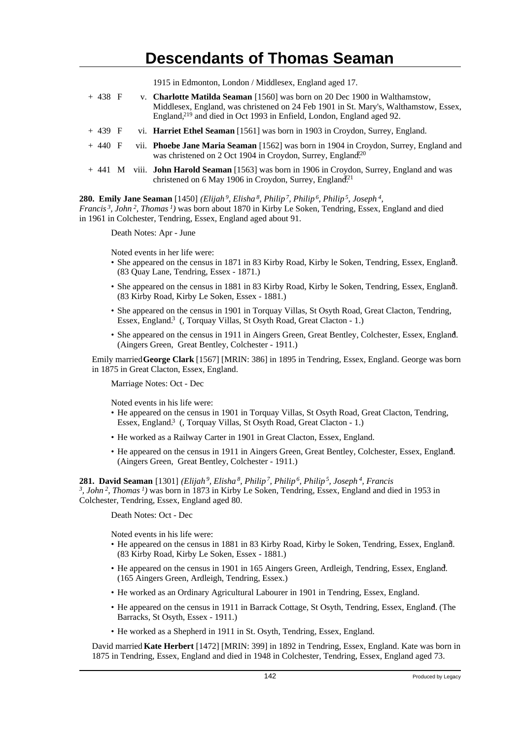1915 in Edmonton, London / Middlesex, England aged 17.

+ 438 F v. **Charlotte Matilda Seaman** [1560] was born on 20 Dec 1900 in Walthamstow, Middlesex, England, was christened on 24 Feb 1901 in St. Mary's, Walthamstow, Essex, England,[219] and died in Oct 1993 in Enfield, London, England aged 92.

+ 439 F vi. **Harriet Ethel Seaman** [1561] was born in 1903 in Croydon, Surrey, England.

+ 440 F vii. **Phoebe Jane Maria Seaman** [1562] was born in 1904 in Croydon, Surrey, England and was christened on 2 Oct 1904 in Croydon, Surrey, England.[220]

+ 441 M viii. **John Harold Seaman** [1563] was born in 1906 in Croydon, Surrey, England and was christened on 6 May 1906 in Croydon, Surrey, England.[221]

**280. Emily Jane Seaman** [1450] *(Elijah[9], Elisha[8], Philip[7], Philip[6], Philip[5], Joseph[4], Francis[3], John[2], Thomas[1])* was born about 1870 in Kirby Le Soken, Tendring, Essex, England and died in 1961 in Colchester, Tendring, Essex, England aged about 91.

Death Notes: Apr - June

Noted events in her life were:

- She appeared on the census in 1871 in 83 Kirby Road, Kirby le Soken, Tendring, Essex, England.[5] (83 Quay Lane, Tendring, Essex - 1871.)
- She appeared on the census in 1881 in 83 Kirby Road, Kirby le Soken, Tendring, Essex, England.[1] (83 Kirby Road, Kirby Le Soken, Essex - 1881.)
- She appeared on the census in 1901 in Torquay Villas, St Osyth Road, Great Clacton, Tendring, Essex, England.[3] (, Torquay Villas, St Osyth Road, Great Clacton - 1.)
- She appeared on the census in 1911 in Aingers Green, Great Bentley, Colchester, Essex, England.[4] (Aingers Green, Great Bentley, Colchester - 1911.)

Emily married **George Clark** [1567] [MRIN: 386] in 1895 in Tendring, Essex, England. George was born in 1875 in Great Clacton, Essex, England.

Marriage Notes: Oct - Dec

Noted events in his life were:

- He appeared on the census in 1901 in Torquay Villas, St Osyth Road, Great Clacton, Tendring, Essex, England.[3] (, Torquay Villas, St Osyth Road, Great Clacton - 1.)
- He worked as a Railway Carter in 1901 in Great Clacton, Essex, England.
- He appeared on the census in 1911 in Aingers Green, Great Bentley, Colchester, Essex, England.[4] (Aingers Green, Great Bentley, Colchester - 1911.)

**281. David Seaman** [1301] *(Elijah[9], Elisha[8], Philip[7], Philip[6], Philip[5], Joseph[4], Francis[3], John[2], Thomas[1])* was born in 1873 in Kirby Le Soken, Tendring, Essex, England and died in 1953 in Colchester, Tendring, Essex, England aged 80.

Death Notes: Oct - Dec

Noted events in his life were:

- He appeared on the census in 1881 in 83 Kirby Road, Kirby le Soken, Tendring, Essex, England.[1] (83 Kirby Road, Kirby Le Soken, Essex - 1881.)
- He appeared on the census in 1901 in 165 Aingers Green, Ardleigh, Tendring, Essex, England.[3] (165 Aingers Green, Ardleigh, Tendring, Essex.)
- He worked as an Ordinary Agricultural Labourer in 1901 in Tendring, Essex, England.
- He appeared on the census in 1911 in Barrack Cottage, St Osyth, Tendring, Essex, England.[4] (The Barracks, St Osyth, Essex - 1911.)
- He worked as a Shepherd in 1911 in St. Osyth, Tendring, Essex, England.

David married **Kate Herbert** [1472] [MRIN: 399] in 1892 in Tendring, Essex, England. Kate was born in 1875 in Tendring, Essex, England and died in 1948 in Colchester, Tendring, Essex, England aged 73.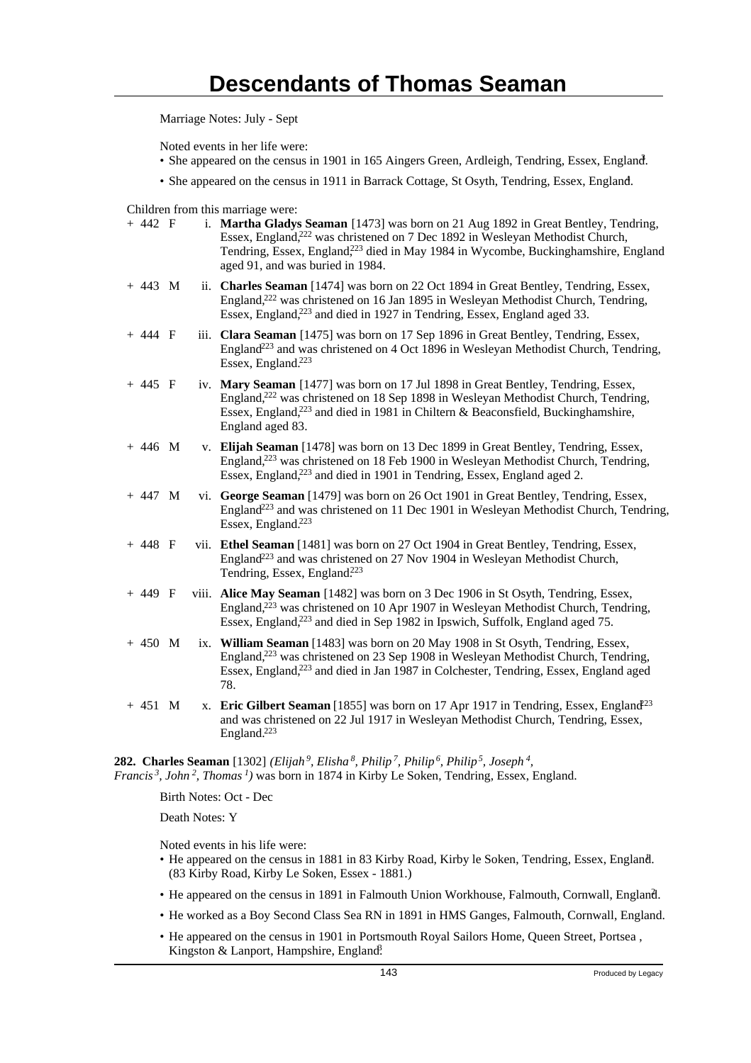Marriage Notes: July - Sept

Noted events in her life were:

- She appeared on the census in 1901 in 165 Aingers Green, Ardleigh, Tendring, Essex, England.[3]
- She appeared on the census in 1911 in Barrack Cottage, St Osyth, Tendring, Essex, England.[4]

Children from this marriage were:

+ 442 F i. **Martha Gladys Seaman** [1473] was born on 21 Aug 1892 in Great Bentley, Tendring, Essex, England,[222] was christened on 7 Dec 1892 in Wesleyan Methodist Church, Tendring, Essex, England,[223] died in May 1984 in Wycombe, Buckinghamshire, England aged 91, and was buried in 1984.

+ 443 M ii. **Charles Seaman** [1474] was born on 22 Oct 1894 in Great Bentley, Tendring, Essex, England,[222] was christened on 16 Jan 1895 in Wesleyan Methodist Church, Tendring, Essex, England,[223] and died in 1927 in Tendring, Essex, England aged 33.

+ 444 F iii. **Clara Seaman** [1475] was born on 17 Sep 1896 in Great Bentley, Tendring, Essex, England[223] and was christened on 4 Oct 1896 in Wesleyan Methodist Church, Tendring, Essex, England.[223]

+ 445 F iv. **Mary Seaman** [1477] was born on 17 Jul 1898 in Great Bentley, Tendring, Essex, England,[222] was christened on 18 Sep 1898 in Wesleyan Methodist Church, Tendring, Essex, England,[223] and died in 1981 in Chiltern & Beaconsfield, Buckinghamshire, England aged 83.

+ 446 M v. **Elijah Seaman** [1478] was born on 13 Dec 1899 in Great Bentley, Tendring, Essex, England,[223] was christened on 18 Feb 1900 in Wesleyan Methodist Church, Tendring, Essex, England,[223] and died in 1901 in Tendring, Essex, England aged 2.

+ 447 M vi. **George Seaman** [1479] was born on 26 Oct 1901 in Great Bentley, Tendring, Essex, England[223] and was christened on 11 Dec 1901 in Wesleyan Methodist Church, Tendring, Essex, England.[223]

+ 448 F vii. **Ethel Seaman** [1481] was born on 27 Oct 1904 in Great Bentley, Tendring, Essex, England[223] and was christened on 27 Nov 1904 in Wesleyan Methodist Church, Tendring, Essex, England.[223]

+ 449 F viii. **Alice May Seaman** [1482] was born on 3 Dec 1906 in St Osyth, Tendring, Essex, England,[223] was christened on 10 Apr 1907 in Wesleyan Methodist Church, Tendring, Essex, England,[223] and died in Sep 1982 in Ipswich, Suffolk, England aged 75.

+ 450 M ix. **William Seaman** [1483] was born on 20 May 1908 in St Osyth, Tendring, Essex, England,[223] was christened on 23 Sep 1908 in Wesleyan Methodist Church, Tendring, Essex, England,[223] and died in Jan 1987 in Colchester, Tendring, Essex, England aged 78.

+ 451 M x. **Eric Gilbert Seaman** [1855] was born on 17 Apr 1917 in Tendring, Essex, England[223] and was christened on 22 Jul 1917 in Wesleyan Methodist Church, Tendring, Essex, England.[223]

**282. Charles Seaman** [1302] *(Elijah[9], Elisha[8], Philip[7], Philip[6], Philip[5], Joseph[4], Francis[3], John[2], Thomas[1])* was born in 1874 in Kirby Le Soken, Tendring, Essex, England.

Birth Notes: Oct - Dec

Death Notes: Y

Noted events in his life were:

- He appeared on the census in 1881 in 83 Kirby Road, Kirby le Soken, Tendring, Essex, England.[1] (83 Kirby Road, Kirby Le Soken, Essex - 1881.)
- He appeared on the census in 1891 in Falmouth Union Workhouse, Falmouth, Cornwall, England.[2]
- He worked as a Boy Second Class Sea RN in 1891 in HMS Ganges, Falmouth, Cornwall, England.
- He appeared on the census in 1901 in Portsmouth Royal Sailors Home, Queen Street, Portsea , Kingston & Lanport, Hampshire, England.[3]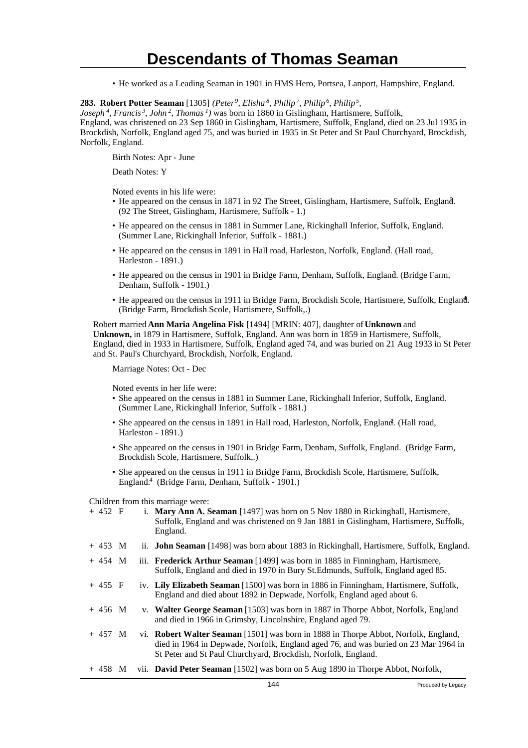- He worked as a Leading Seaman in 1901 in HMS Hero, Portsea, Lanport, Hampshire, England.

**283. Robert Potter Seaman** [1305] *(Peter[9], Elisha[8], Philip[7], Philip[6], Philip[5], Joseph[4], Francis[3], John[2], Thomas[1])* was born in 1860 in Gislingham, Hartismere, Suffolk, England, was christened on 23 Sep 1860 in Gislingham, Hartismere, Suffolk, England, died on 23 Jul 1935 in Brockdish, Norfolk, England aged 75, and was buried in 1935 in St Peter and St Paul Churchyard, Brockdish, Norfolk, England.

Birth Notes: Apr - June

Death Notes: Y

Noted events in his life were:

- He appeared on the census in 1871 in 92 The Street, Gislingham, Hartismere, Suffolk, England.[3] (92 The Street, Gislingham, Hartismere, Suffolk - 1.)
- He appeared on the census in 1881 in Summer Lane, Rickinghall Inferior, Suffolk, England.[1] (Summer Lane, Rickinghall Inferior, Suffolk - 1881.)
- He appeared on the census in 1891 in Hall road, Harleston, Norfolk, England.[2] (Hall road, Harleston - 1891.)
- He appeared on the census in 1901 in Bridge Farm, Denham, Suffolk, England.[3] (Bridge Farm, Denham, Suffolk - 1901.)
- He appeared on the census in 1911 in Bridge Farm, Brockdish Scole, Hartismere, Suffolk, England.[4] (Bridge Farm, Brockdish Scole, Hartismere, Suffolk,.)

Robert married **Ann Maria Angelina Fisk** [1494] [MRIN: 407], daughter of **Unknown** and **Unknown,** in 1879 in Hartismere, Suffolk, England. Ann was born in 1859 in Hartismere, Suffolk, England, died in 1933 in Hartismere, Suffolk, England aged 74, and was buried on 21 Aug 1933 in St Peter and St. Paul's Churchyard, Brockdish, Norfolk, England.

Marriage Notes: Oct - Dec

Noted events in her life were:

- She appeared on the census in 1881 in Summer Lane, Rickinghall Inferior, Suffolk, England.[1] (Summer Lane, Rickinghall Inferior, Suffolk - 1881.)
- She appeared on the census in 1891 in Hall road, Harleston, Norfolk, England.[2] (Hall road, Harleston - 1891.)
- She appeared on the census in 1901 in Bridge Farm, Denham, Suffolk, England. (Bridge Farm, Brockdish Scole, Hartismere, Suffolk,.)
- She appeared on the census in 1911 in Bridge Farm, Brockdish Scole, Hartismere, Suffolk, England.[4] (Bridge Farm, Denham, Suffolk - 1901.)

Children from this marriage were:

+ 452 F i. **Mary Ann A. Seaman** [1497] was born on 5 Nov 1880 in Rickinghall, Hartismere, Suffolk, England and was christened on 9 Jan 1881 in Gislingham, Hartismere, Suffolk, England.

+ 453 M ii. **John Seaman** [1498] was born about 1883 in Rickinghall, Hartismere, Suffolk, England.

+ 454 M iii. **Frederick Arthur Seaman** [1499] was born in 1885 in Finningham, Hartismere, Suffolk, England and died in 1970 in Bury St.Edmunds, Suffolk, England aged 85.

+ 455 F iv. **Lily Elizabeth Seaman** [1500] was born in 1886 in Finningham, Hartismere, Suffolk, England and died about 1892 in Depwade, Norfolk, England aged about 6.

+ 456 M v. **Walter George Seaman** [1503] was born in 1887 in Thorpe Abbot, Norfolk, England and died in 1966 in Grimsby, Lincolnshire, England aged 79.

+ 457 M vi. **Robert Walter Seaman** [1501] was born in 1888 in Thorpe Abbot, Norfolk, England, died in 1964 in Depwade, Norfolk, England aged 76, and was buried on 23 Mar 1964 in St Peter and St Paul Churchyard, Brockdish, Norfolk, England.

+ 458 M vii. **David Peter Seaman** [1502] was born on 5 Aug 1890 in Thorpe Abbot, Norfolk,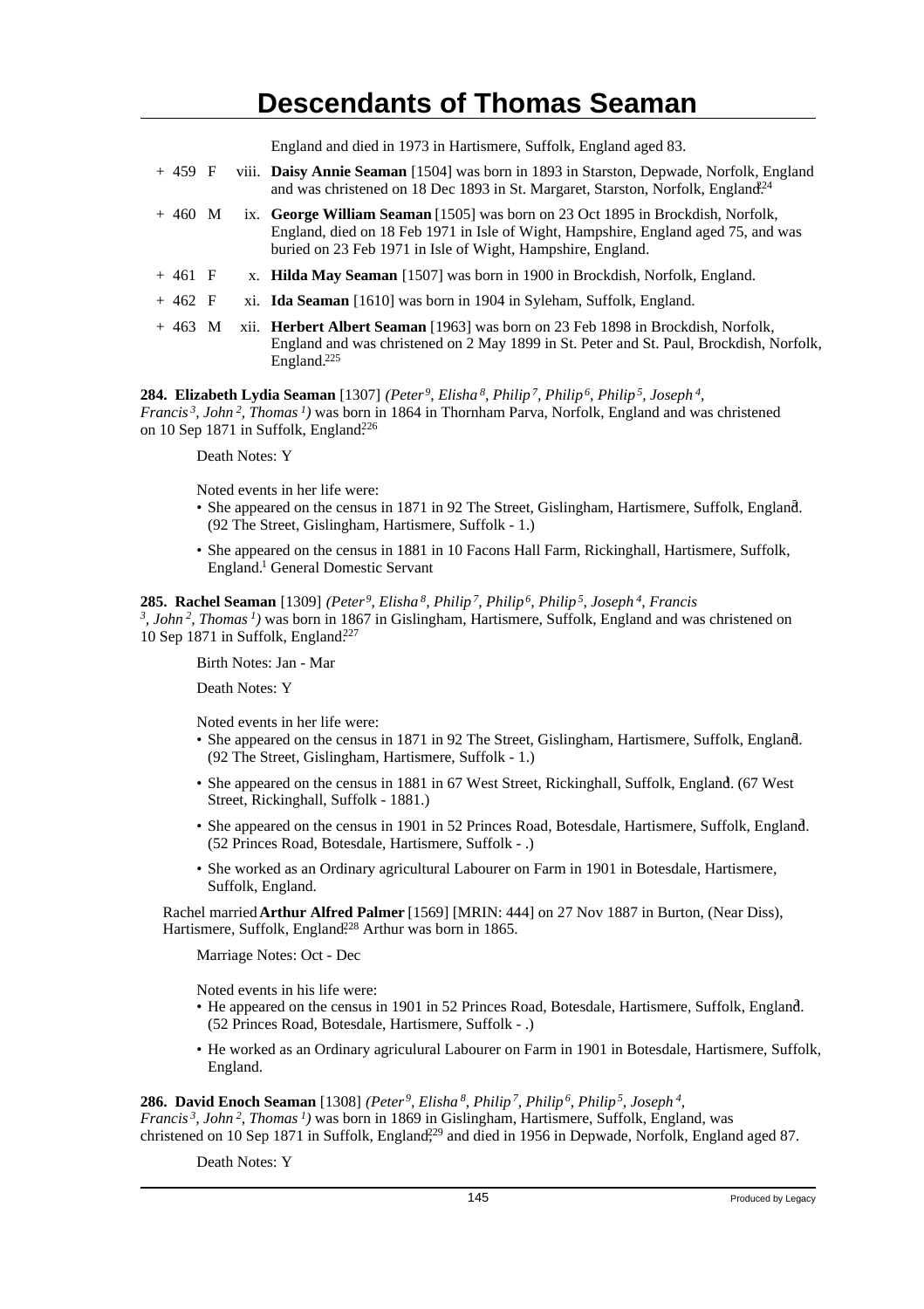England and died in 1973 in Hartismere, Suffolk, England aged 83.

+ 459 F viii. **Daisy Annie Seaman** [1504] was born in 1893 in Starston, Depwade, Norfolk, England and was christened on 18 Dec 1893 in St. Margaret, Starston, Norfolk, England.[224]

+ 460 M ix. **George William Seaman** [1505] was born on 23 Oct 1895 in Brockdish, Norfolk, England, died on 18 Feb 1971 in Isle of Wight, Hampshire, England aged 75, and was buried on 23 Feb 1971 in Isle of Wight, Hampshire, England.

+ 461 F x. **Hilda May Seaman** [1507] was born in 1900 in Brockdish, Norfolk, England.

+ 462 F xi. **Ida Seaman** [1610] was born in 1904 in Syleham, Suffolk, England.

+ 463 M xii. **Herbert Albert Seaman** [1963] was born on 23 Feb 1898 in Brockdish, Norfolk, England and was christened on 2 May 1899 in St. Peter and St. Paul, Brockdish, Norfolk, England.[225]

**284. Elizabeth Lydia Seaman** [1307] *(Peter[9], Elisha[8], Philip[7], Philip[6], Philip[5], Joseph[4], Francis[3], John[2], Thomas[1])* was born in 1864 in Thornham Parva, Norfolk, England and was christened on 10 Sep 1871 in Suffolk, England.[226]

Death Notes: Y

Noted events in her life were:

- She appeared on the census in 1871 in 92 The Street, Gislingham, Hartismere, Suffolk, England.[1] (92 The Street, Gislingham, Hartismere, Suffolk - 1.)
- She appeared on the census in 1881 in 10 Facons Hall Farm, Rickinghall, Hartismere, Suffolk, England.[1] General Domestic Servant

**285. Rachel Seaman** [1309] *(Peter[9], Elisha[8], Philip[7], Philip[6], Philip[5], Joseph[4], Francis[3], John[2], Thomas[1])* was born in 1867 in Gislingham, Hartismere, Suffolk, England and was christened on 10 Sep 1871 in Suffolk, England.[227]

Birth Notes: Jan - Mar

Death Notes: Y

Noted events in her life were:

- She appeared on the census in 1871 in 92 The Street, Gislingham, Hartismere, Suffolk, England.[1] (92 The Street, Gislingham, Hartismere, Suffolk - 1.)
- She appeared on the census in 1881 in 67 West Street, Rickinghall, Suffolk, England.[1] (67 West Street, Rickinghall, Suffolk - 1881.)
- She appeared on the census in 1901 in 52 Princes Road, Botesdale, Hartismere, Suffolk, England.[1] (52 Princes Road, Botesdale, Hartismere, Suffolk - .)
- She worked as an Ordinary agricultural Labourer on Farm in 1901 in Botesdale, Hartismere, Suffolk, England.

Rachel married **Arthur Alfred Palmer** [1569] [MRIN: 444] on 27 Nov 1887 in Burton, (Near Diss), Hartismere, Suffolk, England.[228] Arthur was born in 1865.

Marriage Notes: Oct - Dec

Noted events in his life were:

- He appeared on the census in 1901 in 52 Princes Road, Botesdale, Hartismere, Suffolk, England.[1] (52 Princes Road, Botesdale, Hartismere, Suffolk - .)
- He worked as an Ordinary agriculural Labourer on Farm in 1901 in Botesdale, Hartismere, Suffolk, England.

**286. David Enoch Seaman** [1308] *(Peter[9], Elisha[8], Philip[7], Philip[6], Philip[5], Joseph[4], Francis[3], John[2], Thomas[1])* was born in 1869 in Gislingham, Hartismere, Suffolk, England, was christened on 10 Sep 1871 in Suffolk, England,[229] and died in 1956 in Depwade, Norfolk, England aged 87.

Death Notes: Y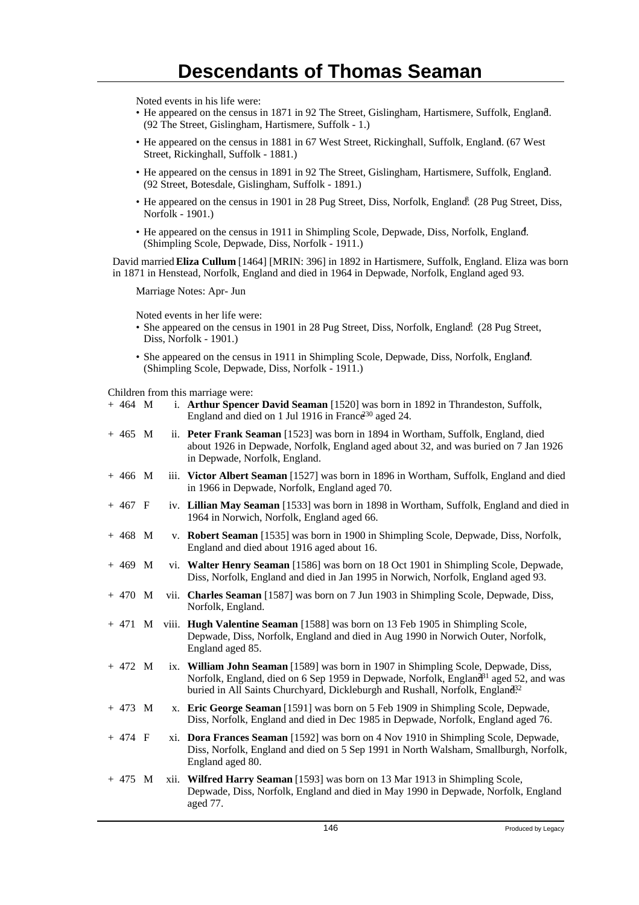Noted events in his life were:

- He appeared on the census in 1871 in 92 The Street, Gislingham, Hartismere, Suffolk, England[2]. (92 The Street, Gislingham, Hartismere, Suffolk - 1.)
- He appeared on the census in 1881 in 67 West Street, Rickinghall, Suffolk, England[1]. (67 West Street, Rickinghall, Suffolk - 1881.)
- He appeared on the census in 1891 in 92 The Street, Gislingham, Hartismere, Suffolk, England[2]. (92 Street, Botesdale, Gislingham, Suffolk - 1891.)
- He appeared on the census in 1901 in 28 Pug Street, Diss, Norfolk, England[3]. (28 Pug Street, Diss, Norfolk - 1901.)
- He appeared on the census in 1911 in Shimpling Scole, Depwade, Diss, Norfolk, England[4]. (Shimpling Scole, Depwade, Diss, Norfolk - 1911.)

David married **Eliza Cullum** [1464] [MRIN: 396] in 1892 in Hartismere, Suffolk, England. Eliza was born in 1871 in Henstead, Norfolk, England and died in 1964 in Depwade, Norfolk, England aged 93.

Marriage Notes: Apr- Jun

Noted events in her life were:

- She appeared on the census in 1901 in 28 Pug Street, Diss, Norfolk, England[3]. (28 Pug Street, Diss, Norfolk - 1901.)
- She appeared on the census in 1911 in Shimpling Scole, Depwade, Diss, Norfolk, England[4]. (Shimpling Scole, Depwade, Diss, Norfolk - 1911.)

Children from this marriage were:

+ 464 M i. **Arthur Spencer David Seaman** [1520] was born in 1892 in Thrandeston, Suffolk, England and died on 1 Jul 1916 in France[230] aged 24.

+ 465 M ii. **Peter Frank Seaman** [1523] was born in 1894 in Wortham, Suffolk, England, died about 1926 in Depwade, Norfolk, England aged about 32, and was buried on 7 Jan 1926 in Depwade, Norfolk, England.

+ 466 M iii. **Victor Albert Seaman** [1527] was born in 1896 in Wortham, Suffolk, England and died in 1966 in Depwade, Norfolk, England aged 70.

+ 467 F iv. **Lillian May Seaman** [1533] was born in 1898 in Wortham, Suffolk, England and died in 1964 in Norwich, Norfolk, England aged 66.

+ 468 M v. **Robert Seaman** [1535] was born in 1900 in Shimpling Scole, Depwade, Diss, Norfolk, England and died about 1916 aged about 16.

+ 469 M vi. **Walter Henry Seaman** [1586] was born on 18 Oct 1901 in Shimpling Scole, Depwade, Diss, Norfolk, England and died in Jan 1995 in Norwich, Norfolk, England aged 93.

+ 470 M vii. **Charles Seaman** [1587] was born on 7 Jun 1903 in Shimpling Scole, Depwade, Diss, Norfolk, England.

+ 471 M viii. **Hugh Valentine Seaman** [1588] was born on 13 Feb 1905 in Shimpling Scole, Depwade, Diss, Norfolk, England and died in Aug 1990 in Norwich Outer, Norfolk, England aged 85.

+ 472 M ix. **William John Seaman** [1589] was born in 1907 in Shimpling Scole, Depwade, Diss, Norfolk, England, died on 6 Sep 1959 in Depwade, Norfolk, England[231] aged 52, and was buried in All Saints Churchyard, Dickleburgh and Rushall, Norfolk, England[232].

+ 473 M x. **Eric George Seaman** [1591] was born on 5 Feb 1909 in Shimpling Scole, Depwade, Diss, Norfolk, England and died in Dec 1985 in Depwade, Norfolk, England aged 76.

+ 474 F xi. **Dora Frances Seaman** [1592] was born on 4 Nov 1910 in Shimpling Scole, Depwade, Diss, Norfolk, England and died on 5 Sep 1991 in North Walsham, Smallburgh, Norfolk, England aged 80.

+ 475 M xii. **Wilfred Harry Seaman** [1593] was born on 13 Mar 1913 in Shimpling Scole, Depwade, Diss, Norfolk, England and died in May 1990 in Depwade, Norfolk, England aged 77.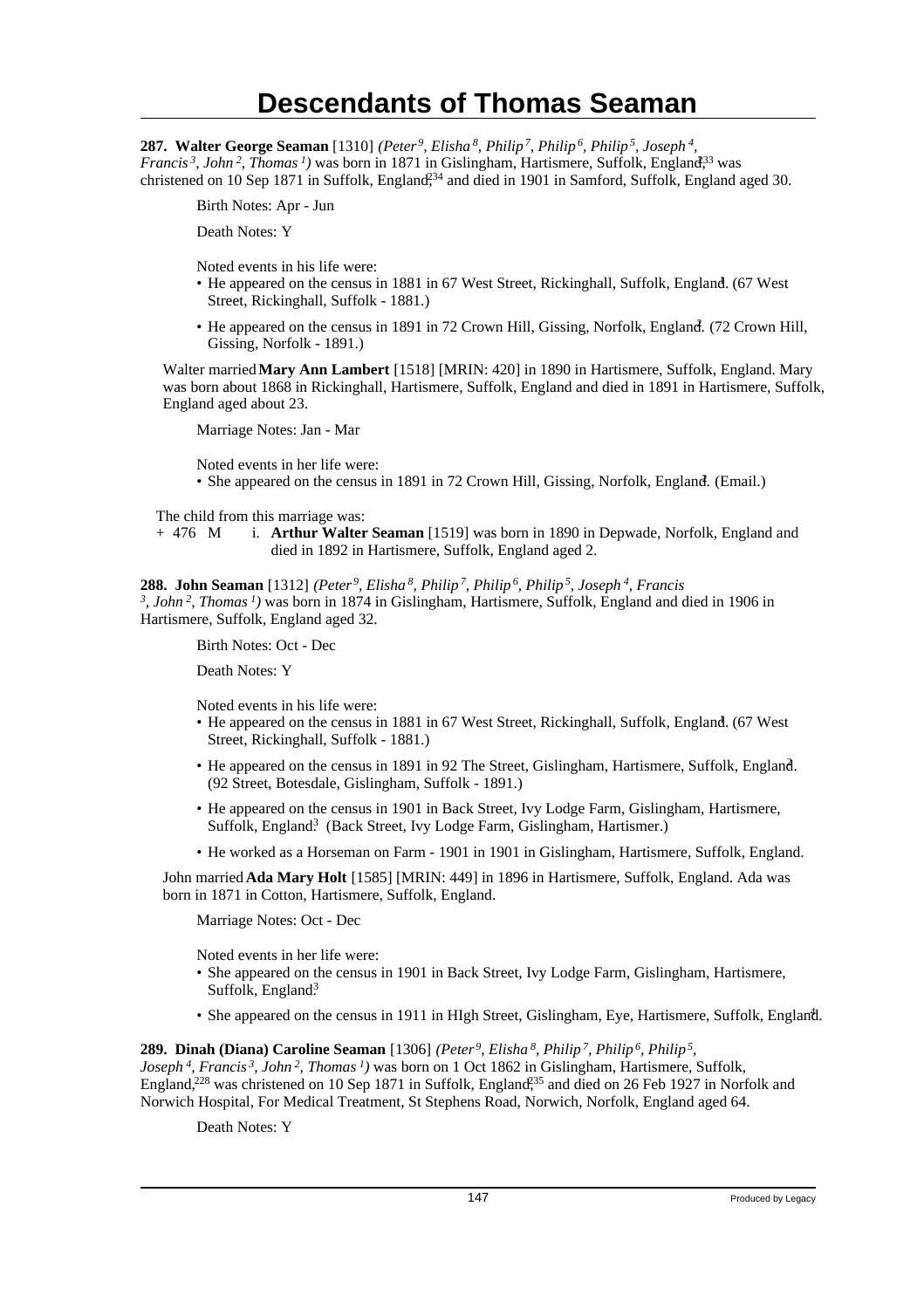# Descendants of Thomas Seaman

**287. Walter George Seaman** [1310] *(Peter[9], Elisha[8], Philip[7], Philip[6], Philip[5], Joseph[4], Francis[3], John[2], Thomas[1])* was born in 1871 in Gislingham, Hartismere, Suffolk, England,[233] was christened on 10 Sep 1871 in Suffolk, England,[234] and died in 1901 in Samford, Suffolk, England aged 30.

Birth Notes: Apr - Jun

Death Notes: Y

Noted events in his life were:

- He appeared on the census in 1881 in 67 West Street, Rickinghall, Suffolk, England.[1] (67 West Street, Rickinghall, Suffolk - 1881.)
- He appeared on the census in 1891 in 72 Crown Hill, Gissing, Norfolk, England.[2] (72 Crown Hill, Gissing, Norfolk - 1891.)

Walter married **Mary Ann Lambert** [1518] [MRIN: 420] in 1890 in Hartismere, Suffolk, England. Mary was born about 1868 in Rickinghall, Hartismere, Suffolk, England and died in 1891 in Hartismere, Suffolk, England aged about 23.

Marriage Notes: Jan - Mar

Noted events in her life were:

- She appeared on the census in 1891 in 72 Crown Hill, Gissing, Norfolk, England.[2] (Email.)

The child from this marriage was:

+ 476 M i. **Arthur Walter Seaman** [1519] was born in 1890 in Depwade, Norfolk, England and died in 1892 in Hartismere, Suffolk, England aged 2.

**288. John Seaman** [1312] *(Peter[9], Elisha[8], Philip[7], Philip[6], Philip[5], Joseph[4], Francis[3], John[2], Thomas[1])* was born in 1874 in Gislingham, Hartismere, Suffolk, England and died in 1906 in Hartismere, Suffolk, England aged 32.

Birth Notes: Oct - Dec

Death Notes: Y

Noted events in his life were:

- He appeared on the census in 1881 in 67 West Street, Rickinghall, Suffolk, England.[1] (67 West Street, Rickinghall, Suffolk - 1881.)
- He appeared on the census in 1891 in 92 The Street, Gislingham, Hartismere, Suffolk, England.[2] (92 Street, Botesdale, Gislingham, Suffolk - 1891.)
- He appeared on the census in 1901 in Back Street, Ivy Lodge Farm, Gislingham, Hartismere, Suffolk, England.[3] (Back Street, Ivy Lodge Farm, Gislingham, Hartismer.)
- He worked as a Horseman on Farm - 1901 in 1901 in Gislingham, Hartismere, Suffolk, England.

John married **Ada Mary Holt** [1585] [MRIN: 449] in 1896 in Hartismere, Suffolk, England. Ada was born in 1871 in Cotton, Hartismere, Suffolk, England.

Marriage Notes: Oct - Dec

Noted events in her life were:

- She appeared on the census in 1901 in Back Street, Ivy Lodge Farm, Gislingham, Hartismere, Suffolk, England.[3]
- She appeared on the census in 1911 in HIgh Street, Gislingham, Eye, Hartismere, Suffolk, England.[4]

**289. Dinah (Diana) Caroline Seaman** [1306] *(Peter[9], Elisha[8], Philip[7], Philip[6], Philip[5], Joseph[4], Francis[3], John[2], Thomas[1])* was born on 1 Oct 1862 in Gislingham, Hartismere, Suffolk, England,[228] was christened on 10 Sep 1871 in Suffolk, England,[235] and died on 26 Feb 1927 in Norfolk and Norwich Hospital, For Medical Treatment, St Stephens Road, Norwich, Norfolk, England aged 64.

Death Notes: Y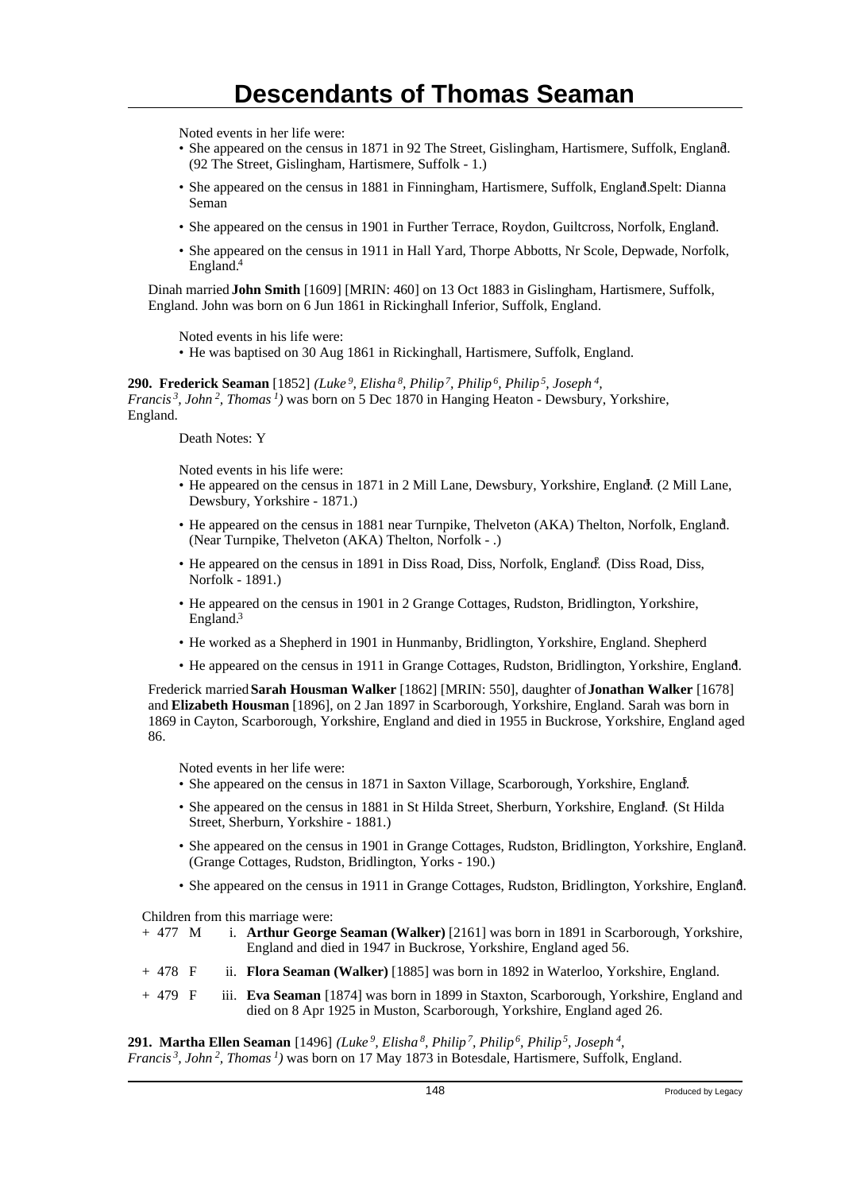# Descendants of Thomas Seaman

Noted events in her life were:

- She appeared on the census in 1871 in 92 The Street, Gislingham, Hartismere, Suffolk, England.[1] (92 The Street, Gislingham, Hartismere, Suffolk - 1.)
- She appeared on the census in 1881 in Finningham, Hartismere, Suffolk, England.[1] Spelt: Dianna Seman
- She appeared on the census in 1901 in Further Terrace, Roydon, Guiltcross, Norfolk, England.[3]
- She appeared on the census in 1911 in Hall Yard, Thorpe Abbotts, Nr Scole, Depwade, Norfolk, England.[4]

Dinah married **John Smith** [1609] [MRIN: 460] on 13 Oct 1883 in Gislingham, Hartismere, Suffolk, England. John was born on 6 Jun 1861 in Rickinghall Inferior, Suffolk, England.

Noted events in his life were:

- He was baptised on 30 Aug 1861 in Rickinghall, Hartismere, Suffolk, England.

**290. Frederick Seaman** [1852] *(Luke 9, Elisha 8, Philip 7, Philip 6, Philip 5, Joseph 4, Francis 3, John 2, Thomas 1)* was born on 5 Dec 1870 in Hanging Heaton - Dewsbury, Yorkshire, England.

Death Notes: Y

Noted events in his life were:

- He appeared on the census in 1871 in 2 Mill Lane, Dewsbury, Yorkshire, England.[1] (2 Mill Lane, Dewsbury, Yorkshire - 1871.)
- He appeared on the census in 1881 near Turnpike, Thelveton (AKA) Thelton, Norfolk, England.[1] (Near Turnpike, Thelveton (AKA) Thelton, Norfolk - .)
- He appeared on the census in 1891 in Diss Road, Diss, Norfolk, England.[2] (Diss Road, Diss, Norfolk - 1891.)
- He appeared on the census in 1901 in 2 Grange Cottages, Rudston, Bridlington, Yorkshire, England.[3]
- He worked as a Shepherd in 1901 in Hunmanby, Bridlington, Yorkshire, England. Shepherd
- He appeared on the census in 1911 in Grange Cottages, Rudston, Bridlington, Yorkshire, England.[4]

Frederick married **Sarah Housman Walker** [1862] [MRIN: 550], daughter of **Jonathan Walker** [1678] and **Elizabeth Housman** [1896], on 2 Jan 1897 in Scarborough, Yorkshire, England. Sarah was born in 1869 in Cayton, Scarborough, Yorkshire, England and died in 1955 in Buckrose, Yorkshire, England aged 86.

Noted events in her life were:

- She appeared on the census in 1871 in Saxton Village, Scarborough, Yorkshire, England.[5]
- She appeared on the census in 1881 in St Hilda Street, Sherburn, Yorkshire, England.[1] (St Hilda Street, Sherburn, Yorkshire - 1881.)
- She appeared on the census in 1901 in Grange Cottages, Rudston, Bridlington, Yorkshire, England.[3] (Grange Cottages, Rudston, Bridlington, Yorks - 190.)
- She appeared on the census in 1911 in Grange Cottages, Rudston, Bridlington, Yorkshire, England.[4]

Children from this marriage were:

- \+ 477 M i. **Arthur George Seaman (Walker)** [2161] was born in 1891 in Scarborough, Yorkshire, England and died in 1947 in Buckrose, Yorkshire, England aged 56.
- \+ 478 F ii. **Flora Seaman (Walker)** [1885] was born in 1892 in Waterloo, Yorkshire, England.
- \+ 479 F iii. **Eva Seaman** [1874] was born in 1899 in Staxton, Scarborough, Yorkshire, England and died on 8 Apr 1925 in Muston, Scarborough, Yorkshire, England aged 26.

**291. Martha Ellen Seaman** [1496] *(Luke 9, Elisha 8, Philip 7, Philip 6, Philip 5, Joseph 4, Francis 3, John 2, Thomas 1)* was born on 17 May 1873 in Botesdale, Hartismere, Suffolk, England.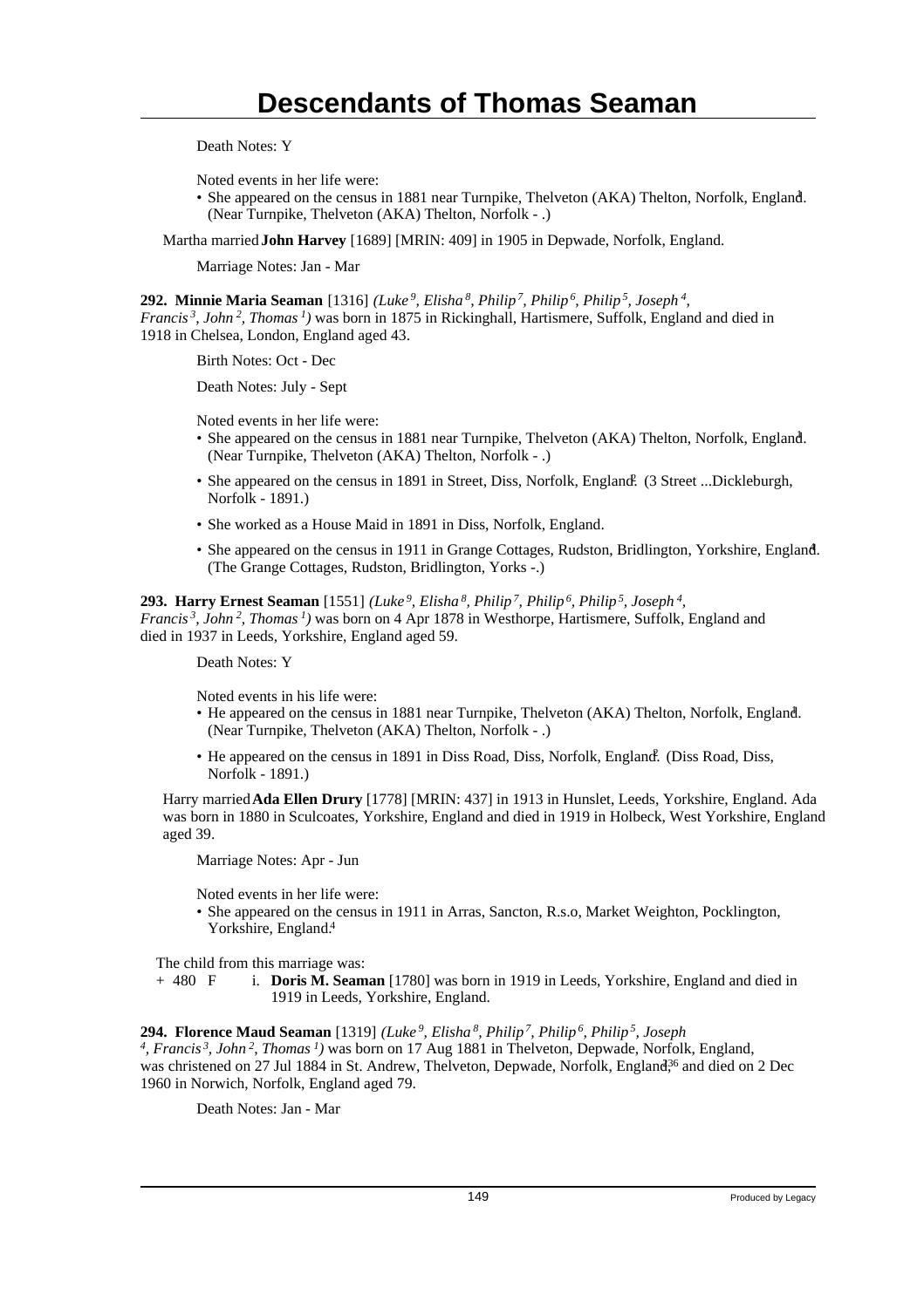Death Notes: Y

Noted events in her life were:

- She appeared on the census in 1881 near Turnpike, Thelveton (AKA) Thelton, Norfolk, England.[1] (Near Turnpike, Thelveton (AKA) Thelton, Norfolk - .)

Martha married **John Harvey** [1689] [MRIN: 409] in 1905 in Depwade, Norfolk, England.

Marriage Notes: Jan - Mar

**292. Minnie Maria Seaman** [1316] *(Luke 9, Elisha 8, Philip 7, Philip 6, Philip 5, Joseph 4, Francis 3, John 2, Thomas 1)* was born in 1875 in Rickinghall, Hartismere, Suffolk, England and died in 1918 in Chelsea, London, England aged 43.

Birth Notes: Oct - Dec

Death Notes: July - Sept

Noted events in her life were:

- She appeared on the census in 1881 near Turnpike, Thelveton (AKA) Thelton, Norfolk, England.[1] (Near Turnpike, Thelveton (AKA) Thelton, Norfolk - .)
- She appeared on the census in 1891 in Street, Diss, Norfolk, England.[2] (3 Street ...Dickleburgh, Norfolk - 1891.)
- She worked as a House Maid in 1891 in Diss, Norfolk, England.
- She appeared on the census in 1911 in Grange Cottages, Rudston, Bridlington, Yorkshire, England.[4] (The Grange Cottages, Rudston, Bridlington, Yorks -.)

**293. Harry Ernest Seaman** [1551] *(Luke 9, Elisha 8, Philip 7, Philip 6, Philip 5, Joseph 4, Francis 3, John 2, Thomas 1)* was born on 4 Apr 1878 in Westhorpe, Hartismere, Suffolk, England and died in 1937 in Leeds, Yorkshire, England aged 59.

Death Notes: Y

Noted events in his life were:

- He appeared on the census in 1881 near Turnpike, Thelveton (AKA) Thelton, Norfolk, England.[1] (Near Turnpike, Thelveton (AKA) Thelton, Norfolk - .)
- He appeared on the census in 1891 in Diss Road, Diss, Norfolk, England.[2] (Diss Road, Diss, Norfolk - 1891.)

Harry married **Ada Ellen Drury** [1778] [MRIN: 437] in 1913 in Hunslet, Leeds, Yorkshire, England. Ada was born in 1880 in Sculcoates, Yorkshire, England and died in 1919 in Holbeck, West Yorkshire, England aged 39.

Marriage Notes: Apr - Jun

Noted events in her life were:

- She appeared on the census in 1911 in Arras, Sancton, R.s.o, Market Weighton, Pocklington, Yorkshire, England.[4]

The child from this marriage was:

+ 480 F i. **Doris M. Seaman** [1780] was born in 1919 in Leeds, Yorkshire, England and died in 1919 in Leeds, Yorkshire, England.

**294. Florence Maud Seaman** [1319] *(Luke 9, Elisha 8, Philip 7, Philip 6, Philip 5, Joseph 4, Francis 3, John 2, Thomas 1)* was born on 17 Aug 1881 in Thelveton, Depwade, Norfolk, England, was christened on 27 Jul 1884 in St. Andrew, Thelveton, Depwade, Norfolk, England,[3,36] and died on 2 Dec 1960 in Norwich, Norfolk, England aged 79.

Death Notes: Jan - Mar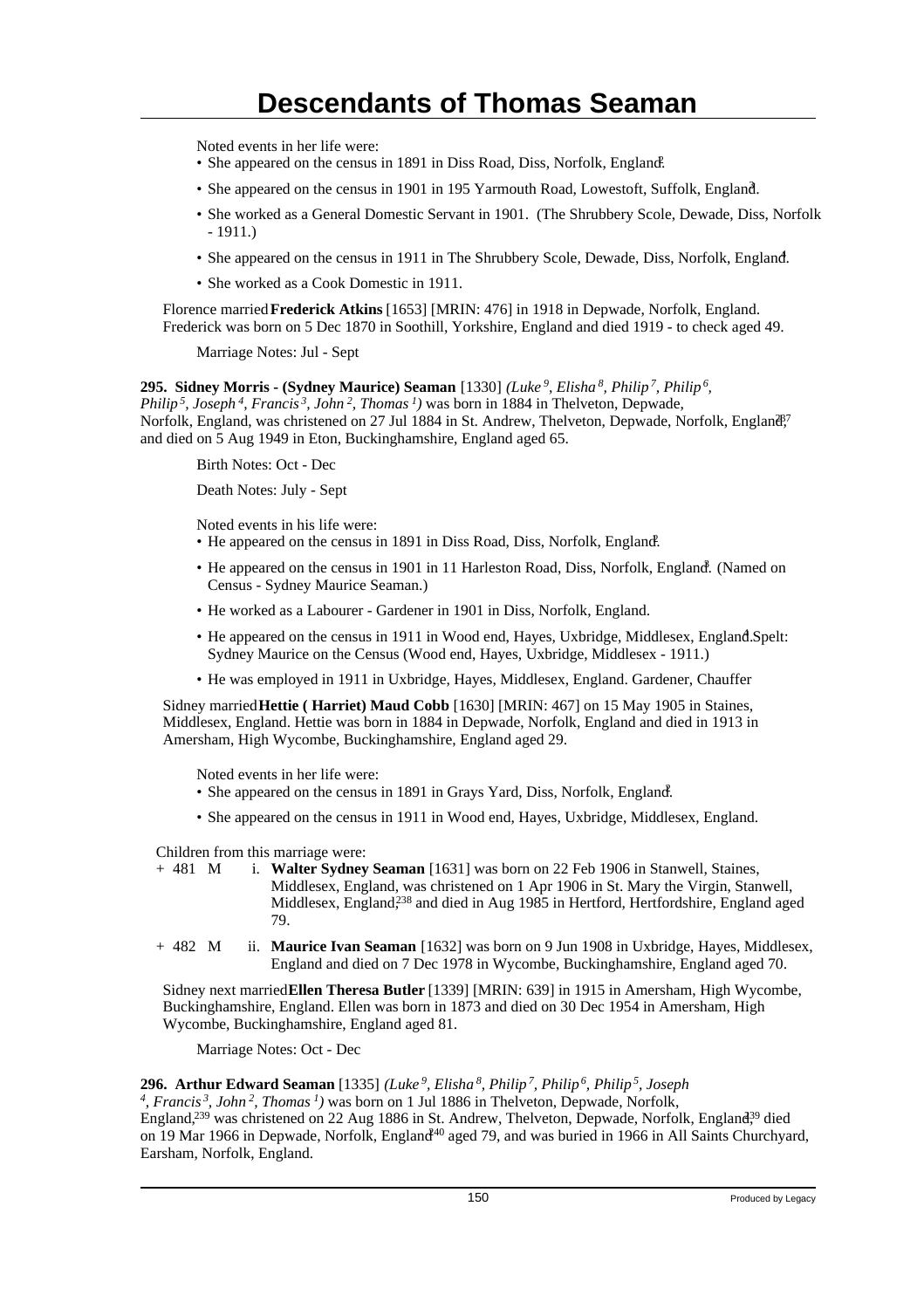Noted events in her life were:

- She appeared on the census in 1891 in Diss Road, Diss, Norfolk, England.[2]
- She appeared on the census in 1901 in 195 Yarmouth Road, Lowestoft, Suffolk, England.[3]
- She worked as a General Domestic Servant in 1901. (The Shrubbery Scole, Dewade, Diss, Norfolk - 1911.)
- She appeared on the census in 1911 in The Shrubbery Scole, Dewade, Diss, Norfolk, England.[4]
- She worked as a Cook Domestic in 1911.

Florence married **Frederick Atkins** [1653] [MRIN: 476] in 1918 in Depwade, Norfolk, England. Frederick was born on 5 Dec 1870 in Soothill, Yorkshire, England and died 1919 - to check aged 49.

Marriage Notes: Jul - Sept

**295. Sidney Morris - (Sydney Maurice) Seaman** [1330] *(Luke 9, Elisha 8, Philip 7, Philip 6, Philip 5, Joseph 4, Francis 3, John 2, Thomas 1)* was born in 1884 in Thelveton, Depwade, Norfolk, England, was christened on 27 Jul 1884 in St. Andrew, Thelveton, Depwade, Norfolk, England,[237] and died on 5 Aug 1949 in Eton, Buckinghamshire, England aged 65.

Birth Notes: Oct - Dec

Death Notes: July - Sept

Noted events in his life were:

- He appeared on the census in 1891 in Diss Road, Diss, Norfolk, England.[2]
- He appeared on the census in 1901 in 11 Harleston Road, Diss, Norfolk, England.[3] (Named on Census - Sydney Maurice Seaman.)
- He worked as a Labourer - Gardener in 1901 in Diss, Norfolk, England.
- He appeared on the census in 1911 in Wood end, Hayes, Uxbridge, Middlesex, England.[4] Spelt: Sydney Maurice on the Census (Wood end, Hayes, Uxbridge, Middlesex - 1911.)
- He was employed in 1911 in Uxbridge, Hayes, Middlesex, England. Gardener, Chauffer

Sidney married **Hettie ( Harriet) Maud Cobb** [1630] [MRIN: 467] on 15 May 1905 in Staines, Middlesex, England. Hettie was born in 1884 in Depwade, Norfolk, England and died in 1913 in Amersham, High Wycombe, Buckinghamshire, England aged 29.

Noted events in her life were:

- She appeared on the census in 1891 in Grays Yard, Diss, Norfolk, England.[2]
- She appeared on the census in 1911 in Wood end, Hayes, Uxbridge, Middlesex, England.

Children from this marriage were:

+ 481 M i. **Walter Sydney Seaman** [1631] was born on 22 Feb 1906 in Stanwell, Staines, Middlesex, England, was christened on 1 Apr 1906 in St. Mary the Virgin, Stanwell, Middlesex, England,[238] and died in Aug 1985 in Hertford, Hertfordshire, England aged 79.

+ 482 M ii. **Maurice Ivan Seaman** [1632] was born on 9 Jun 1908 in Uxbridge, Hayes, Middlesex, England and died on 7 Dec 1978 in Wycombe, Buckinghamshire, England aged 70.

Sidney next married **Ellen Theresa Butler** [1339] [MRIN: 639] in 1915 in Amersham, High Wycombe, Buckinghamshire, England. Ellen was born in 1873 and died on 30 Dec 1954 in Amersham, High Wycombe, Buckinghamshire, England aged 81.

Marriage Notes: Oct - Dec

**296. Arthur Edward Seaman** [1335] *(Luke 9, Elisha 8, Philip 7, Philip 6, Philip 5, Joseph 4, Francis 3, John 2, Thomas 1)* was born on 1 Jul 1886 in Thelveton, Depwade, Norfolk, England,[239] was christened on 22 Aug 1886 in St. Andrew, Thelveton, Depwade, Norfolk, England,[239] died on 19 Mar 1966 in Depwade, Norfolk, England[240] aged 79, and was buried in 1966 in All Saints Churchyard, Earsham, Norfolk, England.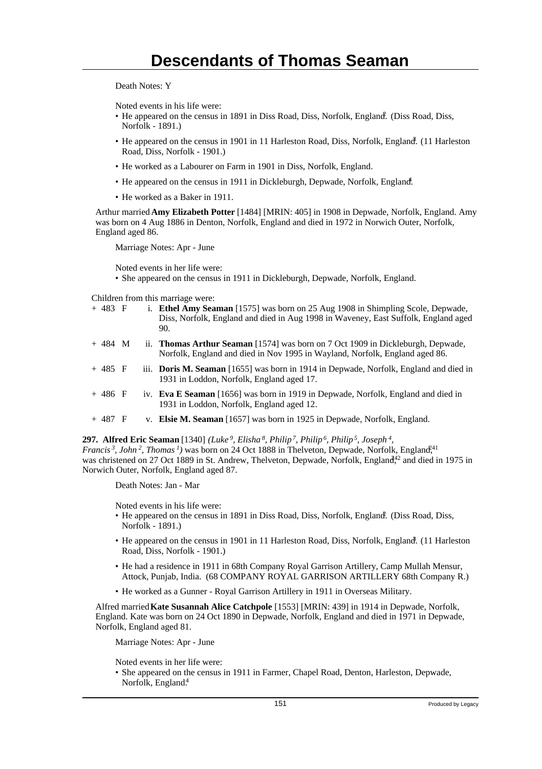Death Notes: Y

Noted events in his life were:

- He appeared on the census in 1891 in Diss Road, Diss, Norfolk, England.[2] (Diss Road, Diss, Norfolk - 1891.)
- He appeared on the census in 1901 in 11 Harleston Road, Diss, Norfolk, England.[3] (11 Harleston Road, Diss, Norfolk - 1901.)
- He worked as a Labourer on Farm in 1901 in Diss, Norfolk, England.
- He appeared on the census in 1911 in Dickleburgh, Depwade, Norfolk, England.[4]
- He worked as a Baker in 1911.

Arthur married **Amy Elizabeth Potter** [1484] [MRIN: 405] in 1908 in Depwade, Norfolk, England. Amy was born on 4 Aug 1886 in Denton, Norfolk, England and died in 1972 in Norwich Outer, Norfolk, England aged 86.

Marriage Notes: Apr - June

Noted events in her life were:

- She appeared on the census in 1911 in Dickleburgh, Depwade, Norfolk, England.

Children from this marriage were:

+ 483 F i. **Ethel Amy Seaman** [1575] was born on 25 Aug 1908 in Shimpling Scole, Depwade, Diss, Norfolk, England and died in Aug 1998 in Waveney, East Suffolk, England aged 90.

+ 484 M ii. **Thomas Arthur Seaman** [1574] was born on 7 Oct 1909 in Dickleburgh, Depwade, Norfolk, England and died in Nov 1995 in Wayland, Norfolk, England aged 86.

+ 485 F iii. **Doris M. Seaman** [1655] was born in 1914 in Depwade, Norfolk, England and died in 1931 in Loddon, Norfolk, England aged 17.

+ 486 F iv. **Eva E Seaman** [1656] was born in 1919 in Depwade, Norfolk, England and died in 1931 in Loddon, Norfolk, England aged 12.

+ 487 F v. **Elsie M. Seaman** [1657] was born in 1925 in Depwade, Norfolk, England.

**297. Alfred Eric Seaman** [1340] *(Luke 9, Elisha 8, Philip 7, Philip 6, Philip 5, Joseph 4, Francis 3, John 2, Thomas 1)* was born on 24 Oct 1888 in Thelveton, Depwade, Norfolk, England,[2,41] was christened on 27 Oct 1889 in St. Andrew, Thelveton, Depwade, Norfolk, England,[2,42] and died in 1975 in Norwich Outer, Norfolk, England aged 87.

Death Notes: Jan - Mar

Noted events in his life were:

- He appeared on the census in 1891 in Diss Road, Diss, Norfolk, England.[2] (Diss Road, Diss, Norfolk - 1891.)
- He appeared on the census in 1901 in 11 Harleston Road, Diss, Norfolk, England.[3] (11 Harleston Road, Diss, Norfolk - 1901.)
- He had a residence in 1911 in 68th Company Royal Garrison Artillery, Camp Mullah Mensur, Attock, Punjab, India. (68 COMPANY ROYAL GARRISON ARTILLERY 68th Company R.)
- He worked as a Gunner - Royal Garrison Artillery in 1911 in Overseas Military.

Alfred married **Kate Susannah Alice Catchpole** [1553] [MRIN: 439] in 1914 in Depwade, Norfolk, England. Kate was born on 24 Oct 1890 in Depwade, Norfolk, England and died in 1971 in Depwade, Norfolk, England aged 81.

Marriage Notes: Apr - June

Noted events in her life were:

- She appeared on the census in 1911 in Farmer, Chapel Road, Denton, Harleston, Depwade, Norfolk, England.[4]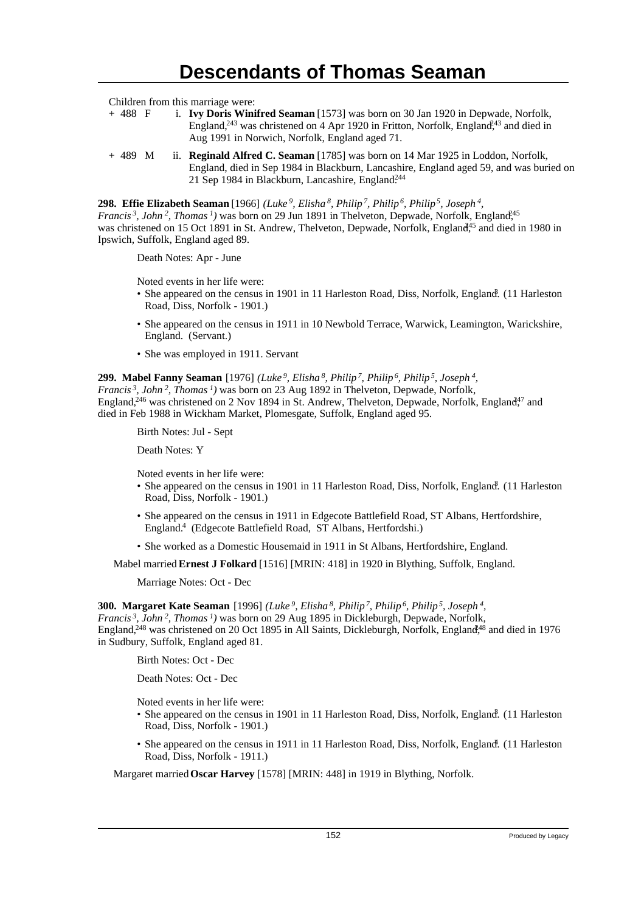Children from this marriage were:

+ 488 F i. **Ivy Doris Winifred Seaman** [1573] was born on 30 Jan 1920 in Depwade, Norfolk, England,[243] was christened on 4 Apr 1920 in Fritton, Norfolk, England,[243] and died in Aug 1991 in Norwich, Norfolk, England aged 71.

+ 489 M ii. **Reginald Alfred C. Seaman** [1785] was born on 14 Mar 1925 in Loddon, Norfolk, England, died in Sep 1984 in Blackburn, Lancashire, England aged 59, and was buried on 21 Sep 1984 in Blackburn, Lancashire, England.[244]

**298. Effie Elizabeth Seaman** [1966] *(Luke 9, Elisha 8, Philip 7, Philip 6, Philip 5, Joseph 4, Francis 3, John 2, Thomas 1)* was born on 29 Jun 1891 in Thelveton, Depwade, Norfolk, England,[245] was christened on 15 Oct 1891 in St. Andrew, Thelveton, Depwade, Norfolk, England,[245] and died in 1980 in Ipswich, Suffolk, England aged 89.

Death Notes: Apr - June

Noted events in her life were:

- She appeared on the census in 1901 in 11 Harleston Road, Diss, Norfolk, England.[3] (11 Harleston Road, Diss, Norfolk - 1901.)
- She appeared on the census in 1911 in 10 Newbold Terrace, Warwick, Leamington, Warickshire, England. (Servant.)
- She was employed in 1911. Servant

**299. Mabel Fanny Seaman** [1976] *(Luke 9, Elisha 8, Philip 7, Philip 6, Philip 5, Joseph 4, Francis 3, John 2, Thomas 1)* was born on 23 Aug 1892 in Thelveton, Depwade, Norfolk, England,[246] was christened on 2 Nov 1894 in St. Andrew, Thelveton, Depwade, Norfolk, England,[247] and died in Feb 1988 in Wickham Market, Plomesgate, Suffolk, England aged 95.

Birth Notes: Jul - Sept

Death Notes: Y

Noted events in her life were:

- She appeared on the census in 1901 in 11 Harleston Road, Diss, Norfolk, England.[3] (11 Harleston Road, Diss, Norfolk - 1901.)
- She appeared on the census in 1911 in Edgecote Battlefield Road, ST Albans, Hertfordshire, England.[4] (Edgecote Battlefield Road, ST Albans, Hertfordshi.)
- She worked as a Domestic Housemaid in 1911 in St Albans, Hertfordshire, England.

Mabel married **Ernest J Folkard** [1516] [MRIN: 418] in 1920 in Blything, Suffolk, England.

Marriage Notes: Oct - Dec

**300. Margaret Kate Seaman** [1996] *(Luke 9, Elisha 8, Philip 7, Philip 6, Philip 5, Joseph 4, Francis 3, John 2, Thomas 1)* was born on 29 Aug 1895 in Dickleburgh, Depwade, Norfolk, England,[248] was christened on 20 Oct 1895 in All Saints, Dickleburgh, Norfolk, England,[248] and died in 1976 in Sudbury, Suffolk, England aged 81.

Birth Notes: Oct - Dec

Death Notes: Oct - Dec

Noted events in her life were:

- She appeared on the census in 1901 in 11 Harleston Road, Diss, Norfolk, England.[3] (11 Harleston Road, Diss, Norfolk - 1901.)
- She appeared on the census in 1911 in 11 Harleston Road, Diss, Norfolk, England.[4] (11 Harleston Road, Diss, Norfolk - 1911.)

Margaret married **Oscar Harvey** [1578] [MRIN: 448] in 1919 in Blything, Norfolk.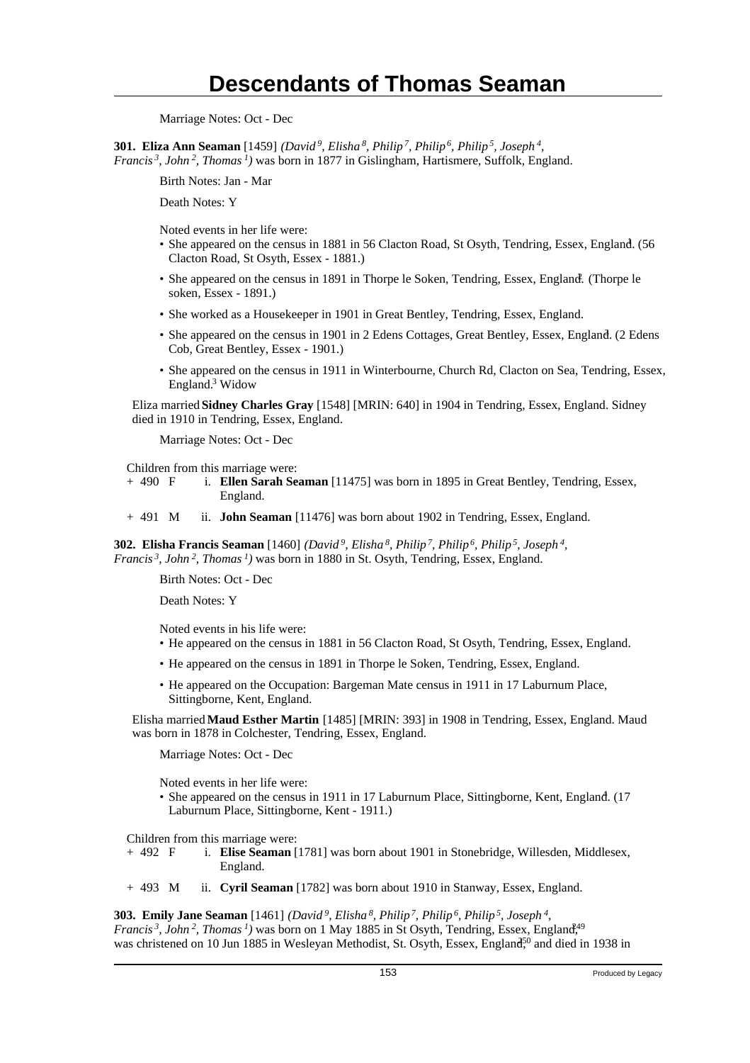Marriage Notes: Oct - Dec

**301. Eliza Ann Seaman** [1459] *(David 9, Elisha 8, Philip 7, Philip 6, Philip 5, Joseph 4, Francis 3, John 2, Thomas 1)* was born in 1877 in Gislingham, Hartismere, Suffolk, England.

Birth Notes: Jan - Mar

Death Notes: Y

Noted events in her life were:

- She appeared on the census in 1881 in 56 Clacton Road, St Osyth, Tendring, Essex, England.[3] (56 Clacton Road, St Osyth, Essex - 1881.)
- She appeared on the census in 1891 in Thorpe le Soken, Tendring, Essex, England.[3] (Thorpe le soken, Essex - 1891.)
- She worked as a Housekeeper in 1901 in Great Bentley, Tendring, Essex, England.
- She appeared on the census in 1901 in 2 Edens Cottages, Great Bentley, Essex, England.[3] (2 Edens Cob, Great Bentley, Essex - 1901.)
- She appeared on the census in 1911 in Winterbourne, Church Rd, Clacton on Sea, Tendring, Essex, England.[3] Widow

Eliza married **Sidney Charles Gray** [1548] [MRIN: 640] in 1904 in Tendring, Essex, England. Sidney died in 1910 in Tendring, Essex, England.

Marriage Notes: Oct - Dec

Children from this marriage were:

+ 490 F i. **Ellen Sarah Seaman** [11475] was born in 1895 in Great Bentley, Tendring, Essex, England.

+ 491 M ii. **John Seaman** [11476] was born about 1902 in Tendring, Essex, England.

**302. Elisha Francis Seaman** [1460] *(David 9, Elisha 8, Philip 7, Philip 6, Philip 5, Joseph 4, Francis 3, John 2, Thomas 1)* was born in 1880 in St. Osyth, Tendring, Essex, England.

Birth Notes: Oct - Dec

Death Notes: Y

Noted events in his life were:

- He appeared on the census in 1881 in 56 Clacton Road, St Osyth, Tendring, Essex, England.
- He appeared on the census in 1891 in Thorpe le Soken, Tendring, Essex, England.
- He appeared on the Occupation: Bargeman Mate census in 1911 in 17 Laburnum Place, Sittingborne, Kent, England.

Elisha married **Maud Esther Martin** [1485] [MRIN: 393] in 1908 in Tendring, Essex, England. Maud was born in 1878 in Colchester, Tendring, Essex, England.

Marriage Notes: Oct - Dec

Noted events in her life were:

- She appeared on the census in 1911 in 17 Laburnum Place, Sittingborne, Kent, England.[4] (17 Laburnum Place, Sittingborne, Kent - 1911.)

Children from this marriage were:

+ 492 F i. **Elise Seaman** [1781] was born about 1901 in Stonebridge, Willesden, Middlesex, England.

+ 493 M ii. **Cyril Seaman** [1782] was born about 1910 in Stanway, Essex, England.

**303. Emily Jane Seaman** [1461] *(David 9, Elisha 8, Philip 7, Philip 6, Philip 5, Joseph 4, Francis 3, John 2, Thomas 1)* was born on 1 May 1885 in St Osyth, Tendring, Essex, England,[249] was christened on 10 Jun 1885 in Wesleyan Methodist, St. Osyth, Essex, England,[250] and died in 1938 in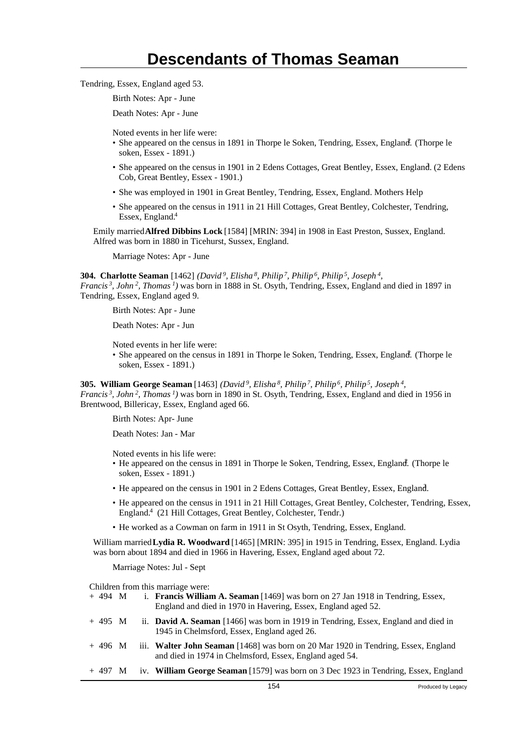Tendring, Essex, England aged 53.

Birth Notes: Apr - June

Death Notes: Apr - June

Noted events in her life were:

- She appeared on the census in 1891 in Thorpe le Soken, Tendring, Essex, England.[2] (Thorpe le soken, Essex - 1891.)
- She appeared on the census in 1901 in 2 Edens Cottages, Great Bentley, Essex, England.[3] (2 Edens Cob, Great Bentley, Essex - 1901.)
- She was employed in 1901 in Great Bentley, Tendring, Essex, England. Mothers Help
- She appeared on the census in 1911 in 21 Hill Cottages, Great Bentley, Colchester, Tendring, Essex, England.[4]

Emily married **Alfred Dibbins Lock** [1584] [MRIN: 394] in 1908 in East Preston, Sussex, England. Alfred was born in 1880 in Ticehurst, Sussex, England.

Marriage Notes: Apr - June

**304. Charlotte Seaman** [1462] *(David⁹, Elisha⁸, Philip⁷, Philip⁶, Philip⁵, Joseph⁴, Francis³, John², Thomas¹)* was born in 1888 in St. Osyth, Tendring, Essex, England and died in 1897 in Tendring, Essex, England aged 9.

Birth Notes: Apr - June

Death Notes: Apr - Jun

Noted events in her life were:

- She appeared on the census in 1891 in Thorpe le Soken, Tendring, Essex, England.[2] (Thorpe le soken, Essex - 1891.)

**305. William George Seaman** [1463] *(David⁹, Elisha⁸, Philip⁷, Philip⁶, Philip⁵, Joseph⁴, Francis³, John², Thomas¹)* was born in 1890 in St. Osyth, Tendring, Essex, England and died in 1956 in Brentwood, Billericay, Essex, England aged 66.

Birth Notes: Apr- June

Death Notes: Jan - Mar

Noted events in his life were:

- He appeared on the census in 1891 in Thorpe le Soken, Tendring, Essex, England.[2] (Thorpe le soken, Essex - 1891.)
- He appeared on the census in 1901 in 2 Edens Cottages, Great Bentley, Essex, England.[3]
- He appeared on the census in 1911 in 21 Hill Cottages, Great Bentley, Colchester, Tendring, Essex, England.[4] (21 Hill Cottages, Great Bentley, Colchester, Tendr.)
- He worked as a Cowman on farm in 1911 in St Osyth, Tendring, Essex, England.

William married **Lydia R. Woodward** [1465] [MRIN: 395] in 1915 in Tendring, Essex, England. Lydia was born about 1894 and died in 1966 in Havering, Essex, England aged about 72.

Marriage Notes: Jul - Sept

Children from this marriage were:

+ 494 M i. **Francis William A. Seaman** [1469] was born on 27 Jan 1918 in Tendring, Essex, England and died in 1970 in Havering, Essex, England aged 52.

+ 495 M ii. **David A. Seaman** [1466] was born in 1919 in Tendring, Essex, England and died in 1945 in Chelmsford, Essex, England aged 26.

+ 496 M iii. **Walter John Seaman** [1468] was born on 20 Mar 1920 in Tendring, Essex, England and died in 1974 in Chelmsford, Essex, England aged 54.

+ 497 M iv. **William George Seaman** [1579] was born on 3 Dec 1923 in Tendring, Essex, England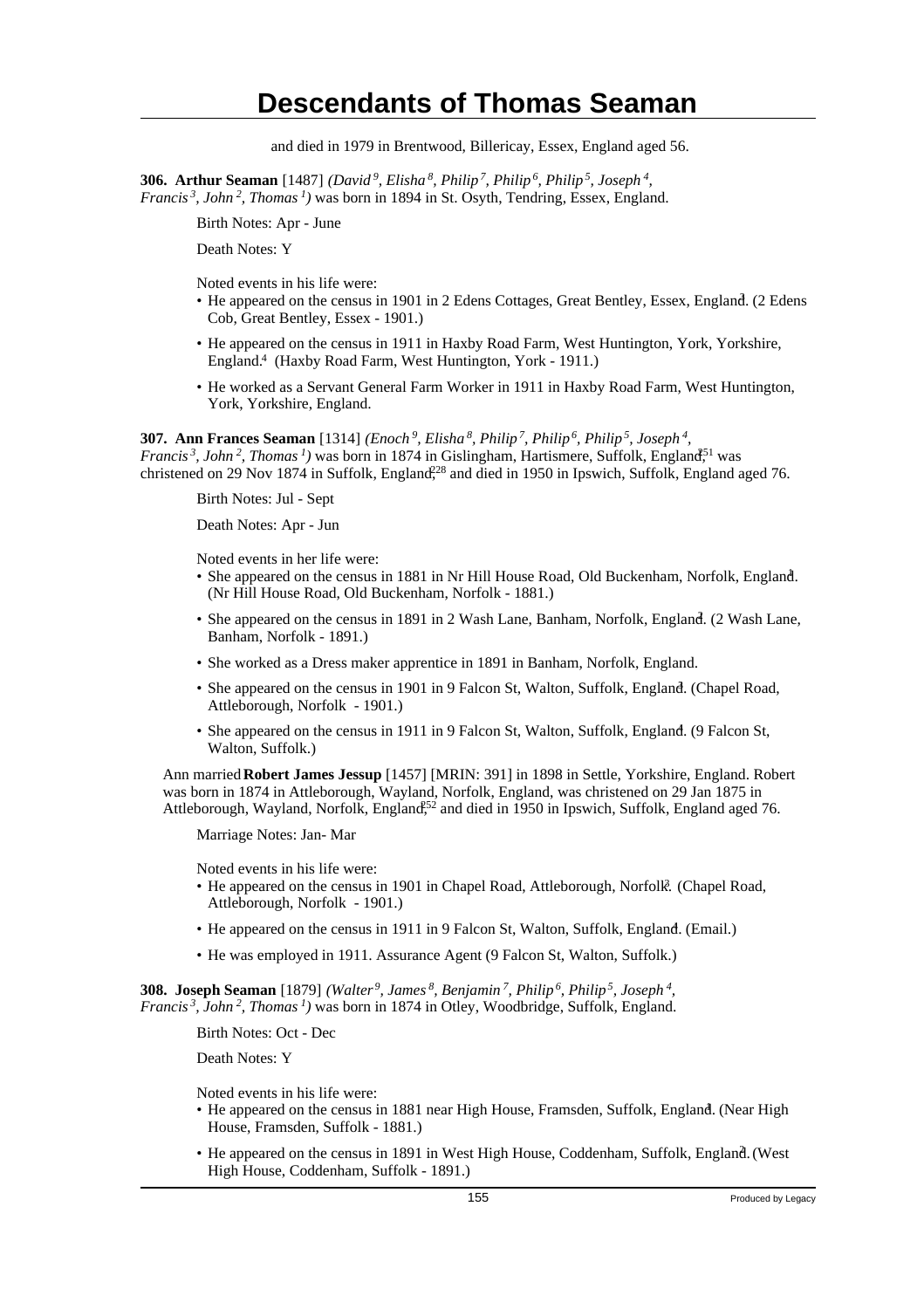and died in 1979 in Brentwood, Billericay, Essex, England aged 56.

**306. Arthur Seaman** [1487] *(David [9], Elisha [8], Philip [7], Philip [6], Philip [5], Joseph [4], Francis [3], John [2], Thomas [1])* was born in 1894 in St. Osyth, Tendring, Essex, England.

Birth Notes: Apr - June

Death Notes: Y

Noted events in his life were:

- He appeared on the census in 1901 in 2 Edens Cottages, Great Bentley, Essex, England.[3] (2 Edens Cob, Great Bentley, Essex - 1901.)
- He appeared on the census in 1911 in Haxby Road Farm, West Huntington, York, Yorkshire, England.[4] (Haxby Road Farm, West Huntington, York - 1911.)
- He worked as a Servant General Farm Worker in 1911 in Haxby Road Farm, West Huntington, York, Yorkshire, England.

**307. Ann Frances Seaman** [1314] *(Enoch [9], Elisha [8], Philip [7], Philip [6], Philip [5], Joseph [4], Francis [3], John [2], Thomas [1])* was born in 1874 in Gislingham, Hartismere, Suffolk, England,[251] was christened on 29 Nov 1874 in Suffolk, England,[228] and died in 1950 in Ipswich, Suffolk, England aged 76.

Birth Notes: Jul - Sept

Death Notes: Apr - Jun

Noted events in her life were:

- She appeared on the census in 1881 in Nr Hill House Road, Old Buckenham, Norfolk, England.[1] (Nr Hill House Road, Old Buckenham, Norfolk - 1881.)
- She appeared on the census in 1891 in 2 Wash Lane, Banham, Norfolk, England.[2] (2 Wash Lane, Banham, Norfolk - 1891.)
- She worked as a Dress maker apprentice in 1891 in Banham, Norfolk, England.
- She appeared on the census in 1901 in 9 Falcon St, Walton, Suffolk, England.[3] (Chapel Road, Attleborough, Norfolk - 1901.)
- She appeared on the census in 1911 in 9 Falcon St, Walton, Suffolk, England.[4] (9 Falcon St, Walton, Suffolk.)

Ann married **Robert James Jessup** [1457] [MRIN: 391] in 1898 in Settle, Yorkshire, England. Robert was born in 1874 in Attleborough, Wayland, Norfolk, England, was christened on 29 Jan 1875 in Attleborough, Wayland, Norfolk, England,[252] and died in 1950 in Ipswich, Suffolk, England aged 76.

Marriage Notes: Jan- Mar

Noted events in his life were:

- He appeared on the census in 1901 in Chapel Road, Attleborough, Norfolk.[3] (Chapel Road, Attleborough, Norfolk - 1901.)
- He appeared on the census in 1911 in 9 Falcon St, Walton, Suffolk, England.[4] (Email.)
- He was employed in 1911. Assurance Agent (9 Falcon St, Walton, Suffolk.)

**308. Joseph Seaman** [1879] *(Walter [9], James [8], Benjamin [7], Philip [6], Philip [5], Joseph [4], Francis [3], John [2], Thomas [1])* was born in 1874 in Otley, Woodbridge, Suffolk, England.

Birth Notes: Oct - Dec

Death Notes: Y

Noted events in his life were:

- He appeared on the census in 1881 near High House, Framsden, Suffolk, England.[1] (Near High House, Framsden, Suffolk - 1881.)
- He appeared on the census in 1891 in West High House, Coddenham, Suffolk, England.[2] (West High House, Coddenham, Suffolk - 1891.)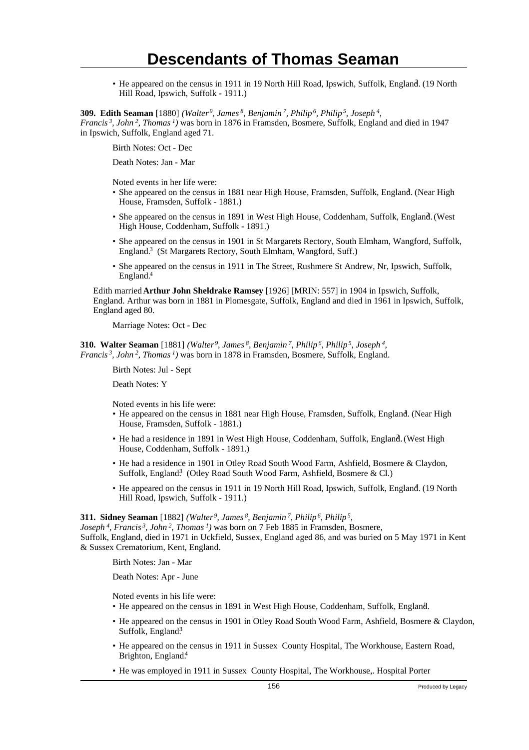- He appeared on the census in 1911 in 19 North Hill Road, Ipswich, Suffolk, England.[4] (19 North Hill Road, Ipswich, Suffolk - 1911.)

**309. Edith Seaman** [1880] *(Walter[9], James[8], Benjamin[7], Philip[6], Philip[5], Joseph[4], Francis[3], John[2], Thomas[1])* was born in 1876 in Framsden, Bosmere, Suffolk, England and died in 1947 in Ipswich, Suffolk, England aged 71.

Birth Notes: Oct - Dec

Death Notes: Jan - Mar

Noted events in her life were:

- She appeared on the census in 1881 near High House, Framsden, Suffolk, England.[1] (Near High House, Framsden, Suffolk - 1881.)
- She appeared on the census in 1891 in West High House, Coddenham, Suffolk, England.[2] (West High House, Coddenham, Suffolk - 1891.)
- She appeared on the census in 1901 in St Margarets Rectory, South Elmham, Wangford, Suffolk, England.[3] (St Margarets Rectory, South Elmham, Wangford, Suff.)
- She appeared on the census in 1911 in The Street, Rushmere St Andrew, Nr, Ipswich, Suffolk, England.[4]

Edith married **Arthur John Sheldrake Ramsey** [1926] [MRIN: 557] in 1904 in Ipswich, Suffolk, England. Arthur was born in 1881 in Plomesgate, Suffolk, England and died in 1961 in Ipswich, Suffolk, England aged 80.

Marriage Notes: Oct - Dec

**310. Walter Seaman** [1881] *(Walter[9], James[8], Benjamin[7], Philip[6], Philip[5], Joseph[4], Francis[3], John[2], Thomas[1])* was born in 1878 in Framsden, Bosmere, Suffolk, England.

Birth Notes: Jul - Sept

Death Notes: Y

Noted events in his life were:

- He appeared on the census in 1881 near High House, Framsden, Suffolk, England.[1] (Near High House, Framsden, Suffolk - 1881.)
- He had a residence in 1891 in West High House, Coddenham, Suffolk, England.[2] (West High House, Coddenham, Suffolk - 1891.)
- He had a residence in 1901 in Otley Road South Wood Farm, Ashfield, Bosmere & Claydon, Suffolk, England.[3] (Otley Road South Wood Farm, Ashfield, Bosmere & Cl.)
- He appeared on the census in 1911 in 19 North Hill Road, Ipswich, Suffolk, England.[4] (19 North Hill Road, Ipswich, Suffolk - 1911.)

**311. Sidney Seaman** [1882] *(Walter[9], James[8], Benjamin[7], Philip[6], Philip[5], Joseph[4], Francis[3], John[2], Thomas[1])* was born on 7 Feb 1885 in Framsden, Bosmere, Suffolk, England, died in 1971 in Uckfield, Sussex, England aged 86, and was buried on 5 May 1971 in Kent & Sussex Crematorium, Kent, England.

Birth Notes: Jan - Mar

Death Notes: Apr - June

Noted events in his life were:

- He appeared on the census in 1891 in West High House, Coddenham, Suffolk, England.[1]
- He appeared on the census in 1901 in Otley Road South Wood Farm, Ashfield, Bosmere & Claydon, Suffolk, England.[3]
- He appeared on the census in 1911 in Sussex County Hospital, The Workhouse, Eastern Road, Brighton, England.[4]
- He was employed in 1911 in Sussex County Hospital, The Workhouse,. Hospital Porter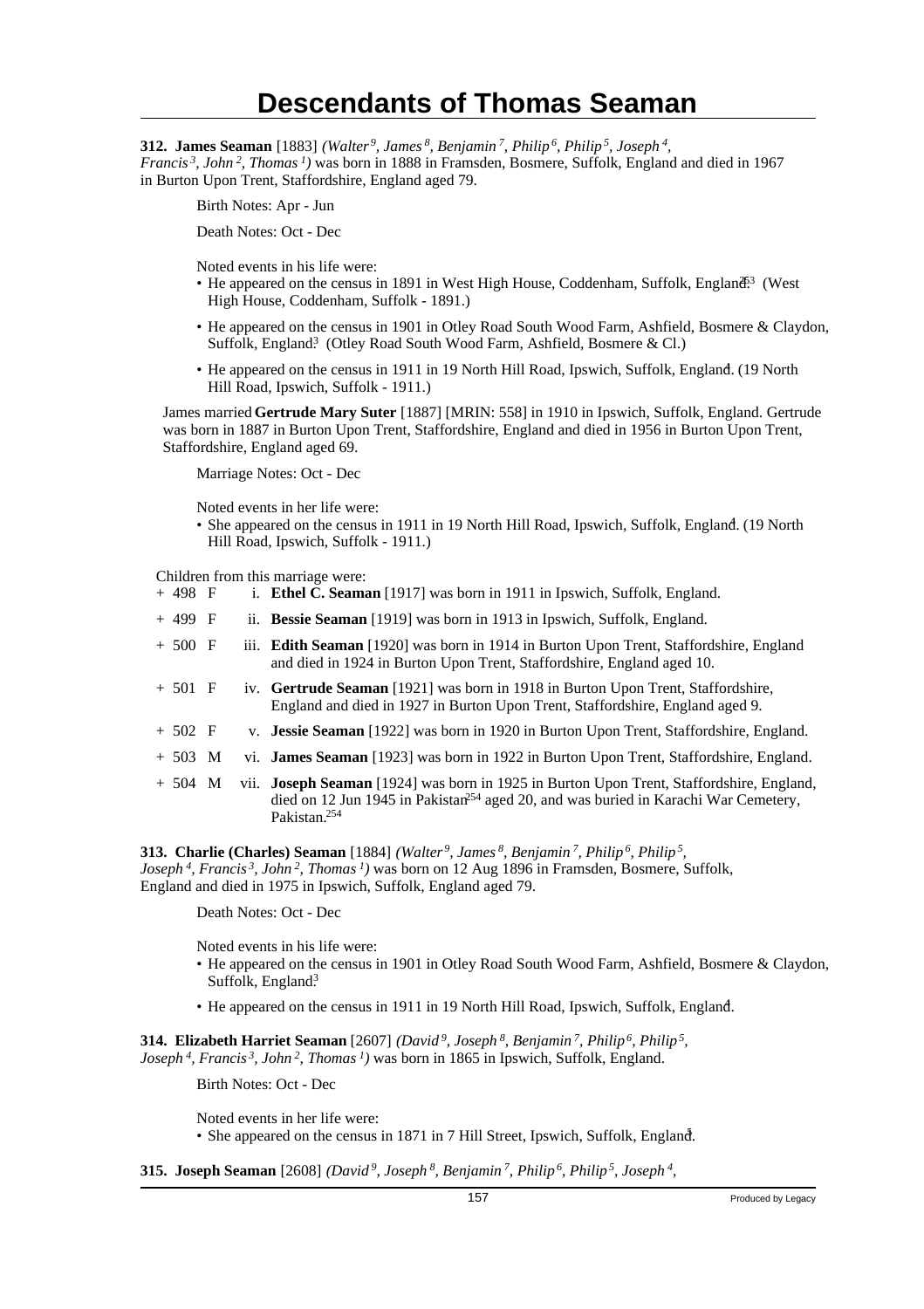# Descendants of Thomas Seaman

**312. James Seaman** [1883] *(Walter[9], James[8], Benjamin[7], Philip[6], Philip[5], Joseph[4], Francis[3], John[2], Thomas[1])* was born in 1888 in Framsden, Bosmere, Suffolk, England and died in 1967 in Burton Upon Trent, Staffordshire, England aged 79.

Birth Notes: Apr - Jun

Death Notes: Oct - Dec

Noted events in his life were:

- He appeared on the census in 1891 in West High House, Coddenham, Suffolk, England.[253] (West High House, Coddenham, Suffolk - 1891.)
- He appeared on the census in 1901 in Otley Road South Wood Farm, Ashfield, Bosmere & Claydon, Suffolk, England.[3] (Otley Road South Wood Farm, Ashfield, Bosmere & Cl.)
- He appeared on the census in 1911 in 19 North Hill Road, Ipswich, Suffolk, England.[4] (19 North Hill Road, Ipswich, Suffolk - 1911.)

James married **Gertrude Mary Suter** [1887] [MRIN: 558] in 1910 in Ipswich, Suffolk, England. Gertrude was born in 1887 in Burton Upon Trent, Staffordshire, England and died in 1956 in Burton Upon Trent, Staffordshire, England aged 69.

Marriage Notes: Oct - Dec

Noted events in her life were:

- She appeared on the census in 1911 in 19 North Hill Road, Ipswich, Suffolk, England.[4] (19 North Hill Road, Ipswich, Suffolk - 1911.)

Children from this marriage were:

+ 498 F i. **Ethel C. Seaman** [1917] was born in 1911 in Ipswich, Suffolk, England.

+ 499 F ii. **Bessie Seaman** [1919] was born in 1913 in Ipswich, Suffolk, England.

+ 500 F iii. **Edith Seaman** [1920] was born in 1914 in Burton Upon Trent, Staffordshire, England and died in 1924 in Burton Upon Trent, Staffordshire, England aged 10.

+ 501 F iv. **Gertrude Seaman** [1921] was born in 1918 in Burton Upon Trent, Staffordshire, England and died in 1927 in Burton Upon Trent, Staffordshire, England aged 9.

+ 502 F v. **Jessie Seaman** [1922] was born in 1920 in Burton Upon Trent, Staffordshire, England.

+ 503 M vi. **James Seaman** [1923] was born in 1922 in Burton Upon Trent, Staffordshire, England.

+ 504 M vii. **Joseph Seaman** [1924] was born in 1925 in Burton Upon Trent, Staffordshire, England, died on 12 Jun 1945 in Pakistan[254] aged 20, and was buried in Karachi War Cemetery, Pakistan.[254]

**313. Charlie (Charles) Seaman** [1884] *(Walter[9], James[8], Benjamin[7], Philip[6], Philip[5], Joseph[4], Francis[3], John[2], Thomas[1])* was born on 12 Aug 1896 in Framsden, Bosmere, Suffolk, England and died in 1975 in Ipswich, Suffolk, England aged 79.

Death Notes: Oct - Dec

Noted events in his life were:

- He appeared on the census in 1901 in Otley Road South Wood Farm, Ashfield, Bosmere & Claydon, Suffolk, England.[3]
- He appeared on the census in 1911 in 19 North Hill Road, Ipswich, Suffolk, England.[4]

**314. Elizabeth Harriet Seaman** [2607] *(David[9], Joseph[8], Benjamin[7], Philip[6], Philip[5], Joseph[4], Francis[3], John[2], Thomas[1])* was born in 1865 in Ipswich, Suffolk, England.

Birth Notes: Oct - Dec

Noted events in her life were:

- She appeared on the census in 1871 in 7 Hill Street, Ipswich, Suffolk, England.[5]

**315. Joseph Seaman** [2608] *(David[9], Joseph[8], Benjamin[7], Philip[6], Philip[5], Joseph[4],*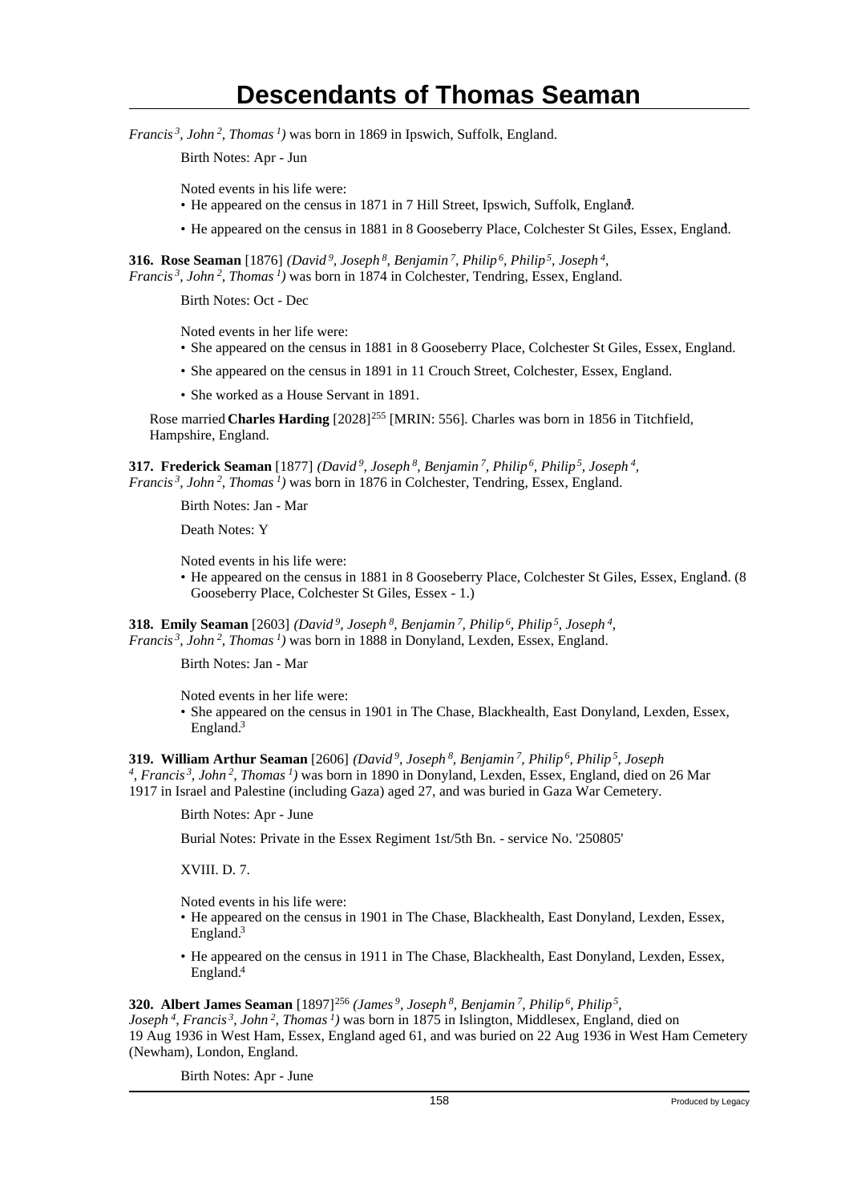*Francis 3, John 2, Thomas 1)* was born in 1869 in Ipswich, Suffolk, England.

Birth Notes: Apr - Jun

Noted events in his life were:

- He appeared on the census in 1871 in 7 Hill Street, Ipswich, Suffolk, England.[1]
- He appeared on the census in 1881 in 8 Gooseberry Place, Colchester St Giles, Essex, England.[1]

**316. Rose Seaman** [1876] *(David 9, Joseph 8, Benjamin 7, Philip 6, Philip 5, Joseph 4, Francis 3, John 2, Thomas 1)* was born in 1874 in Colchester, Tendring, Essex, England.

Birth Notes: Oct - Dec

Noted events in her life were:

- She appeared on the census in 1881 in 8 Gooseberry Place, Colchester St Giles, Essex, England.
- She appeared on the census in 1891 in 11 Crouch Street, Colchester, Essex, England.
- She worked as a House Servant in 1891.

Rose married **Charles Harding** [2028][255] [MRIN: 556]. Charles was born in 1856 in Titchfield, Hampshire, England.

**317. Frederick Seaman** [1877] *(David 9, Joseph 8, Benjamin 7, Philip 6, Philip 5, Joseph 4, Francis 3, John 2, Thomas 1)* was born in 1876 in Colchester, Tendring, Essex, England.

Birth Notes: Jan - Mar

Death Notes: Y

Noted events in his life were:

- He appeared on the census in 1881 in 8 Gooseberry Place, Colchester St Giles, Essex, England.[1] (8 Gooseberry Place, Colchester St Giles, Essex - 1.)

**318. Emily Seaman** [2603] *(David 9, Joseph 8, Benjamin 7, Philip 6, Philip 5, Joseph 4, Francis 3, John 2, Thomas 1)* was born in 1888 in Donyland, Lexden, Essex, England.

Birth Notes: Jan - Mar

Noted events in her life were:

- She appeared on the census in 1901 in The Chase, Blackhealth, East Donyland, Lexden, Essex, England.[3]

**319. William Arthur Seaman** [2606] *(David 9, Joseph 8, Benjamin 7, Philip 6, Philip 5, Joseph 4, Francis 3, John 2, Thomas 1)* was born in 1890 in Donyland, Lexden, Essex, England, died on 26 Mar 1917 in Israel and Palestine (including Gaza) aged 27, and was buried in Gaza War Cemetery.

Birth Notes: Apr - June

Burial Notes: Private in the Essex Regiment 1st/5th Bn. - service No. '250805'

XVIII. D. 7.

Noted events in his life were:

- He appeared on the census in 1901 in The Chase, Blackhealth, East Donyland, Lexden, Essex, England.[3]
- He appeared on the census in 1911 in The Chase, Blackhealth, East Donyland, Lexden, Essex, England.[4]

**320. Albert James Seaman** [1897][256] *(James 9, Joseph 8, Benjamin 7, Philip 6, Philip 5, Joseph 4, Francis 3, John 2, Thomas 1)* was born in 1875 in Islington, Middlesex, England, died on 19 Aug 1936 in West Ham, Essex, England aged 61, and was buried on 22 Aug 1936 in West Ham Cemetery (Newham), London, England.

Birth Notes: Apr - June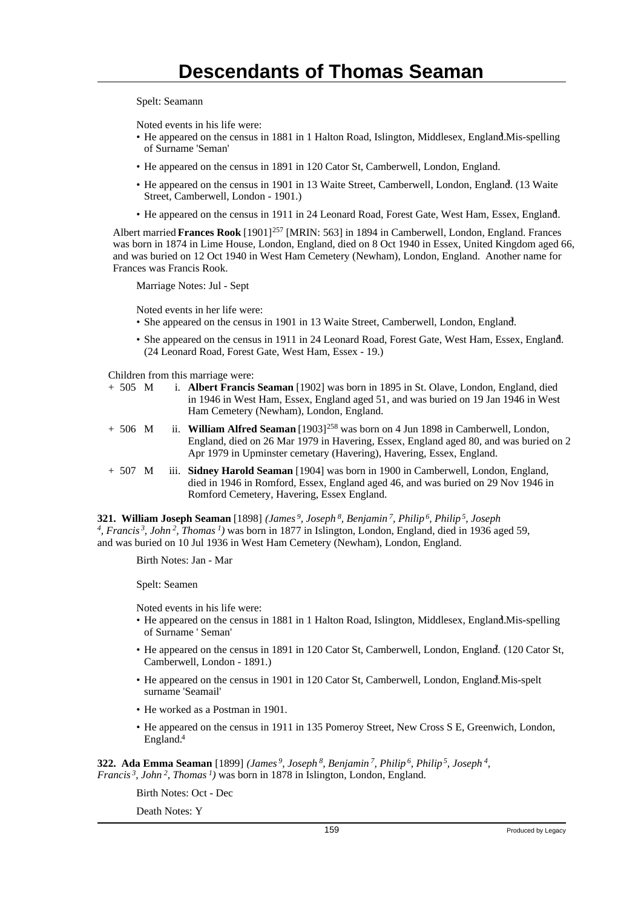Spelt: Seamann

Noted events in his life were:

- He appeared on the census in 1881 in 1 Halton Road, Islington, Middlesex, England.[1] Mis-spelling of Surname 'Seman'
- He appeared on the census in 1891 in 120 Cator St, Camberwell, London, England.
- He appeared on the census in 1901 in 13 Waite Street, Camberwell, London, England.[3] (13 Waite Street, Camberwell, London - 1901.)
- He appeared on the census in 1911 in 24 Leonard Road, Forest Gate, West Ham, Essex, England.[4]

Albert married **Frances Rook** [1901][257] [MRIN: 563] in 1894 in Camberwell, London, England. Frances was born in 1874 in Lime House, London, England, died on 8 Oct 1940 in Essex, United Kingdom aged 66, and was buried on 12 Oct 1940 in West Ham Cemetery (Newham), London, England. Another name for Frances was Francis Rook.

Marriage Notes: Jul - Sept

Noted events in her life were:

- She appeared on the census in 1901 in 13 Waite Street, Camberwell, London, England.[3]
- She appeared on the census in 1911 in 24 Leonard Road, Forest Gate, West Ham, Essex, England.[4] (24 Leonard Road, Forest Gate, West Ham, Essex - 19.)

Children from this marriage were:

+ 505 M i. **Albert Francis Seaman** [1902] was born in 1895 in St. Olave, London, England, died in 1946 in West Ham, Essex, England aged 51, and was buried on 19 Jan 1946 in West Ham Cemetery (Newham), London, England.

+ 506 M ii. **William Alfred Seaman** [1903][258] was born on 4 Jun 1898 in Camberwell, London, England, died on 26 Mar 1979 in Havering, Essex, England aged 80, and was buried on 2 Apr 1979 in Upminster cemetary (Havering), Havering, Essex, England.

+ 507 M iii. **Sidney Harold Seaman** [1904] was born in 1900 in Camberwell, London, England, died in 1946 in Romford, Essex, England aged 46, and was buried on 29 Nov 1946 in Romford Cemetery, Havering, Essex England.

**321. William Joseph Seaman** [1898] *(James $^{9}$, Joseph $^{8}$, Benjamin $^{7}$, Philip $^{6}$, Philip $^{5}$, Joseph $^{4}$, Francis $^{3}$, John $^{2}$, Thomas $^{1}$)* was born in 1877 in Islington, London, England, died in 1936 aged 59, and was buried on 10 Jul 1936 in West Ham Cemetery (Newham), London, England.

Birth Notes: Jan - Mar

Spelt: Seamen

Noted events in his life were:

- He appeared on the census in 1881 in 1 Halton Road, Islington, Middlesex, England.[1] Mis-spelling of Surname ' Seman'
- He appeared on the census in 1891 in 120 Cator St, Camberwell, London, England.[2] (120 Cator St, Camberwell, London - 1891.)
- He appeared on the census in 1901 in 120 Cator St, Camberwell, London, England.[3] Mis-spelt surname 'Seamail'
- He worked as a Postman in 1901.
- He appeared on the census in 1911 in 135 Pomeroy Street, New Cross S E, Greenwich, London, England.[4]

**322. Ada Emma Seaman** [1899] *(James $^{9}$, Joseph $^{8}$, Benjamin $^{7}$, Philip $^{6}$, Philip $^{5}$, Joseph $^{4}$, Francis $^{3}$, John $^{2}$, Thomas $^{1}$)* was born in 1878 in Islington, London, England.

Birth Notes: Oct - Dec

Death Notes: Y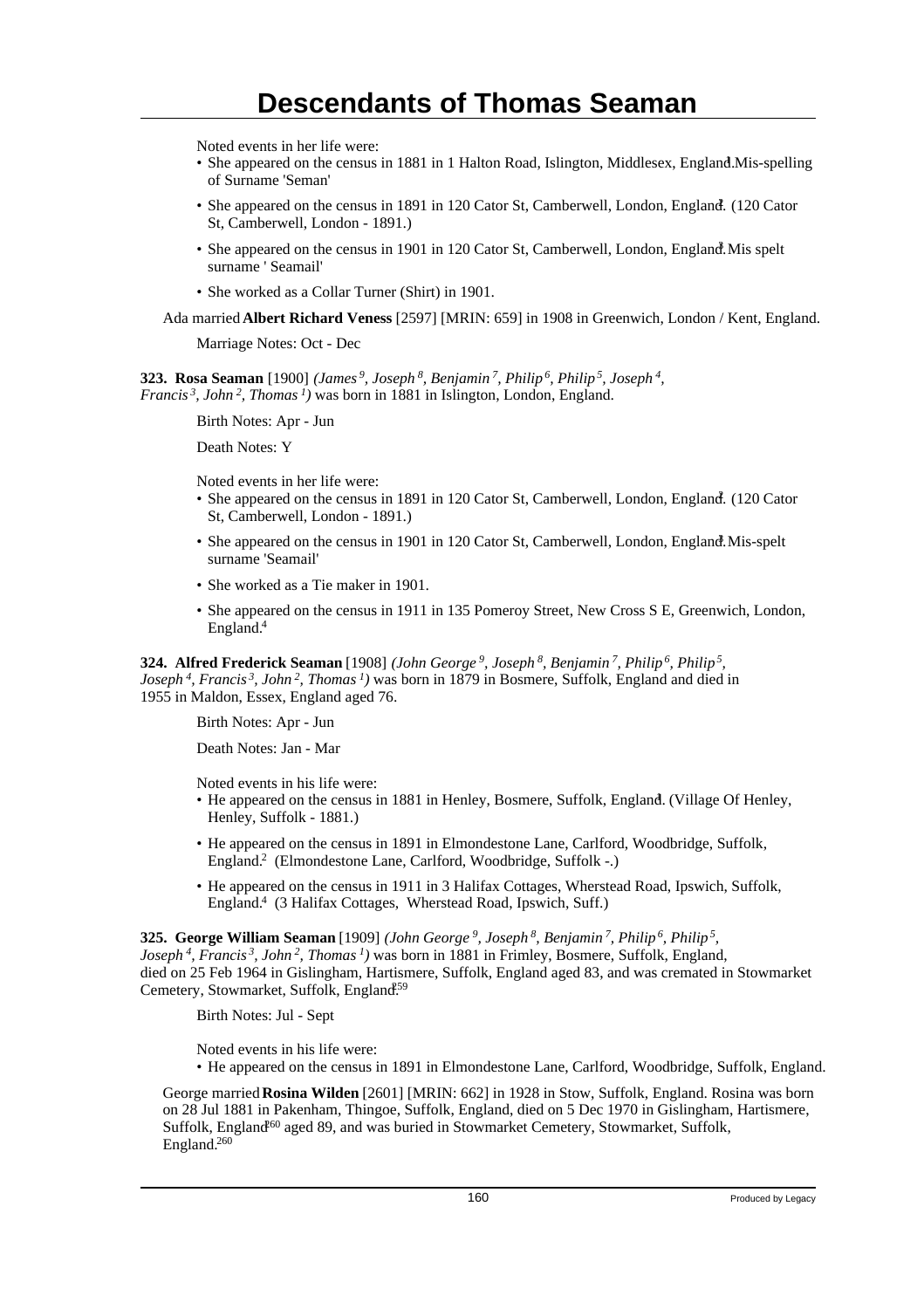Noted events in her life were:

- She appeared on the census in 1881 in 1 Halton Road, Islington, Middlesex, England.[1] Mis-spelling of Surname 'Seman'
- She appeared on the census in 1891 in 120 Cator St, Camberwell, London, England.[2] (120 Cator St, Camberwell, London - 1891.)
- She appeared on the census in 1901 in 120 Cator St, Camberwell, London, England.[3] Mis spelt surname ' Seamail'
- She worked as a Collar Turner (Shirt) in 1901.

Ada married **Albert Richard Veness** [2597] [MRIN: 659] in 1908 in Greenwich, London / Kent, England.

Marriage Notes: Oct - Dec

**323. Rosa Seaman** [1900] *(James[9], Joseph[8], Benjamin[7], Philip[6], Philip[5], Joseph[4], Francis[3], John[2], Thomas[1])* was born in 1881 in Islington, London, England.

Birth Notes: Apr - Jun

Death Notes: Y

Noted events in her life were:

- She appeared on the census in 1891 in 120 Cator St, Camberwell, London, England.[2] (120 Cator St, Camberwell, London - 1891.)
- She appeared on the census in 1901 in 120 Cator St, Camberwell, London, England.[3] Mis-spelt surname 'Seamail'
- She worked as a Tie maker in 1901.
- She appeared on the census in 1911 in 135 Pomeroy Street, New Cross S E, Greenwich, London, England.[4]

**324. Alfred Frederick Seaman** [1908] *(John George[9], Joseph[8], Benjamin[7], Philip[6], Philip[5], Joseph[4], Francis[3], John[2], Thomas[1])* was born in 1879 in Bosmere, Suffolk, England and died in 1955 in Maldon, Essex, England aged 76.

Birth Notes: Apr - Jun

Death Notes: Jan - Mar

Noted events in his life were:

- He appeared on the census in 1881 in Henley, Bosmere, Suffolk, England.[1] (Village Of Henley, Henley, Suffolk - 1881.)
- He appeared on the census in 1891 in Elmondestone Lane, Carlford, Woodbridge, Suffolk, England.[2] (Elmondestone Lane, Carlford, Woodbridge, Suffolk -.)
- He appeared on the census in 1911 in 3 Halifax Cottages, Wherstead Road, Ipswich, Suffolk, England.[4] (3 Halifax Cottages, Wherstead Road, Ipswich, Suff.)

**325. George William Seaman** [1909] *(John George[9], Joseph[8], Benjamin[7], Philip[6], Philip[5], Joseph[4], Francis[3], John[2], Thomas[1])* was born in 1881 in Frimley, Bosmere, Suffolk, England, died on 25 Feb 1964 in Gislingham, Hartismere, Suffolk, England aged 83, and was cremated in Stowmarket Cemetery, Stowmarket, Suffolk, England.[259]

Birth Notes: Jul - Sept

Noted events in his life were:

- He appeared on the census in 1891 in Elmondestone Lane, Carlford, Woodbridge, Suffolk, England.

George married **Rosina Wilden** [2601] [MRIN: 662] in 1928 in Stow, Suffolk, England. Rosina was born on 28 Jul 1881 in Pakenham, Thingoe, Suffolk, England, died on 5 Dec 1970 in Gislingham, Hartismere, Suffolk, England[260] aged 89, and was buried in Stowmarket Cemetery, Stowmarket, Suffolk, England.[260]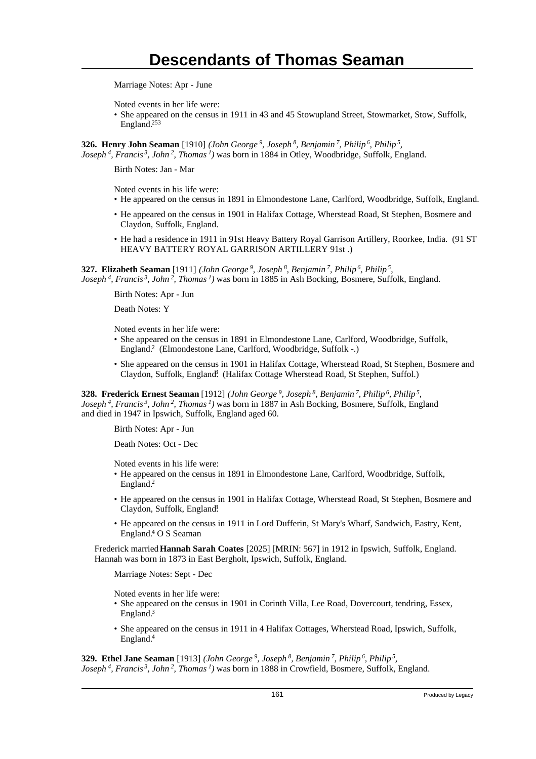Marriage Notes: Apr - June

Noted events in her life were:

- She appeared on the census in 1911 in 43 and 45 Stowupland Street, Stowmarket, Stow, Suffolk, England.[253]

**326. Henry John Seaman** [1910] *(John George [9], Joseph [8], Benjamin [7], Philip [6], Philip [5], Joseph [4], Francis [3], John [2], Thomas [1])* was born in 1884 in Otley, Woodbridge, Suffolk, England.

Birth Notes: Jan - Mar

Noted events in his life were:

- He appeared on the census in 1891 in Elmondestone Lane, Carlford, Woodbridge, Suffolk, England.
- He appeared on the census in 1901 in Halifax Cottage, Wherstead Road, St Stephen, Bosmere and Claydon, Suffolk, England.
- He had a residence in 1911 in 91st Heavy Battery Royal Garrison Artillery, Roorkee, India. (91 ST HEAVY BATTERY ROYAL GARRISON ARTILLERY 91st .)

**327. Elizabeth Seaman** [1911] *(John George [9], Joseph [8], Benjamin [7], Philip [6], Philip [5], Joseph [4], Francis [3], John [2], Thomas [1])* was born in 1885 in Ash Bocking, Bosmere, Suffolk, England.

Birth Notes: Apr - Jun

Death Notes: Y

Noted events in her life were:

- She appeared on the census in 1891 in Elmondestone Lane, Carlford, Woodbridge, Suffolk, England.[2] (Elmondestone Lane, Carlford, Woodbridge, Suffolk -.)
- She appeared on the census in 1901 in Halifax Cottage, Wherstead Road, St Stephen, Bosmere and Claydon, Suffolk, England.[3] (Halifax Cottage Wherstead Road, St Stephen, Suffol.)

**328. Frederick Ernest Seaman** [1912] *(John George [9], Joseph [8], Benjamin [7], Philip [6], Philip [5], Joseph [4], Francis [3], John [2], Thomas [1])* was born in 1887 in Ash Bocking, Bosmere, Suffolk, England and died in 1947 in Ipswich, Suffolk, England aged 60.

Birth Notes: Apr - Jun

Death Notes: Oct - Dec

Noted events in his life were:

- He appeared on the census in 1891 in Elmondestone Lane, Carlford, Woodbridge, Suffolk, England.[2]
- He appeared on the census in 1901 in Halifax Cottage, Wherstead Road, St Stephen, Bosmere and Claydon, Suffolk, England.[3]
- He appeared on the census in 1911 in Lord Dufferin, St Mary's Wharf, Sandwich, Eastry, Kent, England.[4] O S Seaman

Frederick married **Hannah Sarah Coates** [2025] [MRIN: 567] in 1912 in Ipswich, Suffolk, England. Hannah was born in 1873 in East Bergholt, Ipswich, Suffolk, England.

Marriage Notes: Sept - Dec

Noted events in her life were:

- She appeared on the census in 1901 in Corinth Villa, Lee Road, Dovercourt, tendring, Essex, England.[3]
- She appeared on the census in 1911 in 4 Halifax Cottages, Wherstead Road, Ipswich, Suffolk, England.[4]

**329. Ethel Jane Seaman** [1913] *(John George [9], Joseph [8], Benjamin [7], Philip [6], Philip [5], Joseph [4], Francis [3], John [2], Thomas [1])* was born in 1888 in Crowfield, Bosmere, Suffolk, England.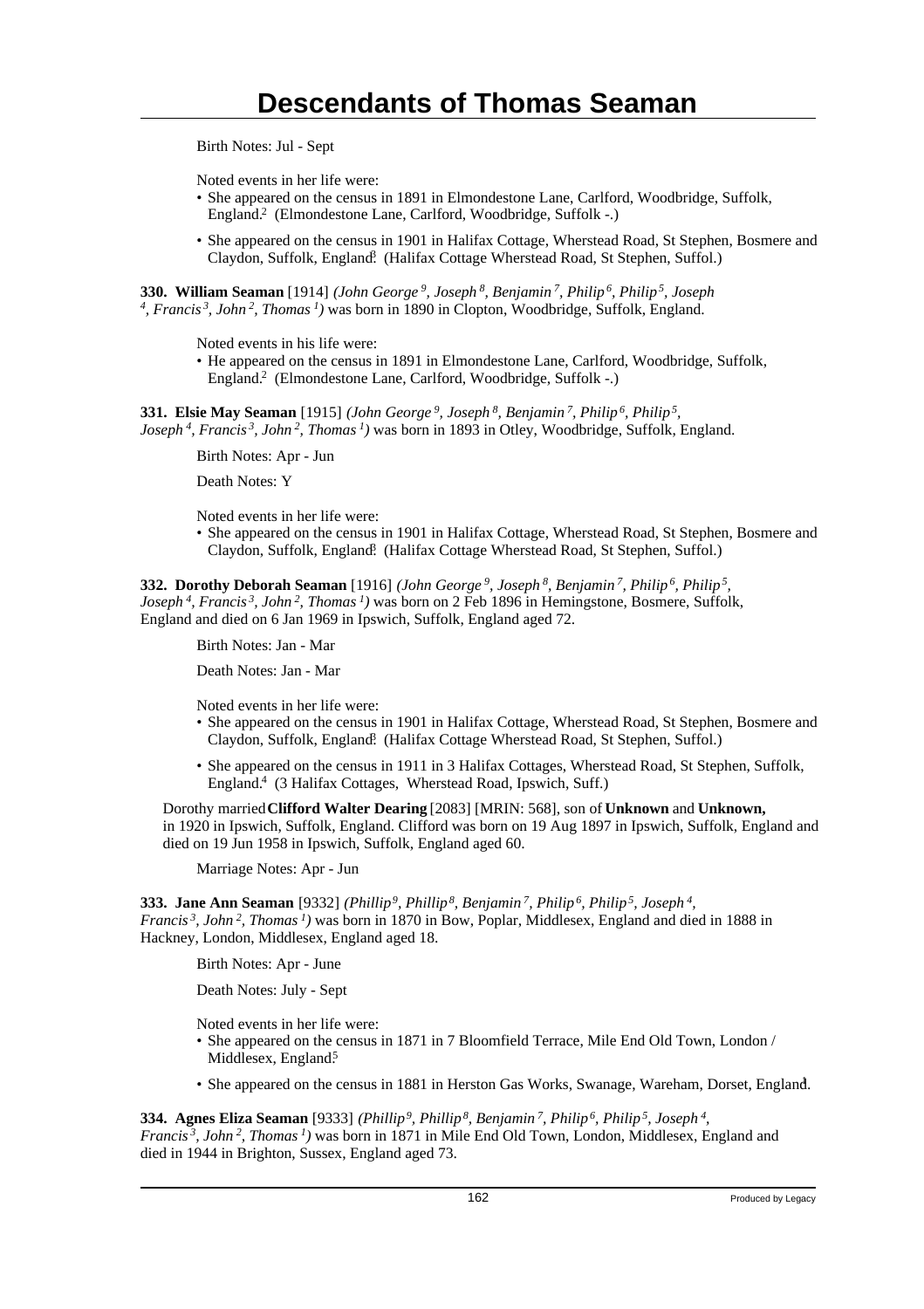Birth Notes: Jul - Sept

Noted events in her life were:

- She appeared on the census in 1891 in Elmondestone Lane, Carlford, Woodbridge, Suffolk, England.[2] (Elmondestone Lane, Carlford, Woodbridge, Suffolk -.)
- She appeared on the census in 1901 in Halifax Cottage, Wherstead Road, St Stephen, Bosmere and Claydon, Suffolk, England.[3] (Halifax Cottage Wherstead Road, St Stephen, Suffol.)

**330. William Seaman** [1914] *(John George [9], Joseph [8], Benjamin [7], Philip [6], Philip [5], Joseph [4], Francis [3], John [2], Thomas [1])* was born in 1890 in Clopton, Woodbridge, Suffolk, England.

Noted events in his life were:

- He appeared on the census in 1891 in Elmondestone Lane, Carlford, Woodbridge, Suffolk, England.[2] (Elmondestone Lane, Carlford, Woodbridge, Suffolk -.)

**331. Elsie May Seaman** [1915] *(John George [9], Joseph [8], Benjamin [7], Philip [6], Philip [5], Joseph [4], Francis [3], John [2], Thomas [1])* was born in 1893 in Otley, Woodbridge, Suffolk, England.

Birth Notes: Apr - Jun

Death Notes: Y

Noted events in her life were:

- She appeared on the census in 1901 in Halifax Cottage, Wherstead Road, St Stephen, Bosmere and Claydon, Suffolk, England.[3] (Halifax Cottage Wherstead Road, St Stephen, Suffol.)

**332. Dorothy Deborah Seaman** [1916] *(John George [9], Joseph [8], Benjamin [7], Philip [6], Philip [5], Joseph [4], Francis [3], John [2], Thomas [1])* was born on 2 Feb 1896 in Hemingstone, Bosmere, Suffolk, England and died on 6 Jan 1969 in Ipswich, Suffolk, England aged 72.

Birth Notes: Jan - Mar

Death Notes: Jan - Mar

Noted events in her life were:

- She appeared on the census in 1901 in Halifax Cottage, Wherstead Road, St Stephen, Bosmere and Claydon, Suffolk, England.[3] (Halifax Cottage Wherstead Road, St Stephen, Suffol.)
- She appeared on the census in 1911 in 3 Halifax Cottages, Wherstead Road, St Stephen, Suffolk, England.[4] (3 Halifax Cottages, Wherstead Road, Ipswich, Suff.)

Dorothy married **Clifford Walter Dearing** [2083] [MRIN: 568], son of **Unknown** and **Unknown,** in 1920 in Ipswich, Suffolk, England. Clifford was born on 19 Aug 1897 in Ipswich, Suffolk, England and died on 19 Jun 1958 in Ipswich, Suffolk, England aged 60.

Marriage Notes: Apr - Jun

**333. Jane Ann Seaman** [9332] *(Phillip [9], Phillip [8], Benjamin [7], Philip [6], Philip [5], Joseph [4], Francis [3], John [2], Thomas [1])* was born in 1870 in Bow, Poplar, Middlesex, England and died in 1888 in Hackney, London, Middlesex, England aged 18.

Birth Notes: Apr - June

Death Notes: July - Sept

Noted events in her life were:

- She appeared on the census in 1871 in 7 Bloomfield Terrace, Mile End Old Town, London / Middlesex, England.[5]
- She appeared on the census in 1881 in Herston Gas Works, Swanage, Wareham, Dorset, England.[1]

**334. Agnes Eliza Seaman** [9333] *(Phillip [9], Phillip [8], Benjamin [7], Philip [6], Philip [5], Joseph [4], Francis [3], John [2], Thomas [1])* was born in 1871 in Mile End Old Town, London, Middlesex, England and died in 1944 in Brighton, Sussex, England aged 73.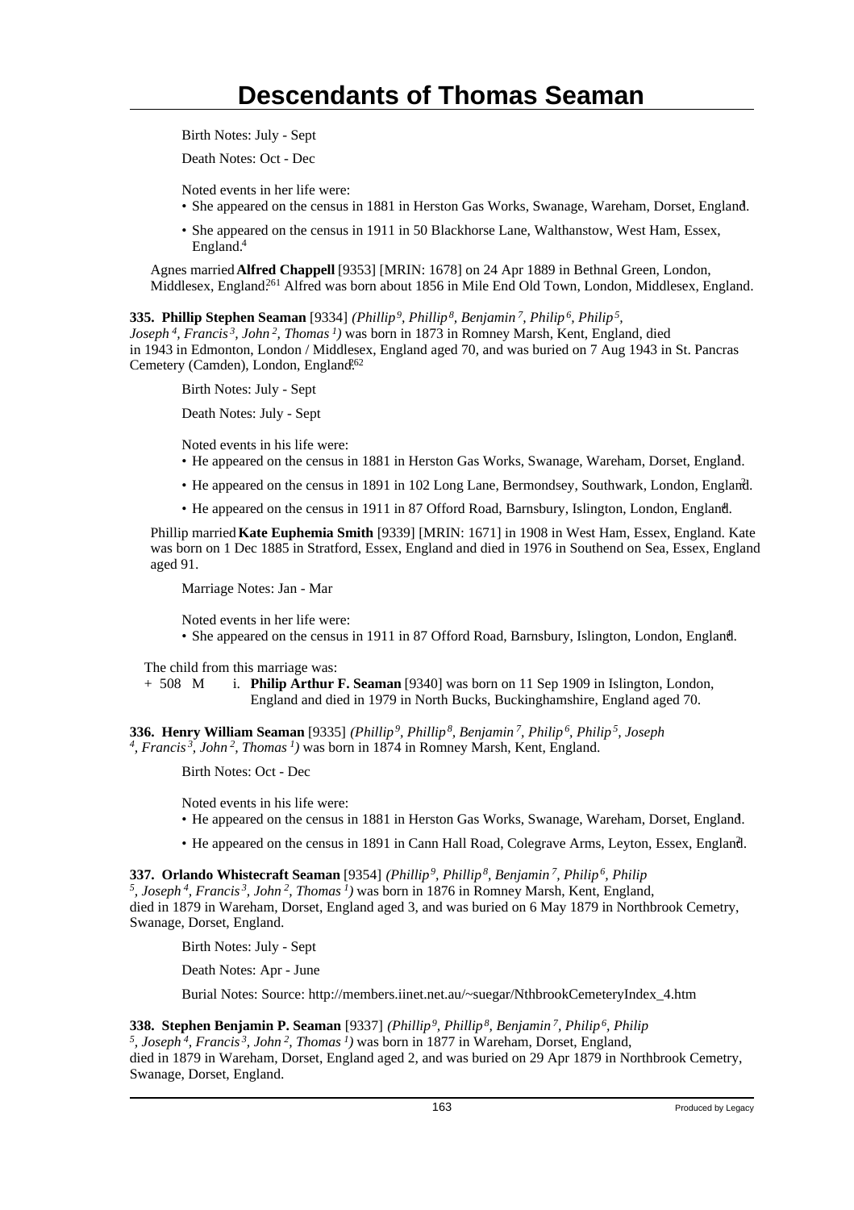Birth Notes: July - Sept

Death Notes: Oct - Dec

Noted events in her life were:

- She appeared on the census in 1881 in Herston Gas Works, Swanage, Wareham, Dorset, England.[1]
- She appeared on the census in 1911 in 50 Blackhorse Lane, Walthanstow, West Ham, Essex, England.[4]

Agnes married **Alfred Chappell** [9353] [MRIN: 1678] on 24 Apr 1889 in Bethnal Green, London, Middlesex, England.[261] Alfred was born about 1856 in Mile End Old Town, London, Middlesex, England.

**335. Phillip Stephen Seaman** [9334] *(Phillip⁹, Phillip⁸, Benjamin⁷, Philip⁶, Philip⁵, Joseph⁴, Francis³, John², Thomas¹)* was born in 1873 in Romney Marsh, Kent, England, died in 1943 in Edmonton, London / Middlesex, England aged 70, and was buried on 7 Aug 1943 in St. Pancras Cemetery (Camden), London, England.[262]

Birth Notes: July - Sept

Death Notes: July - Sept

Noted events in his life were:

- He appeared on the census in 1881 in Herston Gas Works, Swanage, Wareham, Dorset, England.[1]
- He appeared on the census in 1891 in 102 Long Lane, Bermondsey, Southwark, London, England.[2]
- He appeared on the census in 1911 in 87 Offord Road, Barnsbury, Islington, London, England.[4]

Phillip married **Kate Euphemia Smith** [9339] [MRIN: 1671] in 1908 in West Ham, Essex, England. Kate was born on 1 Dec 1885 in Stratford, Essex, England and died in 1976 in Southend on Sea, Essex, England aged 91.

Marriage Notes: Jan - Mar

Noted events in her life were:

- She appeared on the census in 1911 in 87 Offord Road, Barnsbury, Islington, London, England.[4]

The child from this marriage was:

+ 508 M i. **Philip Arthur F. Seaman** [9340] was born on 11 Sep 1909 in Islington, London, England and died in 1979 in North Bucks, Buckinghamshire, England aged 70.

**336. Henry William Seaman** [9335] *(Phillip⁹, Phillip⁸, Benjamin⁷, Philip⁶, Philip⁵, Joseph⁴, Francis³, John², Thomas¹)* was born in 1874 in Romney Marsh, Kent, England.

Birth Notes: Oct - Dec

Noted events in his life were:

- He appeared on the census in 1881 in Herston Gas Works, Swanage, Wareham, Dorset, England.[1]
- He appeared on the census in 1891 in Cann Hall Road, Colegrave Arms, Leyton, Essex, England.[2]

**337. Orlando Whistecraft Seaman** [9354] *(Phillip⁹, Phillip⁸, Benjamin⁷, Philip⁶, Philip⁵, Joseph⁴, Francis³, John², Thomas¹)* was born in 1876 in Romney Marsh, Kent, England, died in 1879 in Wareham, Dorset, England aged 3, and was buried on 6 May 1879 in Northbrook Cemetry, Swanage, Dorset, England.

Birth Notes: July - Sept

Death Notes: Apr - June

Burial Notes: Source: http://members.iinet.net.au/~suegar/NthbrookCemeteryIndex_4.htm

**338. Stephen Benjamin P. Seaman** [9337] *(Phillip⁹, Phillip⁸, Benjamin⁷, Philip⁶, Philip⁵, Joseph⁴, Francis³, John², Thomas¹)* was born in 1877 in Wareham, Dorset, England, died in 1879 in Wareham, Dorset, England aged 2, and was buried on 29 Apr 1879 in Northbrook Cemetry, Swanage, Dorset, England.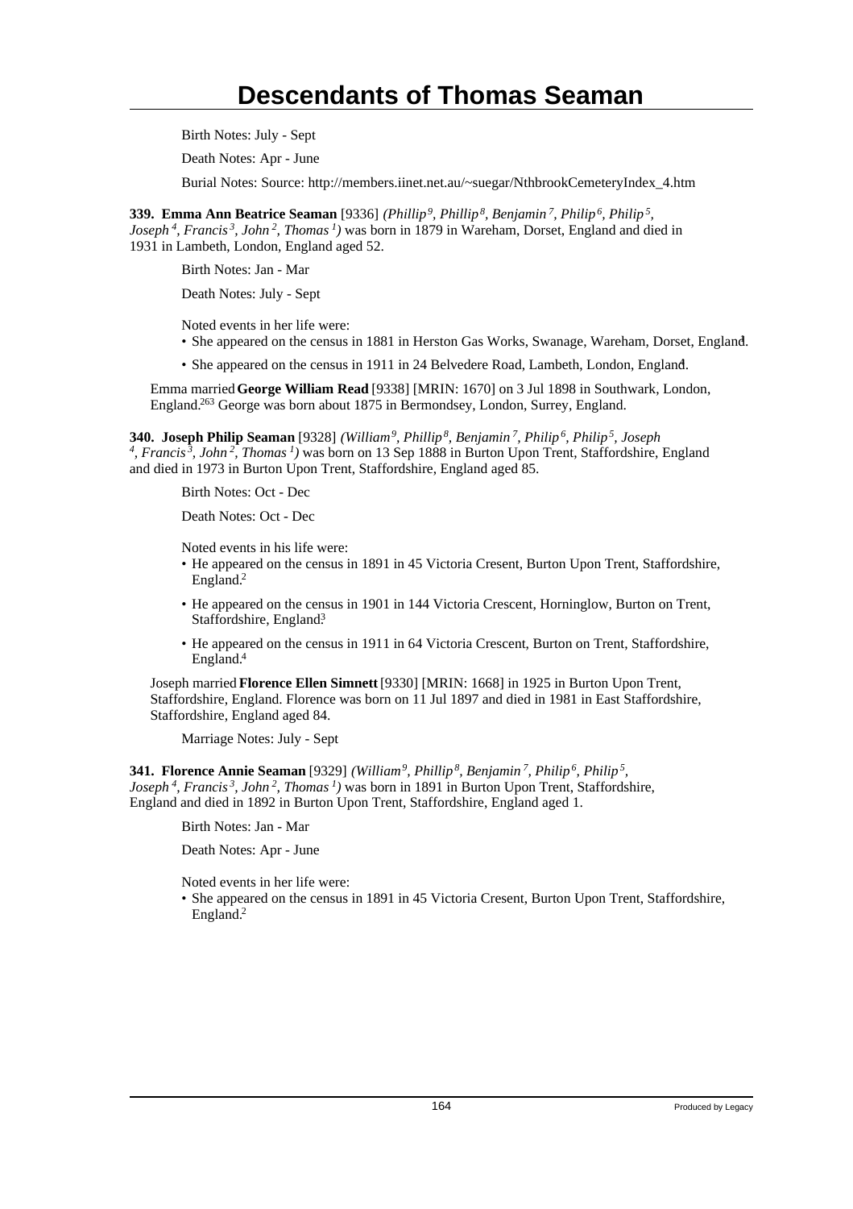Birth Notes: July - Sept

Death Notes: Apr - June

Burial Notes: Source: http://members.iinet.net.au/~suegar/NthbrookCemeteryIndex_4.htm

**339. Emma Ann Beatrice Seaman** [9336] *(Phillip$^{9}$, Phillip$^{8}$, Benjamin$^{7}$, Philip$^{6}$, Philip$^{5}$, Joseph$^{4}$, Francis$^{3}$, John$^{2}$, Thomas$^{1}$)* was born in 1879 in Wareham, Dorset, England and died in 1931 in Lambeth, London, England aged 52.

Birth Notes: Jan - Mar

Death Notes: July - Sept

Noted events in her life were:

- She appeared on the census in 1881 in Herston Gas Works, Swanage, Wareham, Dorset, England.[1]
- She appeared on the census in 1911 in 24 Belvedere Road, Lambeth, London, England.[4]

Emma married **George William Read** [9338] [MRIN: 1670] on 3 Jul 1898 in Southwark, London, England.[263] George was born about 1875 in Bermondsey, London, Surrey, England.

**340. Joseph Philip Seaman** [9328] *(William$^{9}$, Phillip$^{8}$, Benjamin$^{7}$, Philip$^{6}$, Philip$^{5}$, Joseph$^{4}$, Francis$^{3}$, John$^{2}$, Thomas$^{1}$)* was born on 13 Sep 1888 in Burton Upon Trent, Staffordshire, England and died in 1973 in Burton Upon Trent, Staffordshire, England aged 85.

Birth Notes: Oct - Dec

Death Notes: Oct - Dec

Noted events in his life were:

- He appeared on the census in 1891 in 45 Victoria Cresent, Burton Upon Trent, Staffordshire, England.[2]
- He appeared on the census in 1901 in 144 Victoria Crescent, Horninglow, Burton on Trent, Staffordshire, England.[3]
- He appeared on the census in 1911 in 64 Victoria Crescent, Burton on Trent, Staffordshire, England.[4]

Joseph married **Florence Ellen Simnett** [9330] [MRIN: 1668] in 1925 in Burton Upon Trent, Staffordshire, England. Florence was born on 11 Jul 1897 and died in 1981 in East Staffordshire, Staffordshire, England aged 84.

Marriage Notes: July - Sept

**341. Florence Annie Seaman** [9329] *(William$^{9}$, Phillip$^{8}$, Benjamin$^{7}$, Philip$^{6}$, Philip$^{5}$, Joseph$^{4}$, Francis$^{3}$, John$^{2}$, Thomas$^{1}$)* was born in 1891 in Burton Upon Trent, Staffordshire, England and died in 1892 in Burton Upon Trent, Staffordshire, England aged 1.

Birth Notes: Jan - Mar

Death Notes: Apr - June

Noted events in her life were:

- She appeared on the census in 1891 in 45 Victoria Cresent, Burton Upon Trent, Staffordshire, England.[2]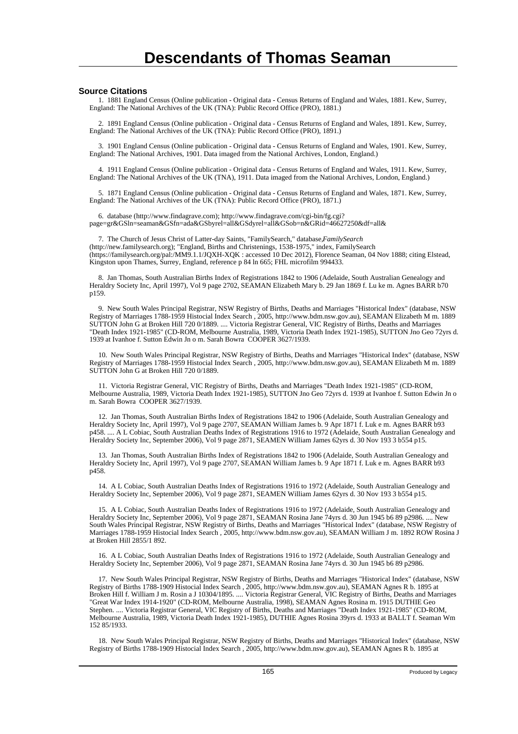## Source Citations

1. 1881 England Census (Online publication - Original data - Census Returns of England and Wales, 1881. Kew, Surrey, England: The National Archives of the UK (TNA): Public Record Office (PRO), 1881.)

2. 1891 England Census (Online publication - Original data - Census Returns of England and Wales, 1891. Kew, Surrey, England: The National Archives of the UK (TNA): Public Record Office (PRO), 1891.)

3. 1901 England Census (Online publication - Original data - Census Returns of England and Wales, 1901. Kew, Surrey, England: The National Archives, 1901. Data imaged from the National Archives, London, England.)

4. 1911 England Census (Online publication - Original data - Census Returns of England and Wales, 1911. Kew, Surrey, England: The National Archives of the UK (TNA), 1911. Data imaged from the National Archives, London, England.)

5. 1871 England Census (Online publication - Original data - Census Returns of England and Wales, 1871. Kew, Surrey, England: The National Archives of the UK (TNA): Public Record Office (PRO), 1871.)

6. database (http://www.findagrave.com); http://www.findagrave.com/cgi-bin/fg.cgi?page=gr&GSln=seaman&GSfn=ada&GSbyrel=all&GSdyrel=all&GSob=n&GRid=46627250&df=all&

7. The Church of Jesus Christ of Latter-day Saints, "FamilySearch," database,*FamilySearch* (http://new.familysearch.org); "England, Births and Christenings, 1538-1975," index, FamilySearch (https://familysearch.org/pal:/MM9.1.1/JQXH-XQK : accessed 10 Dec 2012), Florence Seaman, 04 Nov 1888; citing Elstead, Kingston upon Thames, Surrey, England, reference p 84 ln 665; FHL microfilm 994433.

8. Jan Thomas, South Australian Births Index of Registrations 1842 to 1906 (Adelaide, South Australian Genealogy and Heraldry Society Inc, April 1997), Vol 9 page 2702, SEAMAN Elizabeth Mary b. 29 Jan 1869 f. Lu ke m. Agnes BARR b70 p159.

9. New South Wales Principal Registrar, NSW Registry of Births, Deaths and Marriages "Historical Index" (database, NSW Registry of Marriages 1788-1959 Histocial Index Search , 2005, http://www.bdm.nsw.gov.au), SEAMAN Elizabeth M m. 1889 SUTTON John G at Broken Hill 720 0/1889. .... Victoria Registrar General, VIC Registry of Births, Deaths and Marriages "Death Index 1921-1985" (CD-ROM, Melbourne Australia, 1989, Victoria Death Index 1921-1985), SUTTON Jno Geo 72yrs d. 1939 at Ivanhoe f. Sutton Edwin Jn o m. Sarah Bowra COOPER 3627/1939.

10. New South Wales Principal Registrar, NSW Registry of Births, Deaths and Marriages "Historical Index" (database, NSW Registry of Marriages 1788-1959 Histocial Index Search , 2005, http://www.bdm.nsw.gov.au), SEAMAN Elizabeth M m. 1889 SUTTON John G at Broken Hill 720 0/1889.

11. Victoria Registrar General, VIC Registry of Births, Deaths and Marriages "Death Index 1921-1985" (CD-ROM, Melbourne Australia, 1989, Victoria Death Index 1921-1985), SUTTON Jno Geo 72yrs d. 1939 at Ivanhoe f. Sutton Edwin Jn o m. Sarah Bowra COOPER 3627/1939.

12. Jan Thomas, South Australian Births Index of Registrations 1842 to 1906 (Adelaide, South Australian Genealogy and Heraldry Society Inc, April 1997), Vol 9 page 2707, SEAMAN William James b. 9 Apr 1871 f. Luk e m. Agnes BARR b93 p458. .... A L Cobiac, South Australian Deaths Index of Registrations 1916 to 1972 (Adelaide, South Australian Genealogy and Heraldry Society Inc, September 2006), Vol 9 page 2871, SEAMEN William James 62yrs d. 30 Nov 193 3 b554 p15.

13. Jan Thomas, South Australian Births Index of Registrations 1842 to 1906 (Adelaide, South Australian Genealogy and Heraldry Society Inc, April 1997), Vol 9 page 2707, SEAMAN William James b. 9 Apr 1871 f. Luk e m. Agnes BARR b93 p458.

14. A L Cobiac, South Australian Deaths Index of Registrations 1916 to 1972 (Adelaide, South Australian Genealogy and Heraldry Society Inc, September 2006), Vol 9 page 2871, SEAMEN William James 62yrs d. 30 Nov 193 3 b554 p15.

15. A L Cobiac, South Australian Deaths Index of Registrations 1916 to 1972 (Adelaide, South Australian Genealogy and Heraldry Society Inc, September 2006), Vol 9 page 2871, SEAMAN Rosina Jane 74yrs d. 30 Jun 1945 b6 89 p2986. .... New South Wales Principal Registrar, NSW Registry of Births, Deaths and Marriages "Historical Index" (database, NSW Registry of Marriages 1788-1959 Histocial Index Search , 2005, http://www.bdm.nsw.gov.au), SEAMAN William J m. 1892 ROW Rosina J at Broken Hill 2855/1 892.

16. A L Cobiac, South Australian Deaths Index of Registrations 1916 to 1972 (Adelaide, South Australian Genealogy and Heraldry Society Inc, September 2006), Vol 9 page 2871, SEAMAN Rosina Jane 74yrs d. 30 Jun 1945 b6 89 p2986.

17. New South Wales Principal Registrar, NSW Registry of Births, Deaths and Marriages "Historical Index" (database, NSW Registry of Births 1788-1909 Histocial Index Search , 2005, http://www.bdm.nsw.gov.au), SEAMAN Agnes R b. 1895 at Broken Hill f. William J m. Rosin a J 10304/1895. .... Victoria Registrar General, VIC Registry of Births, Deaths and Marriages "Great War Index 1914-1920" (CD-ROM, Melbourne Australia, 1998), SEAMAN Agnes Rosina m. 1915 DUTHIE Geo Stephen. .... Victoria Registrar General, VIC Registry of Births, Deaths and Marriages "Death Index 1921-1985" (CD-ROM, Melbourne Australia, 1989, Victoria Death Index 1921-1985), DUTHIE Agnes Rosina 39yrs d. 1933 at BALLT f. Seaman Wm 152 85/1933.

18. New South Wales Principal Registrar, NSW Registry of Births, Deaths and Marriages "Historical Index" (database, NSW Registry of Births 1788-1909 Histocial Index Search , 2005, http://www.bdm.nsw.gov.au), SEAMAN Agnes R b. 1895 at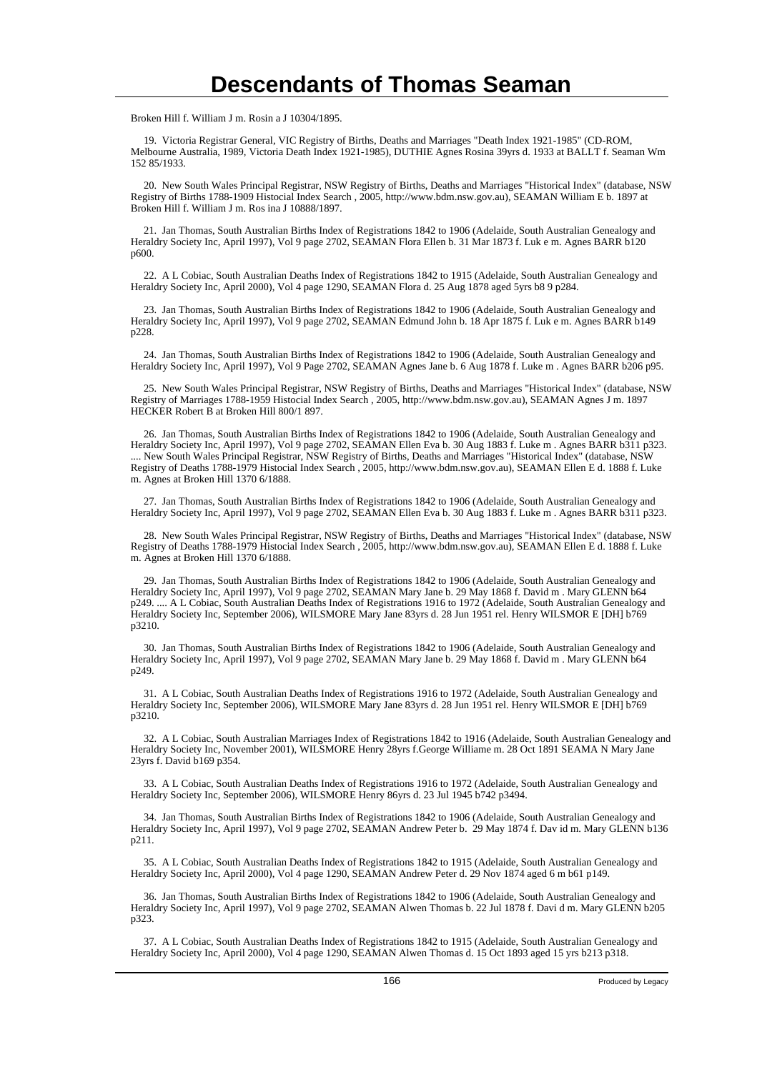Broken Hill f. William J m. Rosin a J 10304/1895.

19. Victoria Registrar General, VIC Registry of Births, Deaths and Marriages "Death Index 1921-1985" (CD-ROM, Melbourne Australia, 1989, Victoria Death Index 1921-1985), DUTHIE Agnes Rosina 39yrs d. 1933 at BALLT f. Seaman Wm 152 85/1933.

20. New South Wales Principal Registrar, NSW Registry of Births, Deaths and Marriages "Historical Index" (database, NSW Registry of Births 1788-1909 Histocial Index Search , 2005, http://www.bdm.nsw.gov.au), SEAMAN William E b. 1897 at Broken Hill f. William J m. Ros ina J 10888/1897.

21. Jan Thomas, South Australian Births Index of Registrations 1842 to 1906 (Adelaide, South Australian Genealogy and Heraldry Society Inc, April 1997), Vol 9 page 2702, SEAMAN Flora Ellen b. 31 Mar 1873 f. Luk e m. Agnes BARR b120 p600.

22. A L Cobiac, South Australian Deaths Index of Registrations 1842 to 1915 (Adelaide, South Australian Genealogy and Heraldry Society Inc, April 2000), Vol 4 page 1290, SEAMAN Flora d. 25 Aug 1878 aged 5yrs b8 9 p284.

23. Jan Thomas, South Australian Births Index of Registrations 1842 to 1906 (Adelaide, South Australian Genealogy and Heraldry Society Inc, April 1997), Vol 9 page 2702, SEAMAN Edmund John b. 18 Apr 1875 f. Luk e m. Agnes BARR b149 p228.

24. Jan Thomas, South Australian Births Index of Registrations 1842 to 1906 (Adelaide, South Australian Genealogy and Heraldry Society Inc, April 1997), Vol 9 Page 2702, SEAMAN Agnes Jane b. 6 Aug 1878 f. Luke m . Agnes BARR b206 p95.

25. New South Wales Principal Registrar, NSW Registry of Births, Deaths and Marriages "Historical Index" (database, NSW Registry of Marriages 1788-1959 Histocial Index Search , 2005, http://www.bdm.nsw.gov.au), SEAMAN Agnes J m. 1897 HECKER Robert B at Broken Hill 800/1 897.

26. Jan Thomas, South Australian Births Index of Registrations 1842 to 1906 (Adelaide, South Australian Genealogy and Heraldry Society Inc, April 1997), Vol 9 page 2702, SEAMAN Ellen Eva b. 30 Aug 1883 f. Luke m . Agnes BARR b311 p323. .... New South Wales Principal Registrar, NSW Registry of Births, Deaths and Marriages "Historical Index" (database, NSW Registry of Deaths 1788-1979 Histocial Index Search , 2005, http://www.bdm.nsw.gov.au), SEAMAN Ellen E d. 1888 f. Luke m. Agnes at Broken Hill 1370 6/1888.

27. Jan Thomas, South Australian Births Index of Registrations 1842 to 1906 (Adelaide, South Australian Genealogy and Heraldry Society Inc, April 1997), Vol 9 page 2702, SEAMAN Ellen Eva b. 30 Aug 1883 f. Luke m . Agnes BARR b311 p323.

28. New South Wales Principal Registrar, NSW Registry of Births, Deaths and Marriages "Historical Index" (database, NSW Registry of Deaths 1788-1979 Histocial Index Search , 2005, http://www.bdm.nsw.gov.au), SEAMAN Ellen E d. 1888 f. Luke m. Agnes at Broken Hill 1370 6/1888.

29. Jan Thomas, South Australian Births Index of Registrations 1842 to 1906 (Adelaide, South Australian Genealogy and Heraldry Society Inc, April 1997), Vol 9 page 2702, SEAMAN Mary Jane b. 29 May 1868 f. David m . Mary GLENN b64 p249. .... A L Cobiac, South Australian Deaths Index of Registrations 1916 to 1972 (Adelaide, South Australian Genealogy and Heraldry Society Inc, September 2006), WILSMORE Mary Jane 83yrs d. 28 Jun 1951 rel. Henry WILSMOR E [DH] b769 p3210.

30. Jan Thomas, South Australian Births Index of Registrations 1842 to 1906 (Adelaide, South Australian Genealogy and Heraldry Society Inc, April 1997), Vol 9 page 2702, SEAMAN Mary Jane b. 29 May 1868 f. David m . Mary GLENN b64 p249.

31. A L Cobiac, South Australian Deaths Index of Registrations 1916 to 1972 (Adelaide, South Australian Genealogy and Heraldry Society Inc, September 2006), WILSMORE Mary Jane 83yrs d. 28 Jun 1951 rel. Henry WILSMOR E [DH] b769 p3210.

32. A L Cobiac, South Australian Marriages Index of Registrations 1842 to 1916 (Adelaide, South Australian Genealogy and Heraldry Society Inc, November 2001), WILSMORE Henry 28yrs f.George Williame m. 28 Oct 1891 SEAMA N Mary Jane 23yrs f. David b169 p354.

33. A L Cobiac, South Australian Deaths Index of Registrations 1916 to 1972 (Adelaide, South Australian Genealogy and Heraldry Society Inc, September 2006), WILSMORE Henry 86yrs d. 23 Jul 1945 b742 p3494.

34. Jan Thomas, South Australian Births Index of Registrations 1842 to 1906 (Adelaide, South Australian Genealogy and Heraldry Society Inc, April 1997), Vol 9 page 2702, SEAMAN Andrew Peter b. 29 May 1874 f. Dav id m. Mary GLENN b136 p211.

35. A L Cobiac, South Australian Deaths Index of Registrations 1842 to 1915 (Adelaide, South Australian Genealogy and Heraldry Society Inc, April 2000), Vol 4 page 1290, SEAMAN Andrew Peter d. 29 Nov 1874 aged 6 m b61 p149.

36. Jan Thomas, South Australian Births Index of Registrations 1842 to 1906 (Adelaide, South Australian Genealogy and Heraldry Society Inc, April 1997), Vol 9 page 2702, SEAMAN Alwen Thomas b. 22 Jul 1878 f. Davi d m. Mary GLENN b205 p323.

37. A L Cobiac, South Australian Deaths Index of Registrations 1842 to 1915 (Adelaide, South Australian Genealogy and Heraldry Society Inc, April 2000), Vol 4 page 1290, SEAMAN Alwen Thomas d. 15 Oct 1893 aged 15 yrs b213 p318.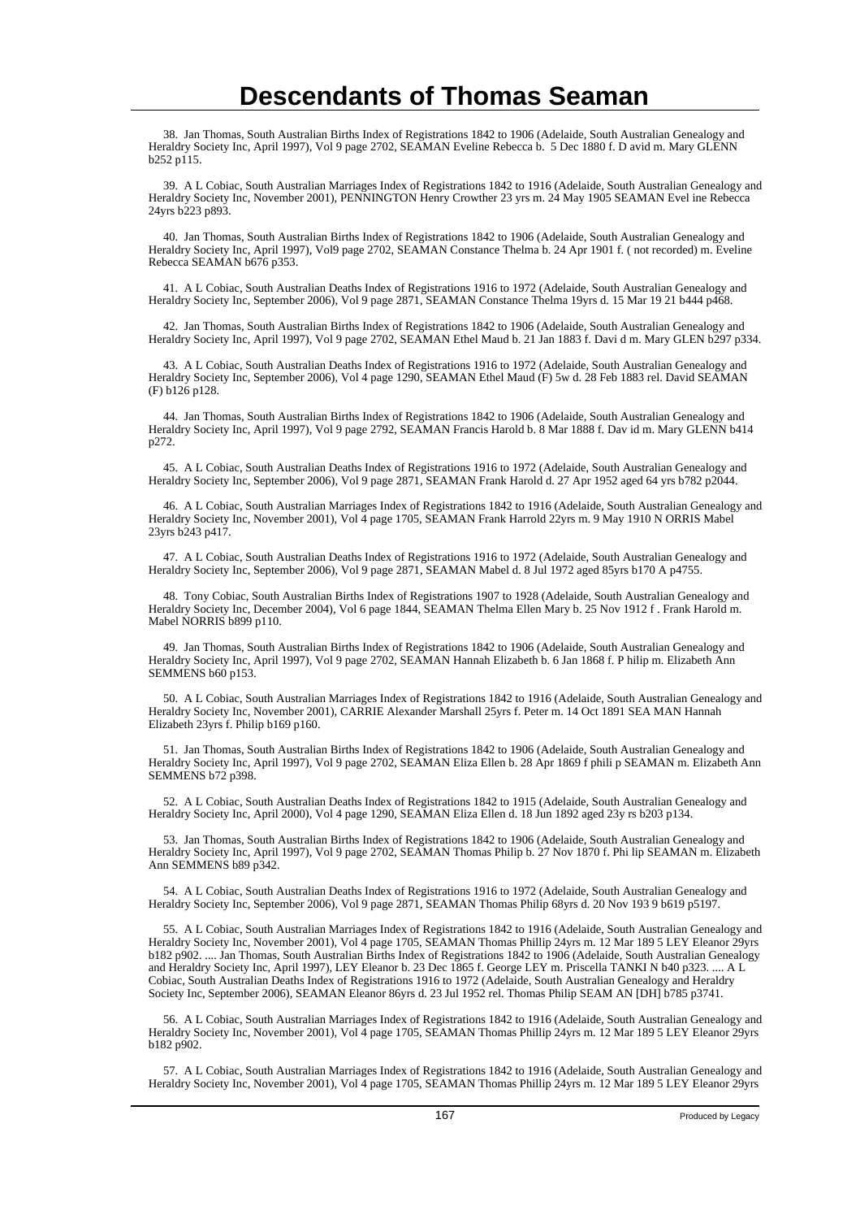# Descendants of Thomas Seaman

38. Jan Thomas, South Australian Births Index of Registrations 1842 to 1906 (Adelaide, South Australian Genealogy and Heraldry Society Inc, April 1997), Vol 9 page 2702, SEAMAN Eveline Rebecca b. 5 Dec 1880 f. D avid m. Mary GLENN b252 p115.

39. A L Cobiac, South Australian Marriages Index of Registrations 1842 to 1916 (Adelaide, South Australian Genealogy and Heraldry Society Inc, November 2001), PENNINGTON Henry Crowther 23 yrs m. 24 May 1905 SEAMAN Evel ine Rebecca 24yrs b223 p893.

40. Jan Thomas, South Australian Births Index of Registrations 1842 to 1906 (Adelaide, South Australian Genealogy and Heraldry Society Inc, April 1997), Vol9 page 2702, SEAMAN Constance Thelma b. 24 Apr 1901 f. ( not recorded) m. Eveline Rebecca SEAMAN b676 p353.

41. A L Cobiac, South Australian Deaths Index of Registrations 1916 to 1972 (Adelaide, South Australian Genealogy and Heraldry Society Inc, September 2006), Vol 9 page 2871, SEAMAN Constance Thelma 19yrs d. 15 Mar 19 21 b444 p468.

42. Jan Thomas, South Australian Births Index of Registrations 1842 to 1906 (Adelaide, South Australian Genealogy and Heraldry Society Inc, April 1997), Vol 9 page 2702, SEAMAN Ethel Maud b. 21 Jan 1883 f. Davi d m. Mary GLEN b297 p334.

43. A L Cobiac, South Australian Deaths Index of Registrations 1916 to 1972 (Adelaide, South Australian Genealogy and Heraldry Society Inc, September 2006), Vol 4 page 1290, SEAMAN Ethel Maud (F) 5w d. 28 Feb 1883 rel. David SEAMAN (F) b126 p128.

44. Jan Thomas, South Australian Births Index of Registrations 1842 to 1906 (Adelaide, South Australian Genealogy and Heraldry Society Inc, April 1997), Vol 9 page 2792, SEAMAN Francis Harold b. 8 Mar 1888 f. Dav id m. Mary GLENN b414 p272.

45. A L Cobiac, South Australian Deaths Index of Registrations 1916 to 1972 (Adelaide, South Australian Genealogy and Heraldry Society Inc, September 2006), Vol 9 page 2871, SEAMAN Frank Harold d. 27 Apr 1952 aged 64 yrs b782 p2044.

46. A L Cobiac, South Australian Marriages Index of Registrations 1842 to 1916 (Adelaide, South Australian Genealogy and Heraldry Society Inc, November 2001), Vol 4 page 1705, SEAMAN Frank Harrold 22yrs m. 9 May 1910 N ORRIS Mabel 23yrs b243 p417.

47. A L Cobiac, South Australian Deaths Index of Registrations 1916 to 1972 (Adelaide, South Australian Genealogy and Heraldry Society Inc, September 2006), Vol 9 page 2871, SEAMAN Mabel d. 8 Jul 1972 aged 85yrs b170 A p4755.

48. Tony Cobiac, South Australian Births Index of Registrations 1907 to 1928 (Adelaide, South Australian Genealogy and Heraldry Society Inc, December 2004), Vol 6 page 1844, SEAMAN Thelma Ellen Mary b. 25 Nov 1912 f . Frank Harold m. Mabel NORRIS b899 p110.

49. Jan Thomas, South Australian Births Index of Registrations 1842 to 1906 (Adelaide, South Australian Genealogy and Heraldry Society Inc, April 1997), Vol 9 page 2702, SEAMAN Hannah Elizabeth b. 6 Jan 1868 f. P hilip m. Elizabeth Ann SEMMENS b60 p153.

50. A L Cobiac, South Australian Marriages Index of Registrations 1842 to 1916 (Adelaide, South Australian Genealogy and Heraldry Society Inc, November 2001), CARRIE Alexander Marshall 25yrs f. Peter m. 14 Oct 1891 SEA MAN Hannah Elizabeth 23yrs f. Philip b169 p160.

51. Jan Thomas, South Australian Births Index of Registrations 1842 to 1906 (Adelaide, South Australian Genealogy and Heraldry Society Inc, April 1997), Vol 9 page 2702, SEAMAN Eliza Ellen b. 28 Apr 1869 f phili p SEAMAN m. Elizabeth Ann SEMMENS b72 p398.

52. A L Cobiac, South Australian Deaths Index of Registrations 1842 to 1915 (Adelaide, South Australian Genealogy and Heraldry Society Inc, April 2000), Vol 4 page 1290, SEAMAN Eliza Ellen d. 18 Jun 1892 aged 23y rs b203 p134.

53. Jan Thomas, South Australian Births Index of Registrations 1842 to 1906 (Adelaide, South Australian Genealogy and Heraldry Society Inc, April 1997), Vol 9 page 2702, SEAMAN Thomas Philip b. 27 Nov 1870 f. Phi lip SEAMAN m. Elizabeth Ann SEMMENS b89 p342.

54. A L Cobiac, South Australian Deaths Index of Registrations 1916 to 1972 (Adelaide, South Australian Genealogy and Heraldry Society Inc, September 2006), Vol 9 page 2871, SEAMAN Thomas Philip 68yrs d. 20 Nov 193 9 b619 p5197.

55. A L Cobiac, South Australian Marriages Index of Registrations 1842 to 1916 (Adelaide, South Australian Genealogy and Heraldry Society Inc, November 2001), Vol 4 page 1705, SEAMAN Thomas Phillip 24yrs m. 12 Mar 189 5 LEY Eleanor 29yrs b182 p902. .... Jan Thomas, South Australian Births Index of Registrations 1842 to 1906 (Adelaide, South Australian Genealogy and Heraldry Society Inc, April 1997), LEY Eleanor b. 23 Dec 1865 f. George LEY m. Priscella TANKI N b40 p323. .... A L Cobiac, South Australian Deaths Index of Registrations 1916 to 1972 (Adelaide, South Australian Genealogy and Heraldry Society Inc, September 2006), SEAMAN Eleanor 86yrs d. 23 Jul 1952 rel. Thomas Philip SEAM AN [DH] b785 p3741.

56. A L Cobiac, South Australian Marriages Index of Registrations 1842 to 1916 (Adelaide, South Australian Genealogy and Heraldry Society Inc, November 2001), Vol 4 page 1705, SEAMAN Thomas Phillip 24yrs m. 12 Mar 189 5 LEY Eleanor 29yrs b182 p902.

57. A L Cobiac, South Australian Marriages Index of Registrations 1842 to 1916 (Adelaide, South Australian Genealogy and Heraldry Society Inc, November 2001), Vol 4 page 1705, SEAMAN Thomas Phillip 24yrs m. 12 Mar 189 5 LEY Eleanor 29yrs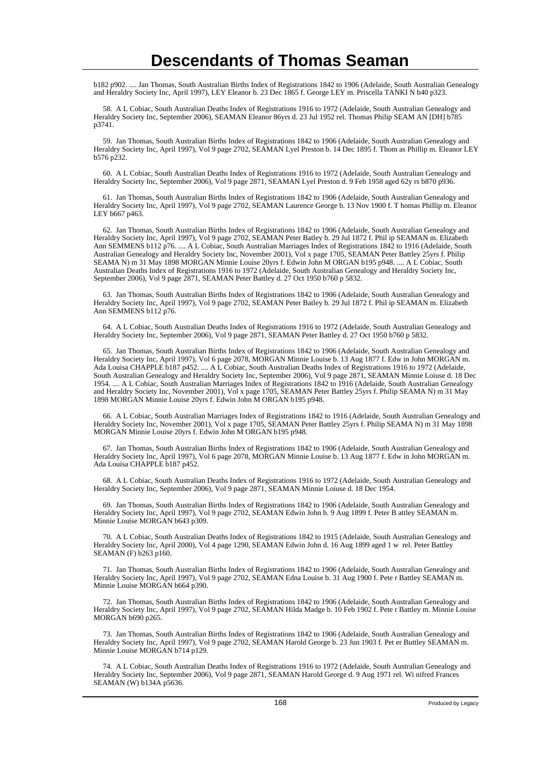b182 p902. .... Jan Thomas, South Australian Births Index of Registrations 1842 to 1906 (Adelaide, South Australian Genealogy and Heraldry Society Inc, April 1997), LEY Eleanor b. 23 Dec 1865 f. George LEY m. Priscella TANKI N b40 p323.

58. A L Cobiac, South Australian Deaths Index of Registrations 1916 to 1972 (Adelaide, South Australian Genealogy and Heraldry Society Inc, September 2006), SEAMAN Eleanor 86yrs d. 23 Jul 1952 rel. Thomas Philip SEAM AN [DH] b785 p3741.

59. Jan Thomas, South Australian Births Index of Registrations 1842 to 1906 (Adelaide, South Australian Genealogy and Heraldry Society Inc, April 1997), Vol 9 page 2702, SEAMAN Lyel Preston b. 14 Dec 1895 f. Thom as Phillip m. Eleanor LEY b576 p232.

60. A L Cobiac, South Australian Deaths Index of Registrations 1916 to 1972 (Adelaide, South Australian Genealogy and Heraldry Society Inc, September 2006), Vol 9 page 2871, SEAMAN Lyel Preston d. 9 Feb 1958 aged 62y rs b870 p936.

61. Jan Thomas, South Australian Births Index of Registrations 1842 to 1906 (Adelaide, South Australian Genealogy and Heraldry Society Inc, April 1997), Vol 9 page 2702, SEAMAN Laurence George b. 13 Nov 1900 f. T homas Phillip m. Eleanor LEY b667 p463.

62. Jan Thomas, South Australian Births Index of Registrations 1842 to 1906 (Adelaide, South Australian Genealogy and Heraldry Society Inc, April 1997), Vol 9 page 2702, SEAMAN Peter Batley b. 29 Jul 1872 f. Phil ip SEAMAN m. Elizabeth Ann SEMMENS b112 p76. .... A L Cobiac, South Australian Marriages Index of Registrations 1842 to 1916 (Adelaide, South Australian Genealogy and Heraldry Society Inc, November 2001), Vol x page 1705, SEAMAN Peter Battley 25yrs f. Philip SEAMA N) m 31 May 1898 MORGAN Minnie Louise 20yrs f. Edwin John M ORGAN b195 p948. .... A L Cobiac, South Australian Deaths Index of Registrations 1916 to 1972 (Adelaide, South Australian Genealogy and Heraldry Society Inc, September 2006), Vol 9 page 2871, SEAMAN Peter Battley d. 27 Oct 1950 b760 p 5832.

63. Jan Thomas, South Australian Births Index of Registrations 1842 to 1906 (Adelaide, South Australian Genealogy and Heraldry Society Inc, April 1997), Vol 9 page 2702, SEAMAN Peter Batley b. 29 Jul 1872 f. Phil ip SEAMAN m. Elizabeth Ann SEMMENS b112 p76.

64. A L Cobiac, South Australian Deaths Index of Registrations 1916 to 1972 (Adelaide, South Australian Genealogy and Heraldry Society Inc, September 2006), Vol 9 page 2871, SEAMAN Peter Battley d. 27 Oct 1950 b760 p 5832.

65. Jan Thomas, South Australian Births Index of Registrations 1842 to 1906 (Adelaide, South Australian Genealogy and Heraldry Society Inc, April 1997), Vol 6 page 2078, MORGAN Minnie Louise b. 13 Aug 1877 f. Edw in John MORGAN m. Ada Louisa CHAPPLE b187 p452. .... A L Cobiac, South Australian Deaths Index of Registrations 1916 to 1972 (Adelaide, South Australian Genealogy and Heraldry Society Inc, September 2006), Vol 9 page 2871, SEAMAN Minnie Loiuse d. 18 Dec 1954. .... A L Cobiac, South Australian Marriages Index of Registrations 1842 to 1916 (Adelaide, South Australian Genealogy and Heraldry Society Inc, November 2001), Vol x page 1705, SEAMAN Peter Battley 25yrs f. Philip SEAMA N) m 31 May 1898 MORGAN Minnie Louise 20yrs f. Edwin John M ORGAN b195 p948.

66. A L Cobiac, South Australian Marriages Index of Registrations 1842 to 1916 (Adelaide, South Australian Genealogy and Heraldry Society Inc, November 2001), Vol x page 1705, SEAMAN Peter Battley 25yrs f. Philip SEAMA N) m 31 May 1898 MORGAN Minnie Louise 20yrs f. Edwin John M ORGAN b195 p948.

67. Jan Thomas, South Australian Births Index of Registrations 1842 to 1906 (Adelaide, South Australian Genealogy and Heraldry Society Inc, April 1997), Vol 6 page 2078, MORGAN Minnie Louise b. 13 Aug 1877 f. Edw in John MORGAN m. Ada Louisa CHAPPLE b187 p452.

68. A L Cobiac, South Australian Deaths Index of Registrations 1916 to 1972 (Adelaide, South Australian Genealogy and Heraldry Society Inc, September 2006), Vol 9 page 2871, SEAMAN Minnie Loiuse d. 18 Dec 1954.

69. Jan Thomas, South Australian Births Index of Registrations 1842 to 1906 (Adelaide, South Australian Genealogy and Heraldry Society Inc, April 1997), Vol 9 page 2702, SEAMAN Edwin John b. 9 Aug 1899 f. Peter B attley SEAMAN m. Minnie Louise MORGAN b643 p309.

70. A L Cobiac, South Australian Deaths Index of Registrations 1842 to 1915 (Adelaide, South Australian Genealogy and Heraldry Society Inc, April 2000), Vol 4 page 1290, SEAMAN Edwin John d. 16 Aug 1899 aged 1 w rel. Peter Battley SEAMAN (F) b263 p160.

71. Jan Thomas, South Australian Births Index of Registrations 1842 to 1906 (Adelaide, South Australian Genealogy and Heraldry Society Inc, April 1997), Vol 9 page 2702, SEAMAN Edna Louise b. 31 Aug 1900 f. Pete r Battley SEAMAN m. Minnie Louise MORGAN b664 p390.

72. Jan Thomas, South Australian Births Index of Registrations 1842 to 1906 (Adelaide, South Australian Genealogy and Heraldry Society Inc, April 1997), Vol 9 page 2702, SEAMAN Hilda Madge b. 10 Feb 1902 f. Pete r Battley m. Minnie Louise MORGAN b690 p265.

73. Jan Thomas, South Australian Births Index of Registrations 1842 to 1906 (Adelaide, South Australian Genealogy and Heraldry Society Inc, April 1997), Vol 9 page 2702, SEAMAN Harold George b. 23 Jun 1903 f. Pet er Buttley SEAMAN m. Minnie Louise MORGAN b714 p129.

74. A L Cobiac, South Australian Deaths Index of Registrations 1916 to 1972 (Adelaide, South Australian Genealogy and Heraldry Society Inc, September 2006), Vol 9 page 2871, SEAMAN Harold George d. 9 Aug 1971 rel. Wi nifred Frances SEAMAN (W) b134A p5636.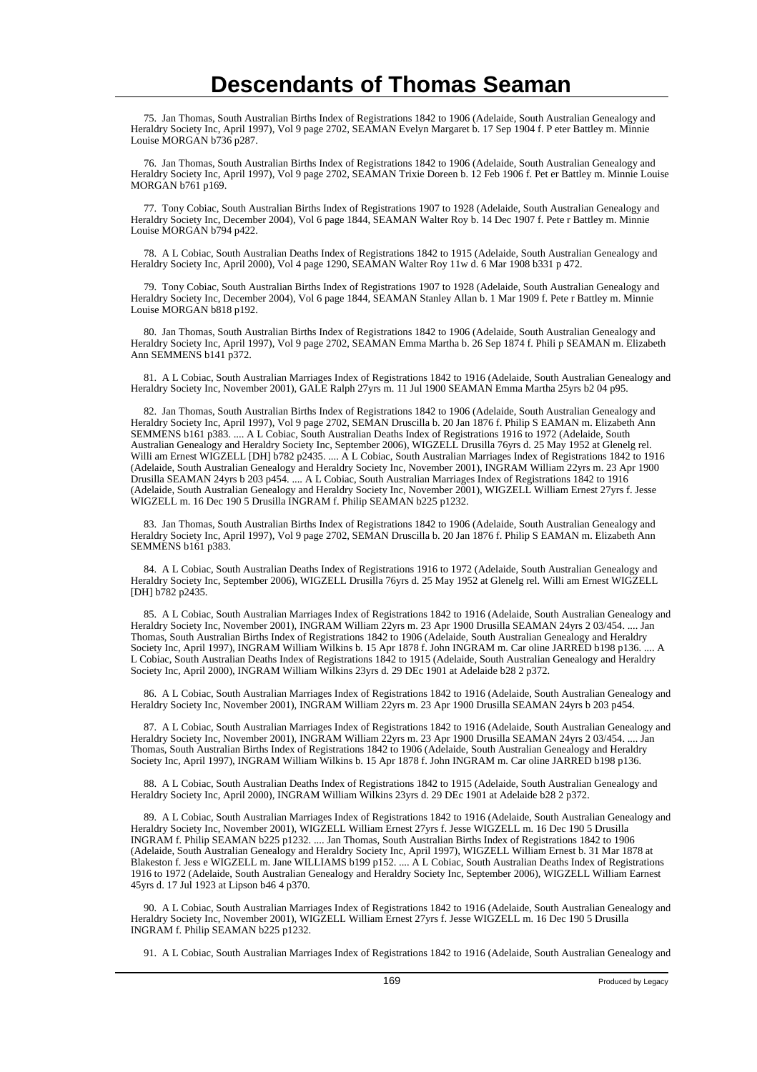# Descendants of Thomas Seaman

75. Jan Thomas, South Australian Births Index of Registrations 1842 to 1906 (Adelaide, South Australian Genealogy and Heraldry Society Inc, April 1997), Vol 9 page 2702, SEAMAN Evelyn Margaret b. 17 Sep 1904 f. P eter Battley m. Minnie Louise MORGAN b736 p287.

76. Jan Thomas, South Australian Births Index of Registrations 1842 to 1906 (Adelaide, South Australian Genealogy and Heraldry Society Inc, April 1997), Vol 9 page 2702, SEAMAN Trixie Doreen b. 12 Feb 1906 f. Pet er Battley m. Minnie Louise MORGAN b761 p169.

77. Tony Cobiac, South Australian Births Index of Registrations 1907 to 1928 (Adelaide, South Australian Genealogy and Heraldry Society Inc, December 2004), Vol 6 page 1844, SEAMAN Walter Roy b. 14 Dec 1907 f. Pete r Battley m. Minnie Louise MORGAN b794 p422.

78. A L Cobiac, South Australian Deaths Index of Registrations 1842 to 1915 (Adelaide, South Australian Genealogy and Heraldry Society Inc, April 2000), Vol 4 page 1290, SEAMAN Walter Roy 11w d. 6 Mar 1908 b331 p 472.

79. Tony Cobiac, South Australian Births Index of Registrations 1907 to 1928 (Adelaide, South Australian Genealogy and Heraldry Society Inc, December 2004), Vol 6 page 1844, SEAMAN Stanley Allan b. 1 Mar 1909 f. Pete r Battley m. Minnie Louise MORGAN b818 p192.

80. Jan Thomas, South Australian Births Index of Registrations 1842 to 1906 (Adelaide, South Australian Genealogy and Heraldry Society Inc, April 1997), Vol 9 page 2702, SEAMAN Emma Martha b. 26 Sep 1874 f. Phili p SEAMAN m. Elizabeth Ann SEMMENS b141 p372.

81. A L Cobiac, South Australian Marriages Index of Registrations 1842 to 1916 (Adelaide, South Australian Genealogy and Heraldry Society Inc, November 2001), GALE Ralph 27yrs m. 11 Jul 1900 SEAMAN Emma Martha 25yrs b2 04 p95.

82. Jan Thomas, South Australian Births Index of Registrations 1842 to 1906 (Adelaide, South Australian Genealogy and Heraldry Society Inc, April 1997), Vol 9 page 2702, SEMAN Druscilla b. 20 Jan 1876 f. Philip S EAMAN m. Elizabeth Ann SEMMENS b161 p383. .... A L Cobiac, South Australian Deaths Index of Registrations 1916 to 1972 (Adelaide, South Australian Genealogy and Heraldry Society Inc, September 2006), WIGZELL Drusilla 76yrs d. 25 May 1952 at Glenelg rel. Willi am Ernest WIGZELL [DH] b782 p2435. .... A L Cobiac, South Australian Marriages Index of Registrations 1842 to 1916 (Adelaide, South Australian Genealogy and Heraldry Society Inc, November 2001), INGRAM William 22yrs m. 23 Apr 1900 Drusilla SEAMAN 24yrs b 203 p454. .... A L Cobiac, South Australian Marriages Index of Registrations 1842 to 1916 (Adelaide, South Australian Genealogy and Heraldry Society Inc, November 2001), WIGZELL William Ernest 27yrs f. Jesse WIGZELL m. 16 Dec 190 5 Drusilla INGRAM f. Philip SEAMAN b225 p1232.

83. Jan Thomas, South Australian Births Index of Registrations 1842 to 1906 (Adelaide, South Australian Genealogy and Heraldry Society Inc, April 1997), Vol 9 page 2702, SEMAN Druscilla b. 20 Jan 1876 f. Philip S EAMAN m. Elizabeth Ann SEMMENS b161 p383.

84. A L Cobiac, South Australian Deaths Index of Registrations 1916 to 1972 (Adelaide, South Australian Genealogy and Heraldry Society Inc, September 2006), WIGZELL Drusilla 76yrs d. 25 May 1952 at Glenelg rel. Willi am Ernest WIGZELL [DH] b782 p2435.

85. A L Cobiac, South Australian Marriages Index of Registrations 1842 to 1916 (Adelaide, South Australian Genealogy and Heraldry Society Inc, November 2001), INGRAM William 22yrs m. 23 Apr 1900 Drusilla SEAMAN 24yrs 2 03/454. .... Jan Thomas, South Australian Births Index of Registrations 1842 to 1906 (Adelaide, South Australian Genealogy and Heraldry Society Inc, April 1997), INGRAM William Wilkins b. 15 Apr 1878 f. John INGRAM m. Car oline JARRED b198 p136. .... A L Cobiac, South Australian Deaths Index of Registrations 1842 to 1915 (Adelaide, South Australian Genealogy and Heraldry Society Inc, April 2000), INGRAM William Wilkins 23yrs d. 29 DEc 1901 at Adelaide b28 2 p372.

86. A L Cobiac, South Australian Marriages Index of Registrations 1842 to 1916 (Adelaide, South Australian Genealogy and Heraldry Society Inc, November 2001), INGRAM William 22yrs m. 23 Apr 1900 Drusilla SEAMAN 24yrs b 203 p454.

87. A L Cobiac, South Australian Marriages Index of Registrations 1842 to 1916 (Adelaide, South Australian Genealogy and Heraldry Society Inc, November 2001), INGRAM William 22yrs m. 23 Apr 1900 Drusilla SEAMAN 24yrs 2 03/454. .... Jan Thomas, South Australian Births Index of Registrations 1842 to 1906 (Adelaide, South Australian Genealogy and Heraldry Society Inc, April 1997), INGRAM William Wilkins b. 15 Apr 1878 f. John INGRAM m. Car oline JARRED b198 p136.

88. A L Cobiac, South Australian Deaths Index of Registrations 1842 to 1915 (Adelaide, South Australian Genealogy and Heraldry Society Inc, April 2000), INGRAM William Wilkins 23yrs d. 29 DEc 1901 at Adelaide b28 2 p372.

89. A L Cobiac, South Australian Marriages Index of Registrations 1842 to 1916 (Adelaide, South Australian Genealogy and Heraldry Society Inc, November 2001), WIGZELL William Ernest 27yrs f. Jesse WIGZELL m. 16 Dec 190 5 Drusilla INGRAM f. Philip SEAMAN b225 p1232. .... Jan Thomas, South Australian Births Index of Registrations 1842 to 1906 (Adelaide, South Australian Genealogy and Heraldry Society Inc, April 1997), WIGZELL William Ernest b. 31 Mar 1878 at Blakeston f. Jess e WIGZELL m. Jane WILLIAMS b199 p152. .... A L Cobiac, South Australian Deaths Index of Registrations 1916 to 1972 (Adelaide, South Australian Genealogy and Heraldry Society Inc, September 2006), WIGZELL William Earnest 45yrs d. 17 Jul 1923 at Lipson b46 4 p370.

90. A L Cobiac, South Australian Marriages Index of Registrations 1842 to 1916 (Adelaide, South Australian Genealogy and Heraldry Society Inc, November 2001), WIGZELL William Ernest 27yrs f. Jesse WIGZELL m. 16 Dec 190 5 Drusilla INGRAM f. Philip SEAMAN b225 p1232.

91. A L Cobiac, South Australian Marriages Index of Registrations 1842 to 1916 (Adelaide, South Australian Genealogy and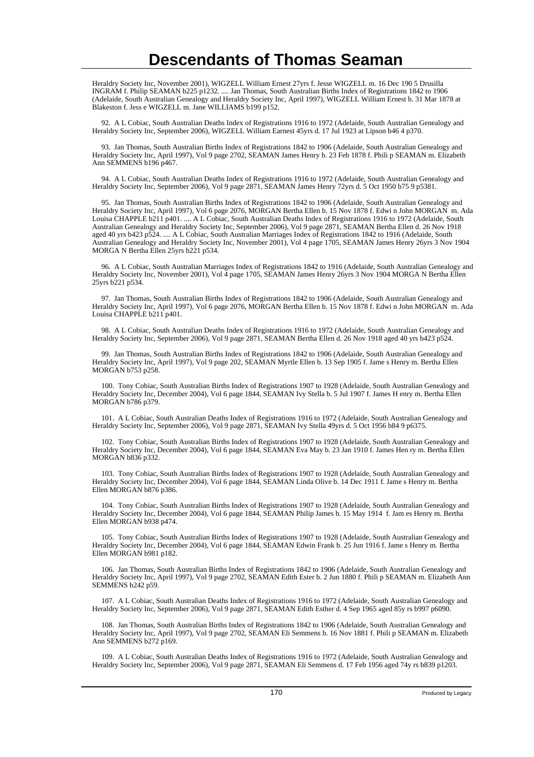Heraldry Society Inc, November 2001), WIGZELL William Ernest 27yrs f. Jesse WIGZELL m. 16 Dec 190 5 Drusilla INGRAM f. Philip SEAMAN b225 p1232. .... Jan Thomas, South Australian Births Index of Registrations 1842 to 1906 (Adelaide, South Australian Genealogy and Heraldry Society Inc, April 1997), WIGZELL William Ernest b. 31 Mar 1878 at Blakeston f. Jess e WIGZELL m. Jane WILLIAMS b199 p152.

92. A L Cobiac, South Australian Deaths Index of Registrations 1916 to 1972 (Adelaide, South Australian Genealogy and Heraldry Society Inc, September 2006), WIGZELL William Earnest 45yrs d. 17 Jul 1923 at Lipson b46 4 p370.

93. Jan Thomas, South Australian Births Index of Registrations 1842 to 1906 (Adelaide, South Australian Genealogy and Heraldry Society Inc, April 1997), Vol 9 page 2702, SEAMAN James Henry b. 23 Feb 1878 f. Phili p SEAMAN m. Elizabeth Ann SEMMENS b196 p467.

94. A L Cobiac, South Australian Deaths Index of Registrations 1916 to 1972 (Adelaide, South Australian Genealogy and Heraldry Society Inc, September 2006), Vol 9 page 2871, SEAMAN James Henry 72yrs d. 5 Oct 1950 b75 9 p5381.

95. Jan Thomas, South Australian Births Index of Registrations 1842 to 1906 (Adelaide, South Australian Genealogy and Heraldry Society Inc, April 1997), Vol 6 page 2076, MORGAN Bertha Ellen b. 15 Nov 1878 f. Edwi n John MORGAN m. Ada Louisa CHAPPLE b211 p401. .... A L Cobiac, South Australian Deaths Index of Registrations 1916 to 1972 (Adelaide, South Australian Genealogy and Heraldry Society Inc, September 2006), Vol 9 page 2871, SEAMAN Bertha Ellen d. 26 Nov 1918 aged 40 yrs b423 p524. .... A L Cobiac, South Australian Marriages Index of Registrations 1842 to 1916 (Adelaide, South Australian Genealogy and Heraldry Society Inc, November 2001), Vol 4 page 1705, SEAMAN James Henry 26yrs 3 Nov 1904 MORGA N Bertha Ellen 25yrs b221 p534.

96. A L Cobiac, South Australian Marriages Index of Registrations 1842 to 1916 (Adelaide, South Australian Genealogy and Heraldry Society Inc, November 2001), Vol 4 page 1705, SEAMAN James Henry 26yrs 3 Nov 1904 MORGA N Bertha Ellen 25yrs b221 p534.

97. Jan Thomas, South Australian Births Index of Registrations 1842 to 1906 (Adelaide, South Australian Genealogy and Heraldry Society Inc, April 1997), Vol 6 page 2076, MORGAN Bertha Ellen b. 15 Nov 1878 f. Edwi n John MORGAN m. Ada Louisa CHAPPLE b211 p401.

98. A L Cobiac, South Australian Deaths Index of Registrations 1916 to 1972 (Adelaide, South Australian Genealogy and Heraldry Society Inc, September 2006), Vol 9 page 2871, SEAMAN Bertha Ellen d. 26 Nov 1918 aged 40 yrs b423 p524.

99. Jan Thomas, South Australian Births Index of Registrations 1842 to 1906 (Adelaide, South Australian Genealogy and Heraldry Society Inc, April 1997), Vol 9 page 202, SEAMAN Myrtle Ellen b. 13 Sep 1905 f. Jame s Henry m. Bertha Ellen MORGAN b753 p258.

100. Tony Cobiac, South Australian Births Index of Registrations 1907 to 1928 (Adelaide, South Australian Genealogy and Heraldry Society Inc, December 2004), Vol 6 page 1844, SEAMAN Ivy Stella b. 5 Jul 1907 f. James H enry m. Bertha Ellen MORGAN b786 p379.

101. A L Cobiac, South Australian Deaths Index of Registrations 1916 to 1972 (Adelaide, South Australian Genealogy and Heraldry Society Inc, September 2006), Vol 9 page 2871, SEAMAN Ivy Stella 49yrs d. 5 Oct 1956 b84 9 p6375.

102. Tony Cobiac, South Australian Births Index of Registrations 1907 to 1928 (Adelaide, South Australian Genealogy and Heraldry Society Inc, December 2004), Vol 6 page 1844, SEAMAN Eva May b. 23 Jan 1910 f. James Hen ry m. Bertha Ellen MORGAN b836 p332.

103. Tony Cobiac, South Australian Births Index of Registrations 1907 to 1928 (Adelaide, South Australian Genealogy and Heraldry Society Inc, December 2004), Vol 6 page 1844, SEAMAN Linda Olive b. 14 Dec 1911 f. Jame s Henry m. Bertha Ellen MORGAN b876 p386.

104. Tony Cobiac, South Australian Births Index of Registrations 1907 to 1928 (Adelaide, South Australian Genealogy and Heraldry Society Inc, December 2004), Vol 6 page 1844, SEAMAN Philip James b. 15 May 1914 f. Jam es Henry m. Bertha Ellen MORGAN b938 p474.

105. Tony Cobiac, South Australian Births Index of Registrations 1907 to 1928 (Adelaide, South Australian Genealogy and Heraldry Society Inc, December 2004), Vol 6 page 1844, SEAMAN Edwin Frank b. 25 Jun 1916 f. Jame s Henry m. Bertha Ellen MORGAN b981 p182.

106. Jan Thomas, South Australian Births Index of Registrations 1842 to 1906 (Adelaide, South Australian Genealogy and Heraldry Society Inc, April 1997), Vol 9 page 2702, SEAMAN Edith Ester b. 2 Jun 1880 f. Phili p SEAMAN m. Elizabeth Ann SEMMENS b242 p59.

107. A L Cobiac, South Australian Deaths Index of Registrations 1916 to 1972 (Adelaide, South Australian Genealogy and Heraldry Society Inc, September 2006), Vol 9 page 2871, SEAMAN Edith Esther d. 4 Sep 1965 aged 85y rs b997 p6090.

108. Jan Thomas, South Australian Births Index of Registrations 1842 to 1906 (Adelaide, South Australian Genealogy and Heraldry Society Inc, April 1997), Vol 9 page 2702, SEAMAN Eli Semmens b. 16 Nov 1881 f. Phili p SEAMAN m. Elizabeth Ann SEMMENS b272 p169.

109. A L Cobiac, South Australian Deaths Index of Registrations 1916 to 1972 (Adelaide, South Australian Genealogy and Heraldry Society Inc, September 2006), Vol 9 page 2871, SEAMAN Eli Semmens d. 17 Feb 1956 aged 74y rs b839 p1203.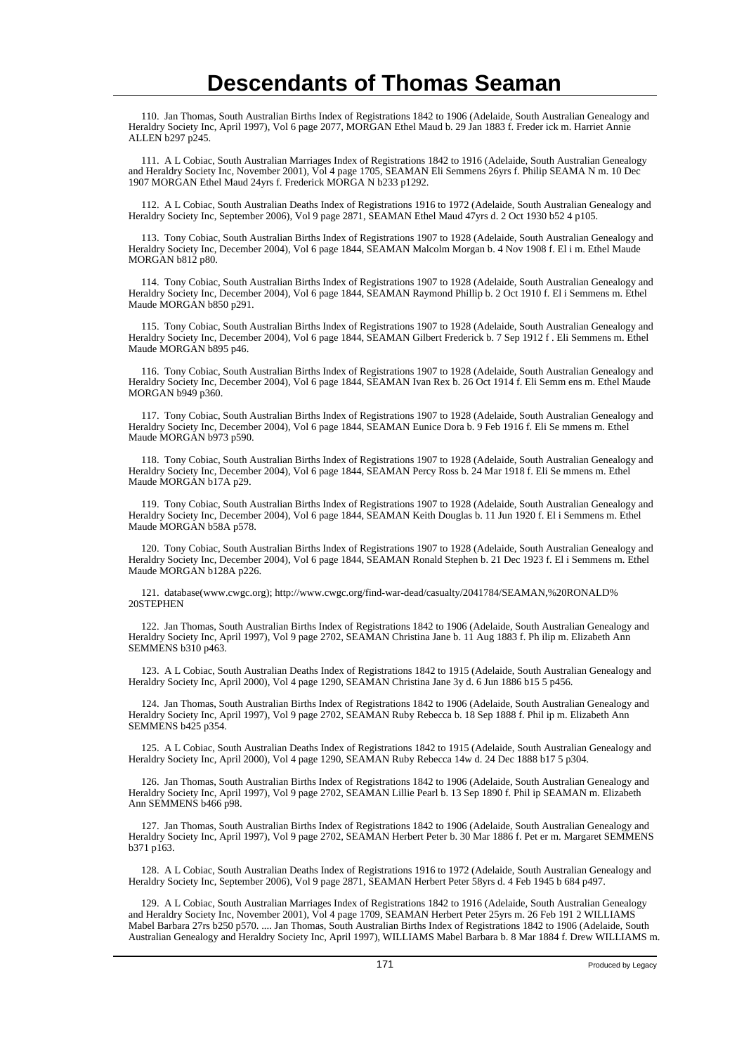# Descendants of Thomas Seaman

110. Jan Thomas, South Australian Births Index of Registrations 1842 to 1906 (Adelaide, South Australian Genealogy and Heraldry Society Inc, April 1997), Vol 6 page 2077, MORGAN Ethel Maud b. 29 Jan 1883 f. Freder ick m. Harriet Annie ALLEN b297 p245.

111. A L Cobiac, South Australian Marriages Index of Registrations 1842 to 1916 (Adelaide, South Australian Genealogy and Heraldry Society Inc, November 2001), Vol 4 page 1705, SEAMAN Eli Semmens 26yrs f. Philip SEAMA N m. 10 Dec 1907 MORGAN Ethel Maud 24yrs f. Frederick MORGA N b233 p1292.

112. A L Cobiac, South Australian Deaths Index of Registrations 1916 to 1972 (Adelaide, South Australian Genealogy and Heraldry Society Inc, September 2006), Vol 9 page 2871, SEAMAN Ethel Maud 47yrs d. 2 Oct 1930 b52 4 p105.

113. Tony Cobiac, South Australian Births Index of Registrations 1907 to 1928 (Adelaide, South Australian Genealogy and Heraldry Society Inc, December 2004), Vol 6 page 1844, SEAMAN Malcolm Morgan b. 4 Nov 1908 f. El i m. Ethel Maude MORGAN b812 p80.

114. Tony Cobiac, South Australian Births Index of Registrations 1907 to 1928 (Adelaide, South Australian Genealogy and Heraldry Society Inc, December 2004), Vol 6 page 1844, SEAMAN Raymond Phillip b. 2 Oct 1910 f. El i Semmens m. Ethel Maude MORGAN b850 p291.

115. Tony Cobiac, South Australian Births Index of Registrations 1907 to 1928 (Adelaide, South Australian Genealogy and Heraldry Society Inc, December 2004), Vol 6 page 1844, SEAMAN Gilbert Frederick b. 7 Sep 1912 f . Eli Semmens m. Ethel Maude MORGAN b895 p46.

116. Tony Cobiac, South Australian Births Index of Registrations 1907 to 1928 (Adelaide, South Australian Genealogy and Heraldry Society Inc, December 2004), Vol 6 page 1844, SEAMAN Ivan Rex b. 26 Oct 1914 f. Eli Semm ens m. Ethel Maude MORGAN b949 p360.

117. Tony Cobiac, South Australian Births Index of Registrations 1907 to 1928 (Adelaide, South Australian Genealogy and Heraldry Society Inc, December 2004), Vol 6 page 1844, SEAMAN Eunice Dora b. 9 Feb 1916 f. Eli Se mmens m. Ethel Maude MORGAN b973 p590.

118. Tony Cobiac, South Australian Births Index of Registrations 1907 to 1928 (Adelaide, South Australian Genealogy and Heraldry Society Inc, December 2004), Vol 6 page 1844, SEAMAN Percy Ross b. 24 Mar 1918 f. Eli Se mmens m. Ethel Maude MORGAN b17A p29.

119. Tony Cobiac, South Australian Births Index of Registrations 1907 to 1928 (Adelaide, South Australian Genealogy and Heraldry Society Inc, December 2004), Vol 6 page 1844, SEAMAN Keith Douglas b. 11 Jun 1920 f. El i Semmens m. Ethel Maude MORGAN b58A p578.

120. Tony Cobiac, South Australian Births Index of Registrations 1907 to 1928 (Adelaide, South Australian Genealogy and Heraldry Society Inc, December 2004), Vol 6 page 1844, SEAMAN Ronald Stephen b. 21 Dec 1923 f. El i Semmens m. Ethel Maude MORGAN b128A p226.

121. database(www.cwgc.org); http://www.cwgc.org/find-war-dead/casualty/2041784/SEAMAN,%20RONALD%20STEPHEN

122. Jan Thomas, South Australian Births Index of Registrations 1842 to 1906 (Adelaide, South Australian Genealogy and Heraldry Society Inc, April 1997), Vol 9 page 2702, SEAMAN Christina Jane b. 11 Aug 1883 f. Ph ilip m. Elizabeth Ann SEMMENS b310 p463.

123. A L Cobiac, South Australian Deaths Index of Registrations 1842 to 1915 (Adelaide, South Australian Genealogy and Heraldry Society Inc, April 2000), Vol 4 page 1290, SEAMAN Christina Jane 3y d. 6 Jun 1886 b15 5 p456.

124. Jan Thomas, South Australian Births Index of Registrations 1842 to 1906 (Adelaide, South Australian Genealogy and Heraldry Society Inc, April 1997), Vol 9 page 2702, SEAMAN Ruby Rebecca b. 18 Sep 1888 f. Phil ip m. Elizabeth Ann SEMMENS b425 p354.

125. A L Cobiac, South Australian Deaths Index of Registrations 1842 to 1915 (Adelaide, South Australian Genealogy and Heraldry Society Inc, April 2000), Vol 4 page 1290, SEAMAN Ruby Rebecca 14w d. 24 Dec 1888 b17 5 p304.

126. Jan Thomas, South Australian Births Index of Registrations 1842 to 1906 (Adelaide, South Australian Genealogy and Heraldry Society Inc, April 1997), Vol 9 page 2702, SEAMAN Lillie Pearl b. 13 Sep 1890 f. Phil ip SEAMAN m. Elizabeth Ann SEMMENS b466 p98.

127. Jan Thomas, South Australian Births Index of Registrations 1842 to 1906 (Adelaide, South Australian Genealogy and Heraldry Society Inc, April 1997), Vol 9 page 2702, SEAMAN Herbert Peter b. 30 Mar 1886 f. Pet er m. Margaret SEMMENS b371 p163.

128. A L Cobiac, South Australian Deaths Index of Registrations 1916 to 1972 (Adelaide, South Australian Genealogy and Heraldry Society Inc, September 2006), Vol 9 page 2871, SEAMAN Herbert Peter 58yrs d. 4 Feb 1945 b 684 p497.

129. A L Cobiac, South Australian Marriages Index of Registrations 1842 to 1916 (Adelaide, South Australian Genealogy and Heraldry Society Inc, November 2001), Vol 4 page 1709, SEAMAN Herbert Peter 25yrs m. 26 Feb 191 2 WILLIAMS Mabel Barbara 27rs b250 p570. .... Jan Thomas, South Australian Births Index of Registrations 1842 to 1906 (Adelaide, South Australian Genealogy and Heraldry Society Inc, April 1997), WILLIAMS Mabel Barbara b. 8 Mar 1884 f. Drew WILLIAMS m.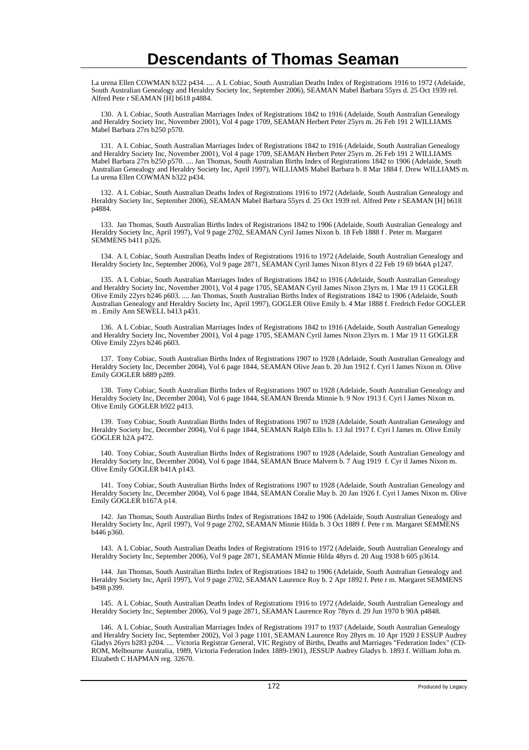# Descendants of Thomas Seaman

La urena Ellen COWMAN b322 p434. .... A L Cobiac, South Australian Deaths Index of Registrations 1916 to 1972 (Adelaide, South Australian Genealogy and Heraldry Society Inc, September 2006), SEAMAN Mabel Barbara 55yrs d. 25 Oct 1939 rel. Alfred Pete r SEAMAN [H] b618 p4884.

130. A L Cobiac, South Australian Marriages Index of Registrations 1842 to 1916 (Adelaide, South Australian Genealogy and Heraldry Society Inc, November 2001), Vol 4 page 1709, SEAMAN Herbert Peter 25yrs m. 26 Feb 191 2 WILLIAMS Mabel Barbara 27rs b250 p570.

131. A L Cobiac, South Australian Marriages Index of Registrations 1842 to 1916 (Adelaide, South Australian Genealogy and Heraldry Society Inc, November 2001), Vol 4 page 1709, SEAMAN Herbert Peter 25yrs m. 26 Feb 191 2 WILLIAMS Mabel Barbara 27rs b250 p570. .... Jan Thomas, South Australian Births Index of Registrations 1842 to 1906 (Adelaide, South Australian Genealogy and Heraldry Society Inc, April 1997), WILLIAMS Mabel Barbara b. 8 Mar 1884 f. Drew WILLIAMS m. La urena Ellen COWMAN b322 p434.

132. A L Cobiac, South Australian Deaths Index of Registrations 1916 to 1972 (Adelaide, South Australian Genealogy and Heraldry Society Inc, September 2006), SEAMAN Mabel Barbara 55yrs d. 25 Oct 1939 rel. Alfred Pete r SEAMAN [H] b618 p4884.

133. Jan Thomas, South Australian Births Index of Registrations 1842 to 1906 (Adelaide, South Australian Genealogy and Heraldry Society Inc, April 1997), Vol 9 page 2702, SEAMAN Cyril James Nixon b. 18 Feb 1888 f . Peter m. Margaret SEMMENS b411 p326.

134. A L Cobiac, South Australian Deaths Index of Registrations 1916 to 1972 (Adelaide, South Australian Genealogy and Heraldry Society Inc, September 2006), Vol 9 page 2871, SEAMAN Cyril James Nixon 81yrs d 22 Feb 19 69 b64A p1247.

135. A L Cobiac, South Australian Marriages Index of Registrations 1842 to 1916 (Adelaide, South Australian Genealogy and Heraldry Society Inc, November 2001), Vol 4 page 1705, SEAMAN Cyril James Nixon 23yrs m. 1 Mar 19 11 GOGLER Olive Emily 22yrs b246 p603. .... Jan Thomas, South Australian Births Index of Registrations 1842 to 1906 (Adelaide, South Australian Genealogy and Heraldry Society Inc, April 1997), GOGLER Olive Emily b. 4 Mar 1888 f. Fredrich Fedor GOGLER m . Emily Ann SEWELL b413 p431.

136. A L Cobiac, South Australian Marriages Index of Registrations 1842 to 1916 (Adelaide, South Australian Genealogy and Heraldry Society Inc, November 2001), Vol 4 page 1705, SEAMAN Cyril James Nixon 23yrs m. 1 Mar 19 11 GOGLER Olive Emily 22yrs b246 p603.

137. Tony Cobiac, South Australian Births Index of Registrations 1907 to 1928 (Adelaide, South Australian Genealogy and Heraldry Society Inc, December 2004), Vol 6 page 1844, SEAMAN Olive Jean b. 20 Jun 1912 f. Cyri l James Nixon m. Olive Emily GOGLER b889 p289.

138. Tony Cobiac, South Australian Births Index of Registrations 1907 to 1928 (Adelaide, South Australian Genealogy and Heraldry Society Inc, December 2004), Vol 6 page 1844, SEAMAN Brenda Minnie b. 9 Nov 1913 f. Cyri l James Nixon m. Olive Emily GOGLER b922 p413.

139. Tony Cobiac, South Australian Births Index of Registrations 1907 to 1928 (Adelaide, South Australian Genealogy and Heraldry Society Inc, December 2004), Vol 6 page 1844, SEAMAN Ralph Ellis b. 13 Jul 1917 f. Cyri l James m. Olive Emily GOGLER b2A p472.

140. Tony Cobiac, South Australian Births Index of Registrations 1907 to 1928 (Adelaide, South Australian Genealogy and Heraldry Society Inc, December 2004), Vol 6 page 1844, SEAMAN Bruce Malvern b. 7 Aug 1919 f. Cyr il James Nixon m. Olive Emily GOGLER b41A p143.

141. Tony Cobiac, South Australian Births Index of Registrations 1907 to 1928 (Adelaide, South Australian Genealogy and Heraldry Society Inc, December 2004), Vol 6 page 1844, SEAMAN Coralie May b. 20 Jan 1926 f. Cyri l James Nixon m. Olive Emily GOGLER b167A p14.

142. Jan Thomas, South Australian Births Index of Registrations 1842 to 1906 (Adelaide, South Australian Genealogy and Heraldry Society Inc, April 1997), Vol 9 page 2702, SEAMAN Minnie Hilda b. 3 Oct 1889 f. Pete r m. Margaret SEMMENS b446 p360.

143. A L Cobiac, South Australian Deaths Index of Registrations 1916 to 1972 (Adelaide, South Australian Genealogy and Heraldry Society Inc, September 2006), Vol 9 page 2871, SEAMAN Minnie Hilda 48yrs d. 20 Aug 1938 b 605 p3614.

144. Jan Thomas, South Australian Births Index of Registrations 1842 to 1906 (Adelaide, South Australian Genealogy and Heraldry Society Inc, April 1997), Vol 9 page 2702, SEAMAN Laurence Roy b. 2 Apr 1892 f. Pete r m. Margaret SEMMENS b498 p399.

145. A L Cobiac, South Australian Deaths Index of Registrations 1916 to 1972 (Adelaide, South Australian Genealogy and Heraldry Society Inc, September 2006), Vol 9 page 2871, SEAMAN Laurence Roy 78yrs d. 29 Jun 1970 b 90A p4848.

146. A L Cobiac, South Australian Marriages Index of Registrations 1917 to 1937 (Adelaide, South Australian Genealogy and Heraldry Society Inc, September 2002), Vol 3 page 1101, SEAMAN Laurence Roy 28yrs m. 10 Apr 1920 J ESSUP Audrey Gladys 26yrs b283 p204. .... Victoria Registrar General, VIC Registry of Births, Deaths and Marriages "Federation Index" (CD-ROM, Melbourne Australia, 1989, Victoria Federation Index 1889-1901), JESSUP Audrey Gladys b. 1893 f. William John m. Elizabeth C HAPMAN reg. 32670.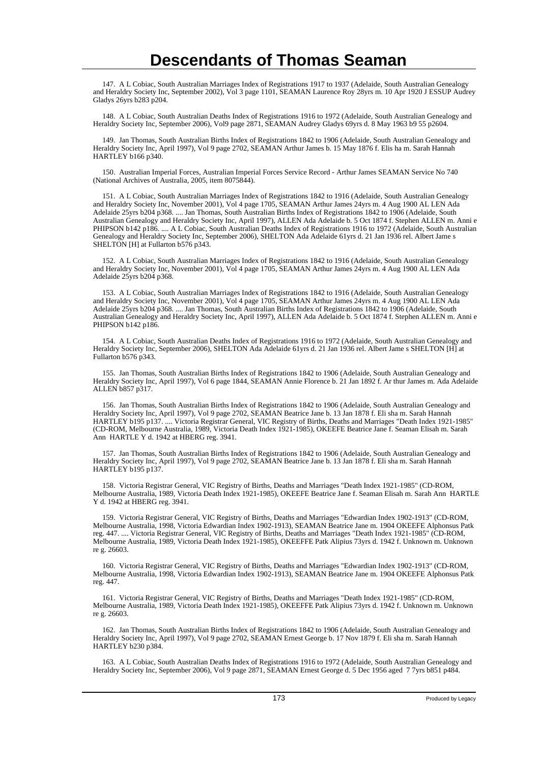# Descendants of Thomas Seaman

147. A L Cobiac, South Australian Marriages Index of Registrations 1917 to 1937 (Adelaide, South Australian Genealogy and Heraldry Society Inc, September 2002), Vol 3 page 1101, SEAMAN Laurence Roy 28yrs m. 10 Apr 1920 J ESSUP Audrey Gladys 26yrs b283 p204.

148. A L Cobiac, South Australian Deaths Index of Registrations 1916 to 1972 (Adelaide, South Australian Genealogy and Heraldry Society Inc, September 2006), Vol9 page 2871, SEAMAN Audrey Gladys 69yrs d. 8 May 1963 b9 55 p2604.

149. Jan Thomas, South Australian Births Index of Registrations 1842 to 1906 (Adelaide, South Australian Genealogy and Heraldry Society Inc, April 1997), Vol 9 page 2702, SEAMAN Arthur James b. 15 May 1876 f. Elis ha m. Sarah Hannah HARTLEY b166 p340.

150. Australian Imperial Forces, Australian Imperial Forces Service Record - Arthur James SEAMAN Service No 740 (National Archives of Australia, 2005, item 8075844).

151. A L Cobiac, South Australian Marriages Index of Registrations 1842 to 1916 (Adelaide, South Australian Genealogy and Heraldry Society Inc, November 2001), Vol 4 page 1705, SEAMAN Arthur James 24yrs m. 4 Aug 1900 AL LEN Ada Adelaide 25yrs b204 p368. .... Jan Thomas, South Australian Births Index of Registrations 1842 to 1906 (Adelaide, South Australian Genealogy and Heraldry Society Inc, April 1997), ALLEN Ada Adelaide b. 5 Oct 1874 f. Stephen ALLEN m. Anni e PHIPSON b142 p186. .... A L Cobiac, South Australian Deaths Index of Registrations 1916 to 1972 (Adelaide, South Australian Genealogy and Heraldry Society Inc, September 2006), SHELTON Ada Adelaide 61yrs d. 21 Jan 1936 rel. Albert Jame s SHELTON [H] at Fullarton b576 p343.

152. A L Cobiac, South Australian Marriages Index of Registrations 1842 to 1916 (Adelaide, South Australian Genealogy and Heraldry Society Inc, November 2001), Vol 4 page 1705, SEAMAN Arthur James 24yrs m. 4 Aug 1900 AL LEN Ada Adelaide 25yrs b204 p368.

153. A L Cobiac, South Australian Marriages Index of Registrations 1842 to 1916 (Adelaide, South Australian Genealogy and Heraldry Society Inc, November 2001), Vol 4 page 1705, SEAMAN Arthur James 24yrs m. 4 Aug 1900 AL LEN Ada Adelaide 25yrs b204 p368. .... Jan Thomas, South Australian Births Index of Registrations 1842 to 1906 (Adelaide, South Australian Genealogy and Heraldry Society Inc, April 1997), ALLEN Ada Adelaide b. 5 Oct 1874 f. Stephen ALLEN m. Anni e PHIPSON b142 p186.

154. A L Cobiac, South Australian Deaths Index of Registrations 1916 to 1972 (Adelaide, South Australian Genealogy and Heraldry Society Inc, September 2006), SHELTON Ada Adelaide 61yrs d. 21 Jan 1936 rel. Albert Jame s SHELTON [H] at Fullarton b576 p343.

155. Jan Thomas, South Australian Births Index of Registrations 1842 to 1906 (Adelaide, South Australian Genealogy and Heraldry Society Inc, April 1997), Vol 6 page 1844, SEAMAN Annie Florence b. 21 Jan 1892 f. Ar thur James m. Ada Adelaide ALLEN b857 p317.

156. Jan Thomas, South Australian Births Index of Registrations 1842 to 1906 (Adelaide, South Australian Genealogy and Heraldry Society Inc, April 1997), Vol 9 page 2702, SEAMAN Beatrice Jane b. 13 Jan 1878 f. Eli sha m. Sarah Hannah HARTLEY b195 p137. .... Victoria Registrar General, VIC Registry of Births, Deaths and Marriages "Death Index 1921-1985" (CD-ROM, Melbourne Australia, 1989, Victoria Death Index 1921-1985), OKEEFE Beatrice Jane f. Seaman Elisah m. Sarah Ann HARTLE Y d. 1942 at HBERG reg. 3941.

157. Jan Thomas, South Australian Births Index of Registrations 1842 to 1906 (Adelaide, South Australian Genealogy and Heraldry Society Inc, April 1997), Vol 9 page 2702, SEAMAN Beatrice Jane b. 13 Jan 1878 f. Eli sha m. Sarah Hannah HARTLEY b195 p137.

158. Victoria Registrar General, VIC Registry of Births, Deaths and Marriages "Death Index 1921-1985" (CD-ROM, Melbourne Australia, 1989, Victoria Death Index 1921-1985), OKEEFE Beatrice Jane f. Seaman Elisah m. Sarah Ann HARTLE Y d. 1942 at HBERG reg. 3941.

159. Victoria Registrar General, VIC Registry of Births, Deaths and Marriages "Edwardian Index 1902-1913" (CD-ROM, Melbourne Australia, 1998, Victoria Edwardian Index 1902-1913), SEAMAN Beatrice Jane m. 1904 OKEEFE Alphonsus Patk reg. 447. .... Victoria Registrar General, VIC Registry of Births, Deaths and Marriages "Death Index 1921-1985" (CD-ROM, Melbourne Australia, 1989, Victoria Death Index 1921-1985), OKEEFFE Patk Alipius 73yrs d. 1942 f. Unknown m. Unknown re g. 26603.

160. Victoria Registrar General, VIC Registry of Births, Deaths and Marriages "Edwardian Index 1902-1913" (CD-ROM, Melbourne Australia, 1998, Victoria Edwardian Index 1902-1913), SEAMAN Beatrice Jane m. 1904 OKEEFE Alphonsus Patk reg. 447.

161. Victoria Registrar General, VIC Registry of Births, Deaths and Marriages "Death Index 1921-1985" (CD-ROM, Melbourne Australia, 1989, Victoria Death Index 1921-1985), OKEEFFE Patk Alipius 73yrs d. 1942 f. Unknown m. Unknown re g. 26603.

162. Jan Thomas, South Australian Births Index of Registrations 1842 to 1906 (Adelaide, South Australian Genealogy and Heraldry Society Inc, April 1997), Vol 9 page 2702, SEAMAN Ernest George b. 17 Nov 1879 f. Eli sha m. Sarah Hannah HARTLEY b230 p384.

163. A L Cobiac, South Australian Deaths Index of Registrations 1916 to 1972 (Adelaide, South Australian Genealogy and Heraldry Society Inc, September 2006), Vol 9 page 2871, SEAMAN Ernest George d. 5 Dec 1956 aged 7 7yrs b851 p484.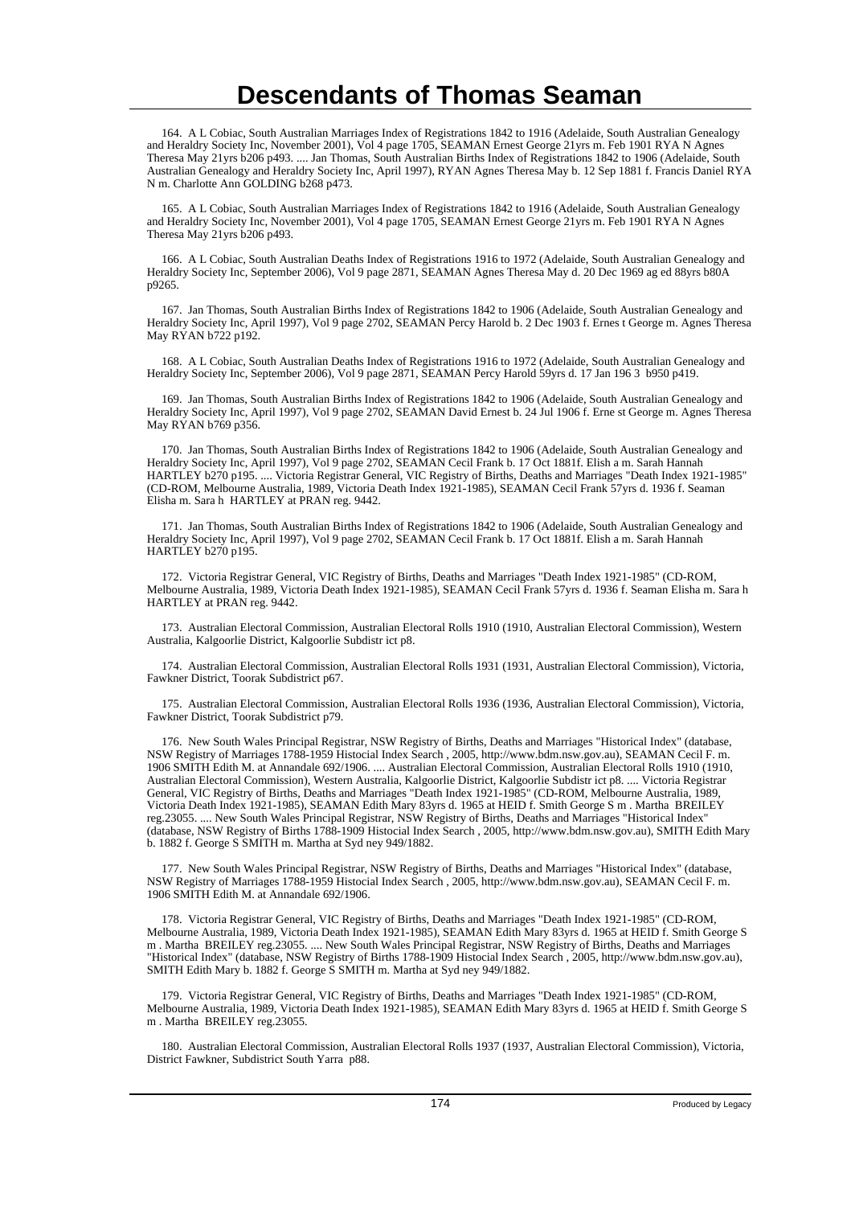# Descendants of Thomas Seaman

164. A L Cobiac, South Australian Marriages Index of Registrations 1842 to 1916 (Adelaide, South Australian Genealogy and Heraldry Society Inc, November 2001), Vol 4 page 1705, SEAMAN Ernest George 21yrs m. Feb 1901 RYA N Agnes Theresa May 21yrs b206 p493. .... Jan Thomas, South Australian Births Index of Registrations 1842 to 1906 (Adelaide, South Australian Genealogy and Heraldry Society Inc, April 1997), RYAN Agnes Theresa May b. 12 Sep 1881 f. Francis Daniel RYA N m. Charlotte Ann GOLDING b268 p473.

165. A L Cobiac, South Australian Marriages Index of Registrations 1842 to 1916 (Adelaide, South Australian Genealogy and Heraldry Society Inc, November 2001), Vol 4 page 1705, SEAMAN Ernest George 21yrs m. Feb 1901 RYA N Agnes Theresa May 21yrs b206 p493.

166. A L Cobiac, South Australian Deaths Index of Registrations 1916 to 1972 (Adelaide, South Australian Genealogy and Heraldry Society Inc, September 2006), Vol 9 page 2871, SEAMAN Agnes Theresa May d. 20 Dec 1969 ag ed 88yrs b80A p9265.

167. Jan Thomas, South Australian Births Index of Registrations 1842 to 1906 (Adelaide, South Australian Genealogy and Heraldry Society Inc, April 1997), Vol 9 page 2702, SEAMAN Percy Harold b. 2 Dec 1903 f. Ernes t George m. Agnes Theresa May RYAN b722 p192.

168. A L Cobiac, South Australian Deaths Index of Registrations 1916 to 1972 (Adelaide, South Australian Genealogy and Heraldry Society Inc, September 2006), Vol 9 page 2871, SEAMAN Percy Harold 59yrs d. 17 Jan 196 3 b950 p419.

169. Jan Thomas, South Australian Births Index of Registrations 1842 to 1906 (Adelaide, South Australian Genealogy and Heraldry Society Inc, April 1997), Vol 9 page 2702, SEAMAN David Ernest b. 24 Jul 1906 f. Erne st George m. Agnes Theresa May RYAN b769 p356.

170. Jan Thomas, South Australian Births Index of Registrations 1842 to 1906 (Adelaide, South Australian Genealogy and Heraldry Society Inc, April 1997), Vol 9 page 2702, SEAMAN Cecil Frank b. 17 Oct 1881f. Elish a m. Sarah Hannah HARTLEY b270 p195. .... Victoria Registrar General, VIC Registry of Births, Deaths and Marriages "Death Index 1921-1985" (CD-ROM, Melbourne Australia, 1989, Victoria Death Index 1921-1985), SEAMAN Cecil Frank 57yrs d. 1936 f. Seaman Elisha m. Sara h HARTLEY at PRAN reg. 9442.

171. Jan Thomas, South Australian Births Index of Registrations 1842 to 1906 (Adelaide, South Australian Genealogy and Heraldry Society Inc, April 1997), Vol 9 page 2702, SEAMAN Cecil Frank b. 17 Oct 1881f. Elish a m. Sarah Hannah HARTLEY b270 p195.

172. Victoria Registrar General, VIC Registry of Births, Deaths and Marriages "Death Index 1921-1985" (CD-ROM, Melbourne Australia, 1989, Victoria Death Index 1921-1985), SEAMAN Cecil Frank 57yrs d. 1936 f. Seaman Elisha m. Sara h HARTLEY at PRAN reg. 9442.

173. Australian Electoral Commission, Australian Electoral Rolls 1910 (1910, Australian Electoral Commission), Western Australia, Kalgoorlie District, Kalgoorlie Subdistr ict p8.

174. Australian Electoral Commission, Australian Electoral Rolls 1931 (1931, Australian Electoral Commission), Victoria, Fawkner District, Toorak Subdistrict p67.

175. Australian Electoral Commission, Australian Electoral Rolls 1936 (1936, Australian Electoral Commission), Victoria, Fawkner District, Toorak Subdistrict p79.

176. New South Wales Principal Registrar, NSW Registry of Births, Deaths and Marriages "Historical Index" (database, NSW Registry of Marriages 1788-1959 Histocial Index Search , 2005, http://www.bdm.nsw.gov.au), SEAMAN Cecil F. m. 1906 SMITH Edith M. at Annandale 692/1906. .... Australian Electoral Commission, Australian Electoral Rolls 1910 (1910, Australian Electoral Commission), Western Australia, Kalgoorlie District, Kalgoorlie Subdistr ict p8. .... Victoria Registrar General, VIC Registry of Births, Deaths and Marriages "Death Index 1921-1985" (CD-ROM, Melbourne Australia, 1989, Victoria Death Index 1921-1985), SEAMAN Edith Mary 83yrs d. 1965 at HEID f. Smith George S m . Martha BREILEY reg.23055. .... New South Wales Principal Registrar, NSW Registry of Births, Deaths and Marriages "Historical Index" (database, NSW Registry of Births 1788-1909 Histocial Index Search , 2005, http://www.bdm.nsw.gov.au), SMITH Edith Mary b. 1882 f. George S SMITH m. Martha at Syd ney 949/1882.

177. New South Wales Principal Registrar, NSW Registry of Births, Deaths and Marriages "Historical Index" (database, NSW Registry of Marriages 1788-1959 Histocial Index Search , 2005, http://www.bdm.nsw.gov.au), SEAMAN Cecil F. m. 1906 SMITH Edith M. at Annandale 692/1906.

178. Victoria Registrar General, VIC Registry of Births, Deaths and Marriages "Death Index 1921-1985" (CD-ROM, Melbourne Australia, 1989, Victoria Death Index 1921-1985), SEAMAN Edith Mary 83yrs d. 1965 at HEID f. Smith George S m . Martha BREILEY reg.23055. .... New South Wales Principal Registrar, NSW Registry of Births, Deaths and Marriages "Historical Index" (database, NSW Registry of Births 1788-1909 Histocial Index Search , 2005, http://www.bdm.nsw.gov.au), SMITH Edith Mary b. 1882 f. George S SMITH m. Martha at Syd ney 949/1882.

179. Victoria Registrar General, VIC Registry of Births, Deaths and Marriages "Death Index 1921-1985" (CD-ROM, Melbourne Australia, 1989, Victoria Death Index 1921-1985), SEAMAN Edith Mary 83yrs d. 1965 at HEID f. Smith George S m . Martha BREILEY reg.23055.

180. Australian Electoral Commission, Australian Electoral Rolls 1937 (1937, Australian Electoral Commission), Victoria, District Fawkner, Subdistrict South Yarra p88.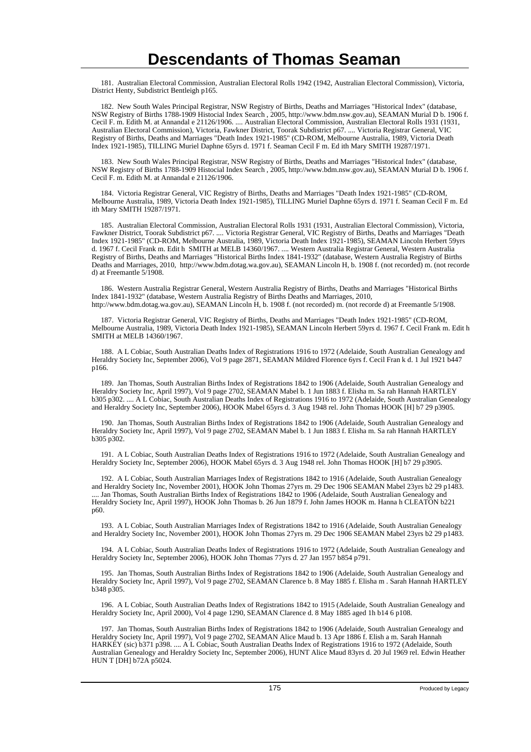# Descendants of Thomas Seaman

181. Australian Electoral Commission, Australian Electoral Rolls 1942 (1942, Australian Electoral Commission), Victoria, District Henty, Subdistrict Bentleigh p165.

182. New South Wales Principal Registrar, NSW Registry of Births, Deaths and Marriages "Historical Index" (database, NSW Registry of Births 1788-1909 Histocial Index Search , 2005, http://www.bdm.nsw.gov.au), SEAMAN Murial D b. 1906 f. Cecil F. m. Edith M. at Annandal e 21126/1906. .... Australian Electoral Commission, Australian Electoral Rolls 1931 (1931, Australian Electoral Commission), Victoria, Fawkner District, Toorak Subdistrict p67. .... Victoria Registrar General, VIC Registry of Births, Deaths and Marriages "Death Index 1921-1985" (CD-ROM, Melbourne Australia, 1989, Victoria Death Index 1921-1985), TILLING Muriel Daphne 65yrs d. 1971 f. Seaman Cecil F m. Ed ith Mary SMITH 19287/1971.

183. New South Wales Principal Registrar, NSW Registry of Births, Deaths and Marriages "Historical Index" (database, NSW Registry of Births 1788-1909 Histocial Index Search , 2005, http://www.bdm.nsw.gov.au), SEAMAN Murial D b. 1906 f. Cecil F. m. Edith M. at Annandal e 21126/1906.

184. Victoria Registrar General, VIC Registry of Births, Deaths and Marriages "Death Index 1921-1985" (CD-ROM, Melbourne Australia, 1989, Victoria Death Index 1921-1985), TILLING Muriel Daphne 65yrs d. 1971 f. Seaman Cecil F m. Ed ith Mary SMITH 19287/1971.

185. Australian Electoral Commission, Australian Electoral Rolls 1931 (1931, Australian Electoral Commission), Victoria, Fawkner District, Toorak Subdistrict p67. .... Victoria Registrar General, VIC Registry of Births, Deaths and Marriages "Death Index 1921-1985" (CD-ROM, Melbourne Australia, 1989, Victoria Death Index 1921-1985), SEAMAN Lincoln Herbert 59yrs d. 1967 f. Cecil Frank m. Edit h SMITH at MELB 14360/1967. .... Western Australia Registrar General, Western Australia Registry of Births, Deaths and Marriages "Historical Births Index 1841-1932" (database, Western Australia Registry of Births Deaths and Marriages, 2010, http://www.bdm.dotag.wa.gov.au), SEAMAN Lincoln H, b. 1908 f. (not recorded) m. (not recorde d) at Freemantle 5/1908.

186. Western Australia Registrar General, Western Australia Registry of Births, Deaths and Marriages "Historical Births Index 1841-1932" (database, Western Australia Registry of Births Deaths and Marriages, 2010, http://www.bdm.dotag.wa.gov.au), SEAMAN Lincoln H, b. 1908 f. (not recorded) m. (not recorde d) at Freemantle 5/1908.

187. Victoria Registrar General, VIC Registry of Births, Deaths and Marriages "Death Index 1921-1985" (CD-ROM, Melbourne Australia, 1989, Victoria Death Index 1921-1985), SEAMAN Lincoln Herbert 59yrs d. 1967 f. Cecil Frank m. Edit h SMITH at MELB 14360/1967.

188. A L Cobiac, South Australian Deaths Index of Registrations 1916 to 1972 (Adelaide, South Australian Genealogy and Heraldry Society Inc, September 2006), Vol 9 page 2871, SEAMAN Mildred Florence 6yrs f. Cecil Fran k d. 1 Jul 1921 b447 p166.

189. Jan Thomas, South Australian Births Index of Registrations 1842 to 1906 (Adelaide, South Australian Genealogy and Heraldry Society Inc, April 1997), Vol 9 page 2702, SEAMAN Mabel b. 1 Jun 1883 f. Elisha m. Sa rah Hannah HARTLEY b305 p302. .... A L Cobiac, South Australian Deaths Index of Registrations 1916 to 1972 (Adelaide, South Australian Genealogy and Heraldry Society Inc, September 2006), HOOK Mabel 65yrs d. 3 Aug 1948 rel. John Thomas HOOK [H] b7 29 p3905.

190. Jan Thomas, South Australian Births Index of Registrations 1842 to 1906 (Adelaide, South Australian Genealogy and Heraldry Society Inc, April 1997), Vol 9 page 2702, SEAMAN Mabel b. 1 Jun 1883 f. Elisha m. Sa rah Hannah HARTLEY b305 p302.

191. A L Cobiac, South Australian Deaths Index of Registrations 1916 to 1972 (Adelaide, South Australian Genealogy and Heraldry Society Inc, September 2006), HOOK Mabel 65yrs d. 3 Aug 1948 rel. John Thomas HOOK [H] b7 29 p3905.

192. A L Cobiac, South Australian Marriages Index of Registrations 1842 to 1916 (Adelaide, South Australian Genealogy and Heraldry Society Inc, November 2001), HOOK John Thomas 27yrs m. 29 Dec 1906 SEAMAN Mabel 23yrs b2 29 p1483. .... Jan Thomas, South Australian Births Index of Registrations 1842 to 1906 (Adelaide, South Australian Genealogy and Heraldry Society Inc, April 1997), HOOK John Thomas b. 26 Jun 1879 f. John James HOOK m. Hanna h CLEATON b221 p60.

193. A L Cobiac, South Australian Marriages Index of Registrations 1842 to 1916 (Adelaide, South Australian Genealogy and Heraldry Society Inc, November 2001), HOOK John Thomas 27yrs m. 29 Dec 1906 SEAMAN Mabel 23yrs b2 29 p1483.

194. A L Cobiac, South Australian Deaths Index of Registrations 1916 to 1972 (Adelaide, South Australian Genealogy and Heraldry Society Inc, September 2006), HOOK John Thomas 77yrs d. 27 Jan 1957 b854 p791.

195. Jan Thomas, South Australian Births Index of Registrations 1842 to 1906 (Adelaide, South Australian Genealogy and Heraldry Society Inc, April 1997), Vol 9 page 2702, SEAMAN Clarence b. 8 May 1885 f. Elisha m . Sarah Hannah HARTLEY b348 p305.

196. A L Cobiac, South Australian Deaths Index of Registrations 1842 to 1915 (Adelaide, South Australian Genealogy and Heraldry Society Inc, April 2000), Vol 4 page 1290, SEAMAN Clarence d. 8 May 1885 aged 1h b14 6 p108.

197. Jan Thomas, South Australian Births Index of Registrations 1842 to 1906 (Adelaide, South Australian Genealogy and Heraldry Society Inc, April 1997), Vol 9 page 2702, SEAMAN Alice Maud b. 13 Apr 1886 f. Elish a m. Sarah Hannah HARKEY (sic) b371 p398. .... A L Cobiac, South Australian Deaths Index of Registrations 1916 to 1972 (Adelaide, South Australian Genealogy and Heraldry Society Inc, September 2006), HUNT Alice Maud 83yrs d. 20 Jul 1969 rel. Edwin Heather HUN T [DH] b72A p5024.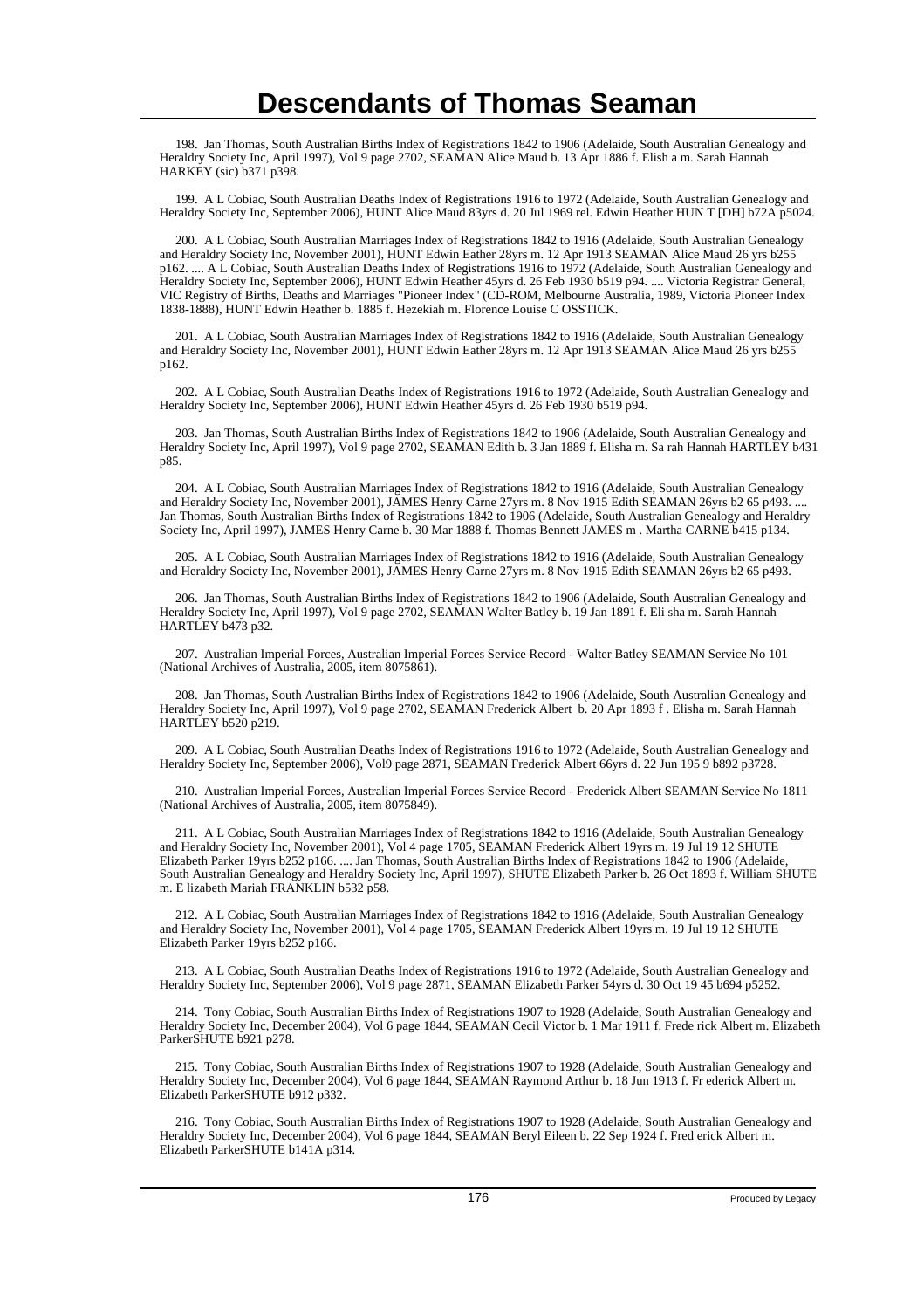# Descendants of Thomas Seaman

198. Jan Thomas, South Australian Births Index of Registrations 1842 to 1906 (Adelaide, South Australian Genealogy and Heraldry Society Inc, April 1997), Vol 9 page 2702, SEAMAN Alice Maud b. 13 Apr 1886 f. Elish a m. Sarah Hannah HARKEY (sic) b371 p398.

199. A L Cobiac, South Australian Deaths Index of Registrations 1916 to 1972 (Adelaide, South Australian Genealogy and Heraldry Society Inc, September 2006), HUNT Alice Maud 83yrs d. 20 Jul 1969 rel. Edwin Heather HUN T [DH] b72A p5024.

200. A L Cobiac, South Australian Marriages Index of Registrations 1842 to 1916 (Adelaide, South Australian Genealogy and Heraldry Society Inc, November 2001), HUNT Edwin Eather 28yrs m. 12 Apr 1913 SEAMAN Alice Maud 26 yrs b255 p162. .... A L Cobiac, South Australian Deaths Index of Registrations 1916 to 1972 (Adelaide, South Australian Genealogy and Heraldry Society Inc, September 2006), HUNT Edwin Heather 45yrs d. 26 Feb 1930 b519 p94. .... Victoria Registrar General, VIC Registry of Births, Deaths and Marriages "Pioneer Index" (CD-ROM, Melbourne Australia, 1989, Victoria Pioneer Index 1838-1888), HUNT Edwin Heather b. 1885 f. Hezekiah m. Florence Louise C OSSTICK.

201. A L Cobiac, South Australian Marriages Index of Registrations 1842 to 1916 (Adelaide, South Australian Genealogy and Heraldry Society Inc, November 2001), HUNT Edwin Eather 28yrs m. 12 Apr 1913 SEAMAN Alice Maud 26 yrs b255 p162.

202. A L Cobiac, South Australian Deaths Index of Registrations 1916 to 1972 (Adelaide, South Australian Genealogy and Heraldry Society Inc, September 2006), HUNT Edwin Heather 45yrs d. 26 Feb 1930 b519 p94.

203. Jan Thomas, South Australian Births Index of Registrations 1842 to 1906 (Adelaide, South Australian Genealogy and Heraldry Society Inc, April 1997), Vol 9 page 2702, SEAMAN Edith b. 3 Jan 1889 f. Elisha m. Sa rah Hannah HARTLEY b431 p85.

204. A L Cobiac, South Australian Marriages Index of Registrations 1842 to 1916 (Adelaide, South Australian Genealogy and Heraldry Society Inc, November 2001), JAMES Henry Carne 27yrs m. 8 Nov 1915 Edith SEAMAN 26yrs b2 65 p493. .... Jan Thomas, South Australian Births Index of Registrations 1842 to 1906 (Adelaide, South Australian Genealogy and Heraldry Society Inc, April 1997), JAMES Henry Carne b. 30 Mar 1888 f. Thomas Bennett JAMES m . Martha CARNE b415 p134.

205. A L Cobiac, South Australian Marriages Index of Registrations 1842 to 1916 (Adelaide, South Australian Genealogy and Heraldry Society Inc, November 2001), JAMES Henry Carne 27yrs m. 8 Nov 1915 Edith SEAMAN 26yrs b2 65 p493.

206. Jan Thomas, South Australian Births Index of Registrations 1842 to 1906 (Adelaide, South Australian Genealogy and Heraldry Society Inc, April 1997), Vol 9 page 2702, SEAMAN Walter Batley b. 19 Jan 1891 f. Eli sha m. Sarah Hannah HARTLEY b473 p32.

207. Australian Imperial Forces, Australian Imperial Forces Service Record - Walter Batley SEAMAN Service No 101 (National Archives of Australia, 2005, item 8075861).

208. Jan Thomas, South Australian Births Index of Registrations 1842 to 1906 (Adelaide, South Australian Genealogy and Heraldry Society Inc, April 1997), Vol 9 page 2702, SEAMAN Frederick Albert b. 20 Apr 1893 f . Elisha m. Sarah Hannah HARTLEY b520 p219.

209. A L Cobiac, South Australian Deaths Index of Registrations 1916 to 1972 (Adelaide, South Australian Genealogy and Heraldry Society Inc, September 2006), Vol9 page 2871, SEAMAN Frederick Albert 66yrs d. 22 Jun 195 9 b892 p3728.

210. Australian Imperial Forces, Australian Imperial Forces Service Record - Frederick Albert SEAMAN Service No 1811 (National Archives of Australia, 2005, item 8075849).

211. A L Cobiac, South Australian Marriages Index of Registrations 1842 to 1916 (Adelaide, South Australian Genealogy and Heraldry Society Inc, November 2001), Vol 4 page 1705, SEAMAN Frederick Albert 19yrs m. 19 Jul 19 12 SHUTE Elizabeth Parker 19yrs b252 p166. .... Jan Thomas, South Australian Births Index of Registrations 1842 to 1906 (Adelaide, South Australian Genealogy and Heraldry Society Inc, April 1997), SHUTE Elizabeth Parker b. 26 Oct 1893 f. William SHUTE m. E lizabeth Mariah FRANKLIN b532 p58.

212. A L Cobiac, South Australian Marriages Index of Registrations 1842 to 1916 (Adelaide, South Australian Genealogy and Heraldry Society Inc, November 2001), Vol 4 page 1705, SEAMAN Frederick Albert 19yrs m. 19 Jul 19 12 SHUTE Elizabeth Parker 19yrs b252 p166.

213. A L Cobiac, South Australian Deaths Index of Registrations 1916 to 1972 (Adelaide, South Australian Genealogy and Heraldry Society Inc, September 2006), Vol 9 page 2871, SEAMAN Elizabeth Parker 54yrs d. 30 Oct 19 45 b694 p5252.

214. Tony Cobiac, South Australian Births Index of Registrations 1907 to 1928 (Adelaide, South Australian Genealogy and Heraldry Society Inc, December 2004), Vol 6 page 1844, SEAMAN Cecil Victor b. 1 Mar 1911 f. Frede rick Albert m. Elizabeth ParkerSHUTE b921 p278.

215. Tony Cobiac, South Australian Births Index of Registrations 1907 to 1928 (Adelaide, South Australian Genealogy and Heraldry Society Inc, December 2004), Vol 6 page 1844, SEAMAN Raymond Arthur b. 18 Jun 1913 f. Fr ederick Albert m. Elizabeth ParkerSHUTE b912 p332.

216. Tony Cobiac, South Australian Births Index of Registrations 1907 to 1928 (Adelaide, South Australian Genealogy and Heraldry Society Inc, December 2004), Vol 6 page 1844, SEAMAN Beryl Eileen b. 22 Sep 1924 f. Fred erick Albert m. Elizabeth ParkerSHUTE b141A p314.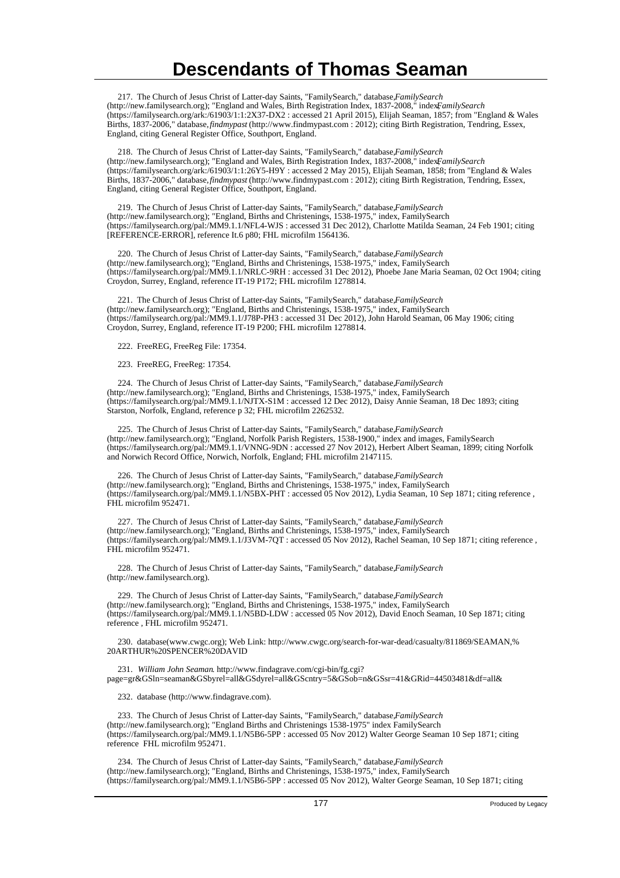# Descendants of Thomas Seaman

217. The Church of Jesus Christ of Latter-day Saints, "FamilySearch," database, *FamilySearch* (http://new.familysearch.org); "England and Wales, Birth Registration Index, 1837-2008," index, *FamilySearch* (https://familysearch.org/ark:/61903/1:1:2X37-DX2 : accessed 21 April 2015), Elijah Seaman, 1857; from "England & Wales Births, 1837-2006," database, *findmypast* (http://www.findmypast.com : 2012); citing Birth Registration, Tendring, Essex, England, citing General Register Office, Southport, England.

218. The Church of Jesus Christ of Latter-day Saints, "FamilySearch," database, *FamilySearch* (http://new.familysearch.org); "England and Wales, Birth Registration Index, 1837-2008," index, *FamilySearch* (https://familysearch.org/ark:/61903/1:1:26Y5-H9Y : accessed 2 May 2015), Elijah Seaman, 1858; from "England & Wales Births, 1837-2006," database, *findmypast* (http://www.findmypast.com : 2012); citing Birth Registration, Tendring, Essex, England, citing General Register Office, Southport, England.

219. The Church of Jesus Christ of Latter-day Saints, "FamilySearch," database, *FamilySearch* (http://new.familysearch.org); "England, Births and Christenings, 1538-1975," index, FamilySearch (https://familysearch.org/pal:/MM9.1.1/NFL4-WJS : accessed 31 Dec 2012), Charlotte Matilda Seaman, 24 Feb 1901; citing [REFERENCE-ERROR], reference It.6 p80; FHL microfilm 1564136.

220. The Church of Jesus Christ of Latter-day Saints, "FamilySearch," database, *FamilySearch* (http://new.familysearch.org); "England, Births and Christenings, 1538-1975," index, FamilySearch (https://familysearch.org/pal:/MM9.1.1/NRLC-9RH : accessed 31 Dec 2012), Phoebe Jane Maria Seaman, 02 Oct 1904; citing Croydon, Surrey, England, reference IT-19 P172; FHL microfilm 1278814.

221. The Church of Jesus Christ of Latter-day Saints, "FamilySearch," database, *FamilySearch* (http://new.familysearch.org); "England, Births and Christenings, 1538-1975," index, FamilySearch (https://familysearch.org/pal:/MM9.1.1/J78P-PH3 : accessed 31 Dec 2012), John Harold Seaman, 06 May 1906; citing Croydon, Surrey, England, reference IT-19 P200; FHL microfilm 1278814.

222. FreeREG, FreeReg File: 17354.

223. FreeREG, FreeReg: 17354.

224. The Church of Jesus Christ of Latter-day Saints, "FamilySearch," database, *FamilySearch* (http://new.familysearch.org); "England, Births and Christenings, 1538-1975," index, FamilySearch (https://familysearch.org/pal:/MM9.1.1/NJTX-S1M : accessed 12 Dec 2012), Daisy Annie Seaman, 18 Dec 1893; citing Starston, Norfolk, England, reference p 32; FHL microfilm 2262532.

225. The Church of Jesus Christ of Latter-day Saints, "FamilySearch," database, *FamilySearch* (http://new.familysearch.org); "England, Norfolk Parish Registers, 1538-1900," index and images, FamilySearch (https://familysearch.org/pal:/MM9.1.1/VNNG-9DN : accessed 27 Nov 2012), Herbert Albert Seaman, 1899; citing Norfolk and Norwich Record Office, Norwich, Norfolk, England; FHL microfilm 2147115.

226. The Church of Jesus Christ of Latter-day Saints, "FamilySearch," database, *FamilySearch* (http://new.familysearch.org); "England, Births and Christenings, 1538-1975," index, FamilySearch (https://familysearch.org/pal:/MM9.1.1/N5BX-PHT : accessed 05 Nov 2012), Lydia Seaman, 10 Sep 1871; citing reference , FHL microfilm 952471.

227. The Church of Jesus Christ of Latter-day Saints, "FamilySearch," database, *FamilySearch* (http://new.familysearch.org); "England, Births and Christenings, 1538-1975," index, FamilySearch (https://familysearch.org/pal:/MM9.1.1/J3VM-7QT : accessed 05 Nov 2012), Rachel Seaman, 10 Sep 1871; citing reference , FHL microfilm 952471.

228. The Church of Jesus Christ of Latter-day Saints, "FamilySearch," database, *FamilySearch* (http://new.familysearch.org).

229. The Church of Jesus Christ of Latter-day Saints, "FamilySearch," database, *FamilySearch* (http://new.familysearch.org); "England, Births and Christenings, 1538-1975," index, FamilySearch (https://familysearch.org/pal:/MM9.1.1/N5BD-LDW : accessed 05 Nov 2012), David Enoch Seaman, 10 Sep 1871; citing reference , FHL microfilm 952471.

230. database(www.cwgc.org); Web Link: http://www.cwgc.org/search-for-war-dead/casualty/811869/SEAMAN,%20ARTHUR%20SPENCER%20DAVID

231. *William John Seaman*. http://www.findagrave.com/cgi-bin/fg.cgi?page=gr&GSln=seaman&GSbyrel=all&GSdyrel=all&GScntry=5&GSob=n&GSsr=41&GRid=44503481&df=all&

232. database (http://www.findagrave.com).

233. The Church of Jesus Christ of Latter-day Saints, "FamilySearch," database, *FamilySearch* (http://new.familysearch.org); "England Births and Christenings 1538-1975" index FamilySearch (https://familysearch.org/pal:/MM9.1.1/N5B6-5PP : accessed 05 Nov 2012) Walter George Seaman 10 Sep 1871; citing reference FHL microfilm 952471.

234. The Church of Jesus Christ of Latter-day Saints, "FamilySearch," database, *FamilySearch* (http://new.familysearch.org); "England, Births and Christenings, 1538-1975," index, FamilySearch (https://familysearch.org/pal:/MM9.1.1/N5B6-5PP : accessed 05 Nov 2012), Walter George Seaman, 10 Sep 1871; citing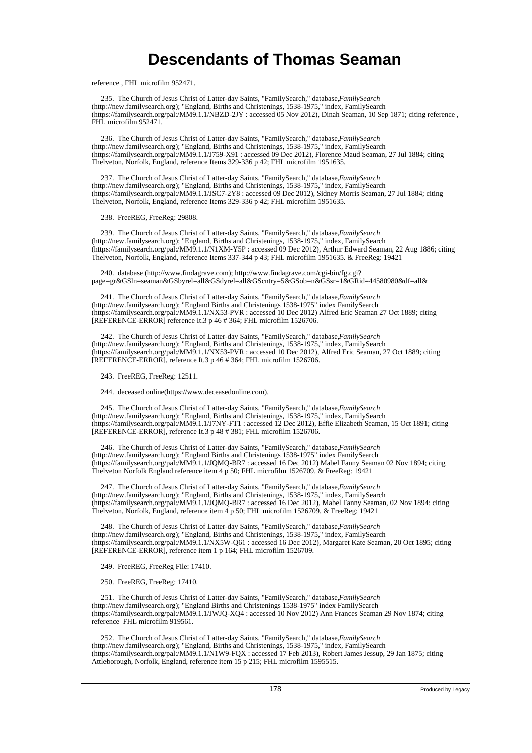reference , FHL microfilm 952471.

235. The Church of Jesus Christ of Latter-day Saints, "FamilySearch," database,*FamilySearch* (http://new.familysearch.org); "England, Births and Christenings, 1538-1975," index, FamilySearch (https://familysearch.org/pal:/MM9.1.1/NBZD-2JY : accessed 05 Nov 2012), Dinah Seaman, 10 Sep 1871; citing reference , FHL microfilm 952471.

236. The Church of Jesus Christ of Latter-day Saints, "FamilySearch," database,*FamilySearch* (http://new.familysearch.org); "England, Births and Christenings, 1538-1975," index, FamilySearch (https://familysearch.org/pal:/MM9.1.1/J759-X91 : accessed 09 Dec 2012), Florence Maud Seaman, 27 Jul 1884; citing Thelveton, Norfolk, England, reference Items 329-336 p 42; FHL microfilm 1951635.

237. The Church of Jesus Christ of Latter-day Saints, "FamilySearch," database,*FamilySearch* (http://new.familysearch.org); "England, Births and Christenings, 1538-1975," index, FamilySearch (https://familysearch.org/pal:/MM9.1.1/JSC7-2Y8 : accessed 09 Dec 2012), Sidney Morris Seaman, 27 Jul 1884; citing Thelveton, Norfolk, England, reference Items 329-336 p 42; FHL microfilm 1951635.

238. FreeREG, FreeReg: 29808.

239. The Church of Jesus Christ of Latter-day Saints, "FamilySearch," database,*FamilySearch* (http://new.familysearch.org); "England, Births and Christenings, 1538-1975," index, FamilySearch (https://familysearch.org/pal:/MM9.1.1/N1XM-Y5P : accessed 09 Dec 2012), Arthur Edward Seaman, 22 Aug 1886; citing Thelveton, Norfolk, England, reference Items 337-344 p 43; FHL microfilm 1951635. & FreeReg: 19421

240. database (http://www.findagrave.com); http://www.findagrave.com/cgi-bin/fg.cgi?page=gr&GSln=seaman&GSbyrel=all&GSdyrel=all&GScntry=5&GSob=n&GSsr=1&GRid=44580980&df=all&

241. The Church of Jesus Christ of Latter-day Saints, "FamilySearch," database,*FamilySearch* (http://new.familysearch.org); "England Births and Christenings 1538-1975" index FamilySearch (https://familysearch.org/pal:/MM9.1.1/NX53-PVR : accessed 10 Dec 2012) Alfred Eric Seaman 27 Oct 1889; citing [REFERENCE-ERROR] reference It.3 p 46 # 364; FHL microfilm 1526706.

242. The Church of Jesus Christ of Latter-day Saints, "FamilySearch," database,*FamilySearch* (http://new.familysearch.org); "England, Births and Christenings, 1538-1975," index, FamilySearch (https://familysearch.org/pal:/MM9.1.1/NX53-PVR : accessed 10 Dec 2012), Alfred Eric Seaman, 27 Oct 1889; citing [REFERENCE-ERROR], reference It.3 p 46 # 364; FHL microfilm 1526706.

243. FreeREG, FreeReg: 12511.

244. deceased online(https://www.deceasedonline.com).

245. The Church of Jesus Christ of Latter-day Saints, "FamilySearch," database,*FamilySearch* (http://new.familysearch.org); "England, Births and Christenings, 1538-1975," index, FamilySearch (https://familysearch.org/pal:/MM9.1.1/J7NY-FT1 : accessed 12 Dec 2012), Effie Elizabeth Seaman, 15 Oct 1891; citing [REFERENCE-ERROR], reference It.3 p 48 # 381; FHL microfilm 1526706.

246. The Church of Jesus Christ of Latter-day Saints, "FamilySearch," database,*FamilySearch* (http://new.familysearch.org); "England Births and Christenings 1538-1975" index FamilySearch (https://familysearch.org/pal:/MM9.1.1/JQMQ-BR7 : accessed 16 Dec 2012) Mabel Fanny Seaman 02 Nov 1894; citing Thelveton Norfolk England reference item 4 p 50; FHL microfilm 1526709. & FreeReg: 19421

247. The Church of Jesus Christ of Latter-day Saints, "FamilySearch," database,*FamilySearch* (http://new.familysearch.org); "England, Births and Christenings, 1538-1975," index, FamilySearch (https://familysearch.org/pal:/MM9.1.1/JQMQ-BR7 : accessed 16 Dec 2012), Mabel Fanny Seaman, 02 Nov 1894; citing Thelveton, Norfolk, England, reference item 4 p 50; FHL microfilm 1526709. & FreeReg: 19421

248. The Church of Jesus Christ of Latter-day Saints, "FamilySearch," database,*FamilySearch* (http://new.familysearch.org); "England, Births and Christenings, 1538-1975," index, FamilySearch (https://familysearch.org/pal:/MM9.1.1/NX5W-Q61 : accessed 16 Dec 2012), Margaret Kate Seaman, 20 Oct 1895; citing [REFERENCE-ERROR], reference item 1 p 164; FHL microfilm 1526709.

249. FreeREG, FreeReg File: 17410.

250. FreeREG, FreeReg: 17410.

251. The Church of Jesus Christ of Latter-day Saints, "FamilySearch," database,*FamilySearch* (http://new.familysearch.org); "England Births and Christenings 1538-1975" index FamilySearch (https://familysearch.org/pal:/MM9.1.1/JWJQ-XQ4 : accessed 10 Nov 2012) Ann Frances Seaman 29 Nov 1874; citing reference FHL microfilm 919561.

252. The Church of Jesus Christ of Latter-day Saints, "FamilySearch," database,*FamilySearch* (http://new.familysearch.org); "England, Births and Christenings, 1538-1975," index, FamilySearch (https://familysearch.org/pal:/MM9.1.1/N1W9-FQX : accessed 17 Feb 2013), Robert James Jessup, 29 Jan 1875; citing Attleborough, Norfolk, England, reference item 15 p 215; FHL microfilm 1595515.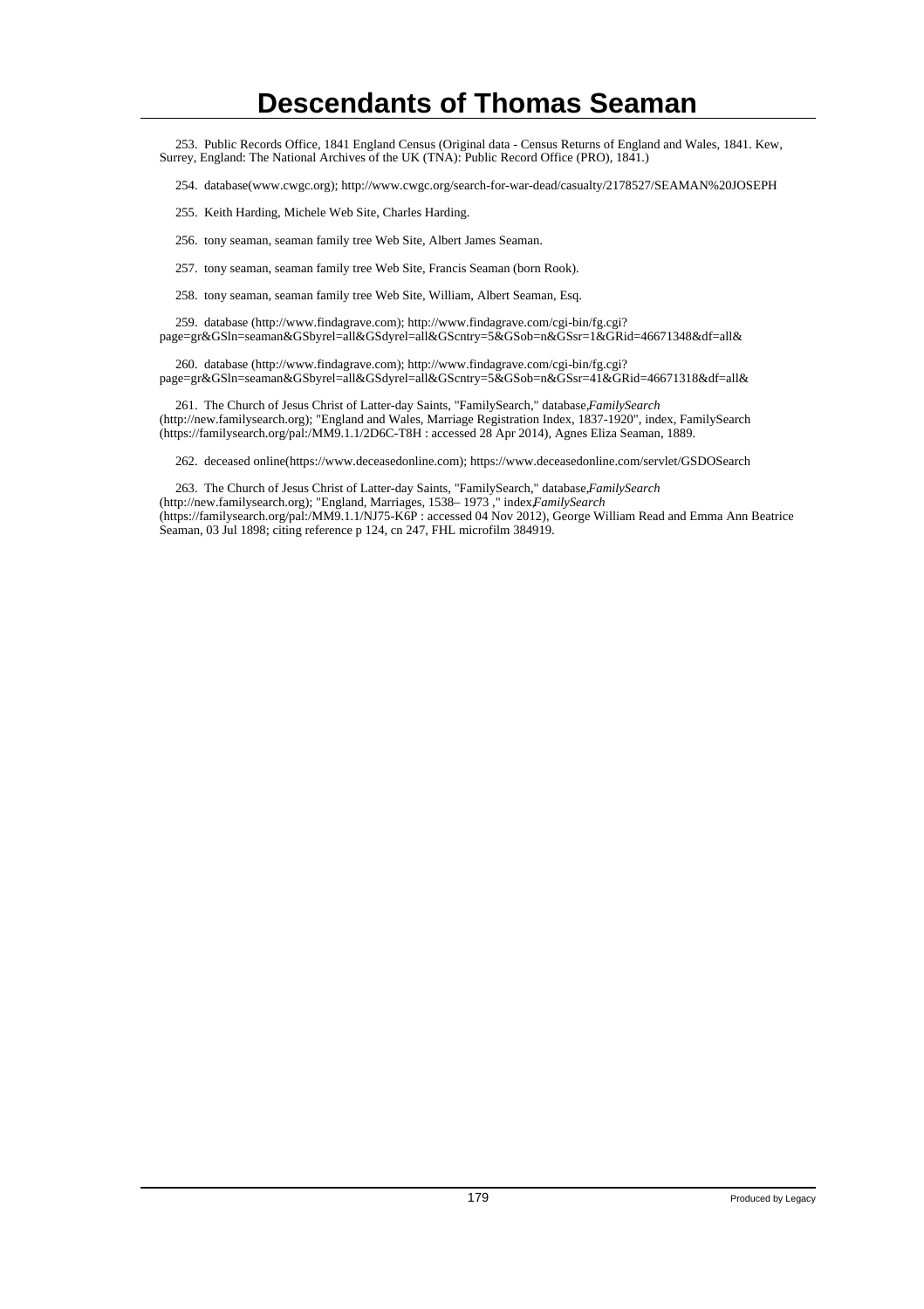# Descendants of Thomas Seaman

253. Public Records Office, 1841 England Census (Original data - Census Returns of England and Wales, 1841. Kew, Surrey, England: The National Archives of the UK (TNA): Public Record Office (PRO), 1841.)

254. database(www.cwgc.org); http://www.cwgc.org/search-for-war-dead/casualty/2178527/SEAMAN%20JOSEPH

255. Keith Harding, Michele Web Site, Charles Harding.

256. tony seaman, seaman family tree Web Site, Albert James Seaman.

257. tony seaman, seaman family tree Web Site, Francis Seaman (born Rook).

258. tony seaman, seaman family tree Web Site, William, Albert Seaman, Esq.

259. database (http://www.findagrave.com); http://www.findagrave.com/cgi-bin/fg.cgi?page=gr&GSln=seaman&GSbyrel=all&GSdyrel=all&GScntry=5&GSob=n&GSsr=1&GRid=46671348&df=all&

260. database (http://www.findagrave.com); http://www.findagrave.com/cgi-bin/fg.cgi?page=gr&GSln=seaman&GSbyrel=all&GSdyrel=all&GScntry=5&GSob=n&GSsr=41&GRid=46671318&df=all&

261. The Church of Jesus Christ of Latter-day Saints, "FamilySearch," database,*FamilySearch* (http://new.familysearch.org); "England and Wales, Marriage Registration Index, 1837-1920", index, FamilySearch (https://familysearch.org/pal:/MM9.1.1/2D6C-T8H : accessed 28 Apr 2014), Agnes Eliza Seaman, 1889.

262. deceased online(https://www.deceasedonline.com); https://www.deceasedonline.com/servlet/GSDOSearch

263. The Church of Jesus Christ of Latter-day Saints, "FamilySearch," database,*FamilySearch* (http://new.familysearch.org); "England, Marriages, 1538– 1973 ," index,*FamilySearch* (https://familysearch.org/pal:/MM9.1.1/NJ75-K6P : accessed 04 Nov 2012), George William Read and Emma Ann Beatrice Seaman, 03 Jul 1898; citing reference p 124, cn 247, FHL microfilm 384919.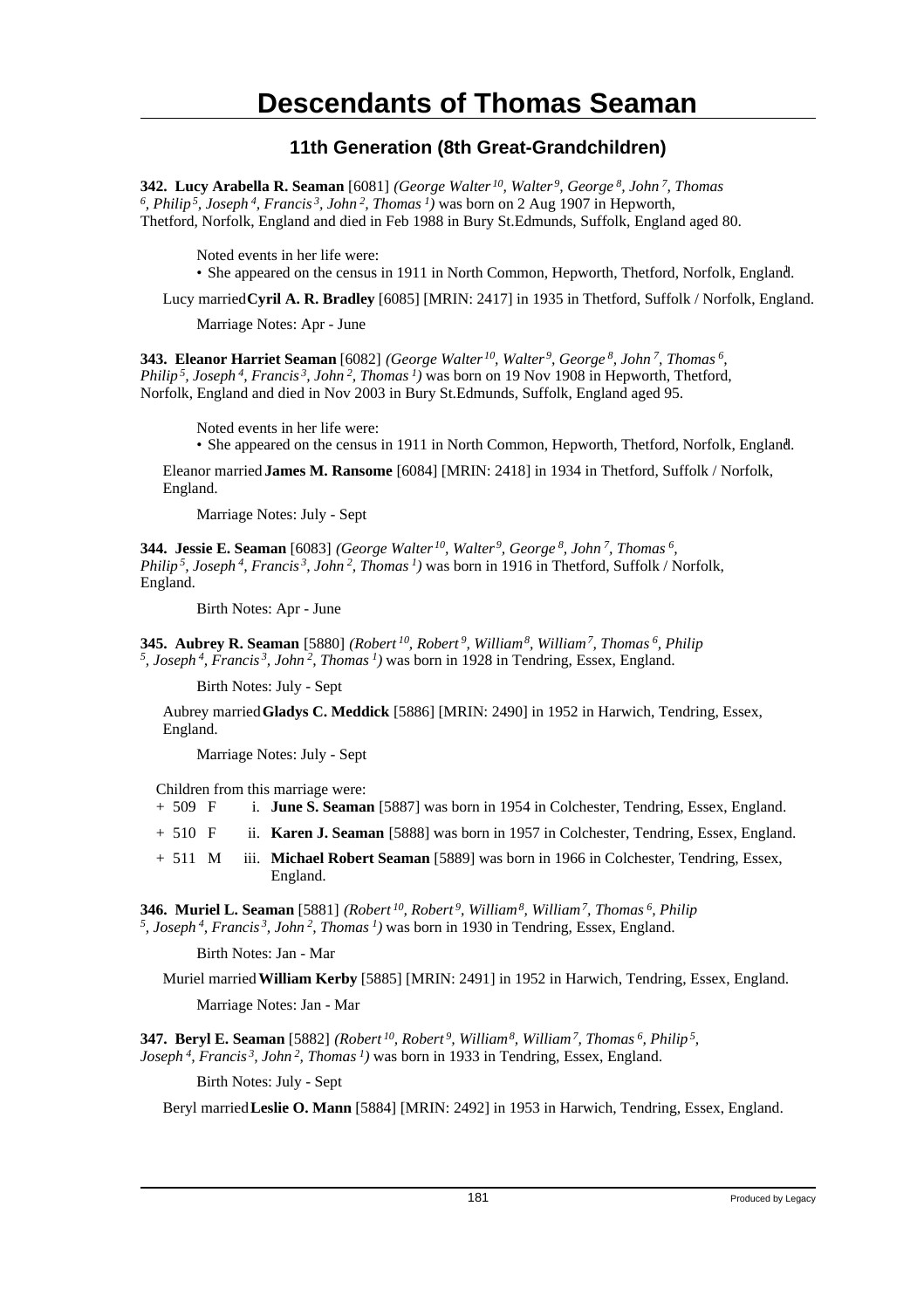# Descendants of Thomas Seaman

## 11th Generation (8th Great-Grandchildren)

**342. Lucy Arabella R. Seaman** [6081] *(George Walter[10], Walter[9], George[8], John[7], Thomas[6], Philip[5], Joseph[4], Francis[3], John[2], Thomas[1])* was born on 2 Aug 1907 in Hepworth, Thetford, Norfolk, England and died in Feb 1988 in Bury St.Edmunds, Suffolk, England aged 80.

Noted events in her life were:

- She appeared on the census in 1911 in North Common, Hepworth, Thetford, Norfolk, England.[1]

Lucy married **Cyril A. R. Bradley** [6085] [MRIN: 2417] in 1935 in Thetford, Suffolk / Norfolk, England.

Marriage Notes: Apr - June

**343. Eleanor Harriet Seaman** [6082] *(George Walter[10], Walter[9], George[8], John[7], Thomas[6], Philip[5], Joseph[4], Francis[3], John[2], Thomas[1])* was born on 19 Nov 1908 in Hepworth, Thetford, Norfolk, England and died in Nov 2003 in Bury St.Edmunds, Suffolk, England aged 95.

Noted events in her life were:

- She appeared on the census in 1911 in North Common, Hepworth, Thetford, Norfolk, England.[1]

Eleanor married **James M. Ransome** [6084] [MRIN: 2418] in 1934 in Thetford, Suffolk / Norfolk, England.

Marriage Notes: July - Sept

**344. Jessie E. Seaman** [6083] *(George Walter[10], Walter[9], George[8], John[7], Thomas[6], Philip[5], Joseph[4], Francis[3], John[2], Thomas[1])* was born in 1916 in Thetford, Suffolk / Norfolk, England.

Birth Notes: Apr - June

**345. Aubrey R. Seaman** [5880] *(Robert[10], Robert[9], William[8], William[7], Thomas[6], Philip[5], Joseph[4], Francis[3], John[2], Thomas[1])* was born in 1928 in Tendring, Essex, England.

Birth Notes: July - Sept

Aubrey married **Gladys C. Meddick** [5886] [MRIN: 2490] in 1952 in Harwich, Tendring, Essex, England.

Marriage Notes: July - Sept

Children from this marriage were:

- \+ 509 F i. **June S. Seaman** [5887] was born in 1954 in Colchester, Tendring, Essex, England.
- \+ 510 F ii. **Karen J. Seaman** [5888] was born in 1957 in Colchester, Tendring, Essex, England.
- \+ 511 M iii. **Michael Robert Seaman** [5889] was born in 1966 in Colchester, Tendring, Essex, England.

**346. Muriel L. Seaman** [5881] *(Robert[10], Robert[9], William[8], William[7], Thomas[6], Philip[5], Joseph[4], Francis[3], John[2], Thomas[1])* was born in 1930 in Tendring, Essex, England.

Birth Notes: Jan - Mar

Muriel married **William Kerby** [5885] [MRIN: 2491] in 1952 in Harwich, Tendring, Essex, England.

Marriage Notes: Jan - Mar

**347. Beryl E. Seaman** [5882] *(Robert[10], Robert[9], William[8], William[7], Thomas[6], Philip[5], Joseph[4], Francis[3], John[2], Thomas[1])* was born in 1933 in Tendring, Essex, England.

Birth Notes: July - Sept

Beryl married **Leslie O. Mann** [5884] [MRIN: 2492] in 1953 in Harwich, Tendring, Essex, England.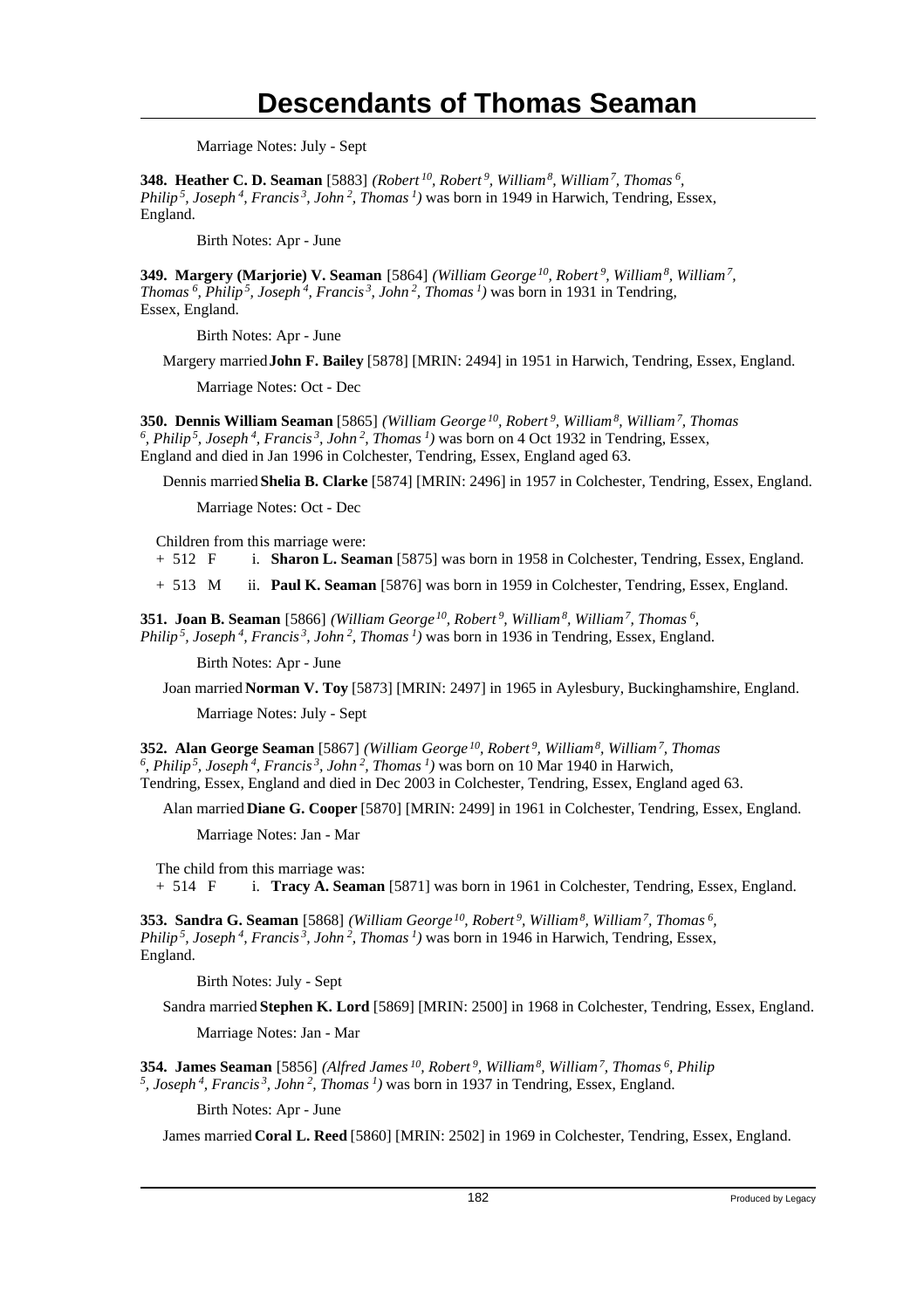# Descendants of Thomas Seaman

Marriage Notes: July - Sept

**348. Heather C. D. Seaman** [5883] *(Robert [10], Robert [9], William [8], William [7], Thomas [6], Philip [5], Joseph [4], Francis [3], John [2], Thomas [1])* was born in 1949 in Harwich, Tendring, Essex, England.

Birth Notes: Apr - June

**349. Margery (Marjorie) V. Seaman** [5864] *(William George [10], Robert [9], William [8], William [7], Thomas [6], Philip [5], Joseph [4], Francis [3], John [2], Thomas [1])* was born in 1931 in Tendring, Essex, England.

Birth Notes: Apr - June

Margery married **John F. Bailey** [5878] [MRIN: 2494] in 1951 in Harwich, Tendring, Essex, England.

Marriage Notes: Oct - Dec

**350. Dennis William Seaman** [5865] *(William George [10], Robert [9], William [8], William [7], Thomas [6], Philip [5], Joseph [4], Francis [3], John [2], Thomas [1])* was born on 4 Oct 1932 in Tendring, Essex, England and died in Jan 1996 in Colchester, Tendring, Essex, England aged 63.

Dennis married **Shelia B. Clarke** [5874] [MRIN: 2496] in 1957 in Colchester, Tendring, Essex, England.

Marriage Notes: Oct - Dec

Children from this marriage were:

+ 512 F i. **Sharon L. Seaman** [5875] was born in 1958 in Colchester, Tendring, Essex, England.

+ 513 M ii. **Paul K. Seaman** [5876] was born in 1959 in Colchester, Tendring, Essex, England.

**351. Joan B. Seaman** [5866] *(William George [10], Robert [9], William [8], William [7], Thomas [6], Philip [5], Joseph [4], Francis [3], John [2], Thomas [1])* was born in 1936 in Tendring, Essex, England.

Birth Notes: Apr - June

Joan married **Norman V. Toy** [5873] [MRIN: 2497] in 1965 in Aylesbury, Buckinghamshire, England.

Marriage Notes: July - Sept

**352. Alan George Seaman** [5867] *(William George [10], Robert [9], William [8], William [7], Thomas [6], Philip [5], Joseph [4], Francis [3], John [2], Thomas [1])* was born on 10 Mar 1940 in Harwich, Tendring, Essex, England and died in Dec 2003 in Colchester, Tendring, Essex, England aged 63.

Alan married **Diane G. Cooper** [5870] [MRIN: 2499] in 1961 in Colchester, Tendring, Essex, England.

Marriage Notes: Jan - Mar

The child from this marriage was:

+ 514 F i. **Tracy A. Seaman** [5871] was born in 1961 in Colchester, Tendring, Essex, England.

**353. Sandra G. Seaman** [5868] *(William George [10], Robert [9], William [8], William [7], Thomas [6], Philip [5], Joseph [4], Francis [3], John [2], Thomas [1])* was born in 1946 in Harwich, Tendring, Essex, England.

Birth Notes: July - Sept

Sandra married **Stephen K. Lord** [5869] [MRIN: 2500] in 1968 in Colchester, Tendring, Essex, England.

Marriage Notes: Jan - Mar

**354. James Seaman** [5856] *(Alfred James [10], Robert [9], William [8], William [7], Thomas [6], Philip [5], Joseph [4], Francis [3], John [2], Thomas [1])* was born in 1937 in Tendring, Essex, England.

Birth Notes: Apr - June

James married **Coral L. Reed** [5860] [MRIN: 2502] in 1969 in Colchester, Tendring, Essex, England.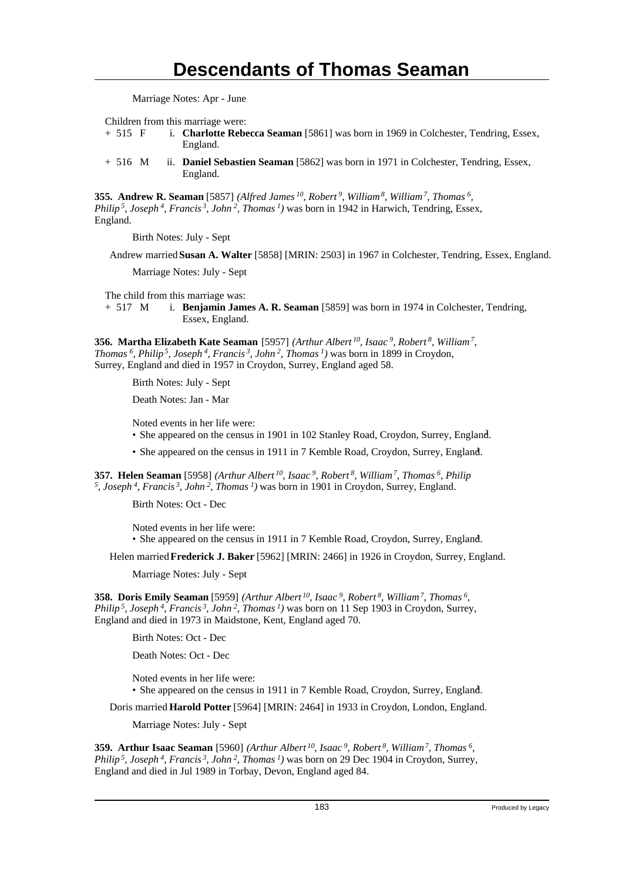Marriage Notes: Apr - June

Children from this marriage were:

+ 515 F i. **Charlotte Rebecca Seaman** [5861] was born in 1969 in Colchester, Tendring, Essex, England.

+ 516 M ii. **Daniel Sebastien Seaman** [5862] was born in 1971 in Colchester, Tendring, Essex, England.

**355. Andrew R. Seaman** [5857] *(Alfred James[10], Robert[9], William[8], William[7], Thomas[6], Philip[5], Joseph[4], Francis[3], John[2], Thomas[1])* was born in 1942 in Harwich, Tendring, Essex, England.

Birth Notes: July - Sept

Andrew married **Susan A. Walter** [5858] [MRIN: 2503] in 1967 in Colchester, Tendring, Essex, England.

Marriage Notes: July - Sept

The child from this marriage was:

+ 517 M i. **Benjamin James A. R. Seaman** [5859] was born in 1974 in Colchester, Tendring, Essex, England.

**356. Martha Elizabeth Kate Seaman** [5957] *(Arthur Albert[10], Isaac[9], Robert[8], William[7], Thomas[6], Philip[5], Joseph[4], Francis[3], John[2], Thomas[1])* was born in 1899 in Croydon, Surrey, England and died in 1957 in Croydon, Surrey, England aged 58.

Birth Notes: July - Sept

Death Notes: Jan - Mar

Noted events in her life were:

- She appeared on the census in 1901 in 102 Stanley Road, Croydon, Surrey, England.
- She appeared on the census in 1911 in 7 Kemble Road, Croydon, Surrey, England.

**357. Helen Seaman** [5958] *(Arthur Albert[10], Isaac[9], Robert[8], William[7], Thomas[6], Philip[5], Joseph[4], Francis[3], John[2], Thomas[1])* was born in 1901 in Croydon, Surrey, England.

Birth Notes: Oct - Dec

Noted events in her life were:

- She appeared on the census in 1911 in 7 Kemble Road, Croydon, Surrey, England.

Helen married **Frederick J. Baker** [5962] [MRIN: 2466] in 1926 in Croydon, Surrey, England.

Marriage Notes: July - Sept

**358. Doris Emily Seaman** [5959] *(Arthur Albert[10], Isaac[9], Robert[8], William[7], Thomas[6], Philip[5], Joseph[4], Francis[3], John[2], Thomas[1])* was born on 11 Sep 1903 in Croydon, Surrey, England and died in 1973 in Maidstone, Kent, England aged 70.

Birth Notes: Oct - Dec

Death Notes: Oct - Dec

Noted events in her life were:

- She appeared on the census in 1911 in 7 Kemble Road, Croydon, Surrey, England.

Doris married **Harold Potter** [5964] [MRIN: 2464] in 1933 in Croydon, London, England.

Marriage Notes: July - Sept

**359. Arthur Isaac Seaman** [5960] *(Arthur Albert[10], Isaac[9], Robert[8], William[7], Thomas[6], Philip[5], Joseph[4], Francis[3], John[2], Thomas[1])* was born on 29 Dec 1904 in Croydon, Surrey, England and died in Jul 1989 in Torbay, Devon, England aged 84.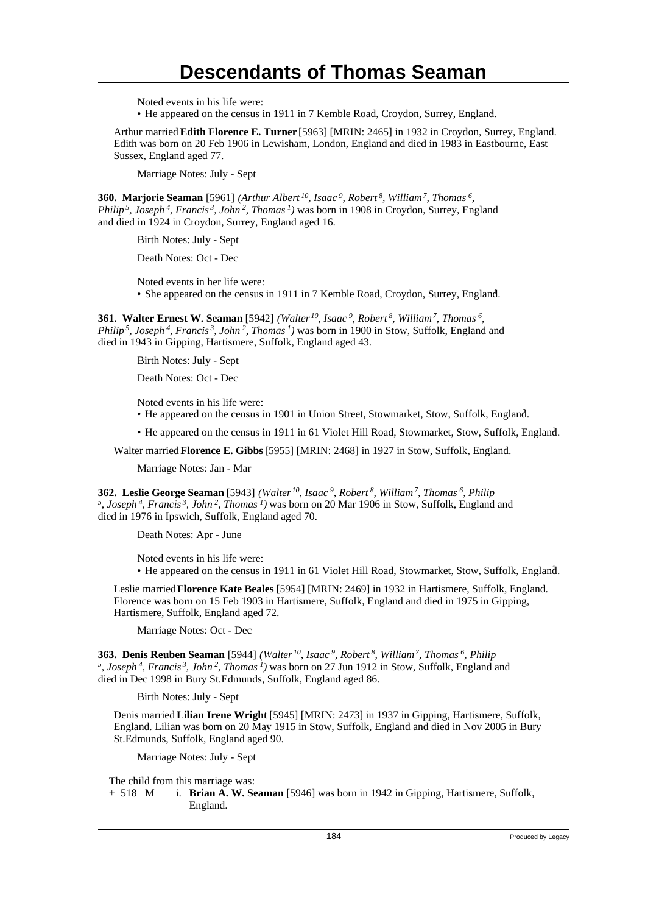Noted events in his life were:

• He appeared on the census in 1911 in 7 Kemble Road, Croydon, Surrey, England.

Arthur married **Edith Florence E. Turner** [5963] [MRIN: 2465] in 1932 in Croydon, Surrey, England. Edith was born on 20 Feb 1906 in Lewisham, London, England and died in 1983 in Eastbourne, East Sussex, England aged 77.

Marriage Notes: July - Sept

**360. Marjorie Seaman** [5961] *(Arthur Albert[10], Isaac[9], Robert[8], William[7], Thomas[6], Philip[5], Joseph[4], Francis[3], John[2], Thomas[1])* was born in 1908 in Croydon, Surrey, England and died in 1924 in Croydon, Surrey, England aged 16.

Birth Notes: July - Sept

Death Notes: Oct - Dec

Noted events in her life were:

• She appeared on the census in 1911 in 7 Kemble Road, Croydon, Surrey, England.

**361. Walter Ernest W. Seaman** [5942] *(Walter[10], Isaac[9], Robert[8], William[7], Thomas[6], Philip[5], Joseph[4], Francis[3], John[2], Thomas[1])* was born in 1900 in Stow, Suffolk, England and died in 1943 in Gipping, Hartismere, Suffolk, England aged 43.

Birth Notes: July - Sept

Death Notes: Oct - Dec

Noted events in his life were:

• He appeared on the census in 1901 in Union Street, Stowmarket, Stow, Suffolk, England.

• He appeared on the census in 1911 in 61 Violet Hill Road, Stowmarket, Stow, Suffolk, England.

Walter married **Florence E. Gibbs** [5955] [MRIN: 2468] in 1927 in Stow, Suffolk, England.

Marriage Notes: Jan - Mar

**362. Leslie George Seaman** [5943] *(Walter[10], Isaac[9], Robert[8], William[7], Thomas[6], Philip[5], Joseph[4], Francis[3], John[2], Thomas[1])* was born on 20 Mar 1906 in Stow, Suffolk, England and died in 1976 in Ipswich, Suffolk, England aged 70.

Death Notes: Apr - June

Noted events in his life were:

• He appeared on the census in 1911 in 61 Violet Hill Road, Stowmarket, Stow, Suffolk, England.

Leslie married **Florence Kate Beales** [5954] [MRIN: 2469] in 1932 in Hartismere, Suffolk, England. Florence was born on 15 Feb 1903 in Hartismere, Suffolk, England and died in 1975 in Gipping, Hartismere, Suffolk, England aged 72.

Marriage Notes: Oct - Dec

**363. Denis Reuben Seaman** [5944] *(Walter[10], Isaac[9], Robert[8], William[7], Thomas[6], Philip[5], Joseph[4], Francis[3], John[2], Thomas[1])* was born on 27 Jun 1912 in Stow, Suffolk, England and died in Dec 1998 in Bury St.Edmunds, Suffolk, England aged 86.

Birth Notes: July - Sept

Denis married **Lilian Irene Wright** [5945] [MRIN: 2473] in 1937 in Gipping, Hartismere, Suffolk, England. Lilian was born on 20 May 1915 in Stow, Suffolk, England and died in Nov 2005 in Bury St.Edmunds, Suffolk, England aged 90.

Marriage Notes: July - Sept

The child from this marriage was:

+ 518 M i. **Brian A. W. Seaman** [5946] was born in 1942 in Gipping, Hartismere, Suffolk, England.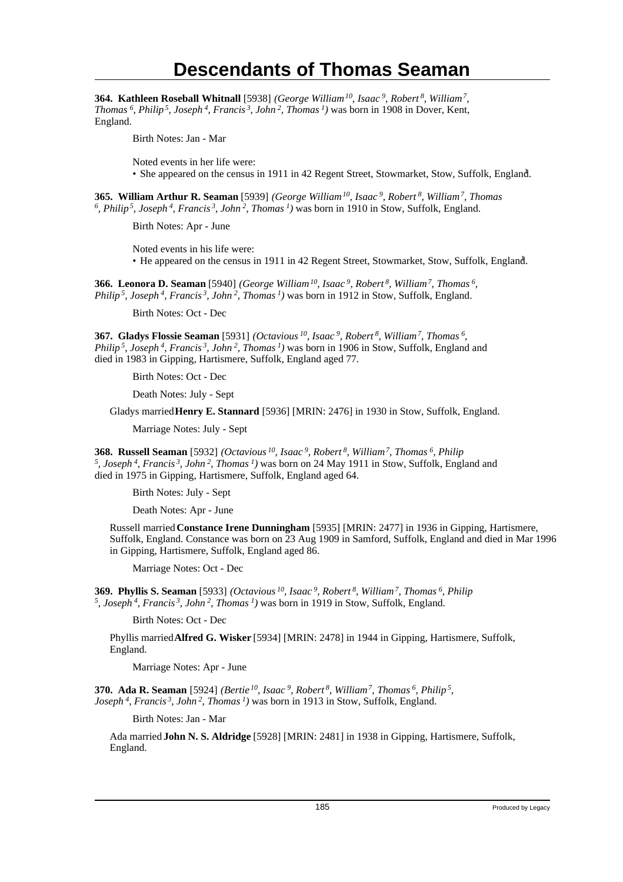# Descendants of Thomas Seaman

**364. Kathleen Roseball Whitnall** [5938] *(George William$^{10}$, Isaac$^{9}$, Robert$^{8}$, William$^{7}$, Thomas$^{6}$, Philip$^{5}$, Joseph$^{4}$, Francis$^{3}$, John$^{2}$, Thomas$^{1}$)* was born in 1908 in Dover, Kent, England.

Birth Notes: Jan - Mar

Noted events in her life were:

- She appeared on the census in 1911 in 42 Regent Street, Stowmarket, Stow, Suffolk, England.[1]

**365. William Arthur R. Seaman** [5939] *(George William$^{10}$, Isaac$^{9}$, Robert$^{8}$, William$^{7}$, Thomas$^{6}$, Philip$^{5}$, Joseph$^{4}$, Francis$^{3}$, John$^{2}$, Thomas$^{1}$)* was born in 1910 in Stow, Suffolk, England.

Birth Notes: Apr - June

Noted events in his life were:

- He appeared on the census in 1911 in 42 Regent Street, Stowmarket, Stow, Suffolk, England.[1]

**366. Leonora D. Seaman** [5940] *(George William$^{10}$, Isaac$^{9}$, Robert$^{8}$, William$^{7}$, Thomas$^{6}$, Philip$^{5}$, Joseph$^{4}$, Francis$^{3}$, John$^{2}$, Thomas$^{1}$)* was born in 1912 in Stow, Suffolk, England.

Birth Notes: Oct - Dec

**367. Gladys Flossie Seaman** [5931] *(Octavious$^{10}$, Isaac$^{9}$, Robert$^{8}$, William$^{7}$, Thomas$^{6}$, Philip$^{5}$, Joseph$^{4}$, Francis$^{3}$, John$^{2}$, Thomas$^{1}$)* was born in 1906 in Stow, Suffolk, England and died in 1983 in Gipping, Hartismere, Suffolk, England aged 77.

Birth Notes: Oct - Dec

Death Notes: July - Sept

Gladys married **Henry E. Stannard** [5936] [MRIN: 2476] in 1930 in Stow, Suffolk, England.

Marriage Notes: July - Sept

**368. Russell Seaman** [5932] *(Octavious$^{10}$, Isaac$^{9}$, Robert$^{8}$, William$^{7}$, Thomas$^{6}$, Philip$^{5}$, Joseph$^{4}$, Francis$^{3}$, John$^{2}$, Thomas$^{1}$)* was born on 24 May 1911 in Stow, Suffolk, England and died in 1975 in Gipping, Hartismere, Suffolk, England aged 64.

Birth Notes: July - Sept

Death Notes: Apr - June

Russell married **Constance Irene Dunningham** [5935] [MRIN: 2477] in 1936 in Gipping, Hartismere, Suffolk, England. Constance was born on 23 Aug 1909 in Samford, Suffolk, England and died in Mar 1996 in Gipping, Hartismere, Suffolk, England aged 86.

Marriage Notes: Oct - Dec

**369. Phyllis S. Seaman** [5933] *(Octavious$^{10}$, Isaac$^{9}$, Robert$^{8}$, William$^{7}$, Thomas$^{6}$, Philip$^{5}$, Joseph$^{4}$, Francis$^{3}$, John$^{2}$, Thomas$^{1}$)* was born in 1919 in Stow, Suffolk, England.

Birth Notes: Oct - Dec

Phyllis married **Alfred G. Wisker** [5934] [MRIN: 2478] in 1944 in Gipping, Hartismere, Suffolk, England.

Marriage Notes: Apr - June

**370. Ada R. Seaman** [5924] *(Bertie$^{10}$, Isaac$^{9}$, Robert$^{8}$, William$^{7}$, Thomas$^{6}$, Philip$^{5}$, Joseph$^{4}$, Francis$^{3}$, John$^{2}$, Thomas$^{1}$)* was born in 1913 in Stow, Suffolk, England.

Birth Notes: Jan - Mar

Ada married **John N. S. Aldridge** [5928] [MRIN: 2481] in 1938 in Gipping, Hartismere, Suffolk, England.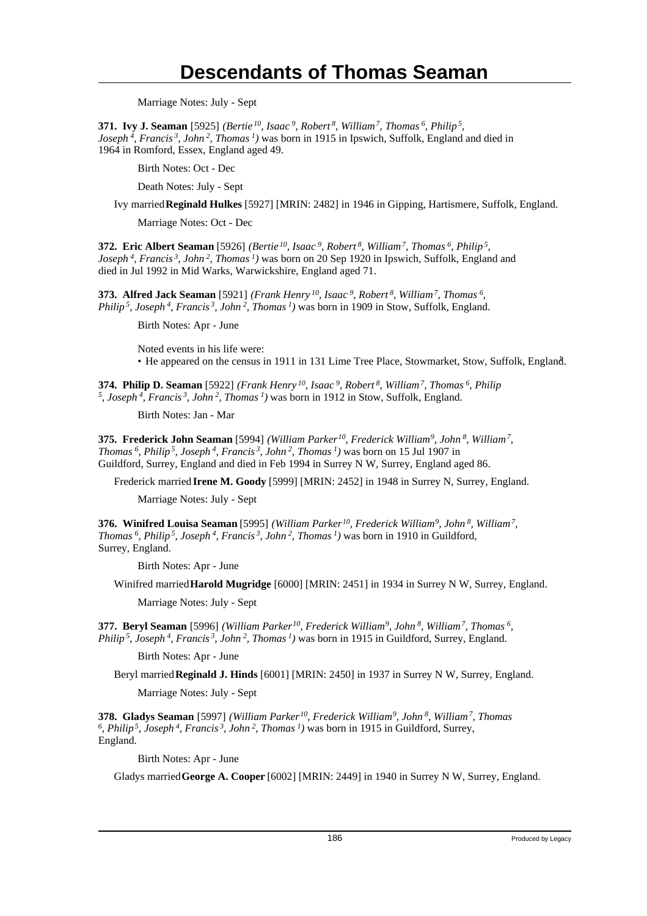# Descendants of Thomas Seaman

Marriage Notes: July - Sept

**371. Ivy J. Seaman** [5925] *(Bertie[10], Isaac[9], Robert[8], William[7], Thomas[6], Philip[5], Joseph[4], Francis[3], John[2], Thomas[1])* was born in 1915 in Ipswich, Suffolk, England and died in 1964 in Romford, Essex, England aged 49.

Birth Notes: Oct - Dec

Death Notes: July - Sept

Ivy married **Reginald Hulkes** [5927] [MRIN: 2482] in 1946 in Gipping, Hartismere, Suffolk, England.

Marriage Notes: Oct - Dec

**372. Eric Albert Seaman** [5926] *(Bertie[10], Isaac[9], Robert[8], William[7], Thomas[6], Philip[5], Joseph[4], Francis[3], John[2], Thomas[1])* was born on 20 Sep 1920 in Ipswich, Suffolk, England and died in Jul 1992 in Mid Warks, Warwickshire, England aged 71.

**373. Alfred Jack Seaman** [5921] *(Frank Henry[10], Isaac[9], Robert[8], William[7], Thomas[6], Philip[5], Joseph[4], Francis[3], John[2], Thomas[1])* was born in 1909 in Stow, Suffolk, England.

Birth Notes: Apr - June

Noted events in his life were:

• He appeared on the census in 1911 in 131 Lime Tree Place, Stowmarket, Stow, Suffolk, England.

**374. Philip D. Seaman** [5922] *(Frank Henry[10], Isaac[9], Robert[8], William[7], Thomas[6], Philip[5], Joseph[4], Francis[3], John[2], Thomas[1])* was born in 1912 in Stow, Suffolk, England.

Birth Notes: Jan - Mar

**375. Frederick John Seaman** [5994] *(William Parker[10], Frederick William[9], John[8], William[7], Thomas[6], Philip[5], Joseph[4], Francis[3], John[2], Thomas[1])* was born on 15 Jul 1907 in Guildford, Surrey, England and died in Feb 1994 in Surrey N W, Surrey, England aged 86.

Frederick married **Irene M. Goody** [5999] [MRIN: 2452] in 1948 in Surrey N, Surrey, England.

Marriage Notes: July - Sept

**376. Winifred Louisa Seaman** [5995] *(William Parker[10], Frederick William[9], John[8], William[7], Thomas[6], Philip[5], Joseph[4], Francis[3], John[2], Thomas[1])* was born in 1910 in Guildford, Surrey, England.

Birth Notes: Apr - June

Winifred married **Harold Mugridge** [6000] [MRIN: 2451] in 1934 in Surrey N W, Surrey, England.

Marriage Notes: July - Sept

**377. Beryl Seaman** [5996] *(William Parker[10], Frederick William[9], John[8], William[7], Thomas[6], Philip[5], Joseph[4], Francis[3], John[2], Thomas[1])* was born in 1915 in Guildford, Surrey, England.

Birth Notes: Apr - June

Beryl married **Reginald J. Hinds** [6001] [MRIN: 2450] in 1937 in Surrey N W, Surrey, England.

Marriage Notes: July - Sept

**378. Gladys Seaman** [5997] *(William Parker[10], Frederick William[9], John[8], William[7], Thomas[6], Philip[5], Joseph[4], Francis[3], John[2], Thomas[1])* was born in 1915 in Guildford, Surrey, England.

Birth Notes: Apr - June

Gladys married **George A. Cooper** [6002] [MRIN: 2449] in 1940 in Surrey N W, Surrey, England.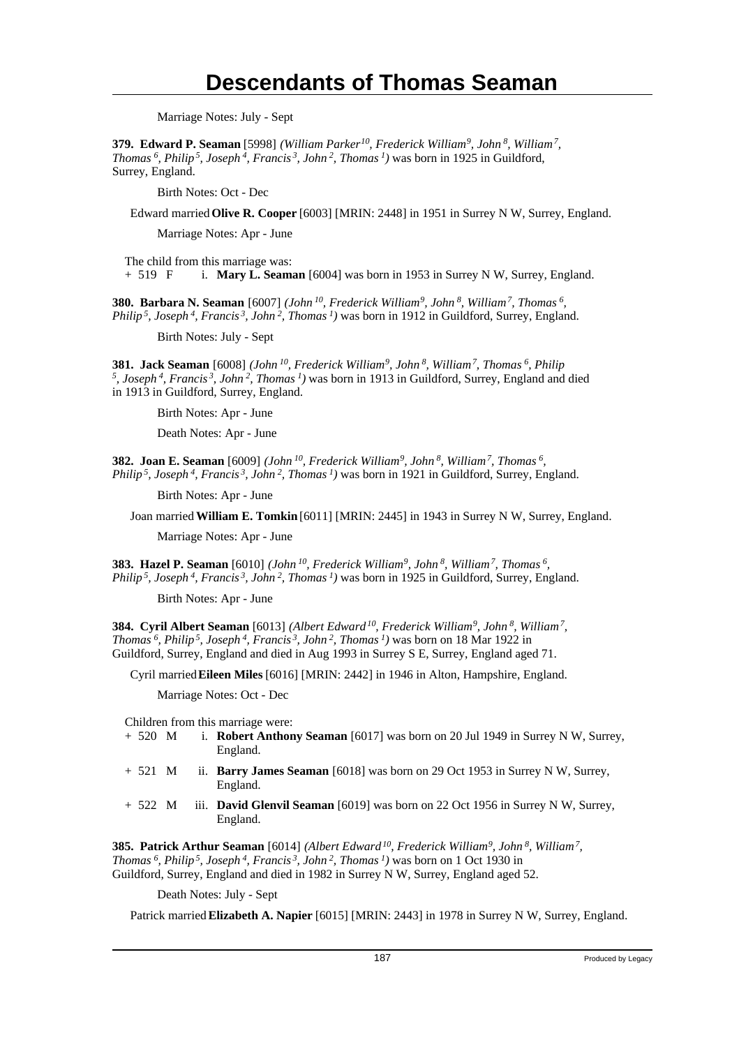Marriage Notes: July - Sept

**379. Edward P. Seaman** [5998] *(William Parker[10], Frederick William[9], John[8], William[7], Thomas[6], Philip[5], Joseph[4], Francis[3], John[2], Thomas[1])* was born in 1925 in Guildford, Surrey, England.

Birth Notes: Oct - Dec

Edward married **Olive R. Cooper** [6003] [MRIN: 2448] in 1951 in Surrey N W, Surrey, England.

Marriage Notes: Apr - June

The child from this marriage was:

+ 519 F i. **Mary L. Seaman** [6004] was born in 1953 in Surrey N W, Surrey, England.

**380. Barbara N. Seaman** [6007] *(John[10], Frederick William[9], John[8], William[7], Thomas[6], Philip[5], Joseph[4], Francis[3], John[2], Thomas[1])* was born in 1912 in Guildford, Surrey, England.

Birth Notes: July - Sept

**381. Jack Seaman** [6008] *(John[10], Frederick William[9], John[8], William[7], Thomas[6], Philip[5], Joseph[4], Francis[3], John[2], Thomas[1])* was born in 1913 in Guildford, Surrey, England and died in 1913 in Guildford, Surrey, England.

Birth Notes: Apr - June

Death Notes: Apr - June

**382. Joan E. Seaman** [6009] *(John[10], Frederick William[9], John[8], William[7], Thomas[6], Philip[5], Joseph[4], Francis[3], John[2], Thomas[1])* was born in 1921 in Guildford, Surrey, England.

Birth Notes: Apr - June

Joan married **William E. Tomkin** [6011] [MRIN: 2445] in 1943 in Surrey N W, Surrey, England.

Marriage Notes: Apr - June

**383. Hazel P. Seaman** [6010] *(John[10], Frederick William[9], John[8], William[7], Thomas[6], Philip[5], Joseph[4], Francis[3], John[2], Thomas[1])* was born in 1925 in Guildford, Surrey, England.

Birth Notes: Apr - June

**384. Cyril Albert Seaman** [6013] *(Albert Edward[10], Frederick William[9], John[8], William[7], Thomas[6], Philip[5], Joseph[4], Francis[3], John[2], Thomas[1])* was born on 18 Mar 1922 in Guildford, Surrey, England and died in Aug 1993 in Surrey S E, Surrey, England aged 71.

Cyril married **Eileen Miles** [6016] [MRIN: 2442] in 1946 in Alton, Hampshire, England.

Marriage Notes: Oct - Dec

Children from this marriage were:

+ 520 M i. **Robert Anthony Seaman** [6017] was born on 20 Jul 1949 in Surrey N W, Surrey, England.

+ 521 M ii. **Barry James Seaman** [6018] was born on 29 Oct 1953 in Surrey N W, Surrey, England.

+ 522 M iii. **David Glenvil Seaman** [6019] was born on 22 Oct 1956 in Surrey N W, Surrey, England.

**385. Patrick Arthur Seaman** [6014] *(Albert Edward[10], Frederick William[9], John[8], William[7], Thomas[6], Philip[5], Joseph[4], Francis[3], John[2], Thomas[1])* was born on 1 Oct 1930 in Guildford, Surrey, England and died in 1982 in Surrey N W, Surrey, England aged 52.

Death Notes: July - Sept

Patrick married **Elizabeth A. Napier** [6015] [MRIN: 2443] in 1978 in Surrey N W, Surrey, England.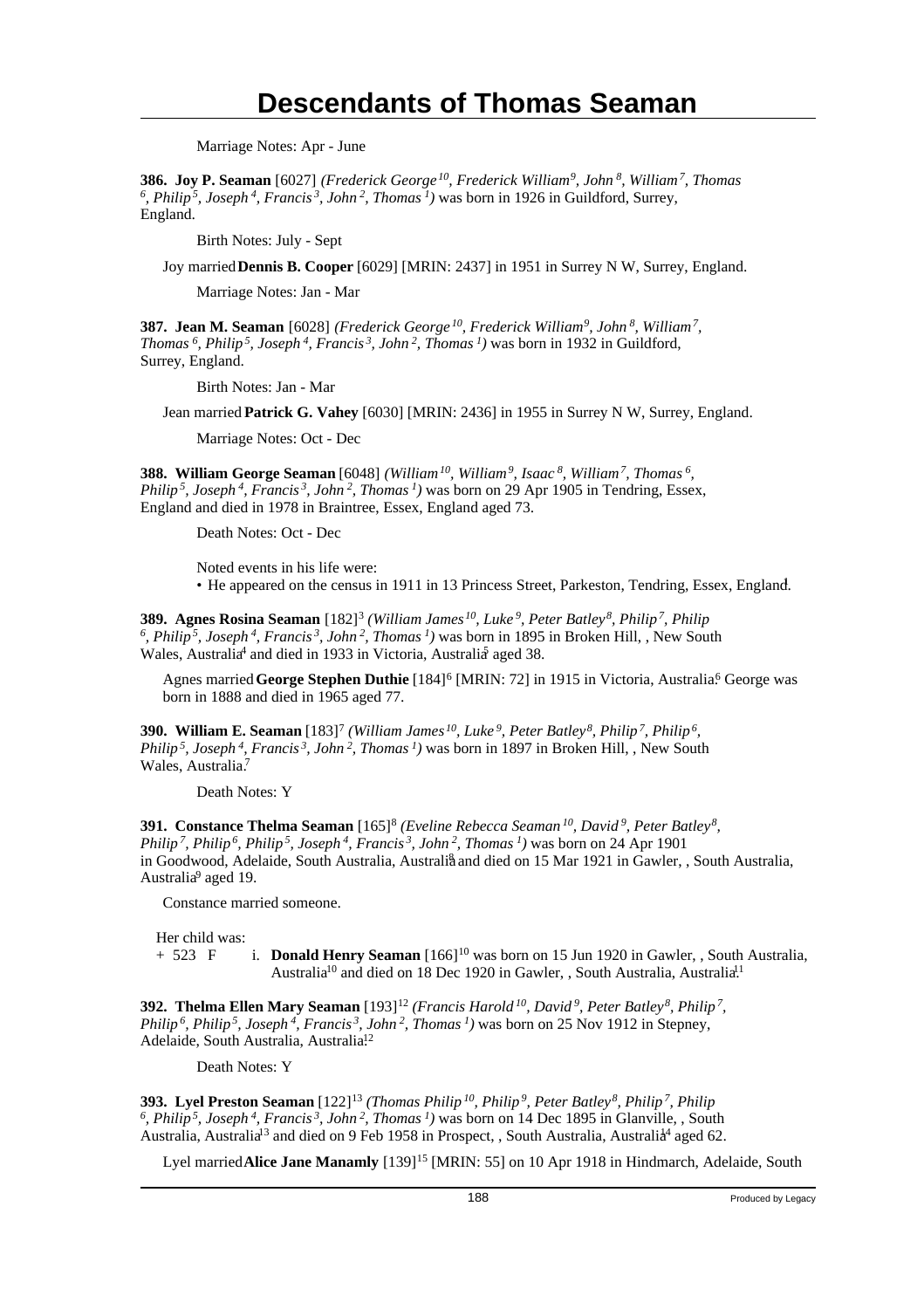# Descendants of Thomas Seaman

Marriage Notes: Apr - June

**386. Joy P. Seaman** [6027] *(Frederick George^10, Frederick William^9, John^8, William^7, Thomas^6, Philip^5, Joseph^4, Francis^3, John^2, Thomas^1)* was born in 1926 in Guildford, Surrey, England.

Birth Notes: July - Sept

Joy married **Dennis B. Cooper** [6029] [MRIN: 2437] in 1951 in Surrey N W, Surrey, England.

Marriage Notes: Jan - Mar

**387. Jean M. Seaman** [6028] *(Frederick George^10, Frederick William^9, John^8, William^7, Thomas^6, Philip^5, Joseph^4, Francis^3, John^2, Thomas^1)* was born in 1932 in Guildford, Surrey, England.

Birth Notes: Jan - Mar

Jean married **Patrick G. Vahey** [6030] [MRIN: 2436] in 1955 in Surrey N W, Surrey, England.

Marriage Notes: Oct - Dec

**388. William George Seaman** [6048] *(William^10, William^9, Isaac^8, William^7, Thomas^6, Philip^5, Joseph^4, Francis^3, John^2, Thomas^1)* was born on 29 Apr 1905 in Tendring, Essex, England and died in 1978 in Braintree, Essex, England aged 73.

Death Notes: Oct - Dec

Noted events in his life were:

• He appeared on the census in 1911 in 13 Princess Street, Parkeston, Tendring, Essex, England.[1]

**389. Agnes Rosina Seaman** [182][3] *(William James^10, Luke^9, Peter Batley^8, Philip^7, Philip^6, Philip^5, Joseph^4, Francis^3, John^2, Thomas^1)* was born in 1895 in Broken Hill, , New South Wales, Australia[4] and died in 1933 in Victoria, Australia[5] aged 38.

Agnes married **George Stephen Duthie** [184][6] [MRIN: 72] in 1915 in Victoria, Australia.[6] George was born in 1888 and died in 1965 aged 77.

**390. William E. Seaman** [183][7] *(William James^10, Luke^9, Peter Batley^8, Philip^7, Philip^6, Philip^5, Joseph^4, Francis^3, John^2, Thomas^1)* was born in 1897 in Broken Hill, , New South Wales, Australia.[7]

Death Notes: Y

**391. Constance Thelma Seaman** [165][8] *(Eveline Rebecca Seaman^10, David^9, Peter Batley^8, Philip^7, Philip^6, Philip^5, Joseph^4, Francis^3, John^2, Thomas^1)* was born on 24 Apr 1901 in Goodwood, Adelaide, South Australia, Australia[8] and died on 15 Mar 1921 in Gawler, , South Australia, Australia[9] aged 19.

Constance married someone.

Her child was:

+ 523 F i. **Donald Henry Seaman** [166][10] was born on 15 Jun 1920 in Gawler, , South Australia, Australia[10] and died on 18 Dec 1920 in Gawler, , South Australia, Australia.[11]

**392. Thelma Ellen Mary Seaman** [193][12] *(Francis Harold^10, David^9, Peter Batley^8, Philip^7, Philip^6, Philip^5, Joseph^4, Francis^3, John^2, Thomas^1)* was born on 25 Nov 1912 in Stepney, Adelaide, South Australia, Australia.[12]

Death Notes: Y

**393. Lyel Preston Seaman** [122][13] *(Thomas Philip^10, Philip^9, Peter Batley^8, Philip^7, Philip^6, Philip^5, Joseph^4, Francis^3, John^2, Thomas^1)* was born on 14 Dec 1895 in Glanville, , South Australia, Australia[13] and died on 9 Feb 1958 in Prospect, , South Australia, Australia[14] aged 62.

Lyel married **Alice Jane Manamly** [139][15] [MRIN: 55] on 10 Apr 1918 in Hindmarch, Adelaide, South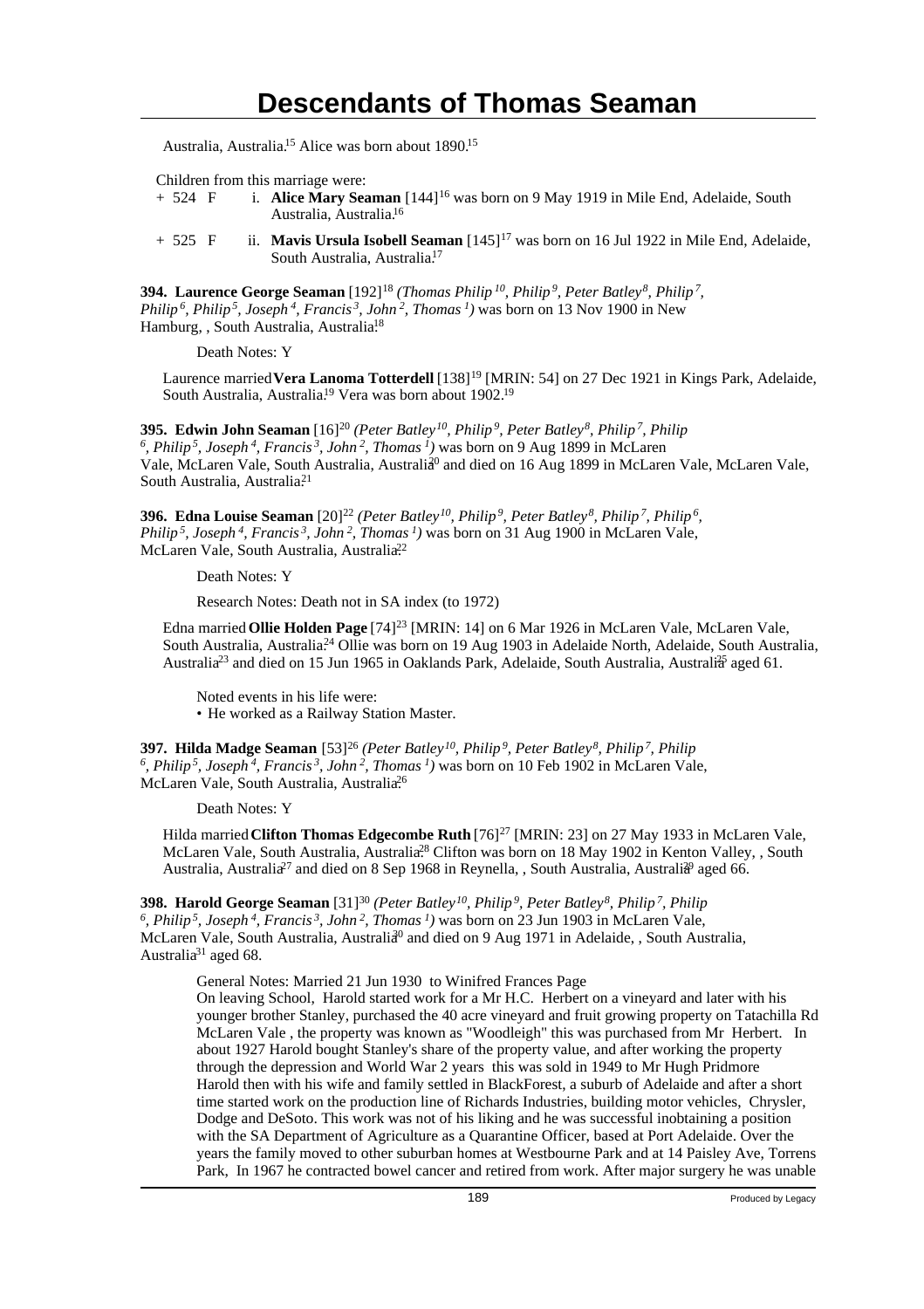Australia, Australia.[15] Alice was born about 1890.[15]

Children from this marriage were:

+ 524 F i. **Alice Mary Seaman** [144][16] was born on 9 May 1919 in Mile End, Adelaide, South Australia, Australia.[16]

+ 525 F ii. **Mavis Ursula Isobell Seaman** [145][17] was born on 16 Jul 1922 in Mile End, Adelaide, South Australia, Australia.[17]

**394. Laurence George Seaman** [192][18] *(Thomas Philip*[10]*, Philip*[9]*, Peter Batley*[8]*, Philip*[7]*, Philip*[6]*, Philip*[5]*, Joseph*[4]*, Francis*[3]*, John*[2]*, Thomas*[1]*)* was born on 13 Nov 1900 in New Hamburg, , South Australia, Australia.[18]

Death Notes: Y

Laurence married **Vera Lanoma Totterdell** [138][19] [MRIN: 54] on 27 Dec 1921 in Kings Park, Adelaide, South Australia, Australia.[19] Vera was born about 1902.[19]

**395. Edwin John Seaman** [16][20] *(Peter Batley*[10]*, Philip*[9]*, Peter Batley*[8]*, Philip*[7]*, Philip*[6]*, Philip*[5]*, Joseph*[4]*, Francis*[3]*, John*[2]*, Thomas*[1]*)* was born on 9 Aug 1899 in McLaren Vale, McLaren Vale, South Australia, Australia[20] and died on 16 Aug 1899 in McLaren Vale, McLaren Vale, South Australia, Australia.[21]

**396. Edna Louise Seaman** [20][22] *(Peter Batley*[10]*, Philip*[9]*, Peter Batley*[8]*, Philip*[7]*, Philip*[6]*, Philip*[5]*, Joseph*[4]*, Francis*[3]*, John*[2]*, Thomas*[1]*)* was born on 31 Aug 1900 in McLaren Vale, McLaren Vale, South Australia, Australia.[22]

Death Notes: Y

Research Notes: Death not in SA index (to 1972)

Edna married **Ollie Holden Page** [74][23] [MRIN: 14] on 6 Mar 1926 in McLaren Vale, McLaren Vale, South Australia, Australia.[24] Ollie was born on 19 Aug 1903 in Adelaide North, Adelaide, South Australia, Australia[23] and died on 15 Jun 1965 in Oaklands Park, Adelaide, South Australia, Australia[25] aged 61.

Noted events in his life were:

- He worked as a Railway Station Master.

**397. Hilda Madge Seaman** [53][26] *(Peter Batley*[10]*, Philip*[9]*, Peter Batley*[8]*, Philip*[7]*, Philip*[6]*, Philip*[5]*, Joseph*[4]*, Francis*[3]*, John*[2]*, Thomas*[1]*)* was born on 10 Feb 1902 in McLaren Vale, McLaren Vale, South Australia, Australia.[26]

Death Notes: Y

Hilda married **Clifton Thomas Edgecombe Ruth** [76][27] [MRIN: 23] on 27 May 1933 in McLaren Vale, McLaren Vale, South Australia, Australia.[28] Clifton was born on 18 May 1902 in Kenton Valley, , South Australia, Australia[27] and died on 8 Sep 1968 in Reynella, , South Australia, Australia[29] aged 66.

**398. Harold George Seaman** [31][30] *(Peter Batley*[10]*, Philip*[9]*, Peter Batley*[8]*, Philip*[7]*, Philip*[6]*, Philip*[5]*, Joseph*[4]*, Francis*[3]*, John*[2]*, Thomas*[1]*)* was born on 23 Jun 1903 in McLaren Vale, McLaren Vale, South Australia, Australia[30] and died on 9 Aug 1971 in Adelaide, , South Australia, Australia[31] aged 68.

General Notes: Married 21 Jun 1930 to Winifred Frances Page
On leaving School, Harold started work for a Mr H.C. Herbert on a vineyard and later with his younger brother Stanley, purchased the 40 acre vineyard and fruit growing property on Tatachilla Rd McLaren Vale , the property was known as "Woodleigh" this was purchased from Mr Herbert. In about 1927 Harold bought Stanley's share of the property value, and after working the property through the depression and World War 2 years this was sold in 1949 to Mr Hugh Pridmore
Harold then with his wife and family settled in BlackForest, a suburb of Adelaide and after a short time started work on the production line of Richards Industries, building motor vehicles, Chrysler, Dodge and DeSoto. This work was not of his liking and he was successful inobtaining a position with the SA Department of Agriculture as a Quarantine Officer, based at Port Adelaide. Over the years the family moved to other suburban homes at Westbourne Park and at 14 Paisley Ave, Torrens Park, In 1967 he contracted bowel cancer and retired from work. After major surgery he was unable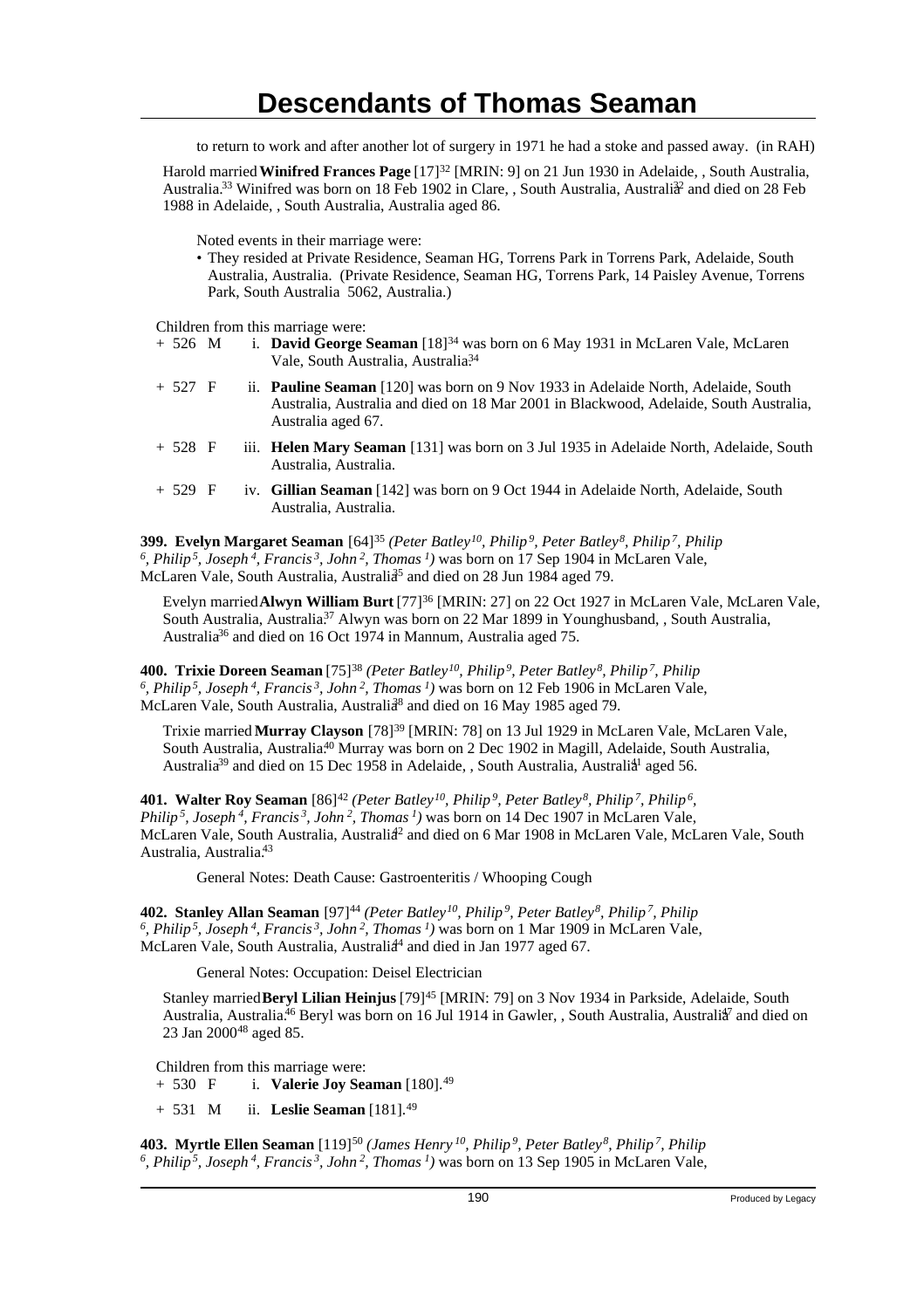to return to work and after another lot of surgery in 1971 he had a stoke and passed away. (in RAH)

Harold married **Winifred Frances Page** [17][32] [MRIN: 9] on 21 Jun 1930 in Adelaide, , South Australia, Australia.[33] Winifred was born on 18 Feb 1902 in Clare, , South Australia, Australia[32] and died on 28 Feb 1988 in Adelaide, , South Australia, Australia aged 86.

Noted events in their marriage were:

- They resided at Private Residence, Seaman HG, Torrens Park in Torrens Park, Adelaide, South Australia, Australia. (Private Residence, Seaman HG, Torrens Park, 14 Paisley Avenue, Torrens Park, South Australia 5062, Australia.)

Children from this marriage were:

+ 526 M i. **David George Seaman** [18][34] was born on 6 May 1931 in McLaren Vale, McLaren Vale, South Australia, Australia.[34]

+ 527 F ii. **Pauline Seaman** [120] was born on 9 Nov 1933 in Adelaide North, Adelaide, South Australia, Australia and died on 18 Mar 2001 in Blackwood, Adelaide, South Australia, Australia aged 67.

+ 528 F iii. **Helen Mary Seaman** [131] was born on 3 Jul 1935 in Adelaide North, Adelaide, South Australia, Australia.

+ 529 F iv. **Gillian Seaman** [142] was born on 9 Oct 1944 in Adelaide North, Adelaide, South Australia, Australia.

**399. Evelyn Margaret Seaman** [64][35] *(Peter Batley[10], Philip[9], Peter Batley[8], Philip[7], Philip[6], Philip[5], Joseph[4], Francis[3], John[2], Thomas[1])* was born on 17 Sep 1904 in McLaren Vale, McLaren Vale, South Australia, Australia[35] and died on 28 Jun 1984 aged 79.

Evelyn married **Alwyn William Burt** [77][36] [MRIN: 27] on 22 Oct 1927 in McLaren Vale, McLaren Vale, South Australia, Australia.[37] Alwyn was born on 22 Mar 1899 in Younghusband, , South Australia, Australia[36] and died on 16 Oct 1974 in Mannum, Australia aged 75.

**400. Trixie Doreen Seaman** [75][38] *(Peter Batley[10], Philip[9], Peter Batley[8], Philip[7], Philip[6], Philip[5], Joseph[4], Francis[3], John[2], Thomas[1])* was born on 12 Feb 1906 in McLaren Vale, McLaren Vale, South Australia, Australia[38] and died on 16 May 1985 aged 79.

Trixie married **Murray Clayson** [78][39] [MRIN: 78] on 13 Jul 1929 in McLaren Vale, McLaren Vale, South Australia, Australia.[40] Murray was born on 2 Dec 1902 in Magill, Adelaide, South Australia, Australia[39] and died on 15 Dec 1958 in Adelaide, , South Australia, Australia[41] aged 56.

**401. Walter Roy Seaman** [86][42] *(Peter Batley[10], Philip[9], Peter Batley[8], Philip[7], Philip[6], Philip[5], Joseph[4], Francis[3], John[2], Thomas[1])* was born on 14 Dec 1907 in McLaren Vale, McLaren Vale, South Australia, Australia[42] and died on 6 Mar 1908 in McLaren Vale, McLaren Vale, South Australia, Australia.[43]

General Notes: Death Cause: Gastroenteritis / Whooping Cough

**402. Stanley Allan Seaman** [97][44] *(Peter Batley[10], Philip[9], Peter Batley[8], Philip[7], Philip[6], Philip[5], Joseph[4], Francis[3], John[2], Thomas[1])* was born on 1 Mar 1909 in McLaren Vale, McLaren Vale, South Australia, Australia[44] and died in Jan 1977 aged 67.

General Notes: Occupation: Deisel Electrician

Stanley married **Beryl Lilian Heinjus** [79][45] [MRIN: 79] on 3 Nov 1934 in Parkside, Adelaide, South Australia, Australia.[46] Beryl was born on 16 Jul 1914 in Gawler, , South Australia, Australia[47] and died on 23 Jan 2000[48] aged 85.

Children from this marriage were:

+ 530 F i. **Valerie Joy Seaman** [180].[49]

+ 531 M ii. **Leslie Seaman** [181].[49]

**403. Myrtle Ellen Seaman** [119][50] *(James Henry[10], Philip[9], Peter Batley[8], Philip[7], Philip[6], Philip[5], Joseph[4], Francis[3], John[2], Thomas[1])* was born on 13 Sep 1905 in McLaren Vale,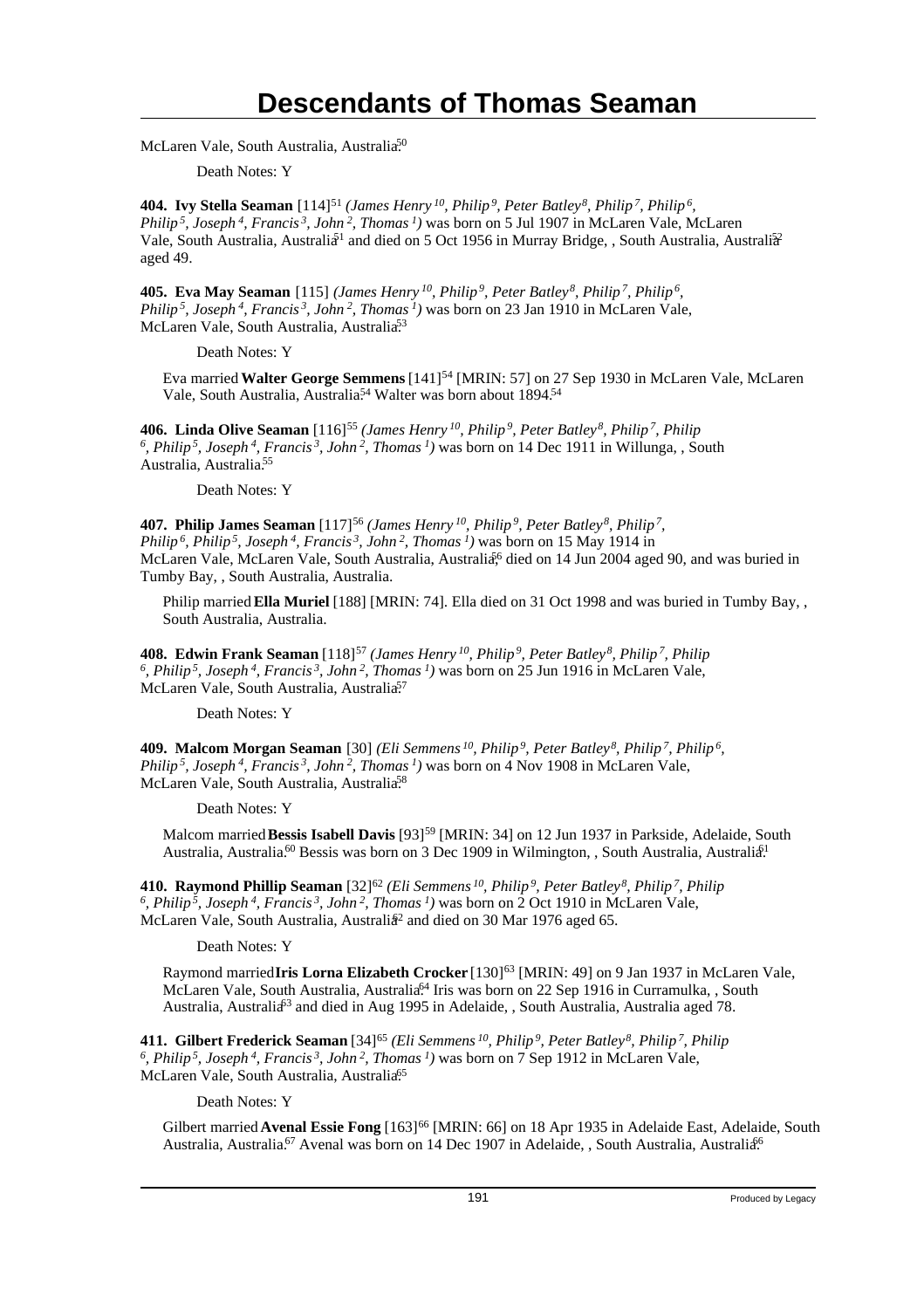McLaren Vale, South Australia, Australia.[50]

Death Notes: Y

**404. Ivy Stella Seaman** [114][51] *(James Henry $^{10}$, Philip $^{9}$, Peter Batley $^{8}$, Philip $^{7}$, Philip $^{6}$, Philip $^{5}$, Joseph $^{4}$, Francis $^{3}$, John $^{2}$, Thomas $^{1}$)* was born on 5 Jul 1907 in McLaren Vale, McLaren Vale, South Australia, Australia[51] and died on 5 Oct 1956 in Murray Bridge, , South Australia, Australia[52] aged 49.

**405. Eva May Seaman** [115] *(James Henry $^{10}$, Philip $^{9}$, Peter Batley $^{8}$, Philip $^{7}$, Philip $^{6}$, Philip $^{5}$, Joseph $^{4}$, Francis $^{3}$, John $^{2}$, Thomas $^{1}$)* was born on 23 Jan 1910 in McLaren Vale, McLaren Vale, South Australia, Australia.[53]

Death Notes: Y

Eva married **Walter George Semmens** [141][54] [MRIN: 57] on 27 Sep 1930 in McLaren Vale, McLaren Vale, South Australia, Australia.[54] Walter was born about 1894.[54]

**406. Linda Olive Seaman** [116][55] *(James Henry $^{10}$, Philip $^{9}$, Peter Batley $^{8}$, Philip $^{7}$, Philip $^{6}$, Philip $^{5}$, Joseph $^{4}$, Francis $^{3}$, John $^{2}$, Thomas $^{1}$)* was born on 14 Dec 1911 in Willunga, , South Australia, Australia.[55]

Death Notes: Y

**407. Philip James Seaman** [117][56] *(James Henry $^{10}$, Philip $^{9}$, Peter Batley $^{8}$, Philip $^{7}$, Philip $^{6}$, Philip $^{5}$, Joseph $^{4}$, Francis $^{3}$, John $^{2}$, Thomas $^{1}$)* was born on 15 May 1914 in McLaren Vale, McLaren Vale, South Australia, Australia,[56] died on 14 Jun 2004 aged 90, and was buried in Tumby Bay, , South Australia, Australia.

Philip married **Ella Muriel** [188] [MRIN: 74]. Ella died on 31 Oct 1998 and was buried in Tumby Bay, , South Australia, Australia.

**408. Edwin Frank Seaman** [118][57] *(James Henry $^{10}$, Philip $^{9}$, Peter Batley $^{8}$, Philip $^{7}$, Philip $^{6}$, Philip $^{5}$, Joseph $^{4}$, Francis $^{3}$, John $^{2}$, Thomas $^{1}$)* was born on 25 Jun 1916 in McLaren Vale, McLaren Vale, South Australia, Australia.[57]

Death Notes: Y

**409. Malcom Morgan Seaman** [30] *(Eli Semmens $^{10}$, Philip $^{9}$, Peter Batley $^{8}$, Philip $^{7}$, Philip $^{6}$, Philip $^{5}$, Joseph $^{4}$, Francis $^{3}$, John $^{2}$, Thomas $^{1}$)* was born on 4 Nov 1908 in McLaren Vale, McLaren Vale, South Australia, Australia.[58]

Death Notes: Y

Malcom married **Bessis Isabell Davis** [93][59] [MRIN: 34] on 12 Jun 1937 in Parkside, Adelaide, South Australia, Australia.[60] Bessis was born on 3 Dec 1909 in Wilmington, , South Australia, Australia.[61]

**410. Raymond Phillip Seaman** [32][62] *(Eli Semmens $^{10}$, Philip $^{9}$, Peter Batley $^{8}$, Philip $^{7}$, Philip $^{6}$, Philip $^{5}$, Joseph $^{4}$, Francis $^{3}$, John $^{2}$, Thomas $^{1}$)* was born on 2 Oct 1910 in McLaren Vale, McLaren Vale, South Australia, Australia[62] and died on 30 Mar 1976 aged 65.

Death Notes: Y

Raymond married **Iris Lorna Elizabeth Crocker** [130][63] [MRIN: 49] on 9 Jan 1937 in McLaren Vale, McLaren Vale, South Australia, Australia.[64] Iris was born on 22 Sep 1916 in Curramulka, , South Australia, Australia[63] and died in Aug 1995 in Adelaide, , South Australia, Australia aged 78.

**411. Gilbert Frederick Seaman** [34][65] *(Eli Semmens $^{10}$, Philip $^{9}$, Peter Batley $^{8}$, Philip $^{7}$, Philip $^{6}$, Philip $^{5}$, Joseph $^{4}$, Francis $^{3}$, John $^{2}$, Thomas $^{1}$)* was born on 7 Sep 1912 in McLaren Vale, McLaren Vale, South Australia, Australia.[65]

Death Notes: Y

Gilbert married **Avenal Essie Fong** [163][66] [MRIN: 66] on 18 Apr 1935 in Adelaide East, Adelaide, South Australia, Australia.[67] Avenal was born on 14 Dec 1907 in Adelaide, , South Australia, Australia.[66]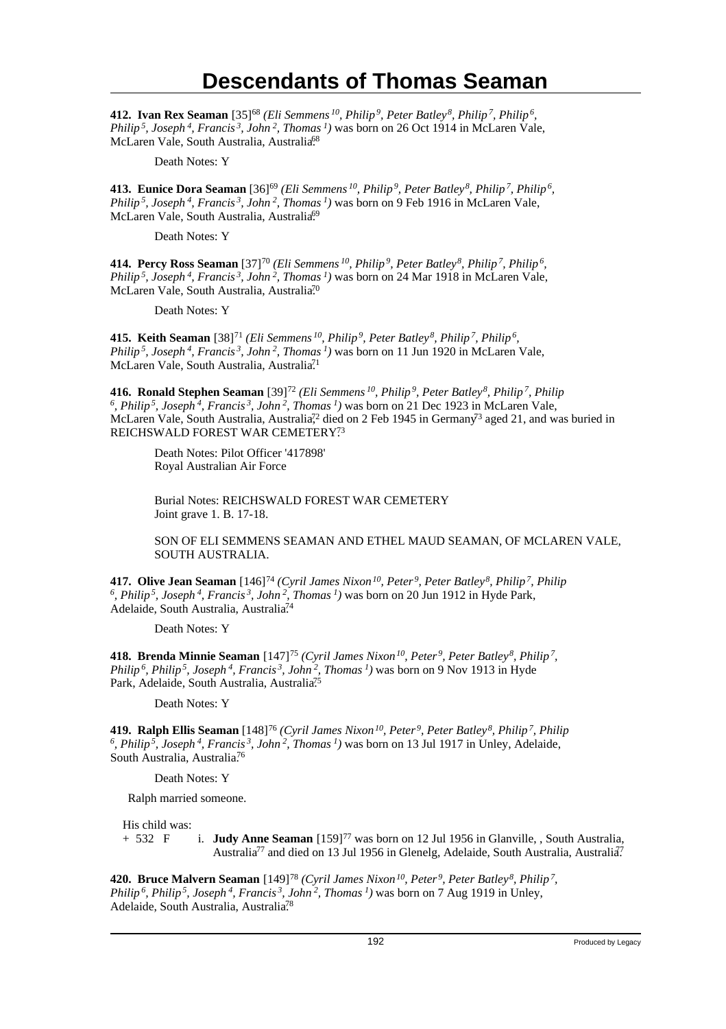# Descendants of Thomas Seaman

**412. Ivan Rex Seaman** [35][68] *(Eli Semmens[10], Philip[9], Peter Batley[8], Philip[7], Philip[6], Philip[5], Joseph[4], Francis[3], John[2], Thomas[1])* was born on 26 Oct 1914 in McLaren Vale, McLaren Vale, South Australia, Australia.[68]

Death Notes: Y

**413. Eunice Dora Seaman** [36][69] *(Eli Semmens[10], Philip[9], Peter Batley[8], Philip[7], Philip[6], Philip[5], Joseph[4], Francis[3], John[2], Thomas[1])* was born on 9 Feb 1916 in McLaren Vale, McLaren Vale, South Australia, Australia.[69]

Death Notes: Y

**414. Percy Ross Seaman** [37][70] *(Eli Semmens[10], Philip[9], Peter Batley[8], Philip[7], Philip[6], Philip[5], Joseph[4], Francis[3], John[2], Thomas[1])* was born on 24 Mar 1918 in McLaren Vale, McLaren Vale, South Australia, Australia.[70]

Death Notes: Y

**415. Keith Seaman** [38][71] *(Eli Semmens[10], Philip[9], Peter Batley[8], Philip[7], Philip[6], Philip[5], Joseph[4], Francis[3], John[2], Thomas[1])* was born on 11 Jun 1920 in McLaren Vale, McLaren Vale, South Australia, Australia.[71]

**416. Ronald Stephen Seaman** [39][72] *(Eli Semmens[10], Philip[9], Peter Batley[8], Philip[7], Philip[6], Philip[5], Joseph[4], Francis[3], John[2], Thomas[1])* was born on 21 Dec 1923 in McLaren Vale, McLaren Vale, South Australia, Australia,[72] died on 2 Feb 1945 in Germany[73] aged 21, and was buried in REICHSWALD FOREST WAR CEMETERY.[73]

Death Notes: Pilot Officer '417898'
Royal Australian Air Force

Burial Notes: REICHSWALD FOREST WAR CEMETERY
Joint grave 1. B. 17-18.

SON OF ELI SEMMENS SEAMAN AND ETHEL MAUD SEAMAN, OF MCLAREN VALE, SOUTH AUSTRALIA.

**417. Olive Jean Seaman** [146][74] *(Cyril James Nixon[10], Peter[9], Peter Batley[8], Philip[7], Philip[6], Philip[5], Joseph[4], Francis[3], John[2], Thomas[1])* was born on 20 Jun 1912 in Hyde Park, Adelaide, South Australia, Australia.[74]

Death Notes: Y

**418. Brenda Minnie Seaman** [147][75] *(Cyril James Nixon[10], Peter[9], Peter Batley[8], Philip[7], Philip[6], Philip[5], Joseph[4], Francis[3], John[2], Thomas[1])* was born on 9 Nov 1913 in Hyde Park, Adelaide, South Australia, Australia.[75]

Death Notes: Y

**419. Ralph Ellis Seaman** [148][76] *(Cyril James Nixon[10], Peter[9], Peter Batley[8], Philip[7], Philip[6], Philip[5], Joseph[4], Francis[3], John[2], Thomas[1])* was born on 13 Jul 1917 in Unley, Adelaide, South Australia, Australia.[76]

Death Notes: Y

Ralph married someone.

His child was:

\+ 532 F i. **Judy Anne Seaman** [159][77] was born on 12 Jul 1956 in Glanville, , South Australia, Australia[77] and died on 13 Jul 1956 in Glenelg, Adelaide, South Australia, Australia.[77]

**420. Bruce Malvern Seaman** [149][78] *(Cyril James Nixon[10], Peter[9], Peter Batley[8], Philip[7], Philip[6], Philip[5], Joseph[4], Francis[3], John[2], Thomas[1])* was born on 7 Aug 1919 in Unley, Adelaide, South Australia, Australia.[78]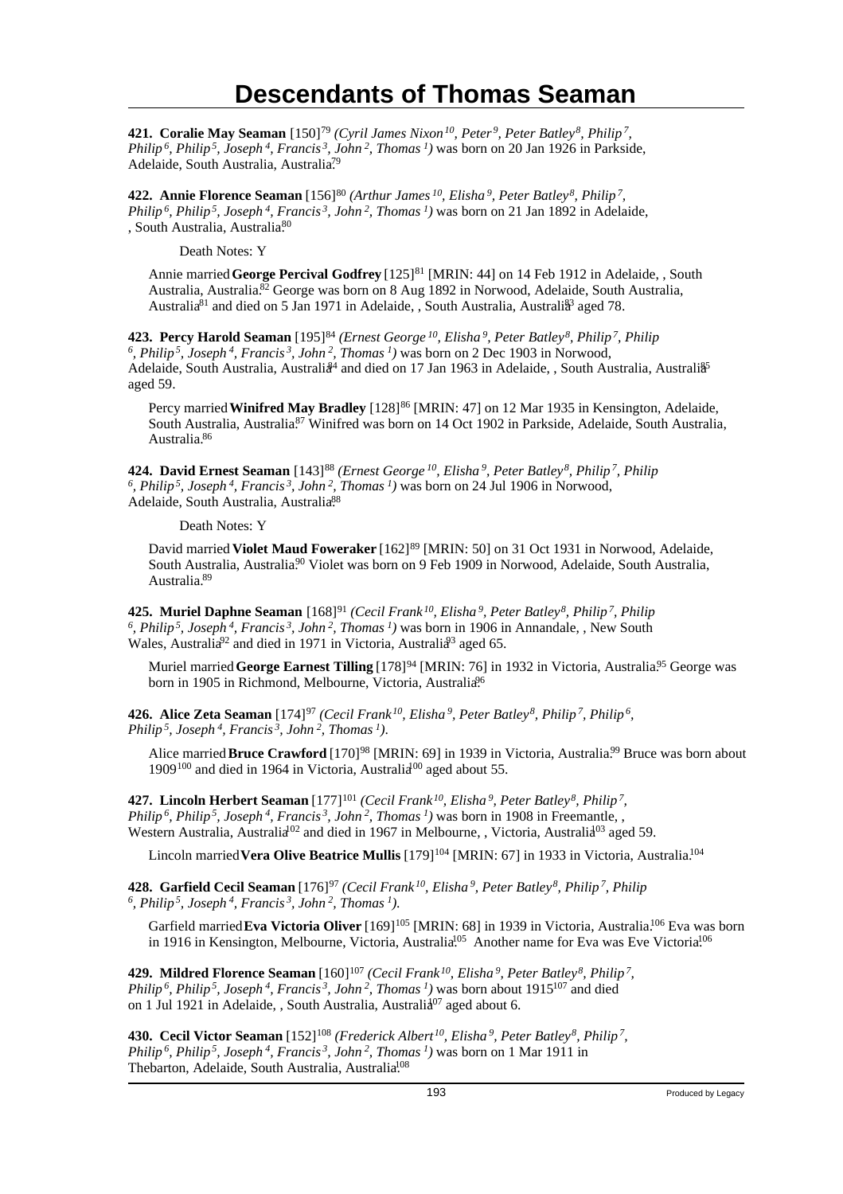# Descendants of Thomas Seaman

**421. Coralie May Seaman** [150][79] *(Cyril James Nixon[10], Peter[9], Peter Batley[8], Philip[7], Philip[6], Philip[5], Joseph[4], Francis[3], John[2], Thomas[1])* was born on 20 Jan 1926 in Parkside, Adelaide, South Australia, Australia.[79]

**422. Annie Florence Seaman** [156][80] *(Arthur James[10], Elisha[9], Peter Batley[8], Philip[7], Philip[6], Philip[5], Joseph[4], Francis[3], John[2], Thomas[1])* was born on 21 Jan 1892 in Adelaide, , South Australia, Australia.[80]

Death Notes: Y

Annie married **George Percival Godfrey** [125][81] [MRIN: 44] on 14 Feb 1912 in Adelaide, , South Australia, Australia.[82] George was born on 8 Aug 1892 in Norwood, Adelaide, South Australia, Australia[81] and died on 5 Jan 1971 in Adelaide, , South Australia, Australia[83] aged 78.

**423. Percy Harold Seaman** [195][84] *(Ernest George[10], Elisha[9], Peter Batley[8], Philip[7], Philip[6], Philip[5], Joseph[4], Francis[3], John[2], Thomas[1])* was born on 2 Dec 1903 in Norwood, Adelaide, South Australia, Australia[84] and died on 17 Jan 1963 in Adelaide, , South Australia, Australia[85] aged 59.

Percy married **Winifred May Bradley** [128][86] [MRIN: 47] on 12 Mar 1935 in Kensington, Adelaide, South Australia, Australia.[87] Winifred was born on 14 Oct 1902 in Parkside, Adelaide, South Australia, Australia.[86]

**424. David Ernest Seaman** [143][88] *(Ernest George[10], Elisha[9], Peter Batley[8], Philip[7], Philip[6], Philip[5], Joseph[4], Francis[3], John[2], Thomas[1])* was born on 24 Jul 1906 in Norwood, Adelaide, South Australia, Australia.[88]

Death Notes: Y

David married **Violet Maud Foweraker** [162][89] [MRIN: 50] on 31 Oct 1931 in Norwood, Adelaide, South Australia, Australia.[90] Violet was born on 9 Feb 1909 in Norwood, Adelaide, South Australia, Australia.[89]

**425. Muriel Daphne Seaman** [168][91] *(Cecil Frank[10], Elisha[9], Peter Batley[8], Philip[7], Philip[6], Philip[5], Joseph[4], Francis[3], John[2], Thomas[1])* was born in 1906 in Annandale, , New South Wales, Australia[92] and died in 1971 in Victoria, Australia[93] aged 65.

Muriel married **George Earnest Tilling** [178][94] [MRIN: 76] in 1932 in Victoria, Australia.[95] George was born in 1905 in Richmond, Melbourne, Victoria, Australia.[96]

**426. Alice Zeta Seaman** [174][97] *(Cecil Frank[10], Elisha[9], Peter Batley[8], Philip[7], Philip[6], Philip[5], Joseph[4], Francis[3], John[2], Thomas[1])*.

Alice married **Bruce Crawford** [170][98] [MRIN: 69] in 1939 in Victoria, Australia.[99] Bruce was born about 1909[100] and died in 1964 in Victoria, Australia[100] aged about 55.

**427. Lincoln Herbert Seaman** [177][101] *(Cecil Frank[10], Elisha[9], Peter Batley[8], Philip[7], Philip[6], Philip[5], Joseph[4], Francis[3], John[2], Thomas[1])* was born in 1908 in Freemantle, , Western Australia, Australia[102] and died in 1967 in Melbourne, , Victoria, Australia[103] aged 59.

Lincoln married **Vera Olive Beatrice Mullis** [179][104] [MRIN: 67] in 1933 in Victoria, Australia.[104]

**428. Garfield Cecil Seaman** [176][97] *(Cecil Frank[10], Elisha[9], Peter Batley[8], Philip[7], Philip[6], Philip[5], Joseph[4], Francis[3], John[2], Thomas[1])*.

Garfield married **Eva Victoria Oliver** [169][105] [MRIN: 68] in 1939 in Victoria, Australia.[106] Eva was born in 1916 in Kensington, Melbourne, Victoria, Australia.[105] Another name for Eva was Eve Victoria.[106]

**429. Mildred Florence Seaman** [160][107] *(Cecil Frank[10], Elisha[9], Peter Batley[8], Philip[7], Philip[6], Philip[5], Joseph[4], Francis[3], John[2], Thomas[1])* was born about 1915[107] and died on 1 Jul 1921 in Adelaide, , South Australia, Australia[107] aged about 6.

**430. Cecil Victor Seaman** [152][108] *(Frederick Albert[10], Elisha[9], Peter Batley[8], Philip[7], Philip[6], Philip[5], Joseph[4], Francis[3], John[2], Thomas[1])* was born on 1 Mar 1911 in Thebarton, Adelaide, South Australia, Australia.[108]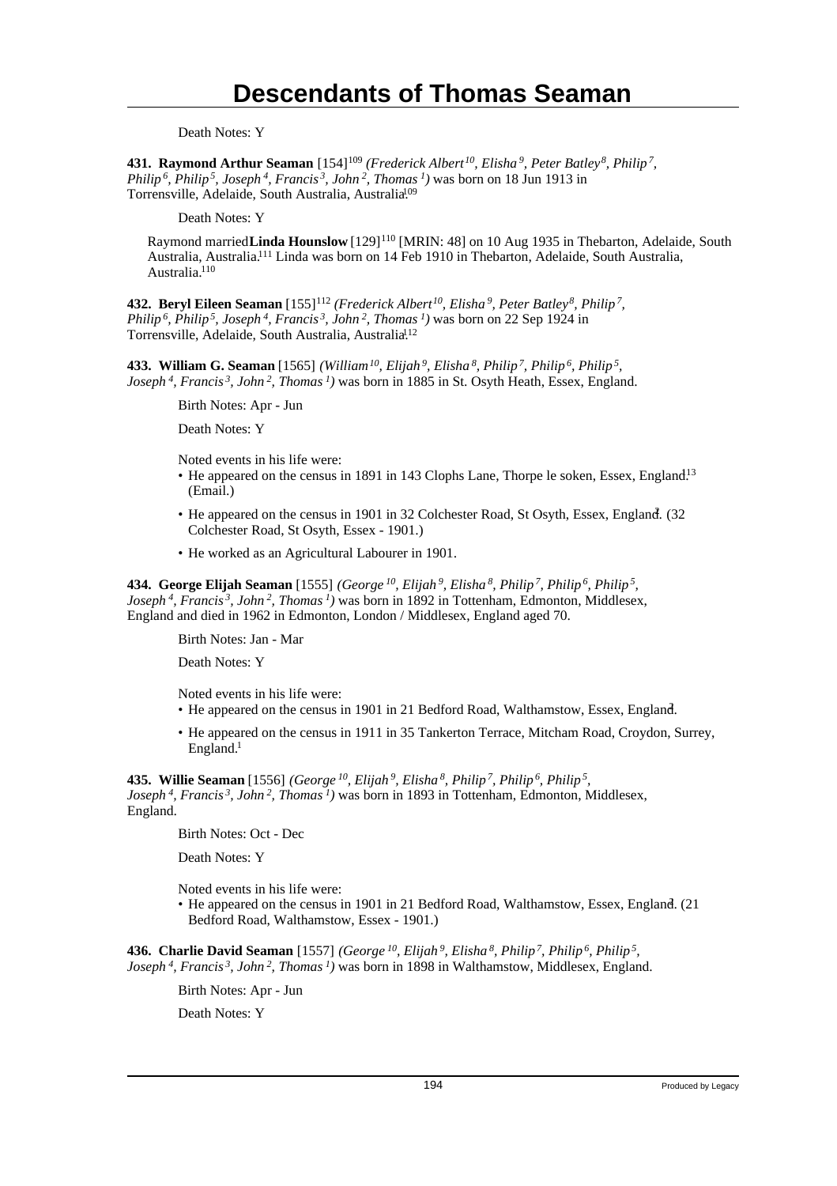Death Notes: Y

**431. Raymond Arthur Seaman** [154][109] *(Frederick Albert[10], Elisha[9], Peter Batley[8], Philip[7], Philip[6], Philip[5], Joseph[4], Francis[3], John[2], Thomas[1])* was born on 18 Jun 1913 in Torrensville, Adelaide, South Australia, Australia.[109]

Death Notes: Y

Raymond married **Linda Hounslow** [129][110] [MRIN: 48] on 10 Aug 1935 in Thebarton, Adelaide, South Australia, Australia.[111] Linda was born on 14 Feb 1910 in Thebarton, Adelaide, South Australia, Australia.[110]

**432. Beryl Eileen Seaman** [155][112] *(Frederick Albert[10], Elisha[9], Peter Batley[8], Philip[7], Philip[6], Philip[5], Joseph[4], Francis[3], John[2], Thomas[1])* was born on 22 Sep 1924 in Torrensville, Adelaide, South Australia, Australia.[112]

**433. William G. Seaman** [1565] *(William[10], Elijah[9], Elisha[8], Philip[7], Philip[6], Philip[5], Joseph[4], Francis[3], John[2], Thomas[1])* was born in 1885 in St. Osyth Heath, Essex, England.

Birth Notes: Apr - Jun

Death Notes: Y

Noted events in his life were:

- He appeared on the census in 1891 in 143 Clophs Lane, Thorpe le soken, Essex, England.[13] (Email.)
- He appeared on the census in 1901 in 32 Colchester Road, St Osyth, Essex, England.[3] (32 Colchester Road, St Osyth, Essex - 1901.)
- He worked as an Agricultural Labourer in 1901.

**434. George Elijah Seaman** [1555] *(George[10], Elijah[9], Elisha[8], Philip[7], Philip[6], Philip[5], Joseph[4], Francis[3], John[2], Thomas[1])* was born in 1892 in Tottenham, Edmonton, Middlesex, England and died in 1962 in Edmonton, London / Middlesex, England aged 70.

Birth Notes: Jan - Mar

Death Notes: Y

Noted events in his life were:

- He appeared on the census in 1901 in 21 Bedford Road, Walthamstow, Essex, England.[3]
- He appeared on the census in 1911 in 35 Tankerton Terrace, Mitcham Road, Croydon, Surrey, England.[1]

**435. Willie Seaman** [1556] *(George[10], Elijah[9], Elisha[8], Philip[7], Philip[6], Philip[5], Joseph[4], Francis[3], John[2], Thomas[1])* was born in 1893 in Tottenham, Edmonton, Middlesex, England.

Birth Notes: Oct - Dec

Death Notes: Y

Noted events in his life were:

- He appeared on the census in 1901 in 21 Bedford Road, Walthamstow, Essex, England.[3] (21 Bedford Road, Walthamstow, Essex - 1901.)

**436. Charlie David Seaman** [1557] *(George[10], Elijah[9], Elisha[8], Philip[7], Philip[6], Philip[5], Joseph[4], Francis[3], John[2], Thomas[1])* was born in 1898 in Walthamstow, Middlesex, England.

Birth Notes: Apr - Jun

Death Notes: Y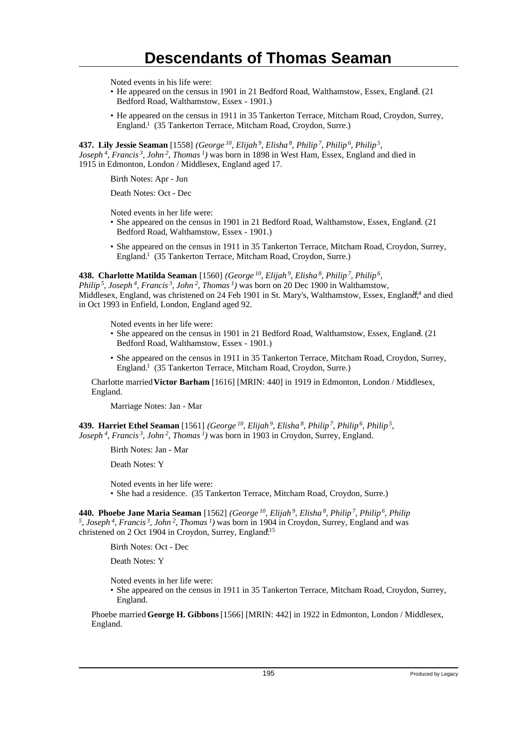Noted events in his life were:

- He appeared on the census in 1901 in 21 Bedford Road, Walthamstow, Essex, England.[3] (21 Bedford Road, Walthamstow, Essex - 1901.)
- He appeared on the census in 1911 in 35 Tankerton Terrace, Mitcham Road, Croydon, Surrey, England.[1] (35 Tankerton Terrace, Mitcham Road, Croydon, Surre.)

**437. Lily Jessie Seaman** [1558] *(George [10], Elijah [9], Elisha [8], Philip [7], Philip [6], Philip [5], Joseph [4], Francis [3], John [2], Thomas [1])* was born in 1898 in West Ham, Essex, England and died in 1915 in Edmonton, London / Middlesex, England aged 17.

Birth Notes: Apr - Jun

Death Notes: Oct - Dec

Noted events in her life were:

- She appeared on the census in 1901 in 21 Bedford Road, Walthamstow, Essex, England.[3] (21 Bedford Road, Walthamstow, Essex - 1901.)
- She appeared on the census in 1911 in 35 Tankerton Terrace, Mitcham Road, Croydon, Surrey, England.[1] (35 Tankerton Terrace, Mitcham Road, Croydon, Surre.)

**438. Charlotte Matilda Seaman** [1560] *(George [10], Elijah [9], Elisha [8], Philip [7], Philip [6], Philip [5], Joseph [4], Francis [3], John [2], Thomas [1])* was born on 20 Dec 1900 in Walthamstow, Middlesex, England, was christened on 24 Feb 1901 in St. Mary's, Walthamstow, Essex, England,[14] and died in Oct 1993 in Enfield, London, England aged 92.

Noted events in her life were:

- She appeared on the census in 1901 in 21 Bedford Road, Walthamstow, Essex, England.[3] (21 Bedford Road, Walthamstow, Essex - 1901.)
- She appeared on the census in 1911 in 35 Tankerton Terrace, Mitcham Road, Croydon, Surrey, England.[1] (35 Tankerton Terrace, Mitcham Road, Croydon, Surre.)

Charlotte married **Victor Barham** [1616] [MRIN: 440] in 1919 in Edmonton, London / Middlesex, England.

Marriage Notes: Jan - Mar

**439. Harriet Ethel Seaman** [1561] *(George [10], Elijah [9], Elisha [8], Philip [7], Philip [6], Philip [5], Joseph [4], Francis [3], John [2], Thomas [1])* was born in 1903 in Croydon, Surrey, England.

Birth Notes: Jan - Mar

Death Notes: Y

Noted events in her life were:

- She had a residence. (35 Tankerton Terrace, Mitcham Road, Croydon, Surre.)

**440. Phoebe Jane Maria Seaman** [1562] *(George [10], Elijah [9], Elisha [8], Philip [7], Philip [6], Philip [5], Joseph [4], Francis [3], John [2], Thomas [1])* was born in 1904 in Croydon, Surrey, England and was christened on 2 Oct 1904 in Croydon, Surrey, England.[15]

Birth Notes: Oct - Dec

Death Notes: Y

Noted events in her life were:

- She appeared on the census in 1911 in 35 Tankerton Terrace, Mitcham Road, Croydon, Surrey, England.

Phoebe married **George H. Gibbons** [1566] [MRIN: 442] in 1922 in Edmonton, London / Middlesex, England.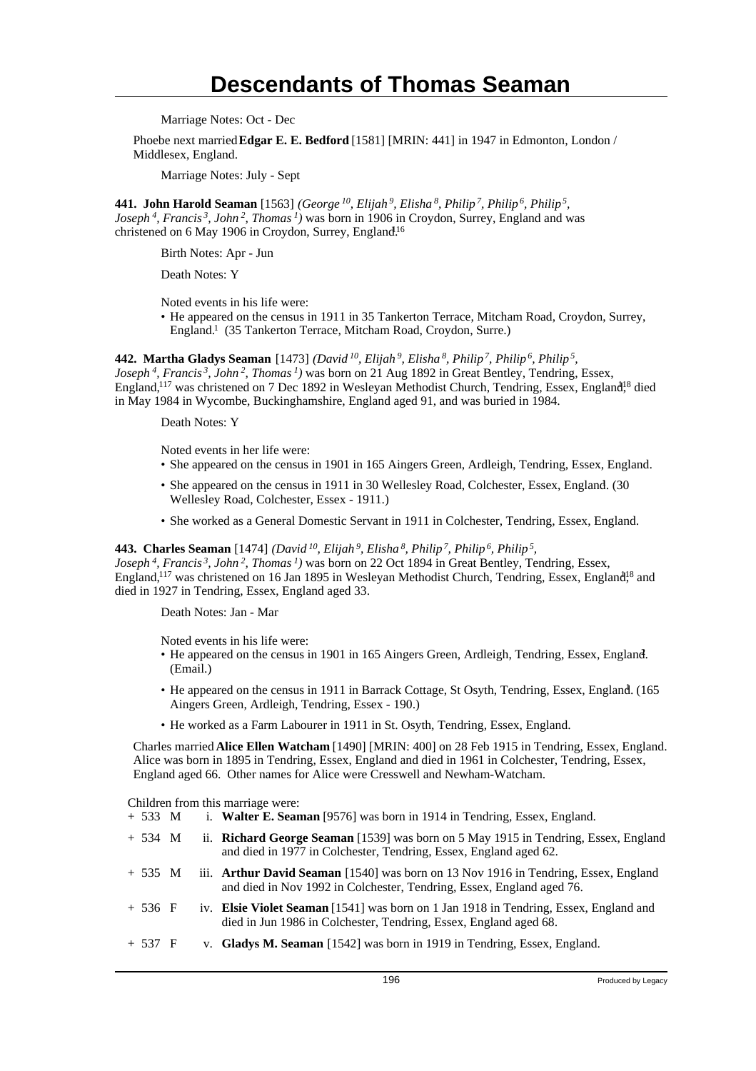# Descendants of Thomas Seaman

Marriage Notes: Oct - Dec

Phoebe next married **Edgar E. E. Bedford** [1581] [MRIN: 441] in 1947 in Edmonton, London / Middlesex, England.

Marriage Notes: July - Sept

**441. John Harold Seaman** [1563] *(George 10, Elijah 9, Elisha 8, Philip 7, Philip 6, Philip 5, Joseph 4, Francis 3, John 2, Thomas 1)* was born in 1906 in Croydon, Surrey, England and was christened on 6 May 1906 in Croydon, Surrey, England.[116]

Birth Notes: Apr - Jun

Death Notes: Y

Noted events in his life were:

- He appeared on the census in 1911 in 35 Tankerton Terrace, Mitcham Road, Croydon, Surrey, England.[1] (35 Tankerton Terrace, Mitcham Road, Croydon, Surre.)

**442. Martha Gladys Seaman** [1473] *(David 10, Elijah 9, Elisha 8, Philip 7, Philip 6, Philip 5, Joseph 4, Francis 3, John 2, Thomas 1)* was born on 21 Aug 1892 in Great Bentley, Tendring, Essex, England,[117] was christened on 7 Dec 1892 in Wesleyan Methodist Church, Tendring, Essex, England,[118] died in May 1984 in Wycombe, Buckinghamshire, England aged 91, and was buried in 1984.

Death Notes: Y

Noted events in her life were:

- She appeared on the census in 1901 in 165 Aingers Green, Ardleigh, Tendring, Essex, England.
- She appeared on the census in 1911 in 30 Wellesley Road, Colchester, Essex, England. (30 Wellesley Road, Colchester, Essex - 1911.)
- She worked as a General Domestic Servant in 1911 in Colchester, Tendring, Essex, England.

**443. Charles Seaman** [1474] *(David 10, Elijah 9, Elisha 8, Philip 7, Philip 6, Philip 5, Joseph 4, Francis 3, John 2, Thomas 1)* was born on 22 Oct 1894 in Great Bentley, Tendring, Essex, England,[117] was christened on 16 Jan 1895 in Wesleyan Methodist Church, Tendring, Essex, England,[118] and died in 1927 in Tendring, Essex, England aged 33.

Death Notes: Jan - Mar

Noted events in his life were:

- He appeared on the census in 1901 in 165 Aingers Green, Ardleigh, Tendring, Essex, England.[2] (Email.)
- He appeared on the census in 1911 in Barrack Cottage, St Osyth, Tendring, Essex, England.[1] (165 Aingers Green, Ardleigh, Tendring, Essex - 190.)
- He worked as a Farm Labourer in 1911 in St. Osyth, Tendring, Essex, England.

Charles married **Alice Ellen Watcham** [1490] [MRIN: 400] on 28 Feb 1915 in Tendring, Essex, England. Alice was born in 1895 in Tendring, Essex, England and died in 1961 in Colchester, Tendring, Essex, England aged 66. Other names for Alice were Cresswell and Newham-Watcham.

Children from this marriage were:

- \+ 533 M i. **Walter E. Seaman** [9576] was born in 1914 in Tendring, Essex, England.
- \+ 534 M ii. **Richard George Seaman** [1539] was born on 5 May 1915 in Tendring, Essex, England and died in 1977 in Colchester, Tendring, Essex, England aged 62.
- \+ 535 M iii. **Arthur David Seaman** [1540] was born on 13 Nov 1916 in Tendring, Essex, England and died in Nov 1992 in Colchester, Tendring, Essex, England aged 76.
- \+ 536 F iv. **Elsie Violet Seaman** [1541] was born on 1 Jan 1918 in Tendring, Essex, England and died in Jun 1986 in Colchester, Tendring, Essex, England aged 68.
- \+ 537 F v. **Gladys M. Seaman** [1542] was born in 1919 in Tendring, Essex, England.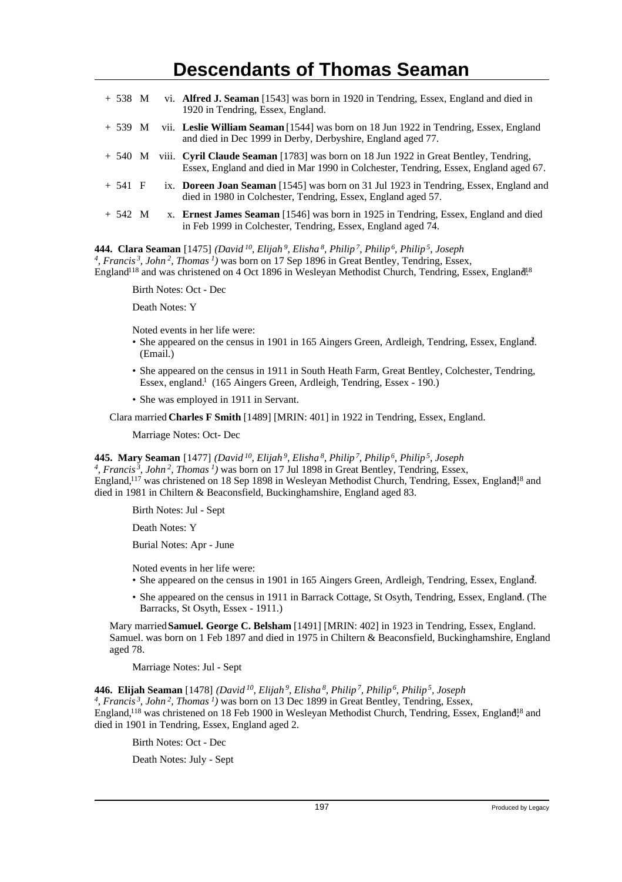# Descendants of Thomas Seaman

+ 538 M vi. **Alfred J. Seaman** [1543] was born in 1920 in Tendring, Essex, England and died in 1920 in Tendring, Essex, England.

+ 539 M vii. **Leslie William Seaman** [1544] was born on 18 Jun 1922 in Tendring, Essex, England and died in Dec 1999 in Derby, Derbyshire, England aged 77.

+ 540 M viii. **Cyril Claude Seaman** [1783] was born on 18 Jun 1922 in Great Bentley, Tendring, Essex, England and died in Mar 1990 in Colchester, Tendring, Essex, England aged 67.

+ 541 F ix. **Doreen Joan Seaman** [1545] was born on 31 Jul 1923 in Tendring, Essex, England and died in 1980 in Colchester, Tendring, Essex, England aged 57.

+ 542 M x. **Ernest James Seaman** [1546] was born in 1925 in Tendring, Essex, England and died in Feb 1999 in Colchester, Tendring, Essex, England aged 74.

**444. Clara Seaman** [1475] *(David 10, Elijah 9, Elisha 8, Philip 7, Philip 6, Philip 5, Joseph 4, Francis 3, John 2, Thomas 1)* was born on 17 Sep 1896 in Great Bentley, Tendring, Essex, England[118] and was christened on 4 Oct 1896 in Wesleyan Methodist Church, Tendring, Essex, England.[118]

Birth Notes: Oct - Dec

Death Notes: Y

Noted events in her life were:

- She appeared on the census in 1901 in 165 Aingers Green, Ardleigh, Tendring, Essex, England.[2] (Email.)
- She appeared on the census in 1911 in South Heath Farm, Great Bentley, Colchester, Tendring, Essex, england.[1] (165 Aingers Green, Ardleigh, Tendring, Essex - 190.)
- She was employed in 1911 in Servant.

Clara married **Charles F Smith** [1489] [MRIN: 401] in 1922 in Tendring, Essex, England.

Marriage Notes: Oct- Dec

**445. Mary Seaman** [1477] *(David 10, Elijah 9, Elisha 8, Philip 7, Philip 6, Philip 5, Joseph 4, Francis 3, John 2, Thomas 1)* was born on 17 Jul 1898 in Great Bentley, Tendring, Essex, England,[117] was christened on 18 Sep 1898 in Wesleyan Methodist Church, Tendring, Essex, England,[118] and died in 1981 in Chiltern & Beaconsfield, Buckinghamshire, England aged 83.

Birth Notes: Jul - Sept

Death Notes: Y

Burial Notes: Apr - June

Noted events in her life were:

- She appeared on the census in 1901 in 165 Aingers Green, Ardleigh, Tendring, Essex, England.[2]
- She appeared on the census in 1911 in Barrack Cottage, St Osyth, Tendring, Essex, England.[1] (The Barracks, St Osyth, Essex - 1911.)

Mary married **Samuel. George C. Belsham** [1491] [MRIN: 402] in 1923 in Tendring, Essex, England. Samuel. was born on 1 Feb 1897 and died in 1975 in Chiltern & Beaconsfield, Buckinghamshire, England aged 78.

Marriage Notes: Jul - Sept

**446. Elijah Seaman** [1478] *(David 10, Elijah 9, Elisha 8, Philip 7, Philip 6, Philip 5, Joseph 4, Francis 3, John 2, Thomas 1)* was born on 13 Dec 1899 in Great Bentley, Tendring, Essex, England,[118] was christened on 18 Feb 1900 in Wesleyan Methodist Church, Tendring, Essex, England,[118] and died in 1901 in Tendring, Essex, England aged 2.

Birth Notes: Oct - Dec

Death Notes: July - Sept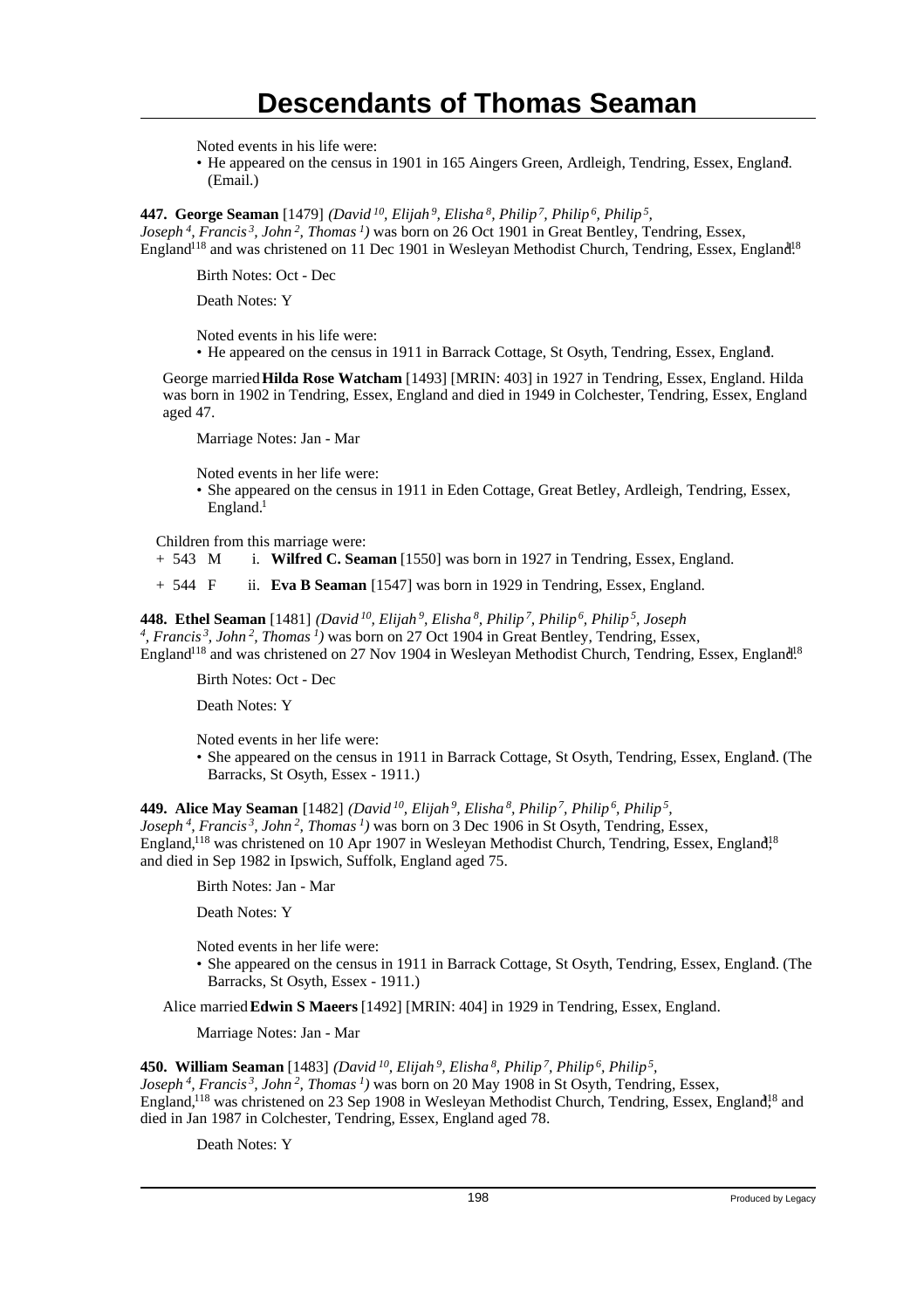Noted events in his life were:

- He appeared on the census in 1901 in 165 Aingers Green, Ardleigh, Tendring, Essex, England.[2] (Email.)

**447. George Seaman** [1479] *(David [10], Elijah [9], Elisha [8], Philip [7], Philip [6], Philip [5], Joseph [4], Francis [3], John [2], Thomas [1])* was born on 26 Oct 1901 in Great Bentley, Tendring, Essex, England[118] and was christened on 11 Dec 1901 in Wesleyan Methodist Church, Tendring, Essex, England.[118]

Birth Notes: Oct - Dec

Death Notes: Y

Noted events in his life were:

- He appeared on the census in 1911 in Barrack Cottage, St Osyth, Tendring, Essex, England.[1]

George married **Hilda Rose Watcham** [1493] [MRIN: 403] in 1927 in Tendring, Essex, England. Hilda was born in 1902 in Tendring, Essex, England and died in 1949 in Colchester, Tendring, Essex, England aged 47.

Marriage Notes: Jan - Mar

Noted events in her life were:

- She appeared on the census in 1911 in Eden Cottage, Great Betley, Ardleigh, Tendring, Essex, England.[1]

Children from this marriage were:

+ 543 M i. **Wilfred C. Seaman** [1550] was born in 1927 in Tendring, Essex, England.

+ 544 F ii. **Eva B Seaman** [1547] was born in 1929 in Tendring, Essex, England.

**448. Ethel Seaman** [1481] *(David [10], Elijah [9], Elisha [8], Philip [7], Philip [6], Philip [5], Joseph [4], Francis [3], John [2], Thomas [1])* was born on 27 Oct 1904 in Great Bentley, Tendring, Essex, England[118] and was christened on 27 Nov 1904 in Wesleyan Methodist Church, Tendring, Essex, England.[118]

Birth Notes: Oct - Dec

Death Notes: Y

Noted events in her life were:

- She appeared on the census in 1911 in Barrack Cottage, St Osyth, Tendring, Essex, England.[1] (The Barracks, St Osyth, Essex - 1911.)

**449. Alice May Seaman** [1482] *(David [10], Elijah [9], Elisha [8], Philip [7], Philip [6], Philip [5], Joseph [4], Francis [3], John [2], Thomas [1])* was born on 3 Dec 1906 in St Osyth, Tendring, Essex, England,[118] was christened on 10 Apr 1907 in Wesleyan Methodist Church, Tendring, Essex, England,[118] and died in Sep 1982 in Ipswich, Suffolk, England aged 75.

Birth Notes: Jan - Mar

Death Notes: Y

Noted events in her life were:

- She appeared on the census in 1911 in Barrack Cottage, St Osyth, Tendring, Essex, England.[1] (The Barracks, St Osyth, Essex - 1911.)

Alice married **Edwin S Maeers** [1492] [MRIN: 404] in 1929 in Tendring, Essex, England.

Marriage Notes: Jan - Mar

**450. William Seaman** [1483] *(David [10], Elijah [9], Elisha [8], Philip [7], Philip [6], Philip [5], Joseph [4], Francis [3], John [2], Thomas [1])* was born on 20 May 1908 in St Osyth, Tendring, Essex, England,[118] was christened on 23 Sep 1908 in Wesleyan Methodist Church, Tendring, Essex, England,[118] and died in Jan 1987 in Colchester, Tendring, Essex, England aged 78.

Death Notes: Y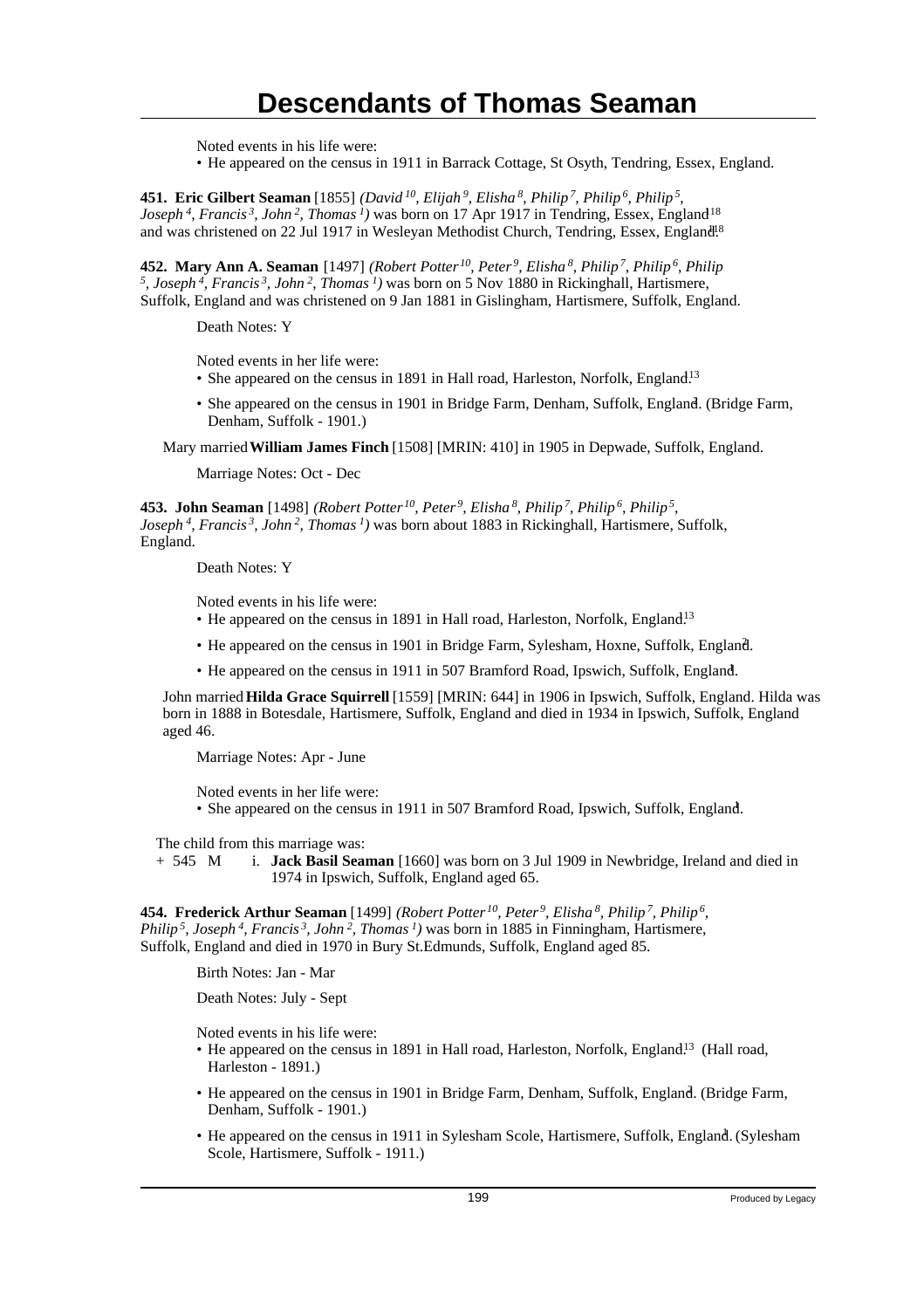Noted events in his life were:

• He appeared on the census in 1911 in Barrack Cottage, St Osyth, Tendring, Essex, England.

**451. Eric Gilbert Seaman** [1855] *(David[10], Elijah[9], Elisha[8], Philip[7], Philip[6], Philip[5], Joseph[4], Francis[3], John[2], Thomas[1])* was born on 17 Apr 1917 in Tendring, Essex, England[18] and was christened on 22 Jul 1917 in Wesleyan Methodist Church, Tendring, Essex, England.[18]

**452. Mary Ann A. Seaman** [1497] *(Robert Potter[10], Peter[9], Elisha[8], Philip[7], Philip[6], Philip[5], Joseph[4], Francis[3], John[2], Thomas[1])* was born on 5 Nov 1880 in Rickinghall, Hartismere, Suffolk, England and was christened on 9 Jan 1881 in Gislingham, Hartismere, Suffolk, England.

Death Notes: Y

Noted events in her life were:

• She appeared on the census in 1891 in Hall road, Harleston, Norfolk, England.[13]

• She appeared on the census in 1901 in Bridge Farm, Denham, Suffolk, England.[2] (Bridge Farm, Denham, Suffolk - 1901.)

Mary married **William James Finch** [1508] [MRIN: 410] in 1905 in Depwade, Suffolk, England.

Marriage Notes: Oct - Dec

**453. John Seaman** [1498] *(Robert Potter[10], Peter[9], Elisha[8], Philip[7], Philip[6], Philip[5], Joseph[4], Francis[3], John[2], Thomas[1])* was born about 1883 in Rickinghall, Hartismere, Suffolk, England.

Death Notes: Y

Noted events in his life were:

• He appeared on the census in 1891 in Hall road, Harleston, Norfolk, England.[13]

• He appeared on the census in 1901 in Bridge Farm, Sylesham, Hoxne, Suffolk, England.[2]

• He appeared on the census in 1911 in 507 Bramford Road, Ipswich, Suffolk, England.[1]

John married **Hilda Grace Squirrell** [1559] [MRIN: 644] in 1906 in Ipswich, Suffolk, England. Hilda was born in 1888 in Botesdale, Hartismere, Suffolk, England and died in 1934 in Ipswich, Suffolk, England aged 46.

Marriage Notes: Apr - June

Noted events in her life were:

• She appeared on the census in 1911 in 507 Bramford Road, Ipswich, Suffolk, England.[1]

The child from this marriage was:

\+ 545 M i. **Jack Basil Seaman** [1660] was born on 3 Jul 1909 in Newbridge, Ireland and died in 1974 in Ipswich, Suffolk, England aged 65.

**454. Frederick Arthur Seaman** [1499] *(Robert Potter[10], Peter[9], Elisha[8], Philip[7], Philip[6], Philip[5], Joseph[4], Francis[3], John[2], Thomas[1])* was born in 1885 in Finningham, Hartismere, Suffolk, England and died in 1970 in Bury St.Edmunds, Suffolk, England aged 85.

Birth Notes: Jan - Mar

Death Notes: July - Sept

Noted events in his life were:

• He appeared on the census in 1891 in Hall road, Harleston, Norfolk, England.[13] (Hall road, Harleston - 1891.)

• He appeared on the census in 1901 in Bridge Farm, Denham, Suffolk, England.[2] (Bridge Farm, Denham, Suffolk - 1901.)

• He appeared on the census in 1911 in Sylesham Scole, Hartismere, Suffolk, England.[1] (Sylesham Scole, Hartismere, Suffolk - 1911.)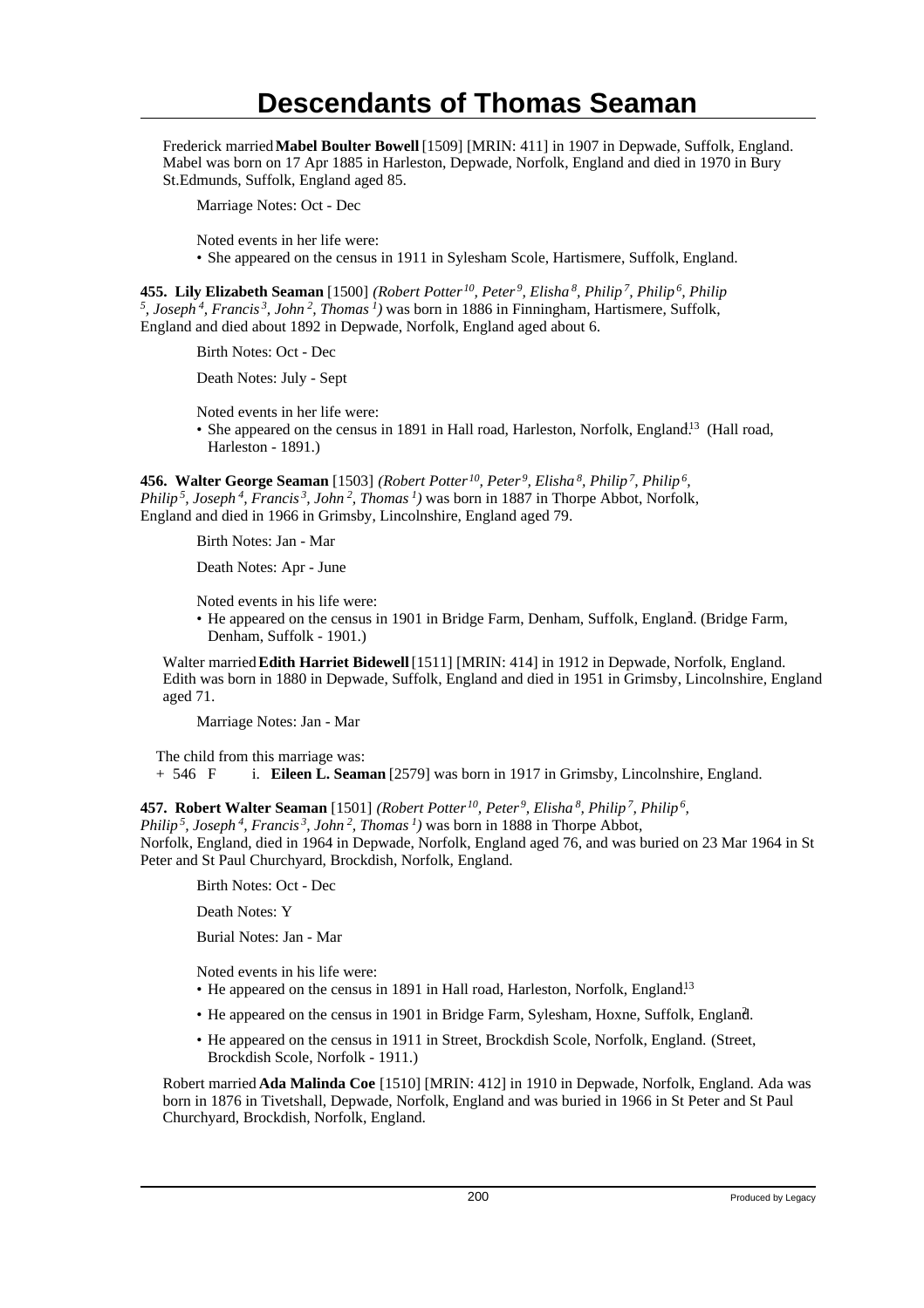# Descendants of Thomas Seaman

Frederick married **Mabel Boulter Bowell** [1509] [MRIN: 411] in 1907 in Depwade, Suffolk, England. Mabel was born on 17 Apr 1885 in Harleston, Depwade, Norfolk, England and died in 1970 in Bury St.Edmunds, Suffolk, England aged 85.

Marriage Notes: Oct - Dec

Noted events in her life were:

- She appeared on the census in 1911 in Sylesham Scole, Hartismere, Suffolk, England.

**455. Lily Elizabeth Seaman** [1500] *(Robert Potter$^{10}$, Peter$^{9}$, Elisha$^{8}$, Philip$^{7}$, Philip$^{6}$, Philip$^{5}$, Joseph$^{4}$, Francis$^{3}$, John$^{2}$, Thomas$^{1}$)* was born in 1886 in Finningham, Hartismere, Suffolk, England and died about 1892 in Depwade, Norfolk, England aged about 6.

Birth Notes: Oct - Dec

Death Notes: July - Sept

Noted events in her life were:

- She appeared on the census in 1891 in Hall road, Harleston, Norfolk, England.[13] (Hall road, Harleston - 1891.)

**456. Walter George Seaman** [1503] *(Robert Potter$^{10}$, Peter$^{9}$, Elisha$^{8}$, Philip$^{7}$, Philip$^{6}$, Philip$^{5}$, Joseph$^{4}$, Francis$^{3}$, John$^{2}$, Thomas$^{1}$)* was born in 1887 in Thorpe Abbot, Norfolk, England and died in 1966 in Grimsby, Lincolnshire, England aged 79.

Birth Notes: Jan - Mar

Death Notes: Apr - June

Noted events in his life were:

- He appeared on the census in 1901 in Bridge Farm, Denham, Suffolk, England.[2] (Bridge Farm, Denham, Suffolk - 1901.)

Walter married **Edith Harriet Bidewell** [1511] [MRIN: 414] in 1912 in Depwade, Norfolk, England. Edith was born in 1880 in Depwade, Suffolk, England and died in 1951 in Grimsby, Lincolnshire, England aged 71.

Marriage Notes: Jan - Mar

The child from this marriage was:

+ 546 F i. **Eileen L. Seaman** [2579] was born in 1917 in Grimsby, Lincolnshire, England.

**457. Robert Walter Seaman** [1501] *(Robert Potter$^{10}$, Peter$^{9}$, Elisha$^{8}$, Philip$^{7}$, Philip$^{6}$, Philip$^{5}$, Joseph$^{4}$, Francis$^{3}$, John$^{2}$, Thomas$^{1}$)* was born in 1888 in Thorpe Abbot, Norfolk, England, died in 1964 in Depwade, Norfolk, England aged 76, and was buried on 23 Mar 1964 in St Peter and St Paul Churchyard, Brockdish, Norfolk, England.

Birth Notes: Oct - Dec

Death Notes: Y

Burial Notes: Jan - Mar

Noted events in his life were:

- He appeared on the census in 1891 in Hall road, Harleston, Norfolk, England.[13]
- He appeared on the census in 1901 in Bridge Farm, Sylesham, Hoxne, Suffolk, England.[2]
- He appeared on the census in 1911 in Street, Brockdish Scole, Norfolk, England. (Street, Brockdish Scole, Norfolk - 1911.)

Robert married **Ada Malinda Coe** [1510] [MRIN: 412] in 1910 in Depwade, Norfolk, England. Ada was born in 1876 in Tivetshall, Depwade, Norfolk, England and was buried in 1966 in St Peter and St Paul Churchyard, Brockdish, Norfolk, England.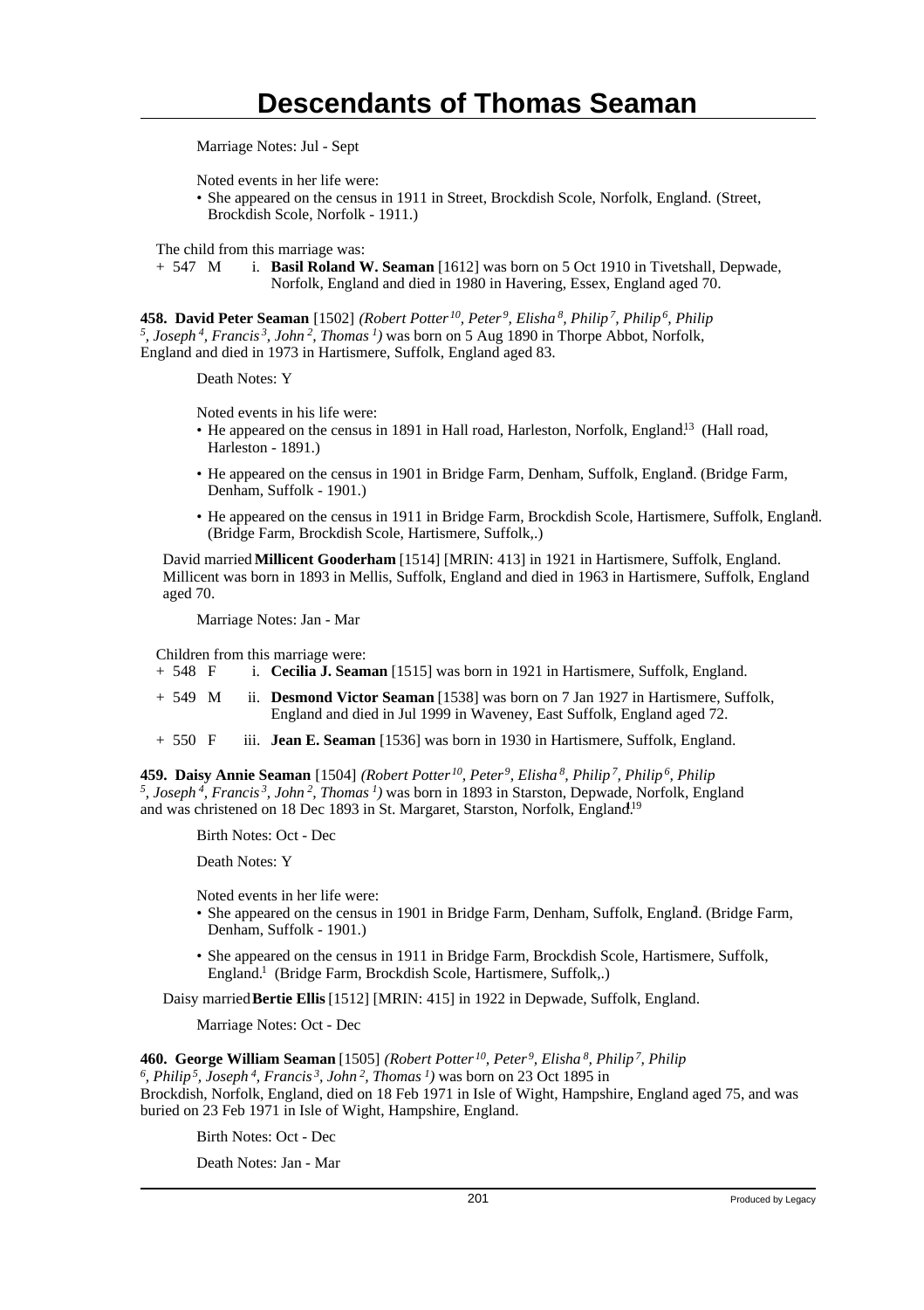Marriage Notes: Jul - Sept

Noted events in her life were:

- She appeared on the census in 1911 in Street, Brockdish Scole, Norfolk, England.[1] (Street, Brockdish Scole, Norfolk - 1911.)

The child from this marriage was:

\+ 547 M i. **Basil Roland W. Seaman** [1612] was born on 5 Oct 1910 in Tivetshall, Depwade, Norfolk, England and died in 1980 in Havering, Essex, England aged 70.

**458. David Peter Seaman** [1502] *(Robert Potter[10], Peter[9], Elisha[8], Philip[7], Philip[6], Philip[5], Joseph[4], Francis[3], John[2], Thomas[1])* was born on 5 Aug 1890 in Thorpe Abbot, Norfolk, England and died in 1973 in Hartismere, Suffolk, England aged 83.

Death Notes: Y

Noted events in his life were:

- He appeared on the census in 1891 in Hall road, Harleston, Norfolk, England.[13] (Hall road, Harleston - 1891.)
- He appeared on the census in 1901 in Bridge Farm, Denham, Suffolk, England.[2] (Bridge Farm, Denham, Suffolk - 1901.)
- He appeared on the census in 1911 in Bridge Farm, Brockdish Scole, Hartismere, Suffolk, England.[1] (Bridge Farm, Brockdish Scole, Hartismere, Suffolk,.)

David married **Millicent Gooderham** [1514] [MRIN: 413] in 1921 in Hartismere, Suffolk, England. Millicent was born in 1893 in Mellis, Suffolk, England and died in 1963 in Hartismere, Suffolk, England aged 70.

Marriage Notes: Jan - Mar

Children from this marriage were:

\+ 548 F i. **Cecilia J. Seaman** [1515] was born in 1921 in Hartismere, Suffolk, England.

\+ 549 M ii. **Desmond Victor Seaman** [1538] was born on 7 Jan 1927 in Hartismere, Suffolk, England and died in Jul 1999 in Waveney, East Suffolk, England aged 72.

\+ 550 F iii. **Jean E. Seaman** [1536] was born in 1930 in Hartismere, Suffolk, England.

**459. Daisy Annie Seaman** [1504] *(Robert Potter[10], Peter[9], Elisha[8], Philip[7], Philip[6], Philip[5], Joseph[4], Francis[3], John[2], Thomas[1])* was born in 1893 in Starston, Depwade, Norfolk, England and was christened on 18 Dec 1893 in St. Margaret, Starston, Norfolk, England.[119]

Birth Notes: Oct - Dec

Death Notes: Y

Noted events in her life were:

- She appeared on the census in 1901 in Bridge Farm, Denham, Suffolk, England.[2] (Bridge Farm, Denham, Suffolk - 1901.)
- She appeared on the census in 1911 in Bridge Farm, Brockdish Scole, Hartismere, Suffolk, England.[1] (Bridge Farm, Brockdish Scole, Hartismere, Suffolk,.)

Daisy married **Bertie Ellis** [1512] [MRIN: 415] in 1922 in Depwade, Suffolk, England.

Marriage Notes: Oct - Dec

**460. George William Seaman** [1505] *(Robert Potter[10], Peter[9], Elisha[8], Philip[7], Philip[6], Philip[5], Joseph[4], Francis[3], John[2], Thomas[1])* was born on 23 Oct 1895 in Brockdish, Norfolk, England, died on 18 Feb 1971 in Isle of Wight, Hampshire, England aged 75, and was buried on 23 Feb 1971 in Isle of Wight, Hampshire, England.

Birth Notes: Oct - Dec

Death Notes: Jan - Mar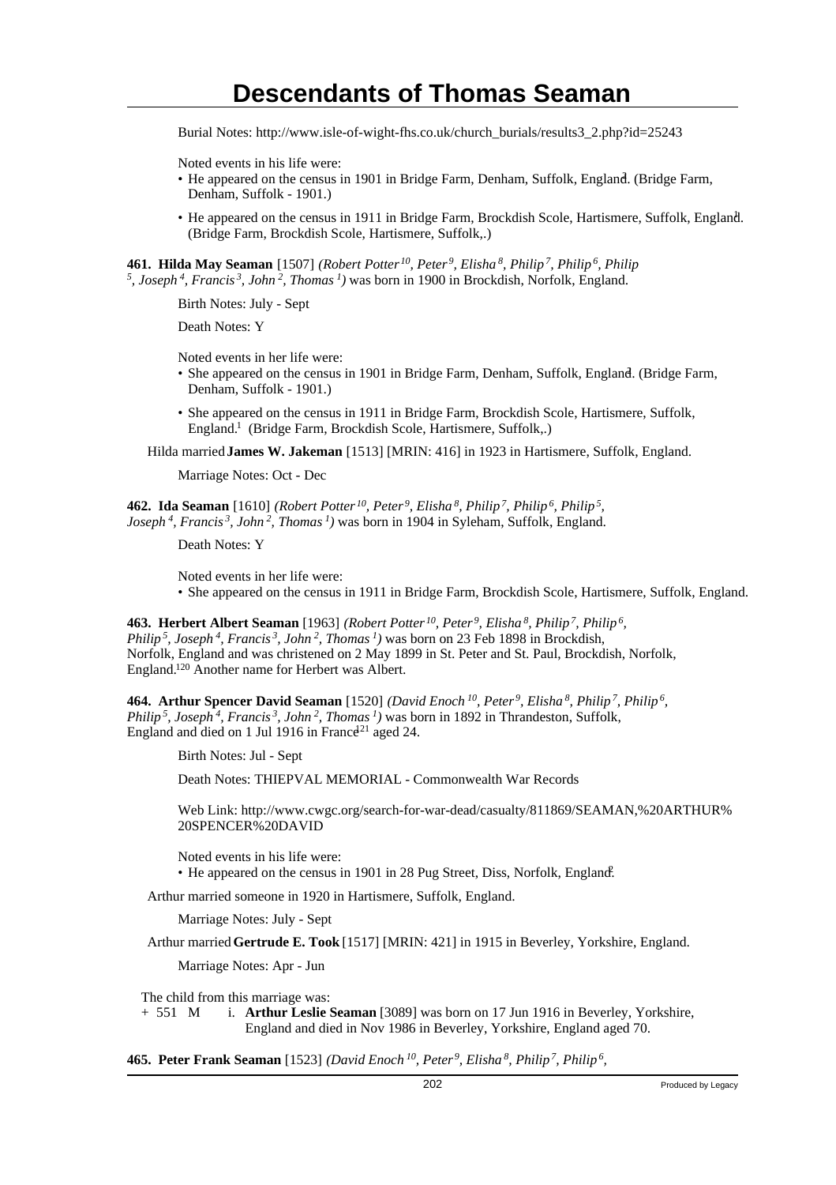Burial Notes: http://www.isle-of-wight-fhs.co.uk/church_burials/results3_2.php?id=25243

Noted events in his life were:

- He appeared on the census in 1901 in Bridge Farm, Denham, Suffolk, England.[3] (Bridge Farm, Denham, Suffolk - 1901.)
- He appeared on the census in 1911 in Bridge Farm, Brockdish Scole, Hartismere, Suffolk, England.[1] (Bridge Farm, Brockdish Scole, Hartismere, Suffolk,.)

**461. Hilda May Seaman** [1507] *(Robert Potter[10], Peter[9], Elisha[8], Philip[7], Philip[6], Philip[5], Joseph[4], Francis[3], John[2], Thomas[1])* was born in 1900 in Brockdish, Norfolk, England.

Birth Notes: July - Sept

Death Notes: Y

Noted events in her life were:

- She appeared on the census in 1901 in Bridge Farm, Denham, Suffolk, England.[3] (Bridge Farm, Denham, Suffolk - 1901.)
- She appeared on the census in 1911 in Bridge Farm, Brockdish Scole, Hartismere, Suffolk, England.[1] (Bridge Farm, Brockdish Scole, Hartismere, Suffolk,.)

Hilda married **James W. Jakeman** [1513] [MRIN: 416] in 1923 in Hartismere, Suffolk, England.

Marriage Notes: Oct - Dec

**462. Ida Seaman** [1610] *(Robert Potter[10], Peter[9], Elisha[8], Philip[7], Philip[6], Philip[5], Joseph[4], Francis[3], John[2], Thomas[1])* was born in 1904 in Syleham, Suffolk, England.

Death Notes: Y

Noted events in her life were:

- She appeared on the census in 1911 in Bridge Farm, Brockdish Scole, Hartismere, Suffolk, England.

**463. Herbert Albert Seaman** [1963] *(Robert Potter[10], Peter[9], Elisha[8], Philip[7], Philip[6], Philip[5], Joseph[4], Francis[3], John[2], Thomas[1])* was born on 23 Feb 1898 in Brockdish, Norfolk, England and was christened on 2 May 1899 in St. Peter and St. Paul, Brockdish, Norfolk, England.[120] Another name for Herbert was Albert.

**464. Arthur Spencer David Seaman** [1520] *(David Enoch[10], Peter[9], Elisha[8], Philip[7], Philip[6], Philip[5], Joseph[4], Francis[3], John[2], Thomas[1])* was born in 1892 in Thrandeston, Suffolk, England and died on 1 Jul 1916 in France[121] aged 24.

Birth Notes: Jul - Sept

Death Notes: THIEPVAL MEMORIAL - Commonwealth War Records

Web Link: http://www.cwgc.org/search-for-war-dead/casualty/811869/SEAMAN,%20ARTHUR%20SPENCER%20DAVID

Noted events in his life were:

- He appeared on the census in 1901 in 28 Pug Street, Diss, Norfolk, England.[2]

Arthur married someone in 1920 in Hartismere, Suffolk, England.

Marriage Notes: July - Sept

Arthur married **Gertrude E. Took** [1517] [MRIN: 421] in 1915 in Beverley, Yorkshire, England.

Marriage Notes: Apr - Jun

The child from this marriage was:

+ 551 M i. **Arthur Leslie Seaman** [3089] was born on 17 Jun 1916 in Beverley, Yorkshire, England and died in Nov 1986 in Beverley, Yorkshire, England aged 70.

**465. Peter Frank Seaman** [1523] *(David Enoch[10], Peter[9], Elisha[8], Philip[7], Philip[6],*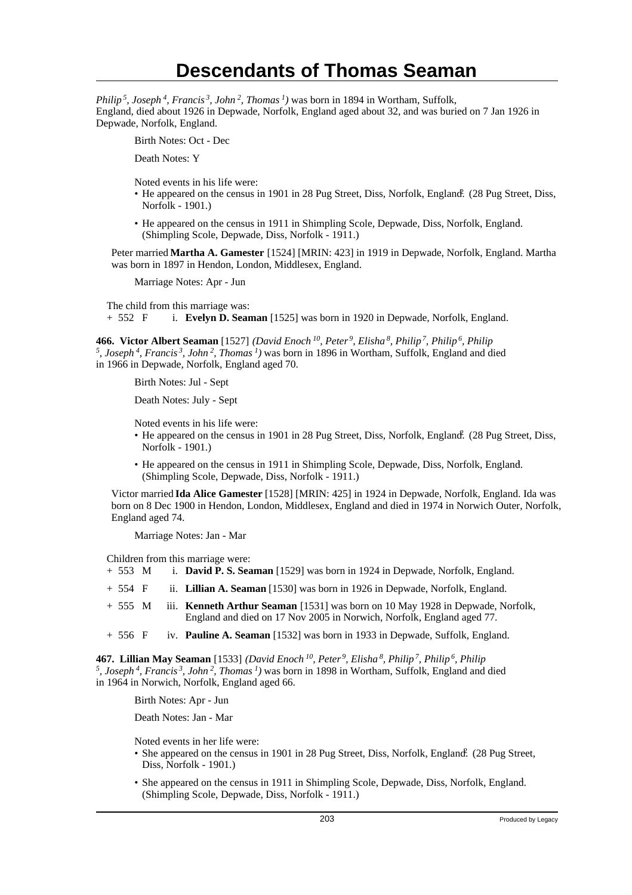*Philip 5, Joseph 4, Francis 3, John 2, Thomas 1)* was born in 1894 in Wortham, Suffolk, England, died about 1926 in Depwade, Norfolk, England aged about 32, and was buried on 7 Jan 1926 in Depwade, Norfolk, England.

Birth Notes: Oct - Dec

Death Notes: Y

Noted events in his life were:

- He appeared on the census in 1901 in 28 Pug Street, Diss, Norfolk, England.[2] (28 Pug Street, Diss, Norfolk - 1901.)
- He appeared on the census in 1911 in Shimpling Scole, Depwade, Diss, Norfolk, England. (Shimpling Scole, Depwade, Diss, Norfolk - 1911.)

Peter married **Martha A. Gamester** [1524] [MRIN: 423] in 1919 in Depwade, Norfolk, England. Martha was born in 1897 in Hendon, London, Middlesex, England.

Marriage Notes: Apr - Jun

The child from this marriage was:

\+ 552 F i. **Evelyn D. Seaman** [1525] was born in 1920 in Depwade, Norfolk, England.

**466. Victor Albert Seaman** [1527] *(David Enoch 10, Peter 9, Elisha 8, Philip 7, Philip 6, Philip 5, Joseph 4, Francis 3, John 2, Thomas 1)* was born in 1896 in Wortham, Suffolk, England and died in 1966 in Depwade, Norfolk, England aged 70.

Birth Notes: Jul - Sept

Death Notes: July - Sept

Noted events in his life were:

- He appeared on the census in 1901 in 28 Pug Street, Diss, Norfolk, England.[2] (28 Pug Street, Diss, Norfolk - 1901.)
- He appeared on the census in 1911 in Shimpling Scole, Depwade, Diss, Norfolk, England. (Shimpling Scole, Depwade, Diss, Norfolk - 1911.)

Victor married **Ida Alice Gamester** [1528] [MRIN: 425] in 1924 in Depwade, Norfolk, England. Ida was born on 8 Dec 1900 in Hendon, London, Middlesex, England and died in 1974 in Norwich Outer, Norfolk, England aged 74.

Marriage Notes: Jan - Mar

Children from this marriage were:

\+ 553 M i. **David P. S. Seaman** [1529] was born in 1924 in Depwade, Norfolk, England.

\+ 554 F ii. **Lillian A. Seaman** [1530] was born in 1926 in Depwade, Norfolk, England.

\+ 555 M iii. **Kenneth Arthur Seaman** [1531] was born on 10 May 1928 in Depwade, Norfolk, England and died on 17 Nov 2005 in Norwich, Norfolk, England aged 77.

\+ 556 F iv. **Pauline A. Seaman** [1532] was born in 1933 in Depwade, Suffolk, England.

**467. Lillian May Seaman** [1533] *(David Enoch 10, Peter 9, Elisha 8, Philip 7, Philip 6, Philip 5, Joseph 4, Francis 3, John 2, Thomas 1)* was born in 1898 in Wortham, Suffolk, England and died in 1964 in Norwich, Norfolk, England aged 66.

Birth Notes: Apr - Jun

Death Notes: Jan - Mar

Noted events in her life were:

- She appeared on the census in 1901 in 28 Pug Street, Diss, Norfolk, England.[2] (28 Pug Street, Diss, Norfolk - 1901.)
- She appeared on the census in 1911 in Shimpling Scole, Depwade, Diss, Norfolk, England. (Shimpling Scole, Depwade, Diss, Norfolk - 1911.)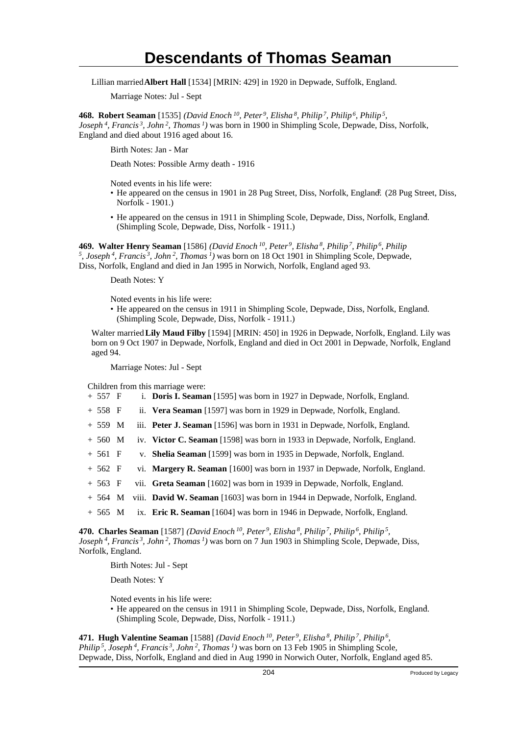# Descendants of Thomas Seaman

Lillian married **Albert Hall** [1534] [MRIN: 429] in 1920 in Depwade, Suffolk, England.

Marriage Notes: Jul - Sept

**468. Robert Seaman** [1535] *(David Enoch 10, Peter 9, Elisha 8, Philip 7, Philip 6, Philip 5, Joseph 4, Francis 3, John 2, Thomas 1)* was born in 1900 in Shimpling Scole, Depwade, Diss, Norfolk, England and died about 1916 aged about 16.

Birth Notes: Jan - Mar

Death Notes: Possible Army death - 1916

Noted events in his life were:

- He appeared on the census in 1901 in 28 Pug Street, Diss, Norfolk, England. (28 Pug Street, Diss, Norfolk - 1901.)
- He appeared on the census in 1911 in Shimpling Scole, Depwade, Diss, Norfolk, England. (Shimpling Scole, Depwade, Diss, Norfolk - 1911.)

**469. Walter Henry Seaman** [1586] *(David Enoch 10, Peter 9, Elisha 8, Philip 7, Philip 6, Philip 5, Joseph 4, Francis 3, John 2, Thomas 1)* was born on 18 Oct 1901 in Shimpling Scole, Depwade, Diss, Norfolk, England and died in Jan 1995 in Norwich, Norfolk, England aged 93.

Death Notes: Y

Noted events in his life were:

- He appeared on the census in 1911 in Shimpling Scole, Depwade, Diss, Norfolk, England. (Shimpling Scole, Depwade, Diss, Norfolk - 1911.)

Walter married **Lily Maud Filby** [1594] [MRIN: 450] in 1926 in Depwade, Norfolk, England. Lily was born on 9 Oct 1907 in Depwade, Norfolk, England and died in Oct 2001 in Depwade, Norfolk, England aged 94.

Marriage Notes: Jul - Sept

Children from this marriage were:

- \+ 557 F i. **Doris I. Seaman** [1595] was born in 1927 in Depwade, Norfolk, England.
- \+ 558 F ii. **Vera Seaman** [1597] was born in 1929 in Depwade, Norfolk, England.
- \+ 559 M iii. **Peter J. Seaman** [1596] was born in 1931 in Depwade, Norfolk, England.
- \+ 560 M iv. **Victor C. Seaman** [1598] was born in 1933 in Depwade, Norfolk, England.
- \+ 561 F v. **Shelia Seaman** [1599] was born in 1935 in Depwade, Norfolk, England.
- \+ 562 F vi. **Margery R. Seaman** [1600] was born in 1937 in Depwade, Norfolk, England.
- \+ 563 F vii. **Greta Seaman** [1602] was born in 1939 in Depwade, Norfolk, England.
- \+ 564 M viii. **David W. Seaman** [1603] was born in 1944 in Depwade, Norfolk, England.
- \+ 565 M ix. **Eric R. Seaman** [1604] was born in 1946 in Depwade, Norfolk, England.

**470. Charles Seaman** [1587] *(David Enoch 10, Peter 9, Elisha 8, Philip 7, Philip 6, Philip 5, Joseph 4, Francis 3, John 2, Thomas 1)* was born on 7 Jun 1903 in Shimpling Scole, Depwade, Diss, Norfolk, England.

Birth Notes: Jul - Sept

Death Notes: Y

Noted events in his life were:

- He appeared on the census in 1911 in Shimpling Scole, Depwade, Diss, Norfolk, England. (Shimpling Scole, Depwade, Diss, Norfolk - 1911.)

**471. Hugh Valentine Seaman** [1588] *(David Enoch 10, Peter 9, Elisha 8, Philip 7, Philip 6, Philip 5, Joseph 4, Francis 3, John 2, Thomas 1)* was born on 13 Feb 1905 in Shimpling Scole, Depwade, Diss, Norfolk, England and died in Aug 1990 in Norwich Outer, Norfolk, England aged 85.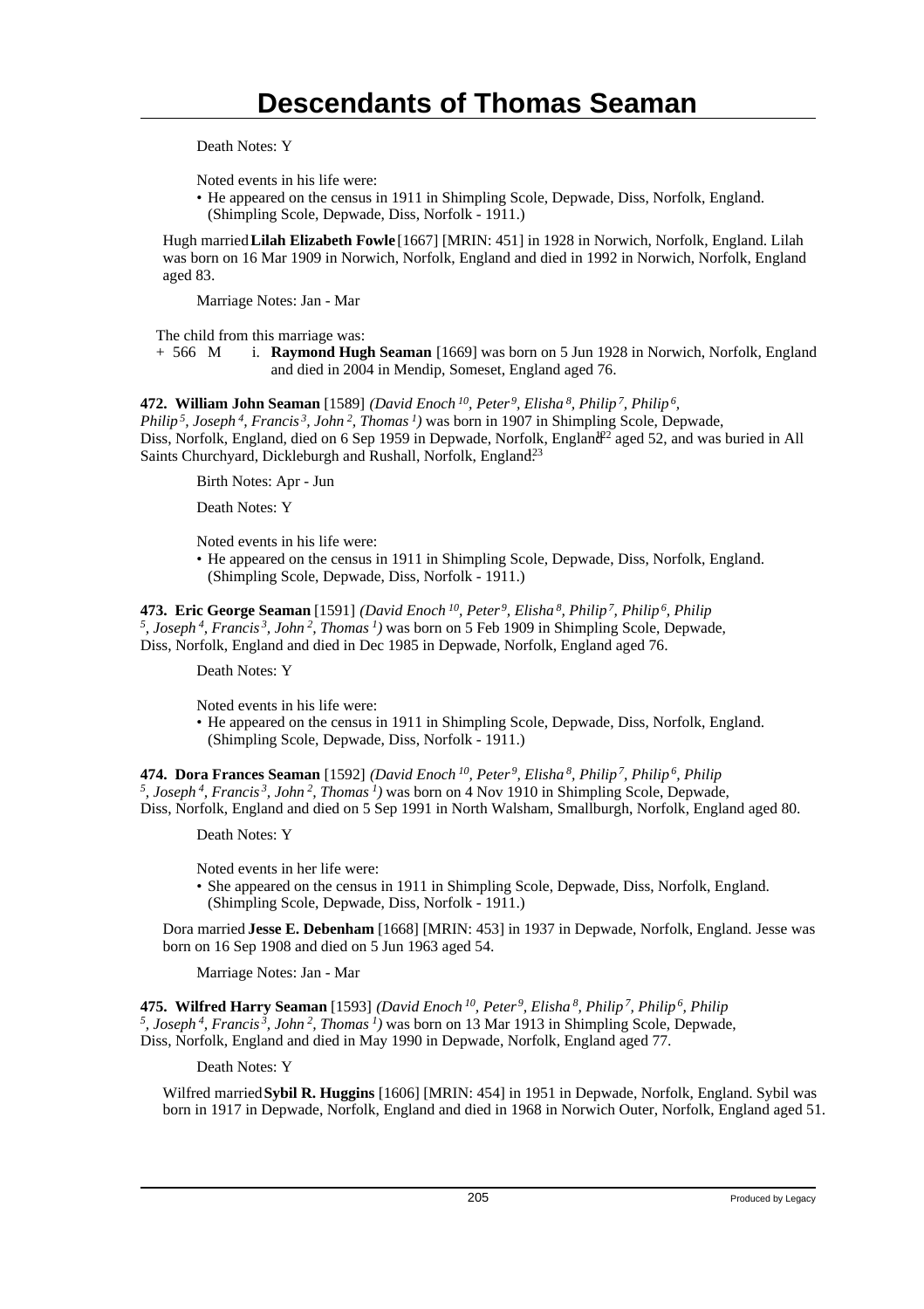Death Notes: Y

Noted events in his life were:

- He appeared on the census in 1911 in Shimpling Scole, Depwade, Diss, Norfolk, England.[1] (Shimpling Scole, Depwade, Diss, Norfolk - 1911.)

Hugh married **Lilah Elizabeth Fowle** [1667] [MRIN: 451] in 1928 in Norwich, Norfolk, England. Lilah was born on 16 Mar 1909 in Norwich, Norfolk, England and died in 1992 in Norwich, Norfolk, England aged 83.

Marriage Notes: Jan - Mar

The child from this marriage was:

+ 566 M i. **Raymond Hugh Seaman** [1669] was born on 5 Jun 1928 in Norwich, Norfolk, England and died in 2004 in Mendip, Someset, England aged 76.

**472. William John Seaman** [1589] *(David Enoch 10, Peter 9, Elisha 8, Philip 7, Philip 6, Philip 5, Joseph 4, Francis 3, John 2, Thomas 1)* was born in 1907 in Shimpling Scole, Depwade, Diss, Norfolk, England, died on 6 Sep 1959 in Depwade, Norfolk, England[122] aged 52, and was buried in All Saints Churchyard, Dickleburgh and Rushall, Norfolk, England.[123]

Birth Notes: Apr - Jun

Death Notes: Y

Noted events in his life were:

- He appeared on the census in 1911 in Shimpling Scole, Depwade, Diss, Norfolk, England. (Shimpling Scole, Depwade, Diss, Norfolk - 1911.)

**473. Eric George Seaman** [1591] *(David Enoch 10, Peter 9, Elisha 8, Philip 7, Philip 6, Philip 5, Joseph 4, Francis 3, John 2, Thomas 1)* was born on 5 Feb 1909 in Shimpling Scole, Depwade, Diss, Norfolk, England and died in Dec 1985 in Depwade, Norfolk, England aged 76.

Death Notes: Y

Noted events in his life were:

- He appeared on the census in 1911 in Shimpling Scole, Depwade, Diss, Norfolk, England. (Shimpling Scole, Depwade, Diss, Norfolk - 1911.)

**474. Dora Frances Seaman** [1592] *(David Enoch 10, Peter 9, Elisha 8, Philip 7, Philip 6, Philip 5, Joseph 4, Francis 3, John 2, Thomas 1)* was born on 4 Nov 1910 in Shimpling Scole, Depwade, Diss, Norfolk, England and died on 5 Sep 1991 in North Walsham, Smallburgh, Norfolk, England aged 80.

Death Notes: Y

Noted events in her life were:

- She appeared on the census in 1911 in Shimpling Scole, Depwade, Diss, Norfolk, England. (Shimpling Scole, Depwade, Diss, Norfolk - 1911.)

Dora married **Jesse E. Debenham** [1668] [MRIN: 453] in 1937 in Depwade, Norfolk, England. Jesse was born on 16 Sep 1908 and died on 5 Jun 1963 aged 54.

Marriage Notes: Jan - Mar

**475. Wilfred Harry Seaman** [1593] *(David Enoch 10, Peter 9, Elisha 8, Philip 7, Philip 6, Philip 5, Joseph 4, Francis 3, John 2, Thomas 1)* was born on 13 Mar 1913 in Shimpling Scole, Depwade, Diss, Norfolk, England and died in May 1990 in Depwade, Norfolk, England aged 77.

Death Notes: Y

Wilfred married **Sybil R. Huggins** [1606] [MRIN: 454] in 1951 in Depwade, Norfolk, England. Sybil was born in 1917 in Depwade, Norfolk, England and died in 1968 in Norwich Outer, Norfolk, England aged 51.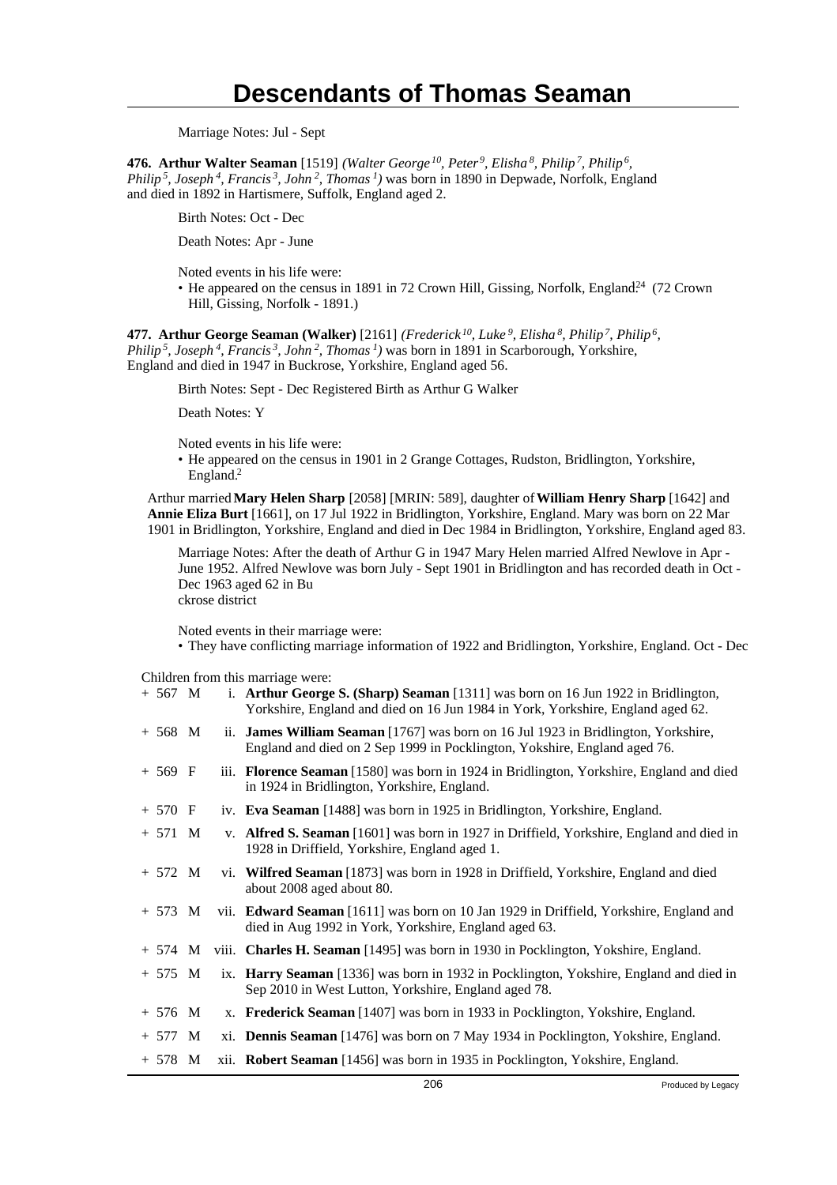Marriage Notes: Jul - Sept

**476. Arthur Walter Seaman** [1519] *(Walter George[10], Peter[9], Elisha[8], Philip[7], Philip[6], Philip[5], Joseph[4], Francis[3], John[2], Thomas[1])* was born in 1890 in Depwade, Norfolk, England and died in 1892 in Hartismere, Suffolk, England aged 2.

Birth Notes: Oct - Dec

Death Notes: Apr - June

Noted events in his life were:

- He appeared on the census in 1891 in 72 Crown Hill, Gissing, Norfolk, England.[24] (72 Crown Hill, Gissing, Norfolk - 1891.)

**477. Arthur George Seaman (Walker)** [2161] *(Frederick[10], Luke[9], Elisha[8], Philip[7], Philip[6], Philip[5], Joseph[4], Francis[3], John[2], Thomas[1])* was born in 1891 in Scarborough, Yorkshire, England and died in 1947 in Buckrose, Yorkshire, England aged 56.

Birth Notes: Sept - Dec Registered Birth as Arthur G Walker

Death Notes: Y

Noted events in his life were:

- He appeared on the census in 1901 in 2 Grange Cottages, Rudston, Bridlington, Yorkshire, England.[2]

Arthur married **Mary Helen Sharp** [2058] [MRIN: 589], daughter of **William Henry Sharp** [1642] and **Annie Eliza Burt** [1661], on 17 Jul 1922 in Bridlington, Yorkshire, England. Mary was born on 22 Mar 1901 in Bridlington, Yorkshire, England and died in Dec 1984 in Bridlington, Yorkshire, England aged 83.

Marriage Notes: After the death of Arthur G in 1947 Mary Helen married Alfred Newlove in Apr - June 1952. Alfred Newlove was born July - Sept 1901 in Bridlington and has recorded death in Oct - Dec 1963 aged 62 in Bu
ckrose district

Noted events in their marriage were:

- They have conflicting marriage information of 1922 and Bridlington, Yorkshire, England. Oct - Dec

Children from this marriage were:

| | | | |
|---|---|---|---|
| + 567 | M | i. | **Arthur George S. (Sharp) Seaman** [1311] was born on 16 Jun 1922 in Bridlington, Yorkshire, England and died on 16 Jun 1984 in York, Yorkshire, England aged 62. |
| + 568 | M | ii. | **James William Seaman** [1767] was born on 16 Jul 1923 in Bridlington, Yorkshire, England and died on 2 Sep 1999 in Pocklington, Yokshire, England aged 76. |
| + 569 | F | iii. | **Florence Seaman** [1580] was born in 1924 in Bridlington, Yorkshire, England and died in 1924 in Bridlington, Yorkshire, England. |
| + 570 | F | iv. | **Eva Seaman** [1488] was born in 1925 in Bridlington, Yorkshire, England. |
| + 571 | M | v. | **Alfred S. Seaman** [1601] was born in 1927 in Driffield, Yorkshire, England and died in 1928 in Driffield, Yorkshire, England aged 1. |
| + 572 | M | vi. | **Wilfred Seaman** [1873] was born in 1928 in Driffield, Yorkshire, England and died about 2008 aged about 80. |
| + 573 | M | vii. | **Edward Seaman** [1611] was born on 10 Jan 1929 in Driffield, Yorkshire, England and died in Aug 1992 in York, Yorkshire, England aged 63. |
| + 574 | M | viii. | **Charles H. Seaman** [1495] was born in 1930 in Pocklington, Yokshire, England. |
| + 575 | M | ix. | **Harry Seaman** [1336] was born in 1932 in Pocklington, Yokshire, England and died in Sep 2010 in West Lutton, Yorkshire, England aged 78. |
| + 576 | M | x. | **Frederick Seaman** [1407] was born in 1933 in Pocklington, Yokshire, England. |
| + 577 | M | xi. | **Dennis Seaman** [1476] was born on 7 May 1934 in Pocklington, Yokshire, England. |
| + 578 | M | xii. | **Robert Seaman** [1456] was born in 1935 in Pocklington, Yokshire, England. |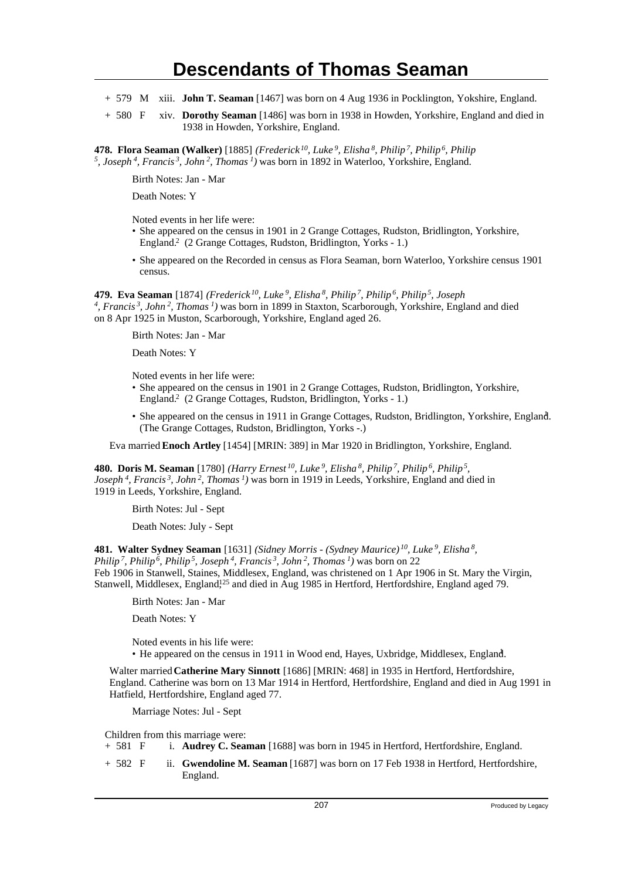# Descendants of Thomas Seaman

+ 579 M xiii. **John T. Seaman** [1467] was born on 4 Aug 1936 in Pocklington, Yokshire, England.

+ 580 F xiv. **Dorothy Seaman** [1486] was born in 1938 in Howden, Yorkshire, England and died in 1938 in Howden, Yorkshire, England.

**478. Flora Seaman (Walker)** [1885] *(Frederick[10], Luke[9], Elisha[8], Philip[7], Philip[6], Philip[5], Joseph[4], Francis[3], John[2], Thomas[1])* was born in 1892 in Waterloo, Yorkshire, England.

Birth Notes: Jan - Mar

Death Notes: Y

Noted events in her life were:

- She appeared on the census in 1901 in 2 Grange Cottages, Rudston, Bridlington, Yorkshire, England.[2] (2 Grange Cottages, Rudston, Bridlington, Yorks - 1.)
- She appeared on the Recorded in census as Flora Seaman, born Waterloo, Yorkshire census 1901 census.

**479. Eva Seaman** [1874] *(Frederick[10], Luke[9], Elisha[8], Philip[7], Philip[6], Philip[5], Joseph[4], Francis[3], John[2], Thomas[1])* was born in 1899 in Staxton, Scarborough, Yorkshire, England and died on 8 Apr 1925 in Muston, Scarborough, Yorkshire, England aged 26.

Birth Notes: Jan - Mar

Death Notes: Y

Noted events in her life were:

- She appeared on the census in 1901 in 2 Grange Cottages, Rudston, Bridlington, Yorkshire, England.[2] (2 Grange Cottages, Rudston, Bridlington, Yorks - 1.)
- She appeared on the census in 1911 in Grange Cottages, Rudston, Bridlington, Yorkshire, England.[1] (The Grange Cottages, Rudston, Bridlington, Yorks -.)

Eva married **Enoch Artley** [1454] [MRIN: 389] in Mar 1920 in Bridlington, Yorkshire, England.

**480. Doris M. Seaman** [1780] *(Harry Ernest[10], Luke[9], Elisha[8], Philip[7], Philip[6], Philip[5], Joseph[4], Francis[3], John[2], Thomas[1])* was born in 1919 in Leeds, Yorkshire, England and died in 1919 in Leeds, Yorkshire, England.

Birth Notes: Jul - Sept

Death Notes: July - Sept

**481. Walter Sydney Seaman** [1631] *(Sidney Morris - (Sydney Maurice)[10], Luke[9], Elisha[8], Philip[7], Philip[6], Philip[5], Joseph[4], Francis[3], John[2], Thomas[1])* was born on 22 Feb 1906 in Stanwell, Staines, Middlesex, England, was christened on 1 Apr 1906 in St. Mary the Virgin, Stanwell, Middlesex, England,[125] and died in Aug 1985 in Hertford, Hertfordshire, England aged 79.

Birth Notes: Jan - Mar

Death Notes: Y

Noted events in his life were:

- He appeared on the census in 1911 in Wood end, Hayes, Uxbridge, Middlesex, England.[1]

Walter married **Catherine Mary Sinnott** [1686] [MRIN: 468] in 1935 in Hertford, Hertfordshire, England. Catherine was born on 13 Mar 1914 in Hertford, Hertfordshire, England and died in Aug 1991 in Hatfield, Hertfordshire, England aged 77.

Marriage Notes: Jul - Sept

Children from this marriage were:

+ 581 F i. **Audrey C. Seaman** [1688] was born in 1945 in Hertford, Hertfordshire, England.

+ 582 F ii. **Gwendoline M. Seaman** [1687] was born on 17 Feb 1938 in Hertford, Hertfordshire, England.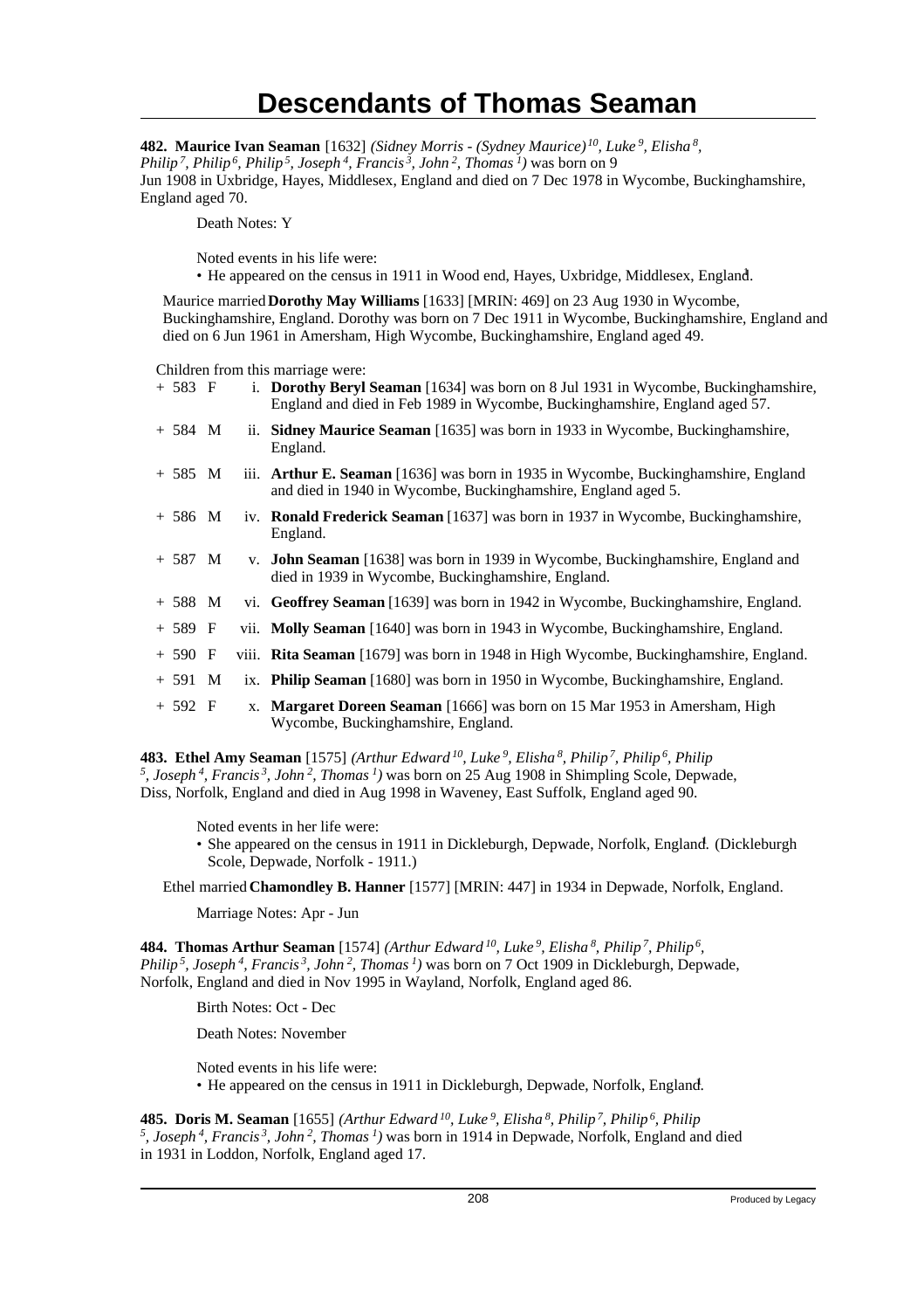# Descendants of Thomas Seaman

**482. Maurice Ivan Seaman** [1632] *(Sidney Morris - (Sydney Maurice)[10], Luke[9], Elisha[8], Philip[7], Philip[6], Philip[5], Joseph[4], Francis[3], John[2], Thomas[1])* was born on 9 Jun 1908 in Uxbridge, Hayes, Middlesex, England and died on 7 Dec 1978 in Wycombe, Buckinghamshire, England aged 70.

Death Notes: Y

Noted events in his life were:

- He appeared on the census in 1911 in Wood end, Hayes, Uxbridge, Middlesex, England.

Maurice married **Dorothy May Williams** [1633] [MRIN: 469] on 23 Aug 1930 in Wycombe, Buckinghamshire, England. Dorothy was born on 7 Dec 1911 in Wycombe, Buckinghamshire, England and died on 6 Jun 1961 in Amersham, High Wycombe, Buckinghamshire, England aged 49.

Children from this marriage were:

- \+ 583 F i. **Dorothy Beryl Seaman** [1634] was born on 8 Jul 1931 in Wycombe, Buckinghamshire, England and died in Feb 1989 in Wycombe, Buckinghamshire, England aged 57.
- \+ 584 M ii. **Sidney Maurice Seaman** [1635] was born in 1933 in Wycombe, Buckinghamshire, England.
- \+ 585 M iii. **Arthur E. Seaman** [1636] was born in 1935 in Wycombe, Buckinghamshire, England and died in 1940 in Wycombe, Buckinghamshire, England aged 5.
- \+ 586 M iv. **Ronald Frederick Seaman** [1637] was born in 1937 in Wycombe, Buckinghamshire, England.
- \+ 587 M v. **John Seaman** [1638] was born in 1939 in Wycombe, Buckinghamshire, England and died in 1939 in Wycombe, Buckinghamshire, England.
- \+ 588 M vi. **Geoffrey Seaman** [1639] was born in 1942 in Wycombe, Buckinghamshire, England.
- \+ 589 F vii. **Molly Seaman** [1640] was born in 1943 in Wycombe, Buckinghamshire, England.
- \+ 590 F viii. **Rita Seaman** [1679] was born in 1948 in High Wycombe, Buckinghamshire, England.
- \+ 591 M ix. **Philip Seaman** [1680] was born in 1950 in Wycombe, Buckinghamshire, England.
- \+ 592 F x. **Margaret Doreen Seaman** [1666] was born on 15 Mar 1953 in Amersham, High Wycombe, Buckinghamshire, England.

**483. Ethel Amy Seaman** [1575] *(Arthur Edward[10], Luke[9], Elisha[8], Philip[7], Philip[6], Philip[5], Joseph[4], Francis[3], John[2], Thomas[1])* was born on 25 Aug 1908 in Shimpling Scole, Depwade, Diss, Norfolk, England and died in Aug 1998 in Waveney, East Suffolk, England aged 90.

Noted events in her life were:

- She appeared on the census in 1911 in Dickleburgh, Depwade, Norfolk, England. (Dickleburgh Scole, Depwade, Norfolk - 1911.)

Ethel married **Chamondley B. Hanner** [1577] [MRIN: 447] in 1934 in Depwade, Norfolk, England.

Marriage Notes: Apr - Jun

**484. Thomas Arthur Seaman** [1574] *(Arthur Edward[10], Luke[9], Elisha[8], Philip[7], Philip[6], Philip[5], Joseph[4], Francis[3], John[2], Thomas[1])* was born on 7 Oct 1909 in Dickleburgh, Depwade, Norfolk, England and died in Nov 1995 in Wayland, Norfolk, England aged 86.

Birth Notes: Oct - Dec

Death Notes: November

Noted events in his life were:

- He appeared on the census in 1911 in Dickleburgh, Depwade, Norfolk, England.

**485. Doris M. Seaman** [1655] *(Arthur Edward[10], Luke[9], Elisha[8], Philip[7], Philip[6], Philip[5], Joseph[4], Francis[3], John[2], Thomas[1])* was born in 1914 in Depwade, Norfolk, England and died in 1931 in Loddon, Norfolk, England aged 17.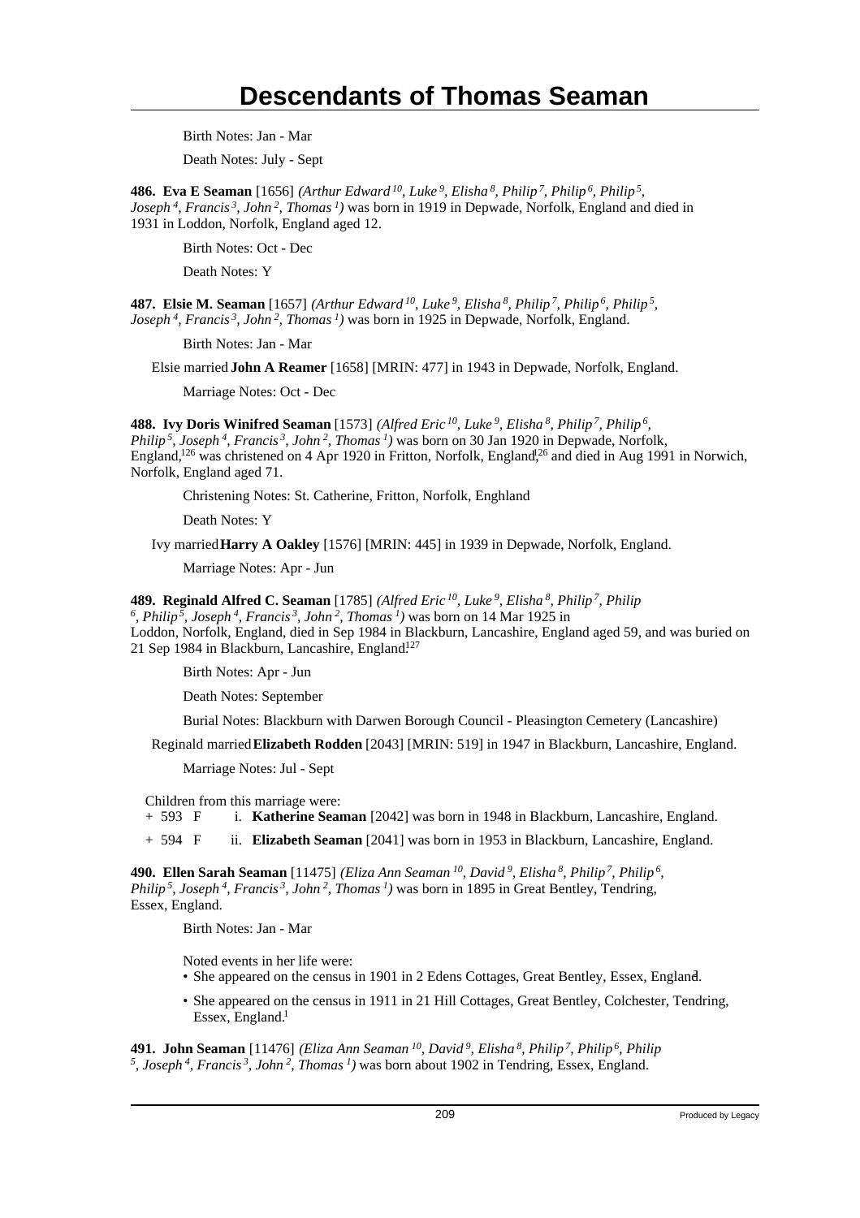Birth Notes: Jan - Mar

Death Notes: July - Sept

**486. Eva E Seaman** [1656] *(Arthur Edward $^{10}$, Luke $^{9}$, Elisha $^{8}$, Philip $^{7}$, Philip $^{6}$, Philip $^{5}$, Joseph $^{4}$, Francis $^{3}$, John $^{2}$, Thomas $^{1}$)* was born in 1919 in Depwade, Norfolk, England and died in 1931 in Loddon, Norfolk, England aged 12.

Birth Notes: Oct - Dec

Death Notes: Y

**487. Elsie M. Seaman** [1657] *(Arthur Edward $^{10}$, Luke $^{9}$, Elisha $^{8}$, Philip $^{7}$, Philip $^{6}$, Philip $^{5}$, Joseph $^{4}$, Francis $^{3}$, John $^{2}$, Thomas $^{1}$)* was born in 1925 in Depwade, Norfolk, England.

Birth Notes: Jan - Mar

Elsie married **John A Reamer** [1658] [MRIN: 477] in 1943 in Depwade, Norfolk, England.

Marriage Notes: Oct - Dec

**488. Ivy Doris Winifred Seaman** [1573] *(Alfred Eric $^{10}$, Luke $^{9}$, Elisha $^{8}$, Philip $^{7}$, Philip $^{6}$, Philip $^{5}$, Joseph $^{4}$, Francis $^{3}$, John $^{2}$, Thomas $^{1}$)* was born on 30 Jan 1920 in Depwade, Norfolk, England,[126] was christened on 4 Apr 1920 in Fritton, Norfolk, England,[126] and died in Aug 1991 in Norwich, Norfolk, England aged 71.

Christening Notes: St. Catherine, Fritton, Norfolk, Enghland

Death Notes: Y

Ivy married **Harry A Oakley** [1576] [MRIN: 445] in 1939 in Depwade, Norfolk, England.

Marriage Notes: Apr - Jun

**489. Reginald Alfred C. Seaman** [1785] *(Alfred Eric $^{10}$, Luke $^{9}$, Elisha $^{8}$, Philip $^{7}$, Philip $^{6}$, Philip $^{5}$, Joseph $^{4}$, Francis $^{3}$, John $^{2}$, Thomas $^{1}$)* was born on 14 Mar 1925 in Loddon, Norfolk, England, died in Sep 1984 in Blackburn, Lancashire, England aged 59, and was buried on 21 Sep 1984 in Blackburn, Lancashire, England.[127]

Birth Notes: Apr - Jun

Death Notes: September

Burial Notes: Blackburn with Darwen Borough Council - Pleasington Cemetery (Lancashire)

Reginald married **Elizabeth Rodden** [2043] [MRIN: 519] in 1947 in Blackburn, Lancashire, England.

Marriage Notes: Jul - Sept

Children from this marriage were:

+ 593 F i. **Katherine Seaman** [2042] was born in 1948 in Blackburn, Lancashire, England.

+ 594 F ii. **Elizabeth Seaman** [2041] was born in 1953 in Blackburn, Lancashire, England.

**490. Ellen Sarah Seaman** [11475] *(Eliza Ann Seaman $^{10}$, David $^{9}$, Elisha $^{8}$, Philip $^{7}$, Philip $^{6}$, Philip $^{5}$, Joseph $^{4}$, Francis $^{3}$, John $^{2}$, Thomas $^{1}$)* was born in 1895 in Great Bentley, Tendring, Essex, England.

Birth Notes: Jan - Mar

Noted events in her life were:

- She appeared on the census in 1901 in 2 Edens Cottages, Great Bentley, Essex, England.[1]
- She appeared on the census in 1911 in 21 Hill Cottages, Great Bentley, Colchester, Tendring, Essex, England.[1]

**491. John Seaman** [11476] *(Eliza Ann Seaman $^{10}$, David $^{9}$, Elisha $^{8}$, Philip $^{7}$, Philip $^{6}$, Philip $^{5}$, Joseph $^{4}$, Francis $^{3}$, John $^{2}$, Thomas $^{1}$)* was born about 1902 in Tendring, Essex, England.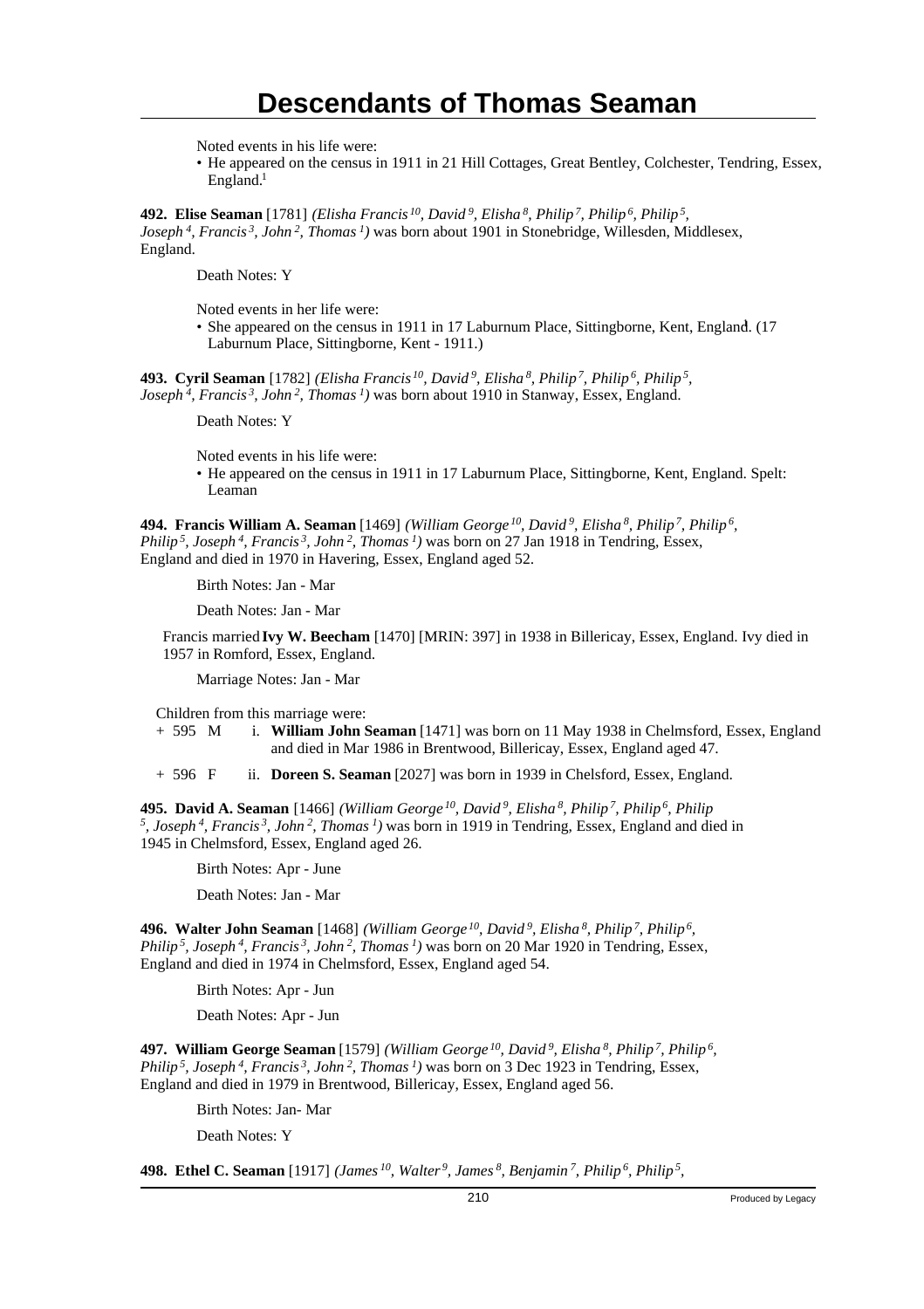Noted events in his life were:

- He appeared on the census in 1911 in 21 Hill Cottages, Great Bentley, Colchester, Tendring, Essex, England.[1]

**492. Elise Seaman** [1781] *(Elisha Francis[10], David[9], Elisha[8], Philip[7], Philip[6], Philip[5], Joseph[4], Francis[3], John[2], Thomas[1])* was born about 1901 in Stonebridge, Willesden, Middlesex, England.

Death Notes: Y

Noted events in her life were:

- She appeared on the census in 1911 in 17 Laburnum Place, Sittingborne, Kent, England.[1] (17 Laburnum Place, Sittingborne, Kent - 1911.)

**493. Cyril Seaman** [1782] *(Elisha Francis[10], David[9], Elisha[8], Philip[7], Philip[6], Philip[5], Joseph[4], Francis[3], John[2], Thomas[1])* was born about 1910 in Stanway, Essex, England.

Death Notes: Y

Noted events in his life were:

- He appeared on the census in 1911 in 17 Laburnum Place, Sittingborne, Kent, England. Spelt: Leaman

**494. Francis William A. Seaman** [1469] *(William George[10], David[9], Elisha[8], Philip[7], Philip[6], Philip[5], Joseph[4], Francis[3], John[2], Thomas[1])* was born on 27 Jan 1918 in Tendring, Essex, England and died in 1970 in Havering, Essex, England aged 52.

Birth Notes: Jan - Mar

Death Notes: Jan - Mar

Francis married **Ivy W. Beecham** [1470] [MRIN: 397] in 1938 in Billericay, Essex, England. Ivy died in 1957 in Romford, Essex, England.

Marriage Notes: Jan - Mar

Children from this marriage were:

+ 595 M i. **William John Seaman** [1471] was born on 11 May 1938 in Chelmsford, Essex, England and died in Mar 1986 in Brentwood, Billericay, Essex, England aged 47.

+ 596 F ii. **Doreen S. Seaman** [2027] was born in 1939 in Chelsford, Essex, England.

**495. David A. Seaman** [1466] *(William George[10], David[9], Elisha[8], Philip[7], Philip[6], Philip[5], Joseph[4], Francis[3], John[2], Thomas[1])* was born in 1919 in Tendring, Essex, England and died in 1945 in Chelmsford, Essex, England aged 26.

Birth Notes: Apr - June

Death Notes: Jan - Mar

**496. Walter John Seaman** [1468] *(William George[10], David[9], Elisha[8], Philip[7], Philip[6], Philip[5], Joseph[4], Francis[3], John[2], Thomas[1])* was born on 20 Mar 1920 in Tendring, Essex, England and died in 1974 in Chelmsford, Essex, England aged 54.

Birth Notes: Apr - Jun

Death Notes: Apr - Jun

**497. William George Seaman** [1579] *(William George[10], David[9], Elisha[8], Philip[7], Philip[6], Philip[5], Joseph[4], Francis[3], John[2], Thomas[1])* was born on 3 Dec 1923 in Tendring, Essex, England and died in 1979 in Brentwood, Billericay, Essex, England aged 56.

Birth Notes: Jan- Mar

Death Notes: Y

**498. Ethel C. Seaman** [1917] *(James[10], Walter[9], James[8], Benjamin[7], Philip[6], Philip[5],*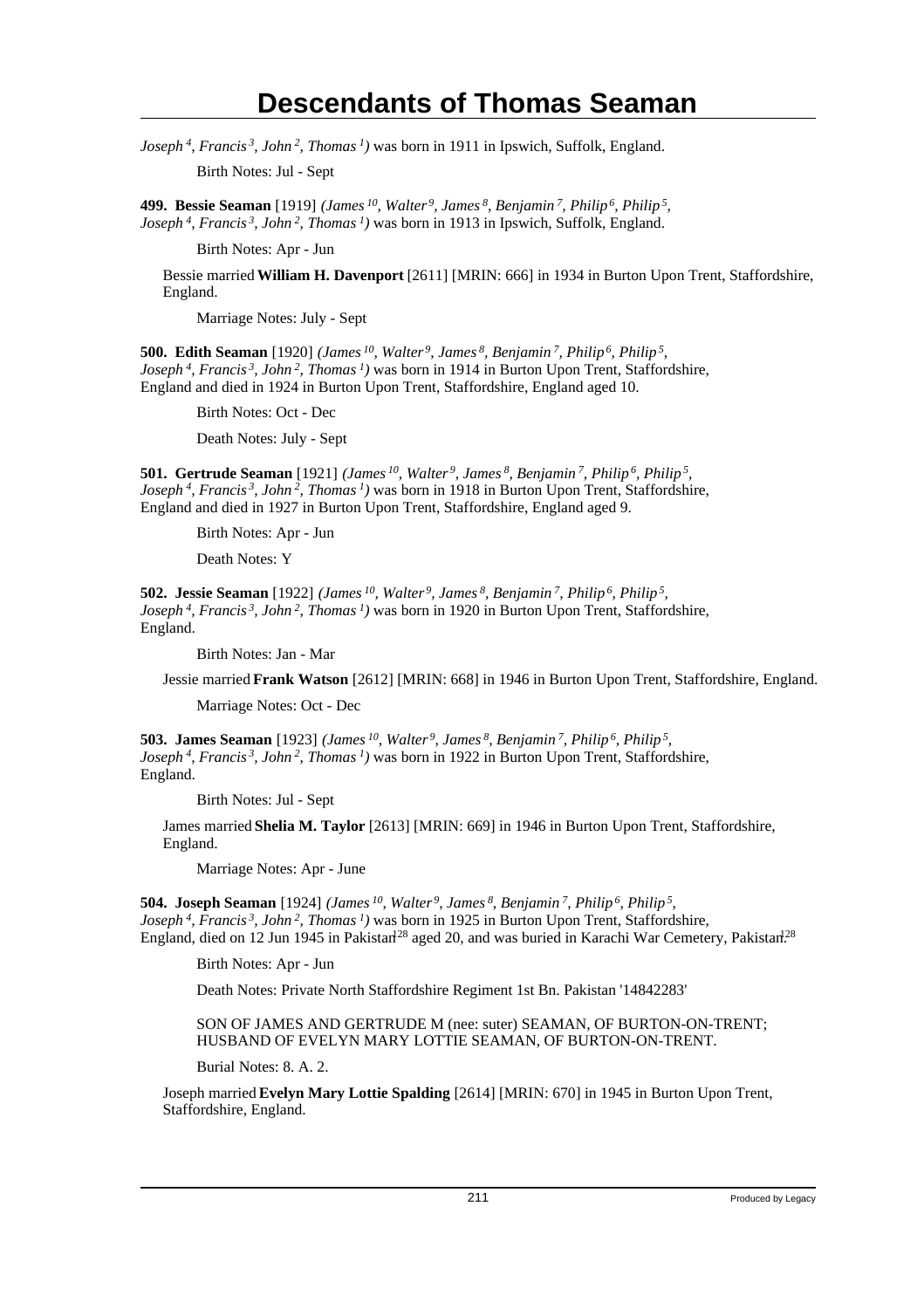*Joseph⁴, Francis³, John², Thomas¹)* was born in 1911 in Ipswich, Suffolk, England.

Birth Notes: Jul - Sept

**499. Bessie Seaman** [1919] *(James $^{10}$, Walter $^{9}$, James $^{8}$, Benjamin $^{7}$, Philip $^{6}$, Philip $^{5}$, Joseph $^{4}$, Francis $^{3}$, John $^{2}$, Thomas $^{1}$)* was born in 1913 in Ipswich, Suffolk, England.

Birth Notes: Apr - Jun

Bessie married **William H. Davenport** [2611] [MRIN: 666] in 1934 in Burton Upon Trent, Staffordshire, England.

Marriage Notes: July - Sept

**500. Edith Seaman** [1920] *(James $^{10}$, Walter $^{9}$, James $^{8}$, Benjamin $^{7}$, Philip $^{6}$, Philip $^{5}$, Joseph $^{4}$, Francis $^{3}$, John $^{2}$, Thomas $^{1}$)* was born in 1914 in Burton Upon Trent, Staffordshire, England and died in 1924 in Burton Upon Trent, Staffordshire, England aged 10.

Birth Notes: Oct - Dec

Death Notes: July - Sept

**501. Gertrude Seaman** [1921] *(James $^{10}$, Walter $^{9}$, James $^{8}$, Benjamin $^{7}$, Philip $^{6}$, Philip $^{5}$, Joseph $^{4}$, Francis $^{3}$, John $^{2}$, Thomas $^{1}$)* was born in 1918 in Burton Upon Trent, Staffordshire, England and died in 1927 in Burton Upon Trent, Staffordshire, England aged 9.

Birth Notes: Apr - Jun

Death Notes: Y

**502. Jessie Seaman** [1922] *(James $^{10}$, Walter $^{9}$, James $^{8}$, Benjamin $^{7}$, Philip $^{6}$, Philip $^{5}$, Joseph $^{4}$, Francis $^{3}$, John $^{2}$, Thomas $^{1}$)* was born in 1920 in Burton Upon Trent, Staffordshire, England.

Birth Notes: Jan - Mar

Jessie married **Frank Watson** [2612] [MRIN: 668] in 1946 in Burton Upon Trent, Staffordshire, England.

Marriage Notes: Oct - Dec

**503. James Seaman** [1923] *(James $^{10}$, Walter $^{9}$, James $^{8}$, Benjamin $^{7}$, Philip $^{6}$, Philip $^{5}$, Joseph $^{4}$, Francis $^{3}$, John $^{2}$, Thomas $^{1}$)* was born in 1922 in Burton Upon Trent, Staffordshire, England.

Birth Notes: Jul - Sept

James married **Shelia M. Taylor** [2613] [MRIN: 669] in 1946 in Burton Upon Trent, Staffordshire, England.

Marriage Notes: Apr - June

**504. Joseph Seaman** [1924] *(James $^{10}$, Walter $^{9}$, James $^{8}$, Benjamin $^{7}$, Philip $^{6}$, Philip $^{5}$, Joseph $^{4}$, Francis $^{3}$, John $^{2}$, Thomas $^{1}$)* was born in 1925 in Burton Upon Trent, Staffordshire, England, died on 12 Jun 1945 in Pakistan[128] aged 20, and was buried in Karachi War Cemetery, Pakistan.[128]

Birth Notes: Apr - Jun

Death Notes: Private North Staffordshire Regiment 1st Bn. Pakistan '14842283'

SON OF JAMES AND GERTRUDE M (nee: suter) SEAMAN, OF BURTON-ON-TRENT; HUSBAND OF EVELYN MARY LOTTIE SEAMAN, OF BURTON-ON-TRENT.

Burial Notes: 8. A. 2.

Joseph married **Evelyn Mary Lottie Spalding** [2614] [MRIN: 670] in 1945 in Burton Upon Trent, Staffordshire, England.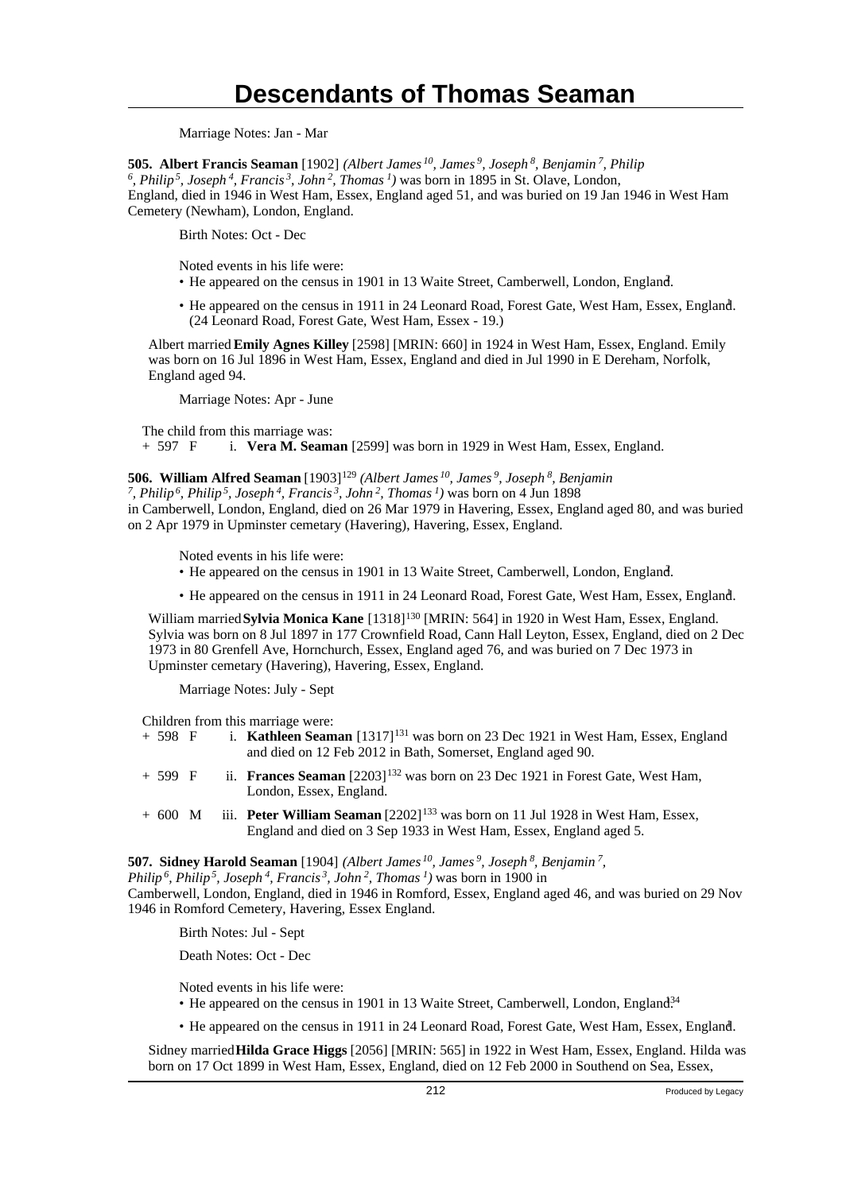Marriage Notes: Jan - Mar

**505. Albert Francis Seaman** [1902] *(Albert James[10], James[9], Joseph[8], Benjamin[7], Philip[6], Philip[5], Joseph[4], Francis[3], John[2], Thomas[1])* was born in 1895 in St. Olave, London, England, died in 1946 in West Ham, Essex, England aged 51, and was buried on 19 Jan 1946 in West Ham Cemetery (Newham), London, England.

Birth Notes: Oct - Dec

Noted events in his life were:

- He appeared on the census in 1901 in 13 Waite Street, Camberwell, London, England.[3]
- He appeared on the census in 1911 in 24 Leonard Road, Forest Gate, West Ham, Essex, England.[4] (24 Leonard Road, Forest Gate, West Ham, Essex - 19.)

Albert married **Emily Agnes Killey** [2598] [MRIN: 660] in 1924 in West Ham, Essex, England. Emily was born on 16 Jul 1896 in West Ham, Essex, England and died in Jul 1990 in E Dereham, Norfolk, England aged 94.

Marriage Notes: Apr - June

The child from this marriage was:

+ 597 F i. **Vera M. Seaman** [2599] was born in 1929 in West Ham, Essex, England.

**506. William Alfred Seaman** [1903][129] *(Albert James[10], James[9], Joseph[8], Benjamin[7], Philip[6], Philip[5], Joseph[4], Francis[3], John[2], Thomas[1])* was born on 4 Jun 1898 in Camberwell, London, England, died on 26 Mar 1979 in Havering, Essex, England aged 80, and was buried on 2 Apr 1979 in Upminster cemetary (Havering), Havering, Essex, England.

Noted events in his life were:

- He appeared on the census in 1901 in 13 Waite Street, Camberwell, London, England.[3]
- He appeared on the census in 1911 in 24 Leonard Road, Forest Gate, West Ham, Essex, England.[4]

William married **Sylvia Monica Kane** [1318][130] [MRIN: 564] in 1920 in West Ham, Essex, England. Sylvia was born on 8 Jul 1897 in 177 Crownfield Road, Cann Hall Leyton, Essex, England, died on 2 Dec 1973 in 80 Grenfell Ave, Hornchurch, Essex, England aged 76, and was buried on 7 Dec 1973 in Upminster cemetary (Havering), Havering, Essex, England.

Marriage Notes: July - Sept

Children from this marriage were:

+ 598 F i. **Kathleen Seaman** [1317][131] was born on 23 Dec 1921 in West Ham, Essex, England and died on 12 Feb 2012 in Bath, Somerset, England aged 90.

+ 599 F ii. **Frances Seaman** [2203][132] was born on 23 Dec 1921 in Forest Gate, West Ham, London, Essex, England.

+ 600 M iii. **Peter William Seaman** [2202][133] was born on 11 Jul 1928 in West Ham, Essex, England and died on 3 Sep 1933 in West Ham, Essex, England aged 5.

**507. Sidney Harold Seaman** [1904] *(Albert James[10], James[9], Joseph[8], Benjamin[7], Philip[6], Philip[5], Joseph[4], Francis[3], John[2], Thomas[1])* was born in 1900 in Camberwell, London, England, died in 1946 in Romford, Essex, England aged 46, and was buried on 29 Nov 1946 in Romford Cemetery, Havering, Essex England.

Birth Notes: Jul - Sept

Death Notes: Oct - Dec

Noted events in his life were:

- He appeared on the census in 1901 in 13 Waite Street, Camberwell, London, England.[134]
- He appeared on the census in 1911 in 24 Leonard Road, Forest Gate, West Ham, Essex, England.[4]

Sidney married **Hilda Grace Higgs** [2056] [MRIN: 565] in 1922 in West Ham, Essex, England. Hilda was born on 17 Oct 1899 in West Ham, Essex, England, died on 12 Feb 2000 in Southend on Sea, Essex,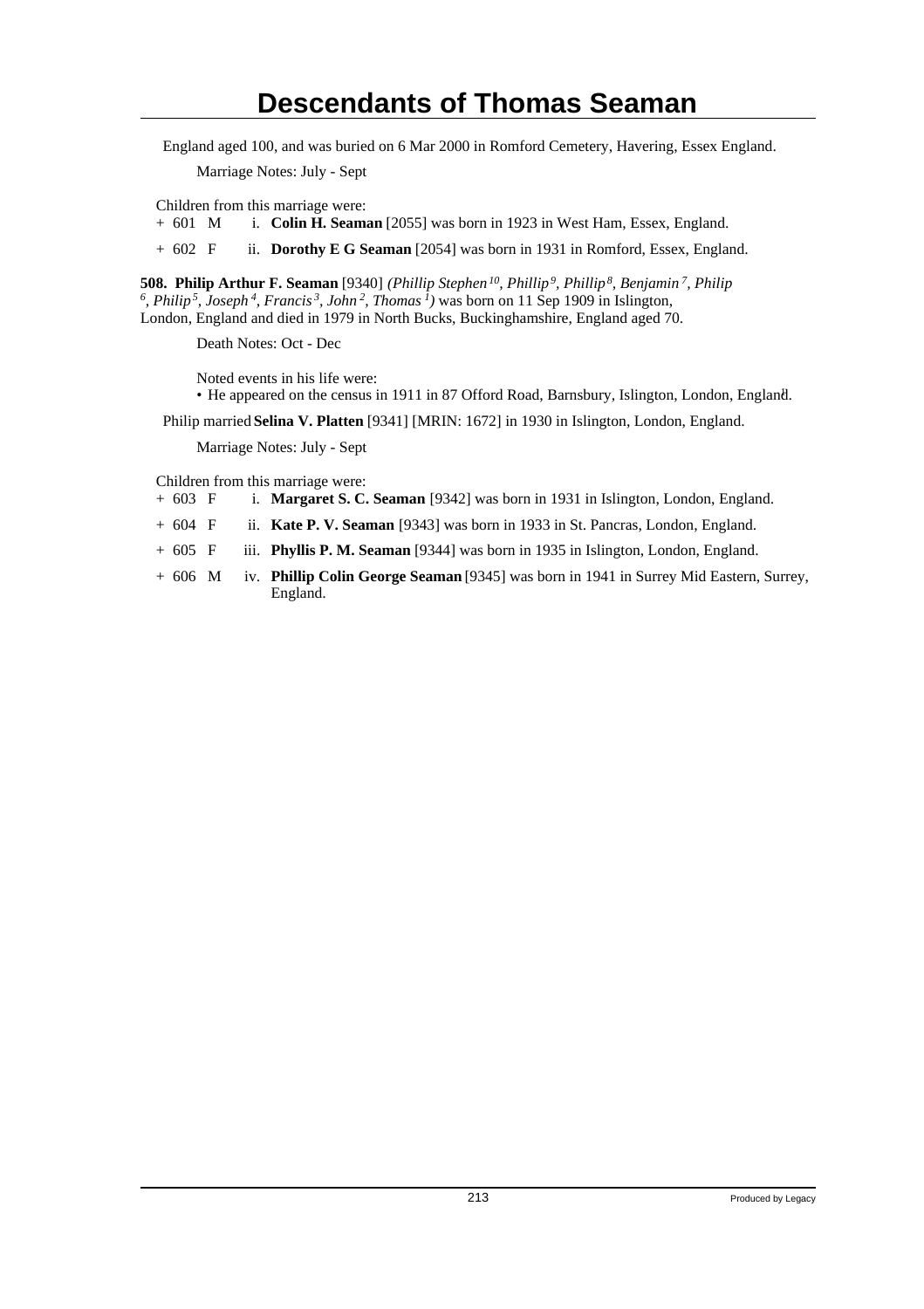England aged 100, and was buried on 6 Mar 2000 in Romford Cemetery, Havering, Essex England.

Marriage Notes: July - Sept

Children from this marriage were:

+ 601 M i. **Colin H. Seaman** [2055] was born in 1923 in West Ham, Essex, England.
+ 602 F ii. **Dorothy E G Seaman** [2054] was born in 1931 in Romford, Essex, England.

**508. Philip Arthur F. Seaman** [9340] *(Phillip Stephen*[10]*, Phillip*[9]*, Phillip*[8]*, Benjamin*[7]*, Philip*[6]*, Philip*[5]*, Joseph*[4]*, Francis*[3]*, John*[2]*, Thomas*[1]*)* was born on 11 Sep 1909 in Islington, London, England and died in 1979 in North Bucks, Buckinghamshire, England aged 70.

Death Notes: Oct - Dec

Noted events in his life were:

- He appeared on the census in 1911 in 87 Offord Road, Barnsbury, Islington, London, England.

Philip married **Selina V. Platten** [9341] [MRIN: 1672] in 1930 in Islington, London, England.

Marriage Notes: July - Sept

Children from this marriage were:

+ 603 F i. **Margaret S. C. Seaman** [9342] was born in 1931 in Islington, London, England.
+ 604 F ii. **Kate P. V. Seaman** [9343] was born in 1933 in St. Pancras, London, England.
+ 605 F iii. **Phyllis P. M. Seaman** [9344] was born in 1935 in Islington, London, England.
+ 606 M iv. **Phillip Colin George Seaman** [9345] was born in 1941 in Surrey Mid Eastern, Surrey, England.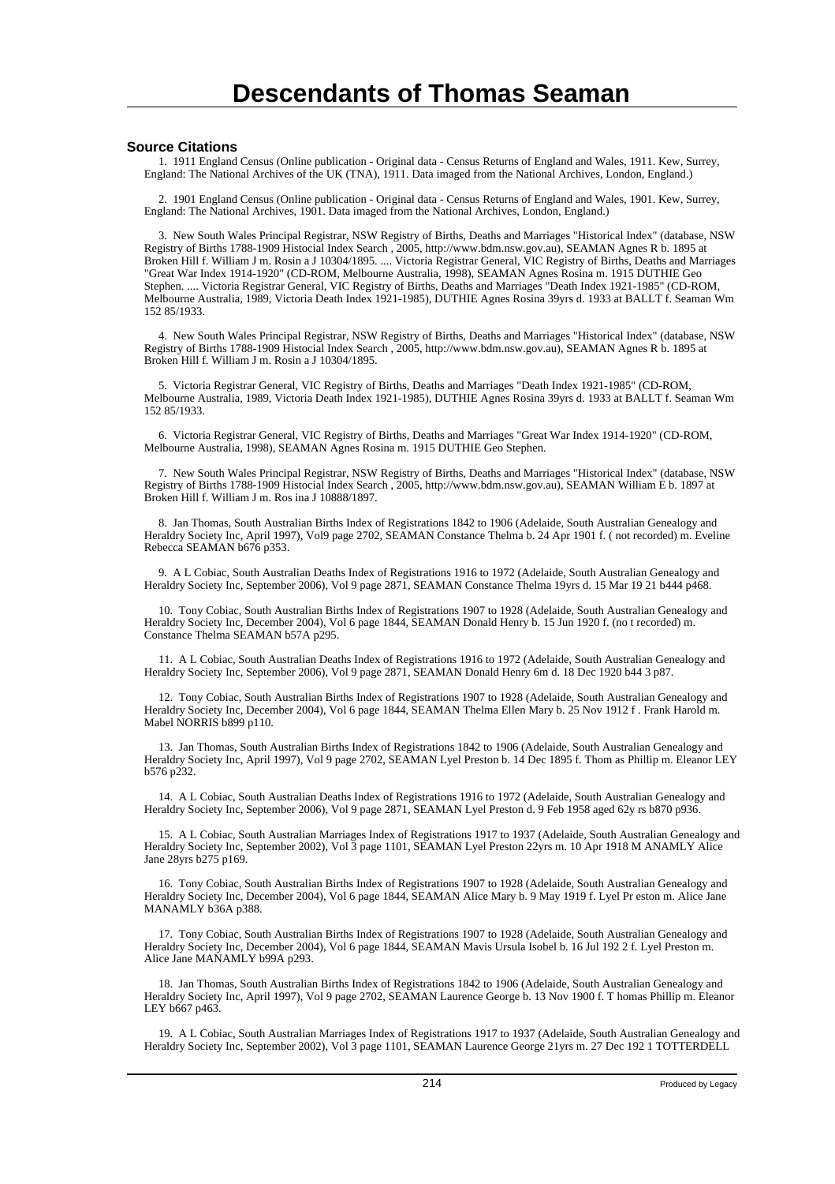# Descendants of Thomas Seaman

### Source Citations

1. 1911 England Census (Online publication - Original data - Census Returns of England and Wales, 1911. Kew, Surrey, England: The National Archives of the UK (TNA), 1911. Data imaged from the National Archives, London, England.)

2. 1901 England Census (Online publication - Original data - Census Returns of England and Wales, 1901. Kew, Surrey, England: The National Archives, 1901. Data imaged from the National Archives, London, England.)

3. New South Wales Principal Registrar, NSW Registry of Births, Deaths and Marriages "Historical Index" (database, NSW Registry of Births 1788-1909 Histocial Index Search , 2005, http://www.bdm.nsw.gov.au), SEAMAN Agnes R b. 1895 at Broken Hill f. William J m. Rosin a J 10304/1895. .... Victoria Registrar General, VIC Registry of Births, Deaths and Marriages "Great War Index 1914-1920" (CD-ROM, Melbourne Australia, 1998), SEAMAN Agnes Rosina m. 1915 DUTHIE Geo Stephen. .... Victoria Registrar General, VIC Registry of Births, Deaths and Marriages "Death Index 1921-1985" (CD-ROM, Melbourne Australia, 1989, Victoria Death Index 1921-1985), DUTHIE Agnes Rosina 39yrs d. 1933 at BALLT f. Seaman Wm 152 85/1933.

4. New South Wales Principal Registrar, NSW Registry of Births, Deaths and Marriages "Historical Index" (database, NSW Registry of Births 1788-1909 Histocial Index Search , 2005, http://www.bdm.nsw.gov.au), SEAMAN Agnes R b. 1895 at Broken Hill f. William J m. Rosin a J 10304/1895.

5. Victoria Registrar General, VIC Registry of Births, Deaths and Marriages "Death Index 1921-1985" (CD-ROM, Melbourne Australia, 1989, Victoria Death Index 1921-1985), DUTHIE Agnes Rosina 39yrs d. 1933 at BALLT f. Seaman Wm 152 85/1933.

6. Victoria Registrar General, VIC Registry of Births, Deaths and Marriages "Great War Index 1914-1920" (CD-ROM, Melbourne Australia, 1998), SEAMAN Agnes Rosina m. 1915 DUTHIE Geo Stephen.

7. New South Wales Principal Registrar, NSW Registry of Births, Deaths and Marriages "Historical Index" (database, NSW Registry of Births 1788-1909 Histocial Index Search , 2005, http://www.bdm.nsw.gov.au), SEAMAN William E b. 1897 at Broken Hill f. William J m. Ros ina J 10888/1897.

8. Jan Thomas, South Australian Births Index of Registrations 1842 to 1906 (Adelaide, South Australian Genealogy and Heraldry Society Inc, April 1997), Vol9 page 2702, SEAMAN Constance Thelma b. 24 Apr 1901 f. ( not recorded) m. Eveline Rebecca SEAMAN b676 p353.

9. A L Cobiac, South Australian Deaths Index of Registrations 1916 to 1972 (Adelaide, South Australian Genealogy and Heraldry Society Inc, September 2006), Vol 9 page 2871, SEAMAN Constance Thelma 19yrs d. 15 Mar 19 21 b444 p468.

10. Tony Cobiac, South Australian Births Index of Registrations 1907 to 1928 (Adelaide, South Australian Genealogy and Heraldry Society Inc, December 2004), Vol 6 page 1844, SEAMAN Donald Henry b. 15 Jun 1920 f. (no t recorded) m. Constance Thelma SEAMAN b57A p295.

11. A L Cobiac, South Australian Deaths Index of Registrations 1916 to 1972 (Adelaide, South Australian Genealogy and Heraldry Society Inc, September 2006), Vol 9 page 2871, SEAMAN Donald Henry 6m d. 18 Dec 1920 b44 3 p87.

12. Tony Cobiac, South Australian Births Index of Registrations 1907 to 1928 (Adelaide, South Australian Genealogy and Heraldry Society Inc, December 2004), Vol 6 page 1844, SEAMAN Thelma Ellen Mary b. 25 Nov 1912 f . Frank Harold m. Mabel NORRIS b899 p110.

13. Jan Thomas, South Australian Births Index of Registrations 1842 to 1906 (Adelaide, South Australian Genealogy and Heraldry Society Inc, April 1997), Vol9 page 2702, SEAMAN Lyel Preston b. 14 Dec 1895 f. Thom as Phillip m. Eleanor LEY b576 p232.

14. A L Cobiac, South Australian Deaths Index of Registrations 1916 to 1972 (Adelaide, South Australian Genealogy and Heraldry Society Inc, September 2006), Vol 9 page 2871, SEAMAN Lyel Preston d. 9 Feb 1958 aged 62y rs b870 p936.

15. A L Cobiac, South Australian Marriages Index of Registrations 1917 to 1937 (Adelaide, South Australian Genealogy and Heraldry Society Inc, September 2002), Vol 3 page 1101, SEAMAN Lyel Preston 22yrs m. 10 Apr 1918 M ANAMLY Alice Jane 28yrs b275 p169.

16. Tony Cobiac, South Australian Births Index of Registrations 1907 to 1928 (Adelaide, South Australian Genealogy and Heraldry Society Inc, December 2004), Vol 6 page 1844, SEAMAN Alice Mary b. 9 May 1919 f. Lyel Pr eston m. Alice Jane MANAMLY b36A p388.

17. Tony Cobiac, South Australian Births Index of Registrations 1907 to 1928 (Adelaide, South Australian Genealogy and Heraldry Society Inc, December 2004), Vol 6 page 1844, SEAMAN Mavis Ursula Isobel b. 16 Jul 192 2 f. Lyel Preston m. Alice Jane MANAMLY b99A p293.

18. Jan Thomas, South Australian Births Index of Registrations 1842 to 1906 (Adelaide, South Australian Genealogy and Heraldry Society Inc, April 1997), Vol 9 page 2702, SEAMAN Laurence George b. 13 Nov 1900 f. T homas Phillip m. Eleanor LEY b667 p463.

19. A L Cobiac, South Australian Marriages Index of Registrations 1917 to 1937 (Adelaide, South Australian Genealogy and Heraldry Society Inc, September 2002), Vol 3 page 1101, SEAMAN Laurence George 21yrs m. 27 Dec 192 1 TOTTERDELL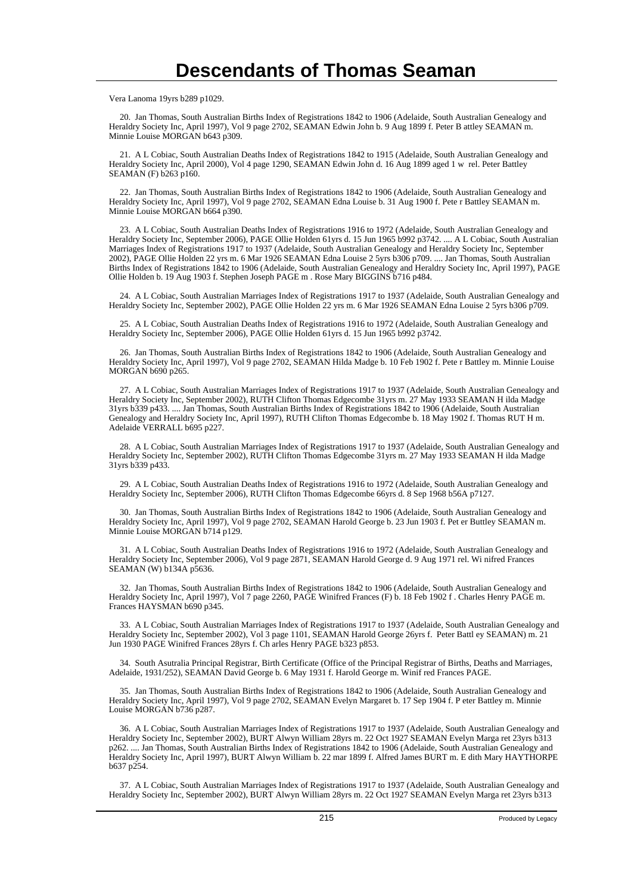Vera Lanoma 19yrs b289 p1029.

20. Jan Thomas, South Australian Births Index of Registrations 1842 to 1906 (Adelaide, South Australian Genealogy and Heraldry Society Inc, April 1997), Vol 9 page 2702, SEAMAN Edwin John b. 9 Aug 1899 f. Peter B attley SEAMAN m. Minnie Louise MORGAN b643 p309.

21. A L Cobiac, South Australian Deaths Index of Registrations 1842 to 1915 (Adelaide, South Australian Genealogy and Heraldry Society Inc, April 2000), Vol 4 page 1290, SEAMAN Edwin John d. 16 Aug 1899 aged 1 w rel. Peter Battley SEAMAN (F) b263 p160.

22. Jan Thomas, South Australian Births Index of Registrations 1842 to 1906 (Adelaide, South Australian Genealogy and Heraldry Society Inc, April 1997), Vol 9 page 2702, SEAMAN Edna Louise b. 31 Aug 1900 f. Pete r Battley SEAMAN m. Minnie Louise MORGAN b664 p390.

23. A L Cobiac, South Australian Deaths Index of Registrations 1916 to 1972 (Adelaide, South Australian Genealogy and Heraldry Society Inc, September 2006), PAGE Ollie Holden 61yrs d. 15 Jun 1965 b992 p3742. .... A L Cobiac, South Australian Marriages Index of Registrations 1917 to 1937 (Adelaide, South Australian Genealogy and Heraldry Society Inc, September 2002), PAGE Ollie Holden 22 yrs m. 6 Mar 1926 SEAMAN Edna Louise 2 5yrs b306 p709. .... Jan Thomas, South Australian Births Index of Registrations 1842 to 1906 (Adelaide, South Australian Genealogy and Heraldry Society Inc, April 1997), PAGE Ollie Holden b. 19 Aug 1903 f. Stephen Joseph PAGE m . Rose Mary BIGGINS b716 p484.

24. A L Cobiac, South Australian Marriages Index of Registrations 1917 to 1937 (Adelaide, South Australian Genealogy and Heraldry Society Inc, September 2002), PAGE Ollie Holden 22 yrs m. 6 Mar 1926 SEAMAN Edna Louise 2 5yrs b306 p709.

25. A L Cobiac, South Australian Deaths Index of Registrations 1916 to 1972 (Adelaide, South Australian Genealogy and Heraldry Society Inc, September 2006), PAGE Ollie Holden 61yrs d. 15 Jun 1965 b992 p3742.

26. Jan Thomas, South Australian Births Index of Registrations 1842 to 1906 (Adelaide, South Australian Genealogy and Heraldry Society Inc, April 1997), Vol 9 page 2702, SEAMAN Hilda Madge b. 10 Feb 1902 f. Pete r Battley m. Minnie Louise MORGAN b690 p265.

27. A L Cobiac, South Australian Marriages Index of Registrations 1917 to 1937 (Adelaide, South Australian Genealogy and Heraldry Society Inc, September 2002), RUTH Clifton Thomas Edgecombe 31yrs m. 27 May 1933 SEAMAN H ilda Madge 31yrs b339 p433. .... Jan Thomas, South Australian Births Index of Registrations 1842 to 1906 (Adelaide, South Australian Genealogy and Heraldry Society Inc, April 1997), RUTH Clifton Thomas Edgecombe b. 18 May 1902 f. Thomas RUT H m. Adelaide VERRALL b695 p227.

28. A L Cobiac, South Australian Marriages Index of Registrations 1917 to 1937 (Adelaide, South Australian Genealogy and Heraldry Society Inc, September 2002), RUTH Clifton Thomas Edgecombe 31yrs m. 27 May 1933 SEAMAN H ilda Madge 31yrs b339 p433.

29. A L Cobiac, South Australian Deaths Index of Registrations 1916 to 1972 (Adelaide, South Australian Genealogy and Heraldry Society Inc, September 2006), RUTH Clifton Thomas Edgecombe 66yrs d. 8 Sep 1968 b56A p7127.

30. Jan Thomas, South Australian Births Index of Registrations 1842 to 1906 (Adelaide, South Australian Genealogy and Heraldry Society Inc, April 1997), Vol 9 page 2702, SEAMAN Harold George b. 23 Jun 1903 f. Pet er Buttley SEAMAN m. Minnie Louise MORGAN b714 p129.

31. A L Cobiac, South Australian Deaths Index of Registrations 1916 to 1972 (Adelaide, South Australian Genealogy and Heraldry Society Inc, September 2006), Vol 9 page 2871, SEAMAN Harold George d. 9 Aug 1971 rel. Wi nifred Frances SEAMAN (W) b134A p5636.

32. Jan Thomas, South Australian Births Index of Registrations 1842 to 1906 (Adelaide, South Australian Genealogy and Heraldry Society Inc, April 1997), Vol 7 page 2260, PAGE Winifred Frances (F) b. 18 Feb 1902 f . Charles Henry PAGE m. Frances HAYSMAN b690 p345.

33. A L Cobiac, South Australian Marriages Index of Registrations 1917 to 1937 (Adelaide, South Australian Genealogy and Heraldry Society Inc, September 2002), Vol 3 page 1101, SEAMAN Harold George 26yrs f. Peter Battl ey SEAMAN) m. 21 Jun 1930 PAGE Winifred Frances 28yrs f. Ch arles Henry PAGE b323 p853.

34. South Asutralia Principal Registrar, Birth Certificate (Office of the Principal Registrar of Births, Deaths and Marriages, Adelaide, 1931/252), SEAMAN David George b. 6 May 1931 f. Harold George m. Winif red Frances PAGE.

35. Jan Thomas, South Australian Births Index of Registrations 1842 to 1906 (Adelaide, South Australian Genealogy and Heraldry Society Inc, April 1997), Vol 9 page 2702, SEAMAN Evelyn Margaret b. 17 Sep 1904 f. P eter Battley m. Minnie Louise MORGAN b736 p287.

36. A L Cobiac, South Australian Marriages Index of Registrations 1917 to 1937 (Adelaide, South Australian Genealogy and Heraldry Society Inc, September 2002), BURT Alwyn William 28yrs m. 22 Oct 1927 SEAMAN Evelyn Marga ret 23yrs b313 p262. .... Jan Thomas, South Australian Births Index of Registrations 1842 to 1906 (Adelaide, South Australian Genealogy and Heraldry Society Inc, April 1997), BURT Alwyn William b. 22 mar 1899 f. Alfred James BURT m. E dith Mary HAYTHORPE b637 p254.

37. A L Cobiac, South Australian Marriages Index of Registrations 1917 to 1937 (Adelaide, South Australian Genealogy and Heraldry Society Inc, September 2002), BURT Alwyn William 28yrs m. 22 Oct 1927 SEAMAN Evelyn Marga ret 23yrs b313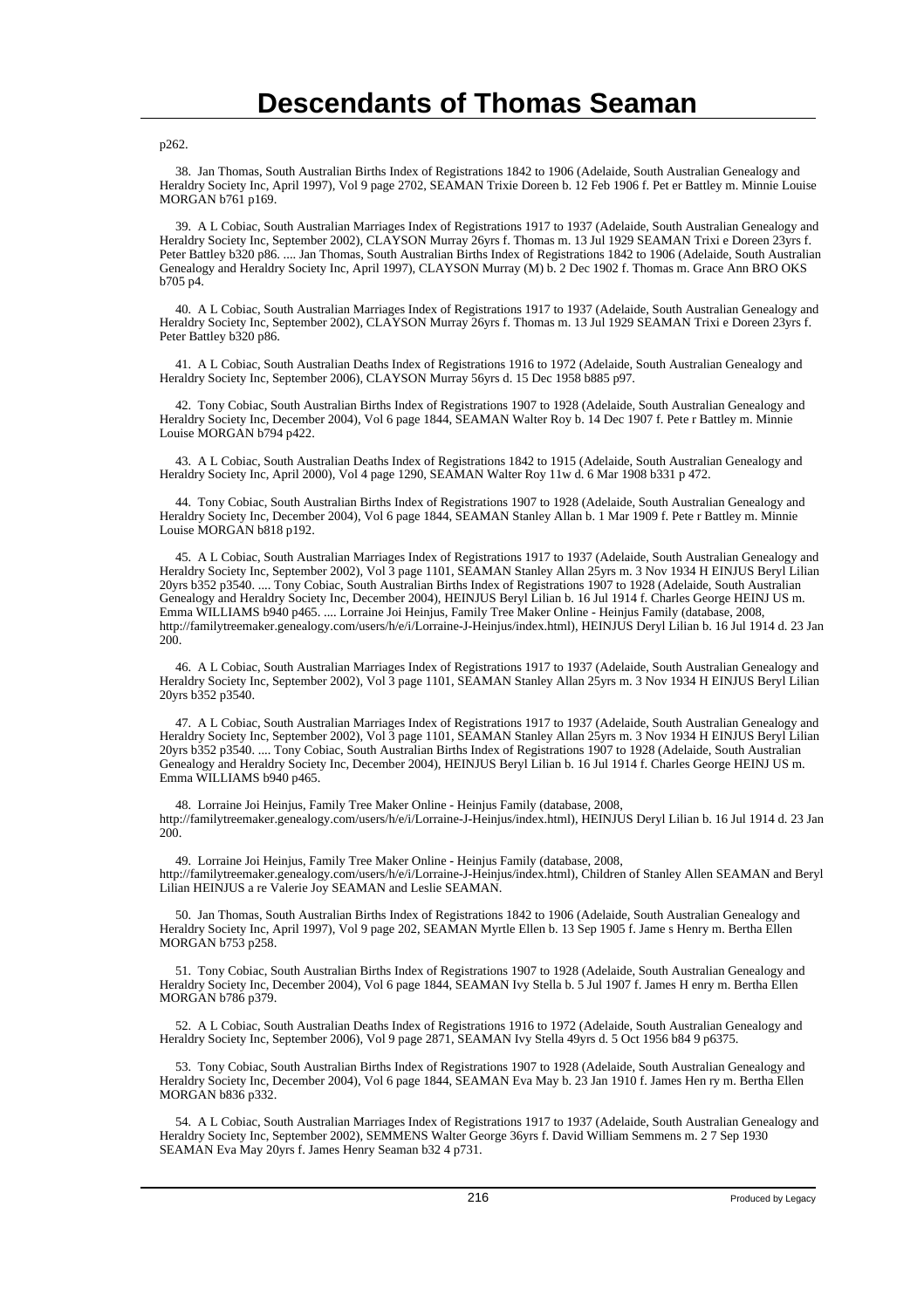p262.

38. Jan Thomas, South Australian Births Index of Registrations 1842 to 1906 (Adelaide, South Australian Genealogy and Heraldry Society Inc, April 1997), Vol 9 page 2702, SEAMAN Trixie Doreen b. 12 Feb 1906 f. Pet er Battley m. Minnie Louise MORGAN b761 p169.

39. A L Cobiac, South Australian Marriages Index of Registrations 1917 to 1937 (Adelaide, South Australian Genealogy and Heraldry Society Inc, September 2002), CLAYSON Murray 26yrs f. Thomas m. 13 Jul 1929 SEAMAN Trixi e Doreen 23yrs f. Peter Battley b320 p86. .... Jan Thomas, South Australian Births Index of Registrations 1842 to 1906 (Adelaide, South Australian Genealogy and Heraldry Society Inc, April 1997), CLAYSON Murray (M) b. 2 Dec 1902 f. Thomas m. Grace Ann BRO OKS b705 p4.

40. A L Cobiac, South Australian Marriages Index of Registrations 1917 to 1937 (Adelaide, South Australian Genealogy and Heraldry Society Inc, September 2002), CLAYSON Murray 26yrs f. Thomas m. 13 Jul 1929 SEAMAN Trixi e Doreen 23yrs f. Peter Battley b320 p86.

41. A L Cobiac, South Australian Deaths Index of Registrations 1916 to 1972 (Adelaide, South Australian Genealogy and Heraldry Society Inc, September 2006), CLAYSON Murray 56yrs d. 15 Dec 1958 b885 p97.

42. Tony Cobiac, South Australian Births Index of Registrations 1907 to 1928 (Adelaide, South Australian Genealogy and Heraldry Society Inc, December 2004), Vol 6 page 1844, SEAMAN Walter Roy b. 14 Dec 1907 f. Pete r Battley m. Minnie Louise MORGAN b794 p422.

43. A L Cobiac, South Australian Deaths Index of Registrations 1842 to 1915 (Adelaide, South Australian Genealogy and Heraldry Society Inc, April 2000), Vol 4 page 1290, SEAMAN Walter Roy 11w d. 6 Mar 1908 b331 p 472.

44. Tony Cobiac, South Australian Births Index of Registrations 1907 to 1928 (Adelaide, South Australian Genealogy and Heraldry Society Inc, December 2004), Vol 6 page 1844, SEAMAN Stanley Allan b. 1 Mar 1909 f. Pete r Battley m. Minnie Louise MORGAN b818 p192.

45. A L Cobiac, South Australian Marriages Index of Registrations 1917 to 1937 (Adelaide, South Australian Genealogy and Heraldry Society Inc, September 2002), Vol 3 page 1101, SEAMAN Stanley Allan 25yrs m. 3 Nov 1934 H EINJUS Beryl Lilian 20yrs b352 p3540. .... Tony Cobiac, South Australian Births Index of Registrations 1907 to 1928 (Adelaide, South Australian Genealogy and Heraldry Society Inc, December 2004), HEINJUS Beryl Lilian b. 16 Jul 1914 f. Charles George HEINJ US m. Emma WILLIAMS b940 p465. .... Lorraine Joi Heinjus, Family Tree Maker Online - Heinjus Family (database, 2008, http://familytreemaker.genealogy.com/users/h/e/i/Lorraine-J-Heinjus/index.html), HEINJUS Deryl Lilian b. 16 Jul 1914 d. 23 Jan 200.

46. A L Cobiac, South Australian Marriages Index of Registrations 1917 to 1937 (Adelaide, South Australian Genealogy and Heraldry Society Inc, September 2002), Vol 3 page 1101, SEAMAN Stanley Allan 25yrs m. 3 Nov 1934 H EINJUS Beryl Lilian 20yrs b352 p3540.

47. A L Cobiac, South Australian Marriages Index of Registrations 1917 to 1937 (Adelaide, South Australian Genealogy and Heraldry Society Inc, September 2002), Vol 3 page 1101, SEAMAN Stanley Allan 25yrs m. 3 Nov 1934 H EINJUS Beryl Lilian 20yrs b352 p3540. .... Tony Cobiac, South Australian Births Index of Registrations 1907 to 1928 (Adelaide, South Australian Genealogy and Heraldry Society Inc, December 2004), HEINJUS Beryl Lilian b. 16 Jul 1914 f. Charles George HEINJ US m. Emma WILLIAMS b940 p465.

48. Lorraine Joi Heinjus, Family Tree Maker Online - Heinjus Family (database, 2008, http://familytreemaker.genealogy.com/users/h/e/i/Lorraine-J-Heinjus/index.html), HEINJUS Deryl Lilian b. 16 Jul 1914 d. 23 Jan 200.

49. Lorraine Joi Heinjus, Family Tree Maker Online - Heinjus Family (database, 2008, http://familytreemaker.genealogy.com/users/h/e/i/Lorraine-J-Heinjus/index.html), Children of Stanley Allen SEAMAN and Beryl Lilian HEINJUS a re Valerie Joy SEAMAN and Leslie SEAMAN.

50. Jan Thomas, South Australian Births Index of Registrations 1842 to 1906 (Adelaide, South Australian Genealogy and Heraldry Society Inc, April 1997), Vol 9 page 202, SEAMAN Myrtle Ellen b. 13 Sep 1905 f. Jame s Henry m. Bertha Ellen MORGAN b753 p258.

51. Tony Cobiac, South Australian Births Index of Registrations 1907 to 1928 (Adelaide, South Australian Genealogy and Heraldry Society Inc, December 2004), Vol 6 page 1844, SEAMAN Ivy Stella b. 5 Jul 1907 f. James H enry m. Bertha Ellen MORGAN b786 p379.

52. A L Cobiac, South Australian Deaths Index of Registrations 1916 to 1972 (Adelaide, South Australian Genealogy and Heraldry Society Inc, September 2006), Vol 9 page 2871, SEAMAN Ivy Stella 49yrs d. 5 Oct 1956 b84 9 p6375.

53. Tony Cobiac, South Australian Births Index of Registrations 1907 to 1928 (Adelaide, South Australian Genealogy and Heraldry Society Inc, December 2004), Vol 6 page 1844, SEAMAN Eva May b. 23 Jan 1910 f. James Hen ry m. Bertha Ellen MORGAN b836 p332.

54. A L Cobiac, South Australian Marriages Index of Registrations 1917 to 1937 (Adelaide, South Australian Genealogy and Heraldry Society Inc, September 2002), SEMMENS Walter George 36yrs f. David William Semmens m. 2 7 Sep 1930 SEAMAN Eva May 20yrs f. James Henry Seaman b32 4 p731.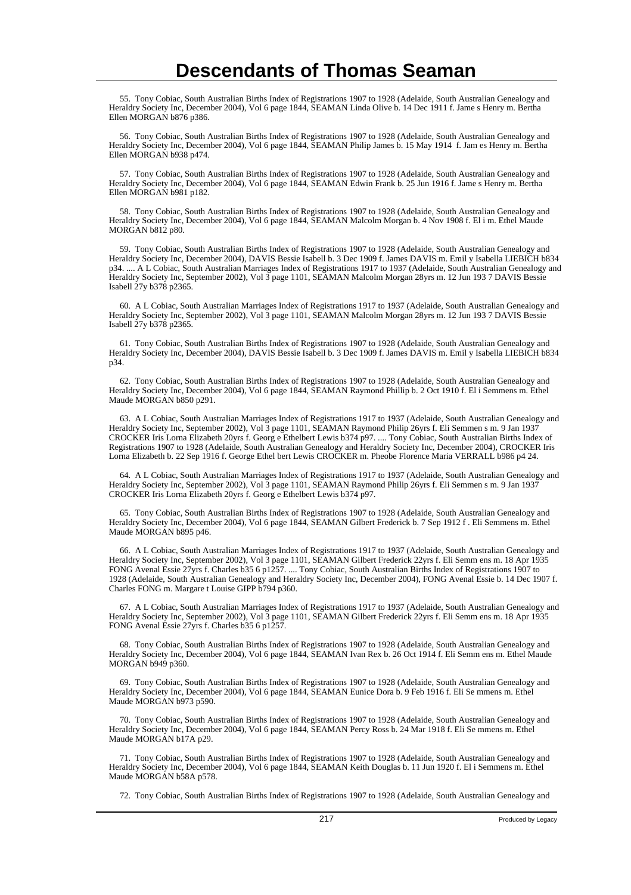# Descendants of Thomas Seaman

55. Tony Cobiac, South Australian Births Index of Registrations 1907 to 1928 (Adelaide, South Australian Genealogy and Heraldry Society Inc, December 2004), Vol 6 page 1844, SEAMAN Linda Olive b. 14 Dec 1911 f. Jame s Henry m. Bertha Ellen MORGAN b876 p386.

56. Tony Cobiac, South Australian Births Index of Registrations 1907 to 1928 (Adelaide, South Australian Genealogy and Heraldry Society Inc, December 2004), Vol 6 page 1844, SEAMAN Philip James b. 15 May 1914 f. Jam es Henry m. Bertha Ellen MORGAN b938 p474.

57. Tony Cobiac, South Australian Births Index of Registrations 1907 to 1928 (Adelaide, South Australian Genealogy and Heraldry Society Inc, December 2004), Vol 6 page 1844, SEAMAN Edwin Frank b. 25 Jun 1916 f. Jame s Henry m. Bertha Ellen MORGAN b981 p182.

58. Tony Cobiac, South Australian Births Index of Registrations 1907 to 1928 (Adelaide, South Australian Genealogy and Heraldry Society Inc, December 2004), Vol 6 page 1844, SEAMAN Malcolm Morgan b. 4 Nov 1908 f. El i m. Ethel Maude MORGAN b812 p80.

59. Tony Cobiac, South Australian Births Index of Registrations 1907 to 1928 (Adelaide, South Australian Genealogy and Heraldry Society Inc, December 2004), DAVIS Bessie Isabell b. 3 Dec 1909 f. James DAVIS m. Emil y Isabella LIEBICH b834 p34. .... A L Cobiac, South Australian Marriages Index of Registrations 1917 to 1937 (Adelaide, South Australian Genealogy and Heraldry Society Inc, September 2002), Vol 3 page 1101, SEAMAN Malcolm Morgan 28yrs m. 12 Jun 193 7 DAVIS Bessie Isabell 27y b378 p2365.

60. A L Cobiac, South Australian Marriages Index of Registrations 1917 to 1937 (Adelaide, South Australian Genealogy and Heraldry Society Inc, September 2002), Vol 3 page 1101, SEAMAN Malcolm Morgan 28yrs m. 12 Jun 193 7 DAVIS Bessie Isabell 27y b378 p2365.

61. Tony Cobiac, South Australian Births Index of Registrations 1907 to 1928 (Adelaide, South Australian Genealogy and Heraldry Society Inc, December 2004), DAVIS Bessie Isabell b. 3 Dec 1909 f. James DAVIS m. Emil y Isabella LIEBICH b834 p34.

62. Tony Cobiac, South Australian Births Index of Registrations 1907 to 1928 (Adelaide, South Australian Genealogy and Heraldry Society Inc, December 2004), Vol 6 page 1844, SEAMAN Raymond Phillip b. 2 Oct 1910 f. El i Semmens m. Ethel Maude MORGAN b850 p291.

63. A L Cobiac, South Australian Marriages Index of Registrations 1917 to 1937 (Adelaide, South Australian Genealogy and Heraldry Society Inc, September 2002), Vol 3 page 1101, SEAMAN Raymond Philip 26yrs f. Eli Semmen s m. 9 Jan 1937 CROCKER Iris Lorna Elizabeth 20yrs f. Georg e Ethelbert Lewis b374 p97. .... Tony Cobiac, South Australian Births Index of Registrations 1907 to 1928 (Adelaide, South Australian Genealogy and Heraldry Society Inc, December 2004), CROCKER Iris Lorna Elizabeth b. 22 Sep 1916 f. George Ethel bert Lewis CROCKER m. Pheobe Florence Maria VERRALL b986 p4 24.

64. A L Cobiac, South Australian Marriages Index of Registrations 1917 to 1937 (Adelaide, South Australian Genealogy and Heraldry Society Inc, September 2002), Vol 3 page 1101, SEAMAN Raymond Philip 26yrs f. Eli Semmen s m. 9 Jan 1937 CROCKER Iris Lorna Elizabeth 20yrs f. Georg e Ethelbert Lewis b374 p97.

65. Tony Cobiac, South Australian Births Index of Registrations 1907 to 1928 (Adelaide, South Australian Genealogy and Heraldry Society Inc, December 2004), Vol 6 page 1844, SEAMAN Gilbert Frederick b. 7 Sep 1912 f . Eli Semmens m. Ethel Maude MORGAN b895 p46.

66. A L Cobiac, South Australian Marriages Index of Registrations 1917 to 1937 (Adelaide, South Australian Genealogy and Heraldry Society Inc, September 2002), Vol 3 page 1101, SEAMAN Gilbert Frederick 22yrs f. Eli Semm ens m. 18 Apr 1935 FONG Avenal Essie 27yrs f. Charles b35 6 p1257. .... Tony Cobiac, South Australian Births Index of Registrations 1907 to 1928 (Adelaide, South Australian Genealogy and Heraldry Society Inc, December 2004), FONG Avenal Essie b. 14 Dec 1907 f. Charles FONG m. Margare t Louise GIPP b794 p360.

67. A L Cobiac, South Australian Marriages Index of Registrations 1917 to 1937 (Adelaide, South Australian Genealogy and Heraldry Society Inc, September 2002), Vol 3 page 1101, SEAMAN Gilbert Frederick 22yrs f. Eli Semm ens m. 18 Apr 1935 FONG Avenal Essie 27yrs f. Charles b35 6 p1257.

68. Tony Cobiac, South Australian Births Index of Registrations 1907 to 1928 (Adelaide, South Australian Genealogy and Heraldry Society Inc, December 2004), Vol 6 page 1844, SEAMAN Ivan Rex b. 26 Oct 1914 f. Eli Semm ens m. Ethel Maude MORGAN b949 p360.

69. Tony Cobiac, South Australian Births Index of Registrations 1907 to 1928 (Adelaide, South Australian Genealogy and Heraldry Society Inc, December 2004), Vol 6 page 1844, SEAMAN Eunice Dora b. 9 Feb 1916 f. Eli Se mmens m. Ethel Maude MORGAN b973 p590.

70. Tony Cobiac, South Australian Births Index of Registrations 1907 to 1928 (Adelaide, South Australian Genealogy and Heraldry Society Inc, December 2004), Vol 6 page 1844, SEAMAN Percy Ross b. 24 Mar 1918 f. Eli Se mmens m. Ethel Maude MORGAN b17A p29.

71. Tony Cobiac, South Australian Births Index of Registrations 1907 to 1928 (Adelaide, South Australian Genealogy and Heraldry Society Inc, December 2004), Vol 6 page 1844, SEAMAN Keith Douglas b. 11 Jun 1920 f. El i Semmens m. Ethel Maude MORGAN b58A p578.

72. Tony Cobiac, South Australian Births Index of Registrations 1907 to 1928 (Adelaide, South Australian Genealogy and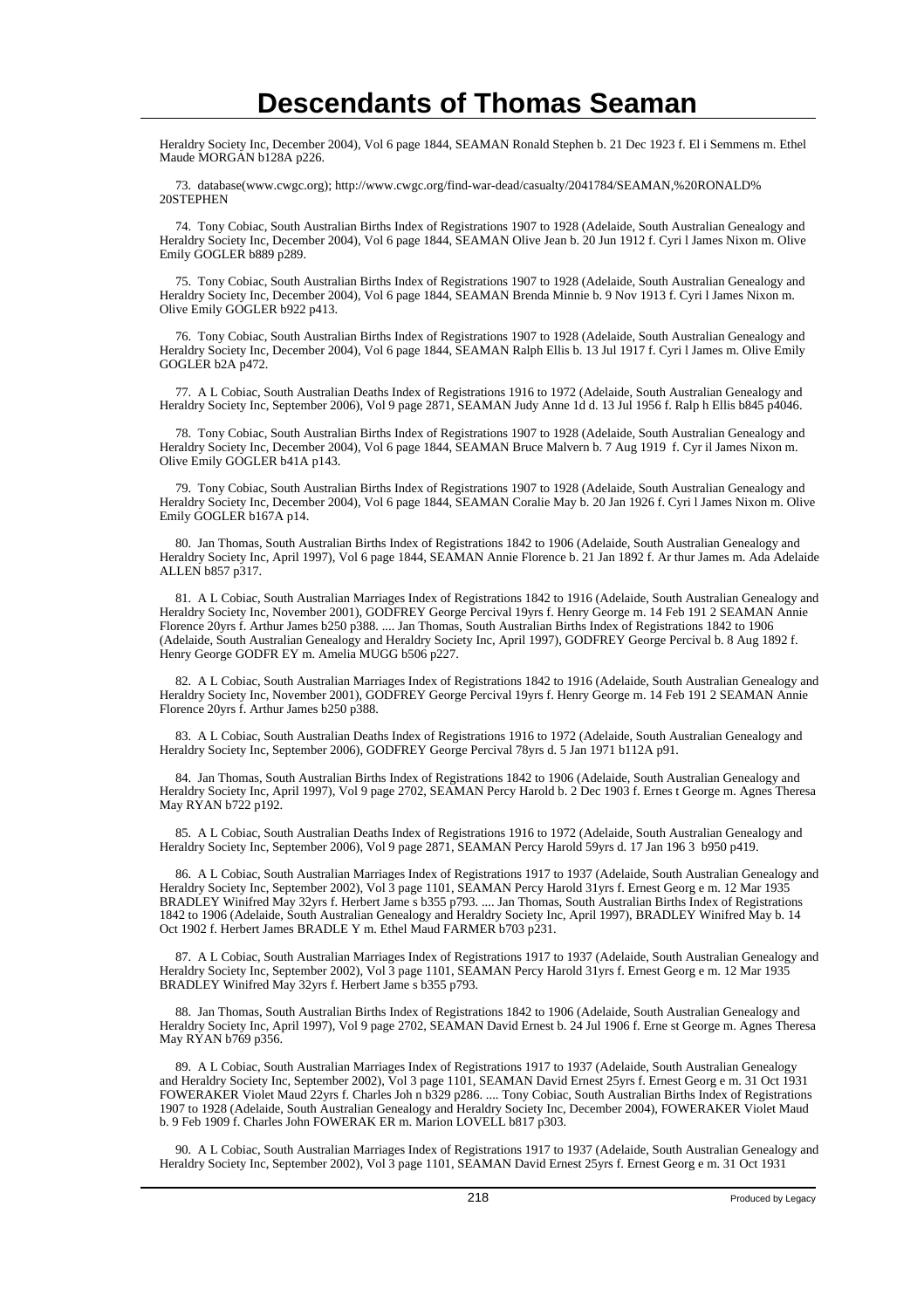Heraldry Society Inc, December 2004), Vol 6 page 1844, SEAMAN Ronald Stephen b. 21 Dec 1923 f. El i Semmens m. Ethel Maude MORGAN b128A p226.

73. database(www.cwgc.org); http://www.cwgc.org/find-war-dead/casualty/2041784/SEAMAN,%20RONALD%20STEPHEN

74. Tony Cobiac, South Australian Births Index of Registrations 1907 to 1928 (Adelaide, South Australian Genealogy and Heraldry Society Inc, December 2004), Vol 6 page 1844, SEAMAN Olive Jean b. 20 Jun 1912 f. Cyri l James Nixon m. Olive Emily GOGLER b889 p289.

75. Tony Cobiac, South Australian Births Index of Registrations 1907 to 1928 (Adelaide, South Australian Genealogy and Heraldry Society Inc, December 2004), Vol 6 page 1844, SEAMAN Brenda Minnie b. 9 Nov 1913 f. Cyri l James Nixon m. Olive Emily GOGLER b922 p413.

76. Tony Cobiac, South Australian Births Index of Registrations 1907 to 1928 (Adelaide, South Australian Genealogy and Heraldry Society Inc, December 2004), Vol 6 page 1844, SEAMAN Ralph Ellis b. 13 Jul 1917 f. Cyri l James m. Olive Emily GOGLER b2A p472.

77. A L Cobiac, South Australian Deaths Index of Registrations 1916 to 1972 (Adelaide, South Australian Genealogy and Heraldry Society Inc, September 2006), Vol 9 page 2871, SEAMAN Judy Anne 1d d. 13 Jul 1956 f. Ralp h Ellis b845 p4046.

78. Tony Cobiac, South Australian Births Index of Registrations 1907 to 1928 (Adelaide, South Australian Genealogy and Heraldry Society Inc, December 2004), Vol 6 page 1844, SEAMAN Bruce Malvern b. 7 Aug 1919 f. Cyr il James Nixon m. Olive Emily GOGLER b41A p143.

79. Tony Cobiac, South Australian Births Index of Registrations 1907 to 1928 (Adelaide, South Australian Genealogy and Heraldry Society Inc, December 2004), Vol 6 page 1844, SEAMAN Coralie May b. 20 Jan 1926 f. Cyri l James Nixon m. Olive Emily GOGLER b167A p14.

80. Jan Thomas, South Australian Births Index of Registrations 1842 to 1906 (Adelaide, South Australian Genealogy and Heraldry Society Inc, April 1997), Vol 6 page 1844, SEAMAN Annie Florence b. 21 Jan 1892 f. Ar thur James m. Ada Adelaide ALLEN b857 p317.

81. A L Cobiac, South Australian Marriages Index of Registrations 1842 to 1916 (Adelaide, South Australian Genealogy and Heraldry Society Inc, November 2001), GODFREY George Percival 19yrs f. Henry George m. 14 Feb 191 2 SEAMAN Annie Florence 20yrs f. Arthur James b250 p388. .... Jan Thomas, South Australian Births Index of Registrations 1842 to 1906 (Adelaide, South Australian Genealogy and Heraldry Society Inc, April 1997), GODFREY George Percival b. 8 Aug 1892 f. Henry George GODFR EY m. Amelia MUGG b506 p227.

82. A L Cobiac, South Australian Marriages Index of Registrations 1842 to 1916 (Adelaide, South Australian Genealogy and Heraldry Society Inc, November 2001), GODFREY George Percival 19yrs f. Henry George m. 14 Feb 191 2 SEAMAN Annie Florence 20yrs f. Arthur James b250 p388.

83. A L Cobiac, South Australian Deaths Index of Registrations 1916 to 1972 (Adelaide, South Australian Genealogy and Heraldry Society Inc, September 2006), GODFREY George Percival 78yrs d. 5 Jan 1971 b112A p91.

84. Jan Thomas, South Australian Births Index of Registrations 1842 to 1906 (Adelaide, South Australian Genealogy and Heraldry Society Inc, April 1997), Vol 9 page 2702, SEAMAN Percy Harold b. 2 Dec 1903 f. Ernes t George m. Agnes Theresa May RYAN b722 p192.

85. A L Cobiac, South Australian Deaths Index of Registrations 1916 to 1972 (Adelaide, South Australian Genealogy and Heraldry Society Inc, September 2006), Vol 9 page 2871, SEAMAN Percy Harold 59yrs d. 17 Jan 196 3 b950 p419.

86. A L Cobiac, South Australian Marriages Index of Registrations 1917 to 1937 (Adelaide, South Australian Genealogy and Heraldry Society Inc, September 2002), Vol 3 page 1101, SEAMAN Percy Harold 31yrs f. Ernest Georg e m. 12 Mar 1935 BRADLEY Winifred May 32yrs f. Herbert Jame s b355 p793. .... Jan Thomas, South Australian Births Index of Registrations 1842 to 1906 (Adelaide, South Australian Genealogy and Heraldry Society Inc, April 1997), BRADLEY Winifred May b. 14 Oct 1902 f. Herbert James BRADLE Y m. Ethel Maud FARMER b703 p231.

87. A L Cobiac, South Australian Marriages Index of Registrations 1917 to 1937 (Adelaide, South Australian Genealogy and Heraldry Society Inc, September 2002), Vol 3 page 1101, SEAMAN Percy Harold 31yrs f. Ernest Georg e m. 12 Mar 1935 BRADLEY Winifred May 32yrs f. Herbert Jame s b355 p793.

88. Jan Thomas, South Australian Births Index of Registrations 1842 to 1906 (Adelaide, South Australian Genealogy and Heraldry Society Inc, April 1997), Vol 9 page 2702, SEAMAN David Ernest b. 24 Jul 1906 f. Erne st George m. Agnes Theresa May RYAN b769 p356.

89. A L Cobiac, South Australian Marriages Index of Registrations 1917 to 1937 (Adelaide, South Australian Genealogy and Heraldry Society Inc, September 2002), Vol 3 page 1101, SEAMAN David Ernest 25yrs f. Ernest Georg e m. 31 Oct 1931 FOWERAKER Violet Maud 22yrs f. Charles Joh n b329 p286. .... Tony Cobiac, South Australian Births Index of Registrations 1907 to 1928 (Adelaide, South Australian Genealogy and Heraldry Society Inc, December 2004), FOWERAKER Violet Maud b. 9 Feb 1909 f. Charles John FOWERAK ER m. Marion LOVELL b817 p303.

90. A L Cobiac, South Australian Marriages Index of Registrations 1917 to 1937 (Adelaide, South Australian Genealogy and Heraldry Society Inc, September 2002), Vol 3 page 1101, SEAMAN David Ernest 25yrs f. Ernest Georg e m. 31 Oct 1931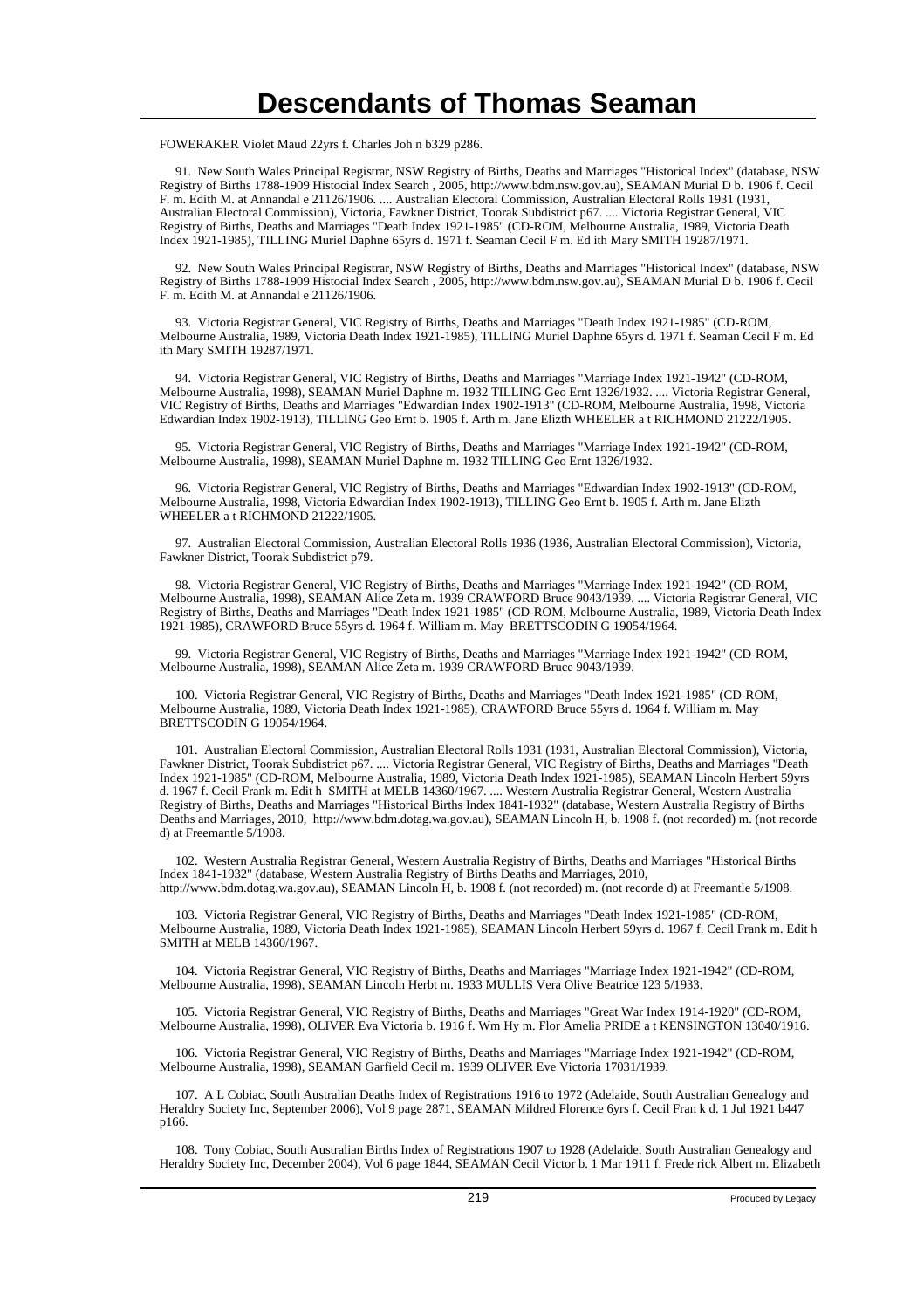# Descendants of Thomas Seaman

FOWERAKER Violet Maud 22yrs f. Charles Joh n b329 p286.

91. New South Wales Principal Registrar, NSW Registry of Births, Deaths and Marriages "Historical Index" (database, NSW Registry of Births 1788-1909 Histocial Index Search , 2005, http://www.bdm.nsw.gov.au), SEAMAN Murial D b. 1906 f. Cecil F. m. Edith M. at Annandal e 21126/1906. .... Australian Electoral Commission, Australian Electoral Rolls 1931 (1931, Australian Electoral Commission), Victoria, Fawkner District, Toorak Subdistrict p67. .... Victoria Registrar General, VIC Registry of Births, Deaths and Marriages "Death Index 1921-1985" (CD-ROM, Melbourne Australia, 1989, Victoria Death Index 1921-1985), TILLING Muriel Daphne 65yrs d. 1971 f. Seaman Cecil F m. Ed ith Mary SMITH 19287/1971.

92. New South Wales Principal Registrar, NSW Registry of Births, Deaths and Marriages "Historical Index" (database, NSW Registry of Births 1788-1909 Histocial Index Search , 2005, http://www.bdm.nsw.gov.au), SEAMAN Murial D b. 1906 f. Cecil F. m. Edith M. at Annandal e 21126/1906.

93. Victoria Registrar General, VIC Registry of Births, Deaths and Marriages "Death Index 1921-1985" (CD-ROM, Melbourne Australia, 1989, Victoria Death Index 1921-1985), TILLING Muriel Daphne 65yrs d. 1971 f. Seaman Cecil F m. Ed ith Mary SMITH 19287/1971.

94. Victoria Registrar General, VIC Registry of Births, Deaths and Marriages "Marriage Index 1921-1942" (CD-ROM, Melbourne Australia, 1998), SEAMAN Muriel Daphne m. 1932 TILLING Geo Ernt 1326/1932. .... Victoria Registrar General, VIC Registry of Births, Deaths and Marriages "Edwardian Index 1902-1913" (CD-ROM, Melbourne Australia, 1998, Victoria Edwardian Index 1902-1913), TILLING Geo Ernt b. 1905 f. Arth m. Jane Elizth WHEELER a t RICHMOND 21222/1905.

95. Victoria Registrar General, VIC Registry of Births, Deaths and Marriages "Marriage Index 1921-1942" (CD-ROM, Melbourne Australia, 1998), SEAMAN Muriel Daphne m. 1932 TILLING Geo Ernt 1326/1932.

96. Victoria Registrar General, VIC Registry of Births, Deaths and Marriages "Edwardian Index 1902-1913" (CD-ROM, Melbourne Australia, 1998, Victoria Edwardian Index 1902-1913), TILLING Geo Ernt b. 1905 f. Arth m. Jane Elizth WHEELER a t RICHMOND 21222/1905.

97. Australian Electoral Commission, Australian Electoral Rolls 1936 (1936, Australian Electoral Commission), Victoria, Fawkner District, Toorak Subdistrict p79.

98. Victoria Registrar General, VIC Registry of Births, Deaths and Marriages "Marriage Index 1921-1942" (CD-ROM, Melbourne Australia, 1998), SEAMAN Alice Zeta m. 1939 CRAWFORD Bruce 9043/1939. .... Victoria Registrar General, VIC Registry of Births, Deaths and Marriages "Death Index 1921-1985" (CD-ROM, Melbourne Australia, 1989, Victoria Death Index 1921-1985), CRAWFORD Bruce 55yrs d. 1964 f. William m. May BRETTSCODIN G 19054/1964.

99. Victoria Registrar General, VIC Registry of Births, Deaths and Marriages "Marriage Index 1921-1942" (CD-ROM, Melbourne Australia, 1998), SEAMAN Alice Zeta m. 1939 CRAWFORD Bruce 9043/1939.

100. Victoria Registrar General, VIC Registry of Births, Deaths and Marriages "Death Index 1921-1985" (CD-ROM, Melbourne Australia, 1989, Victoria Death Index 1921-1985), CRAWFORD Bruce 55yrs d. 1964 f. William m. May BRETTSCODIN G 19054/1964.

101. Australian Electoral Commission, Australian Electoral Rolls 1931 (1931, Australian Electoral Commission), Victoria, Fawkner District, Toorak Subdistrict p67. .... Victoria Registrar General, VIC Registry of Births, Deaths and Marriages "Death Index 1921-1985" (CD-ROM, Melbourne Australia, 1989, Victoria Death Index 1921-1985), SEAMAN Lincoln Herbert 59yrs d. 1967 f. Cecil Frank m. Edit h SMITH at MELB 14360/1967. .... Western Australia Registrar General, Western Australia Registry of Births, Deaths and Marriages "Historical Births Index 1841-1932" (database, Western Australia Registry of Births Deaths and Marriages, 2010, http://www.bdm.dotag.wa.gov.au), SEAMAN Lincoln H, b. 1908 f. (not recorded) m. (not recorde d) at Freemantle 5/1908.

102. Western Australia Registrar General, Western Australia Registry of Births, Deaths and Marriages "Historical Births Index 1841-1932" (database, Western Australia Registry of Births Deaths and Marriages, 2010, http://www.bdm.dotag.wa.gov.au), SEAMAN Lincoln H, b. 1908 f. (not recorded) m. (not recorde d) at Freemantle 5/1908.

103. Victoria Registrar General, VIC Registry of Births, Deaths and Marriages "Death Index 1921-1985" (CD-ROM, Melbourne Australia, 1989, Victoria Death Index 1921-1985), SEAMAN Lincoln Herbert 59yrs d. 1967 f. Cecil Frank m. Edit h SMITH at MELB 14360/1967.

104. Victoria Registrar General, VIC Registry of Births, Deaths and Marriages "Marriage Index 1921-1942" (CD-ROM, Melbourne Australia, 1998), SEAMAN Lincoln Herbt m. 1933 MULLIS Vera Olive Beatrice 123 5/1933.

105. Victoria Registrar General, VIC Registry of Births, Deaths and Marriages "Great War Index 1914-1920" (CD-ROM, Melbourne Australia, 1998), OLIVER Eva Victoria b. 1916 f. Wm Hy m. Flor Amelia PRIDE a t KENSINGTON 13040/1916.

106. Victoria Registrar General, VIC Registry of Births, Deaths and Marriages "Marriage Index 1921-1942" (CD-ROM, Melbourne Australia, 1998), SEAMAN Garfield Cecil m. 1939 OLIVER Eve Victoria 17031/1939.

107. A L Cobiac, South Australian Deaths Index of Registrations 1916 to 1972 (Adelaide, South Australian Genealogy and Heraldry Society Inc, September 2006), Vol 9 page 2871, SEAMAN Mildred Florence 6yrs f. Cecil Fran k d. 1 Jul 1921 b447 p166.

108. Tony Cobiac, South Australian Births Index of Registrations 1907 to 1928 (Adelaide, South Australian Genealogy and Heraldry Society Inc, December 2004), Vol 6 page 1844, SEAMAN Cecil Victor b. 1 Mar 1911 f. Frede rick Albert m. Elizabeth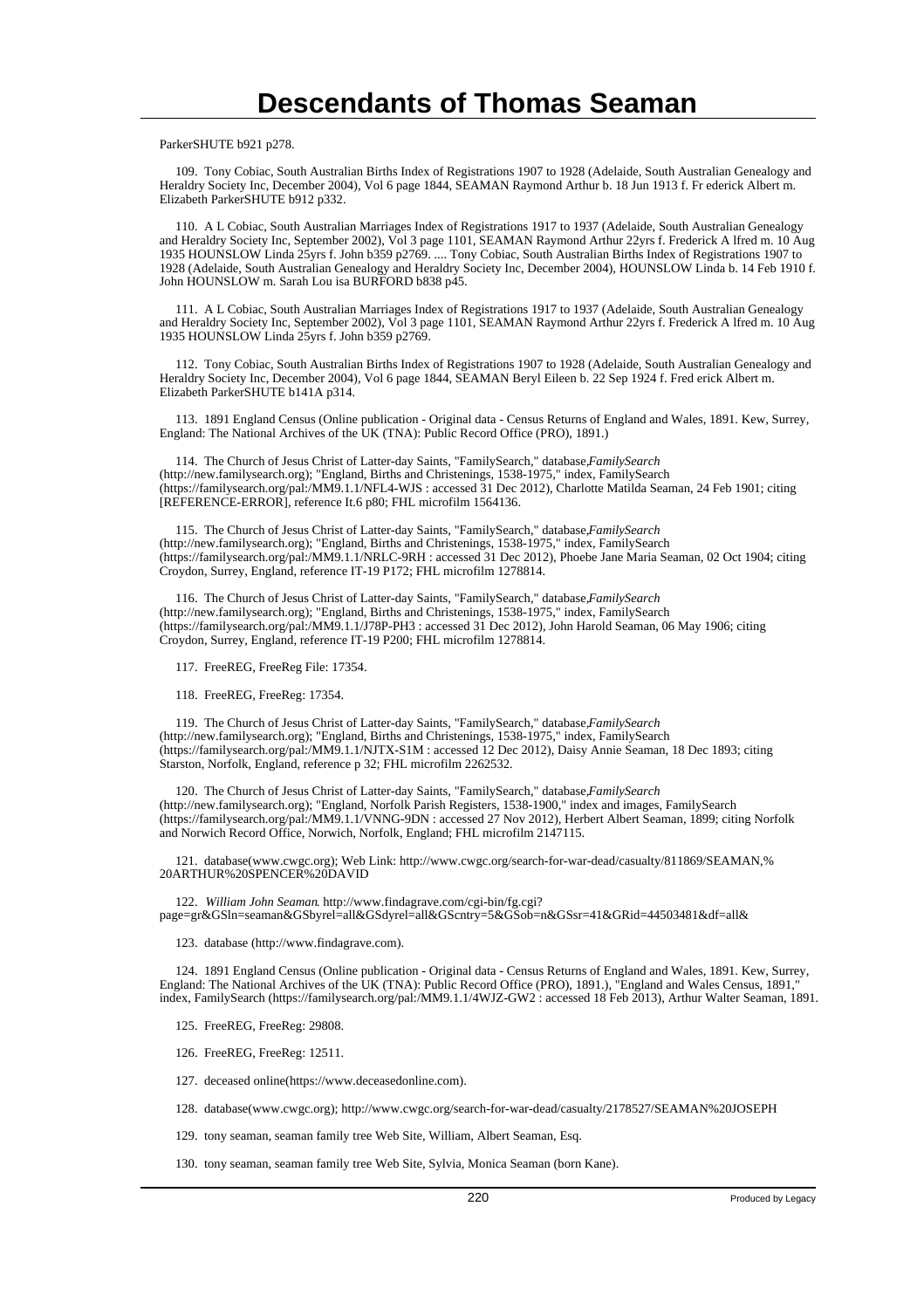# Descendants of Thomas Seaman

ParkerSHUTE b921 p278.

109. Tony Cobiac, South Australian Births Index of Registrations 1907 to 1928 (Adelaide, South Australian Genealogy and Heraldry Society Inc, December 2004), Vol 6 page 1844, SEAMAN Raymond Arthur b. 18 Jun 1913 f. Fr ederick Albert m. Elizabeth ParkerSHUTE b912 p332.

110. A L Cobiac, South Australian Marriages Index of Registrations 1917 to 1937 (Adelaide, South Australian Genealogy and Heraldry Society Inc, September 2002), Vol 3 page 1101, SEAMAN Raymond Arthur 22yrs f. Frederick A lfred m. 10 Aug 1935 HOUNSLOW Linda 25yrs f. John b359 p2769. .... Tony Cobiac, South Australian Births Index of Registrations 1907 to 1928 (Adelaide, South Australian Genealogy and Heraldry Society Inc, December 2004), HOUNSLOW Linda b. 14 Feb 1910 f. John HOUNSLOW m. Sarah Lou isa BURFORD b838 p45.

111. A L Cobiac, South Australian Marriages Index of Registrations 1917 to 1937 (Adelaide, South Australian Genealogy and Heraldry Society Inc, September 2002), Vol 3 page 1101, SEAMAN Raymond Arthur 22yrs f. Frederick A lfred m. 10 Aug 1935 HOUNSLOW Linda 25yrs f. John b359 p2769.

112. Tony Cobiac, South Australian Births Index of Registrations 1907 to 1928 (Adelaide, South Australian Genealogy and Heraldry Society Inc, December 2004), Vol 6 page 1844, SEAMAN Beryl Eileen b. 22 Sep 1924 f. Fred erick Albert m. Elizabeth ParkerSHUTE b141A p314.

113. 1891 England Census (Online publication - Original data - Census Returns of England and Wales, 1891. Kew, Surrey, England: The National Archives of the UK (TNA): Public Record Office (PRO), 1891.)

114. The Church of Jesus Christ of Latter-day Saints, "FamilySearch," database,*FamilySearch* (http://new.familysearch.org); "England, Births and Christenings, 1538-1975," index, FamilySearch (https://familysearch.org/pal:/MM9.1.1/NFL4-WJS : accessed 31 Dec 2012), Charlotte Matilda Seaman, 24 Feb 1901; citing [REFERENCE-ERROR], reference It.6 p80; FHL microfilm 1564136.

115. The Church of Jesus Christ of Latter-day Saints, "FamilySearch," database,*FamilySearch* (http://new.familysearch.org); "England, Births and Christenings, 1538-1975," index, FamilySearch (https://familysearch.org/pal:/MM9.1.1/NRLC-9RH : accessed 31 Dec 2012), Phoebe Jane Maria Seaman, 02 Oct 1904; citing Croydon, Surrey, England, reference IT-19 P172; FHL microfilm 1278814.

116. The Church of Jesus Christ of Latter-day Saints, "FamilySearch," database,*FamilySearch* (http://new.familysearch.org); "England, Births and Christenings, 1538-1975," index, FamilySearch (https://familysearch.org/pal:/MM9.1.1/J78P-PH3 : accessed 31 Dec 2012), John Harold Seaman, 06 May 1906; citing Croydon, Surrey, England, reference IT-19 P200; FHL microfilm 1278814.

117. FreeREG, FreeReg File: 17354.

118. FreeREG, FreeReg: 17354.

119. The Church of Jesus Christ of Latter-day Saints, "FamilySearch," database,*FamilySearch* (http://new.familysearch.org); "England, Births and Christenings, 1538-1975," index, FamilySearch (https://familysearch.org/pal:/MM9.1.1/NJTX-S1M : accessed 12 Dec 2012), Daisy Annie Seaman, 18 Dec 1893; citing Starston, Norfolk, England, reference p 32; FHL microfilm 2262532.

120. The Church of Jesus Christ of Latter-day Saints, "FamilySearch," database,*FamilySearch* (http://new.familysearch.org); "England, Norfolk Parish Registers, 1538-1900," index and images, FamilySearch (https://familysearch.org/pal:/MM9.1.1/VNNG-9DN : accessed 27 Nov 2012), Herbert Albert Seaman, 1899; citing Norfolk and Norwich Record Office, Norwich, Norfolk, England; FHL microfilm 2147115.

121. database(www.cwgc.org); Web Link: http://www.cwgc.org/search-for-war-dead/casualty/811869/SEAMAN,%20ARTHUR%20SPENCER%20DAVID

122. *William John Seaman.* http://www.findagrave.com/cgi-bin/fg.cgi?page=gr&GSln=seaman&GSbyrel=all&GSdyrel=all&GScntry=5&GSob=n&GSsr=41&GRid=44503481&df=all&

123. database (http://www.findagrave.com).

124. 1891 England Census (Online publication - Original data - Census Returns of England and Wales, 1891. Kew, Surrey, England: The National Archives of the UK (TNA): Public Record Office (PRO), 1891.), "England and Wales Census, 1891," index, FamilySearch (https://familysearch.org/pal:/MM9.1.1/4WJZ-GW2 : accessed 18 Feb 2013), Arthur Walter Seaman, 1891.

125. FreeREG, FreeReg: 29808.

126. FreeREG, FreeReg: 12511.

127. deceased online(https://www.deceasedonline.com).

128. database(www.cwgc.org); http://www.cwgc.org/search-for-war-dead/casualty/2178527/SEAMAN%20JOSEPH

129. tony seaman, seaman family tree Web Site, William, Albert Seaman, Esq.

130. tony seaman, seaman family tree Web Site, Sylvia, Monica Seaman (born Kane).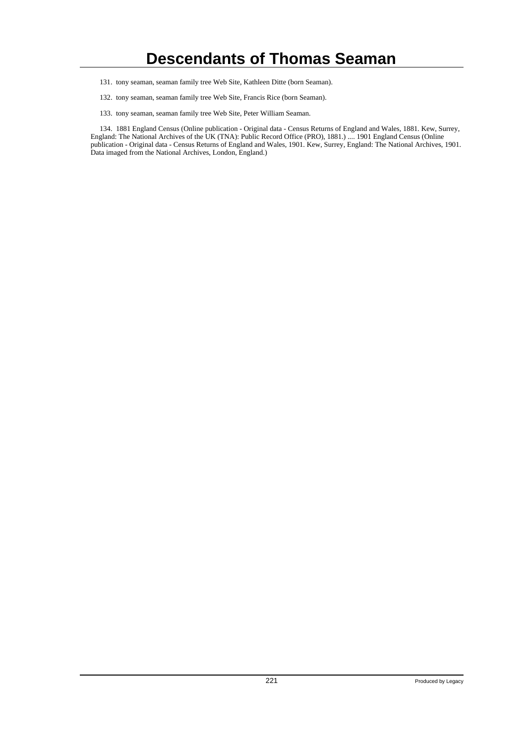131. tony seaman, seaman family tree Web Site, Kathleen Ditte (born Seaman).

132. tony seaman, seaman family tree Web Site, Francis Rice (born Seaman).

133. tony seaman, seaman family tree Web Site, Peter William Seaman.

134. 1881 England Census (Online publication - Original data - Census Returns of England and Wales, 1881. Kew, Surrey, England: The National Archives of the UK (TNA): Public Record Office (PRO), 1881.) .... 1901 England Census (Online publication - Original data - Census Returns of England and Wales, 1901. Kew, Surrey, England: The National Archives, 1901. Data imaged from the National Archives, London, England.)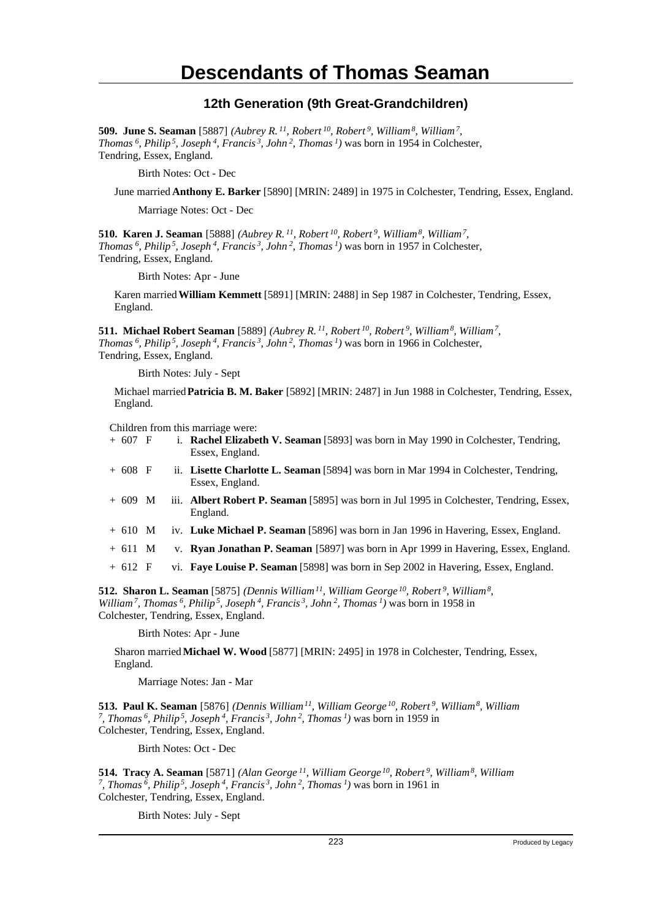# Descendants of Thomas Seaman

## 12th Generation (9th Great-Grandchildren)

**509. June S. Seaman** [5887] *(Aubrey R.[11], Robert[10], Robert[9], William[8], William[7], Thomas[6], Philip[5], Joseph[4], Francis[3], John[2], Thomas[1])* was born in 1954 in Colchester, Tendring, Essex, England.

Birth Notes: Oct - Dec

June married **Anthony E. Barker** [5890] [MRIN: 2489] in 1975 in Colchester, Tendring, Essex, England.

Marriage Notes: Oct - Dec

**510. Karen J. Seaman** [5888] *(Aubrey R.[11], Robert[10], Robert[9], William[8], William[7], Thomas[6], Philip[5], Joseph[4], Francis[3], John[2], Thomas[1])* was born in 1957 in Colchester, Tendring, Essex, England.

Birth Notes: Apr - June

Karen married **William Kemmett** [5891] [MRIN: 2488] in Sep 1987 in Colchester, Tendring, Essex, England.

**511. Michael Robert Seaman** [5889] *(Aubrey R.[11], Robert[10], Robert[9], William[8], William[7], Thomas[6], Philip[5], Joseph[4], Francis[3], John[2], Thomas[1])* was born in 1966 in Colchester, Tendring, Essex, England.

Birth Notes: July - Sept

Michael married **Patricia B. M. Baker** [5892] [MRIN: 2487] in Jun 1988 in Colchester, Tendring, Essex, England.

Children from this marriage were:

- \+ 607 F i. **Rachel Elizabeth V. Seaman** [5893] was born in May 1990 in Colchester, Tendring, Essex, England.
- \+ 608 F ii. **Lisette Charlotte L. Seaman** [5894] was born in Mar 1994 in Colchester, Tendring, Essex, England.
- \+ 609 M iii. **Albert Robert P. Seaman** [5895] was born in Jul 1995 in Colchester, Tendring, Essex, England.
- \+ 610 M iv. **Luke Michael P. Seaman** [5896] was born in Jan 1996 in Havering, Essex, England.
- \+ 611 M v. **Ryan Jonathan P. Seaman** [5897] was born in Apr 1999 in Havering, Essex, England.
- \+ 612 F vi. **Faye Louise P. Seaman** [5898] was born in Sep 2002 in Havering, Essex, England.

**512. Sharon L. Seaman** [5875] *(Dennis William[11], William George[10], Robert[9], William[8], William[7], Thomas[6], Philip[5], Joseph[4], Francis[3], John[2], Thomas[1])* was born in 1958 in Colchester, Tendring, Essex, England.

Birth Notes: Apr - June

Sharon married **Michael W. Wood** [5877] [MRIN: 2495] in 1978 in Colchester, Tendring, Essex, England.

Marriage Notes: Jan - Mar

**513. Paul K. Seaman** [5876] *(Dennis William[11], William George[10], Robert[9], William[8], William[7], Thomas[6], Philip[5], Joseph[4], Francis[3], John[2], Thomas[1])* was born in 1959 in Colchester, Tendring, Essex, England.

Birth Notes: Oct - Dec

**514. Tracy A. Seaman** [5871] *(Alan George[11], William George[10], Robert[9], William[8], William[7], Thomas[6], Philip[5], Joseph[4], Francis[3], John[2], Thomas[1])* was born in 1961 in Colchester, Tendring, Essex, England.

Birth Notes: July - Sept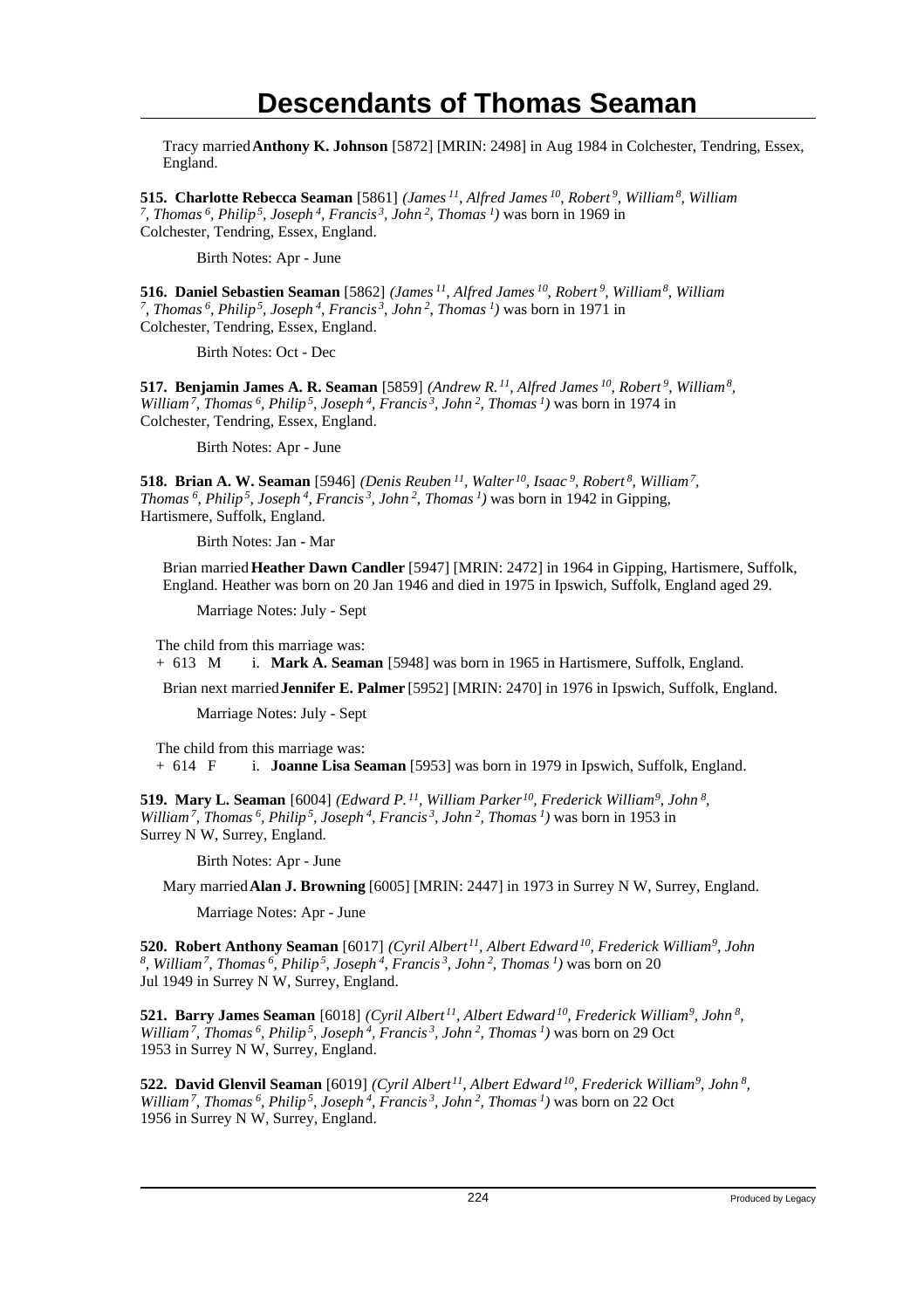# Descendants of Thomas Seaman

Tracy married **Anthony K. Johnson** [5872] [MRIN: 2498] in Aug 1984 in Colchester, Tendring, Essex, England.

**515. Charlotte Rebecca Seaman** [5861] *(James 11, Alfred James 10, Robert 9, William 8, William 7, Thomas 6, Philip 5, Joseph 4, Francis 3, John 2, Thomas 1)* was born in 1969 in Colchester, Tendring, Essex, England.

Birth Notes: Apr - June

**516. Daniel Sebastien Seaman** [5862] *(James 11, Alfred James 10, Robert 9, William 8, William 7, Thomas 6, Philip 5, Joseph 4, Francis 3, John 2, Thomas 1)* was born in 1971 in Colchester, Tendring, Essex, England.

Birth Notes: Oct - Dec

**517. Benjamin James A. R. Seaman** [5859] *(Andrew R. 11, Alfred James 10, Robert 9, William 8, William 7, Thomas 6, Philip 5, Joseph 4, Francis 3, John 2, Thomas 1)* was born in 1974 in Colchester, Tendring, Essex, England.

Birth Notes: Apr - June

**518. Brian A. W. Seaman** [5946] *(Denis Reuben 11, Walter 10, Isaac 9, Robert 8, William 7, Thomas 6, Philip 5, Joseph 4, Francis 3, John 2, Thomas 1)* was born in 1942 in Gipping, Hartismere, Suffolk, England.

Birth Notes: Jan - Mar

Brian married **Heather Dawn Candler** [5947] [MRIN: 2472] in 1964 in Gipping, Hartismere, Suffolk, England. Heather was born on 20 Jan 1946 and died in 1975 in Ipswich, Suffolk, England aged 29.

Marriage Notes: July - Sept

The child from this marriage was:

+ 613 M i. **Mark A. Seaman** [5948] was born in 1965 in Hartismere, Suffolk, England.

Brian next married **Jennifer E. Palmer** [5952] [MRIN: 2470] in 1976 in Ipswich, Suffolk, England.

Marriage Notes: July - Sept

The child from this marriage was:

+ 614 F i. **Joanne Lisa Seaman** [5953] was born in 1979 in Ipswich, Suffolk, England.

**519. Mary L. Seaman** [6004] *(Edward P. 11, William Parker 10, Frederick William 9, John 8, William 7, Thomas 6, Philip 5, Joseph 4, Francis 3, John 2, Thomas 1)* was born in 1953 in Surrey N W, Surrey, England.

Birth Notes: Apr - June

Mary married **Alan J. Browning** [6005] [MRIN: 2447] in 1973 in Surrey N W, Surrey, England.

Marriage Notes: Apr - June

**520. Robert Anthony Seaman** [6017] *(Cyril Albert 11, Albert Edward 10, Frederick William 9, John 8, William 7, Thomas 6, Philip 5, Joseph 4, Francis 3, John 2, Thomas 1)* was born on 20 Jul 1949 in Surrey N W, Surrey, England.

**521. Barry James Seaman** [6018] *(Cyril Albert 11, Albert Edward 10, Frederick William 9, John 8, William 7, Thomas 6, Philip 5, Joseph 4, Francis 3, John 2, Thomas 1)* was born on 29 Oct 1953 in Surrey N W, Surrey, England.

**522. David Glenvil Seaman** [6019] *(Cyril Albert 11, Albert Edward 10, Frederick William 9, John 8, William 7, Thomas 6, Philip 5, Joseph 4, Francis 3, John 2, Thomas 1)* was born on 22 Oct 1956 in Surrey N W, Surrey, England.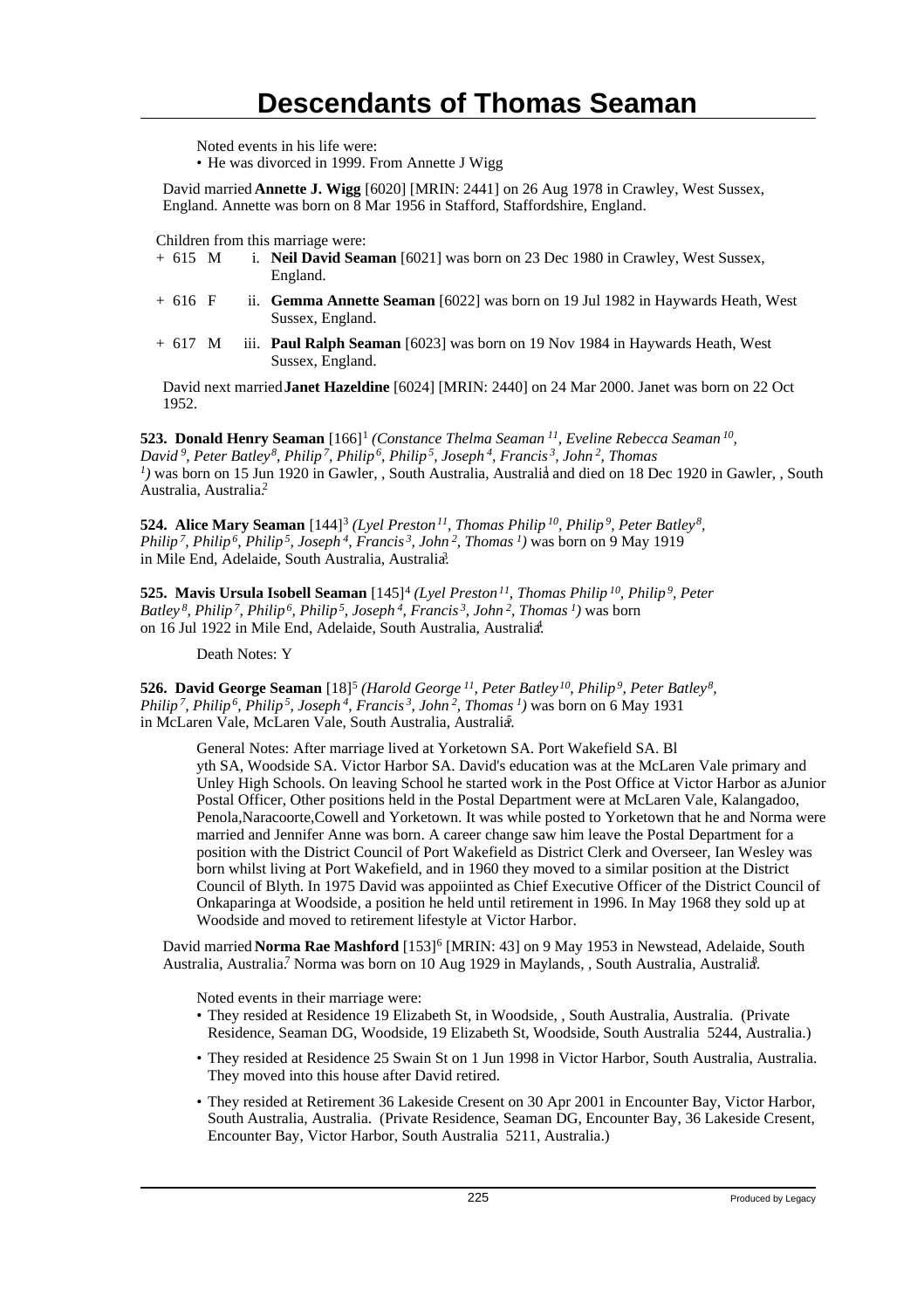Noted events in his life were:

- He was divorced in 1999. From Annette J Wigg

David married **Annette J. Wigg** [6020] [MRIN: 2441] on 26 Aug 1978 in Crawley, West Sussex, England. Annette was born on 8 Mar 1956 in Stafford, Staffordshire, England.

Children from this marriage were:

+ 615 M i. **Neil David Seaman** [6021] was born on 23 Dec 1980 in Crawley, West Sussex, England.
+ 616 F ii. **Gemma Annette Seaman** [6022] was born on 19 Jul 1982 in Haywards Heath, West Sussex, England.
+ 617 M iii. **Paul Ralph Seaman** [6023] was born on 19 Nov 1984 in Haywards Heath, West Sussex, England.

David next married **Janet Hazeldine** [6024] [MRIN: 2440] on 24 Mar 2000. Janet was born on 22 Oct 1952.

**523. Donald Henry Seaman** [166][1] *(Constance Thelma Seaman [11], Eveline Rebecca Seaman [10], David [9], Peter Batley [8], Philip [7], Philip [6], Philip [5], Joseph [4], Francis [3], John [2], Thomas [1])* was born on 15 Jun 1920 in Gawler, , South Australia, Australia[1] and died on 18 Dec 1920 in Gawler, , South Australia, Australia.[2]

**524. Alice Mary Seaman** [144][3] *(Lyel Preston [11], Thomas Philip [10], Philip [9], Peter Batley [8], Philip [7], Philip [6], Philip [5], Joseph [4], Francis [3], John [2], Thomas [1])* was born on 9 May 1919 in Mile End, Adelaide, South Australia, Australia.[3]

**525. Mavis Ursula Isobell Seaman** [145][4] *(Lyel Preston [11], Thomas Philip [10], Philip [9], Peter Batley [8], Philip [7], Philip [6], Philip [5], Joseph [4], Francis [3], John [2], Thomas [1])* was born on 16 Jul 1922 in Mile End, Adelaide, South Australia, Australia.[4]

Death Notes: Y

**526. David George Seaman** [18][5] *(Harold George [11], Peter Batley [10], Philip [9], Peter Batley [8], Philip [7], Philip [6], Philip [5], Joseph [4], Francis [3], John [2], Thomas [1])* was born on 6 May 1931 in McLaren Vale, McLaren Vale, South Australia, Australia.[5]

General Notes: After marriage lived at Yorketown SA. Port Wakefield SA. Bl yth SA, Woodside SA. Victor Harbor SA. David's education was at the McLaren Vale primary and Unley High Schools. On leaving School he started work in the Post Office at Victor Harbor as aJunior Postal Officer, Other positions held in the Postal Department were at McLaren Vale, Kalangadoo, Penola,Naracoorte,Cowell and Yorketown. It was while posted to Yorketown that he and Norma were married and Jennifer Anne was born. A career change saw him leave the Postal Department for a position with the District Council of Port Wakefield as District Clerk and Overseer, Ian Wesley was born whilst living at Port Wakefield, and in 1960 they moved to a similar position at the District Council of Blyth. In 1975 David was appoiinted as Chief Executive Officer of the District Council of Onkaparinga at Woodside, a position he held until retirement in 1996. In May 1968 they sold up at Woodside and moved to retirement lifestyle at Victor Harbor.

David married **Norma Rae Mashford** [153][6] [MRIN: 43] on 9 May 1953 in Newstead, Adelaide, South Australia, Australia.[7] Norma was born on 10 Aug 1929 in Maylands, , South Australia, Australia.[8]

Noted events in their marriage were:

- They resided at Residence 19 Elizabeth St, in Woodside, , South Australia, Australia. (Private Residence, Seaman DG, Woodside, 19 Elizabeth St, Woodside, South Australia 5244, Australia.)
- They resided at Residence 25 Swain St on 1 Jun 1998 in Victor Harbor, South Australia, Australia. They moved into this house after David retired.
- They resided at Retirement 36 Lakeside Cresent on 30 Apr 2001 in Encounter Bay, Victor Harbor, South Australia, Australia. (Private Residence, Seaman DG, Encounter Bay, 36 Lakeside Cresent, Encounter Bay, Victor Harbor, South Australia 5211, Australia.)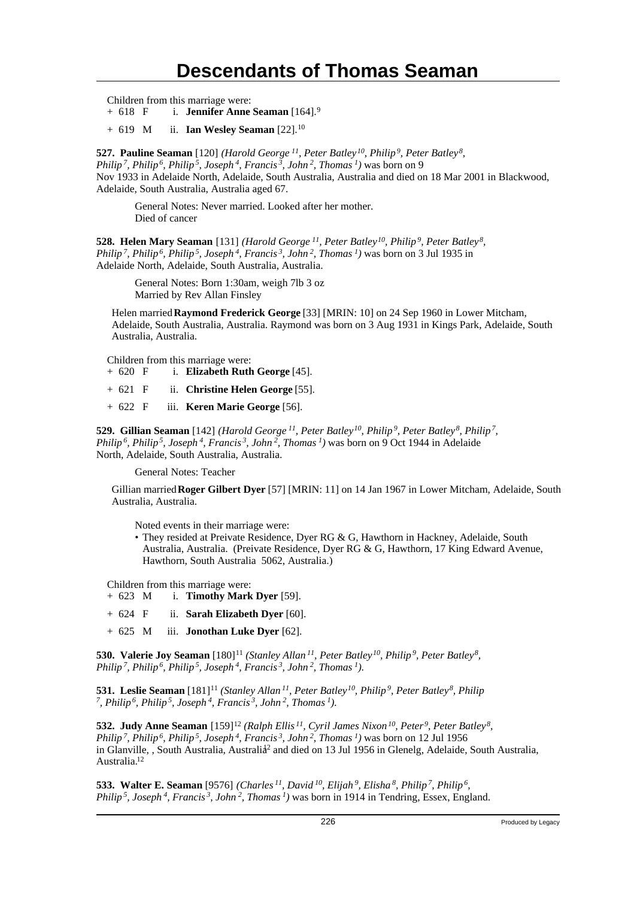# Descendants of Thomas Seaman

Children from this marriage were:

+ 618 F i. **Jennifer Anne Seaman** [164].[9]

+ 619 M ii. **Ian Wesley Seaman** [22].[10]

**527. Pauline Seaman** [120] *(Harold George [11], Peter Batley [10], Philip [9], Peter Batley [8], Philip [7], Philip [6], Philip [5], Joseph [4], Francis [3], John [2], Thomas [1])* was born on 9 Nov 1933 in Adelaide North, Adelaide, South Australia, Australia and died on 18 Mar 2001 in Blackwood, Adelaide, South Australia, Australia aged 67.

General Notes: Never married. Looked after her mother.
Died of cancer

**528. Helen Mary Seaman** [131] *(Harold George [11], Peter Batley [10], Philip [9], Peter Batley [8], Philip [7], Philip [6], Philip [5], Joseph [4], Francis [3], John [2], Thomas [1])* was born on 3 Jul 1935 in Adelaide North, Adelaide, South Australia, Australia.

General Notes: Born 1:30am, weigh 7lb 3 oz
Married by Rev Allan Finsley

Helen married **Raymond Frederick George** [33] [MRIN: 10] on 24 Sep 1960 in Lower Mitcham, Adelaide, South Australia, Australia. Raymond was born on 3 Aug 1931 in Kings Park, Adelaide, South Australia, Australia.

Children from this marriage were:

+ 620 F i. **Elizabeth Ruth George** [45].

+ 621 F ii. **Christine Helen George** [55].

+ 622 F iii. **Keren Marie George** [56].

**529. Gillian Seaman** [142] *(Harold George [11], Peter Batley [10], Philip [9], Peter Batley [8], Philip [7], Philip [6], Philip [5], Joseph [4], Francis [3], John [2], Thomas [1])* was born on 9 Oct 1944 in Adelaide North, Adelaide, South Australia, Australia.

General Notes: Teacher

Gillian married **Roger Gilbert Dyer** [57] [MRIN: 11] on 14 Jan 1967 in Lower Mitcham, Adelaide, South Australia, Australia.

Noted events in their marriage were:

- They resided at Preivate Residence, Dyer RG & G, Hawthorn in Hackney, Adelaide, South Australia, Australia. (Preivate Residence, Dyer RG & G, Hawthorn, 17 King Edward Avenue, Hawthorn, South Australia 5062, Australia.)

Children from this marriage were:

+ 623 M i. **Timothy Mark Dyer** [59].

+ 624 F ii. **Sarah Elizabeth Dyer** [60].

+ 625 M iii. **Jonothan Luke Dyer** [62].

**530. Valerie Joy Seaman** [180][11] *(Stanley Allan [11], Peter Batley [10], Philip [9], Peter Batley [8], Philip [7], Philip [6], Philip [5], Joseph [4], Francis [3], John [2], Thomas [1]).*

**531. Leslie Seaman** [181][11] *(Stanley Allan [11], Peter Batley [10], Philip [9], Peter Batley [8], Philip [7], Philip [6], Philip [5], Joseph [4], Francis [3], John [2], Thomas [1]).*

**532. Judy Anne Seaman** [159][12] *(Ralph Ellis [11], Cyril James Nixon [10], Peter [9], Peter Batley [8], Philip [7], Philip [6], Philip [5], Joseph [4], Francis [3], John [2], Thomas [1])* was born on 12 Jul 1956 in Glanville, , South Australia, Australia[12] and died on 13 Jul 1956 in Glenelg, Adelaide, South Australia, Australia.[12]

**533. Walter E. Seaman** [9576] *(Charles [11], David [10], Elijah [9], Elisha [8], Philip [7], Philip [6], Philip [5], Joseph [4], Francis [3], John [2], Thomas [1])* was born in 1914 in Tendring, Essex, England.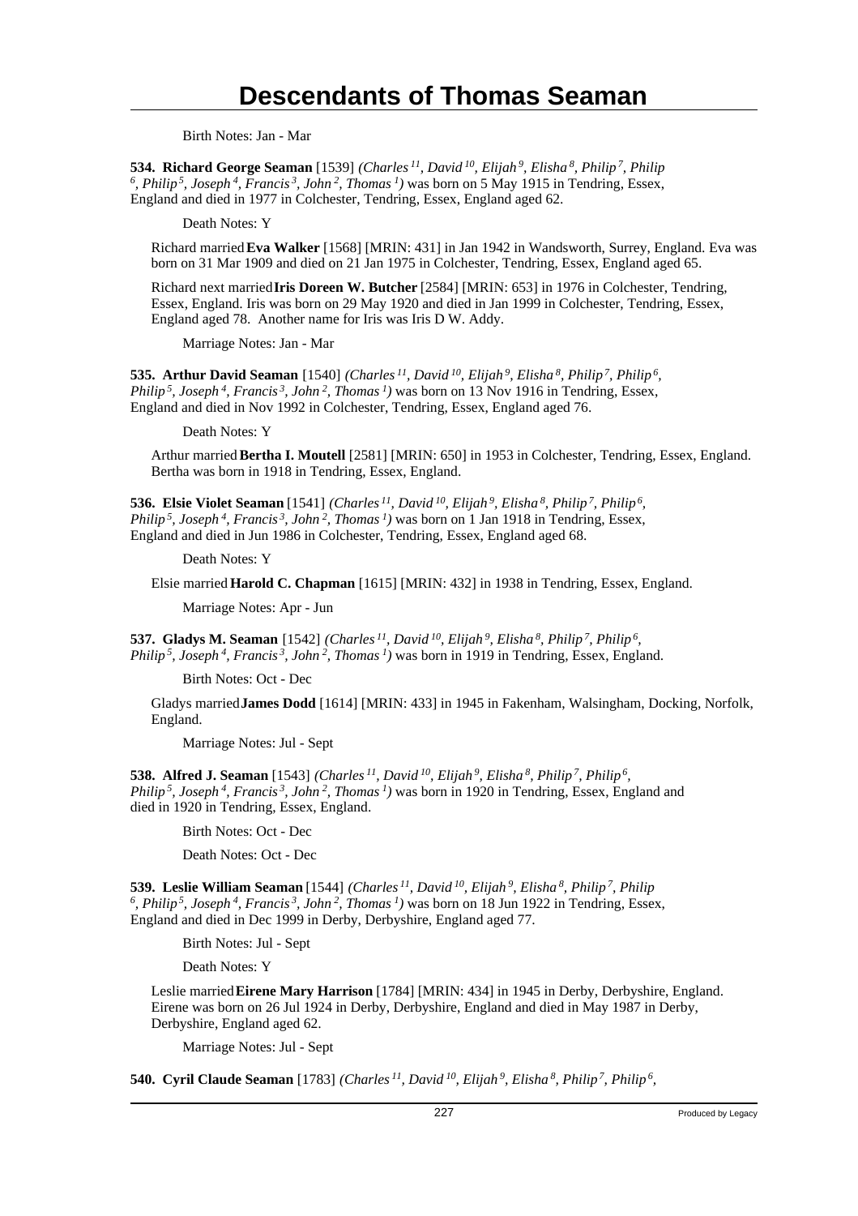Birth Notes: Jan - Mar

**534. Richard George Seaman** [1539] *(Charles 11, David 10, Elijah 9, Elisha 8, Philip 7, Philip 6, Philip 5, Joseph 4, Francis 3, John 2, Thomas 1)* was born on 5 May 1915 in Tendring, Essex, England and died in 1977 in Colchester, Tendring, Essex, England aged 62.

Death Notes: Y

Richard married **Eva Walker** [1568] [MRIN: 431] in Jan 1942 in Wandsworth, Surrey, England. Eva was born on 31 Mar 1909 and died on 21 Jan 1975 in Colchester, Tendring, Essex, England aged 65.

Richard next married **Iris Doreen W. Butcher** [2584] [MRIN: 653] in 1976 in Colchester, Tendring, Essex, England. Iris was born on 29 May 1920 and died in Jan 1999 in Colchester, Tendring, Essex, England aged 78. Another name for Iris was Iris D W. Addy.

Marriage Notes: Jan - Mar

**535. Arthur David Seaman** [1540] *(Charles 11, David 10, Elijah 9, Elisha 8, Philip 7, Philip 6, Philip 5, Joseph 4, Francis 3, John 2, Thomas 1)* was born on 13 Nov 1916 in Tendring, Essex, England and died in Nov 1992 in Colchester, Tendring, Essex, England aged 76.

Death Notes: Y

Arthur married **Bertha I. Moutell** [2581] [MRIN: 650] in 1953 in Colchester, Tendring, Essex, England. Bertha was born in 1918 in Tendring, Essex, England.

**536. Elsie Violet Seaman** [1541] *(Charles 11, David 10, Elijah 9, Elisha 8, Philip 7, Philip 6, Philip 5, Joseph 4, Francis 3, John 2, Thomas 1)* was born on 1 Jan 1918 in Tendring, Essex, England and died in Jun 1986 in Colchester, Tendring, Essex, England aged 68.

Death Notes: Y

Elsie married **Harold C. Chapman** [1615] [MRIN: 432] in 1938 in Tendring, Essex, England.

Marriage Notes: Apr - Jun

**537. Gladys M. Seaman** [1542] *(Charles 11, David 10, Elijah 9, Elisha 8, Philip 7, Philip 6, Philip 5, Joseph 4, Francis 3, John 2, Thomas 1)* was born in 1919 in Tendring, Essex, England.

Birth Notes: Oct - Dec

Gladys married **James Dodd** [1614] [MRIN: 433] in 1945 in Fakenham, Walsingham, Docking, Norfolk, England.

Marriage Notes: Jul - Sept

**538. Alfred J. Seaman** [1543] *(Charles 11, David 10, Elijah 9, Elisha 8, Philip 7, Philip 6, Philip 5, Joseph 4, Francis 3, John 2, Thomas 1)* was born in 1920 in Tendring, Essex, England and died in 1920 in Tendring, Essex, England.

Birth Notes: Oct - Dec

Death Notes: Oct - Dec

**539. Leslie William Seaman** [1544] *(Charles 11, David 10, Elijah 9, Elisha 8, Philip 7, Philip 6, Philip 5, Joseph 4, Francis 3, John 2, Thomas 1)* was born on 18 Jun 1922 in Tendring, Essex, England and died in Dec 1999 in Derby, Derbyshire, England aged 77.

Birth Notes: Jul - Sept

Death Notes: Y

Leslie married **Eirene Mary Harrison** [1784] [MRIN: 434] in 1945 in Derby, Derbyshire, England. Eirene was born on 26 Jul 1924 in Derby, Derbyshire, England and died in May 1987 in Derby, Derbyshire, England aged 62.

Marriage Notes: Jul - Sept

**540. Cyril Claude Seaman** [1783] *(Charles 11, David 10, Elijah 9, Elisha 8, Philip 7, Philip 6,*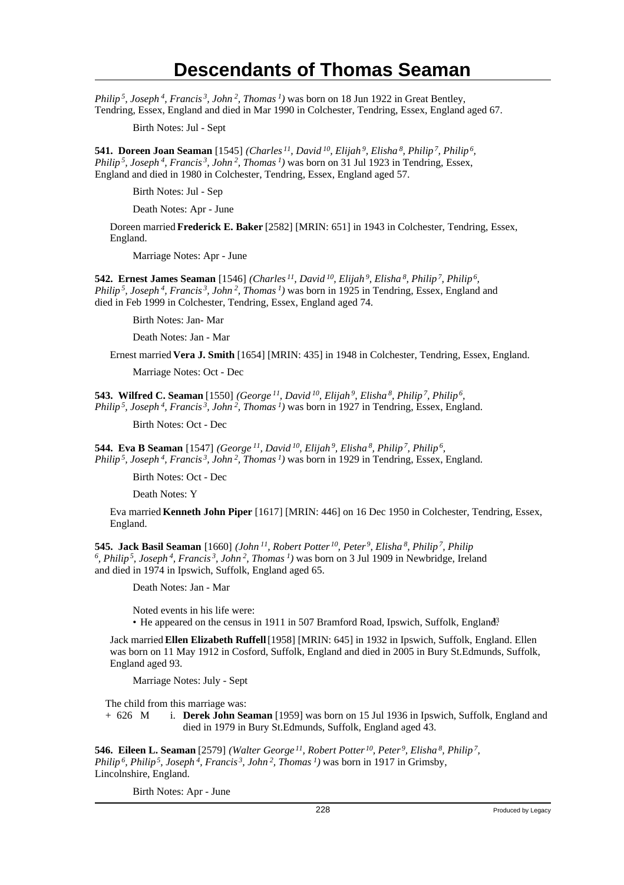*Philip [5], Joseph [4], Francis [3], John [2], Thomas [1])* was born on 18 Jun 1922 in Great Bentley, Tendring, Essex, England and died in Mar 1990 in Colchester, Tendring, Essex, England aged 67.

Birth Notes: Jul - Sept

**541. Doreen Joan Seaman** [1545] *(Charles [11], David [10], Elijah [9], Elisha [8], Philip [7], Philip [6], Philip [5], Joseph [4], Francis [3], John [2], Thomas [1])* was born on 31 Jul 1923 in Tendring, Essex, England and died in 1980 in Colchester, Tendring, Essex, England aged 57.

Birth Notes: Jul - Sep

Death Notes: Apr - June

Doreen married **Frederick E. Baker** [2582] [MRIN: 651] in 1943 in Colchester, Tendring, Essex, England.

Marriage Notes: Apr - June

**542. Ernest James Seaman** [1546] *(Charles [11], David [10], Elijah [9], Elisha [8], Philip [7], Philip [6], Philip [5], Joseph [4], Francis [3], John [2], Thomas [1])* was born in 1925 in Tendring, Essex, England and died in Feb 1999 in Colchester, Tendring, Essex, England aged 74.

Birth Notes: Jan- Mar

Death Notes: Jan - Mar

Ernest married **Vera J. Smith** [1654] [MRIN: 435] in 1948 in Colchester, Tendring, Essex, England.

Marriage Notes: Oct - Dec

**543. Wilfred C. Seaman** [1550] *(George [11], David [10], Elijah [9], Elisha [8], Philip [7], Philip [6], Philip [5], Joseph [4], Francis [3], John [2], Thomas [1])* was born in 1927 in Tendring, Essex, England.

Birth Notes: Oct - Dec

**544. Eva B Seaman** [1547] *(George [11], David [10], Elijah [9], Elisha [8], Philip [7], Philip [6], Philip [5], Joseph [4], Francis [3], John [2], Thomas [1])* was born in 1929 in Tendring, Essex, England.

Birth Notes: Oct - Dec

Death Notes: Y

Eva married **Kenneth John Piper** [1617] [MRIN: 446] on 16 Dec 1950 in Colchester, Tendring, Essex, England.

**545. Jack Basil Seaman** [1660] *(John [11], Robert Potter [10], Peter [9], Elisha [8], Philip [7], Philip [6], Philip [5], Joseph [4], Francis [3], John [2], Thomas [1])* was born on 3 Jul 1909 in Newbridge, Ireland and died in 1974 in Ipswich, Suffolk, England aged 65.

Death Notes: Jan - Mar

Noted events in his life were:

- He appeared on the census in 1911 in 507 Bramford Road, Ipswich, Suffolk, England.[13]

Jack married **Ellen Elizabeth Ruffell** [1958] [MRIN: 645] in 1932 in Ipswich, Suffolk, England. Ellen was born on 11 May 1912 in Cosford, Suffolk, England and died in 2005 in Bury St.Edmunds, Suffolk, England aged 93.

Marriage Notes: July - Sept

The child from this marriage was:

\+ 626 M i. **Derek John Seaman** [1959] was born on 15 Jul 1936 in Ipswich, Suffolk, England and died in 1979 in Bury St.Edmunds, Suffolk, England aged 43.

**546. Eileen L. Seaman** [2579] *(Walter George [11], Robert Potter [10], Peter [9], Elisha [8], Philip [7], Philip [6], Philip [5], Joseph [4], Francis [3], John [2], Thomas [1])* was born in 1917 in Grimsby, Lincolnshire, England.

Birth Notes: Apr - June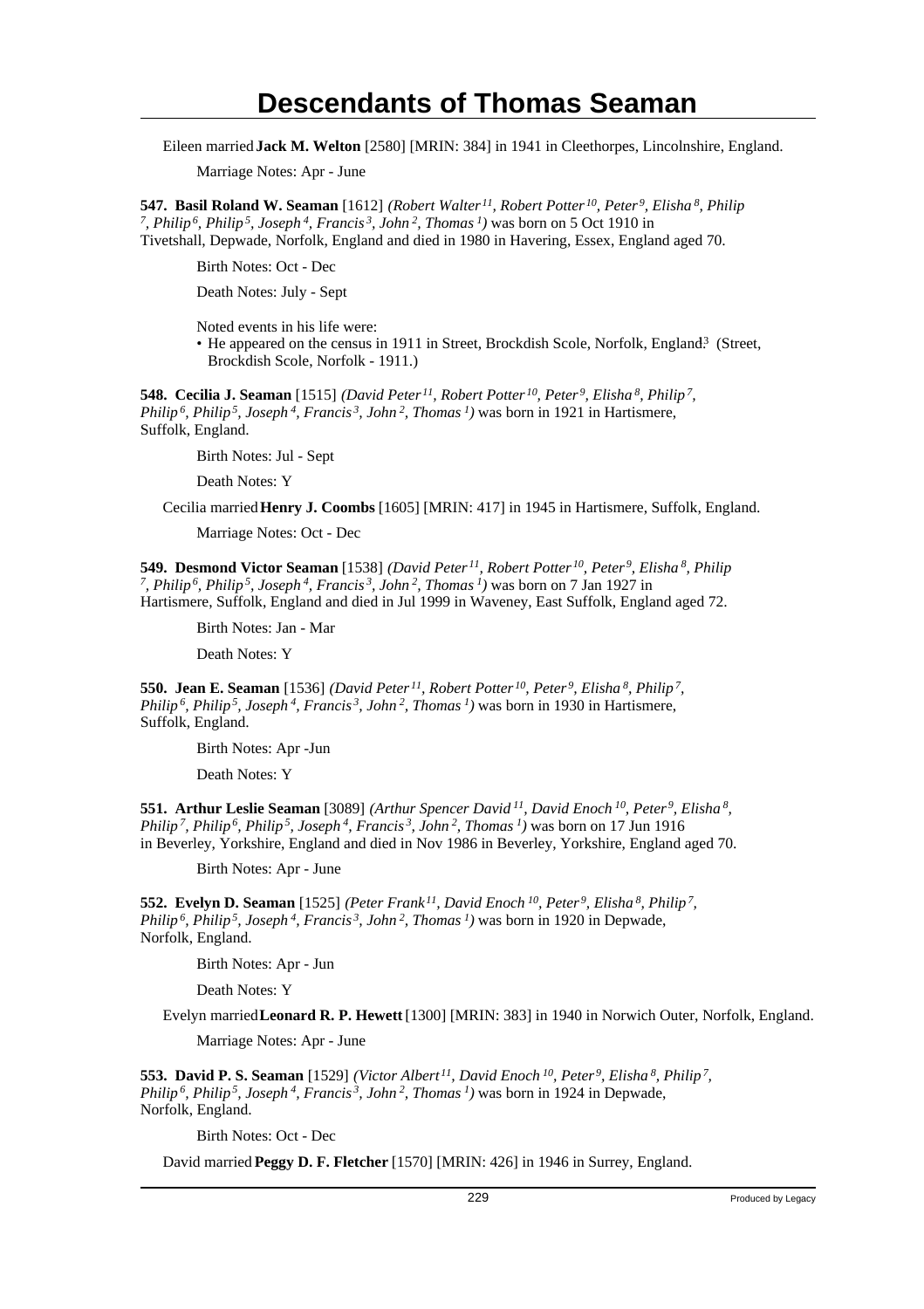# Descendants of Thomas Seaman

Eileen married **Jack M. Welton** [2580] [MRIN: 384] in 1941 in Cleethorpes, Lincolnshire, England.

Marriage Notes: Apr - June

**547. Basil Roland W. Seaman** [1612] *(Robert Walter$^{11}$, Robert Potter$^{10}$, Peter$^{9}$, Elisha$^{8}$, Philip$^{7}$, Philip$^{6}$, Philip$^{5}$, Joseph$^{4}$, Francis$^{3}$, John$^{2}$, Thomas$^{1}$)* was born on 5 Oct 1910 in Tivetshall, Depwade, Norfolk, England and died in 1980 in Havering, Essex, England aged 70.

Birth Notes: Oct - Dec

Death Notes: July - Sept

Noted events in his life were:

- He appeared on the census in 1911 in Street, Brockdish Scole, Norfolk, England.[3] (Street, Brockdish Scole, Norfolk - 1911.)

**548. Cecilia J. Seaman** [1515] *(David Peter$^{11}$, Robert Potter$^{10}$, Peter$^{9}$, Elisha$^{8}$, Philip$^{7}$, Philip$^{6}$, Philip$^{5}$, Joseph$^{4}$, Francis$^{3}$, John$^{2}$, Thomas$^{1}$)* was born in 1921 in Hartismere, Suffolk, England.

Birth Notes: Jul - Sept

Death Notes: Y

Cecilia married **Henry J. Coombs** [1605] [MRIN: 417] in 1945 in Hartismere, Suffolk, England.

Marriage Notes: Oct - Dec

**549. Desmond Victor Seaman** [1538] *(David Peter$^{11}$, Robert Potter$^{10}$, Peter$^{9}$, Elisha$^{8}$, Philip$^{7}$, Philip$^{6}$, Philip$^{5}$, Joseph$^{4}$, Francis$^{3}$, John$^{2}$, Thomas$^{1}$)* was born on 7 Jan 1927 in Hartismere, Suffolk, England and died in Jul 1999 in Waveney, East Suffolk, England aged 72.

Birth Notes: Jan - Mar

Death Notes: Y

**550. Jean E. Seaman** [1536] *(David Peter$^{11}$, Robert Potter$^{10}$, Peter$^{9}$, Elisha$^{8}$, Philip$^{7}$, Philip$^{6}$, Philip$^{5}$, Joseph$^{4}$, Francis$^{3}$, John$^{2}$, Thomas$^{1}$)* was born in 1930 in Hartismere, Suffolk, England.

Birth Notes: Apr -Jun

Death Notes: Y

**551. Arthur Leslie Seaman** [3089] *(Arthur Spencer David$^{11}$, David Enoch$^{10}$, Peter$^{9}$, Elisha$^{8}$, Philip$^{7}$, Philip$^{6}$, Philip$^{5}$, Joseph$^{4}$, Francis$^{3}$, John$^{2}$, Thomas$^{1}$)* was born on 17 Jun 1916 in Beverley, Yorkshire, England and died in Nov 1986 in Beverley, Yorkshire, England aged 70.

Birth Notes: Apr - June

**552. Evelyn D. Seaman** [1525] *(Peter Frank$^{11}$, David Enoch$^{10}$, Peter$^{9}$, Elisha$^{8}$, Philip$^{7}$, Philip$^{6}$, Philip$^{5}$, Joseph$^{4}$, Francis$^{3}$, John$^{2}$, Thomas$^{1}$)* was born in 1920 in Depwade, Norfolk, England.

Birth Notes: Apr - Jun

Death Notes: Y

Evelyn married **Leonard R. P. Hewett** [1300] [MRIN: 383] in 1940 in Norwich Outer, Norfolk, England.

Marriage Notes: Apr - June

**553. David P. S. Seaman** [1529] *(Victor Albert$^{11}$, David Enoch$^{10}$, Peter$^{9}$, Elisha$^{8}$, Philip$^{7}$, Philip$^{6}$, Philip$^{5}$, Joseph$^{4}$, Francis$^{3}$, John$^{2}$, Thomas$^{1}$)* was born in 1924 in Depwade, Norfolk, England.

Birth Notes: Oct - Dec

David married **Peggy D. F. Fletcher** [1570] [MRIN: 426] in 1946 in Surrey, England.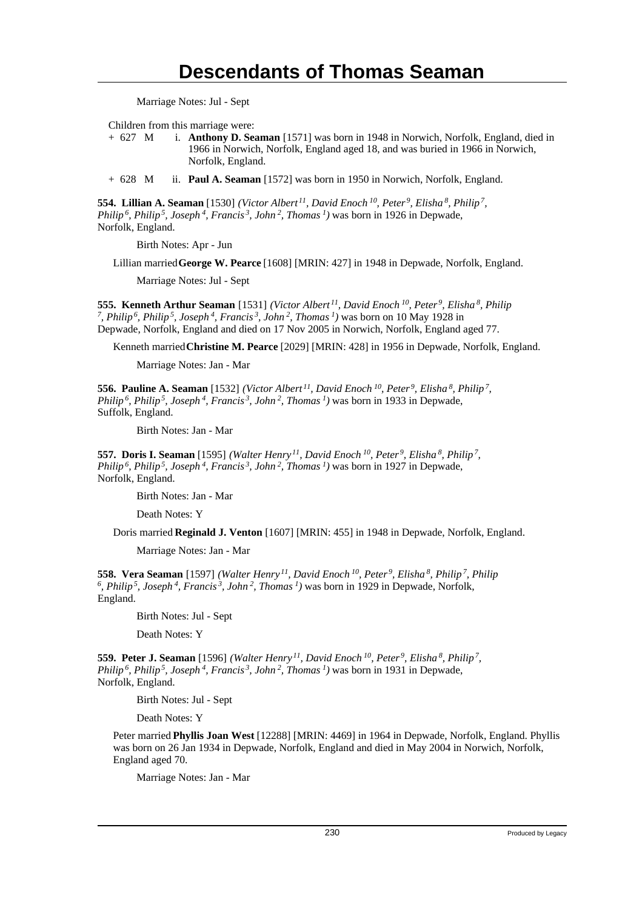Marriage Notes: Jul - Sept

Children from this marriage were:

+ 627 M i. **Anthony D. Seaman** [1571] was born in 1948 in Norwich, Norfolk, England, died in 1966 in Norwich, Norfolk, England aged 18, and was buried in 1966 in Norwich, Norfolk, England.

+ 628 M ii. **Paul A. Seaman** [1572] was born in 1950 in Norwich, Norfolk, England.

**554. Lillian A. Seaman** [1530] *(Victor Albert[11], David Enoch[10], Peter[9], Elisha[8], Philip[7], Philip[6], Philip[5], Joseph[4], Francis[3], John[2], Thomas[1])* was born in 1926 in Depwade, Norfolk, England.

Birth Notes: Apr - Jun

Lillian married **George W. Pearce** [1608] [MRIN: 427] in 1948 in Depwade, Norfolk, England.

Marriage Notes: Jul - Sept

**555. Kenneth Arthur Seaman** [1531] *(Victor Albert[11], David Enoch[10], Peter[9], Elisha[8], Philip[7], Philip[6], Philip[5], Joseph[4], Francis[3], John[2], Thomas[1])* was born on 10 May 1928 in Depwade, Norfolk, England and died on 17 Nov 2005 in Norwich, Norfolk, England aged 77.

Kenneth married **Christine M. Pearce** [2029] [MRIN: 428] in 1956 in Depwade, Norfolk, England.

Marriage Notes: Jan - Mar

**556. Pauline A. Seaman** [1532] *(Victor Albert[11], David Enoch[10], Peter[9], Elisha[8], Philip[7], Philip[6], Philip[5], Joseph[4], Francis[3], John[2], Thomas[1])* was born in 1933 in Depwade, Suffolk, England.

Birth Notes: Jan - Mar

**557. Doris I. Seaman** [1595] *(Walter Henry[11], David Enoch[10], Peter[9], Elisha[8], Philip[7], Philip[6], Philip[5], Joseph[4], Francis[3], John[2], Thomas[1])* was born in 1927 in Depwade, Norfolk, England.

Birth Notes: Jan - Mar

Death Notes: Y

Doris married **Reginald J. Venton** [1607] [MRIN: 455] in 1948 in Depwade, Norfolk, England.

Marriage Notes: Jan - Mar

**558. Vera Seaman** [1597] *(Walter Henry[11], David Enoch[10], Peter[9], Elisha[8], Philip[7], Philip[6], Philip[5], Joseph[4], Francis[3], John[2], Thomas[1])* was born in 1929 in Depwade, Norfolk, England.

Birth Notes: Jul - Sept

Death Notes: Y

**559. Peter J. Seaman** [1596] *(Walter Henry[11], David Enoch[10], Peter[9], Elisha[8], Philip[7], Philip[6], Philip[5], Joseph[4], Francis[3], John[2], Thomas[1])* was born in 1931 in Depwade, Norfolk, England.

Birth Notes: Jul - Sept

Death Notes: Y

Peter married **Phyllis Joan West** [12288] [MRIN: 4469] in 1964 in Depwade, Norfolk, England. Phyllis was born on 26 Jan 1934 in Depwade, Norfolk, England and died in May 2004 in Norwich, Norfolk, England aged 70.

Marriage Notes: Jan - Mar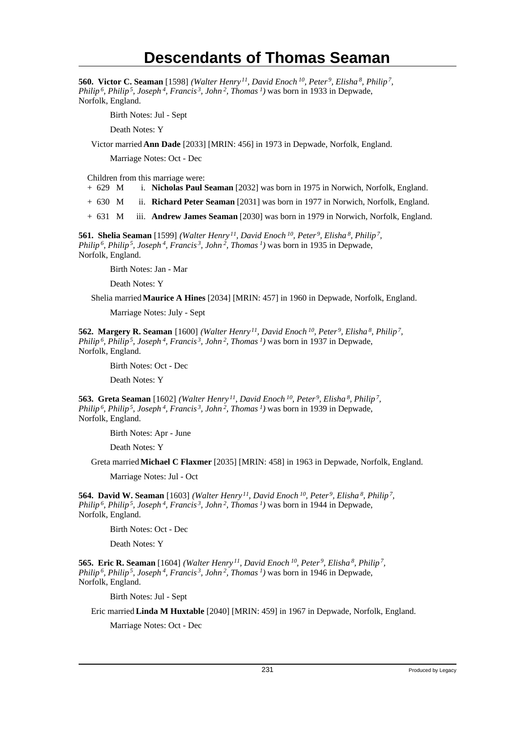# Descendants of Thomas Seaman

**560. Victor C. Seaman** [1598] *(Walter Henry[11], David Enoch[10], Peter[9], Elisha[8], Philip[7], Philip[6], Philip[5], Joseph[4], Francis[3], John[2], Thomas[1])* was born in 1933 in Depwade, Norfolk, England.

Birth Notes: Jul - Sept

Death Notes: Y

Victor married **Ann Dade** [2033] [MRIN: 456] in 1973 in Depwade, Norfolk, England.

Marriage Notes: Oct - Dec

Children from this marriage were:

+ 629 M i. **Nicholas Paul Seaman** [2032] was born in 1975 in Norwich, Norfolk, England.

+ 630 M ii. **Richard Peter Seaman** [2031] was born in 1977 in Norwich, Norfolk, England.

+ 631 M iii. **Andrew James Seaman** [2030] was born in 1979 in Norwich, Norfolk, England.

**561. Shelia Seaman** [1599] *(Walter Henry[11], David Enoch[10], Peter[9], Elisha[8], Philip[7], Philip[6], Philip[5], Joseph[4], Francis[3], John[2], Thomas[1])* was born in 1935 in Depwade, Norfolk, England.

Birth Notes: Jan - Mar

Death Notes: Y

Shelia married **Maurice A Hines** [2034] [MRIN: 457] in 1960 in Depwade, Norfolk, England.

Marriage Notes: July - Sept

**562. Margery R. Seaman** [1600] *(Walter Henry[11], David Enoch[10], Peter[9], Elisha[8], Philip[7], Philip[6], Philip[5], Joseph[4], Francis[3], John[2], Thomas[1])* was born in 1937 in Depwade, Norfolk, England.

Birth Notes: Oct - Dec

Death Notes: Y

**563. Greta Seaman** [1602] *(Walter Henry[11], David Enoch[10], Peter[9], Elisha[8], Philip[7], Philip[6], Philip[5], Joseph[4], Francis[3], John[2], Thomas[1])* was born in 1939 in Depwade, Norfolk, England.

Birth Notes: Apr - June

Death Notes: Y

Greta married **Michael C Flaxmer** [2035] [MRIN: 458] in 1963 in Depwade, Norfolk, England.

Marriage Notes: Jul - Oct

**564. David W. Seaman** [1603] *(Walter Henry[11], David Enoch[10], Peter[9], Elisha[8], Philip[7], Philip[6], Philip[5], Joseph[4], Francis[3], John[2], Thomas[1])* was born in 1944 in Depwade, Norfolk, England.

Birth Notes: Oct - Dec

Death Notes: Y

**565. Eric R. Seaman** [1604] *(Walter Henry[11], David Enoch[10], Peter[9], Elisha[8], Philip[7], Philip[6], Philip[5], Joseph[4], Francis[3], John[2], Thomas[1])* was born in 1946 in Depwade, Norfolk, England.

Birth Notes: Jul - Sept

Eric married **Linda M Huxtable** [2040] [MRIN: 459] in 1967 in Depwade, Norfolk, England.

Marriage Notes: Oct - Dec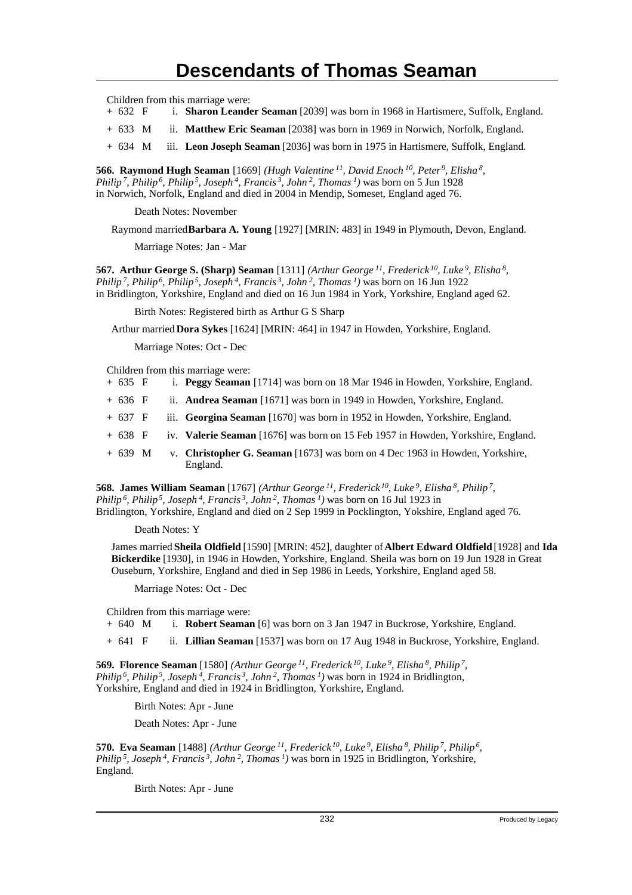# Descendants of Thomas Seaman

Children from this marriage were:

+ 632 F i. **Sharon Leander Seaman** [2039] was born in 1968 in Hartismere, Suffolk, England.

+ 633 M ii. **Matthew Eric Seaman** [2038] was born in 1969 in Norwich, Norfolk, England.

+ 634 M iii. **Leon Joseph Seaman** [2036] was born in 1975 in Hartismere, Suffolk, England.

**566. Raymond Hugh Seaman** [1669] *(Hugh Valentine 11, David Enoch 10, Peter 9, Elisha 8, Philip 7, Philip 6, Philip 5, Joseph 4, Francis 3, John 2, Thomas 1)* was born on 5 Jun 1928 in Norwich, Norfolk, England and died in 2004 in Mendip, Someset, England aged 76.

Death Notes: November

Raymond married **Barbara A. Young** [1927] [MRIN: 483] in 1949 in Plymouth, Devon, England.

Marriage Notes: Jan - Mar

**567. Arthur George S. (Sharp) Seaman** [1311] *(Arthur George 11, Frederick 10, Luke 9, Elisha 8, Philip 7, Philip 6, Philip 5, Joseph 4, Francis 3, John 2, Thomas 1)* was born on 16 Jun 1922 in Bridlington, Yorkshire, England and died on 16 Jun 1984 in York, Yorkshire, England aged 62.

Birth Notes: Registered birth as Arthur G S Sharp

Arthur married **Dora Sykes** [1624] [MRIN: 464] in 1947 in Howden, Yorkshire, England.

Marriage Notes: Oct - Dec

Children from this marriage were:

+ 635 F i. **Peggy Seaman** [1714] was born on 18 Mar 1946 in Howden, Yorkshire, England.

+ 636 F ii. **Andrea Seaman** [1671] was born in 1949 in Howden, Yorkshire, England.

+ 637 F iii. **Georgina Seaman** [1670] was born in 1952 in Howden, Yorkshire, England.

+ 638 F iv. **Valerie Seaman** [1676] was born on 15 Feb 1957 in Howden, Yorkshire, England.

+ 639 M v. **Christopher G. Seaman** [1673] was born on 4 Dec 1963 in Howden, Yorkshire, England.

**568. James William Seaman** [1767] *(Arthur George 11, Frederick 10, Luke 9, Elisha 8, Philip 7, Philip 6, Philip 5, Joseph 4, Francis 3, John 2, Thomas 1)* was born on 16 Jul 1923 in Bridlington, Yorkshire, England and died on 2 Sep 1999 in Pocklington, Yokshire, England aged 76.

Death Notes: Y

James married **Sheila Oldfield** [1590] [MRIN: 452], daughter of **Albert Edward Oldfield** [1928] and **Ida Bickerdike** [1930], in 1946 in Howden, Yorkshire, England. Sheila was born on 19 Jun 1928 in Great Ouseburn, Yorkshire, England and died in Sep 1986 in Leeds, Yorkshire, England aged 58.

Marriage Notes: Oct - Dec

Children from this marriage were:

+ 640 M i. **Robert Seaman** [6] was born on 3 Jan 1947 in Buckrose, Yorkshire, England.

+ 641 F ii. **Lillian Seaman** [1537] was born on 17 Aug 1948 in Buckrose, Yorkshire, England.

**569. Florence Seaman** [1580] *(Arthur George 11, Frederick 10, Luke 9, Elisha 8, Philip 7, Philip 6, Philip 5, Joseph 4, Francis 3, John 2, Thomas 1)* was born in 1924 in Bridlington, Yorkshire, England and died in 1924 in Bridlington, Yorkshire, England.

Birth Notes: Apr - June

Death Notes: Apr - June

**570. Eva Seaman** [1488] *(Arthur George 11, Frederick 10, Luke 9, Elisha 8, Philip 7, Philip 6, Philip 5, Joseph 4, Francis 3, John 2, Thomas 1)* was born in 1925 in Bridlington, Yorkshire, England.

Birth Notes: Apr - June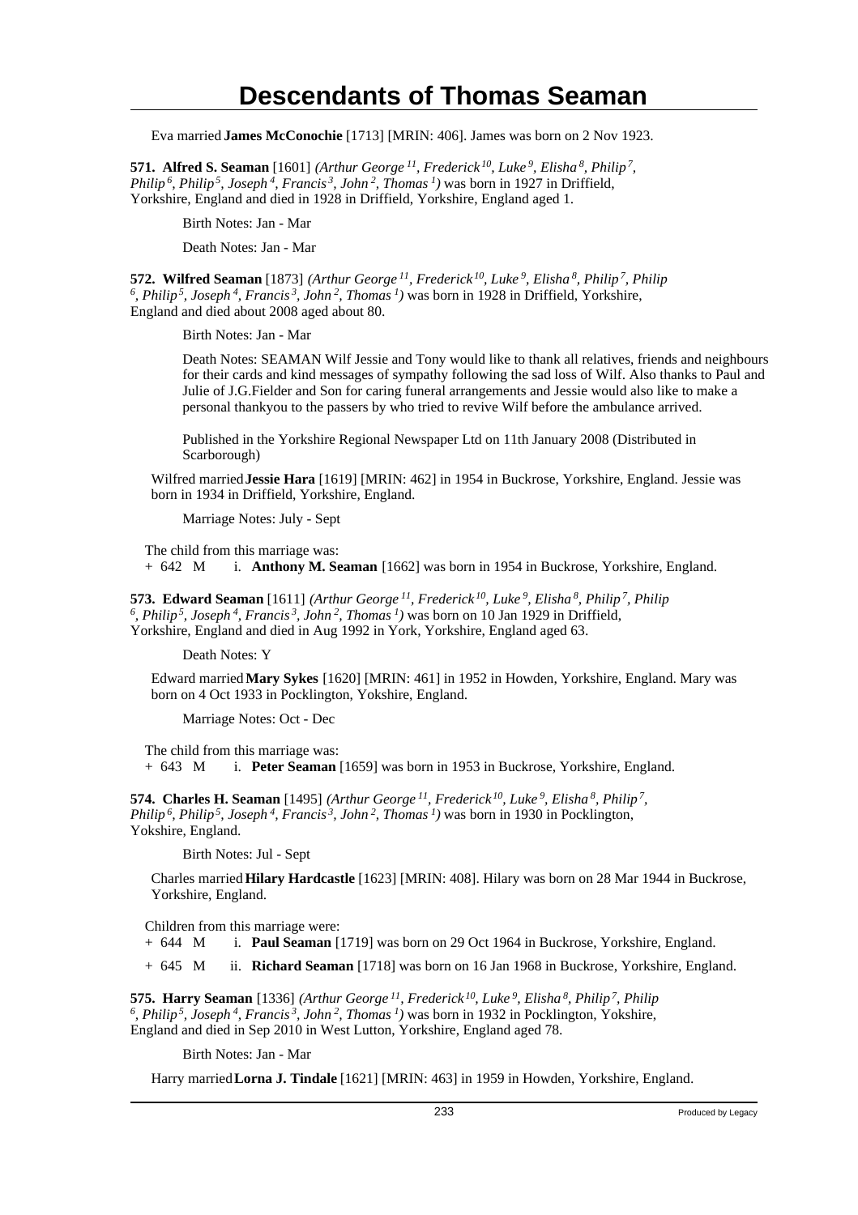# Descendants of Thomas Seaman

Eva married **James McConochie** [1713] [MRIN: 406]. James was born on 2 Nov 1923.

**571. Alfred S. Seaman** [1601] *(Arthur George [11], Frederick [10], Luke [9], Elisha [8], Philip [7], Philip [6], Philip [5], Joseph [4], Francis [3], John [2], Thomas [1])* was born in 1927 in Driffield, Yorkshire, England and died in 1928 in Driffield, Yorkshire, England aged 1.

Birth Notes: Jan - Mar

Death Notes: Jan - Mar

**572. Wilfred Seaman** [1873] *(Arthur George [11], Frederick [10], Luke [9], Elisha [8], Philip [7], Philip [6], Philip [5], Joseph [4], Francis [3], John [2], Thomas [1])* was born in 1928 in Driffield, Yorkshire, England and died about 2008 aged about 80.

Birth Notes: Jan - Mar

Death Notes: SEAMAN Wilf Jessie and Tony would like to thank all relatives, friends and neighbours for their cards and kind messages of sympathy following the sad loss of Wilf. Also thanks to Paul and Julie of J.G.Fielder and Son for caring funeral arrangements and Jessie would also like to make a personal thankyou to the passers by who tried to revive Wilf before the ambulance arrived.

Published in the Yorkshire Regional Newspaper Ltd on 11th January 2008 (Distributed in Scarborough)

Wilfred married **Jessie Hara** [1619] [MRIN: 462] in 1954 in Buckrose, Yorkshire, England. Jessie was born in 1934 in Driffield, Yorkshire, England.

Marriage Notes: July - Sept

The child from this marriage was:

+ 642 M i. **Anthony M. Seaman** [1662] was born in 1954 in Buckrose, Yorkshire, England.

**573. Edward Seaman** [1611] *(Arthur George [11], Frederick [10], Luke [9], Elisha [8], Philip [7], Philip [6], Philip [5], Joseph [4], Francis [3], John [2], Thomas [1])* was born on 10 Jan 1929 in Driffield, Yorkshire, England and died in Aug 1992 in York, Yorkshire, England aged 63.

Death Notes: Y

Edward married **Mary Sykes** [1620] [MRIN: 461] in 1952 in Howden, Yorkshire, England. Mary was born on 4 Oct 1933 in Pocklington, Yokshire, England.

Marriage Notes: Oct - Dec

The child from this marriage was:

+ 643 M i. **Peter Seaman** [1659] was born in 1953 in Buckrose, Yorkshire, England.

**574. Charles H. Seaman** [1495] *(Arthur George [11], Frederick [10], Luke [9], Elisha [8], Philip [7], Philip [6], Philip [5], Joseph [4], Francis [3], John [2], Thomas [1])* was born in 1930 in Pocklington, Yokshire, England.

Birth Notes: Jul - Sept

Charles married **Hilary Hardcastle** [1623] [MRIN: 408]. Hilary was born on 28 Mar 1944 in Buckrose, Yorkshire, England.

Children from this marriage were:

+ 644 M i. **Paul Seaman** [1719] was born on 29 Oct 1964 in Buckrose, Yorkshire, England.

+ 645 M ii. **Richard Seaman** [1718] was born on 16 Jan 1968 in Buckrose, Yorkshire, England.

**575. Harry Seaman** [1336] *(Arthur George [11], Frederick [10], Luke [9], Elisha [8], Philip [7], Philip [6], Philip [5], Joseph [4], Francis [3], John [2], Thomas [1])* was born in 1932 in Pocklington, Yokshire, England and died in Sep 2010 in West Lutton, Yorkshire, England aged 78.

Birth Notes: Jan - Mar

Harry married **Lorna J. Tindale** [1621] [MRIN: 463] in 1959 in Howden, Yorkshire, England.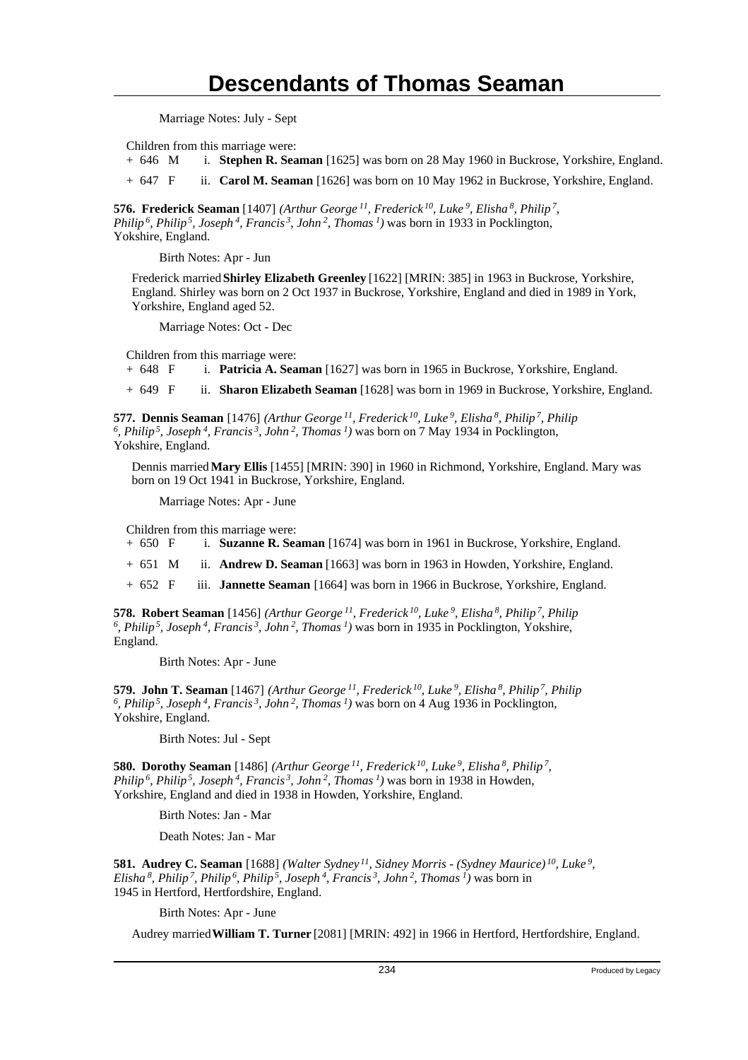Marriage Notes: July - Sept

Children from this marriage were:

- \+ 646 M i. **Stephen R. Seaman** [1625] was born on 28 May 1960 in Buckrose, Yorkshire, England.
- \+ 647 F ii. **Carol M. Seaman** [1626] was born on 10 May 1962 in Buckrose, Yorkshire, England.

**576. Frederick Seaman** [1407] *(Arthur George 11, Frederick 10, Luke 9, Elisha 8, Philip 7, Philip 6, Philip 5, Joseph 4, Francis 3, John 2, Thomas 1)* was born in 1933 in Pocklington, Yokshire, England.

Birth Notes: Apr - Jun

Frederick married **Shirley Elizabeth Greenley** [1622] [MRIN: 385] in 1963 in Buckrose, Yorkshire, England. Shirley was born on 2 Oct 1937 in Buckrose, Yorkshire, England and died in 1989 in York, Yorkshire, England aged 52.

Marriage Notes: Oct - Dec

Children from this marriage were:

- \+ 648 F i. **Patricia A. Seaman** [1627] was born in 1965 in Buckrose, Yorkshire, England.
- \+ 649 F ii. **Sharon Elizabeth Seaman** [1628] was born in 1969 in Buckrose, Yorkshire, England.

**577. Dennis Seaman** [1476] *(Arthur George 11, Frederick 10, Luke 9, Elisha 8, Philip 7, Philip 6, Philip 5, Joseph 4, Francis 3, John 2, Thomas 1)* was born on 7 May 1934 in Pocklington, Yokshire, England.

Dennis married **Mary Ellis** [1455] [MRIN: 390] in 1960 in Richmond, Yorkshire, England. Mary was born on 19 Oct 1941 in Buckrose, Yorkshire, England.

Marriage Notes: Apr - June

Children from this marriage were:

- \+ 650 F i. **Suzanne R. Seaman** [1674] was born in 1961 in Buckrose, Yorkshire, England.
- \+ 651 M ii. **Andrew D. Seaman** [1663] was born in 1963 in Howden, Yorkshire, England.
- \+ 652 F iii. **Jannette Seaman** [1664] was born in 1966 in Buckrose, Yorkshire, England.

**578. Robert Seaman** [1456] *(Arthur George 11, Frederick 10, Luke 9, Elisha 8, Philip 7, Philip 6, Philip 5, Joseph 4, Francis 3, John 2, Thomas 1)* was born in 1935 in Pocklington, Yokshire, England.

Birth Notes: Apr - June

**579. John T. Seaman** [1467] *(Arthur George 11, Frederick 10, Luke 9, Elisha 8, Philip 7, Philip 6, Philip 5, Joseph 4, Francis 3, John 2, Thomas 1)* was born on 4 Aug 1936 in Pocklington, Yokshire, England.

Birth Notes: Jul - Sept

**580. Dorothy Seaman** [1486] *(Arthur George 11, Frederick 10, Luke 9, Elisha 8, Philip 7, Philip 6, Philip 5, Joseph 4, Francis 3, John 2, Thomas 1)* was born in 1938 in Howden, Yorkshire, England and died in 1938 in Howden, Yorkshire, England.

Birth Notes: Jan - Mar

Death Notes: Jan - Mar

**581. Audrey C. Seaman** [1688] *(Walter Sydney 11, Sidney Morris - (Sydney Maurice) 10, Luke 9, Elisha 8, Philip 7, Philip 6, Philip 5, Joseph 4, Francis 3, John 2, Thomas 1)* was born in 1945 in Hertford, Hertfordshire, England.

Birth Notes: Apr - June

Audrey married **William T. Turner** [2081] [MRIN: 492] in 1966 in Hertford, Hertfordshire, England.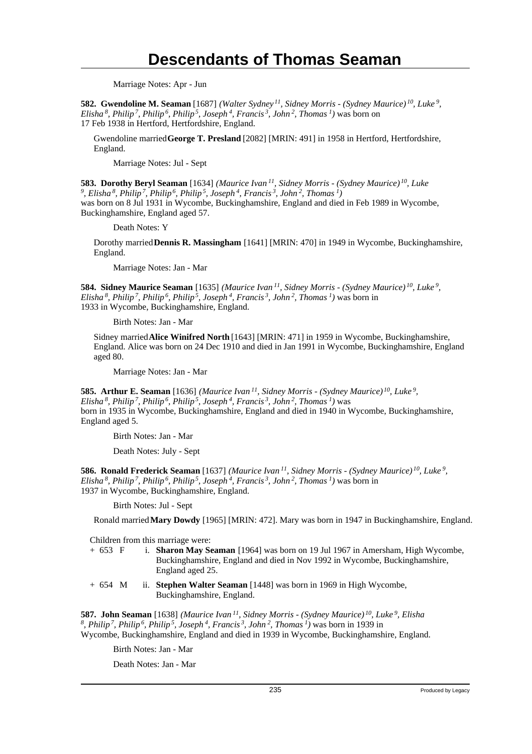Marriage Notes: Apr - Jun

**582. Gwendoline M. Seaman** [1687] *(Walter Sydney[11], Sidney Morris - (Sydney Maurice)[10], Luke[9], Elisha[8], Philip[7], Philip[6], Philip[5], Joseph[4], Francis[3], John[2], Thomas[1])* was born on 17 Feb 1938 in Hertford, Hertfordshire, England.

Gwendoline married **George T. Presland** [2082] [MRIN: 491] in 1958 in Hertford, Hertfordshire, England.

Marriage Notes: Jul - Sept

**583. Dorothy Beryl Seaman** [1634] *(Maurice Ivan[11], Sidney Morris - (Sydney Maurice)[10], Luke[9], Elisha[8], Philip[7], Philip[6], Philip[5], Joseph[4], Francis[3], John[2], Thomas[1])* was born on 8 Jul 1931 in Wycombe, Buckinghamshire, England and died in Feb 1989 in Wycombe, Buckinghamshire, England aged 57.

Death Notes: Y

Dorothy married **Dennis R. Massingham** [1641] [MRIN: 470] in 1949 in Wycombe, Buckinghamshire, England.

Marriage Notes: Jan - Mar

**584. Sidney Maurice Seaman** [1635] *(Maurice Ivan[11], Sidney Morris - (Sydney Maurice)[10], Luke[9], Elisha[8], Philip[7], Philip[6], Philip[5], Joseph[4], Francis[3], John[2], Thomas[1])* was born in 1933 in Wycombe, Buckinghamshire, England.

Birth Notes: Jan - Mar

Sidney married **Alice Winifred North** [1643] [MRIN: 471] in 1959 in Wycombe, Buckinghamshire, England. Alice was born on 24 Dec 1910 and died in Jan 1991 in Wycombe, Buckinghamshire, England aged 80.

Marriage Notes: Jan - Mar

**585. Arthur E. Seaman** [1636] *(Maurice Ivan[11], Sidney Morris - (Sydney Maurice)[10], Luke[9], Elisha[8], Philip[7], Philip[6], Philip[5], Joseph[4], Francis[3], John[2], Thomas[1])* was born in 1935 in Wycombe, Buckinghamshire, England and died in 1940 in Wycombe, Buckinghamshire, England aged 5.

Birth Notes: Jan - Mar

Death Notes: July - Sept

**586. Ronald Frederick Seaman** [1637] *(Maurice Ivan[11], Sidney Morris - (Sydney Maurice)[10], Luke[9], Elisha[8], Philip[7], Philip[6], Philip[5], Joseph[4], Francis[3], John[2], Thomas[1])* was born in 1937 in Wycombe, Buckinghamshire, England.

Birth Notes: Jul - Sept

Ronald married **Mary Dowdy** [1965] [MRIN: 472]. Mary was born in 1947 in Buckinghamshire, England.

Children from this marriage were:

\+ 653 F i. **Sharon May Seaman** [1964] was born on 19 Jul 1967 in Amersham, High Wycombe, Buckinghamshire, England and died in Nov 1992 in Wycombe, Buckinghamshire, England aged 25.

\+ 654 M ii. **Stephen Walter Seaman** [1448] was born in 1969 in High Wycombe, Buckinghamshire, England.

**587. John Seaman** [1638] *(Maurice Ivan[11], Sidney Morris - (Sydney Maurice)[10], Luke[9], Elisha[8], Philip[7], Philip[6], Philip[5], Joseph[4], Francis[3], John[2], Thomas[1])* was born in 1939 in Wycombe, Buckinghamshire, England and died in 1939 in Wycombe, Buckinghamshire, England.

Birth Notes: Jan - Mar

Death Notes: Jan - Mar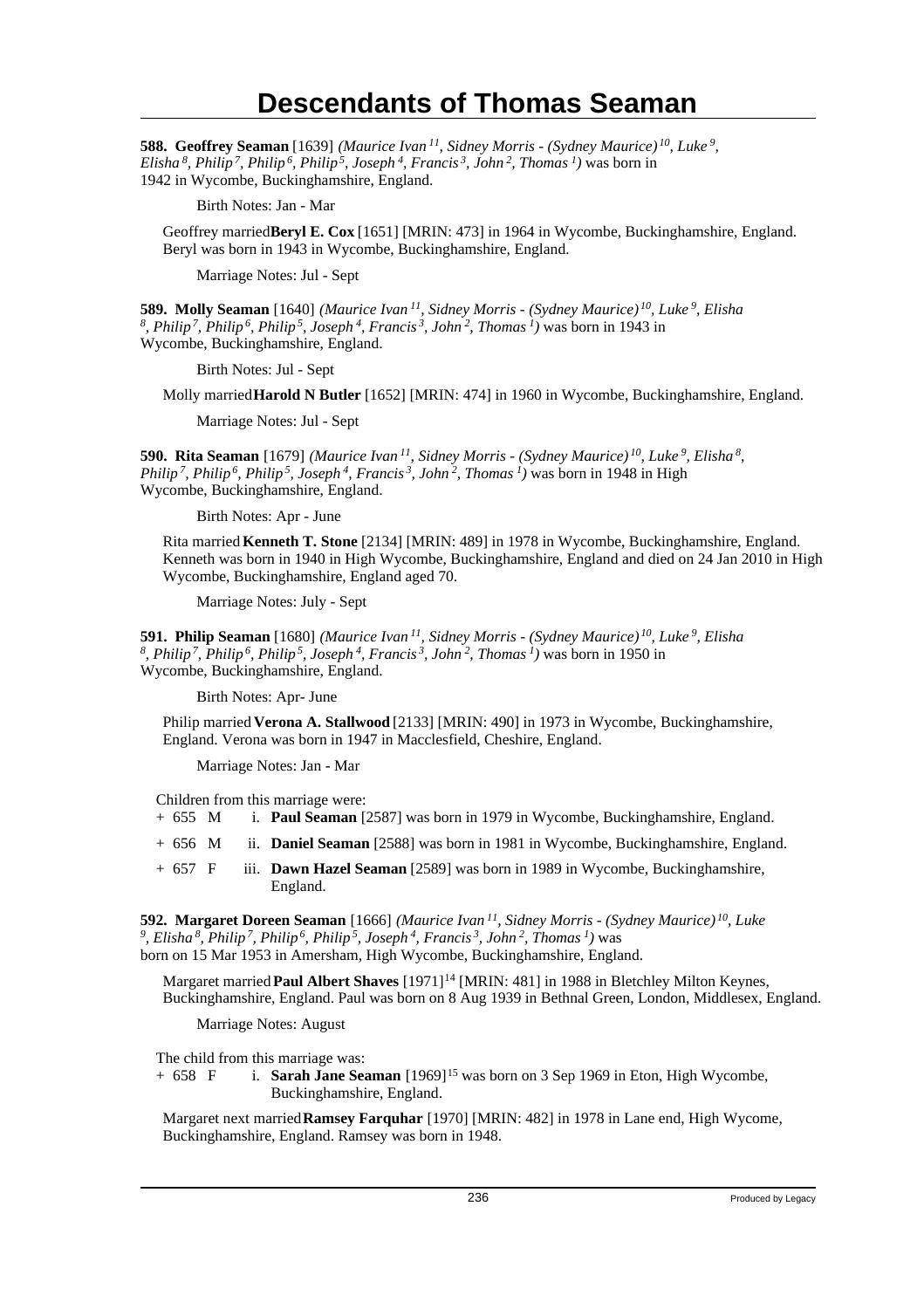# Descendants of Thomas Seaman

**588. Geoffrey Seaman** [1639] *(Maurice Ivan 11, Sidney Morris - (Sydney Maurice) 10, Luke 9, Elisha 8, Philip 7, Philip 6, Philip 5, Joseph 4, Francis 3, John 2, Thomas 1)* was born in 1942 in Wycombe, Buckinghamshire, England.

Birth Notes: Jan - Mar

Geoffrey married **Beryl E. Cox** [1651] [MRIN: 473] in 1964 in Wycombe, Buckinghamshire, England. Beryl was born in 1943 in Wycombe, Buckinghamshire, England.

Marriage Notes: Jul - Sept

**589. Molly Seaman** [1640] *(Maurice Ivan 11, Sidney Morris - (Sydney Maurice) 10, Luke 9, Elisha 8, Philip 7, Philip 6, Philip 5, Joseph 4, Francis 3, John 2, Thomas 1)* was born in 1943 in Wycombe, Buckinghamshire, England.

Birth Notes: Jul - Sept

Molly married **Harold N Butler** [1652] [MRIN: 474] in 1960 in Wycombe, Buckinghamshire, England.

Marriage Notes: Jul - Sept

**590. Rita Seaman** [1679] *(Maurice Ivan 11, Sidney Morris - (Sydney Maurice) 10, Luke 9, Elisha 8, Philip 7, Philip 6, Philip 5, Joseph 4, Francis 3, John 2, Thomas 1)* was born in 1948 in High Wycombe, Buckinghamshire, England.

Birth Notes: Apr - June

Rita married **Kenneth T. Stone** [2134] [MRIN: 489] in 1978 in Wycombe, Buckinghamshire, England. Kenneth was born in 1940 in High Wycombe, Buckinghamshire, England and died on 24 Jan 2010 in High Wycombe, Buckinghamshire, England aged 70.

Marriage Notes: July - Sept

**591. Philip Seaman** [1680] *(Maurice Ivan 11, Sidney Morris - (Sydney Maurice) 10, Luke 9, Elisha 8, Philip 7, Philip 6, Philip 5, Joseph 4, Francis 3, John 2, Thomas 1)* was born in 1950 in Wycombe, Buckinghamshire, England.

Birth Notes: Apr- June

Philip married **Verona A. Stallwood** [2133] [MRIN: 490] in 1973 in Wycombe, Buckinghamshire, England. Verona was born in 1947 in Macclesfield, Cheshire, England.

Marriage Notes: Jan - Mar

Children from this marriage were:

+ 655 M i. **Paul Seaman** [2587] was born in 1979 in Wycombe, Buckinghamshire, England.

+ 656 M ii. **Daniel Seaman** [2588] was born in 1981 in Wycombe, Buckinghamshire, England.

+ 657 F iii. **Dawn Hazel Seaman** [2589] was born in 1989 in Wycombe, Buckinghamshire, England.

**592. Margaret Doreen Seaman** [1666] *(Maurice Ivan 11, Sidney Morris - (Sydney Maurice) 10, Luke 9, Elisha 8, Philip 7, Philip 6, Philip 5, Joseph 4, Francis 3, John 2, Thomas 1)* was born on 15 Mar 1953 in Amersham, High Wycombe, Buckinghamshire, England.

Margaret married **Paul Albert Shaves** [1971][14] [MRIN: 481] in 1988 in Bletchley Milton Keynes, Buckinghamshire, England. Paul was born on 8 Aug 1939 in Bethnal Green, London, Middlesex, England.

Marriage Notes: August

The child from this marriage was:

+ 658 F i. **Sarah Jane Seaman** [1969][15] was born on 3 Sep 1969 in Eton, High Wycombe, Buckinghamshire, England.

Margaret next married **Ramsey Farquhar** [1970] [MRIN: 482] in 1978 in Lane end, High Wycome, Buckinghamshire, England. Ramsey was born in 1948.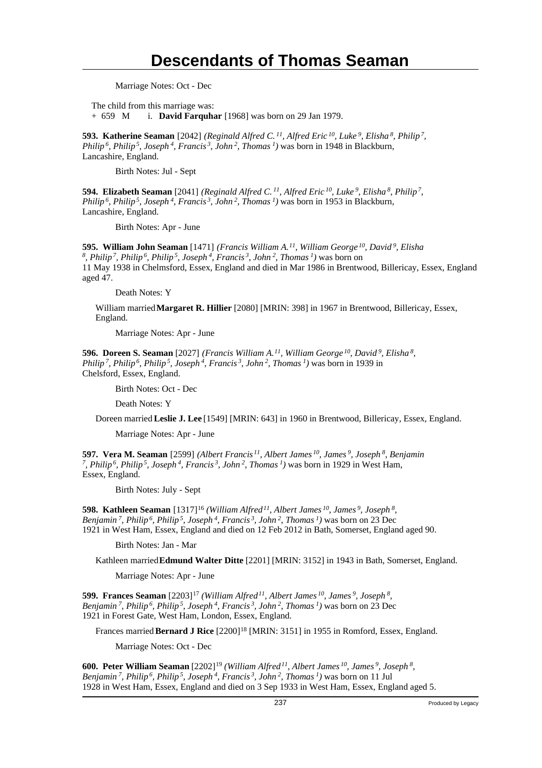Marriage Notes: Oct - Dec

The child from this marriage was:
+ 659 M i. **David Farquhar** [1968] was born on 29 Jan 1979.

**593. Katherine Seaman** [2042] *(Reginald Alfred C.[11], Alfred Eric[10], Luke[9], Elisha[8], Philip[7], Philip[6], Philip[5], Joseph[4], Francis[3], John[2], Thomas[1])* was born in 1948 in Blackburn, Lancashire, England.

Birth Notes: Jul - Sept

**594. Elizabeth Seaman** [2041] *(Reginald Alfred C.[11], Alfred Eric[10], Luke[9], Elisha[8], Philip[7], Philip[6], Philip[5], Joseph[4], Francis[3], John[2], Thomas[1])* was born in 1953 in Blackburn, Lancashire, England.

Birth Notes: Apr - June

**595. William John Seaman** [1471] *(Francis William A.[11], William George[10], David[9], Elisha[8], Philip[7], Philip[6], Philip[5], Joseph[4], Francis[3], John[2], Thomas[1])* was born on 11 May 1938 in Chelmsford, Essex, England and died in Mar 1986 in Brentwood, Billericay, Essex, England aged 47.

Death Notes: Y

William married **Margaret R. Hillier** [2080] [MRIN: 398] in 1967 in Brentwood, Billericay, Essex, England.

Marriage Notes: Apr - June

**596. Doreen S. Seaman** [2027] *(Francis William A.[11], William George[10], David[9], Elisha[8], Philip[7], Philip[6], Philip[5], Joseph[4], Francis[3], John[2], Thomas[1])* was born in 1939 in Chelsford, Essex, England.

Birth Notes: Oct - Dec

Death Notes: Y

Doreen married **Leslie J. Lee** [1549] [MRIN: 643] in 1960 in Brentwood, Billericay, Essex, England.

Marriage Notes: Apr - June

**597. Vera M. Seaman** [2599] *(Albert Francis[11], Albert James[10], James[9], Joseph[8], Benjamin[7], Philip[6], Philip[5], Joseph[4], Francis[3], John[2], Thomas[1])* was born in 1929 in West Ham, Essex, England.

Birth Notes: July - Sept

**598. Kathleen Seaman** [1317][16] *(William Alfred[11], Albert James[10], James[9], Joseph[8], Benjamin[7], Philip[6], Philip[5], Joseph[4], Francis[3], John[2], Thomas[1])* was born on 23 Dec 1921 in West Ham, Essex, England and died on 12 Feb 2012 in Bath, Somerset, England aged 90.

Birth Notes: Jan - Mar

Kathleen married **Edmund Walter Ditte** [2201] [MRIN: 3152] in 1943 in Bath, Somerset, England.

Marriage Notes: Apr - June

**599. Frances Seaman** [2203][17] *(William Alfred[11], Albert James[10], James[9], Joseph[8], Benjamin[7], Philip[6], Philip[5], Joseph[4], Francis[3], John[2], Thomas[1])* was born on 23 Dec 1921 in Forest Gate, West Ham, London, Essex, England.

Frances married **Bernard J Rice** [2200][18] [MRIN: 3151] in 1955 in Romford, Essex, England.

Marriage Notes: Oct - Dec

**600. Peter William Seaman** [2202][19] *(William Alfred[11], Albert James[10], James[9], Joseph[8], Benjamin[7], Philip[6], Philip[5], Joseph[4], Francis[3], John[2], Thomas[1])* was born on 11 Jul 1928 in West Ham, Essex, England and died on 3 Sep 1933 in West Ham, Essex, England aged 5.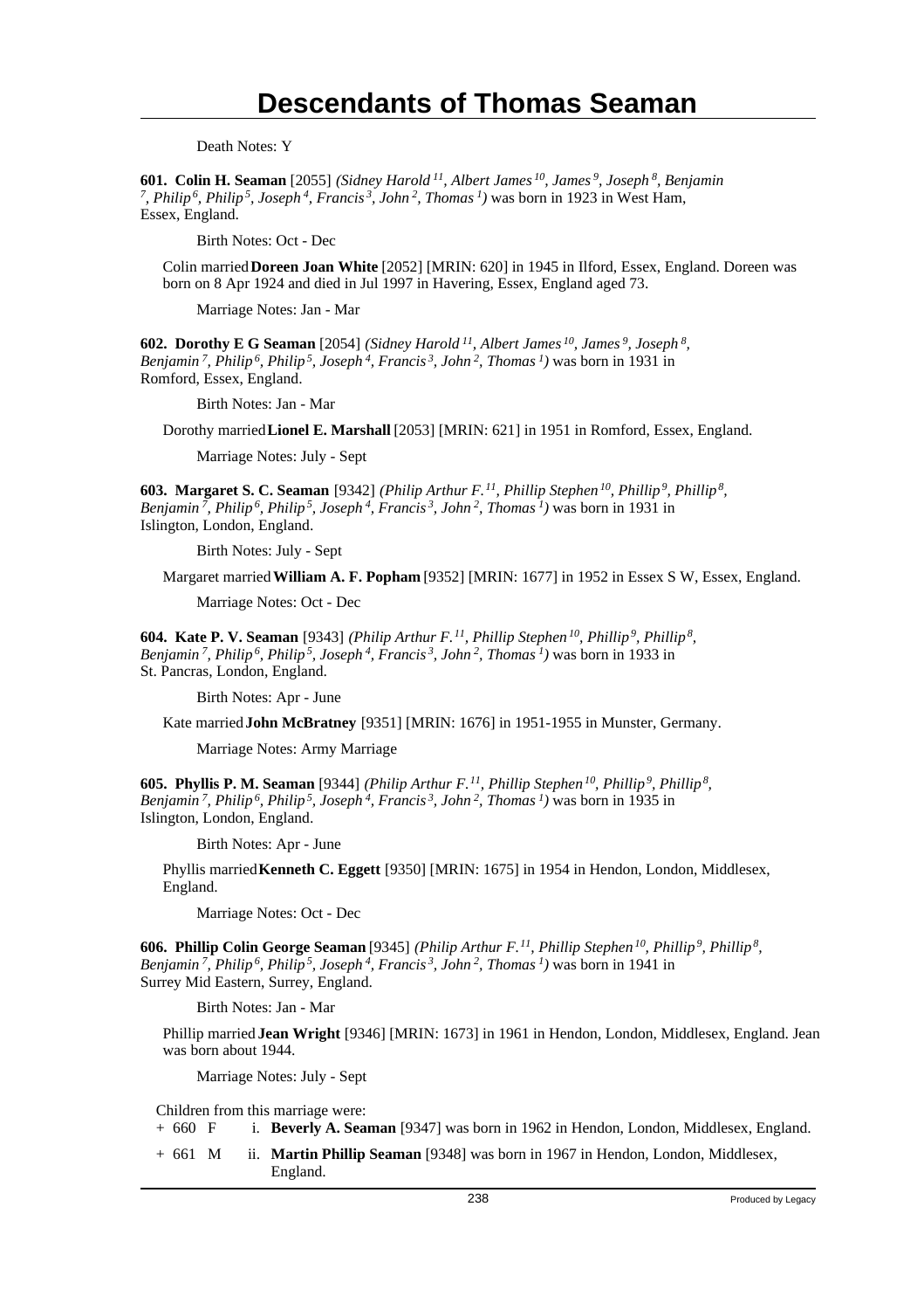Death Notes: Y

**601. Colin H. Seaman** [2055] *(Sidney Harold 11, Albert James 10, James 9, Joseph 8, Benjamin 7, Philip 6, Philip 5, Joseph 4, Francis 3, John 2, Thomas 1)* was born in 1923 in West Ham, Essex, England.

Birth Notes: Oct - Dec

Colin married **Doreen Joan White** [2052] [MRIN: 620] in 1945 in Ilford, Essex, England. Doreen was born on 8 Apr 1924 and died in Jul 1997 in Havering, Essex, England aged 73.

Marriage Notes: Jan - Mar

**602. Dorothy E G Seaman** [2054] *(Sidney Harold 11, Albert James 10, James 9, Joseph 8, Benjamin 7, Philip 6, Philip 5, Joseph 4, Francis 3, John 2, Thomas 1)* was born in 1931 in Romford, Essex, England.

Birth Notes: Jan - Mar

Dorothy married **Lionel E. Marshall** [2053] [MRIN: 621] in 1951 in Romford, Essex, England.

Marriage Notes: July - Sept

**603. Margaret S. C. Seaman** [9342] *(Philip Arthur F. 11, Phillip Stephen 10, Phillip 9, Phillip 8, Benjamin 7, Philip 6, Philip 5, Joseph 4, Francis 3, John 2, Thomas 1)* was born in 1931 in Islington, London, England.

Birth Notes: July - Sept

Margaret married **William A. F. Popham** [9352] [MRIN: 1677] in 1952 in Essex S W, Essex, England.

Marriage Notes: Oct - Dec

**604. Kate P. V. Seaman** [9343] *(Philip Arthur F. 11, Phillip Stephen 10, Phillip 9, Phillip 8, Benjamin 7, Philip 6, Philip 5, Joseph 4, Francis 3, John 2, Thomas 1)* was born in 1933 in St. Pancras, London, England.

Birth Notes: Apr - June

Kate married **John McBratney** [9351] [MRIN: 1676] in 1951-1955 in Munster, Germany.

Marriage Notes: Army Marriage

**605. Phyllis P. M. Seaman** [9344] *(Philip Arthur F. 11, Phillip Stephen 10, Phillip 9, Phillip 8, Benjamin 7, Philip 6, Philip 5, Joseph 4, Francis 3, John 2, Thomas 1)* was born in 1935 in Islington, London, England.

Birth Notes: Apr - June

Phyllis married **Kenneth C. Eggett** [9350] [MRIN: 1675] in 1954 in Hendon, London, Middlesex, England.

Marriage Notes: Oct - Dec

**606. Phillip Colin George Seaman** [9345] *(Philip Arthur F. 11, Phillip Stephen 10, Phillip 9, Phillip 8, Benjamin 7, Philip 6, Philip 5, Joseph 4, Francis 3, John 2, Thomas 1)* was born in 1941 in Surrey Mid Eastern, Surrey, England.

Birth Notes: Jan - Mar

Phillip married **Jean Wright** [9346] [MRIN: 1673] in 1961 in Hendon, London, Middlesex, England. Jean was born about 1944.

Marriage Notes: July - Sept

Children from this marriage were:

+ 660 F i. **Beverly A. Seaman** [9347] was born in 1962 in Hendon, London, Middlesex, England.

+ 661 M ii. **Martin Phillip Seaman** [9348] was born in 1967 in Hendon, London, Middlesex, England.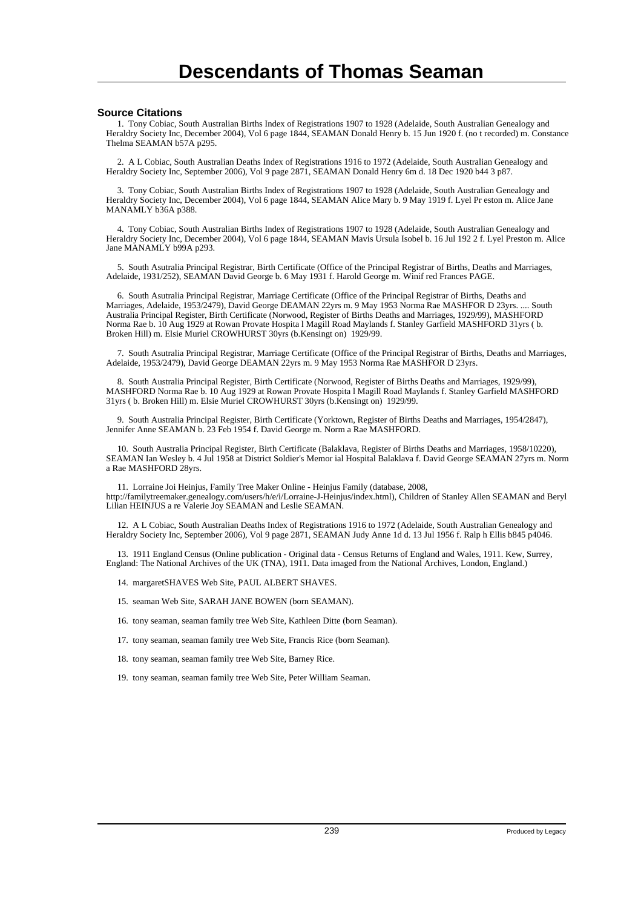# Descendants of Thomas Seaman

## Source Citations

1. Tony Cobiac, South Australian Births Index of Registrations 1907 to 1928 (Adelaide, South Australian Genealogy and Heraldry Society Inc, December 2004), Vol 6 page 1844, SEAMAN Donald Henry b. 15 Jun 1920 f. (no t recorded) m. Constance Thelma SEAMAN b57A p295.

2. A L Cobiac, South Australian Deaths Index of Registrations 1916 to 1972 (Adelaide, South Australian Genealogy and Heraldry Society Inc, September 2006), Vol 9 page 2871, SEAMAN Donald Henry 6m d. 18 Dec 1920 b44 3 p87.

3. Tony Cobiac, South Australian Births Index of Registrations 1907 to 1928 (Adelaide, South Australian Genealogy and Heraldry Society Inc, December 2004), Vol 6 page 1844, SEAMAN Alice Mary b. 9 May 1919 f. Lyel Pr eston m. Alice Jane MANAMLY b36A p388.

4. Tony Cobiac, South Australian Births Index of Registrations 1907 to 1928 (Adelaide, South Australian Genealogy and Heraldry Society Inc, December 2004), Vol 6 page 1844, SEAMAN Mavis Ursula Isobel b. 16 Jul 192 2 f. Lyel Preston m. Alice Jane MANAMLY b99A p293.

5. South Asutralia Principal Registrar, Birth Certificate (Office of the Principal Registrar of Births, Deaths and Marriages, Adelaide, 1931/252), SEAMAN David George b. 6 May 1931 f. Harold George m. Winif red Frances PAGE.

6. South Asutralia Principal Registrar, Marriage Certificate (Office of the Principal Registrar of Births, Deaths and Marriages, Adelaide, 1953/2479), David George DEAMAN 22yrs m. 9 May 1953 Norma Rae MASHFOR D 23yrs. .... South Australia Principal Register, Birth Certificate (Norwood, Register of Births Deaths and Marriages, 1929/99), MASHFORD Norma Rae b. 10 Aug 1929 at Rowan Provate Hospita l Magill Road Maylands f. Stanley Garfield MASHFORD 31yrs ( b. Broken Hill) m. Elsie Muriel CROWHURST 30yrs (b.Kensingt on) 1929/99.

7. South Asutralia Principal Registrar, Marriage Certificate (Office of the Principal Registrar of Births, Deaths and Marriages, Adelaide, 1953/2479), David George DEAMAN 22yrs m. 9 May 1953 Norma Rae MASHFOR D 23yrs.

8. South Australia Principal Register, Birth Certificate (Norwood, Register of Births Deaths and Marriages, 1929/99), MASHFORD Norma Rae b. 10 Aug 1929 at Rowan Provate Hospita l Magill Road Maylands f. Stanley Garfield MASHFORD 31yrs ( b. Broken Hill) m. Elsie Muriel CROWHURST 30yrs (b.Kensingt on) 1929/99.

9. South Australia Principal Register, Birth Certificate (Yorktown, Register of Births Deaths and Marriages, 1954/2847), Jennifer Anne SEAMAN b. 23 Feb 1954 f. David George m. Norm a Rae MASHFORD.

10. South Australia Principal Register, Birth Certificate (Balaklava, Register of Births Deaths and Marriages, 1958/10220), SEAMAN Ian Wesley b. 4 Jul 1958 at District Soldier's Memor ial Hospital Balaklava f. David George SEAMAN 27yrs m. Norm a Rae MASHFORD 28yrs.

11. Lorraine Joi Heinjus, Family Tree Maker Online - Heinjus Family (database, 2008, http://familytreemaker.genealogy.com/users/h/e/i/Lorraine-J-Heinjus/index.html), Children of Stanley Allen SEAMAN and Beryl Lilian HEINJUS a re Valerie Joy SEAMAN and Leslie SEAMAN.

12. A L Cobiac, South Australian Deaths Index of Registrations 1916 to 1972 (Adelaide, South Australian Genealogy and Heraldry Society Inc, September 2006), Vol 9 page 2871, SEAMAN Judy Anne 1d d. 13 Jul 1956 f. Ralp h Ellis b845 p4046.

13. 1911 England Census (Online publication - Original data - Census Returns of England and Wales, 1911. Kew, Surrey, England: The National Archives of the UK (TNA), 1911. Data imaged from the National Archives, London, England.)

14. margaretSHAVES Web Site, PAUL ALBERT SHAVES.

15. seaman Web Site, SARAH JANE BOWEN (born SEAMAN).

16. tony seaman, seaman family tree Web Site, Kathleen Ditte (born Seaman).

17. tony seaman, seaman family tree Web Site, Francis Rice (born Seaman).

18. tony seaman, seaman family tree Web Site, Barney Rice.

19. tony seaman, seaman family tree Web Site, Peter William Seaman.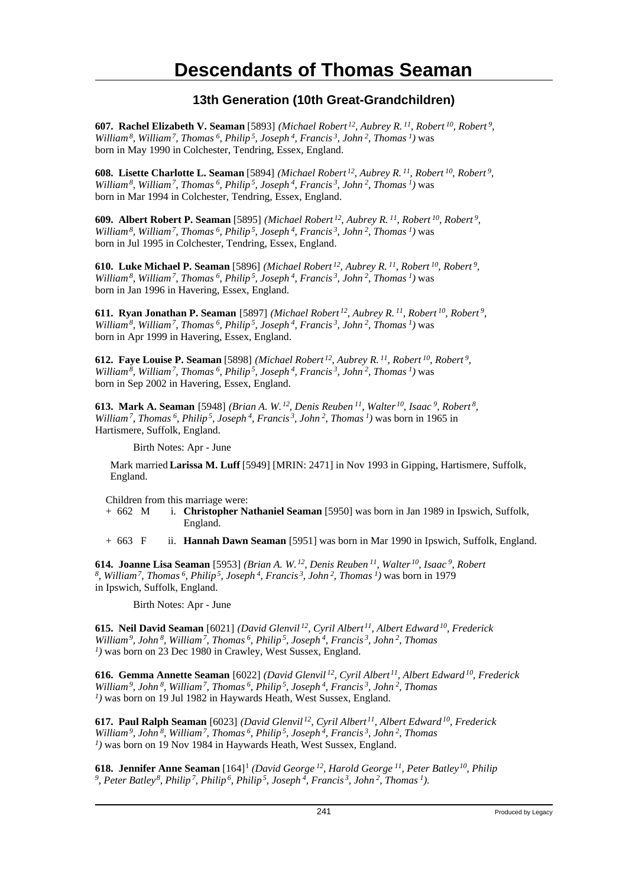# Descendants of Thomas Seaman

## 13th Generation (10th Great-Grandchildren)

**607. Rachel Elizabeth V. Seaman** [5893] *(Michael Robert[12], Aubrey R.[11], Robert[10], Robert[9], William[8], William[7], Thomas[6], Philip[5], Joseph[4], Francis[3], John[2], Thomas[1])* was born in May 1990 in Colchester, Tendring, Essex, England.

**608. Lisette Charlotte L. Seaman** [5894] *(Michael Robert[12], Aubrey R.[11], Robert[10], Robert[9], William[8], William[7], Thomas[6], Philip[5], Joseph[4], Francis[3], John[2], Thomas[1])* was born in Mar 1994 in Colchester, Tendring, Essex, England.

**609. Albert Robert P. Seaman** [5895] *(Michael Robert[12], Aubrey R.[11], Robert[10], Robert[9], William[8], William[7], Thomas[6], Philip[5], Joseph[4], Francis[3], John[2], Thomas[1])* was born in Jul 1995 in Colchester, Tendring, Essex, England.

**610. Luke Michael P. Seaman** [5896] *(Michael Robert[12], Aubrey R.[11], Robert[10], Robert[9], William[8], William[7], Thomas[6], Philip[5], Joseph[4], Francis[3], John[2], Thomas[1])* was born in Jan 1996 in Havering, Essex, England.

**611. Ryan Jonathan P. Seaman** [5897] *(Michael Robert[12], Aubrey R.[11], Robert[10], Robert[9], William[8], William[7], Thomas[6], Philip[5], Joseph[4], Francis[3], John[2], Thomas[1])* was born in Apr 1999 in Havering, Essex, England.

**612. Faye Louise P. Seaman** [5898] *(Michael Robert[12], Aubrey R.[11], Robert[10], Robert[9], William[8], William[7], Thomas[6], Philip[5], Joseph[4], Francis[3], John[2], Thomas[1])* was born in Sep 2002 in Havering, Essex, England.

**613. Mark A. Seaman** [5948] *(Brian A. W.[12], Denis Reuben[11], Walter[10], Isaac[9], Robert[8], William[7], Thomas[6], Philip[5], Joseph[4], Francis[3], John[2], Thomas[1])* was born in 1965 in Hartismere, Suffolk, England.

Birth Notes: Apr - June

Mark married **Larissa M. Luff** [5949] [MRIN: 2471] in Nov 1993 in Gipping, Hartismere, Suffolk, England.

Children from this marriage were:

+ 662 M i. **Christopher Nathaniel Seaman** [5950] was born in Jan 1989 in Ipswich, Suffolk, England.
+ 663 F ii. **Hannah Dawn Seaman** [5951] was born in Mar 1990 in Ipswich, Suffolk, England.

**614. Joanne Lisa Seaman** [5953] *(Brian A. W.[12], Denis Reuben[11], Walter[10], Isaac[9], Robert[8], William[7], Thomas[6], Philip[5], Joseph[4], Francis[3], John[2], Thomas[1])* was born in 1979 in Ipswich, Suffolk, England.

Birth Notes: Apr - June

**615. Neil David Seaman** [6021] *(David Glenvil[12], Cyril Albert[11], Albert Edward[10], Frederick William[9], John[8], William[7], Thomas[6], Philip[5], Joseph[4], Francis[3], John[2], Thomas[1])* was born on 23 Dec 1980 in Crawley, West Sussex, England.

**616. Gemma Annette Seaman** [6022] *(David Glenvil[12], Cyril Albert[11], Albert Edward[10], Frederick William[9], John[8], William[7], Thomas[6], Philip[5], Joseph[4], Francis[3], John[2], Thomas[1])* was born on 19 Jul 1982 in Haywards Heath, West Sussex, England.

**617. Paul Ralph Seaman** [6023] *(David Glenvil[12], Cyril Albert[11], Albert Edward[10], Frederick William[9], John[8], William[7], Thomas[6], Philip[5], Joseph[4], Francis[3], John[2], Thomas[1])* was born on 19 Nov 1984 in Haywards Heath, West Sussex, England.

**618. Jennifer Anne Seaman** [164][1] *(David George[12], Harold George[11], Peter Batley[10], Philip[9], Peter Batley[8], Philip[7], Philip[6], Philip[5], Joseph[4], Francis[3], John[2], Thomas[1])*.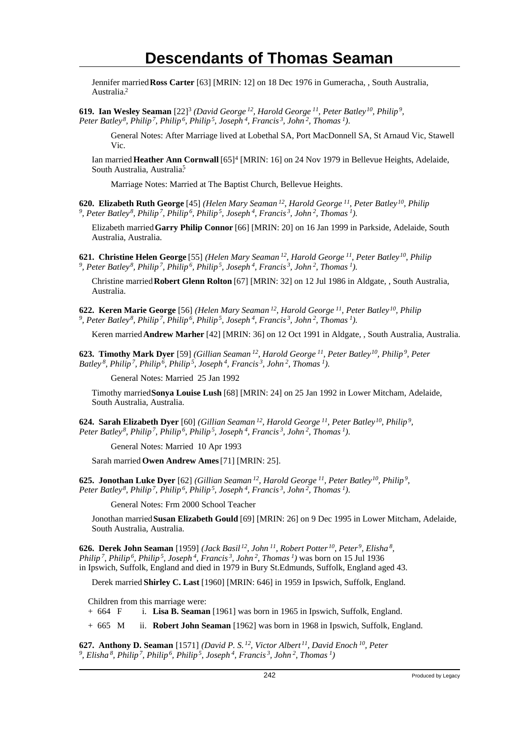# Descendants of Thomas Seaman

Jennifer married **Ross Carter** [63] [MRIN: 12] on 18 Dec 1976 in Gumeracha, , South Australia, Australia.[2]

**619. Ian Wesley Seaman** [22][3] *(David George [12], Harold George [11], Peter Batley [10], Philip [9], Peter Batley [8], Philip [7], Philip [6], Philip [5], Joseph [4], Francis [3], John [2], Thomas [1]).*

General Notes: After Marriage lived at Lobethal SA, Port MacDonnell SA, St Arnaud Vic, Stawell Vic.

Ian married **Heather Ann Cornwall** [65][4] [MRIN: 16] on 24 Nov 1979 in Bellevue Heights, Adelaide, South Australia, Australia.[5]

Marriage Notes: Married at The Baptist Church, Bellevue Heights.

**620. Elizabeth Ruth George** [45] *(Helen Mary Seaman [12], Harold George [11], Peter Batley [10], Philip [9], Peter Batley [8], Philip [7], Philip [6], Philip [5], Joseph [4], Francis [3], John [2], Thomas [1]).*

Elizabeth married **Garry Philip Connor** [66] [MRIN: 20] on 16 Jan 1999 in Parkside, Adelaide, South Australia, Australia.

**621. Christine Helen George** [55] *(Helen Mary Seaman [12], Harold George [11], Peter Batley [10], Philip [9], Peter Batley [8], Philip [7], Philip [6], Philip [5], Joseph [4], Francis [3], John [2], Thomas [1]).*

Christine married **Robert Glenn Rolton** [67] [MRIN: 32] on 12 Jul 1986 in Aldgate, , South Australia, Australia.

**622. Keren Marie George** [56] *(Helen Mary Seaman [12], Harold George [11], Peter Batley [10], Philip [9], Peter Batley [8], Philip [7], Philip [6], Philip [5], Joseph [4], Francis [3], John [2], Thomas [1]).*

Keren married **Andrew Marher** [42] [MRIN: 36] on 12 Oct 1991 in Aldgate, , South Australia, Australia.

**623. Timothy Mark Dyer** [59] *(Gillian Seaman [12], Harold George [11], Peter Batley [10], Philip [9], Peter Batley [8], Philip [7], Philip [6], Philip [5], Joseph [4], Francis [3], John [2], Thomas [1]).*

General Notes: Married 25 Jan 1992

Timothy married **Sonya Louise Lush** [68] [MRIN: 24] on 25 Jan 1992 in Lower Mitcham, Adelaide, South Australia, Australia.

**624. Sarah Elizabeth Dyer** [60] *(Gillian Seaman [12], Harold George [11], Peter Batley [10], Philip [9], Peter Batley [8], Philip [7], Philip [6], Philip [5], Joseph [4], Francis [3], John [2], Thomas [1]).*

General Notes: Married 10 Apr 1993

Sarah married **Owen Andrew Ames** [71] [MRIN: 25].

**625. Jonothan Luke Dyer** [62] *(Gillian Seaman [12], Harold George [11], Peter Batley [10], Philip [9], Peter Batley [8], Philip [7], Philip [6], Philip [5], Joseph [4], Francis [3], John [2], Thomas [1]).*

General Notes: Frm 2000 School Teacher

Jonothan married **Susan Elizabeth Gould** [69] [MRIN: 26] on 9 Dec 1995 in Lower Mitcham, Adelaide, South Australia, Australia.

**626. Derek John Seaman** [1959] *(Jack Basil [12], John [11], Robert Potter [10], Peter [9], Elisha [8], Philip [7], Philip [6], Philip [5], Joseph [4], Francis [3], John [2], Thomas [1])* was born on 15 Jul 1936 in Ipswich, Suffolk, England and died in 1979 in Bury St.Edmunds, Suffolk, England aged 43.

Derek married **Shirley C. Last** [1960] [MRIN: 646] in 1959 in Ipswich, Suffolk, England.

Children from this marriage were:

+ 664 F i. **Lisa B. Seaman** [1961] was born in 1965 in Ipswich, Suffolk, England.

+ 665 M ii. **Robert John Seaman** [1962] was born in 1968 in Ipswich, Suffolk, England.

**627. Anthony D. Seaman** [1571] *(David P. S. [12], Victor Albert [11], David Enoch [10], Peter [9], Elisha [8], Philip [7], Philip [6], Philip [5], Joseph [4], Francis [3], John [2], Thomas [1])*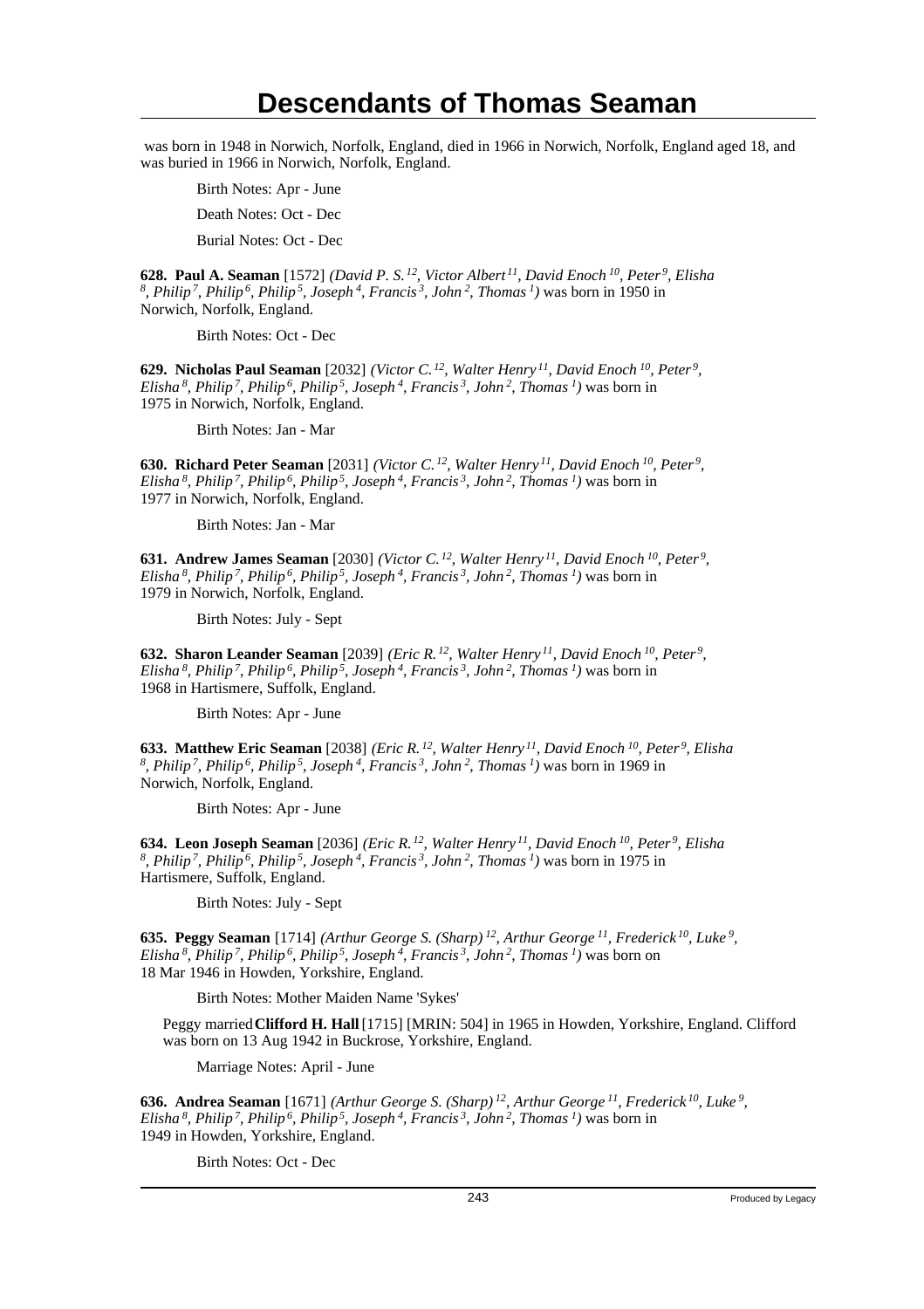was born in 1948 in Norwich, Norfolk, England, died in 1966 in Norwich, Norfolk, England aged 18, and was buried in 1966 in Norwich, Norfolk, England.

Birth Notes: Apr - June

Death Notes: Oct - Dec

Burial Notes: Oct - Dec

**628. Paul A. Seaman** [1572] *(David P. S.[12], Victor Albert[11], David Enoch[10], Peter[9], Elisha[8], Philip[7], Philip[6], Philip[5], Joseph[4], Francis[3], John[2], Thomas[1])* was born in 1950 in Norwich, Norfolk, England.

Birth Notes: Oct - Dec

**629. Nicholas Paul Seaman** [2032] *(Victor C.[12], Walter Henry[11], David Enoch[10], Peter[9], Elisha[8], Philip[7], Philip[6], Philip[5], Joseph[4], Francis[3], John[2], Thomas[1])* was born in 1975 in Norwich, Norfolk, England.

Birth Notes: Jan - Mar

**630. Richard Peter Seaman** [2031] *(Victor C.[12], Walter Henry[11], David Enoch[10], Peter[9], Elisha[8], Philip[7], Philip[6], Philip[5], Joseph[4], Francis[3], John[2], Thomas[1])* was born in 1977 in Norwich, Norfolk, England.

Birth Notes: Jan - Mar

**631. Andrew James Seaman** [2030] *(Victor C.[12], Walter Henry[11], David Enoch[10], Peter[9], Elisha[8], Philip[7], Philip[6], Philip[5], Joseph[4], Francis[3], John[2], Thomas[1])* was born in 1979 in Norwich, Norfolk, England.

Birth Notes: July - Sept

**632. Sharon Leander Seaman** [2039] *(Eric R.[12], Walter Henry[11], David Enoch[10], Peter[9], Elisha[8], Philip[7], Philip[6], Philip[5], Joseph[4], Francis[3], John[2], Thomas[1])* was born in 1968 in Hartismere, Suffolk, England.

Birth Notes: Apr - June

**633. Matthew Eric Seaman** [2038] *(Eric R.[12], Walter Henry[11], David Enoch[10], Peter[9], Elisha[8], Philip[7], Philip[6], Philip[5], Joseph[4], Francis[3], John[2], Thomas[1])* was born in 1969 in Norwich, Norfolk, England.

Birth Notes: Apr - June

**634. Leon Joseph Seaman** [2036] *(Eric R.[12], Walter Henry[11], David Enoch[10], Peter[9], Elisha[8], Philip[7], Philip[6], Philip[5], Joseph[4], Francis[3], John[2], Thomas[1])* was born in 1975 in Hartismere, Suffolk, England.

Birth Notes: July - Sept

**635. Peggy Seaman** [1714] *(Arthur George S. (Sharp)[12], Arthur George[11], Frederick[10], Luke[9], Elisha[8], Philip[7], Philip[6], Philip[5], Joseph[4], Francis[3], John[2], Thomas[1])* was born on 18 Mar 1946 in Howden, Yorkshire, England.

Birth Notes: Mother Maiden Name 'Sykes'

Peggy married **Clifford H. Hall** [1715] [MRIN: 504] in 1965 in Howden, Yorkshire, England. Clifford was born on 13 Aug 1942 in Buckrose, Yorkshire, England.

Marriage Notes: April - June

**636. Andrea Seaman** [1671] *(Arthur George S. (Sharp)[12], Arthur George[11], Frederick[10], Luke[9], Elisha[8], Philip[7], Philip[6], Philip[5], Joseph[4], Francis[3], John[2], Thomas[1])* was born in 1949 in Howden, Yorkshire, England.

Birth Notes: Oct - Dec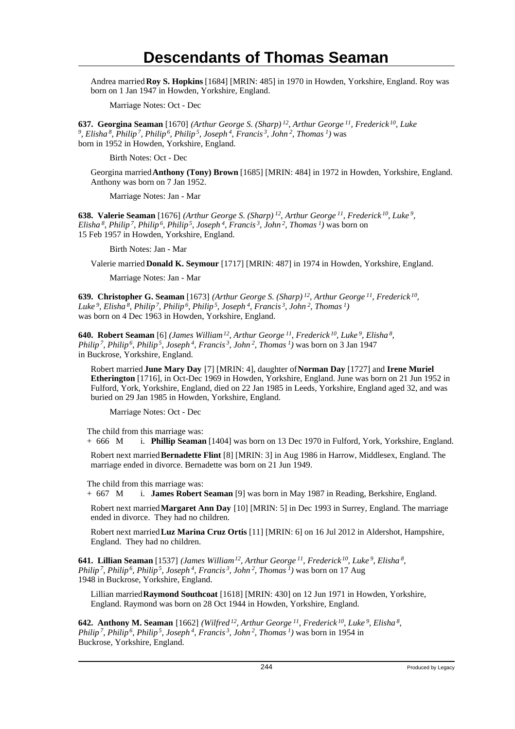# Descendants of Thomas Seaman

Andrea married **Roy S. Hopkins** [1684] [MRIN: 485] in 1970 in Howden, Yorkshire, England. Roy was born on 1 Jan 1947 in Howden, Yorkshire, England.

Marriage Notes: Oct - Dec

**637. Georgina Seaman** [1670] *(Arthur George S. (Sharp)* $^{12}$*, Arthur George* $^{11}$*, Frederick* $^{10}$*, Luke* $^{9}$*, Elisha* $^{8}$*, Philip* $^{7}$*, Philip* $^{6}$*, Philip* $^{5}$*, Joseph* $^{4}$*, Francis* $^{3}$*, John* $^{2}$*, Thomas* $^{1}$*)* was born in 1952 in Howden, Yorkshire, England.

Birth Notes: Oct - Dec

Georgina married **Anthony (Tony) Brown** [1685] [MRIN: 484] in 1972 in Howden, Yorkshire, England. Anthony was born on 7 Jan 1952.

Marriage Notes: Jan - Mar

**638. Valerie Seaman** [1676] *(Arthur George S. (Sharp)* $^{12}$*, Arthur George* $^{11}$*, Frederick* $^{10}$*, Luke* $^{9}$*, Elisha* $^{8}$*, Philip* $^{7}$*, Philip* $^{6}$*, Philip* $^{5}$*, Joseph* $^{4}$*, Francis* $^{3}$*, John* $^{2}$*, Thomas* $^{1}$*)* was born on 15 Feb 1957 in Howden, Yorkshire, England.

Birth Notes: Jan - Mar

Valerie married **Donald K. Seymour** [1717] [MRIN: 487] in 1974 in Howden, Yorkshire, England.

Marriage Notes: Jan - Mar

**639. Christopher G. Seaman** [1673] *(Arthur George S. (Sharp)* $^{12}$*, Arthur George* $^{11}$*, Frederick* $^{10}$*, Luke* $^{9}$*, Elisha* $^{8}$*, Philip* $^{7}$*, Philip* $^{6}$*, Philip* $^{5}$*, Joseph* $^{4}$*, Francis* $^{3}$*, John* $^{2}$*, Thomas* $^{1}$*)* was born on 4 Dec 1963 in Howden, Yorkshire, England.

**640. Robert Seaman** [6] *(James William* $^{12}$*, Arthur George* $^{11}$*, Frederick* $^{10}$*, Luke* $^{9}$*, Elisha* $^{8}$*, Philip* $^{7}$*, Philip* $^{6}$*, Philip* $^{5}$*, Joseph* $^{4}$*, Francis* $^{3}$*, John* $^{2}$*, Thomas* $^{1}$*)* was born on 3 Jan 1947 in Buckrose, Yorkshire, England.

Robert married **June Mary Day** [7] [MRIN: 4], daughter of **Norman Day** [1727] and **Irene Muriel Etherington** [1716], in Oct-Dec 1969 in Howden, Yorkshire, England. June was born on 21 Jun 1952 in Fulford, York, Yorkshire, England, died on 22 Jan 1985 in Leeds, Yorkshire, England aged 32, and was buried on 29 Jan 1985 in Howden, Yorkshire, England.

Marriage Notes: Oct - Dec

The child from this marriage was:

+ 666 M i. **Phillip Seaman** [1404] was born on 13 Dec 1970 in Fulford, York, Yorkshire, England.

Robert next married **Bernadette Flint** [8] [MRIN: 3] in Aug 1986 in Harrow, Middlesex, England. The marriage ended in divorce. Bernadette was born on 21 Jun 1949.

The child from this marriage was:

+ 667 M i. **James Robert Seaman** [9] was born in May 1987 in Reading, Berkshire, England.

Robert next married **Margaret Ann Day** [10] [MRIN: 5] in Dec 1993 in Surrey, England. The marriage ended in divorce. They had no children.

Robert next married **Luz Marina Cruz Ortis** [11] [MRIN: 6] on 16 Jul 2012 in Aldershot, Hampshire, England. They had no children.

**641. Lillian Seaman** [1537] *(James William* $^{12}$*, Arthur George* $^{11}$*, Frederick* $^{10}$*, Luke* $^{9}$*, Elisha* $^{8}$*, Philip* $^{7}$*, Philip* $^{6}$*, Philip* $^{5}$*, Joseph* $^{4}$*, Francis* $^{3}$*, John* $^{2}$*, Thomas* $^{1}$*)* was born on 17 Aug 1948 in Buckrose, Yorkshire, England.

Lillian married **Raymond Southcoat** [1618] [MRIN: 430] on 12 Jun 1971 in Howden, Yorkshire, England. Raymond was born on 28 Oct 1944 in Howden, Yorkshire, England.

**642. Anthony M. Seaman** [1662] *(Wilfred* $^{12}$*, Arthur George* $^{11}$*, Frederick* $^{10}$*, Luke* $^{9}$*, Elisha* $^{8}$*, Philip* $^{7}$*, Philip* $^{6}$*, Philip* $^{5}$*, Joseph* $^{4}$*, Francis* $^{3}$*, John* $^{2}$*, Thomas* $^{1}$*)* was born in 1954 in Buckrose, Yorkshire, England.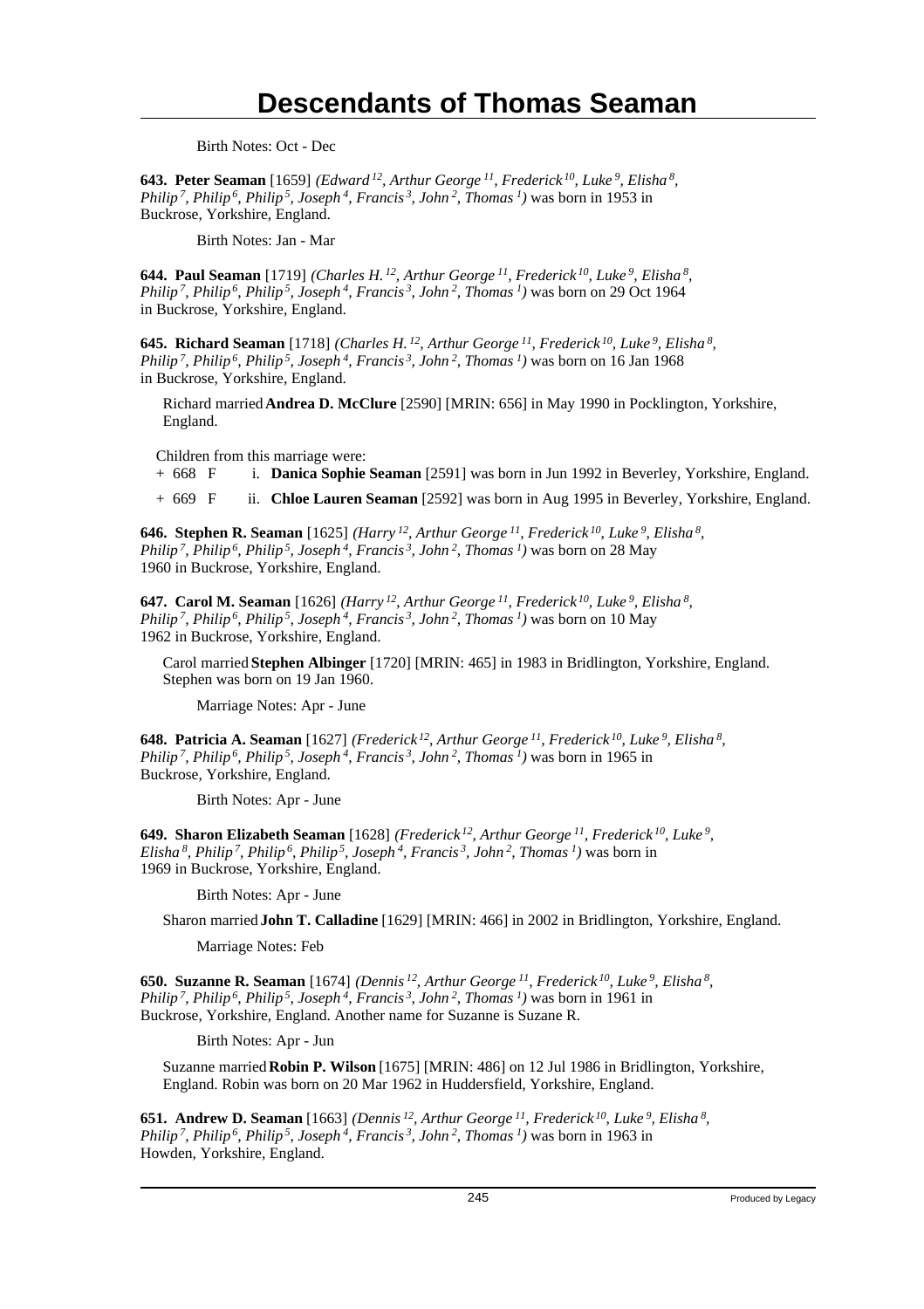Birth Notes: Oct - Dec

**643. Peter Seaman** [1659] *(Edward [12], Arthur George [11], Frederick [10], Luke [9], Elisha [8], Philip [7], Philip [6], Philip [5], Joseph [4], Francis [3], John [2], Thomas [1])* was born in 1953 in Buckrose, Yorkshire, England.

Birth Notes: Jan - Mar

**644. Paul Seaman** [1719] *(Charles H. [12], Arthur George [11], Frederick [10], Luke [9], Elisha [8], Philip [7], Philip [6], Philip [5], Joseph [4], Francis [3], John [2], Thomas [1])* was born on 29 Oct 1964 in Buckrose, Yorkshire, England.

**645. Richard Seaman** [1718] *(Charles H. [12], Arthur George [11], Frederick [10], Luke [9], Elisha [8], Philip [7], Philip [6], Philip [5], Joseph [4], Francis [3], John [2], Thomas [1])* was born on 16 Jan 1968 in Buckrose, Yorkshire, England.

Richard married **Andrea D. McClure** [2590] [MRIN: 656] in May 1990 in Pocklington, Yorkshire, England.

Children from this marriage were:

- \+ 668 F i. **Danica Sophie Seaman** [2591] was born in Jun 1992 in Beverley, Yorkshire, England.
- \+ 669 F ii. **Chloe Lauren Seaman** [2592] was born in Aug 1995 in Beverley, Yorkshire, England.

**646. Stephen R. Seaman** [1625] *(Harry [12], Arthur George [11], Frederick [10], Luke [9], Elisha [8], Philip [7], Philip [6], Philip [5], Joseph [4], Francis [3], John [2], Thomas [1])* was born on 28 May 1960 in Buckrose, Yorkshire, England.

**647. Carol M. Seaman** [1626] *(Harry [12], Arthur George [11], Frederick [10], Luke [9], Elisha [8], Philip [7], Philip [6], Philip [5], Joseph [4], Francis [3], John [2], Thomas [1])* was born on 10 May 1962 in Buckrose, Yorkshire, England.

Carol married **Stephen Albinger** [1720] [MRIN: 465] in 1983 in Bridlington, Yorkshire, England. Stephen was born on 19 Jan 1960.

Marriage Notes: Apr - June

**648. Patricia A. Seaman** [1627] *(Frederick [12], Arthur George [11], Frederick [10], Luke [9], Elisha [8], Philip [7], Philip [6], Philip [5], Joseph [4], Francis [3], John [2], Thomas [1])* was born in 1965 in Buckrose, Yorkshire, England.

Birth Notes: Apr - June

**649. Sharon Elizabeth Seaman** [1628] *(Frederick [12], Arthur George [11], Frederick [10], Luke [9], Elisha [8], Philip [7], Philip [6], Philip [5], Joseph [4], Francis [3], John [2], Thomas [1])* was born in 1969 in Buckrose, Yorkshire, England.

Birth Notes: Apr - June

Sharon married **John T. Calladine** [1629] [MRIN: 466] in 2002 in Bridlington, Yorkshire, England.

Marriage Notes: Feb

**650. Suzanne R. Seaman** [1674] *(Dennis [12], Arthur George [11], Frederick [10], Luke [9], Elisha [8], Philip [7], Philip [6], Philip [5], Joseph [4], Francis [3], John [2], Thomas [1])* was born in 1961 in Buckrose, Yorkshire, England. Another name for Suzanne is Suzane R.

Birth Notes: Apr - Jun

Suzanne married **Robin P. Wilson** [1675] [MRIN: 486] on 12 Jul 1986 in Bridlington, Yorkshire, England. Robin was born on 20 Mar 1962 in Huddersfield, Yorkshire, England.

**651. Andrew D. Seaman** [1663] *(Dennis [12], Arthur George [11], Frederick [10], Luke [9], Elisha [8], Philip [7], Philip [6], Philip [5], Joseph [4], Francis [3], John [2], Thomas [1])* was born in 1963 in Howden, Yorkshire, England.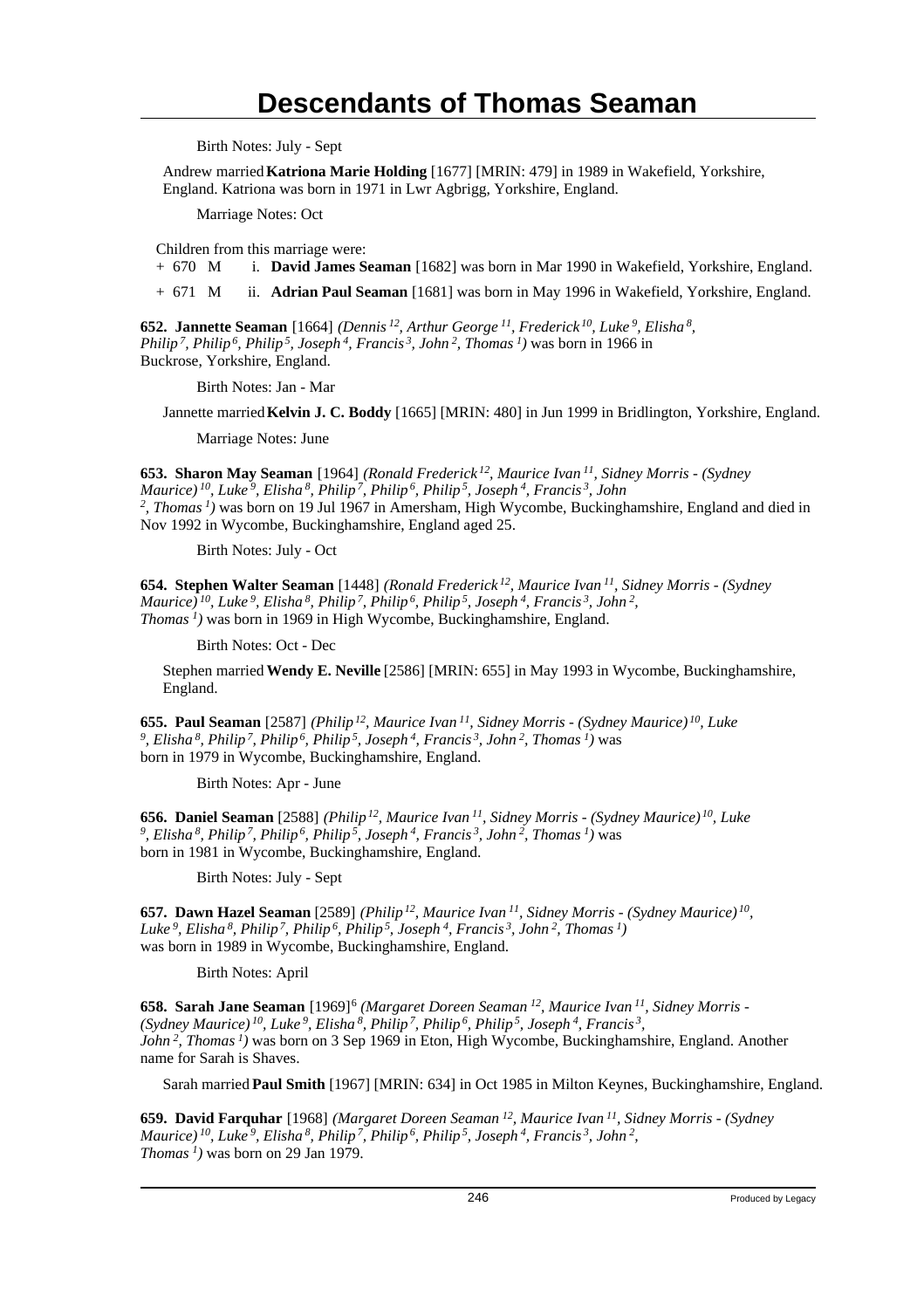Birth Notes: July - Sept

Andrew married **Katriona Marie Holding** [1677] [MRIN: 479] in 1989 in Wakefield, Yorkshire, England. Katriona was born in 1971 in Lwr Agbrigg, Yorkshire, England.

Marriage Notes: Oct

Children from this marriage were:

+ 670 M i. **David James Seaman** [1682] was born in Mar 1990 in Wakefield, Yorkshire, England.

+ 671 M ii. **Adrian Paul Seaman** [1681] was born in May 1996 in Wakefield, Yorkshire, England.

**652. Jannette Seaman** [1664] *(Dennis [12], Arthur George [11], Frederick [10], Luke [9], Elisha [8], Philip [7], Philip [6], Philip [5], Joseph [4], Francis [3], John [2], Thomas [1])* was born in 1966 in Buckrose, Yorkshire, England.

Birth Notes: Jan - Mar

Jannette married **Kelvin J. C. Boddy** [1665] [MRIN: 480] in Jun 1999 in Bridlington, Yorkshire, England.

Marriage Notes: June

**653. Sharon May Seaman** [1964] *(Ronald Frederick [12], Maurice Ivan [11], Sidney Morris - (Sydney Maurice) [10], Luke [9], Elisha [8], Philip [7], Philip [6], Philip [5], Joseph [4], Francis [3], John [2], Thomas [1])* was born on 19 Jul 1967 in Amersham, High Wycombe, Buckinghamshire, England and died in Nov 1992 in Wycombe, Buckinghamshire, England aged 25.

Birth Notes: July - Oct

**654. Stephen Walter Seaman** [1448] *(Ronald Frederick [12], Maurice Ivan [11], Sidney Morris - (Sydney Maurice) [10], Luke [9], Elisha [8], Philip [7], Philip [6], Philip [5], Joseph [4], Francis [3], John [2], Thomas [1])* was born in 1969 in High Wycombe, Buckinghamshire, England.

Birth Notes: Oct - Dec

Stephen married **Wendy E. Neville** [2586] [MRIN: 655] in May 1993 in Wycombe, Buckinghamshire, England.

**655. Paul Seaman** [2587] *(Philip [12], Maurice Ivan [11], Sidney Morris - (Sydney Maurice) [10], Luke [9], Elisha [8], Philip [7], Philip [6], Philip [5], Joseph [4], Francis [3], John [2], Thomas [1])* was born in 1979 in Wycombe, Buckinghamshire, England.

Birth Notes: Apr - June

**656. Daniel Seaman** [2588] *(Philip [12], Maurice Ivan [11], Sidney Morris - (Sydney Maurice) [10], Luke [9], Elisha [8], Philip [7], Philip [6], Philip [5], Joseph [4], Francis [3], John [2], Thomas [1])* was born in 1981 in Wycombe, Buckinghamshire, England.

Birth Notes: July - Sept

**657. Dawn Hazel Seaman** [2589] *(Philip [12], Maurice Ivan [11], Sidney Morris - (Sydney Maurice) [10], Luke [9], Elisha [8], Philip [7], Philip [6], Philip [5], Joseph [4], Francis [3], John [2], Thomas [1])* was born in 1989 in Wycombe, Buckinghamshire, England.

Birth Notes: April

**658. Sarah Jane Seaman** [1969][6] *(Margaret Doreen Seaman [12], Maurice Ivan [11], Sidney Morris - (Sydney Maurice) [10], Luke [9], Elisha [8], Philip [7], Philip [6], Philip [5], Joseph [4], Francis [3], John [2], Thomas [1])* was born on 3 Sep 1969 in Eton, High Wycombe, Buckinghamshire, England. Another name for Sarah is Shaves.

Sarah married **Paul Smith** [1967] [MRIN: 634] in Oct 1985 in Milton Keynes, Buckinghamshire, England.

**659. David Farquhar** [1968] *(Margaret Doreen Seaman [12], Maurice Ivan [11], Sidney Morris - (Sydney Maurice) [10], Luke [9], Elisha [8], Philip [7], Philip [6], Philip [5], Joseph [4], Francis [3], John [2], Thomas [1])* was born on 29 Jan 1979.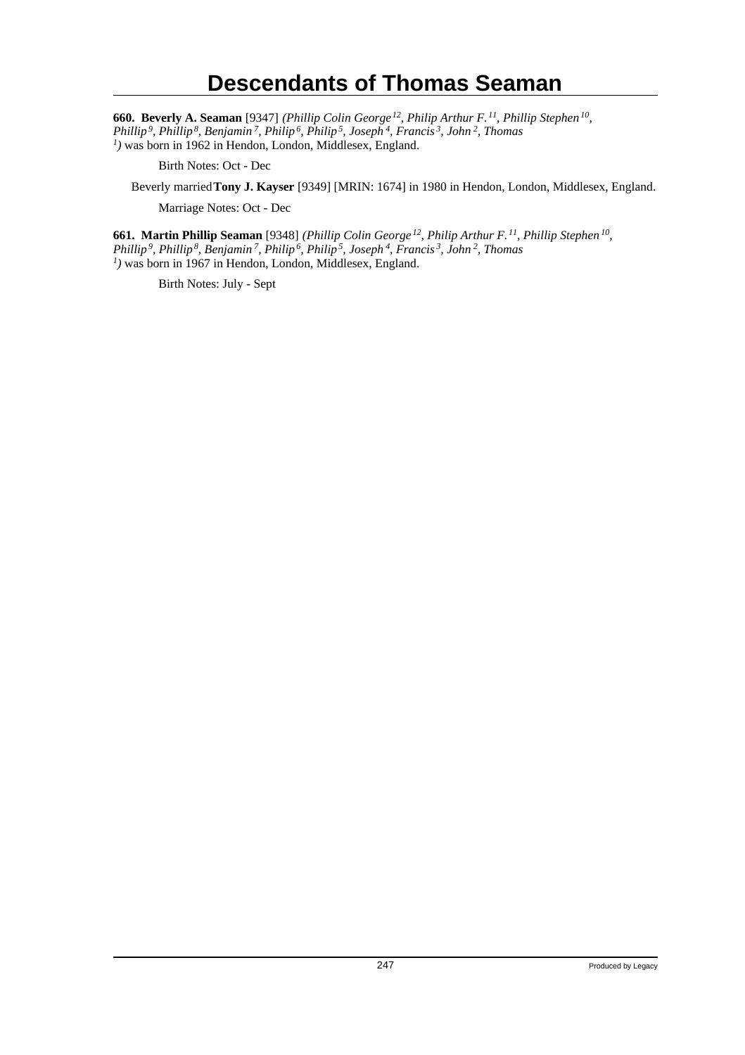# Descendants of Thomas Seaman

**660. Beverly A. Seaman** [9347] *(Phillip Colin George[12], Philip Arthur F.[11], Phillip Stephen[10], Phillip[9], Phillip[8], Benjamin[7], Philip[6], Philip[5], Joseph[4], Francis[3], John[2], Thomas[1])* was born in 1962 in Hendon, London, Middlesex, England.

Birth Notes: Oct - Dec

Beverly married **Tony J. Kayser** [9349] [MRIN: 1674] in 1980 in Hendon, London, Middlesex, England.

Marriage Notes: Oct - Dec

**661. Martin Phillip Seaman** [9348] *(Phillip Colin George[12], Philip Arthur F.[11], Phillip Stephen[10], Phillip[9], Phillip[8], Benjamin[7], Philip[6], Philip[5], Joseph[4], Francis[3], John[2], Thomas[1])* was born in 1967 in Hendon, London, Middlesex, England.

Birth Notes: July - Sept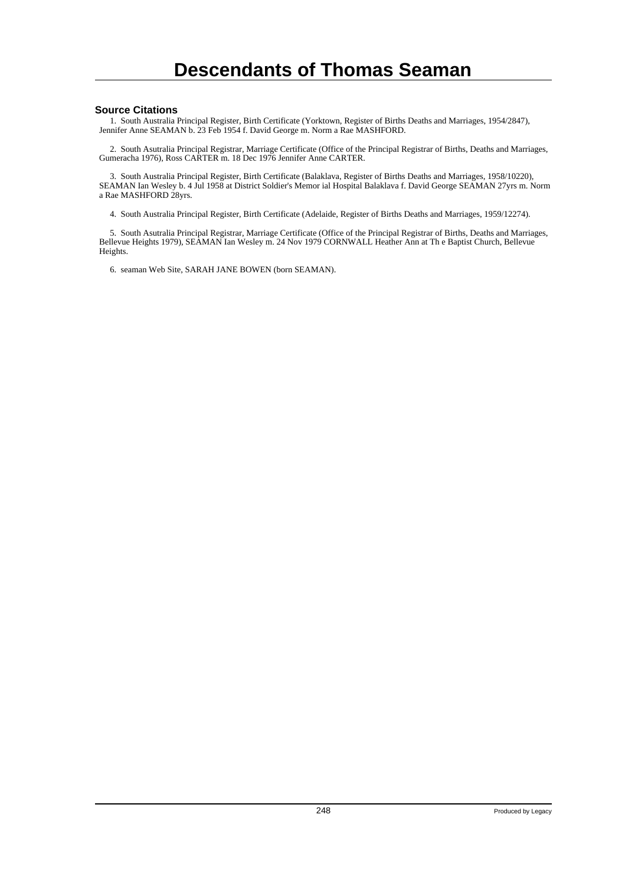# Descendants of Thomas Seaman

### Source Citations

1. South Australia Principal Register, Birth Certificate (Yorktown, Register of Births Deaths and Marriages, 1954/2847), Jennifer Anne SEAMAN b. 23 Feb 1954 f. David George m. Norm a Rae MASHFORD.

2. South Asutralia Principal Registrar, Marriage Certificate (Office of the Principal Registrar of Births, Deaths and Marriages, Gumeracha 1976), Ross CARTER m. 18 Dec 1976 Jennifer Anne CARTER.

3. South Australia Principal Register, Birth Certificate (Balaklava, Register of Births Deaths and Marriages, 1958/10220), SEAMAN Ian Wesley b. 4 Jul 1958 at District Soldier's Memor ial Hospital Balaklava f. David George SEAMAN 27yrs m. Norm a Rae MASHFORD 28yrs.

4. South Australia Principal Register, Birth Certificate (Adelaide, Register of Births Deaths and Marriages, 1959/12274).

5. South Asutralia Principal Registrar, Marriage Certificate (Office of the Principal Registrar of Births, Deaths and Marriages, Bellevue Heights 1979), SEAMAN Ian Wesley m. 24 Nov 1979 CORNWALL Heather Ann at Th e Baptist Church, Bellevue Heights.

6. seaman Web Site, SARAH JANE BOWEN (born SEAMAN).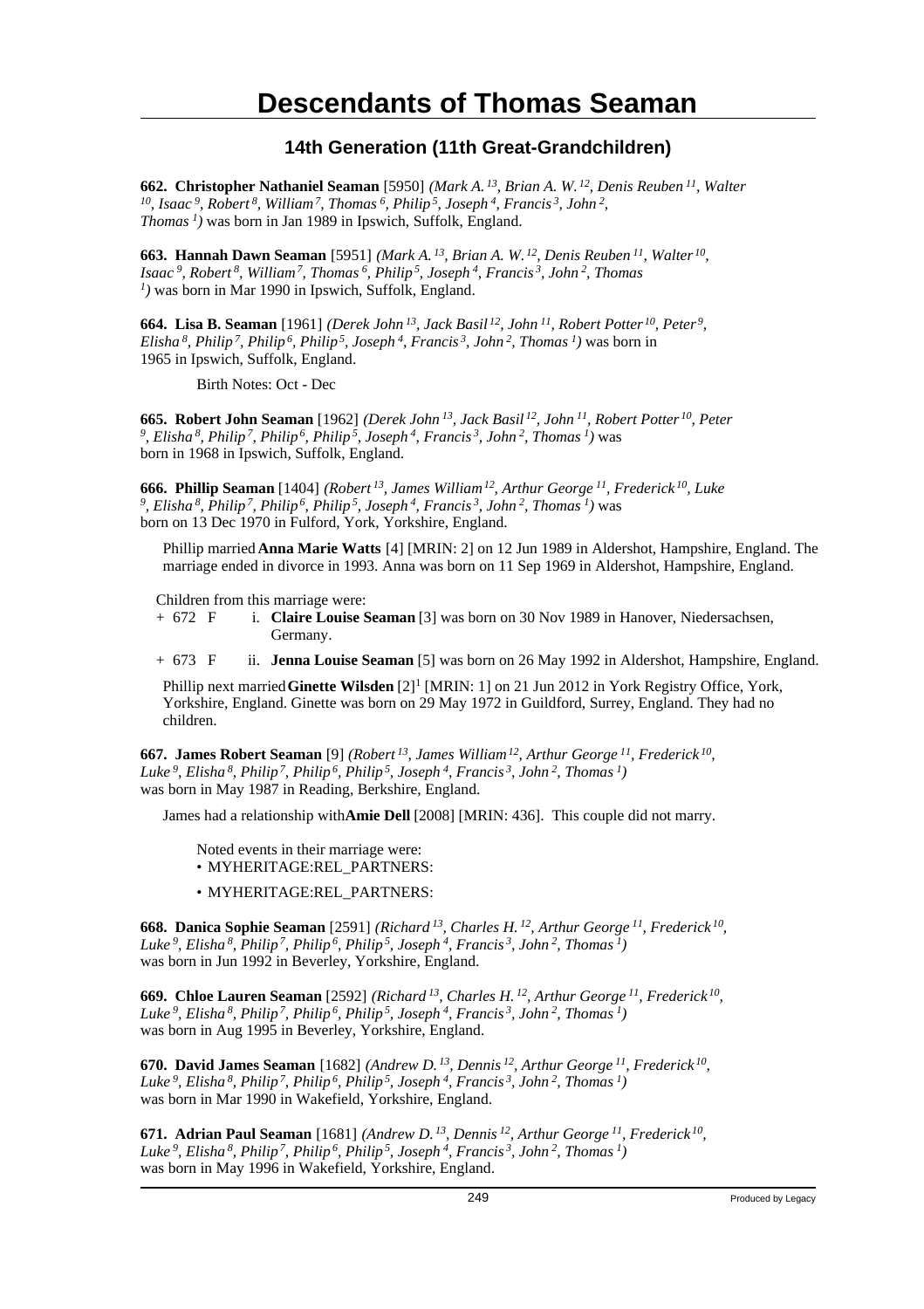# Descendants of Thomas Seaman

## 14th Generation (11th Great-Grandchildren)

**662. Christopher Nathaniel Seaman** [5950] *(Mark A.$^{13}$, Brian A. W.$^{12}$, Denis Reuben$^{11}$, Walter$^{10}$, Isaac$^{9}$, Robert$^{8}$, William$^{7}$, Thomas$^{6}$, Philip$^{5}$, Joseph$^{4}$, Francis$^{3}$, John$^{2}$, Thomas$^{1}$)* was born in Jan 1989 in Ipswich, Suffolk, England.

**663. Hannah Dawn Seaman** [5951] *(Mark A.$^{13}$, Brian A. W.$^{12}$, Denis Reuben$^{11}$, Walter$^{10}$, Isaac$^{9}$, Robert$^{8}$, William$^{7}$, Thomas$^{6}$, Philip$^{5}$, Joseph$^{4}$, Francis$^{3}$, John$^{2}$, Thomas$^{1}$)* was born in Mar 1990 in Ipswich, Suffolk, England.

**664. Lisa B. Seaman** [1961] *(Derek John$^{13}$, Jack Basil$^{12}$, John$^{11}$, Robert Potter$^{10}$, Peter$^{9}$, Elisha$^{8}$, Philip$^{7}$, Philip$^{6}$, Philip$^{5}$, Joseph$^{4}$, Francis$^{3}$, John$^{2}$, Thomas$^{1}$)* was born in 1965 in Ipswich, Suffolk, England.

Birth Notes: Oct - Dec

**665. Robert John Seaman** [1962] *(Derek John$^{13}$, Jack Basil$^{12}$, John$^{11}$, Robert Potter$^{10}$, Peter$^{9}$, Elisha$^{8}$, Philip$^{7}$, Philip$^{6}$, Philip$^{5}$, Joseph$^{4}$, Francis$^{3}$, John$^{2}$, Thomas$^{1}$)* was born in 1968 in Ipswich, Suffolk, England.

**666. Phillip Seaman** [1404] *(Robert$^{13}$, James William$^{12}$, Arthur George$^{11}$, Frederick$^{10}$, Luke$^{9}$, Elisha$^{8}$, Philip$^{7}$, Philip$^{6}$, Philip$^{5}$, Joseph$^{4}$, Francis$^{3}$, John$^{2}$, Thomas$^{1}$)* was born on 13 Dec 1970 in Fulford, York, Yorkshire, England.

Phillip married **Anna Marie Watts** [4] [MRIN: 2] on 12 Jun 1989 in Aldershot, Hampshire, England. The marriage ended in divorce in 1993. Anna was born on 11 Sep 1969 in Aldershot, Hampshire, England.

Children from this marriage were:

+ 672 F i. **Claire Louise Seaman** [3] was born on 30 Nov 1989 in Hanover, Niedersachsen, Germany.
+ 673 F ii. **Jenna Louise Seaman** [5] was born on 26 May 1992 in Aldershot, Hampshire, England.

Phillip next married **Ginette Wilsden** [2][1] [MRIN: 1] on 21 Jun 2012 in York Registry Office, York, Yorkshire, England. Ginette was born on 29 May 1972 in Guildford, Surrey, England. They had no children.

**667. James Robert Seaman** [9] *(Robert$^{13}$, James William$^{12}$, Arthur George$^{11}$, Frederick$^{10}$, Luke$^{9}$, Elisha$^{8}$, Philip$^{7}$, Philip$^{6}$, Philip$^{5}$, Joseph$^{4}$, Francis$^{3}$, John$^{2}$, Thomas$^{1}$)* was born in May 1987 in Reading, Berkshire, England.

James had a relationship with **Amie Dell** [2008] [MRIN: 436]. This couple did not marry.

Noted events in their marriage were:

- MYHERITAGE:REL_PARTNERS:
- MYHERITAGE:REL_PARTNERS:

**668. Danica Sophie Seaman** [2591] *(Richard$^{13}$, Charles H.$^{12}$, Arthur George$^{11}$, Frederick$^{10}$, Luke$^{9}$, Elisha$^{8}$, Philip$^{7}$, Philip$^{6}$, Philip$^{5}$, Joseph$^{4}$, Francis$^{3}$, John$^{2}$, Thomas$^{1}$)* was born in Jun 1992 in Beverley, Yorkshire, England.

**669. Chloe Lauren Seaman** [2592] *(Richard$^{13}$, Charles H.$^{12}$, Arthur George$^{11}$, Frederick$^{10}$, Luke$^{9}$, Elisha$^{8}$, Philip$^{7}$, Philip$^{6}$, Philip$^{5}$, Joseph$^{4}$, Francis$^{3}$, John$^{2}$, Thomas$^{1}$)* was born in Aug 1995 in Beverley, Yorkshire, England.

**670. David James Seaman** [1682] *(Andrew D.$^{13}$, Dennis$^{12}$, Arthur George$^{11}$, Frederick$^{10}$, Luke$^{9}$, Elisha$^{8}$, Philip$^{7}$, Philip$^{6}$, Philip$^{5}$, Joseph$^{4}$, Francis$^{3}$, John$^{2}$, Thomas$^{1}$)* was born in Mar 1990 in Wakefield, Yorkshire, England.

**671. Adrian Paul Seaman** [1681] *(Andrew D.$^{13}$, Dennis$^{12}$, Arthur George$^{11}$, Frederick$^{10}$, Luke$^{9}$, Elisha$^{8}$, Philip$^{7}$, Philip$^{6}$, Philip$^{5}$, Joseph$^{4}$, Francis$^{3}$, John$^{2}$, Thomas$^{1}$)* was born in May 1996 in Wakefield, Yorkshire, England.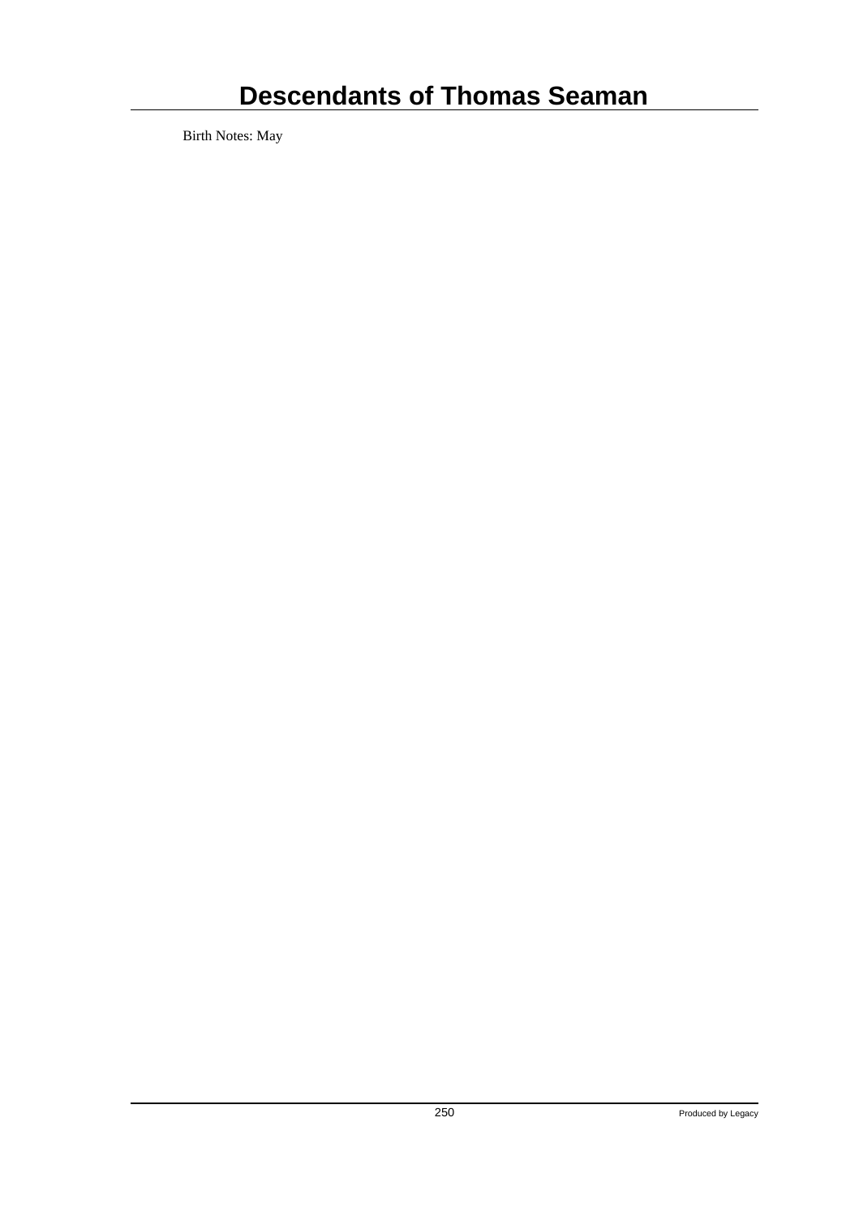Birth Notes: May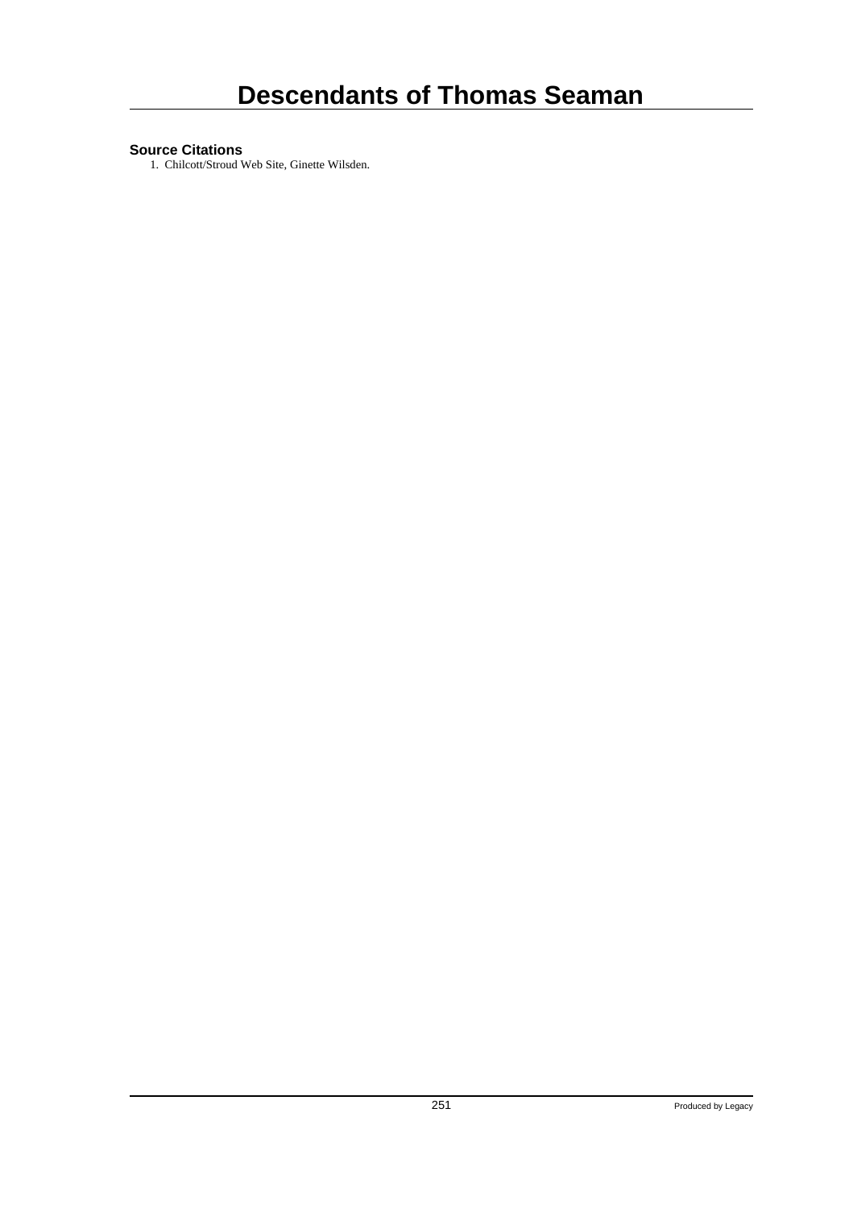# Descendants of Thomas Seaman

**Source Citations**

1. Chilcott/Stroud Web Site, Ginette Wilsden.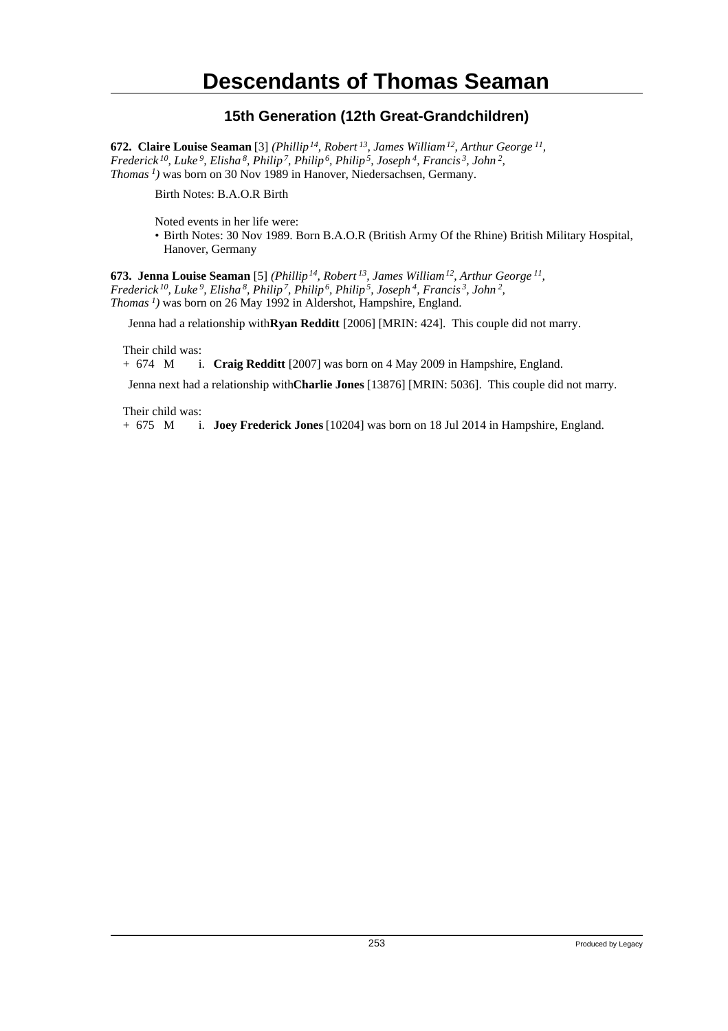# Descendants of Thomas Seaman

## 15th Generation (12th Great-Grandchildren)

**672. Claire Louise Seaman** [3] *(Phillip[14], Robert[13], James William[12], Arthur George[11], Frederick[10], Luke[9], Elisha[8], Philip[7], Philip[6], Philip[5], Joseph[4], Francis[3], John[2], Thomas[1])* was born on 30 Nov 1989 in Hanover, Niedersachsen, Germany.

Birth Notes: B.A.O.R Birth

Noted events in her life were:

- Birth Notes: 30 Nov 1989. Born B.A.O.R (British Army Of the Rhine) British Military Hospital, Hanover, Germany

**673. Jenna Louise Seaman** [5] *(Phillip[14], Robert[13], James William[12], Arthur George[11], Frederick[10], Luke[9], Elisha[8], Philip[7], Philip[6], Philip[5], Joseph[4], Francis[3], John[2], Thomas[1])* was born on 26 May 1992 in Aldershot, Hampshire, England.

Jenna had a relationship with **Ryan Redditt** [2006] [MRIN: 424]. This couple did not marry.

Their child was:

+ 674 M i. **Craig Redditt** [2007] was born on 4 May 2009 in Hampshire, England.

Jenna next had a relationship with **Charlie Jones** [13876] [MRIN: 5036]. This couple did not marry.

Their child was:

+ 675 M i. **Joey Frederick Jones** [10204] was born on 18 Jul 2014 in Hampshire, England.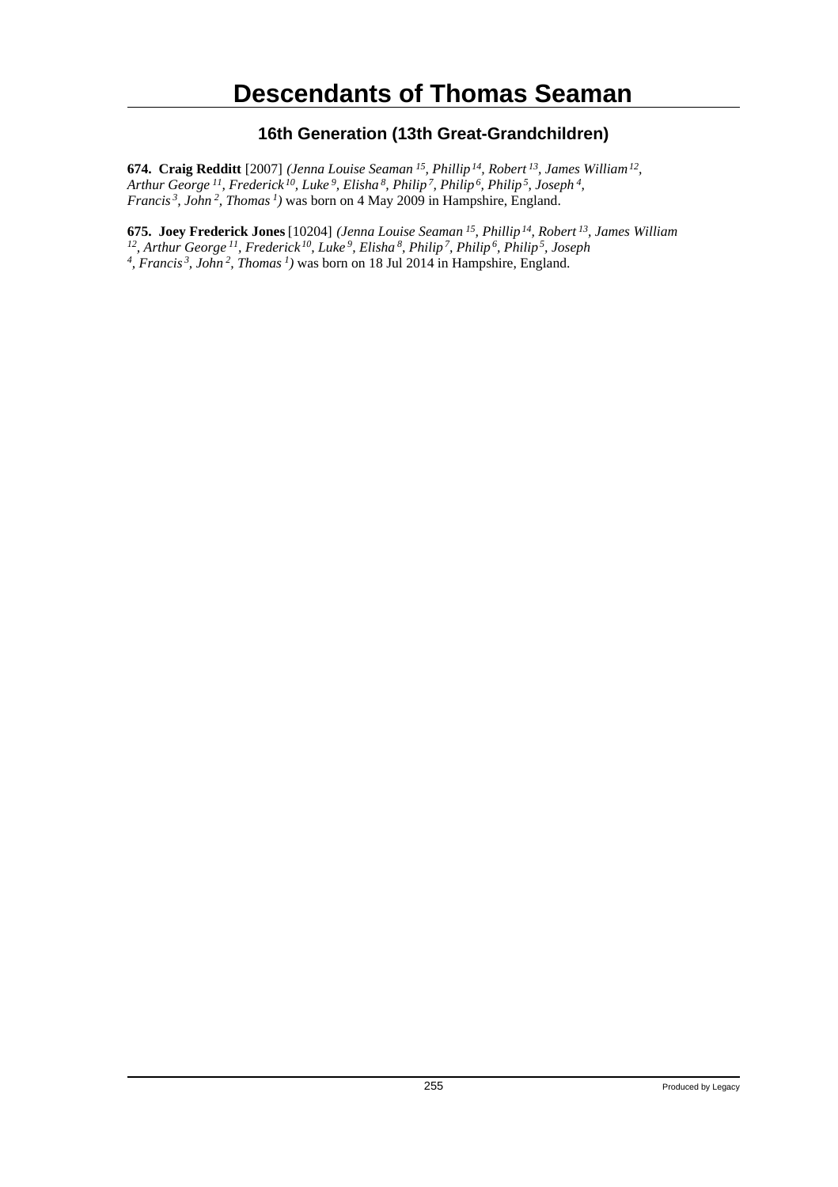# Descendants of Thomas Seaman

## 16th Generation (13th Great-Grandchildren)

**674. Craig Redditt** [2007] *(Jenna Louise Seaman [15], Phillip [14], Robert [13], James William [12], Arthur George [11], Frederick [10], Luke [9], Elisha [8], Philip [7], Philip [6], Philip [5], Joseph [4], Francis [3], John [2], Thomas [1])* was born on 4 May 2009 in Hampshire, England.

**675. Joey Frederick Jones** [10204] *(Jenna Louise Seaman [15], Phillip [14], Robert [13], James William [12], Arthur George [11], Frederick [10], Luke [9], Elisha [8], Philip [7], Philip [6], Philip [5], Joseph [4], Francis [3], John [2], Thomas [1])* was born on 18 Jul 2014 in Hampshire, England.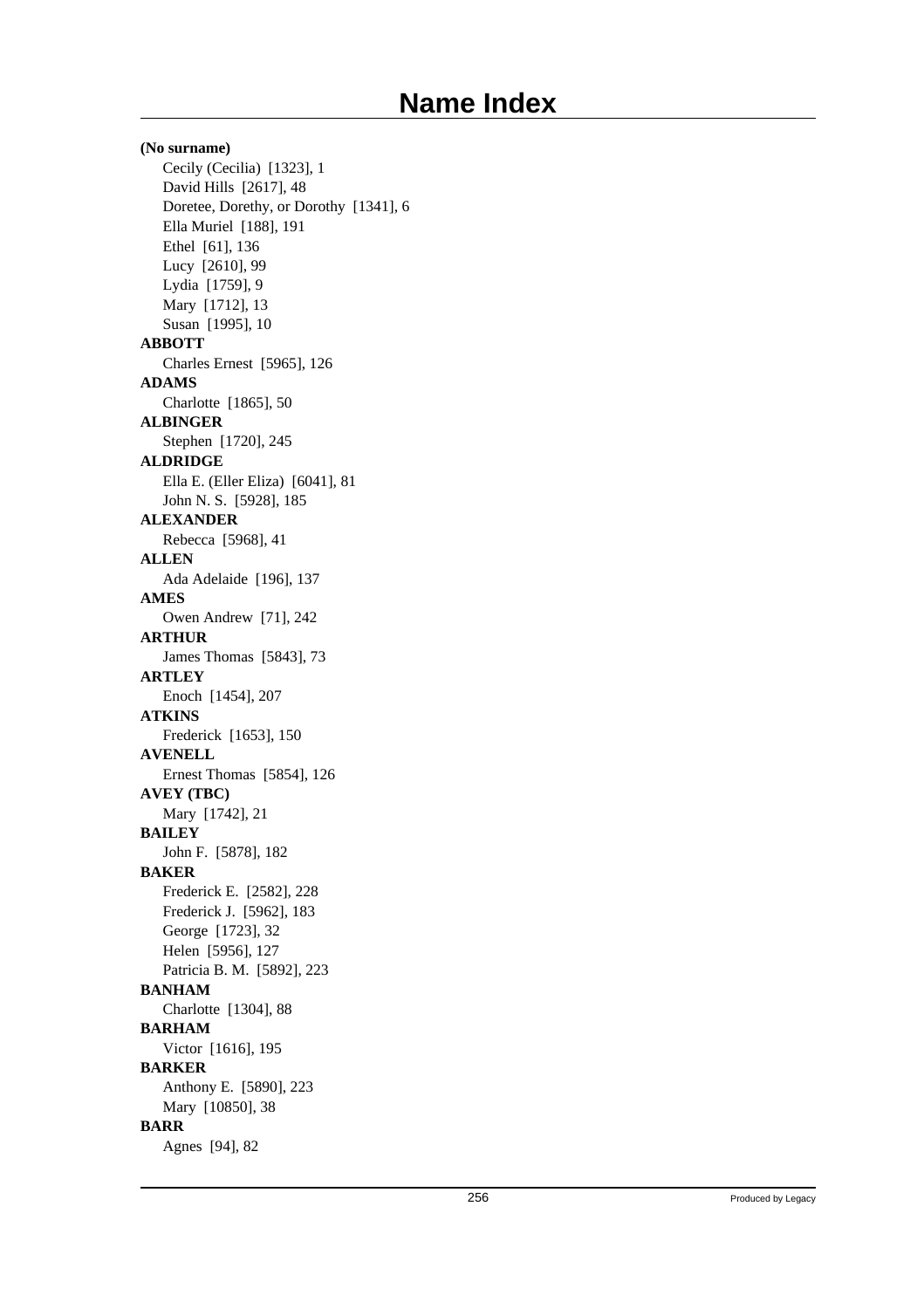# Name Index

**(No surname)**

Cecily (Cecilia) [1323], 1
David Hills [2617], 48
Doretee, Dorethy, or Dorothy [1341], 6
Ella Muriel [188], 191
Ethel [61], 136
Lucy [2610], 99
Lydia [1759], 9
Mary [1712], 13
Susan [1995], 10

**ABBOTT**

Charles Ernest [5965], 126

**ADAMS**

Charlotte [1865], 50

**ALBINGER**

Stephen [1720], 245

**ALDRIDGE**

Ella E. (Eller Eliza) [6041], 81
John N. S. [5928], 185

**ALEXANDER**

Rebecca [5968], 41

**ALLEN**

Ada Adelaide [196], 137

**AMES**

Owen Andrew [71], 242

**ARTHUR**

James Thomas [5843], 73

**ARTLEY**

Enoch [1454], 207

**ATKINS**

Frederick [1653], 150

**AVENELL**

Ernest Thomas [5854], 126

**AVEY (TBC)**

Mary [1742], 21

**BAILEY**

John F. [5878], 182

**BAKER**

Frederick E. [2582], 228
Frederick J. [5962], 183
George [1723], 32
Helen [5956], 127
Patricia B. M. [5892], 223

**BANHAM**

Charlotte [1304], 88

**BARHAM**

Victor [1616], 195

**BARKER**

Anthony E. [5890], 223
Mary [10850], 38

**BARR**

Agnes [94], 82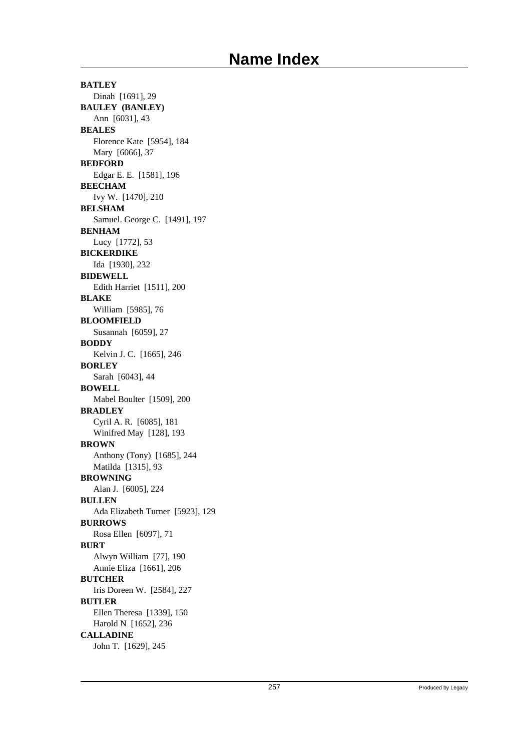# Name Index

**BATLEY**
Dinah [1691], 29
**BAULEY (BANLEY)**
Ann [6031], 43
**BEALES**
Florence Kate [5954], 184
Mary [6066], 37
**BEDFORD**
Edgar E. E. [1581], 196
**BEECHAM**
Ivy W. [1470], 210
**BELSHAM**
Samuel. George C. [1491], 197
**BENHAM**
Lucy [1772], 53
**BICKERDIKE**
Ida [1930], 232
**BIDEWELL**
Edith Harriet [1511], 200
**BLAKE**
William [5985], 76
**BLOOMFIELD**
Susannah [6059], 27
**BODDY**
Kelvin J. C. [1665], 246
**BORLEY**
Sarah [6043], 44
**BOWELL**
Mabel Boulter [1509], 200
**BRADLEY**
Cyril A. R. [6085], 181
Winifred May [128], 193
**BROWN**
Anthony (Tony) [1685], 244
Matilda [1315], 93
**BROWNING**
Alan J. [6005], 224
**BULLEN**
Ada Elizabeth Turner [5923], 129
**BURROWS**
Rosa Ellen [6097], 71
**BURT**
Alwyn William [77], 190
Annie Eliza [1661], 206
**BUTCHER**
Iris Doreen W. [2584], 227
**BUTLER**
Ellen Theresa [1339], 150
Harold N [1652], 236
**CALLADINE**
John T. [1629], 245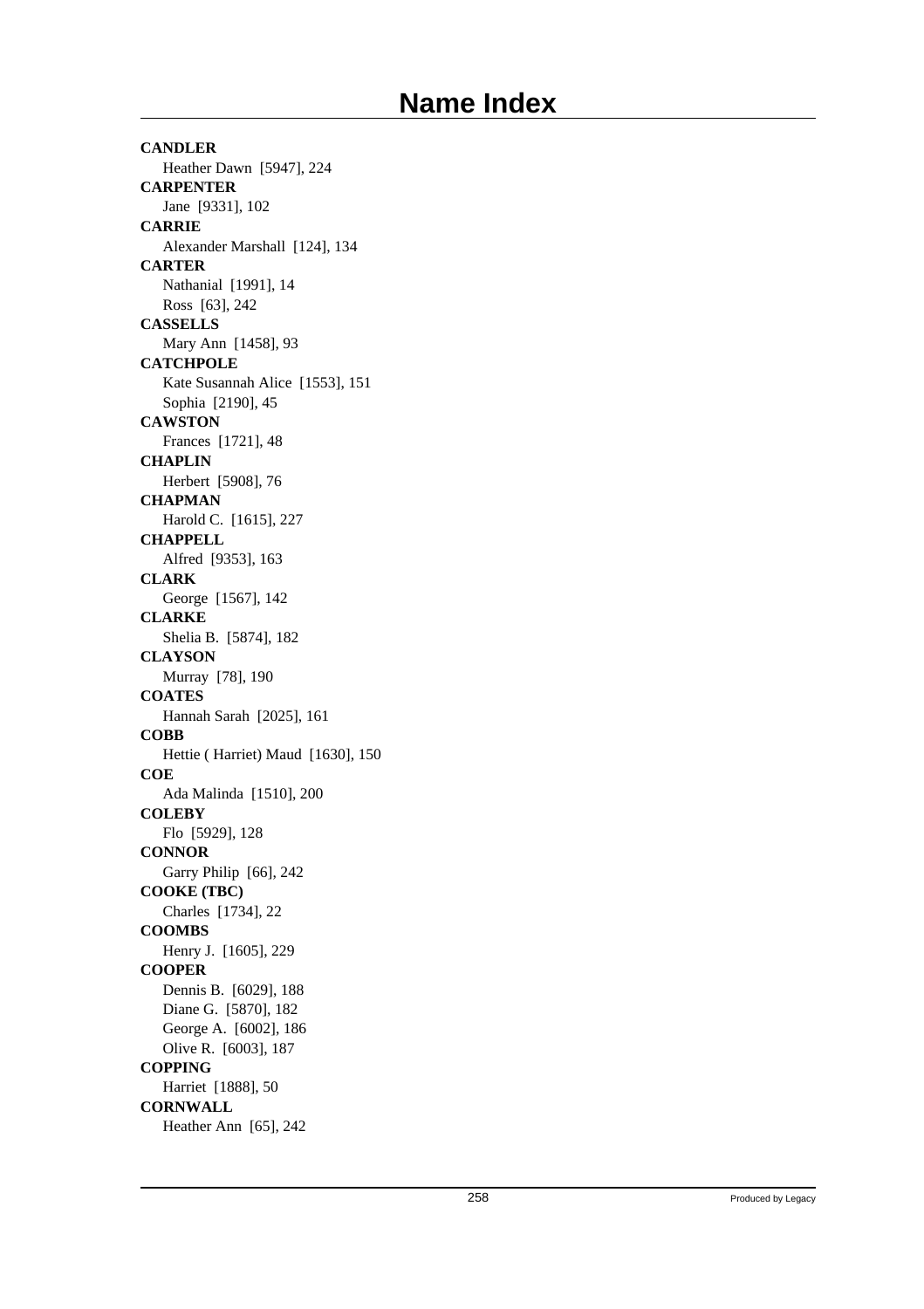# Name Index

**CANDLER**
Heather Dawn [5947], 224
**CARPENTER**
Jane [9331], 102
**CARRIE**
Alexander Marshall [124], 134
**CARTER**
Nathanial [1991], 14
Ross [63], 242
**CASSELLS**
Mary Ann [1458], 93
**CATCHPOLE**
Kate Susannah Alice [1553], 151
Sophia [2190], 45
**CAWSTON**
Frances [1721], 48
**CHAPLIN**
Herbert [5908], 76
**CHAPMAN**
Harold C. [1615], 227
**CHAPPELL**
Alfred [9353], 163
**CLARK**
George [1567], 142
**CLARKE**
Shelia B. [5874], 182
**CLAYSON**
Murray [78], 190
**COATES**
Hannah Sarah [2025], 161
**COBB**
Hettie ( Harriet) Maud [1630], 150
**COE**
Ada Malinda [1510], 200
**COLEBY**
Flo [5929], 128
**CONNOR**
Garry Philip [66], 242
**COOKE (TBC)**
Charles [1734], 22
**COOMBS**
Henry J. [1605], 229
**COOPER**
Dennis B. [6029], 188
Diane G. [5870], 182
George A. [6002], 186
Olive R. [6003], 187
**COPPING**
Harriet [1888], 50
**CORNWALL**
Heather Ann [65], 242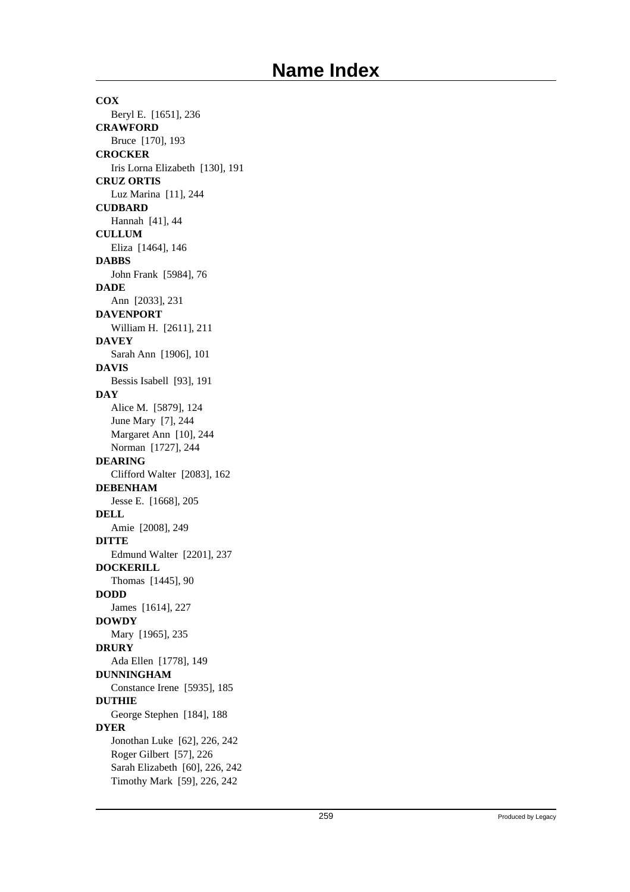# Name Index

**COX**
Beryl E. [1651], 236

**CRAWFORD**
Bruce [170], 193

**CROCKER**
Iris Lorna Elizabeth [130], 191

**CRUZ ORTIS**
Luz Marina [11], 244

**CUDBARD**
Hannah [41], 44

**CULLUM**
Eliza [1464], 146

**DABBS**
John Frank [5984], 76

**DADE**
Ann [2033], 231

**DAVENPORT**
William H. [2611], 211

**DAVEY**
Sarah Ann [1906], 101

**DAVIS**
Bessis Isabell [93], 191

**DAY**
Alice M. [5879], 124
June Mary [7], 244
Margaret Ann [10], 244
Norman [1727], 244

**DEARING**
Clifford Walter [2083], 162

**DEBENHAM**
Jesse E. [1668], 205

**DELL**
Amie [2008], 249

**DITTE**
Edmund Walter [2201], 237

**DOCKERILL**
Thomas [1445], 90

**DODD**
James [1614], 227

**DOWDY**
Mary [1965], 235

**DRURY**
Ada Ellen [1778], 149

**DUNNINGHAM**
Constance Irene [5935], 185

**DUTHIE**
George Stephen [184], 188

**DYER**
Jonothan Luke [62], 226, 242
Roger Gilbert [57], 226
Sarah Elizabeth [60], 226, 242
Timothy Mark [59], 226, 242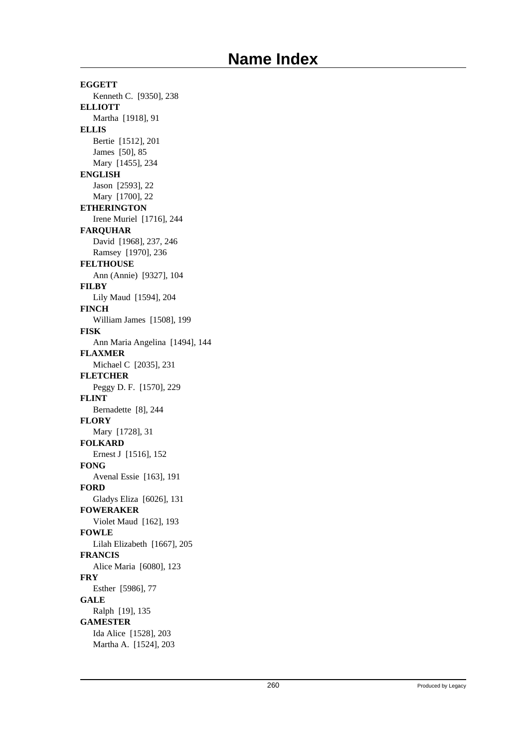# Name Index

**EGGETT**
Kenneth C. [9350], 238
**ELLIOTT**
Martha [1918], 91
**ELLIS**
Bertie [1512], 201
James [50], 85
Mary [1455], 234
**ENGLISH**
Jason [2593], 22
Mary [1700], 22
**ETHERINGTON**
Irene Muriel [1716], 244
**FARQUHAR**
David [1968], 237, 246
Ramsey [1970], 236
**FELTHOUSE**
Ann (Annie) [9327], 104
**FILBY**
Lily Maud [1594], 204
**FINCH**
William James [1508], 199
**FISK**
Ann Maria Angelina [1494], 144
**FLAXMER**
Michael C [2035], 231
**FLETCHER**
Peggy D. F. [1570], 229
**FLINT**
Bernadette [8], 244
**FLORY**
Mary [1728], 31
**FOLKARD**
Ernest J [1516], 152
**FONG**
Avenal Essie [163], 191
**FORD**
Gladys Eliza [6026], 131
**FOWERAKER**
Violet Maud [162], 193
**FOWLE**
Lilah Elizabeth [1667], 205
**FRANCIS**
Alice Maria [6080], 123
**FRY**
Esther [5986], 77
**GALE**
Ralph [19], 135
**GAMESTER**
Ida Alice [1528], 203
Martha A. [1524], 203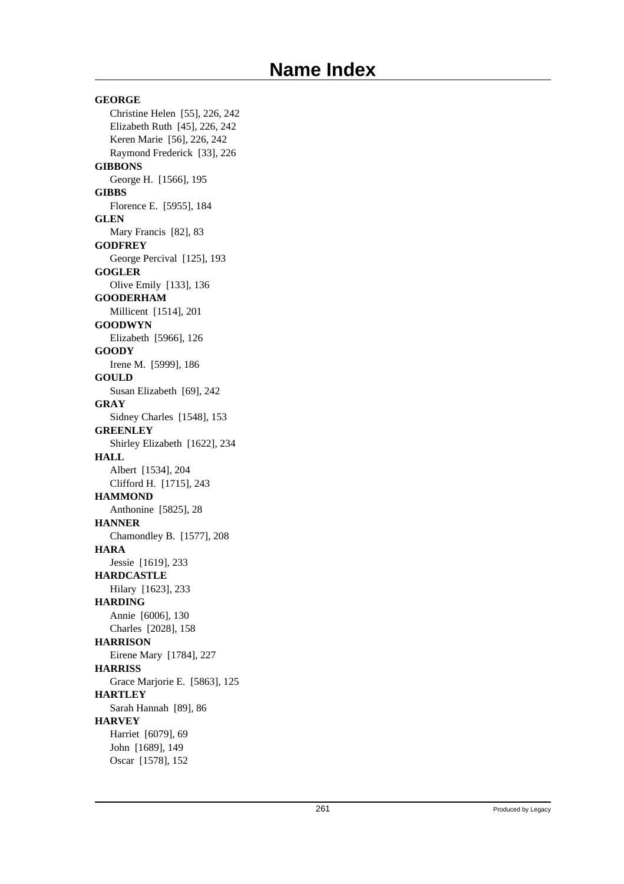# Name Index

**GEORGE**

Christine Helen [55], 226, 242
Elizabeth Ruth [45], 226, 242
Keren Marie [56], 226, 242
Raymond Frederick [33], 226

**GIBBONS**

George H. [1566], 195

**GIBBS**

Florence E. [5955], 184

**GLEN**

Mary Francis [82], 83

**GODFREY**

George Percival [125], 193

**GOGLER**

Olive Emily [133], 136

**GOODERHAM**

Millicent [1514], 201

**GOODWYN**

Elizabeth [5966], 126

**GOODY**

Irene M. [5999], 186

**GOULD**

Susan Elizabeth [69], 242

**GRAY**

Sidney Charles [1548], 153

**GREENLEY**

Shirley Elizabeth [1622], 234

**HALL**

Albert [1534], 204
Clifford H. [1715], 243

**HAMMOND**

Anthonine [5825], 28

**HANNER**

Chamondley B. [1577], 208

**HARA**

Jessie [1619], 233

**HARDCASTLE**

Hilary [1623], 233

**HARDING**

Annie [6006], 130
Charles [2028], 158

**HARRISON**

Eirene Mary [1784], 227

**HARRISS**

Grace Marjorie E. [5863], 125

**HARTLEY**

Sarah Hannah [89], 86

**HARVEY**

Harriet [6079], 69
John [1689], 149
Oscar [1578], 152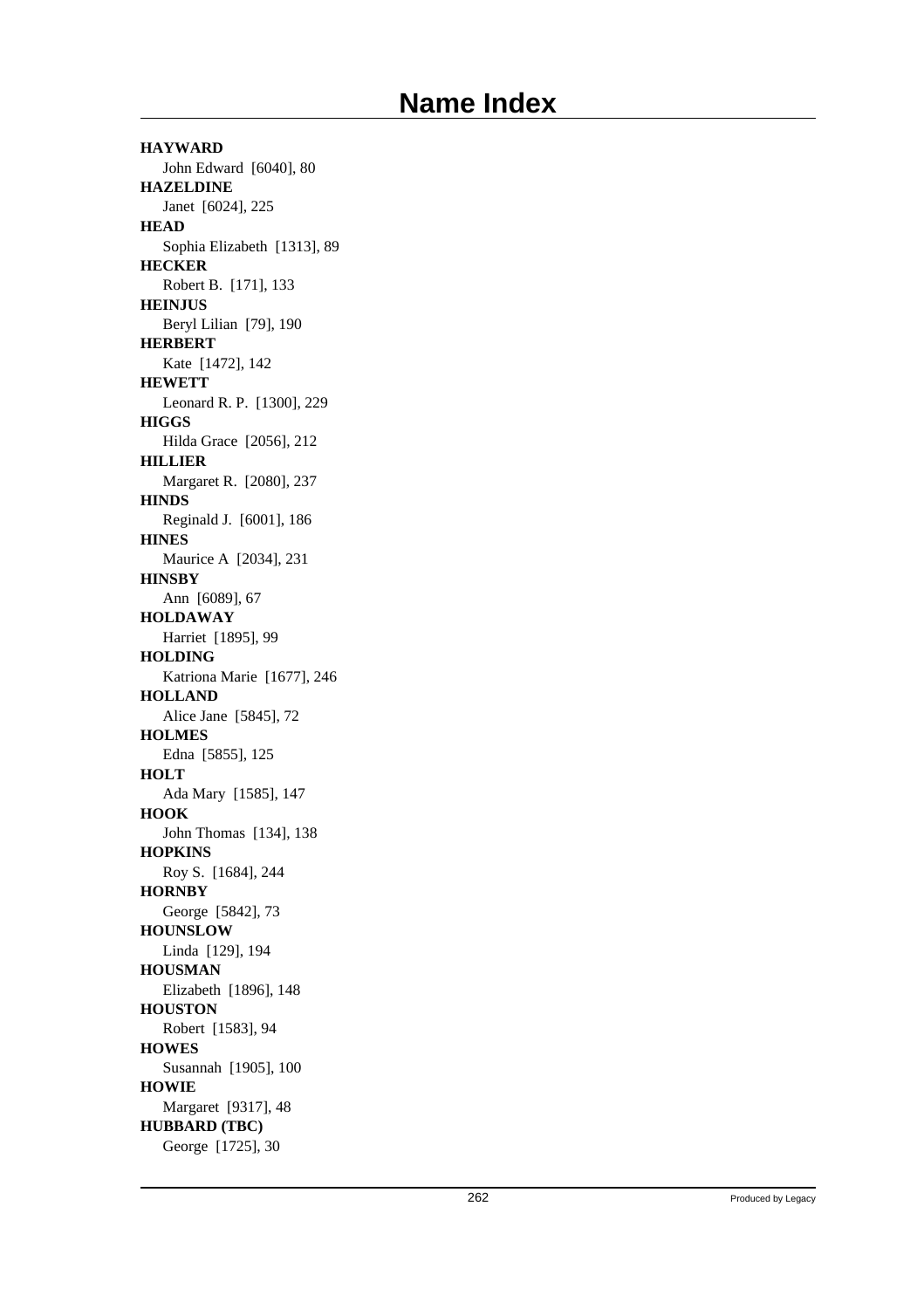# Name Index

**HAYWARD**
John Edward [6040], 80

**HAZELDINE**
Janet [6024], 225

**HEAD**
Sophia Elizabeth [1313], 89

**HECKER**
Robert B. [171], 133

**HEINJUS**
Beryl Lilian [79], 190

**HERBERT**
Kate [1472], 142

**HEWETT**
Leonard R. P. [1300], 229

**HIGGS**
Hilda Grace [2056], 212

**HILLIER**
Margaret R. [2080], 237

**HINDS**
Reginald J. [6001], 186

**HINES**
Maurice A [2034], 231

**HINSBY**
Ann [6089], 67

**HOLDAWAY**
Harriet [1895], 99

**HOLDING**
Katriona Marie [1677], 246

**HOLLAND**
Alice Jane [5845], 72

**HOLMES**
Edna [5855], 125

**HOLT**
Ada Mary [1585], 147

**HOOK**
John Thomas [134], 138

**HOPKINS**
Roy S. [1684], 244

**HORNBY**
George [5842], 73

**HOUNSLOW**
Linda [129], 194

**HOUSMAN**
Elizabeth [1896], 148

**HOUSTON**
Robert [1583], 94

**HOWES**
Susannah [1905], 100

**HOWIE**
Margaret [9317], 48

**HUBBARD (TBC)**
George [1725], 30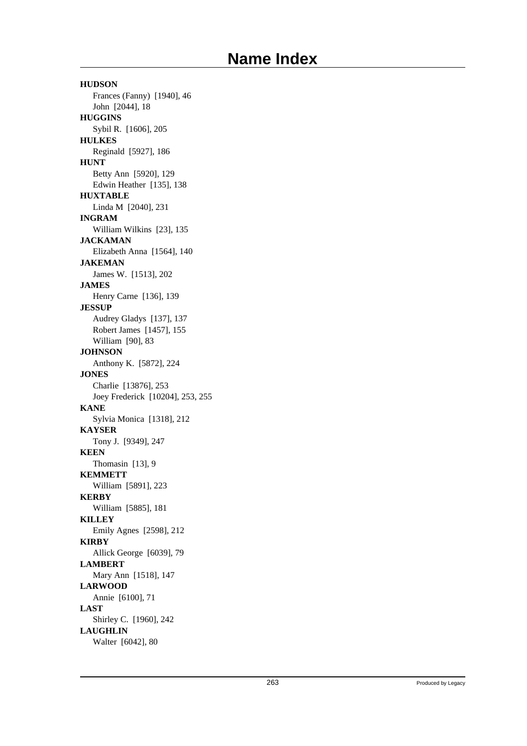# Name Index

**HUDSON**
Frances (Fanny) [1940], 46
John [2044], 18

**HUGGINS**
Sybil R. [1606], 205

**HULKES**
Reginald [5927], 186

**HUNT**
Betty Ann [5920], 129
Edwin Heather [135], 138

**HUXTABLE**
Linda M [2040], 231

**INGRAM**
William Wilkins [23], 135

**JACKAMAN**
Elizabeth Anna [1564], 140

**JAKEMAN**
James W. [1513], 202

**JAMES**
Henry Carne [136], 139

**JESSUP**
Audrey Gladys [137], 137
Robert James [1457], 155
William [90], 83

**JOHNSON**
Anthony K. [5872], 224

**JONES**
Charlie [13876], 253
Joey Frederick [10204], 253, 255

**KANE**
Sylvia Monica [1318], 212

**KAYSER**
Tony J. [9349], 247

**KEEN**
Thomasin [13], 9

**KEMMETT**
William [5891], 223

**KERBY**
William [5885], 181

**KILLEY**
Emily Agnes [2598], 212

**KIRBY**
Allick George [6039], 79

**LAMBERT**
Mary Ann [1518], 147

**LARWOOD**
Annie [6100], 71

**LAST**
Shirley C. [1960], 242

**LAUGHLIN**
Walter [6042], 80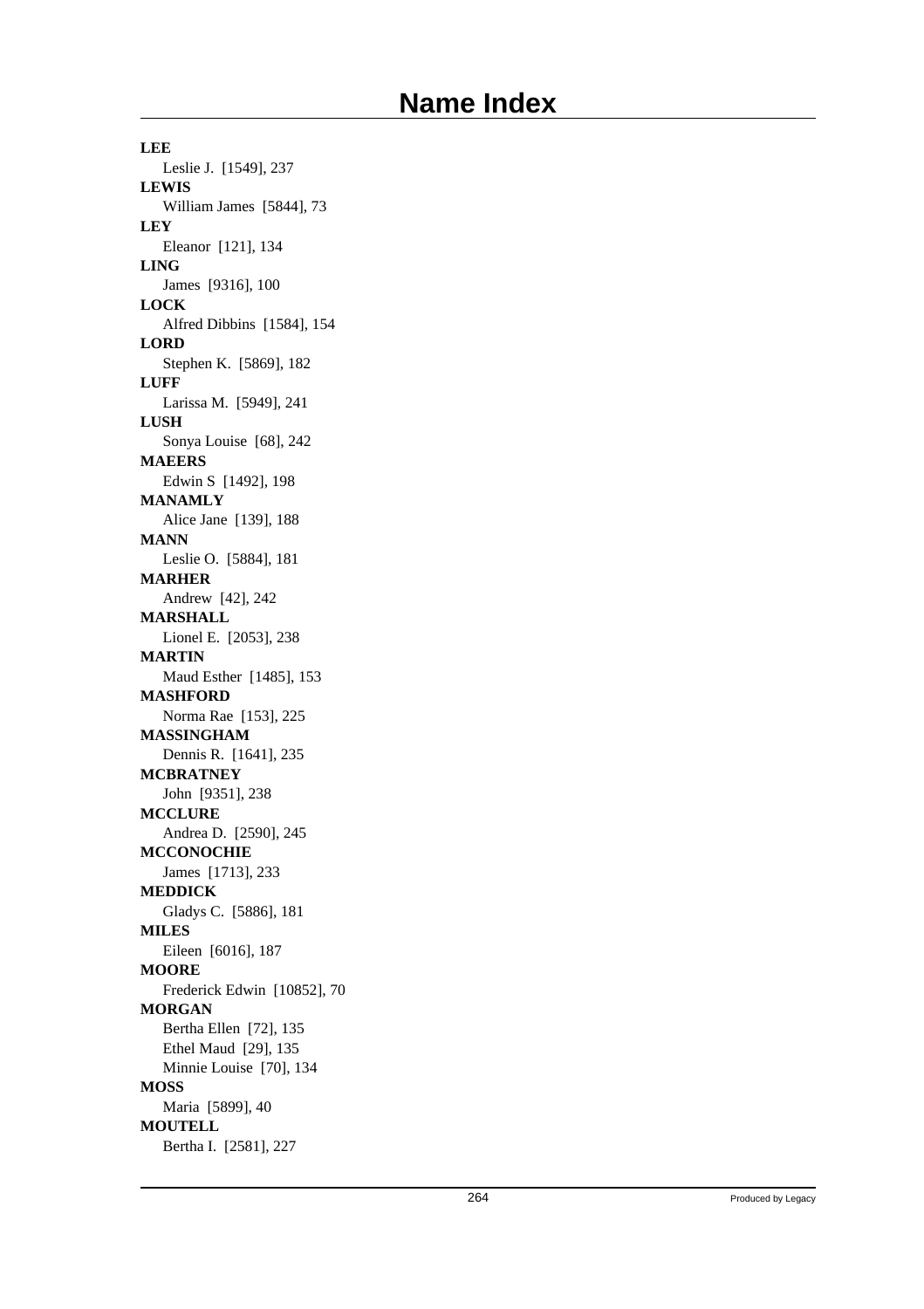# Name Index

**LEE**
Leslie J. [1549], 237

**LEWIS**
William James [5844], 73

**LEY**
Eleanor [121], 134

**LING**
James [9316], 100

**LOCK**
Alfred Dibbins [1584], 154

**LORD**
Stephen K. [5869], 182

**LUFF**
Larissa M. [5949], 241

**LUSH**
Sonya Louise [68], 242

**MAEERS**
Edwin S [1492], 198

**MANAMLY**
Alice Jane [139], 188

**MANN**
Leslie O. [5884], 181

**MARHER**
Andrew [42], 242

**MARSHALL**
Lionel E. [2053], 238

**MARTIN**
Maud Esther [1485], 153

**MASHFORD**
Norma Rae [153], 225

**MASSINGHAM**
Dennis R. [1641], 235

**MCBRATNEY**
John [9351], 238

**MCCLURE**
Andrea D. [2590], 245

**MCCONOCHIE**
James [1713], 233

**MEDDICK**
Gladys C. [5886], 181

**MILES**
Eileen [6016], 187

**MOORE**
Frederick Edwin [10852], 70

**MORGAN**
Bertha Ellen [72], 135
Ethel Maud [29], 135
Minnie Louise [70], 134

**MOSS**
Maria [5899], 40

**MOUTELL**
Bertha I. [2581], 227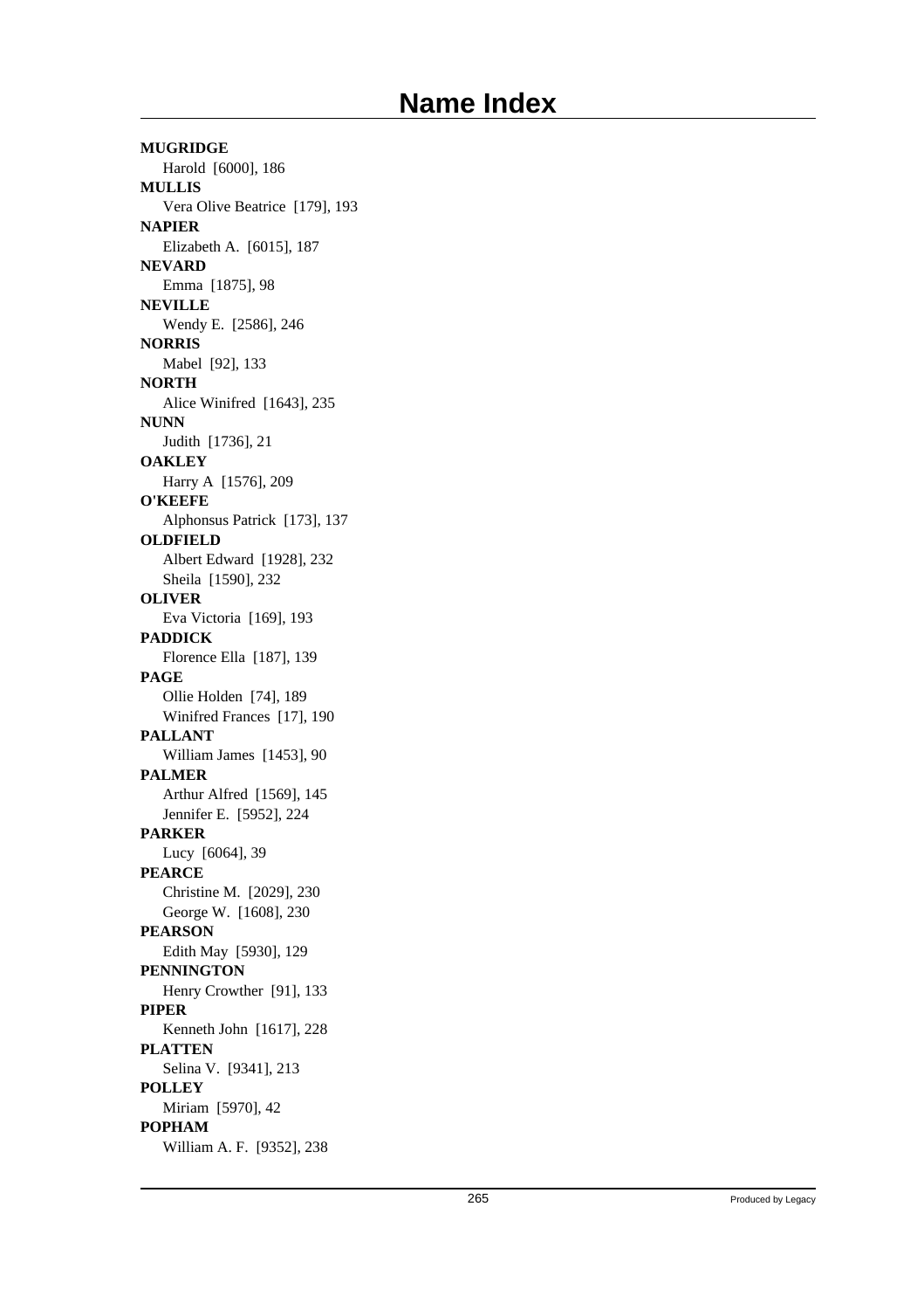# Name Index

**MUGRIDGE**
Harold [6000], 186
**MULLIS**
Vera Olive Beatrice [179], 193
**NAPIER**
Elizabeth A. [6015], 187
**NEVARD**
Emma [1875], 98
**NEVILLE**
Wendy E. [2586], 246
**NORRIS**
Mabel [92], 133
**NORTH**
Alice Winifred [1643], 235
**NUNN**
Judith [1736], 21
**OAKLEY**
Harry A [1576], 209
**O'KEEFE**
Alphonsus Patrick [173], 137
**OLDFIELD**
Albert Edward [1928], 232
Sheila [1590], 232
**OLIVER**
Eva Victoria [169], 193
**PADDICK**
Florence Ella [187], 139
**PAGE**
Ollie Holden [74], 189
Winifred Frances [17], 190
**PALLANT**
William James [1453], 90
**PALMER**
Arthur Alfred [1569], 145
Jennifer E. [5952], 224
**PARKER**
Lucy [6064], 39
**PEARCE**
Christine M. [2029], 230
George W. [1608], 230
**PEARSON**
Edith May [5930], 129
**PENNINGTON**
Henry Crowther [91], 133
**PIPER**
Kenneth John [1617], 228
**PLATTEN**
Selina V. [9341], 213
**POLLEY**
Miriam [5970], 42
**POPHAM**
William A. F. [9352], 238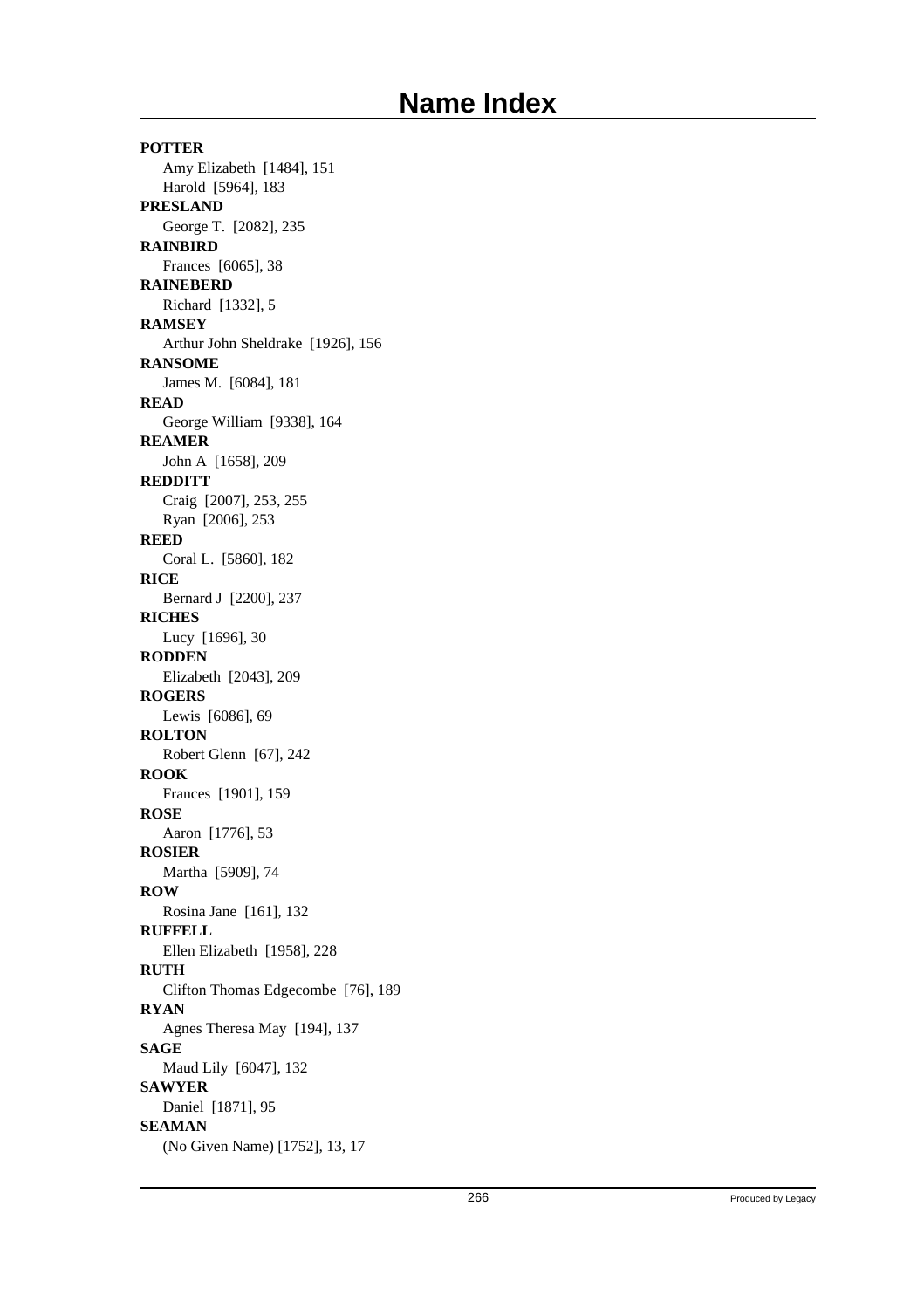# Name Index

**POTTER**

Amy Elizabeth [1484], 151

Harold [5964], 183

**PRESLAND**

George T. [2082], 235

**RAINBIRD**

Frances [6065], 38

**RAINEBERD**

Richard [1332], 5

**RAMSEY**

Arthur John Sheldrake [1926], 156

**RANSOME**

James M. [6084], 181

**READ**

George William [9338], 164

**REAMER**

John A [1658], 209

**REDDITT**

Craig [2007], 253, 255

Ryan [2006], 253

**REED**

Coral L. [5860], 182

**RICE**

Bernard J [2200], 237

**RICHES**

Lucy [1696], 30

**RODDEN**

Elizabeth [2043], 209

**ROGERS**

Lewis [6086], 69

**ROLTON**

Robert Glenn [67], 242

**ROOK**

Frances [1901], 159

**ROSE**

Aaron [1776], 53

**ROSIER**

Martha [5909], 74

**ROW**

Rosina Jane [161], 132

**RUFFELL**

Ellen Elizabeth [1958], 228

**RUTH**

Clifton Thomas Edgecombe [76], 189

**RYAN**

Agnes Theresa May [194], 137

**SAGE**

Maud Lily [6047], 132

**SAWYER**

Daniel [1871], 95

**SEAMAN**

(No Given Name) [1752], 13, 17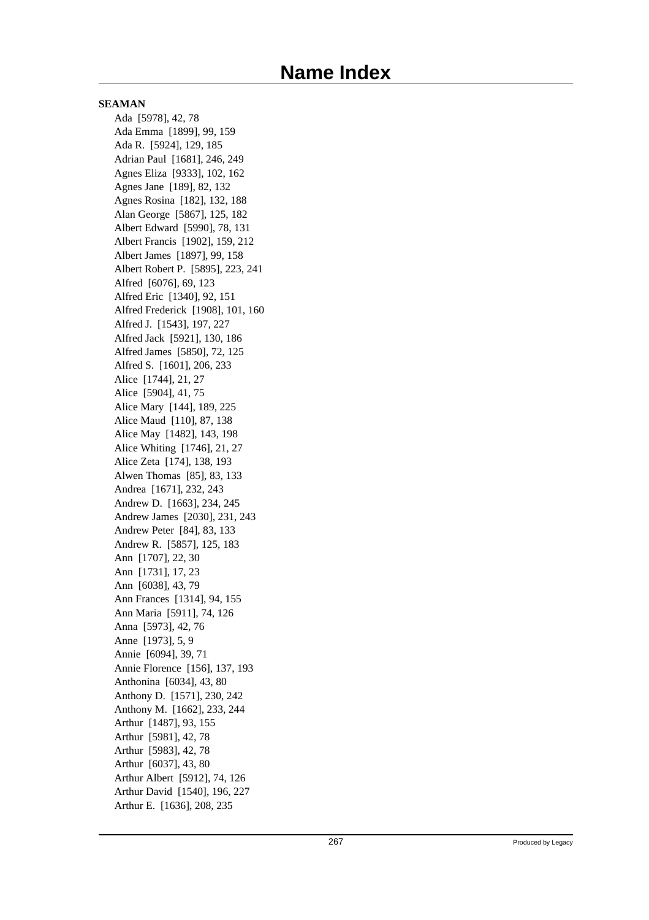# Name Index

**SEAMAN**

Ada [5978], 42, 78
Ada Emma [1899], 99, 159
Ada R. [5924], 129, 185
Adrian Paul [1681], 246, 249
Agnes Eliza [9333], 102, 162
Agnes Jane [189], 82, 132
Agnes Rosina [182], 132, 188
Alan George [5867], 125, 182
Albert Edward [5990], 78, 131
Albert Francis [1902], 159, 212
Albert James [1897], 99, 158
Albert Robert P. [5895], 223, 241
Alfred [6076], 69, 123
Alfred Eric [1340], 92, 151
Alfred Frederick [1908], 101, 160
Alfred J. [1543], 197, 227
Alfred Jack [5921], 130, 186
Alfred James [5850], 72, 125
Alfred S. [1601], 206, 233
Alice [1744], 21, 27
Alice [5904], 41, 75
Alice Mary [144], 189, 225
Alice Maud [110], 87, 138
Alice May [1482], 143, 198
Alice Whiting [1746], 21, 27
Alice Zeta [174], 138, 193
Alwen Thomas [85], 83, 133
Andrea [1671], 232, 243
Andrew D. [1663], 234, 245
Andrew James [2030], 231, 243
Andrew Peter [84], 83, 133
Andrew R. [5857], 125, 183
Ann [1707], 22, 30
Ann [1731], 17, 23
Ann [6038], 43, 79
Ann Frances [1314], 94, 155
Ann Maria [5911], 74, 126
Anna [5973], 42, 76
Anne [1973], 5, 9
Annie [6094], 39, 71
Annie Florence [156], 137, 193
Anthonina [6034], 43, 80
Anthony D. [1571], 230, 242
Anthony M. [1662], 233, 244
Arthur [1487], 93, 155
Arthur [5981], 42, 78
Arthur [5983], 42, 78
Arthur [6037], 43, 80
Arthur Albert [5912], 74, 126
Arthur David [1540], 196, 227
Arthur E. [1636], 208, 235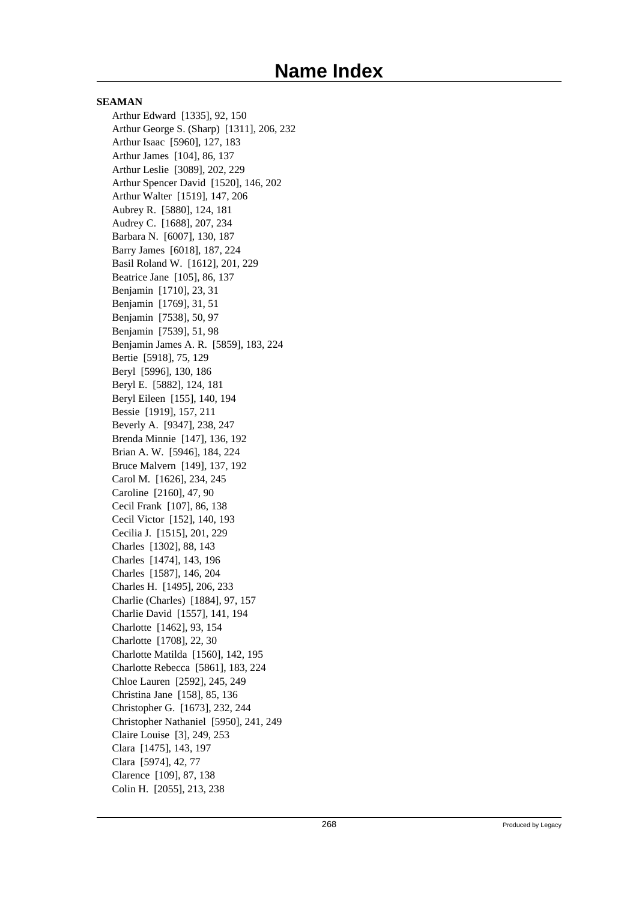# Name Index

**SEAMAN**

Arthur Edward [1335], 92, 150
Arthur George S. (Sharp) [1311], 206, 232
Arthur Isaac [5960], 127, 183
Arthur James [104], 86, 137
Arthur Leslie [3089], 202, 229
Arthur Spencer David [1520], 146, 202
Arthur Walter [1519], 147, 206
Aubrey R. [5880], 124, 181
Audrey C. [1688], 207, 234
Barbara N. [6007], 130, 187
Barry James [6018], 187, 224
Basil Roland W. [1612], 201, 229
Beatrice Jane [105], 86, 137
Benjamin [1710], 23, 31
Benjamin [1769], 31, 51
Benjamin [7538], 50, 97
Benjamin [7539], 51, 98
Benjamin James A. R. [5859], 183, 224
Bertie [5918], 75, 129
Beryl [5996], 130, 186
Beryl E. [5882], 124, 181
Beryl Eileen [155], 140, 194
Bessie [1919], 157, 211
Beverly A. [9347], 238, 247
Brenda Minnie [147], 136, 192
Brian A. W. [5946], 184, 224
Bruce Malvern [149], 137, 192
Carol M. [1626], 234, 245
Caroline [2160], 47, 90
Cecil Frank [107], 86, 138
Cecil Victor [152], 140, 193
Cecilia J. [1515], 201, 229
Charles [1302], 88, 143
Charles [1474], 143, 196
Charles [1587], 146, 204
Charles H. [1495], 206, 233
Charlie (Charles) [1884], 97, 157
Charlie David [1557], 141, 194
Charlotte [1462], 93, 154
Charlotte [1708], 22, 30
Charlotte Matilda [1560], 142, 195
Charlotte Rebecca [5861], 183, 224
Chloe Lauren [2592], 245, 249
Christina Jane [158], 85, 136
Christopher G. [1673], 232, 244
Christopher Nathaniel [5950], 241, 249
Claire Louise [3], 249, 253
Clara [1475], 143, 197
Clara [5974], 42, 77
Clarence [109], 87, 138
Colin H. [2055], 213, 238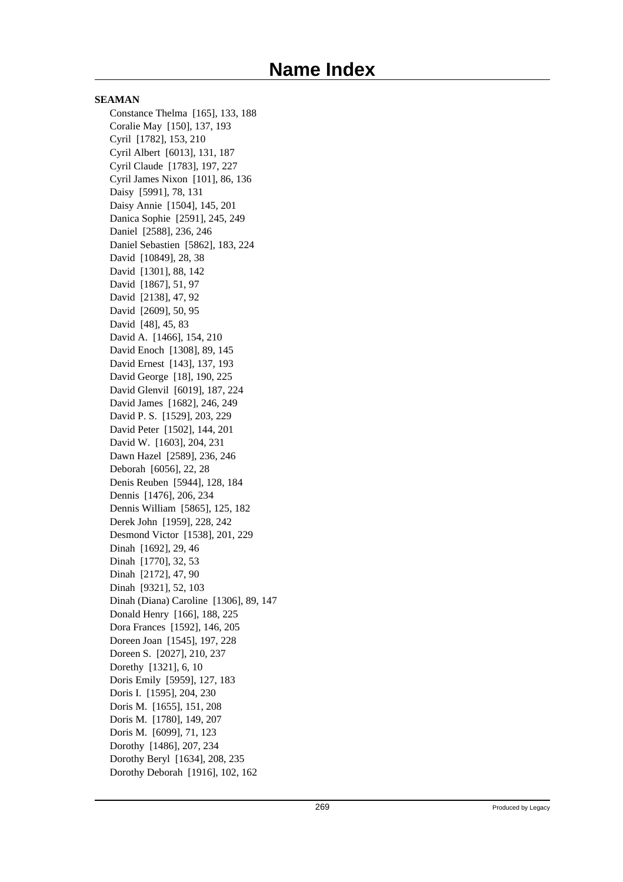# Name Index

**SEAMAN**

Constance Thelma [165], 133, 188
Coralie May [150], 137, 193
Cyril [1782], 153, 210
Cyril Albert [6013], 131, 187
Cyril Claude [1783], 197, 227
Cyril James Nixon [101], 86, 136
Daisy [5991], 78, 131
Daisy Annie [1504], 145, 201
Danica Sophie [2591], 245, 249
Daniel [2588], 236, 246
Daniel Sebastien [5862], 183, 224
David [10849], 28, 38
David [1301], 88, 142
David [1867], 51, 97
David [2138], 47, 92
David [2609], 50, 95
David [48], 45, 83
David A. [1466], 154, 210
David Enoch [1308], 89, 145
David Ernest [143], 137, 193
David George [18], 190, 225
David Glenvil [6019], 187, 224
David James [1682], 246, 249
David P. S. [1529], 203, 229
David Peter [1502], 144, 201
David W. [1603], 204, 231
Dawn Hazel [2589], 236, 246
Deborah [6056], 22, 28
Denis Reuben [5944], 128, 184
Dennis [1476], 206, 234
Dennis William [5865], 125, 182
Derek John [1959], 228, 242
Desmond Victor [1538], 201, 229
Dinah [1692], 29, 46
Dinah [1770], 32, 53
Dinah [2172], 47, 90
Dinah [9321], 52, 103
Dinah (Diana) Caroline [1306], 89, 147
Donald Henry [166], 188, 225
Dora Frances [1592], 146, 205
Doreen Joan [1545], 197, 228
Doreen S. [2027], 210, 237
Dorethy [1321], 6, 10
Doris Emily [5959], 127, 183
Doris I. [1595], 204, 230
Doris M. [1655], 151, 208
Doris M. [1780], 149, 207
Doris M. [6099], 71, 123
Dorothy [1486], 207, 234
Dorothy Beryl [1634], 208, 235
Dorothy Deborah [1916], 102, 162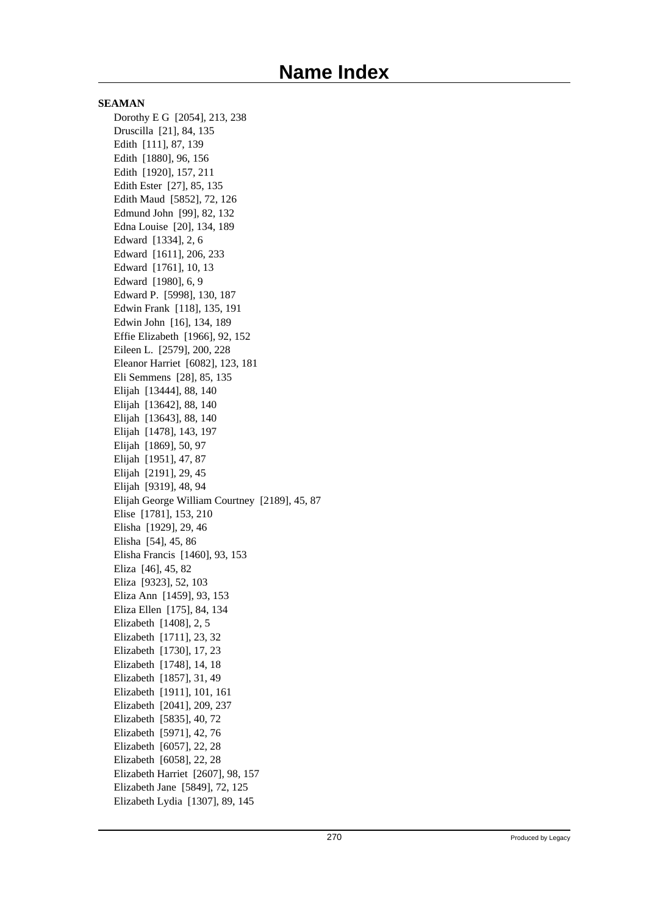# Name Index

**SEAMAN**

Dorothy E G [2054], 213, 238
Druscilla [21], 84, 135
Edith [111], 87, 139
Edith [1880], 96, 156
Edith [1920], 157, 211
Edith Ester [27], 85, 135
Edith Maud [5852], 72, 126
Edmund John [99], 82, 132
Edna Louise [20], 134, 189
Edward [1334], 2, 6
Edward [1611], 206, 233
Edward [1761], 10, 13
Edward [1980], 6, 9
Edward P. [5998], 130, 187
Edwin Frank [118], 135, 191
Edwin John [16], 134, 189
Effie Elizabeth [1966], 92, 152
Eileen L. [2579], 200, 228
Eleanor Harriet [6082], 123, 181
Eli Semmens [28], 85, 135
Elijah [13444], 88, 140
Elijah [13642], 88, 140
Elijah [13643], 88, 140
Elijah [1478], 143, 197
Elijah [1869], 50, 97
Elijah [1951], 47, 87
Elijah [2191], 29, 45
Elijah [9319], 48, 94
Elijah George William Courtney [2189], 45, 87
Elise [1781], 153, 210
Elisha [1929], 29, 46
Elisha [54], 45, 86
Elisha Francis [1460], 93, 153
Eliza [46], 45, 82
Eliza [9323], 52, 103
Eliza Ann [1459], 93, 153
Eliza Ellen [175], 84, 134
Elizabeth [1408], 2, 5
Elizabeth [1711], 23, 32
Elizabeth [1730], 17, 23
Elizabeth [1748], 14, 18
Elizabeth [1857], 31, 49
Elizabeth [1911], 101, 161
Elizabeth [2041], 209, 237
Elizabeth [5835], 40, 72
Elizabeth [5971], 42, 76
Elizabeth [6057], 22, 28
Elizabeth [6058], 22, 28
Elizabeth Harriet [2607], 98, 157
Elizabeth Jane [5849], 72, 125
Elizabeth Lydia [1307], 89, 145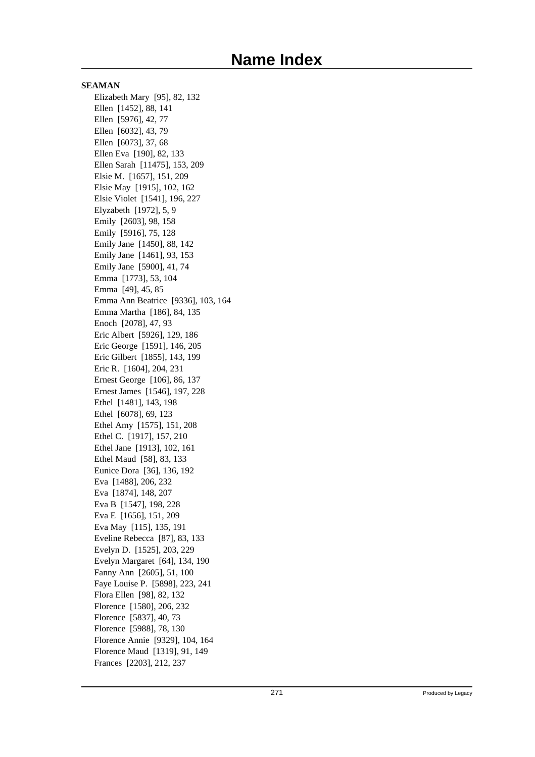# Name Index

**SEAMAN**

Elizabeth Mary [95], 82, 132
Ellen [1452], 88, 141
Ellen [5976], 42, 77
Ellen [6032], 43, 79
Ellen [6073], 37, 68
Ellen Eva [190], 82, 133
Ellen Sarah [11475], 153, 209
Elsie M. [1657], 151, 209
Elsie May [1915], 102, 162
Elsie Violet [1541], 196, 227
Elyzabeth [1972], 5, 9
Emily [2603], 98, 158
Emily [5916], 75, 128
Emily Jane [1450], 88, 142
Emily Jane [1461], 93, 153
Emily Jane [5900], 41, 74
Emma [1773], 53, 104
Emma [49], 45, 85
Emma Ann Beatrice [9336], 103, 164
Emma Martha [186], 84, 135
Enoch [2078], 47, 93
Eric Albert [5926], 129, 186
Eric George [1591], 146, 205
Eric Gilbert [1855], 143, 199
Eric R. [1604], 204, 231
Ernest George [106], 86, 137
Ernest James [1546], 197, 228
Ethel [1481], 143, 198
Ethel [6078], 69, 123
Ethel Amy [1575], 151, 208
Ethel C. [1917], 157, 210
Ethel Jane [1913], 102, 161
Ethel Maud [58], 83, 133
Eunice Dora [36], 136, 192
Eva [1488], 206, 232
Eva [1874], 148, 207
Eva B [1547], 198, 228
Eva E [1656], 151, 209
Eva May [115], 135, 191
Eveline Rebecca [87], 83, 133
Evelyn D. [1525], 203, 229
Evelyn Margaret [64], 134, 190
Fanny Ann [2605], 51, 100
Faye Louise P. [5898], 223, 241
Flora Ellen [98], 82, 132
Florence [1580], 206, 232
Florence [5837], 40, 73
Florence [5988], 78, 130
Florence Annie [9329], 104, 164
Florence Maud [1319], 91, 149
Frances [2203], 212, 237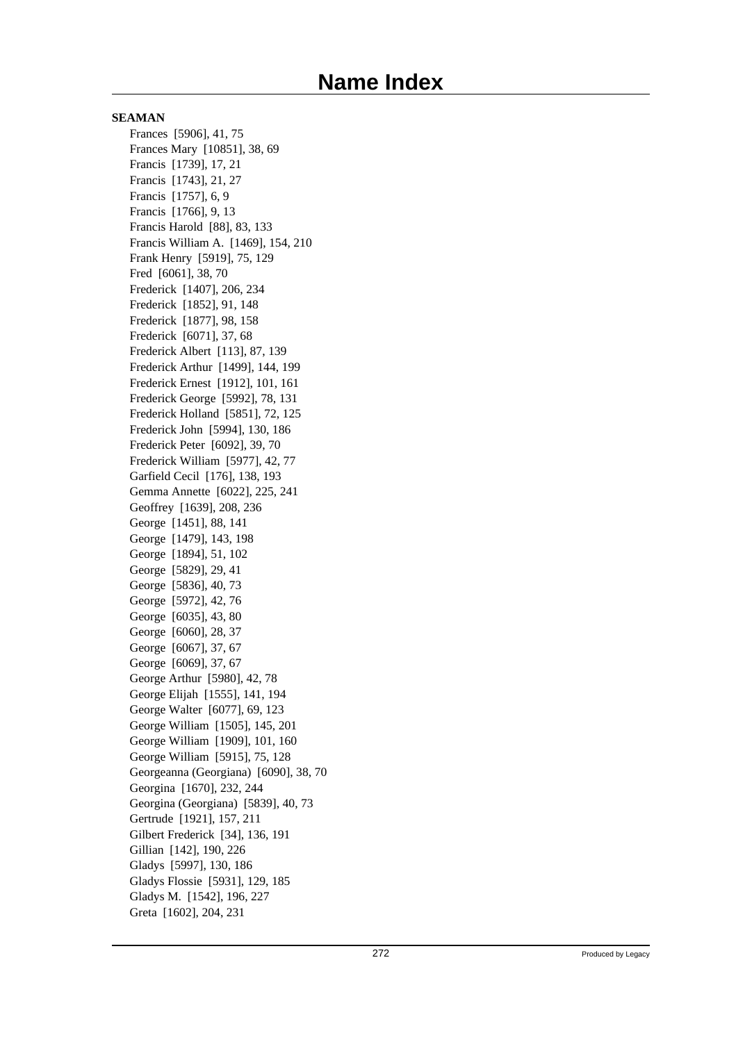# Name Index

**SEAMAN**

Frances [5906], 41, 75
Frances Mary [10851], 38, 69
Francis [1739], 17, 21
Francis [1743], 21, 27
Francis [1757], 6, 9
Francis [1766], 9, 13
Francis Harold [88], 83, 133
Francis William A. [1469], 154, 210
Frank Henry [5919], 75, 129
Fred [6061], 38, 70
Frederick [1407], 206, 234
Frederick [1852], 91, 148
Frederick [1877], 98, 158
Frederick [6071], 37, 68
Frederick Albert [113], 87, 139
Frederick Arthur [1499], 144, 199
Frederick Ernest [1912], 101, 161
Frederick George [5992], 78, 131
Frederick Holland [5851], 72, 125
Frederick John [5994], 130, 186
Frederick Peter [6092], 39, 70
Frederick William [5977], 42, 77
Garfield Cecil [176], 138, 193
Gemma Annette [6022], 225, 241
Geoffrey [1639], 208, 236
George [1451], 88, 141
George [1479], 143, 198
George [1894], 51, 102
George [5829], 29, 41
George [5836], 40, 73
George [5972], 42, 76
George [6035], 43, 80
George [6060], 28, 37
George [6067], 37, 67
George [6069], 37, 67
George Arthur [5980], 42, 78
George Elijah [1555], 141, 194
George Walter [6077], 69, 123
George William [1505], 145, 201
George William [1909], 101, 160
George William [5915], 75, 128
Georgeanna (Georgiana) [6090], 38, 70
Georgina [1670], 232, 244
Georgina (Georgiana) [5839], 40, 73
Gertrude [1921], 157, 211
Gilbert Frederick [34], 136, 191
Gillian [142], 190, 226
Gladys [5997], 130, 186
Gladys Flossie [5931], 129, 185
Gladys M. [1542], 196, 227
Greta [1602], 204, 231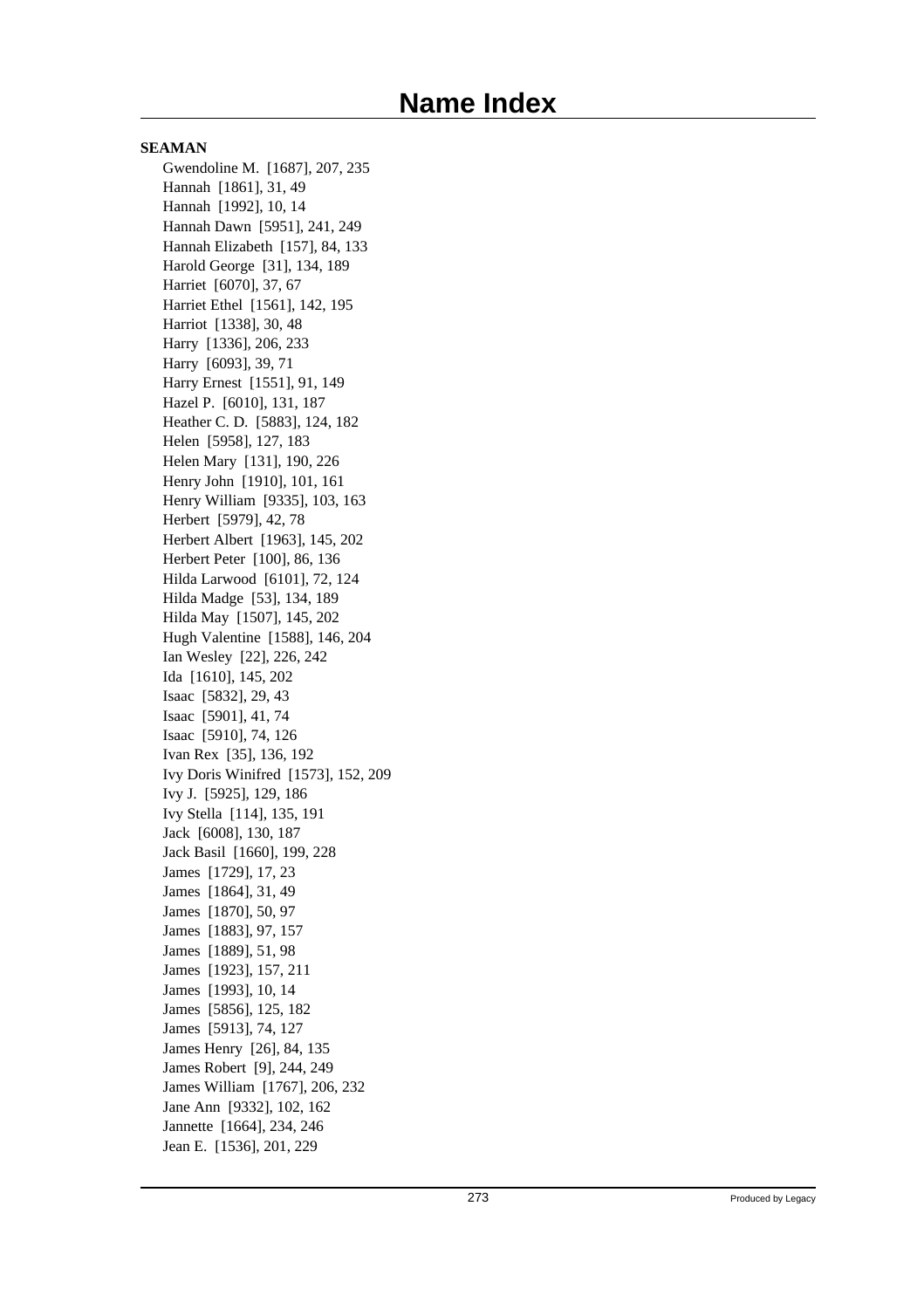# Name Index

**SEAMAN**

Gwendoline M. [1687], 207, 235
Hannah [1861], 31, 49
Hannah [1992], 10, 14
Hannah Dawn [5951], 241, 249
Hannah Elizabeth [157], 84, 133
Harold George [31], 134, 189
Harriet [6070], 37, 67
Harriet Ethel [1561], 142, 195
Harriot [1338], 30, 48
Harry [1336], 206, 233
Harry [6093], 39, 71
Harry Ernest [1551], 91, 149
Hazel P. [6010], 131, 187
Heather C. D. [5883], 124, 182
Helen [5958], 127, 183
Helen Mary [131], 190, 226
Henry John [1910], 101, 161
Henry William [9335], 103, 163
Herbert [5979], 42, 78
Herbert Albert [1963], 145, 202
Herbert Peter [100], 86, 136
Hilda Larwood [6101], 72, 124
Hilda Madge [53], 134, 189
Hilda May [1507], 145, 202
Hugh Valentine [1588], 146, 204
Ian Wesley [22], 226, 242
Ida [1610], 145, 202
Isaac [5832], 29, 43
Isaac [5901], 41, 74
Isaac [5910], 74, 126
Ivan Rex [35], 136, 192
Ivy Doris Winifred [1573], 152, 209
Ivy J. [5925], 129, 186
Ivy Stella [114], 135, 191
Jack [6008], 130, 187
Jack Basil [1660], 199, 228
James [1729], 17, 23
James [1864], 31, 49
James [1870], 50, 97
James [1883], 97, 157
James [1889], 51, 98
James [1923], 157, 211
James [1993], 10, 14
James [5856], 125, 182
James [5913], 74, 127
James Henry [26], 84, 135
James Robert [9], 244, 249
James William [1767], 206, 232
Jane Ann [9332], 102, 162
Jannette [1664], 234, 246
Jean E. [1536], 201, 229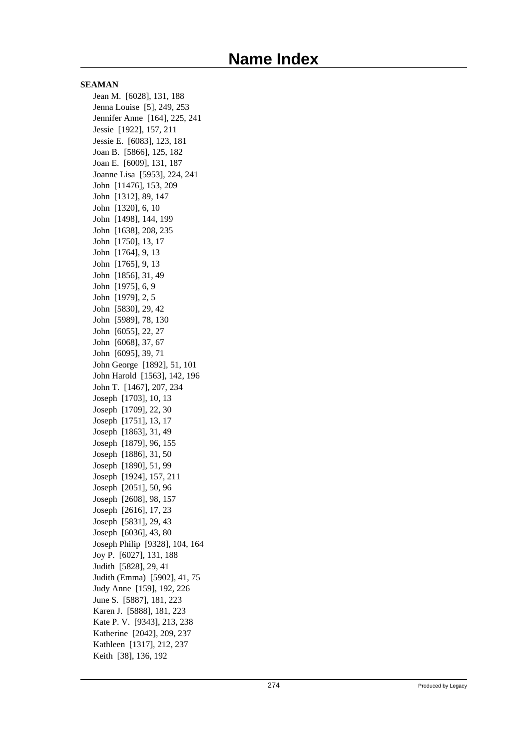# Name Index

**SEAMAN**

Jean M.  [6028], 131, 188
Jenna Louise  [5], 249, 253
Jennifer Anne  [164], 225, 241
Jessie  [1922], 157, 211
Jessie E.  [6083], 123, 181
Joan B.  [5866], 125, 182
Joan E.  [6009], 131, 187
Joanne Lisa  [5953], 224, 241
John  [11476], 153, 209
John  [1312], 89, 147
John  [1320], 6, 10
John  [1498], 144, 199
John  [1638], 208, 235
John  [1750], 13, 17
John  [1764], 9, 13
John  [1765], 9, 13
John  [1856], 31, 49
John  [1975], 6, 9
John  [1979], 2, 5
John  [5830], 29, 42
John  [5989], 78, 130
John  [6055], 22, 27
John  [6068], 37, 67
John  [6095], 39, 71
John George  [1892], 51, 101
John Harold  [1563], 142, 196
John T.  [1467], 207, 234
Joseph  [1703], 10, 13
Joseph  [1709], 22, 30
Joseph  [1751], 13, 17
Joseph  [1863], 31, 49
Joseph  [1879], 96, 155
Joseph  [1886], 31, 50
Joseph  [1890], 51, 99
Joseph  [1924], 157, 211
Joseph  [2051], 50, 96
Joseph  [2608], 98, 157
Joseph  [2616], 17, 23
Joseph  [5831], 29, 43
Joseph  [6036], 43, 80
Joseph Philip  [9328], 104, 164
Joy P.  [6027], 131, 188
Judith  [5828], 29, 41
Judith (Emma)  [5902], 41, 75
Judy Anne  [159], 192, 226
June S.  [5887], 181, 223
Karen J.  [5888], 181, 223
Kate P. V.  [9343], 213, 238
Katherine  [2042], 209, 237
Kathleen  [1317], 212, 237
Keith  [38], 136, 192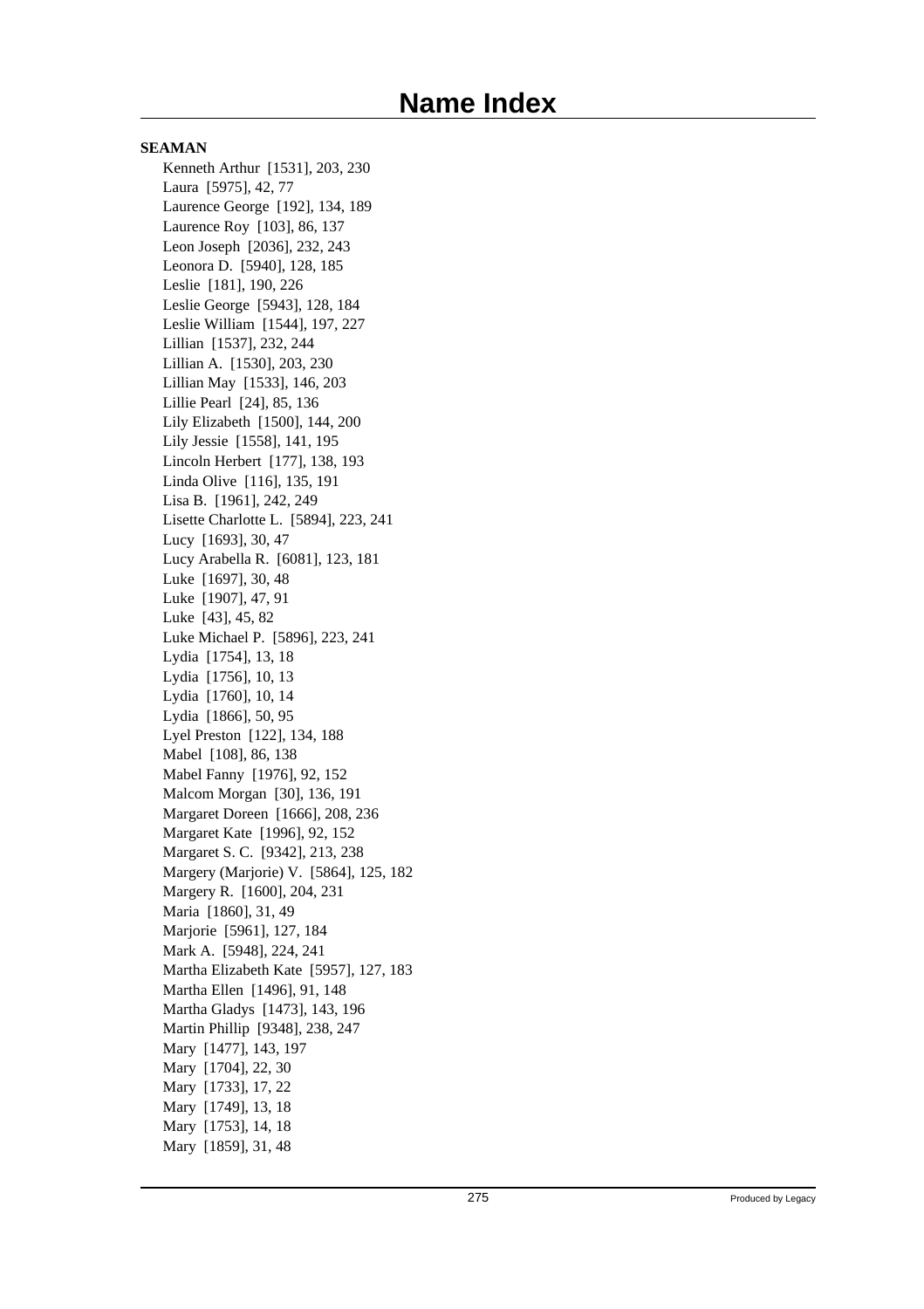# Name Index

**SEAMAN**

Kenneth Arthur [1531], 203, 230
Laura [5975], 42, 77
Laurence George [192], 134, 189
Laurence Roy [103], 86, 137
Leon Joseph [2036], 232, 243
Leonora D. [5940], 128, 185
Leslie [181], 190, 226
Leslie George [5943], 128, 184
Leslie William [1544], 197, 227
Lillian [1537], 232, 244
Lillian A. [1530], 203, 230
Lillian May [1533], 146, 203
Lillie Pearl [24], 85, 136
Lily Elizabeth [1500], 144, 200
Lily Jessie [1558], 141, 195
Lincoln Herbert [177], 138, 193
Linda Olive [116], 135, 191
Lisa B. [1961], 242, 249
Lisette Charlotte L. [5894], 223, 241
Lucy [1693], 30, 47
Lucy Arabella R. [6081], 123, 181
Luke [1697], 30, 48
Luke [1907], 47, 91
Luke [43], 45, 82
Luke Michael P. [5896], 223, 241
Lydia [1754], 13, 18
Lydia [1756], 10, 13
Lydia [1760], 10, 14
Lydia [1866], 50, 95
Lyel Preston [122], 134, 188
Mabel [108], 86, 138
Mabel Fanny [1976], 92, 152
Malcom Morgan [30], 136, 191
Margaret Doreen [1666], 208, 236
Margaret Kate [1996], 92, 152
Margaret S. C. [9342], 213, 238
Margery (Marjorie) V. [5864], 125, 182
Margery R. [1600], 204, 231
Maria [1860], 31, 49
Marjorie [5961], 127, 184
Mark A. [5948], 224, 241
Martha Elizabeth Kate [5957], 127, 183
Martha Ellen [1496], 91, 148
Martha Gladys [1473], 143, 196
Martin Phillip [9348], 238, 247
Mary [1477], 143, 197
Mary [1704], 22, 30
Mary [1733], 17, 22
Mary [1749], 13, 18
Mary [1753], 14, 18
Mary [1859], 31, 48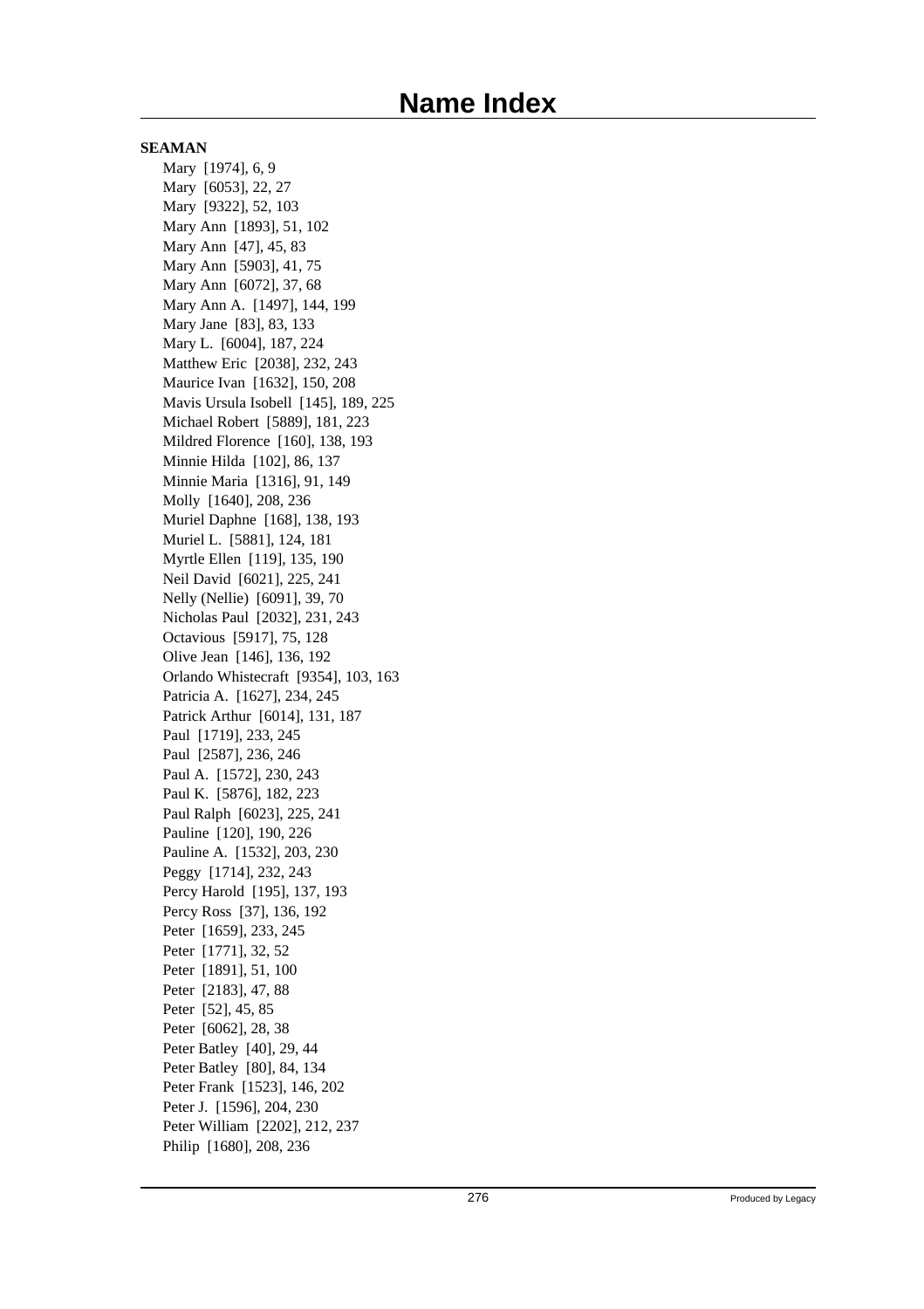# Name Index

**SEAMAN**

Mary [1974], 6, 9
Mary [6053], 22, 27
Mary [9322], 52, 103
Mary Ann [1893], 51, 102
Mary Ann [47], 45, 83
Mary Ann [5903], 41, 75
Mary Ann [6072], 37, 68
Mary Ann A. [1497], 144, 199
Mary Jane [83], 83, 133
Mary L. [6004], 187, 224
Matthew Eric [2038], 232, 243
Maurice Ivan [1632], 150, 208
Mavis Ursula Isobell [145], 189, 225
Michael Robert [5889], 181, 223
Mildred Florence [160], 138, 193
Minnie Hilda [102], 86, 137
Minnie Maria [1316], 91, 149
Molly [1640], 208, 236
Muriel Daphne [168], 138, 193
Muriel L. [5881], 124, 181
Myrtle Ellen [119], 135, 190
Neil David [6021], 225, 241
Nelly (Nellie) [6091], 39, 70
Nicholas Paul [2032], 231, 243
Octavious [5917], 75, 128
Olive Jean [146], 136, 192
Orlando Whistecraft [9354], 103, 163
Patricia A. [1627], 234, 245
Patrick Arthur [6014], 131, 187
Paul [1719], 233, 245
Paul [2587], 236, 246
Paul A. [1572], 230, 243
Paul K. [5876], 182, 223
Paul Ralph [6023], 225, 241
Pauline [120], 190, 226
Pauline A. [1532], 203, 230
Peggy [1714], 232, 243
Percy Harold [195], 137, 193
Percy Ross [37], 136, 192
Peter [1659], 233, 245
Peter [1771], 32, 52
Peter [1891], 51, 100
Peter [2183], 47, 88
Peter [52], 45, 85
Peter [6062], 28, 38
Peter Batley [40], 29, 44
Peter Batley [80], 84, 134
Peter Frank [1523], 146, 202
Peter J. [1596], 204, 230
Peter William [2202], 212, 237
Philip [1680], 208, 236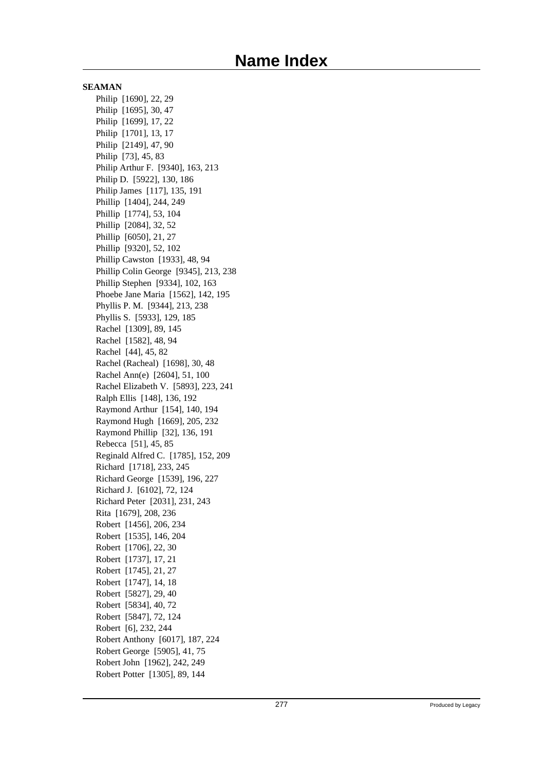# Name Index

**SEAMAN**

Philip [1690], 22, 29
Philip [1695], 30, 47
Philip [1699], 17, 22
Philip [1701], 13, 17
Philip [2149], 47, 90
Philip [73], 45, 83
Philip Arthur F. [9340], 163, 213
Philip D. [5922], 130, 186
Philip James [117], 135, 191
Phillip [1404], 244, 249
Phillip [1774], 53, 104
Phillip [2084], 32, 52
Phillip [6050], 21, 27
Phillip [9320], 52, 102
Phillip Cawston [1933], 48, 94
Phillip Colin George [9345], 213, 238
Phillip Stephen [9334], 102, 163
Phoebe Jane Maria [1562], 142, 195
Phyllis P. M. [9344], 213, 238
Phyllis S. [5933], 129, 185
Rachel [1309], 89, 145
Rachel [1582], 48, 94
Rachel [44], 45, 82
Rachel (Racheal) [1698], 30, 48
Rachel Ann(e) [2604], 51, 100
Rachel Elizabeth V. [5893], 223, 241
Ralph Ellis [148], 136, 192
Raymond Arthur [154], 140, 194
Raymond Hugh [1669], 205, 232
Raymond Phillip [32], 136, 191
Rebecca [51], 45, 85
Reginald Alfred C. [1785], 152, 209
Richard [1718], 233, 245
Richard George [1539], 196, 227
Richard J. [6102], 72, 124
Richard Peter [2031], 231, 243
Rita [1679], 208, 236
Robert [1456], 206, 234
Robert [1535], 146, 204
Robert [1706], 22, 30
Robert [1737], 17, 21
Robert [1745], 21, 27
Robert [1747], 14, 18
Robert [5827], 29, 40
Robert [5834], 40, 72
Robert [5847], 72, 124
Robert [6], 232, 244
Robert Anthony [6017], 187, 224
Robert George [5905], 41, 75
Robert John [1962], 242, 249
Robert Potter [1305], 89, 144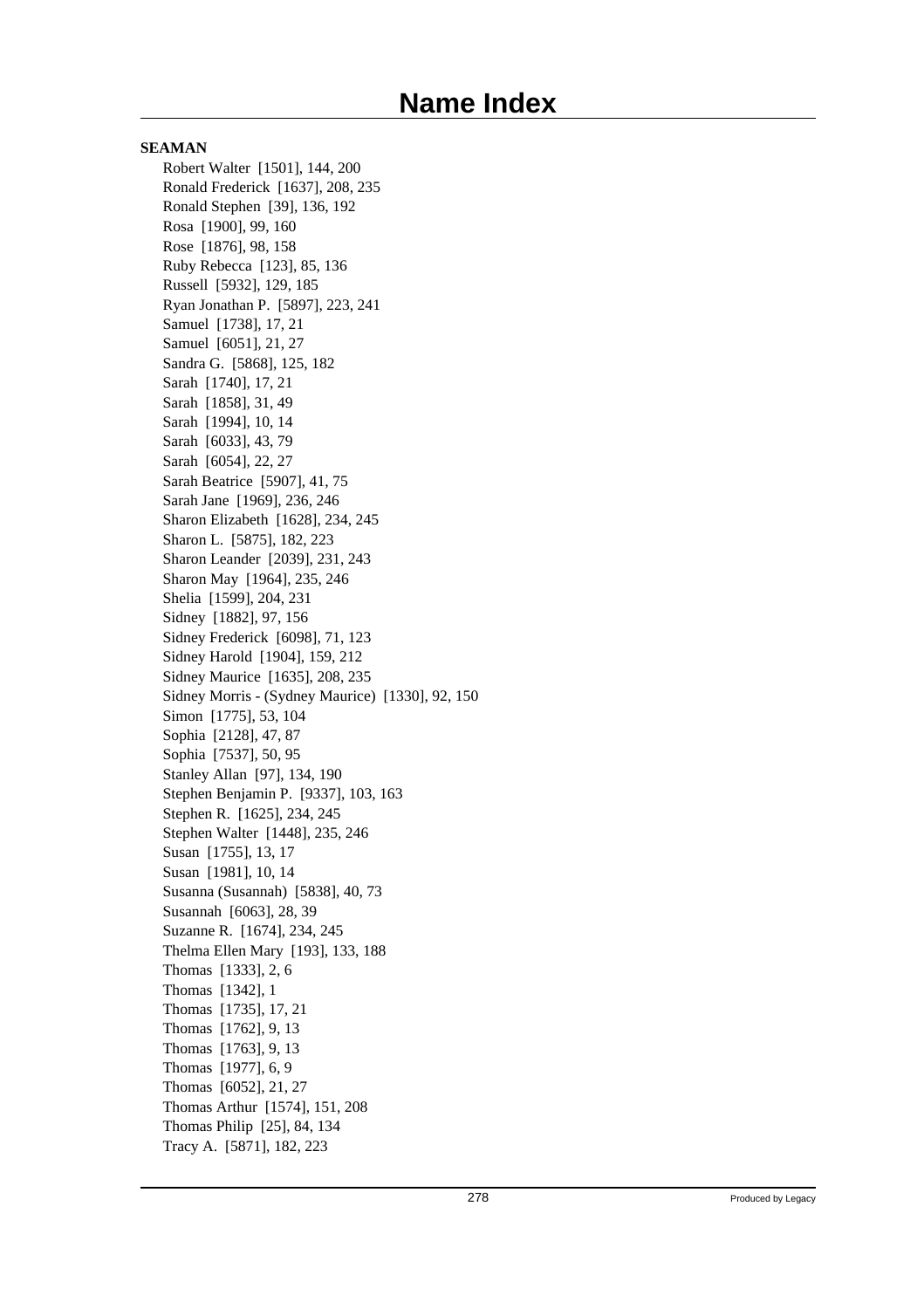# Name Index

**SEAMAN**

Robert Walter [1501], 144, 200
Ronald Frederick [1637], 208, 235
Ronald Stephen [39], 136, 192
Rosa [1900], 99, 160
Rose [1876], 98, 158
Ruby Rebecca [123], 85, 136
Russell [5932], 129, 185
Ryan Jonathan P. [5897], 223, 241
Samuel [1738], 17, 21
Samuel [6051], 21, 27
Sandra G. [5868], 125, 182
Sarah [1740], 17, 21
Sarah [1858], 31, 49
Sarah [1994], 10, 14
Sarah [6033], 43, 79
Sarah [6054], 22, 27
Sarah Beatrice [5907], 41, 75
Sarah Jane [1969], 236, 246
Sharon Elizabeth [1628], 234, 245
Sharon L. [5875], 182, 223
Sharon Leander [2039], 231, 243
Sharon May [1964], 235, 246
Shelia [1599], 204, 231
Sidney [1882], 97, 156
Sidney Frederick [6098], 71, 123
Sidney Harold [1904], 159, 212
Sidney Maurice [1635], 208, 235
Sidney Morris - (Sydney Maurice) [1330], 92, 150
Simon [1775], 53, 104
Sophia [2128], 47, 87
Sophia [7537], 50, 95
Stanley Allan [97], 134, 190
Stephen Benjamin P. [9337], 103, 163
Stephen R. [1625], 234, 245
Stephen Walter [1448], 235, 246
Susan [1755], 13, 17
Susan [1981], 10, 14
Susanna (Susannah) [5838], 40, 73
Susannah [6063], 28, 39
Suzanne R. [1674], 234, 245
Thelma Ellen Mary [193], 133, 188
Thomas [1333], 2, 6
Thomas [1342], 1
Thomas [1735], 17, 21
Thomas [1762], 9, 13
Thomas [1763], 9, 13
Thomas [1977], 6, 9
Thomas [6052], 21, 27
Thomas Arthur [1574], 151, 208
Thomas Philip [25], 84, 134
Tracy A. [5871], 182, 223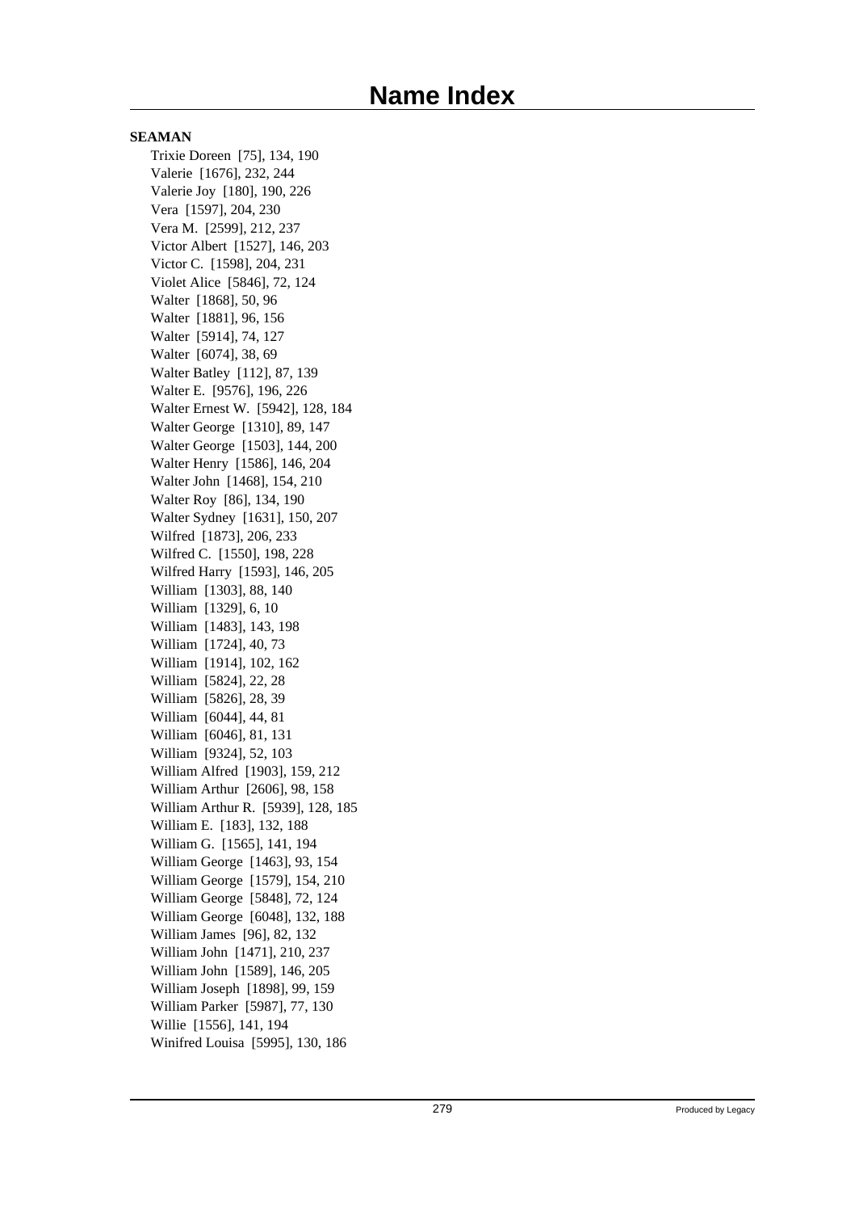# Name Index

**SEAMAN**

Trixie Doreen [75], 134, 190
Valerie [1676], 232, 244
Valerie Joy [180], 190, 226
Vera [1597], 204, 230
Vera M. [2599], 212, 237
Victor Albert [1527], 146, 203
Victor C. [1598], 204, 231
Violet Alice [5846], 72, 124
Walter [1868], 50, 96
Walter [1881], 96, 156
Walter [5914], 74, 127
Walter [6074], 38, 69
Walter Batley [112], 87, 139
Walter E. [9576], 196, 226
Walter Ernest W. [5942], 128, 184
Walter George [1310], 89, 147
Walter George [1503], 144, 200
Walter Henry [1586], 146, 204
Walter John [1468], 154, 210
Walter Roy [86], 134, 190
Walter Sydney [1631], 150, 207
Wilfred [1873], 206, 233
Wilfred C. [1550], 198, 228
Wilfred Harry [1593], 146, 205
William [1303], 88, 140
William [1329], 6, 10
William [1483], 143, 198
William [1724], 40, 73
William [1914], 102, 162
William [5824], 22, 28
William [5826], 28, 39
William [6044], 44, 81
William [6046], 81, 131
William [9324], 52, 103
William Alfred [1903], 159, 212
William Arthur [2606], 98, 158
William Arthur R. [5939], 128, 185
William E. [183], 132, 188
William G. [1565], 141, 194
William George [1463], 93, 154
William George [1579], 154, 210
William George [5848], 72, 124
William George [6048], 132, 188
William James [96], 82, 132
William John [1471], 210, 237
William John [1589], 146, 205
William Joseph [1898], 99, 159
William Parker [5987], 77, 130
Willie [1556], 141, 194
Winifred Louisa [5995], 130, 186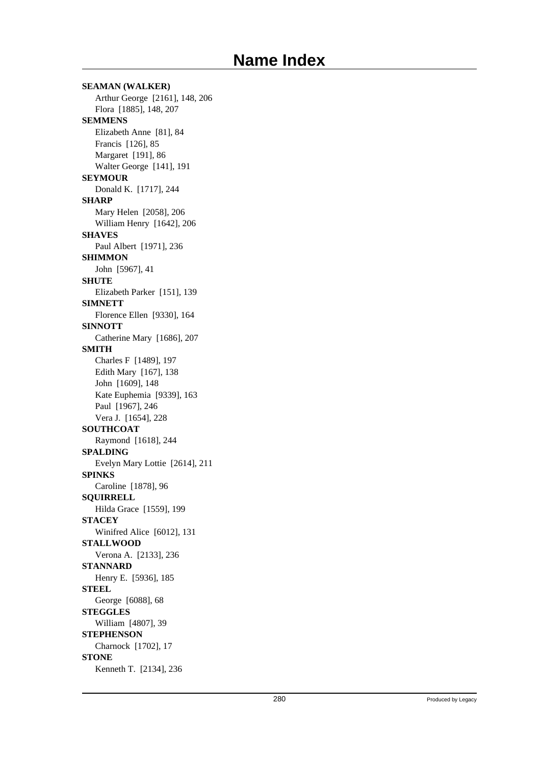# Name Index

**SEAMAN (WALKER)**
Arthur George [2161], 148, 206
Flora [1885], 148, 207

**SEMMENS**
Elizabeth Anne [81], 84
Francis [126], 85
Margaret [191], 86
Walter George [141], 191

**SEYMOUR**
Donald K. [1717], 244

**SHARP**
Mary Helen [2058], 206
William Henry [1642], 206

**SHAVES**
Paul Albert [1971], 236

**SHIMMON**
John [5967], 41

**SHUTE**
Elizabeth Parker [151], 139

**SIMNETT**
Florence Ellen [9330], 164

**SINNOTT**
Catherine Mary [1686], 207

**SMITH**
Charles F [1489], 197
Edith Mary [167], 138
John [1609], 148
Kate Euphemia [9339], 163
Paul [1967], 246
Vera J. [1654], 228

**SOUTHCOAT**
Raymond [1618], 244

**SPALDING**
Evelyn Mary Lottie [2614], 211

**SPINKS**
Caroline [1878], 96

**SQUIRRELL**
Hilda Grace [1559], 199

**STACEY**
Winifred Alice [6012], 131

**STALLWOOD**
Verona A. [2133], 236

**STANNARD**
Henry E. [5936], 185

**STEEL**
George [6088], 68

**STEGGLES**
William [4807], 39

**STEPHENSON**
Charnock [1702], 17

**STONE**
Kenneth T. [2134], 236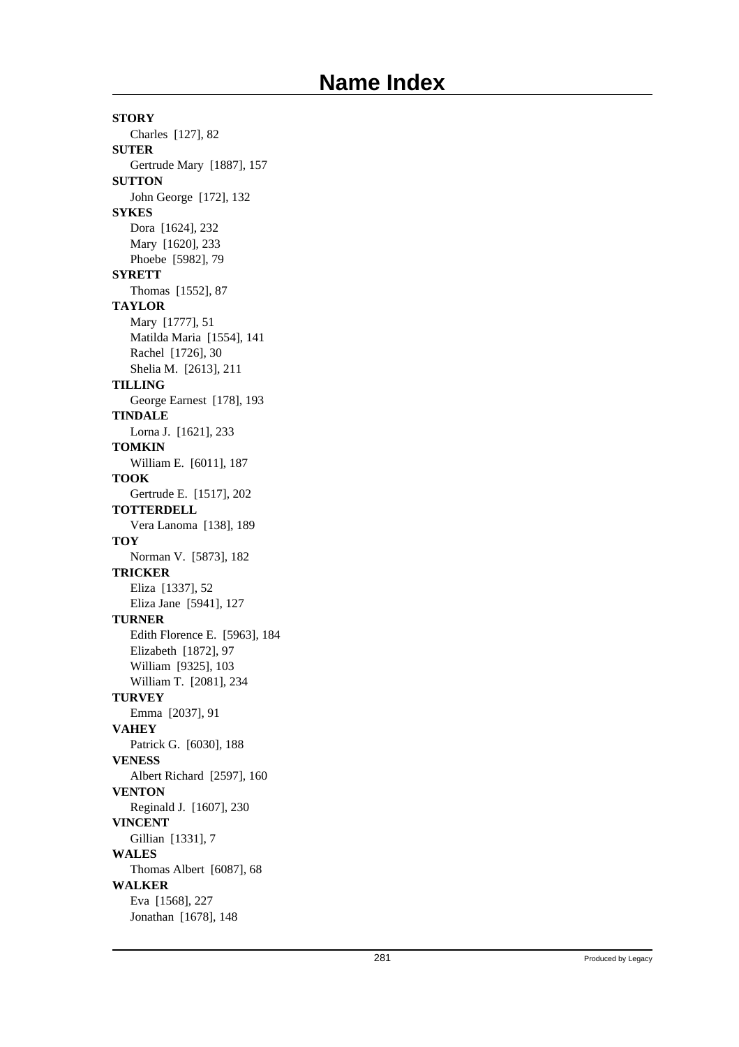# Name Index

**STORY**

Charles [127], 82

**SUTER**

Gertrude Mary [1887], 157

**SUTTON**

John George [172], 132

**SYKES**

Dora [1624], 232
Mary [1620], 233
Phoebe [5982], 79

**SYRETT**

Thomas [1552], 87

**TAYLOR**

Mary [1777], 51
Matilda Maria [1554], 141
Rachel [1726], 30
Shelia M. [2613], 211

**TILLING**

George Earnest [178], 193

**TINDALE**

Lorna J. [1621], 233

**TOMKIN**

William E. [6011], 187

**TOOK**

Gertrude E. [1517], 202

**TOTTERDELL**

Vera Lanoma [138], 189

**TOY**

Norman V. [5873], 182

**TRICKER**

Eliza [1337], 52
Eliza Jane [5941], 127

**TURNER**

Edith Florence E. [5963], 184
Elizabeth [1872], 97
William [9325], 103
William T. [2081], 234

**TURVEY**

Emma [2037], 91

**VAHEY**

Patrick G. [6030], 188

**VENESS**

Albert Richard [2597], 160

**VENTON**

Reginald J. [1607], 230

**VINCENT**

Gillian [1331], 7

**WALES**

Thomas Albert [6087], 68

**WALKER**

Eva [1568], 227
Jonathan [1678], 148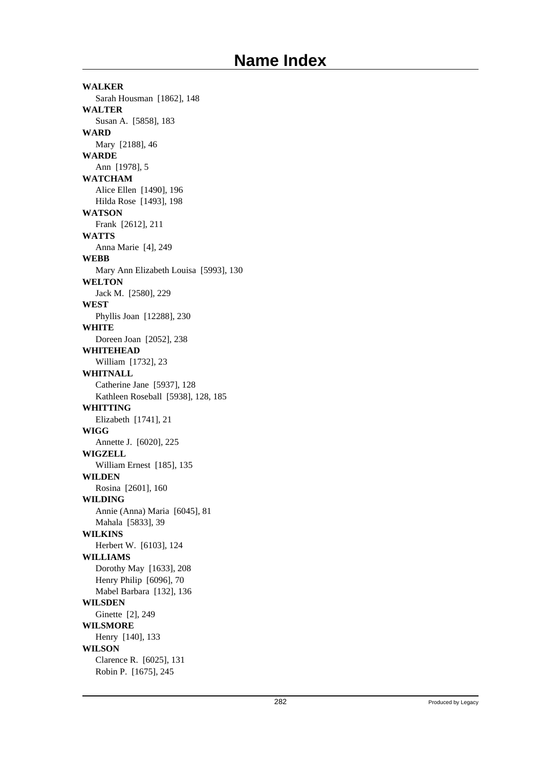# Name Index

**WALKER**
Sarah Housman [1862], 148

**WALTER**
Susan A. [5858], 183

**WARD**
Mary [2188], 46

**WARDE**
Ann [1978], 5

**WATCHAM**
Alice Ellen [1490], 196
Hilda Rose [1493], 198

**WATSON**
Frank [2612], 211

**WATTS**
Anna Marie [4], 249

**WEBB**
Mary Ann Elizabeth Louisa [5993], 130

**WELTON**
Jack M. [2580], 229

**WEST**
Phyllis Joan [12288], 230

**WHITE**
Doreen Joan [2052], 238

**WHITEHEAD**
William [1732], 23

**WHITNALL**
Catherine Jane [5937], 128
Kathleen Roseball [5938], 128, 185

**WHITTING**
Elizabeth [1741], 21

**WIGG**
Annette J. [6020], 225

**WIGZELL**
William Ernest [185], 135

**WILDEN**
Rosina [2601], 160

**WILDING**
Annie (Anna) Maria [6045], 81
Mahala [5833], 39

**WILKINS**
Herbert W. [6103], 124

**WILLIAMS**
Dorothy May [1633], 208
Henry Philip [6096], 70
Mabel Barbara [132], 136

**WILSDEN**
Ginette [2], 249

**WILSMORE**
Henry [140], 133

**WILSON**
Clarence R. [6025], 131
Robin P. [1675], 245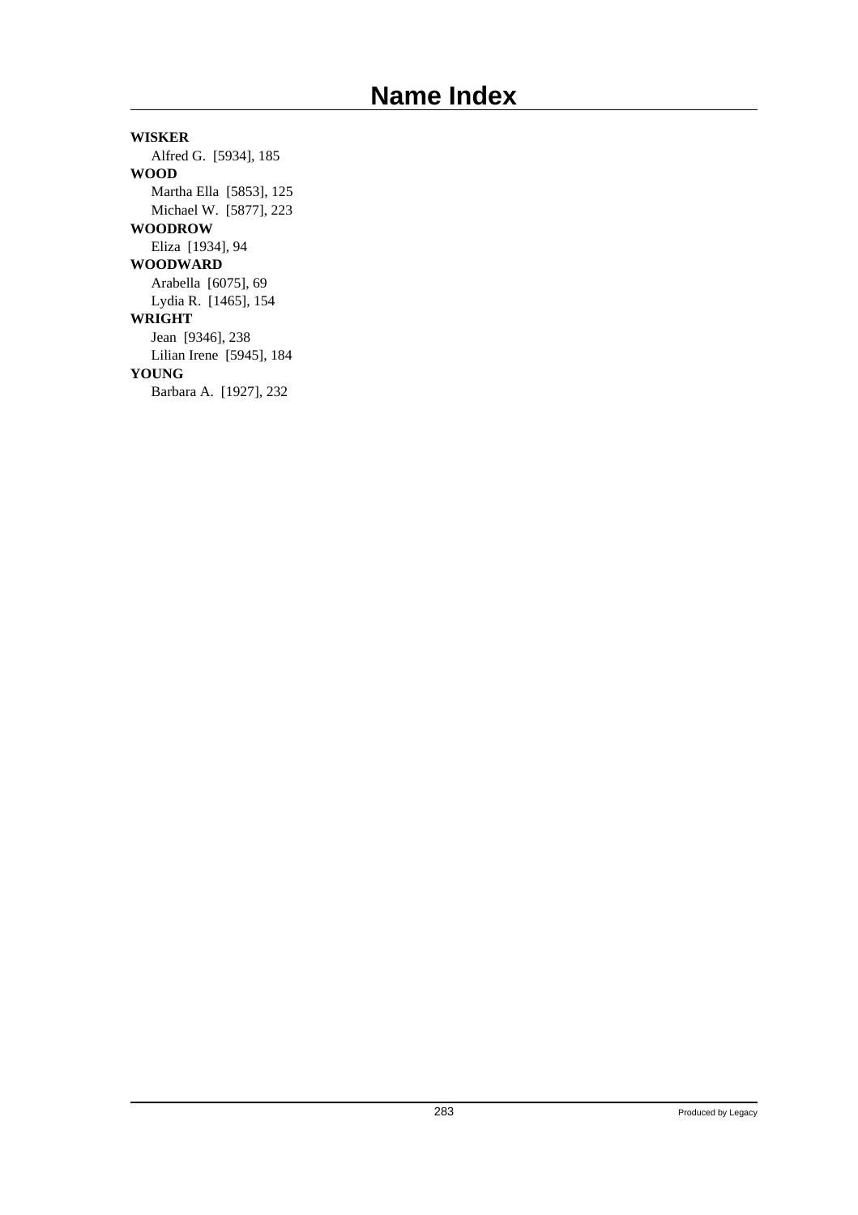# Name Index

**WISKER**

Alfred G.  [5934], 185

**WOOD**

Martha Ella  [5853], 125

Michael W.  [5877], 223

**WOODROW**

Eliza  [1934], 94

**WOODWARD**

Arabella  [6075], 69

Lydia R.  [1465], 154

**WRIGHT**

Jean  [9346], 238

Lilian Irene  [5945], 184

**YOUNG**

Barbara A.  [1927], 232

Produced by Legacy